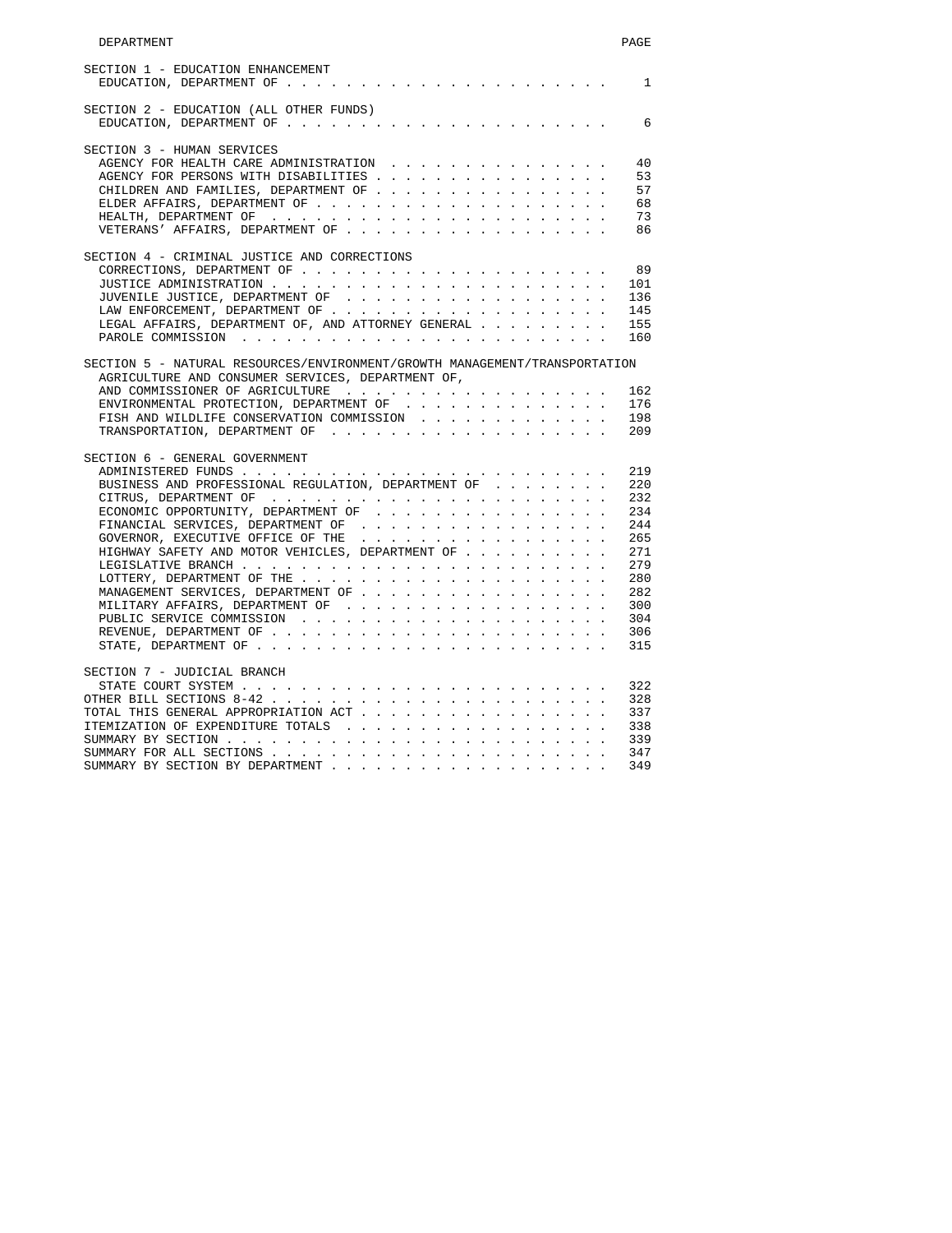| DEPARTMENT | PAGE |
| --- | --- |
| **SECTION 1 - EDUCATION ENHANCEMENT** | |
| EDUCATION, DEPARTMENT OF | 1 |
| **SECTION 2 - EDUCATION (ALL OTHER FUNDS)** | |
| EDUCATION, DEPARTMENT OF | 6 |
| **SECTION 3 - HUMAN SERVICES** | |
| AGENCY FOR HEALTH CARE ADMINISTRATION | 40 |
| AGENCY FOR PERSONS WITH DISABILITIES | 53 |
| CHILDREN AND FAMILIES, DEPARTMENT OF | 57 |
| ELDER AFFAIRS, DEPARTMENT OF | 68 |
| HEALTH, DEPARTMENT OF | 73 |
| VETERANS' AFFAIRS, DEPARTMENT OF | 86 |
| **SECTION 4 - CRIMINAL JUSTICE AND CORRECTIONS** | |
| CORRECTIONS, DEPARTMENT OF | 89 |
| JUSTICE ADMINISTRATION | 101 |
| JUVENILE JUSTICE, DEPARTMENT OF | 136 |
| LAW ENFORCEMENT, DEPARTMENT OF | 145 |
| LEGAL AFFAIRS, DEPARTMENT OF, AND ATTORNEY GENERAL | 155 |
| PAROLE COMMISSION | 160 |
| **SECTION 5 - NATURAL RESOURCES/ENVIRONMENT/GROWTH MANAGEMENT/TRANSPORTATION** | |
| AGRICULTURE AND CONSUMER SERVICES, DEPARTMENT OF, AND COMMISSIONER OF AGRICULTURE | 162 |
| ENVIRONMENTAL PROTECTION, DEPARTMENT OF | 176 |
| FISH AND WILDLIFE CONSERVATION COMMISSION | 198 |
| TRANSPORTATION, DEPARTMENT OF | 209 |
| **SECTION 6 - GENERAL GOVERNMENT** | |
| ADMINISTERED FUNDS | 219 |
| BUSINESS AND PROFESSIONAL REGULATION, DEPARTMENT OF | 220 |
| CITRUS, DEPARTMENT OF | 232 |
| ECONOMIC OPPORTUNITY, DEPARTMENT OF | 234 |
| FINANCIAL SERVICES, DEPARTMENT OF | 244 |
| GOVERNOR, EXECUTIVE OFFICE OF THE | 265 |
| HIGHWAY SAFETY AND MOTOR VEHICLES, DEPARTMENT OF | 271 |
| LEGISLATIVE BRANCH | 279 |
| LOTTERY, DEPARTMENT OF THE | 280 |
| MANAGEMENT SERVICES, DEPARTMENT OF | 282 |
| MILITARY AFFAIRS, DEPARTMENT OF | 300 |
| PUBLIC SERVICE COMMISSION | 304 |
| REVENUE, DEPARTMENT OF | 306 |
| STATE, DEPARTMENT OF | 315 |
| **SECTION 7 - JUDICIAL BRANCH** | |
| STATE COURT SYSTEM | 322 |
| OTHER BILL SECTIONS 8-42 | 328 |
| TOTAL THIS GENERAL APPROPRIATION ACT | 337 |
| ITEMIZATION OF EXPENDITURE TOTALS | 338 |
| SUMMARY BY SECTION | 339 |
| SUMMARY FOR ALL SECTIONS | 347 |
| SUMMARY BY SECTION BY DEPARTMENT | 349 |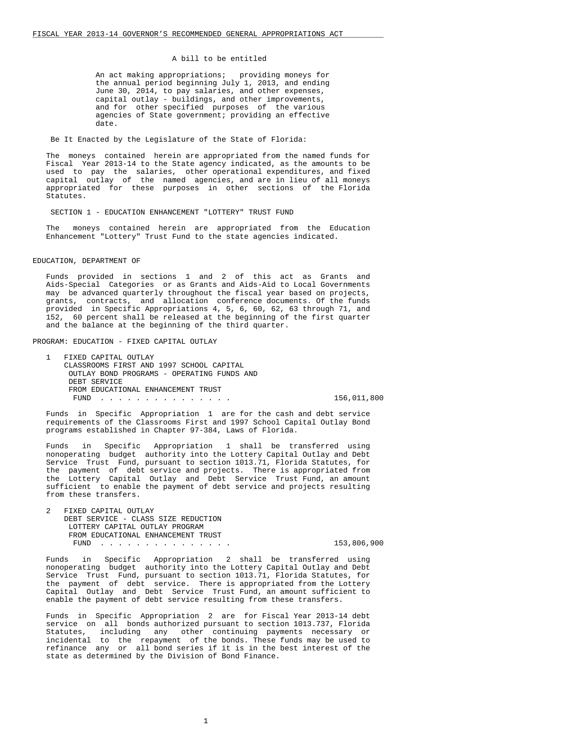A bill to be entitled

An act making appropriations; providing moneys for the annual period beginning July 1, 2013, and ending June 30, 2014, to pay salaries, and other expenses, capital outlay - buildings, and other improvements, and for other specified purposes of the various agencies of State government; providing an effective date.

Be It Enacted by the Legislature of the State of Florida:

The moneys contained herein are appropriated from the named funds for Fiscal Year 2013-14 to the State agency indicated, as the amounts to be used to pay the salaries, other operational expenditures, and fixed capital outlay of the named agencies, and are in lieu of all moneys appropriated for these purposes in other sections of the Florida Statutes.

## SECTION 1 - EDUCATION ENHANCEMENT "LOTTERY" TRUST FUND

The moneys contained herein are appropriated from the Education Enhancement "Lottery" Trust Fund to the state agencies indicated.

## EDUCATION, DEPARTMENT OF

Funds provided in sections 1 and 2 of this act as Grants and Aids-Special Categories or as Grants and Aids-Aid to Local Governments may be advanced quarterly throughout the fiscal year based on projects, grants, contracts, and allocation conference documents. Of the funds provided in Specific Appropriations 4, 5, 6, 60, 62, 63 through 71, and 152, 60 percent shall be released at the beginning of the first quarter and the balance at the beginning of the third quarter.

### PROGRAM: EDUCATION - FIXED CAPITAL OUTLAY

1 FIXED CAPITAL OUTLAY
CLASSROOMS FIRST AND 1997 SCHOOL CAPITAL OUTLAY BOND PROGRAMS - OPERATING FUNDS AND DEBT SERVICE
FROM EDUCATIONAL ENHANCEMENT TRUST FUND . . . . . . . . . . . . . . . 156,011,800

Funds in Specific Appropriation 1 are for the cash and debt service requirements of the Classrooms First and 1997 School Capital Outlay Bond programs established in Chapter 97-384, Laws of Florida.

Funds in Specific Appropriation 1 shall be transferred using nonoperating budget authority into the Lottery Capital Outlay and Debt Service Trust Fund, pursuant to section 1013.71, Florida Statutes, for the payment of debt service and projects. There is appropriated from the Lottery Capital Outlay and Debt Service Trust Fund, an amount sufficient to enable the payment of debt service and projects resulting from these transfers.

2 FIXED CAPITAL OUTLAY
DEBT SERVICE - CLASS SIZE REDUCTION LOTTERY CAPITAL OUTLAY PROGRAM
FROM EDUCATIONAL ENHANCEMENT TRUST FUND . . . . . . . . . . . . . . . 153,806,900

Funds in Specific Appropriation 2 shall be transferred using nonoperating budget authority into the Lottery Capital Outlay and Debt Service Trust Fund, pursuant to section 1013.71, Florida Statutes, for the payment of debt service. There is appropriated from the Lottery Capital Outlay and Debt Service Trust Fund, an amount sufficient to enable the payment of debt service resulting from these transfers.

Funds in Specific Appropriation 2 are for Fiscal Year 2013-14 debt service on all bonds authorized pursuant to section 1013.737, Florida Statutes, including any other continuing payments necessary or incidental to the repayment of the bonds. These funds may be used to refinance any or all bond series if it is in the best interest of the state as determined by the Division of Bond Finance.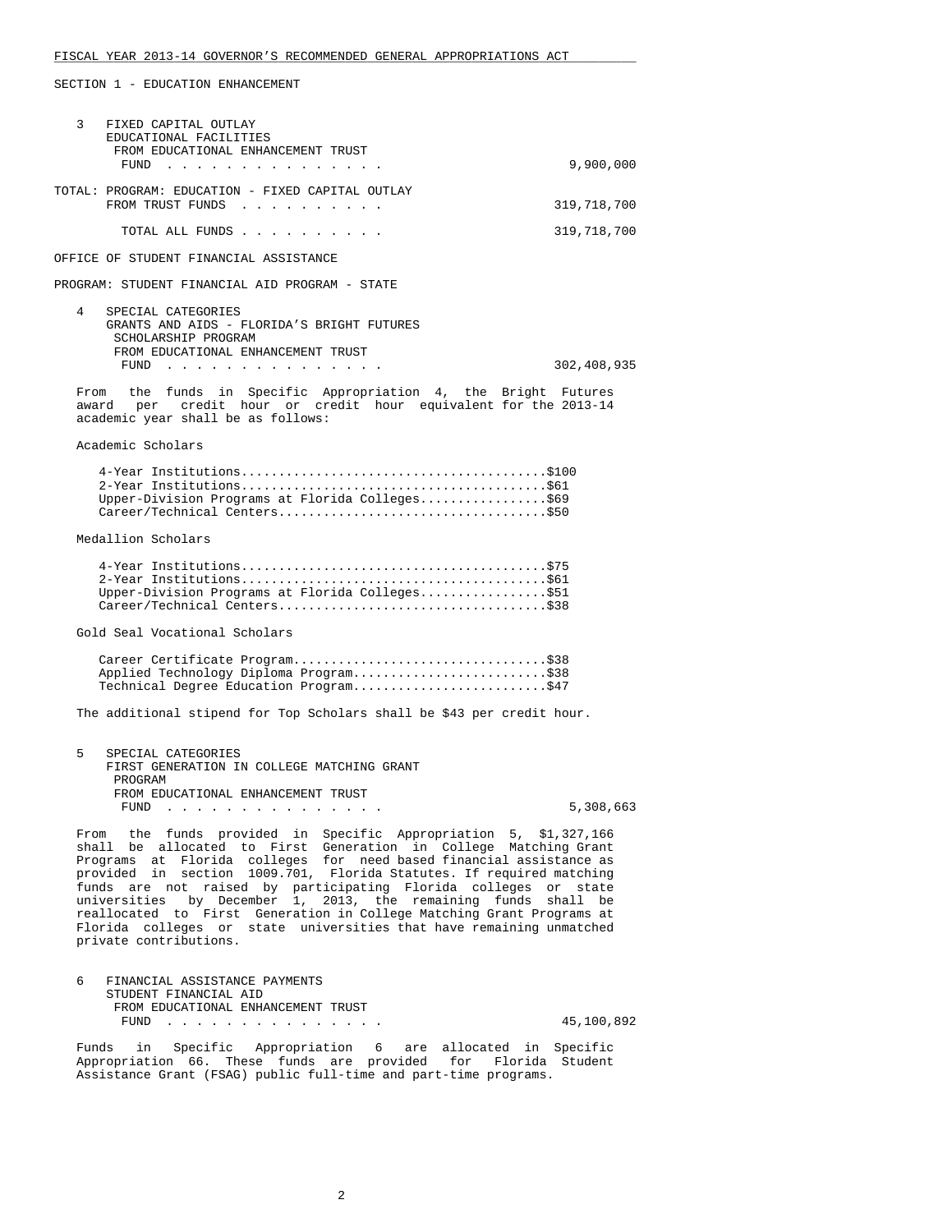SECTION 1 - EDUCATION ENHANCEMENT

3 FIXED CAPITAL OUTLAY
EDUCATIONAL FACILITIES
FROM EDUCATIONAL ENHANCEMENT TRUST
FUND . . . . . . . . . . . . . . . 9,900,000

TOTAL: PROGRAM: EDUCATION - FIXED CAPITAL OUTLAY
FROM TRUST FUNDS . . . . . . . . . . 319,718,700

TOTAL ALL FUNDS . . . . . . . . . . 319,718,700

OFFICE OF STUDENT FINANCIAL ASSISTANCE

PROGRAM: STUDENT FINANCIAL AID PROGRAM - STATE

4 SPECIAL CATEGORIES
GRANTS AND AIDS - FLORIDA'S BRIGHT FUTURES
SCHOLARSHIP PROGRAM
FROM EDUCATIONAL ENHANCEMENT TRUST
FUND . . . . . . . . . . . . . . . 302,408,935

From the funds in Specific Appropriation 4, the Bright Futures award per credit hour or credit hour equivalent for the 2013-14 academic year shall be as follows:

Academic Scholars

4-Year Institutions........................................$100
2-Year Institutions........................................$61
Upper-Division Programs at Florida Colleges.................$69
Career/Technical Centers...................................$50

Medallion Scholars

4-Year Institutions........................................$75
2-Year Institutions........................................$61
Upper-Division Programs at Florida Colleges.................$51
Career/Technical Centers...................................$38

Gold Seal Vocational Scholars

Career Certificate Program.................................$38
Applied Technology Diploma Program.........................$38
Technical Degree Education Program.........................$47

The additional stipend for Top Scholars shall be $43 per credit hour.

5 SPECIAL CATEGORIES
FIRST GENERATION IN COLLEGE MATCHING GRANT
PROGRAM
FROM EDUCATIONAL ENHANCEMENT TRUST
FUND . . . . . . . . . . . . . . . 5,308,663

From the funds provided in Specific Appropriation 5, $1,327,166 shall be allocated to First Generation in College Matching Grant Programs at Florida colleges for need based financial assistance as provided in section 1009.701, Florida Statutes. If required matching funds are not raised by participating Florida colleges or state universities by December 1, 2013, the remaining funds shall be reallocated to First Generation in College Matching Grant Programs at Florida colleges or state universities that have remaining unmatched private contributions.

6 FINANCIAL ASSISTANCE PAYMENTS
STUDENT FINANCIAL AID
FROM EDUCATIONAL ENHANCEMENT TRUST
FUND . . . . . . . . . . . . . . . 45,100,892

Funds in Specific Appropriation 6 are allocated in Specific Appropriation 66. These funds are provided for Florida Student Assistance Grant (FSAG) public full-time and part-time programs.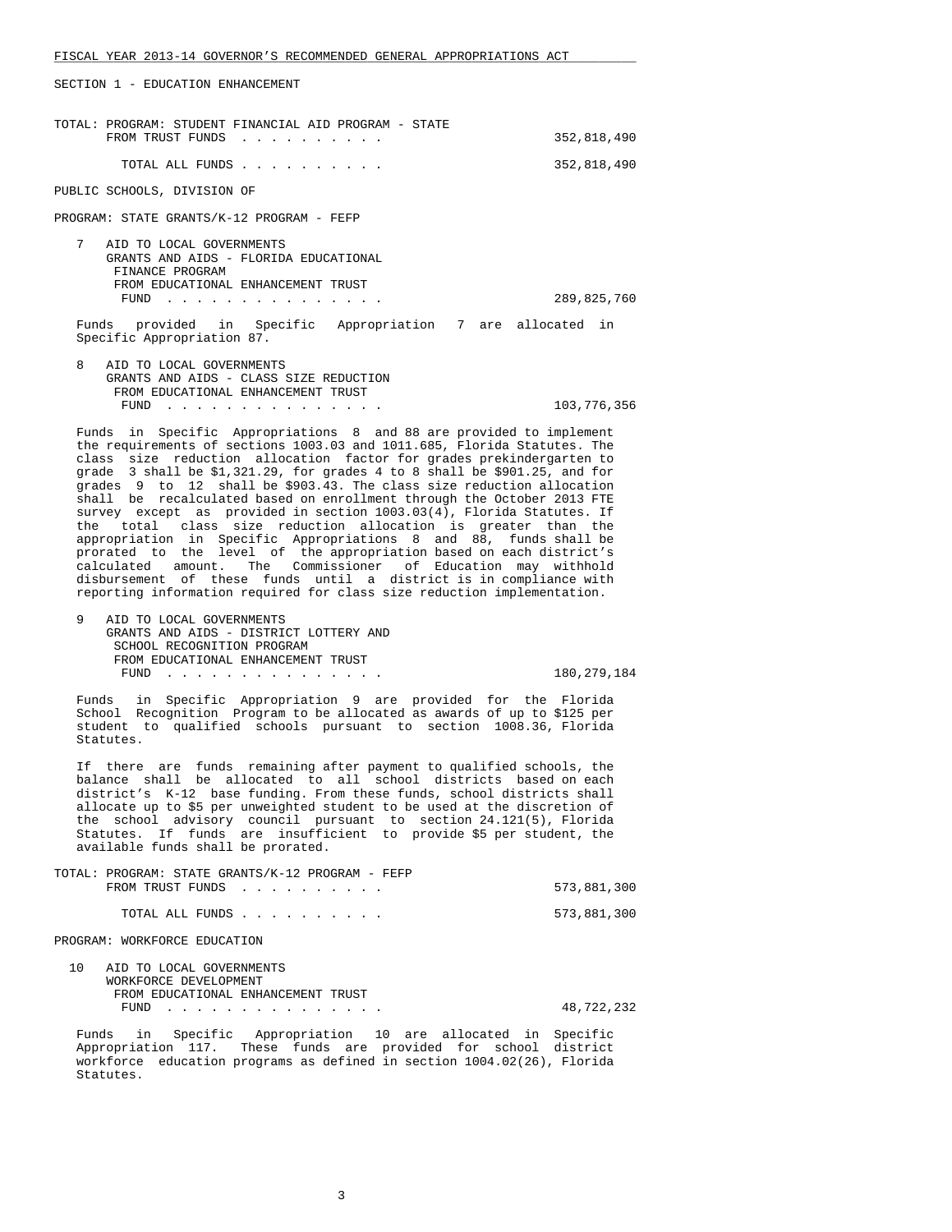SECTION 1 - EDUCATION ENHANCEMENT

TOTAL: PROGRAM: STUDENT FINANCIAL AID PROGRAM - STATE
FROM TRUST FUNDS . . . . . . . . . . 352,818,490

TOTAL ALL FUNDS . . . . . . . . . . 352,818,490

PUBLIC SCHOOLS, DIVISION OF

PROGRAM: STATE GRANTS/K-12 PROGRAM - FEFP

7 AID TO LOCAL GOVERNMENTS
GRANTS AND AIDS - FLORIDA EDUCATIONAL FINANCE PROGRAM
FROM EDUCATIONAL ENHANCEMENT TRUST FUND . . . . . . . . . . . . . . . 289,825,760

Funds provided in Specific Appropriation 7 are allocated in Specific Appropriation 87.

8 AID TO LOCAL GOVERNMENTS
GRANTS AND AIDS - CLASS SIZE REDUCTION
FROM EDUCATIONAL ENHANCEMENT TRUST FUND . . . . . . . . . . . . . . . 103,776,356

Funds in Specific Appropriations 8 and 88 are provided to implement the requirements of sections 1003.03 and 1011.685, Florida Statutes. The class size reduction allocation factor for grades prekindergarten to grade 3 shall be $1,321.29, for grades 4 to 8 shall be $901.25, and for grades 9 to 12 shall be $903.43. The class size reduction allocation shall be recalculated based on enrollment through the October 2013 FTE survey except as provided in section 1003.03(4), Florida Statutes. If the total class size reduction allocation is greater than the appropriation in Specific Appropriations 8 and 88, funds shall be prorated to the level of the appropriation based on each district's calculated amount. The Commissioner of Education may withhold disbursement of these funds until a district is in compliance with reporting information required for class size reduction implementation.

9 AID TO LOCAL GOVERNMENTS
GRANTS AND AIDS - DISTRICT LOTTERY AND SCHOOL RECOGNITION PROGRAM
FROM EDUCATIONAL ENHANCEMENT TRUST FUND . . . . . . . . . . . . . . . 180,279,184

Funds in Specific Appropriation 9 are provided for the Florida School Recognition Program to be allocated as awards of up to $125 per student to qualified schools pursuant to section 1008.36, Florida Statutes.

If there are funds remaining after payment to qualified schools, the balance shall be allocated to all school districts based on each district's K-12 base funding. From these funds, school districts shall allocate up to $5 per unweighted student to be used at the discretion of the school advisory council pursuant to section 24.121(5), Florida Statutes. If funds are insufficient to provide $5 per student, the available funds shall be prorated.

TOTAL: PROGRAM: STATE GRANTS/K-12 PROGRAM - FEFP
FROM TRUST FUNDS . . . . . . . . . . 573,881,300

TOTAL ALL FUNDS . . . . . . . . . . 573,881,300

PROGRAM: WORKFORCE EDUCATION

10 AID TO LOCAL GOVERNMENTS
WORKFORCE DEVELOPMENT
FROM EDUCATIONAL ENHANCEMENT TRUST FUND . . . . . . . . . . . . . . . 48,722,232

Funds in Specific Appropriation 10 are allocated in Specific Appropriation 117. These funds are provided for school district workforce education programs as defined in section 1004.02(26), Florida Statutes.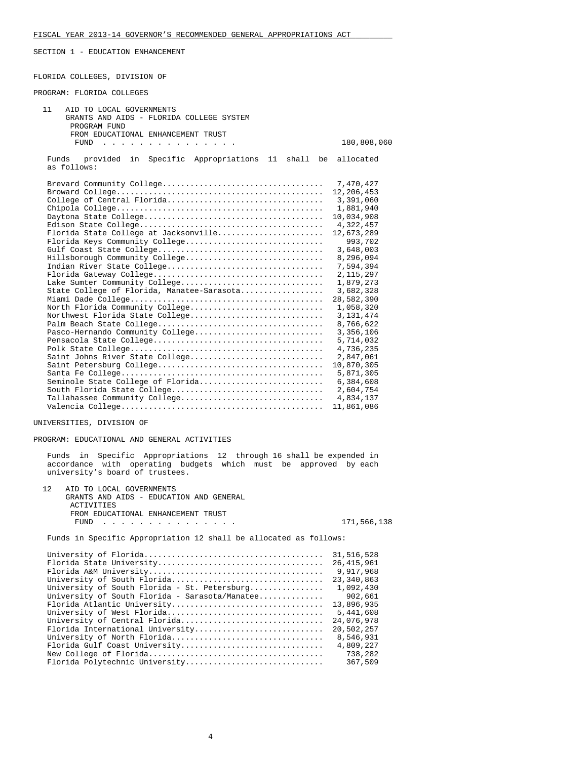SECTION 1 - EDUCATION ENHANCEMENT

FLORIDA COLLEGES, DIVISION OF

PROGRAM: FLORIDA COLLEGES

11 AID TO LOCAL GOVERNMENTS
GRANTS AND AIDS - FLORIDA COLLEGE SYSTEM
PROGRAM FUND
FROM EDUCATIONAL ENHANCEMENT TRUST
FUND . . . . . . . . . . . . . . . 180,808,060

Funds provided in Specific Appropriations 11 shall be allocated as follows:

| College | Amount |
|---|---|
| Brevard Community College | 7,470,427 |
| Broward College | 12,206,453 |
| College of Central Florida | 3,391,060 |
| Chipola College | 1,881,940 |
| Daytona State College | 10,034,908 |
| Edison State College | 4,322,457 |
| Florida State College at Jacksonville | 12,673,289 |
| Florida Keys Community College | 993,702 |
| Gulf Coast State College | 3,648,003 |
| Hillsborough Community College | 8,296,094 |
| Indian River State College | 7,594,394 |
| Florida Gateway College | 2,115,297 |
| Lake Sumter Community College | 1,879,273 |
| State College of Florida, Manatee-Sarasota | 3,682,328 |
| Miami Dade College | 28,582,390 |
| North Florida Community College | 1,058,320 |
| Northwest Florida State College | 3,131,474 |
| Palm Beach State College | 8,766,622 |
| Pasco-Hernando Community College | 3,356,106 |
| Pensacola State College | 5,714,032 |
| Polk State College | 4,736,235 |
| Saint Johns River State College | 2,847,061 |
| Saint Petersburg College | 10,870,305 |
| Santa Fe College | 5,871,305 |
| Seminole State College of Florida | 6,384,608 |
| South Florida State College | 2,604,754 |
| Tallahassee Community College | 4,834,137 |
| Valencia College | 11,861,086 |

UNIVERSITIES, DIVISION OF

PROGRAM: EDUCATIONAL AND GENERAL ACTIVITIES

Funds in Specific Appropriations 12 through 16 shall be expended in accordance with operating budgets which must be approved by each university's board of trustees.

12 AID TO LOCAL GOVERNMENTS
GRANTS AND AIDS - EDUCATION AND GENERAL
ACTIVITIES
FROM EDUCATIONAL ENHANCEMENT TRUST
FUND . . . . . . . . . . . . . . . 171,566,138

Funds in Specific Appropriation 12 shall be allocated as follows:

| University | Amount |
|---|---|
| University of Florida | 31,516,528 |
| Florida State University | 26,415,961 |
| Florida A&M University | 9,917,968 |
| University of South Florida | 23,340,863 |
| University of South Florida - St. Petersburg | 1,092,430 |
| University of South Florida - Sarasota/Manatee | 902,661 |
| Florida Atlantic University | 13,896,935 |
| University of West Florida | 5,441,608 |
| University of Central Florida | 24,076,978 |
| Florida International University | 20,502,257 |
| University of North Florida | 8,546,931 |
| Florida Gulf Coast University | 4,809,227 |
| New College of Florida | 738,282 |
| Florida Polytechnic University | 367,509 |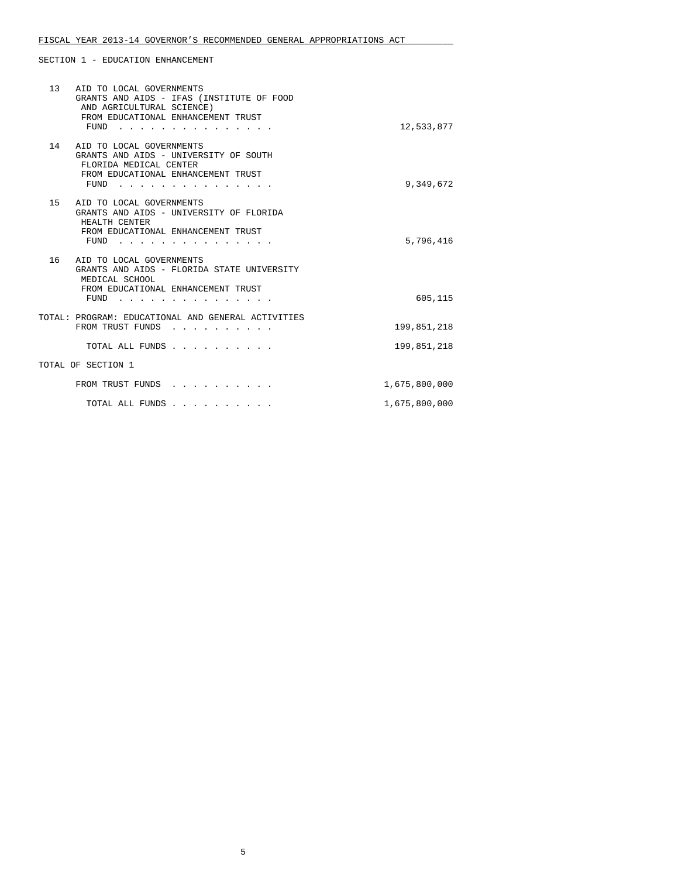SECTION 1 - EDUCATION ENHANCEMENT

| | | |
|---|---|---|
| 13 | AID TO LOCAL GOVERNMENTS<br>GRANTS AND AIDS - IFAS (INSTITUTE OF FOOD AND AGRICULTURAL SCIENCE)<br>FROM EDUCATIONAL ENHANCEMENT TRUST FUND . . . . . . . . . . . . . . . | 12,533,877 |
| 14 | AID TO LOCAL GOVERNMENTS<br>GRANTS AND AIDS - UNIVERSITY OF SOUTH FLORIDA MEDICAL CENTER<br>FROM EDUCATIONAL ENHANCEMENT TRUST FUND . . . . . . . . . . . . . . . | 9,349,672 |
| 15 | AID TO LOCAL GOVERNMENTS<br>GRANTS AND AIDS - UNIVERSITY OF FLORIDA HEALTH CENTER<br>FROM EDUCATIONAL ENHANCEMENT TRUST FUND . . . . . . . . . . . . . . . | 5,796,416 |
| 16 | AID TO LOCAL GOVERNMENTS<br>GRANTS AND AIDS - FLORIDA STATE UNIVERSITY MEDICAL SCHOOL<br>FROM EDUCATIONAL ENHANCEMENT TRUST FUND . . . . . . . . . . . . . . . | 605,115 |

TOTAL: PROGRAM: EDUCATIONAL AND GENERAL ACTIVITIES

| | |
|---|---|
| FROM TRUST FUNDS . . . . . . . . . . | 199,851,218 |
| TOTAL ALL FUNDS . . . . . . . . . . | 199,851,218 |

TOTAL OF SECTION 1

| | |
|---|---|
| FROM TRUST FUNDS . . . . . . . . . . | 1,675,800,000 |
| TOTAL ALL FUNDS . . . . . . . . . . | 1,675,800,000 |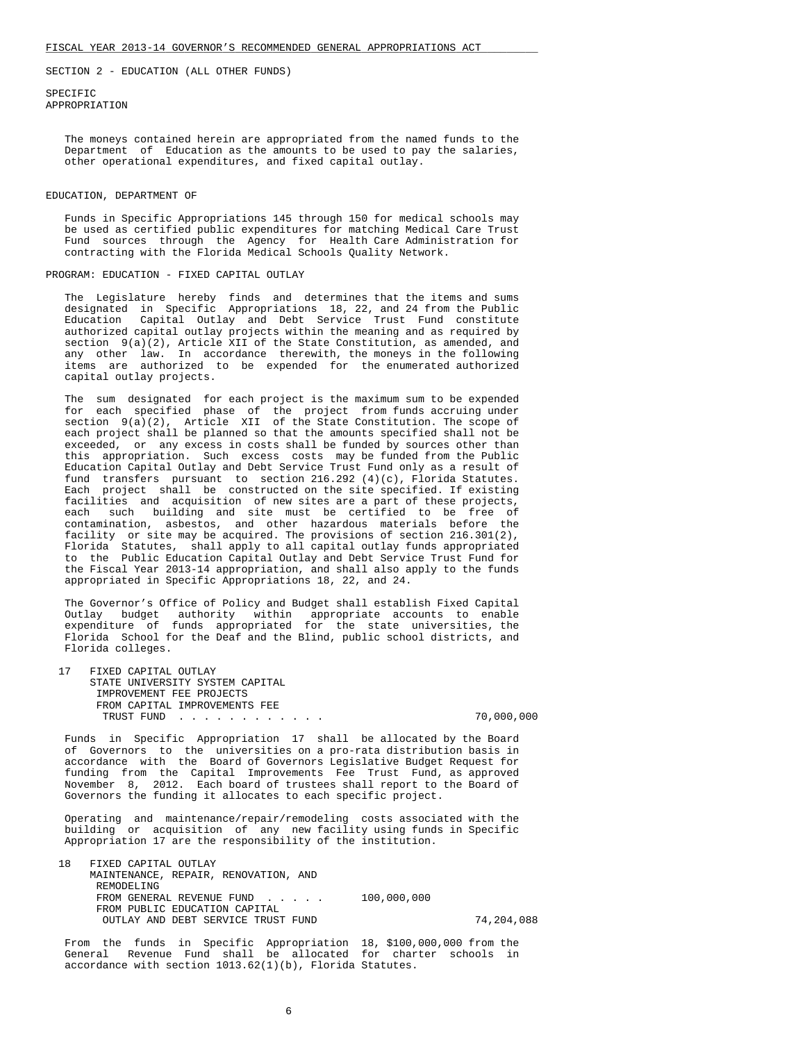SECTION 2 - EDUCATION (ALL OTHER FUNDS)

SPECIFIC
APPROPRIATION

The moneys contained herein are appropriated from the named funds to the Department of Education as the amounts to be used to pay the salaries, other operational expenditures, and fixed capital outlay.

## EDUCATION, DEPARTMENT OF

Funds in Specific Appropriations 145 through 150 for medical schools may be used as certified public expenditures for matching Medical Care Trust Fund sources through the Agency for Health Care Administration for contracting with the Florida Medical Schools Quality Network.

### PROGRAM: EDUCATION - FIXED CAPITAL OUTLAY

The Legislature hereby finds and determines that the items and sums designated in Specific Appropriations 18, 22, and 24 from the Public Education Capital Outlay and Debt Service Trust Fund constitute authorized capital outlay projects within the meaning and as required by section 9(a)(2), Article XII of the State Constitution, as amended, and any other law. In accordance therewith, the moneys in the following items are authorized to be expended for the enumerated authorized capital outlay projects.

The sum designated for each project is the maximum sum to be expended for each specified phase of the project from funds accruing under section 9(a)(2), Article XII of the State Constitution. The scope of each project shall be planned so that the amounts specified shall not be exceeded, or any excess in costs shall be funded by sources other than this appropriation. Such excess costs may be funded from the Public Education Capital Outlay and Debt Service Trust Fund only as a result of fund transfers pursuant to section 216.292 (4)(c), Florida Statutes. Each project shall be constructed on the site specified. If existing facilities and acquisition of new sites are a part of these projects, each such building and site must be certified to be free of contamination, asbestos, and other hazardous materials before the facility or site may be acquired. The provisions of section 216.301(2), Florida Statutes, shall apply to all capital outlay funds appropriated to the Public Education Capital Outlay and Debt Service Trust Fund for the Fiscal Year 2013-14 appropriation, and shall also apply to the funds appropriated in Specific Appropriations 18, 22, and 24.

The Governor's Office of Policy and Budget shall establish Fixed Capital Outlay budget authority within appropriate accounts to enable expenditure of funds appropriated for the state universities, the Florida School for the Deaf and the Blind, public school districts, and Florida colleges.

17 FIXED CAPITAL OUTLAY
STATE UNIVERSITY SYSTEM CAPITAL IMPROVEMENT FEE PROJECTS
FROM CAPITAL IMPROVEMENTS FEE TRUST FUND . . . . . . . . . . . . 70,000,000

Funds in Specific Appropriation 17 shall be allocated by the Board of Governors to the universities on a pro-rata distribution basis in accordance with the Board of Governors Legislative Budget Request for funding from the Capital Improvements Fee Trust Fund, as approved November 8, 2012. Each board of trustees shall report to the Board of Governors the funding it allocates to each specific project.

Operating and maintenance/repair/remodeling costs associated with the building or acquisition of any new facility using funds in Specific Appropriation 17 are the responsibility of the institution.

18 FIXED CAPITAL OUTLAY
MAINTENANCE, REPAIR, RENOVATION, AND REMODELING
FROM GENERAL REVENUE FUND . . . . . 100,000,000
FROM PUBLIC EDUCATION CAPITAL OUTLAY AND DEBT SERVICE TRUST FUND 74,204,088

From the funds in Specific Appropriation 18, $100,000,000 from the General Revenue Fund shall be allocated for charter schools in accordance with section 1013.62(1)(b), Florida Statutes.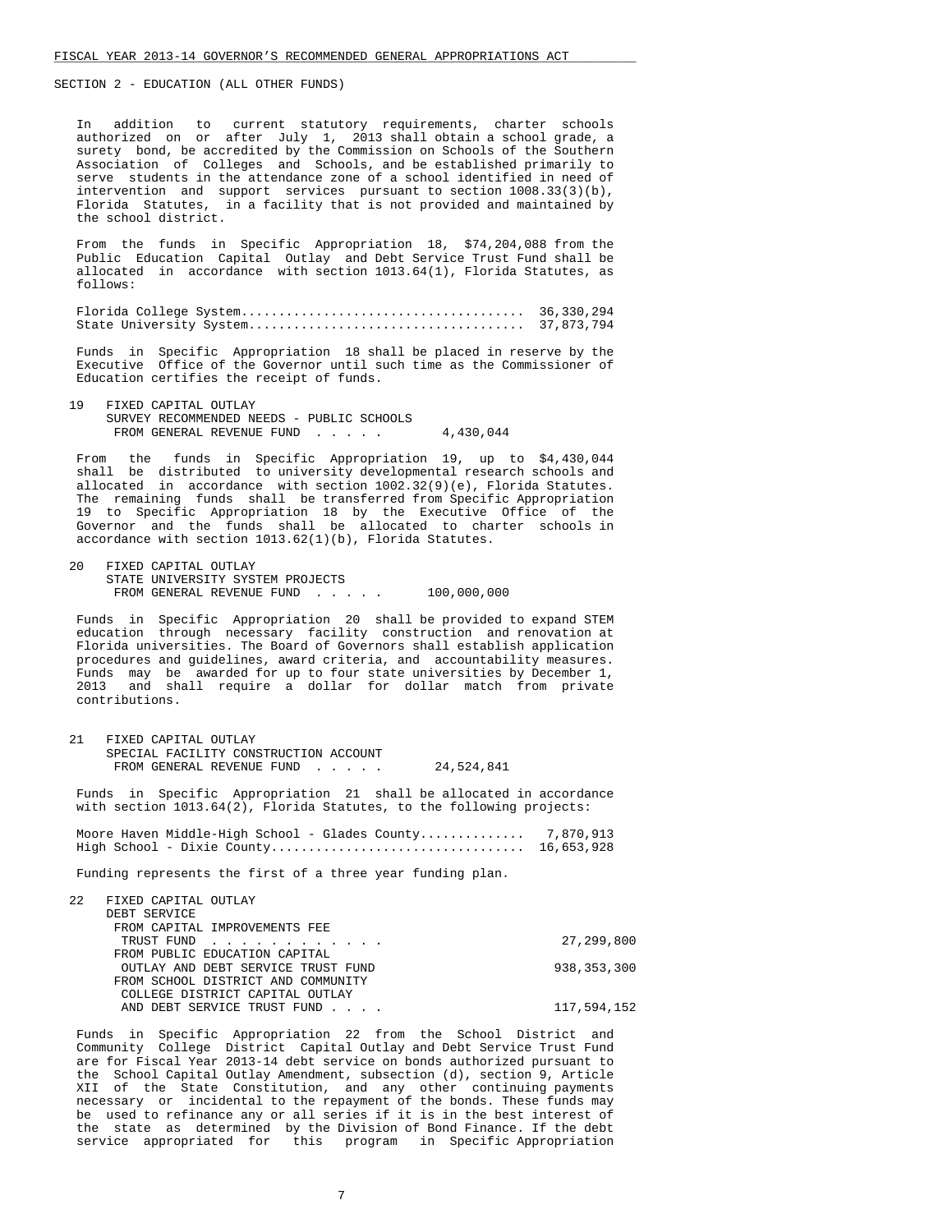SECTION 2 - EDUCATION (ALL OTHER FUNDS)

In addition to current statutory requirements, charter schools authorized on or after July 1, 2013 shall obtain a school grade, a surety bond, be accredited by the Commission on Schools of the Southern Association of Colleges and Schools, and be established primarily to serve students in the attendance zone of a school identified in need of intervention and support services pursuant to section 1008.33(3)(b), Florida Statutes, in a facility that is not provided and maintained by the school district.

From the funds in Specific Appropriation 18, $74,204,088 from the Public Education Capital Outlay and Debt Service Trust Fund shall be allocated in accordance with section 1013.64(1), Florida Statutes, as follows:

| | |
|---|---|
| Florida College System | 36,330,294 |
| State University System | 37,873,794 |

Funds in Specific Appropriation 18 shall be placed in reserve by the Executive Office of the Governor until such time as the Commissioner of Education certifies the receipt of funds.

**19 FIXED CAPITAL OUTLAY**
SURVEY RECOMMENDED NEEDS - PUBLIC SCHOOLS
FROM GENERAL REVENUE FUND . . . . . 4,430,044

From the funds in Specific Appropriation 19, up to $4,430,044 shall be distributed to university developmental research schools and allocated in accordance with section 1002.32(9)(e), Florida Statutes. The remaining funds shall be transferred from Specific Appropriation 19 to Specific Appropriation 18 by the Executive Office of the Governor and the funds shall be allocated to charter schools in accordance with section 1013.62(1)(b), Florida Statutes.

**20 FIXED CAPITAL OUTLAY**
STATE UNIVERSITY SYSTEM PROJECTS
FROM GENERAL REVENUE FUND . . . . . 100,000,000

Funds in Specific Appropriation 20 shall be provided to expand STEM education through necessary facility construction and renovation at Florida universities. The Board of Governors shall establish application procedures and guidelines, award criteria, and accountability measures. Funds may be awarded for up to four state universities by December 1, 2013 and shall require a dollar for dollar match from private contributions.

**21 FIXED CAPITAL OUTLAY**
SPECIAL FACILITY CONSTRUCTION ACCOUNT
FROM GENERAL REVENUE FUND . . . . . 24,524,841

Funds in Specific Appropriation 21 shall be allocated in accordance with section 1013.64(2), Florida Statutes, to the following projects:

| | |
|---|---|
| Moore Haven Middle-High School - Glades County | 7,870,913 |
| High School - Dixie County | 16,653,928 |

Funding represents the first of a three year funding plan.

**22 FIXED CAPITAL OUTLAY**
DEBT SERVICE

| | |
|---|---|
| FROM CAPITAL IMPROVEMENTS FEE TRUST FUND . . . . . . . . . . . . | 27,299,800 |
| FROM PUBLIC EDUCATION CAPITAL OUTLAY AND DEBT SERVICE TRUST FUND | 938,353,300 |
| FROM SCHOOL DISTRICT AND COMMUNITY COLLEGE DISTRICT CAPITAL OUTLAY AND DEBT SERVICE TRUST FUND . . . . | 117,594,152 |

Funds in Specific Appropriation 22 from the School District and Community College District Capital Outlay and Debt Service Trust Fund are for Fiscal Year 2013-14 debt service on bonds authorized pursuant to the School Capital Outlay Amendment, subsection (d), section 9, Article XII of the State Constitution, and any other continuing payments necessary or incidental to the repayment of the bonds. These funds may be used to refinance any or all series if it is in the best interest of the state as determined by the Division of Bond Finance. If the debt service appropriated for this program in Specific Appropriation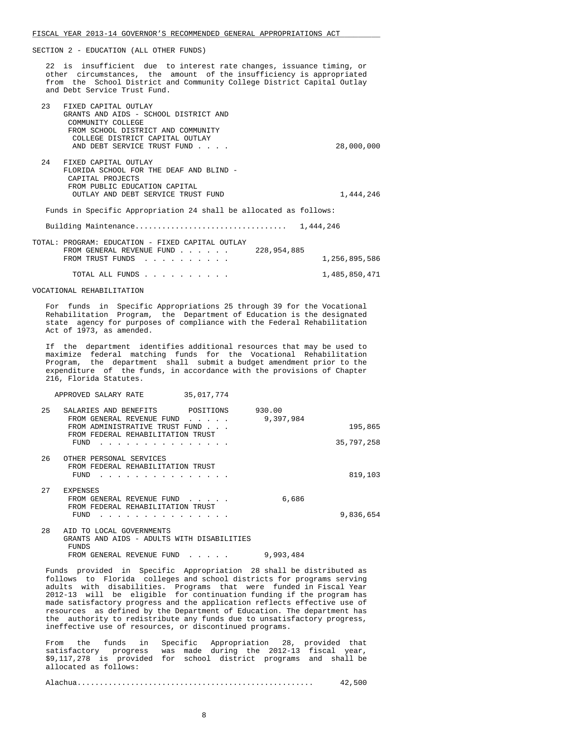SECTION 2 - EDUCATION (ALL OTHER FUNDS)

22 is insufficient due to interest rate changes, issuance timing, or other circumstances, the amount of the insufficiency is appropriated from the School District and Community College District Capital Outlay and Debt Service Trust Fund.

| | | | |
|---|---|---|---|
| 23 | FIXED CAPITAL OUTLAY<br>GRANTS AND AIDS - SCHOOL DISTRICT AND COMMUNITY COLLEGE<br>FROM SCHOOL DISTRICT AND COMMUNITY COLLEGE DISTRICT CAPITAL OUTLAY AND DEBT SERVICE TRUST FUND . . . . | | 28,000,000 |
| 24 | FIXED CAPITAL OUTLAY<br>FLORIDA SCHOOL FOR THE DEAF AND BLIND - CAPITAL PROJECTS<br>FROM PUBLIC EDUCATION CAPITAL OUTLAY AND DEBT SERVICE TRUST FUND | | 1,444,246 |

Funds in Specific Appropriation 24 shall be allocated as follows:

Building Maintenance................................. 1,444,246

| TOTAL: PROGRAM: EDUCATION - FIXED CAPITAL OUTLAY | | |
|---|---|---|
| FROM GENERAL REVENUE FUND . . . . . . | 228,954,885 | |
| FROM TRUST FUNDS . . . . . . . . . . | | 1,256,895,586 |
| TOTAL ALL FUNDS . . . . . . . . . . | | 1,485,850,471 |

VOCATIONAL REHABILITATION

For funds in Specific Appropriations 25 through 39 for the Vocational Rehabilitation Program, the Department of Education is the designated state agency for purposes of compliance with the Federal Rehabilitation Act of 1973, as amended.

If the department identifies additional resources that may be used to maximize federal matching funds for the Vocational Rehabilitation Program, the department shall submit a budget amendment prior to the expenditure of the funds, in accordance with the provisions of Chapter 216, Florida Statutes.

APPROVED SALARY RATE 35,017,774

| | | | |
|---|---|---|---|
| 25 | SALARIES AND BENEFITS POSITIONS | 930.00 | |
| | FROM GENERAL REVENUE FUND . . . . . | 9,397,984 | |
| | FROM ADMINISTRATIVE TRUST FUND . . . | | 195,865 |
| | FROM FEDERAL REHABILITATION TRUST FUND . . . . . . . . . . . . . . . | | 35,797,258 |
| 26 | OTHER PERSONAL SERVICES<br>FROM FEDERAL REHABILITATION TRUST FUND . . . . . . . . . . . . . . . | | 819,103 |
| 27 | EXPENSES | | |
| | FROM GENERAL REVENUE FUND . . . . . | 6,686 | |
| | FROM FEDERAL REHABILITATION TRUST FUND . . . . . . . . . . . . . . . | | 9,836,654 |
| 28 | AID TO LOCAL GOVERNMENTS<br>GRANTS AND AIDS - ADULTS WITH DISABILITIES FUNDS<br>FROM GENERAL REVENUE FUND . . . . . | 9,993,484 | |

Funds provided in Specific Appropriation 28 shall be distributed as follows to Florida colleges and school districts for programs serving adults with disabilities. Programs that were funded in Fiscal Year 2012-13 will be eligible for continuation funding if the program has made satisfactory progress and the application reflects effective use of resources as defined by the Department of Education. The department has the authority to redistribute any funds due to unsatisfactory progress, ineffective use of resources, or discontinued programs.

From the funds in Specific Appropriation 28, provided that satisfactory progress was made during the 2012-13 fiscal year, $9,117,278 is provided for school district programs and shall be allocated as follows:

Alachua.................................................... 42,500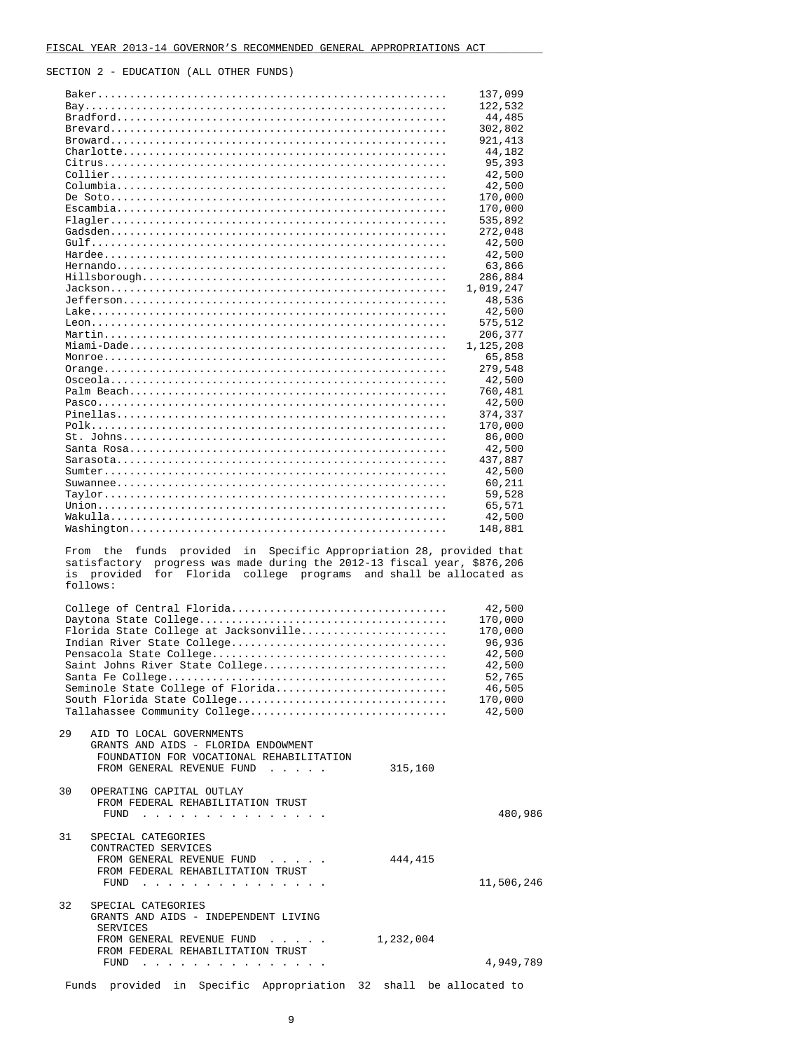SECTION 2 - EDUCATION (ALL OTHER FUNDS)

| County | Amount |
|---|---|
| Baker | 137,099 |
| Bay | 122,532 |
| Bradford | 44,485 |
| Brevard | 302,802 |
| Broward | 921,413 |
| Charlotte | 44,182 |
| Citrus | 95,393 |
| Collier | 42,500 |
| Columbia | 42,500 |
| De Soto | 170,000 |
| Escambia | 170,000 |
| Flagler | 535,892 |
| Gadsden | 272,048 |
| Gulf | 42,500 |
| Hardee | 42,500 |
| Hernando | 63,866 |
| Hillsborough | 286,884 |
| Jackson | 1,019,247 |
| Jefferson | 48,536 |
| Lake | 42,500 |
| Leon | 575,512 |
| Martin | 206,377 |
| Miami-Dade | 1,125,208 |
| Monroe | 65,858 |
| Orange | 279,548 |
| Osceola | 42,500 |
| Palm Beach | 760,481 |
| Pasco | 42,500 |
| Pinellas | 374,337 |
| Polk | 170,000 |
| St. Johns | 86,000 |
| Santa Rosa | 42,500 |
| Sarasota | 437,887 |
| Sumter | 42,500 |
| Suwannee | 60,211 |
| Taylor | 59,528 |
| Union | 65,571 |
| Wakulla | 42,500 |
| Washington | 148,881 |

From the funds provided in Specific Appropriation 28, provided that satisfactory progress was made during the 2012-13 fiscal year, $876,206 is provided for Florida college programs and shall be allocated as follows:

| College | Amount |
|---|---|
| College of Central Florida | 42,500 |
| Daytona State College | 170,000 |
| Florida State College at Jacksonville | 170,000 |
| Indian River State College | 96,936 |
| Pensacola State College | 42,500 |
| Saint Johns River State College | 42,500 |
| Santa Fe College | 52,765 |
| Seminole State College of Florida | 46,505 |
| South Florida State College | 170,000 |
| Tallahassee Community College | 42,500 |

29 AID TO LOCAL GOVERNMENTS
GRANTS AND AIDS - FLORIDA ENDOWMENT FOUNDATION FOR VOCATIONAL REHABILITATION
FROM GENERAL REVENUE FUND . . . . . 315,160

30 OPERATING CAPITAL OUTLAY
FROM FEDERAL REHABILITATION TRUST FUND . . . . . . . . . . . . . . . 480,986

31 SPECIAL CATEGORIES
CONTRACTED SERVICES
FROM GENERAL REVENUE FUND . . . . . 444,415
FROM FEDERAL REHABILITATION TRUST FUND . . . . . . . . . . . . . . . 11,506,246

32 SPECIAL CATEGORIES
GRANTS AND AIDS - INDEPENDENT LIVING SERVICES
FROM GENERAL REVENUE FUND . . . . . 1,232,004
FROM FEDERAL REHABILITATION TRUST FUND . . . . . . . . . . . . . . . 4,949,789

Funds provided in Specific Appropriation 32 shall be allocated to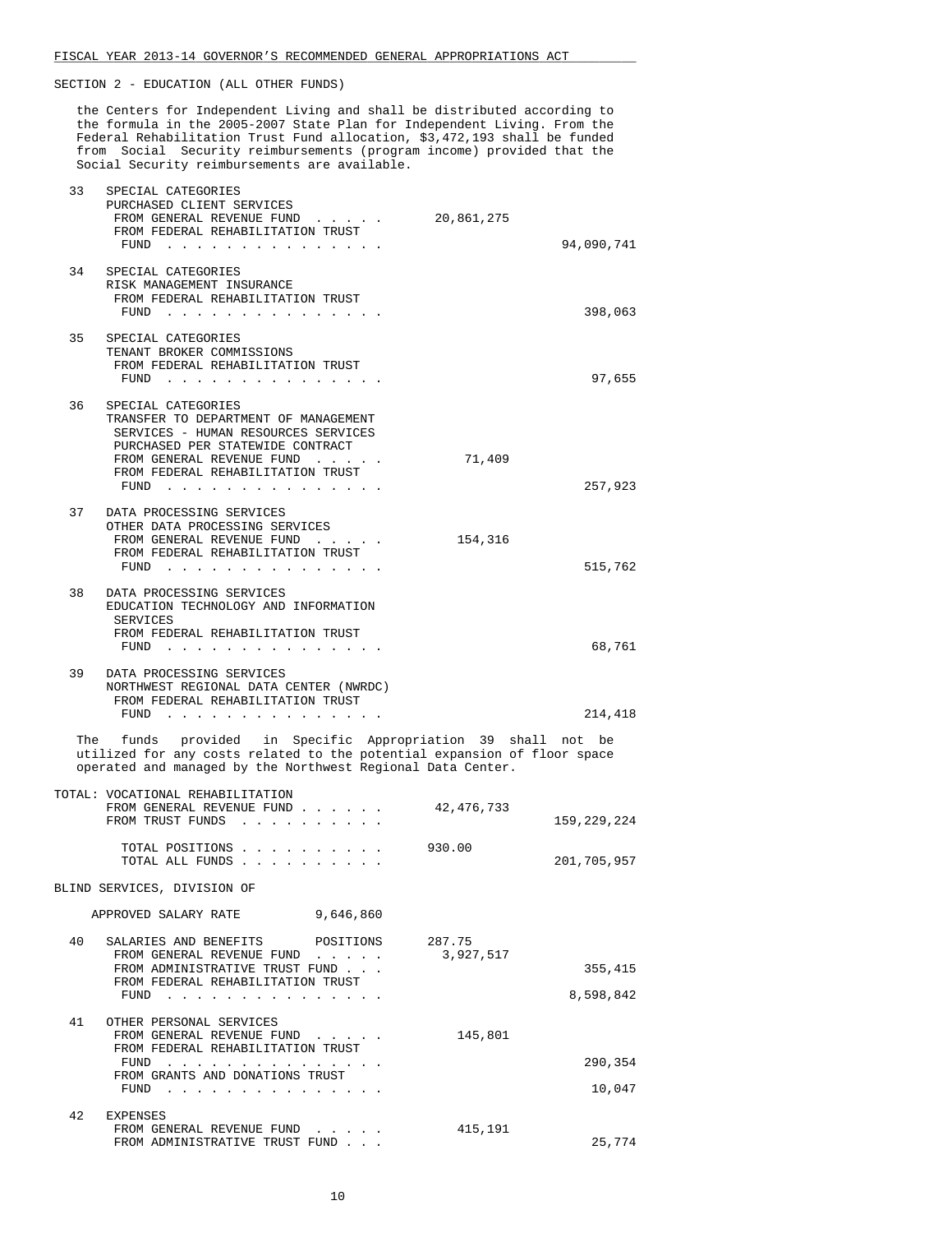SECTION 2 - EDUCATION (ALL OTHER FUNDS)

the Centers for Independent Living and shall be distributed according to the formula in the 2005-2007 State Plan for Independent Living. From the Federal Rehabilitation Trust Fund allocation, $3,472,193 shall be funded from Social Security reimbursements (program income) provided that the Social Security reimbursements are available.

| | | | |
|---|---|---|---|
| 33 | SPECIAL CATEGORIES<br>PURCHASED CLIENT SERVICES<br>FROM GENERAL REVENUE FUND . . . . .<br>FROM FEDERAL REHABILITATION TRUST FUND . . . . . . . . . . . . . . . | 20,861,275 | 94,090,741 |
| 34 | SPECIAL CATEGORIES<br>RISK MANAGEMENT INSURANCE<br>FROM FEDERAL REHABILITATION TRUST FUND . . . . . . . . . . . . . . . | | 398,063 |
| 35 | SPECIAL CATEGORIES<br>TENANT BROKER COMMISSIONS<br>FROM FEDERAL REHABILITATION TRUST FUND . . . . . . . . . . . . . . . | | 97,655 |
| 36 | SPECIAL CATEGORIES<br>TRANSFER TO DEPARTMENT OF MANAGEMENT SERVICES - HUMAN RESOURCES SERVICES PURCHASED PER STATEWIDE CONTRACT<br>FROM GENERAL REVENUE FUND . . . . .<br>FROM FEDERAL REHABILITATION TRUST FUND . . . . . . . . . . . . . . . | 71,409 | 257,923 |
| 37 | DATA PROCESSING SERVICES<br>OTHER DATA PROCESSING SERVICES<br>FROM GENERAL REVENUE FUND . . . . .<br>FROM FEDERAL REHABILITATION TRUST FUND . . . . . . . . . . . . . . . | 154,316 | 515,762 |
| 38 | DATA PROCESSING SERVICES<br>EDUCATION TECHNOLOGY AND INFORMATION SERVICES<br>FROM FEDERAL REHABILITATION TRUST FUND . . . . . . . . . . . . . . . | | 68,761 |
| 39 | DATA PROCESSING SERVICES<br>NORTHWEST REGIONAL DATA CENTER (NWRDC)<br>FROM FEDERAL REHABILITATION TRUST FUND . . . . . . . . . . . . . . . | | 214,418 |

The funds provided in Specific Appropriation 39 shall not be utilized for any costs related to the potential expansion of floor space operated and managed by the Northwest Regional Data Center.

| | | |
|---|---|---|
| TOTAL: VOCATIONAL REHABILITATION<br>FROM GENERAL REVENUE FUND . . . . . .<br>FROM TRUST FUNDS . . . . . . . . . . | 42,476,733 | 159,229,224 |
| TOTAL POSITIONS . . . . . . . . . . | 930.00 | |
| TOTAL ALL FUNDS . . . . . . . . . . | | 201,705,957 |

BLIND SERVICES, DIVISION OF

APPROVED SALARY RATE 9,646,860

| | | | |
|---|---|---|---|
| 40 | SALARIES AND BENEFITS POSITIONS | 287.75 | |
| | FROM GENERAL REVENUE FUND . . . . . | 3,927,517 | |
| | FROM ADMINISTRATIVE TRUST FUND . . . | | 355,415 |
| | FROM FEDERAL REHABILITATION TRUST FUND . . . . . . . . . . . . . . . | | 8,598,842 |
| 41 | OTHER PERSONAL SERVICES | | |
| | FROM GENERAL REVENUE FUND . . . . . | 145,801 | |
| | FROM FEDERAL REHABILITATION TRUST FUND . . . . . . . . . . . . . . . | | 290,354 |
| | FROM GRANTS AND DONATIONS TRUST FUND . . . . . . . . . . . . . . . | | 10,047 |
| 42 | EXPENSES | | |
| | FROM GENERAL REVENUE FUND . . . . . | 415,191 | |
| | FROM ADMINISTRATIVE TRUST FUND . . . | | 25,774 |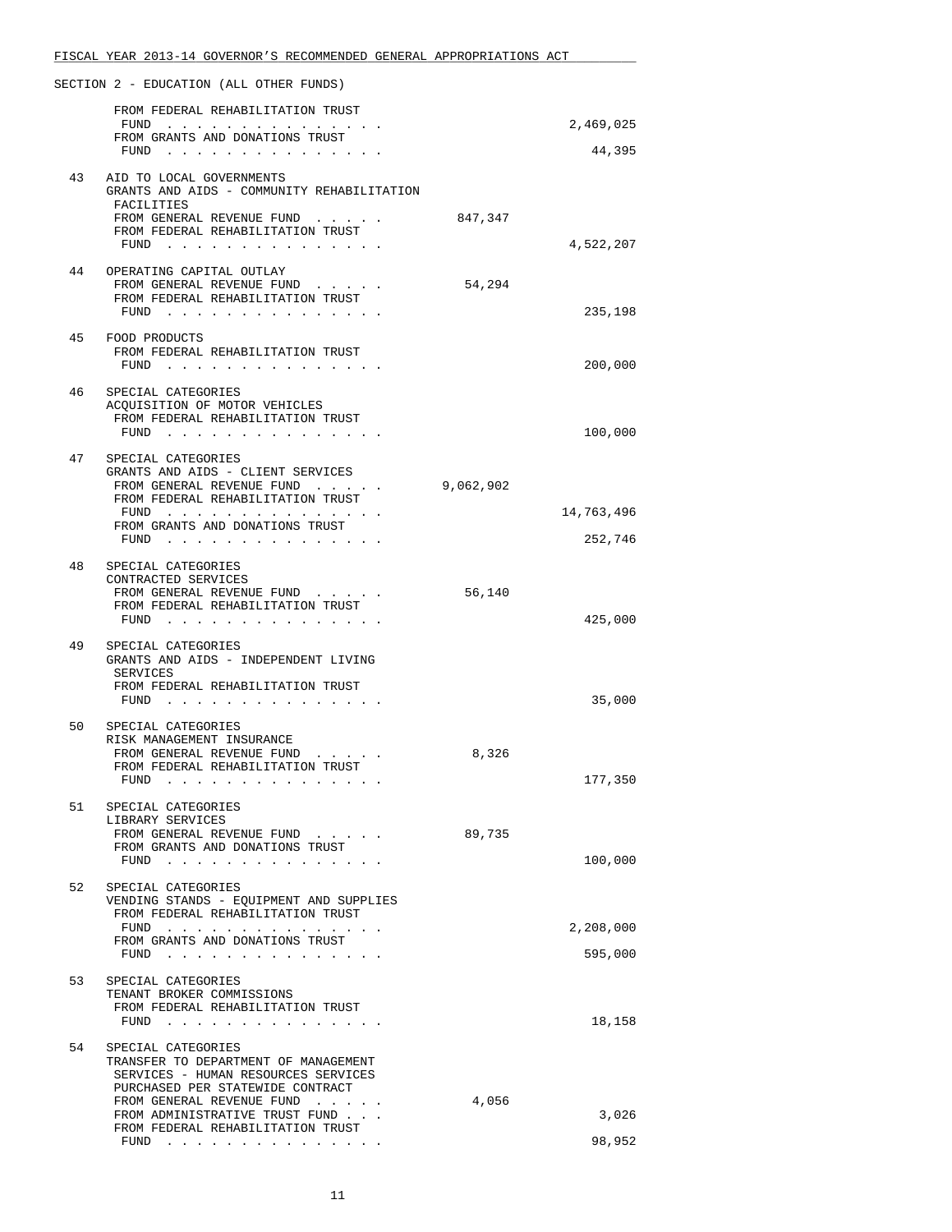SECTION 2 - EDUCATION (ALL OTHER FUNDS)

| | | | |
|---|---|---|---|
| | FROM FEDERAL REHABILITATION TRUST FUND . . . . . . . . . . . . . . . | | 2,469,025 |
| | FROM GRANTS AND DONATIONS TRUST FUND . . . . . . . . . . . . . . . | | 44,395 |
| 43 | AID TO LOCAL GOVERNMENTS<br>GRANTS AND AIDS - COMMUNITY REHABILITATION FACILITIES | | |
| | FROM GENERAL REVENUE FUND . . . . . | 847,347 | |
| | FROM FEDERAL REHABILITATION TRUST FUND . . . . . . . . . . . . . . . | | 4,522,207 |
| 44 | OPERATING CAPITAL OUTLAY | | |
| | FROM GENERAL REVENUE FUND . . . . . | 54,294 | |
| | FROM FEDERAL REHABILITATION TRUST FUND . . . . . . . . . . . . . . . | | 235,198 |
| 45 | FOOD PRODUCTS | | |
| | FROM FEDERAL REHABILITATION TRUST FUND . . . . . . . . . . . . . . . | | 200,000 |
| 46 | SPECIAL CATEGORIES<br>ACQUISITION OF MOTOR VEHICLES | | |
| | FROM FEDERAL REHABILITATION TRUST FUND . . . . . . . . . . . . . . . | | 100,000 |
| 47 | SPECIAL CATEGORIES<br>GRANTS AND AIDS - CLIENT SERVICES | | |
| | FROM GENERAL REVENUE FUND . . . . . | 9,062,902 | |
| | FROM FEDERAL REHABILITATION TRUST FUND . . . . . . . . . . . . . . . | | 14,763,496 |
| | FROM GRANTS AND DONATIONS TRUST FUND . . . . . . . . . . . . . . . | | 252,746 |
| 48 | SPECIAL CATEGORIES<br>CONTRACTED SERVICES | | |
| | FROM GENERAL REVENUE FUND . . . . . | 56,140 | |
| | FROM FEDERAL REHABILITATION TRUST FUND . . . . . . . . . . . . . . . | | 425,000 |
| 49 | SPECIAL CATEGORIES<br>GRANTS AND AIDS - INDEPENDENT LIVING SERVICES | | |
| | FROM FEDERAL REHABILITATION TRUST FUND . . . . . . . . . . . . . . . | | 35,000 |
| 50 | SPECIAL CATEGORIES<br>RISK MANAGEMENT INSURANCE | | |
| | FROM GENERAL REVENUE FUND . . . . . | 8,326 | |
| | FROM FEDERAL REHABILITATION TRUST FUND . . . . . . . . . . . . . . . | | 177,350 |
| 51 | SPECIAL CATEGORIES<br>LIBRARY SERVICES | | |
| | FROM GENERAL REVENUE FUND . . . . . | 89,735 | |
| | FROM GRANTS AND DONATIONS TRUST FUND . . . . . . . . . . . . . . . | | 100,000 |
| 52 | SPECIAL CATEGORIES<br>VENDING STANDS - EQUIPMENT AND SUPPLIES | | |
| | FROM FEDERAL REHABILITATION TRUST FUND . . . . . . . . . . . . . . . | | 2,208,000 |
| | FROM GRANTS AND DONATIONS TRUST FUND . . . . . . . . . . . . . . . | | 595,000 |
| 53 | SPECIAL CATEGORIES<br>TENANT BROKER COMMISSIONS | | |
| | FROM FEDERAL REHABILITATION TRUST FUND . . . . . . . . . . . . . . . | | 18,158 |
| 54 | SPECIAL CATEGORIES<br>TRANSFER TO DEPARTMENT OF MANAGEMENT SERVICES - HUMAN RESOURCES SERVICES PURCHASED PER STATEWIDE CONTRACT | | |
| | FROM GENERAL REVENUE FUND . . . . . | 4,056 | |
| | FROM ADMINISTRATIVE TRUST FUND . . . | | 3,026 |
| | FROM FEDERAL REHABILITATION TRUST FUND . . . . . . . . . . . . . . . | | 98,952 |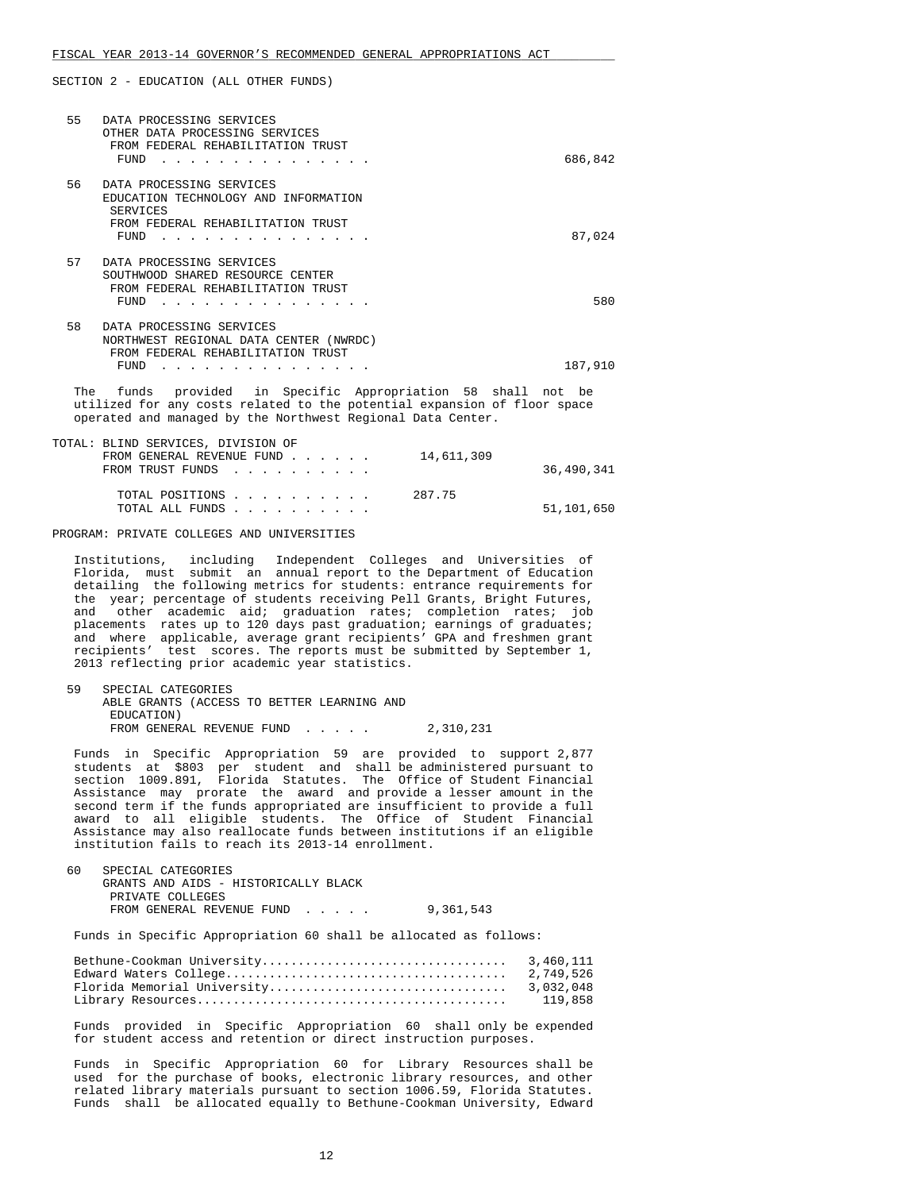SECTION 2 - EDUCATION (ALL OTHER FUNDS)

55 DATA PROCESSING SERVICES
OTHER DATA PROCESSING SERVICES
FROM FEDERAL REHABILITATION TRUST FUND . . . . . . . . . . . . . . . 686,842

56 DATA PROCESSING SERVICES
EDUCATION TECHNOLOGY AND INFORMATION SERVICES
FROM FEDERAL REHABILITATION TRUST FUND . . . . . . . . . . . . . . . 87,024

57 DATA PROCESSING SERVICES
SOUTHWOOD SHARED RESOURCE CENTER
FROM FEDERAL REHABILITATION TRUST FUND . . . . . . . . . . . . . . . 580

58 DATA PROCESSING SERVICES
NORTHWEST REGIONAL DATA CENTER (NWRDC)
FROM FEDERAL REHABILITATION TRUST FUND . . . . . . . . . . . . . . . 187,910

The funds provided in Specific Appropriation 58 shall not be utilized for any costs related to the potential expansion of floor space operated and managed by the Northwest Regional Data Center.

TOTAL: BLIND SERVICES, DIVISION OF

| | | |
|---|---|---|
| FROM GENERAL REVENUE FUND . . . . . . | 14,611,309 | |
| FROM TRUST FUNDS . . . . . . . . . . | | 36,490,341 |
| TOTAL POSITIONS . . . . . . . . . . | 287.75 | |
| TOTAL ALL FUNDS . . . . . . . . . . | | 51,101,650 |

PROGRAM: PRIVATE COLLEGES AND UNIVERSITIES

Institutions, including Independent Colleges and Universities of Florida, must submit an annual report to the Department of Education detailing the following metrics for students: entrance requirements for the year; percentage of students receiving Pell Grants, Bright Futures, and other academic aid; graduation rates; completion rates; job placements rates up to 120 days past graduation; earnings of graduates; and where applicable, average grant recipients' GPA and freshmen grant recipients' test scores. The reports must be submitted by September 1, 2013 reflecting prior academic year statistics.

59 SPECIAL CATEGORIES
ABLE GRANTS (ACCESS TO BETTER LEARNING AND EDUCATION)
FROM GENERAL REVENUE FUND . . . . . 2,310,231

Funds in Specific Appropriation 59 are provided to support 2,877 students at $803 per student and shall be administered pursuant to section 1009.891, Florida Statutes. The Office of Student Financial Assistance may prorate the award and provide a lesser amount in the second term if the funds appropriated are insufficient to provide a full award to all eligible students. The Office of Student Financial Assistance may also reallocate funds between institutions if an eligible institution fails to reach its 2013-14 enrollment.

60 SPECIAL CATEGORIES
GRANTS AND AIDS - HISTORICALLY BLACK PRIVATE COLLEGES
FROM GENERAL REVENUE FUND . . . . . 9,361,543

Funds in Specific Appropriation 60 shall be allocated as follows:

| | |
|---|---|
| Bethune-Cookman University | 3,460,111 |
| Edward Waters College | 2,749,526 |
| Florida Memorial University | 3,032,048 |
| Library Resources | 119,858 |

Funds provided in Specific Appropriation 60 shall only be expended for student access and retention or direct instruction purposes.

Funds in Specific Appropriation 60 for Library Resources shall be used for the purchase of books, electronic library resources, and other related library materials pursuant to section 1006.59, Florida Statutes. Funds shall be allocated equally to Bethune-Cookman University, Edward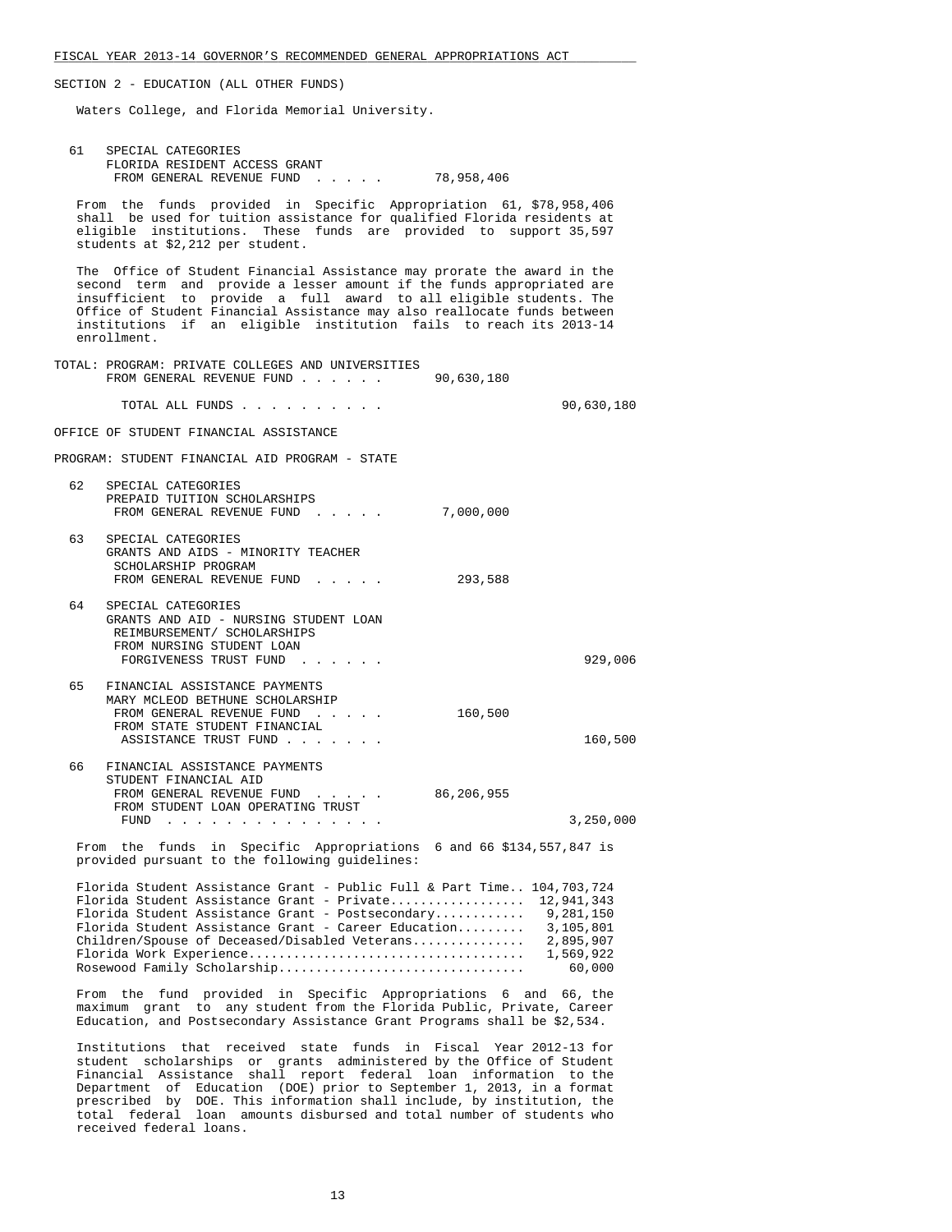SECTION 2 - EDUCATION (ALL OTHER FUNDS)

Waters College, and Florida Memorial University.

| | | | |
|---|---|---|---|
| 61 | SPECIAL CATEGORIES<br>FLORIDA RESIDENT ACCESS GRANT<br>FROM GENERAL REVENUE FUND . . . . . | 78,958,406 | |

From the funds provided in Specific Appropriation 61, $78,958,406 shall be used for tuition assistance for qualified Florida residents at eligible institutions. These funds are provided to support 35,597 students at $2,212 per student.

The Office of Student Financial Assistance may prorate the award in the second term and provide a lesser amount if the funds appropriated are insufficient to provide a full award to all eligible students. The Office of Student Financial Assistance may also reallocate funds between institutions if an eligible institution fails to reach its 2013-14 enrollment.

| | | |
|---|---|---|
| TOTAL: PROGRAM: PRIVATE COLLEGES AND UNIVERSITIES<br>FROM GENERAL REVENUE FUND . . . . . . | 90,630,180 | |
| TOTAL ALL FUNDS . . . . . . . . . . | | 90,630,180 |

OFFICE OF STUDENT FINANCIAL ASSISTANCE

PROGRAM: STUDENT FINANCIAL AID PROGRAM - STATE

| | | | |
|---|---|---|---|
| 62 | SPECIAL CATEGORIES<br>PREPAID TUITION SCHOLARSHIPS<br>FROM GENERAL REVENUE FUND . . . . . | 7,000,000 | |
| 63 | SPECIAL CATEGORIES<br>GRANTS AND AIDS - MINORITY TEACHER SCHOLARSHIP PROGRAM<br>FROM GENERAL REVENUE FUND . . . . . | 293,588 | |
| 64 | SPECIAL CATEGORIES<br>GRANTS AND AID - NURSING STUDENT LOAN REIMBURSEMENT/ SCHOLARSHIPS<br>FROM NURSING STUDENT LOAN FORGIVENESS TRUST FUND . . . . . . | | 929,006 |
| 65 | FINANCIAL ASSISTANCE PAYMENTS<br>MARY MCLEOD BETHUNE SCHOLARSHIP<br>FROM GENERAL REVENUE FUND . . . . . | 160,500 | |
| | FROM STATE STUDENT FINANCIAL ASSISTANCE TRUST FUND . . . . . . . | | 160,500 |
| 66 | FINANCIAL ASSISTANCE PAYMENTS<br>STUDENT FINANCIAL AID<br>FROM GENERAL REVENUE FUND . . . . . | 86,206,955 | |
| | FROM STUDENT LOAN OPERATING TRUST FUND . . . . . . . . . . . . . . . | | 3,250,000 |

From the funds in Specific Appropriations 6 and 66 $134,557,847 is provided pursuant to the following guidelines:

| | |
|---|---|
| Florida Student Assistance Grant - Public Full & Part Time.. | 104,703,724 |
| Florida Student Assistance Grant - Private.................. | 12,941,343 |
| Florida Student Assistance Grant - Postsecondary............ | 9,281,150 |
| Florida Student Assistance Grant - Career Education......... | 3,105,801 |
| Children/Spouse of Deceased/Disabled Veterans............... | 2,895,907 |
| Florida Work Experience..................................... | 1,569,922 |
| Rosewood Family Scholarship................................. | 60,000 |

From the fund provided in Specific Appropriations 6 and 66, the maximum grant to any student from the Florida Public, Private, Career Education, and Postsecondary Assistance Grant Programs shall be $2,534.

Institutions that received state funds in Fiscal Year 2012-13 for student scholarships or grants administered by the Office of Student Financial Assistance shall report federal loan information to the Department of Education (DOE) prior to September 1, 2013, in a format prescribed by DOE. This information shall include, by institution, the total federal loan amounts disbursed and total number of students who received federal loans.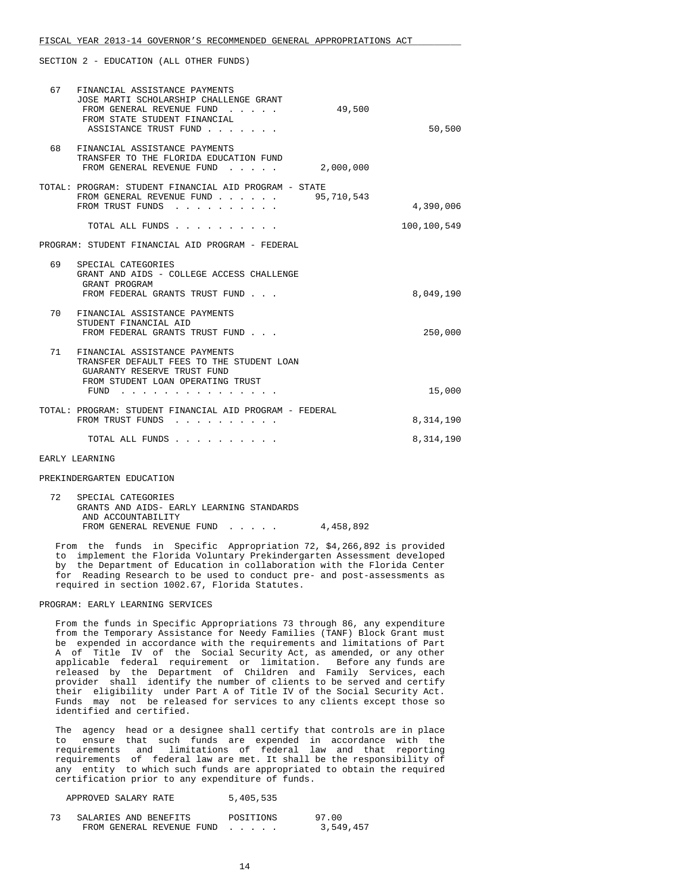SECTION 2 - EDUCATION (ALL OTHER FUNDS)

```
 67   FINANCIAL ASSISTANCE PAYMENTS
      JOSE MARTI SCHOLARSHIP CHALLENGE GRANT
       FROM GENERAL REVENUE FUND  . . . . .          49,500
       FROM STATE STUDENT FINANCIAL
        ASSISTANCE TRUST FUND . . . . . . .                          50,500

 68   FINANCIAL ASSISTANCE PAYMENTS
      TRANSFER TO THE FLORIDA EDUCATION FUND
       FROM GENERAL REVENUE FUND  . . . . .       2,000,000

TOTAL: PROGRAM: STUDENT FINANCIAL AID PROGRAM - STATE
       FROM GENERAL REVENUE FUND . . . . . .     95,710,543
       FROM TRUST FUNDS  . . . . . . . . . .                      4,390,006

         TOTAL ALL FUNDS . . . . . . . . . .                    100,100,549

PROGRAM: STUDENT FINANCIAL AID PROGRAM - FEDERAL

 69   SPECIAL CATEGORIES
      GRANT AND AIDS - COLLEGE ACCESS CHALLENGE
       GRANT PROGRAM
       FROM FEDERAL GRANTS TRUST FUND . . .                       8,049,190

 70   FINANCIAL ASSISTANCE PAYMENTS
      STUDENT FINANCIAL AID
       FROM FEDERAL GRANTS TRUST FUND . . .                         250,000

 71   FINANCIAL ASSISTANCE PAYMENTS
      TRANSFER DEFAULT FEES TO THE STUDENT LOAN
       GUARANTY RESERVE TRUST FUND
       FROM STUDENT LOAN OPERATING TRUST
        FUND  . . . . . . . . . . . . . . .                          15,000

TOTAL: PROGRAM: STUDENT FINANCIAL AID PROGRAM - FEDERAL
       FROM TRUST FUNDS  . . . . . . . . . .                      8,314,190

         TOTAL ALL FUNDS . . . . . . . . . .                      8,314,190

EARLY LEARNING

PREKINDERGARTEN EDUCATION

 72   SPECIAL CATEGORIES
      GRANTS AND AIDS- EARLY LEARNING STANDARDS
       AND ACCOUNTABILITY
       FROM GENERAL REVENUE FUND  . . . . .       4,458,892
```

From the funds in Specific Appropriation 72, $4,266,892 is provided to implement the Florida Voluntary Prekindergarten Assessment developed by the Department of Education in collaboration with the Florida Center for Reading Research to be used to conduct pre- and post-assessments as required in section 1002.67, Florida Statutes.

PROGRAM: EARLY LEARNING SERVICES

From the funds in Specific Appropriations 73 through 86, any expenditure from the Temporary Assistance for Needy Families (TANF) Block Grant must be expended in accordance with the requirements and limitations of Part A of Title IV of the Social Security Act, as amended, or any other applicable federal requirement or limitation. Before any funds are released by the Department of Children and Family Services, each provider shall identify the number of clients to be served and certify their eligibility under Part A of Title IV of the Social Security Act. Funds may not be released for services to any clients except those so identified and certified.

The agency head or a designee shall certify that controls are in place to ensure that such funds are expended in accordance with the requirements and limitations of federal law and that reporting requirements of federal law are met. It shall be the responsibility of any entity to which such funds are appropriated to obtain the required certification prior to any expenditure of funds.

```
   APPROVED SALARY RATE         5,405,535

 73   SALARIES AND BENEFITS       POSITIONS       97.00
       FROM GENERAL REVENUE FUND  . . . . .       3,549,457
```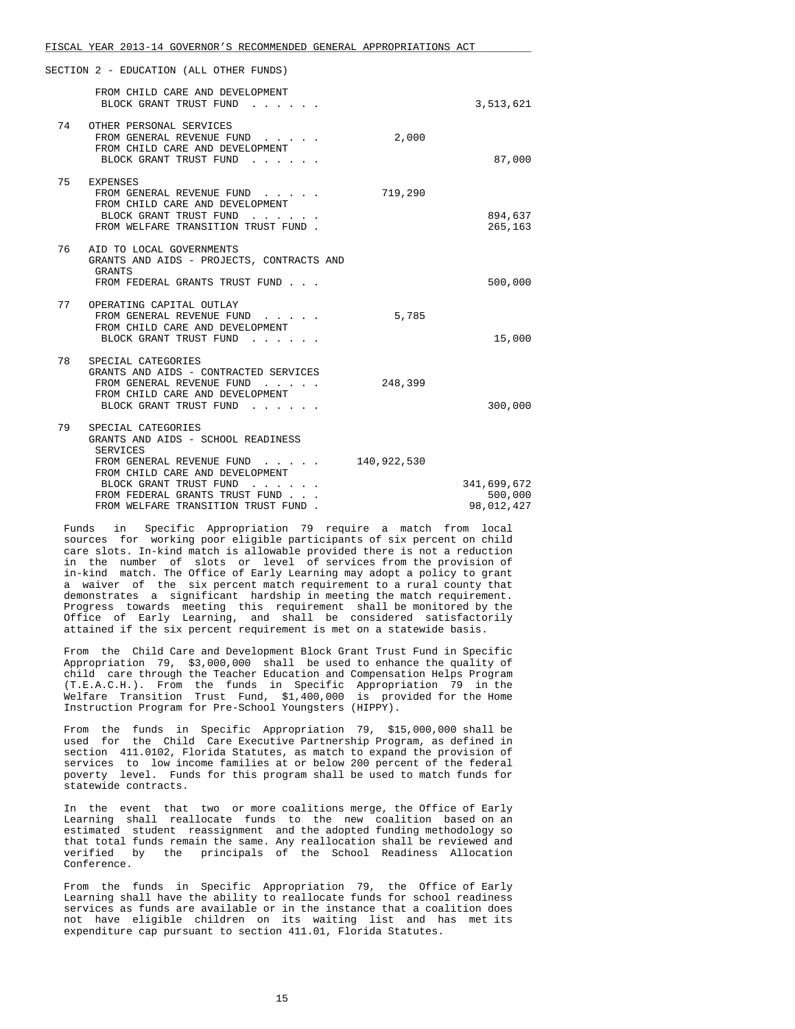SECTION 2 - EDUCATION (ALL OTHER FUNDS)

| | | | |
|---|---|---|---|
| | FROM CHILD CARE AND DEVELOPMENT BLOCK GRANT TRUST FUND . . . . . . | | 3,513,621 |
| 74 | OTHER PERSONAL SERVICES | | |
| | FROM GENERAL REVENUE FUND . . . . . | 2,000 | |
| | FROM CHILD CARE AND DEVELOPMENT BLOCK GRANT TRUST FUND . . . . . . | | 87,000 |
| 75 | EXPENSES | | |
| | FROM GENERAL REVENUE FUND . . . . . | 719,290 | |
| | FROM CHILD CARE AND DEVELOPMENT BLOCK GRANT TRUST FUND . . . . . . | | 894,637 |
| | FROM WELFARE TRANSITION TRUST FUND . | | 265,163 |
| 76 | AID TO LOCAL GOVERNMENTS GRANTS AND AIDS - PROJECTS, CONTRACTS AND GRANTS | | |
| | FROM FEDERAL GRANTS TRUST FUND . . . | | 500,000 |
| 77 | OPERATING CAPITAL OUTLAY | | |
| | FROM GENERAL REVENUE FUND . . . . . | 5,785 | |
| | FROM CHILD CARE AND DEVELOPMENT BLOCK GRANT TRUST FUND . . . . . . | | 15,000 |
| 78 | SPECIAL CATEGORIES GRANTS AND AIDS - CONTRACTED SERVICES | | |
| | FROM GENERAL REVENUE FUND . . . . . | 248,399 | |
| | FROM CHILD CARE AND DEVELOPMENT BLOCK GRANT TRUST FUND . . . . . . | | 300,000 |
| 79 | SPECIAL CATEGORIES GRANTS AND AIDS - SCHOOL READINESS SERVICES | | |
| | FROM GENERAL REVENUE FUND . . . . . | 140,922,530 | |
| | FROM CHILD CARE AND DEVELOPMENT BLOCK GRANT TRUST FUND . . . . . . | | 341,699,672 |
| | FROM FEDERAL GRANTS TRUST FUND . . . | | 500,000 |
| | FROM WELFARE TRANSITION TRUST FUND . | | 98,012,427 |

Funds in Specific Appropriation 79 require a match from local sources for working poor eligible participants of six percent on child care slots. In-kind match is allowable provided there is not a reduction in the number of slots or level of services from the provision of in-kind match. The Office of Early Learning may adopt a policy to grant a waiver of the six percent match requirement to a rural county that demonstrates a significant hardship in meeting the match requirement. Progress towards meeting this requirement shall be monitored by the Office of Early Learning, and shall be considered satisfactorily attained if the six percent requirement is met on a statewide basis.

From the Child Care and Development Block Grant Trust Fund in Specific Appropriation 79, $3,000,000 shall be used to enhance the quality of child care through the Teacher Education and Compensation Helps Program (T.E.A.C.H.). From the funds in Specific Appropriation 79 in the Welfare Transition Trust Fund, $1,400,000 is provided for the Home Instruction Program for Pre-School Youngsters (HIPPY).

From the funds in Specific Appropriation 79, $15,000,000 shall be used for the Child Care Executive Partnership Program, as defined in section 411.0102, Florida Statutes, as match to expand the provision of services to low income families at or below 200 percent of the federal poverty level. Funds for this program shall be used to match funds for statewide contracts.

In the event that two or more coalitions merge, the Office of Early Learning shall reallocate funds to the new coalition based on an estimated student reassignment and the adopted funding methodology so that total funds remain the same. Any reallocation shall be reviewed and verified by the principals of the School Readiness Allocation Conference.

From the funds in Specific Appropriation 79, the Office of Early Learning shall have the ability to reallocate funds for school readiness services as funds are available or in the instance that a coalition does not have eligible children on its waiting list and has met its expenditure cap pursuant to section 411.01, Florida Statutes.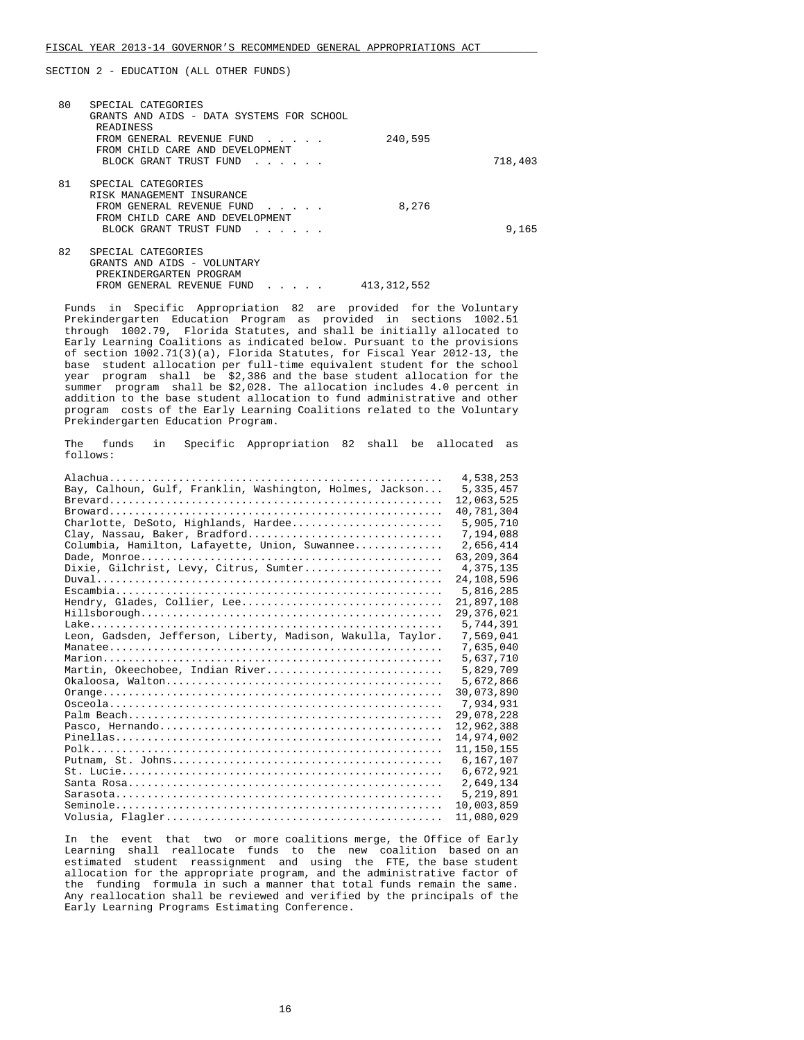SECTION 2 - EDUCATION (ALL OTHER FUNDS)

80 SPECIAL CATEGORIES
GRANTS AND AIDS - DATA SYSTEMS FOR SCHOOL READINESS

| | | |
|---|---|---|
| FROM GENERAL REVENUE FUND . . . . . | 240,595 | |
| FROM CHILD CARE AND DEVELOPMENT BLOCK GRANT TRUST FUND . . . . . . | | 718,403 |

81 SPECIAL CATEGORIES
RISK MANAGEMENT INSURANCE

| | | |
|---|---|---|
| FROM GENERAL REVENUE FUND . . . . . | 8,276 | |
| FROM CHILD CARE AND DEVELOPMENT BLOCK GRANT TRUST FUND . . . . . . | | 9,165 |

82 SPECIAL CATEGORIES
GRANTS AND AIDS - VOLUNTARY PREKINDERGARTEN PROGRAM

| | |
|---|---|
| FROM GENERAL REVENUE FUND . . . . . | 413,312,552 |

Funds in Specific Appropriation 82 are provided for the Voluntary Prekindergarten Education Program as provided in sections 1002.51 through 1002.79, Florida Statutes, and shall be initially allocated to Early Learning Coalitions as indicated below. Pursuant to the provisions of section 1002.71(3)(a), Florida Statutes, for Fiscal Year 2012-13, the base student allocation per full-time equivalent student for the school year program shall be $2,386 and the base student allocation for the summer program shall be $2,028. The allocation includes 4.0 percent in addition to the base student allocation to fund administrative and other program costs of the Early Learning Coalitions related to the Voluntary Prekindergarten Education Program.

The funds in Specific Appropriation 82 shall be allocated as follows:

| | |
|---|---|
| Alachua | 4,538,253 |
| Bay, Calhoun, Gulf, Franklin, Washington, Holmes, Jackson | 5,335,457 |
| Brevard | 12,063,525 |
| Broward | 40,781,304 |
| Charlotte, DeSoto, Highlands, Hardee | 5,905,710 |
| Clay, Nassau, Baker, Bradford | 7,194,088 |
| Columbia, Hamilton, Lafayette, Union, Suwannee | 2,656,414 |
| Dade, Monroe | 63,209,364 |
| Dixie, Gilchrist, Levy, Citrus, Sumter | 4,375,135 |
| Duval | 24,108,596 |
| Escambia | 5,816,285 |
| Hendry, Glades, Collier, Lee | 21,897,108 |
| Hillsborough | 29,376,021 |
| Lake | 5,744,391 |
| Leon, Gadsden, Jefferson, Liberty, Madison, Wakulla, Taylor | 7,569,041 |
| Manatee | 7,635,040 |
| Marion | 5,637,710 |
| Martin, Okeechobee, Indian River | 5,829,709 |
| Okaloosa, Walton | 5,672,866 |
| Orange | 30,073,890 |
| Osceola | 7,934,931 |
| Palm Beach | 29,078,228 |
| Pasco, Hernando | 12,962,388 |
| Pinellas | 14,974,002 |
| Polk | 11,150,155 |
| Putnam, St. Johns | 6,167,107 |
| St. Lucie | 6,672,921 |
| Santa Rosa | 2,649,134 |
| Sarasota | 5,219,891 |
| Seminole | 10,003,859 |
| Volusia, Flagler | 11,080,029 |

In the event that two or more coalitions merge, the Office of Early Learning shall reallocate funds to the new coalition based on an estimated student reassignment and using the FTE, the base student allocation for the appropriate program, and the administrative factor of the funding formula in such a manner that total funds remain the same. Any reallocation shall be reviewed and verified by the principals of the Early Learning Programs Estimating Conference.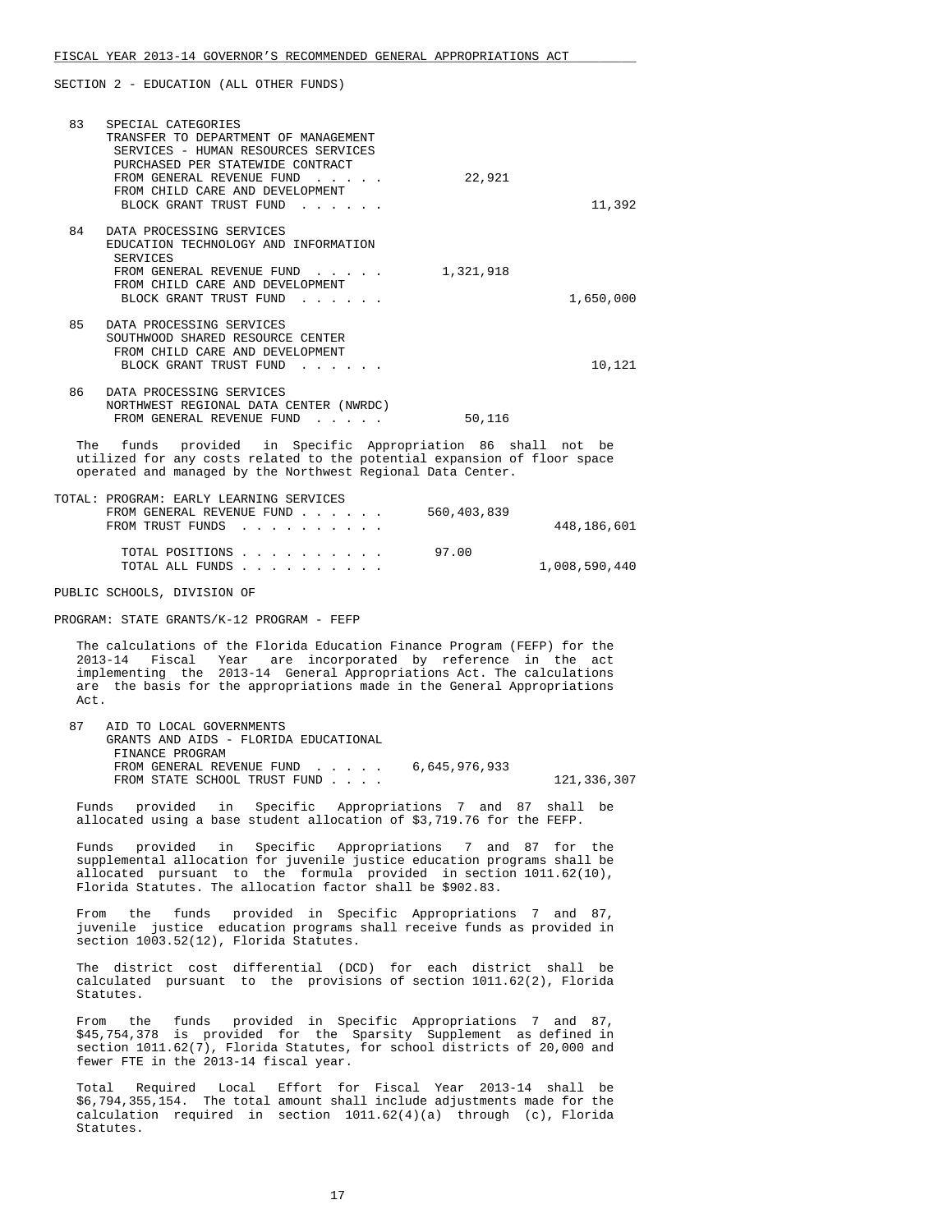SECTION 2 - EDUCATION (ALL OTHER FUNDS)

| | | General Revenue | Trust Funds |
|---|---|---|---|
| 83 | SPECIAL CATEGORIES<br>TRANSFER TO DEPARTMENT OF MANAGEMENT SERVICES - HUMAN RESOURCES SERVICES PURCHASED PER STATEWIDE CONTRACT | | |
| | FROM GENERAL REVENUE FUND . . . . . | 22,921 | |
| | FROM CHILD CARE AND DEVELOPMENT BLOCK GRANT TRUST FUND . . . . . . | | 11,392 |
| 84 | DATA PROCESSING SERVICES<br>EDUCATION TECHNOLOGY AND INFORMATION SERVICES | | |
| | FROM GENERAL REVENUE FUND . . . . . | 1,321,918 | |
| | FROM CHILD CARE AND DEVELOPMENT BLOCK GRANT TRUST FUND . . . . . . | | 1,650,000 |
| 85 | DATA PROCESSING SERVICES<br>SOUTHWOOD SHARED RESOURCE CENTER | | |
| | FROM CHILD CARE AND DEVELOPMENT BLOCK GRANT TRUST FUND . . . . . . | | 10,121 |
| 86 | DATA PROCESSING SERVICES<br>NORTHWEST REGIONAL DATA CENTER (NWRDC) | | |
| | FROM GENERAL REVENUE FUND . . . . . | 50,116 | |

The funds provided in Specific Appropriation 86 shall not be utilized for any costs related to the potential expansion of floor space operated and managed by the Northwest Regional Data Center.

| TOTAL: PROGRAM: EARLY LEARNING SERVICES | | |
|---|---|---|
| FROM GENERAL REVENUE FUND . . . . . . | 560,403,839 | |
| FROM TRUST FUNDS . . . . . . . . . . | | 448,186,601 |
| TOTAL POSITIONS . . . . . . . . . . | 97.00 | |
| TOTAL ALL FUNDS . . . . . . . . . . | | 1,008,590,440 |

PUBLIC SCHOOLS, DIVISION OF

PROGRAM: STATE GRANTS/K-12 PROGRAM - FEFP

The calculations of the Florida Education Finance Program (FEFP) for the 2013-14 Fiscal Year are incorporated by reference in the act implementing the 2013-14 General Appropriations Act. The calculations are the basis for the appropriations made in the General Appropriations Act.

| | | General Revenue | Trust Funds |
|---|---|---|---|
| 87 | AID TO LOCAL GOVERNMENTS<br>GRANTS AND AIDS - FLORIDA EDUCATIONAL FINANCE PROGRAM | | |
| | FROM GENERAL REVENUE FUND . . . . . | 6,645,976,933 | |
| | FROM STATE SCHOOL TRUST FUND . . . . | | 121,336,307 |

Funds provided in Specific Appropriations 7 and 87 shall be allocated using a base student allocation of $3,719.76 for the FEFP.

Funds provided in Specific Appropriations 7 and 87 for the supplemental allocation for juvenile justice education programs shall be allocated pursuant to the formula provided in section 1011.62(10), Florida Statutes. The allocation factor shall be $902.83.

From the funds provided in Specific Appropriations 7 and 87, juvenile justice education programs shall receive funds as provided in section 1003.52(12), Florida Statutes.

The district cost differential (DCD) for each district shall be calculated pursuant to the provisions of section 1011.62(2), Florida Statutes.

From the funds provided in Specific Appropriations 7 and 87, $45,754,378 is provided for the Sparsity Supplement as defined in section 1011.62(7), Florida Statutes, for school districts of 20,000 and fewer FTE in the 2013-14 fiscal year.

Total Required Local Effort for Fiscal Year 2013-14 shall be $6,794,355,154. The total amount shall include adjustments made for the calculation required in section 1011.62(4)(a) through (c), Florida Statutes.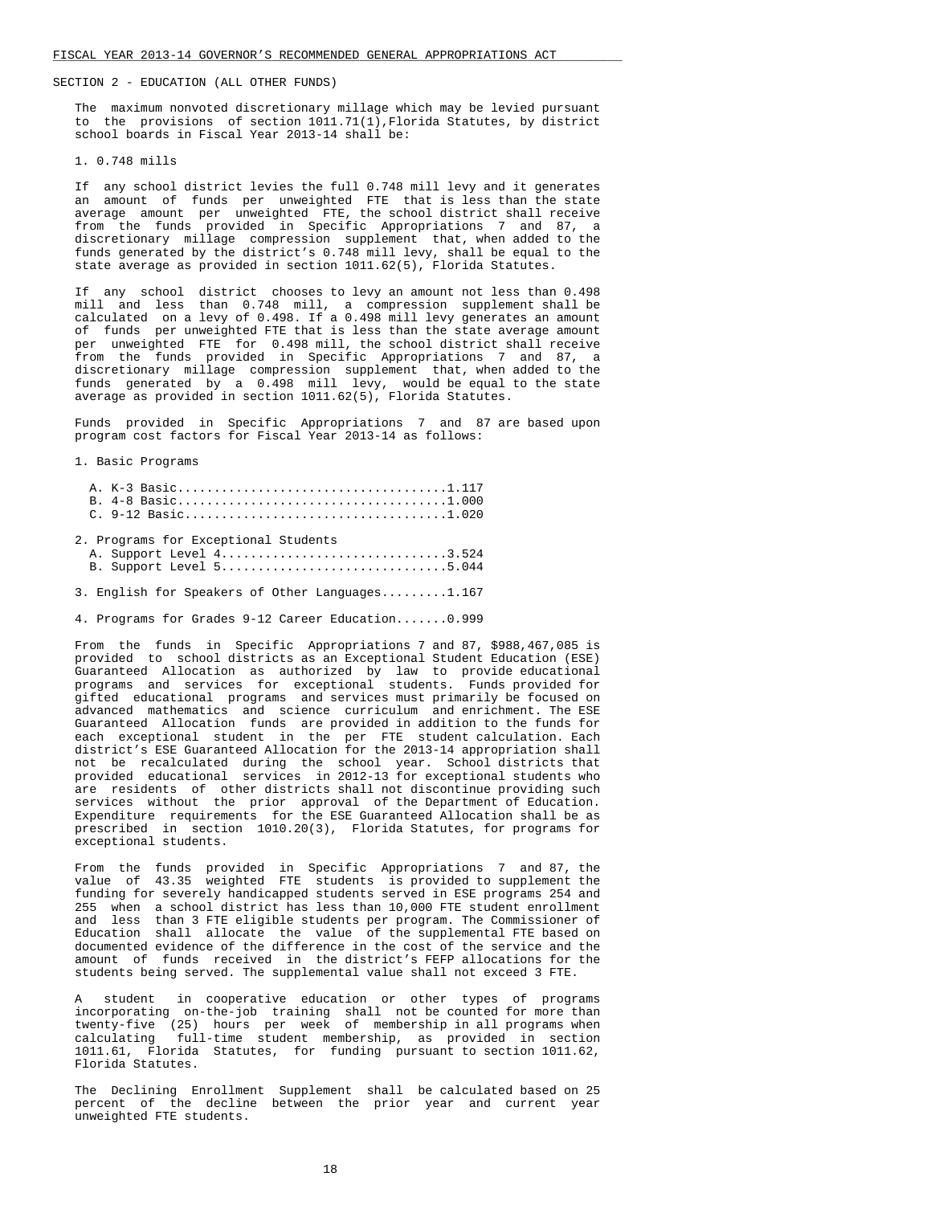SECTION 2 - EDUCATION (ALL OTHER FUNDS)

The maximum nonvoted discretionary millage which may be levied pursuant to the provisions of section 1011.71(1),Florida Statutes, by district school boards in Fiscal Year 2013-14 shall be:

1. 0.748 mills

If any school district levies the full 0.748 mill levy and it generates an amount of funds per unweighted FTE that is less than the state average amount per unweighted FTE, the school district shall receive from the funds provided in Specific Appropriations 7 and 87, a discretionary millage compression supplement that, when added to the funds generated by the district's 0.748 mill levy, shall be equal to the state average as provided in section 1011.62(5), Florida Statutes.

If any school district chooses to levy an amount not less than 0.498 mill and less than 0.748 mill, a compression supplement shall be calculated on a levy of 0.498. If a 0.498 mill levy generates an amount of funds per unweighted FTE that is less than the state average amount per unweighted FTE for 0.498 mill, the school district shall receive from the funds provided in Specific Appropriations 7 and 87, a discretionary millage compression supplement that, when added to the funds generated by a 0.498 mill levy, would be equal to the state average as provided in section 1011.62(5), Florida Statutes.

Funds provided in Specific Appropriations 7 and 87 are based upon program cost factors for Fiscal Year 2013-14 as follows:

1. Basic Programs

   A. K-3 Basic....................................1.117
   B. 4-8 Basic....................................1.000
   C. 9-12 Basic...................................1.020

2. Programs for Exceptional Students
   A. Support Level 4..............................3.524
   B. Support Level 5..............................5.044

3. English for Speakers of Other Languages.........1.167

4. Programs for Grades 9-12 Career Education.......0.999

From the funds in Specific Appropriations 7 and 87, $988,467,085 is provided to school districts as an Exceptional Student Education (ESE) Guaranteed Allocation as authorized by law to provide educational programs and services for exceptional students. Funds provided for gifted educational programs and services must primarily be focused on advanced mathematics and science curriculum and enrichment. The ESE Guaranteed Allocation funds are provided in addition to the funds for each exceptional student in the per FTE student calculation. Each district's ESE Guaranteed Allocation for the 2013-14 appropriation shall not be recalculated during the school year. School districts that provided educational services in 2012-13 for exceptional students who are residents of other districts shall not discontinue providing such services without the prior approval of the Department of Education. Expenditure requirements for the ESE Guaranteed Allocation shall be as prescribed in section 1010.20(3), Florida Statutes, for programs for exceptional students.

From the funds provided in Specific Appropriations 7 and 87, the value of 43.35 weighted FTE students is provided to supplement the funding for severely handicapped students served in ESE programs 254 and 255 when a school district has less than 10,000 FTE student enrollment and less than 3 FTE eligible students per program. The Commissioner of Education shall allocate the value of the supplemental FTE based on documented evidence of the difference in the cost of the service and the amount of funds received in the district's FEFP allocations for the students being served. The supplemental value shall not exceed 3 FTE.

A student in cooperative education or other types of programs incorporating on-the-job training shall not be counted for more than twenty-five (25) hours per week of membership in all programs when calculating full-time student membership, as provided in section 1011.61, Florida Statutes, for funding pursuant to section 1011.62, Florida Statutes.

The Declining Enrollment Supplement shall be calculated based on 25 percent of the decline between the prior year and current year unweighted FTE students.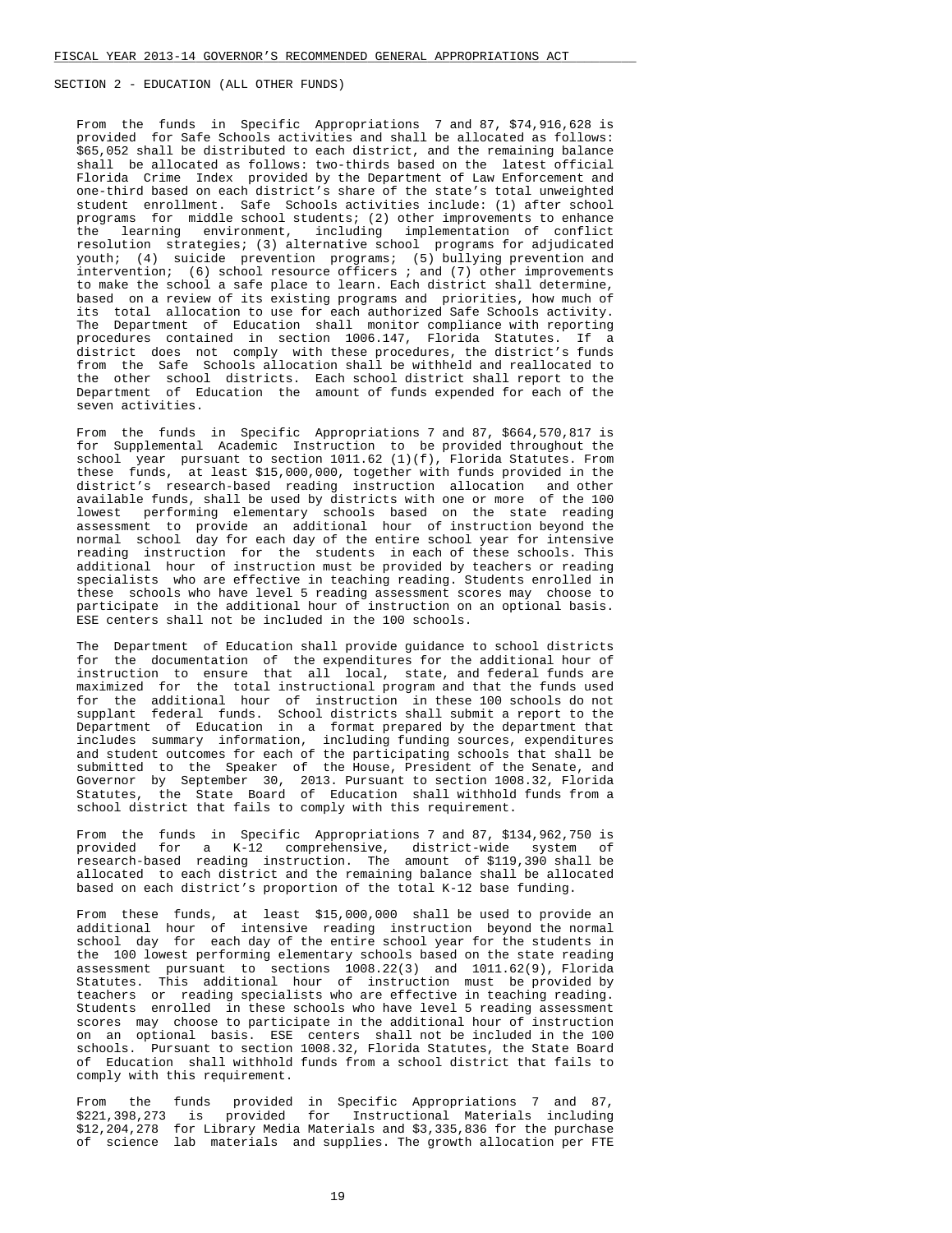From the funds in Specific Appropriations 7 and 87, $74,916,628 is provided for Safe Schools activities and shall be allocated as follows: $65,052 shall be distributed to each district, and the remaining balance shall be allocated as follows: two-thirds based on the latest official Florida Crime Index provided by the Department of Law Enforcement and one-third based on each district's share of the state's total unweighted student enrollment. Safe Schools activities include: (1) after school programs for middle school students; (2) other improvements to enhance the learning environment, including implementation of conflict resolution strategies; (3) alternative school programs for adjudicated youth; (4) suicide prevention programs; (5) bullying prevention and intervention; (6) school resource officers ; and (7) other improvements to make the school a safe place to learn. Each district shall determine, based on a review of its existing programs and priorities, how much of its total allocation to use for each authorized Safe Schools activity. The Department of Education shall monitor compliance with reporting procedures contained in section 1006.147, Florida Statutes. If a district does not comply with these procedures, the district's funds from the Safe Schools allocation shall be withheld and reallocated to the other school districts. Each school district shall report to the Department of Education the amount of funds expended for each of the seven activities.

From the funds in Specific Appropriations 7 and 87, $664,570,817 is for Supplemental Academic Instruction to be provided throughout the school year pursuant to section 1011.62 (1)(f), Florida Statutes. From these funds, at least $15,000,000, together with funds provided in the district's research-based reading instruction allocation and other available funds, shall be used by districts with one or more of the 100 lowest performing elementary schools based on the state reading assessment to provide an additional hour of instruction beyond the normal school day for each day of the entire school year for intensive reading instruction for the students in each of these schools. This additional hour of instruction must be provided by teachers or reading specialists who are effective in teaching reading. Students enrolled in these schools who have level 5 reading assessment scores may choose to participate in the additional hour of instruction on an optional basis. ESE centers shall not be included in the 100 schools.

The Department of Education shall provide guidance to school districts for the documentation of the expenditures for the additional hour of instruction to ensure that all local, state, and federal funds are maximized for the total instructional program and that the funds used for the additional hour of instruction in these 100 schools do not supplant federal funds. School districts shall submit a report to the Department of Education in a format prepared by the department that includes summary information, including funding sources, expenditures and student outcomes for each of the participating schools that shall be submitted to the Speaker of the House, President of the Senate, and Governor by September 30, 2013. Pursuant to section 1008.32, Florida Statutes, the State Board of Education shall withhold funds from a school district that fails to comply with this requirement.

From the funds in Specific Appropriations 7 and 87, $134,962,750 is provided for a K-12 comprehensive, district-wide system of research-based reading instruction. The amount of $119,390 shall be allocated to each district and the remaining balance shall be allocated based on each district's proportion of the total K-12 base funding.

From these funds, at least $15,000,000 shall be used to provide an additional hour of intensive reading instruction beyond the normal school day for each day of the entire school year for the students in the 100 lowest performing elementary schools based on the state reading assessment pursuant to sections 1008.22(3) and 1011.62(9), Florida Statutes. This additional hour of instruction must be provided by teachers or reading specialists who are effective in teaching reading. Students enrolled in these schools who have level 5 reading assessment scores may choose to participate in the additional hour of instruction on an optional basis. ESE centers shall not be included in the 100 schools. Pursuant to section 1008.32, Florida Statutes, the State Board of Education shall withhold funds from a school district that fails to comply with this requirement.

From the funds provided in Specific Appropriations 7 and 87, $221,398,273 is provided for Instructional Materials including $12,204,278 for Library Media Materials and $3,335,836 for the purchase of science lab materials and supplies. The growth allocation per FTE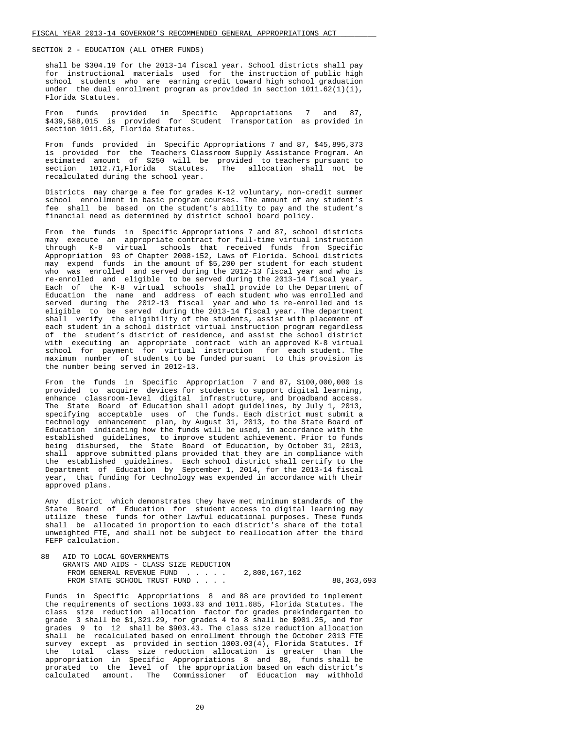SECTION 2 - EDUCATION (ALL OTHER FUNDS)

shall be $304.19 for the 2013-14 fiscal year. School districts shall pay for instructional materials used for the instruction of public high school students who are earning credit toward high school graduation under the dual enrollment program as provided in section 1011.62(1)(i), Florida Statutes.

From funds provided in Specific Appropriations 7 and 87, $439,588,015 is provided for Student Transportation as provided in section 1011.68, Florida Statutes.

From funds provided in Specific Appropriations 7 and 87, $45,895,373 is provided for the Teachers Classroom Supply Assistance Program. An estimated amount of $250 will be provided to teachers pursuant to section 1012.71,Florida Statutes. The allocation shall not be recalculated during the school year.

Districts may charge a fee for grades K-12 voluntary, non-credit summer school enrollment in basic program courses. The amount of any student's fee shall be based on the student's ability to pay and the student's financial need as determined by district school board policy.

From the funds in Specific Appropriations 7 and 87, school districts may execute an appropriate contract for full-time virtual instruction through K-8 virtual schools that received funds from Specific Appropriation 93 of Chapter 2008-152, Laws of Florida. School districts may expend funds in the amount of $5,200 per student for each student who was enrolled and served during the 2012-13 fiscal year and who is re-enrolled and eligible to be served during the 2013-14 fiscal year. Each of the K-8 virtual schools shall provide to the Department of Education the name and address of each student who was enrolled and served during the 2012-13 fiscal year and who is re-enrolled and is eligible to be served during the 2013-14 fiscal year. The department shall verify the eligibility of the students, assist with placement of each student in a school district virtual instruction program regardless of the student's district of residence, and assist the school district with executing an appropriate contract with an approved K-8 virtual school for payment for virtual instruction for each student. The maximum number of students to be funded pursuant to this provision is the number being served in 2012-13.

From the funds in Specific Appropriation 7 and 87, $100,000,000 is provided to acquire devices for students to support digital learning, enhance classroom-level digital infrastructure, and broadband access. The State Board of Education shall adopt guidelines, by July 1, 2013, specifying acceptable uses of the funds. Each district must submit a technology enhancement plan, by August 31, 2013, to the State Board of Education indicating how the funds will be used, in accordance with the established guidelines, to improve student achievement. Prior to funds being disbursed, the State Board of Education, by October 31, 2013, shall approve submitted plans provided that they are in compliance with the established guidelines. Each school district shall certify to the Department of Education by September 1, 2014, for the 2013-14 fiscal year, that funding for technology was expended in accordance with their approved plans.

Any district which demonstrates they have met minimum standards of the State Board of Education for student access to digital learning may utilize these funds for other lawful educational purposes. These funds shall be allocated in proportion to each district's share of the total unweighted FTE, and shall not be subject to reallocation after the third FEFP calculation.

88 AID TO LOCAL GOVERNMENTS
GRANTS AND AIDS - CLASS SIZE REDUCTION

| | | |
|---|---|---|
| FROM GENERAL REVENUE FUND . . . . . | 2,800,167,162 | |
| FROM STATE SCHOOL TRUST FUND . . . . | | 88,363,693 |

Funds in Specific Appropriations 8 and 88 are provided to implement the requirements of sections 1003.03 and 1011.685, Florida Statutes. The class size reduction allocation factor for grades prekindergarten to grade 3 shall be $1,321.29, for grades 4 to 8 shall be $901.25, and for grades 9 to 12 shall be $903.43. The class size reduction allocation shall be recalculated based on enrollment through the October 2013 FTE survey except as provided in section 1003.03(4), Florida Statutes. If the total class size reduction allocation is greater than the appropriation in Specific Appropriations 8 and 88, funds shall be prorated to the level of the appropriation based on each district's calculated amount. The Commissioner of Education may withhold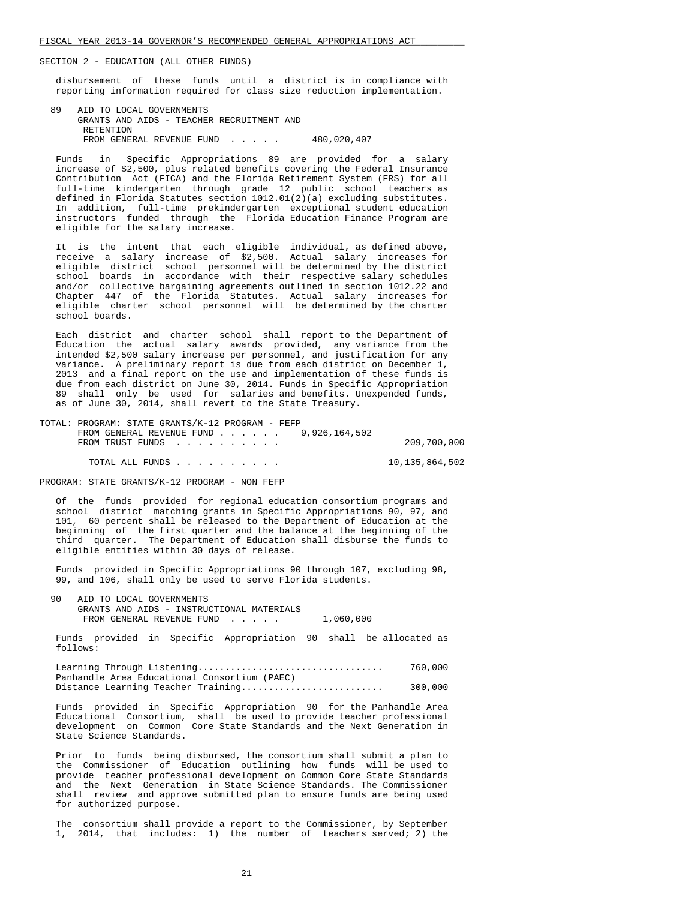SECTION 2 - EDUCATION (ALL OTHER FUNDS)

disbursement of these funds until a district is in compliance with reporting information required for class size reduction implementation.

89 AID TO LOCAL GOVERNMENTS
GRANTS AND AIDS - TEACHER RECRUITMENT AND RETENTION
FROM GENERAL REVENUE FUND . . . . . 480,020,407

Funds in Specific Appropriations 89 are provided for a salary increase of $2,500, plus related benefits covering the Federal Insurance Contribution Act (FICA) and the Florida Retirement System (FRS) for all full-time kindergarten through grade 12 public school teachers as defined in Florida Statutes section 1012.01(2)(a) excluding substitutes. In addition, full-time prekindergarten exceptional student education instructors funded through the Florida Education Finance Program are eligible for the salary increase.

It is the intent that each eligible individual, as defined above, receive a salary increase of $2,500. Actual salary increases for eligible district school personnel will be determined by the district school boards in accordance with their respective salary schedules and/or collective bargaining agreements outlined in section 1012.22 and Chapter 447 of the Florida Statutes. Actual salary increases for eligible charter school personnel will be determined by the charter school boards.

Each district and charter school shall report to the Department of Education the actual salary awards provided, any variance from the intended $2,500 salary increase per personnel, and justification for any variance. A preliminary report is due from each district on December 1, 2013 and a final report on the use and implementation of these funds is due from each district on June 30, 2014. Funds in Specific Appropriation 89 shall only be used for salaries and benefits. Unexpended funds, as of June 30, 2014, shall revert to the State Treasury.

TOTAL: PROGRAM: STATE GRANTS/K-12 PROGRAM - FEFP
FROM GENERAL REVENUE FUND . . . . . . 9,926,164,502
FROM TRUST FUNDS . . . . . . . . . . 209,700,000

TOTAL ALL FUNDS . . . . . . . . . . 10,135,864,502

PROGRAM: STATE GRANTS/K-12 PROGRAM - NON FEFP

Of the funds provided for regional education consortium programs and school district matching grants in Specific Appropriations 90, 97, and 101, 60 percent shall be released to the Department of Education at the beginning of the first quarter and the balance at the beginning of the third quarter. The Department of Education shall disburse the funds to eligible entities within 30 days of release.

Funds provided in Specific Appropriations 90 through 107, excluding 98, 99, and 106, shall only be used to serve Florida students.

90 AID TO LOCAL GOVERNMENTS
GRANTS AND AIDS - INSTRUCTIONAL MATERIALS
FROM GENERAL REVENUE FUND . . . . . 1,060,000

Funds provided in Specific Appropriation 90 shall be allocated as follows:

| | |
|---|---|
| Learning Through Listening | 760,000 |
| Panhandle Area Educational Consortium (PAEC) Distance Learning Teacher Training | 300,000 |

Funds provided in Specific Appropriation 90 for the Panhandle Area Educational Consortium, shall be used to provide teacher professional development on Common Core State Standards and the Next Generation in State Science Standards.

Prior to funds being disbursed, the consortium shall submit a plan to the Commissioner of Education outlining how funds will be used to provide teacher professional development on Common Core State Standards and the Next Generation in State Science Standards. The Commissioner shall review and approve submitted plan to ensure funds are being used for authorized purpose.

The consortium shall provide a report to the Commissioner, by September 1, 2014, that includes: 1) the number of teachers served; 2) the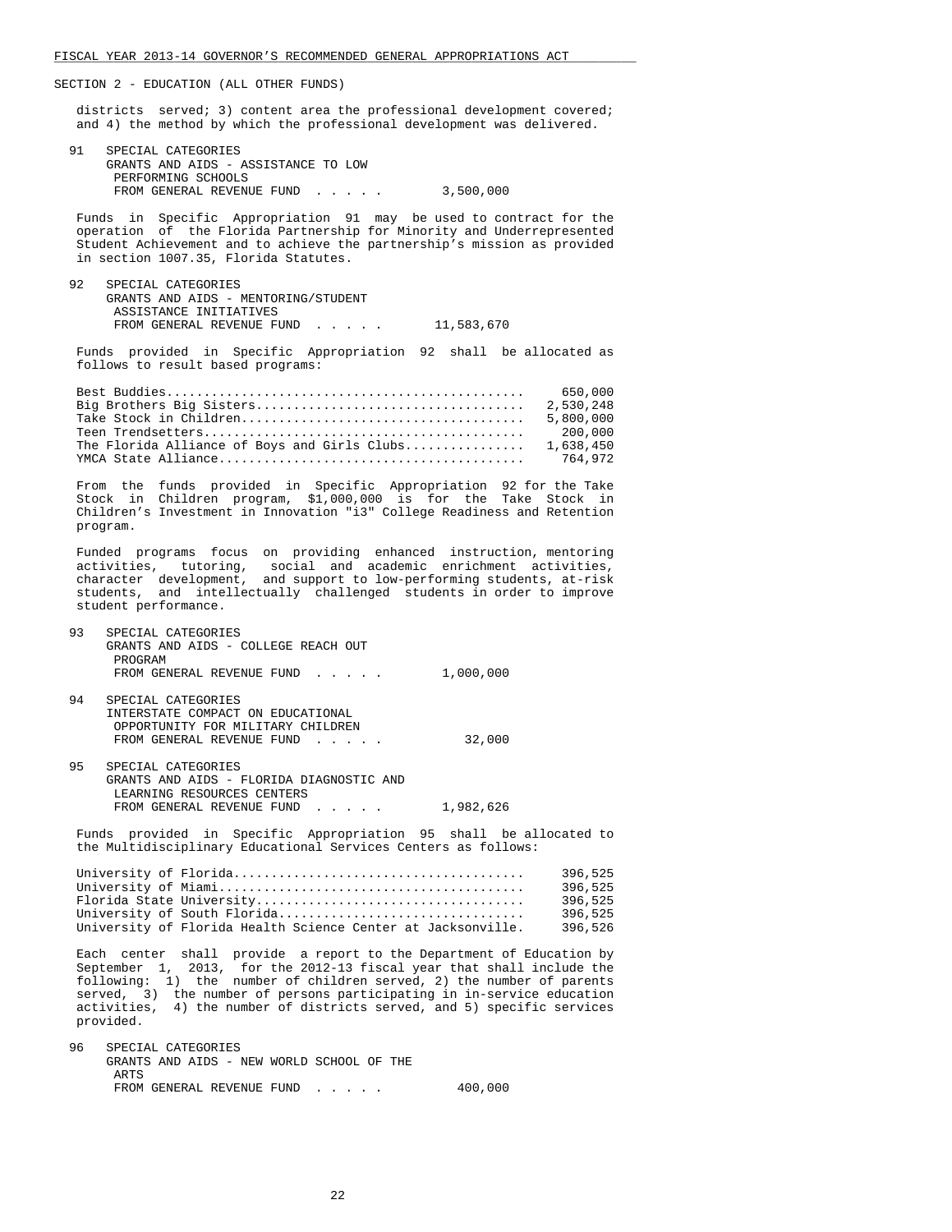SECTION 2 - EDUCATION (ALL OTHER FUNDS)

districts served; 3) content area the professional development covered; and 4) the method by which the professional development was delivered.

91 SPECIAL CATEGORIES
GRANTS AND AIDS - ASSISTANCE TO LOW PERFORMING SCHOOLS
FROM GENERAL REVENUE FUND . . . . . 3,500,000

Funds in Specific Appropriation 91 may be used to contract for the operation of the Florida Partnership for Minority and Underrepresented Student Achievement and to achieve the partnership's mission as provided in section 1007.35, Florida Statutes.

92 SPECIAL CATEGORIES
GRANTS AND AIDS - MENTORING/STUDENT ASSISTANCE INITIATIVES
FROM GENERAL REVENUE FUND . . . . . 11,583,670

Funds provided in Specific Appropriation 92 shall be allocated as follows to result based programs:

| Program | Amount |
|---|---|
| Best Buddies | 650,000 |
| Big Brothers Big Sisters | 2,530,248 |
| Take Stock in Children | 5,800,000 |
| Teen Trendsetters | 200,000 |
| The Florida Alliance of Boys and Girls Clubs | 1,638,450 |
| YMCA State Alliance | 764,972 |

From the funds provided in Specific Appropriation 92 for the Take Stock in Children program, $1,000,000 is for the Take Stock in Children's Investment in Innovation "i3" College Readiness and Retention program.

Funded programs focus on providing enhanced instruction, mentoring activities, tutoring, social and academic enrichment activities, character development, and support to low-performing students, at-risk students, and intellectually challenged students in order to improve student performance.

93 SPECIAL CATEGORIES
GRANTS AND AIDS - COLLEGE REACH OUT PROGRAM
FROM GENERAL REVENUE FUND . . . . . 1,000,000

94 SPECIAL CATEGORIES
INTERSTATE COMPACT ON EDUCATIONAL OPPORTUNITY FOR MILITARY CHILDREN
FROM GENERAL REVENUE FUND . . . . . 32,000

95 SPECIAL CATEGORIES
GRANTS AND AIDS - FLORIDA DIAGNOSTIC AND LEARNING RESOURCES CENTERS
FROM GENERAL REVENUE FUND . . . . . 1,982,626

Funds provided in Specific Appropriation 95 shall be allocated to the Multidisciplinary Educational Services Centers as follows:

| Center | Amount |
|---|---|
| University of Florida | 396,525 |
| University of Miami | 396,525 |
| Florida State University | 396,525 |
| University of South Florida | 396,525 |
| University of Florida Health Science Center at Jacksonville | 396,526 |

Each center shall provide a report to the Department of Education by September 1, 2013, for the 2012-13 fiscal year that shall include the following: 1) the number of children served, 2) the number of parents served, 3) the number of persons participating in in-service education activities, 4) the number of districts served, and 5) specific services provided.

96 SPECIAL CATEGORIES
GRANTS AND AIDS - NEW WORLD SCHOOL OF THE ARTS
FROM GENERAL REVENUE FUND . . . . . 400,000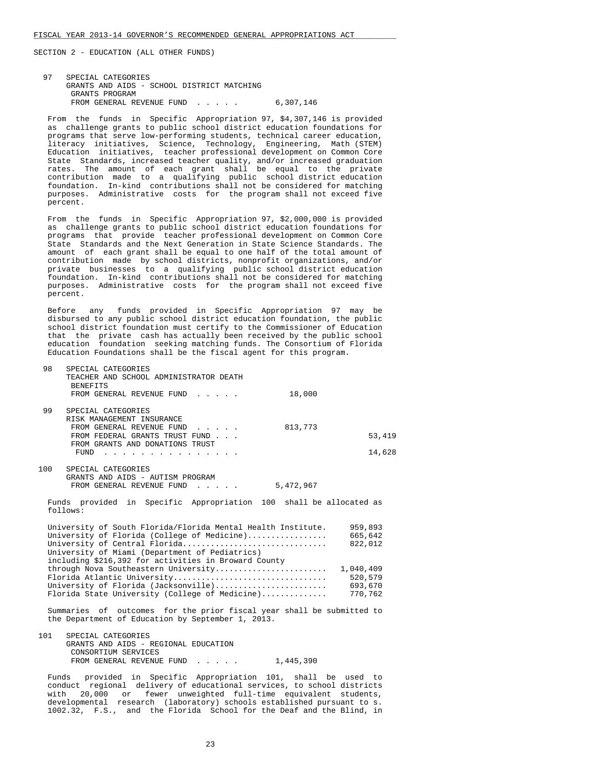SECTION 2 - EDUCATION (ALL OTHER FUNDS)

97 SPECIAL CATEGORIES
GRANTS AND AIDS - SCHOOL DISTRICT MATCHING GRANTS PROGRAM
FROM GENERAL REVENUE FUND . . . . . 6,307,146

From the funds in Specific Appropriation 97, $4,307,146 is provided as challenge grants to public school district education foundations for programs that serve low-performing students, technical career education, literacy initiatives, Science, Technology, Engineering, Math (STEM) Education initiatives, teacher professional development on Common Core State Standards, increased teacher quality, and/or increased graduation rates. The amount of each grant shall be equal to the private contribution made to a qualifying public school district education foundation. In-kind contributions shall not be considered for matching purposes. Administrative costs for the program shall not exceed five percent.

From the funds in Specific Appropriation 97, $2,000,000 is provided as challenge grants to public school district education foundations for programs that provide teacher professional development on Common Core State Standards and the Next Generation in State Science Standards. The amount of each grant shall be equal to one half of the total amount of contribution made by school districts, nonprofit organizations, and/or private businesses to a qualifying public school district education foundation. In-kind contributions shall not be considered for matching purposes. Administrative costs for the program shall not exceed five percent.

Before any funds provided in Specific Appropriation 97 may be disbursed to any public school district education foundation, the public school district foundation must certify to the Commissioner of Education that the private cash has actually been received by the public school education foundation seeking matching funds. The Consortium of Florida Education Foundations shall be the fiscal agent for this program.

98 SPECIAL CATEGORIES
TEACHER AND SCHOOL ADMINISTRATOR DEATH BENEFITS
FROM GENERAL REVENUE FUND . . . . . 18,000

99 SPECIAL CATEGORIES
RISK MANAGEMENT INSURANCE
FROM GENERAL REVENUE FUND . . . . . 813,773
FROM FEDERAL GRANTS TRUST FUND . . . 53,419
FROM GRANTS AND DONATIONS TRUST FUND . . . . . . . . . . . . . . . 14,628

100 SPECIAL CATEGORIES
GRANTS AND AIDS - AUTISM PROGRAM
FROM GENERAL REVENUE FUND . . . . . 5,472,967

Funds provided in Specific Appropriation 100 shall be allocated as follows:

| Recipient | Amount |
|---|---|
| University of South Florida/Florida Mental Health Institute. | 959,893 |
| University of Florida (College of Medicine)................. | 665,642 |
| University of Central Florida.............................. | 822,012 |
| University of Miami (Department of Pediatrics) including $216,392 for activities in Broward County through Nova Southeastern University........................ | 1,040,409 |
| Florida Atlantic University................................. | 520,579 |
| University of Florida (Jacksonville)........................ | 693,670 |
| Florida State University (College of Medicine).............. | 770,762 |

Summaries of outcomes for the prior fiscal year shall be submitted to the Department of Education by September 1, 2013.

101 SPECIAL CATEGORIES
GRANTS AND AIDS - REGIONAL EDUCATION CONSORTIUM SERVICES
FROM GENERAL REVENUE FUND . . . . . 1,445,390

Funds provided in Specific Appropriation 101, shall be used to conduct regional delivery of educational services, to school districts with 20,000 or fewer unweighted full-time equivalent students, developmental research (laboratory) schools established pursuant to s. 1002.32, F.S., and the Florida School for the Deaf and the Blind, in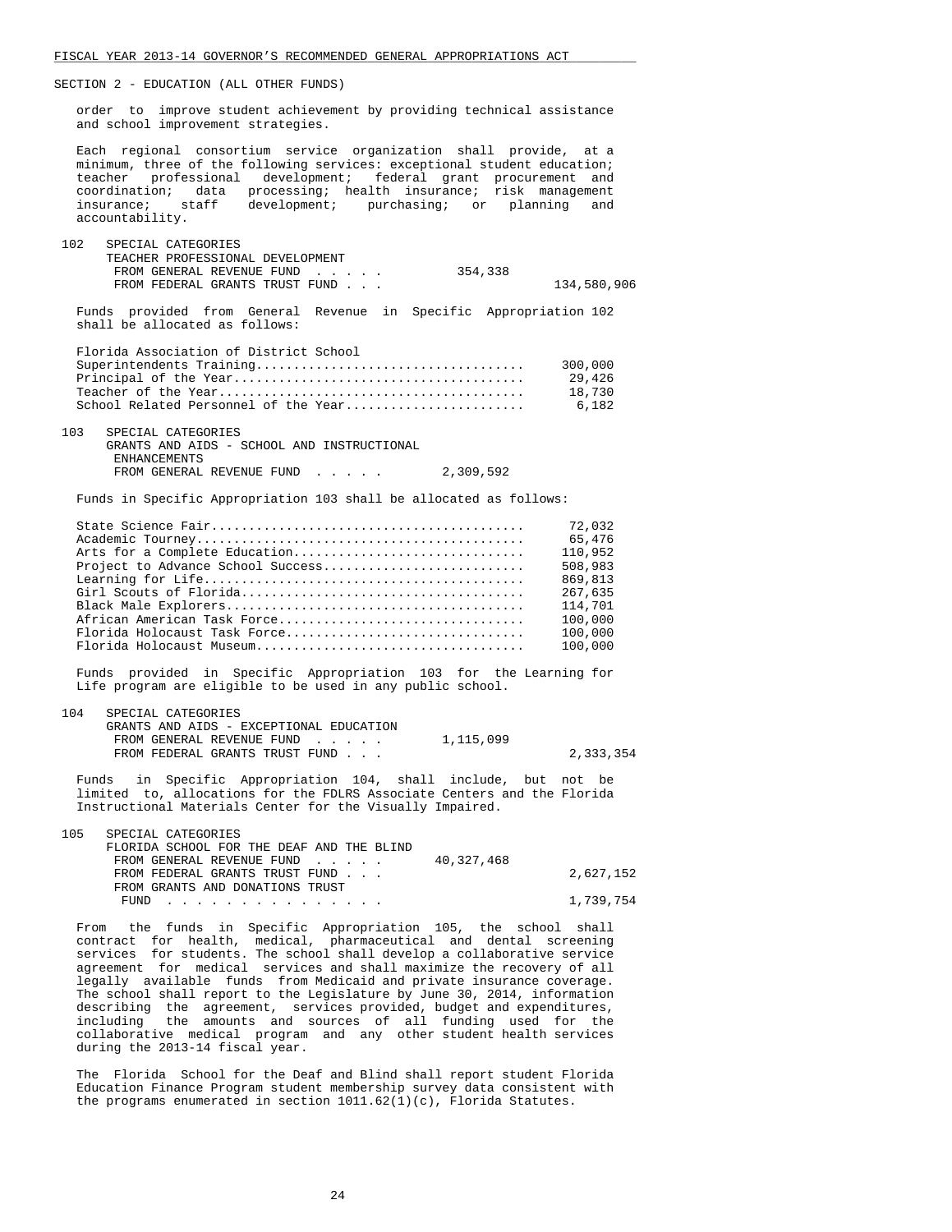FISCAL YEAR 2013-14 GOVERNOR'S RECOMMENDED GENERAL APPROPRIATIONS ACT

SECTION 2 - EDUCATION (ALL OTHER FUNDS)

order to improve student achievement by providing technical assistance and school improvement strategies.

Each regional consortium service organization shall provide, at a minimum, three of the following services: exceptional student education; teacher professional development; federal grant procurement and coordination; data processing; health insurance; risk management insurance; staff development; purchasing; or planning and accountability.

102 SPECIAL CATEGORIES
TEACHER PROFESSIONAL DEVELOPMENT

| | | |
|---|---|---|
| FROM GENERAL REVENUE FUND . . . . . | 354,338 | |
| FROM FEDERAL GRANTS TRUST FUND . . . | | 134,580,906 |

Funds provided from General Revenue in Specific Appropriation 102 shall be allocated as follows:

| | |
|---|---|
| Florida Association of District School Superintendents Training | 300,000 |
| Principal of the Year | 29,426 |
| Teacher of the Year | 18,730 |
| School Related Personnel of the Year | 6,182 |

103 SPECIAL CATEGORIES
GRANTS AND AIDS - SCHOOL AND INSTRUCTIONAL ENHANCEMENTS

| | |
|---|---|
| FROM GENERAL REVENUE FUND . . . . . | 2,309,592 |

Funds in Specific Appropriation 103 shall be allocated as follows:

| | |
|---|---|
| State Science Fair | 72,032 |
| Academic Tourney | 65,476 |
| Arts for a Complete Education | 110,952 |
| Project to Advance School Success | 508,983 |
| Learning for Life | 869,813 |
| Girl Scouts of Florida | 267,635 |
| Black Male Explorers | 114,701 |
| African American Task Force | 100,000 |
| Florida Holocaust Task Force | 100,000 |
| Florida Holocaust Museum | 100,000 |

Funds provided in Specific Appropriation 103 for the Learning for Life program are eligible to be used in any public school.

104 SPECIAL CATEGORIES
GRANTS AND AIDS - EXCEPTIONAL EDUCATION

| | | |
|---|---|---|
| FROM GENERAL REVENUE FUND . . . . . | 1,115,099 | |
| FROM FEDERAL GRANTS TRUST FUND . . . | | 2,333,354 |

Funds in Specific Appropriation 104, shall include, but not be limited to, allocations for the FDLRS Associate Centers and the Florida Instructional Materials Center for the Visually Impaired.

105 SPECIAL CATEGORIES
FLORIDA SCHOOL FOR THE DEAF AND THE BLIND

| | | |
|---|---|---|
| FROM GENERAL REVENUE FUND . . . . . | 40,327,468 | |
| FROM FEDERAL GRANTS TRUST FUND . . . | | 2,627,152 |
| FROM GRANTS AND DONATIONS TRUST FUND . . . . . . . . . . . . . . . | | 1,739,754 |

From the funds in Specific Appropriation 105, the school shall contract for health, medical, pharmaceutical and dental screening services for students. The school shall develop a collaborative service agreement for medical services and shall maximize the recovery of all legally available funds from Medicaid and private insurance coverage. The school shall report to the Legislature by June 30, 2014, information describing the agreement, services provided, budget and expenditures, including the amounts and sources of all funding used for the collaborative medical program and any other student health services during the 2013-14 fiscal year.

The Florida School for the Deaf and Blind shall report student Florida Education Finance Program student membership survey data consistent with the programs enumerated in section 1011.62(1)(c), Florida Statutes.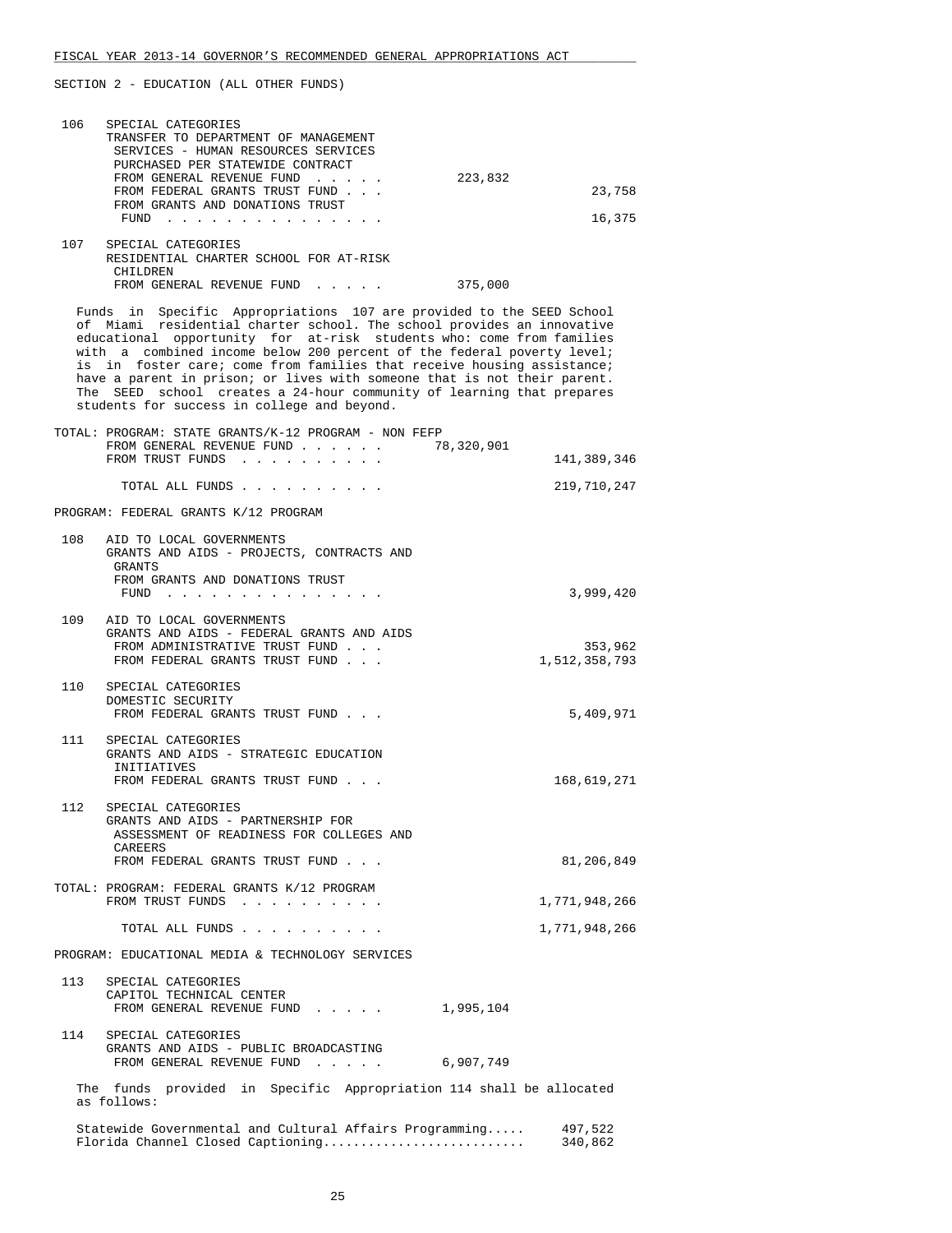FISCAL YEAR 2013-14 GOVERNOR'S RECOMMENDED GENERAL APPROPRIATIONS ACT

SECTION 2 - EDUCATION (ALL OTHER FUNDS)

| | | General Revenue | Trust Funds |
|---|---|---|---|
| 106 | SPECIAL CATEGORIES TRANSFER TO DEPARTMENT OF MANAGEMENT SERVICES - HUMAN RESOURCES SERVICES PURCHASED PER STATEWIDE CONTRACT | | |
| | FROM GENERAL REVENUE FUND . . . . . | 223,832 | |
| | FROM FEDERAL GRANTS TRUST FUND . . . | | 23,758 |
| | FROM GRANTS AND DONATIONS TRUST FUND . . . . . . . . . . . . . . . | | 16,375 |
| 107 | SPECIAL CATEGORIES RESIDENTIAL CHARTER SCHOOL FOR AT-RISK CHILDREN | | |
| | FROM GENERAL REVENUE FUND . . . . . | 375,000 | |

Funds in Specific Appropriations 107 are provided to the SEED School of Miami residential charter school. The school provides an innovative educational opportunity for at-risk students who: come from families with a combined income below 200 percent of the federal poverty level; is in foster care; come from families that receive housing assistance; have a parent in prison; or lives with someone that is not their parent. The SEED school creates a 24-hour community of learning that prepares students for success in college and beyond.

| | | | |
|---|---|---|---|
| TOTAL: | PROGRAM: STATE GRANTS/K-12 PROGRAM - NON FEFP | | |
| | FROM GENERAL REVENUE FUND . . . . . . | 78,320,901 | |
| | FROM TRUST FUNDS . . . . . . . . . . | | 141,389,346 |
| | TOTAL ALL FUNDS . . . . . . . . . . | | 219,710,247 |

PROGRAM: FEDERAL GRANTS K/12 PROGRAM

| | | | |
|---|---|---|---|
| 108 | AID TO LOCAL GOVERNMENTS GRANTS AND AIDS - PROJECTS, CONTRACTS AND GRANTS | | |
| | FROM GRANTS AND DONATIONS TRUST FUND . . . . . . . . . . . . . . . | | 3,999,420 |
| 109 | AID TO LOCAL GOVERNMENTS GRANTS AND AIDS - FEDERAL GRANTS AND AIDS | | |
| | FROM ADMINISTRATIVE TRUST FUND . . . | | 353,962 |
| | FROM FEDERAL GRANTS TRUST FUND . . . | | 1,512,358,793 |
| 110 | SPECIAL CATEGORIES DOMESTIC SECURITY | | |
| | FROM FEDERAL GRANTS TRUST FUND . . . | | 5,409,971 |
| 111 | SPECIAL CATEGORIES GRANTS AND AIDS - STRATEGIC EDUCATION INITIATIVES | | |
| | FROM FEDERAL GRANTS TRUST FUND . . . | | 168,619,271 |
| 112 | SPECIAL CATEGORIES GRANTS AND AIDS - PARTNERSHIP FOR ASSESSMENT OF READINESS FOR COLLEGES AND CAREERS | | |
| | FROM FEDERAL GRANTS TRUST FUND . . . | | 81,206,849 |
| TOTAL: | PROGRAM: FEDERAL GRANTS K/12 PROGRAM | | |
| | FROM TRUST FUNDS . . . . . . . . . . | | 1,771,948,266 |
| | TOTAL ALL FUNDS . . . . . . . . . . | | 1,771,948,266 |

PROGRAM: EDUCATIONAL MEDIA & TECHNOLOGY SERVICES

| | | | |
|---|---|---|---|
| 113 | SPECIAL CATEGORIES CAPITOL TECHNICAL CENTER | | |
| | FROM GENERAL REVENUE FUND . . . . . | 1,995,104 | |
| 114 | SPECIAL CATEGORIES GRANTS AND AIDS - PUBLIC BROADCASTING | | |
| | FROM GENERAL REVENUE FUND . . . . . | 6,907,749 | |

The funds provided in Specific Appropriation 114 shall be allocated as follows:

| | |
|---|---|
| Statewide Governmental and Cultural Affairs Programming..... | 497,522 |
| Florida Channel Closed Captioning.......................... | 340,862 |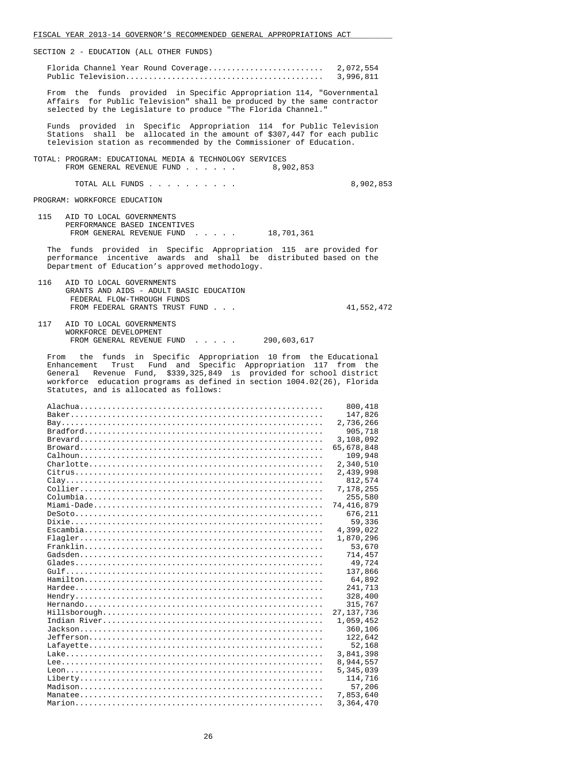SECTION 2 - EDUCATION (ALL OTHER FUNDS)

| | |
|---|---|
| Florida Channel Year Round Coverage | 2,072,554 |
| Public Television | 3,996,811 |

From the funds provided in Specific Appropriation 114, "Governmental Affairs for Public Television" shall be produced by the same contractor selected by the Legislature to produce "The Florida Channel."

Funds provided in Specific Appropriation 114 for Public Television Stations shall be allocated in the amount of $307,447 for each public television station as recommended by the Commissioner of Education.

TOTAL: PROGRAM: EDUCATIONAL MEDIA & TECHNOLOGY SERVICES
FROM GENERAL REVENUE FUND . . . . . . 8,902,853

TOTAL ALL FUNDS . . . . . . . . . . 8,902,853

PROGRAM: WORKFORCE EDUCATION

115 AID TO LOCAL GOVERNMENTS
PERFORMANCE BASED INCENTIVES
FROM GENERAL REVENUE FUND . . . . . 18,701,361

The funds provided in Specific Appropriation 115 are provided for performance incentive awards and shall be distributed based on the Department of Education's approved methodology.

116 AID TO LOCAL GOVERNMENTS
GRANTS AND AIDS - ADULT BASIC EDUCATION
FEDERAL FLOW-THROUGH FUNDS
FROM FEDERAL GRANTS TRUST FUND . . . 41,552,472

117 AID TO LOCAL GOVERNMENTS
WORKFORCE DEVELOPMENT
FROM GENERAL REVENUE FUND . . . . . 290,603,617

From the funds in Specific Appropriation 10 from the Educational Enhancement Trust Fund and Specific Appropriation 117 from the General Revenue Fund, $339,325,849 is provided for school district workforce education programs as defined in section 1004.02(26), Florida Statutes, and is allocated as follows:

| County | Amount |
|---|---|
| Alachua | 800,418 |
| Baker | 147,826 |
| Bay | 2,736,266 |
| Bradford | 905,718 |
| Brevard | 3,108,092 |
| Broward | 65,678,848 |
| Calhoun | 109,948 |
| Charlotte | 2,340,510 |
| Citrus | 2,439,998 |
| Clay | 812,574 |
| Collier | 7,178,255 |
| Columbia | 255,580 |
| Miami-Dade | 74,416,879 |
| DeSoto | 676,211 |
| Dixie | 59,336 |
| Escambia | 4,399,022 |
| Flagler | 1,870,296 |
| Franklin | 53,670 |
| Gadsden | 714,457 |
| Glades | 49,724 |
| Gulf | 137,866 |
| Hamilton | 64,892 |
| Hardee | 241,713 |
| Hendry | 328,400 |
| Hernando | 315,767 |
| Hillsborough | 27,137,736 |
| Indian River | 1,059,452 |
| Jackson | 360,106 |
| Jefferson | 122,642 |
| Lafayette | 52,168 |
| Lake | 3,841,398 |
| Lee | 8,944,557 |
| Leon | 5,345,039 |
| Liberty | 114,716 |
| Madison | 57,206 |
| Manatee | 7,853,640 |
| Marion | 3,364,470 |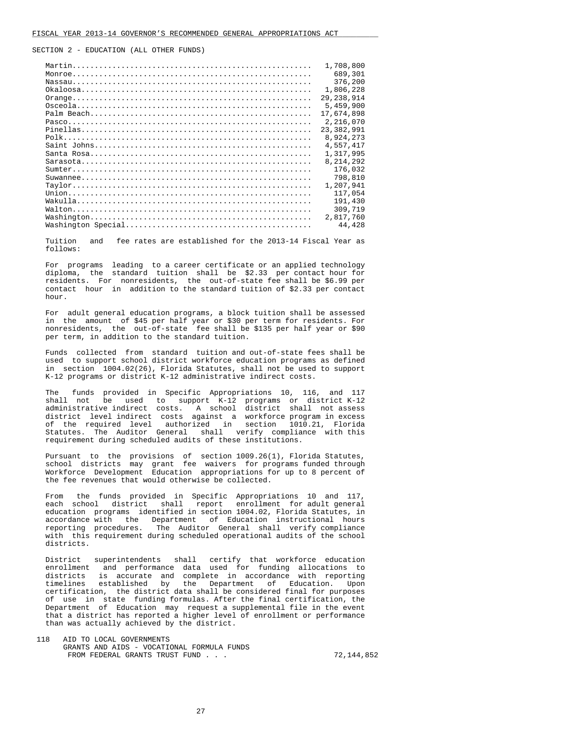FISCAL YEAR 2013-14 GOVERNOR'S RECOMMENDED GENERAL APPROPRIATIONS ACT

SECTION 2 - EDUCATION (ALL OTHER FUNDS)

| County | Amount |
|---|---|
| Martin | 1,708,800 |
| Monroe | 689,301 |
| Nassau | 376,200 |
| Okaloosa | 1,806,228 |
| Orange | 29,238,914 |
| Osceola | 5,459,900 |
| Palm Beach | 17,674,898 |
| Pasco | 2,216,070 |
| Pinellas | 23,382,991 |
| Polk | 8,924,273 |
| Saint Johns | 4,557,417 |
| Santa Rosa | 1,317,995 |
| Sarasota | 8,214,292 |
| Sumter | 176,032 |
| Suwannee | 798,810 |
| Taylor | 1,207,941 |
| Union | 117,054 |
| Wakulla | 191,430 |
| Walton | 309,719 |
| Washington | 2,817,760 |
| Washington Special | 44,428 |

Tuition and fee rates are established for the 2013-14 Fiscal Year as follows:

For programs leading to a career certificate or an applied technology diploma, the standard tuition shall be $2.33 per contact hour for residents. For nonresidents, the out-of-state fee shall be $6.99 per contact hour in addition to the standard tuition of $2.33 per contact hour.

For adult general education programs, a block tuition shall be assessed in the amount of $45 per half year or $30 per term for residents. For nonresidents, the out-of-state fee shall be $135 per half year or $90 per term, in addition to the standard tuition.

Funds collected from standard tuition and out-of-state fees shall be used to support school district workforce education programs as defined in section 1004.02(26), Florida Statutes, shall not be used to support K-12 programs or district K-12 administrative indirect costs.

The funds provided in Specific Appropriations 10, 116, and 117 shall not be used to support K-12 programs or district K-12 administrative indirect costs. A school district shall not assess district level indirect costs against a workforce program in excess of the required level authorized in section 1010.21, Florida Statutes. The Auditor General shall verify compliance with this requirement during scheduled audits of these institutions.

Pursuant to the provisions of section 1009.26(1), Florida Statutes, school districts may grant fee waivers for programs funded through Workforce Development Education appropriations for up to 8 percent of the fee revenues that would otherwise be collected.

From the funds provided in Specific Appropriations 10 and 117, each school district shall report enrollment for adult general education programs identified in section 1004.02, Florida Statutes, in accordance with the Department of Education instructional hours reporting procedures. The Auditor General shall verify compliance with this requirement during scheduled operational audits of the school districts.

District superintendents shall certify that workforce education enrollment and performance data used for funding allocations to districts is accurate and complete in accordance with reporting timelines established by the Department of Education. Upon certification, the district data shall be considered final for purposes of use in state funding formulas. After the final certification, the Department of Education may request a supplemental file in the event that a district has reported a higher level of enrollment or performance than was actually achieved by the district.

118 AID TO LOCAL GOVERNMENTS
GRANTS AND AIDS - VOCATIONAL FORMULA FUNDS
FROM FEDERAL GRANTS TRUST FUND . . . 72,144,852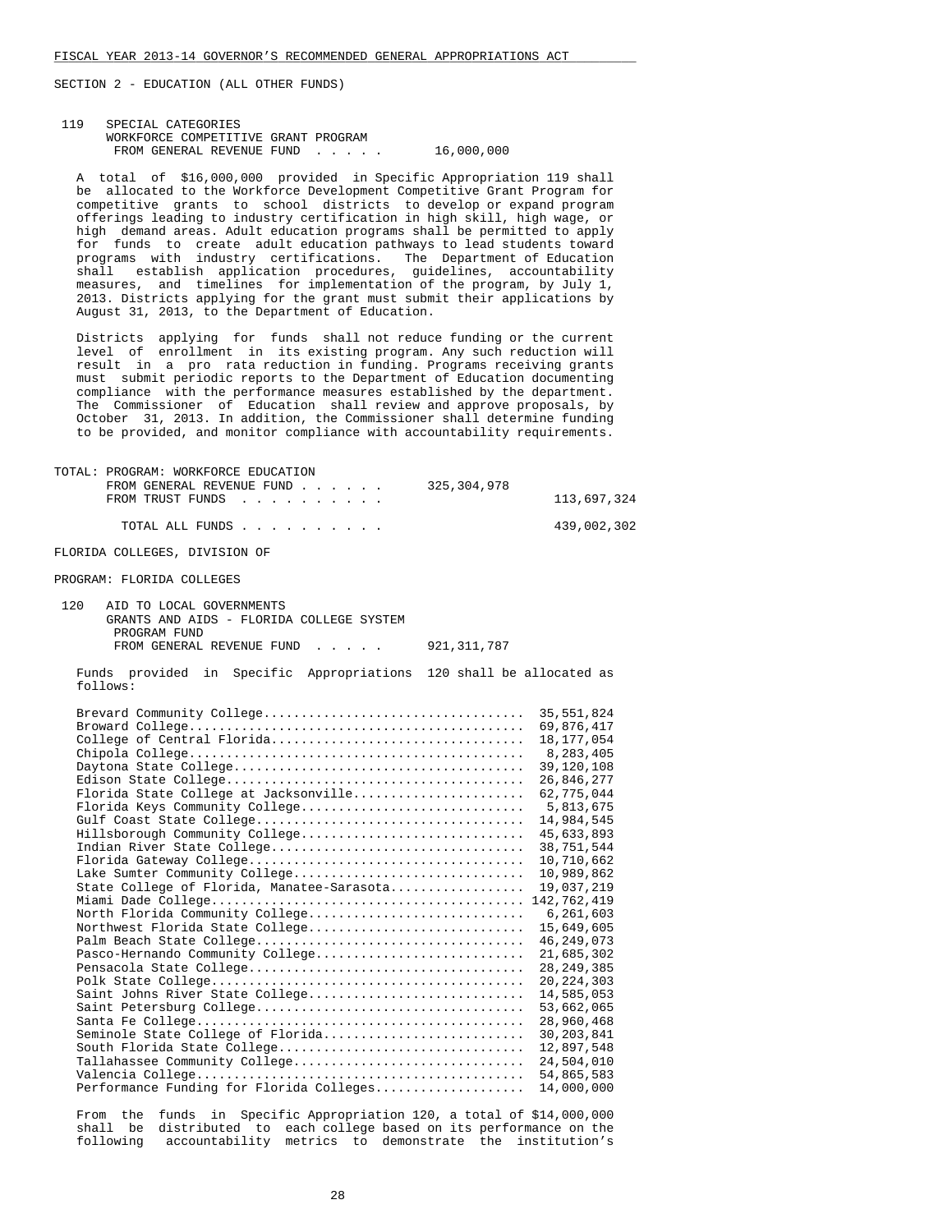SECTION 2 - EDUCATION (ALL OTHER FUNDS)

119 SPECIAL CATEGORIES
WORKFORCE COMPETITIVE GRANT PROGRAM
FROM GENERAL REVENUE FUND . . . . . 16,000,000

A total of $16,000,000 provided in Specific Appropriation 119 shall be allocated to the Workforce Development Competitive Grant Program for competitive grants to school districts to develop or expand program offerings leading to industry certification in high skill, high wage, or high demand areas. Adult education programs shall be permitted to apply for funds to create adult education pathways to lead students toward programs with industry certifications. The Department of Education shall establish application procedures, guidelines, accountability measures, and timelines for implementation of the program, by July 1, 2013. Districts applying for the grant must submit their applications by August 31, 2013, to the Department of Education.

Districts applying for funds shall not reduce funding or the current level of enrollment in its existing program. Any such reduction will result in a pro rata reduction in funding. Programs receiving grants must submit periodic reports to the Department of Education documenting compliance with the performance measures established by the department. The Commissioner of Education shall review and approve proposals, by October 31, 2013. In addition, the Commissioner shall determine funding to be provided, and monitor compliance with accountability requirements.

TOTAL: PROGRAM: WORKFORCE EDUCATION

| | | |
|---|---|---|
| FROM GENERAL REVENUE FUND . . . . . . | 325,304,978 | |
| FROM TRUST FUNDS . . . . . . . . . . | | 113,697,324 |
| TOTAL ALL FUNDS . . . . . . . . . . | | 439,002,302 |

FLORIDA COLLEGES, DIVISION OF

PROGRAM: FLORIDA COLLEGES

120 AID TO LOCAL GOVERNMENTS
GRANTS AND AIDS - FLORIDA COLLEGE SYSTEM PROGRAM FUND
FROM GENERAL REVENUE FUND . . . . . 921,311,787

Funds provided in Specific Appropriations 120 shall be allocated as follows:

| College | Amount |
|---|---|
| Brevard Community College | 35,551,824 |
| Broward College | 69,876,417 |
| College of Central Florida | 18,177,054 |
| Chipola College | 8,283,405 |
| Daytona State College | 39,120,108 |
| Edison State College | 26,846,277 |
| Florida State College at Jacksonville | 62,775,044 |
| Florida Keys Community College | 5,813,675 |
| Gulf Coast State College | 14,984,545 |
| Hillsborough Community College | 45,633,893 |
| Indian River State College | 38,751,544 |
| Florida Gateway College | 10,710,662 |
| Lake Sumter Community College | 10,989,862 |
| State College of Florida, Manatee-Sarasota | 19,037,219 |
| Miami Dade College | 142,762,419 |
| North Florida Community College | 6,261,603 |
| Northwest Florida State College | 15,649,605 |
| Palm Beach State College | 46,249,073 |
| Pasco-Hernando Community College | 21,685,302 |
| Pensacola State College | 28,249,385 |
| Polk State College | 20,224,303 |
| Saint Johns River State College | 14,585,053 |
| Saint Petersburg College | 53,662,065 |
| Santa Fe College | 28,960,468 |
| Seminole State College of Florida | 30,203,841 |
| South Florida State College | 12,897,548 |
| Tallahassee Community College | 24,504,010 |
| Valencia College | 54,865,583 |
| Performance Funding for Florida Colleges | 14,000,000 |

From the funds in Specific Appropriation 120, a total of $14,000,000 shall be distributed to each college based on its performance on the following accountability metrics to demonstrate the institution's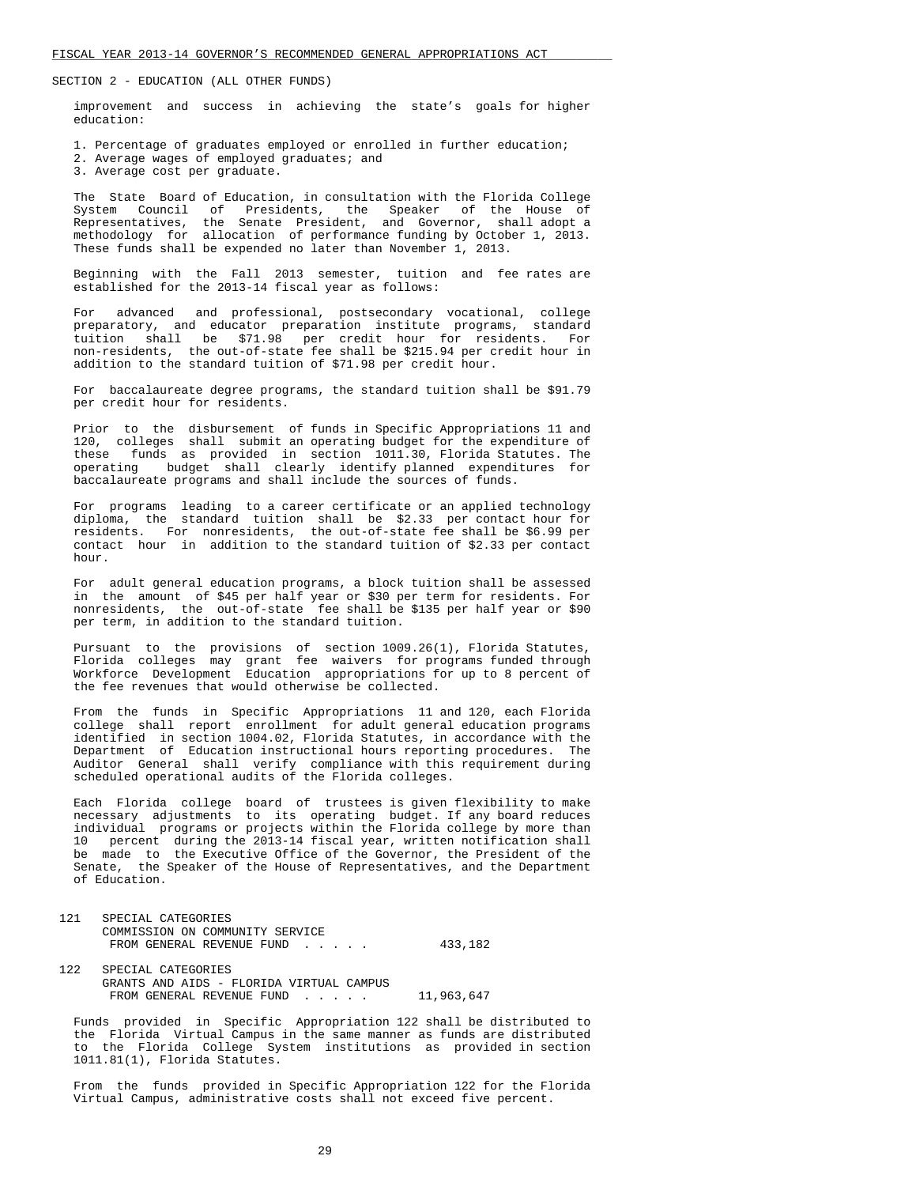SECTION 2 - EDUCATION (ALL OTHER FUNDS)

improvement and success in achieving the state's goals for higher education:

1. Percentage of graduates employed or enrolled in further education;
2. Average wages of employed graduates; and
3. Average cost per graduate.

The State Board of Education, in consultation with the Florida College System Council of Presidents, the Speaker of the House of Representatives, the Senate President, and Governor, shall adopt a methodology for allocation of performance funding by October 1, 2013. These funds shall be expended no later than November 1, 2013.

Beginning with the Fall 2013 semester, tuition and fee rates are established for the 2013-14 fiscal year as follows:

For advanced and professional, postsecondary vocational, college preparatory, and educator preparation institute programs, standard tuition shall be $71.98 per credit hour for residents. For non-residents, the out-of-state fee shall be $215.94 per credit hour in addition to the standard tuition of $71.98 per credit hour.

For baccalaureate degree programs, the standard tuition shall be $91.79 per credit hour for residents.

Prior to the disbursement of funds in Specific Appropriations 11 and 120, colleges shall submit an operating budget for the expenditure of these funds as provided in section 1011.30, Florida Statutes. The operating budget shall clearly identify planned expenditures for baccalaureate programs and shall include the sources of funds.

For programs leading to a career certificate or an applied technology diploma, the standard tuition shall be $2.33 per contact hour for residents. For nonresidents, the out-of-state fee shall be $6.99 per contact hour in addition to the standard tuition of $2.33 per contact hour.

For adult general education programs, a block tuition shall be assessed in the amount of $45 per half year or $30 per term for residents. For nonresidents, the out-of-state fee shall be $135 per half year or $90 per term, in addition to the standard tuition.

Pursuant to the provisions of section 1009.26(1), Florida Statutes, Florida colleges may grant fee waivers for programs funded through Workforce Development Education appropriations for up to 8 percent of the fee revenues that would otherwise be collected.

From the funds in Specific Appropriations 11 and 120, each Florida college shall report enrollment for adult general education programs identified in section 1004.02, Florida Statutes, in accordance with the Department of Education instructional hours reporting procedures. The Auditor General shall verify compliance with this requirement during scheduled operational audits of the Florida colleges.

Each Florida college board of trustees is given flexibility to make necessary adjustments to its operating budget. If any board reduces individual programs or projects within the Florida college by more than 10 percent during the 2013-14 fiscal year, written notification shall be made to the Executive Office of the Governor, the President of the Senate, the Speaker of the House of Representatives, and the Department of Education.

121 SPECIAL CATEGORIES
COMMISSION ON COMMUNITY SERVICE
FROM GENERAL REVENUE FUND . . . . . 433,182

122 SPECIAL CATEGORIES
GRANTS AND AIDS - FLORIDA VIRTUAL CAMPUS
FROM GENERAL REVENUE FUND . . . . . 11,963,647

Funds provided in Specific Appropriation 122 shall be distributed to the Florida Virtual Campus in the same manner as funds are distributed to the Florida College System institutions as provided in section 1011.81(1), Florida Statutes.

From the funds provided in Specific Appropriation 122 for the Florida Virtual Campus, administrative costs shall not exceed five percent.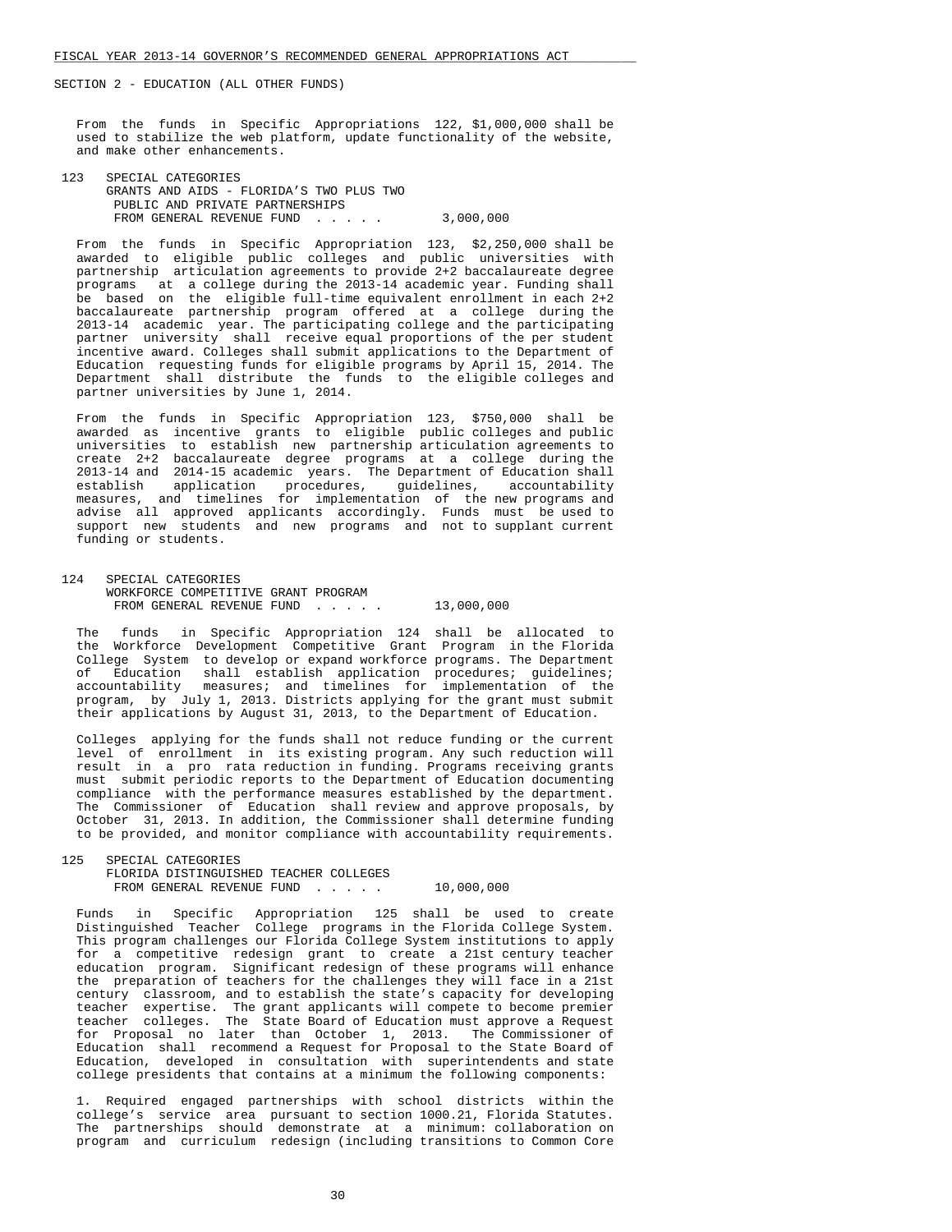SECTION 2 - EDUCATION (ALL OTHER FUNDS)

From the funds in Specific Appropriations 122, $1,000,000 shall be used to stabilize the web platform, update functionality of the website, and make other enhancements.

123 SPECIAL CATEGORIES
GRANTS AND AIDS - FLORIDA'S TWO PLUS TWO
PUBLIC AND PRIVATE PARTNERSHIPS
FROM GENERAL REVENUE FUND . . . . . 3,000,000

From the funds in Specific Appropriation 123, $2,250,000 shall be awarded to eligible public colleges and public universities with partnership articulation agreements to provide 2+2 baccalaureate degree programs at a college during the 2013-14 academic year. Funding shall be based on the eligible full-time equivalent enrollment in each 2+2 baccalaureate partnership program offered at a college during the 2013-14 academic year. The participating college and the participating partner university shall receive equal proportions of the per student incentive award. Colleges shall submit applications to the Department of Education requesting funds for eligible programs by April 15, 2014. The Department shall distribute the funds to the eligible colleges and partner universities by June 1, 2014.

From the funds in Specific Appropriation 123, $750,000 shall be awarded as incentive grants to eligible public colleges and public universities to establish new partnership articulation agreements to create 2+2 baccalaureate degree programs at a college during the 2013-14 and 2014-15 academic years. The Department of Education shall establish application procedures, guidelines, accountability measures, and timelines for implementation of the new programs and advise all approved applicants accordingly. Funds must be used to support new students and new programs and not to supplant current funding or students.

124 SPECIAL CATEGORIES
WORKFORCE COMPETITIVE GRANT PROGRAM
FROM GENERAL REVENUE FUND . . . . . 13,000,000

The funds in Specific Appropriation 124 shall be allocated to the Workforce Development Competitive Grant Program in the Florida College System to develop or expand workforce programs. The Department of Education shall establish application procedures; guidelines; accountability measures; and timelines for implementation of the program, by July 1, 2013. Districts applying for the grant must submit their applications by August 31, 2013, to the Department of Education.

Colleges applying for the funds shall not reduce funding or the current level of enrollment in its existing program. Any such reduction will result in a pro rata reduction in funding. Programs receiving grants must submit periodic reports to the Department of Education documenting compliance with the performance measures established by the department. The Commissioner of Education shall review and approve proposals, by October 31, 2013. In addition, the Commissioner shall determine funding to be provided, and monitor compliance with accountability requirements.

125 SPECIAL CATEGORIES
FLORIDA DISTINGUISHED TEACHER COLLEGES
FROM GENERAL REVENUE FUND . . . . . 10,000,000

Funds in Specific Appropriation 125 shall be used to create Distinguished Teacher College programs in the Florida College System. This program challenges our Florida College System institutions to apply for a competitive redesign grant to create a 21st century teacher education program. Significant redesign of these programs will enhance the preparation of teachers for the challenges they will face in a 21st century classroom, and to establish the state's capacity for developing teacher expertise. The grant applicants will compete to become premier teacher colleges. The State Board of Education must approve a Request for Proposal no later than October 1, 2013. The Commissioner of Education shall recommend a Request for Proposal to the State Board of Education, developed in consultation with superintendents and state college presidents that contains at a minimum the following components:

1. Required engaged partnerships with school districts within the college's service area pursuant to section 1000.21, Florida Statutes. The partnerships should demonstrate at a minimum: collaboration on program and curriculum redesign (including transitions to Common Core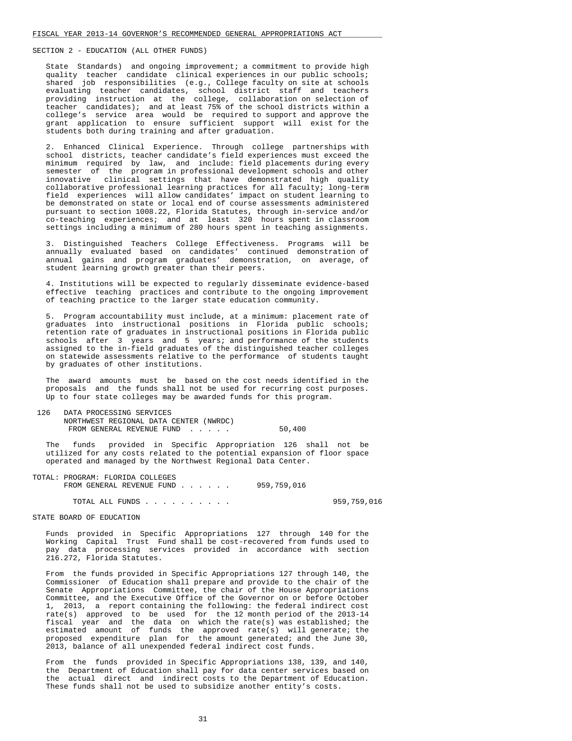SECTION 2 - EDUCATION (ALL OTHER FUNDS)

State Standards) and ongoing improvement; a commitment to provide high quality teacher candidate clinical experiences in our public schools; shared job responsibilities (e.g., College faculty on site at schools evaluating teacher candidates, school district staff and teachers providing instruction at the college, collaboration on selection of teacher candidates); and at least 75% of the school districts within a college's service area would be required to support and approve the grant application to ensure sufficient support will exist for the students both during training and after graduation.

2. Enhanced Clinical Experience. Through college partnerships with school districts, teacher candidate's field experiences must exceed the minimum required by law, and include: field placements during every semester of the program in professional development schools and other innovative clinical settings that have demonstrated high quality collaborative professional learning practices for all faculty; long-term field experiences will allow candidates' impact on student learning to be demonstrated on state or local end of course assessments administered pursuant to section 1008.22, Florida Statutes, through in-service and/or co-teaching experiences; and at least 320 hours spent in classroom settings including a minimum of 280 hours spent in teaching assignments.

3. Distinguished Teachers College Effectiveness. Programs will be annually evaluated based on candidates' continued demonstration of annual gains and program graduates' demonstration, on average, of student learning growth greater than their peers.

4. Institutions will be expected to regularly disseminate evidence-based effective teaching practices and contribute to the ongoing improvement of teaching practice to the larger state education community.

5. Program accountability must include, at a minimum: placement rate of graduates into instructional positions in Florida public schools; retention rate of graduates in instructional positions in Florida public schools after 3 years and 5 years; and performance of the students assigned to the in-field graduates of the distinguished teacher colleges on statewide assessments relative to the performance of students taught by graduates of other institutions.

The award amounts must be based on the cost needs identified in the proposals and the funds shall not be used for recurring cost purposes. Up to four state colleges may be awarded funds for this program.

126 DATA PROCESSING SERVICES
NORTHWEST REGIONAL DATA CENTER (NWRDC)
FROM GENERAL REVENUE FUND . . . . . 50,400

The funds provided in Specific Appropriation 126 shall not be utilized for any costs related to the potential expansion of floor space operated and managed by the Northwest Regional Data Center.

TOTAL: PROGRAM: FLORIDA COLLEGES
FROM GENERAL REVENUE FUND . . . . . . 959,759,016

TOTAL ALL FUNDS . . . . . . . . . . 959,759,016

STATE BOARD OF EDUCATION

Funds provided in Specific Appropriations 127 through 140 for the Working Capital Trust Fund shall be cost-recovered from funds used to pay data processing services provided in accordance with section 216.272, Florida Statutes.

From the funds provided in Specific Appropriations 127 through 140, the Commissioner of Education shall prepare and provide to the chair of the Senate Appropriations Committee, the chair of the House Appropriations Committee, and the Executive Office of the Governor on or before October 1, 2013, a report containing the following: the federal indirect cost rate(s) approved to be used for the 12 month period of the 2013-14 fiscal year and the data on which the rate(s) was established; the estimated amount of funds the approved rate(s) will generate; the proposed expenditure plan for the amount generated; and the June 30, 2013, balance of all unexpended federal indirect cost funds.

From the funds provided in Specific Appropriations 138, 139, and 140, the Department of Education shall pay for data center services based on the actual direct and indirect costs to the Department of Education. These funds shall not be used to subsidize another entity's costs.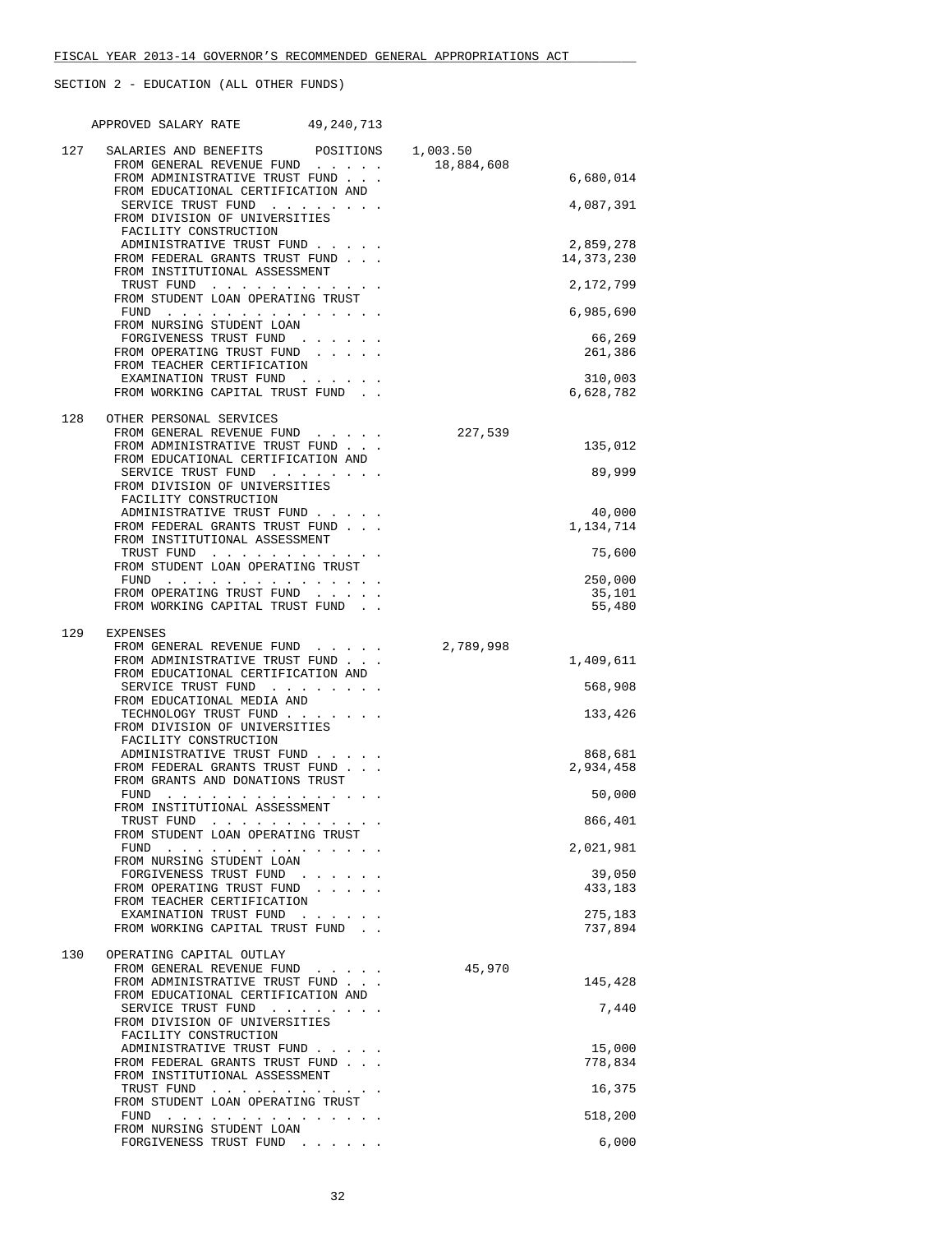FISCAL YEAR 2013-14 GOVERNOR'S RECOMMENDED GENERAL APPROPRIATIONS ACT

SECTION 2 - EDUCATION (ALL OTHER FUNDS)

APPROVED SALARY RATE 49,240,713

| Item | Description | General Revenue | Other Funds |
|---|---|---|---|
| 127 | SALARIES AND BENEFITS POSITIONS 1,003.50 | | |
| | FROM GENERAL REVENUE FUND | 18,884,608 | |
| | FROM ADMINISTRATIVE TRUST FUND | | 6,680,014 |
| | FROM EDUCATIONAL CERTIFICATION AND SERVICE TRUST FUND | | 4,087,391 |
| | FROM DIVISION OF UNIVERSITIES FACILITY CONSTRUCTION ADMINISTRATIVE TRUST FUND | | 2,859,278 |
| | FROM FEDERAL GRANTS TRUST FUND | | 14,373,230 |
| | FROM INSTITUTIONAL ASSESSMENT TRUST FUND | | 2,172,799 |
| | FROM STUDENT LOAN OPERATING TRUST FUND | | 6,985,690 |
| | FROM NURSING STUDENT LOAN FORGIVENESS TRUST FUND | | 66,269 |
| | FROM OPERATING TRUST FUND | | 261,386 |
| | FROM TEACHER CERTIFICATION EXAMINATION TRUST FUND | | 310,003 |
| | FROM WORKING CAPITAL TRUST FUND | | 6,628,782 |
| 128 | OTHER PERSONAL SERVICES | | |
| | FROM GENERAL REVENUE FUND | 227,539 | |
| | FROM ADMINISTRATIVE TRUST FUND | | 135,012 |
| | FROM EDUCATIONAL CERTIFICATION AND SERVICE TRUST FUND | | 89,999 |
| | FROM DIVISION OF UNIVERSITIES FACILITY CONSTRUCTION ADMINISTRATIVE TRUST FUND | | 40,000 |
| | FROM FEDERAL GRANTS TRUST FUND | | 1,134,714 |
| | FROM INSTITUTIONAL ASSESSMENT TRUST FUND | | 75,600 |
| | FROM STUDENT LOAN OPERATING TRUST FUND | | 250,000 |
| | FROM OPERATING TRUST FUND | | 35,101 |
| | FROM WORKING CAPITAL TRUST FUND | | 55,480 |
| 129 | EXPENSES | | |
| | FROM GENERAL REVENUE FUND | 2,789,998 | |
| | FROM ADMINISTRATIVE TRUST FUND | | 1,409,611 |
| | FROM EDUCATIONAL CERTIFICATION AND SERVICE TRUST FUND | | 568,908 |
| | FROM EDUCATIONAL MEDIA AND TECHNOLOGY TRUST FUND | | 133,426 |
| | FROM DIVISION OF UNIVERSITIES FACILITY CONSTRUCTION ADMINISTRATIVE TRUST FUND | | 868,681 |
| | FROM FEDERAL GRANTS TRUST FUND | | 2,934,458 |
| | FROM GRANTS AND DONATIONS TRUST FUND | | 50,000 |
| | FROM INSTITUTIONAL ASSESSMENT TRUST FUND | | 866,401 |
| | FROM STUDENT LOAN OPERATING TRUST FUND | | 2,021,981 |
| | FROM NURSING STUDENT LOAN FORGIVENESS TRUST FUND | | 39,050 |
| | FROM OPERATING TRUST FUND | | 433,183 |
| | FROM TEACHER CERTIFICATION EXAMINATION TRUST FUND | | 275,183 |
| | FROM WORKING CAPITAL TRUST FUND | | 737,894 |
| 130 | OPERATING CAPITAL OUTLAY | | |
| | FROM GENERAL REVENUE FUND | 45,970 | |
| | FROM ADMINISTRATIVE TRUST FUND | | 145,428 |
| | FROM EDUCATIONAL CERTIFICATION AND SERVICE TRUST FUND | | 7,440 |
| | FROM DIVISION OF UNIVERSITIES FACILITY CONSTRUCTION ADMINISTRATIVE TRUST FUND | | 15,000 |
| | FROM FEDERAL GRANTS TRUST FUND | | 778,834 |
| | FROM INSTITUTIONAL ASSESSMENT TRUST FUND | | 16,375 |
| | FROM STUDENT LOAN OPERATING TRUST FUND | | 518,200 |
| | FROM NURSING STUDENT LOAN FORGIVENESS TRUST FUND | | 6,000 |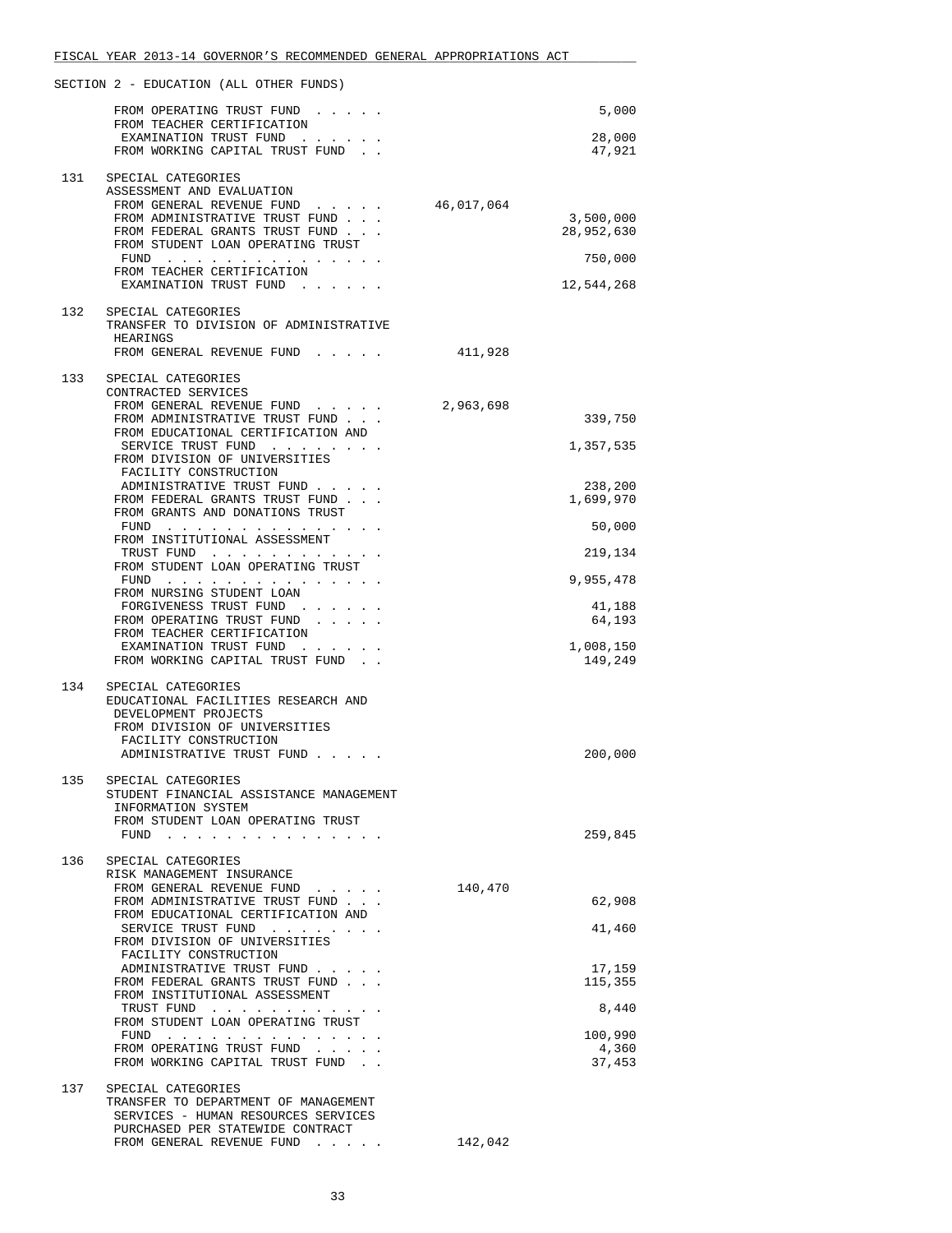FISCAL YEAR 2013-14 GOVERNOR'S RECOMMENDED GENERAL APPROPRIATIONS ACT

SECTION 2 - EDUCATION (ALL OTHER FUNDS)

| | | | |
|---|---|---|---|
| | FROM OPERATING TRUST FUND . . . . . | | 5,000 |
| | FROM TEACHER CERTIFICATION EXAMINATION TRUST FUND . . . . . . | | 28,000 |
| | FROM WORKING CAPITAL TRUST FUND . . | | 47,921 |
| 131 | SPECIAL CATEGORIES<br>ASSESSMENT AND EVALUATION | | |
| | FROM GENERAL REVENUE FUND . . . . . | 46,017,064 | |
| | FROM ADMINISTRATIVE TRUST FUND . . . | | 3,500,000 |
| | FROM FEDERAL GRANTS TRUST FUND . . . | | 28,952,630 |
| | FROM STUDENT LOAN OPERATING TRUST FUND . . . . . . . . . . . . . . . | | 750,000 |
| | FROM TEACHER CERTIFICATION EXAMINATION TRUST FUND . . . . . . | | 12,544,268 |
| 132 | SPECIAL CATEGORIES<br>TRANSFER TO DIVISION OF ADMINISTRATIVE HEARINGS | | |
| | FROM GENERAL REVENUE FUND . . . . . | 411,928 | |
| 133 | SPECIAL CATEGORIES<br>CONTRACTED SERVICES | | |
| | FROM GENERAL REVENUE FUND . . . . . | 2,963,698 | |
| | FROM ADMINISTRATIVE TRUST FUND . . . | | 339,750 |
| | FROM EDUCATIONAL CERTIFICATION AND SERVICE TRUST FUND . . . . . . . . | | 1,357,535 |
| | FROM DIVISION OF UNIVERSITIES FACILITY CONSTRUCTION ADMINISTRATIVE TRUST FUND . . . . . | | 238,200 |
| | FROM FEDERAL GRANTS TRUST FUND . . . | | 1,699,970 |
| | FROM GRANTS AND DONATIONS TRUST FUND . . . . . . . . . . . . . . . | | 50,000 |
| | FROM INSTITUTIONAL ASSESSMENT TRUST FUND . . . . . . . . . . . . | | 219,134 |
| | FROM STUDENT LOAN OPERATING TRUST FUND . . . . . . . . . . . . . . . | | 9,955,478 |
| | FROM NURSING STUDENT LOAN FORGIVENESS TRUST FUND . . . . . . | | 41,188 |
| | FROM OPERATING TRUST FUND . . . . . | | 64,193 |
| | FROM TEACHER CERTIFICATION EXAMINATION TRUST FUND . . . . . . | | 1,008,150 |
| | FROM WORKING CAPITAL TRUST FUND . . | | 149,249 |
| 134 | SPECIAL CATEGORIES<br>EDUCATIONAL FACILITIES RESEARCH AND DEVELOPMENT PROJECTS | | |
| | FROM DIVISION OF UNIVERSITIES FACILITY CONSTRUCTION ADMINISTRATIVE TRUST FUND . . . . . | | 200,000 |
| 135 | SPECIAL CATEGORIES<br>STUDENT FINANCIAL ASSISTANCE MANAGEMENT INFORMATION SYSTEM | | |
| | FROM STUDENT LOAN OPERATING TRUST FUND . . . . . . . . . . . . . . . | | 259,845 |
| 136 | SPECIAL CATEGORIES<br>RISK MANAGEMENT INSURANCE | | |
| | FROM GENERAL REVENUE FUND . . . . . | 140,470 | |
| | FROM ADMINISTRATIVE TRUST FUND . . . | | 62,908 |
| | FROM EDUCATIONAL CERTIFICATION AND SERVICE TRUST FUND . . . . . . . . | | 41,460 |
| | FROM DIVISION OF UNIVERSITIES FACILITY CONSTRUCTION ADMINISTRATIVE TRUST FUND . . . . . | | 17,159 |
| | FROM FEDERAL GRANTS TRUST FUND . . . | | 115,355 |
| | FROM INSTITUTIONAL ASSESSMENT TRUST FUND . . . . . . . . . . . . | | 8,440 |
| | FROM STUDENT LOAN OPERATING TRUST FUND . . . . . . . . . . . . . . . | | 100,990 |
| | FROM OPERATING TRUST FUND . . . . . | | 4,360 |
| | FROM WORKING CAPITAL TRUST FUND . . | | 37,453 |
| 137 | SPECIAL CATEGORIES<br>TRANSFER TO DEPARTMENT OF MANAGEMENT SERVICES - HUMAN RESOURCES SERVICES PURCHASED PER STATEWIDE CONTRACT | | |
| | FROM GENERAL REVENUE FUND . . . . . | 142,042 | |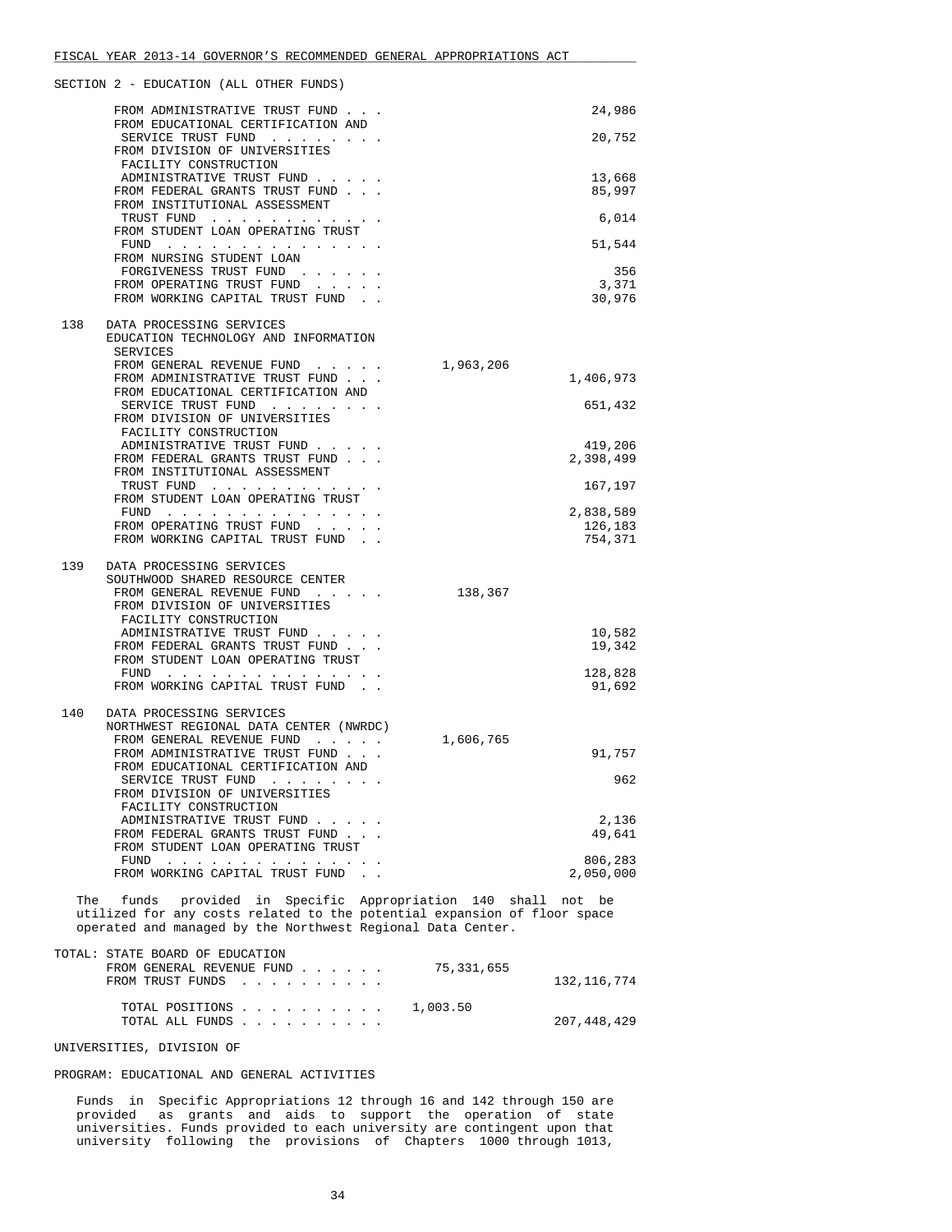SECTION 2 - EDUCATION (ALL OTHER FUNDS)

| | | | |
|---|---|---|---|
| | FROM ADMINISTRATIVE TRUST FUND . . . | | 24,986 |
| | FROM EDUCATIONAL CERTIFICATION AND SERVICE TRUST FUND . . . . . . . . | | 20,752 |
| | FROM DIVISION OF UNIVERSITIES FACILITY CONSTRUCTION ADMINISTRATIVE TRUST FUND . . . . . | | 13,668 |
| | FROM FEDERAL GRANTS TRUST FUND . . . | | 85,997 |
| | FROM INSTITUTIONAL ASSESSMENT TRUST FUND . . . . . . . . . . . . | | 6,014 |
| | FROM STUDENT LOAN OPERATING TRUST FUND . . . . . . . . . . . . . . | | 51,544 |
| | FROM NURSING STUDENT LOAN FORGIVENESS TRUST FUND . . . . . . | | 356 |
| | FROM OPERATING TRUST FUND . . . . . | | 3,371 |
| | FROM WORKING CAPITAL TRUST FUND . . | | 30,976 |
| 138 | DATA PROCESSING SERVICES EDUCATION TECHNOLOGY AND INFORMATION SERVICES | | |
| | FROM GENERAL REVENUE FUND . . . . . | 1,963,206 | |
| | FROM ADMINISTRATIVE TRUST FUND . . . | | 1,406,973 |
| | FROM EDUCATIONAL CERTIFICATION AND SERVICE TRUST FUND . . . . . . . . | | 651,432 |
| | FROM DIVISION OF UNIVERSITIES FACILITY CONSTRUCTION ADMINISTRATIVE TRUST FUND . . . . . | | 419,206 |
| | FROM FEDERAL GRANTS TRUST FUND . . . | | 2,398,499 |
| | FROM INSTITUTIONAL ASSESSMENT TRUST FUND . . . . . . . . . . . . | | 167,197 |
| | FROM STUDENT LOAN OPERATING TRUST FUND . . . . . . . . . . . . . . | | 2,838,589 |
| | FROM OPERATING TRUST FUND . . . . . | | 126,183 |
| | FROM WORKING CAPITAL TRUST FUND . . | | 754,371 |
| 139 | DATA PROCESSING SERVICES SOUTHWOOD SHARED RESOURCE CENTER | | |
| | FROM GENERAL REVENUE FUND . . . . . | 138,367 | |
| | FROM DIVISION OF UNIVERSITIES FACILITY CONSTRUCTION ADMINISTRATIVE TRUST FUND . . . . . | | 10,582 |
| | FROM FEDERAL GRANTS TRUST FUND . . . | | 19,342 |
| | FROM STUDENT LOAN OPERATING TRUST FUND . . . . . . . . . . . . . . | | 128,828 |
| | FROM WORKING CAPITAL TRUST FUND . . | | 91,692 |
| 140 | DATA PROCESSING SERVICES NORTHWEST REGIONAL DATA CENTER (NWRDC) | | |
| | FROM GENERAL REVENUE FUND . . . . . | 1,606,765 | |
| | FROM ADMINISTRATIVE TRUST FUND . . . | | 91,757 |
| | FROM EDUCATIONAL CERTIFICATION AND SERVICE TRUST FUND . . . . . . . . | | 962 |
| | FROM DIVISION OF UNIVERSITIES FACILITY CONSTRUCTION ADMINISTRATIVE TRUST FUND . . . . . | | 2,136 |
| | FROM FEDERAL GRANTS TRUST FUND . . . | | 49,641 |
| | FROM STUDENT LOAN OPERATING TRUST FUND . . . . . . . . . . . . . . | | 806,283 |
| | FROM WORKING CAPITAL TRUST FUND . . | | 2,050,000 |

The funds provided in Specific Appropriation 140 shall not be utilized for any costs related to the potential expansion of floor space operated and managed by the Northwest Regional Data Center.

| | | |
|---|---|---|
| TOTAL: STATE BOARD OF EDUCATION | | |
| FROM GENERAL REVENUE FUND . . . . . . | 75,331,655 | |
| FROM TRUST FUNDS . . . . . . . . . . | | 132,116,774 |
| TOTAL POSITIONS . . . . . . . . . . | 1,003.50 | |
| TOTAL ALL FUNDS . . . . . . . . . . | | 207,448,429 |

UNIVERSITIES, DIVISION OF

PROGRAM: EDUCATIONAL AND GENERAL ACTIVITIES

Funds in Specific Appropriations 12 through 16 and 142 through 150 are provided as grants and aids to support the operation of state universities. Funds provided to each university are contingent upon that university following the provisions of Chapters 1000 through 1013,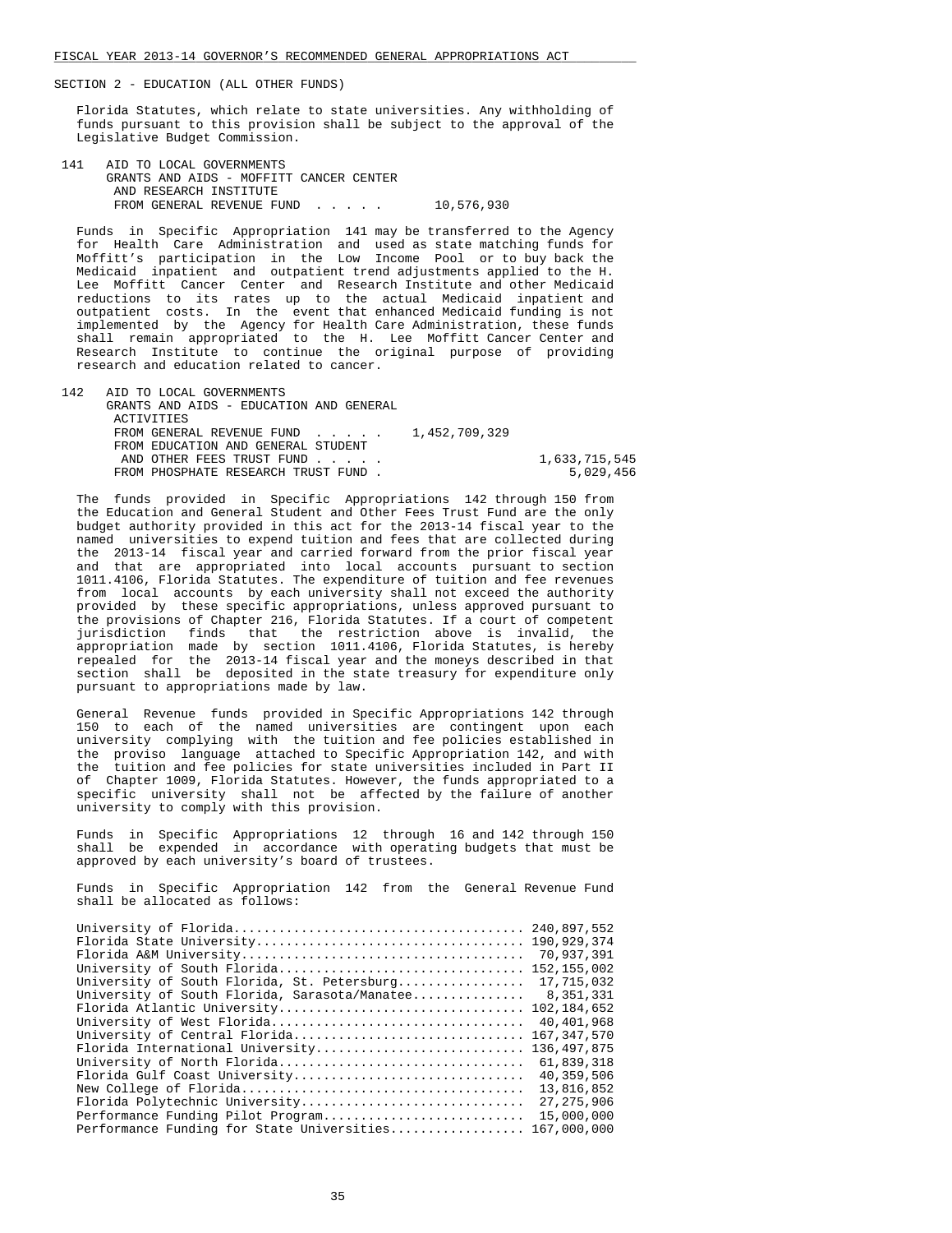SECTION 2 - EDUCATION (ALL OTHER FUNDS)

Florida Statutes, which relate to state universities. Any withholding of funds pursuant to this provision shall be subject to the approval of the Legislative Budget Commission.

141 AID TO LOCAL GOVERNMENTS
GRANTS AND AIDS - MOFFITT CANCER CENTER AND RESEARCH INSTITUTE
FROM GENERAL REVENUE FUND . . . . . 10,576,930

Funds in Specific Appropriation 141 may be transferred to the Agency for Health Care Administration and used as state matching funds for Moffitt's participation in the Low Income Pool or to buy back the Medicaid inpatient and outpatient trend adjustments applied to the H. Lee Moffitt Cancer Center and Research Institute and other Medicaid reductions to its rates up to the actual Medicaid inpatient and outpatient costs. In the event that enhanced Medicaid funding is not implemented by the Agency for Health Care Administration, these funds shall remain appropriated to the H. Lee Moffitt Cancer Center and Research Institute to continue the original purpose of providing research and education related to cancer.

142 AID TO LOCAL GOVERNMENTS
GRANTS AND AIDS - EDUCATION AND GENERAL ACTIVITIES
FROM GENERAL REVENUE FUND . . . . . 1,452,709,329
FROM EDUCATION AND GENERAL STUDENT AND OTHER FEES TRUST FUND . . . . . 1,633,715,545
FROM PHOSPHATE RESEARCH TRUST FUND . 5,029,456

The funds provided in Specific Appropriations 142 through 150 from the Education and General Student and Other Fees Trust Fund are the only budget authority provided in this act for the 2013-14 fiscal year to the named universities to expend tuition and fees that are collected during the 2013-14 fiscal year and carried forward from the prior fiscal year and that are appropriated into local accounts pursuant to section 1011.4106, Florida Statutes. The expenditure of tuition and fee revenues from local accounts by each university shall not exceed the authority provided by these specific appropriations, unless approved pursuant to the provisions of Chapter 216, Florida Statutes. If a court of competent jurisdiction finds that the restriction above is invalid, the appropriation made by section 1011.4106, Florida Statutes, is hereby repealed for the 2013-14 fiscal year and the moneys described in that section shall be deposited in the state treasury for expenditure only pursuant to appropriations made by law.

General Revenue funds provided in Specific Appropriations 142 through 150 to each of the named universities are contingent upon each university complying with the tuition and fee policies established in the proviso language attached to Specific Appropriation 142, and with the tuition and fee policies for state universities included in Part II of Chapter 1009, Florida Statutes. However, the funds appropriated to a specific university shall not be affected by the failure of another university to comply with this provision.

Funds in Specific Appropriations 12 through 16 and 142 through 150 shall be expended in accordance with operating budgets that must be approved by each university's board of trustees.

Funds in Specific Appropriation 142 from the General Revenue Fund shall be allocated as follows:

| | |
|---|---|
| University of Florida | 240,897,552 |
| Florida State University | 190,929,374 |
| Florida A&M University | 70,937,391 |
| University of South Florida | 152,155,002 |
| University of South Florida, St. Petersburg | 17,715,032 |
| University of South Florida, Sarasota/Manatee | 8,351,331 |
| Florida Atlantic University | 102,184,652 |
| University of West Florida | 40,401,968 |
| University of Central Florida | 167,347,570 |
| Florida International University | 136,497,875 |
| University of North Florida | 61,839,318 |
| Florida Gulf Coast University | 40,359,506 |
| New College of Florida | 13,816,852 |
| Florida Polytechnic University | 27,275,906 |
| Performance Funding Pilot Program | 15,000,000 |
| Performance Funding for State Universities | 167,000,000 |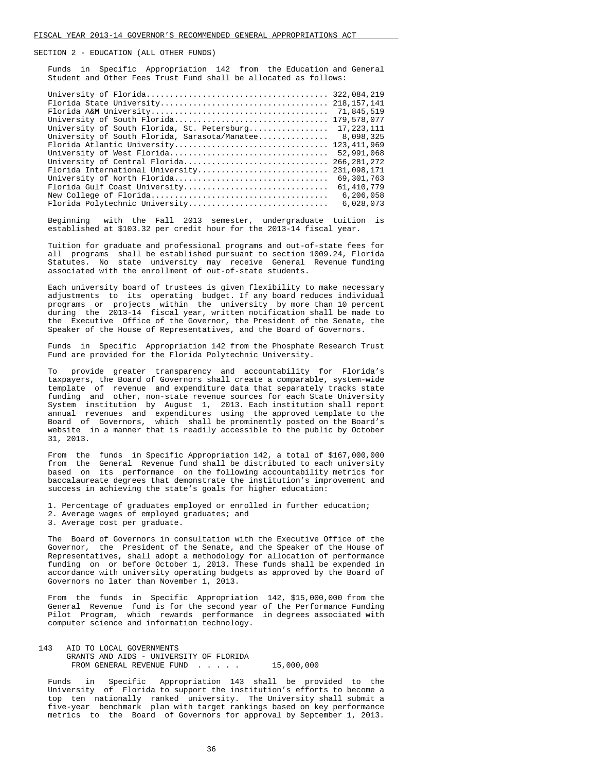SECTION 2 - EDUCATION (ALL OTHER FUNDS)

Funds in Specific Appropriation 142 from the Education and General Student and Other Fees Trust Fund shall be allocated as follows:

| University | Amount |
|---|---|
| University of Florida | 322,084,219 |
| Florida State University | 218,157,141 |
| Florida A&M University | 71,845,519 |
| University of South Florida | 179,578,077 |
| University of South Florida, St. Petersburg | 17,223,111 |
| University of South Florida, Sarasota/Manatee | 8,098,325 |
| Florida Atlantic University | 123,411,969 |
| University of West Florida | 52,991,068 |
| University of Central Florida | 266,281,272 |
| Florida International University | 231,098,171 |
| University of North Florida | 69,301,763 |
| Florida Gulf Coast University | 61,410,779 |
| New College of Florida | 6,206,058 |
| Florida Polytechnic University | 6,028,073 |

Beginning with the Fall 2013 semester, undergraduate tuition is established at $103.32 per credit hour for the 2013-14 fiscal year.

Tuition for graduate and professional programs and out-of-state fees for all programs shall be established pursuant to section 1009.24, Florida Statutes. No state university may receive General Revenue funding associated with the enrollment of out-of-state students.

Each university board of trustees is given flexibility to make necessary adjustments to its operating budget. If any board reduces individual programs or projects within the university by more than 10 percent during the 2013-14 fiscal year, written notification shall be made to the Executive Office of the Governor, the President of the Senate, the Speaker of the House of Representatives, and the Board of Governors.

Funds in Specific Appropriation 142 from the Phosphate Research Trust Fund are provided for the Florida Polytechnic University.

To provide greater transparency and accountability for Florida's taxpayers, the Board of Governors shall create a comparable, system-wide template of revenue and expenditure data that separately tracks state funding and other, non-state revenue sources for each State University System institution by August 1, 2013. Each institution shall report annual revenues and expenditures using the approved template to the Board of Governors, which shall be prominently posted on the Board's website in a manner that is readily accessible to the public by October 31, 2013.

From the funds in Specific Appropriation 142, a total of $167,000,000 from the General Revenue fund shall be distributed to each university based on its performance on the following accountability metrics for baccalaureate degrees that demonstrate the institution's improvement and success in achieving the state's goals for higher education:

1. Percentage of graduates employed or enrolled in further education;
2. Average wages of employed graduates; and
3. Average cost per graduate.

The Board of Governors in consultation with the Executive Office of the Governor, the President of the Senate, and the Speaker of the House of Representatives, shall adopt a methodology for allocation of performance funding on or before October 1, 2013. These funds shall be expended in accordance with university operating budgets as approved by the Board of Governors no later than November 1, 2013.

From the funds in Specific Appropriation 142, $15,000,000 from the General Revenue fund is for the second year of the Performance Funding Pilot Program, which rewards performance in degrees associated with computer science and information technology.

143 AID TO LOCAL GOVERNMENTS
GRANTS AND AIDS - UNIVERSITY OF FLORIDA
FROM GENERAL REVENUE FUND . . . . . 15,000,000

Funds in Specific Appropriation 143 shall be provided to the University of Florida to support the institution's efforts to become a top ten nationally ranked university. The University shall submit a five-year benchmark plan with target rankings based on key performance metrics to the Board of Governors for approval by September 1, 2013.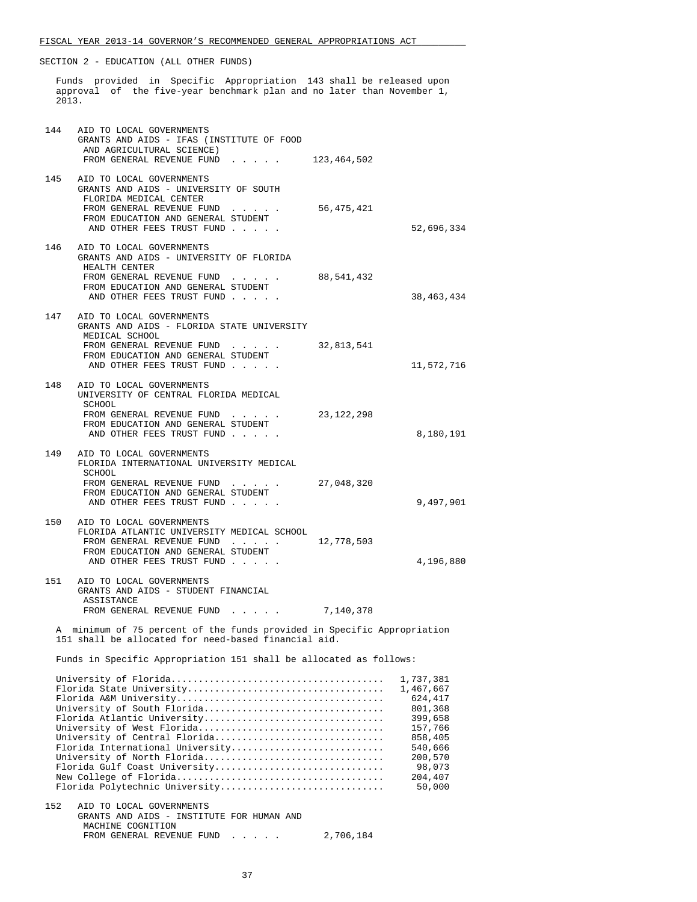SECTION 2 - EDUCATION (ALL OTHER FUNDS)

Funds provided in Specific Appropriation 143 shall be released upon approval of the five-year benchmark plan and no later than November 1, 2013.

144 AID TO LOCAL GOVERNMENTS
GRANTS AND AIDS - IFAS (INSTITUTE OF FOOD AND AGRICULTURAL SCIENCE)
FROM GENERAL REVENUE FUND . . . . . 123,464,502

145 AID TO LOCAL GOVERNMENTS
GRANTS AND AIDS - UNIVERSITY OF SOUTH FLORIDA MEDICAL CENTER
FROM GENERAL REVENUE FUND . . . . . 56,475,421
FROM EDUCATION AND GENERAL STUDENT AND OTHER FEES TRUST FUND . . . . . 52,696,334

146 AID TO LOCAL GOVERNMENTS
GRANTS AND AIDS - UNIVERSITY OF FLORIDA HEALTH CENTER
FROM GENERAL REVENUE FUND . . . . . 88,541,432
FROM EDUCATION AND GENERAL STUDENT AND OTHER FEES TRUST FUND . . . . . 38,463,434

147 AID TO LOCAL GOVERNMENTS
GRANTS AND AIDS - FLORIDA STATE UNIVERSITY MEDICAL SCHOOL
FROM GENERAL REVENUE FUND . . . . . 32,813,541
FROM EDUCATION AND GENERAL STUDENT AND OTHER FEES TRUST FUND . . . . . 11,572,716

148 AID TO LOCAL GOVERNMENTS
UNIVERSITY OF CENTRAL FLORIDA MEDICAL SCHOOL
FROM GENERAL REVENUE FUND . . . . . 23,122,298
FROM EDUCATION AND GENERAL STUDENT AND OTHER FEES TRUST FUND . . . . . 8,180,191

149 AID TO LOCAL GOVERNMENTS
FLORIDA INTERNATIONAL UNIVERSITY MEDICAL SCHOOL
FROM GENERAL REVENUE FUND . . . . . 27,048,320
FROM EDUCATION AND GENERAL STUDENT AND OTHER FEES TRUST FUND . . . . . 9,497,901

150 AID TO LOCAL GOVERNMENTS
FLORIDA ATLANTIC UNIVERSITY MEDICAL SCHOOL
FROM GENERAL REVENUE FUND . . . . . 12,778,503
FROM EDUCATION AND GENERAL STUDENT AND OTHER FEES TRUST FUND . . . . . 4,196,880

151 AID TO LOCAL GOVERNMENTS
GRANTS AND AIDS - STUDENT FINANCIAL ASSISTANCE
FROM GENERAL REVENUE FUND . . . . . 7,140,378

A minimum of 75 percent of the funds provided in Specific Appropriation 151 shall be allocated for need-based financial aid.

Funds in Specific Appropriation 151 shall be allocated as follows:

| University | Amount |
|---|---|
| University of Florida | 1,737,381 |
| Florida State University | 1,467,667 |
| Florida A&M University | 624,417 |
| University of South Florida | 801,368 |
| Florida Atlantic University | 399,658 |
| University of West Florida | 157,766 |
| University of Central Florida | 858,405 |
| Florida International University | 540,666 |
| University of North Florida | 200,570 |
| Florida Gulf Coast University | 98,073 |
| New College of Florida | 204,407 |
| Florida Polytechnic University | 50,000 |

152 AID TO LOCAL GOVERNMENTS
GRANTS AND AIDS - INSTITUTE FOR HUMAN AND MACHINE COGNITION
FROM GENERAL REVENUE FUND . . . . . 2,706,184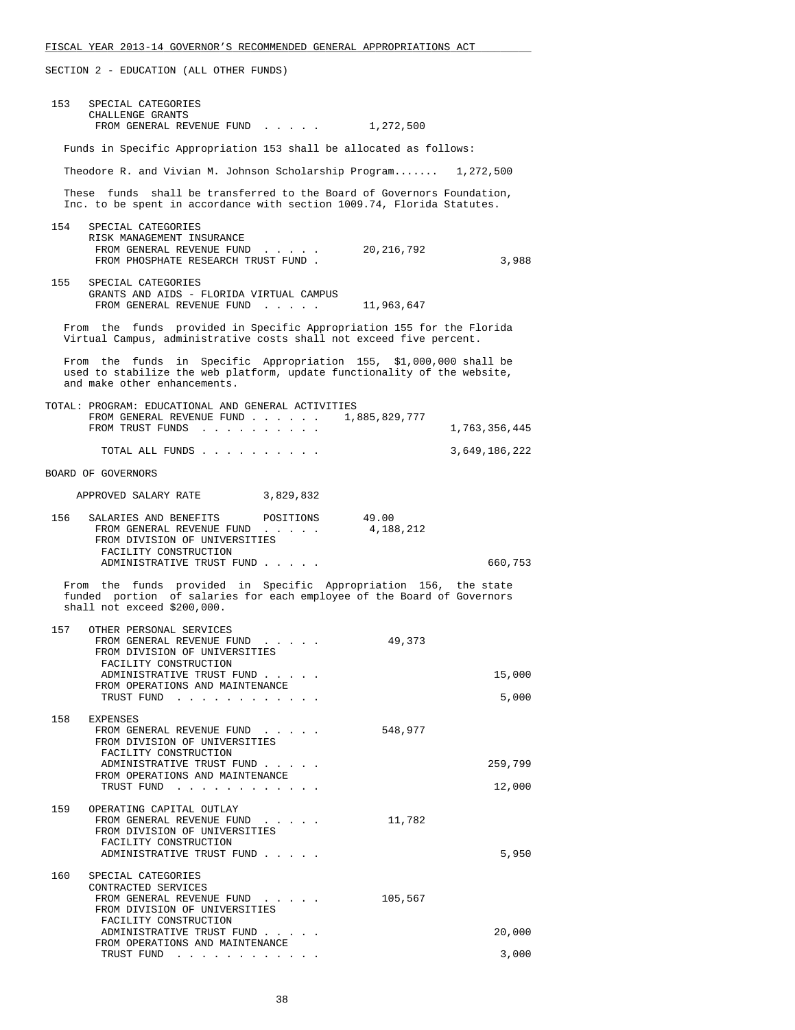SECTION 2 - EDUCATION (ALL OTHER FUNDS)

153 SPECIAL CATEGORIES
CHALLENGE GRANTS
FROM GENERAL REVENUE FUND . . . . . 1,272,500

Funds in Specific Appropriation 153 shall be allocated as follows:

Theodore R. and Vivian M. Johnson Scholarship Program....... 1,272,500

These funds shall be transferred to the Board of Governors Foundation, Inc. to be spent in accordance with section 1009.74, Florida Statutes.

154 SPECIAL CATEGORIES
RISK MANAGEMENT INSURANCE
FROM GENERAL REVENUE FUND . . . . . 20,216,792
FROM PHOSPHATE RESEARCH TRUST FUND . 3,988

155 SPECIAL CATEGORIES
GRANTS AND AIDS - FLORIDA VIRTUAL CAMPUS
FROM GENERAL REVENUE FUND . . . . . 11,963,647

From the funds provided in Specific Appropriation 155 for the Florida Virtual Campus, administrative costs shall not exceed five percent.

From the funds in Specific Appropriation 155, $1,000,000 shall be used to stabilize the web platform, update functionality of the website, and make other enhancements.

TOTAL: PROGRAM: EDUCATIONAL AND GENERAL ACTIVITIES
FROM GENERAL REVENUE FUND . . . . . . 1,885,829,777
FROM TRUST FUNDS . . . . . . . . . . 1,763,356,445

TOTAL ALL FUNDS . . . . . . . . . . 3,649,186,222

BOARD OF GOVERNORS

APPROVED SALARY RATE 3,829,832

156 SALARIES AND BENEFITS POSITIONS 49.00
FROM GENERAL REVENUE FUND . . . . . 4,188,212
FROM DIVISION OF UNIVERSITIES FACILITY CONSTRUCTION ADMINISTRATIVE TRUST FUND . . . . . 660,753

From the funds provided in Specific Appropriation 156, the state funded portion of salaries for each employee of the Board of Governors shall not exceed $200,000.

157 OTHER PERSONAL SERVICES
FROM GENERAL REVENUE FUND . . . . . 49,373
FROM DIVISION OF UNIVERSITIES FACILITY CONSTRUCTION ADMINISTRATIVE TRUST FUND . . . . . 15,000
FROM OPERATIONS AND MAINTENANCE TRUST FUND . . . . . . . . . . . . 5,000

158 EXPENSES
FROM GENERAL REVENUE FUND . . . . . 548,977
FROM DIVISION OF UNIVERSITIES FACILITY CONSTRUCTION ADMINISTRATIVE TRUST FUND . . . . . 259,799
FROM OPERATIONS AND MAINTENANCE TRUST FUND . . . . . . . . . . . . 12,000

159 OPERATING CAPITAL OUTLAY
FROM GENERAL REVENUE FUND . . . . . 11,782
FROM DIVISION OF UNIVERSITIES FACILITY CONSTRUCTION ADMINISTRATIVE TRUST FUND . . . . . 5,950

160 SPECIAL CATEGORIES
CONTRACTED SERVICES
FROM GENERAL REVENUE FUND . . . . . 105,567
FROM DIVISION OF UNIVERSITIES FACILITY CONSTRUCTION ADMINISTRATIVE TRUST FUND . . . . . 20,000
FROM OPERATIONS AND MAINTENANCE TRUST FUND . . . . . . . . . . . . 3,000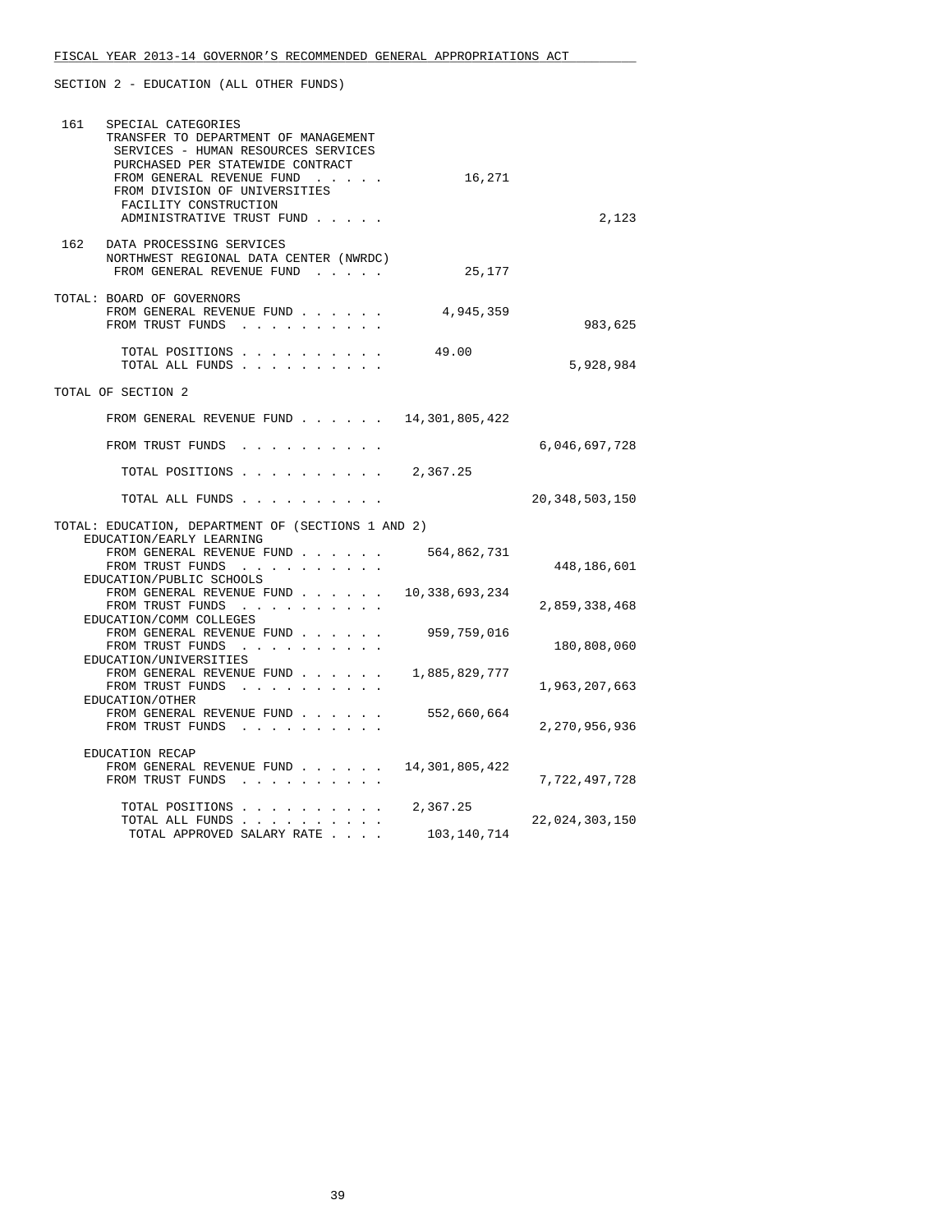FISCAL YEAR 2013-14 GOVERNOR'S RECOMMENDED GENERAL APPROPRIATIONS ACT

SECTION 2 - EDUCATION (ALL OTHER FUNDS)

| | | | |
|---|---|---|---|
| 161 | SPECIAL CATEGORIES<br>TRANSFER TO DEPARTMENT OF MANAGEMENT SERVICES - HUMAN RESOURCES SERVICES PURCHASED PER STATEWIDE CONTRACT | | |
| | FROM GENERAL REVENUE FUND . . . . . | 16,271 | |
| | FROM DIVISION OF UNIVERSITIES FACILITY CONSTRUCTION ADMINISTRATIVE TRUST FUND . . . . . | | 2,123 |
| 162 | DATA PROCESSING SERVICES<br>NORTHWEST REGIONAL DATA CENTER (NWRDC) | | |
| | FROM GENERAL REVENUE FUND . . . . . | 25,177 | |

TOTAL: BOARD OF GOVERNORS

| | | |
|---|---|---|
| FROM GENERAL REVENUE FUND . . . . . . | 4,945,359 | |
| FROM TRUST FUNDS . . . . . . . . . . | | 983,625 |
| TOTAL POSITIONS . . . . . . . . . . | 49.00 | |
| TOTAL ALL FUNDS . . . . . . . . . . | | 5,928,984 |

TOTAL OF SECTION 2

| | | |
|---|---|---|
| FROM GENERAL REVENUE FUND . . . . . . | 14,301,805,422 | |
| FROM TRUST FUNDS . . . . . . . . . . | | 6,046,697,728 |
| TOTAL POSITIONS . . . . . . . . . . | 2,367.25 | |
| TOTAL ALL FUNDS . . . . . . . . . . | | 20,348,503,150 |

TOTAL: EDUCATION, DEPARTMENT OF (SECTIONS 1 AND 2)

| | | |
|---|---|---|
| EDUCATION/EARLY LEARNING | | |
| FROM GENERAL REVENUE FUND . . . . . . | 564,862,731 | |
| FROM TRUST FUNDS . . . . . . . . . . | | 448,186,601 |
| EDUCATION/PUBLIC SCHOOLS | | |
| FROM GENERAL REVENUE FUND . . . . . . | 10,338,693,234 | |
| FROM TRUST FUNDS . . . . . . . . . . | | 2,859,338,468 |
| EDUCATION/COMM COLLEGES | | |
| FROM GENERAL REVENUE FUND . . . . . . | 959,759,016 | |
| FROM TRUST FUNDS . . . . . . . . . . | | 180,808,060 |
| EDUCATION/UNIVERSITIES | | |
| FROM GENERAL REVENUE FUND . . . . . . | 1,885,829,777 | |
| FROM TRUST FUNDS . . . . . . . . . . | | 1,963,207,663 |
| EDUCATION/OTHER | | |
| FROM GENERAL REVENUE FUND . . . . . . | 552,660,664 | |
| FROM TRUST FUNDS . . . . . . . . . . | | 2,270,956,936 |
| EDUCATION RECAP | | |
| FROM GENERAL REVENUE FUND . . . . . . | 14,301,805,422 | |
| FROM TRUST FUNDS . . . . . . . . . . | | 7,722,497,728 |
| TOTAL POSITIONS . . . . . . . . . . | 2,367.25 | |
| TOTAL ALL FUNDS . . . . . . . . . . | | 22,024,303,150 |
| TOTAL APPROVED SALARY RATE . . . . | 103,140,714 | |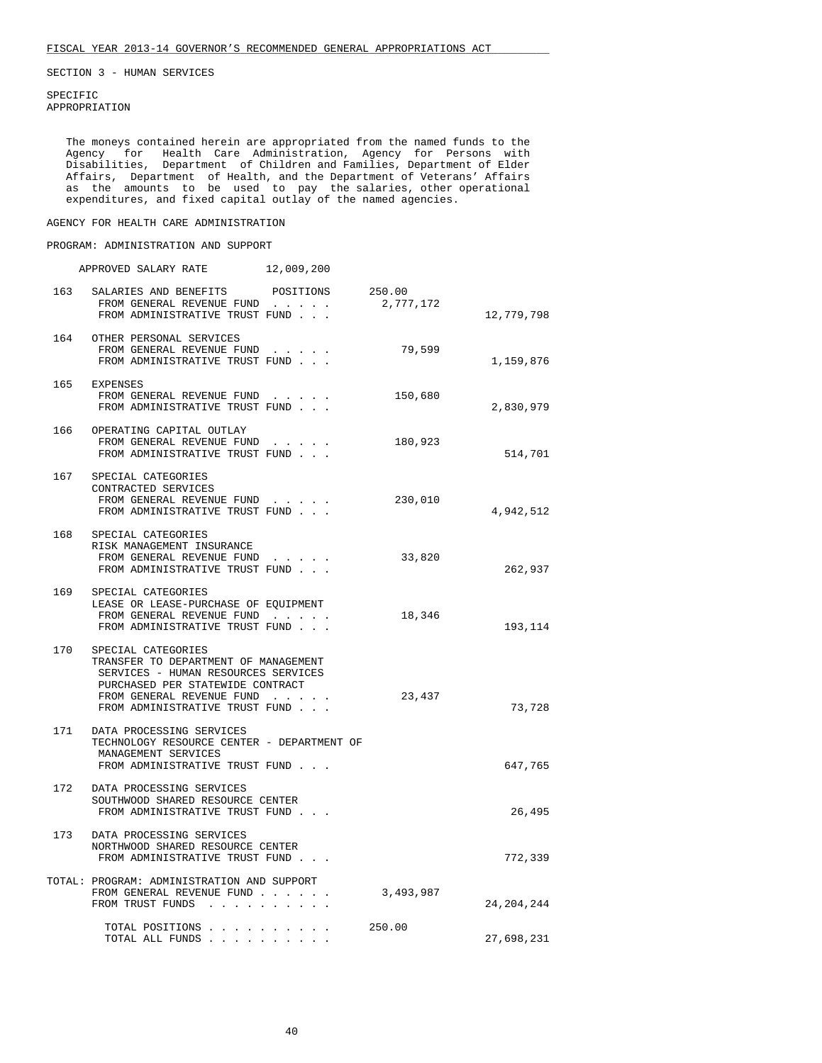FISCAL YEAR 2013-14 GOVERNOR'S RECOMMENDED GENERAL APPROPRIATIONS ACT

SECTION 3 - HUMAN SERVICES

SPECIFIC
APPROPRIATION

The moneys contained herein are appropriated from the named funds to the Agency for Health Care Administration, Agency for Persons with Disabilities, Department of Children and Families, Department of Elder Affairs, Department of Health, and the Department of Veterans' Affairs as the amounts to be used to pay the salaries, other operational expenditures, and fixed capital outlay of the named agencies.

AGENCY FOR HEALTH CARE ADMINISTRATION

PROGRAM: ADMINISTRATION AND SUPPORT

APPROVED SALARY RATE 12,009,200

| | | | |
|---|---|---|---|
| 163 | SALARIES AND BENEFITS POSITIONS | 250.00 | |
| | FROM GENERAL REVENUE FUND . . . . . | 2,777,172 | |
| | FROM ADMINISTRATIVE TRUST FUND . . . | | 12,779,798 |
| 164 | OTHER PERSONAL SERVICES | | |
| | FROM GENERAL REVENUE FUND . . . . . | 79,599 | |
| | FROM ADMINISTRATIVE TRUST FUND . . . | | 1,159,876 |
| 165 | EXPENSES | | |
| | FROM GENERAL REVENUE FUND . . . . . | 150,680 | |
| | FROM ADMINISTRATIVE TRUST FUND . . . | | 2,830,979 |
| 166 | OPERATING CAPITAL OUTLAY | | |
| | FROM GENERAL REVENUE FUND . . . . . | 180,923 | |
| | FROM ADMINISTRATIVE TRUST FUND . . . | | 514,701 |
| 167 | SPECIAL CATEGORIES<br>CONTRACTED SERVICES | | |
| | FROM GENERAL REVENUE FUND . . . . . | 230,010 | |
| | FROM ADMINISTRATIVE TRUST FUND . . . | | 4,942,512 |
| 168 | SPECIAL CATEGORIES<br>RISK MANAGEMENT INSURANCE | | |
| | FROM GENERAL REVENUE FUND . . . . . | 33,820 | |
| | FROM ADMINISTRATIVE TRUST FUND . . . | | 262,937 |
| 169 | SPECIAL CATEGORIES<br>LEASE OR LEASE-PURCHASE OF EQUIPMENT | | |
| | FROM GENERAL REVENUE FUND . . . . . | 18,346 | |
| | FROM ADMINISTRATIVE TRUST FUND . . . | | 193,114 |
| 170 | SPECIAL CATEGORIES<br>TRANSFER TO DEPARTMENT OF MANAGEMENT SERVICES - HUMAN RESOURCES SERVICES PURCHASED PER STATEWIDE CONTRACT | | |
| | FROM GENERAL REVENUE FUND . . . . . | 23,437 | |
| | FROM ADMINISTRATIVE TRUST FUND . . . | | 73,728 |
| 171 | DATA PROCESSING SERVICES<br>TECHNOLOGY RESOURCE CENTER - DEPARTMENT OF MANAGEMENT SERVICES | | |
| | FROM ADMINISTRATIVE TRUST FUND . . . | | 647,765 |
| 172 | DATA PROCESSING SERVICES<br>SOUTHWOOD SHARED RESOURCE CENTER | | |
| | FROM ADMINISTRATIVE TRUST FUND . . . | | 26,495 |
| 173 | DATA PROCESSING SERVICES<br>NORTHWOOD SHARED RESOURCE CENTER | | |
| | FROM ADMINISTRATIVE TRUST FUND . . . | | 772,339 |
| TOTAL: | PROGRAM: ADMINISTRATION AND SUPPORT | | |
| | FROM GENERAL REVENUE FUND . . . . . . | 3,493,987 | |
| | FROM TRUST FUNDS . . . . . . . . . . | | 24,204,244 |
| | TOTAL POSITIONS . . . . . . . . . . | 250.00 | |
| | TOTAL ALL FUNDS . . . . . . . . . . | | 27,698,231 |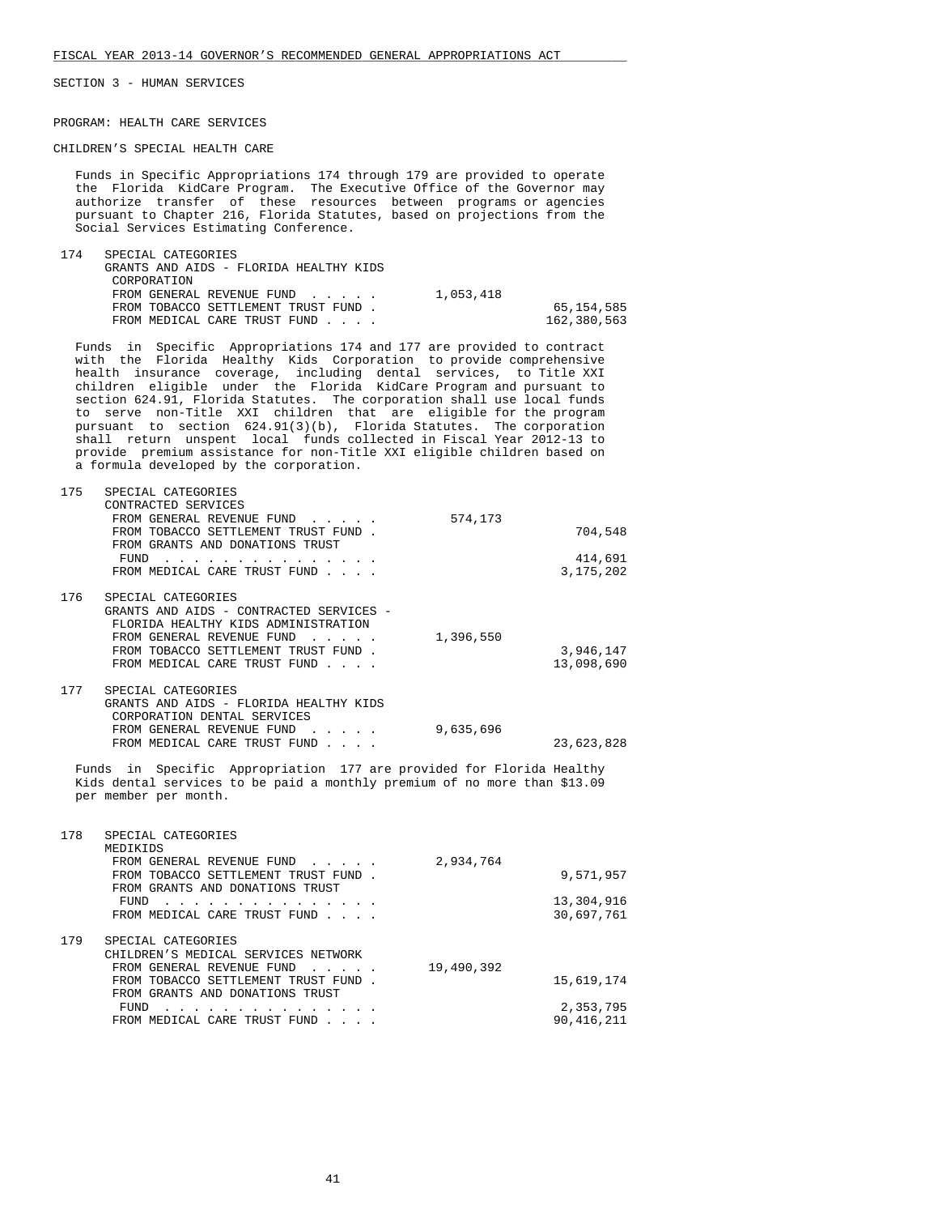SECTION 3 - HUMAN SERVICES

PROGRAM: HEALTH CARE SERVICES

CHILDREN'S SPECIAL HEALTH CARE

Funds in Specific Appropriations 174 through 179 are provided to operate the Florida KidCare Program. The Executive Office of the Governor may authorize transfer of these resources between programs or agencies pursuant to Chapter 216, Florida Statutes, based on projections from the Social Services Estimating Conference.

| | | | |
|---|---|---|---|
| 174 | SPECIAL CATEGORIES<br>GRANTS AND AIDS - FLORIDA HEALTHY KIDS CORPORATION | | |
| | FROM GENERAL REVENUE FUND . . . . . | 1,053,418 | |
| | FROM TOBACCO SETTLEMENT TRUST FUND . | | 65,154,585 |
| | FROM MEDICAL CARE TRUST FUND . . . . | | 162,380,563 |

Funds in Specific Appropriations 174 and 177 are provided to contract with the Florida Healthy Kids Corporation to provide comprehensive health insurance coverage, including dental services, to Title XXI children eligible under the Florida KidCare Program and pursuant to section 624.91, Florida Statutes. The corporation shall use local funds to serve non-Title XXI children that are eligible for the program pursuant to section 624.91(3)(b), Florida Statutes. The corporation shall return unspent local funds collected in Fiscal Year 2012-13 to provide premium assistance for non-Title XXI eligible children based on a formula developed by the corporation.

| | | | |
|---|---|---|---|
| 175 | SPECIAL CATEGORIES<br>CONTRACTED SERVICES | | |
| | FROM GENERAL REVENUE FUND . . . . . | 574,173 | |
| | FROM TOBACCO SETTLEMENT TRUST FUND . | | 704,548 |
| | FROM GRANTS AND DONATIONS TRUST FUND . . . . . . . . . . . . . . . | | 414,691 |
| | FROM MEDICAL CARE TRUST FUND . . . . | | 3,175,202 |
| 176 | SPECIAL CATEGORIES<br>GRANTS AND AIDS - CONTRACTED SERVICES - FLORIDA HEALTHY KIDS ADMINISTRATION | | |
| | FROM GENERAL REVENUE FUND . . . . . | 1,396,550 | |
| | FROM TOBACCO SETTLEMENT TRUST FUND . | | 3,946,147 |
| | FROM MEDICAL CARE TRUST FUND . . . . | | 13,098,690 |
| 177 | SPECIAL CATEGORIES<br>GRANTS AND AIDS - FLORIDA HEALTHY KIDS CORPORATION DENTAL SERVICES | | |
| | FROM GENERAL REVENUE FUND . . . . . | 9,635,696 | |
| | FROM MEDICAL CARE TRUST FUND . . . . | | 23,623,828 |

Funds in Specific Appropriation 177 are provided for Florida Healthy Kids dental services to be paid a monthly premium of no more than $13.09 per member per month.

| | | | |
|---|---|---|---|
| 178 | SPECIAL CATEGORIES<br>MEDIKIDS | | |
| | FROM GENERAL REVENUE FUND . . . . . | 2,934,764 | |
| | FROM TOBACCO SETTLEMENT TRUST FUND . | | 9,571,957 |
| | FROM GRANTS AND DONATIONS TRUST FUND . . . . . . . . . . . . . . . | | 13,304,916 |
| | FROM MEDICAL CARE TRUST FUND . . . . | | 30,697,761 |
| 179 | SPECIAL CATEGORIES<br>CHILDREN'S MEDICAL SERVICES NETWORK | | |
| | FROM GENERAL REVENUE FUND . . . . . | 19,490,392 | |
| | FROM TOBACCO SETTLEMENT TRUST FUND . | | 15,619,174 |
| | FROM GRANTS AND DONATIONS TRUST FUND . . . . . . . . . . . . . . . | | 2,353,795 |
| | FROM MEDICAL CARE TRUST FUND . . . . | | 90,416,211 |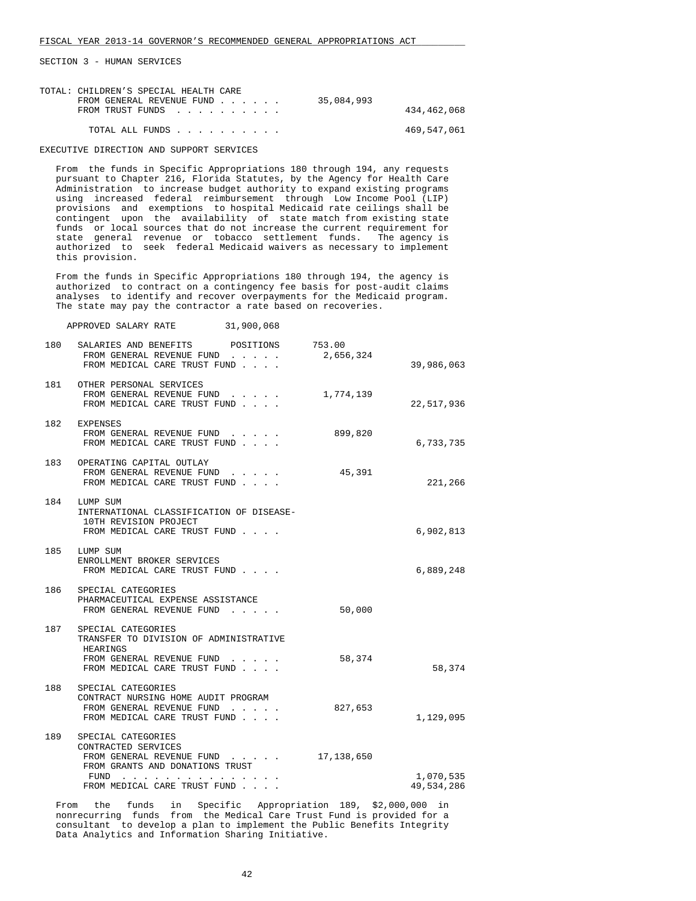FISCAL YEAR 2013-14 GOVERNOR'S RECOMMENDED GENERAL APPROPRIATIONS ACT

SECTION 3 - HUMAN SERVICES

| | | General Revenue | Trust Funds |
|---|---|---|---|
| TOTAL: CHILDREN'S SPECIAL HEALTH CARE | | | |
| | FROM GENERAL REVENUE FUND | 35,084,993 | |
| | FROM TRUST FUNDS | | 434,462,068 |
| | TOTAL ALL FUNDS | | 469,547,061 |

EXECUTIVE DIRECTION AND SUPPORT SERVICES

From the funds in Specific Appropriations 180 through 194, any requests pursuant to Chapter 216, Florida Statutes, by the Agency for Health Care Administration to increase budget authority to expand existing programs using increased federal reimbursement through Low Income Pool (LIP) provisions and exemptions to hospital Medicaid rate ceilings shall be contingent upon the availability of state match from existing state funds or local sources that do not increase the current requirement for state general revenue or tobacco settlement funds. The agency is authorized to seek federal Medicaid waivers as necessary to implement this provision.

From the funds in Specific Appropriations 180 through 194, the agency is authorized to contract on a contingency fee basis for post-audit claims analyses to identify and recover overpayments for the Medicaid program. The state may pay the contractor a rate based on recoveries.

APPROVED SALARY RATE 31,900,068

| No. | Item | General Revenue | Trust Funds |
|---|---|---|---|
| 180 | SALARIES AND BENEFITS POSITIONS 753.00 | | |
| | FROM GENERAL REVENUE FUND | 2,656,324 | |
| | FROM MEDICAL CARE TRUST FUND | | 39,986,063 |
| 181 | OTHER PERSONAL SERVICES | | |
| | FROM GENERAL REVENUE FUND | 1,774,139 | |
| | FROM MEDICAL CARE TRUST FUND | | 22,517,936 |
| 182 | EXPENSES | | |
| | FROM GENERAL REVENUE FUND | 899,820 | |
| | FROM MEDICAL CARE TRUST FUND | | 6,733,735 |
| 183 | OPERATING CAPITAL OUTLAY | | |
| | FROM GENERAL REVENUE FUND | 45,391 | |
| | FROM MEDICAL CARE TRUST FUND | | 221,266 |
| 184 | LUMP SUM<br>INTERNATIONAL CLASSIFICATION OF DISEASE-10TH REVISION PROJECT | | |
| | FROM MEDICAL CARE TRUST FUND | | 6,902,813 |
| 185 | LUMP SUM<br>ENROLLMENT BROKER SERVICES | | |
| | FROM MEDICAL CARE TRUST FUND | | 6,889,248 |
| 186 | SPECIAL CATEGORIES<br>PHARMACEUTICAL EXPENSE ASSISTANCE | | |
| | FROM GENERAL REVENUE FUND | 50,000 | |
| 187 | SPECIAL CATEGORIES<br>TRANSFER TO DIVISION OF ADMINISTRATIVE HEARINGS | | |
| | FROM GENERAL REVENUE FUND | 58,374 | |
| | FROM MEDICAL CARE TRUST FUND | | 58,374 |
| 188 | SPECIAL CATEGORIES<br>CONTRACT NURSING HOME AUDIT PROGRAM | | |
| | FROM GENERAL REVENUE FUND | 827,653 | |
| | FROM MEDICAL CARE TRUST FUND | | 1,129,095 |
| 189 | SPECIAL CATEGORIES<br>CONTRACTED SERVICES | | |
| | FROM GENERAL REVENUE FUND | 17,138,650 | |
| | FROM GRANTS AND DONATIONS TRUST FUND | | 1,070,535 |
| | FROM MEDICAL CARE TRUST FUND | | 49,534,286 |

From the funds in Specific Appropriation 189, $2,000,000 in nonrecurring funds from the Medical Care Trust Fund is provided for a consultant to develop a plan to implement the Public Benefits Integrity Data Analytics and Information Sharing Initiative.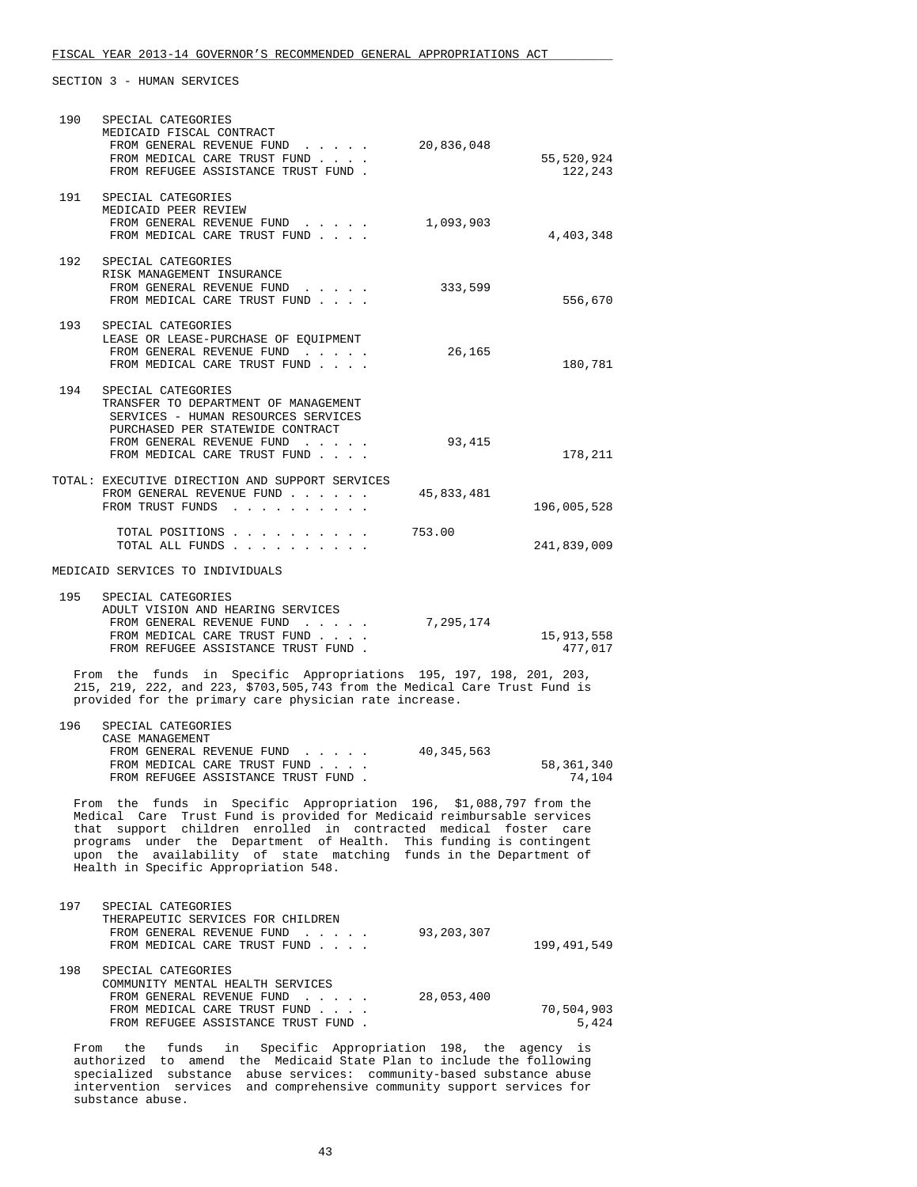SECTION 3 - HUMAN SERVICES

| | | General Revenue | Trust Funds |
|---|---|---|---|
| 190 | SPECIAL CATEGORIES<br>MEDICAID FISCAL CONTRACT | | |
| | FROM GENERAL REVENUE FUND . . . . . | 20,836,048 | |
| | FROM MEDICAL CARE TRUST FUND . . . . | | 55,520,924 |
| | FROM REFUGEE ASSISTANCE TRUST FUND . | | 122,243 |
| 191 | SPECIAL CATEGORIES<br>MEDICAID PEER REVIEW | | |
| | FROM GENERAL REVENUE FUND . . . . . | 1,093,903 | |
| | FROM MEDICAL CARE TRUST FUND . . . . | | 4,403,348 |
| 192 | SPECIAL CATEGORIES<br>RISK MANAGEMENT INSURANCE | | |
| | FROM GENERAL REVENUE FUND . . . . . | 333,599 | |
| | FROM MEDICAL CARE TRUST FUND . . . . | | 556,670 |
| 193 | SPECIAL CATEGORIES<br>LEASE OR LEASE-PURCHASE OF EQUIPMENT | | |
| | FROM GENERAL REVENUE FUND . . . . . | 26,165 | |
| | FROM MEDICAL CARE TRUST FUND . . . . | | 180,781 |
| 194 | SPECIAL CATEGORIES<br>TRANSFER TO DEPARTMENT OF MANAGEMENT SERVICES - HUMAN RESOURCES SERVICES PURCHASED PER STATEWIDE CONTRACT | | |
| | FROM GENERAL REVENUE FUND . . . . . | 93,415 | |
| | FROM MEDICAL CARE TRUST FUND . . . . | | 178,211 |

| TOTAL: EXECUTIVE DIRECTION AND SUPPORT SERVICES | | |
|---|---|---|
| FROM GENERAL REVENUE FUND . . . . . . | 45,833,481 | |
| FROM TRUST FUNDS . . . . . . . . . . | | 196,005,528 |
| TOTAL POSITIONS . . . . . . . . . . | 753.00 | |
| TOTAL ALL FUNDS . . . . . . . . . . | | 241,839,009 |

MEDICAID SERVICES TO INDIVIDUALS

| | | General Revenue | Trust Funds |
|---|---|---|---|
| 195 | SPECIAL CATEGORIES<br>ADULT VISION AND HEARING SERVICES | | |
| | FROM GENERAL REVENUE FUND . . . . . | 7,295,174 | |
| | FROM MEDICAL CARE TRUST FUND . . . . | | 15,913,558 |
| | FROM REFUGEE ASSISTANCE TRUST FUND . | | 477,017 |

From the funds in Specific Appropriations 195, 197, 198, 201, 203, 215, 219, 222, and 223, $703,505,743 from the Medical Care Trust Fund is provided for the primary care physician rate increase.

| | | General Revenue | Trust Funds |
|---|---|---|---|
| 196 | SPECIAL CATEGORIES<br>CASE MANAGEMENT | | |
| | FROM GENERAL REVENUE FUND . . . . . | 40,345,563 | |
| | FROM MEDICAL CARE TRUST FUND . . . . | | 58,361,340 |
| | FROM REFUGEE ASSISTANCE TRUST FUND . | | 74,104 |

From the funds in Specific Appropriation 196, $1,088,797 from the Medical Care Trust Fund is provided for Medicaid reimbursable services that support children enrolled in contracted medical foster care programs under the Department of Health. This funding is contingent upon the availability of state matching funds in the Department of Health in Specific Appropriation 548.

| | | General Revenue | Trust Funds |
|---|---|---|---|
| 197 | SPECIAL CATEGORIES<br>THERAPEUTIC SERVICES FOR CHILDREN | | |
| | FROM GENERAL REVENUE FUND . . . . . | 93,203,307 | |
| | FROM MEDICAL CARE TRUST FUND . . . . | | 199,491,549 |
| 198 | SPECIAL CATEGORIES<br>COMMUNITY MENTAL HEALTH SERVICES | | |
| | FROM GENERAL REVENUE FUND . . . . . | 28,053,400 | |
| | FROM MEDICAL CARE TRUST FUND . . . . | | 70,504,903 |
| | FROM REFUGEE ASSISTANCE TRUST FUND . | | 5,424 |

From the funds in Specific Appropriation 198, the agency is authorized to amend the Medicaid State Plan to include the following specialized substance abuse services: community-based substance abuse intervention services and comprehensive community support services for substance abuse.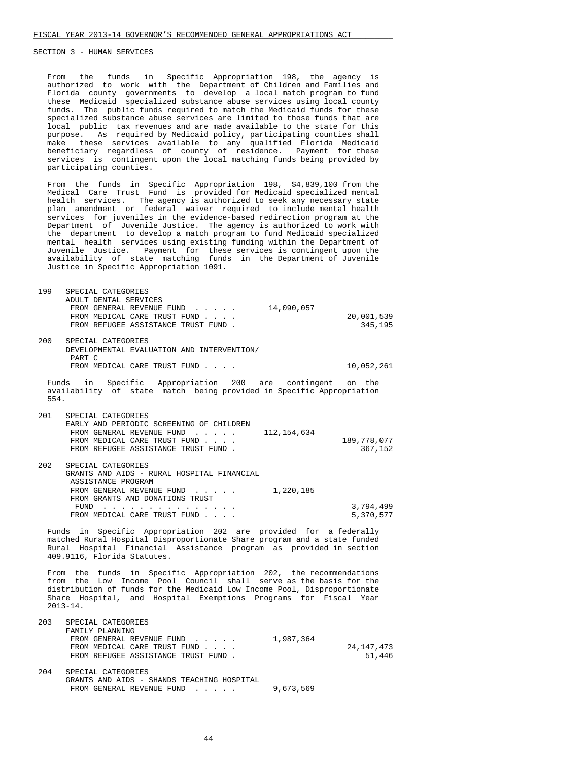SECTION 3 - HUMAN SERVICES

From the funds in Specific Appropriation 198, the agency is authorized to work with the Department of Children and Families and Florida county governments to develop a local match program to fund these Medicaid specialized substance abuse services using local county funds. The public funds required to match the Medicaid funds for these specialized substance abuse services are limited to those funds that are local public tax revenues and are made available to the state for this purpose. As required by Medicaid policy, participating counties shall make these services available to any qualified Florida Medicaid beneficiary regardless of county of residence. Payment for these services is contingent upon the local matching funds being provided by participating counties.

From the funds in Specific Appropriation 198, $4,839,100 from the Medical Care Trust Fund is provided for Medicaid specialized mental health services. The agency is authorized to seek any necessary state plan amendment or federal waiver required to include mental health services for juveniles in the evidence-based redirection program at the Department of Juvenile Justice. The agency is authorized to work with the department to develop a match program to fund Medicaid specialized mental health services using existing funding within the Department of Juvenile Justice. Payment for these services is contingent upon the availability of state matching funds in the Department of Juvenile Justice in Specific Appropriation 1091.

199 SPECIAL CATEGORIES
ADULT DENTAL SERVICES

| | | |
|---|---|---|
| FROM GENERAL REVENUE FUND . . . . . | 14,090,057 | |
| FROM MEDICAL CARE TRUST FUND . . . . | | 20,001,539 |
| FROM REFUGEE ASSISTANCE TRUST FUND . | | 345,195 |

200 SPECIAL CATEGORIES
DEVELOPMENTAL EVALUATION AND INTERVENTION/PART C

| | | |
|---|---|---|
| FROM MEDICAL CARE TRUST FUND . . . . | | 10,052,261 |

Funds in Specific Appropriation 200 are contingent on the availability of state match being provided in Specific Appropriation 554.

201 SPECIAL CATEGORIES
EARLY AND PERIODIC SCREENING OF CHILDREN

| | | |
|---|---|---|
| FROM GENERAL REVENUE FUND . . . . . | 112,154,634 | |
| FROM MEDICAL CARE TRUST FUND . . . . | | 189,778,077 |
| FROM REFUGEE ASSISTANCE TRUST FUND . | | 367,152 |

202 SPECIAL CATEGORIES
GRANTS AND AIDS - RURAL HOSPITAL FINANCIAL ASSISTANCE PROGRAM

| | | |
|---|---|---|
| FROM GENERAL REVENUE FUND . . . . . | 1,220,185 | |
| FROM GRANTS AND DONATIONS TRUST FUND . . . . . . . . . . . . . . . | | 3,794,499 |
| FROM MEDICAL CARE TRUST FUND . . . . | | 5,370,577 |

Funds in Specific Appropriation 202 are provided for a federally matched Rural Hospital Disproportionate Share program and a state funded Rural Hospital Financial Assistance program as provided in section 409.9116, Florida Statutes.

From the funds in Specific Appropriation 202, the recommendations from the Low Income Pool Council shall serve as the basis for the distribution of funds for the Medicaid Low Income Pool, Disproportionate Share Hospital, and Hospital Exemptions Programs for Fiscal Year 2013-14.

203 SPECIAL CATEGORIES
FAMILY PLANNING

| | | |
|---|---|---|
| FROM GENERAL REVENUE FUND . . . . . | 1,987,364 | |
| FROM MEDICAL CARE TRUST FUND . . . . | | 24,147,473 |
| FROM REFUGEE ASSISTANCE TRUST FUND . | | 51,446 |

204 SPECIAL CATEGORIES
GRANTS AND AIDS - SHANDS TEACHING HOSPITAL

| | | |
|---|---|---|
| FROM GENERAL REVENUE FUND . . . . . | 9,673,569 | |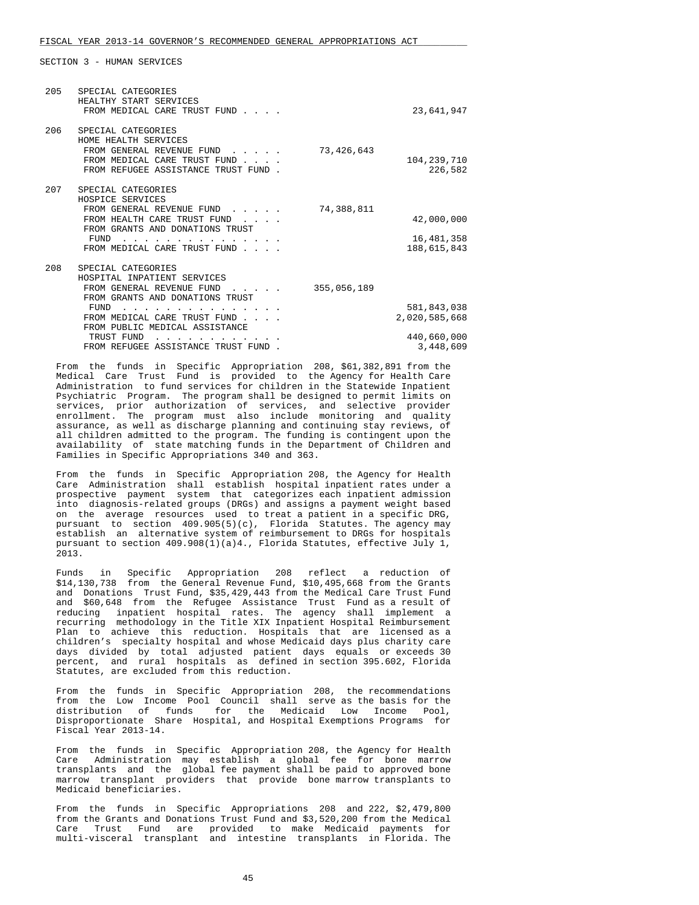FISCAL YEAR 2013-14 GOVERNOR'S RECOMMENDED GENERAL APPROPRIATIONS ACT

SECTION 3 - HUMAN SERVICES

| | | | |
|---|---|---|---|
| 205 | SPECIAL CATEGORIES<br>HEALTHY START SERVICES<br>FROM MEDICAL CARE TRUST FUND . . . . | | 23,641,947 |
| 206 | SPECIAL CATEGORIES<br>HOME HEALTH SERVICES | | |
| | FROM GENERAL REVENUE FUND . . . . . | 73,426,643 | |
| | FROM MEDICAL CARE TRUST FUND . . . . | | 104,239,710 |
| | FROM REFUGEE ASSISTANCE TRUST FUND . | | 226,582 |
| 207 | SPECIAL CATEGORIES<br>HOSPICE SERVICES | | |
| | FROM GENERAL REVENUE FUND . . . . . | 74,388,811 | |
| | FROM HEALTH CARE TRUST FUND . . . . | | 42,000,000 |
| | FROM GRANTS AND DONATIONS TRUST FUND . . . . . . . . . . . . . . | | 16,481,358 |
| | FROM MEDICAL CARE TRUST FUND . . . . | | 188,615,843 |
| 208 | SPECIAL CATEGORIES<br>HOSPITAL INPATIENT SERVICES | | |
| | FROM GENERAL REVENUE FUND . . . . . | 355,056,189 | |
| | FROM GRANTS AND DONATIONS TRUST FUND . . . . . . . . . . . . . . | | 581,843,038 |
| | FROM MEDICAL CARE TRUST FUND . . . . | | 2,020,585,668 |
| | FROM PUBLIC MEDICAL ASSISTANCE TRUST FUND . . . . . . . . . . . . | | 440,660,000 |
| | FROM REFUGEE ASSISTANCE TRUST FUND . | | 3,448,609 |

From the funds in Specific Appropriation 208, $61,382,891 from the Medical Care Trust Fund is provided to the Agency for Health Care Administration to fund services for children in the Statewide Inpatient Psychiatric Program. The program shall be designed to permit limits on services, prior authorization of services, and selective provider enrollment. The program must also include monitoring and quality assurance, as well as discharge planning and continuing stay reviews, of all children admitted to the program. The funding is contingent upon the availability of state matching funds in the Department of Children and Families in Specific Appropriations 340 and 363.

From the funds in Specific Appropriation 208, the Agency for Health Care Administration shall establish hospital inpatient rates under a prospective payment system that categorizes each inpatient admission into diagnosis-related groups (DRGs) and assigns a payment weight based on the average resources used to treat a patient in a specific DRG, pursuant to section 409.905(5)(c), Florida Statutes. The agency may establish an alternative system of reimbursement to DRGs for hospitals pursuant to section 409.908(1)(a)4., Florida Statutes, effective July 1, 2013.

Funds in Specific Appropriation 208 reflect a reduction of $14,130,738 from the General Revenue Fund, $10,495,668 from the Grants and Donations Trust Fund, $35,429,443 from the Medical Care Trust Fund and $60,648 from the Refugee Assistance Trust Fund as a result of reducing inpatient hospital rates. The agency shall implement a recurring methodology in the Title XIX Inpatient Hospital Reimbursement Plan to achieve this reduction. Hospitals that are licensed as a children's specialty hospital and whose Medicaid days plus charity care days divided by total adjusted patient days equals or exceeds 30 percent, and rural hospitals as defined in section 395.602, Florida Statutes, are excluded from this reduction.

From the funds in Specific Appropriation 208, the recommendations from the Low Income Pool Council shall serve as the basis for the distribution of funds for the Medicaid Low Income Pool, Disproportionate Share Hospital, and Hospital Exemptions Programs for Fiscal Year 2013-14.

From the funds in Specific Appropriation 208, the Agency for Health Care Administration may establish a global fee for bone marrow transplants and the global fee payment shall be paid to approved bone marrow transplant providers that provide bone marrow transplants to Medicaid beneficiaries.

From the funds in Specific Appropriations 208 and 222, $2,479,800 from the Grants and Donations Trust Fund and $3,520,200 from the Medical Care Trust Fund are provided to make Medicaid payments for multi-visceral transplant and intestine transplants in Florida. The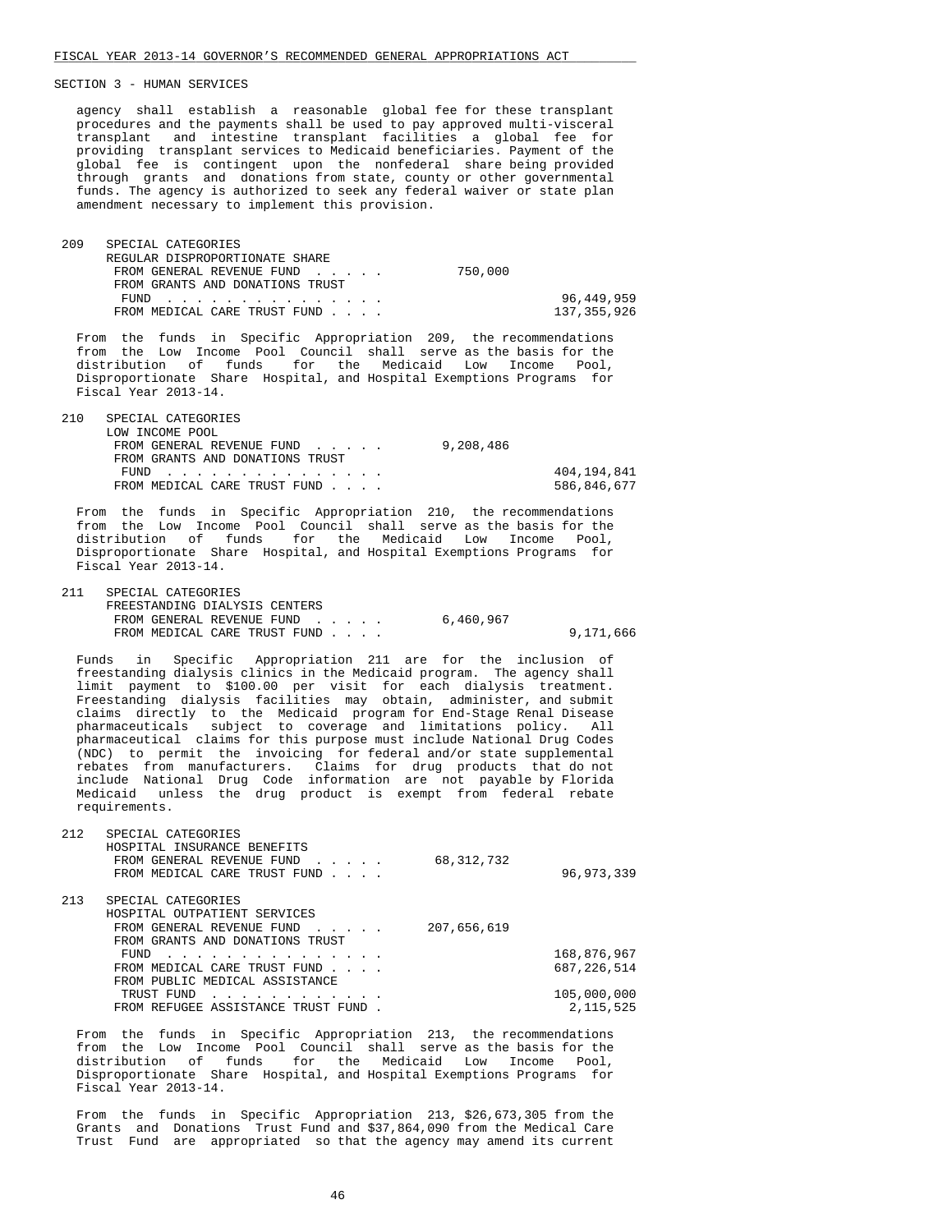SECTION 3 - HUMAN SERVICES

agency shall establish a reasonable global fee for these transplant procedures and the payments shall be used to pay approved multi-visceral transplant and intestine transplant facilities a global fee for providing transplant services to Medicaid beneficiaries. Payment of the global fee is contingent upon the nonfederal share being provided through grants and donations from state, county or other governmental funds. The agency is authorized to seek any federal waiver or state plan amendment necessary to implement this provision.

| | | | |
|---|---|---|---|
| 209 | SPECIAL CATEGORIES<br>REGULAR DISPROPORTIONATE SHARE | | |
| | FROM GENERAL REVENUE FUND . . . . . | 750,000 | |
| | FROM GRANTS AND DONATIONS TRUST FUND . . . . . . . . . . . . . . . | | 96,449,959 |
| | FROM MEDICAL CARE TRUST FUND . . . . | | 137,355,926 |

From the funds in Specific Appropriation 209, the recommendations from the Low Income Pool Council shall serve as the basis for the distribution of funds for the Medicaid Low Income Pool, Disproportionate Share Hospital, and Hospital Exemptions Programs for Fiscal Year 2013-14.

| | | | |
|---|---|---|---|
| 210 | SPECIAL CATEGORIES<br>LOW INCOME POOL | | |
| | FROM GENERAL REVENUE FUND . . . . . | 9,208,486 | |
| | FROM GRANTS AND DONATIONS TRUST FUND . . . . . . . . . . . . . . . | | 404,194,841 |
| | FROM MEDICAL CARE TRUST FUND . . . . | | 586,846,677 |

From the funds in Specific Appropriation 210, the recommendations from the Low Income Pool Council shall serve as the basis for the distribution of funds for the Medicaid Low Income Pool, Disproportionate Share Hospital, and Hospital Exemptions Programs for Fiscal Year 2013-14.

| | | | |
|---|---|---|---|
| 211 | SPECIAL CATEGORIES<br>FREESTANDING DIALYSIS CENTERS | | |
| | FROM GENERAL REVENUE FUND . . . . . | 6,460,967 | |
| | FROM MEDICAL CARE TRUST FUND . . . . | | 9,171,666 |

Funds in Specific Appropriation 211 are for the inclusion of freestanding dialysis clinics in the Medicaid program. The agency shall limit payment to $100.00 per visit for each dialysis treatment. Freestanding dialysis facilities may obtain, administer, and submit claims directly to the Medicaid program for End-Stage Renal Disease pharmaceuticals subject to coverage and limitations policy. All pharmaceutical claims for this purpose must include National Drug Codes (NDC) to permit the invoicing for federal and/or state supplemental rebates from manufacturers. Claims for drug products that do not include National Drug Code information are not payable by Florida Medicaid unless the drug product is exempt from federal rebate requirements.

| | | | |
|---|---|---|---|
| 212 | SPECIAL CATEGORIES<br>HOSPITAL INSURANCE BENEFITS | | |
| | FROM GENERAL REVENUE FUND . . . . . | 68,312,732 | |
| | FROM MEDICAL CARE TRUST FUND . . . . | | 96,973,339 |

| | | | |
|---|---|---|---|
| 213 | SPECIAL CATEGORIES<br>HOSPITAL OUTPATIENT SERVICES | | |
| | FROM GENERAL REVENUE FUND . . . . . | 207,656,619 | |
| | FROM GRANTS AND DONATIONS TRUST FUND . . . . . . . . . . . . . . . | | 168,876,967 |
| | FROM MEDICAL CARE TRUST FUND . . . . | | 687,226,514 |
| | FROM PUBLIC MEDICAL ASSISTANCE TRUST FUND . . . . . . . . . . . . | | 105,000,000 |
| | FROM REFUGEE ASSISTANCE TRUST FUND . | | 2,115,525 |

From the funds in Specific Appropriation 213, the recommendations from the Low Income Pool Council shall serve as the basis for the distribution of funds for the Medicaid Low Income Pool, Disproportionate Share Hospital, and Hospital Exemptions Programs for Fiscal Year 2013-14.

From the funds in Specific Appropriation 213, $26,673,305 from the Grants and Donations Trust Fund and $37,864,090 from the Medical Care Trust Fund are appropriated so that the agency may amend its current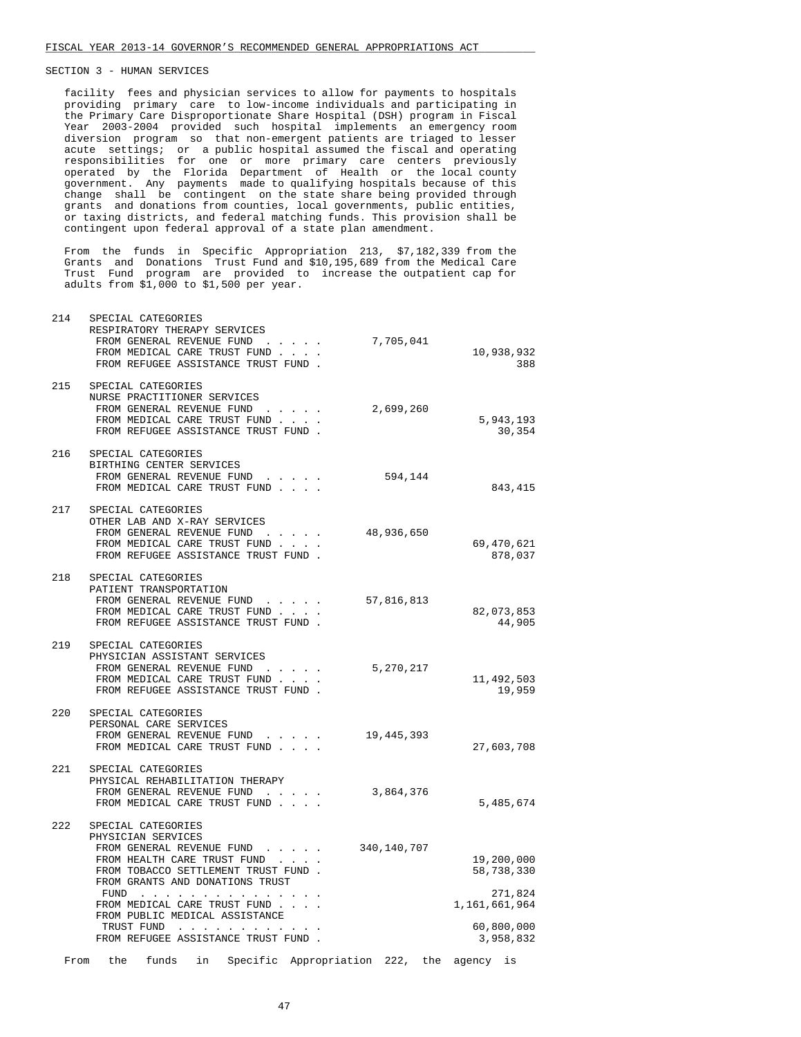SECTION 3 - HUMAN SERVICES

facility fees and physician services to allow for payments to hospitals providing primary care to low-income individuals and participating in the Primary Care Disproportionate Share Hospital (DSH) program in Fiscal Year 2003-2004 provided such hospital implements an emergency room diversion program so that non-emergent patients are triaged to lesser acute settings; or a public hospital assumed the fiscal and operating responsibilities for one or more primary care centers previously operated by the Florida Department of Health or the local county government. Any payments made to qualifying hospitals because of this change shall be contingent on the state share being provided through grants and donations from counties, local governments, public entities, or taxing districts, and federal matching funds. This provision shall be contingent upon federal approval of a state plan amendment.

From the funds in Specific Appropriation 213, $7,182,339 from the Grants and Donations Trust Fund and $10,195,689 from the Medical Care Trust Fund program are provided to increase the outpatient cap for adults from $1,000 to $1,500 per year.

| No. | Item | General Revenue | Trust Funds |
|---|---|---|---|
| 214 | SPECIAL CATEGORIES<br>RESPIRATORY THERAPY SERVICES | | |
| | FROM GENERAL REVENUE FUND | 7,705,041 | |
| | FROM MEDICAL CARE TRUST FUND | | 10,938,932 |
| | FROM REFUGEE ASSISTANCE TRUST FUND | | 388 |
| 215 | SPECIAL CATEGORIES<br>NURSE PRACTITIONER SERVICES | | |
| | FROM GENERAL REVENUE FUND | 2,699,260 | |
| | FROM MEDICAL CARE TRUST FUND | | 5,943,193 |
| | FROM REFUGEE ASSISTANCE TRUST FUND | | 30,354 |
| 216 | SPECIAL CATEGORIES<br>BIRTHING CENTER SERVICES | | |
| | FROM GENERAL REVENUE FUND | 594,144 | |
| | FROM MEDICAL CARE TRUST FUND | | 843,415 |
| 217 | SPECIAL CATEGORIES<br>OTHER LAB AND X-RAY SERVICES | | |
| | FROM GENERAL REVENUE FUND | 48,936,650 | |
| | FROM MEDICAL CARE TRUST FUND | | 69,470,621 |
| | FROM REFUGEE ASSISTANCE TRUST FUND | | 878,037 |
| 218 | SPECIAL CATEGORIES<br>PATIENT TRANSPORTATION | | |
| | FROM GENERAL REVENUE FUND | 57,816,813 | |
| | FROM MEDICAL CARE TRUST FUND | | 82,073,853 |
| | FROM REFUGEE ASSISTANCE TRUST FUND | | 44,905 |
| 219 | SPECIAL CATEGORIES<br>PHYSICIAN ASSISTANT SERVICES | | |
| | FROM GENERAL REVENUE FUND | 5,270,217 | |
| | FROM MEDICAL CARE TRUST FUND | | 11,492,503 |
| | FROM REFUGEE ASSISTANCE TRUST FUND | | 19,959 |
| 220 | SPECIAL CATEGORIES<br>PERSONAL CARE SERVICES | | |
| | FROM GENERAL REVENUE FUND | 19,445,393 | |
| | FROM MEDICAL CARE TRUST FUND | | 27,603,708 |
| 221 | SPECIAL CATEGORIES<br>PHYSICAL REHABILITATION THERAPY | | |
| | FROM GENERAL REVENUE FUND | 3,864,376 | |
| | FROM MEDICAL CARE TRUST FUND | | 5,485,674 |
| 222 | SPECIAL CATEGORIES<br>PHYSICIAN SERVICES | | |
| | FROM GENERAL REVENUE FUND | 340,140,707 | |
| | FROM HEALTH CARE TRUST FUND | | 19,200,000 |
| | FROM TOBACCO SETTLEMENT TRUST FUND | | 58,738,330 |
| | FROM GRANTS AND DONATIONS TRUST FUND | | 271,824 |
| | FROM MEDICAL CARE TRUST FUND | | 1,161,661,964 |
| | FROM PUBLIC MEDICAL ASSISTANCE TRUST FUND | | 60,800,000 |
| | FROM REFUGEE ASSISTANCE TRUST FUND | | 3,958,832 |

From the funds in Specific Appropriation 222, the agency is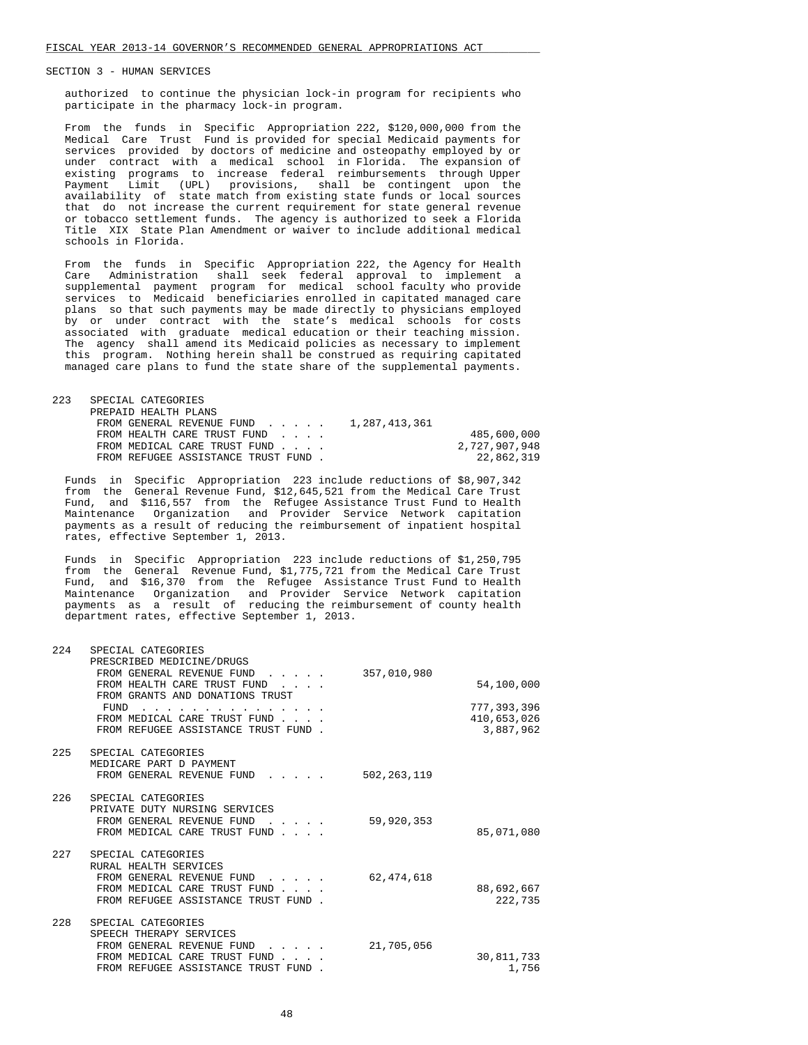SECTION 3 - HUMAN SERVICES

authorized to continue the physician lock-in program for recipients who participate in the pharmacy lock-in program.

From the funds in Specific Appropriation 222, $120,000,000 from the Medical Care Trust Fund is provided for special Medicaid payments for services provided by doctors of medicine and osteopathy employed by or under contract with a medical school in Florida. The expansion of existing programs to increase federal reimbursements through Upper Payment Limit (UPL) provisions, shall be contingent upon the availability of state match from existing state funds or local sources that do not increase the current requirement for state general revenue or tobacco settlement funds. The agency is authorized to seek a Florida Title XIX State Plan Amendment or waiver to include additional medical schools in Florida.

From the funds in Specific Appropriation 222, the Agency for Health Care Administration shall seek federal approval to implement a supplemental payment program for medical school faculty who provide services to Medicaid beneficiaries enrolled in capitated managed care plans so that such payments may be made directly to physicians employed by or under contract with the state's medical schools for costs associated with graduate medical education or their teaching mission. The agency shall amend its Medicaid policies as necessary to implement this program. Nothing herein shall be construed as requiring capitated managed care plans to fund the state share of the supplemental payments.

| | | | |
|---|---|---|---|
| 223 | SPECIAL CATEGORIES | | |
| | PREPAID HEALTH PLANS | | |
| | FROM GENERAL REVENUE FUND . . . . . | 1,287,413,361 | |
| | FROM HEALTH CARE TRUST FUND . . . . | | 485,600,000 |
| | FROM MEDICAL CARE TRUST FUND . . . . | | 2,727,907,948 |
| | FROM REFUGEE ASSISTANCE TRUST FUND . | | 22,862,319 |

Funds in Specific Appropriation 223 include reductions of $8,907,342 from the General Revenue Fund, $12,645,521 from the Medical Care Trust Fund, and $116,557 from the Refugee Assistance Trust Fund to Health Maintenance Organization and Provider Service Network capitation payments as a result of reducing the reimbursement of inpatient hospital rates, effective September 1, 2013.

Funds in Specific Appropriation 223 include reductions of $1,250,795 from the General Revenue Fund, $1,775,721 from the Medical Care Trust Fund, and $16,370 from the Refugee Assistance Trust Fund to Health Maintenance Organization and Provider Service Network capitation payments as a result of reducing the reimbursement of county health department rates, effective September 1, 2013.

| | | | |
|---|---|---|---|
| 224 | SPECIAL CATEGORIES | | |
| | PRESCRIBED MEDICINE/DRUGS | | |
| | FROM GENERAL REVENUE FUND . . . . . | 357,010,980 | |
| | FROM HEALTH CARE TRUST FUND . . . . | | 54,100,000 |
| | FROM GRANTS AND DONATIONS TRUST FUND . . . . . . . . . . . . . . | | 777,393,396 |
| | FROM MEDICAL CARE TRUST FUND . . . . | | 410,653,026 |
| | FROM REFUGEE ASSISTANCE TRUST FUND . | | 3,887,962 |
| 225 | SPECIAL CATEGORIES | | |
| | MEDICARE PART D PAYMENT | | |
| | FROM GENERAL REVENUE FUND . . . . . | 502,263,119 | |
| 226 | SPECIAL CATEGORIES | | |
| | PRIVATE DUTY NURSING SERVICES | | |
| | FROM GENERAL REVENUE FUND . . . . . | 59,920,353 | |
| | FROM MEDICAL CARE TRUST FUND . . . . | | 85,071,080 |
| 227 | SPECIAL CATEGORIES | | |
| | RURAL HEALTH SERVICES | | |
| | FROM GENERAL REVENUE FUND . . . . . | 62,474,618 | |
| | FROM MEDICAL CARE TRUST FUND . . . . | | 88,692,667 |
| | FROM REFUGEE ASSISTANCE TRUST FUND . | | 222,735 |
| 228 | SPECIAL CATEGORIES | | |
| | SPEECH THERAPY SERVICES | | |
| | FROM GENERAL REVENUE FUND . . . . . | 21,705,056 | |
| | FROM MEDICAL CARE TRUST FUND . . . . | | 30,811,733 |
| | FROM REFUGEE ASSISTANCE TRUST FUND . | | 1,756 |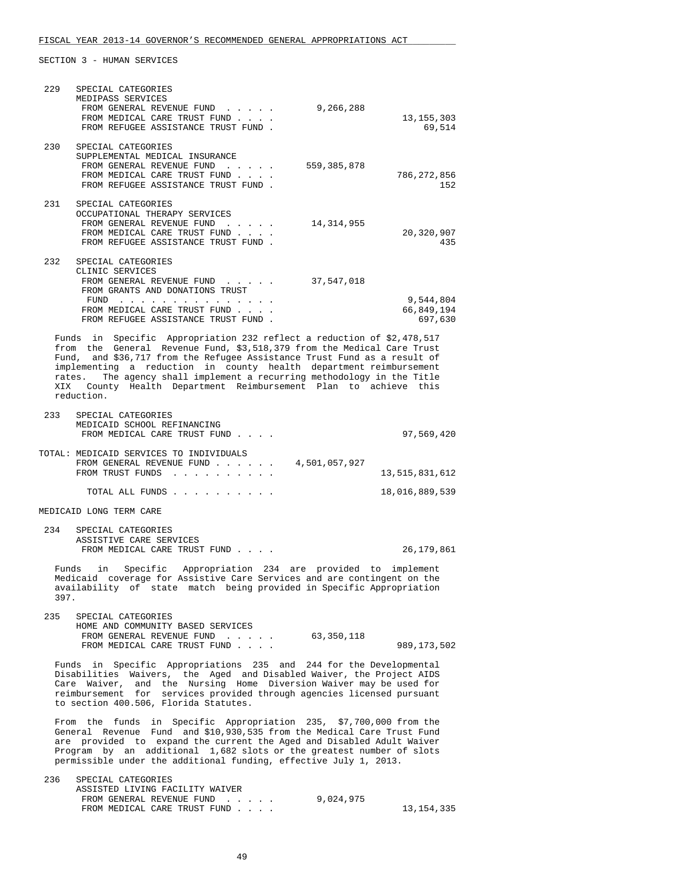SECTION 3 - HUMAN SERVICES

| | | | |
|---|---|---|---|
| 229 | SPECIAL CATEGORIES<br>MEDIPASS SERVICES | | |
| | FROM GENERAL REVENUE FUND . . . . . | 9,266,288 | |
| | FROM MEDICAL CARE TRUST FUND . . . . | | 13,155,303 |
| | FROM REFUGEE ASSISTANCE TRUST FUND . | | 69,514 |
| 230 | SPECIAL CATEGORIES<br>SUPPLEMENTAL MEDICAL INSURANCE | | |
| | FROM GENERAL REVENUE FUND . . . . . | 559,385,878 | |
| | FROM MEDICAL CARE TRUST FUND . . . . | | 786,272,856 |
| | FROM REFUGEE ASSISTANCE TRUST FUND . | | 152 |
| 231 | SPECIAL CATEGORIES<br>OCCUPATIONAL THERAPY SERVICES | | |
| | FROM GENERAL REVENUE FUND . . . . . | 14,314,955 | |
| | FROM MEDICAL CARE TRUST FUND . . . . | | 20,320,907 |
| | FROM REFUGEE ASSISTANCE TRUST FUND . | | 435 |
| 232 | SPECIAL CATEGORIES<br>CLINIC SERVICES | | |
| | FROM GENERAL REVENUE FUND . . . . . | 37,547,018 | |
| | FROM GRANTS AND DONATIONS TRUST FUND . . . . . . . . . . . . . . | | 9,544,804 |
| | FROM MEDICAL CARE TRUST FUND . . . . | | 66,849,194 |
| | FROM REFUGEE ASSISTANCE TRUST FUND . | | 697,630 |

Funds in Specific Appropriation 232 reflect a reduction of $2,478,517 from the General Revenue Fund, $3,518,379 from the Medical Care Trust Fund, and $36,717 from the Refugee Assistance Trust Fund as a result of implementing a reduction in county health department reimbursement rates. The agency shall implement a recurring methodology in the Title XIX County Health Department Reimbursement Plan to achieve this reduction.

| | | | |
|---|---|---|---|
| 233 | SPECIAL CATEGORIES<br>MEDICAID SCHOOL REFINANCING | | |
| | FROM MEDICAL CARE TRUST FUND . . . . | | 97,569,420 |
| TOTAL: | MEDICAID SERVICES TO INDIVIDUALS | | |
| | FROM GENERAL REVENUE FUND . . . . . . | 4,501,057,927 | |
| | FROM TRUST FUNDS . . . . . . . . . . | | 13,515,831,612 |
| | TOTAL ALL FUNDS . . . . . . . . . . | | 18,016,889,539 |

MEDICAID LONG TERM CARE

| | | | |
|---|---|---|---|
| 234 | SPECIAL CATEGORIES<br>ASSISTIVE CARE SERVICES | | |
| | FROM MEDICAL CARE TRUST FUND . . . . | | 26,179,861 |

Funds in Specific Appropriation 234 are provided to implement Medicaid coverage for Assistive Care Services and are contingent on the availability of state match being provided in Specific Appropriation 397.

| | | | |
|---|---|---|---|
| 235 | SPECIAL CATEGORIES<br>HOME AND COMMUNITY BASED SERVICES | | |
| | FROM GENERAL REVENUE FUND . . . . . | 63,350,118 | |
| | FROM MEDICAL CARE TRUST FUND . . . . | | 989,173,502 |

Funds in Specific Appropriations 235 and 244 for the Developmental Disabilities Waivers, the Aged and Disabled Waiver, the Project AIDS Care Waiver, and the Nursing Home Diversion Waiver may be used for reimbursement for services provided through agencies licensed pursuant to section 400.506, Florida Statutes.

From the funds in Specific Appropriation 235, $7,700,000 from the General Revenue Fund and $10,930,535 from the Medical Care Trust Fund are provided to expand the current the Aged and Disabled Adult Waiver Program by an additional 1,682 slots or the greatest number of slots permissible under the additional funding, effective July 1, 2013.

| | | | |
|---|---|---|---|
| 236 | SPECIAL CATEGORIES<br>ASSISTED LIVING FACILITY WAIVER | | |
| | FROM GENERAL REVENUE FUND . . . . . | 9,024,975 | |
| | FROM MEDICAL CARE TRUST FUND . . . . | | 13,154,335 |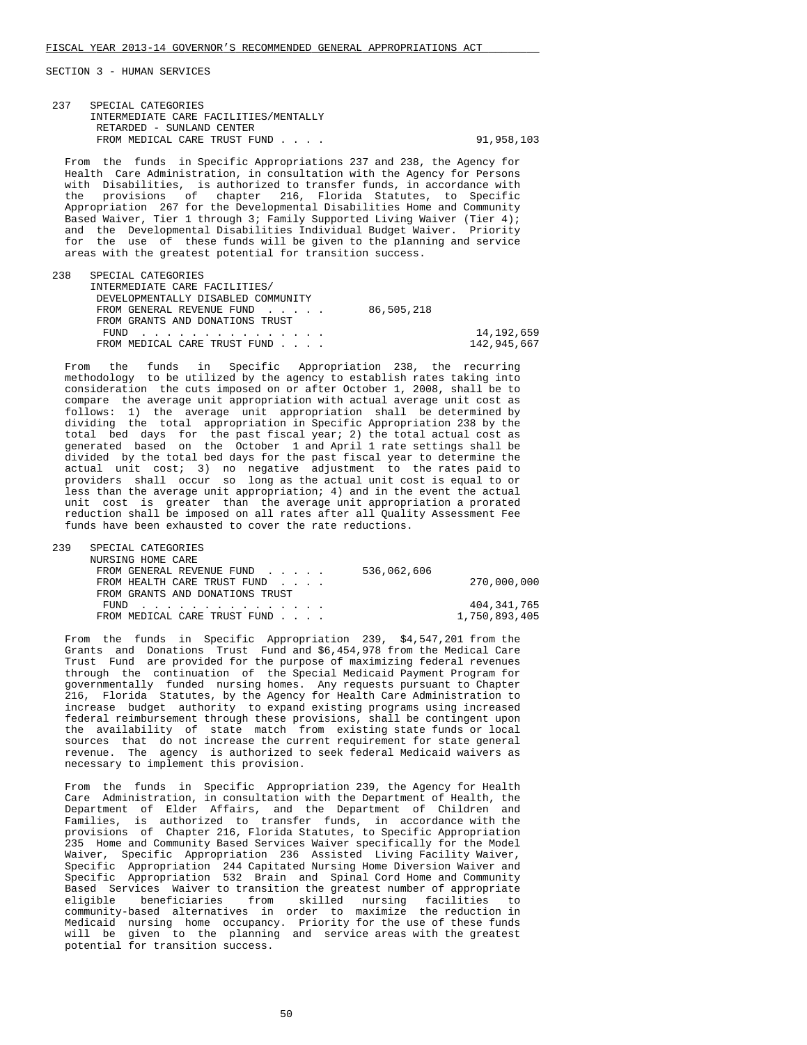FISCAL YEAR 2013-14 GOVERNOR'S RECOMMENDED GENERAL APPROPRIATIONS ACT

SECTION 3 - HUMAN SERVICES

237 SPECIAL CATEGORIES
INTERMEDIATE CARE FACILITIES/MENTALLY RETARDED - SUNLAND CENTER

| | | |
|---|---|---|
| FROM MEDICAL CARE TRUST FUND . . . . | | 91,958,103 |

From the funds in Specific Appropriations 237 and 238, the Agency for Health Care Administration, in consultation with the Agency for Persons with Disabilities, is authorized to transfer funds, in accordance with the provisions of chapter 216, Florida Statutes, to Specific Appropriation 267 for the Developmental Disabilities Home and Community Based Waiver, Tier 1 through 3; Family Supported Living Waiver (Tier 4); and the Developmental Disabilities Individual Budget Waiver. Priority for the use of these funds will be given to the planning and service areas with the greatest potential for transition success.

238 SPECIAL CATEGORIES
INTERMEDIATE CARE FACILITIES/ DEVELOPMENTALLY DISABLED COMMUNITY

| | | |
|---|---|---|
| FROM GENERAL REVENUE FUND . . . . . | 86,505,218 | |
| FROM GRANTS AND DONATIONS TRUST FUND . . . . . . . . . . . . . . . | | 14,192,659 |
| FROM MEDICAL CARE TRUST FUND . . . . | | 142,945,667 |

From the funds in Specific Appropriation 238, the recurring methodology to be utilized by the agency to establish rates taking into consideration the cuts imposed on or after October 1, 2008, shall be to compare the average unit appropriation with actual average unit cost as follows: 1) the average unit appropriation shall be determined by dividing the total appropriation in Specific Appropriation 238 by the total bed days for the past fiscal year; 2) the total actual cost as generated based on the October 1 and April 1 rate settings shall be divided by the total bed days for the past fiscal year to determine the actual unit cost; 3) no negative adjustment to the rates paid to providers shall occur so long as the actual unit cost is equal to or less than the average unit appropriation; 4) and in the event the actual unit cost is greater than the average unit appropriation a prorated reduction shall be imposed on all rates after all Quality Assessment Fee funds have been exhausted to cover the rate reductions.

239 SPECIAL CATEGORIES
NURSING HOME CARE

| | | |
|---|---|---|
| FROM GENERAL REVENUE FUND . . . . . | 536,062,606 | |
| FROM HEALTH CARE TRUST FUND . . . . | | 270,000,000 |
| FROM GRANTS AND DONATIONS TRUST FUND . . . . . . . . . . . . . . . | | 404,341,765 |
| FROM MEDICAL CARE TRUST FUND . . . . | | 1,750,893,405 |

From the funds in Specific Appropriation 239, $4,547,201 from the Grants and Donations Trust Fund and $6,454,978 from the Medical Care Trust Fund are provided for the purpose of maximizing federal revenues through the continuation of the Special Medicaid Payment Program for governmentally funded nursing homes. Any requests pursuant to Chapter 216, Florida Statutes, by the Agency for Health Care Administration to increase budget authority to expand existing programs using increased federal reimbursement through these provisions, shall be contingent upon the availability of state match from existing state funds or local sources that do not increase the current requirement for state general revenue. The agency is authorized to seek federal Medicaid waivers as necessary to implement this provision.

From the funds in Specific Appropriation 239, the Agency for Health Care Administration, in consultation with the Department of Health, the Department of Elder Affairs, and the Department of Children and Families, is authorized to transfer funds, in accordance with the provisions of Chapter 216, Florida Statutes, to Specific Appropriation 235 Home and Community Based Services Waiver specifically for the Model Waiver, Specific Appropriation 236 Assisted Living Facility Waiver, Specific Appropriation 244 Capitated Nursing Home Diversion Waiver and Specific Appropriation 532 Brain and Spinal Cord Home and Community Based Services Waiver to transition the greatest number of appropriate eligible beneficiaries from skilled nursing facilities to community-based alternatives in order to maximize the reduction in Medicaid nursing home occupancy. Priority for the use of these funds will be given to the planning and service areas with the greatest potential for transition success.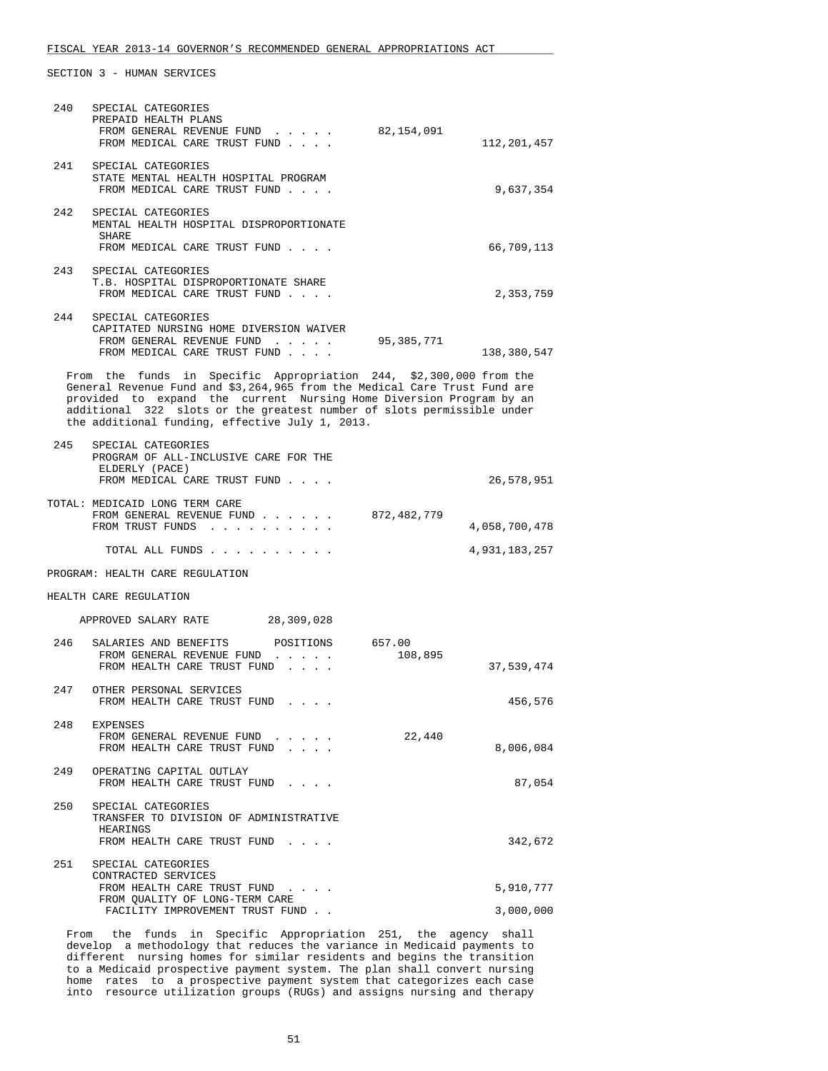SECTION 3 - HUMAN SERVICES

| | | | |
|---|---|---|---|
| 240 | SPECIAL CATEGORIES<br>PREPAID HEALTH PLANS<br>FROM GENERAL REVENUE FUND . . . . .<br>FROM MEDICAL CARE TRUST FUND . . . . | 82,154,091 | 112,201,457 |
| 241 | SPECIAL CATEGORIES<br>STATE MENTAL HEALTH HOSPITAL PROGRAM<br>FROM MEDICAL CARE TRUST FUND . . . . | | 9,637,354 |
| 242 | SPECIAL CATEGORIES<br>MENTAL HEALTH HOSPITAL DISPROPORTIONATE SHARE<br>FROM MEDICAL CARE TRUST FUND . . . . | | 66,709,113 |
| 243 | SPECIAL CATEGORIES<br>T.B. HOSPITAL DISPROPORTIONATE SHARE<br>FROM MEDICAL CARE TRUST FUND . . . . | | 2,353,759 |
| 244 | SPECIAL CATEGORIES<br>CAPITATED NURSING HOME DIVERSION WAIVER<br>FROM GENERAL REVENUE FUND . . . . .<br>FROM MEDICAL CARE TRUST FUND . . . . | 95,385,771 | 138,380,547 |

From the funds in Specific Appropriation 244, $2,300,000 from the General Revenue Fund and $3,264,965 from the Medical Care Trust Fund are provided to expand the current Nursing Home Diversion Program by an additional 322 slots or the greatest number of slots permissible under the additional funding, effective July 1, 2013.

| | | | |
|---|---|---|---|
| 245 | SPECIAL CATEGORIES<br>PROGRAM OF ALL-INCLUSIVE CARE FOR THE ELDERLY (PACE)<br>FROM MEDICAL CARE TRUST FUND . . . . | | 26,578,951 |

TOTAL: MEDICAID LONG TERM CARE

| | | |
|---|---|---|
| FROM GENERAL REVENUE FUND . . . . . . | 872,482,779 | |
| FROM TRUST FUNDS . . . . . . . . . . | | 4,058,700,478 |
| TOTAL ALL FUNDS . . . . . . . . . . | | 4,931,183,257 |

PROGRAM: HEALTH CARE REGULATION

HEALTH CARE REGULATION

APPROVED SALARY RATE 28,309,028

| | | | |
|---|---|---|---|
| 246 | SALARIES AND BENEFITS POSITIONS<br>FROM GENERAL REVENUE FUND . . . . .<br>FROM HEALTH CARE TRUST FUND . . . . | 657.00<br>108,895 | 37,539,474 |
| 247 | OTHER PERSONAL SERVICES<br>FROM HEALTH CARE TRUST FUND . . . . | | 456,576 |
| 248 | EXPENSES<br>FROM GENERAL REVENUE FUND . . . . .<br>FROM HEALTH CARE TRUST FUND . . . . | 22,440 | 8,006,084 |
| 249 | OPERATING CAPITAL OUTLAY<br>FROM HEALTH CARE TRUST FUND . . . . | | 87,054 |
| 250 | SPECIAL CATEGORIES<br>TRANSFER TO DIVISION OF ADMINISTRATIVE HEARINGS<br>FROM HEALTH CARE TRUST FUND . . . . | | 342,672 |
| 251 | SPECIAL CATEGORIES<br>CONTRACTED SERVICES<br>FROM HEALTH CARE TRUST FUND . . . .<br>FROM QUALITY OF LONG-TERM CARE FACILITY IMPROVEMENT TRUST FUND . . | | 5,910,777<br>3,000,000 |

From the funds in Specific Appropriation 251, the agency shall develop a methodology that reduces the variance in Medicaid payments to different nursing homes for similar residents and begins the transition to a Medicaid prospective payment system. The plan shall convert nursing home rates to a prospective payment system that categorizes each case into resource utilization groups (RUGs) and assigns nursing and therapy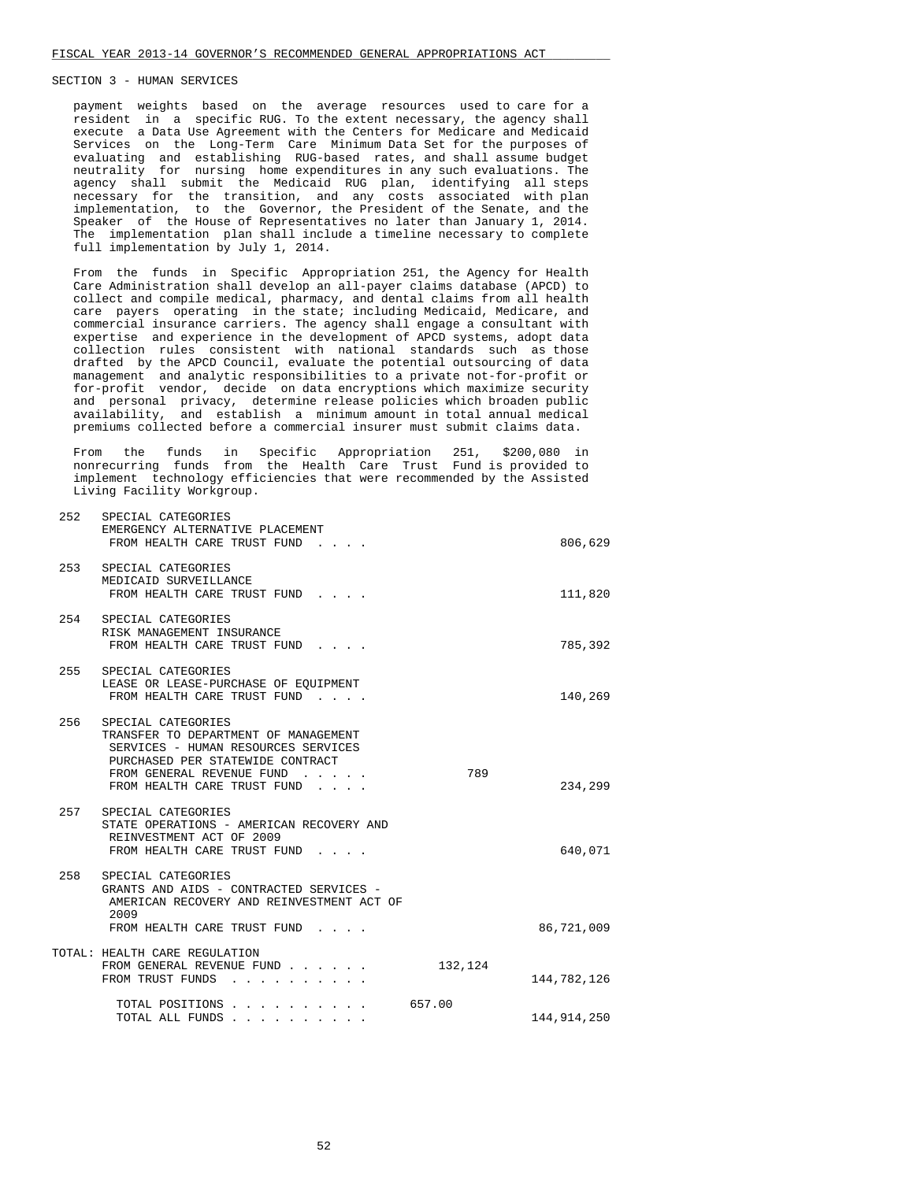SECTION 3 - HUMAN SERVICES

payment weights based on the average resources used to care for a resident in a specific RUG. To the extent necessary, the agency shall execute a Data Use Agreement with the Centers for Medicare and Medicaid Services on the Long-Term Care Minimum Data Set for the purposes of evaluating and establishing RUG-based rates, and shall assume budget neutrality for nursing home expenditures in any such evaluations. The agency shall submit the Medicaid RUG plan, identifying all steps necessary for the transition, and any costs associated with plan implementation, to the Governor, the President of the Senate, and the Speaker of the House of Representatives no later than January 1, 2014. The implementation plan shall include a timeline necessary to complete full implementation by July 1, 2014.

From the funds in Specific Appropriation 251, the Agency for Health Care Administration shall develop an all-payer claims database (APCD) to collect and compile medical, pharmacy, and dental claims from all health care payers operating in the state; including Medicaid, Medicare, and commercial insurance carriers. The agency shall engage a consultant with expertise and experience in the development of APCD systems, adopt data collection rules consistent with national standards such as those drafted by the APCD Council, evaluate the potential outsourcing of data management and analytic responsibilities to a private not-for-profit or for-profit vendor, decide on data encryptions which maximize security and personal privacy, determine release policies which broaden public availability, and establish a minimum amount in total annual medical premiums collected before a commercial insurer must submit claims data.

From the funds in Specific Appropriation 251, $200,080 in nonrecurring funds from the Health Care Trust Fund is provided to implement technology efficiencies that were recommended by the Assisted Living Facility Workgroup.

| No. | Item | | Amount |
|---|---|---|---|
| 252 | SPECIAL CATEGORIES<br>EMERGENCY ALTERNATIVE PLACEMENT<br>FROM HEALTH CARE TRUST FUND . . . . | | 806,629 |
| 253 | SPECIAL CATEGORIES<br>MEDICAID SURVEILLANCE<br>FROM HEALTH CARE TRUST FUND . . . . | | 111,820 |
| 254 | SPECIAL CATEGORIES<br>RISK MANAGEMENT INSURANCE<br>FROM HEALTH CARE TRUST FUND . . . . | | 785,392 |
| 255 | SPECIAL CATEGORIES<br>LEASE OR LEASE-PURCHASE OF EQUIPMENT<br>FROM HEALTH CARE TRUST FUND . . . . | | 140,269 |
| 256 | SPECIAL CATEGORIES<br>TRANSFER TO DEPARTMENT OF MANAGEMENT SERVICES - HUMAN RESOURCES SERVICES PURCHASED PER STATEWIDE CONTRACT<br>FROM GENERAL REVENUE FUND . . . . . | 789 | |
| | FROM HEALTH CARE TRUST FUND . . . . | | 234,299 |
| 257 | SPECIAL CATEGORIES<br>STATE OPERATIONS - AMERICAN RECOVERY AND REINVESTMENT ACT OF 2009<br>FROM HEALTH CARE TRUST FUND . . . . | | 640,071 |
| 258 | SPECIAL CATEGORIES<br>GRANTS AND AIDS - CONTRACTED SERVICES - AMERICAN RECOVERY AND REINVESTMENT ACT OF 2009<br>FROM HEALTH CARE TRUST FUND . . . . | | 86,721,009 |
| TOTAL: | HEALTH CARE REGULATION<br>FROM GENERAL REVENUE FUND . . . . . . | 132,124 | |
| | FROM TRUST FUNDS . . . . . . . . . . | | 144,782,126 |
| | TOTAL POSITIONS . . . . . . . . . . | 657.00 | |
| | TOTAL ALL FUNDS . . . . . . . . . . | | 144,914,250 |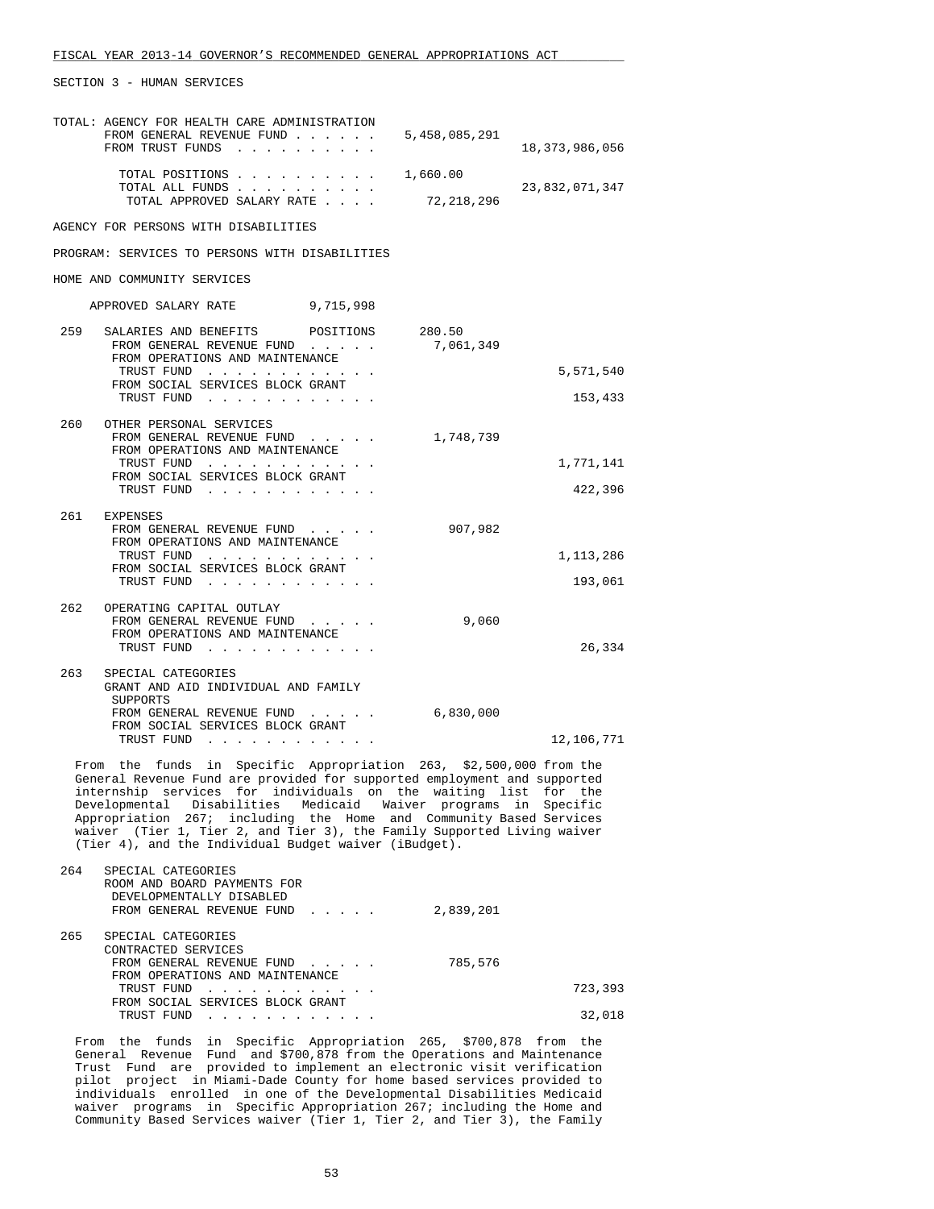FISCAL YEAR 2013-14 GOVERNOR'S RECOMMENDED GENERAL APPROPRIATIONS ACT

SECTION 3 - HUMAN SERVICES

TOTAL: AGENCY FOR HEALTH CARE ADMINISTRATION

| | | |
|---|---|---|
| FROM GENERAL REVENUE FUND | 5,458,085,291 | |
| FROM TRUST FUNDS | | 18,373,986,056 |
| TOTAL POSITIONS | 1,660.00 | |
| TOTAL ALL FUNDS | | 23,832,071,347 |
| TOTAL APPROVED SALARY RATE | 72,218,296 | |

AGENCY FOR PERSONS WITH DISABILITIES

PROGRAM: SERVICES TO PERSONS WITH DISABILITIES

HOME AND COMMUNITY SERVICES

APPROVED SALARY RATE 9,715,998

| | | | |
|---|---|---|---|
| 259 | SALARIES AND BENEFITS POSITIONS | 280.50 | |
| | FROM GENERAL REVENUE FUND | 7,061,349 | |
| | FROM OPERATIONS AND MAINTENANCE TRUST FUND | | 5,571,540 |
| | FROM SOCIAL SERVICES BLOCK GRANT TRUST FUND | | 153,433 |
| 260 | OTHER PERSONAL SERVICES | | |
| | FROM GENERAL REVENUE FUND | 1,748,739 | |
| | FROM OPERATIONS AND MAINTENANCE TRUST FUND | | 1,771,141 |
| | FROM SOCIAL SERVICES BLOCK GRANT TRUST FUND | | 422,396 |
| 261 | EXPENSES | | |
| | FROM GENERAL REVENUE FUND | 907,982 | |
| | FROM OPERATIONS AND MAINTENANCE TRUST FUND | | 1,113,286 |
| | FROM SOCIAL SERVICES BLOCK GRANT TRUST FUND | | 193,061 |
| 262 | OPERATING CAPITAL OUTLAY | | |
| | FROM GENERAL REVENUE FUND | 9,060 | |
| | FROM OPERATIONS AND MAINTENANCE TRUST FUND | | 26,334 |
| 263 | SPECIAL CATEGORIES GRANT AND AID INDIVIDUAL AND FAMILY SUPPORTS | | |
| | FROM GENERAL REVENUE FUND | 6,830,000 | |
| | FROM SOCIAL SERVICES BLOCK GRANT TRUST FUND | | 12,106,771 |

From the funds in Specific Appropriation 263, $2,500,000 from the General Revenue Fund are provided for supported employment and supported internship services for individuals on the waiting list for the Developmental Disabilities Medicaid Waiver programs in Specific Appropriation 267; including the Home and Community Based Services waiver (Tier 1, Tier 2, and Tier 3), the Family Supported Living waiver (Tier 4), and the Individual Budget waiver (iBudget).

| | | | |
|---|---|---|---|
| 264 | SPECIAL CATEGORIES ROOM AND BOARD PAYMENTS FOR DEVELOPMENTALLY DISABLED | | |
| | FROM GENERAL REVENUE FUND | 2,839,201 | |
| 265 | SPECIAL CATEGORIES CONTRACTED SERVICES | | |
| | FROM GENERAL REVENUE FUND | 785,576 | |
| | FROM OPERATIONS AND MAINTENANCE TRUST FUND | | 723,393 |
| | FROM SOCIAL SERVICES BLOCK GRANT TRUST FUND | | 32,018 |

From the funds in Specific Appropriation 265, $700,878 from the General Revenue Fund and $700,878 from the Operations and Maintenance Trust Fund are provided to implement an electronic visit verification pilot project in Miami-Dade County for home based services provided to individuals enrolled in one of the Developmental Disabilities Medicaid waiver programs in Specific Appropriation 267; including the Home and Community Based Services waiver (Tier 1, Tier 2, and Tier 3), the Family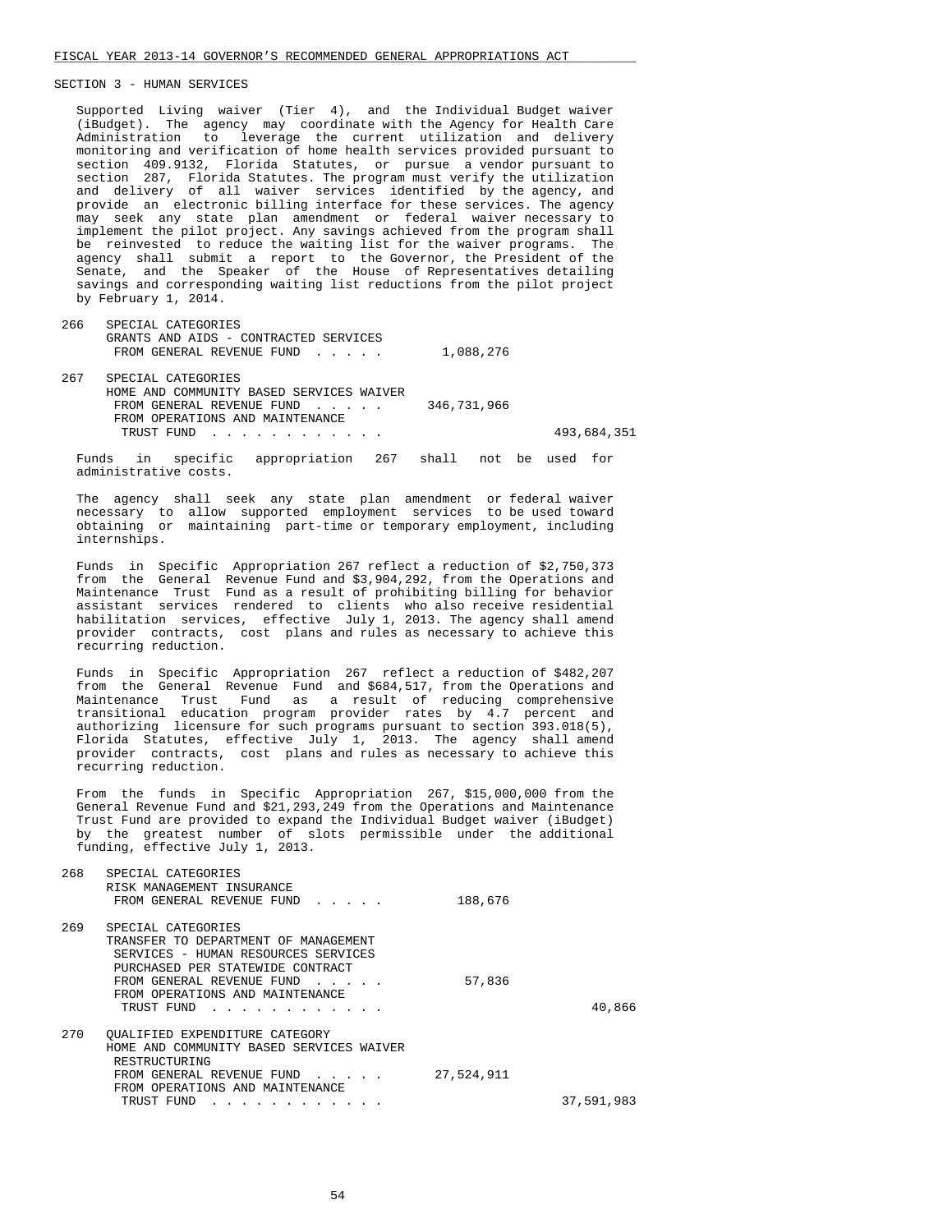SECTION 3 - HUMAN SERVICES

Supported Living waiver (Tier 4), and the Individual Budget waiver (iBudget). The agency may coordinate with the Agency for Health Care Administration to leverage the current utilization and delivery monitoring and verification of home health services provided pursuant to section 409.9132, Florida Statutes, or pursue a vendor pursuant to section 287, Florida Statutes. The program must verify the utilization and delivery of all waiver services identified by the agency, and provide an electronic billing interface for these services. The agency may seek any state plan amendment or federal waiver necessary to implement the pilot project. Any savings achieved from the program shall be reinvested to reduce the waiting list for the waiver programs. The agency shall submit a report to the Governor, the President of the Senate, and the Speaker of the House of Representatives detailing savings and corresponding waiting list reductions from the pilot project by February 1, 2014.

266 SPECIAL CATEGORIES
GRANTS AND AIDS - CONTRACTED SERVICES
FROM GENERAL REVENUE FUND . . . . . 1,088,276

267 SPECIAL CATEGORIES
HOME AND COMMUNITY BASED SERVICES WAIVER
FROM GENERAL REVENUE FUND . . . . . 346,731,966
FROM OPERATIONS AND MAINTENANCE
TRUST FUND . . . . . . . . . . . . 493,684,351

Funds in specific appropriation 267 shall not be used for administrative costs.

The agency shall seek any state plan amendment or federal waiver necessary to allow supported employment services to be used toward obtaining or maintaining part-time or temporary employment, including internships.

Funds in Specific Appropriation 267 reflect a reduction of $2,750,373 from the General Revenue Fund and $3,904,292, from the Operations and Maintenance Trust Fund as a result of prohibiting billing for behavior assistant services rendered to clients who also receive residential habilitation services, effective July 1, 2013. The agency shall amend provider contracts, cost plans and rules as necessary to achieve this recurring reduction.

Funds in Specific Appropriation 267 reflect a reduction of $482,207 from the General Revenue Fund and $684,517, from the Operations and Maintenance Trust Fund as a result of reducing comprehensive transitional education program provider rates by 4.7 percent and authorizing licensure for such programs pursuant to section 393.018(5), Florida Statutes, effective July 1, 2013. The agency shall amend provider contracts, cost plans and rules as necessary to achieve this recurring reduction.

From the funds in Specific Appropriation 267, $15,000,000 from the General Revenue Fund and $21,293,249 from the Operations and Maintenance Trust Fund are provided to expand the Individual Budget waiver (iBudget) by the greatest number of slots permissible under the additional funding, effective July 1, 2013.

268 SPECIAL CATEGORIES
RISK MANAGEMENT INSURANCE
FROM GENERAL REVENUE FUND . . . . . 188,676

269 SPECIAL CATEGORIES
TRANSFER TO DEPARTMENT OF MANAGEMENT
SERVICES - HUMAN RESOURCES SERVICES
PURCHASED PER STATEWIDE CONTRACT
FROM GENERAL REVENUE FUND . . . . . 57,836
FROM OPERATIONS AND MAINTENANCE
TRUST FUND . . . . . . . . . . . . 40,866

270 QUALIFIED EXPENDITURE CATEGORY
HOME AND COMMUNITY BASED SERVICES WAIVER
RESTRUCTURING
FROM GENERAL REVENUE FUND . . . . . 27,524,911
FROM OPERATIONS AND MAINTENANCE
TRUST FUND . . . . . . . . . . . . 37,591,983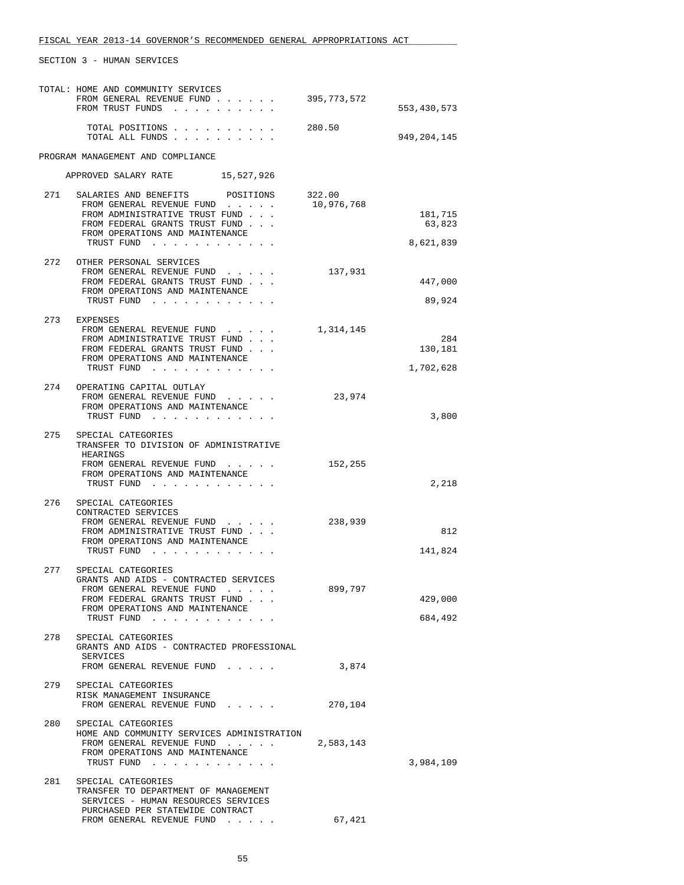FISCAL YEAR 2013-14 GOVERNOR'S RECOMMENDED GENERAL APPROPRIATIONS ACT

SECTION 3 - HUMAN SERVICES

| | | | |
|---|---|---|---|
| | TOTAL: HOME AND COMMUNITY SERVICES | | |
| | FROM GENERAL REVENUE FUND . . . . . . | 395,773,572 | |
| | FROM TRUST FUNDS . . . . . . . . . . | | 553,430,573 |
| | TOTAL POSITIONS . . . . . . . . . . | 280.50 | |
| | TOTAL ALL FUNDS . . . . . . . . . . | | 949,204,145 |

PROGRAM MANAGEMENT AND COMPLIANCE

APPROVED SALARY RATE 15,527,926

| | | | |
|---|---|---|---|
| 271 | SALARIES AND BENEFITS POSITIONS | 322.00 | |
| | FROM GENERAL REVENUE FUND . . . . . | 10,976,768 | |
| | FROM ADMINISTRATIVE TRUST FUND . . . | | 181,715 |
| | FROM FEDERAL GRANTS TRUST FUND . . . | | 63,823 |
| | FROM OPERATIONS AND MAINTENANCE TRUST FUND . . . . . . . . . . . . | | 8,621,839 |
| 272 | OTHER PERSONAL SERVICES | | |
| | FROM GENERAL REVENUE FUND . . . . . | 137,931 | |
| | FROM FEDERAL GRANTS TRUST FUND . . . | | 447,000 |
| | FROM OPERATIONS AND MAINTENANCE TRUST FUND . . . . . . . . . . . . | | 89,924 |
| 273 | EXPENSES | | |
| | FROM GENERAL REVENUE FUND . . . . . | 1,314,145 | |
| | FROM ADMINISTRATIVE TRUST FUND . . . | | 284 |
| | FROM FEDERAL GRANTS TRUST FUND . . . | | 130,181 |
| | FROM OPERATIONS AND MAINTENANCE TRUST FUND . . . . . . . . . . . . | | 1,702,628 |
| 274 | OPERATING CAPITAL OUTLAY | | |
| | FROM GENERAL REVENUE FUND . . . . . | 23,974 | |
| | FROM OPERATIONS AND MAINTENANCE TRUST FUND . . . . . . . . . . . . | | 3,800 |
| 275 | SPECIAL CATEGORIES TRANSFER TO DIVISION OF ADMINISTRATIVE HEARINGS | | |
| | FROM GENERAL REVENUE FUND . . . . . | 152,255 | |
| | FROM OPERATIONS AND MAINTENANCE TRUST FUND . . . . . . . . . . . . | | 2,218 |
| 276 | SPECIAL CATEGORIES CONTRACTED SERVICES | | |
| | FROM GENERAL REVENUE FUND . . . . . | 238,939 | |
| | FROM ADMINISTRATIVE TRUST FUND . . . | | 812 |
| | FROM OPERATIONS AND MAINTENANCE TRUST FUND . . . . . . . . . . . . | | 141,824 |
| 277 | SPECIAL CATEGORIES GRANTS AND AIDS - CONTRACTED SERVICES | | |
| | FROM GENERAL REVENUE FUND . . . . . | 899,797 | |
| | FROM FEDERAL GRANTS TRUST FUND . . . | | 429,000 |
| | FROM OPERATIONS AND MAINTENANCE TRUST FUND . . . . . . . . . . . . | | 684,492 |
| 278 | SPECIAL CATEGORIES GRANTS AND AIDS - CONTRACTED PROFESSIONAL SERVICES | | |
| | FROM GENERAL REVENUE FUND . . . . . | 3,874 | |
| 279 | SPECIAL CATEGORIES RISK MANAGEMENT INSURANCE | | |
| | FROM GENERAL REVENUE FUND . . . . . | 270,104 | |
| 280 | SPECIAL CATEGORIES HOME AND COMMUNITY SERVICES ADMINISTRATION | | |
| | FROM GENERAL REVENUE FUND . . . . . | 2,583,143 | |
| | FROM OPERATIONS AND MAINTENANCE TRUST FUND . . . . . . . . . . . . | | 3,984,109 |
| 281 | SPECIAL CATEGORIES TRANSFER TO DEPARTMENT OF MANAGEMENT SERVICES - HUMAN RESOURCES SERVICES PURCHASED PER STATEWIDE CONTRACT | | |
| | FROM GENERAL REVENUE FUND . . . . . | 67,421 | |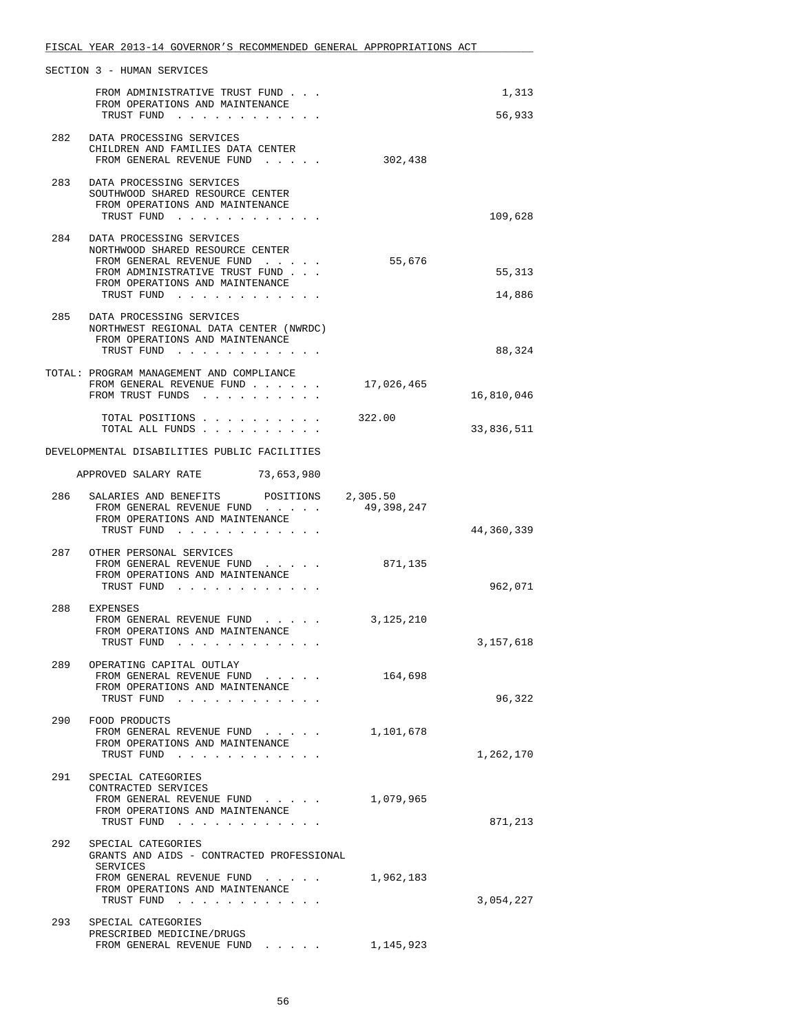SECTION 3 - HUMAN SERVICES

| | | | |
|---|---|---|---|
| | FROM ADMINISTRATIVE TRUST FUND . . . | | 1,313 |
| | FROM OPERATIONS AND MAINTENANCE TRUST FUND . . . . . . . . . . . . | | 56,933 |
| 282 | DATA PROCESSING SERVICES<br>CHILDREN AND FAMILIES DATA CENTER<br>FROM GENERAL REVENUE FUND . . . . . | 302,438 | |
| 283 | DATA PROCESSING SERVICES<br>SOUTHWOOD SHARED RESOURCE CENTER<br>FROM OPERATIONS AND MAINTENANCE TRUST FUND . . . . . . . . . . . . | | 109,628 |
| 284 | DATA PROCESSING SERVICES<br>NORTHWOOD SHARED RESOURCE CENTER<br>FROM GENERAL REVENUE FUND . . . . . | 55,676 | |
| | FROM ADMINISTRATIVE TRUST FUND . . . | | 55,313 |
| | FROM OPERATIONS AND MAINTENANCE TRUST FUND . . . . . . . . . . . . | | 14,886 |
| 285 | DATA PROCESSING SERVICES<br>NORTHWEST REGIONAL DATA CENTER (NWRDC)<br>FROM OPERATIONS AND MAINTENANCE TRUST FUND . . . . . . . . . . . . | | 88,324 |
| TOTAL: | PROGRAM MANAGEMENT AND COMPLIANCE<br>FROM GENERAL REVENUE FUND . . . . . . | 17,026,465 | |
| | FROM TRUST FUNDS . . . . . . . . . . | | 16,810,046 |
| | TOTAL POSITIONS . . . . . . . . . . | 322.00 | |
| | TOTAL ALL FUNDS . . . . . . . . . . | | 33,836,511 |

DEVELOPMENTAL DISABILITIES PUBLIC FACILITIES

APPROVED SALARY RATE 73,653,980

| | | | |
|---|---|---|---|
| 286 | SALARIES AND BENEFITS POSITIONS | 2,305.50 | |
| | FROM GENERAL REVENUE FUND . . . . . | 49,398,247 | |
| | FROM OPERATIONS AND MAINTENANCE TRUST FUND . . . . . . . . . . . . | | 44,360,339 |
| 287 | OTHER PERSONAL SERVICES<br>FROM GENERAL REVENUE FUND . . . . . | 871,135 | |
| | FROM OPERATIONS AND MAINTENANCE TRUST FUND . . . . . . . . . . . . | | 962,071 |
| 288 | EXPENSES<br>FROM GENERAL REVENUE FUND . . . . . | 3,125,210 | |
| | FROM OPERATIONS AND MAINTENANCE TRUST FUND . . . . . . . . . . . . | | 3,157,618 |
| 289 | OPERATING CAPITAL OUTLAY<br>FROM GENERAL REVENUE FUND . . . . . | 164,698 | |
| | FROM OPERATIONS AND MAINTENANCE TRUST FUND . . . . . . . . . . . . | | 96,322 |
| 290 | FOOD PRODUCTS<br>FROM GENERAL REVENUE FUND . . . . . | 1,101,678 | |
| | FROM OPERATIONS AND MAINTENANCE TRUST FUND . . . . . . . . . . . . | | 1,262,170 |
| 291 | SPECIAL CATEGORIES<br>CONTRACTED SERVICES<br>FROM GENERAL REVENUE FUND . . . . . | 1,079,965 | |
| | FROM OPERATIONS AND MAINTENANCE TRUST FUND . . . . . . . . . . . . | | 871,213 |
| 292 | SPECIAL CATEGORIES<br>GRANTS AND AIDS - CONTRACTED PROFESSIONAL SERVICES<br>FROM GENERAL REVENUE FUND . . . . . | 1,962,183 | |
| | FROM OPERATIONS AND MAINTENANCE TRUST FUND . . . . . . . . . . . . | | 3,054,227 |
| 293 | SPECIAL CATEGORIES<br>PRESCRIBED MEDICINE/DRUGS<br>FROM GENERAL REVENUE FUND . . . . . | 1,145,923 | |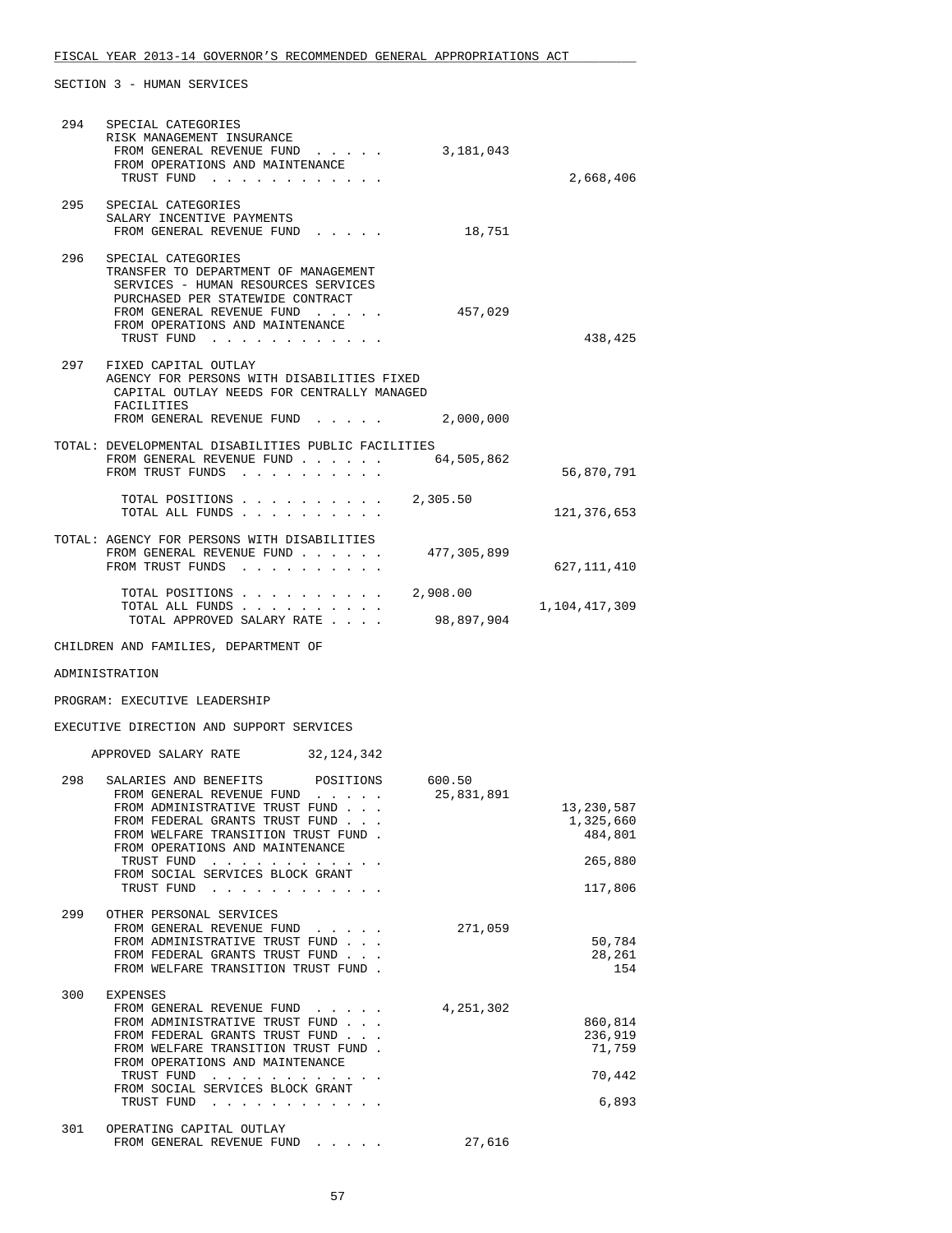SECTION 3 - HUMAN SERVICES

| | | | |
|---|---|---|---|
| 294 | SPECIAL CATEGORIES<br>RISK MANAGEMENT INSURANCE | | |
| | FROM GENERAL REVENUE FUND . . . . . | 3,181,043 | |
| | FROM OPERATIONS AND MAINTENANCE TRUST FUND . . . . . . . . . . . . | | 2,668,406 |
| 295 | SPECIAL CATEGORIES<br>SALARY INCENTIVE PAYMENTS | | |
| | FROM GENERAL REVENUE FUND . . . . . | 18,751 | |
| 296 | SPECIAL CATEGORIES<br>TRANSFER TO DEPARTMENT OF MANAGEMENT SERVICES - HUMAN RESOURCES SERVICES PURCHASED PER STATEWIDE CONTRACT | | |
| | FROM GENERAL REVENUE FUND . . . . . | 457,029 | |
| | FROM OPERATIONS AND MAINTENANCE TRUST FUND . . . . . . . . . . . . | | 438,425 |
| 297 | FIXED CAPITAL OUTLAY<br>AGENCY FOR PERSONS WITH DISABILITIES FIXED CAPITAL OUTLAY NEEDS FOR CENTRALLY MANAGED FACILITIES | | |
| | FROM GENERAL REVENUE FUND . . . . . | 2,000,000 | |

TOTAL: DEVELOPMENTAL DISABILITIES PUBLIC FACILITIES

| | | |
|---|---|---|
| FROM GENERAL REVENUE FUND . . . . . . | 64,505,862 | |
| FROM TRUST FUNDS . . . . . . . . . . | | 56,870,791 |
| TOTAL POSITIONS . . . . . . . . . . | 2,305.50 | |
| TOTAL ALL FUNDS . . . . . . . . . . | | 121,376,653 |

TOTAL: AGENCY FOR PERSONS WITH DISABILITIES

| | | |
|---|---|---|
| FROM GENERAL REVENUE FUND . . . . . . | 477,305,899 | |
| FROM TRUST FUNDS . . . . . . . . . . | | 627,111,410 |
| TOTAL POSITIONS . . . . . . . . . . | 2,908.00 | |
| TOTAL ALL FUNDS . . . . . . . . . . | | 1,104,417,309 |
| TOTAL APPROVED SALARY RATE . . . . | 98,897,904 | |

CHILDREN AND FAMILIES, DEPARTMENT OF

ADMINISTRATION

PROGRAM: EXECUTIVE LEADERSHIP

EXECUTIVE DIRECTION AND SUPPORT SERVICES

APPROVED SALARY RATE 32,124,342

| | | | |
|---|---|---|---|
| 298 | SALARIES AND BENEFITS POSITIONS | 600.50 | |
| | FROM GENERAL REVENUE FUND . . . . . | 25,831,891 | |
| | FROM ADMINISTRATIVE TRUST FUND . . . | | 13,230,587 |
| | FROM FEDERAL GRANTS TRUST FUND . . . | | 1,325,660 |
| | FROM WELFARE TRANSITION TRUST FUND . | | 484,801 |
| | FROM OPERATIONS AND MAINTENANCE TRUST FUND . . . . . . . . . . . . | | 265,880 |
| | FROM SOCIAL SERVICES BLOCK GRANT TRUST FUND . . . . . . . . . . . . | | 117,806 |
| 299 | OTHER PERSONAL SERVICES | | |
| | FROM GENERAL REVENUE FUND . . . . . | 271,059 | |
| | FROM ADMINISTRATIVE TRUST FUND . . . | | 50,784 |
| | FROM FEDERAL GRANTS TRUST FUND . . . | | 28,261 |
| | FROM WELFARE TRANSITION TRUST FUND . | | 154 |
| 300 | EXPENSES | | |
| | FROM GENERAL REVENUE FUND . . . . . | 4,251,302 | |
| | FROM ADMINISTRATIVE TRUST FUND . . . | | 860,814 |
| | FROM FEDERAL GRANTS TRUST FUND . . . | | 236,919 |
| | FROM WELFARE TRANSITION TRUST FUND . | | 71,759 |
| | FROM OPERATIONS AND MAINTENANCE TRUST FUND . . . . . . . . . . . . | | 70,442 |
| | FROM SOCIAL SERVICES BLOCK GRANT TRUST FUND . . . . . . . . . . . . | | 6,893 |
| 301 | OPERATING CAPITAL OUTLAY | | |
| | FROM GENERAL REVENUE FUND . . . . . | 27,616 | |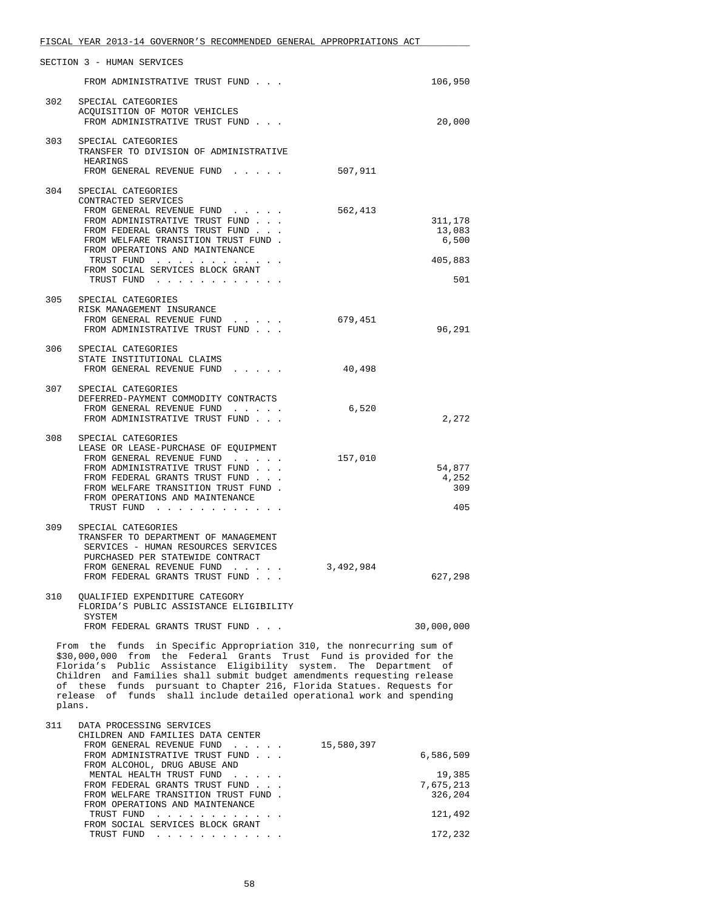SECTION 3 - HUMAN SERVICES

| | | General Revenue | Trust Funds |
|---|---|---|---|
| | FROM ADMINISTRATIVE TRUST FUND . . . | | 106,950 |
| 302 | SPECIAL CATEGORIES<br>ACQUISITION OF MOTOR VEHICLES<br>FROM ADMINISTRATIVE TRUST FUND . . . | | 20,000 |
| 303 | SPECIAL CATEGORIES<br>TRANSFER TO DIVISION OF ADMINISTRATIVE HEARINGS<br>FROM GENERAL REVENUE FUND . . . . . | 507,911 | |
| 304 | SPECIAL CATEGORIES<br>CONTRACTED SERVICES<br>FROM GENERAL REVENUE FUND . . . . . | 562,413 | |
| | FROM ADMINISTRATIVE TRUST FUND . . . | | 311,178 |
| | FROM FEDERAL GRANTS TRUST FUND . . . | | 13,083 |
| | FROM WELFARE TRANSITION TRUST FUND . | | 6,500 |
| | FROM OPERATIONS AND MAINTENANCE TRUST FUND . . . . . . . . . . . . | | 405,883 |
| | FROM SOCIAL SERVICES BLOCK GRANT TRUST FUND . . . . . . . . . . . . | | 501 |
| 305 | SPECIAL CATEGORIES<br>RISK MANAGEMENT INSURANCE<br>FROM GENERAL REVENUE FUND . . . . . | 679,451 | |
| | FROM ADMINISTRATIVE TRUST FUND . . . | | 96,291 |
| 306 | SPECIAL CATEGORIES<br>STATE INSTITUTIONAL CLAIMS<br>FROM GENERAL REVENUE FUND . . . . . | 40,498 | |
| 307 | SPECIAL CATEGORIES<br>DEFERRED-PAYMENT COMMODITY CONTRACTS<br>FROM GENERAL REVENUE FUND . . . . . | 6,520 | |
| | FROM ADMINISTRATIVE TRUST FUND . . . | | 2,272 |
| 308 | SPECIAL CATEGORIES<br>LEASE OR LEASE-PURCHASE OF EQUIPMENT<br>FROM GENERAL REVENUE FUND . . . . . | 157,010 | |
| | FROM ADMINISTRATIVE TRUST FUND . . . | | 54,877 |
| | FROM FEDERAL GRANTS TRUST FUND . . . | | 4,252 |
| | FROM WELFARE TRANSITION TRUST FUND . | | 309 |
| | FROM OPERATIONS AND MAINTENANCE TRUST FUND . . . . . . . . . . . . | | 405 |
| 309 | SPECIAL CATEGORIES<br>TRANSFER TO DEPARTMENT OF MANAGEMENT SERVICES - HUMAN RESOURCES SERVICES PURCHASED PER STATEWIDE CONTRACT<br>FROM GENERAL REVENUE FUND . . . . . | 3,492,984 | |
| | FROM FEDERAL GRANTS TRUST FUND . . . | | 627,298 |
| 310 | QUALIFIED EXPENDITURE CATEGORY<br>FLORIDA'S PUBLIC ASSISTANCE ELIGIBILITY SYSTEM<br>FROM FEDERAL GRANTS TRUST FUND . . . | | 30,000,000 |

From the funds in Specific Appropriation 310, the nonrecurring sum of $30,000,000 from the Federal Grants Trust Fund is provided for the Florida's Public Assistance Eligibility system. The Department of Children and Families shall submit budget amendments requesting release of these funds pursuant to Chapter 216, Florida Statues. Requests for release of funds shall include detailed operational work and spending plans.

| | | General Revenue | Trust Funds |
|---|---|---|---|
| 311 | DATA PROCESSING SERVICES<br>CHILDREN AND FAMILIES DATA CENTER<br>FROM GENERAL REVENUE FUND . . . . . | 15,580,397 | |
| | FROM ADMINISTRATIVE TRUST FUND . . . | | 6,586,509 |
| | FROM ALCOHOL, DRUG ABUSE AND MENTAL HEALTH TRUST FUND . . . . . | | 19,385 |
| | FROM FEDERAL GRANTS TRUST FUND . . . | | 7,675,213 |
| | FROM WELFARE TRANSITION TRUST FUND . | | 326,204 |
| | FROM OPERATIONS AND MAINTENANCE TRUST FUND . . . . . . . . . . . . | | 121,492 |
| | FROM SOCIAL SERVICES BLOCK GRANT TRUST FUND . . . . . . . . . . . . | | 172,232 |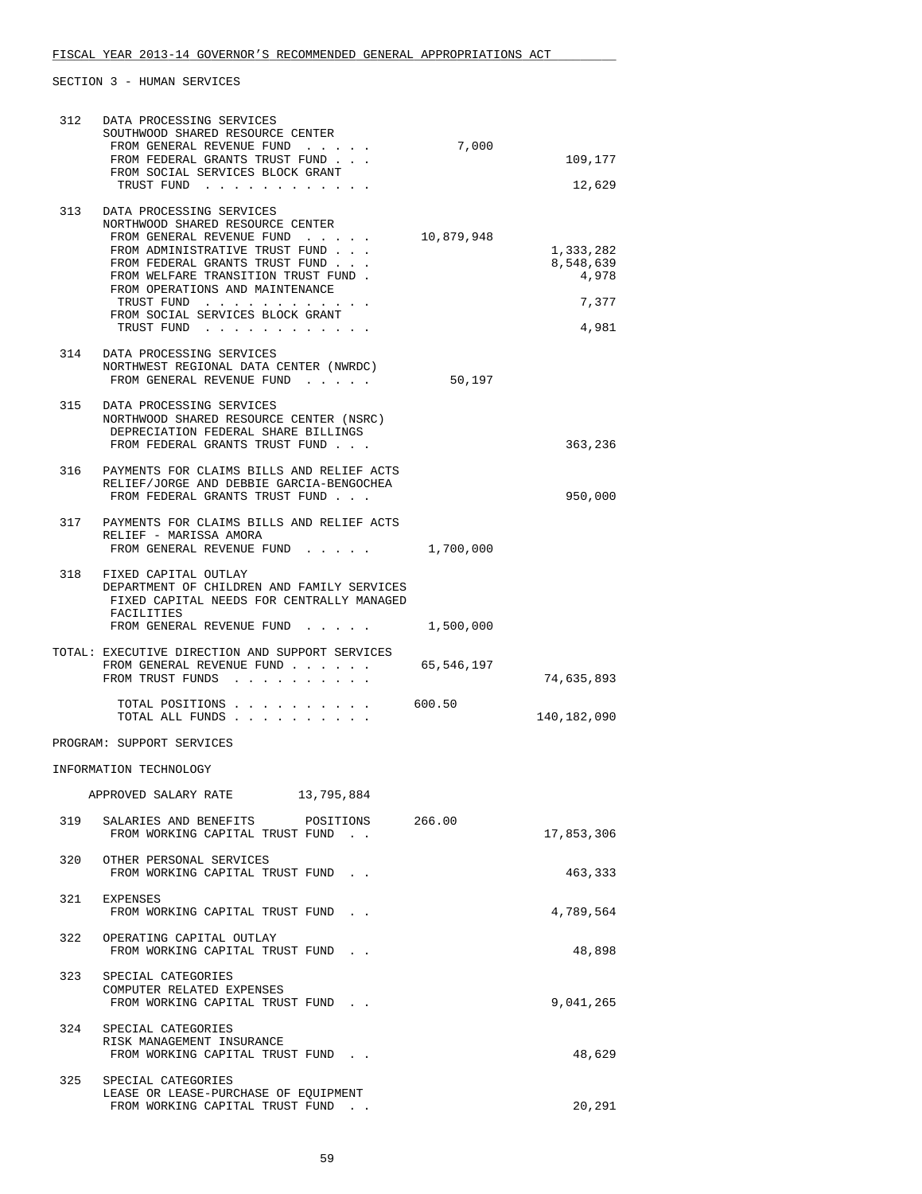FISCAL YEAR 2013-14 GOVERNOR'S RECOMMENDED GENERAL APPROPRIATIONS ACT

SECTION 3 - HUMAN SERVICES

```
 312   DATA PROCESSING SERVICES
       SOUTHWOOD SHARED RESOURCE CENTER
        FROM GENERAL REVENUE FUND  . . . . .           7,000
        FROM FEDERAL GRANTS TRUST FUND . . .                              109,177
        FROM SOCIAL SERVICES BLOCK GRANT
         TRUST FUND  . . . . . . . . . . . .                               12,629

 313   DATA PROCESSING SERVICES
       NORTHWOOD SHARED RESOURCE CENTER
        FROM GENERAL REVENUE FUND  . . . . .      10,879,948
        FROM ADMINISTRATIVE TRUST FUND . . .                            1,333,282
        FROM FEDERAL GRANTS TRUST FUND . . .                            8,548,639
        FROM WELFARE TRANSITION TRUST FUND .                                4,978
        FROM OPERATIONS AND MAINTENANCE
         TRUST FUND  . . . . . . . . . . . .                                7,377
        FROM SOCIAL SERVICES BLOCK GRANT
         TRUST FUND  . . . . . . . . . . . .                                4,981

 314   DATA PROCESSING SERVICES
       NORTHWEST REGIONAL DATA CENTER (NWRDC)
        FROM GENERAL REVENUE FUND  . . . . .          50,197

 315   DATA PROCESSING SERVICES
       NORTHWOOD SHARED RESOURCE CENTER (NSRC)
        DEPRECIATION FEDERAL SHARE BILLINGS
        FROM FEDERAL GRANTS TRUST FUND . . .                              363,236

 316   PAYMENTS FOR CLAIMS BILLS AND RELIEF ACTS
       RELIEF/JORGE AND DEBBIE GARCIA-BENGOCHEA
        FROM FEDERAL GRANTS TRUST FUND . . .                              950,000

 317   PAYMENTS FOR CLAIMS BILLS AND RELIEF ACTS
       RELIEF - MARISSA AMORA
        FROM GENERAL REVENUE FUND  . . . . .       1,700,000

 318   FIXED CAPITAL OUTLAY
       DEPARTMENT OF CHILDREN AND FAMILY SERVICES
        FIXED CAPITAL NEEDS FOR CENTRALLY MANAGED
        FACILITIES
        FROM GENERAL REVENUE FUND  . . . . .       1,500,000

TOTAL: EXECUTIVE DIRECTION AND SUPPORT SERVICES
       FROM GENERAL REVENUE FUND . . . . . .      65,546,197
       FROM TRUST FUNDS  . . . . . . . . . .                           74,635,893

         TOTAL POSITIONS . . . . . . . . . .      600.50
         TOTAL ALL FUNDS . . . . . . . . . .                          140,182,090

PROGRAM: SUPPORT SERVICES

INFORMATION TECHNOLOGY

    APPROVED SALARY RATE        13,795,884

 319   SALARIES AND BENEFITS       POSITIONS      266.00
        FROM WORKING CAPITAL TRUST FUND  . .                           17,853,306

 320   OTHER PERSONAL SERVICES
        FROM WORKING CAPITAL TRUST FUND  . .                              463,333

 321   EXPENSES
        FROM WORKING CAPITAL TRUST FUND  . .                            4,789,564

 322   OPERATING CAPITAL OUTLAY
        FROM WORKING CAPITAL TRUST FUND  . .                               48,898

 323   SPECIAL CATEGORIES
       COMPUTER RELATED EXPENSES
        FROM WORKING CAPITAL TRUST FUND  . .                            9,041,265

 324   SPECIAL CATEGORIES
       RISK MANAGEMENT INSURANCE
        FROM WORKING CAPITAL TRUST FUND  . .                               48,629

 325   SPECIAL CATEGORIES
       LEASE OR LEASE-PURCHASE OF EQUIPMENT
        FROM WORKING CAPITAL TRUST FUND  . .                               20,291
```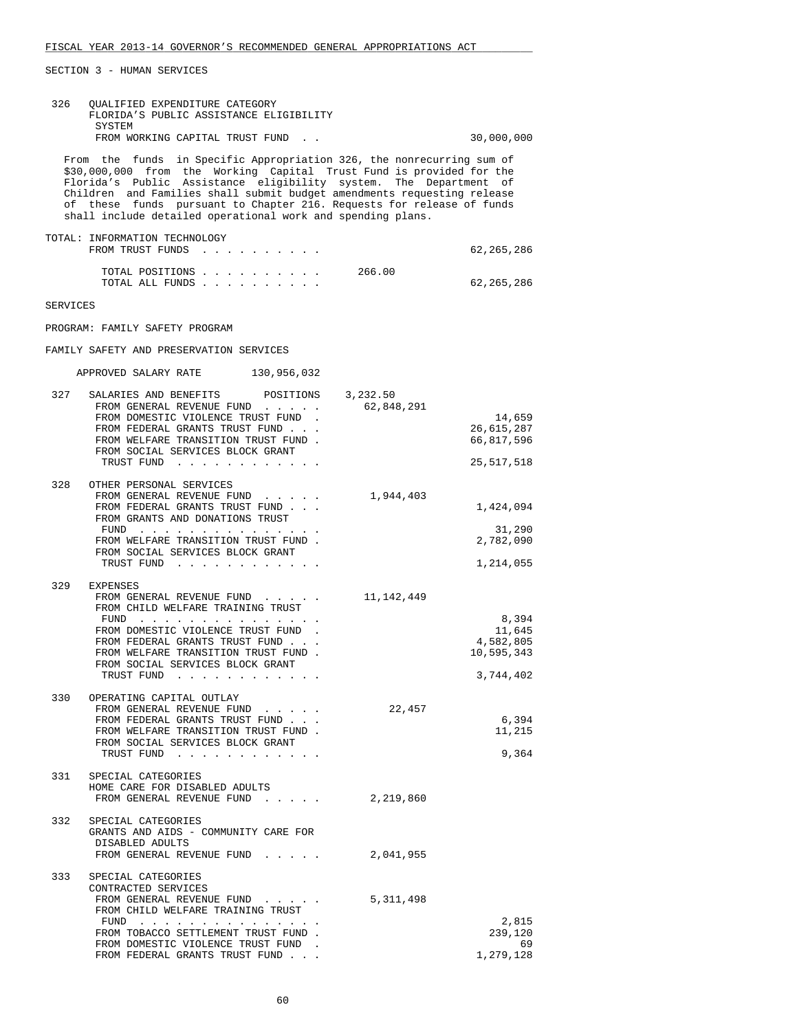FISCAL YEAR 2013-14 GOVERNOR'S RECOMMENDED GENERAL APPROPRIATIONS ACT

SECTION 3 - HUMAN SERVICES

| | | | |
|---|---|---|---|
| 326 | QUALIFIED EXPENDITURE CATEGORY FLORIDA'S PUBLIC ASSISTANCE ELIGIBILITY SYSTEM | | |
| | FROM WORKING CAPITAL TRUST FUND . . | | 30,000,000 |

From the funds in Specific Appropriation 326, the nonrecurring sum of $30,000,000 from the Working Capital Trust Fund is provided for the Florida's Public Assistance eligibility system. The Department of Children and Families shall submit budget amendments requesting release of these funds pursuant to Chapter 216. Requests for release of funds shall include detailed operational work and spending plans.

| | | |
|---|---|---|
| TOTAL: INFORMATION TECHNOLOGY FROM TRUST FUNDS . . . . . . . . . . | | 62,265,286 |
| TOTAL POSITIONS . . . . . . . . . . | 266.00 | |
| TOTAL ALL FUNDS . . . . . . . . . . | | 62,265,286 |

SERVICES

PROGRAM: FAMILY SAFETY PROGRAM

FAMILY SAFETY AND PRESERVATION SERVICES

APPROVED SALARY RATE 130,956,032

| | | | |
|---|---|---|---|
| 327 | SALARIES AND BENEFITS POSITIONS | 3,232.50 | |
| | FROM GENERAL REVENUE FUND . . . . . | 62,848,291 | |
| | FROM DOMESTIC VIOLENCE TRUST FUND . | | 14,659 |
| | FROM FEDERAL GRANTS TRUST FUND . . . | | 26,615,287 |
| | FROM WELFARE TRANSITION TRUST FUND . | | 66,817,596 |
| | FROM SOCIAL SERVICES BLOCK GRANT TRUST FUND . . . . . . . . . . . . | | 25,517,518 |
| 328 | OTHER PERSONAL SERVICES | | |
| | FROM GENERAL REVENUE FUND . . . . . | 1,944,403 | |
| | FROM FEDERAL GRANTS TRUST FUND . . . | | 1,424,094 |
| | FROM GRANTS AND DONATIONS TRUST FUND . . . . . . . . . . . . . . . | | 31,290 |
| | FROM WELFARE TRANSITION TRUST FUND . | | 2,782,090 |
| | FROM SOCIAL SERVICES BLOCK GRANT TRUST FUND . . . . . . . . . . . . | | 1,214,055 |
| 329 | EXPENSES | | |
| | FROM GENERAL REVENUE FUND . . . . . | 11,142,449 | |
| | FROM CHILD WELFARE TRAINING TRUST FUND . . . . . . . . . . . . . . . | | 8,394 |
| | FROM DOMESTIC VIOLENCE TRUST FUND . | | 11,645 |
| | FROM FEDERAL GRANTS TRUST FUND . . . | | 4,582,805 |
| | FROM WELFARE TRANSITION TRUST FUND . | | 10,595,343 |
| | FROM SOCIAL SERVICES BLOCK GRANT TRUST FUND . . . . . . . . . . . . | | 3,744,402 |
| 330 | OPERATING CAPITAL OUTLAY | | |
| | FROM GENERAL REVENUE FUND . . . . . | 22,457 | |
| | FROM FEDERAL GRANTS TRUST FUND . . . | | 6,394 |
| | FROM WELFARE TRANSITION TRUST FUND . | | 11,215 |
| | FROM SOCIAL SERVICES BLOCK GRANT TRUST FUND . . . . . . . . . . . . | | 9,364 |
| 331 | SPECIAL CATEGORIES HOME CARE FOR DISABLED ADULTS | | |
| | FROM GENERAL REVENUE FUND . . . . . | 2,219,860 | |
| 332 | SPECIAL CATEGORIES GRANTS AND AIDS - COMMUNITY CARE FOR DISABLED ADULTS | | |
| | FROM GENERAL REVENUE FUND . . . . . | 2,041,955 | |
| 333 | SPECIAL CATEGORIES CONTRACTED SERVICES | | |
| | FROM GENERAL REVENUE FUND . . . . . | 5,311,498 | |
| | FROM CHILD WELFARE TRAINING TRUST FUND . . . . . . . . . . . . . . . | | 2,815 |
| | FROM TOBACCO SETTLEMENT TRUST FUND . | | 239,120 |
| | FROM DOMESTIC VIOLENCE TRUST FUND . | | 69 |
| | FROM FEDERAL GRANTS TRUST FUND . . . | | 1,279,128 |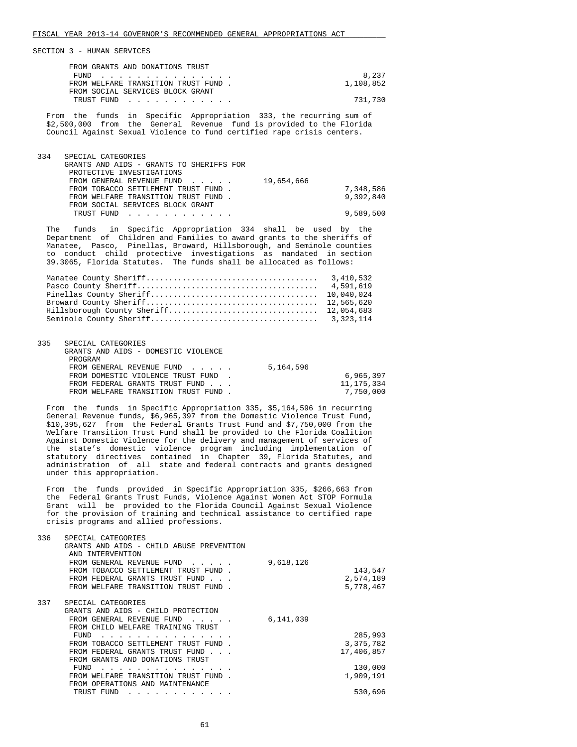SECTION 3 - HUMAN SERVICES

| | | | |
|---|---|---|---|
| | FROM GRANTS AND DONATIONS TRUST FUND . . . . . . . . . . . . . . . | | 8,237 |
| | FROM WELFARE TRANSITION TRUST FUND . | | 1,108,852 |
| | FROM SOCIAL SERVICES BLOCK GRANT TRUST FUND . . . . . . . . . . . | | 731,730 |

From the funds in Specific Appropriation 333, the recurring sum of $2,500,000 from the General Revenue fund is provided to the Florida Council Against Sexual Violence to fund certified rape crisis centers.

| | | | |
|---|---|---|---|
| 334 | SPECIAL CATEGORIES<br>GRANTS AND AIDS - GRANTS TO SHERIFFS FOR PROTECTIVE INVESTIGATIONS | | |
| | FROM GENERAL REVENUE FUND . . . . . | 19,654,666 | |
| | FROM TOBACCO SETTLEMENT TRUST FUND . | | 7,348,586 |
| | FROM WELFARE TRANSITION TRUST FUND . | | 9,392,840 |
| | FROM SOCIAL SERVICES BLOCK GRANT TRUST FUND . . . . . . . . . . . | | 9,589,500 |

The funds in Specific Appropriation 334 shall be used by the Department of Children and Families to award grants to the sheriffs of Manatee, Pasco, Pinellas, Broward, Hillsborough, and Seminole counties to conduct child protective investigations as mandated in section 39.3065, Florida Statutes. The funds shall be allocated as follows:

| | |
|---|---|
| Manatee County Sheriff | 3,410,532 |
| Pasco County Sheriff | 4,591,619 |
| Pinellas County Sheriff | 10,040,024 |
| Broward County Sheriff | 12,565,620 |
| Hillsborough County Sheriff | 12,054,683 |
| Seminole County Sheriff | 3,323,114 |

| | | | |
|---|---|---|---|
| 335 | SPECIAL CATEGORIES<br>GRANTS AND AIDS - DOMESTIC VIOLENCE PROGRAM | | |
| | FROM GENERAL REVENUE FUND . . . . . | 5,164,596 | |
| | FROM DOMESTIC VIOLENCE TRUST FUND . | | 6,965,397 |
| | FROM FEDERAL GRANTS TRUST FUND . . . | | 11,175,334 |
| | FROM WELFARE TRANSITION TRUST FUND . | | 7,750,000 |

From the funds in Specific Appropriation 335, $5,164,596 in recurring General Revenue funds, $6,965,397 from the Domestic Violence Trust Fund, $10,395,627 from the Federal Grants Trust Fund and $7,750,000 from the Welfare Transition Trust Fund shall be provided to the Florida Coalition Against Domestic Violence for the delivery and management of services of the state's domestic violence program including implementation of statutory directives contained in Chapter 39, Florida Statutes, and administration of all state and federal contracts and grants designed under this appropriation.

From the funds provided in Specific Appropriation 335, $266,663 from the Federal Grants Trust Funds, Violence Against Women Act STOP Formula Grant will be provided to the Florida Council Against Sexual Violence for the provision of training and technical assistance to certified rape crisis programs and allied professions.

| | | | |
|---|---|---|---|
| 336 | SPECIAL CATEGORIES<br>GRANTS AND AIDS - CHILD ABUSE PREVENTION AND INTERVENTION | | |
| | FROM GENERAL REVENUE FUND . . . . . | 9,618,126 | |
| | FROM TOBACCO SETTLEMENT TRUST FUND . | | 143,547 |
| | FROM FEDERAL GRANTS TRUST FUND . . . | | 2,574,189 |
| | FROM WELFARE TRANSITION TRUST FUND . | | 5,778,467 |
| 337 | SPECIAL CATEGORIES<br>GRANTS AND AIDS - CHILD PROTECTION | | |
| | FROM GENERAL REVENUE FUND . . . . . | 6,141,039 | |
| | FROM CHILD WELFARE TRAINING TRUST FUND . . . . . . . . . . . . . . . | | 285,993 |
| | FROM TOBACCO SETTLEMENT TRUST FUND . | | 3,375,782 |
| | FROM FEDERAL GRANTS TRUST FUND . . . | | 17,406,857 |
| | FROM GRANTS AND DONATIONS TRUST FUND . . . . . . . . . . . . . . . | | 130,000 |
| | FROM WELFARE TRANSITION TRUST FUND . | | 1,909,191 |
| | FROM OPERATIONS AND MAINTENANCE TRUST FUND . . . . . . . . . . . | | 530,696 |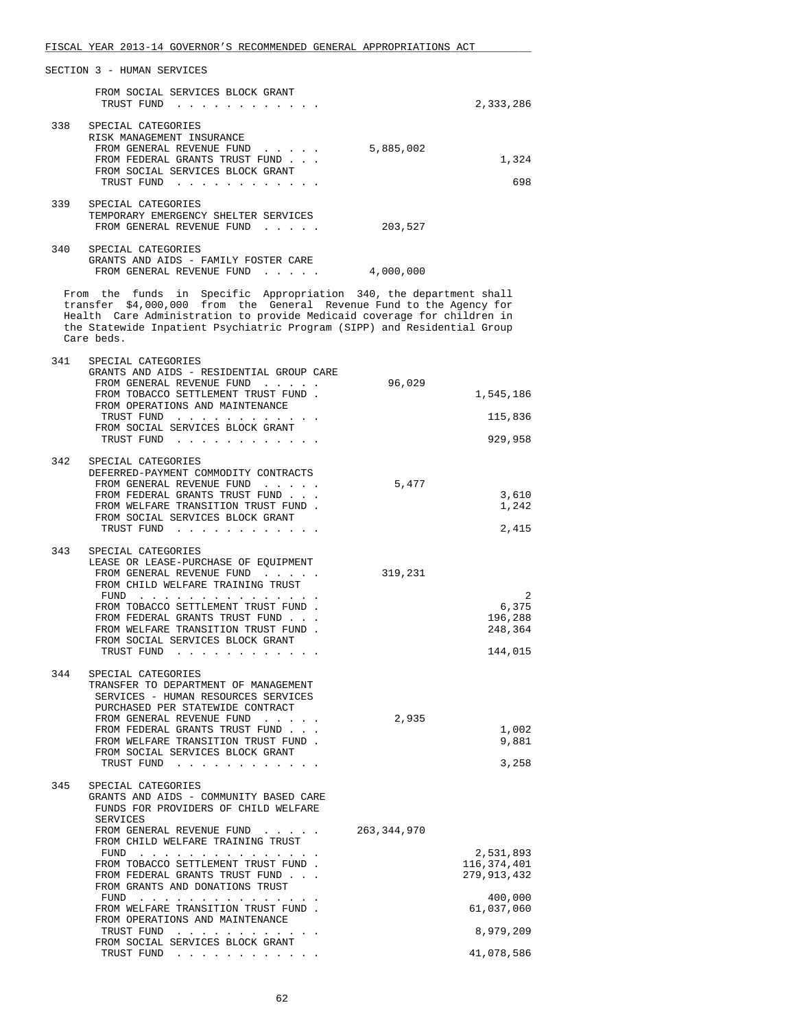SECTION 3 - HUMAN SERVICES

| | | | |
|---|---|---|---|
| | FROM SOCIAL SERVICES BLOCK GRANT TRUST FUND . . . . . . . . . . . . | | 2,333,286 |
| 338 | SPECIAL CATEGORIES<br>RISK MANAGEMENT INSURANCE | | |
| | FROM GENERAL REVENUE FUND . . . . . | 5,885,002 | |
| | FROM FEDERAL GRANTS TRUST FUND . . . | | 1,324 |
| | FROM SOCIAL SERVICES BLOCK GRANT TRUST FUND . . . . . . . . . . . . | | 698 |
| 339 | SPECIAL CATEGORIES<br>TEMPORARY EMERGENCY SHELTER SERVICES | | |
| | FROM GENERAL REVENUE FUND . . . . . | 203,527 | |
| 340 | SPECIAL CATEGORIES<br>GRANTS AND AIDS - FAMILY FOSTER CARE | | |
| | FROM GENERAL REVENUE FUND . . . . . | 4,000,000 | |

From the funds in Specific Appropriation 340, the department shall transfer $4,000,000 from the General Revenue Fund to the Agency for Health Care Administration to provide Medicaid coverage for children in the Statewide Inpatient Psychiatric Program (SIPP) and Residential Group Care beds.

| | | | |
|---|---|---|---|
| 341 | SPECIAL CATEGORIES<br>GRANTS AND AIDS - RESIDENTIAL GROUP CARE | | |
| | FROM GENERAL REVENUE FUND . . . . . | 96,029 | |
| | FROM TOBACCO SETTLEMENT TRUST FUND . | | 1,545,186 |
| | FROM OPERATIONS AND MAINTENANCE TRUST FUND . . . . . . . . . . . . | | 115,836 |
| | FROM SOCIAL SERVICES BLOCK GRANT TRUST FUND . . . . . . . . . . . . | | 929,958 |
| 342 | SPECIAL CATEGORIES<br>DEFERRED-PAYMENT COMMODITY CONTRACTS | | |
| | FROM GENERAL REVENUE FUND . . . . . | 5,477 | |
| | FROM FEDERAL GRANTS TRUST FUND . . . | | 3,610 |
| | FROM WELFARE TRANSITION TRUST FUND . | | 1,242 |
| | FROM SOCIAL SERVICES BLOCK GRANT TRUST FUND . . . . . . . . . . . . | | 2,415 |
| 343 | SPECIAL CATEGORIES<br>LEASE OR LEASE-PURCHASE OF EQUIPMENT | | |
| | FROM GENERAL REVENUE FUND . . . . . | 319,231 | |
| | FROM CHILD WELFARE TRAINING TRUST FUND . . . . . . . . . . . . . . . | | 2 |
| | FROM TOBACCO SETTLEMENT TRUST FUND . | | 6,375 |
| | FROM FEDERAL GRANTS TRUST FUND . . . | | 196,288 |
| | FROM WELFARE TRANSITION TRUST FUND . | | 248,364 |
| | FROM SOCIAL SERVICES BLOCK GRANT TRUST FUND . . . . . . . . . . . . | | 144,015 |
| 344 | SPECIAL CATEGORIES<br>TRANSFER TO DEPARTMENT OF MANAGEMENT SERVICES - HUMAN RESOURCES SERVICES PURCHASED PER STATEWIDE CONTRACT | | |
| | FROM GENERAL REVENUE FUND . . . . . | 2,935 | |
| | FROM FEDERAL GRANTS TRUST FUND . . . | | 1,002 |
| | FROM WELFARE TRANSITION TRUST FUND . | | 9,881 |
| | FROM SOCIAL SERVICES BLOCK GRANT TRUST FUND . . . . . . . . . . . . | | 3,258 |
| 345 | SPECIAL CATEGORIES<br>GRANTS AND AIDS - COMMUNITY BASED CARE FUNDS FOR PROVIDERS OF CHILD WELFARE SERVICES | | |
| | FROM GENERAL REVENUE FUND . . . . . | 263,344,970 | |
| | FROM CHILD WELFARE TRAINING TRUST FUND . . . . . . . . . . . . . . . | | 2,531,893 |
| | FROM TOBACCO SETTLEMENT TRUST FUND . | | 116,374,401 |
| | FROM FEDERAL GRANTS TRUST FUND . . . | | 279,913,432 |
| | FROM GRANTS AND DONATIONS TRUST FUND . . . . . . . . . . . . . . . | | 400,000 |
| | FROM WELFARE TRANSITION TRUST FUND . | | 61,037,060 |
| | FROM OPERATIONS AND MAINTENANCE TRUST FUND . . . . . . . . . . . . | | 8,979,209 |
| | FROM SOCIAL SERVICES BLOCK GRANT TRUST FUND . . . . . . . . . . . . | | 41,078,586 |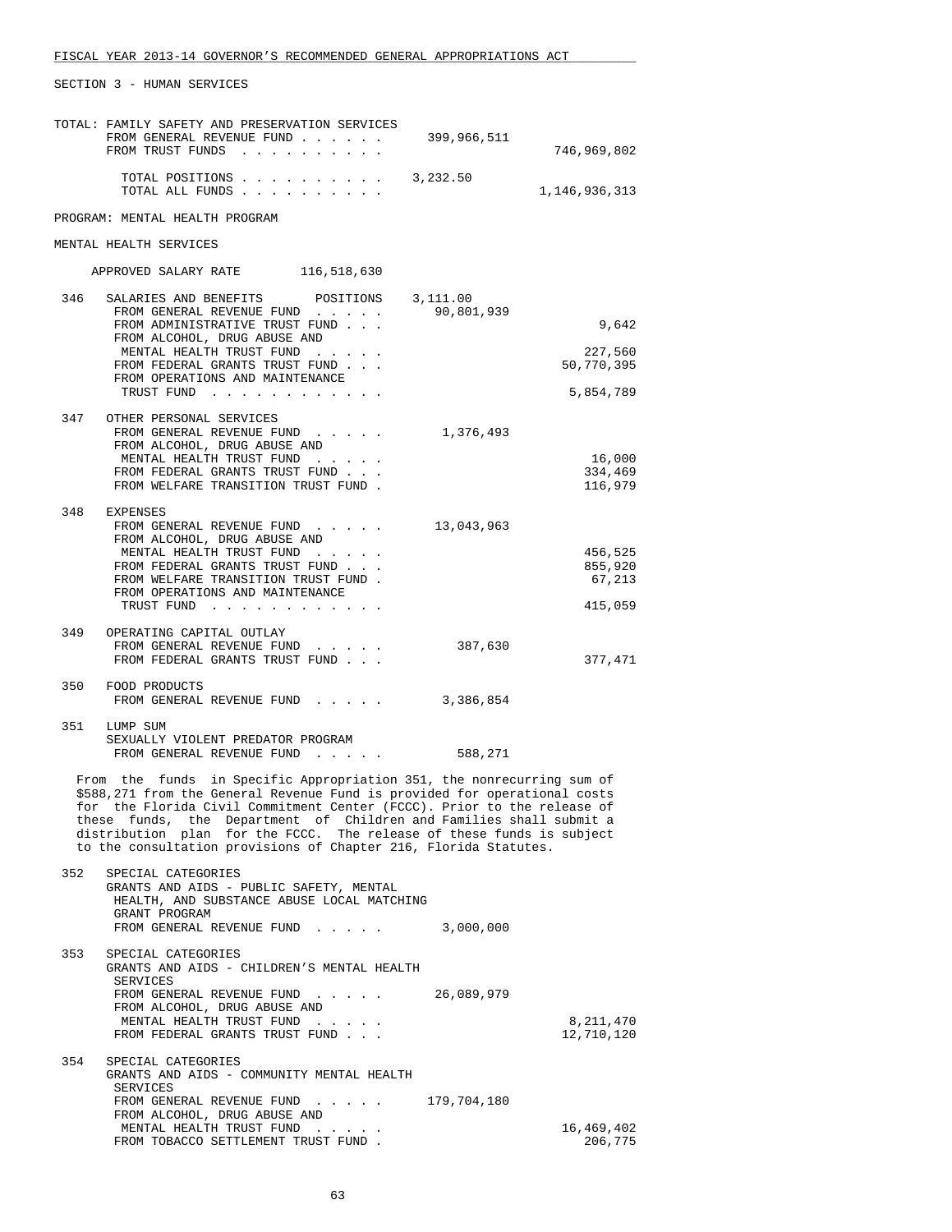FISCAL YEAR 2013-14 GOVERNOR'S RECOMMENDED GENERAL APPROPRIATIONS ACT

SECTION 3 - HUMAN SERVICES

TOTAL: FAMILY SAFETY AND PRESERVATION SERVICES

| | | |
|---|---|---|
| FROM GENERAL REVENUE FUND | 399,966,511 | |
| FROM TRUST FUNDS | | 746,969,802 |
| TOTAL POSITIONS | 3,232.50 | |
| TOTAL ALL FUNDS | | 1,146,936,313 |

PROGRAM: MENTAL HEALTH PROGRAM

MENTAL HEALTH SERVICES

APPROVED SALARY RATE 116,518,630

| | | | |
|---|---|---|---|
| 346 | SALARIES AND BENEFITS POSITIONS | 3,111.00 | |
| | FROM GENERAL REVENUE FUND | 90,801,939 | |
| | FROM ADMINISTRATIVE TRUST FUND | | 9,642 |
| | FROM ALCOHOL, DRUG ABUSE AND MENTAL HEALTH TRUST FUND | | 227,560 |
| | FROM FEDERAL GRANTS TRUST FUND | | 50,770,395 |
| | FROM OPERATIONS AND MAINTENANCE TRUST FUND | | 5,854,789 |
| 347 | OTHER PERSONAL SERVICES | | |
| | FROM GENERAL REVENUE FUND | 1,376,493 | |
| | FROM ALCOHOL, DRUG ABUSE AND MENTAL HEALTH TRUST FUND | | 16,000 |
| | FROM FEDERAL GRANTS TRUST FUND | | 334,469 |
| | FROM WELFARE TRANSITION TRUST FUND | | 116,979 |
| 348 | EXPENSES | | |
| | FROM GENERAL REVENUE FUND | 13,043,963 | |
| | FROM ALCOHOL, DRUG ABUSE AND MENTAL HEALTH TRUST FUND | | 456,525 |
| | FROM FEDERAL GRANTS TRUST FUND | | 855,920 |
| | FROM WELFARE TRANSITION TRUST FUND | | 67,213 |
| | FROM OPERATIONS AND MAINTENANCE TRUST FUND | | 415,059 |
| 349 | OPERATING CAPITAL OUTLAY | | |
| | FROM GENERAL REVENUE FUND | 387,630 | |
| | FROM FEDERAL GRANTS TRUST FUND | | 377,471 |
| 350 | FOOD PRODUCTS | | |
| | FROM GENERAL REVENUE FUND | 3,386,854 | |
| 351 | LUMP SUM SEXUALLY VIOLENT PREDATOR PROGRAM | | |
| | FROM GENERAL REVENUE FUND | 588,271 | |

From the funds in Specific Appropriation 351, the nonrecurring sum of $588,271 from the General Revenue Fund is provided for operational costs for the Florida Civil Commitment Center (FCCC). Prior to the release of these funds, the Department of Children and Families shall submit a distribution plan for the FCCC. The release of these funds is subject to the consultation provisions of Chapter 216, Florida Statutes.

| | | | |
|---|---|---|---|
| 352 | SPECIAL CATEGORIES GRANTS AND AIDS - PUBLIC SAFETY, MENTAL HEALTH, AND SUBSTANCE ABUSE LOCAL MATCHING GRANT PROGRAM | | |
| | FROM GENERAL REVENUE FUND | 3,000,000 | |
| 353 | SPECIAL CATEGORIES GRANTS AND AIDS - CHILDREN'S MENTAL HEALTH SERVICES | | |
| | FROM GENERAL REVENUE FUND | 26,089,979 | |
| | FROM ALCOHOL, DRUG ABUSE AND MENTAL HEALTH TRUST FUND | | 8,211,470 |
| | FROM FEDERAL GRANTS TRUST FUND | | 12,710,120 |
| 354 | SPECIAL CATEGORIES GRANTS AND AIDS - COMMUNITY MENTAL HEALTH SERVICES | | |
| | FROM GENERAL REVENUE FUND | 179,704,180 | |
| | FROM ALCOHOL, DRUG ABUSE AND MENTAL HEALTH TRUST FUND | | 16,469,402 |
| | FROM TOBACCO SETTLEMENT TRUST FUND | | 206,775 |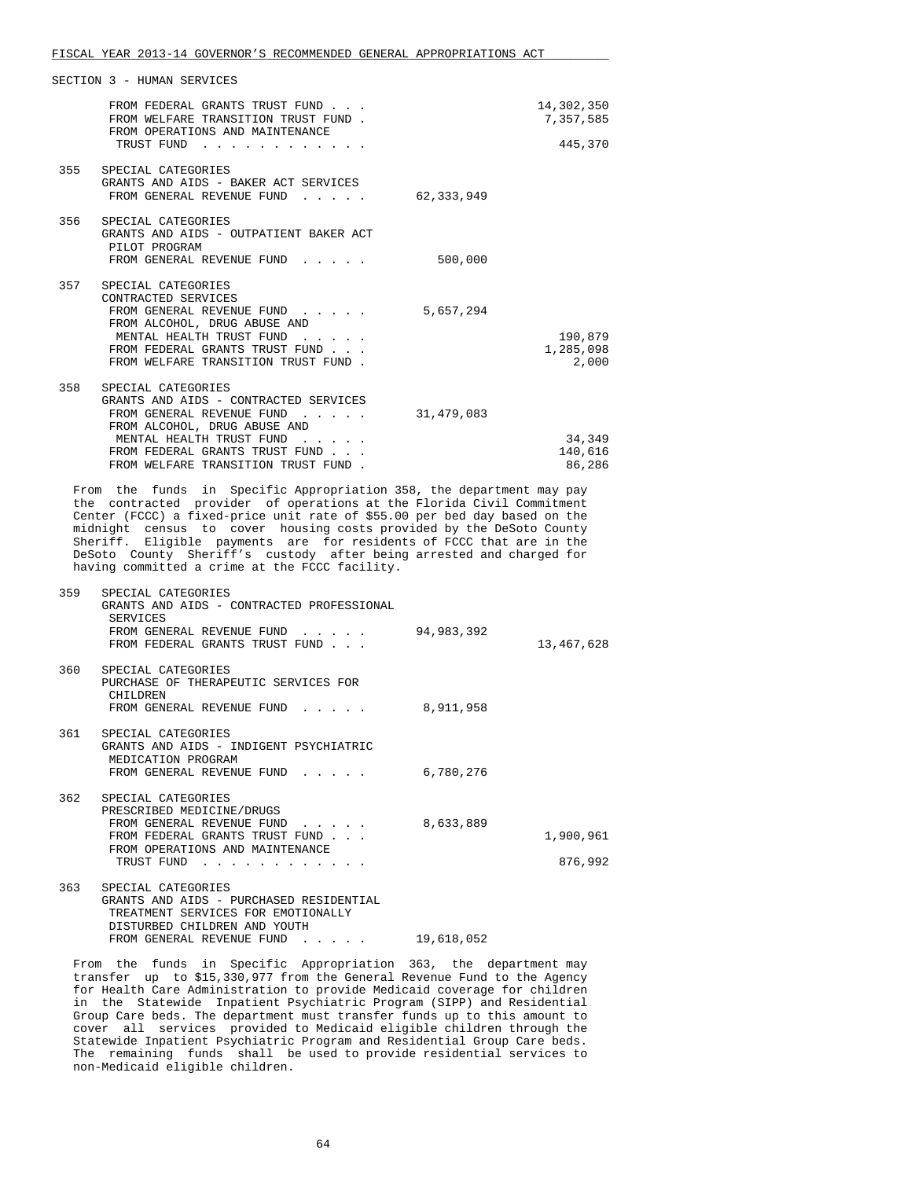SECTION 3 - HUMAN SERVICES

| | | | |
|---|---|---|---|
| | FROM FEDERAL GRANTS TRUST FUND . . . | | 14,302,350 |
| | FROM WELFARE TRANSITION TRUST FUND . | | 7,357,585 |
| | FROM OPERATIONS AND MAINTENANCE TRUST FUND . . . . . . . . . . . . | | 445,370 |
| 355 | SPECIAL CATEGORIES<br>GRANTS AND AIDS - BAKER ACT SERVICES | | |
| | FROM GENERAL REVENUE FUND . . . . . | 62,333,949 | |
| 356 | SPECIAL CATEGORIES<br>GRANTS AND AIDS - OUTPATIENT BAKER ACT PILOT PROGRAM | | |
| | FROM GENERAL REVENUE FUND . . . . . | 500,000 | |
| 357 | SPECIAL CATEGORIES<br>CONTRACTED SERVICES | | |
| | FROM GENERAL REVENUE FUND . . . . . | 5,657,294 | |
| | FROM ALCOHOL, DRUG ABUSE AND MENTAL HEALTH TRUST FUND . . . . . | | 190,879 |
| | FROM FEDERAL GRANTS TRUST FUND . . . | | 1,285,098 |
| | FROM WELFARE TRANSITION TRUST FUND . | | 2,000 |
| 358 | SPECIAL CATEGORIES<br>GRANTS AND AIDS - CONTRACTED SERVICES | | |
| | FROM GENERAL REVENUE FUND . . . . . | 31,479,083 | |
| | FROM ALCOHOL, DRUG ABUSE AND MENTAL HEALTH TRUST FUND . . . . . | | 34,349 |
| | FROM FEDERAL GRANTS TRUST FUND . . . | | 140,616 |
| | FROM WELFARE TRANSITION TRUST FUND . | | 86,286 |

From the funds in Specific Appropriation 358, the department may pay the contracted provider of operations at the Florida Civil Commitment Center (FCCC) a fixed-price unit rate of $55.00 per bed day based on the midnight census to cover housing costs provided by the DeSoto County Sheriff. Eligible payments are for residents of FCCC that are in the DeSoto County Sheriff's custody after being arrested and charged for having committed a crime at the FCCC facility.

| | | | |
|---|---|---|---|
| 359 | SPECIAL CATEGORIES<br>GRANTS AND AIDS - CONTRACTED PROFESSIONAL SERVICES | | |
| | FROM GENERAL REVENUE FUND . . . . . | 94,983,392 | |
| | FROM FEDERAL GRANTS TRUST FUND . . . | | 13,467,628 |
| 360 | SPECIAL CATEGORIES<br>PURCHASE OF THERAPEUTIC SERVICES FOR CHILDREN | | |
| | FROM GENERAL REVENUE FUND . . . . . | 8,911,958 | |
| 361 | SPECIAL CATEGORIES<br>GRANTS AND AIDS - INDIGENT PSYCHIATRIC MEDICATION PROGRAM | | |
| | FROM GENERAL REVENUE FUND . . . . . | 6,780,276 | |
| 362 | SPECIAL CATEGORIES<br>PRESCRIBED MEDICINE/DRUGS | | |
| | FROM GENERAL REVENUE FUND . . . . . | 8,633,889 | |
| | FROM FEDERAL GRANTS TRUST FUND . . . | | 1,900,961 |
| | FROM OPERATIONS AND MAINTENANCE TRUST FUND . . . . . . . . . . . . | | 876,992 |
| 363 | SPECIAL CATEGORIES<br>GRANTS AND AIDS - PURCHASED RESIDENTIAL TREATMENT SERVICES FOR EMOTIONALLY DISTURBED CHILDREN AND YOUTH | | |
| | FROM GENERAL REVENUE FUND . . . . . | 19,618,052 | |

From the funds in Specific Appropriation 363, the department may transfer up to $15,330,977 from the General Revenue Fund to the Agency for Health Care Administration to provide Medicaid coverage for children in the Statewide Inpatient Psychiatric Program (SIPP) and Residential Group Care beds. The department must transfer funds up to this amount to cover all services provided to Medicaid eligible children through the Statewide Inpatient Psychiatric Program and Residential Group Care beds. The remaining funds shall be used to provide residential services to non-Medicaid eligible children.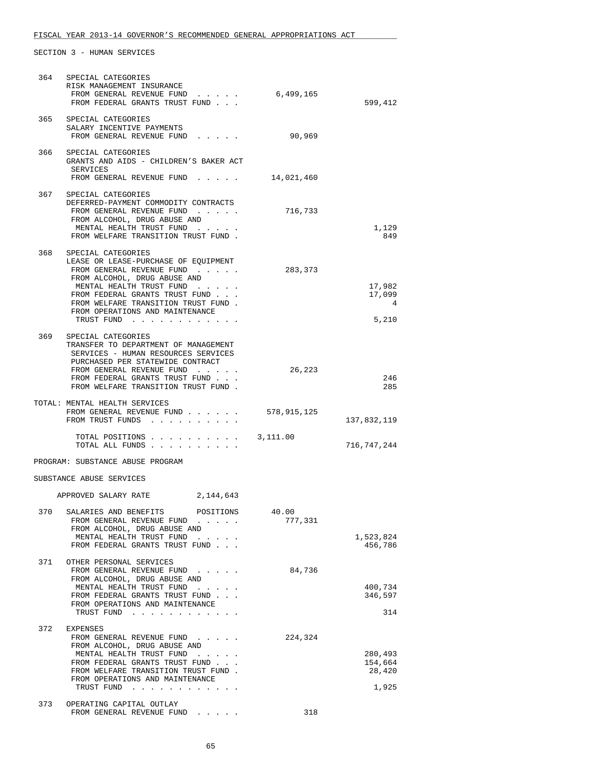SECTION 3 - HUMAN SERVICES

```
 364   SPECIAL CATEGORIES
       RISK MANAGEMENT INSURANCE
        FROM GENERAL REVENUE FUND  . . . . .       6,499,165
        FROM FEDERAL GRANTS TRUST FUND . . .                             599,412

 365   SPECIAL CATEGORIES
       SALARY INCENTIVE PAYMENTS
        FROM GENERAL REVENUE FUND  . . . . .          90,969

 366   SPECIAL CATEGORIES
       GRANTS AND AIDS - CHILDREN'S BAKER ACT
        SERVICES
        FROM GENERAL REVENUE FUND  . . . . .      14,021,460

 367   SPECIAL CATEGORIES
       DEFERRED-PAYMENT COMMODITY CONTRACTS
        FROM GENERAL REVENUE FUND  . . . . .         716,733
        FROM ALCOHOL, DRUG ABUSE AND
         MENTAL HEALTH TRUST FUND  . . . . .                               1,129
        FROM WELFARE TRANSITION TRUST FUND .                                 849

 368   SPECIAL CATEGORIES
       LEASE OR LEASE-PURCHASE OF EQUIPMENT
        FROM GENERAL REVENUE FUND  . . . . .         283,373
        FROM ALCOHOL, DRUG ABUSE AND
         MENTAL HEALTH TRUST FUND  . . . . .                              17,982
        FROM FEDERAL GRANTS TRUST FUND . . .                              17,099
        FROM WELFARE TRANSITION TRUST FUND .                                   4
        FROM OPERATIONS AND MAINTENANCE
         TRUST FUND  . . . . . . . . . . . .                               5,210

 369   SPECIAL CATEGORIES
       TRANSFER TO DEPARTMENT OF MANAGEMENT
        SERVICES - HUMAN RESOURCES SERVICES
        PURCHASED PER STATEWIDE CONTRACT
        FROM GENERAL REVENUE FUND  . . . . .          26,223
        FROM FEDERAL GRANTS TRUST FUND . . .                                 246
        FROM WELFARE TRANSITION TRUST FUND .                                 285

TOTAL: MENTAL HEALTH SERVICES
        FROM GENERAL REVENUE FUND  . . . . . .    578,915,125
        FROM TRUST FUNDS  . . . . . . . . . .                        137,832,119

         TOTAL POSITIONS . . . . . . . . . .    3,111.00
         TOTAL ALL FUNDS . . . . . . . . . .                         716,747,244

PROGRAM: SUBSTANCE ABUSE PROGRAM

SUBSTANCE ABUSE SERVICES

    APPROVED SALARY RATE          2,144,643

 370   SALARIES AND BENEFITS      POSITIONS      40.00
        FROM GENERAL REVENUE FUND  . . . . .         777,331
        FROM ALCOHOL, DRUG ABUSE AND
         MENTAL HEALTH TRUST FUND  . . . . .                           1,523,824
        FROM FEDERAL GRANTS TRUST FUND . . .                             456,786

 371   OTHER PERSONAL SERVICES
        FROM GENERAL REVENUE FUND  . . . . .          84,736
        FROM ALCOHOL, DRUG ABUSE AND
         MENTAL HEALTH TRUST FUND  . . . . .                             400,734
        FROM FEDERAL GRANTS TRUST FUND . . .                             346,597
        FROM OPERATIONS AND MAINTENANCE
         TRUST FUND  . . . . . . . . . . . .                                 314

 372   EXPENSES
        FROM GENERAL REVENUE FUND  . . . . .         224,324
        FROM ALCOHOL, DRUG ABUSE AND
         MENTAL HEALTH TRUST FUND  . . . . .                             280,493
        FROM FEDERAL GRANTS TRUST FUND . . .                             154,664
        FROM WELFARE TRANSITION TRUST FUND .                              28,420
        FROM OPERATIONS AND MAINTENANCE
         TRUST FUND  . . . . . . . . . . . .                               1,925

 373   OPERATING CAPITAL OUTLAY
        FROM GENERAL REVENUE FUND  . . . . .             318
```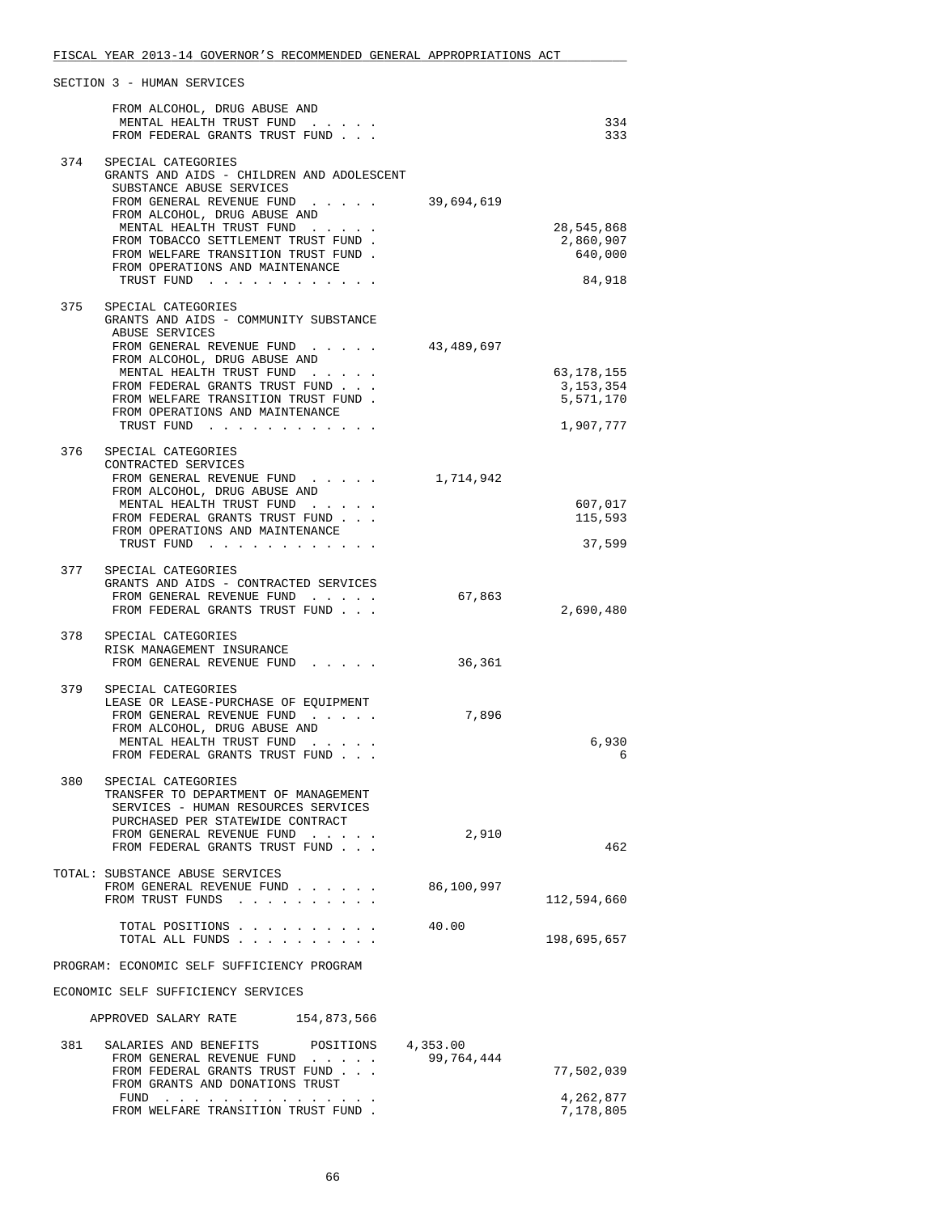FISCAL YEAR 2013-14 GOVERNOR'S RECOMMENDED GENERAL APPROPRIATIONS ACT

SECTION 3 - HUMAN SERVICES

| | | | |
|---|---|---|---|
| | FROM ALCOHOL, DRUG ABUSE AND MENTAL HEALTH TRUST FUND | | 334 |
| | FROM FEDERAL GRANTS TRUST FUND | | 333 |
| 374 | SPECIAL CATEGORIES<br>GRANTS AND AIDS - CHILDREN AND ADOLESCENT SUBSTANCE ABUSE SERVICES | | |
| | FROM GENERAL REVENUE FUND | 39,694,619 | |
| | FROM ALCOHOL, DRUG ABUSE AND MENTAL HEALTH TRUST FUND | | 28,545,868 |
| | FROM TOBACCO SETTLEMENT TRUST FUND | | 2,860,907 |
| | FROM WELFARE TRANSITION TRUST FUND | | 640,000 |
| | FROM OPERATIONS AND MAINTENANCE TRUST FUND | | 84,918 |
| 375 | SPECIAL CATEGORIES<br>GRANTS AND AIDS - COMMUNITY SUBSTANCE ABUSE SERVICES | | |
| | FROM GENERAL REVENUE FUND | 43,489,697 | |
| | FROM ALCOHOL, DRUG ABUSE AND MENTAL HEALTH TRUST FUND | | 63,178,155 |
| | FROM FEDERAL GRANTS TRUST FUND | | 3,153,354 |
| | FROM WELFARE TRANSITION TRUST FUND | | 5,571,170 |
| | FROM OPERATIONS AND MAINTENANCE TRUST FUND | | 1,907,777 |
| 376 | SPECIAL CATEGORIES<br>CONTRACTED SERVICES | | |
| | FROM GENERAL REVENUE FUND | 1,714,942 | |
| | FROM ALCOHOL, DRUG ABUSE AND MENTAL HEALTH TRUST FUND | | 607,017 |
| | FROM FEDERAL GRANTS TRUST FUND | | 115,593 |
| | FROM OPERATIONS AND MAINTENANCE TRUST FUND | | 37,599 |
| 377 | SPECIAL CATEGORIES<br>GRANTS AND AIDS - CONTRACTED SERVICES | | |
| | FROM GENERAL REVENUE FUND | 67,863 | |
| | FROM FEDERAL GRANTS TRUST FUND | | 2,690,480 |
| 378 | SPECIAL CATEGORIES<br>RISK MANAGEMENT INSURANCE | | |
| | FROM GENERAL REVENUE FUND | 36,361 | |
| 379 | SPECIAL CATEGORIES<br>LEASE OR LEASE-PURCHASE OF EQUIPMENT | | |
| | FROM GENERAL REVENUE FUND | 7,896 | |
| | FROM ALCOHOL, DRUG ABUSE AND MENTAL HEALTH TRUST FUND | | 6,930 |
| | FROM FEDERAL GRANTS TRUST FUND | | 6 |
| 380 | SPECIAL CATEGORIES<br>TRANSFER TO DEPARTMENT OF MANAGEMENT SERVICES - HUMAN RESOURCES SERVICES PURCHASED PER STATEWIDE CONTRACT | | |
| | FROM GENERAL REVENUE FUND | 2,910 | |
| | FROM FEDERAL GRANTS TRUST FUND | | 462 |

TOTAL: SUBSTANCE ABUSE SERVICES

| | | |
|---|---|---|
| FROM GENERAL REVENUE FUND | 86,100,997 | |
| FROM TRUST FUNDS | | 112,594,660 |
| TOTAL POSITIONS | 40.00 | |
| TOTAL ALL FUNDS | | 198,695,657 |

PROGRAM: ECONOMIC SELF SUFFICIENCY PROGRAM

ECONOMIC SELF SUFFICIENCY SERVICES

APPROVED SALARY RATE 154,873,566

| | | | |
|---|---|---|---|
| 381 | SALARIES AND BENEFITS POSITIONS | 4,353.00 | |
| | FROM GENERAL REVENUE FUND | 99,764,444 | |
| | FROM FEDERAL GRANTS TRUST FUND | | 77,502,039 |
| | FROM GRANTS AND DONATIONS TRUST FUND | | 4,262,877 |
| | FROM WELFARE TRANSITION TRUST FUND | | 7,178,805 |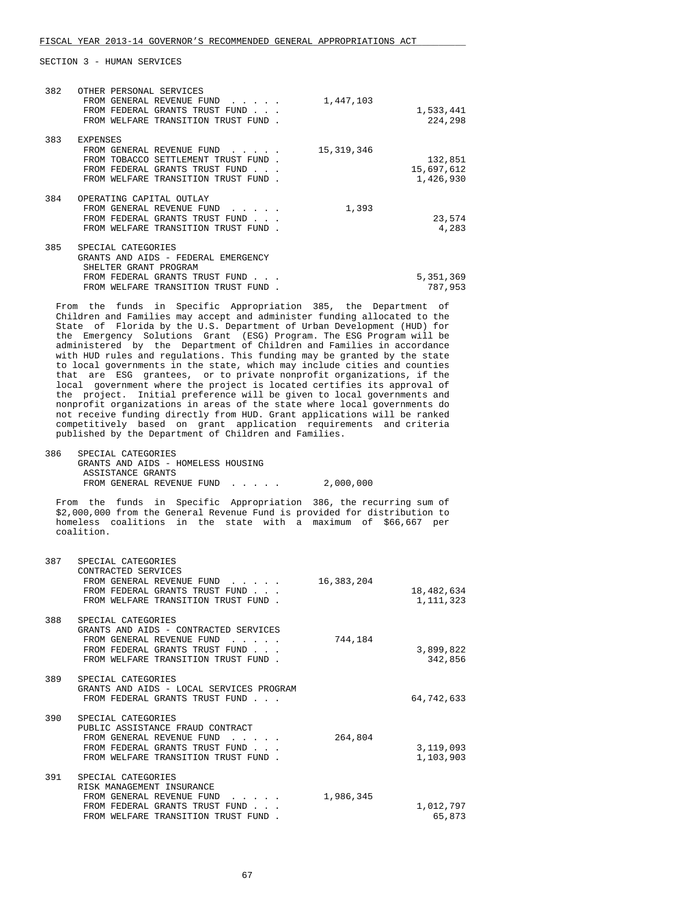SECTION 3 - HUMAN SERVICES

| | | General Revenue | Trust Funds |
|---|---|---|---|
| 382 | OTHER PERSONAL SERVICES | | |
| | FROM GENERAL REVENUE FUND . . . . . | 1,447,103 | |
| | FROM FEDERAL GRANTS TRUST FUND . . . | | 1,533,441 |
| | FROM WELFARE TRANSITION TRUST FUND . | | 224,298 |
| 383 | EXPENSES | | |
| | FROM GENERAL REVENUE FUND . . . . . | 15,319,346 | |
| | FROM TOBACCO SETTLEMENT TRUST FUND . | | 132,851 |
| | FROM FEDERAL GRANTS TRUST FUND . . . | | 15,697,612 |
| | FROM WELFARE TRANSITION TRUST FUND . | | 1,426,930 |
| 384 | OPERATING CAPITAL OUTLAY | | |
| | FROM GENERAL REVENUE FUND . . . . . | 1,393 | |
| | FROM FEDERAL GRANTS TRUST FUND . . . | | 23,574 |
| | FROM WELFARE TRANSITION TRUST FUND . | | 4,283 |
| 385 | SPECIAL CATEGORIES<br>GRANTS AND AIDS - FEDERAL EMERGENCY<br>SHELTER GRANT PROGRAM | | |
| | FROM FEDERAL GRANTS TRUST FUND . . . | | 5,351,369 |
| | FROM WELFARE TRANSITION TRUST FUND . | | 787,953 |

From the funds in Specific Appropriation 385, the Department of Children and Families may accept and administer funding allocated to the State of Florida by the U.S. Department of Urban Development (HUD) for the Emergency Solutions Grant (ESG) Program. The ESG Program will be administered by the Department of Children and Families in accordance with HUD rules and regulations. This funding may be granted by the state to local governments in the state, which may include cities and counties that are ESG grantees, or to private nonprofit organizations, if the local government where the project is located certifies its approval of the project. Initial preference will be given to local governments and nonprofit organizations in areas of the state where local governments do not receive funding directly from HUD. Grant applications will be ranked competitively based on grant application requirements and criteria published by the Department of Children and Families.

| | | General Revenue | Trust Funds |
|---|---|---|---|
| 386 | SPECIAL CATEGORIES<br>GRANTS AND AIDS - HOMELESS HOUSING<br>ASSISTANCE GRANTS | | |
| | FROM GENERAL REVENUE FUND . . . . . | 2,000,000 | |

From the funds in Specific Appropriation 386, the recurring sum of $2,000,000 from the General Revenue Fund is provided for distribution to homeless coalitions in the state with a maximum of $66,667 per coalition.

| | | General Revenue | Trust Funds |
|---|---|---|---|
| 387 | SPECIAL CATEGORIES<br>CONTRACTED SERVICES | | |
| | FROM GENERAL REVENUE FUND . . . . . | 16,383,204 | |
| | FROM FEDERAL GRANTS TRUST FUND . . . | | 18,482,634 |
| | FROM WELFARE TRANSITION TRUST FUND . | | 1,111,323 |
| 388 | SPECIAL CATEGORIES<br>GRANTS AND AIDS - CONTRACTED SERVICES | | |
| | FROM GENERAL REVENUE FUND . . . . . | 744,184 | |
| | FROM FEDERAL GRANTS TRUST FUND . . . | | 3,899,822 |
| | FROM WELFARE TRANSITION TRUST FUND . | | 342,856 |
| 389 | SPECIAL CATEGORIES<br>GRANTS AND AIDS - LOCAL SERVICES PROGRAM | | |
| | FROM FEDERAL GRANTS TRUST FUND . . . | | 64,742,633 |
| 390 | SPECIAL CATEGORIES<br>PUBLIC ASSISTANCE FRAUD CONTRACT | | |
| | FROM GENERAL REVENUE FUND . . . . . | 264,804 | |
| | FROM FEDERAL GRANTS TRUST FUND . . . | | 3,119,093 |
| | FROM WELFARE TRANSITION TRUST FUND . | | 1,103,903 |
| 391 | SPECIAL CATEGORIES<br>RISK MANAGEMENT INSURANCE | | |
| | FROM GENERAL REVENUE FUND . . . . . | 1,986,345 | |
| | FROM FEDERAL GRANTS TRUST FUND . . . | | 1,012,797 |
| | FROM WELFARE TRANSITION TRUST FUND . | | 65,873 |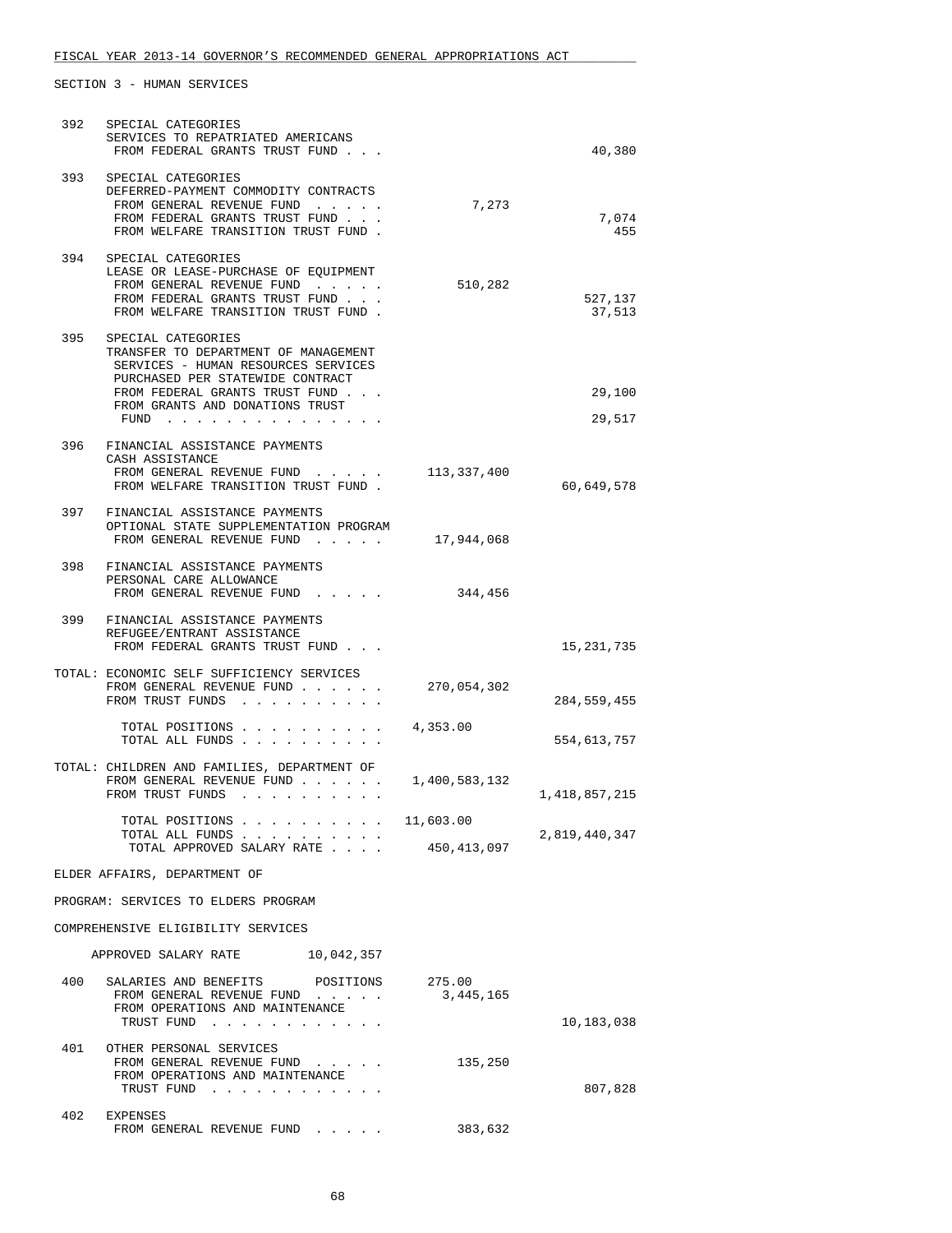SECTION 3 - HUMAN SERVICES

| | | | |
|---|---|---|---|
| 392 | SPECIAL CATEGORIES<br>SERVICES TO REPATRIATED AMERICANS<br>FROM FEDERAL GRANTS TRUST FUND . . . | | 40,380 |
| 393 | SPECIAL CATEGORIES<br>DEFERRED-PAYMENT COMMODITY CONTRACTS<br>FROM GENERAL REVENUE FUND . . . . . | 7,273 | |
| | FROM FEDERAL GRANTS TRUST FUND . . . | | 7,074 |
| | FROM WELFARE TRANSITION TRUST FUND . | | 455 |
| 394 | SPECIAL CATEGORIES<br>LEASE OR LEASE-PURCHASE OF EQUIPMENT<br>FROM GENERAL REVENUE FUND . . . . . | 510,282 | |
| | FROM FEDERAL GRANTS TRUST FUND . . . | | 527,137 |
| | FROM WELFARE TRANSITION TRUST FUND . | | 37,513 |
| 395 | SPECIAL CATEGORIES<br>TRANSFER TO DEPARTMENT OF MANAGEMENT SERVICES - HUMAN RESOURCES SERVICES PURCHASED PER STATEWIDE CONTRACT<br>FROM FEDERAL GRANTS TRUST FUND . . . | | 29,100 |
| | FROM GRANTS AND DONATIONS TRUST FUND . . . . . . . . . . . . . . . | | 29,517 |
| 396 | FINANCIAL ASSISTANCE PAYMENTS<br>CASH ASSISTANCE<br>FROM GENERAL REVENUE FUND . . . . . | 113,337,400 | |
| | FROM WELFARE TRANSITION TRUST FUND . | | 60,649,578 |
| 397 | FINANCIAL ASSISTANCE PAYMENTS<br>OPTIONAL STATE SUPPLEMENTATION PROGRAM<br>FROM GENERAL REVENUE FUND . . . . . | 17,944,068 | |
| 398 | FINANCIAL ASSISTANCE PAYMENTS<br>PERSONAL CARE ALLOWANCE<br>FROM GENERAL REVENUE FUND . . . . . | 344,456 | |
| 399 | FINANCIAL ASSISTANCE PAYMENTS<br>REFUGEE/ENTRANT ASSISTANCE<br>FROM FEDERAL GRANTS TRUST FUND . . . | | 15,231,735 |

TOTAL: ECONOMIC SELF SUFFICIENCY SERVICES

| | | |
|---|---|---|
| FROM GENERAL REVENUE FUND . . . . . . | 270,054,302 | |
| FROM TRUST FUNDS . . . . . . . . . . | | 284,559,455 |
| TOTAL POSITIONS . . . . . . . . . . | 4,353.00 | |
| TOTAL ALL FUNDS . . . . . . . . . . | | 554,613,757 |

TOTAL: CHILDREN AND FAMILIES, DEPARTMENT OF

| | | |
|---|---|---|
| FROM GENERAL REVENUE FUND . . . . . . | 1,400,583,132 | |
| FROM TRUST FUNDS . . . . . . . . . . | | 1,418,857,215 |
| TOTAL POSITIONS . . . . . . . . . . | 11,603.00 | |
| TOTAL ALL FUNDS . . . . . . . . . . | | 2,819,440,347 |
| TOTAL APPROVED SALARY RATE . . . . | 450,413,097 | |

ELDER AFFAIRS, DEPARTMENT OF

PROGRAM: SERVICES TO ELDERS PROGRAM

COMPREHENSIVE ELIGIBILITY SERVICES

APPROVED SALARY RATE 10,042,357

| | | | |
|---|---|---|---|
| 400 | SALARIES AND BENEFITS POSITIONS | 275.00 | |
| | FROM GENERAL REVENUE FUND . . . . . | 3,445,165 | |
| | FROM OPERATIONS AND MAINTENANCE TRUST FUND . . . . . . . . . . . . | | 10,183,038 |
| 401 | OTHER PERSONAL SERVICES<br>FROM GENERAL REVENUE FUND . . . . . | 135,250 | |
| | FROM OPERATIONS AND MAINTENANCE TRUST FUND . . . . . . . . . . . . | | 807,828 |
| 402 | EXPENSES<br>FROM GENERAL REVENUE FUND . . . . . | 383,632 | |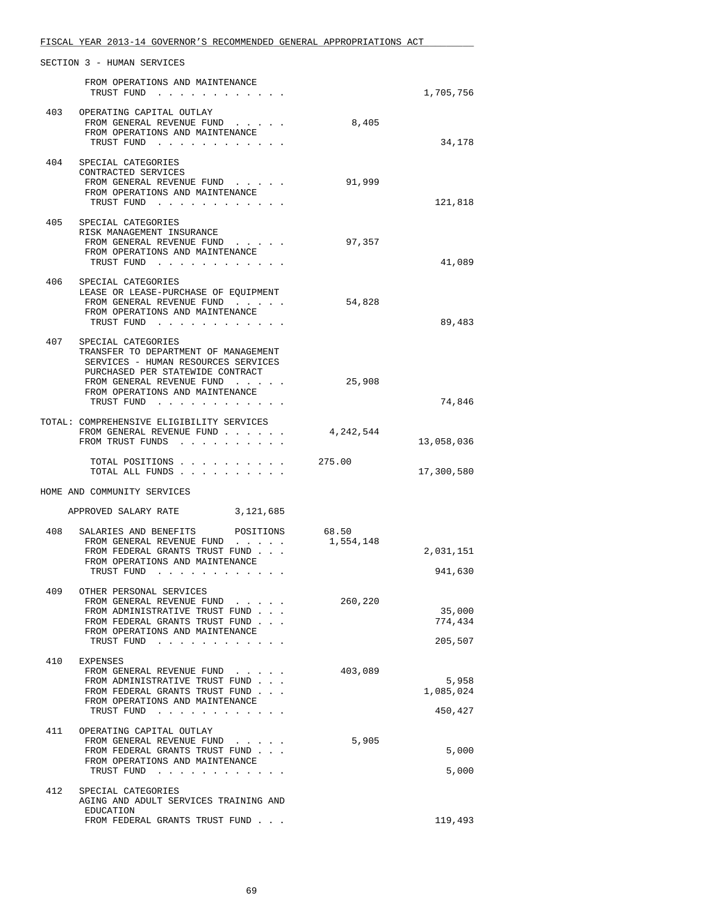SECTION 3 - HUMAN SERVICES

| | | General Revenue | Trust Funds |
|---|---|---|---|
| | FROM OPERATIONS AND MAINTENANCE TRUST FUND . . . . . . . . . . . . | | 1,705,756 |
| 403 | OPERATING CAPITAL OUTLAY | | |
| | FROM GENERAL REVENUE FUND . . . . . | 8,405 | |
| | FROM OPERATIONS AND MAINTENANCE TRUST FUND . . . . . . . . . . . . | | 34,178 |
| 404 | SPECIAL CATEGORIES CONTRACTED SERVICES | | |
| | FROM GENERAL REVENUE FUND . . . . . | 91,999 | |
| | FROM OPERATIONS AND MAINTENANCE TRUST FUND . . . . . . . . . . . . | | 121,818 |
| 405 | SPECIAL CATEGORIES RISK MANAGEMENT INSURANCE | | |
| | FROM GENERAL REVENUE FUND . . . . . | 97,357 | |
| | FROM OPERATIONS AND MAINTENANCE TRUST FUND . . . . . . . . . . . . | | 41,089 |
| 406 | SPECIAL CATEGORIES LEASE OR LEASE-PURCHASE OF EQUIPMENT | | |
| | FROM GENERAL REVENUE FUND . . . . . | 54,828 | |
| | FROM OPERATIONS AND MAINTENANCE TRUST FUND . . . . . . . . . . . . | | 89,483 |
| 407 | SPECIAL CATEGORIES TRANSFER TO DEPARTMENT OF MANAGEMENT SERVICES - HUMAN RESOURCES SERVICES PURCHASED PER STATEWIDE CONTRACT | | |
| | FROM GENERAL REVENUE FUND . . . . . | 25,908 | |
| | FROM OPERATIONS AND MAINTENANCE TRUST FUND . . . . . . . . . . . . | | 74,846 |
| TOTAL: | COMPREHENSIVE ELIGIBILITY SERVICES | | |
| | FROM GENERAL REVENUE FUND . . . . . . | 4,242,544 | |
| | FROM TRUST FUNDS . . . . . . . . . . | | 13,058,036 |
| | TOTAL POSITIONS . . . . . . . . . . | 275.00 | |
| | TOTAL ALL FUNDS . . . . . . . . . . | | 17,300,580 |

HOME AND COMMUNITY SERVICES

APPROVED SALARY RATE 3,121,685

| | | General Revenue | Trust Funds |
|---|---|---|---|
| 408 | SALARIES AND BENEFITS POSITIONS | 68.50 | |
| | FROM GENERAL REVENUE FUND . . . . . | 1,554,148 | |
| | FROM FEDERAL GRANTS TRUST FUND . . . | | 2,031,151 |
| | FROM OPERATIONS AND MAINTENANCE TRUST FUND . . . . . . . . . . . . | | 941,630 |
| 409 | OTHER PERSONAL SERVICES | | |
| | FROM GENERAL REVENUE FUND . . . . . | 260,220 | |
| | FROM ADMINISTRATIVE TRUST FUND . . . | | 35,000 |
| | FROM FEDERAL GRANTS TRUST FUND . . . | | 774,434 |
| | FROM OPERATIONS AND MAINTENANCE TRUST FUND . . . . . . . . . . . . | | 205,507 |
| 410 | EXPENSES | | |
| | FROM GENERAL REVENUE FUND . . . . . | 403,089 | |
| | FROM ADMINISTRATIVE TRUST FUND . . . | | 5,958 |
| | FROM FEDERAL GRANTS TRUST FUND . . . | | 1,085,024 |
| | FROM OPERATIONS AND MAINTENANCE TRUST FUND . . . . . . . . . . . . | | 450,427 |
| 411 | OPERATING CAPITAL OUTLAY | | |
| | FROM GENERAL REVENUE FUND . . . . . | 5,905 | |
| | FROM FEDERAL GRANTS TRUST FUND . . . | | 5,000 |
| | FROM OPERATIONS AND MAINTENANCE TRUST FUND . . . . . . . . . . . . | | 5,000 |
| 412 | SPECIAL CATEGORIES AGING AND ADULT SERVICES TRAINING AND EDUCATION | | |
| | FROM FEDERAL GRANTS TRUST FUND . . . | | 119,493 |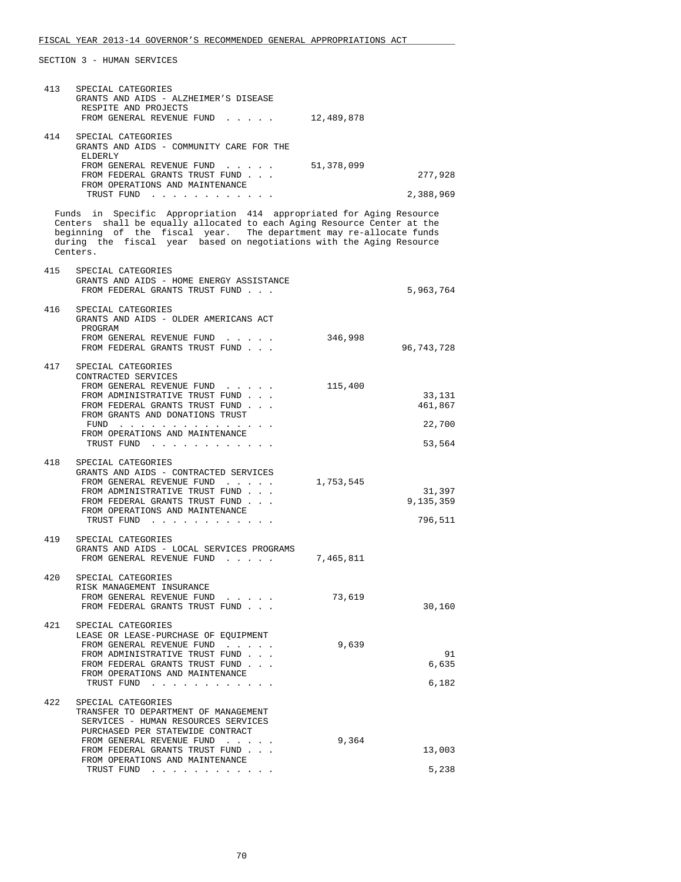SECTION 3 - HUMAN SERVICES

| | | General Revenue | Trust Funds |
|---|---|---|---|
| 413 | SPECIAL CATEGORIES<br>GRANTS AND AIDS - ALZHEIMER'S DISEASE RESPITE AND PROJECTS<br>FROM GENERAL REVENUE FUND . . . . . | 12,489,878 | |
| 414 | SPECIAL CATEGORIES<br>GRANTS AND AIDS - COMMUNITY CARE FOR THE ELDERLY<br>FROM GENERAL REVENUE FUND . . . . . | 51,378,099 | |
| | FROM FEDERAL GRANTS TRUST FUND . . . | | 277,928 |
| | FROM OPERATIONS AND MAINTENANCE TRUST FUND . . . . . . . . . . . . | | 2,388,969 |

Funds in Specific Appropriation 414 appropriated for Aging Resource Centers shall be equally allocated to each Aging Resource Center at the beginning of the fiscal year. The department may re-allocate funds during the fiscal year based on negotiations with the Aging Resource Centers.

| | | General Revenue | Trust Funds |
|---|---|---|---|
| 415 | SPECIAL CATEGORIES<br>GRANTS AND AIDS - HOME ENERGY ASSISTANCE<br>FROM FEDERAL GRANTS TRUST FUND . . . | | 5,963,764 |
| 416 | SPECIAL CATEGORIES<br>GRANTS AND AIDS - OLDER AMERICANS ACT PROGRAM<br>FROM GENERAL REVENUE FUND . . . . . | 346,998 | |
| | FROM FEDERAL GRANTS TRUST FUND . . . | | 96,743,728 |
| 417 | SPECIAL CATEGORIES<br>CONTRACTED SERVICES<br>FROM GENERAL REVENUE FUND . . . . . | 115,400 | |
| | FROM ADMINISTRATIVE TRUST FUND . . . | | 33,131 |
| | FROM FEDERAL GRANTS TRUST FUND . . . | | 461,867 |
| | FROM GRANTS AND DONATIONS TRUST FUND . . . . . . . . . . . . . . . | | 22,700 |
| | FROM OPERATIONS AND MAINTENANCE TRUST FUND . . . . . . . . . . . . | | 53,564 |
| 418 | SPECIAL CATEGORIES<br>GRANTS AND AIDS - CONTRACTED SERVICES<br>FROM GENERAL REVENUE FUND . . . . . | 1,753,545 | |
| | FROM ADMINISTRATIVE TRUST FUND . . . | | 31,397 |
| | FROM FEDERAL GRANTS TRUST FUND . . . | | 9,135,359 |
| | FROM OPERATIONS AND MAINTENANCE TRUST FUND . . . . . . . . . . . . | | 796,511 |
| 419 | SPECIAL CATEGORIES<br>GRANTS AND AIDS - LOCAL SERVICES PROGRAMS<br>FROM GENERAL REVENUE FUND . . . . . | 7,465,811 | |
| 420 | SPECIAL CATEGORIES<br>RISK MANAGEMENT INSURANCE<br>FROM GENERAL REVENUE FUND . . . . . | 73,619 | |
| | FROM FEDERAL GRANTS TRUST FUND . . . | | 30,160 |
| 421 | SPECIAL CATEGORIES<br>LEASE OR LEASE-PURCHASE OF EQUIPMENT<br>FROM GENERAL REVENUE FUND . . . . . | 9,639 | |
| | FROM ADMINISTRATIVE TRUST FUND . . . | | 91 |
| | FROM FEDERAL GRANTS TRUST FUND . . . | | 6,635 |
| | FROM OPERATIONS AND MAINTENANCE TRUST FUND . . . . . . . . . . . . | | 6,182 |
| 422 | SPECIAL CATEGORIES<br>TRANSFER TO DEPARTMENT OF MANAGEMENT SERVICES - HUMAN RESOURCES SERVICES PURCHASED PER STATEWIDE CONTRACT<br>FROM GENERAL REVENUE FUND . . . . . | 9,364 | |
| | FROM FEDERAL GRANTS TRUST FUND . . . | | 13,003 |
| | FROM OPERATIONS AND MAINTENANCE TRUST FUND . . . . . . . . . . . . | | 5,238 |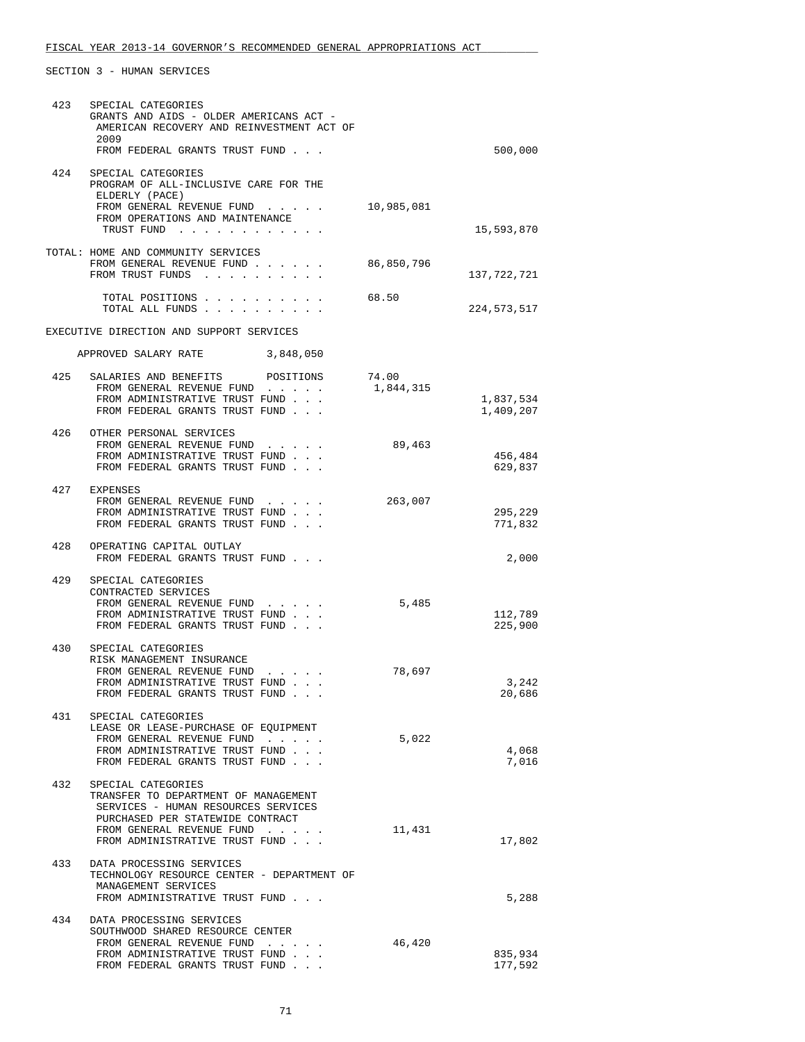FISCAL YEAR 2013-14 GOVERNOR'S RECOMMENDED GENERAL APPROPRIATIONS ACT

SECTION 3 - HUMAN SERVICES

| | | | |
|---|---|---|---|
| 423 | SPECIAL CATEGORIES<br>GRANTS AND AIDS - OLDER AMERICANS ACT - AMERICAN RECOVERY AND REINVESTMENT ACT OF 2009<br>FROM FEDERAL GRANTS TRUST FUND . . . | | 500,000 |
| 424 | SPECIAL CATEGORIES<br>PROGRAM OF ALL-INCLUSIVE CARE FOR THE ELDERLY (PACE)<br>FROM GENERAL REVENUE FUND . . . . . | 10,985,081 | |
| | FROM OPERATIONS AND MAINTENANCE TRUST FUND . . . . . . . . . . . . | | 15,593,870 |
| TOTAL: | HOME AND COMMUNITY SERVICES<br>FROM GENERAL REVENUE FUND . . . . . . | 86,850,796 | |
| | FROM TRUST FUNDS . . . . . . . . . . | | 137,722,721 |
| | TOTAL POSITIONS . . . . . . . . . . | 68.50 | |
| | TOTAL ALL FUNDS . . . . . . . . . . | | 224,573,517 |

EXECUTIVE DIRECTION AND SUPPORT SERVICES

APPROVED SALARY RATE 3,848,050

| | | | |
|---|---|---|---|
| 425 | SALARIES AND BENEFITS POSITIONS | 74.00 | |
| | FROM GENERAL REVENUE FUND . . . . . | 1,844,315 | |
| | FROM ADMINISTRATIVE TRUST FUND . . . | | 1,837,534 |
| | FROM FEDERAL GRANTS TRUST FUND . . . | | 1,409,207 |
| 426 | OTHER PERSONAL SERVICES<br>FROM GENERAL REVENUE FUND . . . . . | 89,463 | |
| | FROM ADMINISTRATIVE TRUST FUND . . . | | 456,484 |
| | FROM FEDERAL GRANTS TRUST FUND . . . | | 629,837 |
| 427 | EXPENSES<br>FROM GENERAL REVENUE FUND . . . . . | 263,007 | |
| | FROM ADMINISTRATIVE TRUST FUND . . . | | 295,229 |
| | FROM FEDERAL GRANTS TRUST FUND . . . | | 771,832 |
| 428 | OPERATING CAPITAL OUTLAY<br>FROM FEDERAL GRANTS TRUST FUND . . . | | 2,000 |
| 429 | SPECIAL CATEGORIES<br>CONTRACTED SERVICES<br>FROM GENERAL REVENUE FUND . . . . . | 5,485 | |
| | FROM ADMINISTRATIVE TRUST FUND . . . | | 112,789 |
| | FROM FEDERAL GRANTS TRUST FUND . . . | | 225,900 |
| 430 | SPECIAL CATEGORIES<br>RISK MANAGEMENT INSURANCE<br>FROM GENERAL REVENUE FUND . . . . . | 78,697 | |
| | FROM ADMINISTRATIVE TRUST FUND . . . | | 3,242 |
| | FROM FEDERAL GRANTS TRUST FUND . . . | | 20,686 |
| 431 | SPECIAL CATEGORIES<br>LEASE OR LEASE-PURCHASE OF EQUIPMENT<br>FROM GENERAL REVENUE FUND . . . . . | 5,022 | |
| | FROM ADMINISTRATIVE TRUST FUND . . . | | 4,068 |
| | FROM FEDERAL GRANTS TRUST FUND . . . | | 7,016 |
| 432 | SPECIAL CATEGORIES<br>TRANSFER TO DEPARTMENT OF MANAGEMENT SERVICES - HUMAN RESOURCES SERVICES PURCHASED PER STATEWIDE CONTRACT<br>FROM GENERAL REVENUE FUND . . . . . | 11,431 | |
| | FROM ADMINISTRATIVE TRUST FUND . . . | | 17,802 |
| 433 | DATA PROCESSING SERVICES<br>TECHNOLOGY RESOURCE CENTER - DEPARTMENT OF MANAGEMENT SERVICES<br>FROM ADMINISTRATIVE TRUST FUND . . . | | 5,288 |
| 434 | DATA PROCESSING SERVICES<br>SOUTHWOOD SHARED RESOURCE CENTER<br>FROM GENERAL REVENUE FUND . . . . . | 46,420 | |
| | FROM ADMINISTRATIVE TRUST FUND . . . | | 835,934 |
| | FROM FEDERAL GRANTS TRUST FUND . . . | | 177,592 |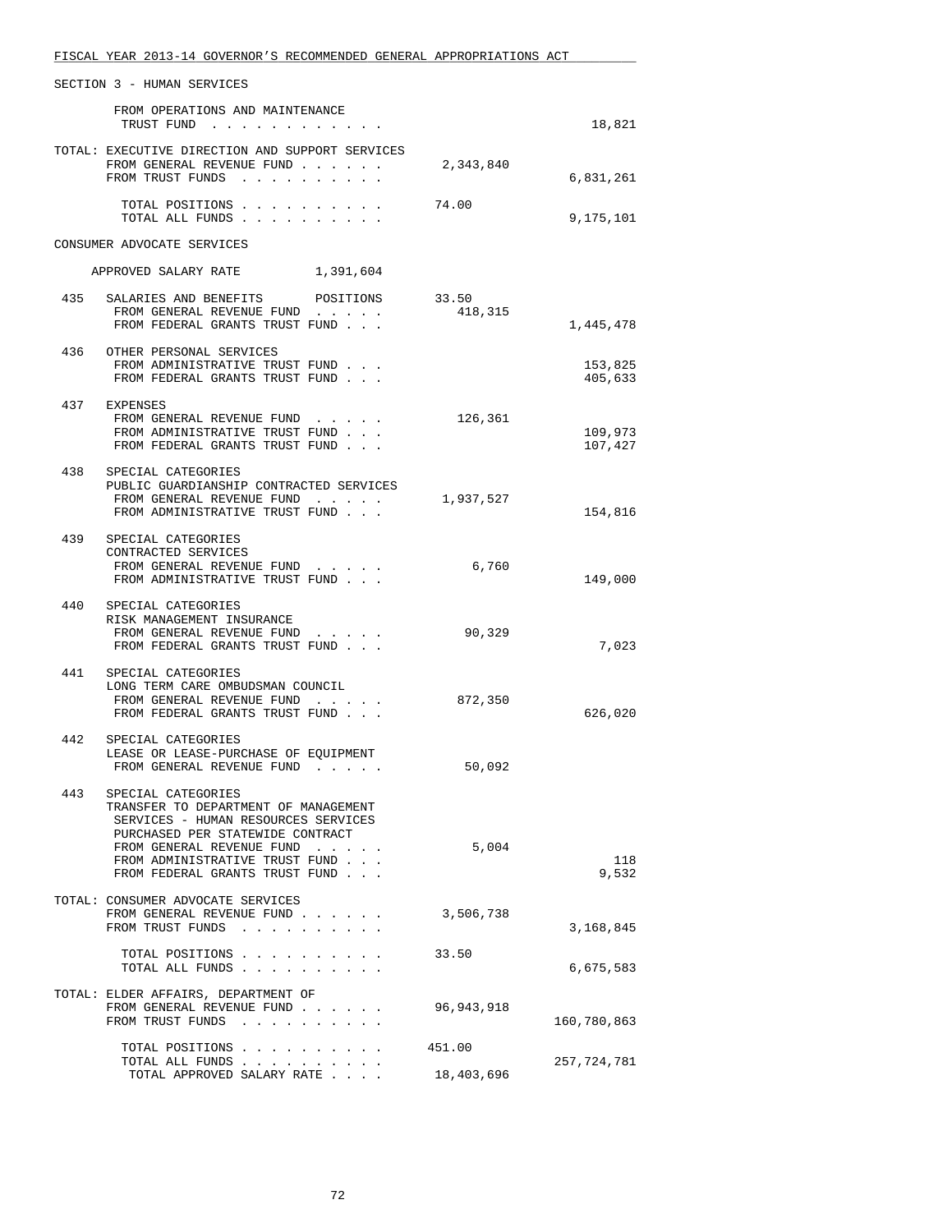FISCAL YEAR 2013-14 GOVERNOR'S RECOMMENDED GENERAL APPROPRIATIONS ACT

SECTION 3 - HUMAN SERVICES

| | | | |
|---|---|---|---|
| | FROM OPERATIONS AND MAINTENANCE TRUST FUND . . . . . . . . . . . . | | 18,821 |
| TOTAL: EXECUTIVE DIRECTION AND SUPPORT SERVICES | FROM GENERAL REVENUE FUND . . . . . . | 2,343,840 | |
| | FROM TRUST FUNDS . . . . . . . . . . | | 6,831,261 |
| | TOTAL POSITIONS . . . . . . . . . . | 74.00 | |
| | TOTAL ALL FUNDS . . . . . . . . . . | | 9,175,101 |

CONSUMER ADVOCATE SERVICES

APPROVED SALARY RATE 1,391,604

| | | | |
|---|---|---|---|
| 435 | SALARIES AND BENEFITS POSITIONS | 33.50 | |
| | FROM GENERAL REVENUE FUND . . . . . | 418,315 | |
| | FROM FEDERAL GRANTS TRUST FUND . . . | | 1,445,478 |
| 436 | OTHER PERSONAL SERVICES | | |
| | FROM ADMINISTRATIVE TRUST FUND . . . | | 153,825 |
| | FROM FEDERAL GRANTS TRUST FUND . . . | | 405,633 |
| 437 | EXPENSES | | |
| | FROM GENERAL REVENUE FUND . . . . . | 126,361 | |
| | FROM ADMINISTRATIVE TRUST FUND . . . | | 109,973 |
| | FROM FEDERAL GRANTS TRUST FUND . . . | | 107,427 |
| 438 | SPECIAL CATEGORIES<br>PUBLIC GUARDIANSHIP CONTRACTED SERVICES | | |
| | FROM GENERAL REVENUE FUND . . . . . | 1,937,527 | |
| | FROM ADMINISTRATIVE TRUST FUND . . . | | 154,816 |
| 439 | SPECIAL CATEGORIES<br>CONTRACTED SERVICES | | |
| | FROM GENERAL REVENUE FUND . . . . . | 6,760 | |
| | FROM ADMINISTRATIVE TRUST FUND . . . | | 149,000 |
| 440 | SPECIAL CATEGORIES<br>RISK MANAGEMENT INSURANCE | | |
| | FROM GENERAL REVENUE FUND . . . . . | 90,329 | |
| | FROM FEDERAL GRANTS TRUST FUND . . . | | 7,023 |
| 441 | SPECIAL CATEGORIES<br>LONG TERM CARE OMBUDSMAN COUNCIL | | |
| | FROM GENERAL REVENUE FUND . . . . . | 872,350 | |
| | FROM FEDERAL GRANTS TRUST FUND . . . | | 626,020 |
| 442 | SPECIAL CATEGORIES<br>LEASE OR LEASE-PURCHASE OF EQUIPMENT | | |
| | FROM GENERAL REVENUE FUND . . . . . | 50,092 | |
| 443 | SPECIAL CATEGORIES<br>TRANSFER TO DEPARTMENT OF MANAGEMENT SERVICES - HUMAN RESOURCES SERVICES PURCHASED PER STATEWIDE CONTRACT | | |
| | FROM GENERAL REVENUE FUND . . . . . | 5,004 | |
| | FROM ADMINISTRATIVE TRUST FUND . . . | | 118 |
| | FROM FEDERAL GRANTS TRUST FUND . . . | | 9,532 |

| | | | |
|---|---|---|---|
| TOTAL: CONSUMER ADVOCATE SERVICES | FROM GENERAL REVENUE FUND . . . . . . | 3,506,738 | |
| | FROM TRUST FUNDS . . . . . . . . . . | | 3,168,845 |
| | TOTAL POSITIONS . . . . . . . . . . | 33.50 | |
| | TOTAL ALL FUNDS . . . . . . . . . . | | 6,675,583 |
| TOTAL: ELDER AFFAIRS, DEPARTMENT OF | FROM GENERAL REVENUE FUND . . . . . . | 96,943,918 | |
| | FROM TRUST FUNDS . . . . . . . . . . | | 160,780,863 |
| | TOTAL POSITIONS . . . . . . . . . . | 451.00 | |
| | TOTAL ALL FUNDS . . . . . . . . . . | | 257,724,781 |
| | TOTAL APPROVED SALARY RATE . . . . | 18,403,696 | |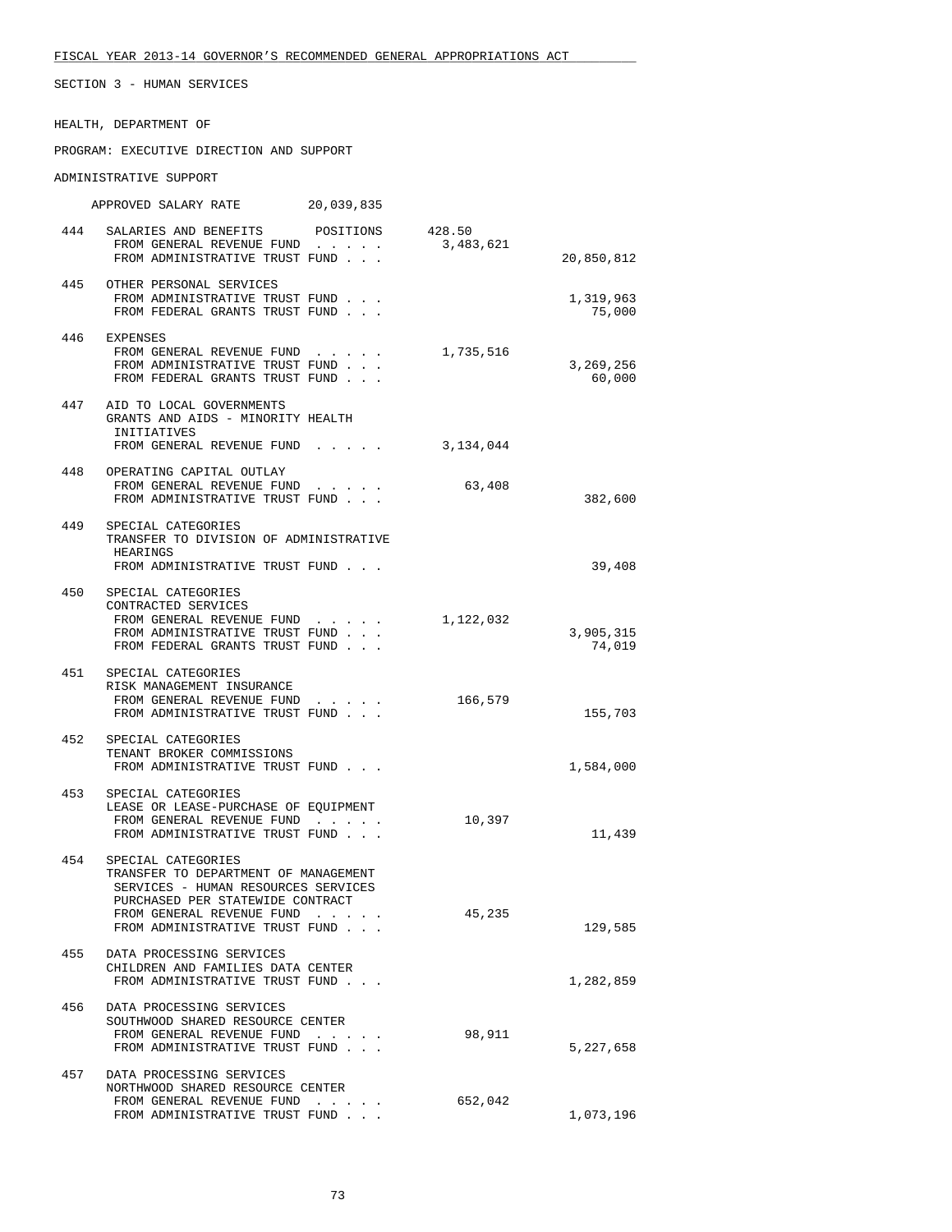FISCAL YEAR 2013-14 GOVERNOR'S RECOMMENDED GENERAL APPROPRIATIONS ACT

SECTION 3 - HUMAN SERVICES

HEALTH, DEPARTMENT OF

PROGRAM: EXECUTIVE DIRECTION AND SUPPORT

ADMINISTRATIVE SUPPORT

APPROVED SALARY RATE 20,039,835

| No. | Item | General Revenue Fund | Trust Funds |
|---|---|---|---|
| 444 | SALARIES AND BENEFITS POSITIONS 428.50 | | |
| | FROM GENERAL REVENUE FUND . . . . . | 3,483,621 | |
| | FROM ADMINISTRATIVE TRUST FUND . . . | | 20,850,812 |
| 445 | OTHER PERSONAL SERVICES | | |
| | FROM ADMINISTRATIVE TRUST FUND . . . | | 1,319,963 |
| | FROM FEDERAL GRANTS TRUST FUND . . . | | 75,000 |
| 446 | EXPENSES | | |
| | FROM GENERAL REVENUE FUND . . . . . | 1,735,516 | |
| | FROM ADMINISTRATIVE TRUST FUND . . . | | 3,269,256 |
| | FROM FEDERAL GRANTS TRUST FUND . . . | | 60,000 |
| 447 | AID TO LOCAL GOVERNMENTS GRANTS AND AIDS - MINORITY HEALTH INITIATIVES | | |
| | FROM GENERAL REVENUE FUND . . . . . | 3,134,044 | |
| 448 | OPERATING CAPITAL OUTLAY | | |
| | FROM GENERAL REVENUE FUND . . . . . | 63,408 | |
| | FROM ADMINISTRATIVE TRUST FUND . . . | | 382,600 |
| 449 | SPECIAL CATEGORIES TRANSFER TO DIVISION OF ADMINISTRATIVE HEARINGS | | |
| | FROM ADMINISTRATIVE TRUST FUND . . . | | 39,408 |
| 450 | SPECIAL CATEGORIES CONTRACTED SERVICES | | |
| | FROM GENERAL REVENUE FUND . . . . . | 1,122,032 | |
| | FROM ADMINISTRATIVE TRUST FUND . . . | | 3,905,315 |
| | FROM FEDERAL GRANTS TRUST FUND . . . | | 74,019 |
| 451 | SPECIAL CATEGORIES RISK MANAGEMENT INSURANCE | | |
| | FROM GENERAL REVENUE FUND . . . . . | 166,579 | |
| | FROM ADMINISTRATIVE TRUST FUND . . . | | 155,703 |
| 452 | SPECIAL CATEGORIES TENANT BROKER COMMISSIONS | | |
| | FROM ADMINISTRATIVE TRUST FUND . . . | | 1,584,000 |
| 453 | SPECIAL CATEGORIES LEASE OR LEASE-PURCHASE OF EQUIPMENT | | |
| | FROM GENERAL REVENUE FUND . . . . . | 10,397 | |
| | FROM ADMINISTRATIVE TRUST FUND . . . | | 11,439 |
| 454 | SPECIAL CATEGORIES TRANSFER TO DEPARTMENT OF MANAGEMENT SERVICES - HUMAN RESOURCES SERVICES PURCHASED PER STATEWIDE CONTRACT | | |
| | FROM GENERAL REVENUE FUND . . . . . | 45,235 | |
| | FROM ADMINISTRATIVE TRUST FUND . . . | | 129,585 |
| 455 | DATA PROCESSING SERVICES CHILDREN AND FAMILIES DATA CENTER | | |
| | FROM ADMINISTRATIVE TRUST FUND . . . | | 1,282,859 |
| 456 | DATA PROCESSING SERVICES SOUTHWOOD SHARED RESOURCE CENTER | | |
| | FROM GENERAL REVENUE FUND . . . . . | 98,911 | |
| | FROM ADMINISTRATIVE TRUST FUND . . . | | 5,227,658 |
| 457 | DATA PROCESSING SERVICES NORTHWOOD SHARED RESOURCE CENTER | | |
| | FROM GENERAL REVENUE FUND . . . . . | 652,042 | |
| | FROM ADMINISTRATIVE TRUST FUND . . . | | 1,073,196 |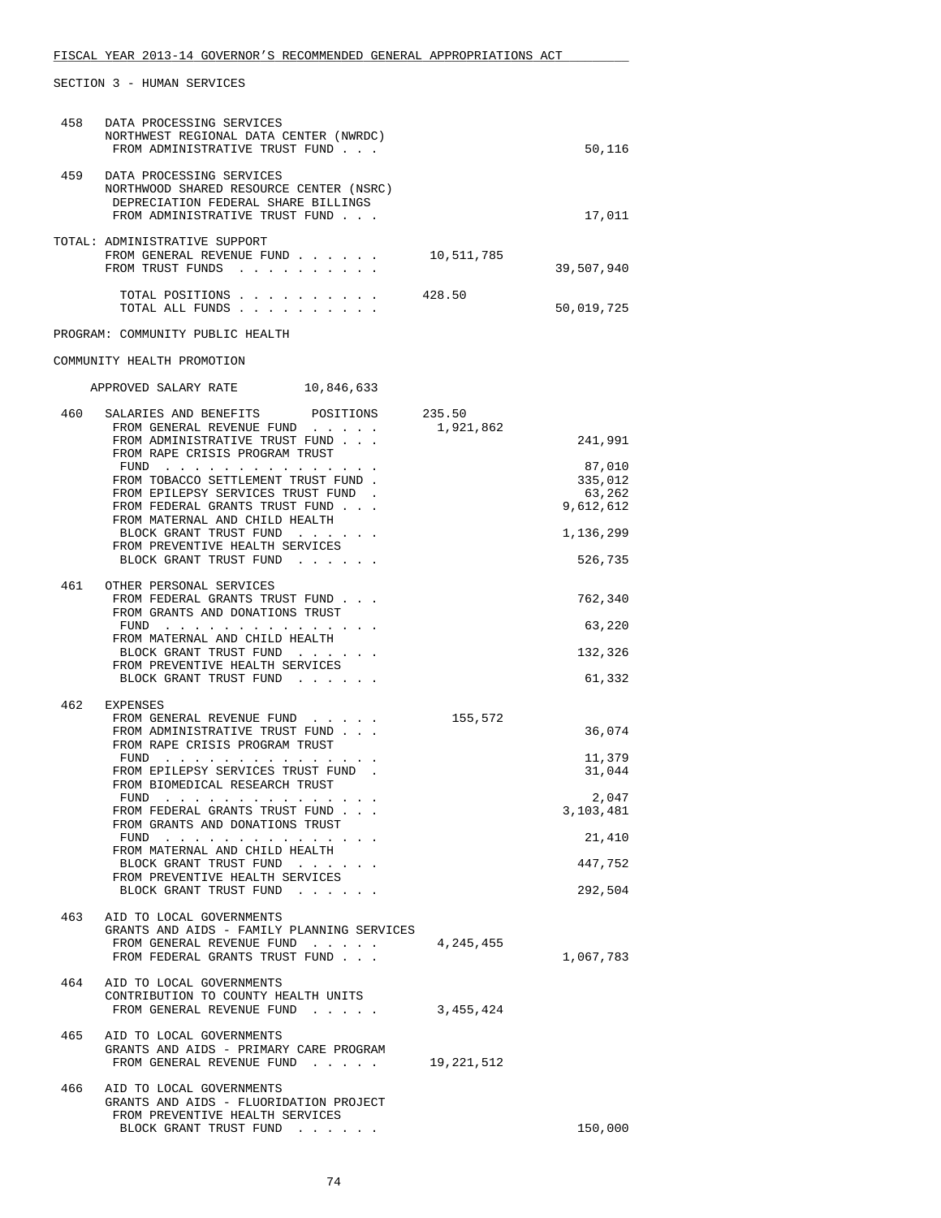SECTION 3 - HUMAN SERVICES

| | | | |
|---|---|---|---|
| 458 | DATA PROCESSING SERVICES<br>NORTHWEST REGIONAL DATA CENTER (NWRDC)<br>FROM ADMINISTRATIVE TRUST FUND . . . | | 50,116 |
| 459 | DATA PROCESSING SERVICES<br>NORTHWOOD SHARED RESOURCE CENTER (NSRC)<br>DEPRECIATION FEDERAL SHARE BILLINGS<br>FROM ADMINISTRATIVE TRUST FUND . . . | | 17,011 |
| | TOTAL: ADMINISTRATIVE SUPPORT<br>FROM GENERAL REVENUE FUND . . . . . . | 10,511,785 | |
| | FROM TRUST FUNDS . . . . . . . . . . | | 39,507,940 |
| | TOTAL POSITIONS . . . . . . . . . . | 428.50 | |
| | TOTAL ALL FUNDS . . . . . . . . . . | | 50,019,725 |

PROGRAM: COMMUNITY PUBLIC HEALTH

COMMUNITY HEALTH PROMOTION

APPROVED SALARY RATE 10,846,633

| | | | |
|---|---|---|---|
| 460 | SALARIES AND BENEFITS POSITIONS | 235.50 | |
| | FROM GENERAL REVENUE FUND . . . . . | 1,921,862 | |
| | FROM ADMINISTRATIVE TRUST FUND . . . | | 241,991 |
| | FROM RAPE CRISIS PROGRAM TRUST FUND . . . . . . . . . . . . . . . | | 87,010 |
| | FROM TOBACCO SETTLEMENT TRUST FUND . | | 335,012 |
| | FROM EPILEPSY SERVICES TRUST FUND . | | 63,262 |
| | FROM FEDERAL GRANTS TRUST FUND . . . | | 9,612,612 |
| | FROM MATERNAL AND CHILD HEALTH BLOCK GRANT TRUST FUND . . . . . . | | 1,136,299 |
| | FROM PREVENTIVE HEALTH SERVICES BLOCK GRANT TRUST FUND . . . . . . | | 526,735 |
| 461 | OTHER PERSONAL SERVICES | | |
| | FROM FEDERAL GRANTS TRUST FUND . . . | | 762,340 |
| | FROM GRANTS AND DONATIONS TRUST FUND . . . . . . . . . . . . . . . | | 63,220 |
| | FROM MATERNAL AND CHILD HEALTH BLOCK GRANT TRUST FUND . . . . . . | | 132,326 |
| | FROM PREVENTIVE HEALTH SERVICES BLOCK GRANT TRUST FUND . . . . . . | | 61,332 |
| 462 | EXPENSES | | |
| | FROM GENERAL REVENUE FUND . . . . . | 155,572 | |
| | FROM ADMINISTRATIVE TRUST FUND . . . | | 36,074 |
| | FROM RAPE CRISIS PROGRAM TRUST FUND . . . . . . . . . . . . . . . | | 11,379 |
| | FROM EPILEPSY SERVICES TRUST FUND . | | 31,044 |
| | FROM BIOMEDICAL RESEARCH TRUST FUND . . . . . . . . . . . . . . . | | 2,047 |
| | FROM FEDERAL GRANTS TRUST FUND . . . | | 3,103,481 |
| | FROM GRANTS AND DONATIONS TRUST FUND . . . . . . . . . . . . . . . | | 21,410 |
| | FROM MATERNAL AND CHILD HEALTH BLOCK GRANT TRUST FUND . . . . . . | | 447,752 |
| | FROM PREVENTIVE HEALTH SERVICES BLOCK GRANT TRUST FUND . . . . . . | | 292,504 |
| 463 | AID TO LOCAL GOVERNMENTS<br>GRANTS AND AIDS - FAMILY PLANNING SERVICES | | |
| | FROM GENERAL REVENUE FUND . . . . . | 4,245,455 | |
| | FROM FEDERAL GRANTS TRUST FUND . . . | | 1,067,783 |
| 464 | AID TO LOCAL GOVERNMENTS<br>CONTRIBUTION TO COUNTY HEALTH UNITS<br>FROM GENERAL REVENUE FUND . . . . . | 3,455,424 | |
| 465 | AID TO LOCAL GOVERNMENTS<br>GRANTS AND AIDS - PRIMARY CARE PROGRAM<br>FROM GENERAL REVENUE FUND . . . . . | 19,221,512 | |
| 466 | AID TO LOCAL GOVERNMENTS<br>GRANTS AND AIDS - FLUORIDATION PROJECT<br>FROM PREVENTIVE HEALTH SERVICES BLOCK GRANT TRUST FUND . . . . . . | | 150,000 |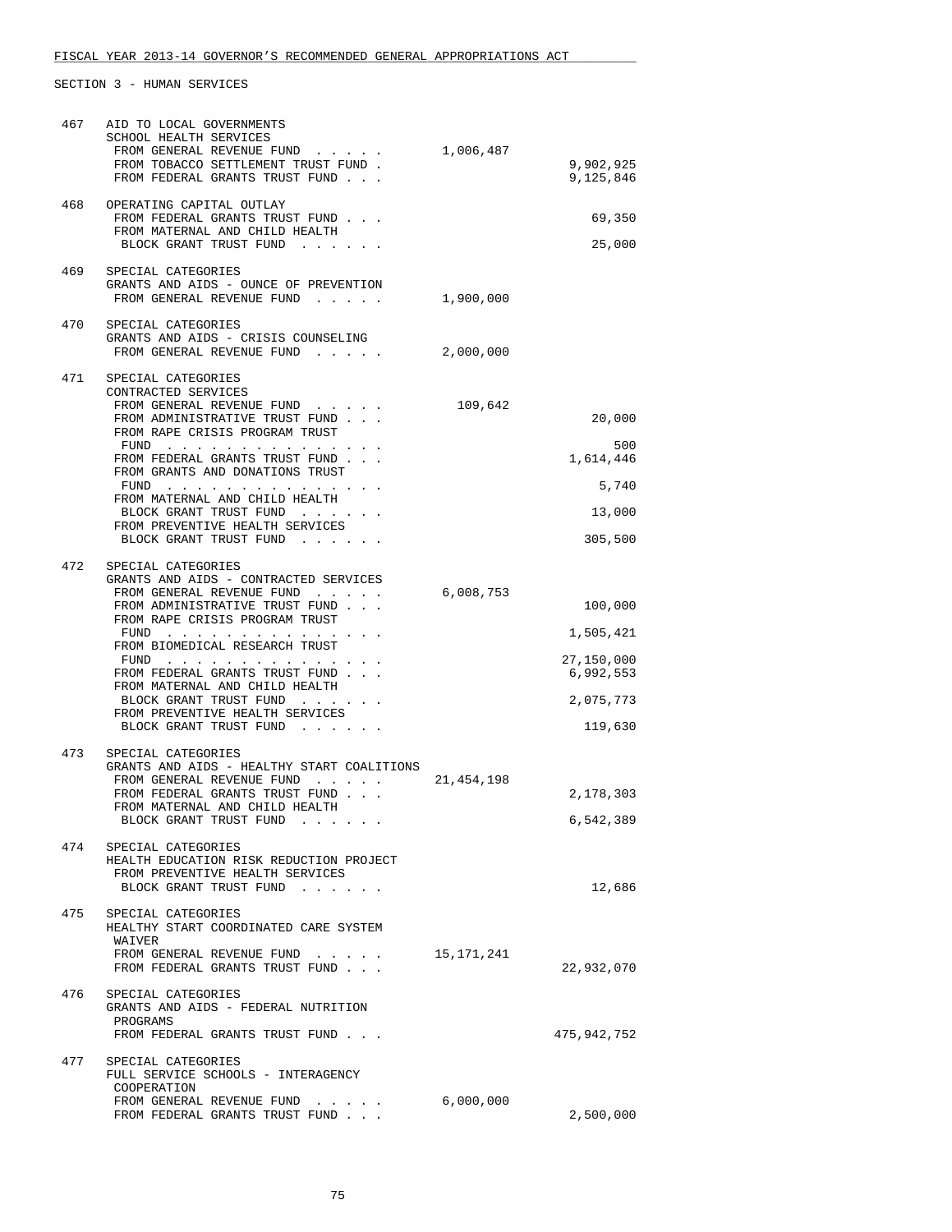FISCAL YEAR 2013-14 GOVERNOR'S RECOMMENDED GENERAL APPROPRIATIONS ACT

SECTION 3 - HUMAN SERVICES

| No. | Item | General Revenue | Trust Funds |
|---|---|---|---|
| 467 | AID TO LOCAL GOVERNMENTS<br>SCHOOL HEALTH SERVICES | | |
| | FROM GENERAL REVENUE FUND . . . . . | 1,006,487 | |
| | FROM TOBACCO SETTLEMENT TRUST FUND . | | 9,902,925 |
| | FROM FEDERAL GRANTS TRUST FUND . . . | | 9,125,846 |
| 468 | OPERATING CAPITAL OUTLAY | | |
| | FROM FEDERAL GRANTS TRUST FUND . . . | | 69,350 |
| | FROM MATERNAL AND CHILD HEALTH BLOCK GRANT TRUST FUND . . . . . . | | 25,000 |
| 469 | SPECIAL CATEGORIES<br>GRANTS AND AIDS - OUNCE OF PREVENTION | | |
| | FROM GENERAL REVENUE FUND . . . . . | 1,900,000 | |
| 470 | SPECIAL CATEGORIES<br>GRANTS AND AIDS - CRISIS COUNSELING | | |
| | FROM GENERAL REVENUE FUND . . . . . | 2,000,000 | |
| 471 | SPECIAL CATEGORIES<br>CONTRACTED SERVICES | | |
| | FROM GENERAL REVENUE FUND . . . . . | 109,642 | |
| | FROM ADMINISTRATIVE TRUST FUND . . . | | 20,000 |
| | FROM RAPE CRISIS PROGRAM TRUST FUND . . . . . . . . . . . . . . | | 500 |
| | FROM FEDERAL GRANTS TRUST FUND . . . | | 1,614,446 |
| | FROM GRANTS AND DONATIONS TRUST FUND . . . . . . . . . . . . . . | | 5,740 |
| | FROM MATERNAL AND CHILD HEALTH BLOCK GRANT TRUST FUND . . . . . . | | 13,000 |
| | FROM PREVENTIVE HEALTH SERVICES BLOCK GRANT TRUST FUND . . . . . . | | 305,500 |
| 472 | SPECIAL CATEGORIES<br>GRANTS AND AIDS - CONTRACTED SERVICES | | |
| | FROM GENERAL REVENUE FUND . . . . . | 6,008,753 | |
| | FROM ADMINISTRATIVE TRUST FUND . . . | | 100,000 |
| | FROM RAPE CRISIS PROGRAM TRUST FUND . . . . . . . . . . . . . . | | 1,505,421 |
| | FROM BIOMEDICAL RESEARCH TRUST FUND . . . . . . . . . . . . . . | | 27,150,000 |
| | FROM FEDERAL GRANTS TRUST FUND . . . | | 6,992,553 |
| | FROM MATERNAL AND CHILD HEALTH BLOCK GRANT TRUST FUND . . . . . . | | 2,075,773 |
| | FROM PREVENTIVE HEALTH SERVICES BLOCK GRANT TRUST FUND . . . . . . | | 119,630 |
| 473 | SPECIAL CATEGORIES<br>GRANTS AND AIDS - HEALTHY START COALITIONS | | |
| | FROM GENERAL REVENUE FUND . . . . . | 21,454,198 | |
| | FROM FEDERAL GRANTS TRUST FUND . . . | | 2,178,303 |
| | FROM MATERNAL AND CHILD HEALTH BLOCK GRANT TRUST FUND . . . . . . | | 6,542,389 |
| 474 | SPECIAL CATEGORIES<br>HEALTH EDUCATION RISK REDUCTION PROJECT | | |
| | FROM PREVENTIVE HEALTH SERVICES BLOCK GRANT TRUST FUND . . . . . . | | 12,686 |
| 475 | SPECIAL CATEGORIES<br>HEALTHY START COORDINATED CARE SYSTEM WAIVER | | |
| | FROM GENERAL REVENUE FUND . . . . . | 15,171,241 | |
| | FROM FEDERAL GRANTS TRUST FUND . . . | | 22,932,070 |
| 476 | SPECIAL CATEGORIES<br>GRANTS AND AIDS - FEDERAL NUTRITION PROGRAMS | | |
| | FROM FEDERAL GRANTS TRUST FUND . . . | | 475,942,752 |
| 477 | SPECIAL CATEGORIES<br>FULL SERVICE SCHOOLS - INTERAGENCY COOPERATION | | |
| | FROM GENERAL REVENUE FUND . . . . . | 6,000,000 | |
| | FROM FEDERAL GRANTS TRUST FUND . . . | | 2,500,000 |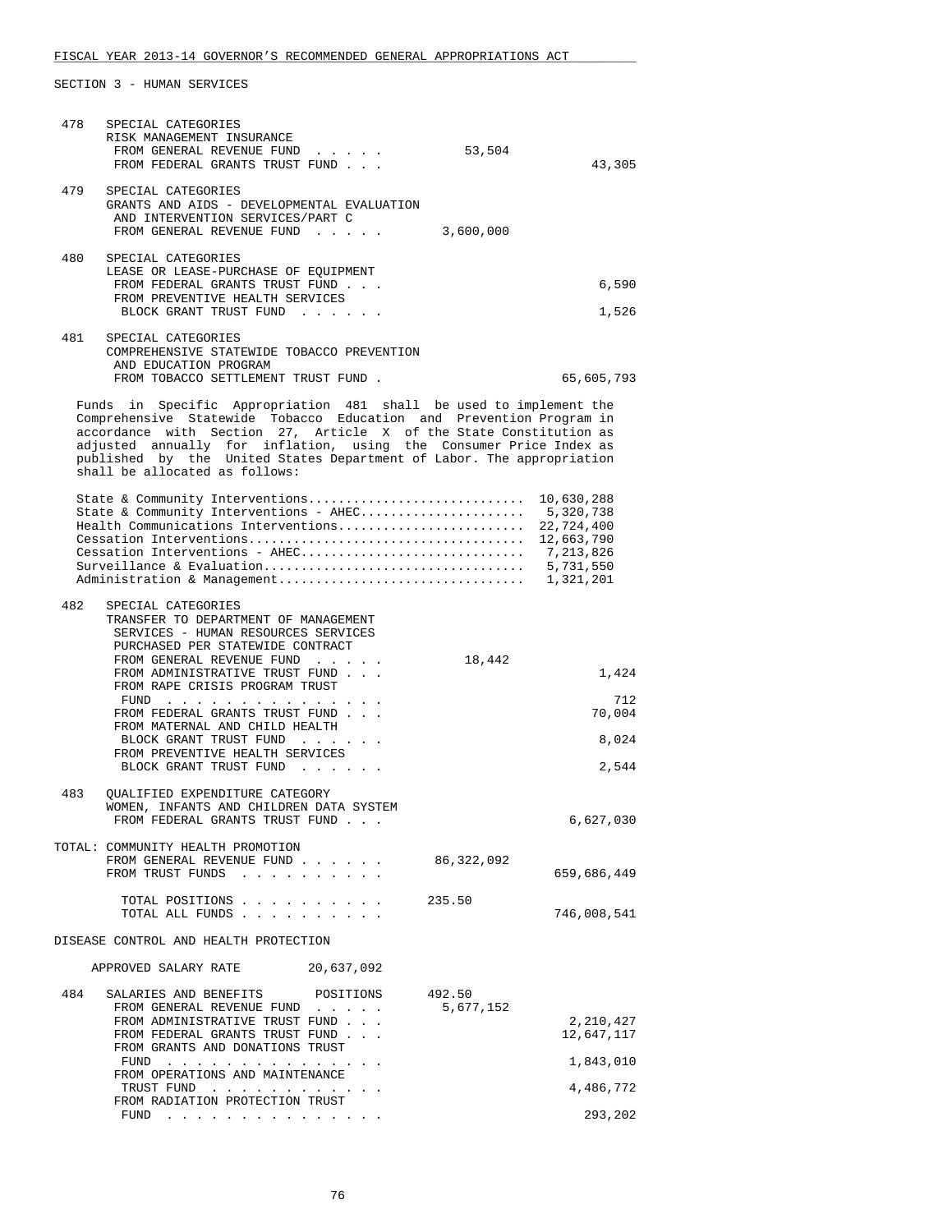SECTION 3 - HUMAN SERVICES

```
 478   SPECIAL CATEGORIES
       RISK MANAGEMENT INSURANCE
        FROM GENERAL REVENUE FUND  . . . . .        53,504
        FROM FEDERAL GRANTS TRUST FUND . . .                          43,305

 479   SPECIAL CATEGORIES
       GRANTS AND AIDS - DEVELOPMENTAL EVALUATION
        AND INTERVENTION SERVICES/PART C
        FROM GENERAL REVENUE FUND  . . . . .     3,600,000

 480   SPECIAL CATEGORIES
       LEASE OR LEASE-PURCHASE OF EQUIPMENT
        FROM FEDERAL GRANTS TRUST FUND . . .                           6,590
        FROM PREVENTIVE HEALTH SERVICES
         BLOCK GRANT TRUST FUND  . . . . . .                           1,526

 481   SPECIAL CATEGORIES
       COMPREHENSIVE STATEWIDE TOBACCO PREVENTION
        AND EDUCATION PROGRAM
        FROM TOBACCO SETTLEMENT TRUST FUND .                      65,605,793
```

Funds in Specific Appropriation 481 shall be used to implement the Comprehensive Statewide Tobacco Education and Prevention Program in accordance with Section 27, Article X of the State Constitution as adjusted annually for inflation, using the Consumer Price Index as published by the United States Department of Labor. The appropriation shall be allocated as follows:

```
State & Community Interventions............................  10,630,288
State & Community Interventions - AHEC.....................   5,320,738
Health Communications Interventions........................  22,724,400
Cessation Interventions....................................  12,663,790
Cessation Interventions - AHEC.............................   7,213,826
Surveillance & Evaluation..................................   5,731,550
Administration & Management................................   1,321,201
```

```
 482   SPECIAL CATEGORIES
       TRANSFER TO DEPARTMENT OF MANAGEMENT
        SERVICES - HUMAN RESOURCES SERVICES
        PURCHASED PER STATEWIDE CONTRACT
        FROM GENERAL REVENUE FUND  . . . . .        18,442
        FROM ADMINISTRATIVE TRUST FUND . . .                           1,424
        FROM RAPE CRISIS PROGRAM TRUST
         FUND  . . . . . . . . . . . . . . .                             712
        FROM FEDERAL GRANTS TRUST FUND . . .                          70,004
        FROM MATERNAL AND CHILD HEALTH
         BLOCK GRANT TRUST FUND  . . . . . .                           8,024
        FROM PREVENTIVE HEALTH SERVICES
         BLOCK GRANT TRUST FUND  . . . . . .                           2,544

 483   QUALIFIED EXPENDITURE CATEGORY
       WOMEN, INFANTS AND CHILDREN DATA SYSTEM
        FROM FEDERAL GRANTS TRUST FUND . . .                       6,627,030

TOTAL: COMMUNITY HEALTH PROMOTION
        FROM GENERAL REVENUE FUND . . . . . .   86,322,092
        FROM TRUST FUNDS  . . . . . . . . . .                    659,686,449

         TOTAL POSITIONS . . . . . . . . . .    235.50
         TOTAL ALL FUNDS . . . . . . . . . .                     746,008,541

DISEASE CONTROL AND HEALTH PROTECTION

    APPROVED SALARY RATE        20,637,092

 484   SALARIES AND BENEFITS       POSITIONS     492.50
        FROM GENERAL REVENUE FUND  . . . . .     5,677,152
        FROM ADMINISTRATIVE TRUST FUND . . .                       2,210,427
        FROM FEDERAL GRANTS TRUST FUND . . .                      12,647,117
        FROM GRANTS AND DONATIONS TRUST
         FUND  . . . . . . . . . . . . . . .                       1,843,010
        FROM OPERATIONS AND MAINTENANCE
         TRUST FUND  . . . . . . . . . . . .                       4,486,772
        FROM RADIATION PROTECTION TRUST
         FUND  . . . . . . . . . . . . . . .                         293,202
```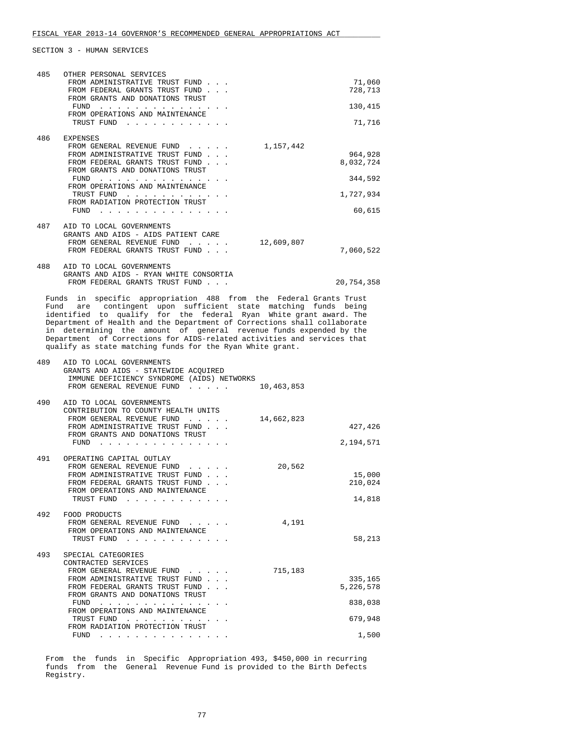FISCAL YEAR 2013-14 GOVERNOR'S RECOMMENDED GENERAL APPROPRIATIONS ACT

SECTION 3 - HUMAN SERVICES

| | | | |
|---|---|---|---|
| 485 | OTHER PERSONAL SERVICES | | |
| | FROM ADMINISTRATIVE TRUST FUND . . . | | 71,060 |
| | FROM FEDERAL GRANTS TRUST FUND . . . | | 728,713 |
| | FROM GRANTS AND DONATIONS TRUST FUND . . . . . . . . . . . . . . . | | 130,415 |
| | FROM OPERATIONS AND MAINTENANCE TRUST FUND . . . . . . . . . . . . | | 71,716 |
| 486 | EXPENSES | | |
| | FROM GENERAL REVENUE FUND . . . . . | 1,157,442 | |
| | FROM ADMINISTRATIVE TRUST FUND . . . | | 964,928 |
| | FROM FEDERAL GRANTS TRUST FUND . . . | | 8,032,724 |
| | FROM GRANTS AND DONATIONS TRUST FUND . . . . . . . . . . . . . . . | | 344,592 |
| | FROM OPERATIONS AND MAINTENANCE TRUST FUND . . . . . . . . . . . . | | 1,727,934 |
| | FROM RADIATION PROTECTION TRUST FUND . . . . . . . . . . . . . . . | | 60,615 |
| 487 | AID TO LOCAL GOVERNMENTS<br>GRANTS AND AIDS - AIDS PATIENT CARE | | |
| | FROM GENERAL REVENUE FUND . . . . . | 12,609,807 | |
| | FROM FEDERAL GRANTS TRUST FUND . . . | | 7,060,522 |
| 488 | AID TO LOCAL GOVERNMENTS<br>GRANTS AND AIDS - RYAN WHITE CONSORTIA | | |
| | FROM FEDERAL GRANTS TRUST FUND . . . | | 20,754,358 |

Funds in specific appropriation 488 from the Federal Grants Trust Fund are contingent upon sufficient state matching funds being identified to qualify for the federal Ryan White grant award. The Department of Health and the Department of Corrections shall collaborate in determining the amount of general revenue funds expended by the Department of Corrections for AIDS-related activities and services that qualify as state matching funds for the Ryan White grant.

| | | | |
|---|---|---|---|
| 489 | AID TO LOCAL GOVERNMENTS<br>GRANTS AND AIDS - STATEWIDE ACQUIRED IMMUNE DEFICIENCY SYNDROME (AIDS) NETWORKS | | |
| | FROM GENERAL REVENUE FUND . . . . . | 10,463,853 | |
| 490 | AID TO LOCAL GOVERNMENTS<br>CONTRIBUTION TO COUNTY HEALTH UNITS | | |
| | FROM GENERAL REVENUE FUND . . . . . | 14,662,823 | |
| | FROM ADMINISTRATIVE TRUST FUND . . . | | 427,426 |
| | FROM GRANTS AND DONATIONS TRUST FUND . . . . . . . . . . . . . . . | | 2,194,571 |
| 491 | OPERATING CAPITAL OUTLAY | | |
| | FROM GENERAL REVENUE FUND . . . . . | 20,562 | |
| | FROM ADMINISTRATIVE TRUST FUND . . . | | 15,000 |
| | FROM FEDERAL GRANTS TRUST FUND . . . | | 210,024 |
| | FROM OPERATIONS AND MAINTENANCE TRUST FUND . . . . . . . . . . . . | | 14,818 |
| 492 | FOOD PRODUCTS | | |
| | FROM GENERAL REVENUE FUND . . . . . | 4,191 | |
| | FROM OPERATIONS AND MAINTENANCE TRUST FUND . . . . . . . . . . . . | | 58,213 |
| 493 | SPECIAL CATEGORIES<br>CONTRACTED SERVICES | | |
| | FROM GENERAL REVENUE FUND . . . . . | 715,183 | |
| | FROM ADMINISTRATIVE TRUST FUND . . . | | 335,165 |
| | FROM FEDERAL GRANTS TRUST FUND . . . | | 5,226,578 |
| | FROM GRANTS AND DONATIONS TRUST FUND . . . . . . . . . . . . . . . | | 838,038 |
| | FROM OPERATIONS AND MAINTENANCE TRUST FUND . . . . . . . . . . . . | | 679,948 |
| | FROM RADIATION PROTECTION TRUST FUND . . . . . . . . . . . . . . . | | 1,500 |

From the funds in Specific Appropriation 493, $450,000 in recurring funds from the General Revenue Fund is provided to the Birth Defects Registry.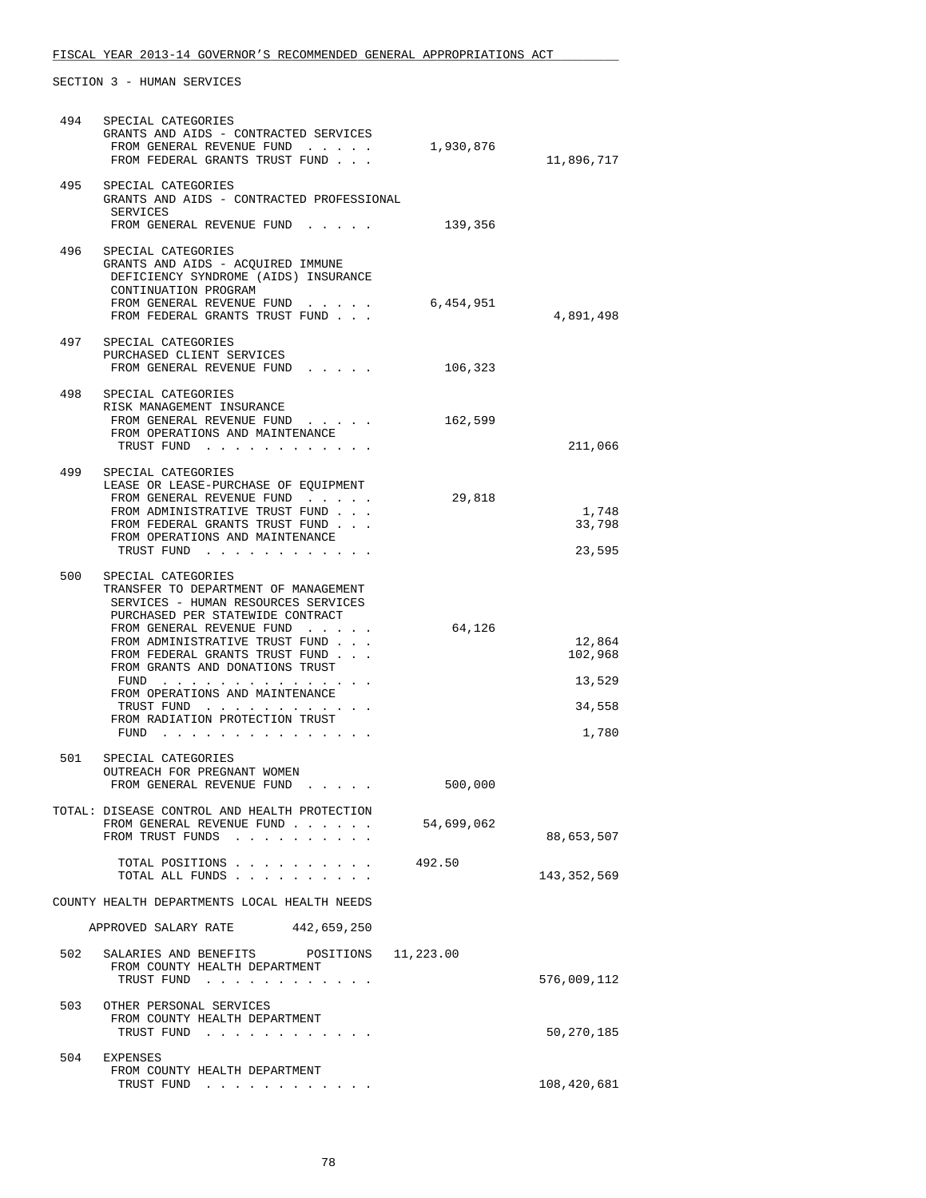FISCAL YEAR 2013-14 GOVERNOR'S RECOMMENDED GENERAL APPROPRIATIONS ACT

SECTION 3 - HUMAN SERVICES

```
 494   SPECIAL CATEGORIES
       GRANTS AND AIDS - CONTRACTED SERVICES
        FROM GENERAL REVENUE FUND  . . . . .       1,930,876
        FROM FEDERAL GRANTS TRUST FUND . . .                          11,896,717

 495   SPECIAL CATEGORIES
       GRANTS AND AIDS - CONTRACTED PROFESSIONAL
        SERVICES
        FROM GENERAL REVENUE FUND  . . . . .         139,356

 496   SPECIAL CATEGORIES
       GRANTS AND AIDS - ACQUIRED IMMUNE
        DEFICIENCY SYNDROME (AIDS) INSURANCE
        CONTINUATION PROGRAM
        FROM GENERAL REVENUE FUND  . . . . .       6,454,951
        FROM FEDERAL GRANTS TRUST FUND . . .                           4,891,498

 497   SPECIAL CATEGORIES
       PURCHASED CLIENT SERVICES
        FROM GENERAL REVENUE FUND  . . . . .         106,323

 498   SPECIAL CATEGORIES
       RISK MANAGEMENT INSURANCE
        FROM GENERAL REVENUE FUND  . . . . .         162,599
        FROM OPERATIONS AND MAINTENANCE
         TRUST FUND  . . . . . . . . . . . .                             211,066

 499   SPECIAL CATEGORIES
       LEASE OR LEASE-PURCHASE OF EQUIPMENT
        FROM GENERAL REVENUE FUND  . . . . .          29,818
        FROM ADMINISTRATIVE TRUST FUND . . .                               1,748
        FROM FEDERAL GRANTS TRUST FUND . . .                              33,798
        FROM OPERATIONS AND MAINTENANCE
         TRUST FUND  . . . . . . . . . . . .                              23,595

 500   SPECIAL CATEGORIES
       TRANSFER TO DEPARTMENT OF MANAGEMENT
        SERVICES - HUMAN RESOURCES SERVICES
        PURCHASED PER STATEWIDE CONTRACT
        FROM GENERAL REVENUE FUND  . . . . .          64,126
        FROM ADMINISTRATIVE TRUST FUND . . .                              12,864
        FROM FEDERAL GRANTS TRUST FUND . . .                             102,968
        FROM GRANTS AND DONATIONS TRUST
         FUND  . . . . . . . . . . . . . . .                              13,529
        FROM OPERATIONS AND MAINTENANCE
         TRUST FUND  . . . . . . . . . . . .                              34,558
        FROM RADIATION PROTECTION TRUST
         FUND  . . . . . . . . . . . . . . .                               1,780

 501   SPECIAL CATEGORIES
       OUTREACH FOR PREGNANT WOMEN
        FROM GENERAL REVENUE FUND  . . . . .         500,000

TOTAL: DISEASE CONTROL AND HEALTH PROTECTION
        FROM GENERAL REVENUE FUND  . . . . . .    54,699,062
        FROM TRUST FUNDS  . . . . . . . . . .                         88,653,507

         TOTAL POSITIONS . . . . . . . . . .     492.50
         TOTAL ALL FUNDS . . . . . . . . . .                         143,352,569

COUNTY HEALTH DEPARTMENTS LOCAL HEALTH NEEDS

    APPROVED SALARY RATE        442,659,250

 502   SALARIES AND BENEFITS       POSITIONS   11,223.00
        FROM COUNTY HEALTH DEPARTMENT
         TRUST FUND  . . . . . . . . . . . .                         576,009,112

 503   OTHER PERSONAL SERVICES
        FROM COUNTY HEALTH DEPARTMENT
         TRUST FUND  . . . . . . . . . . . .                          50,270,185

 504   EXPENSES
        FROM COUNTY HEALTH DEPARTMENT
         TRUST FUND  . . . . . . . . . . . .                         108,420,681
```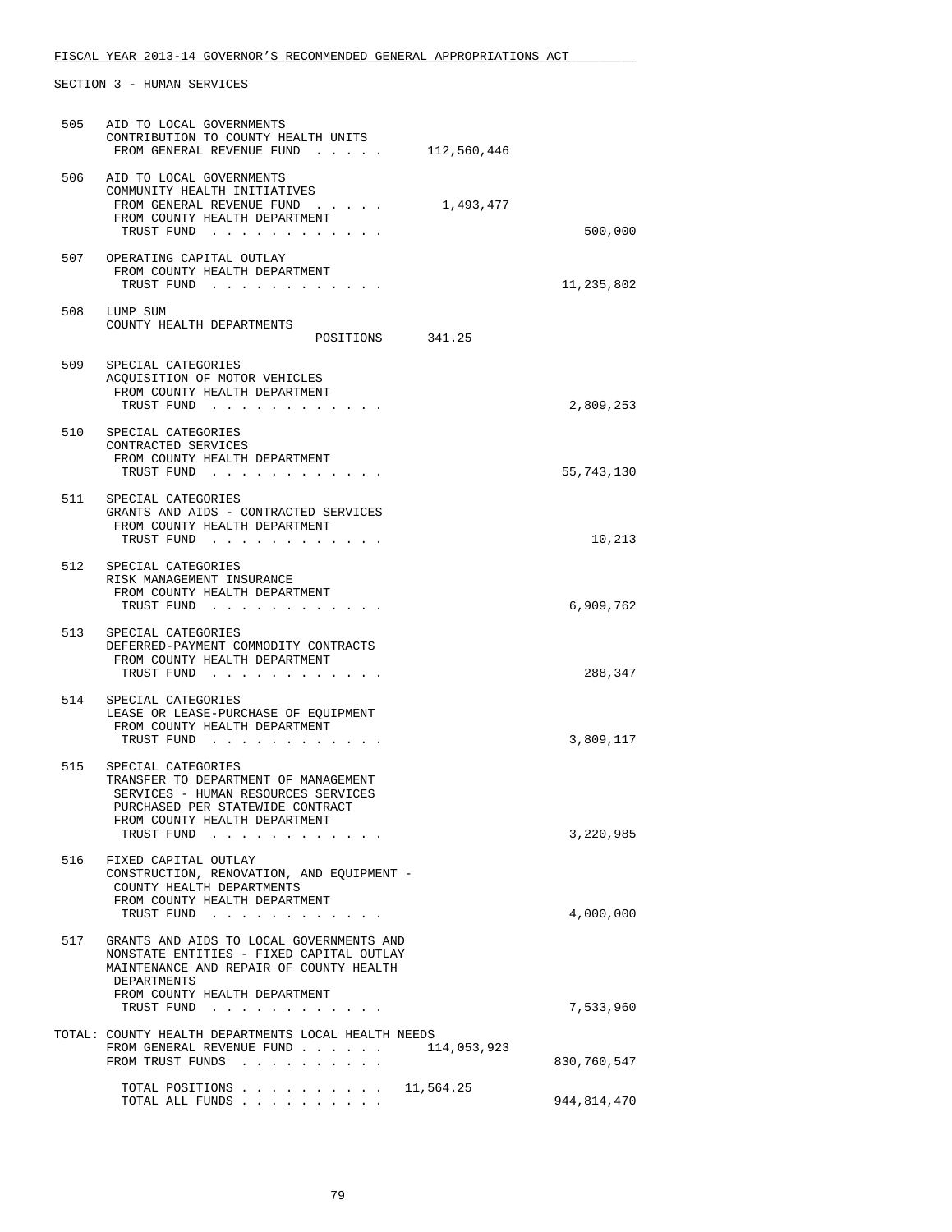FISCAL YEAR 2013-14 GOVERNOR'S RECOMMENDED GENERAL APPROPRIATIONS ACT

SECTION 3 - HUMAN SERVICES

| | | | |
|---|---|---|---|
| 505 | AID TO LOCAL GOVERNMENTS<br>CONTRIBUTION TO COUNTY HEALTH UNITS<br>FROM GENERAL REVENUE FUND . . . . . | 112,560,446 | |
| 506 | AID TO LOCAL GOVERNMENTS<br>COMMUNITY HEALTH INITIATIVES<br>FROM GENERAL REVENUE FUND . . . . . | 1,493,477 | |
| | FROM COUNTY HEALTH DEPARTMENT<br>TRUST FUND . . . . . . . . . . . . | | 500,000 |
| 507 | OPERATING CAPITAL OUTLAY<br>FROM COUNTY HEALTH DEPARTMENT<br>TRUST FUND . . . . . . . . . . . . | | 11,235,802 |
| 508 | LUMP SUM<br>COUNTY HEALTH DEPARTMENTS<br>POSITIONS | 341.25 | |
| 509 | SPECIAL CATEGORIES<br>ACQUISITION OF MOTOR VEHICLES<br>FROM COUNTY HEALTH DEPARTMENT<br>TRUST FUND . . . . . . . . . . . . | | 2,809,253 |
| 510 | SPECIAL CATEGORIES<br>CONTRACTED SERVICES<br>FROM COUNTY HEALTH DEPARTMENT<br>TRUST FUND . . . . . . . . . . . . | | 55,743,130 |
| 511 | SPECIAL CATEGORIES<br>GRANTS AND AIDS - CONTRACTED SERVICES<br>FROM COUNTY HEALTH DEPARTMENT<br>TRUST FUND . . . . . . . . . . . . | | 10,213 |
| 512 | SPECIAL CATEGORIES<br>RISK MANAGEMENT INSURANCE<br>FROM COUNTY HEALTH DEPARTMENT<br>TRUST FUND . . . . . . . . . . . . | | 6,909,762 |
| 513 | SPECIAL CATEGORIES<br>DEFERRED-PAYMENT COMMODITY CONTRACTS<br>FROM COUNTY HEALTH DEPARTMENT<br>TRUST FUND . . . . . . . . . . . . | | 288,347 |
| 514 | SPECIAL CATEGORIES<br>LEASE OR LEASE-PURCHASE OF EQUIPMENT<br>FROM COUNTY HEALTH DEPARTMENT<br>TRUST FUND . . . . . . . . . . . . | | 3,809,117 |
| 515 | SPECIAL CATEGORIES<br>TRANSFER TO DEPARTMENT OF MANAGEMENT<br>SERVICES - HUMAN RESOURCES SERVICES<br>PURCHASED PER STATEWIDE CONTRACT<br>FROM COUNTY HEALTH DEPARTMENT<br>TRUST FUND . . . . . . . . . . . . | | 3,220,985 |
| 516 | FIXED CAPITAL OUTLAY<br>CONSTRUCTION, RENOVATION, AND EQUIPMENT -<br>COUNTY HEALTH DEPARTMENTS<br>FROM COUNTY HEALTH DEPARTMENT<br>TRUST FUND . . . . . . . . . . . . | | 4,000,000 |
| 517 | GRANTS AND AIDS TO LOCAL GOVERNMENTS AND<br>NONSTATE ENTITIES - FIXED CAPITAL OUTLAY<br>MAINTENANCE AND REPAIR OF COUNTY HEALTH<br>DEPARTMENTS<br>FROM COUNTY HEALTH DEPARTMENT<br>TRUST FUND . . . . . . . . . . . . | | 7,533,960 |
| TOTAL: | COUNTY HEALTH DEPARTMENTS LOCAL HEALTH NEEDS<br>FROM GENERAL REVENUE FUND . . . . . . | 114,053,923 | |
| | FROM TRUST FUNDS . . . . . . . . . . | | 830,760,547 |
| | TOTAL POSITIONS . . . . . . . . . . | 11,564.25 | |
| | TOTAL ALL FUNDS . . . . . . . . . . | | 944,814,470 |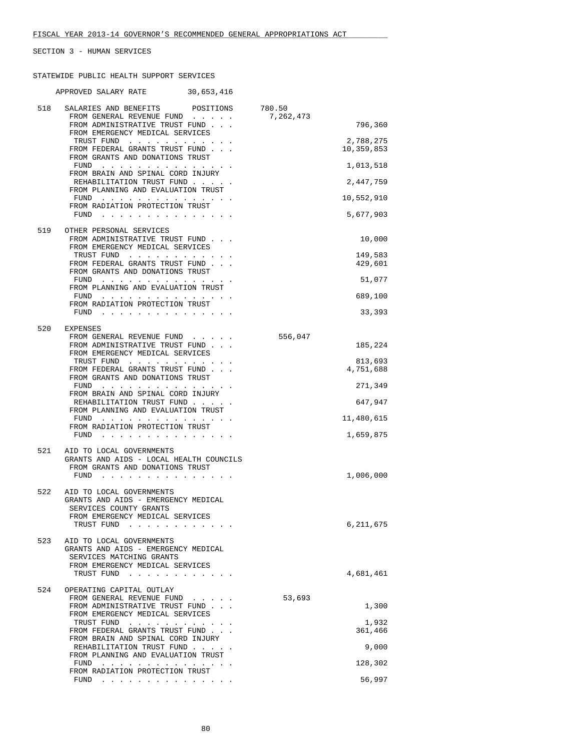FISCAL YEAR 2013-14 GOVERNOR'S RECOMMENDED GENERAL APPROPRIATIONS ACT

SECTION 3 - HUMAN SERVICES

STATEWIDE PUBLIC HEALTH SUPPORT SERVICES

APPROVED SALARY RATE 30,653,416

| No. | Item | | |
|---|---|---|---|
| 518 | SALARIES AND BENEFITS POSITIONS | 780.50 | |
| | FROM GENERAL REVENUE FUND | 7,262,473 | |
| | FROM ADMINISTRATIVE TRUST FUND | | 796,360 |
| | FROM EMERGENCY MEDICAL SERVICES TRUST FUND | | 2,788,275 |
| | FROM FEDERAL GRANTS TRUST FUND | | 10,359,853 |
| | FROM GRANTS AND DONATIONS TRUST FUND | | 1,013,518 |
| | FROM BRAIN AND SPINAL CORD INJURY REHABILITATION TRUST FUND | | 2,447,759 |
| | FROM PLANNING AND EVALUATION TRUST FUND | | 10,552,910 |
| | FROM RADIATION PROTECTION TRUST FUND | | 5,677,903 |
| 519 | OTHER PERSONAL SERVICES | | |
| | FROM ADMINISTRATIVE TRUST FUND | | 10,000 |
| | FROM EMERGENCY MEDICAL SERVICES TRUST FUND | | 149,583 |
| | FROM FEDERAL GRANTS TRUST FUND | | 429,601 |
| | FROM GRANTS AND DONATIONS TRUST FUND | | 51,077 |
| | FROM PLANNING AND EVALUATION TRUST FUND | | 689,100 |
| | FROM RADIATION PROTECTION TRUST FUND | | 33,393 |
| 520 | EXPENSES | | |
| | FROM GENERAL REVENUE FUND | 556,047 | |
| | FROM ADMINISTRATIVE TRUST FUND | | 185,224 |
| | FROM EMERGENCY MEDICAL SERVICES TRUST FUND | | 813,693 |
| | FROM FEDERAL GRANTS TRUST FUND | | 4,751,688 |
| | FROM GRANTS AND DONATIONS TRUST FUND | | 271,349 |
| | FROM BRAIN AND SPINAL CORD INJURY REHABILITATION TRUST FUND | | 647,947 |
| | FROM PLANNING AND EVALUATION TRUST FUND | | 11,480,615 |
| | FROM RADIATION PROTECTION TRUST FUND | | 1,659,875 |
| 521 | AID TO LOCAL GOVERNMENTS<br>GRANTS AND AIDS - LOCAL HEALTH COUNCILS | | |
| | FROM GRANTS AND DONATIONS TRUST FUND | | 1,006,000 |
| 522 | AID TO LOCAL GOVERNMENTS<br>GRANTS AND AIDS - EMERGENCY MEDICAL SERVICES COUNTY GRANTS | | |
| | FROM EMERGENCY MEDICAL SERVICES TRUST FUND | | 6,211,675 |
| 523 | AID TO LOCAL GOVERNMENTS<br>GRANTS AND AIDS - EMERGENCY MEDICAL SERVICES MATCHING GRANTS | | |
| | FROM EMERGENCY MEDICAL SERVICES TRUST FUND | | 4,681,461 |
| 524 | OPERATING CAPITAL OUTLAY | | |
| | FROM GENERAL REVENUE FUND | 53,693 | |
| | FROM ADMINISTRATIVE TRUST FUND | | 1,300 |
| | FROM EMERGENCY MEDICAL SERVICES TRUST FUND | | 1,932 |
| | FROM FEDERAL GRANTS TRUST FUND | | 361,466 |
| | FROM BRAIN AND SPINAL CORD INJURY REHABILITATION TRUST FUND | | 9,000 |
| | FROM PLANNING AND EVALUATION TRUST FUND | | 128,302 |
| | FROM RADIATION PROTECTION TRUST FUND | | 56,997 |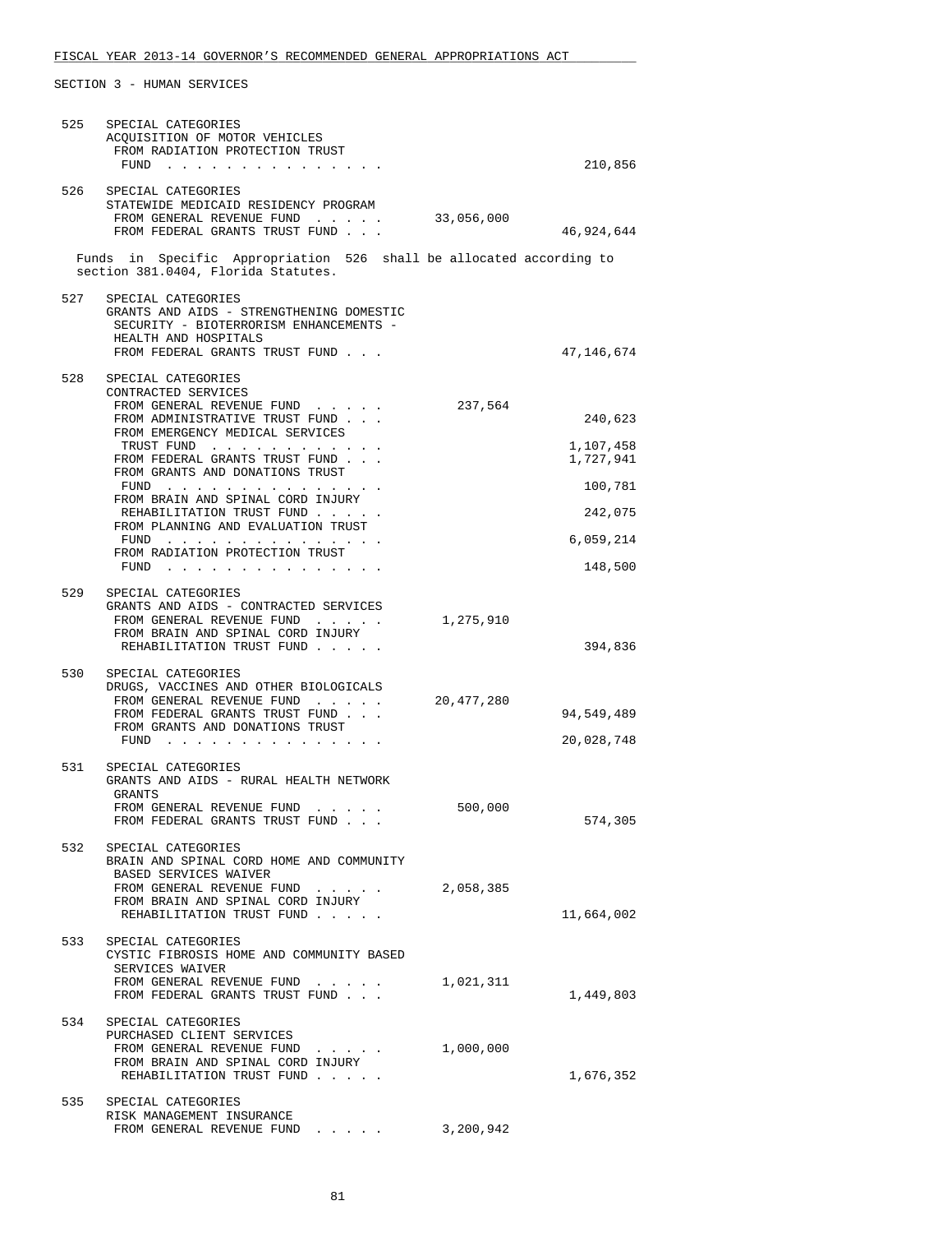FISCAL YEAR 2013-14 GOVERNOR'S RECOMMENDED GENERAL APPROPRIATIONS ACT

SECTION 3 - HUMAN SERVICES

| | | | |
|---|---|---|---|
| 525 | SPECIAL CATEGORIES<br>ACQUISITION OF MOTOR VEHICLES<br>FROM RADIATION PROTECTION TRUST FUND . . . . . . . . . . . . . . . | | 210,856 |
| 526 | SPECIAL CATEGORIES<br>STATEWIDE MEDICAID RESIDENCY PROGRAM | | |
| | FROM GENERAL REVENUE FUND . . . . . | 33,056,000 | |
| | FROM FEDERAL GRANTS TRUST FUND . . . | | 46,924,644 |

Funds in Specific Appropriation 526 shall be allocated according to section 381.0404, Florida Statutes.

| | | | |
|---|---|---|---|
| 527 | SPECIAL CATEGORIES<br>GRANTS AND AIDS - STRENGTHENING DOMESTIC SECURITY - BIOTERRORISM ENHANCEMENTS - HEALTH AND HOSPITALS | | |
| | FROM FEDERAL GRANTS TRUST FUND . . . | | 47,146,674 |
| 528 | SPECIAL CATEGORIES<br>CONTRACTED SERVICES | | |
| | FROM GENERAL REVENUE FUND . . . . . | 237,564 | |
| | FROM ADMINISTRATIVE TRUST FUND . . . | | 240,623 |
| | FROM EMERGENCY MEDICAL SERVICES TRUST FUND . . . . . . . . . . . . | | 1,107,458 |
| | FROM FEDERAL GRANTS TRUST FUND . . . | | 1,727,941 |
| | FROM GRANTS AND DONATIONS TRUST FUND . . . . . . . . . . . . . . . | | 100,781 |
| | FROM BRAIN AND SPINAL CORD INJURY REHABILITATION TRUST FUND . . . . . | | 242,075 |
| | FROM PLANNING AND EVALUATION TRUST FUND . . . . . . . . . . . . . . . | | 6,059,214 |
| | FROM RADIATION PROTECTION TRUST FUND . . . . . . . . . . . . . . . | | 148,500 |
| 529 | SPECIAL CATEGORIES<br>GRANTS AND AIDS - CONTRACTED SERVICES | | |
| | FROM GENERAL REVENUE FUND . . . . . | 1,275,910 | |
| | FROM BRAIN AND SPINAL CORD INJURY REHABILITATION TRUST FUND . . . . . | | 394,836 |
| 530 | SPECIAL CATEGORIES<br>DRUGS, VACCINES AND OTHER BIOLOGICALS | | |
| | FROM GENERAL REVENUE FUND . . . . . | 20,477,280 | |
| | FROM FEDERAL GRANTS TRUST FUND . . . | | 94,549,489 |
| | FROM GRANTS AND DONATIONS TRUST FUND . . . . . . . . . . . . . . . | | 20,028,748 |
| 531 | SPECIAL CATEGORIES<br>GRANTS AND AIDS - RURAL HEALTH NETWORK GRANTS | | |
| | FROM GENERAL REVENUE FUND . . . . . | 500,000 | |
| | FROM FEDERAL GRANTS TRUST FUND . . . | | 574,305 |
| 532 | SPECIAL CATEGORIES<br>BRAIN AND SPINAL CORD HOME AND COMMUNITY BASED SERVICES WAIVER | | |
| | FROM GENERAL REVENUE FUND . . . . . | 2,058,385 | |
| | FROM BRAIN AND SPINAL CORD INJURY REHABILITATION TRUST FUND . . . . . | | 11,664,002 |
| 533 | SPECIAL CATEGORIES<br>CYSTIC FIBROSIS HOME AND COMMUNITY BASED SERVICES WAIVER | | |
| | FROM GENERAL REVENUE FUND . . . . . | 1,021,311 | |
| | FROM FEDERAL GRANTS TRUST FUND . . . | | 1,449,803 |
| 534 | SPECIAL CATEGORIES<br>PURCHASED CLIENT SERVICES | | |
| | FROM GENERAL REVENUE FUND . . . . . | 1,000,000 | |
| | FROM BRAIN AND SPINAL CORD INJURY REHABILITATION TRUST FUND . . . . . | | 1,676,352 |
| 535 | SPECIAL CATEGORIES<br>RISK MANAGEMENT INSURANCE | | |
| | FROM GENERAL REVENUE FUND . . . . . | 3,200,942 | |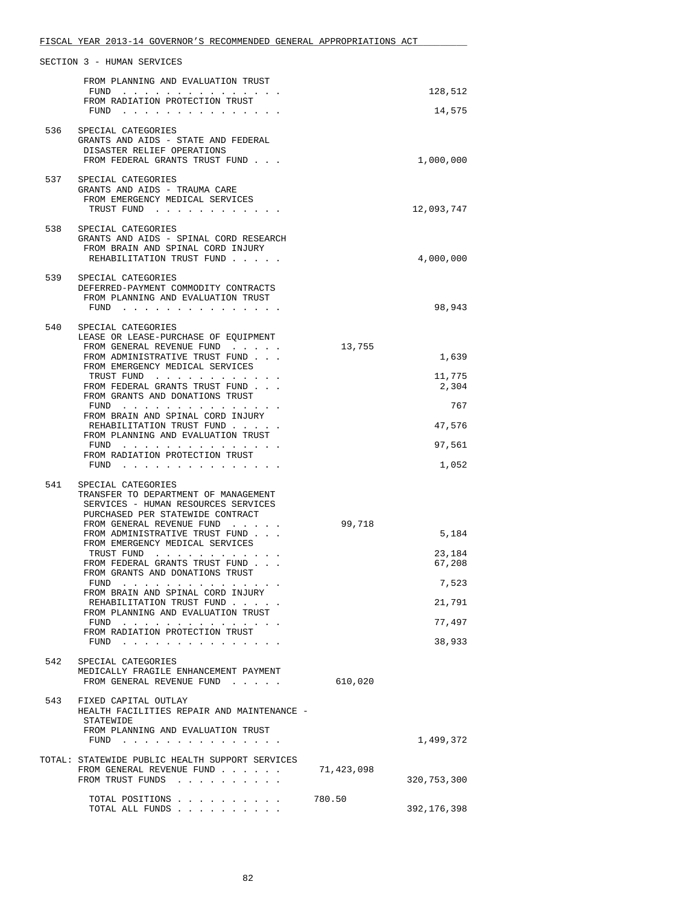FISCAL YEAR 2013-14 GOVERNOR'S RECOMMENDED GENERAL APPROPRIATIONS ACT

SECTION 3 - HUMAN SERVICES

| | | | |
|---|---|---|---|
| | FROM PLANNING AND EVALUATION TRUST FUND . . . . . . . . . . . . . . . | | 128,512 |
| | FROM RADIATION PROTECTION TRUST FUND . . . . . . . . . . . . . . . | | 14,575 |
| 536 | SPECIAL CATEGORIES<br>GRANTS AND AIDS - STATE AND FEDERAL DISASTER RELIEF OPERATIONS<br>FROM FEDERAL GRANTS TRUST FUND . . . | | 1,000,000 |
| 537 | SPECIAL CATEGORIES<br>GRANTS AND AIDS - TRAUMA CARE<br>FROM EMERGENCY MEDICAL SERVICES TRUST FUND . . . . . . . . . . . . | | 12,093,747 |
| 538 | SPECIAL CATEGORIES<br>GRANTS AND AIDS - SPINAL CORD RESEARCH<br>FROM BRAIN AND SPINAL CORD INJURY REHABILITATION TRUST FUND . . . . . | | 4,000,000 |
| 539 | SPECIAL CATEGORIES<br>DEFERRED-PAYMENT COMMODITY CONTRACTS<br>FROM PLANNING AND EVALUATION TRUST FUND . . . . . . . . . . . . . . . | | 98,943 |
| 540 | SPECIAL CATEGORIES<br>LEASE OR LEASE-PURCHASE OF EQUIPMENT<br>FROM GENERAL REVENUE FUND . . . . . | 13,755 | |
| | FROM ADMINISTRATIVE TRUST FUND . . . | | 1,639 |
| | FROM EMERGENCY MEDICAL SERVICES TRUST FUND . . . . . . . . . . . . | | 11,775 |
| | FROM FEDERAL GRANTS TRUST FUND . . . | | 2,304 |
| | FROM GRANTS AND DONATIONS TRUST FUND . . . . . . . . . . . . . . . | | 767 |
| | FROM BRAIN AND SPINAL CORD INJURY REHABILITATION TRUST FUND . . . . . | | 47,576 |
| | FROM PLANNING AND EVALUATION TRUST FUND . . . . . . . . . . . . . . . | | 97,561 |
| | FROM RADIATION PROTECTION TRUST FUND . . . . . . . . . . . . . . . | | 1,052 |
| 541 | SPECIAL CATEGORIES<br>TRANSFER TO DEPARTMENT OF MANAGEMENT SERVICES - HUMAN RESOURCES SERVICES PURCHASED PER STATEWIDE CONTRACT<br>FROM GENERAL REVENUE FUND . . . . . | 99,718 | |
| | FROM ADMINISTRATIVE TRUST FUND . . . | | 5,184 |
| | FROM EMERGENCY MEDICAL SERVICES TRUST FUND . . . . . . . . . . . . | | 23,184 |
| | FROM FEDERAL GRANTS TRUST FUND . . . | | 67,208 |
| | FROM GRANTS AND DONATIONS TRUST FUND . . . . . . . . . . . . . . . | | 7,523 |
| | FROM BRAIN AND SPINAL CORD INJURY REHABILITATION TRUST FUND . . . . . | | 21,791 |
| | FROM PLANNING AND EVALUATION TRUST FUND . . . . . . . . . . . . . . . | | 77,497 |
| | FROM RADIATION PROTECTION TRUST FUND . . . . . . . . . . . . . . . | | 38,933 |
| 542 | SPECIAL CATEGORIES<br>MEDICALLY FRAGILE ENHANCEMENT PAYMENT<br>FROM GENERAL REVENUE FUND . . . . . | 610,020 | |
| 543 | FIXED CAPITAL OUTLAY<br>HEALTH FACILITIES REPAIR AND MAINTENANCE - STATEWIDE<br>FROM PLANNING AND EVALUATION TRUST FUND . . . . . . . . . . . . . . . | | 1,499,372 |

TOTAL: STATEWIDE PUBLIC HEALTH SUPPORT SERVICES

| | | |
|---|---|---|
| FROM GENERAL REVENUE FUND . . . . . . | 71,423,098 | |
| FROM TRUST FUNDS . . . . . . . . . . | | 320,753,300 |
| TOTAL POSITIONS . . . . . . . . . . | 780.50 | |
| TOTAL ALL FUNDS . . . . . . . . . . | | 392,176,398 |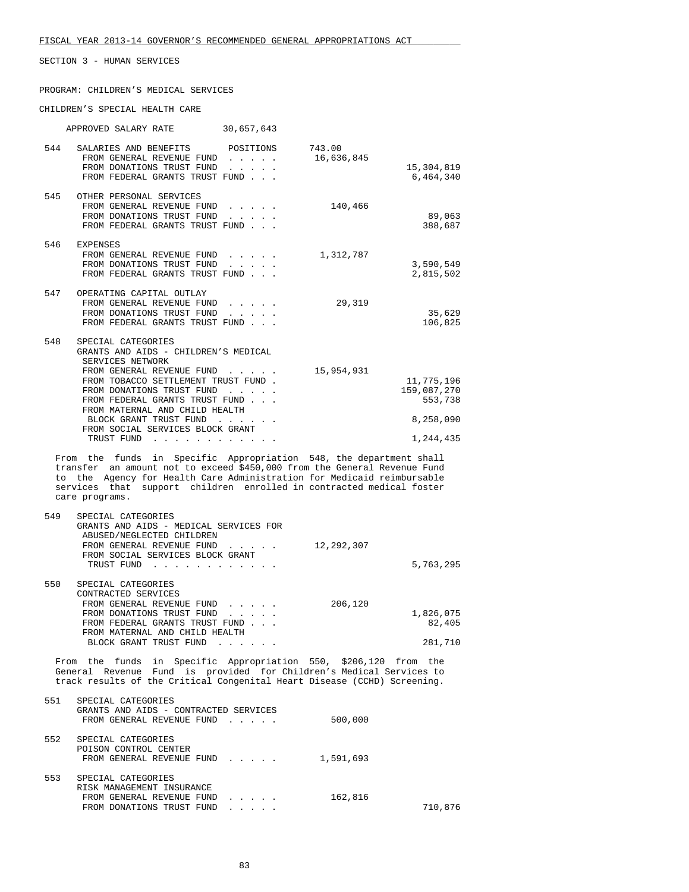FISCAL YEAR 2013-14 GOVERNOR'S RECOMMENDED GENERAL APPROPRIATIONS ACT

SECTION 3 - HUMAN SERVICES

PROGRAM: CHILDREN'S MEDICAL SERVICES

CHILDREN'S SPECIAL HEALTH CARE

APPROVED SALARY RATE 30,657,643

| No. | Item | General Revenue | Trust Funds |
|---|---|---|---|
| 544 | SALARIES AND BENEFITS POSITIONS | 743.00 | |
| | FROM GENERAL REVENUE FUND | 16,636,845 | |
| | FROM DONATIONS TRUST FUND | | 15,304,819 |
| | FROM FEDERAL GRANTS TRUST FUND | | 6,464,340 |
| 545 | OTHER PERSONAL SERVICES | | |
| | FROM GENERAL REVENUE FUND | 140,466 | |
| | FROM DONATIONS TRUST FUND | | 89,063 |
| | FROM FEDERAL GRANTS TRUST FUND | | 388,687 |
| 546 | EXPENSES | | |
| | FROM GENERAL REVENUE FUND | 1,312,787 | |
| | FROM DONATIONS TRUST FUND | | 3,590,549 |
| | FROM FEDERAL GRANTS TRUST FUND | | 2,815,502 |
| 547 | OPERATING CAPITAL OUTLAY | | |
| | FROM GENERAL REVENUE FUND | 29,319 | |
| | FROM DONATIONS TRUST FUND | | 35,629 |
| | FROM FEDERAL GRANTS TRUST FUND | | 106,825 |
| 548 | SPECIAL CATEGORIES<br>GRANTS AND AIDS - CHILDREN'S MEDICAL SERVICES NETWORK | | |
| | FROM GENERAL REVENUE FUND | 15,954,931 | |
| | FROM TOBACCO SETTLEMENT TRUST FUND | | 11,775,196 |
| | FROM DONATIONS TRUST FUND | | 159,087,270 |
| | FROM FEDERAL GRANTS TRUST FUND | | 553,738 |
| | FROM MATERNAL AND CHILD HEALTH BLOCK GRANT TRUST FUND | | 8,258,090 |
| | FROM SOCIAL SERVICES BLOCK GRANT TRUST FUND | | 1,244,435 |

From the funds in Specific Appropriation 548, the department shall transfer an amount not to exceed $450,000 from the General Revenue Fund to the Agency for Health Care Administration for Medicaid reimbursable services that support children enrolled in contracted medical foster care programs.

| No. | Item | General Revenue | Trust Funds |
|---|---|---|---|
| 549 | SPECIAL CATEGORIES<br>GRANTS AND AIDS - MEDICAL SERVICES FOR ABUSED/NEGLECTED CHILDREN | | |
| | FROM GENERAL REVENUE FUND | 12,292,307 | |
| | FROM SOCIAL SERVICES BLOCK GRANT TRUST FUND | | 5,763,295 |
| 550 | SPECIAL CATEGORIES<br>CONTRACTED SERVICES | | |
| | FROM GENERAL REVENUE FUND | 206,120 | |
| | FROM DONATIONS TRUST FUND | | 1,826,075 |
| | FROM FEDERAL GRANTS TRUST FUND | | 82,405 |
| | FROM MATERNAL AND CHILD HEALTH BLOCK GRANT TRUST FUND | | 281,710 |

From the funds in Specific Appropriation 550, $206,120 from the General Revenue Fund is provided for Children's Medical Services to track results of the Critical Congenital Heart Disease (CCHD) Screening.

| No. | Item | General Revenue | Trust Funds |
|---|---|---|---|
| 551 | SPECIAL CATEGORIES<br>GRANTS AND AIDS - CONTRACTED SERVICES | | |
| | FROM GENERAL REVENUE FUND | 500,000 | |
| 552 | SPECIAL CATEGORIES<br>POISON CONTROL CENTER | | |
| | FROM GENERAL REVENUE FUND | 1,591,693 | |
| 553 | SPECIAL CATEGORIES<br>RISK MANAGEMENT INSURANCE | | |
| | FROM GENERAL REVENUE FUND | 162,816 | |
| | FROM DONATIONS TRUST FUND | | 710,876 |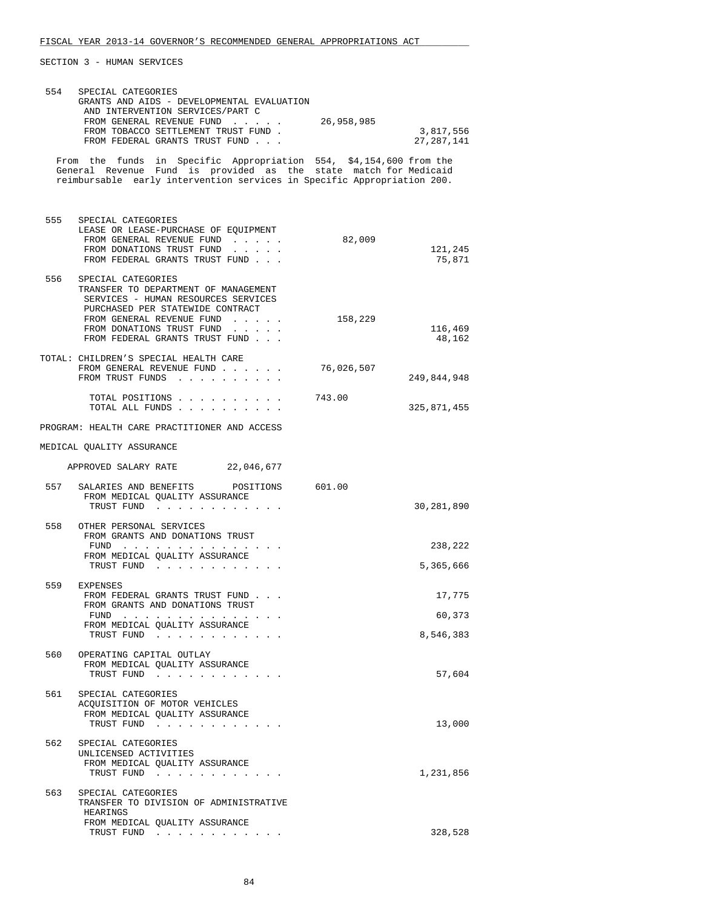FISCAL YEAR 2013-14 GOVERNOR'S RECOMMENDED GENERAL APPROPRIATIONS ACT

SECTION 3 - HUMAN SERVICES

| | | General Revenue | Trust Funds |
|---|---|---|---|
| 554 | SPECIAL CATEGORIES<br>GRANTS AND AIDS - DEVELOPMENTAL EVALUATION AND INTERVENTION SERVICES/PART C | | |
| | FROM GENERAL REVENUE FUND . . . . . | 26,958,985 | |
| | FROM TOBACCO SETTLEMENT TRUST FUND . | | 3,817,556 |
| | FROM FEDERAL GRANTS TRUST FUND . . . | | 27,287,141 |

From the funds in Specific Appropriation 554, $4,154,600 from the General Revenue Fund is provided as the state match for Medicaid reimbursable early intervention services in Specific Appropriation 200.

| | | General Revenue | Trust Funds |
|---|---|---|---|
| 555 | SPECIAL CATEGORIES<br>LEASE OR LEASE-PURCHASE OF EQUIPMENT | | |
| | FROM GENERAL REVENUE FUND . . . . . | 82,009 | |
| | FROM DONATIONS TRUST FUND . . . . . | | 121,245 |
| | FROM FEDERAL GRANTS TRUST FUND . . . | | 75,871 |
| 556 | SPECIAL CATEGORIES<br>TRANSFER TO DEPARTMENT OF MANAGEMENT SERVICES - HUMAN RESOURCES SERVICES PURCHASED PER STATEWIDE CONTRACT | | |
| | FROM GENERAL REVENUE FUND . . . . . | 158,229 | |
| | FROM DONATIONS TRUST FUND . . . . . | | 116,469 |
| | FROM FEDERAL GRANTS TRUST FUND . . . | | 48,162 |
| TOTAL: | CHILDREN'S SPECIAL HEALTH CARE | | |
| | FROM GENERAL REVENUE FUND . . . . . . | 76,026,507 | |
| | FROM TRUST FUNDS . . . . . . . . . . | | 249,844,948 |
| | TOTAL POSITIONS . . . . . . . . . . | 743.00 | |
| | TOTAL ALL FUNDS . . . . . . . . . . | | 325,871,455 |

PROGRAM: HEALTH CARE PRACTITIONER AND ACCESS

MEDICAL QUALITY ASSURANCE

APPROVED SALARY RATE 22,046,677

| | | Positions | Trust Funds |
|---|---|---|---|
| 557 | SALARIES AND BENEFITS POSITIONS | 601.00 | |
| | FROM MEDICAL QUALITY ASSURANCE TRUST FUND . . . . . . . . . . . . | | 30,281,890 |
| 558 | OTHER PERSONAL SERVICES | | |
| | FROM GRANTS AND DONATIONS TRUST FUND . . . . . . . . . . . . . . . | | 238,222 |
| | FROM MEDICAL QUALITY ASSURANCE TRUST FUND . . . . . . . . . . . . | | 5,365,666 |
| 559 | EXPENSES | | |
| | FROM FEDERAL GRANTS TRUST FUND . . . | | 17,775 |
| | FROM GRANTS AND DONATIONS TRUST FUND . . . . . . . . . . . . . . . | | 60,373 |
| | FROM MEDICAL QUALITY ASSURANCE TRUST FUND . . . . . . . . . . . . | | 8,546,383 |
| 560 | OPERATING CAPITAL OUTLAY | | |
| | FROM MEDICAL QUALITY ASSURANCE TRUST FUND . . . . . . . . . . . . | | 57,604 |
| 561 | SPECIAL CATEGORIES<br>ACQUISITION OF MOTOR VEHICLES | | |
| | FROM MEDICAL QUALITY ASSURANCE TRUST FUND . . . . . . . . . . . . | | 13,000 |
| 562 | SPECIAL CATEGORIES<br>UNLICENSED ACTIVITIES | | |
| | FROM MEDICAL QUALITY ASSURANCE TRUST FUND . . . . . . . . . . . . | | 1,231,856 |
| 563 | SPECIAL CATEGORIES<br>TRANSFER TO DIVISION OF ADMINISTRATIVE HEARINGS | | |
| | FROM MEDICAL QUALITY ASSURANCE TRUST FUND . . . . . . . . . . . . | | 328,528 |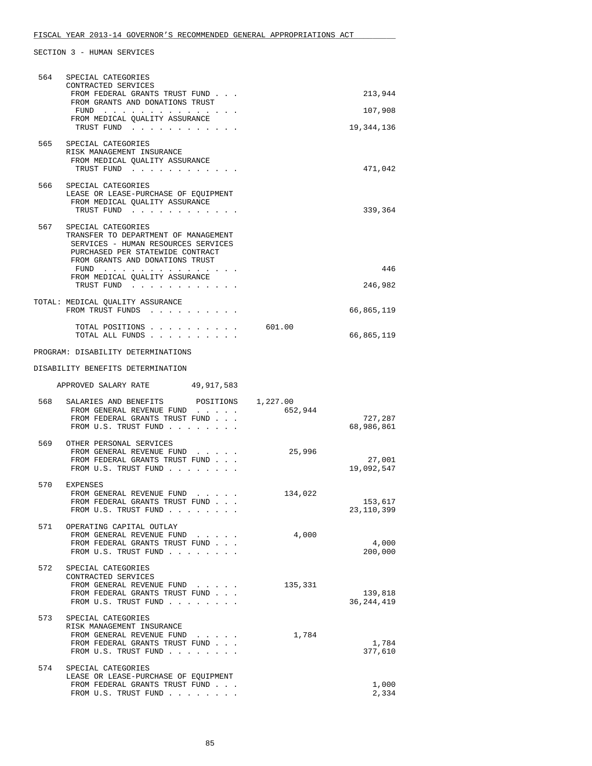FISCAL YEAR 2013-14 GOVERNOR'S RECOMMENDED GENERAL APPROPRIATIONS ACT

SECTION 3 - HUMAN SERVICES

| | | | |
|---|---|---|---|
| 564 | SPECIAL CATEGORIES<br>CONTRACTED SERVICES | | |
| | FROM FEDERAL GRANTS TRUST FUND . . . | | 213,944 |
| | FROM GRANTS AND DONATIONS TRUST FUND . . . . . . . . . . . . . . | | 107,908 |
| | FROM MEDICAL QUALITY ASSURANCE TRUST FUND . . . . . . . . . . . | | 19,344,136 |
| 565 | SPECIAL CATEGORIES<br>RISK MANAGEMENT INSURANCE | | |
| | FROM MEDICAL QUALITY ASSURANCE TRUST FUND . . . . . . . . . . . | | 471,042 |
| 566 | SPECIAL CATEGORIES<br>LEASE OR LEASE-PURCHASE OF EQUIPMENT | | |
| | FROM MEDICAL QUALITY ASSURANCE TRUST FUND . . . . . . . . . . . | | 339,364 |
| 567 | SPECIAL CATEGORIES<br>TRANSFER TO DEPARTMENT OF MANAGEMENT SERVICES - HUMAN RESOURCES SERVICES PURCHASED PER STATEWIDE CONTRACT | | |
| | FROM GRANTS AND DONATIONS TRUST FUND . . . . . . . . . . . . . . | | 446 |
| | FROM MEDICAL QUALITY ASSURANCE TRUST FUND . . . . . . . . . . . | | 246,982 |

TOTAL: MEDICAL QUALITY ASSURANCE
FROM TRUST FUNDS . . . . . . . . . . 66,865,119

TOTAL POSITIONS . . . . . . . . . . 601.00
TOTAL ALL FUNDS . . . . . . . . . . 66,865,119

PROGRAM: DISABILITY DETERMINATIONS

DISABILITY BENEFITS DETERMINATION

APPROVED SALARY RATE 49,917,583

| | | | |
|---|---|---|---|
| 568 | SALARIES AND BENEFITS POSITIONS | 1,227.00 | |
| | FROM GENERAL REVENUE FUND . . . . . | 652,944 | |
| | FROM FEDERAL GRANTS TRUST FUND . . . | | 727,287 |
| | FROM U.S. TRUST FUND . . . . . . . . | | 68,986,861 |
| 569 | OTHER PERSONAL SERVICES | | |
| | FROM GENERAL REVENUE FUND . . . . . | 25,996 | |
| | FROM FEDERAL GRANTS TRUST FUND . . . | | 27,001 |
| | FROM U.S. TRUST FUND . . . . . . . . | | 19,092,547 |
| 570 | EXPENSES | | |
| | FROM GENERAL REVENUE FUND . . . . . | 134,022 | |
| | FROM FEDERAL GRANTS TRUST FUND . . . | | 153,617 |
| | FROM U.S. TRUST FUND . . . . . . . . | | 23,110,399 |
| 571 | OPERATING CAPITAL OUTLAY | | |
| | FROM GENERAL REVENUE FUND . . . . . | 4,000 | |
| | FROM FEDERAL GRANTS TRUST FUND . . . | | 4,000 |
| | FROM U.S. TRUST FUND . . . . . . . . | | 200,000 |
| 572 | SPECIAL CATEGORIES<br>CONTRACTED SERVICES | | |
| | FROM GENERAL REVENUE FUND . . . . . | 135,331 | |
| | FROM FEDERAL GRANTS TRUST FUND . . . | | 139,818 |
| | FROM U.S. TRUST FUND . . . . . . . . | | 36,244,419 |
| 573 | SPECIAL CATEGORIES<br>RISK MANAGEMENT INSURANCE | | |
| | FROM GENERAL REVENUE FUND . . . . . | 1,784 | |
| | FROM FEDERAL GRANTS TRUST FUND . . . | | 1,784 |
| | FROM U.S. TRUST FUND . . . . . . . . | | 377,610 |
| 574 | SPECIAL CATEGORIES<br>LEASE OR LEASE-PURCHASE OF EQUIPMENT | | |
| | FROM FEDERAL GRANTS TRUST FUND . . . | | 1,000 |
| | FROM U.S. TRUST FUND . . . . . . . . | | 2,334 |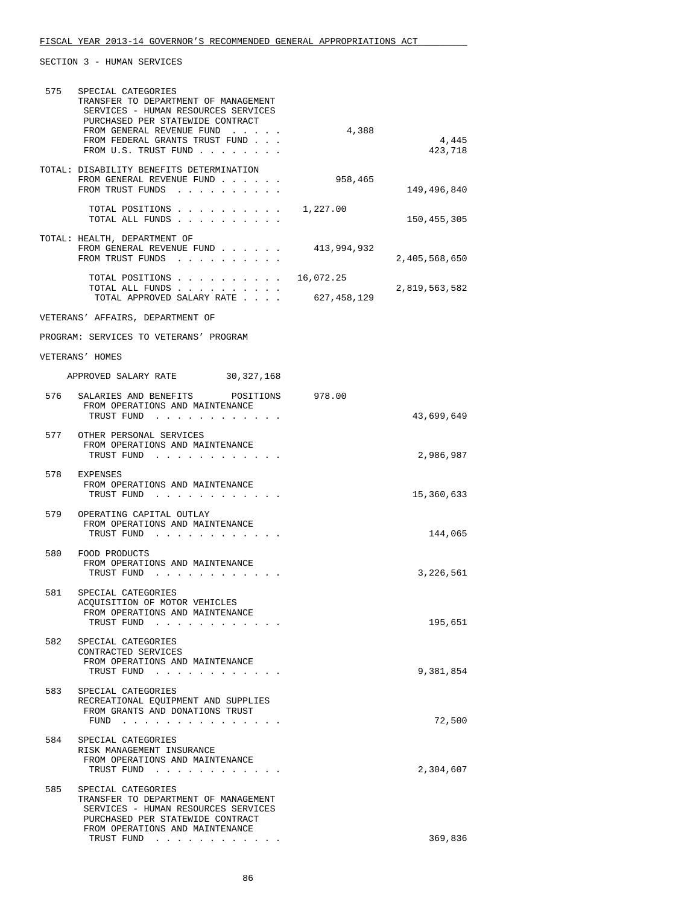FISCAL YEAR 2013-14 GOVERNOR'S RECOMMENDED GENERAL APPROPRIATIONS ACT

SECTION 3 - HUMAN SERVICES

| | | | |
|---|---|---|---|
| 575 | SPECIAL CATEGORIES<br>TRANSFER TO DEPARTMENT OF MANAGEMENT SERVICES - HUMAN RESOURCES SERVICES PURCHASED PER STATEWIDE CONTRACT | | |
| | FROM GENERAL REVENUE FUND . . . . . | 4,388 | |
| | FROM FEDERAL GRANTS TRUST FUND . . . | | 4,445 |
| | FROM U.S. TRUST FUND . . . . . . . . | | 423,718 |
| TOTAL: | DISABILITY BENEFITS DETERMINATION | | |
| | FROM GENERAL REVENUE FUND . . . . . . | 958,465 | |
| | FROM TRUST FUNDS . . . . . . . . . . | | 149,496,840 |
| | TOTAL POSITIONS . . . . . . . . . . | 1,227.00 | |
| | TOTAL ALL FUNDS . . . . . . . . . . | | 150,455,305 |
| TOTAL: | HEALTH, DEPARTMENT OF | | |
| | FROM GENERAL REVENUE FUND . . . . . . | 413,994,932 | |
| | FROM TRUST FUNDS . . . . . . . . . . | | 2,405,568,650 |
| | TOTAL POSITIONS . . . . . . . . . . | 16,072.25 | |
| | TOTAL ALL FUNDS . . . . . . . . . . | | 2,819,563,582 |
| | TOTAL APPROVED SALARY RATE . . . . | 627,458,129 | |

VETERANS' AFFAIRS, DEPARTMENT OF

PROGRAM: SERVICES TO VETERANS' PROGRAM

VETERANS' HOMES

APPROVED SALARY RATE 30,327,168

| | | | |
|---|---|---|---|
| 576 | SALARIES AND BENEFITS POSITIONS | 978.00 | |
| | FROM OPERATIONS AND MAINTENANCE TRUST FUND . . . . . . . . . . . . | | 43,699,649 |
| 577 | OTHER PERSONAL SERVICES<br>FROM OPERATIONS AND MAINTENANCE TRUST FUND . . . . . . . . . . . . | | 2,986,987 |
| 578 | EXPENSES<br>FROM OPERATIONS AND MAINTENANCE TRUST FUND . . . . . . . . . . . . | | 15,360,633 |
| 579 | OPERATING CAPITAL OUTLAY<br>FROM OPERATIONS AND MAINTENANCE TRUST FUND . . . . . . . . . . . . | | 144,065 |
| 580 | FOOD PRODUCTS<br>FROM OPERATIONS AND MAINTENANCE TRUST FUND . . . . . . . . . . . . | | 3,226,561 |
| 581 | SPECIAL CATEGORIES<br>ACQUISITION OF MOTOR VEHICLES<br>FROM OPERATIONS AND MAINTENANCE TRUST FUND . . . . . . . . . . . . | | 195,651 |
| 582 | SPECIAL CATEGORIES<br>CONTRACTED SERVICES<br>FROM OPERATIONS AND MAINTENANCE TRUST FUND . . . . . . . . . . . . | | 9,381,854 |
| 583 | SPECIAL CATEGORIES<br>RECREATIONAL EQUIPMENT AND SUPPLIES<br>FROM GRANTS AND DONATIONS TRUST FUND . . . . . . . . . . . . . . . | | 72,500 |
| 584 | SPECIAL CATEGORIES<br>RISK MANAGEMENT INSURANCE<br>FROM OPERATIONS AND MAINTENANCE TRUST FUND . . . . . . . . . . . . | | 2,304,607 |
| 585 | SPECIAL CATEGORIES<br>TRANSFER TO DEPARTMENT OF MANAGEMENT SERVICES - HUMAN RESOURCES SERVICES PURCHASED PER STATEWIDE CONTRACT<br>FROM OPERATIONS AND MAINTENANCE TRUST FUND . . . . . . . . . . . . | | 369,836 |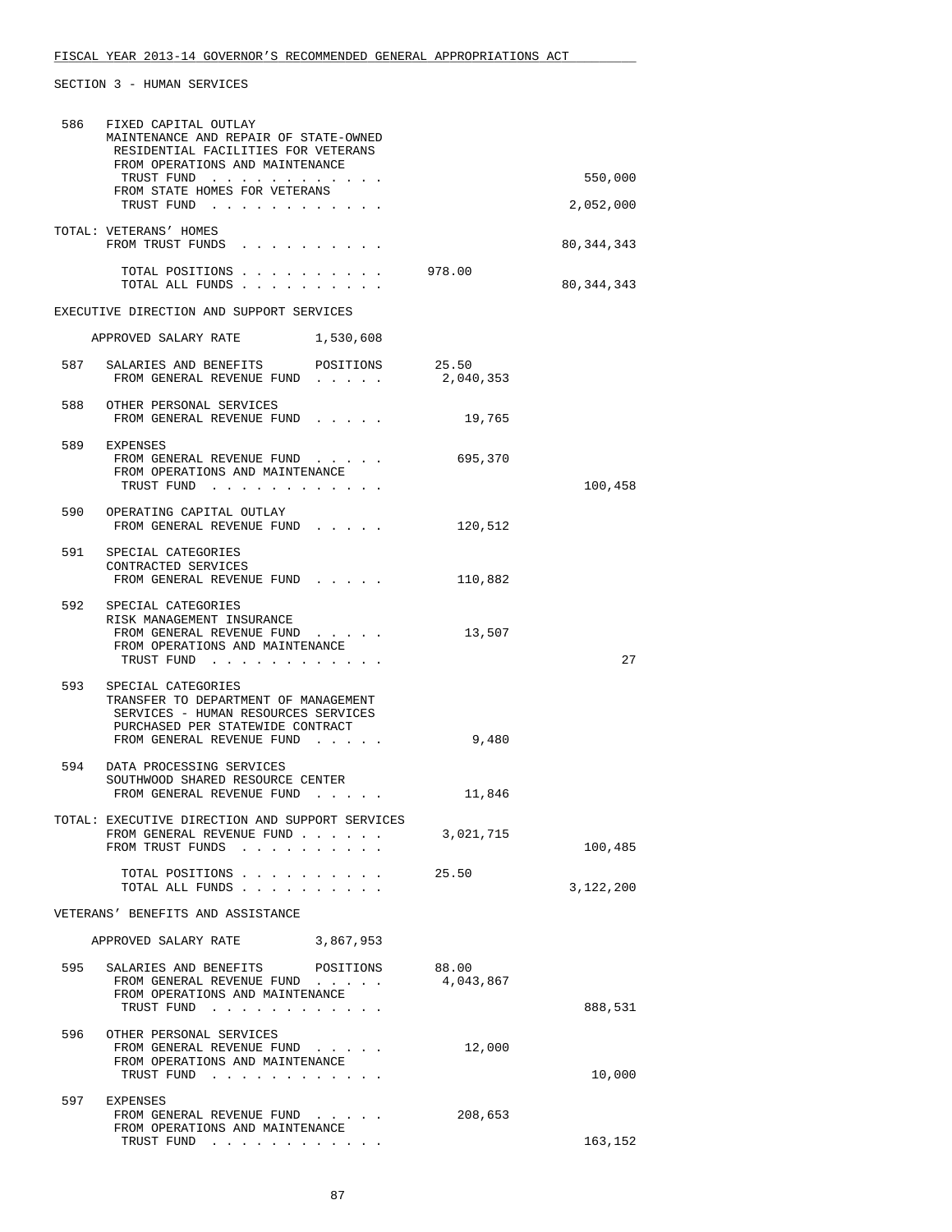FISCAL YEAR 2013-14 GOVERNOR'S RECOMMENDED GENERAL APPROPRIATIONS ACT

SECTION 3 - HUMAN SERVICES

| | | | |
|---|---|---|---|
| 586 | FIXED CAPITAL OUTLAY<br>MAINTENANCE AND REPAIR OF STATE-OWNED RESIDENTIAL FACILITIES FOR VETERANS<br>FROM OPERATIONS AND MAINTENANCE TRUST FUND | | 550,000 |
| | FROM STATE HOMES FOR VETERANS TRUST FUND | | 2,052,000 |
| | TOTAL: VETERANS' HOMES<br>FROM TRUST FUNDS | | 80,344,343 |
| | TOTAL POSITIONS | 978.00 | |
| | TOTAL ALL FUNDS | | 80,344,343 |

EXECUTIVE DIRECTION AND SUPPORT SERVICES

APPROVED SALARY RATE 1,530,608

| | | | |
|---|---|---|---|
| 587 | SALARIES AND BENEFITS POSITIONS | 25.50 | |
| | FROM GENERAL REVENUE FUND | 2,040,353 | |
| 588 | OTHER PERSONAL SERVICES<br>FROM GENERAL REVENUE FUND | 19,765 | |
| 589 | EXPENSES<br>FROM GENERAL REVENUE FUND | 695,370 | |
| | FROM OPERATIONS AND MAINTENANCE TRUST FUND | | 100,458 |
| 590 | OPERATING CAPITAL OUTLAY<br>FROM GENERAL REVENUE FUND | 120,512 | |
| 591 | SPECIAL CATEGORIES<br>CONTRACTED SERVICES<br>FROM GENERAL REVENUE FUND | 110,882 | |
| 592 | SPECIAL CATEGORIES<br>RISK MANAGEMENT INSURANCE<br>FROM GENERAL REVENUE FUND | 13,507 | |
| | FROM OPERATIONS AND MAINTENANCE TRUST FUND | | 27 |
| 593 | SPECIAL CATEGORIES<br>TRANSFER TO DEPARTMENT OF MANAGEMENT SERVICES - HUMAN RESOURCES SERVICES PURCHASED PER STATEWIDE CONTRACT<br>FROM GENERAL REVENUE FUND | 9,480 | |
| 594 | DATA PROCESSING SERVICES<br>SOUTHWOOD SHARED RESOURCE CENTER<br>FROM GENERAL REVENUE FUND | 11,846 | |
| | TOTAL: EXECUTIVE DIRECTION AND SUPPORT SERVICES<br>FROM GENERAL REVENUE FUND | 3,021,715 | |
| | FROM TRUST FUNDS | | 100,485 |
| | TOTAL POSITIONS | 25.50 | |
| | TOTAL ALL FUNDS | | 3,122,200 |

VETERANS' BENEFITS AND ASSISTANCE

APPROVED SALARY RATE 3,867,953

| | | | |
|---|---|---|---|
| 595 | SALARIES AND BENEFITS POSITIONS | 88.00 | |
| | FROM GENERAL REVENUE FUND | 4,043,867 | |
| | FROM OPERATIONS AND MAINTENANCE TRUST FUND | | 888,531 |
| 596 | OTHER PERSONAL SERVICES<br>FROM GENERAL REVENUE FUND | 12,000 | |
| | FROM OPERATIONS AND MAINTENANCE TRUST FUND | | 10,000 |
| 597 | EXPENSES<br>FROM GENERAL REVENUE FUND | 208,653 | |
| | FROM OPERATIONS AND MAINTENANCE TRUST FUND | | 163,152 |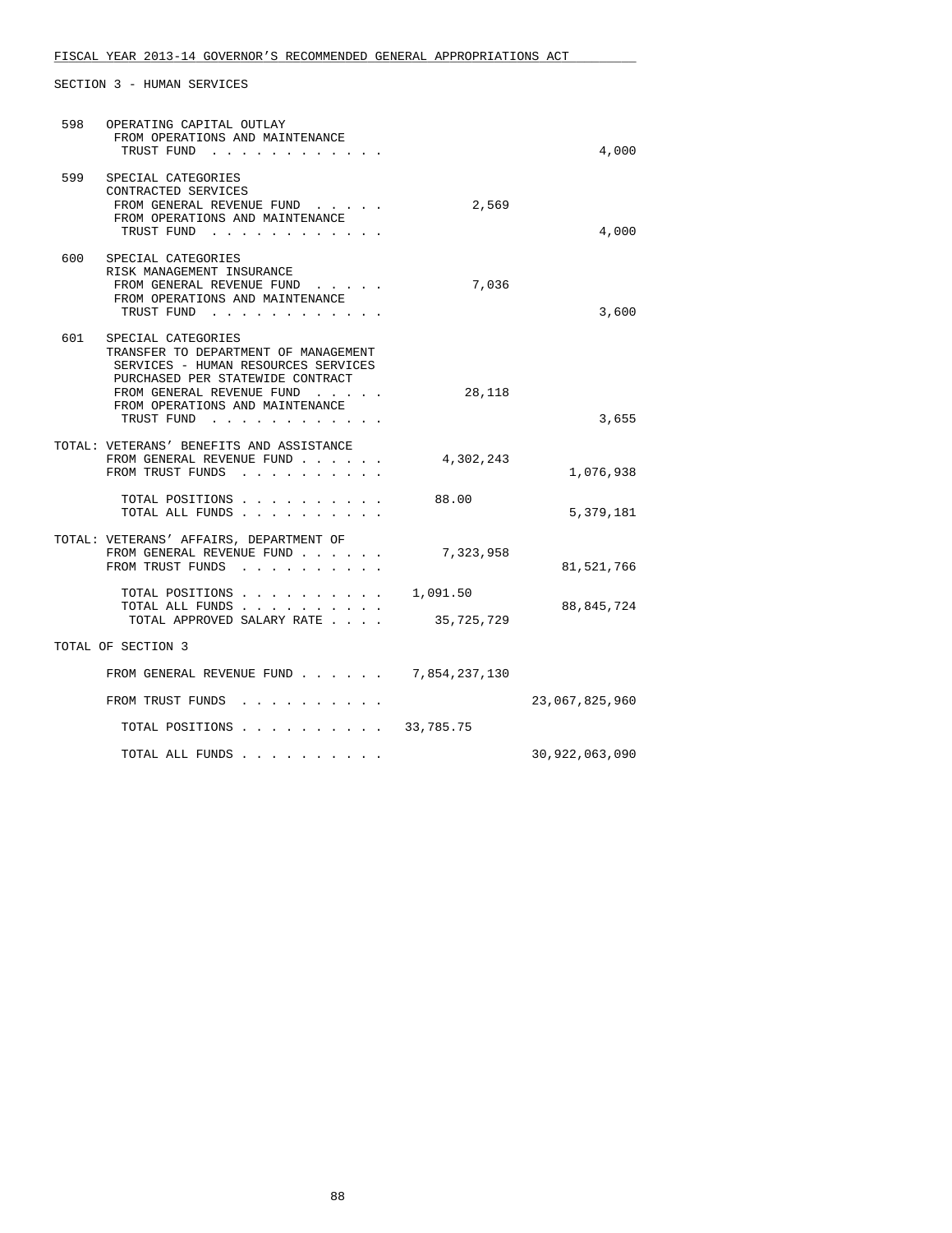SECTION 3 - HUMAN SERVICES

| | | | |
|---|---|---|---|
| 598 | OPERATING CAPITAL OUTLAY<br>FROM OPERATIONS AND MAINTENANCE<br>TRUST FUND . . . . . . . . . . . . | | 4,000 |
| 599 | SPECIAL CATEGORIES<br>CONTRACTED SERVICES<br>FROM GENERAL REVENUE FUND . . . . . | 2,569 | |
| | FROM OPERATIONS AND MAINTENANCE<br>TRUST FUND . . . . . . . . . . . . | | 4,000 |
| 600 | SPECIAL CATEGORIES<br>RISK MANAGEMENT INSURANCE<br>FROM GENERAL REVENUE FUND . . . . . | 7,036 | |
| | FROM OPERATIONS AND MAINTENANCE<br>TRUST FUND . . . . . . . . . . . . | | 3,600 |
| 601 | SPECIAL CATEGORIES<br>TRANSFER TO DEPARTMENT OF MANAGEMENT<br>SERVICES - HUMAN RESOURCES SERVICES<br>PURCHASED PER STATEWIDE CONTRACT<br>FROM GENERAL REVENUE FUND . . . . . | 28,118 | |
| | FROM OPERATIONS AND MAINTENANCE<br>TRUST FUND . . . . . . . . . . . . | | 3,655 |

TOTAL: VETERANS' BENEFITS AND ASSISTANCE

| | | |
|---|---|---|
| FROM GENERAL REVENUE FUND . . . . . . | 4,302,243 | |
| FROM TRUST FUNDS . . . . . . . . . . | | 1,076,938 |
| TOTAL POSITIONS . . . . . . . . . . | 88.00 | |
| TOTAL ALL FUNDS . . . . . . . . . . | | 5,379,181 |

TOTAL: VETERANS' AFFAIRS, DEPARTMENT OF

| | | |
|---|---|---|
| FROM GENERAL REVENUE FUND . . . . . . | 7,323,958 | |
| FROM TRUST FUNDS . . . . . . . . . . | | 81,521,766 |
| TOTAL POSITIONS . . . . . . . . . . | 1,091.50 | |
| TOTAL ALL FUNDS . . . . . . . . . . | | 88,845,724 |
| TOTAL APPROVED SALARY RATE . . . . | 35,725,729 | |

TOTAL OF SECTION 3

| | | |
|---|---|---|
| FROM GENERAL REVENUE FUND . . . . . . | 7,854,237,130 | |
| FROM TRUST FUNDS . . . . . . . . . . | | 23,067,825,960 |
| TOTAL POSITIONS . . . . . . . . . . | 33,785.75 | |
| TOTAL ALL FUNDS . . . . . . . . . . | | 30,922,063,090 |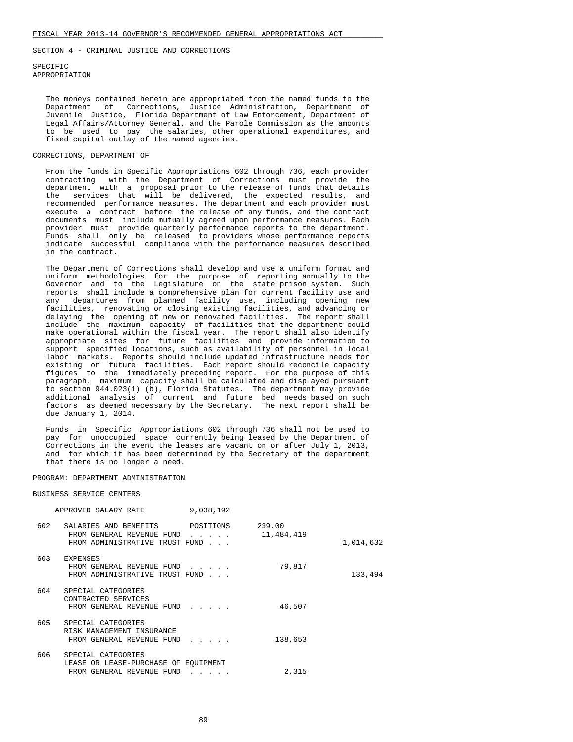FISCAL YEAR 2013-14 GOVERNOR'S RECOMMENDED GENERAL APPROPRIATIONS ACT

SECTION 4 - CRIMINAL JUSTICE AND CORRECTIONS

SPECIFIC
APPROPRIATION

The moneys contained herein are appropriated from the named funds to the Department of Corrections, Justice Administration, Department of Juvenile Justice, Florida Department of Law Enforcement, Department of Legal Affairs/Attorney General, and the Parole Commission as the amounts to be used to pay the salaries, other operational expenditures, and fixed capital outlay of the named agencies.

CORRECTIONS, DEPARTMENT OF

From the funds in Specific Appropriations 602 through 736, each provider contracting with the Department of Corrections must provide the department with a proposal prior to the release of funds that details the services that will be delivered, the expected results, and recommended performance measures. The department and each provider must execute a contract before the release of any funds, and the contract documents must include mutually agreed upon performance measures. Each provider must provide quarterly performance reports to the department. Funds shall only be released to providers whose performance reports indicate successful compliance with the performance measures described in the contract.

The Department of Corrections shall develop and use a uniform format and uniform methodologies for the purpose of reporting annually to the Governor and to the Legislature on the state prison system. Such reports shall include a comprehensive plan for current facility use and any departures from planned facility use, including opening new facilities, renovating or closing existing facilities, and advancing or delaying the opening of new or renovated facilities. The report shall include the maximum capacity of facilities that the department could make operational within the fiscal year. The report shall also identify appropriate sites for future facilities and provide information to support specified locations, such as availability of personnel in local labor markets. Reports should include updated infrastructure needs for existing or future facilities. Each report should reconcile capacity figures to the immediately preceding report. For the purpose of this paragraph, maximum capacity shall be calculated and displayed pursuant to section 944.023(1) (b), Florida Statutes. The department may provide additional analysis of current and future bed needs based on such factors as deemed necessary by the Secretary. The next report shall be due January 1, 2014.

Funds in Specific Appropriations 602 through 736 shall not be used to pay for unoccupied space currently being leased by the Department of Corrections in the event the leases are vacant on or after July 1, 2013, and for which it has been determined by the Secretary of the department that there is no longer a need.

PROGRAM: DEPARTMENT ADMINISTRATION

BUSINESS SERVICE CENTERS

APPROVED SALARY RATE 9,038,192

| | | | | |
|---|---|---|---|---|
| 602 | SALARIES AND BENEFITS | POSITIONS | 239.00 | |
| | FROM GENERAL REVENUE FUND . . . . . | | 11,484,419 | |
| | FROM ADMINISTRATIVE TRUST FUND . . . | | | 1,014,632 |
| 603 | EXPENSES | | | |
| | FROM GENERAL REVENUE FUND . . . . . | | 79,817 | |
| | FROM ADMINISTRATIVE TRUST FUND . . . | | | 133,494 |
| 604 | SPECIAL CATEGORIES<br>CONTRACTED SERVICES | | | |
| | FROM GENERAL REVENUE FUND . . . . . | | 46,507 | |
| 605 | SPECIAL CATEGORIES<br>RISK MANAGEMENT INSURANCE | | | |
| | FROM GENERAL REVENUE FUND . . . . . | | 138,653 | |
| 606 | SPECIAL CATEGORIES<br>LEASE OR LEASE-PURCHASE OF EQUIPMENT | | | |
| | FROM GENERAL REVENUE FUND . . . . . | | 2,315 | |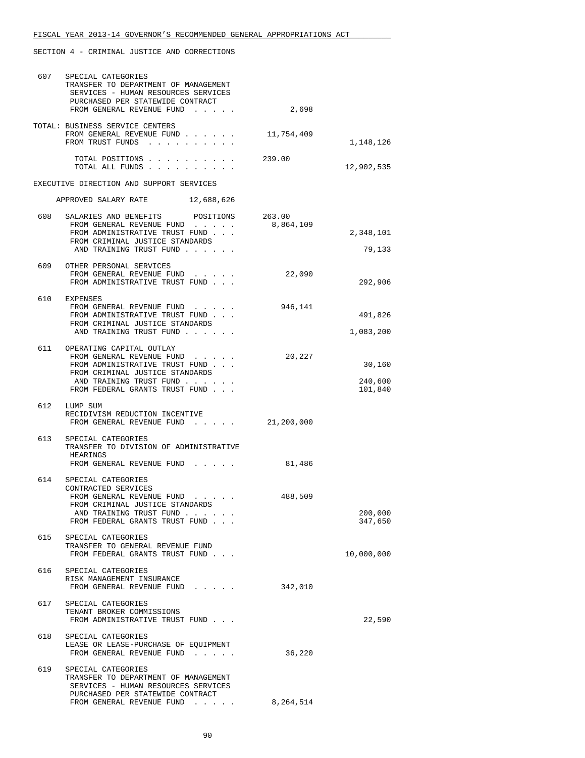FISCAL YEAR 2013-14 GOVERNOR'S RECOMMENDED GENERAL APPROPRIATIONS ACT

SECTION 4 - CRIMINAL JUSTICE AND CORRECTIONS

| | | | |
|---|---|---|---|
| 607 | SPECIAL CATEGORIES<br>TRANSFER TO DEPARTMENT OF MANAGEMENT SERVICES - HUMAN RESOURCES SERVICES PURCHASED PER STATEWIDE CONTRACT<br>FROM GENERAL REVENUE FUND . . . . . | 2,698 | |
| | TOTAL: BUSINESS SERVICE CENTERS<br>FROM GENERAL REVENUE FUND . . . . . . | 11,754,409 | |
| | FROM TRUST FUNDS . . . . . . . . . . | | 1,148,126 |
| | TOTAL POSITIONS . . . . . . . . . . | 239.00 | |
| | TOTAL ALL FUNDS . . . . . . . . . . | | 12,902,535 |

EXECUTIVE DIRECTION AND SUPPORT SERVICES

APPROVED SALARY RATE 12,688,626

| | | | |
|---|---|---|---|
| 608 | SALARIES AND BENEFITS POSITIONS | 263.00 | |
| | FROM GENERAL REVENUE FUND . . . . . | 8,864,109 | |
| | FROM ADMINISTRATIVE TRUST FUND . . . | | 2,348,101 |
| | FROM CRIMINAL JUSTICE STANDARDS AND TRAINING TRUST FUND . . . . . . | | 79,133 |
| 609 | OTHER PERSONAL SERVICES<br>FROM GENERAL REVENUE FUND . . . . . | 22,090 | |
| | FROM ADMINISTRATIVE TRUST FUND . . . | | 292,906 |
| 610 | EXPENSES<br>FROM GENERAL REVENUE FUND . . . . . | 946,141 | |
| | FROM ADMINISTRATIVE TRUST FUND . . . | | 491,826 |
| | FROM CRIMINAL JUSTICE STANDARDS AND TRAINING TRUST FUND . . . . . . | | 1,083,200 |
| 611 | OPERATING CAPITAL OUTLAY<br>FROM GENERAL REVENUE FUND . . . . . | 20,227 | |
| | FROM ADMINISTRATIVE TRUST FUND . . . | | 30,160 |
| | FROM CRIMINAL JUSTICE STANDARDS AND TRAINING TRUST FUND . . . . . . | | 240,600 |
| | FROM FEDERAL GRANTS TRUST FUND . . . | | 101,840 |
| 612 | LUMP SUM<br>RECIDIVISM REDUCTION INCENTIVE<br>FROM GENERAL REVENUE FUND . . . . . | 21,200,000 | |
| 613 | SPECIAL CATEGORIES<br>TRANSFER TO DIVISION OF ADMINISTRATIVE HEARINGS<br>FROM GENERAL REVENUE FUND . . . . . | 81,486 | |
| 614 | SPECIAL CATEGORIES<br>CONTRACTED SERVICES<br>FROM GENERAL REVENUE FUND . . . . . | 488,509 | |
| | FROM CRIMINAL JUSTICE STANDARDS AND TRAINING TRUST FUND . . . . . . | | 200,000 |
| | FROM FEDERAL GRANTS TRUST FUND . . . | | 347,650 |
| 615 | SPECIAL CATEGORIES<br>TRANSFER TO GENERAL REVENUE FUND<br>FROM FEDERAL GRANTS TRUST FUND . . . | | 10,000,000 |
| 616 | SPECIAL CATEGORIES<br>RISK MANAGEMENT INSURANCE<br>FROM GENERAL REVENUE FUND . . . . . | 342,010 | |
| 617 | SPECIAL CATEGORIES<br>TENANT BROKER COMMISSIONS<br>FROM ADMINISTRATIVE TRUST FUND . . . | | 22,590 |
| 618 | SPECIAL CATEGORIES<br>LEASE OR LEASE-PURCHASE OF EQUIPMENT<br>FROM GENERAL REVENUE FUND . . . . . | 36,220 | |
| 619 | SPECIAL CATEGORIES<br>TRANSFER TO DEPARTMENT OF MANAGEMENT SERVICES - HUMAN RESOURCES SERVICES PURCHASED PER STATEWIDE CONTRACT<br>FROM GENERAL REVENUE FUND . . . . . | 8,264,514 | |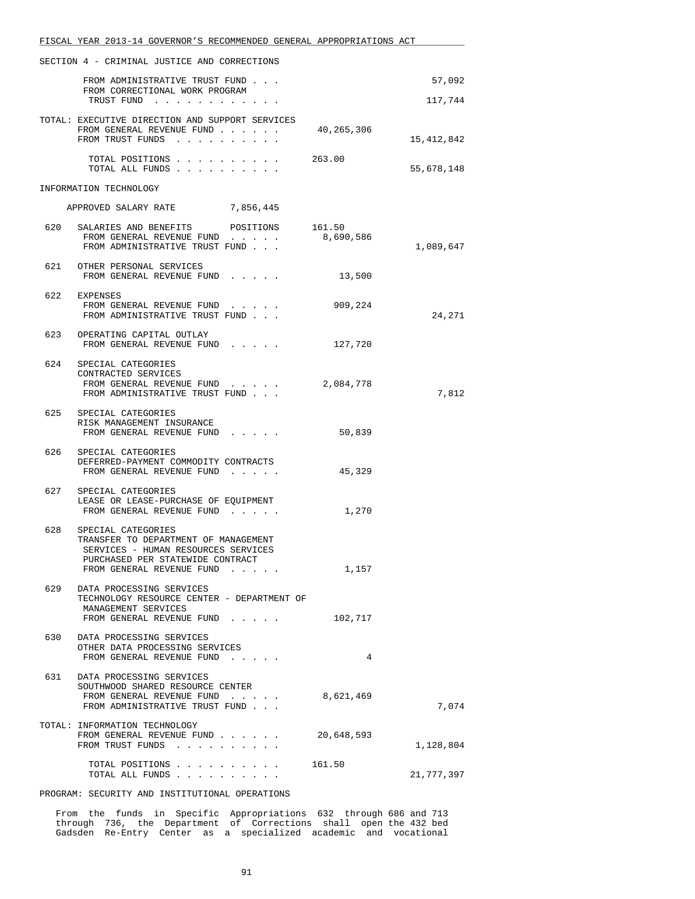SECTION 4 - CRIMINAL JUSTICE AND CORRECTIONS

| | | General Revenue | Trust Funds |
|---|---|---|---|
| | FROM ADMINISTRATIVE TRUST FUND . . . | | 57,092 |
| | FROM CORRECTIONAL WORK PROGRAM TRUST FUND . . . . . . . . . . . . | | 117,744 |

TOTAL: EXECUTIVE DIRECTION AND SUPPORT SERVICES

| | | |
|---|---|---|
| FROM GENERAL REVENUE FUND . . . . . . | 40,265,306 | |
| FROM TRUST FUNDS . . . . . . . . . . | | 15,412,842 |
| TOTAL POSITIONS . . . . . . . . . . | 263.00 | |
| TOTAL ALL FUNDS . . . . . . . . . . | | 55,678,148 |

INFORMATION TECHNOLOGY

APPROVED SALARY RATE 7,856,445

| No. | Item | General Revenue | Trust Funds |
|---|---|---|---|
| 620 | SALARIES AND BENEFITS POSITIONS 161.50 | | |
| | FROM GENERAL REVENUE FUND . . . . . | 8,690,586 | |
| | FROM ADMINISTRATIVE TRUST FUND . . . | | 1,089,647 |
| 621 | OTHER PERSONAL SERVICES | | |
| | FROM GENERAL REVENUE FUND . . . . . | 13,500 | |
| 622 | EXPENSES | | |
| | FROM GENERAL REVENUE FUND . . . . . | 909,224 | |
| | FROM ADMINISTRATIVE TRUST FUND . . . | | 24,271 |
| 623 | OPERATING CAPITAL OUTLAY | | |
| | FROM GENERAL REVENUE FUND . . . . . | 127,720 | |
| 624 | SPECIAL CATEGORIES CONTRACTED SERVICES | | |
| | FROM GENERAL REVENUE FUND . . . . . | 2,084,778 | |
| | FROM ADMINISTRATIVE TRUST FUND . . . | | 7,812 |
| 625 | SPECIAL CATEGORIES RISK MANAGEMENT INSURANCE | | |
| | FROM GENERAL REVENUE FUND . . . . . | 50,839 | |
| 626 | SPECIAL CATEGORIES DEFERRED-PAYMENT COMMODITY CONTRACTS | | |
| | FROM GENERAL REVENUE FUND . . . . . | 45,329 | |
| 627 | SPECIAL CATEGORIES LEASE OR LEASE-PURCHASE OF EQUIPMENT | | |
| | FROM GENERAL REVENUE FUND . . . . . | 1,270 | |
| 628 | SPECIAL CATEGORIES TRANSFER TO DEPARTMENT OF MANAGEMENT SERVICES - HUMAN RESOURCES SERVICES PURCHASED PER STATEWIDE CONTRACT | | |
| | FROM GENERAL REVENUE FUND . . . . . | 1,157 | |
| 629 | DATA PROCESSING SERVICES TECHNOLOGY RESOURCE CENTER - DEPARTMENT OF MANAGEMENT SERVICES | | |
| | FROM GENERAL REVENUE FUND . . . . . | 102,717 | |
| 630 | DATA PROCESSING SERVICES OTHER DATA PROCESSING SERVICES | | |
| | FROM GENERAL REVENUE FUND . . . . . | 4 | |
| 631 | DATA PROCESSING SERVICES SOUTHWOOD SHARED RESOURCE CENTER | | |
| | FROM GENERAL REVENUE FUND . . . . . | 8,621,469 | |
| | FROM ADMINISTRATIVE TRUST FUND . . . | | 7,074 |

TOTAL: INFORMATION TECHNOLOGY

| | | |
|---|---|---|
| FROM GENERAL REVENUE FUND . . . . . . | 20,648,593 | |
| FROM TRUST FUNDS . . . . . . . . . . | | 1,128,804 |
| TOTAL POSITIONS . . . . . . . . . . | 161.50 | |
| TOTAL ALL FUNDS . . . . . . . . . . | | 21,777,397 |

PROGRAM: SECURITY AND INSTITUTIONAL OPERATIONS

From the funds in Specific Appropriations 632 through 686 and 713 through 736, the Department of Corrections shall open the 432 bed Gadsden Re-Entry Center as a specialized academic and vocational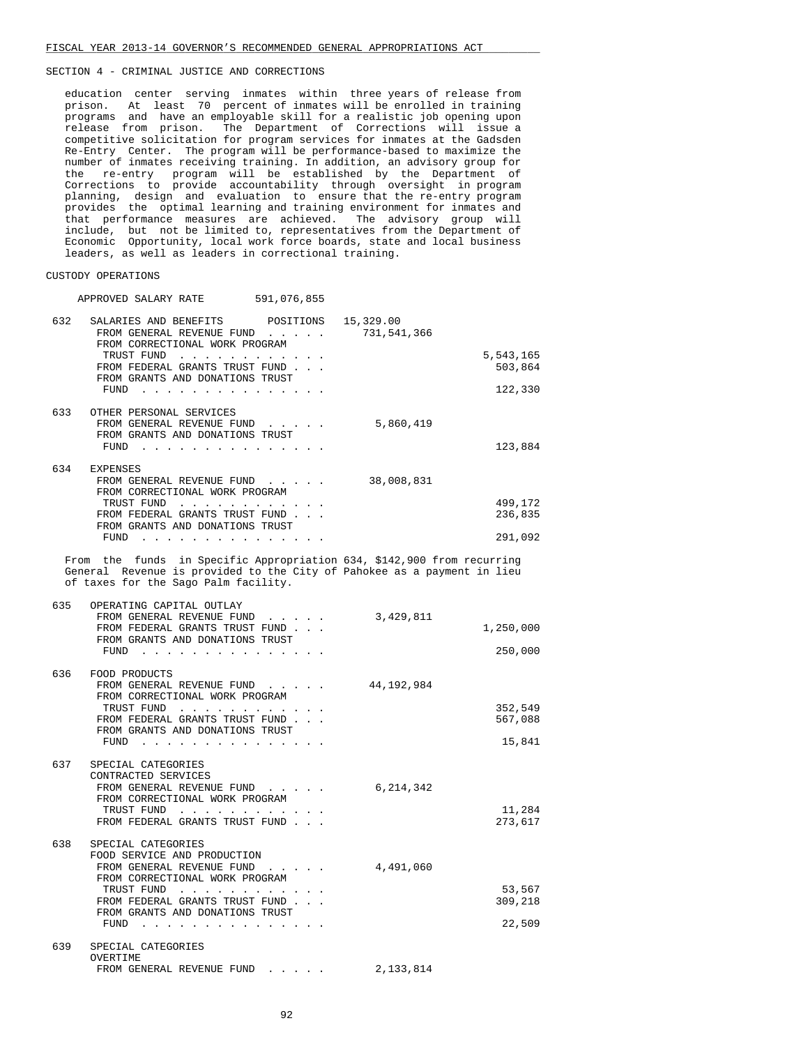SECTION 4 - CRIMINAL JUSTICE AND CORRECTIONS

education center serving inmates within three years of release from prison. At least 70 percent of inmates will be enrolled in training programs and have an employable skill for a realistic job opening upon release from prison. The Department of Corrections will issue a competitive solicitation for program services for inmates at the Gadsden Re-Entry Center. The program will be performance-based to maximize the number of inmates receiving training. In addition, an advisory group for the re-entry program will be established by the Department of Corrections to provide accountability through oversight in program planning, design and evaluation to ensure that the re-entry program provides the optimal learning and training environment for inmates and that performance measures are achieved. The advisory group will include, but not be limited to, representatives from the Department of Economic Opportunity, local work force boards, state and local business leaders, as well as leaders in correctional training.

CUSTODY OPERATIONS

APPROVED SALARY RATE 591,076,855

| | | | |
|---|---|---|---|
| 632 | SALARIES AND BENEFITS POSITIONS | 15,329.00 | |
| | FROM GENERAL REVENUE FUND . . . . . | 731,541,366 | |
| | FROM CORRECTIONAL WORK PROGRAM TRUST FUND . . . . . . . . . . . | | 5,543,165 |
| | FROM FEDERAL GRANTS TRUST FUND . . . | | 503,864 |
| | FROM GRANTS AND DONATIONS TRUST FUND . . . . . . . . . . . . . . . | | 122,330 |
| 633 | OTHER PERSONAL SERVICES | | |
| | FROM GENERAL REVENUE FUND . . . . . | 5,860,419 | |
| | FROM GRANTS AND DONATIONS TRUST FUND . . . . . . . . . . . . . . . | | 123,884 |
| 634 | EXPENSES | | |
| | FROM GENERAL REVENUE FUND . . . . . | 38,008,831 | |
| | FROM CORRECTIONAL WORK PROGRAM TRUST FUND . . . . . . . . . . . | | 499,172 |
| | FROM FEDERAL GRANTS TRUST FUND . . . | | 236,835 |
| | FROM GRANTS AND DONATIONS TRUST FUND . . . . . . . . . . . . . . . | | 291,092 |

From the funds in Specific Appropriation 634, $142,900 from recurring General Revenue is provided to the City of Pahokee as a payment in lieu of taxes for the Sago Palm facility.

| | | | |
|---|---|---|---|
| 635 | OPERATING CAPITAL OUTLAY | | |
| | FROM GENERAL REVENUE FUND . . . . . | 3,429,811 | |
| | FROM FEDERAL GRANTS TRUST FUND . . . | | 1,250,000 |
| | FROM GRANTS AND DONATIONS TRUST FUND . . . . . . . . . . . . . . . | | 250,000 |
| 636 | FOOD PRODUCTS | | |
| | FROM GENERAL REVENUE FUND . . . . . | 44,192,984 | |
| | FROM CORRECTIONAL WORK PROGRAM TRUST FUND . . . . . . . . . . . | | 352,549 |
| | FROM FEDERAL GRANTS TRUST FUND . . . | | 567,088 |
| | FROM GRANTS AND DONATIONS TRUST FUND . . . . . . . . . . . . . . . | | 15,841 |
| 637 | SPECIAL CATEGORIES CONTRACTED SERVICES | | |
| | FROM GENERAL REVENUE FUND . . . . . | 6,214,342 | |
| | FROM CORRECTIONAL WORK PROGRAM TRUST FUND . . . . . . . . . . . | | 11,284 |
| | FROM FEDERAL GRANTS TRUST FUND . . . | | 273,617 |
| 638 | SPECIAL CATEGORIES FOOD SERVICE AND PRODUCTION | | |
| | FROM GENERAL REVENUE FUND . . . . . | 4,491,060 | |
| | FROM CORRECTIONAL WORK PROGRAM TRUST FUND . . . . . . . . . . . | | 53,567 |
| | FROM FEDERAL GRANTS TRUST FUND . . . | | 309,218 |
| | FROM GRANTS AND DONATIONS TRUST FUND . . . . . . . . . . . . . . . | | 22,509 |
| 639 | SPECIAL CATEGORIES OVERTIME | | |
| | FROM GENERAL REVENUE FUND . . . . . | 2,133,814 | |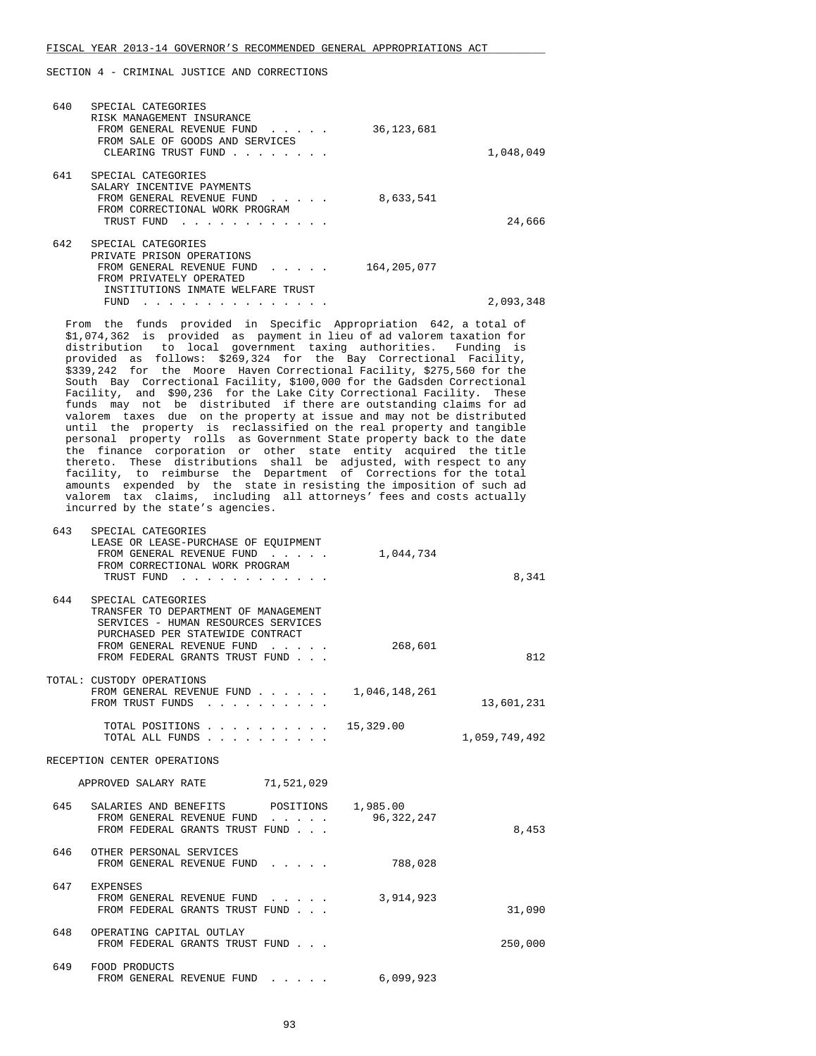FISCAL YEAR 2013-14 GOVERNOR'S RECOMMENDED GENERAL APPROPRIATIONS ACT

SECTION 4 - CRIMINAL JUSTICE AND CORRECTIONS

| | | | |
|---|---|---|---|
| 640 | SPECIAL CATEGORIES<br>RISK MANAGEMENT INSURANCE<br>FROM GENERAL REVENUE FUND . . . . .<br>FROM SALE OF GOODS AND SERVICES CLEARING TRUST FUND . . . . . . . . | 36,123,681 | 1,048,049 |
| 641 | SPECIAL CATEGORIES<br>SALARY INCENTIVE PAYMENTS<br>FROM GENERAL REVENUE FUND . . . . .<br>FROM CORRECTIONAL WORK PROGRAM TRUST FUND . . . . . . . . . . . . | 8,633,541 | 24,666 |
| 642 | SPECIAL CATEGORIES<br>PRIVATE PRISON OPERATIONS<br>FROM GENERAL REVENUE FUND . . . . .<br>FROM PRIVATELY OPERATED INSTITUTIONS INMATE WELFARE TRUST FUND . . . . . . . . . . . . . . . | 164,205,077 | 2,093,348 |

From the funds provided in Specific Appropriation 642, a total of $1,074,362 is provided as payment in lieu of ad valorem taxation for distribution to local government taxing authorities. Funding is provided as follows: $269,324 for the Bay Correctional Facility, $339,242 for the Moore Haven Correctional Facility, $275,560 for the South Bay Correctional Facility, $100,000 for the Gadsden Correctional Facility, and $90,236 for the Lake City Correctional Facility. These funds may not be distributed if there are outstanding claims for ad valorem taxes due on the property at issue and may not be distributed until the property is reclassified on the real property and tangible personal property rolls as Government State property back to the date the finance corporation or other state entity acquired the title thereto. These distributions shall be adjusted, with respect to any facility, to reimburse the Department of Corrections for the total amounts expended by the state in resisting the imposition of such ad valorem tax claims, including all attorneys' fees and costs actually incurred by the state's agencies.

| | | | |
|---|---|---|---|
| 643 | SPECIAL CATEGORIES<br>LEASE OR LEASE-PURCHASE OF EQUIPMENT<br>FROM GENERAL REVENUE FUND . . . . .<br>FROM CORRECTIONAL WORK PROGRAM TRUST FUND . . . . . . . . . . . . | 1,044,734 | 8,341 |
| 644 | SPECIAL CATEGORIES<br>TRANSFER TO DEPARTMENT OF MANAGEMENT SERVICES - HUMAN RESOURCES SERVICES PURCHASED PER STATEWIDE CONTRACT<br>FROM GENERAL REVENUE FUND . . . . .<br>FROM FEDERAL GRANTS TRUST FUND . . . | 268,601 | 812 |

TOTAL: CUSTODY OPERATIONS

| | | |
|---|---|---|
| FROM GENERAL REVENUE FUND . . . . . . | 1,046,148,261 | |
| FROM TRUST FUNDS . . . . . . . . . . | | 13,601,231 |
| TOTAL POSITIONS . . . . . . . . . . | 15,329.00 | |
| TOTAL ALL FUNDS . . . . . . . . . . | | 1,059,749,492 |

RECEPTION CENTER OPERATIONS

APPROVED SALARY RATE 71,521,029

| | | | |
|---|---|---|---|
| 645 | SALARIES AND BENEFITS POSITIONS<br>FROM GENERAL REVENUE FUND . . . . .<br>FROM FEDERAL GRANTS TRUST FUND . . . | 1,985.00<br>96,322,247 | 8,453 |
| 646 | OTHER PERSONAL SERVICES<br>FROM GENERAL REVENUE FUND . . . . . | 788,028 | |
| 647 | EXPENSES<br>FROM GENERAL REVENUE FUND . . . . .<br>FROM FEDERAL GRANTS TRUST FUND . . . | 3,914,923 | 31,090 |
| 648 | OPERATING CAPITAL OUTLAY<br>FROM FEDERAL GRANTS TRUST FUND . . . | | 250,000 |
| 649 | FOOD PRODUCTS<br>FROM GENERAL REVENUE FUND . . . . . | 6,099,923 | |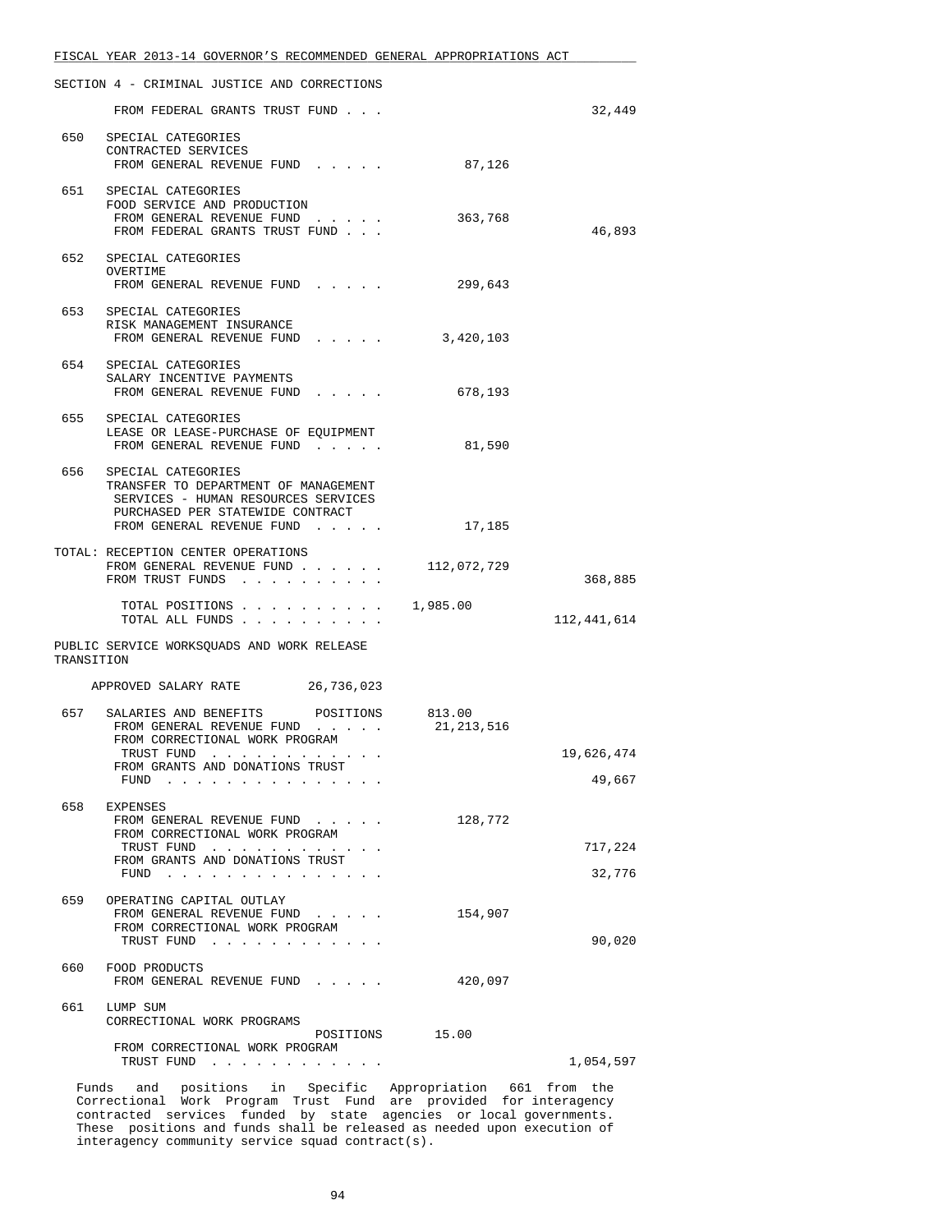SECTION 4 - CRIMINAL JUSTICE AND CORRECTIONS

| | | | |
|---|---|---|---|
| | FROM FEDERAL GRANTS TRUST FUND . . . | | 32,449 |
| 650 | SPECIAL CATEGORIES<br>CONTRACTED SERVICES<br>FROM GENERAL REVENUE FUND . . . . . | 87,126 | |
| 651 | SPECIAL CATEGORIES<br>FOOD SERVICE AND PRODUCTION<br>FROM GENERAL REVENUE FUND . . . . . | 363,768 | |
| | FROM FEDERAL GRANTS TRUST FUND . . . | | 46,893 |
| 652 | SPECIAL CATEGORIES<br>OVERTIME<br>FROM GENERAL REVENUE FUND . . . . . | 299,643 | |
| 653 | SPECIAL CATEGORIES<br>RISK MANAGEMENT INSURANCE<br>FROM GENERAL REVENUE FUND . . . . . | 3,420,103 | |
| 654 | SPECIAL CATEGORIES<br>SALARY INCENTIVE PAYMENTS<br>FROM GENERAL REVENUE FUND . . . . . | 678,193 | |
| 655 | SPECIAL CATEGORIES<br>LEASE OR LEASE-PURCHASE OF EQUIPMENT<br>FROM GENERAL REVENUE FUND . . . . . | 81,590 | |
| 656 | SPECIAL CATEGORIES<br>TRANSFER TO DEPARTMENT OF MANAGEMENT<br>SERVICES - HUMAN RESOURCES SERVICES<br>PURCHASED PER STATEWIDE CONTRACT<br>FROM GENERAL REVENUE FUND . . . . . | 17,185 | |

TOTAL: RECEPTION CENTER OPERATIONS

| | | |
|---|---|---|
| FROM GENERAL REVENUE FUND . . . . . . | 112,072,729 | |
| FROM TRUST FUNDS . . . . . . . . . . | | 368,885 |
| TOTAL POSITIONS . . . . . . . . . . | 1,985.00 | |
| TOTAL ALL FUNDS . . . . . . . . . . | | 112,441,614 |

PUBLIC SERVICE WORKSQUADS AND WORK RELEASE TRANSITION

APPROVED SALARY RATE 26,736,023

| | | | |
|---|---|---|---|
| 657 | SALARIES AND BENEFITS POSITIONS | 813.00 | |
| | FROM GENERAL REVENUE FUND . . . . . | 21,213,516 | |
| | FROM CORRECTIONAL WORK PROGRAM TRUST FUND . . . . . . . . . . . . | | 19,626,474 |
| | FROM GRANTS AND DONATIONS TRUST FUND . . . . . . . . . . . . . . . | | 49,667 |
| 658 | EXPENSES<br>FROM GENERAL REVENUE FUND . . . . . | 128,772 | |
| | FROM CORRECTIONAL WORK PROGRAM TRUST FUND . . . . . . . . . . . . | | 717,224 |
| | FROM GRANTS AND DONATIONS TRUST FUND . . . . . . . . . . . . . . . | | 32,776 |
| 659 | OPERATING CAPITAL OUTLAY<br>FROM GENERAL REVENUE FUND . . . . . | 154,907 | |
| | FROM CORRECTIONAL WORK PROGRAM TRUST FUND . . . . . . . . . . . . | | 90,020 |
| 660 | FOOD PRODUCTS<br>FROM GENERAL REVENUE FUND . . . . . | 420,097 | |
| 661 | LUMP SUM<br>CORRECTIONAL WORK PROGRAMS<br>POSITIONS | 15.00 | |
| | FROM CORRECTIONAL WORK PROGRAM TRUST FUND . . . . . . . . . . . . | | 1,054,597 |

Funds and positions in Specific Appropriation 661 from the Correctional Work Program Trust Fund are provided for interagency contracted services funded by state agencies or local governments. These positions and funds shall be released as needed upon execution of interagency community service squad contract(s).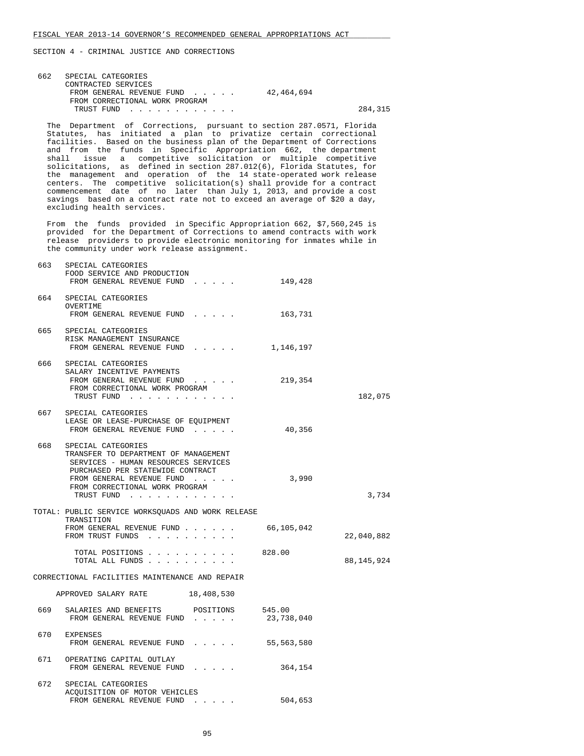SECTION 4 - CRIMINAL JUSTICE AND CORRECTIONS

662 SPECIAL CATEGORIES
CONTRACTED SERVICES
FROM GENERAL REVENUE FUND . . . . . 42,464,694
FROM CORRECTIONAL WORK PROGRAM
TRUST FUND . . . . . . . . . . . . 284,315

The Department of Corrections, pursuant to section 287.0571, Florida Statutes, has initiated a plan to privatize certain correctional facilities. Based on the business plan of the Department of Corrections and from the funds in Specific Appropriation 662, the department shall issue a competitive solicitation or multiple competitive solicitations, as defined in section 287.012(6), Florida Statutes, for the management and operation of the 14 state-operated work release centers. The competitive solicitation(s) shall provide for a contract commencement date of no later than July 1, 2013, and provide a cost savings based on a contract rate not to exceed an average of $20 a day, excluding health services.

From the funds provided in Specific Appropriation 662, $7,560,245 is provided for the Department of Corrections to amend contracts with work release providers to provide electronic monitoring for inmates while in the community under work release assignment.

663 SPECIAL CATEGORIES
FOOD SERVICE AND PRODUCTION
FROM GENERAL REVENUE FUND . . . . . 149,428

664 SPECIAL CATEGORIES
OVERTIME
FROM GENERAL REVENUE FUND . . . . . 163,731

665 SPECIAL CATEGORIES
RISK MANAGEMENT INSURANCE
FROM GENERAL REVENUE FUND . . . . . 1,146,197

666 SPECIAL CATEGORIES
SALARY INCENTIVE PAYMENTS
FROM GENERAL REVENUE FUND . . . . . 219,354
FROM CORRECTIONAL WORK PROGRAM
TRUST FUND . . . . . . . . . . . . 182,075

667 SPECIAL CATEGORIES
LEASE OR LEASE-PURCHASE OF EQUIPMENT
FROM GENERAL REVENUE FUND . . . . . 40,356

668 SPECIAL CATEGORIES
TRANSFER TO DEPARTMENT OF MANAGEMENT SERVICES - HUMAN RESOURCES SERVICES PURCHASED PER STATEWIDE CONTRACT
FROM GENERAL REVENUE FUND . . . . . 3,990
FROM CORRECTIONAL WORK PROGRAM
TRUST FUND . . . . . . . . . . . . 3,734

TOTAL: PUBLIC SERVICE WORKSQUADS AND WORK RELEASE TRANSITION
FROM GENERAL REVENUE FUND . . . . . . 66,105,042
FROM TRUST FUNDS . . . . . . . . . . 22,040,882

TOTAL POSITIONS . . . . . . . . . . 828.00
TOTAL ALL FUNDS . . . . . . . . . . 88,145,924

## CORRECTIONAL FACILITIES MAINTENANCE AND REPAIR

APPROVED SALARY RATE 18,408,530

669 SALARIES AND BENEFITS POSITIONS 545.00
FROM GENERAL REVENUE FUND . . . . . 23,738,040

670 EXPENSES
FROM GENERAL REVENUE FUND . . . . . 55,563,580

671 OPERATING CAPITAL OUTLAY
FROM GENERAL REVENUE FUND . . . . . 364,154

672 SPECIAL CATEGORIES
ACQUISITION OF MOTOR VEHICLES
FROM GENERAL REVENUE FUND . . . . . 504,653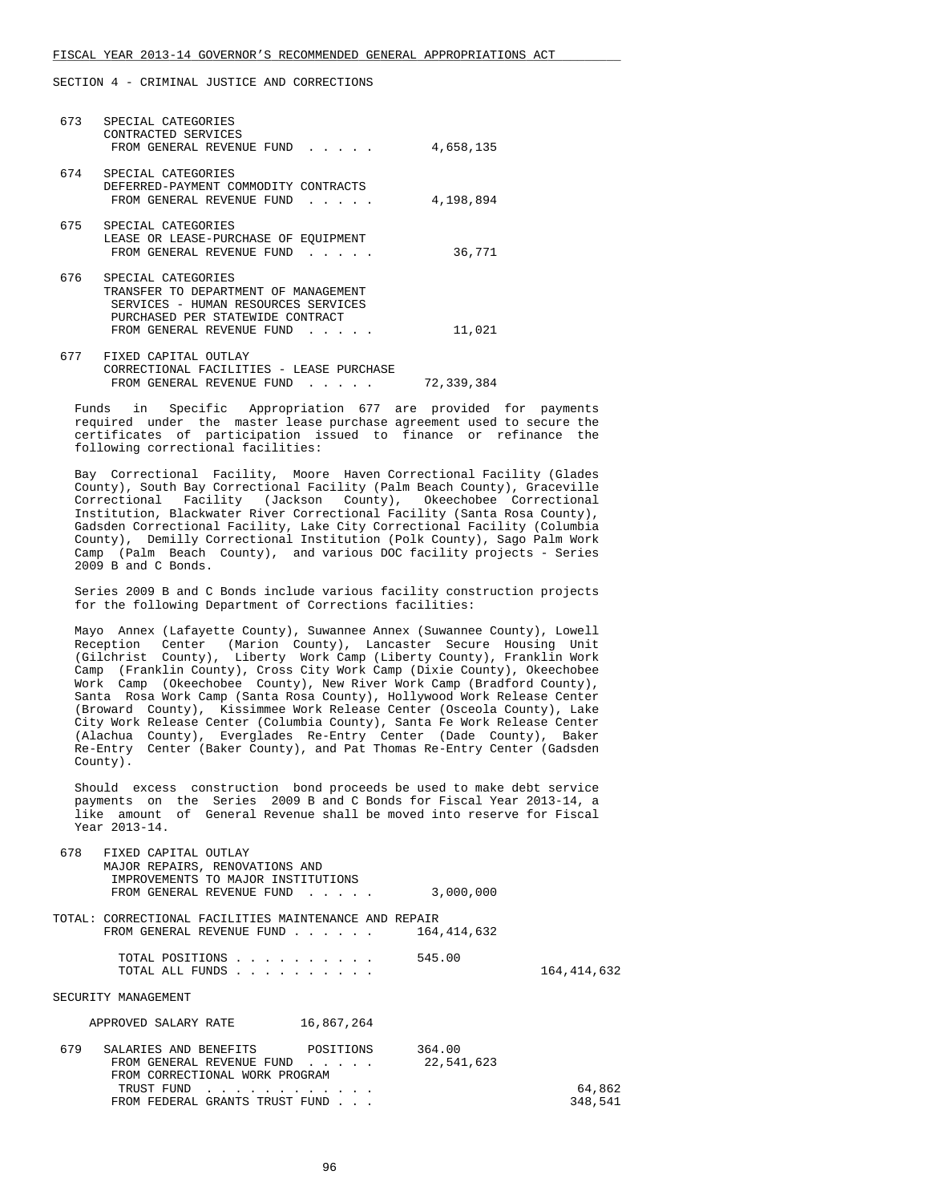SECTION 4 - CRIMINAL JUSTICE AND CORRECTIONS

```
 673   SPECIAL CATEGORIES
       CONTRACTED SERVICES
        FROM GENERAL REVENUE FUND  . . . . .       4,658,135

 674   SPECIAL CATEGORIES
       DEFERRED-PAYMENT COMMODITY CONTRACTS
        FROM GENERAL REVENUE FUND  . . . . .       4,198,894

 675   SPECIAL CATEGORIES
       LEASE OR LEASE-PURCHASE OF EQUIPMENT
        FROM GENERAL REVENUE FUND  . . . . .          36,771

 676   SPECIAL CATEGORIES
       TRANSFER TO DEPARTMENT OF MANAGEMENT
        SERVICES - HUMAN RESOURCES SERVICES
        PURCHASED PER STATEWIDE CONTRACT
        FROM GENERAL REVENUE FUND  . . . . .          11,021

 677   FIXED CAPITAL OUTLAY
       CORRECTIONAL FACILITIES - LEASE PURCHASE
        FROM GENERAL REVENUE FUND  . . . . .      72,339,384
```

Funds in Specific Appropriation 677 are provided for payments required under the master lease purchase agreement used to secure the certificates of participation issued to finance or refinance the following correctional facilities:

Bay Correctional Facility, Moore Haven Correctional Facility (Glades County), South Bay Correctional Facility (Palm Beach County), Graceville Correctional Facility (Jackson County), Okeechobee Correctional Institution, Blackwater River Correctional Facility (Santa Rosa County), Gadsden Correctional Facility, Lake City Correctional Facility (Columbia County), Demilly Correctional Institution (Polk County), Sago Palm Work Camp (Palm Beach County), and various DOC facility projects - Series 2009 B and C Bonds.

Series 2009 B and C Bonds include various facility construction projects for the following Department of Corrections facilities:

Mayo Annex (Lafayette County), Suwannee Annex (Suwannee County), Lowell Reception Center (Marion County), Lancaster Secure Housing Unit (Gilchrist County), Liberty Work Camp (Liberty County), Franklin Work Camp (Franklin County), Cross City Work Camp (Dixie County), Okeechobee Work Camp (Okeechobee County), New River Work Camp (Bradford County), Santa Rosa Work Camp (Santa Rosa County), Hollywood Work Release Center (Broward County), Kissimmee Work Release Center (Osceola County), Lake City Work Release Center (Columbia County), Santa Fe Work Release Center (Alachua County), Everglades Re-Entry Center (Dade County), Baker Re-Entry Center (Baker County), and Pat Thomas Re-Entry Center (Gadsden County).

Should excess construction bond proceeds be used to make debt service payments on the Series 2009 B and C Bonds for Fiscal Year 2013-14, a like amount of General Revenue shall be moved into reserve for Fiscal Year 2013-14.

```
 678   FIXED CAPITAL OUTLAY
       MAJOR REPAIRS, RENOVATIONS AND
        IMPROVEMENTS TO MAJOR INSTITUTIONS
        FROM GENERAL REVENUE FUND  . . . . .       3,000,000

TOTAL: CORRECTIONAL FACILITIES MAINTENANCE AND REPAIR
       FROM GENERAL REVENUE FUND . . . . . .     164,414,632

         TOTAL POSITIONS . . . . . . . . . .      545.00
         TOTAL ALL FUNDS . . . . . . . . . .                    164,414,632

SECURITY MANAGEMENT

     APPROVED SALARY RATE         16,867,264

 679   SALARIES AND BENEFITS       POSITIONS      364.00
        FROM GENERAL REVENUE FUND  . . . . .      22,541,623
        FROM CORRECTIONAL WORK PROGRAM
         TRUST FUND  . . . . . . . . . . . .                         64,862
        FROM FEDERAL GRANTS TRUST FUND . . .                        348,541
```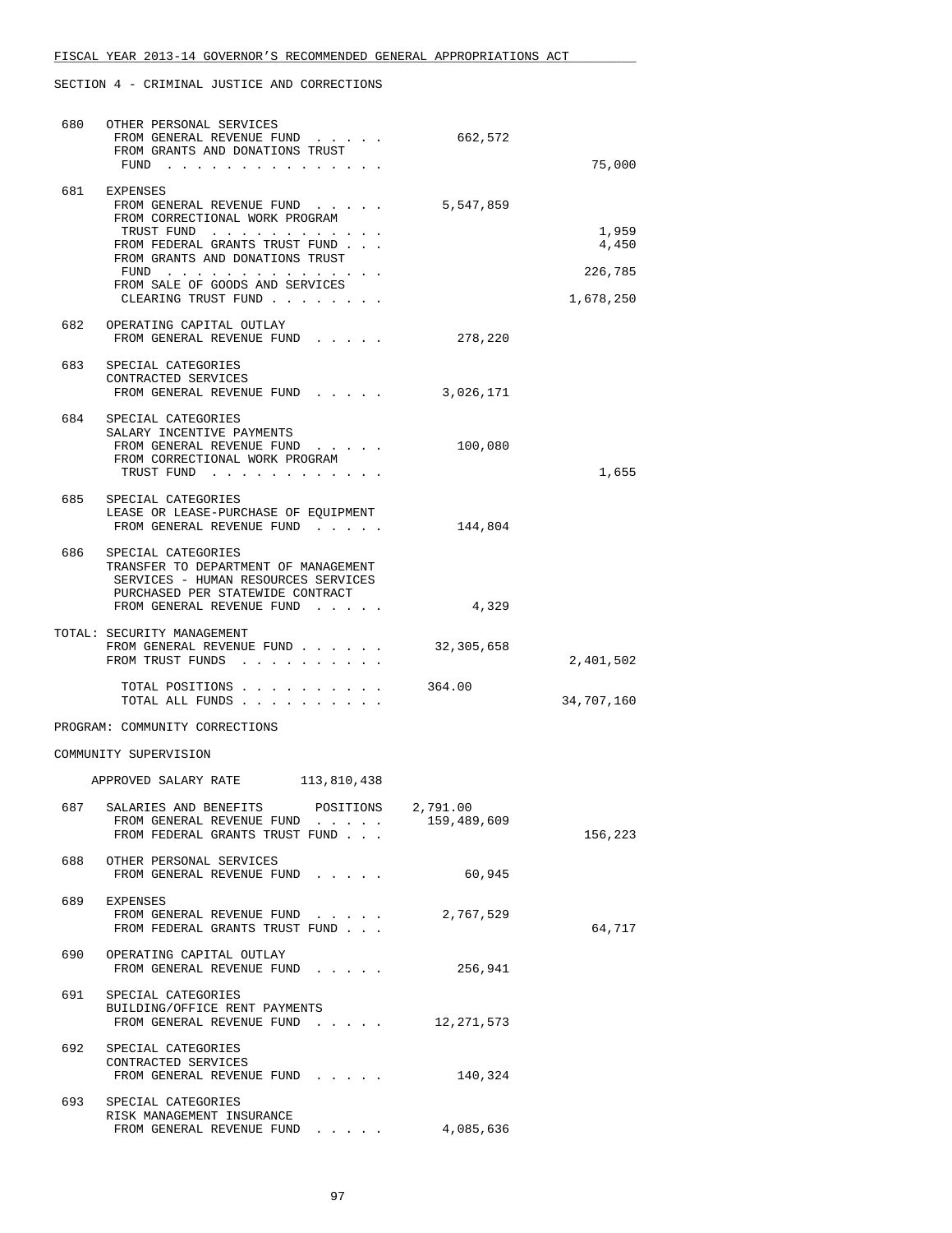SECTION 4 - CRIMINAL JUSTICE AND CORRECTIONS

```
 680   OTHER PERSONAL SERVICES
        FROM GENERAL REVENUE FUND . . . . .          662,572
        FROM GRANTS AND DONATIONS TRUST
         FUND . . . . . . . . . . . . . . .                              75,000

 681   EXPENSES
        FROM GENERAL REVENUE FUND . . . . .        5,547,859
        FROM CORRECTIONAL WORK PROGRAM
         TRUST FUND . . . . . . . . . . . .                               1,959
        FROM FEDERAL GRANTS TRUST FUND . . .                              4,450
        FROM GRANTS AND DONATIONS TRUST
         FUND . . . . . . . . . . . . . . .                             226,785
        FROM SALE OF GOODS AND SERVICES
         CLEARING TRUST FUND . . . . . . . .                          1,678,250

 682   OPERATING CAPITAL OUTLAY
        FROM GENERAL REVENUE FUND . . . . .          278,220

 683   SPECIAL CATEGORIES
        CONTRACTED SERVICES
        FROM GENERAL REVENUE FUND . . . . .        3,026,171

 684   SPECIAL CATEGORIES
        SALARY INCENTIVE PAYMENTS
        FROM GENERAL REVENUE FUND . . . . .          100,080
        FROM CORRECTIONAL WORK PROGRAM
         TRUST FUND . . . . . . . . . . . .                               1,655

 685   SPECIAL CATEGORIES
        LEASE OR LEASE-PURCHASE OF EQUIPMENT
        FROM GENERAL REVENUE FUND . . . . .          144,804

 686   SPECIAL CATEGORIES
        TRANSFER TO DEPARTMENT OF MANAGEMENT
         SERVICES - HUMAN RESOURCES SERVICES
         PURCHASED PER STATEWIDE CONTRACT
        FROM GENERAL REVENUE FUND . . . . .            4,329

TOTAL: SECURITY MANAGEMENT
        FROM GENERAL REVENUE FUND . . . . . .     32,305,658
        FROM TRUST FUNDS . . . . . . . . . .                          2,401,502

         TOTAL POSITIONS . . . . . . . . . .        364.00
         TOTAL ALL FUNDS . . . . . . . . . .                         34,707,160

PROGRAM: COMMUNITY CORRECTIONS

COMMUNITY SUPERVISION

    APPROVED SALARY RATE       113,810,438

 687   SALARIES AND BENEFITS      POSITIONS     2,791.00
        FROM GENERAL REVENUE FUND . . . . .      159,489,609
        FROM FEDERAL GRANTS TRUST FUND . . .                            156,223

 688   OTHER PERSONAL SERVICES
        FROM GENERAL REVENUE FUND . . . . .           60,945

 689   EXPENSES
        FROM GENERAL REVENUE FUND . . . . .        2,767,529
        FROM FEDERAL GRANTS TRUST FUND . . .                             64,717

 690   OPERATING CAPITAL OUTLAY
        FROM GENERAL REVENUE FUND . . . . .          256,941

 691   SPECIAL CATEGORIES
        BUILDING/OFFICE RENT PAYMENTS
        FROM GENERAL REVENUE FUND . . . . .       12,271,573

 692   SPECIAL CATEGORIES
        CONTRACTED SERVICES
        FROM GENERAL REVENUE FUND . . . . .          140,324

 693   SPECIAL CATEGORIES
        RISK MANAGEMENT INSURANCE
        FROM GENERAL REVENUE FUND . . . . .        4,085,636
```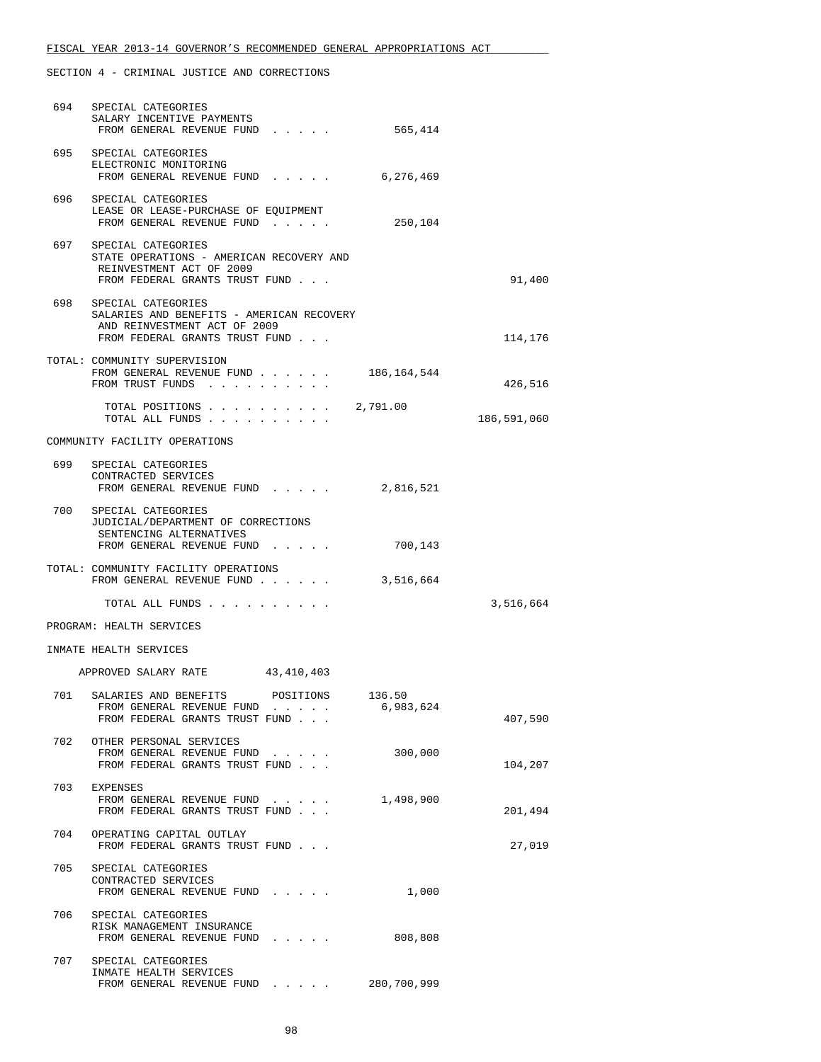FISCAL YEAR 2013-14 GOVERNOR'S RECOMMENDED GENERAL APPROPRIATIONS ACT

SECTION 4 - CRIMINAL JUSTICE AND CORRECTIONS

```
 694   SPECIAL CATEGORIES
       SALARY INCENTIVE PAYMENTS
        FROM GENERAL REVENUE FUND  . . . . .          565,414

 695   SPECIAL CATEGORIES
       ELECTRONIC MONITORING
        FROM GENERAL REVENUE FUND  . . . . .        6,276,469

 696   SPECIAL CATEGORIES
       LEASE OR LEASE-PURCHASE OF EQUIPMENT
        FROM GENERAL REVENUE FUND  . . . . .          250,104

 697   SPECIAL CATEGORIES
       STATE OPERATIONS - AMERICAN RECOVERY AND
        REINVESTMENT ACT OF 2009
        FROM FEDERAL GRANTS TRUST FUND . . .                          91,400

 698   SPECIAL CATEGORIES
       SALARIES AND BENEFITS - AMERICAN RECOVERY
        AND REINVESTMENT ACT OF 2009
        FROM FEDERAL GRANTS TRUST FUND . . .                         114,176

TOTAL: COMMUNITY SUPERVISION
        FROM GENERAL REVENUE FUND . . . . . .     186,164,544
        FROM TRUST FUNDS  . . . . . . . . . .                        426,516

         TOTAL POSITIONS . . . . . . . . . .    2,791.00
         TOTAL ALL FUNDS . . . . . . . . . .                     186,591,060

COMMUNITY FACILITY OPERATIONS

 699   SPECIAL CATEGORIES
       CONTRACTED SERVICES
        FROM GENERAL REVENUE FUND  . . . . .        2,816,521

 700   SPECIAL CATEGORIES
       JUDICIAL/DEPARTMENT OF CORRECTIONS
        SENTENCING ALTERNATIVES
        FROM GENERAL REVENUE FUND  . . . . .          700,143

TOTAL: COMMUNITY FACILITY OPERATIONS
        FROM GENERAL REVENUE FUND . . . . . .       3,516,664

         TOTAL ALL FUNDS . . . . . . . . . .                       3,516,664

PROGRAM: HEALTH SERVICES

INMATE HEALTH SERVICES

    APPROVED SALARY RATE        43,410,403

 701   SALARIES AND BENEFITS       POSITIONS       136.50
        FROM GENERAL REVENUE FUND  . . . . .        6,983,624
        FROM FEDERAL GRANTS TRUST FUND . . .                         407,590

 702   OTHER PERSONAL SERVICES
        FROM GENERAL REVENUE FUND  . . . . .          300,000
        FROM FEDERAL GRANTS TRUST FUND . . .                         104,207

 703   EXPENSES
        FROM GENERAL REVENUE FUND  . . . . .        1,498,900
        FROM FEDERAL GRANTS TRUST FUND . . .                         201,494

 704   OPERATING CAPITAL OUTLAY
        FROM FEDERAL GRANTS TRUST FUND . . .                          27,019

 705   SPECIAL CATEGORIES
       CONTRACTED SERVICES
        FROM GENERAL REVENUE FUND  . . . . .            1,000

 706   SPECIAL CATEGORIES
       RISK MANAGEMENT INSURANCE
        FROM GENERAL REVENUE FUND  . . . . .          808,808

 707   SPECIAL CATEGORIES
       INMATE HEALTH SERVICES
        FROM GENERAL REVENUE FUND  . . . . .      280,700,999
```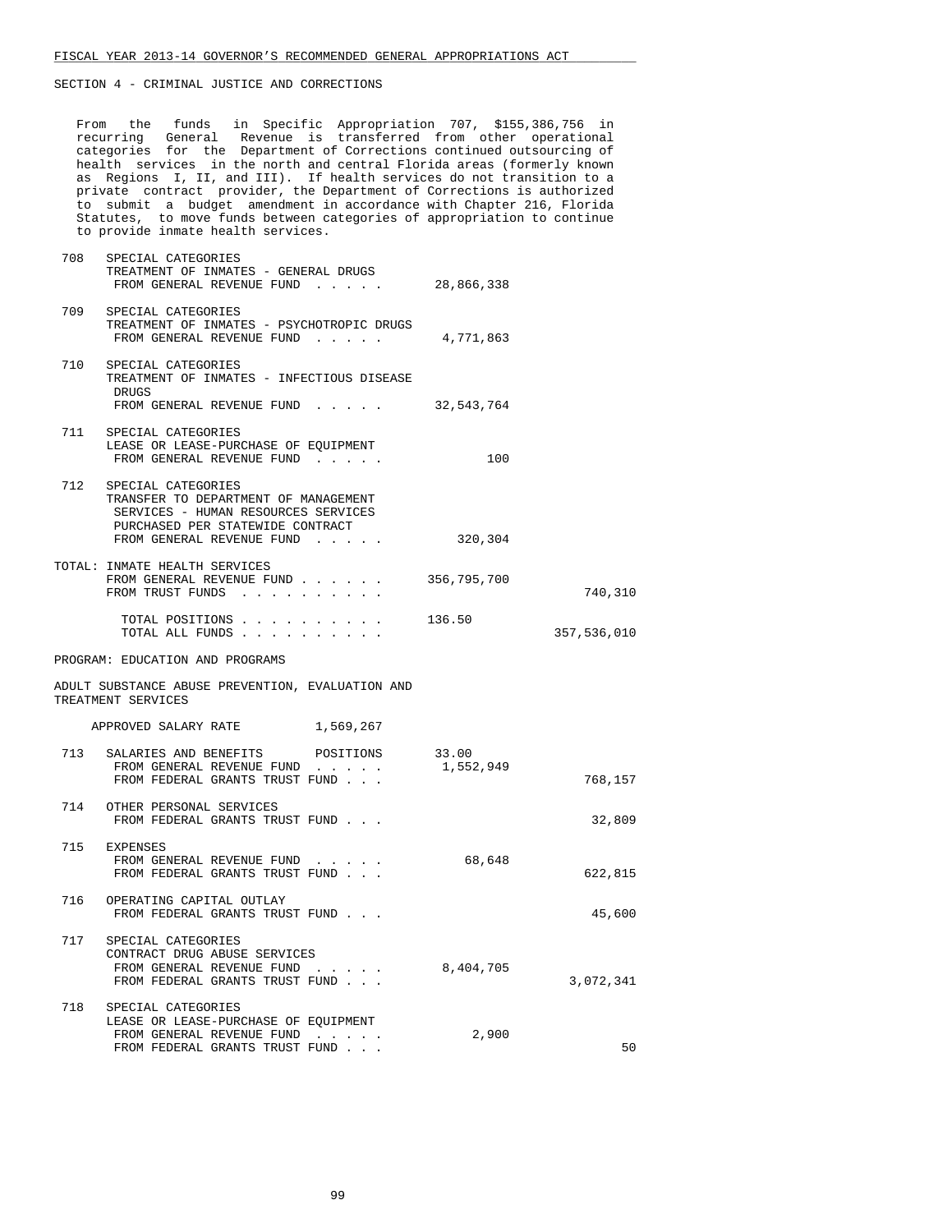SECTION 4 - CRIMINAL JUSTICE AND CORRECTIONS

From the funds in Specific Appropriation 707, $155,386,756 in recurring General Revenue is transferred from other operational categories for the Department of Corrections continued outsourcing of health services in the north and central Florida areas (formerly known as Regions I, II, and III). If health services do not transition to a private contract provider, the Department of Corrections is authorized to submit a budget amendment in accordance with Chapter 216, Florida Statutes, to move funds between categories of appropriation to continue to provide inmate health services.

```
 708   SPECIAL CATEGORIES
       TREATMENT OF INMATES - GENERAL DRUGS
        FROM GENERAL REVENUE FUND  . . . . .       28,866,338

 709   SPECIAL CATEGORIES
       TREATMENT OF INMATES - PSYCHOTROPIC DRUGS
        FROM GENERAL REVENUE FUND  . . . . .        4,771,863

 710   SPECIAL CATEGORIES
       TREATMENT OF INMATES - INFECTIOUS DISEASE
        DRUGS
        FROM GENERAL REVENUE FUND  . . . . .       32,543,764

 711   SPECIAL CATEGORIES
       LEASE OR LEASE-PURCHASE OF EQUIPMENT
        FROM GENERAL REVENUE FUND  . . . . .              100

 712   SPECIAL CATEGORIES
       TRANSFER TO DEPARTMENT OF MANAGEMENT
        SERVICES - HUMAN RESOURCES SERVICES
        PURCHASED PER STATEWIDE CONTRACT
        FROM GENERAL REVENUE FUND  . . . . .          320,304

TOTAL: INMATE HEALTH SERVICES
        FROM GENERAL REVENUE FUND . . . . . .     356,795,700
        FROM TRUST FUNDS  . . . . . . . . . .                        740,310

         TOTAL POSITIONS . . . . . . . . . .      136.50
         TOTAL ALL FUNDS . . . . . . . . . .                     357,536,010

PROGRAM: EDUCATION AND PROGRAMS

ADULT SUBSTANCE ABUSE PREVENTION, EVALUATION AND
TREATMENT SERVICES

     APPROVED SALARY RATE          1,569,267

 713   SALARIES AND BENEFITS       POSITIONS      33.00
        FROM GENERAL REVENUE FUND  . . . . .    1,552,949
        FROM FEDERAL GRANTS TRUST FUND . . .                         768,157

 714   OTHER PERSONAL SERVICES
        FROM FEDERAL GRANTS TRUST FUND . . .                          32,809

 715   EXPENSES
        FROM GENERAL REVENUE FUND  . . . . .       68,648
        FROM FEDERAL GRANTS TRUST FUND . . .                         622,815

 716   OPERATING CAPITAL OUTLAY
        FROM FEDERAL GRANTS TRUST FUND . . .                          45,600

 717   SPECIAL CATEGORIES
       CONTRACT DRUG ABUSE SERVICES
        FROM GENERAL REVENUE FUND  . . . . .    8,404,705
        FROM FEDERAL GRANTS TRUST FUND . . .                       3,072,341

 718   SPECIAL CATEGORIES
       LEASE OR LEASE-PURCHASE OF EQUIPMENT
        FROM GENERAL REVENUE FUND  . . . . .        2,900
        FROM FEDERAL GRANTS TRUST FUND . . .                              50
```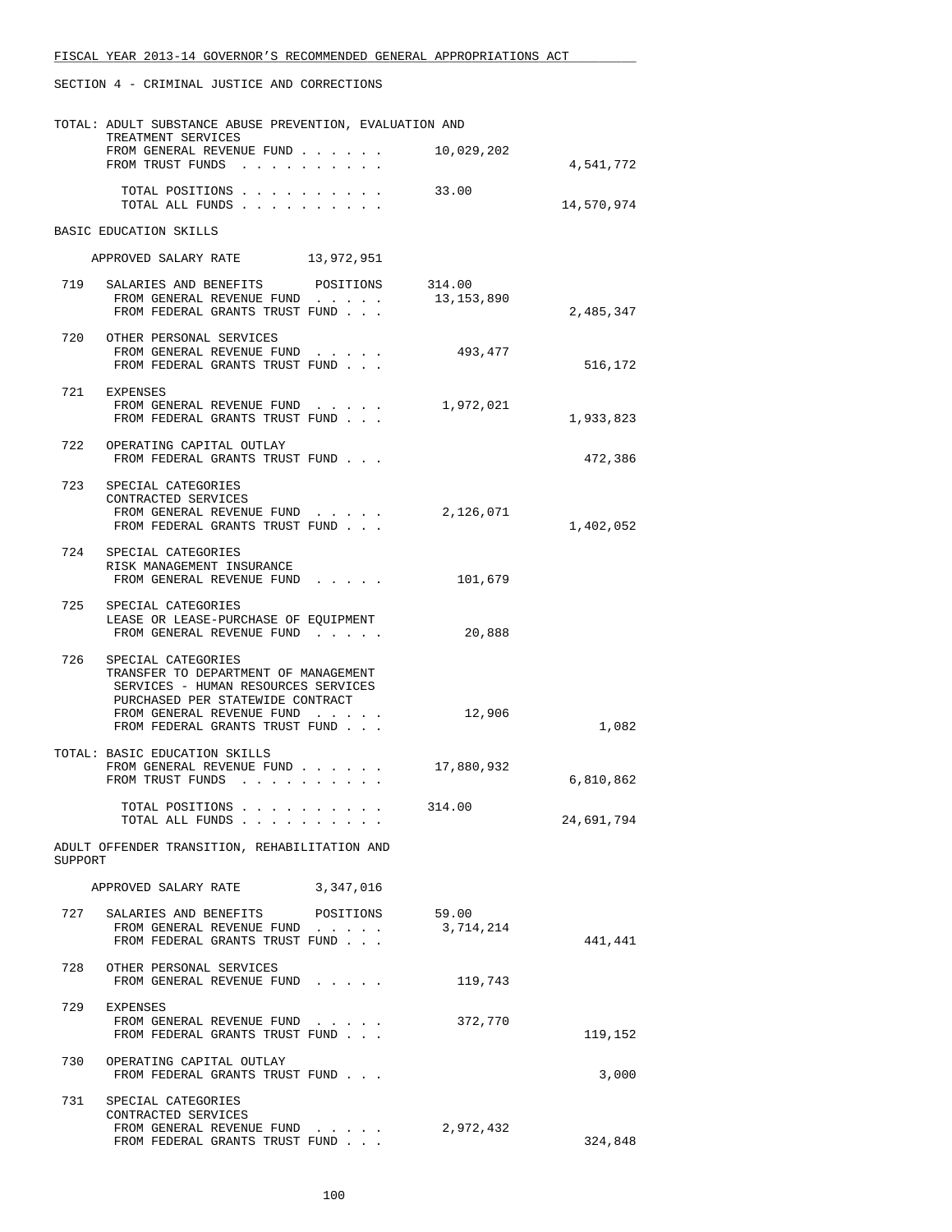FISCAL YEAR 2013-14 GOVERNOR'S RECOMMENDED GENERAL APPROPRIATIONS ACT

SECTION 4 - CRIMINAL JUSTICE AND CORRECTIONS

TOTAL: ADULT SUBSTANCE ABUSE PREVENTION, EVALUATION AND TREATMENT SERVICES

| | | |
|---|---|---|
| FROM GENERAL REVENUE FUND | 10,029,202 | |
| FROM TRUST FUNDS | | 4,541,772 |
| TOTAL POSITIONS | 33.00 | |
| TOTAL ALL FUNDS | | 14,570,974 |

BASIC EDUCATION SKILLS

APPROVED SALARY RATE 13,972,951

| | | | |
|---|---|---|---|
| 719 | SALARIES AND BENEFITS POSITIONS | 314.00 | |
| | FROM GENERAL REVENUE FUND | 13,153,890 | |
| | FROM FEDERAL GRANTS TRUST FUND | | 2,485,347 |
| 720 | OTHER PERSONAL SERVICES | | |
| | FROM GENERAL REVENUE FUND | 493,477 | |
| | FROM FEDERAL GRANTS TRUST FUND | | 516,172 |
| 721 | EXPENSES | | |
| | FROM GENERAL REVENUE FUND | 1,972,021 | |
| | FROM FEDERAL GRANTS TRUST FUND | | 1,933,823 |
| 722 | OPERATING CAPITAL OUTLAY | | |
| | FROM FEDERAL GRANTS TRUST FUND | | 472,386 |
| 723 | SPECIAL CATEGORIES<br>CONTRACTED SERVICES | | |
| | FROM GENERAL REVENUE FUND | 2,126,071 | |
| | FROM FEDERAL GRANTS TRUST FUND | | 1,402,052 |
| 724 | SPECIAL CATEGORIES<br>RISK MANAGEMENT INSURANCE | | |
| | FROM GENERAL REVENUE FUND | 101,679 | |
| 725 | SPECIAL CATEGORIES<br>LEASE OR LEASE-PURCHASE OF EQUIPMENT | | |
| | FROM GENERAL REVENUE FUND | 20,888 | |
| 726 | SPECIAL CATEGORIES<br>TRANSFER TO DEPARTMENT OF MANAGEMENT SERVICES - HUMAN RESOURCES SERVICES PURCHASED PER STATEWIDE CONTRACT | | |
| | FROM GENERAL REVENUE FUND | 12,906 | |
| | FROM FEDERAL GRANTS TRUST FUND | | 1,082 |

TOTAL: BASIC EDUCATION SKILLS

| | | |
|---|---|---|
| FROM GENERAL REVENUE FUND | 17,880,932 | |
| FROM TRUST FUNDS | | 6,810,862 |
| TOTAL POSITIONS | 314.00 | |
| TOTAL ALL FUNDS | | 24,691,794 |

ADULT OFFENDER TRANSITION, REHABILITATION AND SUPPORT

APPROVED SALARY RATE 3,347,016

| | | | |
|---|---|---|---|
| 727 | SALARIES AND BENEFITS POSITIONS | 59.00 | |
| | FROM GENERAL REVENUE FUND | 3,714,214 | |
| | FROM FEDERAL GRANTS TRUST FUND | | 441,441 |
| 728 | OTHER PERSONAL SERVICES | | |
| | FROM GENERAL REVENUE FUND | 119,743 | |
| 729 | EXPENSES | | |
| | FROM GENERAL REVENUE FUND | 372,770 | |
| | FROM FEDERAL GRANTS TRUST FUND | | 119,152 |
| 730 | OPERATING CAPITAL OUTLAY | | |
| | FROM FEDERAL GRANTS TRUST FUND | | 3,000 |
| 731 | SPECIAL CATEGORIES<br>CONTRACTED SERVICES | | |
| | FROM GENERAL REVENUE FUND | 2,972,432 | |
| | FROM FEDERAL GRANTS TRUST FUND | | 324,848 |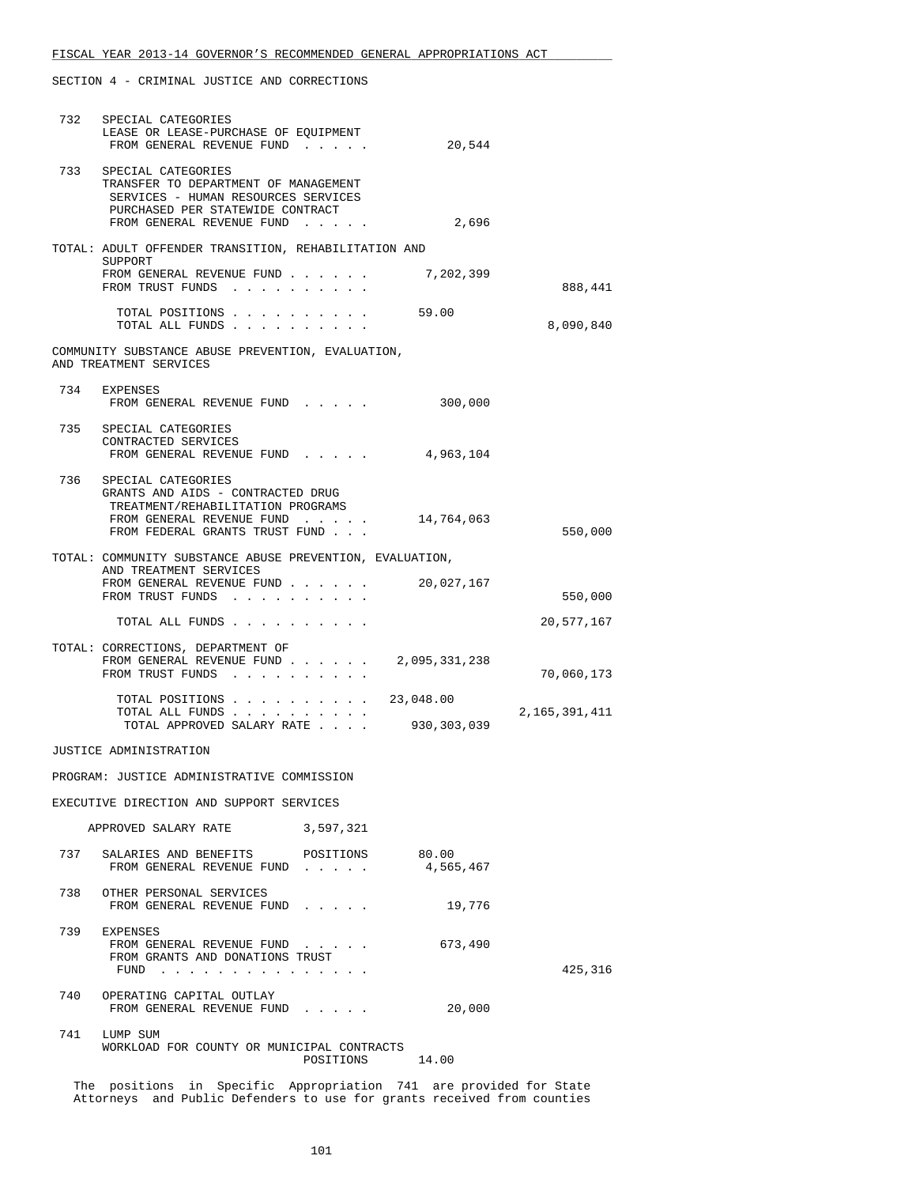SECTION 4 - CRIMINAL JUSTICE AND CORRECTIONS

| | | | |
|---|---|---|---|
| 732 | SPECIAL CATEGORIES<br>LEASE OR LEASE-PURCHASE OF EQUIPMENT<br>FROM GENERAL REVENUE FUND . . . . . | 20,544 | |
| 733 | SPECIAL CATEGORIES<br>TRANSFER TO DEPARTMENT OF MANAGEMENT SERVICES - HUMAN RESOURCES SERVICES PURCHASED PER STATEWIDE CONTRACT<br>FROM GENERAL REVENUE FUND . . . . . | 2,696 | |

TOTAL: ADULT OFFENDER TRANSITION, REHABILITATION AND SUPPORT

| | | |
|---|---|---|
| FROM GENERAL REVENUE FUND . . . . . . | 7,202,399 | |
| FROM TRUST FUNDS . . . . . . . . . . | | 888,441 |
| TOTAL POSITIONS . . . . . . . . . . | 59.00 | |
| TOTAL ALL FUNDS . . . . . . . . . . | | 8,090,840 |

COMMUNITY SUBSTANCE ABUSE PREVENTION, EVALUATION, AND TREATMENT SERVICES

| | | | |
|---|---|---|---|
| 734 | EXPENSES<br>FROM GENERAL REVENUE FUND . . . . . | 300,000 | |
| 735 | SPECIAL CATEGORIES<br>CONTRACTED SERVICES<br>FROM GENERAL REVENUE FUND . . . . . | 4,963,104 | |
| 736 | SPECIAL CATEGORIES<br>GRANTS AND AIDS - CONTRACTED DRUG TREATMENT/REHABILITATION PROGRAMS<br>FROM GENERAL REVENUE FUND . . . . .<br>FROM FEDERAL GRANTS TRUST FUND . . . | 14,764,063 | <br><br><br>550,000 |

TOTAL: COMMUNITY SUBSTANCE ABUSE PREVENTION, EVALUATION, AND TREATMENT SERVICES

| | | |
|---|---|---|
| FROM GENERAL REVENUE FUND . . . . . . | 20,027,167 | |
| FROM TRUST FUNDS . . . . . . . . . . | | 550,000 |
| TOTAL ALL FUNDS . . . . . . . . . . | | 20,577,167 |

TOTAL: CORRECTIONS, DEPARTMENT OF

| | | |
|---|---|---|
| FROM GENERAL REVENUE FUND . . . . . . | 2,095,331,238 | |
| FROM TRUST FUNDS . . . . . . . . . . | | 70,060,173 |
| TOTAL POSITIONS . . . . . . . . . . | 23,048.00 | |
| TOTAL ALL FUNDS . . . . . . . . . . | | 2,165,391,411 |
| TOTAL APPROVED SALARY RATE . . . . | 930,303,039 | |

JUSTICE ADMINISTRATION

PROGRAM: JUSTICE ADMINISTRATIVE COMMISSION

EXECUTIVE DIRECTION AND SUPPORT SERVICES

APPROVED SALARY RATE 3,597,321

| | | | |
|---|---|---|---|
| 737 | SALARIES AND BENEFITS POSITIONS<br>FROM GENERAL REVENUE FUND . . . . . | 80.00<br>4,565,467 | |
| 738 | OTHER PERSONAL SERVICES<br>FROM GENERAL REVENUE FUND . . . . . | 19,776 | |
| 739 | EXPENSES<br>FROM GENERAL REVENUE FUND . . . . .<br>FROM GRANTS AND DONATIONS TRUST FUND . . . . . . . . . . . . . . . | 673,490 | <br><br>425,316 |
| 740 | OPERATING CAPITAL OUTLAY<br>FROM GENERAL REVENUE FUND . . . . . | 20,000 | |
| 741 | LUMP SUM<br>WORKLOAD FOR COUNTY OR MUNICIPAL CONTRACTS<br>POSITIONS | 14.00 | |

The positions in Specific Appropriation 741 are provided for State Attorneys and Public Defenders to use for grants received from counties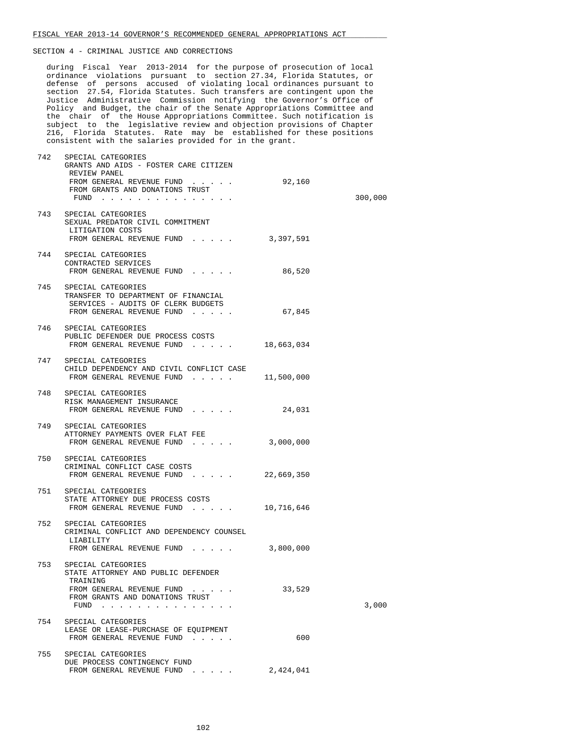SECTION 4 - CRIMINAL JUSTICE AND CORRECTIONS

during Fiscal Year 2013-2014 for the purpose of prosecution of local ordinance violations pursuant to section 27.34, Florida Statutes, or defense of persons accused of violating local ordinances pursuant to section 27.54, Florida Statutes. Such transfers are contingent upon the Justice Administrative Commission notifying the Governor's Office of Policy and Budget, the chair of the Senate Appropriations Committee and the chair of the House Appropriations Committee. Such notification is subject to the legislative review and objection provisions of Chapter 216, Florida Statutes. Rate may be established for these positions consistent with the salaries provided for in the grant.

| | | | |
|---|---|---|---|
| 742 | SPECIAL CATEGORIES<br>GRANTS AND AIDS - FOSTER CARE CITIZEN REVIEW PANEL<br>FROM GENERAL REVENUE FUND . . . . .<br>FROM GRANTS AND DONATIONS TRUST FUND . . . . . . . . . . . . . . . | 92,160 | 300,000 |
| 743 | SPECIAL CATEGORIES<br>SEXUAL PREDATOR CIVIL COMMITMENT LITIGATION COSTS<br>FROM GENERAL REVENUE FUND . . . . . | 3,397,591 | |
| 744 | SPECIAL CATEGORIES<br>CONTRACTED SERVICES<br>FROM GENERAL REVENUE FUND . . . . . | 86,520 | |
| 745 | SPECIAL CATEGORIES<br>TRANSFER TO DEPARTMENT OF FINANCIAL SERVICES - AUDITS OF CLERK BUDGETS<br>FROM GENERAL REVENUE FUND . . . . . | 67,845 | |
| 746 | SPECIAL CATEGORIES<br>PUBLIC DEFENDER DUE PROCESS COSTS<br>FROM GENERAL REVENUE FUND . . . . . | 18,663,034 | |
| 747 | SPECIAL CATEGORIES<br>CHILD DEPENDENCY AND CIVIL CONFLICT CASE<br>FROM GENERAL REVENUE FUND . . . . . | 11,500,000 | |
| 748 | SPECIAL CATEGORIES<br>RISK MANAGEMENT INSURANCE<br>FROM GENERAL REVENUE FUND . . . . . | 24,031 | |
| 749 | SPECIAL CATEGORIES<br>ATTORNEY PAYMENTS OVER FLAT FEE<br>FROM GENERAL REVENUE FUND . . . . . | 3,000,000 | |
| 750 | SPECIAL CATEGORIES<br>CRIMINAL CONFLICT CASE COSTS<br>FROM GENERAL REVENUE FUND . . . . . | 22,669,350 | |
| 751 | SPECIAL CATEGORIES<br>STATE ATTORNEY DUE PROCESS COSTS<br>FROM GENERAL REVENUE FUND . . . . . | 10,716,646 | |
| 752 | SPECIAL CATEGORIES<br>CRIMINAL CONFLICT AND DEPENDENCY COUNSEL LIABILITY<br>FROM GENERAL REVENUE FUND . . . . . | 3,800,000 | |
| 753 | SPECIAL CATEGORIES<br>STATE ATTORNEY AND PUBLIC DEFENDER TRAINING<br>FROM GENERAL REVENUE FUND . . . . .<br>FROM GRANTS AND DONATIONS TRUST FUND . . . . . . . . . . . . . . . | 33,529 | 3,000 |
| 754 | SPECIAL CATEGORIES<br>LEASE OR LEASE-PURCHASE OF EQUIPMENT<br>FROM GENERAL REVENUE FUND . . . . . | 600 | |
| 755 | SPECIAL CATEGORIES<br>DUE PROCESS CONTINGENCY FUND<br>FROM GENERAL REVENUE FUND . . . . . | 2,424,041 | |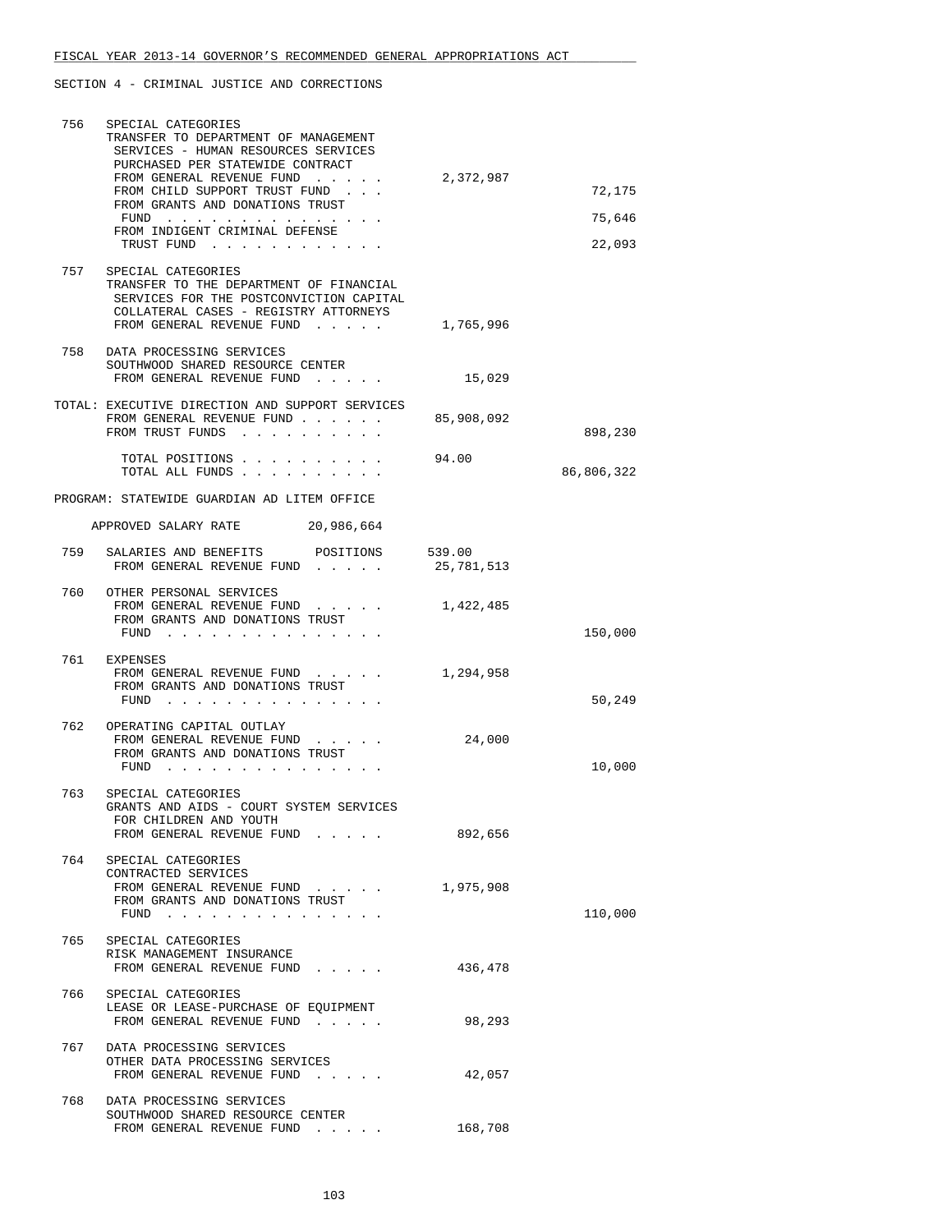FISCAL YEAR 2013-14 GOVERNOR'S RECOMMENDED GENERAL APPROPRIATIONS ACT

SECTION 4 - CRIMINAL JUSTICE AND CORRECTIONS

| | | | |
|---|---|---|---|
| 756 | SPECIAL CATEGORIES<br>TRANSFER TO DEPARTMENT OF MANAGEMENT SERVICES - HUMAN RESOURCES SERVICES PURCHASED PER STATEWIDE CONTRACT | | |
| | FROM GENERAL REVENUE FUND . . . . . | 2,372,987 | |
| | FROM CHILD SUPPORT TRUST FUND . . . | | 72,175 |
| | FROM GRANTS AND DONATIONS TRUST FUND . . . . . . . . . . . . . . . | | 75,646 |
| | FROM INDIGENT CRIMINAL DEFENSE TRUST FUND . . . . . . . . . . . . | | 22,093 |
| 757 | SPECIAL CATEGORIES<br>TRANSFER TO THE DEPARTMENT OF FINANCIAL SERVICES FOR THE POSTCONVICTION CAPITAL COLLATERAL CASES - REGISTRY ATTORNEYS | | |
| | FROM GENERAL REVENUE FUND . . . . . | 1,765,996 | |
| 758 | DATA PROCESSING SERVICES<br>SOUTHWOOD SHARED RESOURCE CENTER | | |
| | FROM GENERAL REVENUE FUND . . . . . | 15,029 | |

TOTAL: EXECUTIVE DIRECTION AND SUPPORT SERVICES

| | | |
|---|---|---|
| FROM GENERAL REVENUE FUND . . . . . . | 85,908,092 | |
| FROM TRUST FUNDS . . . . . . . . . . | | 898,230 |
| TOTAL POSITIONS . . . . . . . . . . | 94.00 | |
| TOTAL ALL FUNDS . . . . . . . . . . | | 86,806,322 |

PROGRAM: STATEWIDE GUARDIAN AD LITEM OFFICE

APPROVED SALARY RATE 20,986,664

| | | | |
|---|---|---|---|
| 759 | SALARIES AND BENEFITS POSITIONS | 539.00 | |
| | FROM GENERAL REVENUE FUND . . . . . | 25,781,513 | |
| 760 | OTHER PERSONAL SERVICES | | |
| | FROM GENERAL REVENUE FUND . . . . . | 1,422,485 | |
| | FROM GRANTS AND DONATIONS TRUST FUND . . . . . . . . . . . . . . . | | 150,000 |
| 761 | EXPENSES | | |
| | FROM GENERAL REVENUE FUND . . . . . | 1,294,958 | |
| | FROM GRANTS AND DONATIONS TRUST FUND . . . . . . . . . . . . . . . | | 50,249 |
| 762 | OPERATING CAPITAL OUTLAY | | |
| | FROM GENERAL REVENUE FUND . . . . . | 24,000 | |
| | FROM GRANTS AND DONATIONS TRUST FUND . . . . . . . . . . . . . . . | | 10,000 |
| 763 | SPECIAL CATEGORIES<br>GRANTS AND AIDS - COURT SYSTEM SERVICES FOR CHILDREN AND YOUTH | | |
| | FROM GENERAL REVENUE FUND . . . . . | 892,656 | |
| 764 | SPECIAL CATEGORIES<br>CONTRACTED SERVICES | | |
| | FROM GENERAL REVENUE FUND . . . . . | 1,975,908 | |
| | FROM GRANTS AND DONATIONS TRUST FUND . . . . . . . . . . . . . . . | | 110,000 |
| 765 | SPECIAL CATEGORIES<br>RISK MANAGEMENT INSURANCE | | |
| | FROM GENERAL REVENUE FUND . . . . . | 436,478 | |
| 766 | SPECIAL CATEGORIES<br>LEASE OR LEASE-PURCHASE OF EQUIPMENT | | |
| | FROM GENERAL REVENUE FUND . . . . . | 98,293 | |
| 767 | DATA PROCESSING SERVICES<br>OTHER DATA PROCESSING SERVICES | | |
| | FROM GENERAL REVENUE FUND . . . . . | 42,057 | |
| 768 | DATA PROCESSING SERVICES<br>SOUTHWOOD SHARED RESOURCE CENTER | | |
| | FROM GENERAL REVENUE FUND . . . . . | 168,708 | |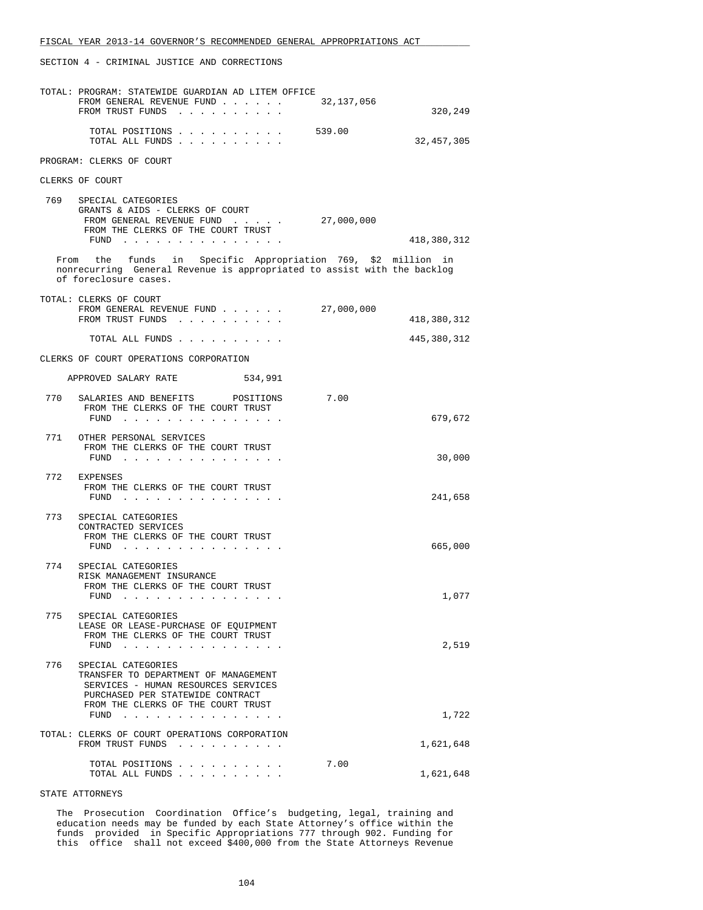SECTION 4 - CRIMINAL JUSTICE AND CORRECTIONS

TOTAL: PROGRAM: STATEWIDE GUARDIAN AD LITEM OFFICE

| | | |
|---|---|---|
| FROM GENERAL REVENUE FUND . . . . . . | 32,137,056 | |
| FROM TRUST FUNDS . . . . . . . . . . | | 320,249 |
| TOTAL POSITIONS . . . . . . . . . . | 539.00 | |
| TOTAL ALL FUNDS . . . . . . . . . . | | 32,457,305 |

PROGRAM: CLERKS OF COURT

CLERKS OF COURT

769 SPECIAL CATEGORIES
GRANTS & AIDS - CLERKS OF COURT

| | | |
|---|---|---|
| FROM GENERAL REVENUE FUND . . . . . | 27,000,000 | |
| FROM THE CLERKS OF THE COURT TRUST FUND . . . . . . . . . . . . . . . | | 418,380,312 |

From the funds in Specific Appropriation 769, $2 million in nonrecurring General Revenue is appropriated to assist with the backlog of foreclosure cases.

TOTAL: CLERKS OF COURT

| | | |
|---|---|---|
| FROM GENERAL REVENUE FUND . . . . . . | 27,000,000 | |
| FROM TRUST FUNDS . . . . . . . . . . | | 418,380,312 |
| TOTAL ALL FUNDS . . . . . . . . . . | | 445,380,312 |

CLERKS OF COURT OPERATIONS CORPORATION

APPROVED SALARY RATE 534,991

| | | | |
|---|---|---|---|
| 770 | SALARIES AND BENEFITS POSITIONS | 7.00 | |
| | FROM THE CLERKS OF THE COURT TRUST FUND . . . . . . . . . . . . . . . | | 679,672 |
| 771 | OTHER PERSONAL SERVICES | | |
| | FROM THE CLERKS OF THE COURT TRUST FUND . . . . . . . . . . . . . . . | | 30,000 |
| 772 | EXPENSES | | |
| | FROM THE CLERKS OF THE COURT TRUST FUND . . . . . . . . . . . . . . . | | 241,658 |
| 773 | SPECIAL CATEGORIES CONTRACTED SERVICES | | |
| | FROM THE CLERKS OF THE COURT TRUST FUND . . . . . . . . . . . . . . . | | 665,000 |
| 774 | SPECIAL CATEGORIES RISK MANAGEMENT INSURANCE | | |
| | FROM THE CLERKS OF THE COURT TRUST FUND . . . . . . . . . . . . . . . | | 1,077 |
| 775 | SPECIAL CATEGORIES LEASE OR LEASE-PURCHASE OF EQUIPMENT | | |
| | FROM THE CLERKS OF THE COURT TRUST FUND . . . . . . . . . . . . . . . | | 2,519 |
| 776 | SPECIAL CATEGORIES TRANSFER TO DEPARTMENT OF MANAGEMENT SERVICES - HUMAN RESOURCES SERVICES PURCHASED PER STATEWIDE CONTRACT | | |
| | FROM THE CLERKS OF THE COURT TRUST FUND . . . . . . . . . . . . . . . | | 1,722 |

TOTAL: CLERKS OF COURT OPERATIONS CORPORATION

| | | |
|---|---|---|
| FROM TRUST FUNDS . . . . . . . . . . | | 1,621,648 |
| TOTAL POSITIONS . . . . . . . . . . | 7.00 | |
| TOTAL ALL FUNDS . . . . . . . . . . | | 1,621,648 |

STATE ATTORNEYS

The Prosecution Coordination Office's budgeting, legal, training and education needs may be funded by each State Attorney's office within the funds provided in Specific Appropriations 777 through 902. Funding for this office shall not exceed $400,000 from the State Attorneys Revenue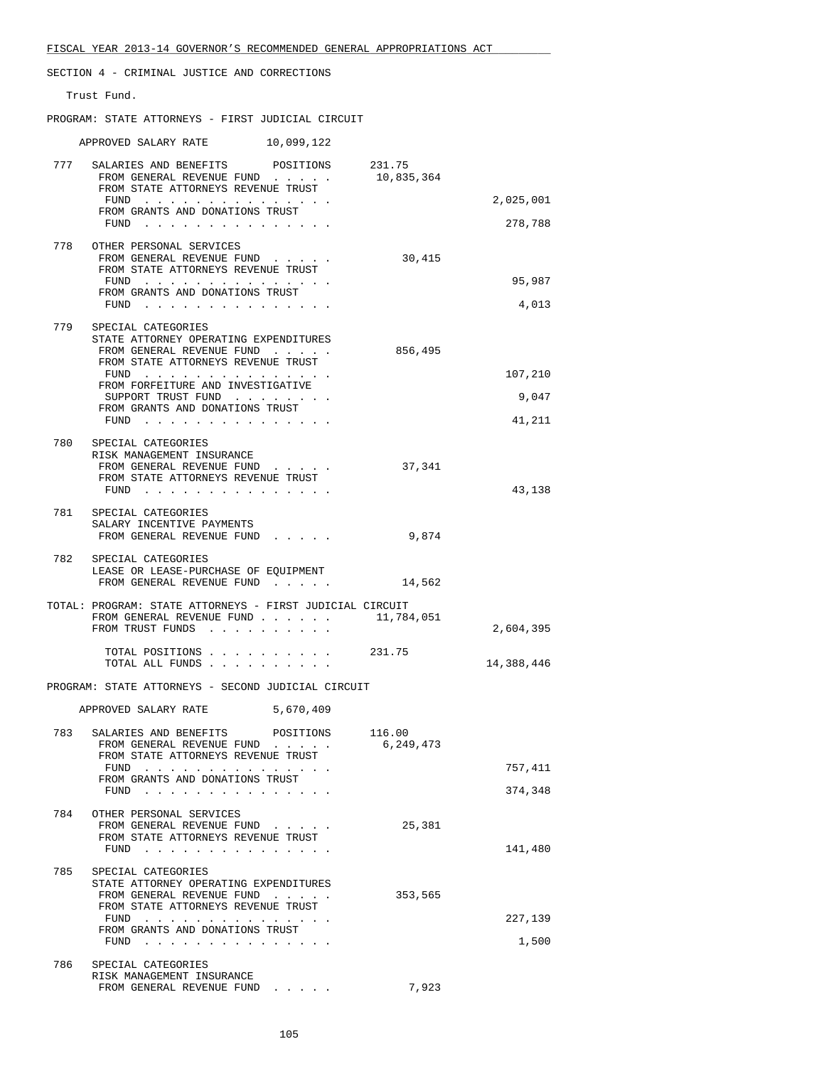SECTION 4 - CRIMINAL JUSTICE AND CORRECTIONS

Trust Fund.

PROGRAM: STATE ATTORNEYS - FIRST JUDICIAL CIRCUIT

APPROVED SALARY RATE 10,099,122

| | | | |
|---|---|---|---|
| 777 | SALARIES AND BENEFITS POSITIONS | 231.75 | |
| | FROM GENERAL REVENUE FUND . . . . . | 10,835,364 | |
| | FROM STATE ATTORNEYS REVENUE TRUST FUND . . . . . . . . . . . . . . . | | 2,025,001 |
| | FROM GRANTS AND DONATIONS TRUST FUND . . . . . . . . . . . . . . . | | 278,788 |
| 778 | OTHER PERSONAL SERVICES | | |
| | FROM GENERAL REVENUE FUND . . . . . | 30,415 | |
| | FROM STATE ATTORNEYS REVENUE TRUST FUND . . . . . . . . . . . . . . . | | 95,987 |
| | FROM GRANTS AND DONATIONS TRUST FUND . . . . . . . . . . . . . . . | | 4,013 |
| 779 | SPECIAL CATEGORIES STATE ATTORNEY OPERATING EXPENDITURES | | |
| | FROM GENERAL REVENUE FUND . . . . . | 856,495 | |
| | FROM STATE ATTORNEYS REVENUE TRUST FUND . . . . . . . . . . . . . . . | | 107,210 |
| | FROM FORFEITURE AND INVESTIGATIVE SUPPORT TRUST FUND . . . . . . . . | | 9,047 |
| | FROM GRANTS AND DONATIONS TRUST FUND . . . . . . . . . . . . . . . | | 41,211 |
| 780 | SPECIAL CATEGORIES RISK MANAGEMENT INSURANCE | | |
| | FROM GENERAL REVENUE FUND . . . . . | 37,341 | |
| | FROM STATE ATTORNEYS REVENUE TRUST FUND . . . . . . . . . . . . . . . | | 43,138 |
| 781 | SPECIAL CATEGORIES SALARY INCENTIVE PAYMENTS | | |
| | FROM GENERAL REVENUE FUND . . . . . | 9,874 | |
| 782 | SPECIAL CATEGORIES LEASE OR LEASE-PURCHASE OF EQUIPMENT | | |
| | FROM GENERAL REVENUE FUND . . . . . | 14,562 | |

TOTAL: PROGRAM: STATE ATTORNEYS - FIRST JUDICIAL CIRCUIT

| | | |
|---|---|---|
| FROM GENERAL REVENUE FUND . . . . . . | 11,784,051 | |
| FROM TRUST FUNDS . . . . . . . . . . | | 2,604,395 |
| TOTAL POSITIONS . . . . . . . . . . | 231.75 | |
| TOTAL ALL FUNDS . . . . . . . . . . | | 14,388,446 |

PROGRAM: STATE ATTORNEYS - SECOND JUDICIAL CIRCUIT

APPROVED SALARY RATE 5,670,409

| | | | |
|---|---|---|---|
| 783 | SALARIES AND BENEFITS POSITIONS | 116.00 | |
| | FROM GENERAL REVENUE FUND . . . . . | 6,249,473 | |
| | FROM STATE ATTORNEYS REVENUE TRUST FUND . . . . . . . . . . . . . . . | | 757,411 |
| | FROM GRANTS AND DONATIONS TRUST FUND . . . . . . . . . . . . . . . | | 374,348 |
| 784 | OTHER PERSONAL SERVICES | | |
| | FROM GENERAL REVENUE FUND . . . . . | 25,381 | |
| | FROM STATE ATTORNEYS REVENUE TRUST FUND . . . . . . . . . . . . . . . | | 141,480 |
| 785 | SPECIAL CATEGORIES STATE ATTORNEY OPERATING EXPENDITURES | | |
| | FROM GENERAL REVENUE FUND . . . . . | 353,565 | |
| | FROM STATE ATTORNEYS REVENUE TRUST FUND . . . . . . . . . . . . . . . | | 227,139 |
| | FROM GRANTS AND DONATIONS TRUST FUND . . . . . . . . . . . . . . . | | 1,500 |
| 786 | SPECIAL CATEGORIES RISK MANAGEMENT INSURANCE | | |
| | FROM GENERAL REVENUE FUND . . . . . | 7,923 | |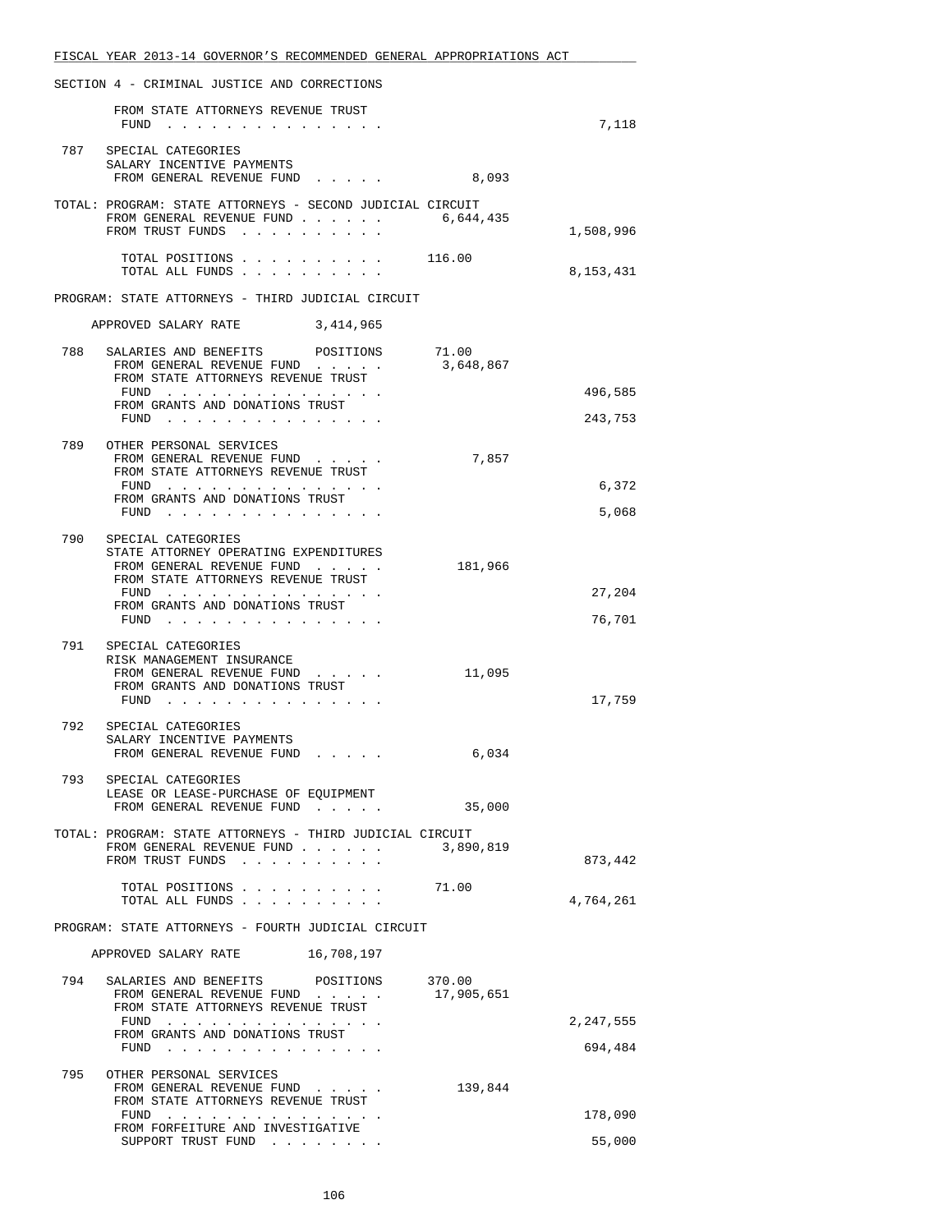SECTION 4 - CRIMINAL JUSTICE AND CORRECTIONS

```
        FROM STATE ATTORNEYS REVENUE TRUST
          FUND . . . . . . . . . . . . . . .                                 7,118

 787    SPECIAL CATEGORIES
        SALARY INCENTIVE PAYMENTS
        FROM GENERAL REVENUE FUND . . . . .            8,093

TOTAL: PROGRAM: STATE ATTORNEYS - SECOND JUDICIAL CIRCUIT
        FROM GENERAL REVENUE FUND . . . . . .      6,644,435
        FROM TRUST FUNDS . . . . . . . . . .                             1,508,996

         TOTAL POSITIONS . . . . . . . . . .      116.00
         TOTAL ALL FUNDS . . . . . . . . . .                             8,153,431

PROGRAM: STATE ATTORNEYS - THIRD JUDICIAL CIRCUIT

     APPROVED SALARY RATE          3,414,965

 788    SALARIES AND BENEFITS       POSITIONS       71.00
        FROM GENERAL REVENUE FUND . . . . .     3,648,867
        FROM STATE ATTORNEYS REVENUE TRUST
          FUND . . . . . . . . . . . . . . .                               496,585
        FROM GRANTS AND DONATIONS TRUST
          FUND . . . . . . . . . . . . . . .                               243,753

 789    OTHER PERSONAL SERVICES
        FROM GENERAL REVENUE FUND . . . . .            7,857
        FROM STATE ATTORNEYS REVENUE TRUST
          FUND . . . . . . . . . . . . . . .                                 6,372
        FROM GRANTS AND DONATIONS TRUST
          FUND . . . . . . . . . . . . . . .                                 5,068

 790    SPECIAL CATEGORIES
        STATE ATTORNEY OPERATING EXPENDITURES
        FROM GENERAL REVENUE FUND . . . . .          181,966
        FROM STATE ATTORNEYS REVENUE TRUST
          FUND . . . . . . . . . . . . . . .                                27,204
        FROM GRANTS AND DONATIONS TRUST
          FUND . . . . . . . . . . . . . . .                                76,701

 791    SPECIAL CATEGORIES
        RISK MANAGEMENT INSURANCE
        FROM GENERAL REVENUE FUND . . . . .           11,095
        FROM GRANTS AND DONATIONS TRUST
          FUND . . . . . . . . . . . . . . .                                17,759

 792    SPECIAL CATEGORIES
        SALARY INCENTIVE PAYMENTS
        FROM GENERAL REVENUE FUND . . . . .            6,034

 793    SPECIAL CATEGORIES
        LEASE OR LEASE-PURCHASE OF EQUIPMENT
        FROM GENERAL REVENUE FUND . . . . .           35,000

TOTAL: PROGRAM: STATE ATTORNEYS - THIRD JUDICIAL CIRCUIT
        FROM GENERAL REVENUE FUND . . . . . .      3,890,819
        FROM TRUST FUNDS . . . . . . . . . .                               873,442

         TOTAL POSITIONS . . . . . . . . . .       71.00
         TOTAL ALL FUNDS . . . . . . . . . .                             4,764,261

PROGRAM: STATE ATTORNEYS - FOURTH JUDICIAL CIRCUIT

     APPROVED SALARY RATE         16,708,197

 794    SALARIES AND BENEFITS       POSITIONS      370.00
        FROM GENERAL REVENUE FUND . . . . .    17,905,651
        FROM STATE ATTORNEYS REVENUE TRUST
          FUND . . . . . . . . . . . . . . .                             2,247,555
        FROM GRANTS AND DONATIONS TRUST
          FUND . . . . . . . . . . . . . . .                               694,484

 795    OTHER PERSONAL SERVICES
        FROM GENERAL REVENUE FUND . . . . .          139,844
        FROM STATE ATTORNEYS REVENUE TRUST
          FUND . . . . . . . . . . . . . . .                               178,090
        FROM FORFEITURE AND INVESTIGATIVE
          SUPPORT TRUST FUND . . . . . . . .                                55,000
```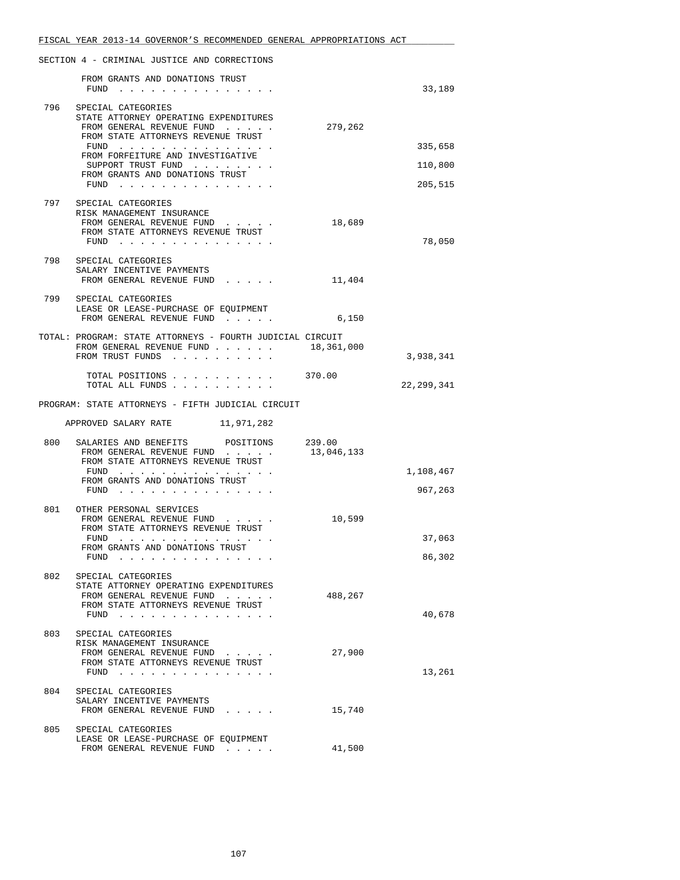SECTION 4 - CRIMINAL JUSTICE AND CORRECTIONS

```
        FROM GRANTS AND DONATIONS TRUST
          FUND . . . . . . . . . . . . . . .                                 33,189

 796   SPECIAL CATEGORIES
       STATE ATTORNEY OPERATING EXPENDITURES
        FROM GENERAL REVENUE FUND . . . . .          279,262
        FROM STATE ATTORNEYS REVENUE TRUST
          FUND . . . . . . . . . . . . . . .                                335,658
        FROM FORFEITURE AND INVESTIGATIVE
          SUPPORT TRUST FUND . . . . . . . .                                110,800
        FROM GRANTS AND DONATIONS TRUST
          FUND . . . . . . . . . . . . . . .                                205,515

 797   SPECIAL CATEGORIES
       RISK MANAGEMENT INSURANCE
        FROM GENERAL REVENUE FUND . . . . .           18,689
        FROM STATE ATTORNEYS REVENUE TRUST
          FUND . . . . . . . . . . . . . . .                                 78,050

 798   SPECIAL CATEGORIES
       SALARY INCENTIVE PAYMENTS
        FROM GENERAL REVENUE FUND . . . . .           11,404

 799   SPECIAL CATEGORIES
       LEASE OR LEASE-PURCHASE OF EQUIPMENT
        FROM GENERAL REVENUE FUND . . . . .            6,150

TOTAL: PROGRAM: STATE ATTORNEYS - FOURTH JUDICIAL CIRCUIT
        FROM GENERAL REVENUE FUND . . . . . .     18,361,000
        FROM TRUST FUNDS . . . . . . . . . .                              3,938,341

        TOTAL POSITIONS . . . . . . . . . .       370.00
        TOTAL ALL FUNDS . . . . . . . . . .                              22,299,341

PROGRAM: STATE ATTORNEYS - FIFTH JUDICIAL CIRCUIT

    APPROVED SALARY RATE        11,971,282

 800   SALARIES AND BENEFITS      POSITIONS       239.00
        FROM GENERAL REVENUE FUND . . . . .       13,046,133
        FROM STATE ATTORNEYS REVENUE TRUST
          FUND . . . . . . . . . . . . . . .                              1,108,467
        FROM GRANTS AND DONATIONS TRUST
          FUND . . . . . . . . . . . . . . .                                967,263

 801   OTHER PERSONAL SERVICES
        FROM GENERAL REVENUE FUND . . . . .           10,599
        FROM STATE ATTORNEYS REVENUE TRUST
          FUND . . . . . . . . . . . . . . .                                 37,063
        FROM GRANTS AND DONATIONS TRUST
          FUND . . . . . . . . . . . . . . .                                 86,302

 802   SPECIAL CATEGORIES
       STATE ATTORNEY OPERATING EXPENDITURES
        FROM GENERAL REVENUE FUND . . . . .          488,267
        FROM STATE ATTORNEYS REVENUE TRUST
          FUND . . . . . . . . . . . . . . .                                 40,678

 803   SPECIAL CATEGORIES
       RISK MANAGEMENT INSURANCE
        FROM GENERAL REVENUE FUND . . . . .           27,900
        FROM STATE ATTORNEYS REVENUE TRUST
          FUND . . . . . . . . . . . . . . .                                 13,261

 804   SPECIAL CATEGORIES
       SALARY INCENTIVE PAYMENTS
        FROM GENERAL REVENUE FUND . . . . .           15,740

 805   SPECIAL CATEGORIES
       LEASE OR LEASE-PURCHASE OF EQUIPMENT
        FROM GENERAL REVENUE FUND . . . . .           41,500
```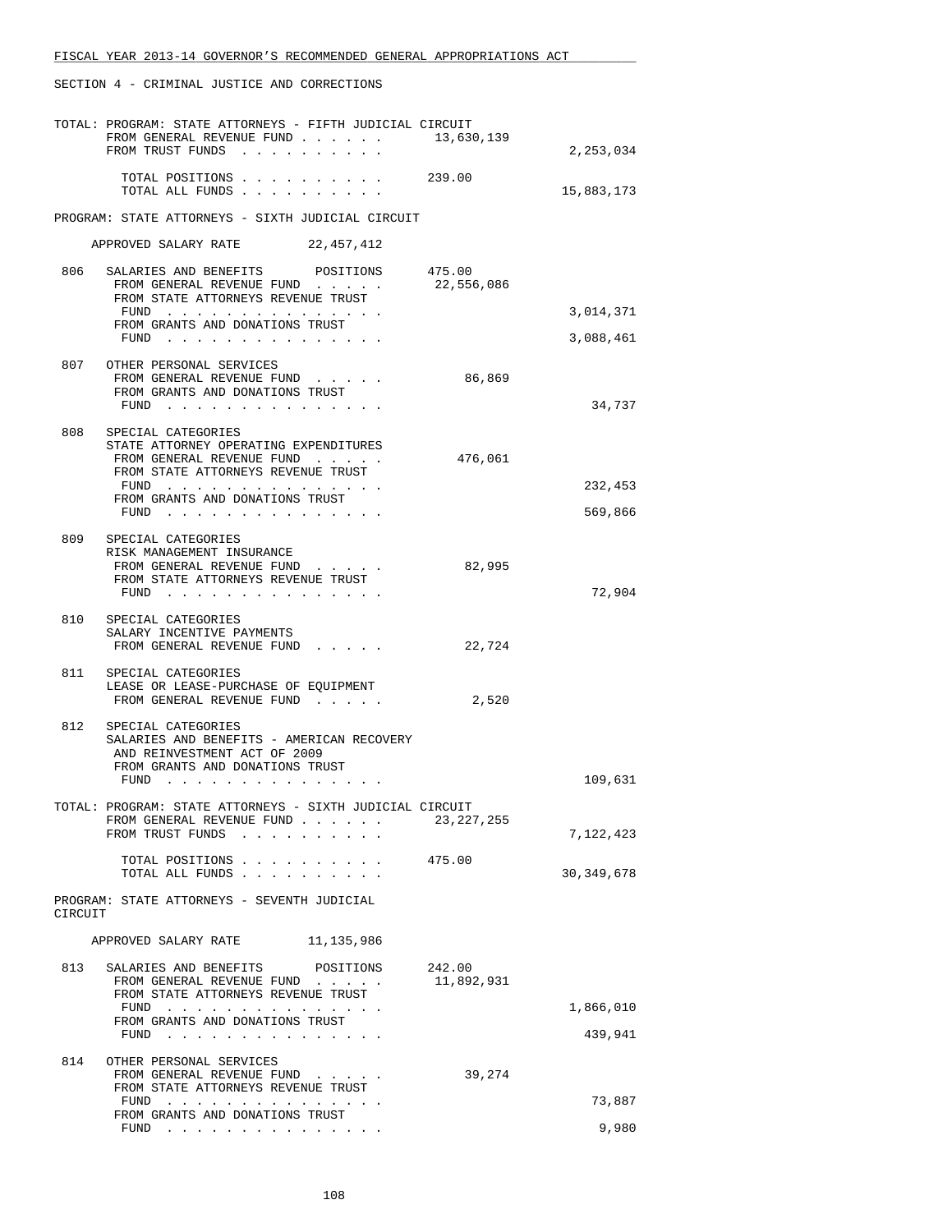FISCAL YEAR 2013-14 GOVERNOR'S RECOMMENDED GENERAL APPROPRIATIONS ACT

SECTION 4 - CRIMINAL JUSTICE AND CORRECTIONS

TOTAL: PROGRAM: STATE ATTORNEYS - FIFTH JUDICIAL CIRCUIT

| | | |
|---|---|---|
| FROM GENERAL REVENUE FUND . . . . . . | 13,630,139 | |
| FROM TRUST FUNDS . . . . . . . . . . | | 2,253,034 |
| TOTAL POSITIONS . . . . . . . . . . | 239.00 | |
| TOTAL ALL FUNDS . . . . . . . . . . | | 15,883,173 |

PROGRAM: STATE ATTORNEYS - SIXTH JUDICIAL CIRCUIT

APPROVED SALARY RATE 22,457,412

| | | | |
|---|---|---|---|
| 806 | SALARIES AND BENEFITS POSITIONS | 475.00 | |
| | FROM GENERAL REVENUE FUND . . . . . | 22,556,086 | |
| | FROM STATE ATTORNEYS REVENUE TRUST FUND . . . . . . . . . . . . . . . | | 3,014,371 |
| | FROM GRANTS AND DONATIONS TRUST FUND . . . . . . . . . . . . . . . | | 3,088,461 |
| 807 | OTHER PERSONAL SERVICES | | |
| | FROM GENERAL REVENUE FUND . . . . . | 86,869 | |
| | FROM GRANTS AND DONATIONS TRUST FUND . . . . . . . . . . . . . . . | | 34,737 |
| 808 | SPECIAL CATEGORIES STATE ATTORNEY OPERATING EXPENDITURES | | |
| | FROM GENERAL REVENUE FUND . . . . . | 476,061 | |
| | FROM STATE ATTORNEYS REVENUE TRUST FUND . . . . . . . . . . . . . . . | | 232,453 |
| | FROM GRANTS AND DONATIONS TRUST FUND . . . . . . . . . . . . . . . | | 569,866 |
| 809 | SPECIAL CATEGORIES RISK MANAGEMENT INSURANCE | | |
| | FROM GENERAL REVENUE FUND . . . . . | 82,995 | |
| | FROM STATE ATTORNEYS REVENUE TRUST FUND . . . . . . . . . . . . . . . | | 72,904 |
| 810 | SPECIAL CATEGORIES SALARY INCENTIVE PAYMENTS | | |
| | FROM GENERAL REVENUE FUND . . . . . | 22,724 | |
| 811 | SPECIAL CATEGORIES LEASE OR LEASE-PURCHASE OF EQUIPMENT | | |
| | FROM GENERAL REVENUE FUND . . . . . | 2,520 | |
| 812 | SPECIAL CATEGORIES SALARIES AND BENEFITS - AMERICAN RECOVERY AND REINVESTMENT ACT OF 2009 | | |
| | FROM GRANTS AND DONATIONS TRUST FUND . . . . . . . . . . . . . . . | | 109,631 |

TOTAL: PROGRAM: STATE ATTORNEYS - SIXTH JUDICIAL CIRCUIT

| | | |
|---|---|---|
| FROM GENERAL REVENUE FUND . . . . . . | 23,227,255 | |
| FROM TRUST FUNDS . . . . . . . . . . | | 7,122,423 |
| TOTAL POSITIONS . . . . . . . . . . | 475.00 | |
| TOTAL ALL FUNDS . . . . . . . . . . | | 30,349,678 |

PROGRAM: STATE ATTORNEYS - SEVENTH JUDICIAL CIRCUIT

APPROVED SALARY RATE 11,135,986

| | | | |
|---|---|---|---|
| 813 | SALARIES AND BENEFITS POSITIONS | 242.00 | |
| | FROM GENERAL REVENUE FUND . . . . . | 11,892,931 | |
| | FROM STATE ATTORNEYS REVENUE TRUST FUND . . . . . . . . . . . . . . . | | 1,866,010 |
| | FROM GRANTS AND DONATIONS TRUST FUND . . . . . . . . . . . . . . . | | 439,941 |
| 814 | OTHER PERSONAL SERVICES | | |
| | FROM GENERAL REVENUE FUND . . . . . | 39,274 | |
| | FROM STATE ATTORNEYS REVENUE TRUST FUND . . . . . . . . . . . . . . . | | 73,887 |
| | FROM GRANTS AND DONATIONS TRUST FUND . . . . . . . . . . . . . . . | | 9,980 |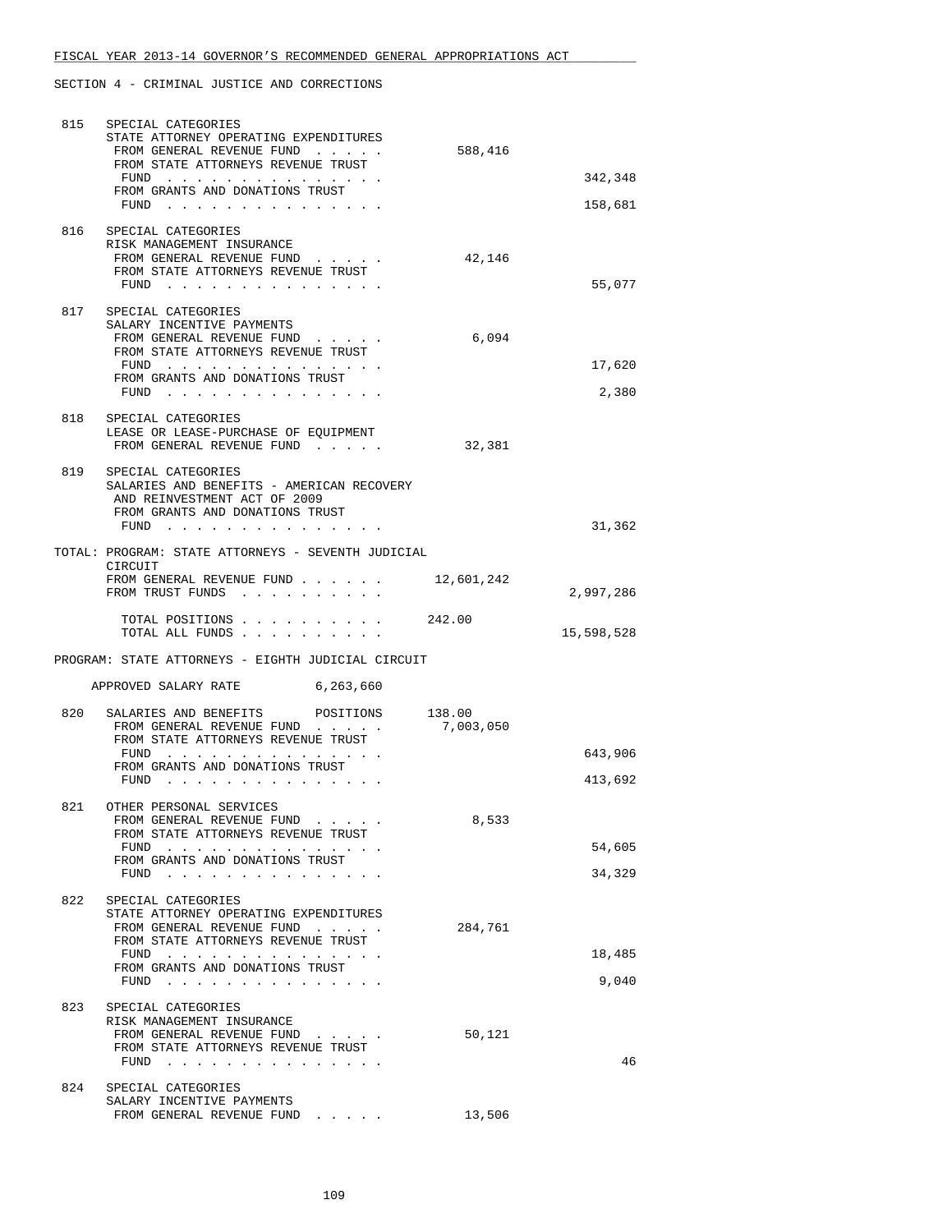FISCAL YEAR 2013-14 GOVERNOR'S RECOMMENDED GENERAL APPROPRIATIONS ACT

SECTION 4 - CRIMINAL JUSTICE AND CORRECTIONS

| | | | |
|---|---|---|---|
| 815 | SPECIAL CATEGORIES<br>STATE ATTORNEY OPERATING EXPENDITURES<br>FROM GENERAL REVENUE FUND . . . . . | 588,416 | |
| | FROM STATE ATTORNEYS REVENUE TRUST FUND . . . . . . . . . . . . . . . | | 342,348 |
| | FROM GRANTS AND DONATIONS TRUST FUND . . . . . . . . . . . . . . . | | 158,681 |
| 816 | SPECIAL CATEGORIES<br>RISK MANAGEMENT INSURANCE<br>FROM GENERAL REVENUE FUND . . . . . | 42,146 | |
| | FROM STATE ATTORNEYS REVENUE TRUST FUND . . . . . . . . . . . . . . . | | 55,077 |
| 817 | SPECIAL CATEGORIES<br>SALARY INCENTIVE PAYMENTS<br>FROM GENERAL REVENUE FUND . . . . . | 6,094 | |
| | FROM STATE ATTORNEYS REVENUE TRUST FUND . . . . . . . . . . . . . . . | | 17,620 |
| | FROM GRANTS AND DONATIONS TRUST FUND . . . . . . . . . . . . . . . | | 2,380 |
| 818 | SPECIAL CATEGORIES<br>LEASE OR LEASE-PURCHASE OF EQUIPMENT<br>FROM GENERAL REVENUE FUND . . . . . | 32,381 | |
| 819 | SPECIAL CATEGORIES<br>SALARIES AND BENEFITS - AMERICAN RECOVERY AND REINVESTMENT ACT OF 2009<br>FROM GRANTS AND DONATIONS TRUST FUND . . . . . . . . . . . . . . . | | 31,362 |

TOTAL: PROGRAM: STATE ATTORNEYS - SEVENTH JUDICIAL CIRCUIT

| | | |
|---|---|---|
| FROM GENERAL REVENUE FUND . . . . . . | 12,601,242 | |
| FROM TRUST FUNDS . . . . . . . . . . | | 2,997,286 |
| TOTAL POSITIONS . . . . . . . . . . | 242.00 | |
| TOTAL ALL FUNDS . . . . . . . . . . | | 15,598,528 |

PROGRAM: STATE ATTORNEYS - EIGHTH JUDICIAL CIRCUIT

APPROVED SALARY RATE 6,263,660

| | | | |
|---|---|---|---|
| 820 | SALARIES AND BENEFITS POSITIONS | 138.00 | |
| | FROM GENERAL REVENUE FUND . . . . . | 7,003,050 | |
| | FROM STATE ATTORNEYS REVENUE TRUST FUND . . . . . . . . . . . . . . . | | 643,906 |
| | FROM GRANTS AND DONATIONS TRUST FUND . . . . . . . . . . . . . . . | | 413,692 |
| 821 | OTHER PERSONAL SERVICES<br>FROM GENERAL REVENUE FUND . . . . . | 8,533 | |
| | FROM STATE ATTORNEYS REVENUE TRUST FUND . . . . . . . . . . . . . . . | | 54,605 |
| | FROM GRANTS AND DONATIONS TRUST FUND . . . . . . . . . . . . . . . | | 34,329 |
| 822 | SPECIAL CATEGORIES<br>STATE ATTORNEY OPERATING EXPENDITURES<br>FROM GENERAL REVENUE FUND . . . . . | 284,761 | |
| | FROM STATE ATTORNEYS REVENUE TRUST FUND . . . . . . . . . . . . . . . | | 18,485 |
| | FROM GRANTS AND DONATIONS TRUST FUND . . . . . . . . . . . . . . . | | 9,040 |
| 823 | SPECIAL CATEGORIES<br>RISK MANAGEMENT INSURANCE<br>FROM GENERAL REVENUE FUND . . . . . | 50,121 | |
| | FROM STATE ATTORNEYS REVENUE TRUST FUND . . . . . . . . . . . . . . . | | 46 |
| 824 | SPECIAL CATEGORIES<br>SALARY INCENTIVE PAYMENTS<br>FROM GENERAL REVENUE FUND . . . . . | 13,506 | |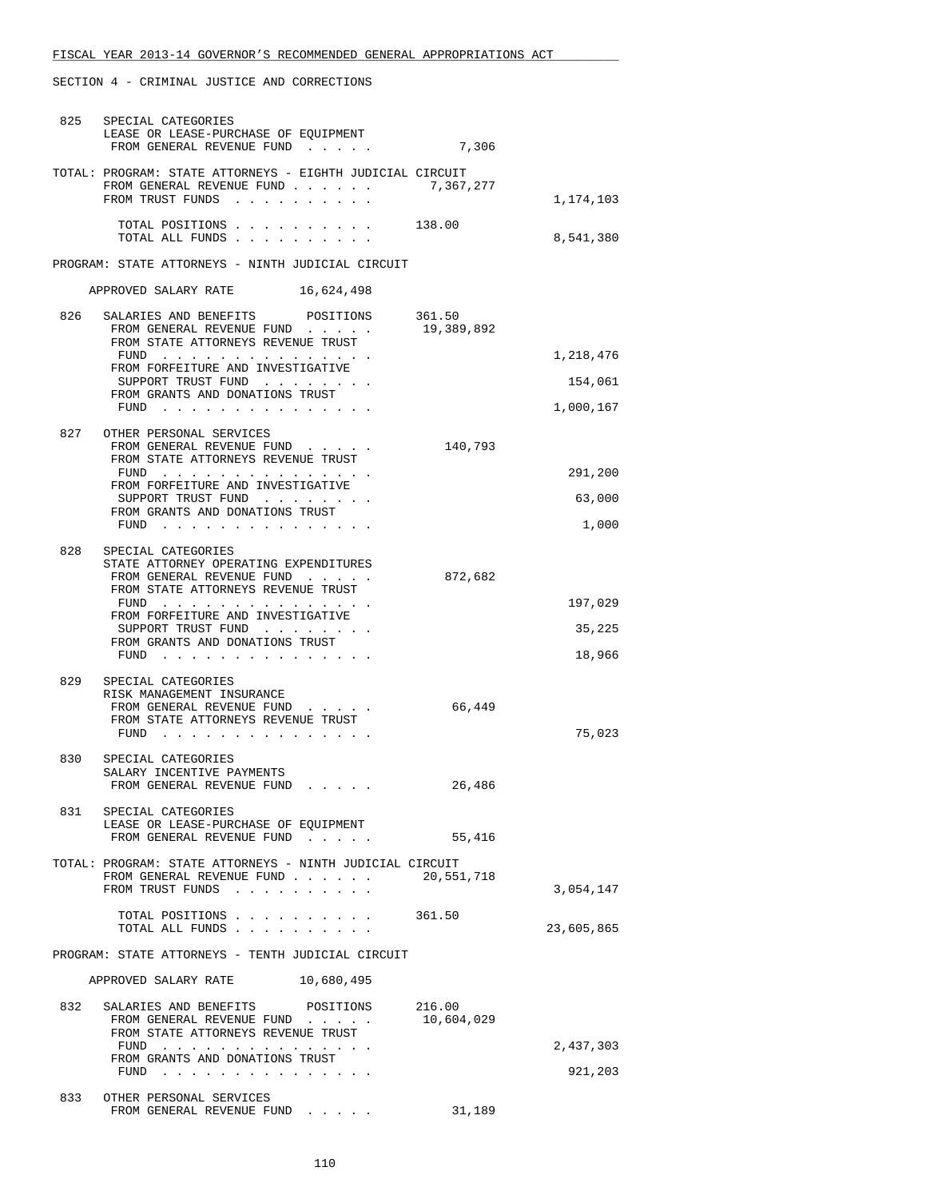SECTION 4 - CRIMINAL JUSTICE AND CORRECTIONS

| | | | |
|---|---|---|---|
| 825 | SPECIAL CATEGORIES<br>LEASE OR LEASE-PURCHASE OF EQUIPMENT<br>FROM GENERAL REVENUE FUND . . . . . | 7,306 | |
| | TOTAL: PROGRAM: STATE ATTORNEYS - EIGHTH JUDICIAL CIRCUIT<br>FROM GENERAL REVENUE FUND . . . . . . | 7,367,277 | |
| | FROM TRUST FUNDS . . . . . . . . . . | | 1,174,103 |
| | TOTAL POSITIONS . . . . . . . . . . | 138.00 | |
| | TOTAL ALL FUNDS . . . . . . . . . . | | 8,541,380 |

PROGRAM: STATE ATTORNEYS - NINTH JUDICIAL CIRCUIT

APPROVED SALARY RATE 16,624,498

| | | | |
|---|---|---|---|
| 826 | SALARIES AND BENEFITS POSITIONS | 361.50 | |
| | FROM GENERAL REVENUE FUND . . . . . | 19,389,892 | |
| | FROM STATE ATTORNEYS REVENUE TRUST FUND . . . . . . . . . . . . . . . | | 1,218,476 |
| | FROM FORFEITURE AND INVESTIGATIVE SUPPORT TRUST FUND . . . . . . . . | | 154,061 |
| | FROM GRANTS AND DONATIONS TRUST FUND . . . . . . . . . . . . . . . | | 1,000,167 |
| 827 | OTHER PERSONAL SERVICES<br>FROM GENERAL REVENUE FUND . . . . . | 140,793 | |
| | FROM STATE ATTORNEYS REVENUE TRUST FUND . . . . . . . . . . . . . . . | | 291,200 |
| | FROM FORFEITURE AND INVESTIGATIVE SUPPORT TRUST FUND . . . . . . . . | | 63,000 |
| | FROM GRANTS AND DONATIONS TRUST FUND . . . . . . . . . . . . . . . | | 1,000 |
| 828 | SPECIAL CATEGORIES<br>STATE ATTORNEY OPERATING EXPENDITURES<br>FROM GENERAL REVENUE FUND . . . . . | 872,682 | |
| | FROM STATE ATTORNEYS REVENUE TRUST FUND . . . . . . . . . . . . . . . | | 197,029 |
| | FROM FORFEITURE AND INVESTIGATIVE SUPPORT TRUST FUND . . . . . . . . | | 35,225 |
| | FROM GRANTS AND DONATIONS TRUST FUND . . . . . . . . . . . . . . . | | 18,966 |
| 829 | SPECIAL CATEGORIES<br>RISK MANAGEMENT INSURANCE<br>FROM GENERAL REVENUE FUND . . . . . | 66,449 | |
| | FROM STATE ATTORNEYS REVENUE TRUST FUND . . . . . . . . . . . . . . . | | 75,023 |
| 830 | SPECIAL CATEGORIES<br>SALARY INCENTIVE PAYMENTS<br>FROM GENERAL REVENUE FUND . . . . . | 26,486 | |
| 831 | SPECIAL CATEGORIES<br>LEASE OR LEASE-PURCHASE OF EQUIPMENT<br>FROM GENERAL REVENUE FUND . . . . . | 55,416 | |
| | TOTAL: PROGRAM: STATE ATTORNEYS - NINTH JUDICIAL CIRCUIT<br>FROM GENERAL REVENUE FUND . . . . . . | 20,551,718 | |
| | FROM TRUST FUNDS . . . . . . . . . . | | 3,054,147 |
| | TOTAL POSITIONS . . . . . . . . . . | 361.50 | |
| | TOTAL ALL FUNDS . . . . . . . . . . | | 23,605,865 |

PROGRAM: STATE ATTORNEYS - TENTH JUDICIAL CIRCUIT

APPROVED SALARY RATE 10,680,495

| | | | |
|---|---|---|---|
| 832 | SALARIES AND BENEFITS POSITIONS | 216.00 | |
| | FROM GENERAL REVENUE FUND . . . . . | 10,604,029 | |
| | FROM STATE ATTORNEYS REVENUE TRUST FUND . . . . . . . . . . . . . . . | | 2,437,303 |
| | FROM GRANTS AND DONATIONS TRUST FUND . . . . . . . . . . . . . . . | | 921,203 |
| 833 | OTHER PERSONAL SERVICES<br>FROM GENERAL REVENUE FUND . . . . . | 31,189 | |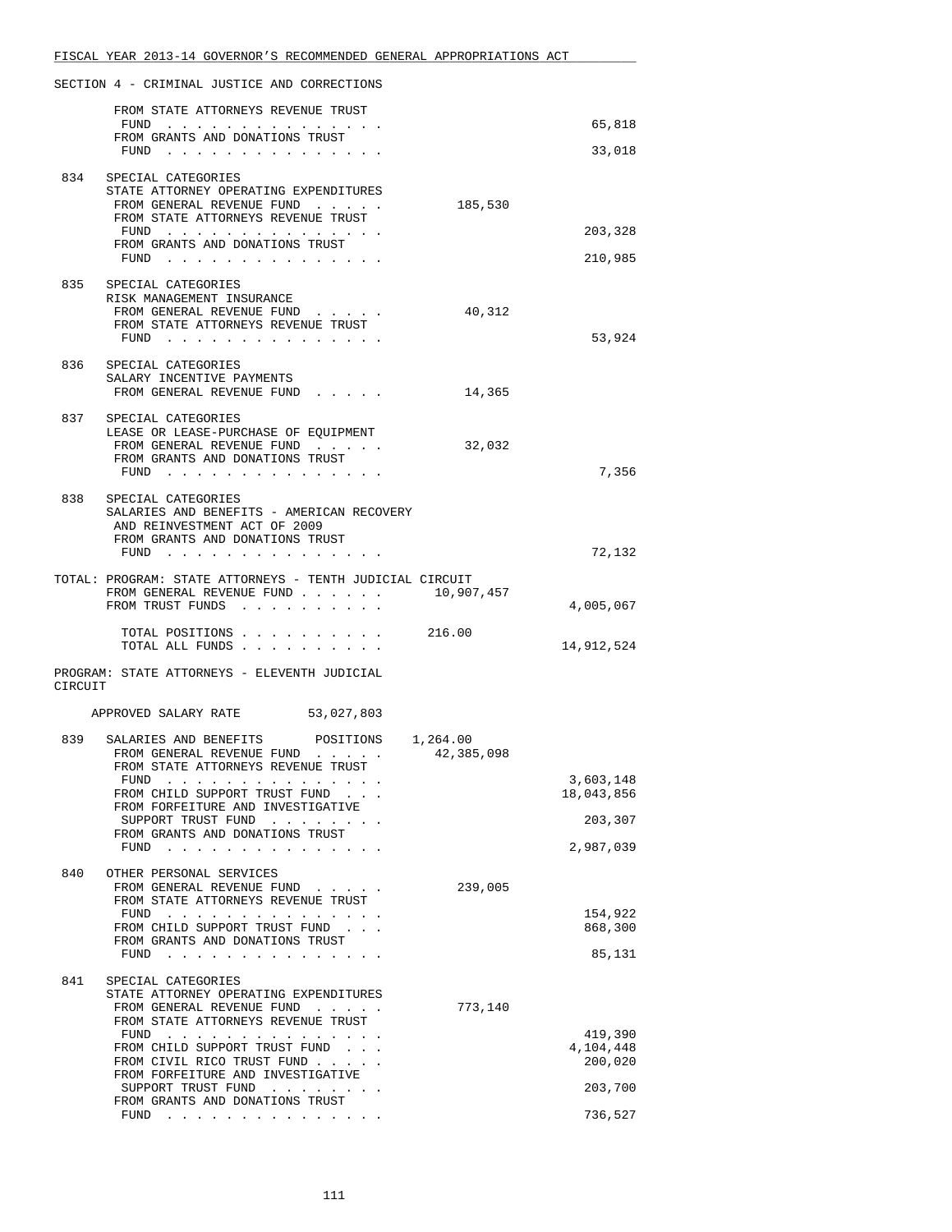FISCAL YEAR 2013-14 GOVERNOR'S RECOMMENDED GENERAL APPROPRIATIONS ACT

SECTION 4 - CRIMINAL JUSTICE AND CORRECTIONS

| | | | |
|---|---|---|---|
| | FROM STATE ATTORNEYS REVENUE TRUST FUND | | 65,818 |
| | FROM GRANTS AND DONATIONS TRUST FUND | | 33,018 |
| 834 | SPECIAL CATEGORIES<br>STATE ATTORNEY OPERATING EXPENDITURES | | |
| | FROM GENERAL REVENUE FUND | 185,530 | |
| | FROM STATE ATTORNEYS REVENUE TRUST FUND | | 203,328 |
| | FROM GRANTS AND DONATIONS TRUST FUND | | 210,985 |
| 835 | SPECIAL CATEGORIES<br>RISK MANAGEMENT INSURANCE | | |
| | FROM GENERAL REVENUE FUND | 40,312 | |
| | FROM STATE ATTORNEYS REVENUE TRUST FUND | | 53,924 |
| 836 | SPECIAL CATEGORIES<br>SALARY INCENTIVE PAYMENTS | | |
| | FROM GENERAL REVENUE FUND | 14,365 | |
| 837 | SPECIAL CATEGORIES<br>LEASE OR LEASE-PURCHASE OF EQUIPMENT | | |
| | FROM GENERAL REVENUE FUND | 32,032 | |
| | FROM GRANTS AND DONATIONS TRUST FUND | | 7,356 |
| 838 | SPECIAL CATEGORIES<br>SALARIES AND BENEFITS - AMERICAN RECOVERY AND REINVESTMENT ACT OF 2009 | | |
| | FROM GRANTS AND DONATIONS TRUST FUND | | 72,132 |

TOTAL: PROGRAM: STATE ATTORNEYS - TENTH JUDICIAL CIRCUIT

| | | |
|---|---|---|
| FROM GENERAL REVENUE FUND | 10,907,457 | |
| FROM TRUST FUNDS | | 4,005,067 |
| TOTAL POSITIONS | 216.00 | |
| TOTAL ALL FUNDS | | 14,912,524 |

PROGRAM: STATE ATTORNEYS - ELEVENTH JUDICIAL CIRCUIT

APPROVED SALARY RATE 53,027,803

| | | | |
|---|---|---|---|
| 839 | SALARIES AND BENEFITS POSITIONS | 1,264.00 | |
| | FROM GENERAL REVENUE FUND | 42,385,098 | |
| | FROM STATE ATTORNEYS REVENUE TRUST FUND | | 3,603,148 |
| | FROM CHILD SUPPORT TRUST FUND | | 18,043,856 |
| | FROM FORFEITURE AND INVESTIGATIVE SUPPORT TRUST FUND | | 203,307 |
| | FROM GRANTS AND DONATIONS TRUST FUND | | 2,987,039 |
| 840 | OTHER PERSONAL SERVICES | | |
| | FROM GENERAL REVENUE FUND | 239,005 | |
| | FROM STATE ATTORNEYS REVENUE TRUST FUND | | 154,922 |
| | FROM CHILD SUPPORT TRUST FUND | | 868,300 |
| | FROM GRANTS AND DONATIONS TRUST FUND | | 85,131 |
| 841 | SPECIAL CATEGORIES<br>STATE ATTORNEY OPERATING EXPENDITURES | | |
| | FROM GENERAL REVENUE FUND | 773,140 | |
| | FROM STATE ATTORNEYS REVENUE TRUST FUND | | 419,390 |
| | FROM CHILD SUPPORT TRUST FUND | | 4,104,448 |
| | FROM CIVIL RICO TRUST FUND | | 200,020 |
| | FROM FORFEITURE AND INVESTIGATIVE SUPPORT TRUST FUND | | 203,700 |
| | FROM GRANTS AND DONATIONS TRUST FUND | | 736,527 |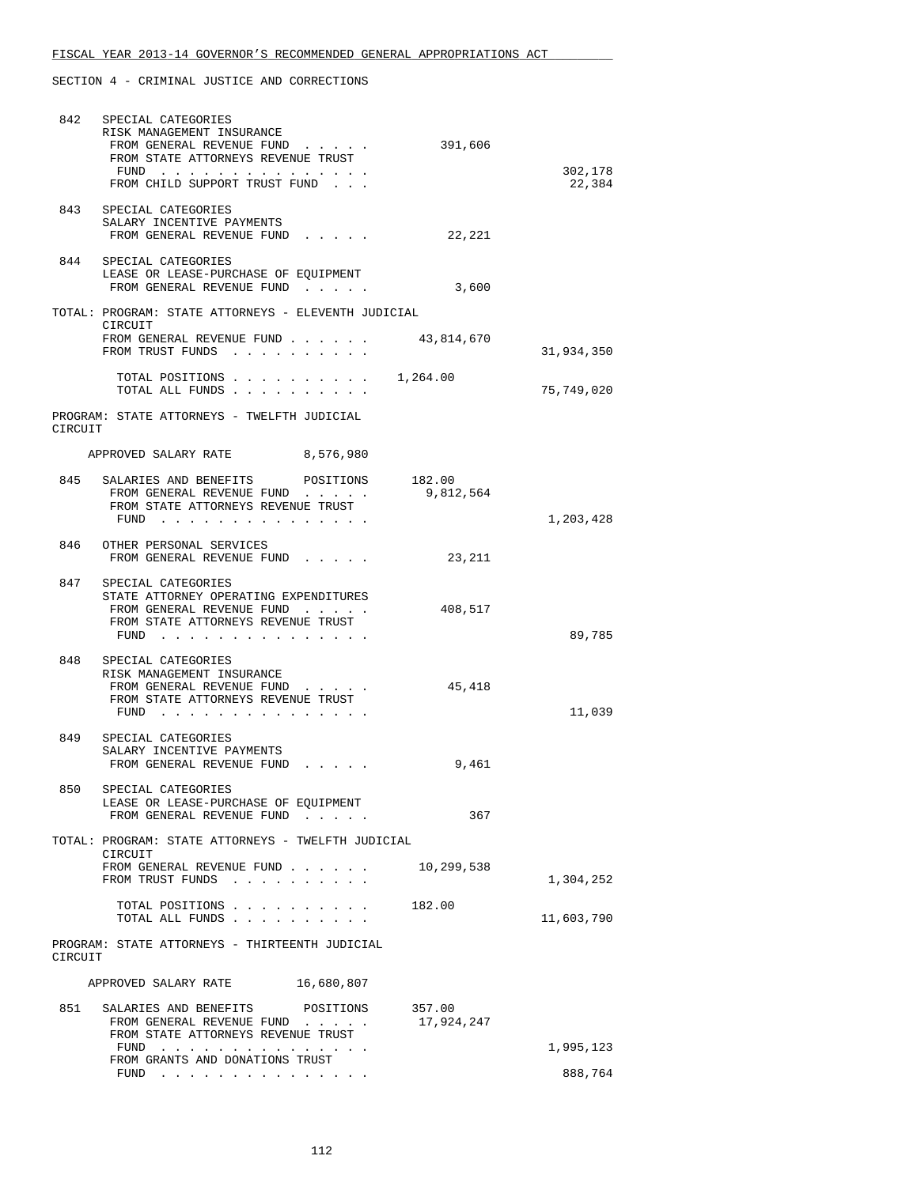FISCAL YEAR 2013-14 GOVERNOR'S RECOMMENDED GENERAL APPROPRIATIONS ACT

SECTION 4 - CRIMINAL JUSTICE AND CORRECTIONS

842 SPECIAL CATEGORIES
RISK MANAGEMENT INSURANCE
FROM GENERAL REVENUE FUND . . . . . 391,606
FROM STATE ATTORNEYS REVENUE TRUST FUND . . . . . . . . . . . . . . . 302,178
FROM CHILD SUPPORT TRUST FUND . . . 22,384

843 SPECIAL CATEGORIES
SALARY INCENTIVE PAYMENTS
FROM GENERAL REVENUE FUND . . . . . 22,221

844 SPECIAL CATEGORIES
LEASE OR LEASE-PURCHASE OF EQUIPMENT
FROM GENERAL REVENUE FUND . . . . . 3,600

TOTAL: PROGRAM: STATE ATTORNEYS - ELEVENTH JUDICIAL CIRCUIT
FROM GENERAL REVENUE FUND . . . . . . 43,814,670
FROM TRUST FUNDS . . . . . . . . . . 31,934,350

TOTAL POSITIONS . . . . . . . . . . 1,264.00
TOTAL ALL FUNDS . . . . . . . . . . 75,749,020

PROGRAM: STATE ATTORNEYS - TWELFTH JUDICIAL CIRCUIT

APPROVED SALARY RATE 8,576,980

845 SALARIES AND BENEFITS POSITIONS 182.00
FROM GENERAL REVENUE FUND . . . . . 9,812,564
FROM STATE ATTORNEYS REVENUE TRUST FUND . . . . . . . . . . . . . . . 1,203,428

846 OTHER PERSONAL SERVICES
FROM GENERAL REVENUE FUND . . . . . 23,211

847 SPECIAL CATEGORIES
STATE ATTORNEY OPERATING EXPENDITURES
FROM GENERAL REVENUE FUND . . . . . 408,517
FROM STATE ATTORNEYS REVENUE TRUST FUND . . . . . . . . . . . . . . . 89,785

848 SPECIAL CATEGORIES
RISK MANAGEMENT INSURANCE
FROM GENERAL REVENUE FUND . . . . . 45,418
FROM STATE ATTORNEYS REVENUE TRUST FUND . . . . . . . . . . . . . . . 11,039

849 SPECIAL CATEGORIES
SALARY INCENTIVE PAYMENTS
FROM GENERAL REVENUE FUND . . . . . 9,461

850 SPECIAL CATEGORIES
LEASE OR LEASE-PURCHASE OF EQUIPMENT
FROM GENERAL REVENUE FUND . . . . . 367

TOTAL: PROGRAM: STATE ATTORNEYS - TWELFTH JUDICIAL CIRCUIT
FROM GENERAL REVENUE FUND . . . . . . 10,299,538
FROM TRUST FUNDS . . . . . . . . . . 1,304,252

TOTAL POSITIONS . . . . . . . . . . 182.00
TOTAL ALL FUNDS . . . . . . . . . . 11,603,790

PROGRAM: STATE ATTORNEYS - THIRTEENTH JUDICIAL CIRCUIT

APPROVED SALARY RATE 16,680,807

851 SALARIES AND BENEFITS POSITIONS 357.00
FROM GENERAL REVENUE FUND . . . . . 17,924,247
FROM STATE ATTORNEYS REVENUE TRUST FUND . . . . . . . . . . . . . . . 1,995,123
FROM GRANTS AND DONATIONS TRUST FUND . . . . . . . . . . . . . . . 888,764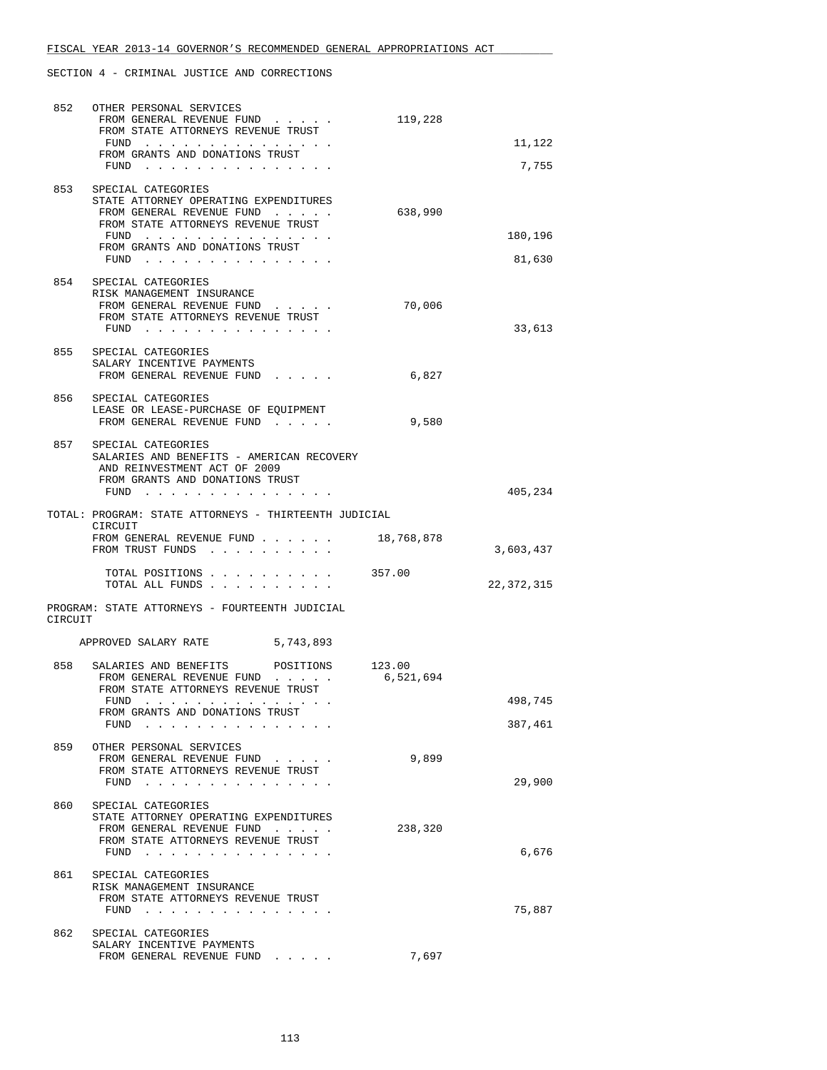FISCAL YEAR 2013-14 GOVERNOR'S RECOMMENDED GENERAL APPROPRIATIONS ACT

SECTION 4 - CRIMINAL JUSTICE AND CORRECTIONS

| | | | |
|---|---|---|---|
| 852 | OTHER PERSONAL SERVICES | | |
| | FROM GENERAL REVENUE FUND . . . . . | 119,228 | |
| | FROM STATE ATTORNEYS REVENUE TRUST FUND . . . . . . . . . . . . . . . | | 11,122 |
| | FROM GRANTS AND DONATIONS TRUST FUND . . . . . . . . . . . . . . . | | 7,755 |
| 853 | SPECIAL CATEGORIES<br>STATE ATTORNEY OPERATING EXPENDITURES | | |
| | FROM GENERAL REVENUE FUND . . . . . | 638,990 | |
| | FROM STATE ATTORNEYS REVENUE TRUST FUND . . . . . . . . . . . . . . . | | 180,196 |
| | FROM GRANTS AND DONATIONS TRUST FUND . . . . . . . . . . . . . . . | | 81,630 |
| 854 | SPECIAL CATEGORIES<br>RISK MANAGEMENT INSURANCE | | |
| | FROM GENERAL REVENUE FUND . . . . . | 70,006 | |
| | FROM STATE ATTORNEYS REVENUE TRUST FUND . . . . . . . . . . . . . . . | | 33,613 |
| 855 | SPECIAL CATEGORIES<br>SALARY INCENTIVE PAYMENTS | | |
| | FROM GENERAL REVENUE FUND . . . . . | 6,827 | |
| 856 | SPECIAL CATEGORIES<br>LEASE OR LEASE-PURCHASE OF EQUIPMENT | | |
| | FROM GENERAL REVENUE FUND . . . . . | 9,580 | |
| 857 | SPECIAL CATEGORIES<br>SALARIES AND BENEFITS - AMERICAN RECOVERY AND REINVESTMENT ACT OF 2009 | | |
| | FROM GRANTS AND DONATIONS TRUST FUND . . . . . . . . . . . . . . . | | 405,234 |

TOTAL: PROGRAM: STATE ATTORNEYS - THIRTEENTH JUDICIAL CIRCUIT

| | | |
|---|---|---|
| FROM GENERAL REVENUE FUND . . . . . . | 18,768,878 | |
| FROM TRUST FUNDS . . . . . . . . . . | | 3,603,437 |
| TOTAL POSITIONS . . . . . . . . . . | 357.00 | |
| TOTAL ALL FUNDS . . . . . . . . . . | | 22,372,315 |

PROGRAM: STATE ATTORNEYS - FOURTEENTH JUDICIAL CIRCUIT

APPROVED SALARY RATE 5,743,893

| | | | |
|---|---|---|---|
| 858 | SALARIES AND BENEFITS POSITIONS | 123.00 | |
| | FROM GENERAL REVENUE FUND . . . . . | 6,521,694 | |
| | FROM STATE ATTORNEYS REVENUE TRUST FUND . . . . . . . . . . . . . . . | | 498,745 |
| | FROM GRANTS AND DONATIONS TRUST FUND . . . . . . . . . . . . . . . | | 387,461 |
| 859 | OTHER PERSONAL SERVICES | | |
| | FROM GENERAL REVENUE FUND . . . . . | 9,899 | |
| | FROM STATE ATTORNEYS REVENUE TRUST FUND . . . . . . . . . . . . . . . | | 29,900 |
| 860 | SPECIAL CATEGORIES<br>STATE ATTORNEY OPERATING EXPENDITURES | | |
| | FROM GENERAL REVENUE FUND . . . . . | 238,320 | |
| | FROM STATE ATTORNEYS REVENUE TRUST FUND . . . . . . . . . . . . . . . | | 6,676 |
| 861 | SPECIAL CATEGORIES<br>RISK MANAGEMENT INSURANCE | | |
| | FROM STATE ATTORNEYS REVENUE TRUST FUND . . . . . . . . . . . . . . . | | 75,887 |
| 862 | SPECIAL CATEGORIES<br>SALARY INCENTIVE PAYMENTS | | |
| | FROM GENERAL REVENUE FUND . . . . . | 7,697 | |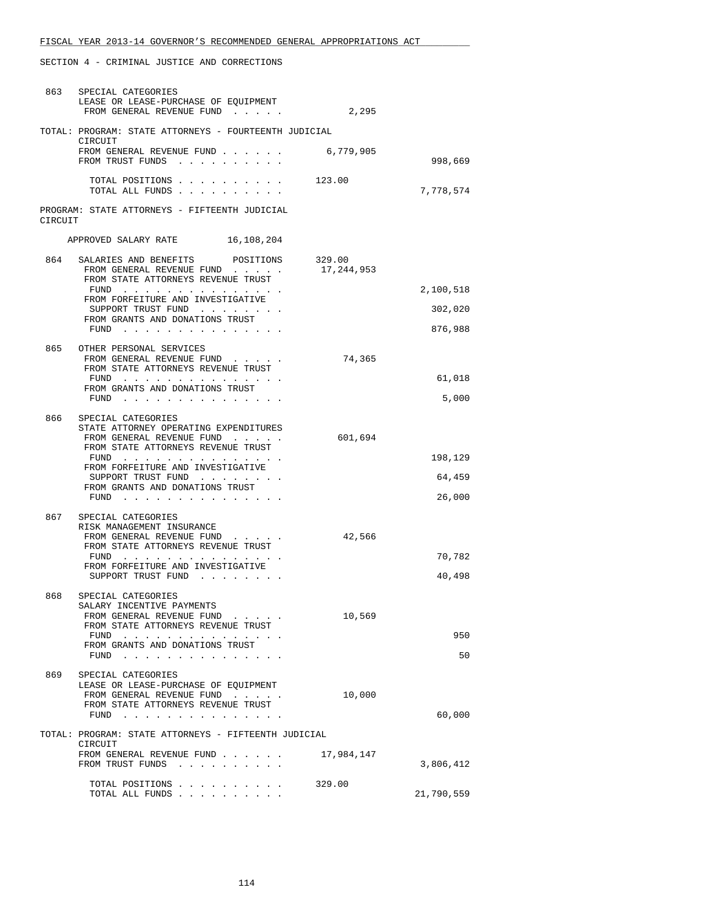SECTION 4 - CRIMINAL JUSTICE AND CORRECTIONS

| | | General Revenue | Trust Funds |
|---|---|---|---|
| 863 | SPECIAL CATEGORIES<br>LEASE OR LEASE-PURCHASE OF EQUIPMENT<br>FROM GENERAL REVENUE FUND | 2,295 | |
| | TOTAL: PROGRAM: STATE ATTORNEYS - FOURTEENTH JUDICIAL CIRCUIT<br>FROM GENERAL REVENUE FUND | 6,779,905 | |
| | FROM TRUST FUNDS | | 998,669 |
| | TOTAL POSITIONS | 123.00 | |
| | TOTAL ALL FUNDS | | 7,778,574 |
| | PROGRAM: STATE ATTORNEYS - FIFTEENTH JUDICIAL CIRCUIT | | |
| | APPROVED SALARY RATE 16,108,204 | | |
| 864 | SALARIES AND BENEFITS POSITIONS | 329.00 | |
| | FROM GENERAL REVENUE FUND | 17,244,953 | |
| | FROM STATE ATTORNEYS REVENUE TRUST FUND | | 2,100,518 |
| | FROM FORFEITURE AND INVESTIGATIVE SUPPORT TRUST FUND | | 302,020 |
| | FROM GRANTS AND DONATIONS TRUST FUND | | 876,988 |
| 865 | OTHER PERSONAL SERVICES<br>FROM GENERAL REVENUE FUND | 74,365 | |
| | FROM STATE ATTORNEYS REVENUE TRUST FUND | | 61,018 |
| | FROM GRANTS AND DONATIONS TRUST FUND | | 5,000 |
| 866 | SPECIAL CATEGORIES<br>STATE ATTORNEY OPERATING EXPENDITURES<br>FROM GENERAL REVENUE FUND | 601,694 | |
| | FROM STATE ATTORNEYS REVENUE TRUST FUND | | 198,129 |
| | FROM FORFEITURE AND INVESTIGATIVE SUPPORT TRUST FUND | | 64,459 |
| | FROM GRANTS AND DONATIONS TRUST FUND | | 26,000 |
| 867 | SPECIAL CATEGORIES<br>RISK MANAGEMENT INSURANCE<br>FROM GENERAL REVENUE FUND | 42,566 | |
| | FROM STATE ATTORNEYS REVENUE TRUST FUND | | 70,782 |
| | FROM FORFEITURE AND INVESTIGATIVE SUPPORT TRUST FUND | | 40,498 |
| 868 | SPECIAL CATEGORIES<br>SALARY INCENTIVE PAYMENTS<br>FROM GENERAL REVENUE FUND | 10,569 | |
| | FROM STATE ATTORNEYS REVENUE TRUST FUND | | 950 |
| | FROM GRANTS AND DONATIONS TRUST FUND | | 50 |
| 869 | SPECIAL CATEGORIES<br>LEASE OR LEASE-PURCHASE OF EQUIPMENT<br>FROM GENERAL REVENUE FUND | 10,000 | |
| | FROM STATE ATTORNEYS REVENUE TRUST FUND | | 60,000 |
| | TOTAL: PROGRAM: STATE ATTORNEYS - FIFTEENTH JUDICIAL CIRCUIT<br>FROM GENERAL REVENUE FUND | 17,984,147 | |
| | FROM TRUST FUNDS | | 3,806,412 |
| | TOTAL POSITIONS | 329.00 | |
| | TOTAL ALL FUNDS | | 21,790,559 |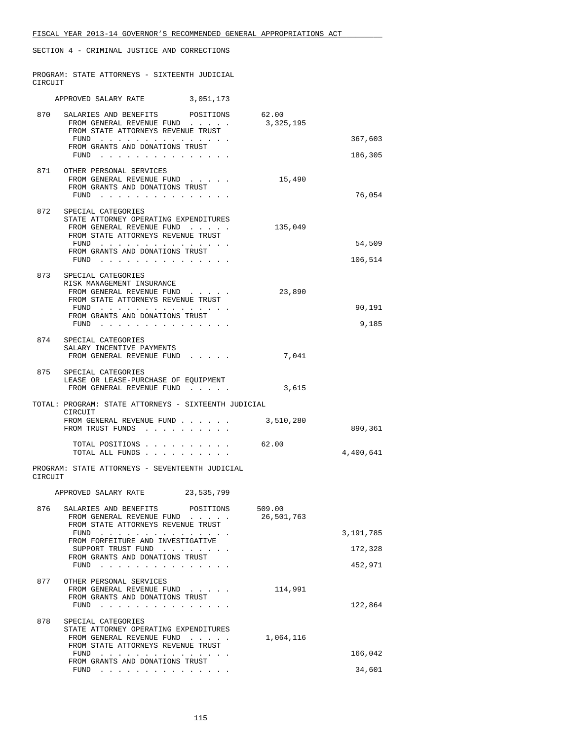FISCAL YEAR 2013-14 GOVERNOR'S RECOMMENDED GENERAL APPROPRIATIONS ACT

SECTION 4 - CRIMINAL JUSTICE AND CORRECTIONS

PROGRAM: STATE ATTORNEYS - SIXTEENTH JUDICIAL CIRCUIT

APPROVED SALARY RATE 3,051,173

| | | | |
|---|---|---|---|
| 870 | SALARIES AND BENEFITS POSITIONS | 62.00 | |
| | FROM GENERAL REVENUE FUND . . . . . | 3,325,195 | |
| | FROM STATE ATTORNEYS REVENUE TRUST FUND . . . . . . . . . . . . . . . | | 367,603 |
| | FROM GRANTS AND DONATIONS TRUST FUND . . . . . . . . . . . . . . . | | 186,305 |
| 871 | OTHER PERSONAL SERVICES | | |
| | FROM GENERAL REVENUE FUND . . . . . | 15,490 | |
| | FROM GRANTS AND DONATIONS TRUST FUND . . . . . . . . . . . . . . . | | 76,054 |
| 872 | SPECIAL CATEGORIES STATE ATTORNEY OPERATING EXPENDITURES | | |
| | FROM GENERAL REVENUE FUND . . . . . | 135,049 | |
| | FROM STATE ATTORNEYS REVENUE TRUST FUND . . . . . . . . . . . . . . . | | 54,509 |
| | FROM GRANTS AND DONATIONS TRUST FUND . . . . . . . . . . . . . . . | | 106,514 |
| 873 | SPECIAL CATEGORIES RISK MANAGEMENT INSURANCE | | |
| | FROM GENERAL REVENUE FUND . . . . . | 23,890 | |
| | FROM STATE ATTORNEYS REVENUE TRUST FUND . . . . . . . . . . . . . . . | | 90,191 |
| | FROM GRANTS AND DONATIONS TRUST FUND . . . . . . . . . . . . . . . | | 9,185 |
| 874 | SPECIAL CATEGORIES SALARY INCENTIVE PAYMENTS | | |
| | FROM GENERAL REVENUE FUND . . . . . | 7,041 | |
| 875 | SPECIAL CATEGORIES LEASE OR LEASE-PURCHASE OF EQUIPMENT | | |
| | FROM GENERAL REVENUE FUND . . . . . | 3,615 | |

TOTAL: PROGRAM: STATE ATTORNEYS - SIXTEENTH JUDICIAL CIRCUIT

| | | |
|---|---|---|
| FROM GENERAL REVENUE FUND . . . . . . | 3,510,280 | |
| FROM TRUST FUNDS . . . . . . . . . . | | 890,361 |
| TOTAL POSITIONS . . . . . . . . . . | 62.00 | |
| TOTAL ALL FUNDS . . . . . . . . . . | | 4,400,641 |

PROGRAM: STATE ATTORNEYS - SEVENTEENTH JUDICIAL CIRCUIT

APPROVED SALARY RATE 23,535,799

| | | | |
|---|---|---|---|
| 876 | SALARIES AND BENEFITS POSITIONS | 509.00 | |
| | FROM GENERAL REVENUE FUND . . . . . | 26,501,763 | |
| | FROM STATE ATTORNEYS REVENUE TRUST FUND . . . . . . . . . . . . . . . | | 3,191,785 |
| | FROM FORFEITURE AND INVESTIGATIVE SUPPORT TRUST FUND . . . . . . . . | | 172,328 |
| | FROM GRANTS AND DONATIONS TRUST FUND . . . . . . . . . . . . . . . | | 452,971 |
| 877 | OTHER PERSONAL SERVICES | | |
| | FROM GENERAL REVENUE FUND . . . . . | 114,991 | |
| | FROM GRANTS AND DONATIONS TRUST FUND . . . . . . . . . . . . . . . | | 122,864 |
| 878 | SPECIAL CATEGORIES STATE ATTORNEY OPERATING EXPENDITURES | | |
| | FROM GENERAL REVENUE FUND . . . . . | 1,064,116 | |
| | FROM STATE ATTORNEYS REVENUE TRUST FUND . . . . . . . . . . . . . . . | | 166,042 |
| | FROM GRANTS AND DONATIONS TRUST FUND . . . . . . . . . . . . . . . | | 34,601 |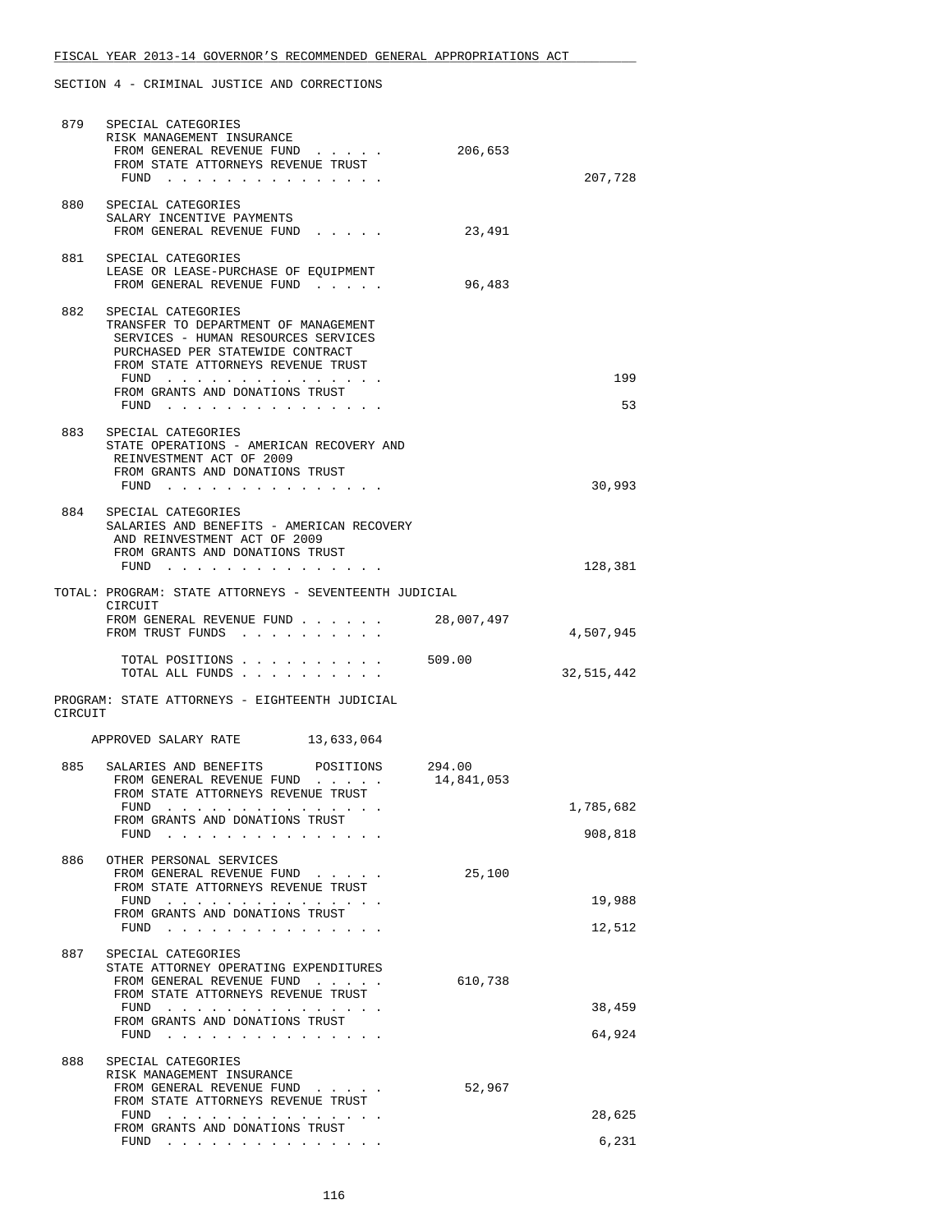SECTION 4 - CRIMINAL JUSTICE AND CORRECTIONS

```
 879   SPECIAL CATEGORIES
       RISK MANAGEMENT INSURANCE
        FROM GENERAL REVENUE FUND  . . . . .          206,653
        FROM STATE ATTORNEYS REVENUE TRUST
         FUND  . . . . . . . . . . . . . . .                               207,728

 880   SPECIAL CATEGORIES
       SALARY INCENTIVE PAYMENTS
        FROM GENERAL REVENUE FUND  . . . . .           23,491

 881   SPECIAL CATEGORIES
       LEASE OR LEASE-PURCHASE OF EQUIPMENT
        FROM GENERAL REVENUE FUND  . . . . .           96,483

 882   SPECIAL CATEGORIES
       TRANSFER TO DEPARTMENT OF MANAGEMENT
        SERVICES - HUMAN RESOURCES SERVICES
        PURCHASED PER STATEWIDE CONTRACT
        FROM STATE ATTORNEYS REVENUE TRUST
         FUND  . . . . . . . . . . . . . . .                                   199
        FROM GRANTS AND DONATIONS TRUST
         FUND  . . . . . . . . . . . . . . .                                    53

 883   SPECIAL CATEGORIES
       STATE OPERATIONS - AMERICAN RECOVERY AND
        REINVESTMENT ACT OF 2009
        FROM GRANTS AND DONATIONS TRUST
         FUND  . . . . . . . . . . . . . . .                                30,993

 884   SPECIAL CATEGORIES
       SALARIES AND BENEFITS - AMERICAN RECOVERY
        AND REINVESTMENT ACT OF 2009
        FROM GRANTS AND DONATIONS TRUST
         FUND  . . . . . . . . . . . . . . .                               128,381

TOTAL: PROGRAM: STATE ATTORNEYS - SEVENTEENTH JUDICIAL
        CIRCUIT
        FROM GENERAL REVENUE FUND . . . . . .      28,007,497
        FROM TRUST FUNDS  . . . . . . . . . .                            4,507,945

         TOTAL POSITIONS . . . . . . . . . .       509.00
         TOTAL ALL FUNDS . . . . . . . . . .                            32,515,442

PROGRAM: STATE ATTORNEYS - EIGHTEENTH JUDICIAL
CIRCUIT

    APPROVED SALARY RATE        13,633,064

 885   SALARIES AND BENEFITS       POSITIONS      294.00
        FROM GENERAL REVENUE FUND  . . . . .       14,841,053
        FROM STATE ATTORNEYS REVENUE TRUST
         FUND  . . . . . . . . . . . . . . .                             1,785,682
        FROM GRANTS AND DONATIONS TRUST
         FUND  . . . . . . . . . . . . . . .                               908,818

 886   OTHER PERSONAL SERVICES
        FROM GENERAL REVENUE FUND  . . . . .           25,100
        FROM STATE ATTORNEYS REVENUE TRUST
         FUND  . . . . . . . . . . . . . . .                                19,988
        FROM GRANTS AND DONATIONS TRUST
         FUND  . . . . . . . . . . . . . . .                                12,512

 887   SPECIAL CATEGORIES
       STATE ATTORNEY OPERATING EXPENDITURES
        FROM GENERAL REVENUE FUND  . . . . .          610,738
        FROM STATE ATTORNEYS REVENUE TRUST
         FUND  . . . . . . . . . . . . . . .                                38,459
        FROM GRANTS AND DONATIONS TRUST
         FUND  . . . . . . . . . . . . . . .                                64,924

 888   SPECIAL CATEGORIES
       RISK MANAGEMENT INSURANCE
        FROM GENERAL REVENUE FUND  . . . . .           52,967
        FROM STATE ATTORNEYS REVENUE TRUST
         FUND  . . . . . . . . . . . . . . .                                28,625
        FROM GRANTS AND DONATIONS TRUST
         FUND  . . . . . . . . . . . . . . .                                 6,231
```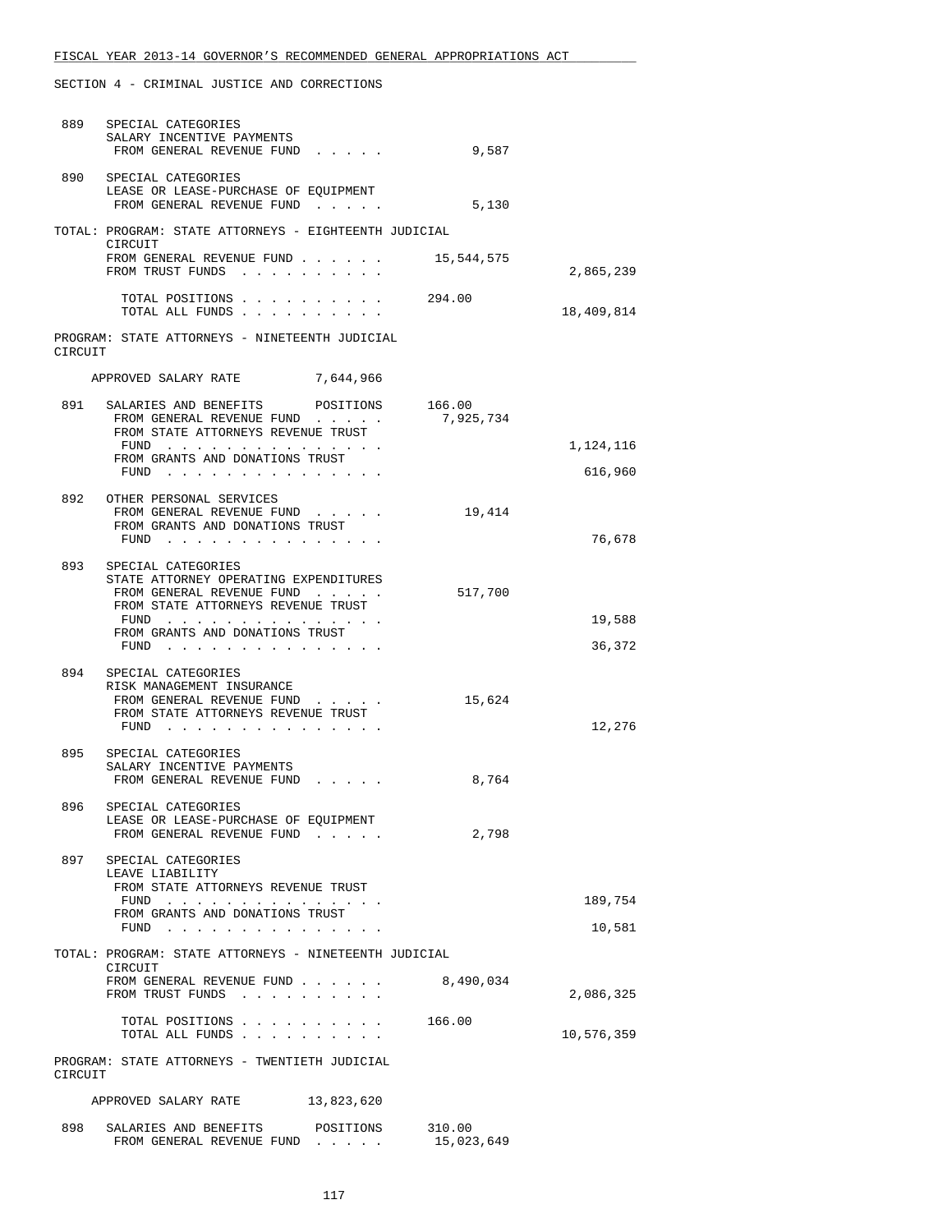SECTION 4 - CRIMINAL JUSTICE AND CORRECTIONS

| | | | |
|---|---|---|---|
| 889 | SPECIAL CATEGORIES<br>SALARY INCENTIVE PAYMENTS<br>FROM GENERAL REVENUE FUND . . . . . | 9,587 | |
| 890 | SPECIAL CATEGORIES<br>LEASE OR LEASE-PURCHASE OF EQUIPMENT<br>FROM GENERAL REVENUE FUND . . . . . | 5,130 | |

TOTAL: PROGRAM: STATE ATTORNEYS - EIGHTEENTH JUDICIAL CIRCUIT

| | | |
|---|---|---|
| FROM GENERAL REVENUE FUND . . . . . . | 15,544,575 | |
| FROM TRUST FUNDS . . . . . . . . . . | | 2,865,239 |
| TOTAL POSITIONS . . . . . . . . . . | 294.00 | |
| TOTAL ALL FUNDS . . . . . . . . . . | | 18,409,814 |

PROGRAM: STATE ATTORNEYS - NINETEENTH JUDICIAL CIRCUIT

APPROVED SALARY RATE 7,644,966

| | | | |
|---|---|---|---|
| 891 | SALARIES AND BENEFITS POSITIONS | 166.00 | |
| | FROM GENERAL REVENUE FUND . . . . . | 7,925,734 | |
| | FROM STATE ATTORNEYS REVENUE TRUST FUND . . . . . . . . . . . . . . . | | 1,124,116 |
| | FROM GRANTS AND DONATIONS TRUST FUND . . . . . . . . . . . . . . . | | 616,960 |
| 892 | OTHER PERSONAL SERVICES<br>FROM GENERAL REVENUE FUND . . . . . | 19,414 | |
| | FROM GRANTS AND DONATIONS TRUST FUND . . . . . . . . . . . . . . . | | 76,678 |
| 893 | SPECIAL CATEGORIES<br>STATE ATTORNEY OPERATING EXPENDITURES<br>FROM GENERAL REVENUE FUND . . . . . | 517,700 | |
| | FROM STATE ATTORNEYS REVENUE TRUST FUND . . . . . . . . . . . . . . . | | 19,588 |
| | FROM GRANTS AND DONATIONS TRUST FUND . . . . . . . . . . . . . . . | | 36,372 |
| 894 | SPECIAL CATEGORIES<br>RISK MANAGEMENT INSURANCE<br>FROM GENERAL REVENUE FUND . . . . . | 15,624 | |
| | FROM STATE ATTORNEYS REVENUE TRUST FUND . . . . . . . . . . . . . . . | | 12,276 |
| 895 | SPECIAL CATEGORIES<br>SALARY INCENTIVE PAYMENTS<br>FROM GENERAL REVENUE FUND . . . . . | 8,764 | |
| 896 | SPECIAL CATEGORIES<br>LEASE OR LEASE-PURCHASE OF EQUIPMENT<br>FROM GENERAL REVENUE FUND . . . . . | 2,798 | |
| 897 | SPECIAL CATEGORIES<br>LEAVE LIABILITY<br>FROM STATE ATTORNEYS REVENUE TRUST FUND . . . . . . . . . . . . . . . | | 189,754 |
| | FROM GRANTS AND DONATIONS TRUST FUND . . . . . . . . . . . . . . . | | 10,581 |

TOTAL: PROGRAM: STATE ATTORNEYS - NINETEENTH JUDICIAL CIRCUIT

| | | |
|---|---|---|
| FROM GENERAL REVENUE FUND . . . . . . | 8,490,034 | |
| FROM TRUST FUNDS . . . . . . . . . . | | 2,086,325 |
| TOTAL POSITIONS . . . . . . . . . . | 166.00 | |
| TOTAL ALL FUNDS . . . . . . . . . . | | 10,576,359 |

PROGRAM: STATE ATTORNEYS - TWENTIETH JUDICIAL CIRCUIT

APPROVED SALARY RATE 13,823,620

| | | | |
|---|---|---|---|
| 898 | SALARIES AND BENEFITS POSITIONS | 310.00 | |
| | FROM GENERAL REVENUE FUND . . . . . | 15,023,649 | |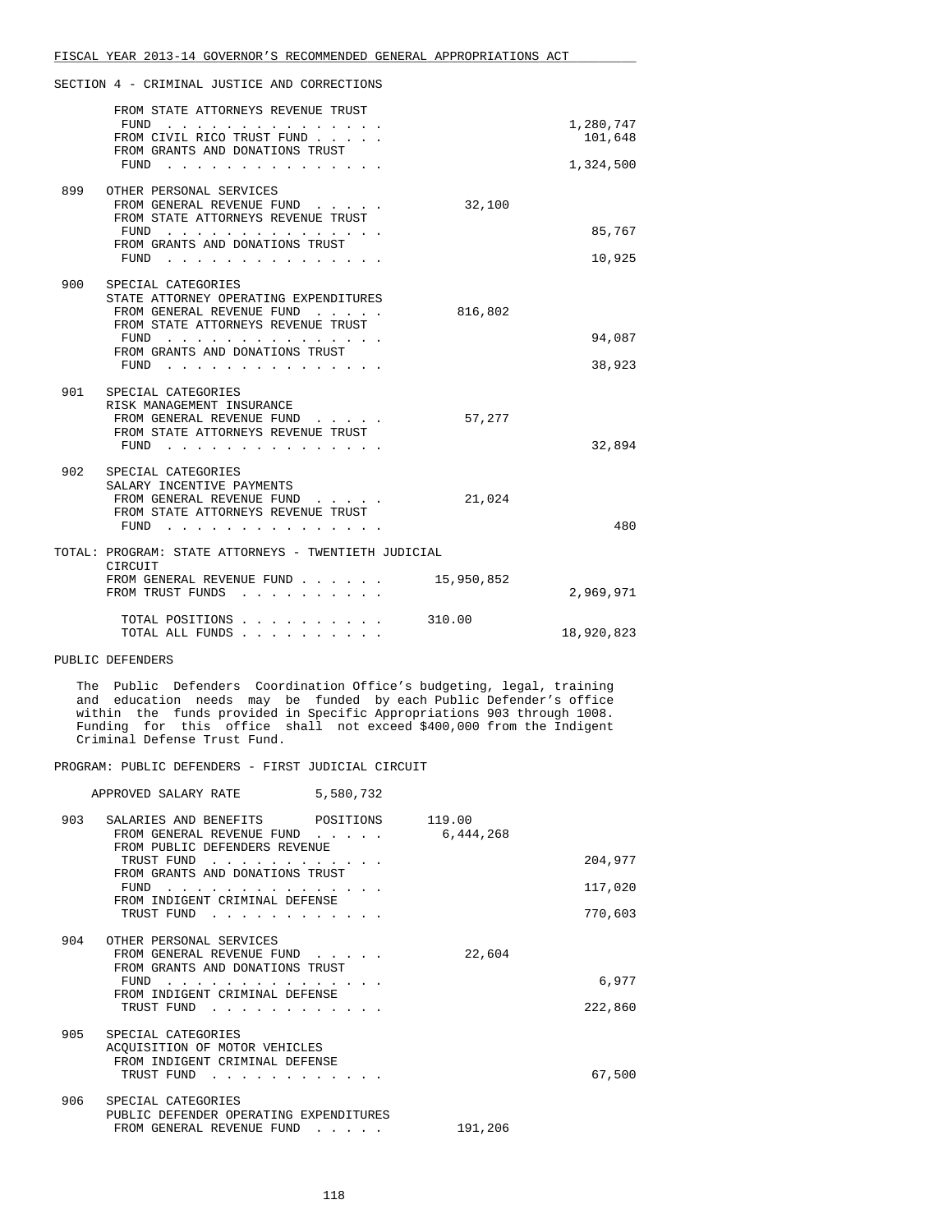FISCAL YEAR 2013-14 GOVERNOR'S RECOMMENDED GENERAL APPROPRIATIONS ACT

SECTION 4 - CRIMINAL JUSTICE AND CORRECTIONS

| | | | |
|---|---|---|---|
| | FROM STATE ATTORNEYS REVENUE TRUST FUND | | 1,280,747 |
| | FROM CIVIL RICO TRUST FUND | | 101,648 |
| | FROM GRANTS AND DONATIONS TRUST FUND | | 1,324,500 |
| 899 | OTHER PERSONAL SERVICES | | |
| | FROM GENERAL REVENUE FUND | 32,100 | |
| | FROM STATE ATTORNEYS REVENUE TRUST FUND | | 85,767 |
| | FROM GRANTS AND DONATIONS TRUST FUND | | 10,925 |
| 900 | SPECIAL CATEGORIES<br>STATE ATTORNEY OPERATING EXPENDITURES | | |
| | FROM GENERAL REVENUE FUND | 816,802 | |
| | FROM STATE ATTORNEYS REVENUE TRUST FUND | | 94,087 |
| | FROM GRANTS AND DONATIONS TRUST FUND | | 38,923 |
| 901 | SPECIAL CATEGORIES<br>RISK MANAGEMENT INSURANCE | | |
| | FROM GENERAL REVENUE FUND | 57,277 | |
| | FROM STATE ATTORNEYS REVENUE TRUST FUND | | 32,894 |
| 902 | SPECIAL CATEGORIES<br>SALARY INCENTIVE PAYMENTS | | |
| | FROM GENERAL REVENUE FUND | 21,024 | |
| | FROM STATE ATTORNEYS REVENUE TRUST FUND | | 480 |

TOTAL: PROGRAM: STATE ATTORNEYS - TWENTIETH JUDICIAL CIRCUIT

| | | |
|---|---|---|
| FROM GENERAL REVENUE FUND | 15,950,852 | |
| FROM TRUST FUNDS | | 2,969,971 |
| TOTAL POSITIONS | 310.00 | |
| TOTAL ALL FUNDS | | 18,920,823 |

PUBLIC DEFENDERS

The Public Defenders Coordination Office's budgeting, legal, training and education needs may be funded by each Public Defender's office within the funds provided in Specific Appropriations 903 through 1008. Funding for this office shall not exceed $400,000 from the Indigent Criminal Defense Trust Fund.

PROGRAM: PUBLIC DEFENDERS - FIRST JUDICIAL CIRCUIT

APPROVED SALARY RATE 5,580,732

| | | | |
|---|---|---|---|
| 903 | SALARIES AND BENEFITS POSITIONS | 119.00 | |
| | FROM GENERAL REVENUE FUND | 6,444,268 | |
| | FROM PUBLIC DEFENDERS REVENUE TRUST FUND | | 204,977 |
| | FROM GRANTS AND DONATIONS TRUST FUND | | 117,020 |
| | FROM INDIGENT CRIMINAL DEFENSE TRUST FUND | | 770,603 |
| 904 | OTHER PERSONAL SERVICES | | |
| | FROM GENERAL REVENUE FUND | 22,604 | |
| | FROM GRANTS AND DONATIONS TRUST FUND | | 6,977 |
| | FROM INDIGENT CRIMINAL DEFENSE TRUST FUND | | 222,860 |
| 905 | SPECIAL CATEGORIES<br>ACQUISITION OF MOTOR VEHICLES | | |
| | FROM INDIGENT CRIMINAL DEFENSE TRUST FUND | | 67,500 |
| 906 | SPECIAL CATEGORIES<br>PUBLIC DEFENDER OPERATING EXPENDITURES | | |
| | FROM GENERAL REVENUE FUND | 191,206 | |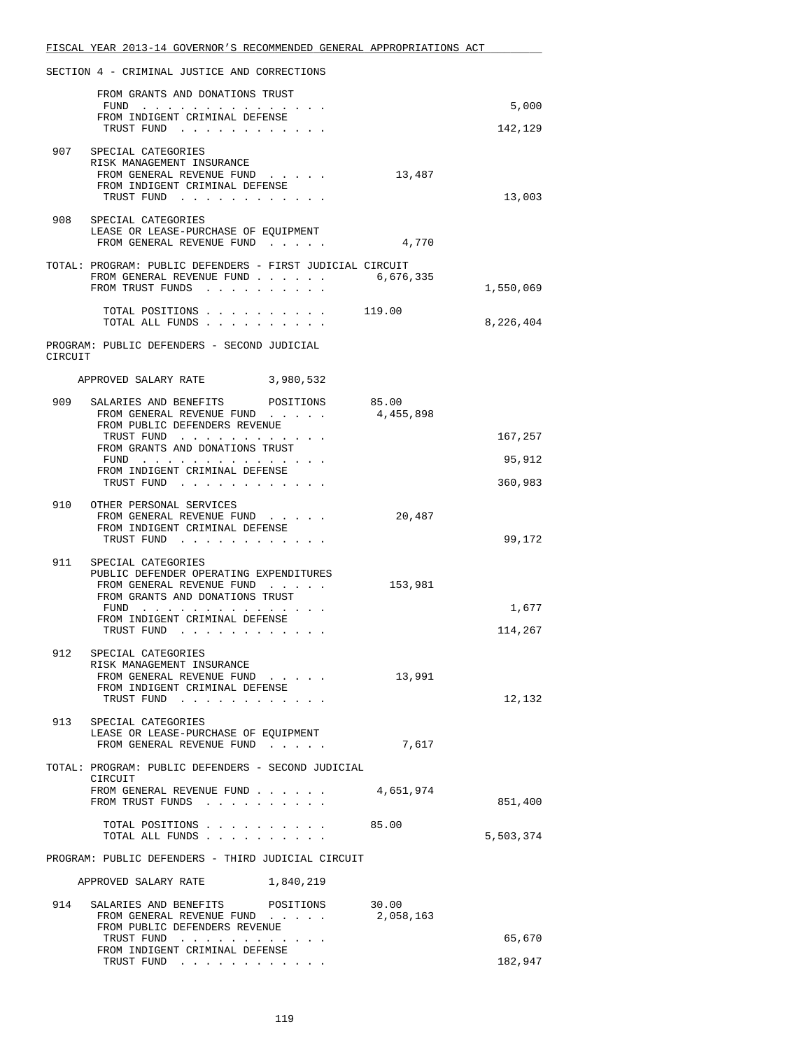SECTION 4 - CRIMINAL JUSTICE AND CORRECTIONS

| | | | |
|---|---|---|---|
| | FROM GRANTS AND DONATIONS TRUST FUND | | 5,000 |
| | FROM INDIGENT CRIMINAL DEFENSE TRUST FUND | | 142,129 |
| 907 | SPECIAL CATEGORIES RISK MANAGEMENT INSURANCE | | |
| | FROM GENERAL REVENUE FUND | 13,487 | |
| | FROM INDIGENT CRIMINAL DEFENSE TRUST FUND | | 13,003 |
| 908 | SPECIAL CATEGORIES LEASE OR LEASE-PURCHASE OF EQUIPMENT | | |
| | FROM GENERAL REVENUE FUND | 4,770 | |

TOTAL: PROGRAM: PUBLIC DEFENDERS - FIRST JUDICIAL CIRCUIT

| | | |
|---|---|---|
| FROM GENERAL REVENUE FUND | 6,676,335 | |
| FROM TRUST FUNDS | | 1,550,069 |
| TOTAL POSITIONS | 119.00 | |
| TOTAL ALL FUNDS | | 8,226,404 |

PROGRAM: PUBLIC DEFENDERS - SECOND JUDICIAL CIRCUIT

APPROVED SALARY RATE 3,980,532

| | | | |
|---|---|---|---|
| 909 | SALARIES AND BENEFITS POSITIONS | 85.00 | |
| | FROM GENERAL REVENUE FUND | 4,455,898 | |
| | FROM PUBLIC DEFENDERS REVENUE TRUST FUND | | 167,257 |
| | FROM GRANTS AND DONATIONS TRUST FUND | | 95,912 |
| | FROM INDIGENT CRIMINAL DEFENSE TRUST FUND | | 360,983 |
| 910 | OTHER PERSONAL SERVICES | | |
| | FROM GENERAL REVENUE FUND | 20,487 | |
| | FROM INDIGENT CRIMINAL DEFENSE TRUST FUND | | 99,172 |
| 911 | SPECIAL CATEGORIES PUBLIC DEFENDER OPERATING EXPENDITURES | | |
| | FROM GENERAL REVENUE FUND | 153,981 | |
| | FROM GRANTS AND DONATIONS TRUST FUND | | 1,677 |
| | FROM INDIGENT CRIMINAL DEFENSE TRUST FUND | | 114,267 |
| 912 | SPECIAL CATEGORIES RISK MANAGEMENT INSURANCE | | |
| | FROM GENERAL REVENUE FUND | 13,991 | |
| | FROM INDIGENT CRIMINAL DEFENSE TRUST FUND | | 12,132 |
| 913 | SPECIAL CATEGORIES LEASE OR LEASE-PURCHASE OF EQUIPMENT | | |
| | FROM GENERAL REVENUE FUND | 7,617 | |

TOTAL: PROGRAM: PUBLIC DEFENDERS - SECOND JUDICIAL CIRCUIT

| | | |
|---|---|---|
| FROM GENERAL REVENUE FUND | 4,651,974 | |
| FROM TRUST FUNDS | | 851,400 |
| TOTAL POSITIONS | 85.00 | |
| TOTAL ALL FUNDS | | 5,503,374 |

PROGRAM: PUBLIC DEFENDERS - THIRD JUDICIAL CIRCUIT

APPROVED SALARY RATE 1,840,219

| | | | |
|---|---|---|---|
| 914 | SALARIES AND BENEFITS POSITIONS | 30.00 | |
| | FROM GENERAL REVENUE FUND | 2,058,163 | |
| | FROM PUBLIC DEFENDERS REVENUE TRUST FUND | | 65,670 |
| | FROM INDIGENT CRIMINAL DEFENSE TRUST FUND | | 182,947 |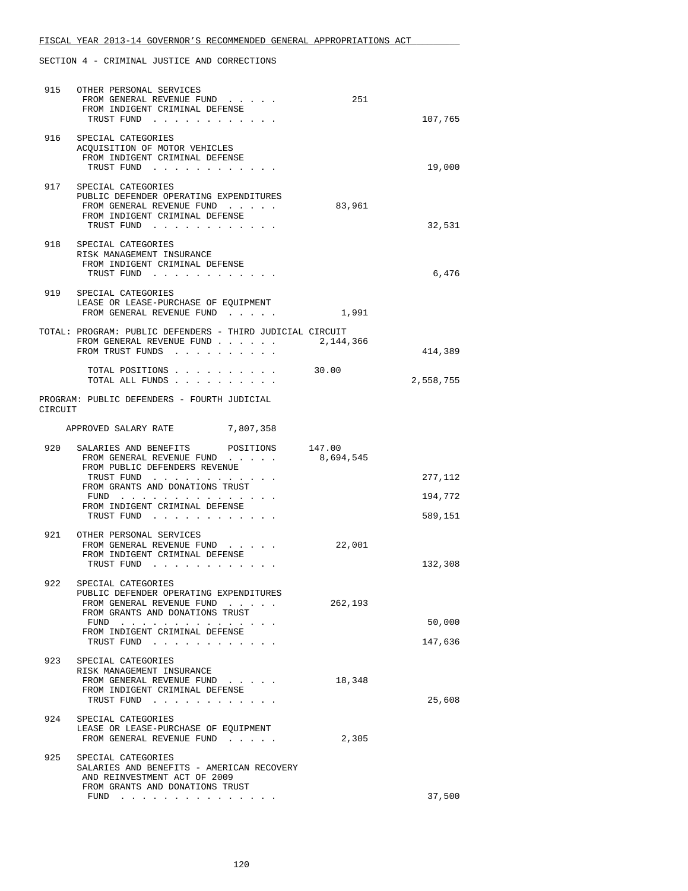FISCAL YEAR 2013-14 GOVERNOR'S RECOMMENDED GENERAL APPROPRIATIONS ACT

SECTION 4 - CRIMINAL JUSTICE AND CORRECTIONS

```
 915   OTHER PERSONAL SERVICES
        FROM GENERAL REVENUE FUND  . . . . .             251
        FROM INDIGENT CRIMINAL DEFENSE
         TRUST FUND  . . . . . . . . . . . .                            107,765

 916   SPECIAL CATEGORIES
       ACQUISITION OF MOTOR VEHICLES
        FROM INDIGENT CRIMINAL DEFENSE
         TRUST FUND  . . . . . . . . . . . .                             19,000

 917   SPECIAL CATEGORIES
       PUBLIC DEFENDER OPERATING EXPENDITURES
        FROM GENERAL REVENUE FUND  . . . . .          83,961
        FROM INDIGENT CRIMINAL DEFENSE
         TRUST FUND  . . . . . . . . . . . .                             32,531

 918   SPECIAL CATEGORIES
       RISK MANAGEMENT INSURANCE
        FROM INDIGENT CRIMINAL DEFENSE
         TRUST FUND  . . . . . . . . . . . .                              6,476

 919   SPECIAL CATEGORIES
       LEASE OR LEASE-PURCHASE OF EQUIPMENT
        FROM GENERAL REVENUE FUND  . . . . .           1,991

TOTAL: PROGRAM: PUBLIC DEFENDERS - THIRD JUDICIAL CIRCUIT
       FROM GENERAL REVENUE FUND . . . . . .       2,144,366
       FROM TRUST FUNDS  . . . . . . . . . .                            414,389

        TOTAL POSITIONS . . . . . . . . . .        30.00
        TOTAL ALL FUNDS . . . . . . . . . .                           2,558,755

PROGRAM: PUBLIC DEFENDERS - FOURTH JUDICIAL
CIRCUIT

    APPROVED SALARY RATE        7,807,358

 920   SALARIES AND BENEFITS      POSITIONS     147.00
        FROM GENERAL REVENUE FUND  . . . . .       8,694,545
        FROM PUBLIC DEFENDERS REVENUE
         TRUST FUND  . . . . . . . . . . . .                            277,112
        FROM GRANTS AND DONATIONS TRUST
         FUND  . . . . . . . . . . . . . . .                            194,772
        FROM INDIGENT CRIMINAL DEFENSE
         TRUST FUND  . . . . . . . . . . . .                            589,151

 921   OTHER PERSONAL SERVICES
        FROM GENERAL REVENUE FUND  . . . . .          22,001
        FROM INDIGENT CRIMINAL DEFENSE
         TRUST FUND  . . . . . . . . . . . .                            132,308

 922   SPECIAL CATEGORIES
       PUBLIC DEFENDER OPERATING EXPENDITURES
        FROM GENERAL REVENUE FUND  . . . . .         262,193
        FROM GRANTS AND DONATIONS TRUST
         FUND  . . . . . . . . . . . . . . .                             50,000
        FROM INDIGENT CRIMINAL DEFENSE
         TRUST FUND  . . . . . . . . . . . .                            147,636

 923   SPECIAL CATEGORIES
       RISK MANAGEMENT INSURANCE
        FROM GENERAL REVENUE FUND  . . . . .          18,348
        FROM INDIGENT CRIMINAL DEFENSE
         TRUST FUND  . . . . . . . . . . . .                             25,608

 924   SPECIAL CATEGORIES
       LEASE OR LEASE-PURCHASE OF EQUIPMENT
        FROM GENERAL REVENUE FUND  . . . . .           2,305

 925   SPECIAL CATEGORIES
       SALARIES AND BENEFITS - AMERICAN RECOVERY
        AND REINVESTMENT ACT OF 2009
        FROM GRANTS AND DONATIONS TRUST
         FUND  . . . . . . . . . . . . . . .                             37,500
```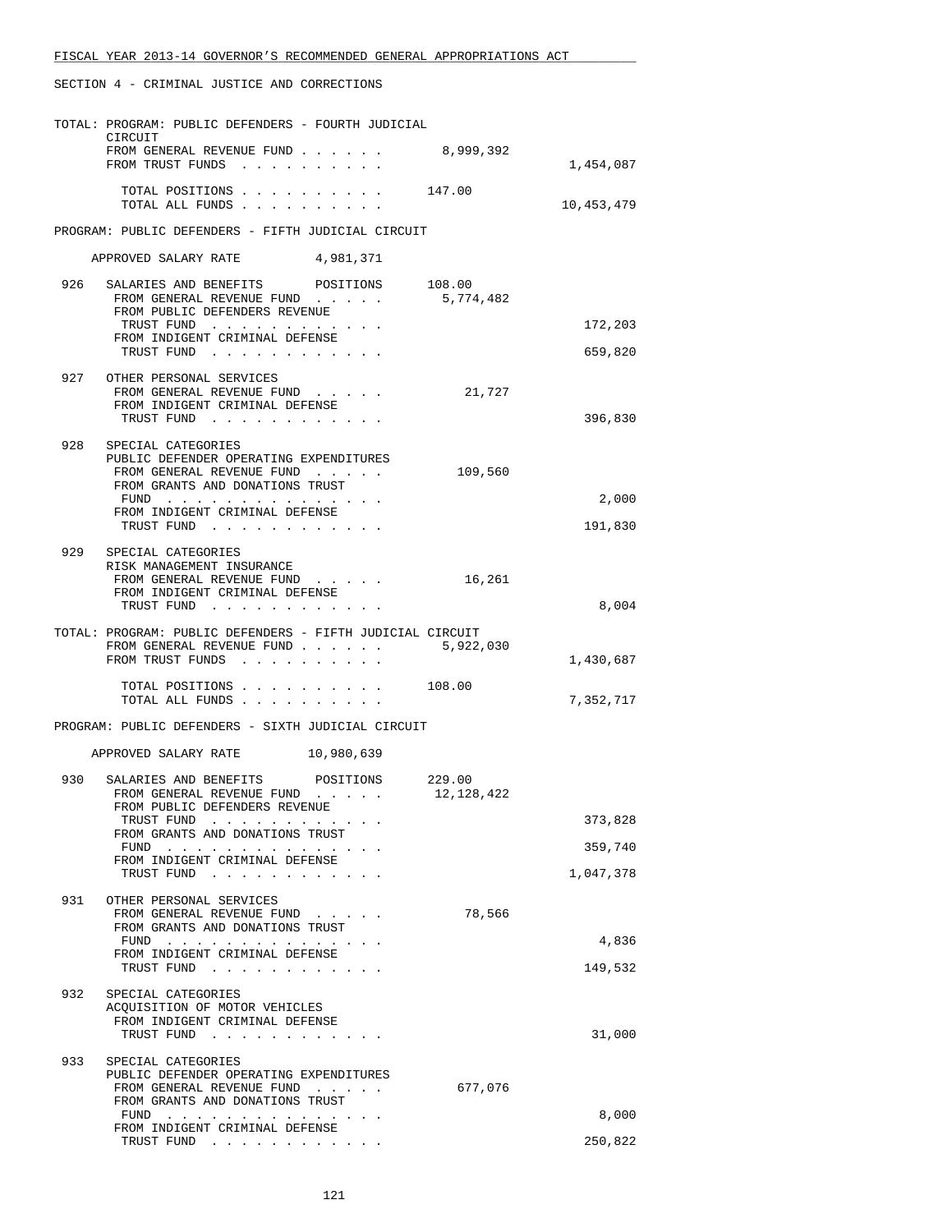SECTION 4 - CRIMINAL JUSTICE AND CORRECTIONS

TOTAL: PROGRAM: PUBLIC DEFENDERS - FOURTH JUDICIAL CIRCUIT

| | | |
|---|---|---|
| FROM GENERAL REVENUE FUND | 8,999,392 | |
| FROM TRUST FUNDS | | 1,454,087 |
| TOTAL POSITIONS | 147.00 | |
| TOTAL ALL FUNDS | | 10,453,479 |

PROGRAM: PUBLIC DEFENDERS - FIFTH JUDICIAL CIRCUIT

APPROVED SALARY RATE 4,981,371

| | | | |
|---|---|---|---|
| 926 | SALARIES AND BENEFITS POSITIONS | 108.00 | |
| | FROM GENERAL REVENUE FUND | 5,774,482 | |
| | FROM PUBLIC DEFENDERS REVENUE TRUST FUND | | 172,203 |
| | FROM INDIGENT CRIMINAL DEFENSE TRUST FUND | | 659,820 |
| 927 | OTHER PERSONAL SERVICES | | |
| | FROM GENERAL REVENUE FUND | 21,727 | |
| | FROM INDIGENT CRIMINAL DEFENSE TRUST FUND | | 396,830 |
| 928 | SPECIAL CATEGORIES PUBLIC DEFENDER OPERATING EXPENDITURES | | |
| | FROM GENERAL REVENUE FUND | 109,560 | |
| | FROM GRANTS AND DONATIONS TRUST FUND | | 2,000 |
| | FROM INDIGENT CRIMINAL DEFENSE TRUST FUND | | 191,830 |
| 929 | SPECIAL CATEGORIES RISK MANAGEMENT INSURANCE | | |
| | FROM GENERAL REVENUE FUND | 16,261 | |
| | FROM INDIGENT CRIMINAL DEFENSE TRUST FUND | | 8,004 |

TOTAL: PROGRAM: PUBLIC DEFENDERS - FIFTH JUDICIAL CIRCUIT

| | | |
|---|---|---|
| FROM GENERAL REVENUE FUND | 5,922,030 | |
| FROM TRUST FUNDS | | 1,430,687 |
| TOTAL POSITIONS | 108.00 | |
| TOTAL ALL FUNDS | | 7,352,717 |

PROGRAM: PUBLIC DEFENDERS - SIXTH JUDICIAL CIRCUIT

APPROVED SALARY RATE 10,980,639

| | | | |
|---|---|---|---|
| 930 | SALARIES AND BENEFITS POSITIONS | 229.00 | |
| | FROM GENERAL REVENUE FUND | 12,128,422 | |
| | FROM PUBLIC DEFENDERS REVENUE TRUST FUND | | 373,828 |
| | FROM GRANTS AND DONATIONS TRUST FUND | | 359,740 |
| | FROM INDIGENT CRIMINAL DEFENSE TRUST FUND | | 1,047,378 |
| 931 | OTHER PERSONAL SERVICES | | |
| | FROM GENERAL REVENUE FUND | 78,566 | |
| | FROM GRANTS AND DONATIONS TRUST FUND | | 4,836 |
| | FROM INDIGENT CRIMINAL DEFENSE TRUST FUND | | 149,532 |
| 932 | SPECIAL CATEGORIES ACQUISITION OF MOTOR VEHICLES | | |
| | FROM INDIGENT CRIMINAL DEFENSE TRUST FUND | | 31,000 |
| 933 | SPECIAL CATEGORIES PUBLIC DEFENDER OPERATING EXPENDITURES | | |
| | FROM GENERAL REVENUE FUND | 677,076 | |
| | FROM GRANTS AND DONATIONS TRUST FUND | | 8,000 |
| | FROM INDIGENT CRIMINAL DEFENSE TRUST FUND | | 250,822 |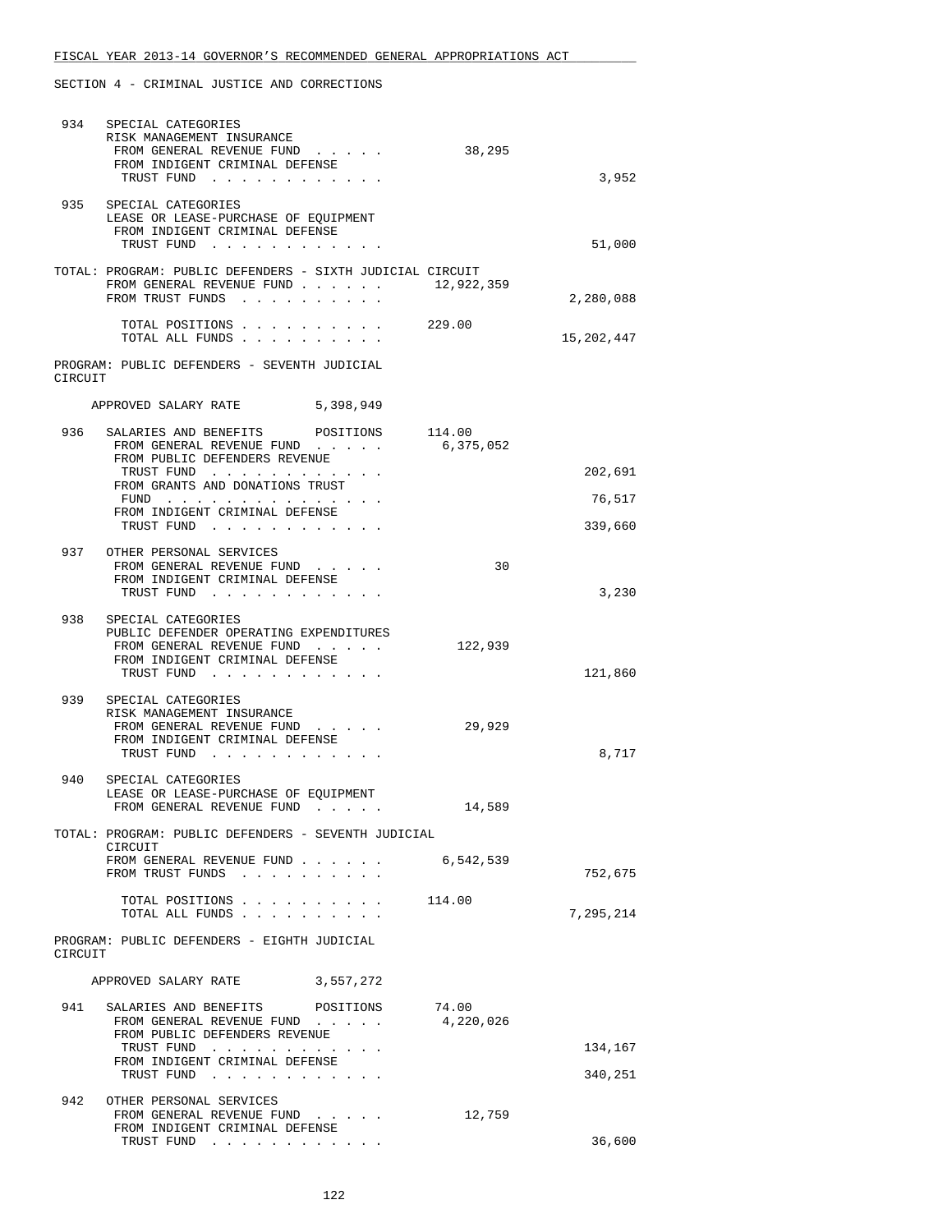SECTION 4 - CRIMINAL JUSTICE AND CORRECTIONS

```
 934   SPECIAL CATEGORIES
       RISK MANAGEMENT INSURANCE
        FROM GENERAL REVENUE FUND  . . . . .           38,295
        FROM INDIGENT CRIMINAL DEFENSE
         TRUST FUND  . . . . . . . . . . . .                                3,952

 935   SPECIAL CATEGORIES
       LEASE OR LEASE-PURCHASE OF EQUIPMENT
        FROM INDIGENT CRIMINAL DEFENSE
         TRUST FUND  . . . . . . . . . . . .                               51,000

TOTAL: PROGRAM: PUBLIC DEFENDERS - SIXTH JUDICIAL CIRCUIT
        FROM GENERAL REVENUE FUND . . . . . .      12,922,359
        FROM TRUST FUNDS  . . . . . . . . . .                           2,280,088

         TOTAL POSITIONS . . . . . . . . . .      229.00
         TOTAL ALL FUNDS . . . . . . . . . .                           15,202,447

PROGRAM: PUBLIC DEFENDERS - SEVENTH JUDICIAL
CIRCUIT

     APPROVED SALARY RATE          5,398,949

 936   SALARIES AND BENEFITS       POSITIONS      114.00
        FROM GENERAL REVENUE FUND  . . . . .        6,375,052
        FROM PUBLIC DEFENDERS REVENUE
         TRUST FUND  . . . . . . . . . . . .                              202,691
        FROM GRANTS AND DONATIONS TRUST
         FUND  . . . . . . . . . . . . . . .                               76,517
        FROM INDIGENT CRIMINAL DEFENSE
         TRUST FUND  . . . . . . . . . . . .                              339,660

 937   OTHER PERSONAL SERVICES
        FROM GENERAL REVENUE FUND  . . . . .               30
        FROM INDIGENT CRIMINAL DEFENSE
         TRUST FUND  . . . . . . . . . . . .                                3,230

 938   SPECIAL CATEGORIES
       PUBLIC DEFENDER OPERATING EXPENDITURES
        FROM GENERAL REVENUE FUND  . . . . .          122,939
        FROM INDIGENT CRIMINAL DEFENSE
         TRUST FUND  . . . . . . . . . . . .                              121,860

 939   SPECIAL CATEGORIES
       RISK MANAGEMENT INSURANCE
        FROM GENERAL REVENUE FUND  . . . . .           29,929
        FROM INDIGENT CRIMINAL DEFENSE
         TRUST FUND  . . . . . . . . . . . .                                8,717

 940   SPECIAL CATEGORIES
       LEASE OR LEASE-PURCHASE OF EQUIPMENT
        FROM GENERAL REVENUE FUND  . . . . .           14,589

TOTAL: PROGRAM: PUBLIC DEFENDERS - SEVENTH JUDICIAL
        CIRCUIT
        FROM GENERAL REVENUE FUND . . . . . .       6,542,539
        FROM TRUST FUNDS  . . . . . . . . . .                             752,675

         TOTAL POSITIONS . . . . . . . . . .      114.00
         TOTAL ALL FUNDS . . . . . . . . . .                            7,295,214

PROGRAM: PUBLIC DEFENDERS - EIGHTH JUDICIAL
CIRCUIT

     APPROVED SALARY RATE          3,557,272

 941   SALARIES AND BENEFITS       POSITIONS       74.00
        FROM GENERAL REVENUE FUND  . . . . .        4,220,026
        FROM PUBLIC DEFENDERS REVENUE
         TRUST FUND  . . . . . . . . . . . .                              134,167
        FROM INDIGENT CRIMINAL DEFENSE
         TRUST FUND  . . . . . . . . . . . .                              340,251

 942   OTHER PERSONAL SERVICES
        FROM GENERAL REVENUE FUND  . . . . .           12,759
        FROM INDIGENT CRIMINAL DEFENSE
         TRUST FUND  . . . . . . . . . . . .                               36,600
```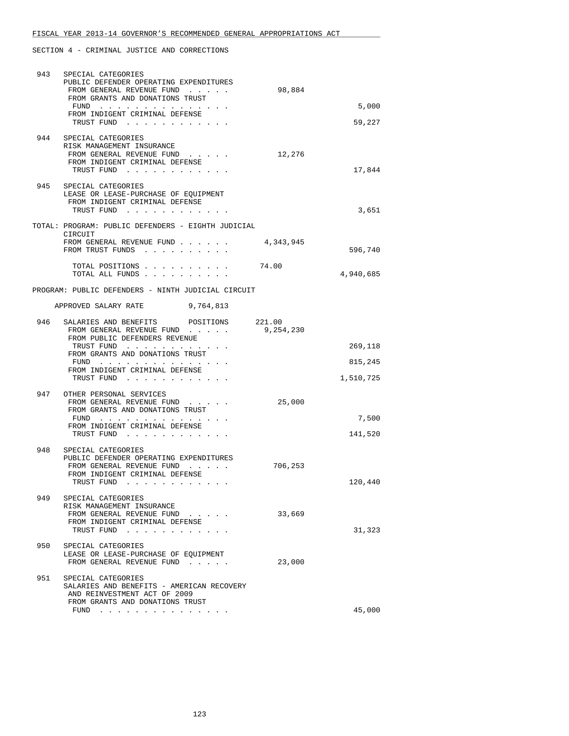FISCAL YEAR 2013-14 GOVERNOR'S RECOMMENDED GENERAL APPROPRIATIONS ACT

SECTION 4 - CRIMINAL JUSTICE AND CORRECTIONS

| | | | |
|---|---|---|---|
| 943 | SPECIAL CATEGORIES<br>PUBLIC DEFENDER OPERATING EXPENDITURES | | |
| | FROM GENERAL REVENUE FUND . . . . . | 98,884 | |
| | FROM GRANTS AND DONATIONS TRUST FUND . . . . . . . . . . . . . . . | | 5,000 |
| | FROM INDIGENT CRIMINAL DEFENSE TRUST FUND . . . . . . . . . . . . | | 59,227 |
| 944 | SPECIAL CATEGORIES<br>RISK MANAGEMENT INSURANCE | | |
| | FROM GENERAL REVENUE FUND . . . . . | 12,276 | |
| | FROM INDIGENT CRIMINAL DEFENSE TRUST FUND . . . . . . . . . . . . | | 17,844 |
| 945 | SPECIAL CATEGORIES<br>LEASE OR LEASE-PURCHASE OF EQUIPMENT | | |
| | FROM INDIGENT CRIMINAL DEFENSE TRUST FUND . . . . . . . . . . . . | | 3,651 |

TOTAL: PROGRAM: PUBLIC DEFENDERS - EIGHTH JUDICIAL CIRCUIT

| | | |
|---|---|---|
| FROM GENERAL REVENUE FUND . . . . . . | 4,343,945 | |
| FROM TRUST FUNDS . . . . . . . . . . | | 596,740 |
| TOTAL POSITIONS . . . . . . . . . . | 74.00 | |
| TOTAL ALL FUNDS . . . . . . . . . . | | 4,940,685 |

PROGRAM: PUBLIC DEFENDERS - NINTH JUDICIAL CIRCUIT

APPROVED SALARY RATE 9,764,813

| | | | |
|---|---|---|---|
| 946 | SALARIES AND BENEFITS POSITIONS | 221.00 | |
| | FROM GENERAL REVENUE FUND . . . . . | 9,254,230 | |
| | FROM PUBLIC DEFENDERS REVENUE TRUST FUND . . . . . . . . . . . . | | 269,118 |
| | FROM GRANTS AND DONATIONS TRUST FUND . . . . . . . . . . . . . . . | | 815,245 |
| | FROM INDIGENT CRIMINAL DEFENSE TRUST FUND . . . . . . . . . . . . | | 1,510,725 |
| 947 | OTHER PERSONAL SERVICES | | |
| | FROM GENERAL REVENUE FUND . . . . . | 25,000 | |
| | FROM GRANTS AND DONATIONS TRUST FUND . . . . . . . . . . . . . . . | | 7,500 |
| | FROM INDIGENT CRIMINAL DEFENSE TRUST FUND . . . . . . . . . . . . | | 141,520 |
| 948 | SPECIAL CATEGORIES<br>PUBLIC DEFENDER OPERATING EXPENDITURES | | |
| | FROM GENERAL REVENUE FUND . . . . . | 706,253 | |
| | FROM INDIGENT CRIMINAL DEFENSE TRUST FUND . . . . . . . . . . . . | | 120,440 |
| 949 | SPECIAL CATEGORIES<br>RISK MANAGEMENT INSURANCE | | |
| | FROM GENERAL REVENUE FUND . . . . . | 33,669 | |
| | FROM INDIGENT CRIMINAL DEFENSE TRUST FUND . . . . . . . . . . . . | | 31,323 |
| 950 | SPECIAL CATEGORIES<br>LEASE OR LEASE-PURCHASE OF EQUIPMENT | | |
| | FROM GENERAL REVENUE FUND . . . . . | 23,000 | |
| 951 | SPECIAL CATEGORIES<br>SALARIES AND BENEFITS - AMERICAN RECOVERY AND REINVESTMENT ACT OF 2009 | | |
| | FROM GRANTS AND DONATIONS TRUST FUND . . . . . . . . . . . . . . . | | 45,000 |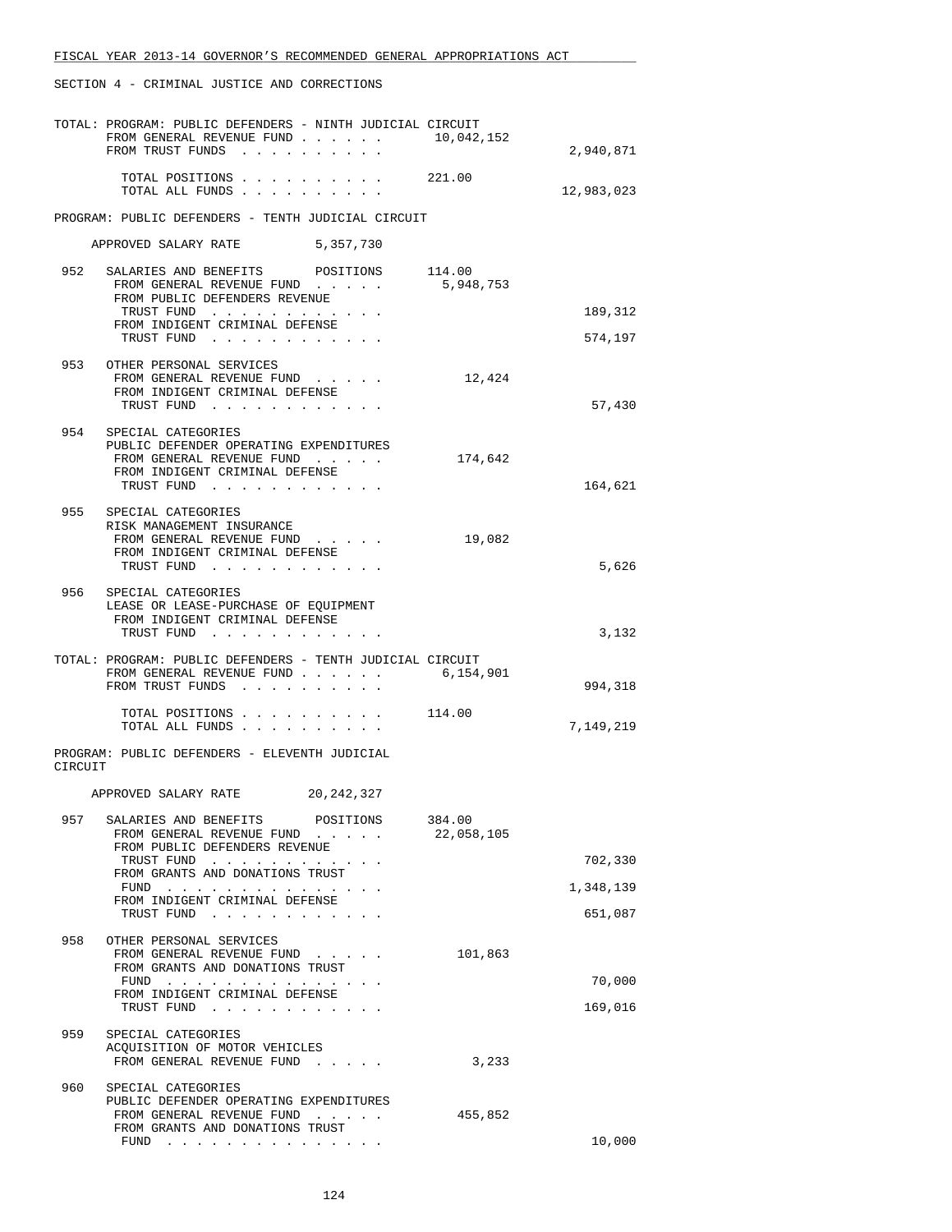SECTION 4 - CRIMINAL JUSTICE AND CORRECTIONS

TOTAL: PROGRAM: PUBLIC DEFENDERS - NINTH JUDICIAL CIRCUIT

| | | |
|---|---|---|
| FROM GENERAL REVENUE FUND | 10,042,152 | |
| FROM TRUST FUNDS | | 2,940,871 |
| TOTAL POSITIONS | 221.00 | |
| TOTAL ALL FUNDS | | 12,983,023 |

PROGRAM: PUBLIC DEFENDERS - TENTH JUDICIAL CIRCUIT

APPROVED SALARY RATE 5,357,730

| | | | |
|---|---|---|---|
| 952 | SALARIES AND BENEFITS POSITIONS | 114.00 | |
| | FROM GENERAL REVENUE FUND | 5,948,753 | |
| | FROM PUBLIC DEFENDERS REVENUE TRUST FUND | | 189,312 |
| | FROM INDIGENT CRIMINAL DEFENSE TRUST FUND | | 574,197 |
| 953 | OTHER PERSONAL SERVICES | | |
| | FROM GENERAL REVENUE FUND | 12,424 | |
| | FROM INDIGENT CRIMINAL DEFENSE TRUST FUND | | 57,430 |
| 954 | SPECIAL CATEGORIES PUBLIC DEFENDER OPERATING EXPENDITURES | | |
| | FROM GENERAL REVENUE FUND | 174,642 | |
| | FROM INDIGENT CRIMINAL DEFENSE TRUST FUND | | 164,621 |
| 955 | SPECIAL CATEGORIES RISK MANAGEMENT INSURANCE | | |
| | FROM GENERAL REVENUE FUND | 19,082 | |
| | FROM INDIGENT CRIMINAL DEFENSE TRUST FUND | | 5,626 |
| 956 | SPECIAL CATEGORIES LEASE OR LEASE-PURCHASE OF EQUIPMENT | | |
| | FROM INDIGENT CRIMINAL DEFENSE TRUST FUND | | 3,132 |

TOTAL: PROGRAM: PUBLIC DEFENDERS - TENTH JUDICIAL CIRCUIT

| | | |
|---|---|---|
| FROM GENERAL REVENUE FUND | 6,154,901 | |
| FROM TRUST FUNDS | | 994,318 |
| TOTAL POSITIONS | 114.00 | |
| TOTAL ALL FUNDS | | 7,149,219 |

PROGRAM: PUBLIC DEFENDERS - ELEVENTH JUDICIAL CIRCUIT

APPROVED SALARY RATE 20,242,327

| | | | |
|---|---|---|---|
| 957 | SALARIES AND BENEFITS POSITIONS | 384.00 | |
| | FROM GENERAL REVENUE FUND | 22,058,105 | |
| | FROM PUBLIC DEFENDERS REVENUE TRUST FUND | | 702,330 |
| | FROM GRANTS AND DONATIONS TRUST FUND | | 1,348,139 |
| | FROM INDIGENT CRIMINAL DEFENSE TRUST FUND | | 651,087 |
| 958 | OTHER PERSONAL SERVICES | | |
| | FROM GENERAL REVENUE FUND | 101,863 | |
| | FROM GRANTS AND DONATIONS TRUST FUND | | 70,000 |
| | FROM INDIGENT CRIMINAL DEFENSE TRUST FUND | | 169,016 |
| 959 | SPECIAL CATEGORIES ACQUISITION OF MOTOR VEHICLES | | |
| | FROM GENERAL REVENUE FUND | 3,233 | |
| 960 | SPECIAL CATEGORIES PUBLIC DEFENDER OPERATING EXPENDITURES | | |
| | FROM GENERAL REVENUE FUND | 455,852 | |
| | FROM GRANTS AND DONATIONS TRUST FUND | | 10,000 |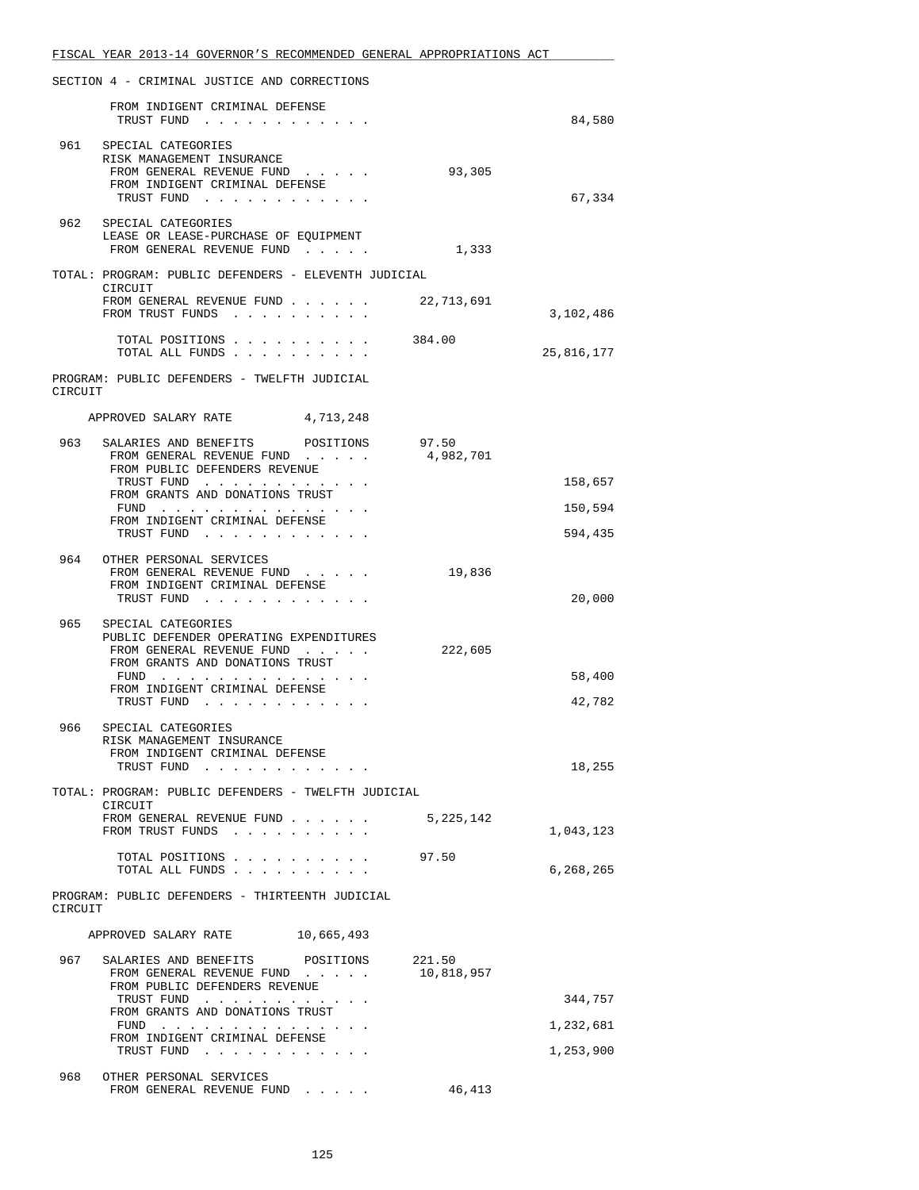SECTION 4 - CRIMINAL JUSTICE AND CORRECTIONS

| | | | |
|---|---|---|---|
| | FROM INDIGENT CRIMINAL DEFENSE TRUST FUND . . . . . . . . . . . . | | 84,580 |
| 961 | SPECIAL CATEGORIES RISK MANAGEMENT INSURANCE | | |
| | FROM GENERAL REVENUE FUND . . . . . | 93,305 | |
| | FROM INDIGENT CRIMINAL DEFENSE TRUST FUND . . . . . . . . . . . . | | 67,334 |
| 962 | SPECIAL CATEGORIES LEASE OR LEASE-PURCHASE OF EQUIPMENT | | |
| | FROM GENERAL REVENUE FUND . . . . . | 1,333 | |

TOTAL: PROGRAM: PUBLIC DEFENDERS - ELEVENTH JUDICIAL CIRCUIT

| | | |
|---|---|---|
| FROM GENERAL REVENUE FUND . . . . . . | 22,713,691 | |
| FROM TRUST FUNDS . . . . . . . . . . | | 3,102,486 |
| TOTAL POSITIONS . . . . . . . . . . | 384.00 | |
| TOTAL ALL FUNDS . . . . . . . . . . | | 25,816,177 |

PROGRAM: PUBLIC DEFENDERS - TWELFTH JUDICIAL CIRCUIT

APPROVED SALARY RATE 4,713,248

| | | | |
|---|---|---|---|
| 963 | SALARIES AND BENEFITS POSITIONS | 97.50 | |
| | FROM GENERAL REVENUE FUND . . . . . | 4,982,701 | |
| | FROM PUBLIC DEFENDERS REVENUE TRUST FUND . . . . . . . . . . . . | | 158,657 |
| | FROM GRANTS AND DONATIONS TRUST FUND . . . . . . . . . . . . . . . | | 150,594 |
| | FROM INDIGENT CRIMINAL DEFENSE TRUST FUND . . . . . . . . . . . . | | 594,435 |
| 964 | OTHER PERSONAL SERVICES | | |
| | FROM GENERAL REVENUE FUND . . . . . | 19,836 | |
| | FROM INDIGENT CRIMINAL DEFENSE TRUST FUND . . . . . . . . . . . . | | 20,000 |
| 965 | SPECIAL CATEGORIES PUBLIC DEFENDER OPERATING EXPENDITURES | | |
| | FROM GENERAL REVENUE FUND . . . . . | 222,605 | |
| | FROM GRANTS AND DONATIONS TRUST FUND . . . . . . . . . . . . . . . | | 58,400 |
| | FROM INDIGENT CRIMINAL DEFENSE TRUST FUND . . . . . . . . . . . . | | 42,782 |
| 966 | SPECIAL CATEGORIES RISK MANAGEMENT INSURANCE | | |
| | FROM INDIGENT CRIMINAL DEFENSE TRUST FUND . . . . . . . . . . . . | | 18,255 |

TOTAL: PROGRAM: PUBLIC DEFENDERS - TWELFTH JUDICIAL CIRCUIT

| | | |
|---|---|---|
| FROM GENERAL REVENUE FUND . . . . . . | 5,225,142 | |
| FROM TRUST FUNDS . . . . . . . . . . | | 1,043,123 |
| TOTAL POSITIONS . . . . . . . . . . | 97.50 | |
| TOTAL ALL FUNDS . . . . . . . . . . | | 6,268,265 |

PROGRAM: PUBLIC DEFENDERS - THIRTEENTH JUDICIAL CIRCUIT

APPROVED SALARY RATE 10,665,493

| | | | |
|---|---|---|---|
| 967 | SALARIES AND BENEFITS POSITIONS | 221.50 | |
| | FROM GENERAL REVENUE FUND . . . . . | 10,818,957 | |
| | FROM PUBLIC DEFENDERS REVENUE TRUST FUND . . . . . . . . . . . . | | 344,757 |
| | FROM GRANTS AND DONATIONS TRUST FUND . . . . . . . . . . . . . . . | | 1,232,681 |
| | FROM INDIGENT CRIMINAL DEFENSE TRUST FUND . . . . . . . . . . . . | | 1,253,900 |
| 968 | OTHER PERSONAL SERVICES | | |
| | FROM GENERAL REVENUE FUND . . . . . | 46,413 | |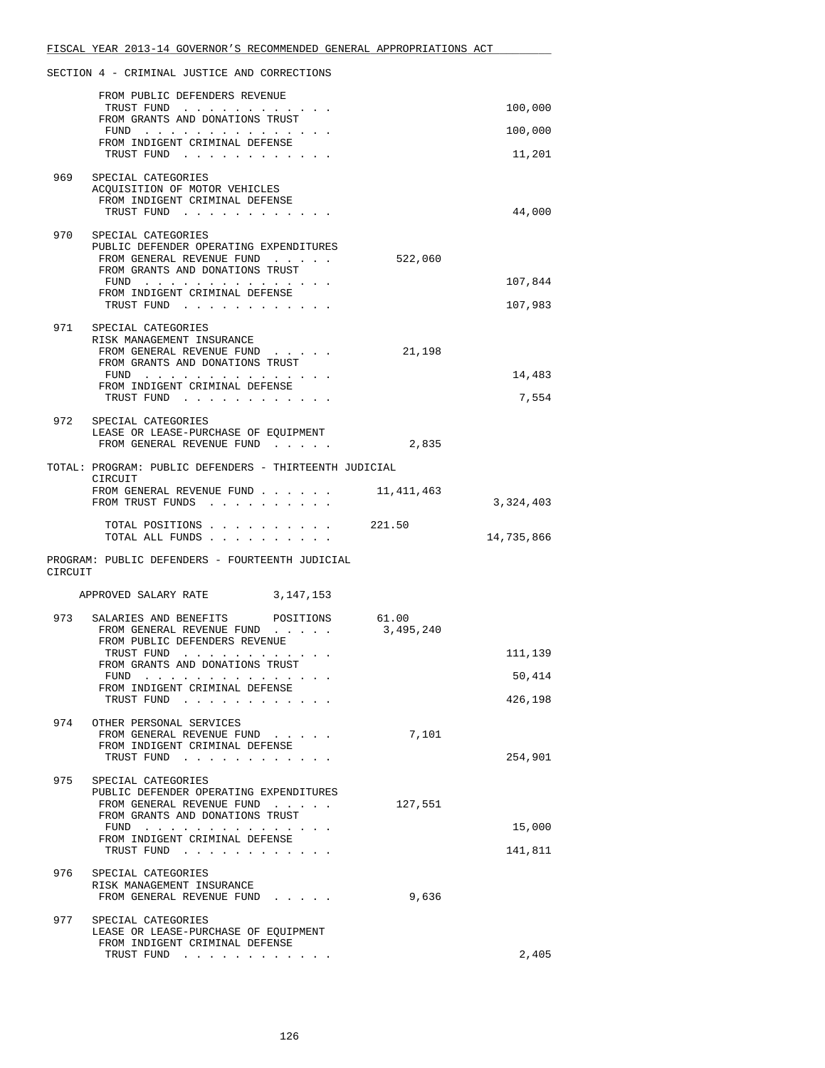SECTION 4 - CRIMINAL JUSTICE AND CORRECTIONS

| | | General Revenue | Trust Funds |
|---|---|---|---|
| | FROM PUBLIC DEFENDERS REVENUE TRUST FUND | | 100,000 |
| | FROM GRANTS AND DONATIONS TRUST FUND | | 100,000 |
| | FROM INDIGENT CRIMINAL DEFENSE TRUST FUND | | 11,201 |
| 969 | SPECIAL CATEGORIES<br>ACQUISITION OF MOTOR VEHICLES<br>FROM INDIGENT CRIMINAL DEFENSE TRUST FUND | | 44,000 |
| 970 | SPECIAL CATEGORIES<br>PUBLIC DEFENDER OPERATING EXPENDITURES<br>FROM GENERAL REVENUE FUND | 522,060 | |
| | FROM GRANTS AND DONATIONS TRUST FUND | | 107,844 |
| | FROM INDIGENT CRIMINAL DEFENSE TRUST FUND | | 107,983 |
| 971 | SPECIAL CATEGORIES<br>RISK MANAGEMENT INSURANCE<br>FROM GENERAL REVENUE FUND | 21,198 | |
| | FROM GRANTS AND DONATIONS TRUST FUND | | 14,483 |
| | FROM INDIGENT CRIMINAL DEFENSE TRUST FUND | | 7,554 |
| 972 | SPECIAL CATEGORIES<br>LEASE OR LEASE-PURCHASE OF EQUIPMENT<br>FROM GENERAL REVENUE FUND | 2,835 | |

TOTAL: PROGRAM: PUBLIC DEFENDERS - THIRTEENTH JUDICIAL CIRCUIT

| | | |
|---|---|---|
| FROM GENERAL REVENUE FUND | 11,411,463 | |
| FROM TRUST FUNDS | | 3,324,403 |
| TOTAL POSITIONS | 221.50 | |
| TOTAL ALL FUNDS | | 14,735,866 |

PROGRAM: PUBLIC DEFENDERS - FOURTEENTH JUDICIAL CIRCUIT

APPROVED SALARY RATE 3,147,153

| | | General Revenue | Trust Funds |
|---|---|---|---|
| 973 | SALARIES AND BENEFITS POSITIONS | 61.00 | |
| | FROM GENERAL REVENUE FUND | 3,495,240 | |
| | FROM PUBLIC DEFENDERS REVENUE TRUST FUND | | 111,139 |
| | FROM GRANTS AND DONATIONS TRUST FUND | | 50,414 |
| | FROM INDIGENT CRIMINAL DEFENSE TRUST FUND | | 426,198 |
| 974 | OTHER PERSONAL SERVICES<br>FROM GENERAL REVENUE FUND | 7,101 | |
| | FROM INDIGENT CRIMINAL DEFENSE TRUST FUND | | 254,901 |
| 975 | SPECIAL CATEGORIES<br>PUBLIC DEFENDER OPERATING EXPENDITURES<br>FROM GENERAL REVENUE FUND | 127,551 | |
| | FROM GRANTS AND DONATIONS TRUST FUND | | 15,000 |
| | FROM INDIGENT CRIMINAL DEFENSE TRUST FUND | | 141,811 |
| 976 | SPECIAL CATEGORIES<br>RISK MANAGEMENT INSURANCE<br>FROM GENERAL REVENUE FUND | 9,636 | |
| 977 | SPECIAL CATEGORIES<br>LEASE OR LEASE-PURCHASE OF EQUIPMENT<br>FROM INDIGENT CRIMINAL DEFENSE TRUST FUND | | 2,405 |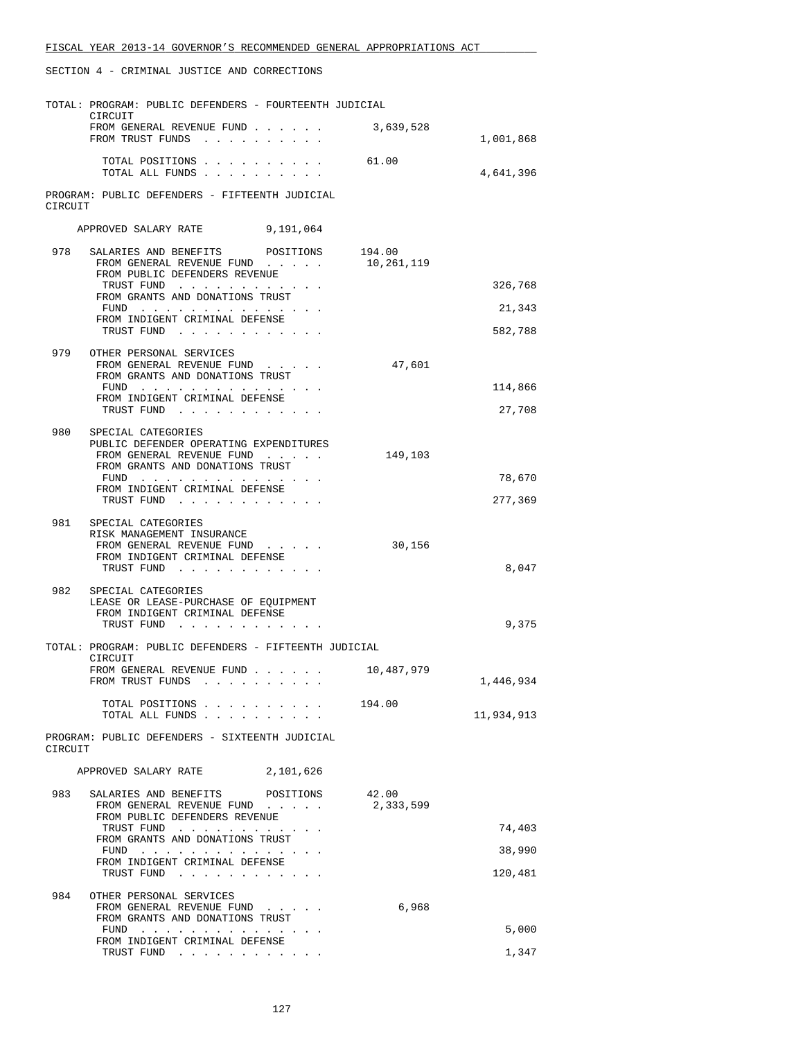FISCAL YEAR 2013-14 GOVERNOR'S RECOMMENDED GENERAL APPROPRIATIONS ACT

SECTION 4 - CRIMINAL JUSTICE AND CORRECTIONS

```
TOTAL: PROGRAM: PUBLIC DEFENDERS - FOURTEENTH JUDICIAL
       CIRCUIT
       FROM GENERAL REVENUE FUND . . . . . .      3,639,528
       FROM TRUST FUNDS  . . . . . . . . . .                     1,001,868

         TOTAL POSITIONS . . . . . . . . . .      61.00
         TOTAL ALL FUNDS . . . . . . . . . .                     4,641,396

PROGRAM: PUBLIC DEFENDERS - FIFTEENTH JUDICIAL
CIRCUIT

     APPROVED SALARY RATE          9,191,064

 978   SALARIES AND BENEFITS       POSITIONS     194.00
        FROM GENERAL REVENUE FUND  . . . . .    10,261,119
        FROM PUBLIC DEFENDERS REVENUE
         TRUST FUND  . . . . . . . . . . . .                       326,768
        FROM GRANTS AND DONATIONS TRUST
         FUND  . . . . . . . . . . . . . . .                        21,343
        FROM INDIGENT CRIMINAL DEFENSE
         TRUST FUND  . . . . . . . . . . . .                       582,788

 979   OTHER PERSONAL SERVICES
        FROM GENERAL REVENUE FUND  . . . . .        47,601
        FROM GRANTS AND DONATIONS TRUST
         FUND  . . . . . . . . . . . . . . .                       114,866
        FROM INDIGENT CRIMINAL DEFENSE
         TRUST FUND  . . . . . . . . . . . .                        27,708

 980   SPECIAL CATEGORIES
       PUBLIC DEFENDER OPERATING EXPENDITURES
        FROM GENERAL REVENUE FUND  . . . . .       149,103
        FROM GRANTS AND DONATIONS TRUST
         FUND  . . . . . . . . . . . . . . .                        78,670
        FROM INDIGENT CRIMINAL DEFENSE
         TRUST FUND  . . . . . . . . . . . .                       277,369

 981   SPECIAL CATEGORIES
       RISK MANAGEMENT INSURANCE
        FROM GENERAL REVENUE FUND  . . . . .        30,156
        FROM INDIGENT CRIMINAL DEFENSE
         TRUST FUND  . . . . . . . . . . . .                         8,047

 982   SPECIAL CATEGORIES
       LEASE OR LEASE-PURCHASE OF EQUIPMENT
        FROM INDIGENT CRIMINAL DEFENSE
         TRUST FUND  . . . . . . . . . . . .                         9,375

TOTAL: PROGRAM: PUBLIC DEFENDERS - FIFTEENTH JUDICIAL
       CIRCUIT
       FROM GENERAL REVENUE FUND . . . . . .     10,487,979
       FROM TRUST FUNDS  . . . . . . . . . .                     1,446,934

         TOTAL POSITIONS . . . . . . . . . .     194.00
         TOTAL ALL FUNDS . . . . . . . . . .                    11,934,913

PROGRAM: PUBLIC DEFENDERS - SIXTEENTH JUDICIAL
CIRCUIT

     APPROVED SALARY RATE          2,101,626

 983   SALARIES AND BENEFITS       POSITIONS      42.00
        FROM GENERAL REVENUE FUND  . . . . .     2,333,599
        FROM PUBLIC DEFENDERS REVENUE
         TRUST FUND  . . . . . . . . . . . .                        74,403
        FROM GRANTS AND DONATIONS TRUST
         FUND  . . . . . . . . . . . . . . .                        38,990
        FROM INDIGENT CRIMINAL DEFENSE
         TRUST FUND  . . . . . . . . . . . .                       120,481

 984   OTHER PERSONAL SERVICES
        FROM GENERAL REVENUE FUND  . . . . .         6,968
        FROM GRANTS AND DONATIONS TRUST
         FUND  . . . . . . . . . . . . . . .                         5,000
        FROM INDIGENT CRIMINAL DEFENSE
         TRUST FUND  . . . . . . . . . . . .                         1,347
```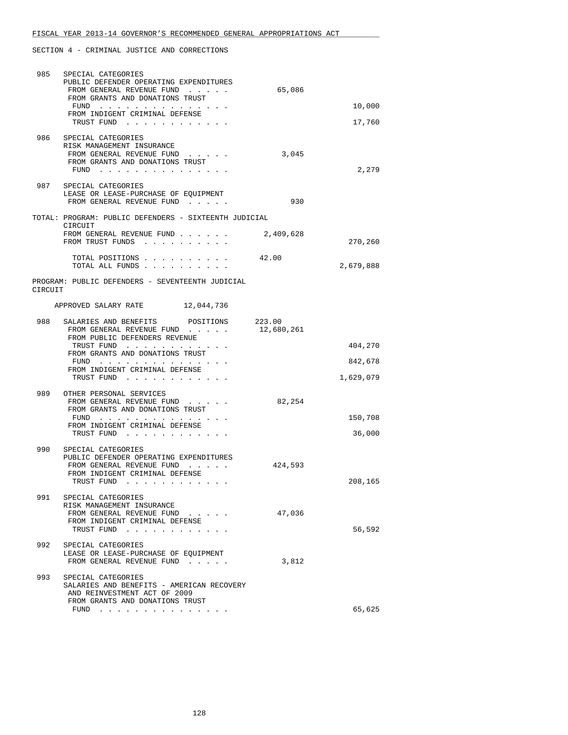SECTION 4 - CRIMINAL JUSTICE AND CORRECTIONS

```
 985   SPECIAL CATEGORIES
       PUBLIC DEFENDER OPERATING EXPENDITURES
        FROM GENERAL REVENUE FUND  . . . . .           65,086
        FROM GRANTS AND DONATIONS TRUST
         FUND  . . . . . . . . . . . . . . .                              10,000
        FROM INDIGENT CRIMINAL DEFENSE
         TRUST FUND  . . . . . . . . . . . .                              17,760

 986   SPECIAL CATEGORIES
       RISK MANAGEMENT INSURANCE
        FROM GENERAL REVENUE FUND  . . . . .            3,045
        FROM GRANTS AND DONATIONS TRUST
         FUND  . . . . . . . . . . . . . . .                               2,279

 987   SPECIAL CATEGORIES
       LEASE OR LEASE-PURCHASE OF EQUIPMENT
        FROM GENERAL REVENUE FUND  . . . . .              930

TOTAL: PROGRAM: PUBLIC DEFENDERS - SIXTEENTH JUDICIAL
       CIRCUIT
        FROM GENERAL REVENUE FUND . . . . . .       2,409,628
        FROM TRUST FUNDS  . . . . . . . . . .                             270,260

        TOTAL POSITIONS . . . . . . . . . .         42.00
        TOTAL ALL FUNDS . . . . . . . . . .                             2,679,888

PROGRAM: PUBLIC DEFENDERS - SEVENTEENTH JUDICIAL
CIRCUIT

     APPROVED SALARY RATE        12,044,736

 988   SALARIES AND BENEFITS      POSITIONS      223.00
        FROM GENERAL REVENUE FUND  . . . . .       12,680,261
        FROM PUBLIC DEFENDERS REVENUE
         TRUST FUND  . . . . . . . . . . . .                             404,270
        FROM GRANTS AND DONATIONS TRUST
         FUND  . . . . . . . . . . . . . . .                             842,678
        FROM INDIGENT CRIMINAL DEFENSE
         TRUST FUND  . . . . . . . . . . . .                           1,629,079

 989   OTHER PERSONAL SERVICES
        FROM GENERAL REVENUE FUND  . . . . .           82,254
        FROM GRANTS AND DONATIONS TRUST
         FUND  . . . . . . . . . . . . . . .                             150,708
        FROM INDIGENT CRIMINAL DEFENSE
         TRUST FUND  . . . . . . . . . . . .                              36,000

 990   SPECIAL CATEGORIES
       PUBLIC DEFENDER OPERATING EXPENDITURES
        FROM GENERAL REVENUE FUND  . . . . .          424,593
        FROM INDIGENT CRIMINAL DEFENSE
         TRUST FUND  . . . . . . . . . . . .                             208,165

 991   SPECIAL CATEGORIES
       RISK MANAGEMENT INSURANCE
        FROM GENERAL REVENUE FUND  . . . . .           47,036
        FROM INDIGENT CRIMINAL DEFENSE
         TRUST FUND  . . . . . . . . . . . .                              56,592

 992   SPECIAL CATEGORIES
       LEASE OR LEASE-PURCHASE OF EQUIPMENT
        FROM GENERAL REVENUE FUND  . . . . .            3,812

 993   SPECIAL CATEGORIES
       SALARIES AND BENEFITS - AMERICAN RECOVERY
        AND REINVESTMENT ACT OF 2009
        FROM GRANTS AND DONATIONS TRUST
         FUND  . . . . . . . . . . . . . . .                              65,625
```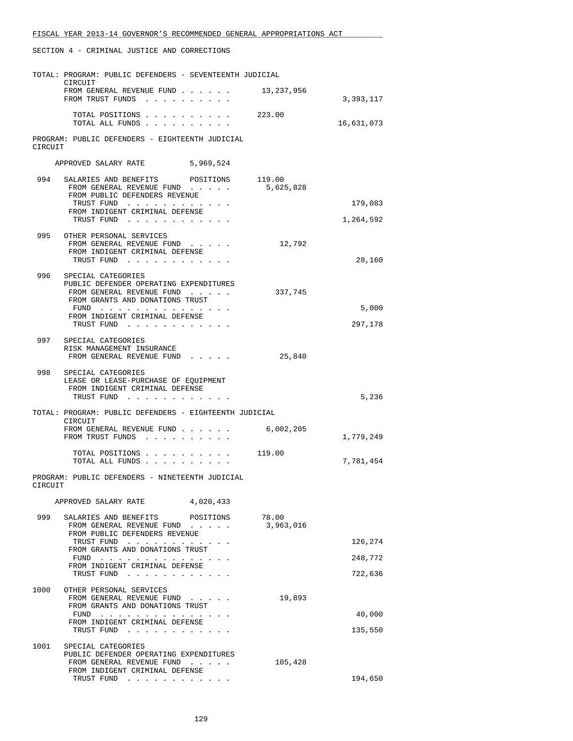FISCAL YEAR 2013-14 GOVERNOR'S RECOMMENDED GENERAL APPROPRIATIONS ACT

SECTION 4 - CRIMINAL JUSTICE AND CORRECTIONS

TOTAL: PROGRAM: PUBLIC DEFENDERS - SEVENTEENTH JUDICIAL CIRCUIT

| | | |
|---|---|---|
| FROM GENERAL REVENUE FUND . . . . . . | 13,237,956 | |
| FROM TRUST FUNDS . . . . . . . . . . | | 3,393,117 |
| TOTAL POSITIONS . . . . . . . . . . | 223.00 | |
| TOTAL ALL FUNDS . . . . . . . . . . | | 16,631,073 |

PROGRAM: PUBLIC DEFENDERS - EIGHTEENTH JUDICIAL CIRCUIT

APPROVED SALARY RATE 5,969,524

| | | | |
|---|---|---|---|
| 994 | SALARIES AND BENEFITS POSITIONS | 119.00 | |
| | FROM GENERAL REVENUE FUND . . . . . | 5,625,828 | |
| | FROM PUBLIC DEFENDERS REVENUE TRUST FUND . . . . . . . . . . . . | | 179,083 |
| | FROM INDIGENT CRIMINAL DEFENSE TRUST FUND . . . . . . . . . . . . | | 1,264,592 |
| 995 | OTHER PERSONAL SERVICES | | |
| | FROM GENERAL REVENUE FUND . . . . . | 12,792 | |
| | FROM INDIGENT CRIMINAL DEFENSE TRUST FUND . . . . . . . . . . . . | | 28,160 |
| 996 | SPECIAL CATEGORIES PUBLIC DEFENDER OPERATING EXPENDITURES | | |
| | FROM GENERAL REVENUE FUND . . . . . | 337,745 | |
| | FROM GRANTS AND DONATIONS TRUST FUND . . . . . . . . . . . . . . . | | 5,000 |
| | FROM INDIGENT CRIMINAL DEFENSE TRUST FUND . . . . . . . . . . . . | | 297,178 |
| 997 | SPECIAL CATEGORIES RISK MANAGEMENT INSURANCE | | |
| | FROM GENERAL REVENUE FUND . . . . . | 25,840 | |
| 998 | SPECIAL CATEGORIES LEASE OR LEASE-PURCHASE OF EQUIPMENT | | |
| | FROM INDIGENT CRIMINAL DEFENSE TRUST FUND . . . . . . . . . . . . | | 5,236 |

TOTAL: PROGRAM: PUBLIC DEFENDERS - EIGHTEENTH JUDICIAL CIRCUIT

| | | |
|---|---|---|
| FROM GENERAL REVENUE FUND . . . . . . | 6,002,205 | |
| FROM TRUST FUNDS . . . . . . . . . . | | 1,779,249 |
| TOTAL POSITIONS . . . . . . . . . . | 119.00 | |
| TOTAL ALL FUNDS . . . . . . . . . . | | 7,781,454 |

PROGRAM: PUBLIC DEFENDERS - NINETEENTH JUDICIAL CIRCUIT

APPROVED SALARY RATE 4,020,433

| | | | |
|---|---|---|---|
| 999 | SALARIES AND BENEFITS POSITIONS | 78.00 | |
| | FROM GENERAL REVENUE FUND . . . . . | 3,963,016 | |
| | FROM PUBLIC DEFENDERS REVENUE TRUST FUND . . . . . . . . . . . . | | 126,274 |
| | FROM GRANTS AND DONATIONS TRUST FUND . . . . . . . . . . . . . . . | | 248,772 |
| | FROM INDIGENT CRIMINAL DEFENSE TRUST FUND . . . . . . . . . . . . | | 722,636 |
| 1000 | OTHER PERSONAL SERVICES | | |
| | FROM GENERAL REVENUE FUND . . . . . | 19,893 | |
| | FROM GRANTS AND DONATIONS TRUST FUND . . . . . . . . . . . . . . . | | 40,000 |
| | FROM INDIGENT CRIMINAL DEFENSE TRUST FUND . . . . . . . . . . . . | | 135,550 |
| 1001 | SPECIAL CATEGORIES PUBLIC DEFENDER OPERATING EXPENDITURES | | |
| | FROM GENERAL REVENUE FUND . . . . . | 105,428 | |
| | FROM INDIGENT CRIMINAL DEFENSE TRUST FUND . . . . . . . . . . . . | | 194,650 |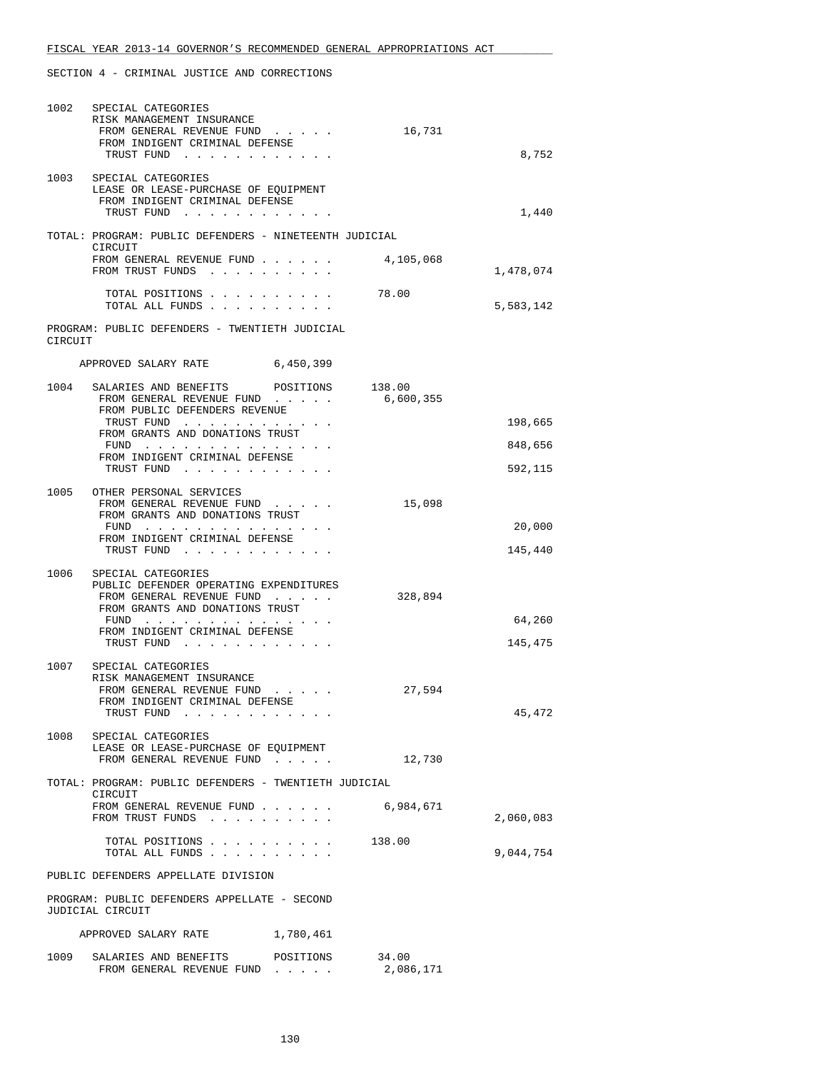SECTION 4 - CRIMINAL JUSTICE AND CORRECTIONS

```
1002   SPECIAL CATEGORIES
       RISK MANAGEMENT INSURANCE
        FROM GENERAL REVENUE FUND . . . . .           16,731
        FROM INDIGENT CRIMINAL DEFENSE
         TRUST FUND . . . . . . . . . . . .                                8,752

1003   SPECIAL CATEGORIES
       LEASE OR LEASE-PURCHASE OF EQUIPMENT
        FROM INDIGENT CRIMINAL DEFENSE
         TRUST FUND . . . . . . . . . . . .                                1,440

TOTAL: PROGRAM: PUBLIC DEFENDERS - NINETEENTH JUDICIAL
       CIRCUIT
       FROM GENERAL REVENUE FUND . . . . . .       4,105,068
       FROM TRUST FUNDS . . . . . . . . . .                            1,478,074

         TOTAL POSITIONS . . . . . . . . . .       78.00
         TOTAL ALL FUNDS . . . . . . . . . .                           5,583,142

PROGRAM: PUBLIC DEFENDERS - TWENTIETH JUDICIAL
CIRCUIT

     APPROVED SALARY RATE          6,450,399

1004   SALARIES AND BENEFITS       POSITIONS      138.00
        FROM GENERAL REVENUE FUND . . . . .       6,600,355
        FROM PUBLIC DEFENDERS REVENUE
         TRUST FUND . . . . . . . . . . . .                              198,665
        FROM GRANTS AND DONATIONS TRUST
         FUND . . . . . . . . . . . . . . .                              848,656
        FROM INDIGENT CRIMINAL DEFENSE
         TRUST FUND . . . . . . . . . . . .                              592,115

1005   OTHER PERSONAL SERVICES
        FROM GENERAL REVENUE FUND . . . . .           15,098
        FROM GRANTS AND DONATIONS TRUST
         FUND . . . . . . . . . . . . . . .                               20,000
        FROM INDIGENT CRIMINAL DEFENSE
         TRUST FUND . . . . . . . . . . . .                              145,440

1006   SPECIAL CATEGORIES
       PUBLIC DEFENDER OPERATING EXPENDITURES
        FROM GENERAL REVENUE FUND . . . . .          328,894
        FROM GRANTS AND DONATIONS TRUST
         FUND . . . . . . . . . . . . . . .                               64,260
        FROM INDIGENT CRIMINAL DEFENSE
         TRUST FUND . . . . . . . . . . . .                              145,475

1007   SPECIAL CATEGORIES
       RISK MANAGEMENT INSURANCE
        FROM GENERAL REVENUE FUND . . . . .           27,594
        FROM INDIGENT CRIMINAL DEFENSE
         TRUST FUND . . . . . . . . . . . .                               45,472

1008   SPECIAL CATEGORIES
       LEASE OR LEASE-PURCHASE OF EQUIPMENT
        FROM GENERAL REVENUE FUND . . . . .           12,730

TOTAL: PROGRAM: PUBLIC DEFENDERS - TWENTIETH JUDICIAL
       CIRCUIT
       FROM GENERAL REVENUE FUND . . . . . .       6,984,671
       FROM TRUST FUNDS . . . . . . . . . .                            2,060,083

         TOTAL POSITIONS . . . . . . . . . .      138.00
         TOTAL ALL FUNDS . . . . . . . . . .                           9,044,754

PUBLIC DEFENDERS APPELLATE DIVISION

PROGRAM: PUBLIC DEFENDERS APPELLATE - SECOND
JUDICIAL CIRCUIT

     APPROVED SALARY RATE          1,780,461

1009   SALARIES AND BENEFITS       POSITIONS       34.00
        FROM GENERAL REVENUE FUND . . . . .       2,086,171
```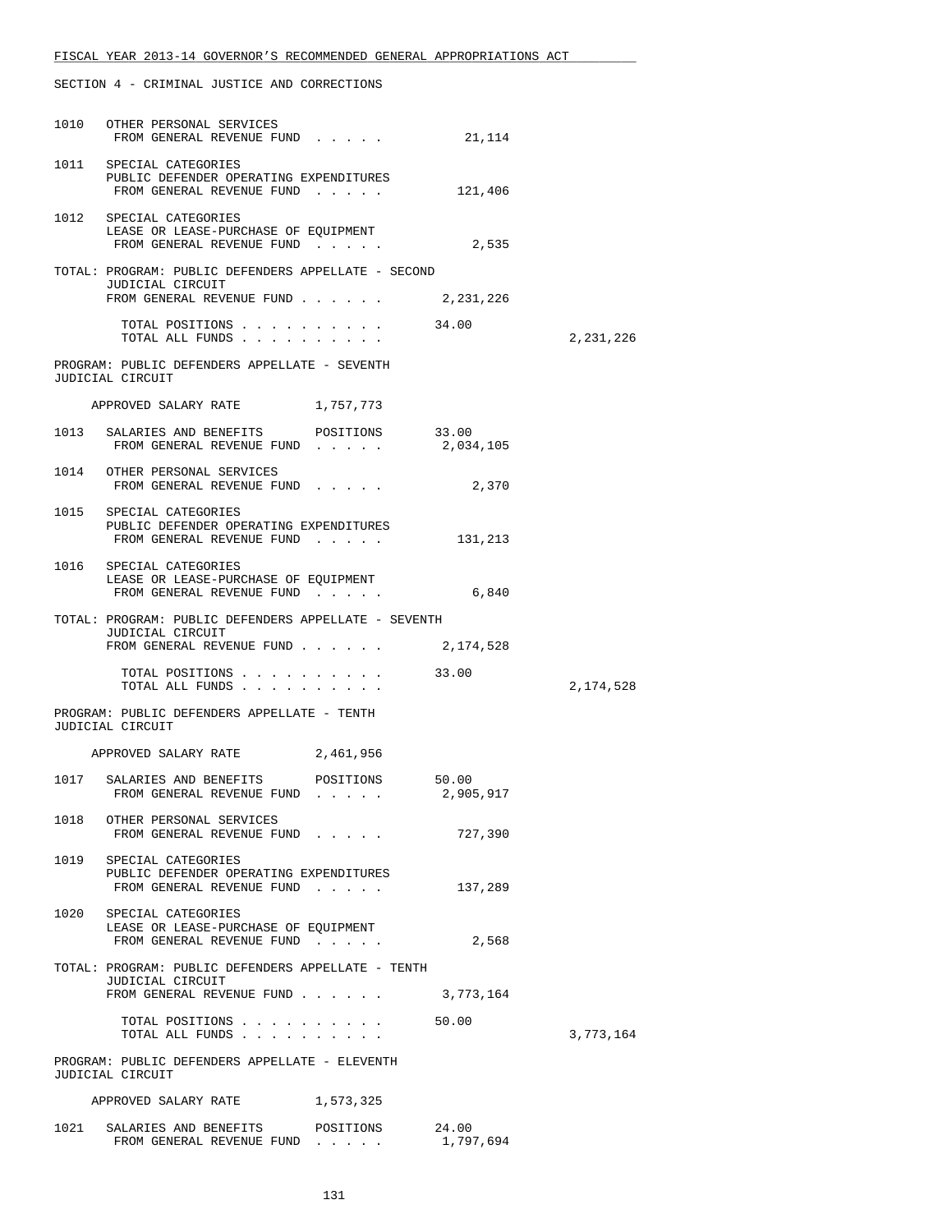FISCAL YEAR 2013-14 GOVERNOR'S RECOMMENDED GENERAL APPROPRIATIONS ACT

SECTION 4 - CRIMINAL JUSTICE AND CORRECTIONS

```
1010   OTHER PERSONAL SERVICES
        FROM GENERAL REVENUE FUND . . . . .          21,114

1011   SPECIAL CATEGORIES
        PUBLIC DEFENDER OPERATING EXPENDITURES
        FROM GENERAL REVENUE FUND . . . . .         121,406

1012   SPECIAL CATEGORIES
        LEASE OR LEASE-PURCHASE OF EQUIPMENT
        FROM GENERAL REVENUE FUND . . . . .           2,535

TOTAL: PROGRAM: PUBLIC DEFENDERS APPELLATE - SECOND
        JUDICIAL CIRCUIT
        FROM GENERAL REVENUE FUND . . . . . .     2,231,226

          TOTAL POSITIONS . . . . . . . . . .     34.00
          TOTAL ALL FUNDS . . . . . . . . . .                     2,231,226

PROGRAM: PUBLIC DEFENDERS APPELLATE - SEVENTH
JUDICIAL CIRCUIT

     APPROVED SALARY RATE         1,757,773

1013   SALARIES AND BENEFITS       POSITIONS      33.00
        FROM GENERAL REVENUE FUND . . . . .       2,034,105

1014   OTHER PERSONAL SERVICES
        FROM GENERAL REVENUE FUND . . . . .           2,370

1015   SPECIAL CATEGORIES
        PUBLIC DEFENDER OPERATING EXPENDITURES
        FROM GENERAL REVENUE FUND . . . . .         131,213

1016   SPECIAL CATEGORIES
        LEASE OR LEASE-PURCHASE OF EQUIPMENT
        FROM GENERAL REVENUE FUND . . . . .           6,840

TOTAL: PROGRAM: PUBLIC DEFENDERS APPELLATE - SEVENTH
        JUDICIAL CIRCUIT
        FROM GENERAL REVENUE FUND . . . . . .     2,174,528

          TOTAL POSITIONS . . . . . . . . . .     33.00
          TOTAL ALL FUNDS . . . . . . . . . .                     2,174,528

PROGRAM: PUBLIC DEFENDERS APPELLATE - TENTH
JUDICIAL CIRCUIT

     APPROVED SALARY RATE         2,461,956

1017   SALARIES AND BENEFITS       POSITIONS      50.00
        FROM GENERAL REVENUE FUND . . . . .       2,905,917

1018   OTHER PERSONAL SERVICES
        FROM GENERAL REVENUE FUND . . . . .         727,390

1019   SPECIAL CATEGORIES
        PUBLIC DEFENDER OPERATING EXPENDITURES
        FROM GENERAL REVENUE FUND . . . . .         137,289

1020   SPECIAL CATEGORIES
        LEASE OR LEASE-PURCHASE OF EQUIPMENT
        FROM GENERAL REVENUE FUND . . . . .           2,568

TOTAL: PROGRAM: PUBLIC DEFENDERS APPELLATE - TENTH
        JUDICIAL CIRCUIT
        FROM GENERAL REVENUE FUND . . . . . .     3,773,164

          TOTAL POSITIONS . . . . . . . . . .     50.00
          TOTAL ALL FUNDS . . . . . . . . . .                     3,773,164

PROGRAM: PUBLIC DEFENDERS APPELLATE - ELEVENTH
JUDICIAL CIRCUIT

     APPROVED SALARY RATE         1,573,325

1021   SALARIES AND BENEFITS       POSITIONS      24.00
        FROM GENERAL REVENUE FUND . . . . .       1,797,694
```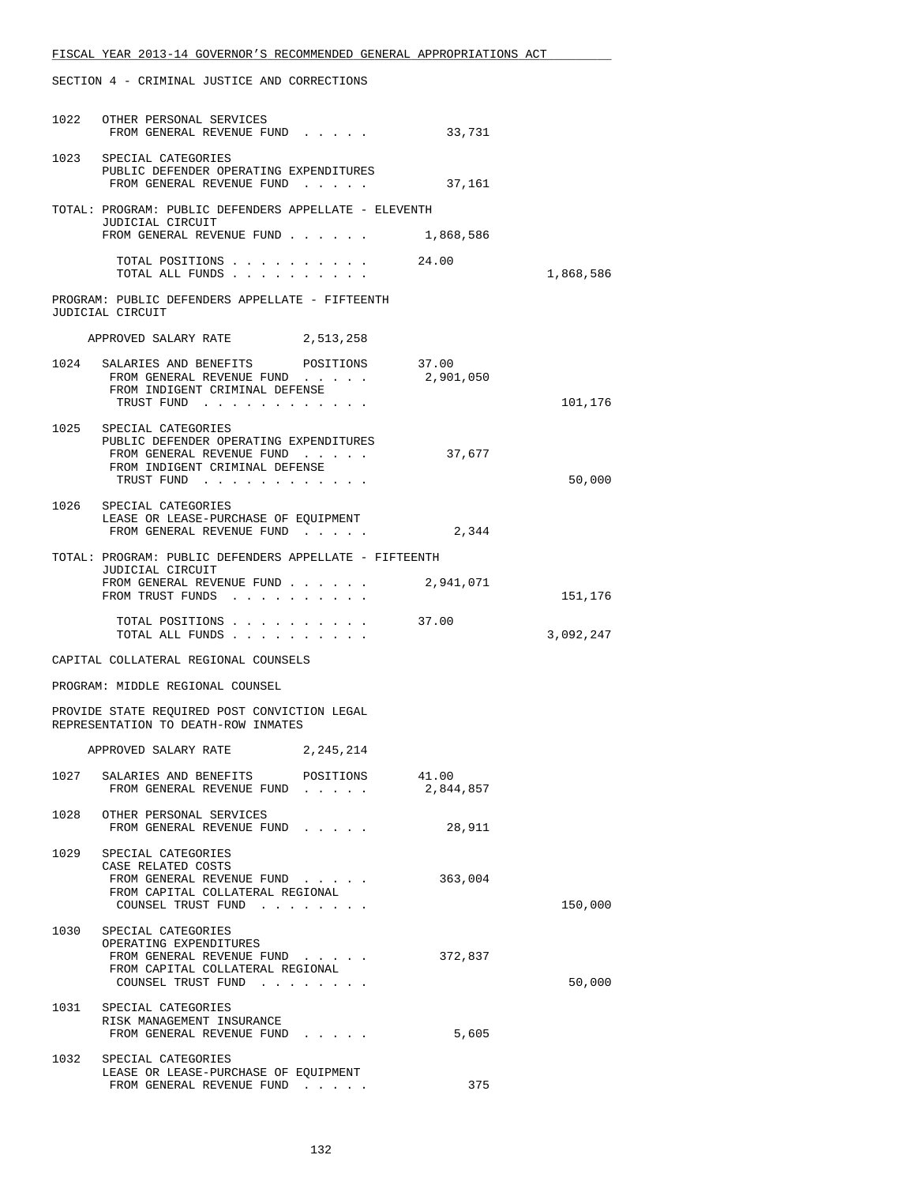SECTION 4 - CRIMINAL JUSTICE AND CORRECTIONS

| | | | |
|---|---|---|---|
| 1022 | OTHER PERSONAL SERVICES<br>FROM GENERAL REVENUE FUND . . . . . | 33,731 | |
| 1023 | SPECIAL CATEGORIES<br>PUBLIC DEFENDER OPERATING EXPENDITURES<br>FROM GENERAL REVENUE FUND . . . . . | 37,161 | |
| TOTAL: | PROGRAM: PUBLIC DEFENDERS APPELLATE - ELEVENTH JUDICIAL CIRCUIT<br>FROM GENERAL REVENUE FUND . . . . . . | 1,868,586 | |
| | TOTAL POSITIONS . . . . . . . . . . | 24.00 | |
| | TOTAL ALL FUNDS . . . . . . . . . . | | 1,868,586 |

PROGRAM: PUBLIC DEFENDERS APPELLATE - FIFTEENTH JUDICIAL CIRCUIT

APPROVED SALARY RATE 2,513,258

| | | | |
|---|---|---|---|
| 1024 | SALARIES AND BENEFITS POSITIONS | 37.00 | |
| | FROM GENERAL REVENUE FUND . . . . . | 2,901,050 | |
| | FROM INDIGENT CRIMINAL DEFENSE TRUST FUND . . . . . . . . . . . . | | 101,176 |
| 1025 | SPECIAL CATEGORIES<br>PUBLIC DEFENDER OPERATING EXPENDITURES<br>FROM GENERAL REVENUE FUND . . . . . | 37,677 | |
| | FROM INDIGENT CRIMINAL DEFENSE TRUST FUND . . . . . . . . . . . . | | 50,000 |
| 1026 | SPECIAL CATEGORIES<br>LEASE OR LEASE-PURCHASE OF EQUIPMENT<br>FROM GENERAL REVENUE FUND . . . . . | 2,344 | |
| TOTAL: | PROGRAM: PUBLIC DEFENDERS APPELLATE - FIFTEENTH JUDICIAL CIRCUIT<br>FROM GENERAL REVENUE FUND . . . . . . | 2,941,071 | |
| | FROM TRUST FUNDS . . . . . . . . . . | | 151,176 |
| | TOTAL POSITIONS . . . . . . . . . . | 37.00 | |
| | TOTAL ALL FUNDS . . . . . . . . . . | | 3,092,247 |

CAPITAL COLLATERAL REGIONAL COUNSELS

PROGRAM: MIDDLE REGIONAL COUNSEL

PROVIDE STATE REQUIRED POST CONVICTION LEGAL REPRESENTATION TO DEATH-ROW INMATES

APPROVED SALARY RATE 2,245,214

| | | | |
|---|---|---|---|
| 1027 | SALARIES AND BENEFITS POSITIONS | 41.00 | |
| | FROM GENERAL REVENUE FUND . . . . . | 2,844,857 | |
| 1028 | OTHER PERSONAL SERVICES<br>FROM GENERAL REVENUE FUND . . . . . | 28,911 | |
| 1029 | SPECIAL CATEGORIES<br>CASE RELATED COSTS<br>FROM GENERAL REVENUE FUND . . . . . | 363,004 | |
| | FROM CAPITAL COLLATERAL REGIONAL COUNSEL TRUST FUND . . . . . . . . | | 150,000 |
| 1030 | SPECIAL CATEGORIES<br>OPERATING EXPENDITURES<br>FROM GENERAL REVENUE FUND . . . . . | 372,837 | |
| | FROM CAPITAL COLLATERAL REGIONAL COUNSEL TRUST FUND . . . . . . . . | | 50,000 |
| 1031 | SPECIAL CATEGORIES<br>RISK MANAGEMENT INSURANCE<br>FROM GENERAL REVENUE FUND . . . . . | 5,605 | |
| 1032 | SPECIAL CATEGORIES<br>LEASE OR LEASE-PURCHASE OF EQUIPMENT<br>FROM GENERAL REVENUE FUND . . . . . | 375 | |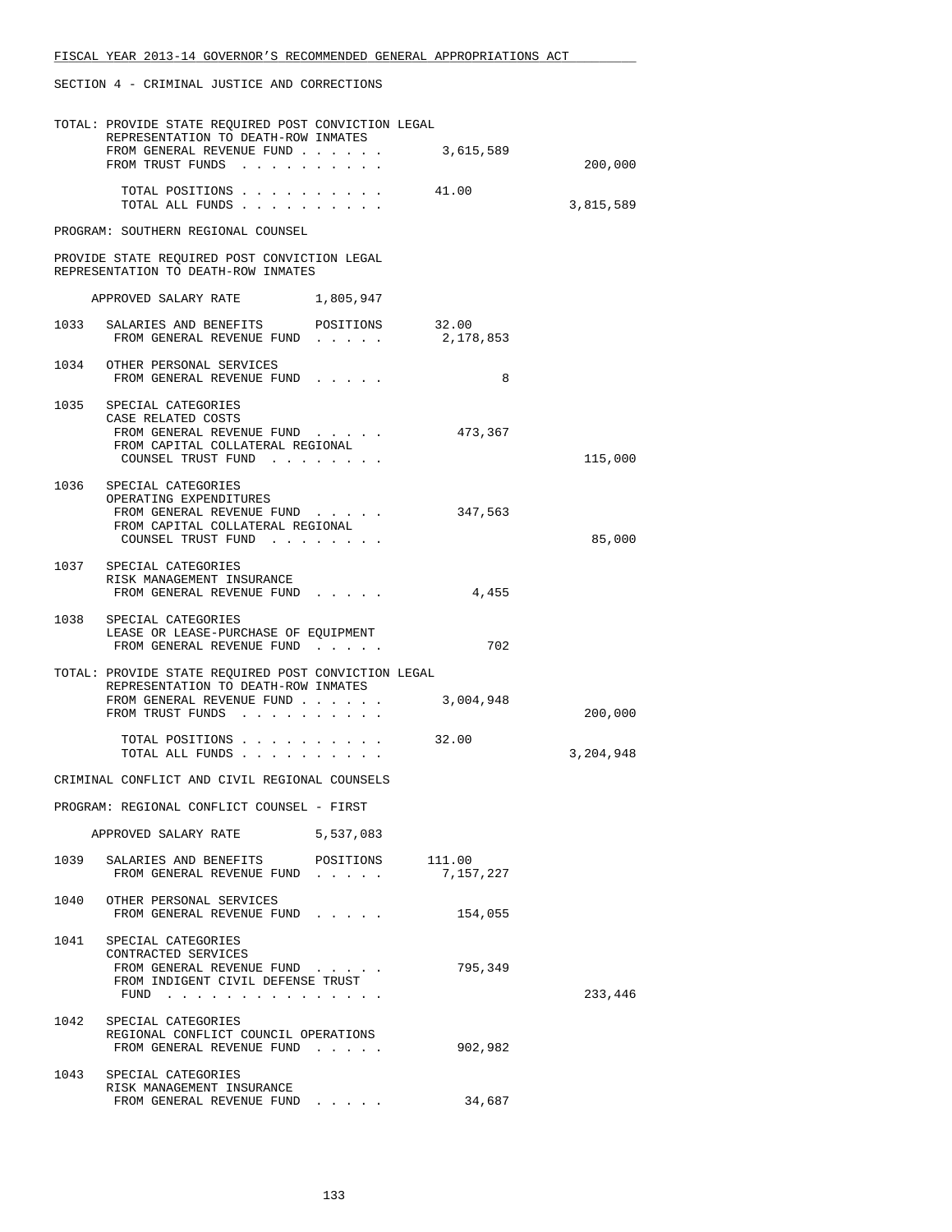FISCAL YEAR 2013-14 GOVERNOR'S RECOMMENDED GENERAL APPROPRIATIONS ACT

SECTION 4 - CRIMINAL JUSTICE AND CORRECTIONS

TOTAL: PROVIDE STATE REQUIRED POST CONVICTION LEGAL REPRESENTATION TO DEATH-ROW INMATES

| | | |
|---|---|---|
| FROM GENERAL REVENUE FUND . . . . . . | 3,615,589 | |
| FROM TRUST FUNDS . . . . . . . . . . | | 200,000 |
| TOTAL POSITIONS . . . . . . . . . . | 41.00 | |
| TOTAL ALL FUNDS . . . . . . . . . . | | 3,815,589 |

PROGRAM: SOUTHERN REGIONAL COUNSEL

PROVIDE STATE REQUIRED POST CONVICTION LEGAL REPRESENTATION TO DEATH-ROW INMATES

APPROVED SALARY RATE 1,805,947

1033 SALARIES AND BENEFITS POSITIONS 32.00
FROM GENERAL REVENUE FUND . . . . . 2,178,853

1034 OTHER PERSONAL SERVICES
FROM GENERAL REVENUE FUND . . . . . 8

1035 SPECIAL CATEGORIES
CASE RELATED COSTS
FROM GENERAL REVENUE FUND . . . . . 473,367
FROM CAPITAL COLLATERAL REGIONAL COUNSEL TRUST FUND . . . . . . . . 115,000

1036 SPECIAL CATEGORIES
OPERATING EXPENDITURES
FROM GENERAL REVENUE FUND . . . . . 347,563
FROM CAPITAL COLLATERAL REGIONAL COUNSEL TRUST FUND . . . . . . . . 85,000

1037 SPECIAL CATEGORIES
RISK MANAGEMENT INSURANCE
FROM GENERAL REVENUE FUND . . . . . 4,455

1038 SPECIAL CATEGORIES
LEASE OR LEASE-PURCHASE OF EQUIPMENT
FROM GENERAL REVENUE FUND . . . . . 702

TOTAL: PROVIDE STATE REQUIRED POST CONVICTION LEGAL REPRESENTATION TO DEATH-ROW INMATES

| | | |
|---|---|---|
| FROM GENERAL REVENUE FUND . . . . . . | 3,004,948 | |
| FROM TRUST FUNDS . . . . . . . . . . | | 200,000 |
| TOTAL POSITIONS . . . . . . . . . . | 32.00 | |
| TOTAL ALL FUNDS . . . . . . . . . . | | 3,204,948 |

CRIMINAL CONFLICT AND CIVIL REGIONAL COUNSELS

PROGRAM: REGIONAL CONFLICT COUNSEL - FIRST

APPROVED SALARY RATE 5,537,083

1039 SALARIES AND BENEFITS POSITIONS 111.00
FROM GENERAL REVENUE FUND . . . . . 7,157,227

1040 OTHER PERSONAL SERVICES
FROM GENERAL REVENUE FUND . . . . . 154,055

1041 SPECIAL CATEGORIES
CONTRACTED SERVICES
FROM GENERAL REVENUE FUND . . . . . 795,349
FROM INDIGENT CIVIL DEFENSE TRUST FUND . . . . . . . . . . . . . . . 233,446

1042 SPECIAL CATEGORIES
REGIONAL CONFLICT COUNCIL OPERATIONS
FROM GENERAL REVENUE FUND . . . . . 902,982

1043 SPECIAL CATEGORIES
RISK MANAGEMENT INSURANCE
FROM GENERAL REVENUE FUND . . . . . 34,687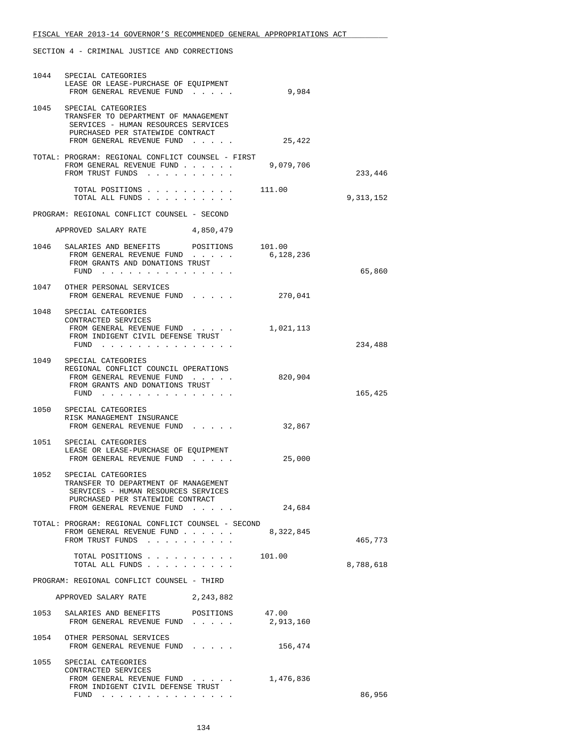SECTION 4 - CRIMINAL JUSTICE AND CORRECTIONS

```
1044   SPECIAL CATEGORIES
       LEASE OR LEASE-PURCHASE OF EQUIPMENT
        FROM GENERAL REVENUE FUND . . . . .           9,984

1045   SPECIAL CATEGORIES
       TRANSFER TO DEPARTMENT OF MANAGEMENT
        SERVICES - HUMAN RESOURCES SERVICES
        PURCHASED PER STATEWIDE CONTRACT
        FROM GENERAL REVENUE FUND . . . . .          25,422

TOTAL: PROGRAM: REGIONAL CONFLICT COUNSEL - FIRST
        FROM GENERAL REVENUE FUND . . . . . .     9,079,706
        FROM TRUST FUNDS . . . . . . . . . .                      233,446

          TOTAL POSITIONS . . . . . . . . . .        111.00
          TOTAL ALL FUNDS . . . . . . . . . .                   9,313,152

PROGRAM: REGIONAL CONFLICT COUNSEL - SECOND

     APPROVED SALARY RATE         4,850,479

1046   SALARIES AND BENEFITS      POSITIONS      101.00
        FROM GENERAL REVENUE FUND . . . . .       6,128,236
        FROM GRANTS AND DONATIONS TRUST
         FUND . . . . . . . . . . . . . . .                        65,860

1047   OTHER PERSONAL SERVICES
        FROM GENERAL REVENUE FUND . . . . .         270,041

1048   SPECIAL CATEGORIES
       CONTRACTED SERVICES
        FROM GENERAL REVENUE FUND . . . . .       1,021,113
        FROM INDIGENT CIVIL DEFENSE TRUST
         FUND . . . . . . . . . . . . . . .                       234,488

1049   SPECIAL CATEGORIES
       REGIONAL CONFLICT COUNCIL OPERATIONS
        FROM GENERAL REVENUE FUND . . . . .         820,904
        FROM GRANTS AND DONATIONS TRUST
         FUND . . . . . . . . . . . . . . .                       165,425

1050   SPECIAL CATEGORIES
       RISK MANAGEMENT INSURANCE
        FROM GENERAL REVENUE FUND . . . . .          32,867

1051   SPECIAL CATEGORIES
       LEASE OR LEASE-PURCHASE OF EQUIPMENT
        FROM GENERAL REVENUE FUND . . . . .          25,000

1052   SPECIAL CATEGORIES
       TRANSFER TO DEPARTMENT OF MANAGEMENT
        SERVICES - HUMAN RESOURCES SERVICES
        PURCHASED PER STATEWIDE CONTRACT
        FROM GENERAL REVENUE FUND . . . . .          24,684

TOTAL: PROGRAM: REGIONAL CONFLICT COUNSEL - SECOND
        FROM GENERAL REVENUE FUND . . . . . .     8,322,845
        FROM TRUST FUNDS . . . . . . . . . .                      465,773

          TOTAL POSITIONS . . . . . . . . . .        101.00
          TOTAL ALL FUNDS . . . . . . . . . .                   8,788,618

PROGRAM: REGIONAL CONFLICT COUNSEL - THIRD

     APPROVED SALARY RATE         2,243,882

1053   SALARIES AND BENEFITS      POSITIONS       47.00
        FROM GENERAL REVENUE FUND . . . . .       2,913,160

1054   OTHER PERSONAL SERVICES
        FROM GENERAL REVENUE FUND . . . . .         156,474

1055   SPECIAL CATEGORIES
       CONTRACTED SERVICES
        FROM GENERAL REVENUE FUND . . . . .       1,476,836
        FROM INDIGENT CIVIL DEFENSE TRUST
         FUND . . . . . . . . . . . . . . .                        86,956
```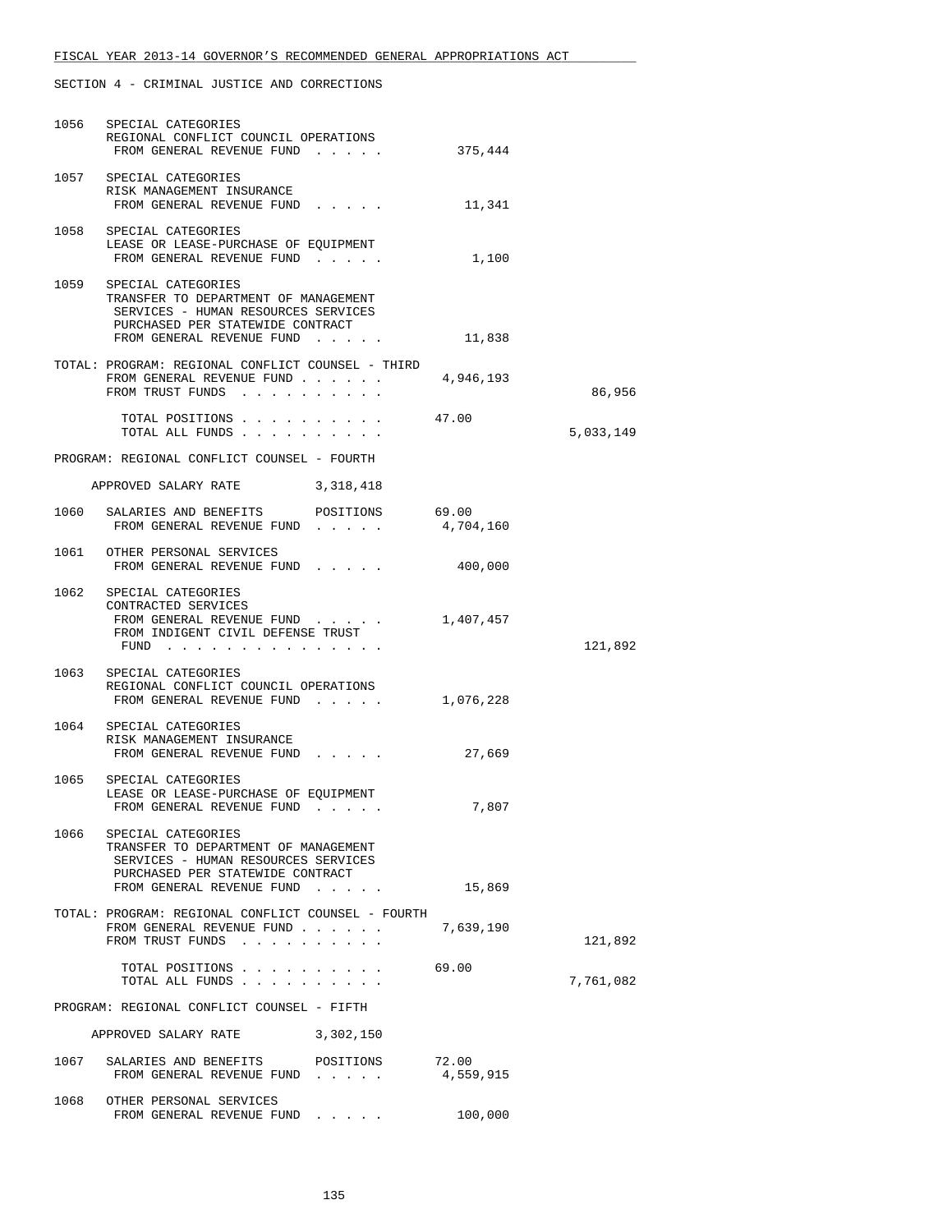FISCAL YEAR 2013-14 GOVERNOR'S RECOMMENDED GENERAL APPROPRIATIONS ACT

SECTION 4 - CRIMINAL JUSTICE AND CORRECTIONS

```
1056   SPECIAL CATEGORIES
       REGIONAL CONFLICT COUNCIL OPERATIONS
        FROM GENERAL REVENUE FUND  . . . . .          375,444

1057   SPECIAL CATEGORIES
       RISK MANAGEMENT INSURANCE
        FROM GENERAL REVENUE FUND  . . . . .           11,341

1058   SPECIAL CATEGORIES
       LEASE OR LEASE-PURCHASE OF EQUIPMENT
        FROM GENERAL REVENUE FUND  . . . . .            1,100

1059   SPECIAL CATEGORIES
       TRANSFER TO DEPARTMENT OF MANAGEMENT
        SERVICES - HUMAN RESOURCES SERVICES
        PURCHASED PER STATEWIDE CONTRACT
        FROM GENERAL REVENUE FUND  . . . . .           11,838

TOTAL: PROGRAM: REGIONAL CONFLICT COUNSEL - THIRD
        FROM GENERAL REVENUE FUND . . . . . .       4,946,193
        FROM TRUST FUNDS  . . . . . . . . . .                          86,956

         TOTAL POSITIONS . . . . . . . . . .        47.00
         TOTAL ALL FUNDS . . . . . . . . . .                        5,033,149

PROGRAM: REGIONAL CONFLICT COUNSEL - FOURTH

    APPROVED SALARY RATE          3,318,418

1060   SALARIES AND BENEFITS       POSITIONS        69.00
        FROM GENERAL REVENUE FUND  . . . . .        4,704,160

1061   OTHER PERSONAL SERVICES
        FROM GENERAL REVENUE FUND  . . . . .          400,000

1062   SPECIAL CATEGORIES
       CONTRACTED SERVICES
        FROM GENERAL REVENUE FUND  . . . . .        1,407,457
        FROM INDIGENT CIVIL DEFENSE TRUST
         FUND  . . . . . . . . . . . . . . .                          121,892

1063   SPECIAL CATEGORIES
       REGIONAL CONFLICT COUNCIL OPERATIONS
        FROM GENERAL REVENUE FUND  . . . . .        1,076,228

1064   SPECIAL CATEGORIES
       RISK MANAGEMENT INSURANCE
        FROM GENERAL REVENUE FUND  . . . . .           27,669

1065   SPECIAL CATEGORIES
       LEASE OR LEASE-PURCHASE OF EQUIPMENT
        FROM GENERAL REVENUE FUND  . . . . .            7,807

1066   SPECIAL CATEGORIES
       TRANSFER TO DEPARTMENT OF MANAGEMENT
        SERVICES - HUMAN RESOURCES SERVICES
        PURCHASED PER STATEWIDE CONTRACT
        FROM GENERAL REVENUE FUND  . . . . .           15,869

TOTAL: PROGRAM: REGIONAL CONFLICT COUNSEL - FOURTH
        FROM GENERAL REVENUE FUND . . . . . .       7,639,190
        FROM TRUST FUNDS  . . . . . . . . . .                         121,892

         TOTAL POSITIONS . . . . . . . . . .        69.00
         TOTAL ALL FUNDS . . . . . . . . . .                        7,761,082

PROGRAM: REGIONAL CONFLICT COUNSEL - FIFTH

    APPROVED SALARY RATE          3,302,150

1067   SALARIES AND BENEFITS       POSITIONS        72.00
        FROM GENERAL REVENUE FUND  . . . . .        4,559,915

1068   OTHER PERSONAL SERVICES
        FROM GENERAL REVENUE FUND  . . . . .          100,000
```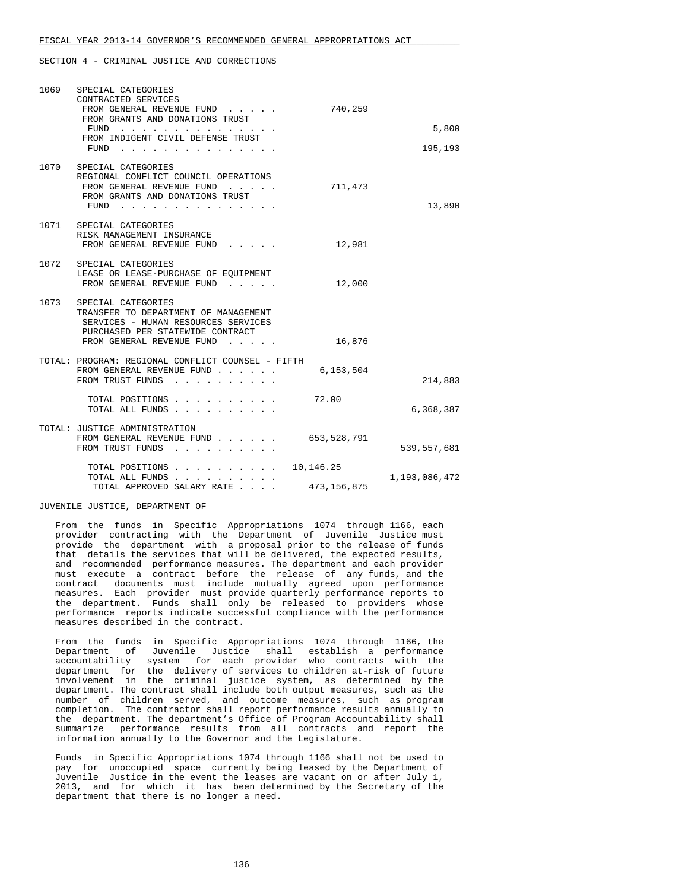SECTION 4 - CRIMINAL JUSTICE AND CORRECTIONS

| | | | |
|---|---|---|---|
| 1069 | SPECIAL CATEGORIES<br>CONTRACTED SERVICES<br>FROM GENERAL REVENUE FUND . . . . . | 740,259 | |
| | FROM GRANTS AND DONATIONS TRUST FUND . . . . . . . . . . . . . . . | | 5,800 |
| | FROM INDIGENT CIVIL DEFENSE TRUST FUND . . . . . . . . . . . . . . . | | 195,193 |
| 1070 | SPECIAL CATEGORIES<br>REGIONAL CONFLICT COUNCIL OPERATIONS<br>FROM GENERAL REVENUE FUND . . . . . | 711,473 | |
| | FROM GRANTS AND DONATIONS TRUST FUND . . . . . . . . . . . . . . . | | 13,890 |
| 1071 | SPECIAL CATEGORIES<br>RISK MANAGEMENT INSURANCE<br>FROM GENERAL REVENUE FUND . . . . . | 12,981 | |
| 1072 | SPECIAL CATEGORIES<br>LEASE OR LEASE-PURCHASE OF EQUIPMENT<br>FROM GENERAL REVENUE FUND . . . . . | 12,000 | |
| 1073 | SPECIAL CATEGORIES<br>TRANSFER TO DEPARTMENT OF MANAGEMENT SERVICES - HUMAN RESOURCES SERVICES PURCHASED PER STATEWIDE CONTRACT<br>FROM GENERAL REVENUE FUND . . . . . | 16,876 | |

| | | |
|---|---|---|
| TOTAL: PROGRAM: REGIONAL CONFLICT COUNSEL - FIFTH<br>FROM GENERAL REVENUE FUND . . . . . . | 6,153,504 | |
| FROM TRUST FUNDS . . . . . . . . . . | | 214,883 |
| TOTAL POSITIONS . . . . . . . . . . | 72.00 | |
| TOTAL ALL FUNDS . . . . . . . . . . | | 6,368,387 |
| TOTAL: JUSTICE ADMINISTRATION<br>FROM GENERAL REVENUE FUND . . . . . . | 653,528,791 | |
| FROM TRUST FUNDS . . . . . . . . . . | | 539,557,681 |
| TOTAL POSITIONS . . . . . . . . . . | 10,146.25 | |
| TOTAL ALL FUNDS . . . . . . . . . . | | 1,193,086,472 |
| TOTAL APPROVED SALARY RATE . . . . | 473,156,875 | |

JUVENILE JUSTICE, DEPARTMENT OF

From the funds in Specific Appropriations 1074 through 1166, each provider contracting with the Department of Juvenile Justice must provide the department with a proposal prior to the release of funds that details the services that will be delivered, the expected results, and recommended performance measures. The department and each provider must execute a contract before the release of any funds, and the contract documents must include mutually agreed upon performance measures. Each provider must provide quarterly performance reports to the department. Funds shall only be released to providers whose performance reports indicate successful compliance with the performance measures described in the contract.

From the funds in Specific Appropriations 1074 through 1166, the Department of Juvenile Justice shall establish a performance accountability system for each provider who contracts with the department for the delivery of services to children at-risk of future involvement in the criminal justice system, as determined by the department. The contract shall include both output measures, such as the number of children served, and outcome measures, such as program completion. The contractor shall report performance results annually to the department. The department's Office of Program Accountability shall summarize performance results from all contracts and report the information annually to the Governor and the Legislature.

Funds in Specific Appropriations 1074 through 1166 shall not be used to pay for unoccupied space currently being leased by the Department of Juvenile Justice in the event the leases are vacant on or after July 1, 2013, and for which it has been determined by the Secretary of the department that there is no longer a need.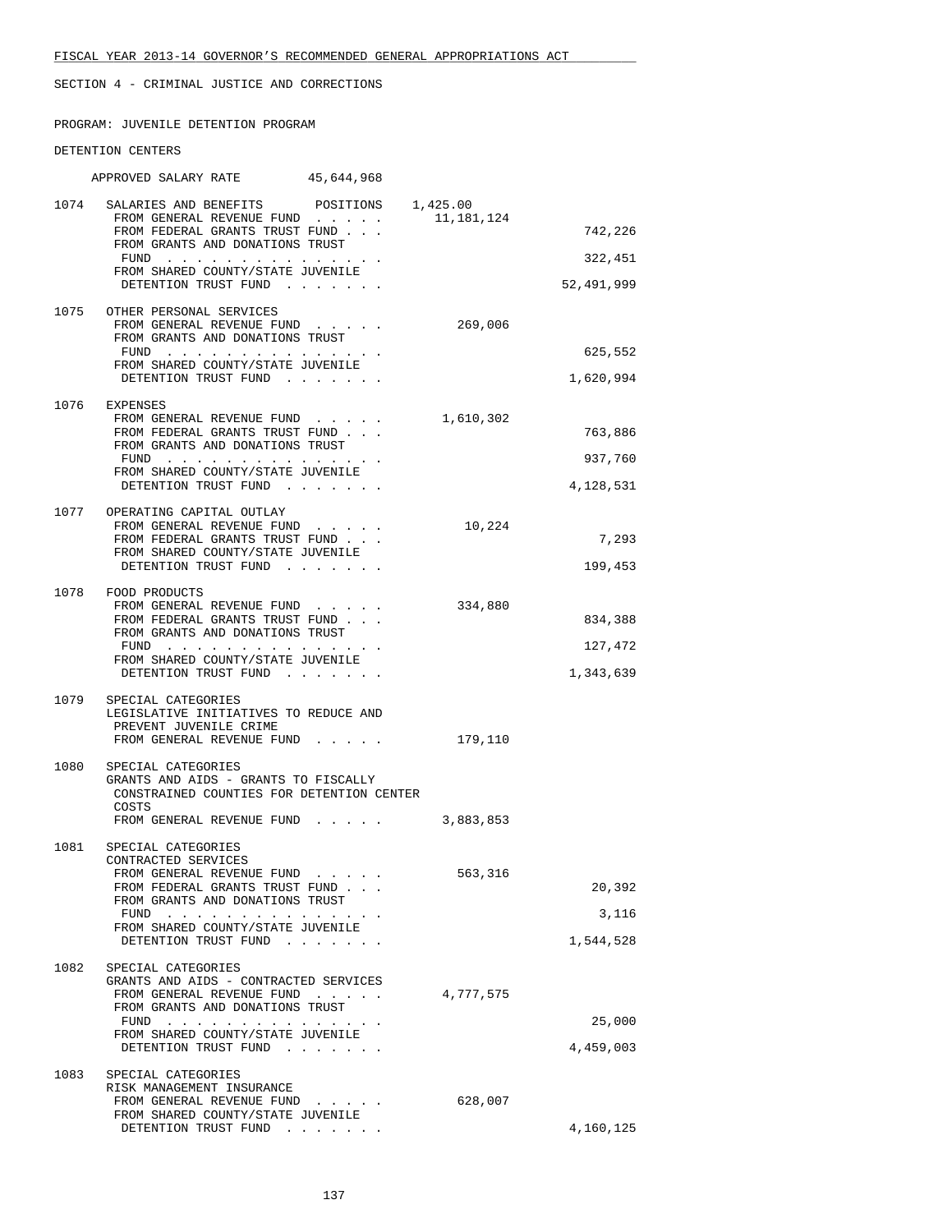FISCAL YEAR 2013-14 GOVERNOR'S RECOMMENDED GENERAL APPROPRIATIONS ACT

SECTION 4 - CRIMINAL JUSTICE AND CORRECTIONS

PROGRAM: JUVENILE DETENTION PROGRAM

DETENTION CENTERS

APPROVED SALARY RATE 45,644,968

| Item | Description | General Revenue | Trust Funds |
|---|---|---|---|
| 1074 | SALARIES AND BENEFITS POSITIONS 1,425.00 | | |
| | FROM GENERAL REVENUE FUND . . . . . | 11,181,124 | |
| | FROM FEDERAL GRANTS TRUST FUND . . . | | 742,226 |
| | FROM GRANTS AND DONATIONS TRUST FUND . . . . . . . . . . . . . . . | | 322,451 |
| | FROM SHARED COUNTY/STATE JUVENILE DETENTION TRUST FUND . . . . . . . | | 52,491,999 |
| 1075 | OTHER PERSONAL SERVICES | | |
| | FROM GENERAL REVENUE FUND . . . . . | 269,006 | |
| | FROM GRANTS AND DONATIONS TRUST FUND . . . . . . . . . . . . . . . | | 625,552 |
| | FROM SHARED COUNTY/STATE JUVENILE DETENTION TRUST FUND . . . . . . . | | 1,620,994 |
| 1076 | EXPENSES | | |
| | FROM GENERAL REVENUE FUND . . . . . | 1,610,302 | |
| | FROM FEDERAL GRANTS TRUST FUND . . . | | 763,886 |
| | FROM GRANTS AND DONATIONS TRUST FUND . . . . . . . . . . . . . . . | | 937,760 |
| | FROM SHARED COUNTY/STATE JUVENILE DETENTION TRUST FUND . . . . . . . | | 4,128,531 |
| 1077 | OPERATING CAPITAL OUTLAY | | |
| | FROM GENERAL REVENUE FUND . . . . . | 10,224 | |
| | FROM FEDERAL GRANTS TRUST FUND . . . | | 7,293 |
| | FROM SHARED COUNTY/STATE JUVENILE DETENTION TRUST FUND . . . . . . . | | 199,453 |
| 1078 | FOOD PRODUCTS | | |
| | FROM GENERAL REVENUE FUND . . . . . | 334,880 | |
| | FROM FEDERAL GRANTS TRUST FUND . . . | | 834,388 |
| | FROM GRANTS AND DONATIONS TRUST FUND . . . . . . . . . . . . . . . | | 127,472 |
| | FROM SHARED COUNTY/STATE JUVENILE DETENTION TRUST FUND . . . . . . . | | 1,343,639 |
| 1079 | SPECIAL CATEGORIES LEGISLATIVE INITIATIVES TO REDUCE AND PREVENT JUVENILE CRIME | | |
| | FROM GENERAL REVENUE FUND . . . . . | 179,110 | |
| 1080 | SPECIAL CATEGORIES GRANTS AND AIDS - GRANTS TO FISCALLY CONSTRAINED COUNTIES FOR DETENTION CENTER COSTS | | |
| | FROM GENERAL REVENUE FUND . . . . . | 3,883,853 | |
| 1081 | SPECIAL CATEGORIES CONTRACTED SERVICES | | |
| | FROM GENERAL REVENUE FUND . . . . . | 563,316 | |
| | FROM FEDERAL GRANTS TRUST FUND . . . | | 20,392 |
| | FROM GRANTS AND DONATIONS TRUST FUND . . . . . . . . . . . . . . . | | 3,116 |
| | FROM SHARED COUNTY/STATE JUVENILE DETENTION TRUST FUND . . . . . . . | | 1,544,528 |
| 1082 | SPECIAL CATEGORIES GRANTS AND AIDS - CONTRACTED SERVICES | | |
| | FROM GENERAL REVENUE FUND . . . . . | 4,777,575 | |
| | FROM GRANTS AND DONATIONS TRUST FUND . . . . . . . . . . . . . . . | | 25,000 |
| | FROM SHARED COUNTY/STATE JUVENILE DETENTION TRUST FUND . . . . . . . | | 4,459,003 |
| 1083 | SPECIAL CATEGORIES RISK MANAGEMENT INSURANCE | | |
| | FROM GENERAL REVENUE FUND . . . . . | 628,007 | |
| | FROM SHARED COUNTY/STATE JUVENILE DETENTION TRUST FUND . . . . . . . | | 4,160,125 |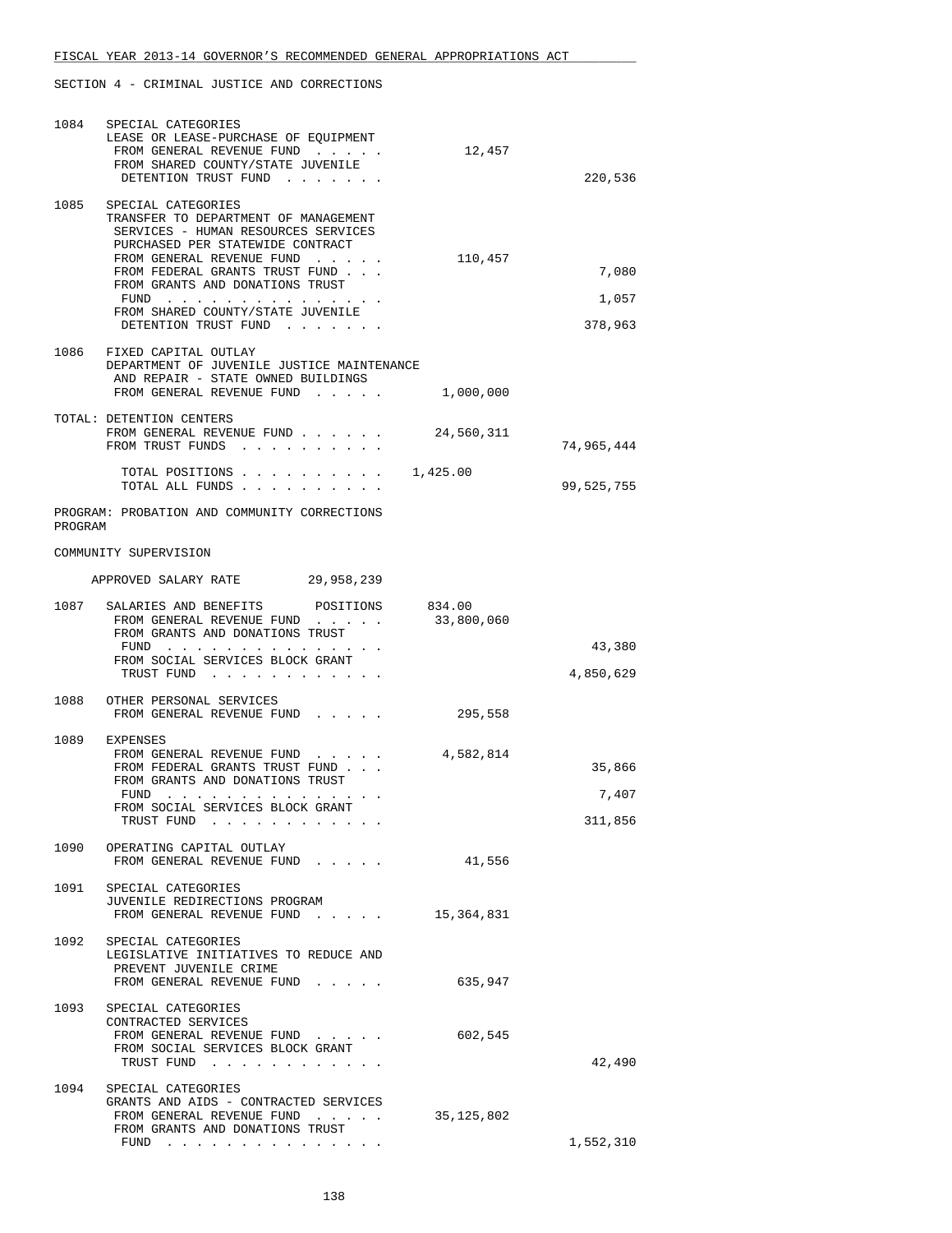FISCAL YEAR 2013-14 GOVERNOR'S RECOMMENDED GENERAL APPROPRIATIONS ACT

SECTION 4 - CRIMINAL JUSTICE AND CORRECTIONS

1084 SPECIAL CATEGORIES
LEASE OR LEASE-PURCHASE OF EQUIPMENT
FROM GENERAL REVENUE FUND . . . . . 12,457
FROM SHARED COUNTY/STATE JUVENILE DETENTION TRUST FUND . . . . . . . 220,536

1085 SPECIAL CATEGORIES
TRANSFER TO DEPARTMENT OF MANAGEMENT SERVICES - HUMAN RESOURCES SERVICES PURCHASED PER STATEWIDE CONTRACT
FROM GENERAL REVENUE FUND . . . . . 110,457
FROM FEDERAL GRANTS TRUST FUND . . . 7,080
FROM GRANTS AND DONATIONS TRUST FUND . . . . . . . . . . . . . . . 1,057
FROM SHARED COUNTY/STATE JUVENILE DETENTION TRUST FUND . . . . . . . 378,963

1086 FIXED CAPITAL OUTLAY
DEPARTMENT OF JUVENILE JUSTICE MAINTENANCE AND REPAIR - STATE OWNED BUILDINGS
FROM GENERAL REVENUE FUND . . . . . 1,000,000

TOTAL: DETENTION CENTERS
FROM GENERAL REVENUE FUND . . . . . . 24,560,311
FROM TRUST FUNDS . . . . . . . . . . 74,965,444

TOTAL POSITIONS . . . . . . . . . . 1,425.00
TOTAL ALL FUNDS . . . . . . . . . . 99,525,755

PROGRAM: PROBATION AND COMMUNITY CORRECTIONS PROGRAM

COMMUNITY SUPERVISION

APPROVED SALARY RATE 29,958,239

1087 SALARIES AND BENEFITS POSITIONS 834.00
FROM GENERAL REVENUE FUND . . . . . 33,800,060
FROM GRANTS AND DONATIONS TRUST FUND . . . . . . . . . . . . . . . 43,380
FROM SOCIAL SERVICES BLOCK GRANT TRUST FUND . . . . . . . . . . . . 4,850,629

1088 OTHER PERSONAL SERVICES
FROM GENERAL REVENUE FUND . . . . . 295,558

1089 EXPENSES
FROM GENERAL REVENUE FUND . . . . . 4,582,814
FROM FEDERAL GRANTS TRUST FUND . . . 35,866
FROM GRANTS AND DONATIONS TRUST FUND . . . . . . . . . . . . . . . 7,407
FROM SOCIAL SERVICES BLOCK GRANT TRUST FUND . . . . . . . . . . . . 311,856

1090 OPERATING CAPITAL OUTLAY
FROM GENERAL REVENUE FUND . . . . . 41,556

1091 SPECIAL CATEGORIES
JUVENILE REDIRECTIONS PROGRAM
FROM GENERAL REVENUE FUND . . . . . 15,364,831

1092 SPECIAL CATEGORIES
LEGISLATIVE INITIATIVES TO REDUCE AND PREVENT JUVENILE CRIME
FROM GENERAL REVENUE FUND . . . . . 635,947

1093 SPECIAL CATEGORIES
CONTRACTED SERVICES
FROM GENERAL REVENUE FUND . . . . . 602,545
FROM SOCIAL SERVICES BLOCK GRANT TRUST FUND . . . . . . . . . . . . 42,490

1094 SPECIAL CATEGORIES
GRANTS AND AIDS - CONTRACTED SERVICES
FROM GENERAL REVENUE FUND . . . . . 35,125,802
FROM GRANTS AND DONATIONS TRUST FUND . . . . . . . . . . . . . . . 1,552,310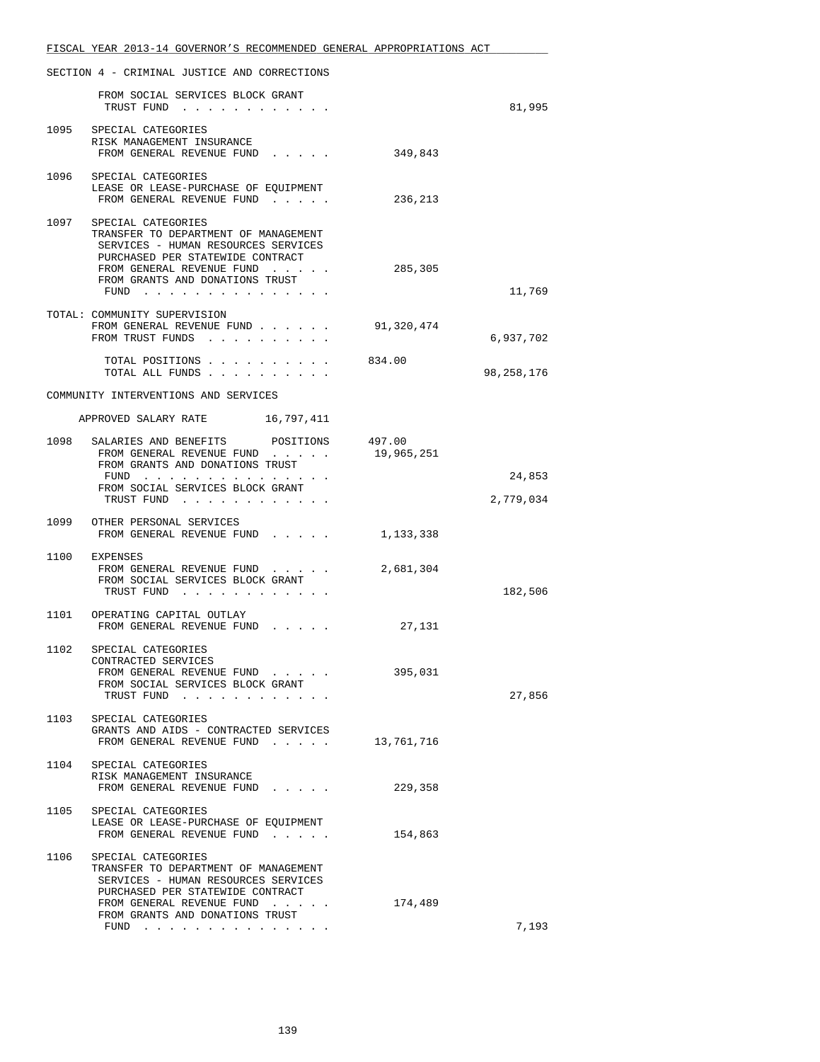FISCAL YEAR 2013-14 GOVERNOR'S RECOMMENDED GENERAL APPROPRIATIONS ACT

SECTION 4 - CRIMINAL JUSTICE AND CORRECTIONS

| | | | |
|---|---|---|---|
| | FROM SOCIAL SERVICES BLOCK GRANT TRUST FUND . . . . . . . . . . . . | | 81,995 |
| 1095 | SPECIAL CATEGORIES<br>RISK MANAGEMENT INSURANCE<br>FROM GENERAL REVENUE FUND . . . . . | 349,843 | |
| 1096 | SPECIAL CATEGORIES<br>LEASE OR LEASE-PURCHASE OF EQUIPMENT<br>FROM GENERAL REVENUE FUND . . . . . | 236,213 | |
| 1097 | SPECIAL CATEGORIES<br>TRANSFER TO DEPARTMENT OF MANAGEMENT SERVICES - HUMAN RESOURCES SERVICES PURCHASED PER STATEWIDE CONTRACT<br>FROM GENERAL REVENUE FUND . . . . . | 285,305 | |
| | FROM GRANTS AND DONATIONS TRUST FUND . . . . . . . . . . . . . . . | | 11,769 |
| TOTAL: | COMMUNITY SUPERVISION<br>FROM GENERAL REVENUE FUND . . . . . . | 91,320,474 | |
| | FROM TRUST FUNDS . . . . . . . . . . | | 6,937,702 |
| | TOTAL POSITIONS . . . . . . . . . . | 834.00 | |
| | TOTAL ALL FUNDS . . . . . . . . . . | | 98,258,176 |

COMMUNITY INTERVENTIONS AND SERVICES

APPROVED SALARY RATE 16,797,411

| | | | |
|---|---|---|---|
| 1098 | SALARIES AND BENEFITS POSITIONS | 497.00 | |
| | FROM GENERAL REVENUE FUND . . . . . | 19,965,251 | |
| | FROM GRANTS AND DONATIONS TRUST FUND . . . . . . . . . . . . . . . | | 24,853 |
| | FROM SOCIAL SERVICES BLOCK GRANT TRUST FUND . . . . . . . . . . . . | | 2,779,034 |
| 1099 | OTHER PERSONAL SERVICES<br>FROM GENERAL REVENUE FUND . . . . . | 1,133,338 | |
| 1100 | EXPENSES<br>FROM GENERAL REVENUE FUND . . . . . | 2,681,304 | |
| | FROM SOCIAL SERVICES BLOCK GRANT TRUST FUND . . . . . . . . . . . . | | 182,506 |
| 1101 | OPERATING CAPITAL OUTLAY<br>FROM GENERAL REVENUE FUND . . . . . | 27,131 | |
| 1102 | SPECIAL CATEGORIES<br>CONTRACTED SERVICES<br>FROM GENERAL REVENUE FUND . . . . . | 395,031 | |
| | FROM SOCIAL SERVICES BLOCK GRANT TRUST FUND . . . . . . . . . . . . | | 27,856 |
| 1103 | SPECIAL CATEGORIES<br>GRANTS AND AIDS - CONTRACTED SERVICES<br>FROM GENERAL REVENUE FUND . . . . . | 13,761,716 | |
| 1104 | SPECIAL CATEGORIES<br>RISK MANAGEMENT INSURANCE<br>FROM GENERAL REVENUE FUND . . . . . | 229,358 | |
| 1105 | SPECIAL CATEGORIES<br>LEASE OR LEASE-PURCHASE OF EQUIPMENT<br>FROM GENERAL REVENUE FUND . . . . . | 154,863 | |
| 1106 | SPECIAL CATEGORIES<br>TRANSFER TO DEPARTMENT OF MANAGEMENT SERVICES - HUMAN RESOURCES SERVICES PURCHASED PER STATEWIDE CONTRACT<br>FROM GENERAL REVENUE FUND . . . . . | 174,489 | |
| | FROM GRANTS AND DONATIONS TRUST FUND . . . . . . . . . . . . . . . | | 7,193 |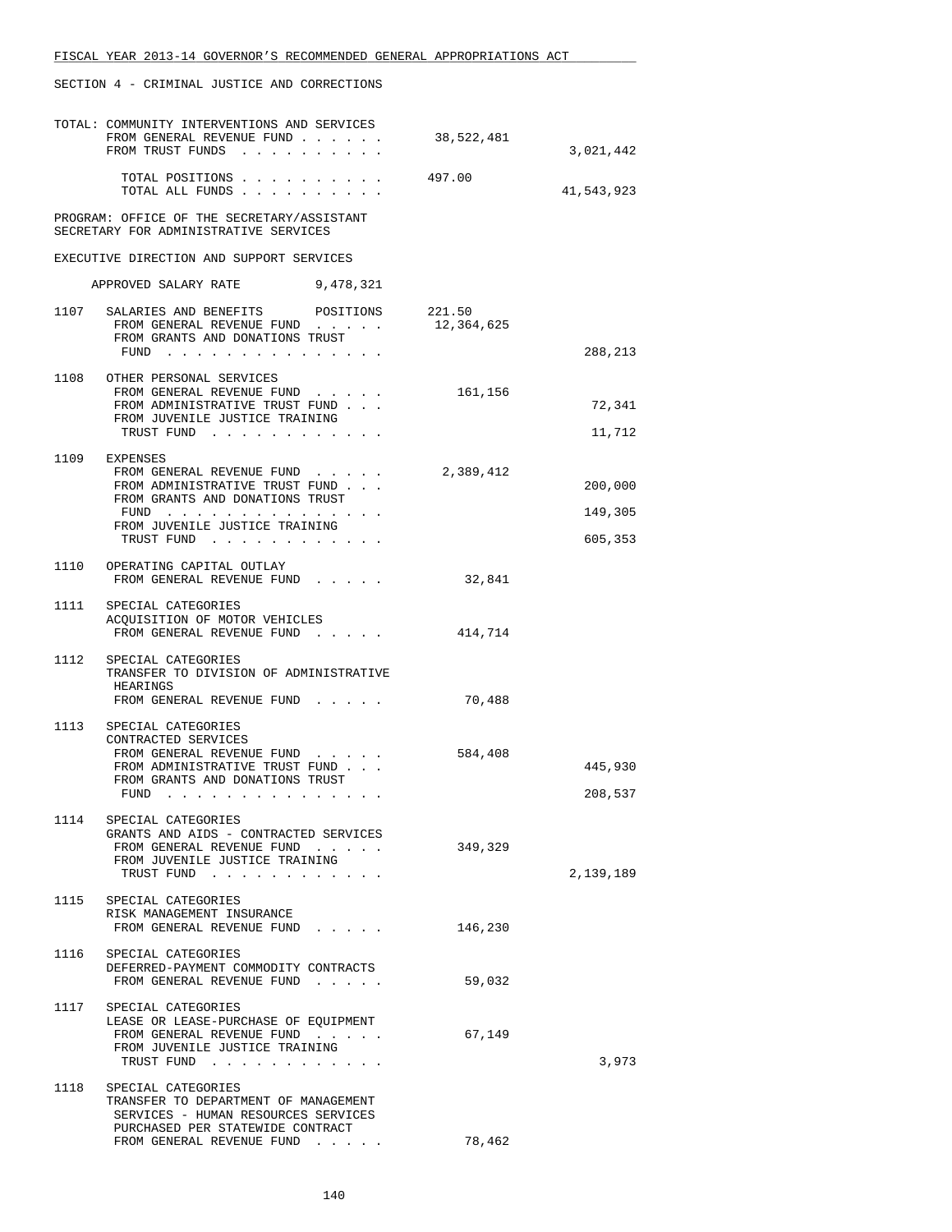SECTION 4 - CRIMINAL JUSTICE AND CORRECTIONS

TOTAL: COMMUNITY INTERVENTIONS AND SERVICES

| | | |
|---|---|---|
| FROM GENERAL REVENUE FUND | 38,522,481 | |
| FROM TRUST FUNDS | | 3,021,442 |
| TOTAL POSITIONS | 497.00 | |
| TOTAL ALL FUNDS | | 41,543,923 |

PROGRAM: OFFICE OF THE SECRETARY/ASSISTANT SECRETARY FOR ADMINISTRATIVE SERVICES

EXECUTIVE DIRECTION AND SUPPORT SERVICES

APPROVED SALARY RATE 9,478,321

| | | | |
|---|---|---|---|
| 1107 | SALARIES AND BENEFITS POSITIONS | 221.50 | |
| | FROM GENERAL REVENUE FUND | 12,364,625 | |
| | FROM GRANTS AND DONATIONS TRUST FUND | | 288,213 |
| 1108 | OTHER PERSONAL SERVICES | | |
| | FROM GENERAL REVENUE FUND | 161,156 | |
| | FROM ADMINISTRATIVE TRUST FUND | | 72,341 |
| | FROM JUVENILE JUSTICE TRAINING TRUST FUND | | 11,712 |
| 1109 | EXPENSES | | |
| | FROM GENERAL REVENUE FUND | 2,389,412 | |
| | FROM ADMINISTRATIVE TRUST FUND | | 200,000 |
| | FROM GRANTS AND DONATIONS TRUST FUND | | 149,305 |
| | FROM JUVENILE JUSTICE TRAINING TRUST FUND | | 605,353 |
| 1110 | OPERATING CAPITAL OUTLAY | | |
| | FROM GENERAL REVENUE FUND | 32,841 | |
| 1111 | SPECIAL CATEGORIES ACQUISITION OF MOTOR VEHICLES | | |
| | FROM GENERAL REVENUE FUND | 414,714 | |
| 1112 | SPECIAL CATEGORIES TRANSFER TO DIVISION OF ADMINISTRATIVE HEARINGS | | |
| | FROM GENERAL REVENUE FUND | 70,488 | |
| 1113 | SPECIAL CATEGORIES CONTRACTED SERVICES | | |
| | FROM GENERAL REVENUE FUND | 584,408 | |
| | FROM ADMINISTRATIVE TRUST FUND | | 445,930 |
| | FROM GRANTS AND DONATIONS TRUST FUND | | 208,537 |
| 1114 | SPECIAL CATEGORIES GRANTS AND AIDS - CONTRACTED SERVICES | | |
| | FROM GENERAL REVENUE FUND | 349,329 | |
| | FROM JUVENILE JUSTICE TRAINING TRUST FUND | | 2,139,189 |
| 1115 | SPECIAL CATEGORIES RISK MANAGEMENT INSURANCE | | |
| | FROM GENERAL REVENUE FUND | 146,230 | |
| 1116 | SPECIAL CATEGORIES DEFERRED-PAYMENT COMMODITY CONTRACTS | | |
| | FROM GENERAL REVENUE FUND | 59,032 | |
| 1117 | SPECIAL CATEGORIES LEASE OR LEASE-PURCHASE OF EQUIPMENT | | |
| | FROM GENERAL REVENUE FUND | 67,149 | |
| | FROM JUVENILE JUSTICE TRAINING TRUST FUND | | 3,973 |
| 1118 | SPECIAL CATEGORIES TRANSFER TO DEPARTMENT OF MANAGEMENT SERVICES - HUMAN RESOURCES SERVICES PURCHASED PER STATEWIDE CONTRACT | | |
| | FROM GENERAL REVENUE FUND | 78,462 | |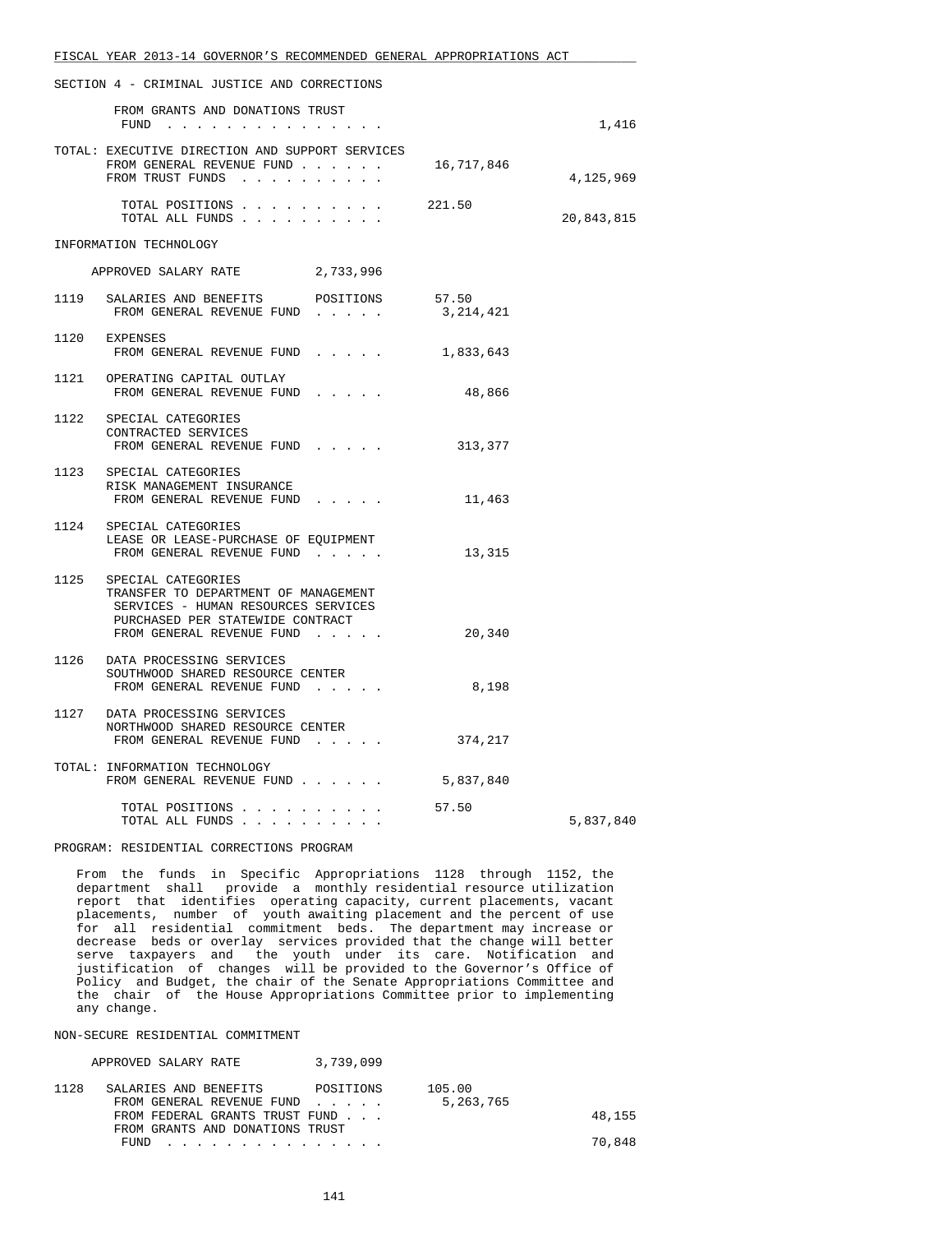SECTION 4 - CRIMINAL JUSTICE AND CORRECTIONS

| | | | |
|---|---|---|---|
| | FROM GRANTS AND DONATIONS TRUST FUND . . . . . . . . . . . . . . . | | 1,416 |
| TOTAL: | EXECUTIVE DIRECTION AND SUPPORT SERVICES | | |
| | FROM GENERAL REVENUE FUND . . . . . . | 16,717,846 | |
| | FROM TRUST FUNDS . . . . . . . . . . | | 4,125,969 |
| | TOTAL POSITIONS . . . . . . . . . . | 221.50 | |
| | TOTAL ALL FUNDS . . . . . . . . . . | | 20,843,815 |

INFORMATION TECHNOLOGY

APPROVED SALARY RATE 2,733,996

| | | | |
|---|---|---|---|
| 1119 | SALARIES AND BENEFITS POSITIONS | 57.50 | |
| | FROM GENERAL REVENUE FUND . . . . . | 3,214,421 | |
| 1120 | EXPENSES | | |
| | FROM GENERAL REVENUE FUND . . . . . | 1,833,643 | |
| 1121 | OPERATING CAPITAL OUTLAY | | |
| | FROM GENERAL REVENUE FUND . . . . . | 48,866 | |
| 1122 | SPECIAL CATEGORIES<br>CONTRACTED SERVICES | | |
| | FROM GENERAL REVENUE FUND . . . . . | 313,377 | |
| 1123 | SPECIAL CATEGORIES<br>RISK MANAGEMENT INSURANCE | | |
| | FROM GENERAL REVENUE FUND . . . . . | 11,463 | |
| 1124 | SPECIAL CATEGORIES<br>LEASE OR LEASE-PURCHASE OF EQUIPMENT | | |
| | FROM GENERAL REVENUE FUND . . . . . | 13,315 | |
| 1125 | SPECIAL CATEGORIES<br>TRANSFER TO DEPARTMENT OF MANAGEMENT SERVICES - HUMAN RESOURCES SERVICES PURCHASED PER STATEWIDE CONTRACT | | |
| | FROM GENERAL REVENUE FUND . . . . . | 20,340 | |
| 1126 | DATA PROCESSING SERVICES<br>SOUTHWOOD SHARED RESOURCE CENTER | | |
| | FROM GENERAL REVENUE FUND . . . . . | 8,198 | |
| 1127 | DATA PROCESSING SERVICES<br>NORTHWOOD SHARED RESOURCE CENTER | | |
| | FROM GENERAL REVENUE FUND . . . . . | 374,217 | |
| TOTAL: | INFORMATION TECHNOLOGY | | |
| | FROM GENERAL REVENUE FUND . . . . . . | 5,837,840 | |
| | TOTAL POSITIONS . . . . . . . . . . | 57.50 | |
| | TOTAL ALL FUNDS . . . . . . . . . . | | 5,837,840 |

PROGRAM: RESIDENTIAL CORRECTIONS PROGRAM

From the funds in Specific Appropriations 1128 through 1152, the department shall provide a monthly residential resource utilization report that identifies operating capacity, current placements, vacant placements, number of youth awaiting placement and the percent of use for all residential commitment beds. The department may increase or decrease beds or overlay services provided that the change will better serve taxpayers and the youth under its care. Notification and justification of changes will be provided to the Governor's Office of Policy and Budget, the chair of the Senate Appropriations Committee and the chair of the House Appropriations Committee prior to implementing any change.

NON-SECURE RESIDENTIAL COMMITMENT

APPROVED SALARY RATE 3,739,099

| | | | |
|---|---|---|---|
| 1128 | SALARIES AND BENEFITS POSITIONS | 105.00 | |
| | FROM GENERAL REVENUE FUND . . . . . | 5,263,765 | |
| | FROM FEDERAL GRANTS TRUST FUND . . . | | 48,155 |
| | FROM GRANTS AND DONATIONS TRUST FUND . . . . . . . . . . . . . . . | | 70,848 |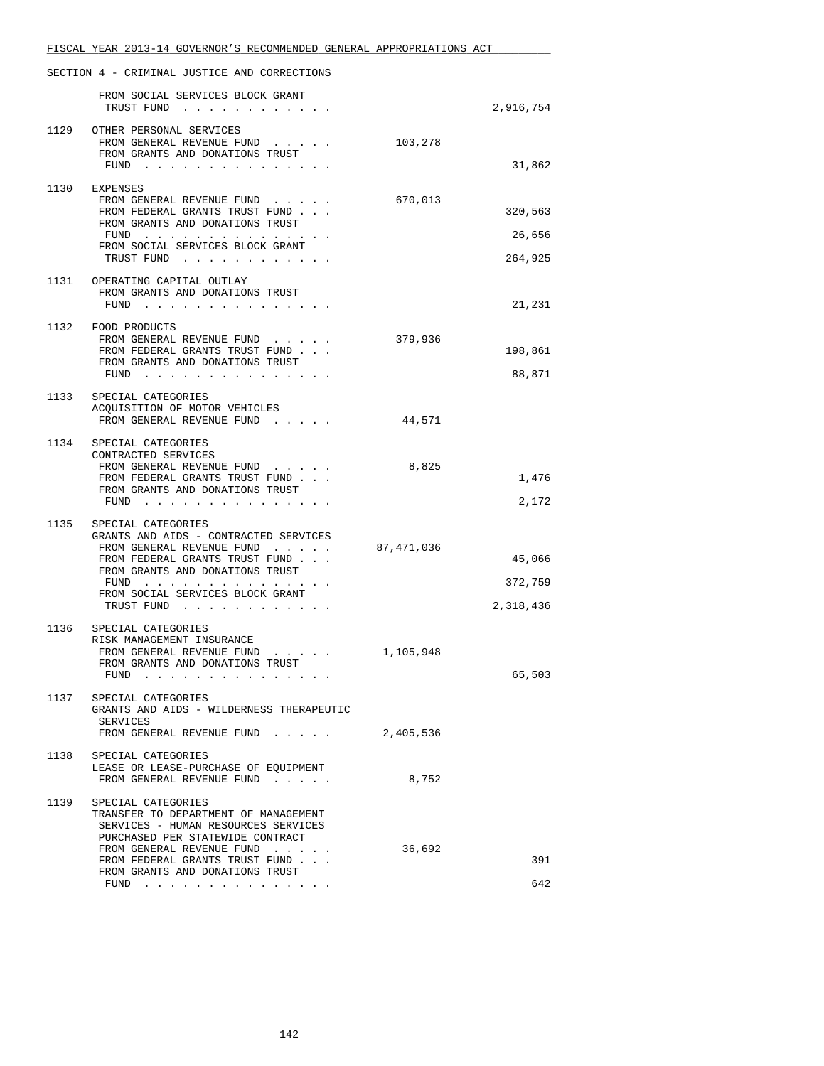FISCAL YEAR 2013-14 GOVERNOR'S RECOMMENDED GENERAL APPROPRIATIONS ACT

SECTION 4 - CRIMINAL JUSTICE AND CORRECTIONS

| | | | |
|---|---|---|---|
| | FROM SOCIAL SERVICES BLOCK GRANT TRUST FUND | | 2,916,754 |
| 1129 | OTHER PERSONAL SERVICES | | |
| | FROM GENERAL REVENUE FUND | 103,278 | |
| | FROM GRANTS AND DONATIONS TRUST FUND | | 31,862 |
| 1130 | EXPENSES | | |
| | FROM GENERAL REVENUE FUND | 670,013 | |
| | FROM FEDERAL GRANTS TRUST FUND | | 320,563 |
| | FROM GRANTS AND DONATIONS TRUST FUND | | 26,656 |
| | FROM SOCIAL SERVICES BLOCK GRANT TRUST FUND | | 264,925 |
| 1131 | OPERATING CAPITAL OUTLAY | | |
| | FROM GRANTS AND DONATIONS TRUST FUND | | 21,231 |
| 1132 | FOOD PRODUCTS | | |
| | FROM GENERAL REVENUE FUND | 379,936 | |
| | FROM FEDERAL GRANTS TRUST FUND | | 198,861 |
| | FROM GRANTS AND DONATIONS TRUST FUND | | 88,871 |
| 1133 | SPECIAL CATEGORIES ACQUISITION OF MOTOR VEHICLES | | |
| | FROM GENERAL REVENUE FUND | 44,571 | |
| 1134 | SPECIAL CATEGORIES CONTRACTED SERVICES | | |
| | FROM GENERAL REVENUE FUND | 8,825 | |
| | FROM FEDERAL GRANTS TRUST FUND | | 1,476 |
| | FROM GRANTS AND DONATIONS TRUST FUND | | 2,172 |
| 1135 | SPECIAL CATEGORIES GRANTS AND AIDS - CONTRACTED SERVICES | | |
| | FROM GENERAL REVENUE FUND | 87,471,036 | |
| | FROM FEDERAL GRANTS TRUST FUND | | 45,066 |
| | FROM GRANTS AND DONATIONS TRUST FUND | | 372,759 |
| | FROM SOCIAL SERVICES BLOCK GRANT TRUST FUND | | 2,318,436 |
| 1136 | SPECIAL CATEGORIES RISK MANAGEMENT INSURANCE | | |
| | FROM GENERAL REVENUE FUND | 1,105,948 | |
| | FROM GRANTS AND DONATIONS TRUST FUND | | 65,503 |
| 1137 | SPECIAL CATEGORIES GRANTS AND AIDS - WILDERNESS THERAPEUTIC SERVICES | | |
| | FROM GENERAL REVENUE FUND | 2,405,536 | |
| 1138 | SPECIAL CATEGORIES LEASE OR LEASE-PURCHASE OF EQUIPMENT | | |
| | FROM GENERAL REVENUE FUND | 8,752 | |
| 1139 | SPECIAL CATEGORIES TRANSFER TO DEPARTMENT OF MANAGEMENT SERVICES - HUMAN RESOURCES SERVICES PURCHASED PER STATEWIDE CONTRACT | | |
| | FROM GENERAL REVENUE FUND | 36,692 | |
| | FROM FEDERAL GRANTS TRUST FUND | | 391 |
| | FROM GRANTS AND DONATIONS TRUST FUND | | 642 |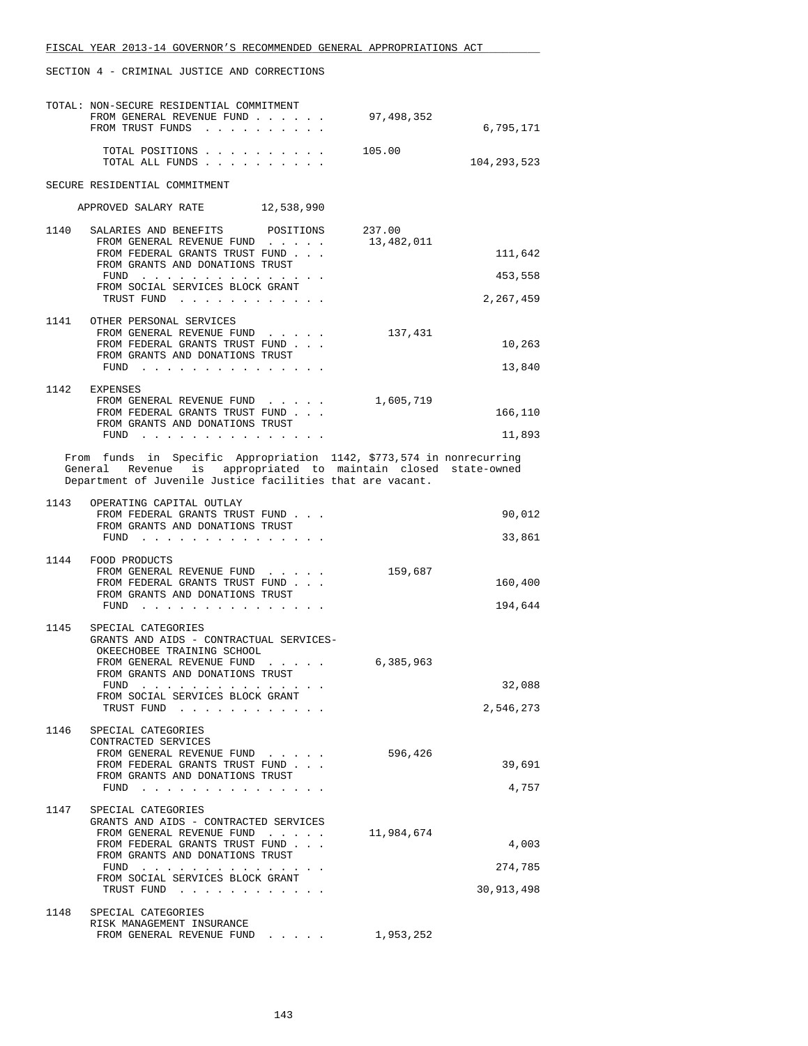SECTION 4 - CRIMINAL JUSTICE AND CORRECTIONS

TOTAL: NON-SECURE RESIDENTIAL COMMITMENT

| | | |
|---|---|---|
| FROM GENERAL REVENUE FUND | 97,498,352 | |
| FROM TRUST FUNDS | | 6,795,171 |
| TOTAL POSITIONS | 105.00 | |
| TOTAL ALL FUNDS | | 104,293,523 |

SECURE RESIDENTIAL COMMITMENT

APPROVED SALARY RATE 12,538,990

| | | | |
|---|---|---|---|
| 1140 | SALARIES AND BENEFITS POSITIONS | 237.00 | |
| | FROM GENERAL REVENUE FUND | 13,482,011 | |
| | FROM FEDERAL GRANTS TRUST FUND | | 111,642 |
| | FROM GRANTS AND DONATIONS TRUST FUND | | 453,558 |
| | FROM SOCIAL SERVICES BLOCK GRANT TRUST FUND | | 2,267,459 |
| 1141 | OTHER PERSONAL SERVICES | | |
| | FROM GENERAL REVENUE FUND | 137,431 | |
| | FROM FEDERAL GRANTS TRUST FUND | | 10,263 |
| | FROM GRANTS AND DONATIONS TRUST FUND | | 13,840 |
| 1142 | EXPENSES | | |
| | FROM GENERAL REVENUE FUND | 1,605,719 | |
| | FROM FEDERAL GRANTS TRUST FUND | | 166,110 |
| | FROM GRANTS AND DONATIONS TRUST FUND | | 11,893 |

From funds in Specific Appropriation 1142, $773,574 in nonrecurring General Revenue is appropriated to maintain closed state-owned Department of Juvenile Justice facilities that are vacant.

| | | | |
|---|---|---|---|
| 1143 | OPERATING CAPITAL OUTLAY | | |
| | FROM FEDERAL GRANTS TRUST FUND | | 90,012 |
| | FROM GRANTS AND DONATIONS TRUST FUND | | 33,861 |
| 1144 | FOOD PRODUCTS | | |
| | FROM GENERAL REVENUE FUND | 159,687 | |
| | FROM FEDERAL GRANTS TRUST FUND | | 160,400 |
| | FROM GRANTS AND DONATIONS TRUST FUND | | 194,644 |
| 1145 | SPECIAL CATEGORIES GRANTS AND AIDS - CONTRACTUAL SERVICES- OKEECHOBEE TRAINING SCHOOL | | |
| | FROM GENERAL REVENUE FUND | 6,385,963 | |
| | FROM GRANTS AND DONATIONS TRUST FUND | | 32,088 |
| | FROM SOCIAL SERVICES BLOCK GRANT TRUST FUND | | 2,546,273 |
| 1146 | SPECIAL CATEGORIES CONTRACTED SERVICES | | |
| | FROM GENERAL REVENUE FUND | 596,426 | |
| | FROM FEDERAL GRANTS TRUST FUND | | 39,691 |
| | FROM GRANTS AND DONATIONS TRUST FUND | | 4,757 |
| 1147 | SPECIAL CATEGORIES GRANTS AND AIDS - CONTRACTED SERVICES | | |
| | FROM GENERAL REVENUE FUND | 11,984,674 | |
| | FROM FEDERAL GRANTS TRUST FUND | | 4,003 |
| | FROM GRANTS AND DONATIONS TRUST FUND | | 274,785 |
| | FROM SOCIAL SERVICES BLOCK GRANT TRUST FUND | | 30,913,498 |
| 1148 | SPECIAL CATEGORIES RISK MANAGEMENT INSURANCE | | |
| | FROM GENERAL REVENUE FUND | 1,953,252 | |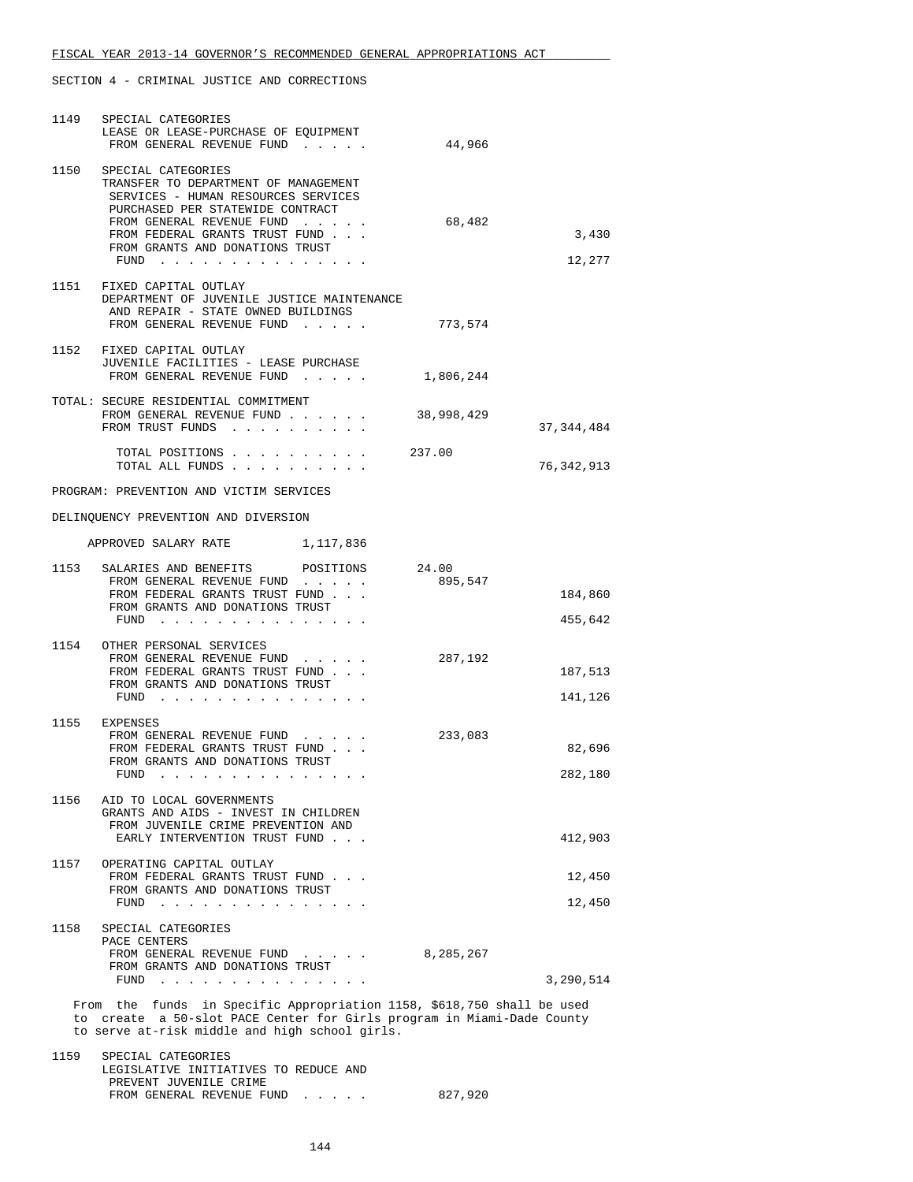SECTION 4 - CRIMINAL JUSTICE AND CORRECTIONS

1149 SPECIAL CATEGORIES
LEASE OR LEASE-PURCHASE OF EQUIPMENT
FROM GENERAL REVENUE FUND . . . . . 44,966

1150 SPECIAL CATEGORIES
TRANSFER TO DEPARTMENT OF MANAGEMENT SERVICES - HUMAN RESOURCES SERVICES PURCHASED PER STATEWIDE CONTRACT
FROM GENERAL REVENUE FUND . . . . . 68,482
FROM FEDERAL GRANTS TRUST FUND . . . 3,430
FROM GRANTS AND DONATIONS TRUST FUND . . . . . . . . . . . . . . . 12,277

1151 FIXED CAPITAL OUTLAY
DEPARTMENT OF JUVENILE JUSTICE MAINTENANCE AND REPAIR - STATE OWNED BUILDINGS
FROM GENERAL REVENUE FUND . . . . . 773,574

1152 FIXED CAPITAL OUTLAY
JUVENILE FACILITIES - LEASE PURCHASE
FROM GENERAL REVENUE FUND . . . . . 1,806,244

TOTAL: SECURE RESIDENTIAL COMMITMENT
FROM GENERAL REVENUE FUND . . . . . . 38,998,429
FROM TRUST FUNDS . . . . . . . . . . 37,344,484

TOTAL POSITIONS . . . . . . . . . . 237.00
TOTAL ALL FUNDS . . . . . . . . . . 76,342,913

PROGRAM: PREVENTION AND VICTIM SERVICES

DELINQUENCY PREVENTION AND DIVERSION

APPROVED SALARY RATE 1,117,836

1153 SALARIES AND BENEFITS POSITIONS 24.00
FROM GENERAL REVENUE FUND . . . . . 895,547
FROM FEDERAL GRANTS TRUST FUND . . . 184,860
FROM GRANTS AND DONATIONS TRUST FUND . . . . . . . . . . . . . . . 455,642

1154 OTHER PERSONAL SERVICES
FROM GENERAL REVENUE FUND . . . . . 287,192
FROM FEDERAL GRANTS TRUST FUND . . . 187,513
FROM GRANTS AND DONATIONS TRUST FUND . . . . . . . . . . . . . . . 141,126

1155 EXPENSES
FROM GENERAL REVENUE FUND . . . . . 233,083
FROM FEDERAL GRANTS TRUST FUND . . . 82,696
FROM GRANTS AND DONATIONS TRUST FUND . . . . . . . . . . . . . . . 282,180

1156 AID TO LOCAL GOVERNMENTS
GRANTS AND AIDS - INVEST IN CHILDREN
FROM JUVENILE CRIME PREVENTION AND EARLY INTERVENTION TRUST FUND . . . 412,903

1157 OPERATING CAPITAL OUTLAY
FROM FEDERAL GRANTS TRUST FUND . . . 12,450
FROM GRANTS AND DONATIONS TRUST FUND . . . . . . . . . . . . . . . 12,450

1158 SPECIAL CATEGORIES
PACE CENTERS
FROM GENERAL REVENUE FUND . . . . . 8,285,267
FROM GRANTS AND DONATIONS TRUST FUND . . . . . . . . . . . . . . . 3,290,514

From the funds in Specific Appropriation 1158, $618,750 shall be used to create a 50-slot PACE Center for Girls program in Miami-Dade County to serve at-risk middle and high school girls.

1159 SPECIAL CATEGORIES
LEGISLATIVE INITIATIVES TO REDUCE AND PREVENT JUVENILE CRIME
FROM GENERAL REVENUE FUND . . . . . 827,920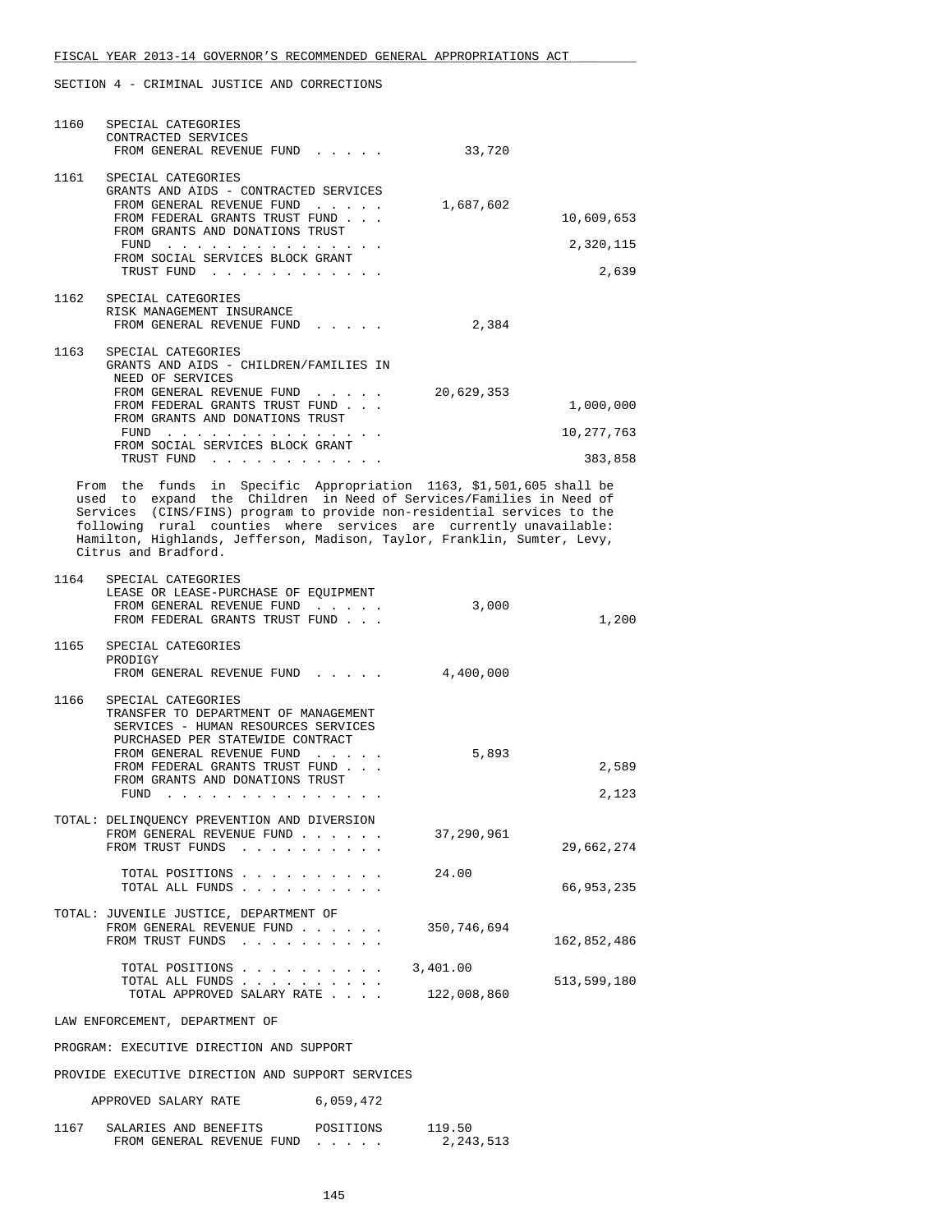SECTION 4 - CRIMINAL JUSTICE AND CORRECTIONS

| | | General Revenue | Trust Funds |
|---|---|---|---|
| 1160 | SPECIAL CATEGORIES<br>CONTRACTED SERVICES<br>FROM GENERAL REVENUE FUND . . . . . | 33,720 | |
| 1161 | SPECIAL CATEGORIES<br>GRANTS AND AIDS - CONTRACTED SERVICES<br>FROM GENERAL REVENUE FUND . . . . . | 1,687,602 | |
| | FROM FEDERAL GRANTS TRUST FUND . . . | | 10,609,653 |
| | FROM GRANTS AND DONATIONS TRUST FUND . . . . . . . . . . . . . . . | | 2,320,115 |
| | FROM SOCIAL SERVICES BLOCK GRANT TRUST FUND . . . . . . . . . . . . | | 2,639 |
| 1162 | SPECIAL CATEGORIES<br>RISK MANAGEMENT INSURANCE<br>FROM GENERAL REVENUE FUND . . . . . | 2,384 | |
| 1163 | SPECIAL CATEGORIES<br>GRANTS AND AIDS - CHILDREN/FAMILIES IN NEED OF SERVICES<br>FROM GENERAL REVENUE FUND . . . . . | 20,629,353 | |
| | FROM FEDERAL GRANTS TRUST FUND . . . | | 1,000,000 |
| | FROM GRANTS AND DONATIONS TRUST FUND . . . . . . . . . . . . . . . | | 10,277,763 |
| | FROM SOCIAL SERVICES BLOCK GRANT TRUST FUND . . . . . . . . . . . . | | 383,858 |

From the funds in Specific Appropriation 1163, $1,501,605 shall be used to expand the Children in Need of Services/Families in Need of Services (CINS/FINS) program to provide non-residential services to the following rural counties where services are currently unavailable: Hamilton, Highlands, Jefferson, Madison, Taylor, Franklin, Sumter, Levy, Citrus and Bradford.

| | | General Revenue | Trust Funds |
|---|---|---|---|
| 1164 | SPECIAL CATEGORIES<br>LEASE OR LEASE-PURCHASE OF EQUIPMENT<br>FROM GENERAL REVENUE FUND . . . . . | 3,000 | |
| | FROM FEDERAL GRANTS TRUST FUND . . . | | 1,200 |
| 1165 | SPECIAL CATEGORIES<br>PRODIGY<br>FROM GENERAL REVENUE FUND . . . . . | 4,400,000 | |
| 1166 | SPECIAL CATEGORIES<br>TRANSFER TO DEPARTMENT OF MANAGEMENT SERVICES - HUMAN RESOURCES SERVICES PURCHASED PER STATEWIDE CONTRACT<br>FROM GENERAL REVENUE FUND . . . . . | 5,893 | |
| | FROM FEDERAL GRANTS TRUST FUND . . . | | 2,589 |
| | FROM GRANTS AND DONATIONS TRUST FUND . . . . . . . . . . . . . . . | | 2,123 |

TOTAL: DELINQUENCY PREVENTION AND DIVERSION

| | | |
|---|---|---|
| FROM GENERAL REVENUE FUND . . . . . . | 37,290,961 | |
| FROM TRUST FUNDS . . . . . . . . . . | | 29,662,274 |
| TOTAL POSITIONS . . . . . . . . . . | 24.00 | |
| TOTAL ALL FUNDS . . . . . . . . . . | | 66,953,235 |

TOTAL: JUVENILE JUSTICE, DEPARTMENT OF

| | | |
|---|---|---|
| FROM GENERAL REVENUE FUND . . . . . . | 350,746,694 | |
| FROM TRUST FUNDS . . . . . . . . . . | | 162,852,486 |
| TOTAL POSITIONS . . . . . . . . . . | 3,401.00 | |
| TOTAL ALL FUNDS . . . . . . . . . . | | 513,599,180 |
| TOTAL APPROVED SALARY RATE . . . . | 122,008,860 | |

LAW ENFORCEMENT, DEPARTMENT OF

PROGRAM: EXECUTIVE DIRECTION AND SUPPORT

PROVIDE EXECUTIVE DIRECTION AND SUPPORT SERVICES

APPROVED SALARY RATE 6,059,472

| | | | |
|---|---|---|---|
| 1167 | SALARIES AND BENEFITS POSITIONS | 119.50 | |
| | FROM GENERAL REVENUE FUND . . . . . | 2,243,513 | |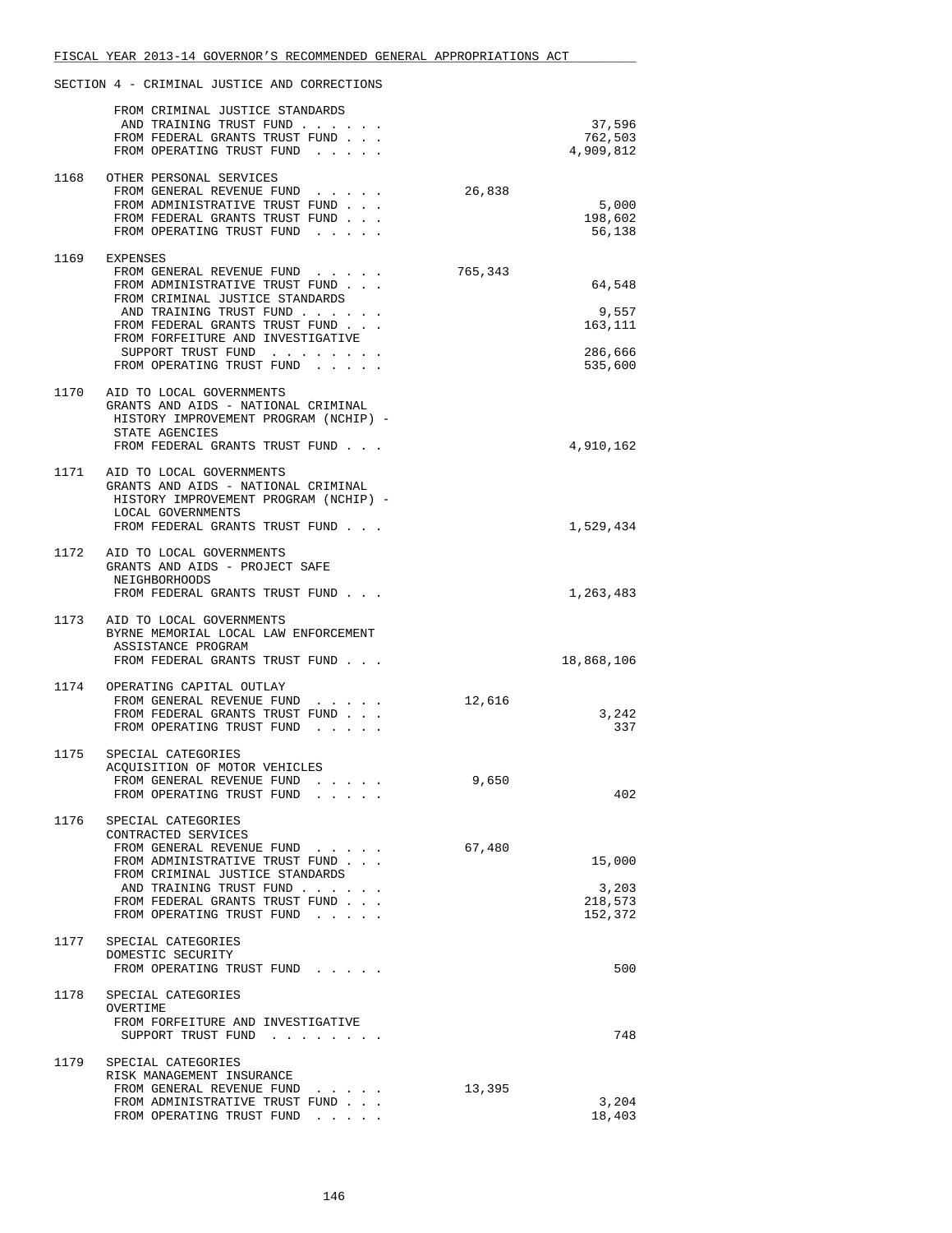SECTION 4 - CRIMINAL JUSTICE AND CORRECTIONS

| Item | Description | General Revenue | Trust Funds |
|---|---|---|---|
| | FROM CRIMINAL JUSTICE STANDARDS AND TRAINING TRUST FUND . . . . . . | | 37,596 |
| | FROM FEDERAL GRANTS TRUST FUND . . . | | 762,503 |
| | FROM OPERATING TRUST FUND . . . . . | | 4,909,812 |
| 1168 | OTHER PERSONAL SERVICES | | |
| | FROM GENERAL REVENUE FUND . . . . . | 26,838 | |
| | FROM ADMINISTRATIVE TRUST FUND . . . | | 5,000 |
| | FROM FEDERAL GRANTS TRUST FUND . . . | | 198,602 |
| | FROM OPERATING TRUST FUND . . . . . | | 56,138 |
| 1169 | EXPENSES | | |
| | FROM GENERAL REVENUE FUND . . . . . | 765,343 | |
| | FROM ADMINISTRATIVE TRUST FUND . . . | | 64,548 |
| | FROM CRIMINAL JUSTICE STANDARDS AND TRAINING TRUST FUND . . . . . . | | 9,557 |
| | FROM FEDERAL GRANTS TRUST FUND . . . | | 163,111 |
| | FROM FORFEITURE AND INVESTIGATIVE SUPPORT TRUST FUND . . . . . . . . | | 286,666 |
| | FROM OPERATING TRUST FUND . . . . . | | 535,600 |
| 1170 | AID TO LOCAL GOVERNMENTS<br>GRANTS AND AIDS - NATIONAL CRIMINAL HISTORY IMPROVEMENT PROGRAM (NCHIP) - STATE AGENCIES | | |
| | FROM FEDERAL GRANTS TRUST FUND . . . | | 4,910,162 |
| 1171 | AID TO LOCAL GOVERNMENTS<br>GRANTS AND AIDS - NATIONAL CRIMINAL HISTORY IMPROVEMENT PROGRAM (NCHIP) - LOCAL GOVERNMENTS | | |
| | FROM FEDERAL GRANTS TRUST FUND . . . | | 1,529,434 |
| 1172 | AID TO LOCAL GOVERNMENTS<br>GRANTS AND AIDS - PROJECT SAFE NEIGHBORHOODS | | |
| | FROM FEDERAL GRANTS TRUST FUND . . . | | 1,263,483 |
| 1173 | AID TO LOCAL GOVERNMENTS<br>BYRNE MEMORIAL LOCAL LAW ENFORCEMENT ASSISTANCE PROGRAM | | |
| | FROM FEDERAL GRANTS TRUST FUND . . . | | 18,868,106 |
| 1174 | OPERATING CAPITAL OUTLAY | | |
| | FROM GENERAL REVENUE FUND . . . . . | 12,616 | |
| | FROM FEDERAL GRANTS TRUST FUND . . . | | 3,242 |
| | FROM OPERATING TRUST FUND . . . . . | | 337 |
| 1175 | SPECIAL CATEGORIES<br>ACQUISITION OF MOTOR VEHICLES | | |
| | FROM GENERAL REVENUE FUND . . . . . | 9,650 | |
| | FROM OPERATING TRUST FUND . . . . . | | 402 |
| 1176 | SPECIAL CATEGORIES<br>CONTRACTED SERVICES | | |
| | FROM GENERAL REVENUE FUND . . . . . | 67,480 | |
| | FROM ADMINISTRATIVE TRUST FUND . . . | | 15,000 |
| | FROM CRIMINAL JUSTICE STANDARDS AND TRAINING TRUST FUND . . . . . . | | 3,203 |
| | FROM FEDERAL GRANTS TRUST FUND . . . | | 218,573 |
| | FROM OPERATING TRUST FUND . . . . . | | 152,372 |
| 1177 | SPECIAL CATEGORIES<br>DOMESTIC SECURITY | | |
| | FROM OPERATING TRUST FUND . . . . . | | 500 |
| 1178 | SPECIAL CATEGORIES<br>OVERTIME | | |
| | FROM FORFEITURE AND INVESTIGATIVE SUPPORT TRUST FUND . . . . . . . . | | 748 |
| 1179 | SPECIAL CATEGORIES<br>RISK MANAGEMENT INSURANCE | | |
| | FROM GENERAL REVENUE FUND . . . . . | 13,395 | |
| | FROM ADMINISTRATIVE TRUST FUND . . . | | 3,204 |
| | FROM OPERATING TRUST FUND . . . . . | | 18,403 |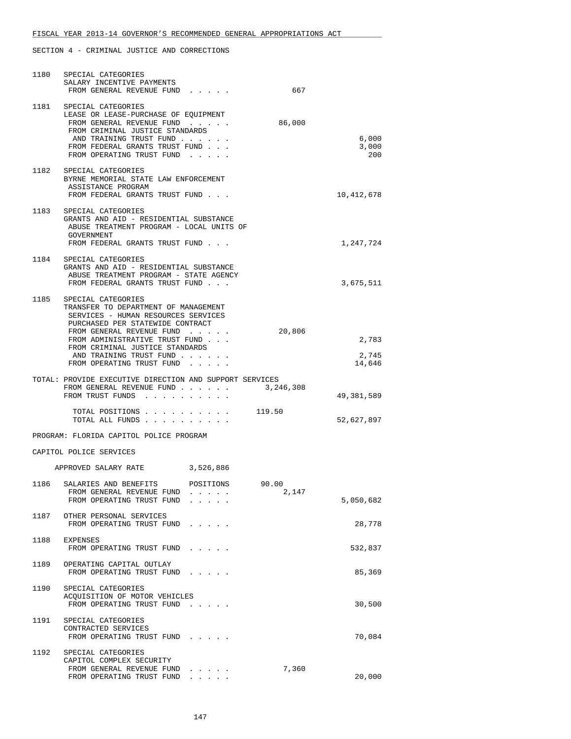FISCAL YEAR 2013-14 GOVERNOR'S RECOMMENDED GENERAL APPROPRIATIONS ACT

SECTION 4 - CRIMINAL JUSTICE AND CORRECTIONS

| Line | Item | General Revenue | Trust Funds |
|---|---|---|---|
| 1180 | SPECIAL CATEGORIES<br>SALARY INCENTIVE PAYMENTS<br>FROM GENERAL REVENUE FUND . . . . . | 667 | |
| 1181 | SPECIAL CATEGORIES<br>LEASE OR LEASE-PURCHASE OF EQUIPMENT<br>FROM GENERAL REVENUE FUND . . . . . | 86,000 | |
| | FROM CRIMINAL JUSTICE STANDARDS AND TRAINING TRUST FUND . . . . . . | | 6,000 |
| | FROM FEDERAL GRANTS TRUST FUND . . . | | 3,000 |
| | FROM OPERATING TRUST FUND . . . . . | | 200 |
| 1182 | SPECIAL CATEGORIES<br>BYRNE MEMORIAL STATE LAW ENFORCEMENT ASSISTANCE PROGRAM<br>FROM FEDERAL GRANTS TRUST FUND . . . | | 10,412,678 |
| 1183 | SPECIAL CATEGORIES<br>GRANTS AND AID - RESIDENTIAL SUBSTANCE ABUSE TREATMENT PROGRAM - LOCAL UNITS OF GOVERNMENT<br>FROM FEDERAL GRANTS TRUST FUND . . . | | 1,247,724 |
| 1184 | SPECIAL CATEGORIES<br>GRANTS AND AID - RESIDENTIAL SUBSTANCE ABUSE TREATMENT PROGRAM - STATE AGENCY<br>FROM FEDERAL GRANTS TRUST FUND . . . | | 3,675,511 |
| 1185 | SPECIAL CATEGORIES<br>TRANSFER TO DEPARTMENT OF MANAGEMENT SERVICES - HUMAN RESOURCES SERVICES PURCHASED PER STATEWIDE CONTRACT<br>FROM GENERAL REVENUE FUND . . . . . | 20,806 | |
| | FROM ADMINISTRATIVE TRUST FUND . . . | | 2,783 |
| | FROM CRIMINAL JUSTICE STANDARDS AND TRAINING TRUST FUND . . . . . . | | 2,745 |
| | FROM OPERATING TRUST FUND . . . . . | | 14,646 |

TOTAL: PROVIDE EXECUTIVE DIRECTION AND SUPPORT SERVICES

| | General Revenue | Trust Funds |
|---|---|---|
| FROM GENERAL REVENUE FUND . . . . . . | 3,246,308 | |
| FROM TRUST FUNDS . . . . . . . . . . | | 49,381,589 |
| TOTAL POSITIONS . . . . . . . . . . | 119.50 | |
| TOTAL ALL FUNDS . . . . . . . . . . | | 52,627,897 |

PROGRAM: FLORIDA CAPITOL POLICE PROGRAM

CAPITOL POLICE SERVICES

APPROVED SALARY RATE 3,526,886

| Line | Item | General Revenue | Trust Funds |
|---|---|---|---|
| 1186 | SALARIES AND BENEFITS POSITIONS | 90.00 | |
| | FROM GENERAL REVENUE FUND . . . . . | 2,147 | |
| | FROM OPERATING TRUST FUND . . . . . | | 5,050,682 |
| 1187 | OTHER PERSONAL SERVICES<br>FROM OPERATING TRUST FUND . . . . . | | 28,778 |
| 1188 | EXPENSES<br>FROM OPERATING TRUST FUND . . . . . | | 532,837 |
| 1189 | OPERATING CAPITAL OUTLAY<br>FROM OPERATING TRUST FUND . . . . . | | 85,369 |
| 1190 | SPECIAL CATEGORIES<br>ACQUISITION OF MOTOR VEHICLES<br>FROM OPERATING TRUST FUND . . . . . | | 30,500 |
| 1191 | SPECIAL CATEGORIES<br>CONTRACTED SERVICES<br>FROM OPERATING TRUST FUND . . . . . | | 70,084 |
| 1192 | SPECIAL CATEGORIES<br>CAPITOL COMPLEX SECURITY<br>FROM GENERAL REVENUE FUND . . . . . | 7,360 | |
| | FROM OPERATING TRUST FUND . . . . . | | 20,000 |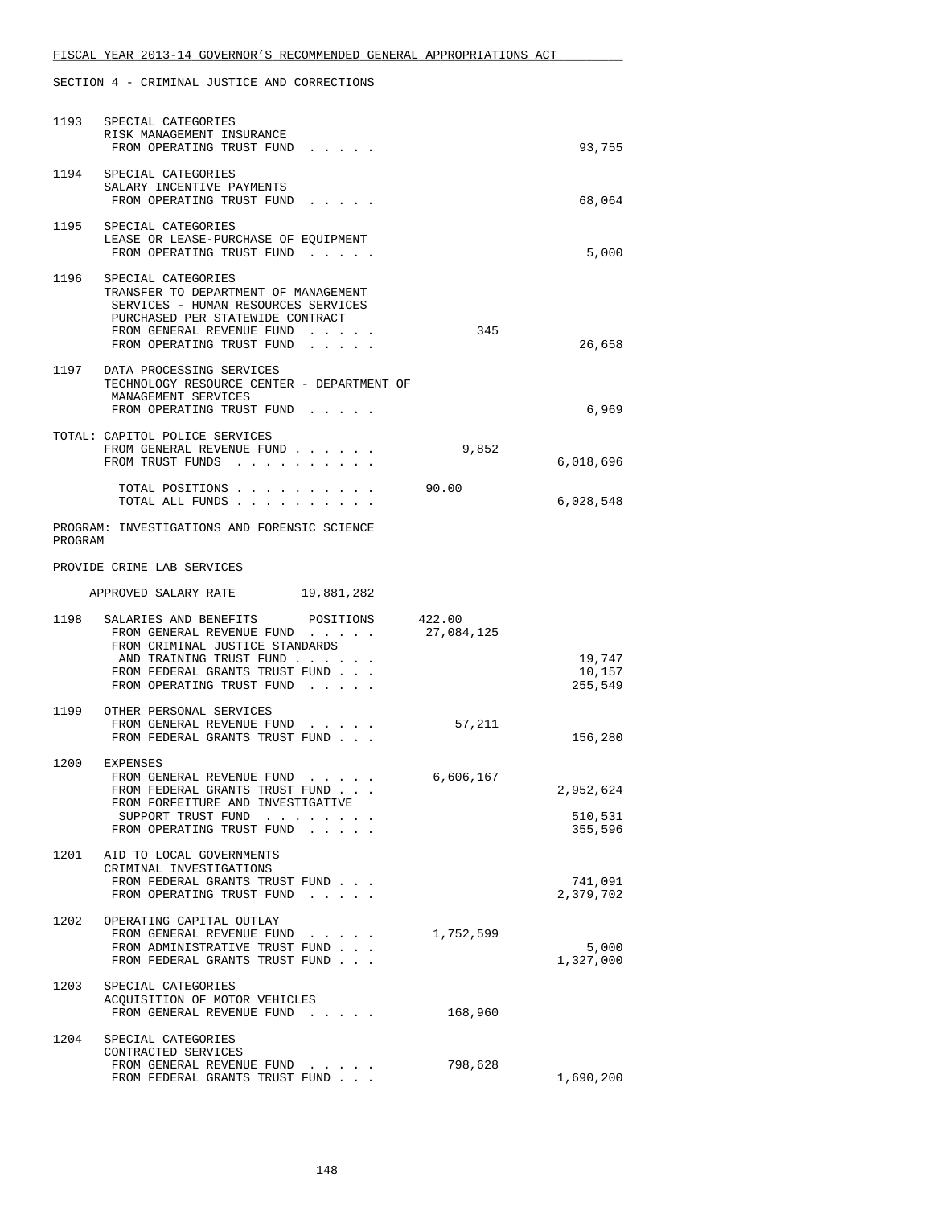FISCAL YEAR 2013-14 GOVERNOR'S RECOMMENDED GENERAL APPROPRIATIONS ACT

SECTION 4 - CRIMINAL JUSTICE AND CORRECTIONS

```
1193   SPECIAL CATEGORIES
       RISK MANAGEMENT INSURANCE
        FROM OPERATING TRUST FUND  . . . . .                             93,755

1194   SPECIAL CATEGORIES
       SALARY INCENTIVE PAYMENTS
        FROM OPERATING TRUST FUND  . . . . .                             68,064

1195   SPECIAL CATEGORIES
       LEASE OR LEASE-PURCHASE OF EQUIPMENT
        FROM OPERATING TRUST FUND  . . . . .                              5,000

1196   SPECIAL CATEGORIES
       TRANSFER TO DEPARTMENT OF MANAGEMENT
        SERVICES - HUMAN RESOURCES SERVICES
        PURCHASED PER STATEWIDE CONTRACT
        FROM GENERAL REVENUE FUND  . . . . .            345
        FROM OPERATING TRUST FUND  . . . . .                             26,658

1197   DATA PROCESSING SERVICES
       TECHNOLOGY RESOURCE CENTER - DEPARTMENT OF
        MANAGEMENT SERVICES
        FROM OPERATING TRUST FUND  . . . . .                              6,969

TOTAL: CAPITOL POLICE SERVICES
        FROM GENERAL REVENUE FUND . . . . . .         9,852
        FROM TRUST FUNDS  . . . . . . . . . .                         6,018,696

         TOTAL POSITIONS . . . . . . . . . .       90.00
         TOTAL ALL FUNDS . . . . . . . . . .                          6,028,548

PROGRAM: INVESTIGATIONS AND FORENSIC SCIENCE
PROGRAM

PROVIDE CRIME LAB SERVICES

     APPROVED SALARY RATE        19,881,282

1198   SALARIES AND BENEFITS      POSITIONS     422.00
        FROM GENERAL REVENUE FUND  . . . . .    27,084,125
        FROM CRIMINAL JUSTICE STANDARDS
         AND TRAINING TRUST FUND . . . . . .                             19,747
        FROM FEDERAL GRANTS TRUST FUND . . .                             10,157
        FROM OPERATING TRUST FUND  . . . . .                            255,549

1199   OTHER PERSONAL SERVICES
        FROM GENERAL REVENUE FUND  . . . . .        57,211
        FROM FEDERAL GRANTS TRUST FUND . . .                            156,280

1200   EXPENSES
        FROM GENERAL REVENUE FUND  . . . . .     6,606,167
        FROM FEDERAL GRANTS TRUST FUND . . .                          2,952,624
        FROM FORFEITURE AND INVESTIGATIVE
         SUPPORT TRUST FUND  . . . . . . . .                            510,531
        FROM OPERATING TRUST FUND  . . . . .                            355,596

1201   AID TO LOCAL GOVERNMENTS
       CRIMINAL INVESTIGATIONS
        FROM FEDERAL GRANTS TRUST FUND . . .                            741,091
        FROM OPERATING TRUST FUND  . . . . .                          2,379,702

1202   OPERATING CAPITAL OUTLAY
        FROM GENERAL REVENUE FUND  . . . . .     1,752,599
        FROM ADMINISTRATIVE TRUST FUND . . .                              5,000
        FROM FEDERAL GRANTS TRUST FUND . . .                          1,327,000

1203   SPECIAL CATEGORIES
       ACQUISITION OF MOTOR VEHICLES
        FROM GENERAL REVENUE FUND  . . . . .       168,960

1204   SPECIAL CATEGORIES
       CONTRACTED SERVICES
        FROM GENERAL REVENUE FUND  . . . . .       798,628
        FROM FEDERAL GRANTS TRUST FUND . . .                          1,690,200
```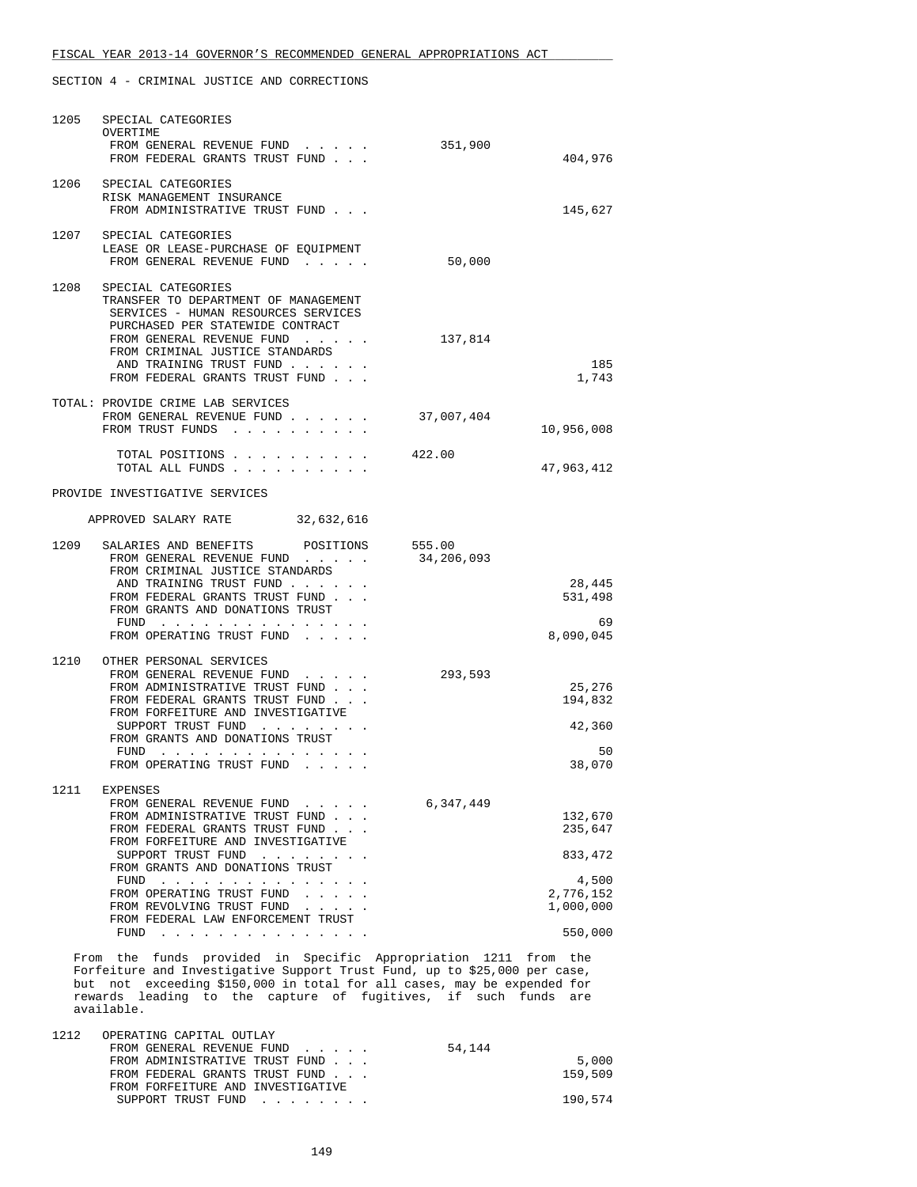FISCAL YEAR 2013-14 GOVERNOR'S RECOMMENDED GENERAL APPROPRIATIONS ACT

SECTION 4 - CRIMINAL JUSTICE AND CORRECTIONS

| | | | |
|---|---|---|---|
| 1205 | SPECIAL CATEGORIES<br>OVERTIME<br>FROM GENERAL REVENUE FUND . . . . .<br>FROM FEDERAL GRANTS TRUST FUND . . . | 351,900 | <br><br><br>404,976 |
| 1206 | SPECIAL CATEGORIES<br>RISK MANAGEMENT INSURANCE<br>FROM ADMINISTRATIVE TRUST FUND . . . | | 145,627 |
| 1207 | SPECIAL CATEGORIES<br>LEASE OR LEASE-PURCHASE OF EQUIPMENT<br>FROM GENERAL REVENUE FUND . . . . . | 50,000 | |
| 1208 | SPECIAL CATEGORIES<br>TRANSFER TO DEPARTMENT OF MANAGEMENT SERVICES - HUMAN RESOURCES SERVICES PURCHASED PER STATEWIDE CONTRACT<br>FROM GENERAL REVENUE FUND . . . . .<br>FROM CRIMINAL JUSTICE STANDARDS AND TRAINING TRUST FUND . . . . . .<br>FROM FEDERAL GRANTS TRUST FUND . . . | 137,814 | <br><br><br>185<br>1,743 |

TOTAL: PROVIDE CRIME LAB SERVICES

| | | |
|---|---|---|
| FROM GENERAL REVENUE FUND . . . . . . | 37,007,404 | |
| FROM TRUST FUNDS . . . . . . . . . . | | 10,956,008 |
| TOTAL POSITIONS . . . . . . . . . . | 422.00 | |
| TOTAL ALL FUNDS . . . . . . . . . . | | 47,963,412 |

PROVIDE INVESTIGATIVE SERVICES

APPROVED SALARY RATE 32,632,616

| | | | |
|---|---|---|---|
| 1209 | SALARIES AND BENEFITS POSITIONS<br>FROM GENERAL REVENUE FUND . . . . .<br>FROM CRIMINAL JUSTICE STANDARDS AND TRAINING TRUST FUND . . . . . .<br>FROM FEDERAL GRANTS TRUST FUND . . .<br>FROM GRANTS AND DONATIONS TRUST FUND . . . . . . . . . . . . . .<br>FROM OPERATING TRUST FUND . . . . . | 555.00<br>34,206,093 | <br><br>28,445<br>531,498<br>69<br>8,090,045 |
| 1210 | OTHER PERSONAL SERVICES<br>FROM GENERAL REVENUE FUND . . . . .<br>FROM ADMINISTRATIVE TRUST FUND . . .<br>FROM FEDERAL GRANTS TRUST FUND . . .<br>FROM FORFEITURE AND INVESTIGATIVE SUPPORT TRUST FUND . . . . . . . .<br>FROM GRANTS AND DONATIONS TRUST FUND . . . . . . . . . . . . . .<br>FROM OPERATING TRUST FUND . . . . . | 293,593 | <br>25,276<br>194,832<br>42,360<br>50<br>38,070 |
| 1211 | EXPENSES<br>FROM GENERAL REVENUE FUND . . . . .<br>FROM ADMINISTRATIVE TRUST FUND . . .<br>FROM FEDERAL GRANTS TRUST FUND . . .<br>FROM FORFEITURE AND INVESTIGATIVE SUPPORT TRUST FUND . . . . . . . .<br>FROM GRANTS AND DONATIONS TRUST FUND . . . . . . . . . . . . . .<br>FROM OPERATING TRUST FUND . . . . .<br>FROM REVOLVING TRUST FUND . . . . .<br>FROM FEDERAL LAW ENFORCEMENT TRUST FUND . . . . . . . . . . . . . . | 6,347,449 | <br>132,670<br>235,647<br>833,472<br>4,500<br>2,776,152<br>1,000,000<br>550,000 |

From the funds provided in Specific Appropriation 1211 from the Forfeiture and Investigative Support Trust Fund, up to $25,000 per case, but not exceeding $150,000 in total for all cases, may be expended for rewards leading to the capture of fugitives, if such funds are available.

| | | | |
|---|---|---|---|
| 1212 | OPERATING CAPITAL OUTLAY<br>FROM GENERAL REVENUE FUND . . . . .<br>FROM ADMINISTRATIVE TRUST FUND . . .<br>FROM FEDERAL GRANTS TRUST FUND . . .<br>FROM FORFEITURE AND INVESTIGATIVE SUPPORT TRUST FUND . . . . . . . . | 54,144 | <br>5,000<br>159,509<br>190,574 |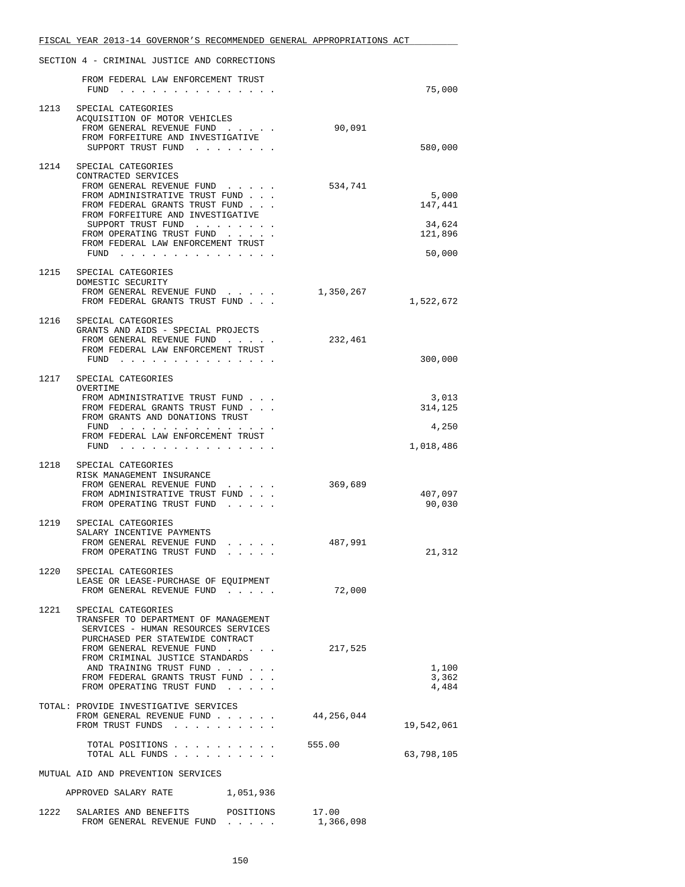FISCAL YEAR 2013-14 GOVERNOR'S RECOMMENDED GENERAL APPROPRIATIONS ACT

SECTION 4 - CRIMINAL JUSTICE AND CORRECTIONS

| | | | |
|---|---|---|---|
| | FROM FEDERAL LAW ENFORCEMENT TRUST FUND | | 75,000 |
| 1213 | SPECIAL CATEGORIES<br>ACQUISITION OF MOTOR VEHICLES | | |
| | FROM GENERAL REVENUE FUND | 90,091 | |
| | FROM FORFEITURE AND INVESTIGATIVE SUPPORT TRUST FUND | | 580,000 |
| 1214 | SPECIAL CATEGORIES<br>CONTRACTED SERVICES | | |
| | FROM GENERAL REVENUE FUND | 534,741 | |
| | FROM ADMINISTRATIVE TRUST FUND | | 5,000 |
| | FROM FEDERAL GRANTS TRUST FUND | | 147,441 |
| | FROM FORFEITURE AND INVESTIGATIVE SUPPORT TRUST FUND | | 34,624 |
| | FROM OPERATING TRUST FUND | | 121,896 |
| | FROM FEDERAL LAW ENFORCEMENT TRUST FUND | | 50,000 |
| 1215 | SPECIAL CATEGORIES<br>DOMESTIC SECURITY | | |
| | FROM GENERAL REVENUE FUND | 1,350,267 | |
| | FROM FEDERAL GRANTS TRUST FUND | | 1,522,672 |
| 1216 | SPECIAL CATEGORIES<br>GRANTS AND AIDS - SPECIAL PROJECTS | | |
| | FROM GENERAL REVENUE FUND | 232,461 | |
| | FROM FEDERAL LAW ENFORCEMENT TRUST FUND | | 300,000 |
| 1217 | SPECIAL CATEGORIES<br>OVERTIME | | |
| | FROM ADMINISTRATIVE TRUST FUND | | 3,013 |
| | FROM FEDERAL GRANTS TRUST FUND | | 314,125 |
| | FROM GRANTS AND DONATIONS TRUST FUND | | 4,250 |
| | FROM FEDERAL LAW ENFORCEMENT TRUST FUND | | 1,018,486 |
| 1218 | SPECIAL CATEGORIES<br>RISK MANAGEMENT INSURANCE | | |
| | FROM GENERAL REVENUE FUND | 369,689 | |
| | FROM ADMINISTRATIVE TRUST FUND | | 407,097 |
| | FROM OPERATING TRUST FUND | | 90,030 |
| 1219 | SPECIAL CATEGORIES<br>SALARY INCENTIVE PAYMENTS | | |
| | FROM GENERAL REVENUE FUND | 487,991 | |
| | FROM OPERATING TRUST FUND | | 21,312 |
| 1220 | SPECIAL CATEGORIES<br>LEASE OR LEASE-PURCHASE OF EQUIPMENT | | |
| | FROM GENERAL REVENUE FUND | 72,000 | |
| 1221 | SPECIAL CATEGORIES<br>TRANSFER TO DEPARTMENT OF MANAGEMENT SERVICES - HUMAN RESOURCES SERVICES PURCHASED PER STATEWIDE CONTRACT | | |
| | FROM GENERAL REVENUE FUND | 217,525 | |
| | FROM CRIMINAL JUSTICE STANDARDS AND TRAINING TRUST FUND | | 1,100 |
| | FROM FEDERAL GRANTS TRUST FUND | | 3,362 |
| | FROM OPERATING TRUST FUND | | 4,484 |
| | TOTAL: PROVIDE INVESTIGATIVE SERVICES | | |
| | FROM GENERAL REVENUE FUND | 44,256,044 | |
| | FROM TRUST FUNDS | | 19,542,061 |
| | TOTAL POSITIONS | 555.00 | |
| | TOTAL ALL FUNDS | | 63,798,105 |

MUTUAL AID AND PREVENTION SERVICES

APPROVED SALARY RATE 1,051,936

| | | | |
|---|---|---|---|
| 1222 | SALARIES AND BENEFITS POSITIONS | 17.00 | |
| | FROM GENERAL REVENUE FUND | 1,366,098 | |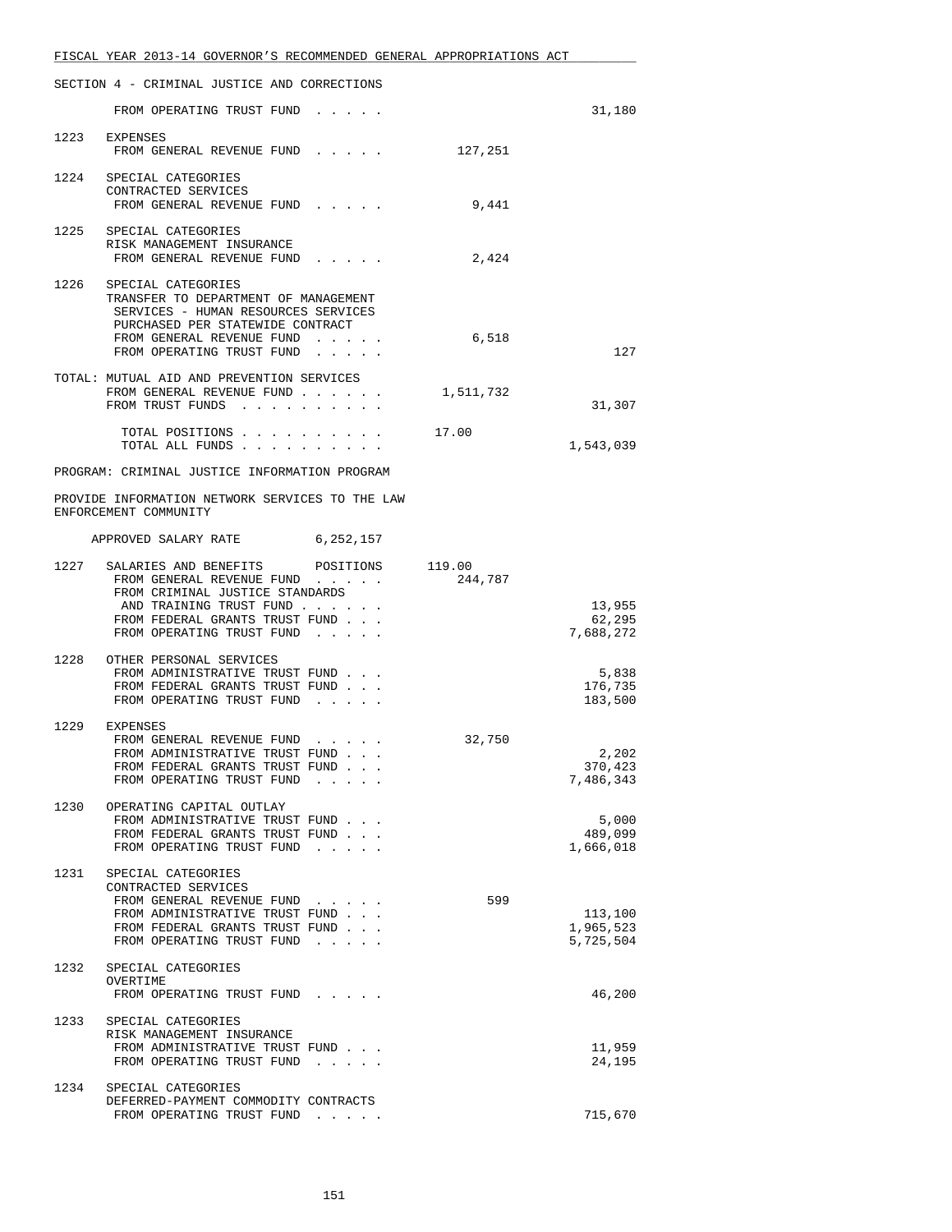FISCAL YEAR 2013-14 GOVERNOR'S RECOMMENDED GENERAL APPROPRIATIONS ACT

SECTION 4 - CRIMINAL JUSTICE AND CORRECTIONS

| | | | |
|---|---|---|---|
| | FROM OPERATING TRUST FUND . . . . . | | 31,180 |
| 1223 | EXPENSES<br>FROM GENERAL REVENUE FUND . . . . . | 127,251 | |
| 1224 | SPECIAL CATEGORIES<br>CONTRACTED SERVICES<br>FROM GENERAL REVENUE FUND . . . . . | 9,441 | |
| 1225 | SPECIAL CATEGORIES<br>RISK MANAGEMENT INSURANCE<br>FROM GENERAL REVENUE FUND . . . . . | 2,424 | |
| 1226 | SPECIAL CATEGORIES<br>TRANSFER TO DEPARTMENT OF MANAGEMENT SERVICES - HUMAN RESOURCES SERVICES PURCHASED PER STATEWIDE CONTRACT<br>FROM GENERAL REVENUE FUND . . . . . | 6,518 | |
| | FROM OPERATING TRUST FUND . . . . . | | 127 |

TOTAL: MUTUAL AID AND PREVENTION SERVICES

| | | |
|---|---|---|
| FROM GENERAL REVENUE FUND . . . . . . | 1,511,732 | |
| FROM TRUST FUNDS . . . . . . . . . . | | 31,307 |
| TOTAL POSITIONS . . . . . . . . . . | 17.00 | |
| TOTAL ALL FUNDS . . . . . . . . . . | | 1,543,039 |

PROGRAM: CRIMINAL JUSTICE INFORMATION PROGRAM

PROVIDE INFORMATION NETWORK SERVICES TO THE LAW ENFORCEMENT COMMUNITY

APPROVED SALARY RATE 6,252,157

| | | | |
|---|---|---|---|
| 1227 | SALARIES AND BENEFITS POSITIONS | 119.00 | |
| | FROM GENERAL REVENUE FUND . . . . . | 244,787 | |
| | FROM CRIMINAL JUSTICE STANDARDS AND TRAINING TRUST FUND . . . . . . | | 13,955 |
| | FROM FEDERAL GRANTS TRUST FUND . . . | | 62,295 |
| | FROM OPERATING TRUST FUND . . . . . | | 7,688,272 |
| 1228 | OTHER PERSONAL SERVICES<br>FROM ADMINISTRATIVE TRUST FUND . . . | | 5,838 |
| | FROM FEDERAL GRANTS TRUST FUND . . . | | 176,735 |
| | FROM OPERATING TRUST FUND . . . . . | | 183,500 |
| 1229 | EXPENSES<br>FROM GENERAL REVENUE FUND . . . . . | 32,750 | |
| | FROM ADMINISTRATIVE TRUST FUND . . . | | 2,202 |
| | FROM FEDERAL GRANTS TRUST FUND . . . | | 370,423 |
| | FROM OPERATING TRUST FUND . . . . . | | 7,486,343 |
| 1230 | OPERATING CAPITAL OUTLAY<br>FROM ADMINISTRATIVE TRUST FUND . . . | | 5,000 |
| | FROM FEDERAL GRANTS TRUST FUND . . . | | 489,099 |
| | FROM OPERATING TRUST FUND . . . . . | | 1,666,018 |
| 1231 | SPECIAL CATEGORIES<br>CONTRACTED SERVICES<br>FROM GENERAL REVENUE FUND . . . . . | 599 | |
| | FROM ADMINISTRATIVE TRUST FUND . . . | | 113,100 |
| | FROM FEDERAL GRANTS TRUST FUND . . . | | 1,965,523 |
| | FROM OPERATING TRUST FUND . . . . . | | 5,725,504 |
| 1232 | SPECIAL CATEGORIES<br>OVERTIME<br>FROM OPERATING TRUST FUND . . . . . | | 46,200 |
| 1233 | SPECIAL CATEGORIES<br>RISK MANAGEMENT INSURANCE<br>FROM ADMINISTRATIVE TRUST FUND . . . | | 11,959 |
| | FROM OPERATING TRUST FUND . . . . . | | 24,195 |
| 1234 | SPECIAL CATEGORIES<br>DEFERRED-PAYMENT COMMODITY CONTRACTS<br>FROM OPERATING TRUST FUND . . . . . | | 715,670 |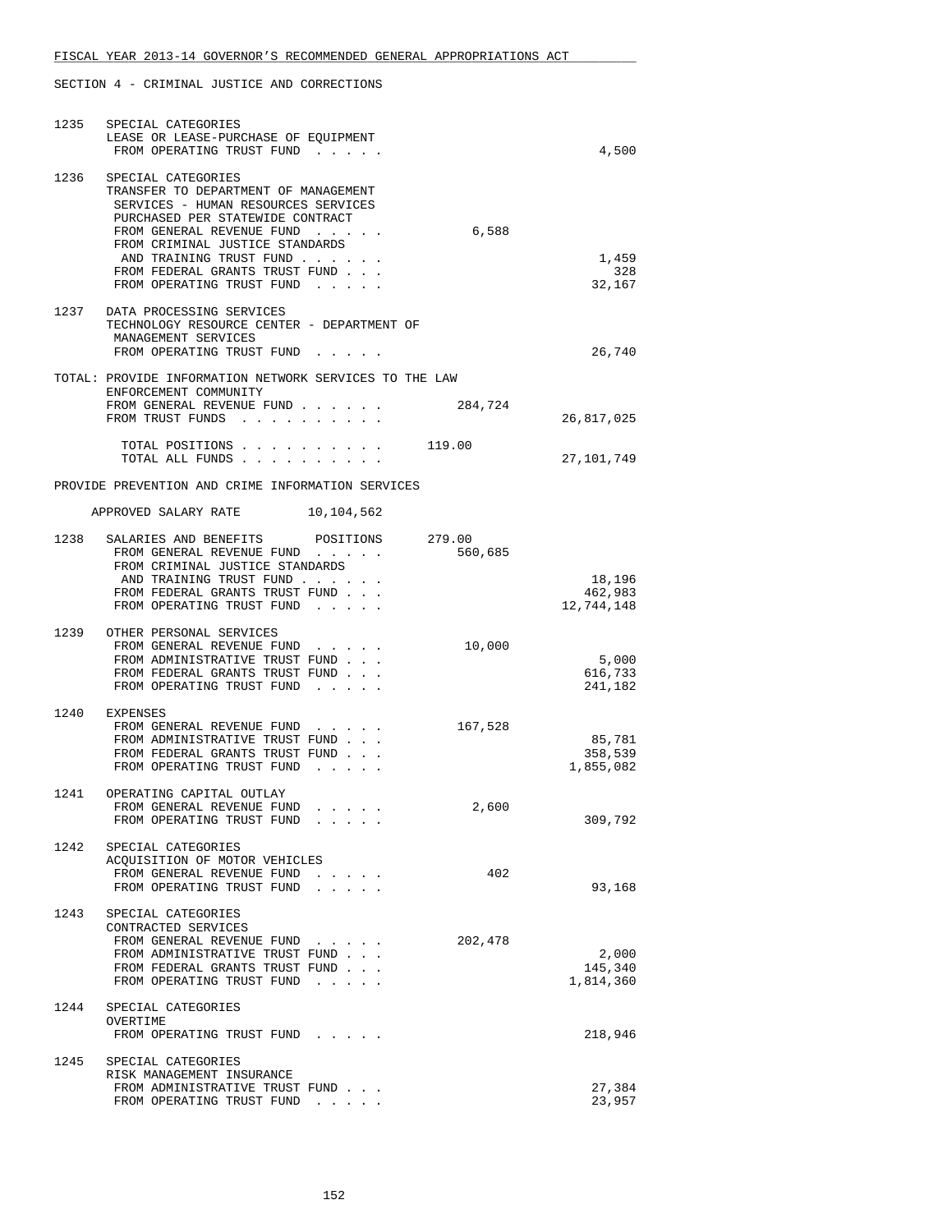FISCAL YEAR 2013-14 GOVERNOR'S RECOMMENDED GENERAL APPROPRIATIONS ACT

SECTION 4 - CRIMINAL JUSTICE AND CORRECTIONS

| | | | |
|---|---|---|---|
| 1235 | SPECIAL CATEGORIES<br>LEASE OR LEASE-PURCHASE OF EQUIPMENT<br>FROM OPERATING TRUST FUND . . . . . | | 4,500 |
| 1236 | SPECIAL CATEGORIES<br>TRANSFER TO DEPARTMENT OF MANAGEMENT<br>SERVICES - HUMAN RESOURCES SERVICES<br>PURCHASED PER STATEWIDE CONTRACT<br>FROM GENERAL REVENUE FUND . . . . . | 6,588 | |
| | FROM CRIMINAL JUSTICE STANDARDS<br>AND TRAINING TRUST FUND . . . . . . | | 1,459 |
| | FROM FEDERAL GRANTS TRUST FUND . . . | | 328 |
| | FROM OPERATING TRUST FUND . . . . . | | 32,167 |
| 1237 | DATA PROCESSING SERVICES<br>TECHNOLOGY RESOURCE CENTER - DEPARTMENT OF<br>MANAGEMENT SERVICES<br>FROM OPERATING TRUST FUND . . . . . | | 26,740 |

TOTAL: PROVIDE INFORMATION NETWORK SERVICES TO THE LAW ENFORCEMENT COMMUNITY

| | | |
|---|---|---|
| FROM GENERAL REVENUE FUND . . . . . . | 284,724 | |
| FROM TRUST FUNDS . . . . . . . . . . | | 26,817,025 |
| TOTAL POSITIONS . . . . . . . . . . | 119.00 | |
| TOTAL ALL FUNDS . . . . . . . . . . | | 27,101,749 |

PROVIDE PREVENTION AND CRIME INFORMATION SERVICES

APPROVED SALARY RATE 10,104,562

| | | | |
|---|---|---|---|
| 1238 | SALARIES AND BENEFITS POSITIONS | 279.00 | |
| | FROM GENERAL REVENUE FUND . . . . . | 560,685 | |
| | FROM CRIMINAL JUSTICE STANDARDS<br>AND TRAINING TRUST FUND . . . . . . | | 18,196 |
| | FROM FEDERAL GRANTS TRUST FUND . . . | | 462,983 |
| | FROM OPERATING TRUST FUND . . . . . | | 12,744,148 |
| 1239 | OTHER PERSONAL SERVICES<br>FROM GENERAL REVENUE FUND . . . . . | 10,000 | |
| | FROM ADMINISTRATIVE TRUST FUND . . . | | 5,000 |
| | FROM FEDERAL GRANTS TRUST FUND . . . | | 616,733 |
| | FROM OPERATING TRUST FUND . . . . . | | 241,182 |
| 1240 | EXPENSES<br>FROM GENERAL REVENUE FUND . . . . . | 167,528 | |
| | FROM ADMINISTRATIVE TRUST FUND . . . | | 85,781 |
| | FROM FEDERAL GRANTS TRUST FUND . . . | | 358,539 |
| | FROM OPERATING TRUST FUND . . . . . | | 1,855,082 |
| 1241 | OPERATING CAPITAL OUTLAY<br>FROM GENERAL REVENUE FUND . . . . . | 2,600 | |
| | FROM OPERATING TRUST FUND . . . . . | | 309,792 |
| 1242 | SPECIAL CATEGORIES<br>ACQUISITION OF MOTOR VEHICLES<br>FROM GENERAL REVENUE FUND . . . . . | 402 | |
| | FROM OPERATING TRUST FUND . . . . . | | 93,168 |
| 1243 | SPECIAL CATEGORIES<br>CONTRACTED SERVICES<br>FROM GENERAL REVENUE FUND . . . . . | 202,478 | |
| | FROM ADMINISTRATIVE TRUST FUND . . . | | 2,000 |
| | FROM FEDERAL GRANTS TRUST FUND . . . | | 145,340 |
| | FROM OPERATING TRUST FUND . . . . . | | 1,814,360 |
| 1244 | SPECIAL CATEGORIES<br>OVERTIME<br>FROM OPERATING TRUST FUND . . . . . | | 218,946 |
| 1245 | SPECIAL CATEGORIES<br>RISK MANAGEMENT INSURANCE<br>FROM ADMINISTRATIVE TRUST FUND . . . | | 27,384 |
| | FROM OPERATING TRUST FUND . . . . . | | 23,957 |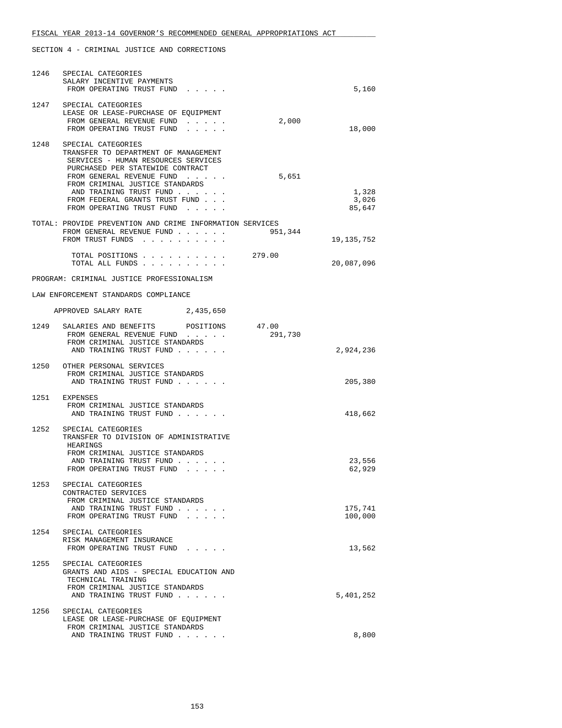FISCAL YEAR 2013-14 GOVERNOR'S RECOMMENDED GENERAL APPROPRIATIONS ACT

SECTION 4 - CRIMINAL JUSTICE AND CORRECTIONS

| | | | |
|---|---|---|---|
| 1246 | SPECIAL CATEGORIES<br>SALARY INCENTIVE PAYMENTS<br>FROM OPERATING TRUST FUND . . . . . | | 5,160 |
| 1247 | SPECIAL CATEGORIES<br>LEASE OR LEASE-PURCHASE OF EQUIPMENT<br>FROM GENERAL REVENUE FUND . . . . .<br>FROM OPERATING TRUST FUND . . . . . | 2,000 | 18,000 |
| 1248 | SPECIAL CATEGORIES<br>TRANSFER TO DEPARTMENT OF MANAGEMENT SERVICES - HUMAN RESOURCES SERVICES PURCHASED PER STATEWIDE CONTRACT<br>FROM GENERAL REVENUE FUND . . . . .<br>FROM CRIMINAL JUSTICE STANDARDS AND TRAINING TRUST FUND . . . . . .<br>FROM FEDERAL GRANTS TRUST FUND . . .<br>FROM OPERATING TRUST FUND . . . . . | 5,651 | 1,328<br>3,026<br>85,647 |

TOTAL: PROVIDE PREVENTION AND CRIME INFORMATION SERVICES

| | | |
|---|---|---|
| FROM GENERAL REVENUE FUND . . . . . . | 951,344 | |
| FROM TRUST FUNDS . . . . . . . . . . | | 19,135,752 |
| TOTAL POSITIONS . . . . . . . . . . | 279.00 | |
| TOTAL ALL FUNDS . . . . . . . . . . | | 20,087,096 |

PROGRAM: CRIMINAL JUSTICE PROFESSIONALISM

LAW ENFORCEMENT STANDARDS COMPLIANCE

APPROVED SALARY RATE 2,435,650

| | | | |
|---|---|---|---|
| 1249 | SALARIES AND BENEFITS POSITIONS 47.00<br>FROM GENERAL REVENUE FUND . . . . .<br>FROM CRIMINAL JUSTICE STANDARDS AND TRAINING TRUST FUND . . . . . . | 291,730 | 2,924,236 |
| 1250 | OTHER PERSONAL SERVICES<br>FROM CRIMINAL JUSTICE STANDARDS AND TRAINING TRUST FUND . . . . . . | | 205,380 |
| 1251 | EXPENSES<br>FROM CRIMINAL JUSTICE STANDARDS AND TRAINING TRUST FUND . . . . . . | | 418,662 |
| 1252 | SPECIAL CATEGORIES<br>TRANSFER TO DIVISION OF ADMINISTRATIVE HEARINGS<br>FROM CRIMINAL JUSTICE STANDARDS AND TRAINING TRUST FUND . . . . . .<br>FROM OPERATING TRUST FUND . . . . . | | 23,556<br>62,929 |
| 1253 | SPECIAL CATEGORIES<br>CONTRACTED SERVICES<br>FROM CRIMINAL JUSTICE STANDARDS AND TRAINING TRUST FUND . . . . . .<br>FROM OPERATING TRUST FUND . . . . . | | 175,741<br>100,000 |
| 1254 | SPECIAL CATEGORIES<br>RISK MANAGEMENT INSURANCE<br>FROM OPERATING TRUST FUND . . . . . | | 13,562 |
| 1255 | SPECIAL CATEGORIES<br>GRANTS AND AIDS - SPECIAL EDUCATION AND TECHNICAL TRAINING<br>FROM CRIMINAL JUSTICE STANDARDS AND TRAINING TRUST FUND . . . . . . | | 5,401,252 |
| 1256 | SPECIAL CATEGORIES<br>LEASE OR LEASE-PURCHASE OF EQUIPMENT<br>FROM CRIMINAL JUSTICE STANDARDS AND TRAINING TRUST FUND . . . . . . | | 8,800 |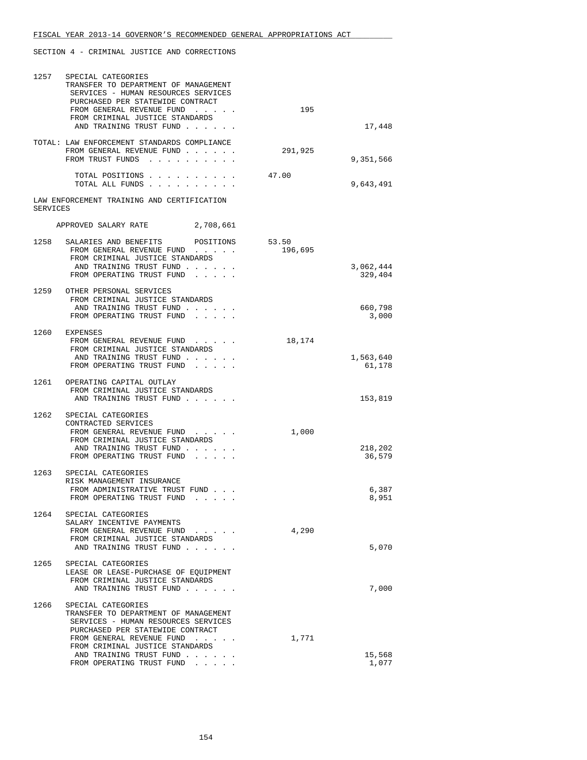FISCAL YEAR 2013-14 GOVERNOR'S RECOMMENDED GENERAL APPROPRIATIONS ACT

SECTION 4 - CRIMINAL JUSTICE AND CORRECTIONS

| | | | |
|---|---|---|---|
| 1257 | SPECIAL CATEGORIES<br>TRANSFER TO DEPARTMENT OF MANAGEMENT SERVICES - HUMAN RESOURCES SERVICES PURCHASED PER STATEWIDE CONTRACT | | |
| | FROM GENERAL REVENUE FUND . . . . . | 195 | |
| | FROM CRIMINAL JUSTICE STANDARDS AND TRAINING TRUST FUND . . . . . . | | 17,448 |

| | | |
|---|---|---|
| TOTAL: LAW ENFORCEMENT STANDARDS COMPLIANCE | | |
| FROM GENERAL REVENUE FUND . . . . . . | 291,925 | |
| FROM TRUST FUNDS . . . . . . . . . . | | 9,351,566 |
| TOTAL POSITIONS . . . . . . . . . . | 47.00 | |
| TOTAL ALL FUNDS . . . . . . . . . . | | 9,643,491 |

LAW ENFORCEMENT TRAINING AND CERTIFICATION SERVICES

APPROVED SALARY RATE 2,708,661

| | | | |
|---|---|---|---|
| 1258 | SALARIES AND BENEFITS POSITIONS | 53.50 | |
| | FROM GENERAL REVENUE FUND . . . . . | 196,695 | |
| | FROM CRIMINAL JUSTICE STANDARDS AND TRAINING TRUST FUND . . . . . . | | 3,062,444 |
| | FROM OPERATING TRUST FUND . . . . . | | 329,404 |
| 1259 | OTHER PERSONAL SERVICES | | |
| | FROM CRIMINAL JUSTICE STANDARDS AND TRAINING TRUST FUND . . . . . . | | 660,798 |
| | FROM OPERATING TRUST FUND . . . . . | | 3,000 |
| 1260 | EXPENSES | | |
| | FROM GENERAL REVENUE FUND . . . . . | 18,174 | |
| | FROM CRIMINAL JUSTICE STANDARDS AND TRAINING TRUST FUND . . . . . . | | 1,563,640 |
| | FROM OPERATING TRUST FUND . . . . . | | 61,178 |
| 1261 | OPERATING CAPITAL OUTLAY | | |
| | FROM CRIMINAL JUSTICE STANDARDS AND TRAINING TRUST FUND . . . . . . | | 153,819 |
| 1262 | SPECIAL CATEGORIES<br>CONTRACTED SERVICES | | |
| | FROM GENERAL REVENUE FUND . . . . . | 1,000 | |
| | FROM CRIMINAL JUSTICE STANDARDS AND TRAINING TRUST FUND . . . . . . | | 218,202 |
| | FROM OPERATING TRUST FUND . . . . . | | 36,579 |
| 1263 | SPECIAL CATEGORIES<br>RISK MANAGEMENT INSURANCE | | |
| | FROM ADMINISTRATIVE TRUST FUND . . . | | 6,387 |
| | FROM OPERATING TRUST FUND . . . . . | | 8,951 |
| 1264 | SPECIAL CATEGORIES<br>SALARY INCENTIVE PAYMENTS | | |
| | FROM GENERAL REVENUE FUND . . . . . | 4,290 | |
| | FROM CRIMINAL JUSTICE STANDARDS AND TRAINING TRUST FUND . . . . . . | | 5,070 |
| 1265 | SPECIAL CATEGORIES<br>LEASE OR LEASE-PURCHASE OF EQUIPMENT | | |
| | FROM CRIMINAL JUSTICE STANDARDS AND TRAINING TRUST FUND . . . . . . | | 7,000 |
| 1266 | SPECIAL CATEGORIES<br>TRANSFER TO DEPARTMENT OF MANAGEMENT SERVICES - HUMAN RESOURCES SERVICES PURCHASED PER STATEWIDE CONTRACT | | |
| | FROM GENERAL REVENUE FUND . . . . . | 1,771 | |
| | FROM CRIMINAL JUSTICE STANDARDS AND TRAINING TRUST FUND . . . . . . | | 15,568 |
| | FROM OPERATING TRUST FUND . . . . . | | 1,077 |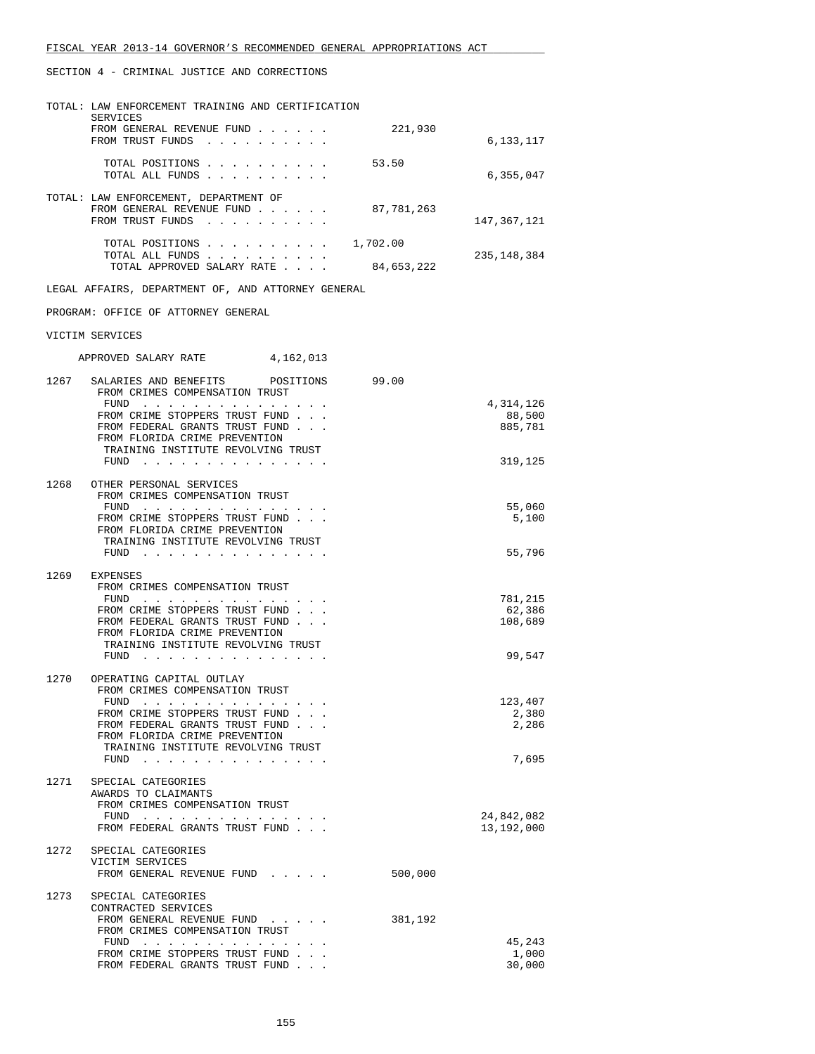SECTION 4 - CRIMINAL JUSTICE AND CORRECTIONS

TOTAL: LAW ENFORCEMENT TRAINING AND CERTIFICATION SERVICES

| | | |
|---|---|---|
| FROM GENERAL REVENUE FUND . . . . . . | 221,930 | |
| FROM TRUST FUNDS . . . . . . . . . . | | 6,133,117 |
| TOTAL POSITIONS . . . . . . . . . . | 53.50 | |
| TOTAL ALL FUNDS . . . . . . . . . . | | 6,355,047 |

TOTAL: LAW ENFORCEMENT, DEPARTMENT OF

| | | |
|---|---|---|
| FROM GENERAL REVENUE FUND . . . . . . | 87,781,263 | |
| FROM TRUST FUNDS . . . . . . . . . . | | 147,367,121 |
| TOTAL POSITIONS . . . . . . . . . . | 1,702.00 | |
| TOTAL ALL FUNDS . . . . . . . . . . | | 235,148,384 |
| TOTAL APPROVED SALARY RATE . . . . | 84,653,222 | |

LEGAL AFFAIRS, DEPARTMENT OF, AND ATTORNEY GENERAL

PROGRAM: OFFICE OF ATTORNEY GENERAL

VICTIM SERVICES

APPROVED SALARY RATE 4,162,013

| | | | |
|---|---|---|---|
| 1267 | SALARIES AND BENEFITS POSITIONS | 99.00 | |
| | FROM CRIMES COMPENSATION TRUST FUND . . . . . . . . . . . . . . . | | 4,314,126 |
| | FROM CRIME STOPPERS TRUST FUND . . . | | 88,500 |
| | FROM FEDERAL GRANTS TRUST FUND . . . | | 885,781 |
| | FROM FLORIDA CRIME PREVENTION TRAINING INSTITUTE REVOLVING TRUST FUND . . . . . . . . . . . . . . . | | 319,125 |
| 1268 | OTHER PERSONAL SERVICES | | |
| | FROM CRIMES COMPENSATION TRUST FUND . . . . . . . . . . . . . . . | | 55,060 |
| | FROM CRIME STOPPERS TRUST FUND . . . | | 5,100 |
| | FROM FLORIDA CRIME PREVENTION TRAINING INSTITUTE REVOLVING TRUST FUND . . . . . . . . . . . . . . . | | 55,796 |
| 1269 | EXPENSES | | |
| | FROM CRIMES COMPENSATION TRUST FUND . . . . . . . . . . . . . . . | | 781,215 |
| | FROM CRIME STOPPERS TRUST FUND . . . | | 62,386 |
| | FROM FEDERAL GRANTS TRUST FUND . . . | | 108,689 |
| | FROM FLORIDA CRIME PREVENTION TRAINING INSTITUTE REVOLVING TRUST FUND . . . . . . . . . . . . . . . | | 99,547 |
| 1270 | OPERATING CAPITAL OUTLAY | | |
| | FROM CRIMES COMPENSATION TRUST FUND . . . . . . . . . . . . . . . | | 123,407 |
| | FROM CRIME STOPPERS TRUST FUND . . . | | 2,380 |
| | FROM FEDERAL GRANTS TRUST FUND . . . | | 2,286 |
| | FROM FLORIDA CRIME PREVENTION TRAINING INSTITUTE REVOLVING TRUST FUND . . . . . . . . . . . . . . . | | 7,695 |
| 1271 | SPECIAL CATEGORIES AWARDS TO CLAIMANTS | | |
| | FROM CRIMES COMPENSATION TRUST FUND . . . . . . . . . . . . . . . | | 24,842,082 |
| | FROM FEDERAL GRANTS TRUST FUND . . . | | 13,192,000 |
| 1272 | SPECIAL CATEGORIES VICTIM SERVICES | | |
| | FROM GENERAL REVENUE FUND . . . . . | 500,000 | |
| 1273 | SPECIAL CATEGORIES CONTRACTED SERVICES | | |
| | FROM GENERAL REVENUE FUND . . . . . | 381,192 | |
| | FROM CRIMES COMPENSATION TRUST FUND . . . . . . . . . . . . . . . | | 45,243 |
| | FROM CRIME STOPPERS TRUST FUND . . . | | 1,000 |
| | FROM FEDERAL GRANTS TRUST FUND . . . | | 30,000 |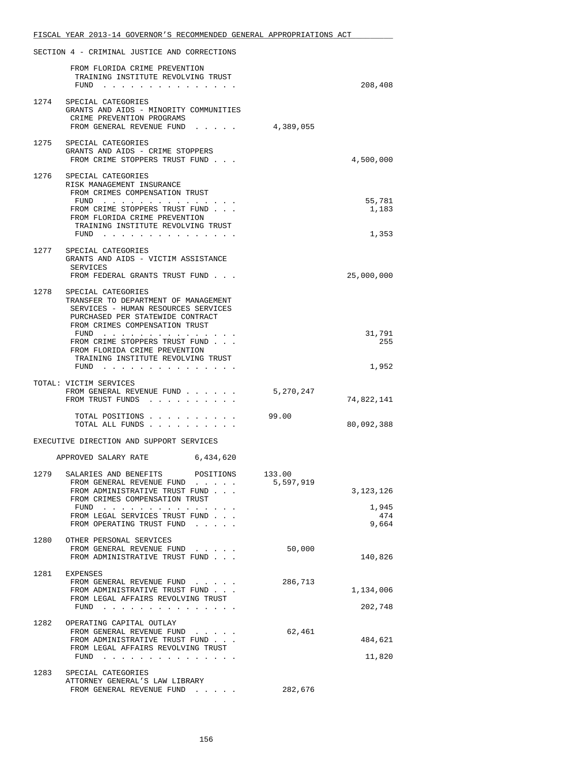SECTION 4 - CRIMINAL JUSTICE AND CORRECTIONS

| | | General Revenue | Trust Funds |
|---|---|---|---|
| | FROM FLORIDA CRIME PREVENTION TRAINING INSTITUTE REVOLVING TRUST FUND | | 208,408 |
| 1274 | SPECIAL CATEGORIES<br>GRANTS AND AIDS - MINORITY COMMUNITIES CRIME PREVENTION PROGRAMS | | |
| | FROM GENERAL REVENUE FUND | 4,389,055 | |
| 1275 | SPECIAL CATEGORIES<br>GRANTS AND AIDS - CRIME STOPPERS | | |
| | FROM CRIME STOPPERS TRUST FUND | | 4,500,000 |
| 1276 | SPECIAL CATEGORIES<br>RISK MANAGEMENT INSURANCE | | |
| | FROM CRIMES COMPENSATION TRUST FUND | | 55,781 |
| | FROM CRIME STOPPERS TRUST FUND | | 1,183 |
| | FROM FLORIDA CRIME PREVENTION TRAINING INSTITUTE REVOLVING TRUST FUND | | 1,353 |
| 1277 | SPECIAL CATEGORIES<br>GRANTS AND AIDS - VICTIM ASSISTANCE SERVICES | | |
| | FROM FEDERAL GRANTS TRUST FUND | | 25,000,000 |
| 1278 | SPECIAL CATEGORIES<br>TRANSFER TO DEPARTMENT OF MANAGEMENT SERVICES - HUMAN RESOURCES SERVICES PURCHASED PER STATEWIDE CONTRACT | | |
| | FROM CRIMES COMPENSATION TRUST FUND | | 31,791 |
| | FROM CRIME STOPPERS TRUST FUND | | 255 |
| | FROM FLORIDA CRIME PREVENTION TRAINING INSTITUTE REVOLVING TRUST FUND | | 1,952 |
| | **TOTAL: VICTIM SERVICES** | | |
| | FROM GENERAL REVENUE FUND | 5,270,247 | |
| | FROM TRUST FUNDS | | 74,822,141 |
| | TOTAL POSITIONS | 99.00 | |
| | TOTAL ALL FUNDS | | 80,092,388 |

EXECUTIVE DIRECTION AND SUPPORT SERVICES

APPROVED SALARY RATE 6,434,620

| | | General Revenue | Trust Funds |
|---|---|---|---|
| 1279 | SALARIES AND BENEFITS — POSITIONS | 133.00 | |
| | FROM GENERAL REVENUE FUND | 5,597,919 | |
| | FROM ADMINISTRATIVE TRUST FUND | | 3,123,126 |
| | FROM CRIMES COMPENSATION TRUST FUND | | 1,945 |
| | FROM LEGAL SERVICES TRUST FUND | | 474 |
| | FROM OPERATING TRUST FUND | | 9,664 |
| 1280 | OTHER PERSONAL SERVICES | | |
| | FROM GENERAL REVENUE FUND | 50,000 | |
| | FROM ADMINISTRATIVE TRUST FUND | | 140,826 |
| 1281 | EXPENSES | | |
| | FROM GENERAL REVENUE FUND | 286,713 | |
| | FROM ADMINISTRATIVE TRUST FUND | | 1,134,006 |
| | FROM LEGAL AFFAIRS REVOLVING TRUST FUND | | 202,748 |
| 1282 | OPERATING CAPITAL OUTLAY | | |
| | FROM GENERAL REVENUE FUND | 62,461 | |
| | FROM ADMINISTRATIVE TRUST FUND | | 484,621 |
| | FROM LEGAL AFFAIRS REVOLVING TRUST FUND | | 11,820 |
| 1283 | SPECIAL CATEGORIES<br>ATTORNEY GENERAL'S LAW LIBRARY | | |
| | FROM GENERAL REVENUE FUND | 282,676 | |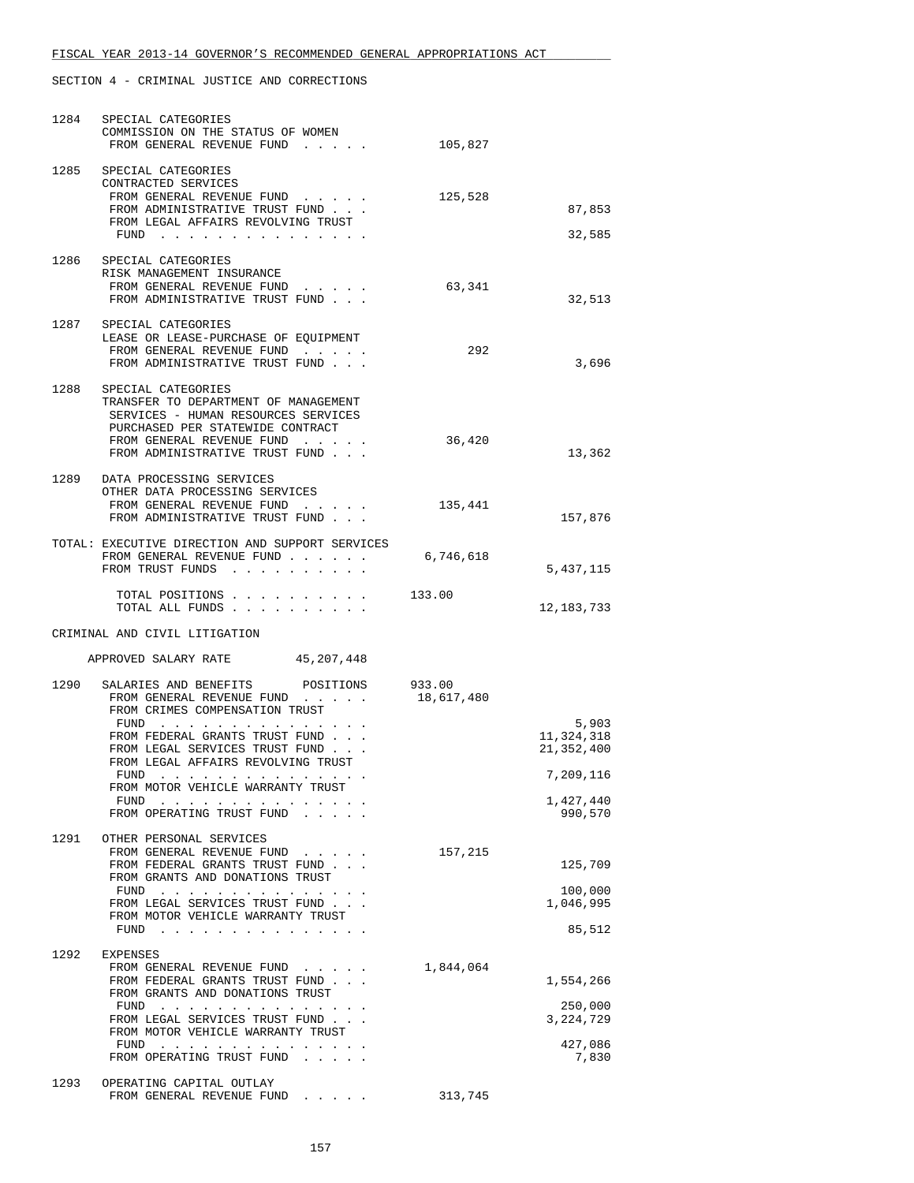FISCAL YEAR 2013-14 GOVERNOR'S RECOMMENDED GENERAL APPROPRIATIONS ACT

SECTION 4 - CRIMINAL JUSTICE AND CORRECTIONS

| | | | |
|---|---|---|---|
| 1284 | SPECIAL CATEGORIES<br>COMMISSION ON THE STATUS OF WOMEN | | |
| | FROM GENERAL REVENUE FUND . . . . . | 105,827 | |
| 1285 | SPECIAL CATEGORIES<br>CONTRACTED SERVICES | | |
| | FROM GENERAL REVENUE FUND . . . . . | 125,528 | |
| | FROM ADMINISTRATIVE TRUST FUND . . . | | 87,853 |
| | FROM LEGAL AFFAIRS REVOLVING TRUST FUND . . . . . . . . . . . . . . . | | 32,585 |
| 1286 | SPECIAL CATEGORIES<br>RISK MANAGEMENT INSURANCE | | |
| | FROM GENERAL REVENUE FUND . . . . . | 63,341 | |
| | FROM ADMINISTRATIVE TRUST FUND . . . | | 32,513 |
| 1287 | SPECIAL CATEGORIES<br>LEASE OR LEASE-PURCHASE OF EQUIPMENT | | |
| | FROM GENERAL REVENUE FUND . . . . . | 292 | |
| | FROM ADMINISTRATIVE TRUST FUND . . . | | 3,696 |
| 1288 | SPECIAL CATEGORIES<br>TRANSFER TO DEPARTMENT OF MANAGEMENT SERVICES - HUMAN RESOURCES SERVICES PURCHASED PER STATEWIDE CONTRACT | | |
| | FROM GENERAL REVENUE FUND . . . . . | 36,420 | |
| | FROM ADMINISTRATIVE TRUST FUND . . . | | 13,362 |
| 1289 | DATA PROCESSING SERVICES<br>OTHER DATA PROCESSING SERVICES | | |
| | FROM GENERAL REVENUE FUND . . . . . | 135,441 | |
| | FROM ADMINISTRATIVE TRUST FUND . . . | | 157,876 |

TOTAL: EXECUTIVE DIRECTION AND SUPPORT SERVICES

| | | |
|---|---|---|
| FROM GENERAL REVENUE FUND . . . . . . | 6,746,618 | |
| FROM TRUST FUNDS . . . . . . . . . . | | 5,437,115 |
| TOTAL POSITIONS . . . . . . . . . . | 133.00 | |
| TOTAL ALL FUNDS . . . . . . . . . . | | 12,183,733 |

CRIMINAL AND CIVIL LITIGATION

APPROVED SALARY RATE 45,207,448

| | | | |
|---|---|---|---|
| 1290 | SALARIES AND BENEFITS POSITIONS | 933.00 | |
| | FROM GENERAL REVENUE FUND . . . . . | 18,617,480 | |
| | FROM CRIMES COMPENSATION TRUST FUND . . . . . . . . . . . . . . . | | 5,903 |
| | FROM FEDERAL GRANTS TRUST FUND . . . | | 11,324,318 |
| | FROM LEGAL SERVICES TRUST FUND . . . | | 21,352,400 |
| | FROM LEGAL AFFAIRS REVOLVING TRUST FUND . . . . . . . . . . . . . . . | | 7,209,116 |
| | FROM MOTOR VEHICLE WARRANTY TRUST FUND . . . . . . . . . . . . . . . | | 1,427,440 |
| | FROM OPERATING TRUST FUND . . . . . | | 990,570 |
| 1291 | OTHER PERSONAL SERVICES | | |
| | FROM GENERAL REVENUE FUND . . . . . | 157,215 | |
| | FROM FEDERAL GRANTS TRUST FUND . . . | | 125,709 |
| | FROM GRANTS AND DONATIONS TRUST FUND . . . . . . . . . . . . . . . | | 100,000 |
| | FROM LEGAL SERVICES TRUST FUND . . . | | 1,046,995 |
| | FROM MOTOR VEHICLE WARRANTY TRUST FUND . . . . . . . . . . . . . . . | | 85,512 |
| 1292 | EXPENSES | | |
| | FROM GENERAL REVENUE FUND . . . . . | 1,844,064 | |
| | FROM FEDERAL GRANTS TRUST FUND . . . | | 1,554,266 |
| | FROM GRANTS AND DONATIONS TRUST FUND . . . . . . . . . . . . . . . | | 250,000 |
| | FROM LEGAL SERVICES TRUST FUND . . . | | 3,224,729 |
| | FROM MOTOR VEHICLE WARRANTY TRUST FUND . . . . . . . . . . . . . . . | | 427,086 |
| | FROM OPERATING TRUST FUND . . . . . | | 7,830 |
| 1293 | OPERATING CAPITAL OUTLAY | | |
| | FROM GENERAL REVENUE FUND . . . . . | 313,745 | |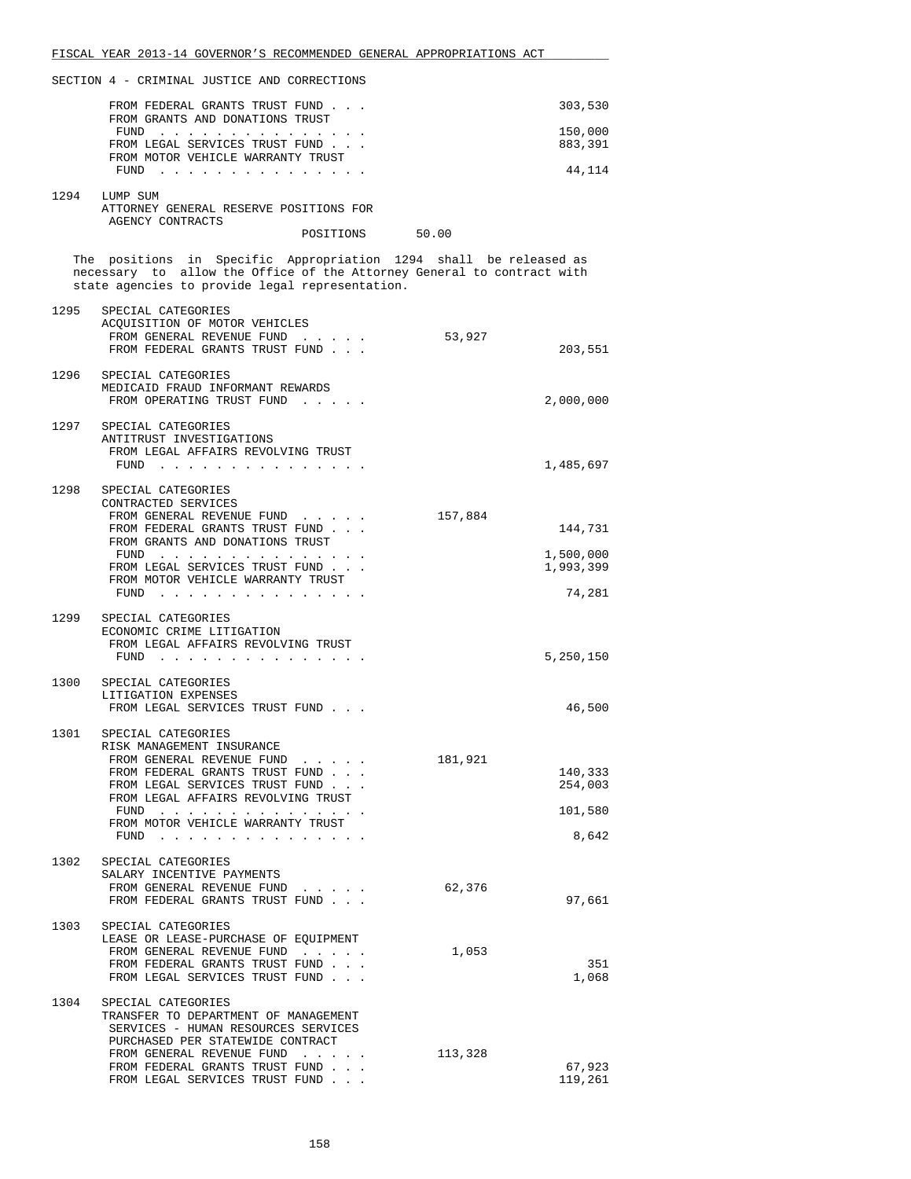SECTION 4 - CRIMINAL JUSTICE AND CORRECTIONS

| | | | |
|---|---|---|---|
| | FROM FEDERAL GRANTS TRUST FUND . . . | | 303,530 |
| | FROM GRANTS AND DONATIONS TRUST FUND . . . . . . . . . . . . . . . | | 150,000 |
| | FROM LEGAL SERVICES TRUST FUND . . . | | 883,391 |
| | FROM MOTOR VEHICLE WARRANTY TRUST FUND . . . . . . . . . . . . . . . | | 44,114 |
| 1294 | LUMP SUM<br>ATTORNEY GENERAL RESERVE POSITIONS FOR AGENCY CONTRACTS | | |
| | POSITIONS | 50.00 | |

The positions in Specific Appropriation 1294 shall be released as necessary to allow the Office of the Attorney General to contract with state agencies to provide legal representation.

| | | | |
|---|---|---|---|
| 1295 | SPECIAL CATEGORIES<br>ACQUISITION OF MOTOR VEHICLES | | |
| | FROM GENERAL REVENUE FUND . . . . . | 53,927 | |
| | FROM FEDERAL GRANTS TRUST FUND . . . | | 203,551 |
| 1296 | SPECIAL CATEGORIES<br>MEDICAID FRAUD INFORMANT REWARDS | | |
| | FROM OPERATING TRUST FUND . . . . . | | 2,000,000 |
| 1297 | SPECIAL CATEGORIES<br>ANTITRUST INVESTIGATIONS | | |
| | FROM LEGAL AFFAIRS REVOLVING TRUST FUND . . . . . . . . . . . . . . . | | 1,485,697 |
| 1298 | SPECIAL CATEGORIES<br>CONTRACTED SERVICES | | |
| | FROM GENERAL REVENUE FUND . . . . . | 157,884 | |
| | FROM FEDERAL GRANTS TRUST FUND . . . | | 144,731 |
| | FROM GRANTS AND DONATIONS TRUST FUND . . . . . . . . . . . . . . . | | 1,500,000 |
| | FROM LEGAL SERVICES TRUST FUND . . . | | 1,993,399 |
| | FROM MOTOR VEHICLE WARRANTY TRUST FUND . . . . . . . . . . . . . . . | | 74,281 |
| 1299 | SPECIAL CATEGORIES<br>ECONOMIC CRIME LITIGATION | | |
| | FROM LEGAL AFFAIRS REVOLVING TRUST FUND . . . . . . . . . . . . . . . | | 5,250,150 |
| 1300 | SPECIAL CATEGORIES<br>LITIGATION EXPENSES | | |
| | FROM LEGAL SERVICES TRUST FUND . . . | | 46,500 |
| 1301 | SPECIAL CATEGORIES<br>RISK MANAGEMENT INSURANCE | | |
| | FROM GENERAL REVENUE FUND . . . . . | 181,921 | |
| | FROM FEDERAL GRANTS TRUST FUND . . . | | 140,333 |
| | FROM LEGAL SERVICES TRUST FUND . . . | | 254,003 |
| | FROM LEGAL AFFAIRS REVOLVING TRUST FUND . . . . . . . . . . . . . . . | | 101,580 |
| | FROM MOTOR VEHICLE WARRANTY TRUST FUND . . . . . . . . . . . . . . . | | 8,642 |
| 1302 | SPECIAL CATEGORIES<br>SALARY INCENTIVE PAYMENTS | | |
| | FROM GENERAL REVENUE FUND . . . . . | 62,376 | |
| | FROM FEDERAL GRANTS TRUST FUND . . . | | 97,661 |
| 1303 | SPECIAL CATEGORIES<br>LEASE OR LEASE-PURCHASE OF EQUIPMENT | | |
| | FROM GENERAL REVENUE FUND . . . . . | 1,053 | |
| | FROM FEDERAL GRANTS TRUST FUND . . . | | 351 |
| | FROM LEGAL SERVICES TRUST FUND . . . | | 1,068 |
| 1304 | SPECIAL CATEGORIES<br>TRANSFER TO DEPARTMENT OF MANAGEMENT SERVICES - HUMAN RESOURCES SERVICES PURCHASED PER STATEWIDE CONTRACT | | |
| | FROM GENERAL REVENUE FUND . . . . . | 113,328 | |
| | FROM FEDERAL GRANTS TRUST FUND . . . | | 67,923 |
| | FROM LEGAL SERVICES TRUST FUND . . . | | 119,261 |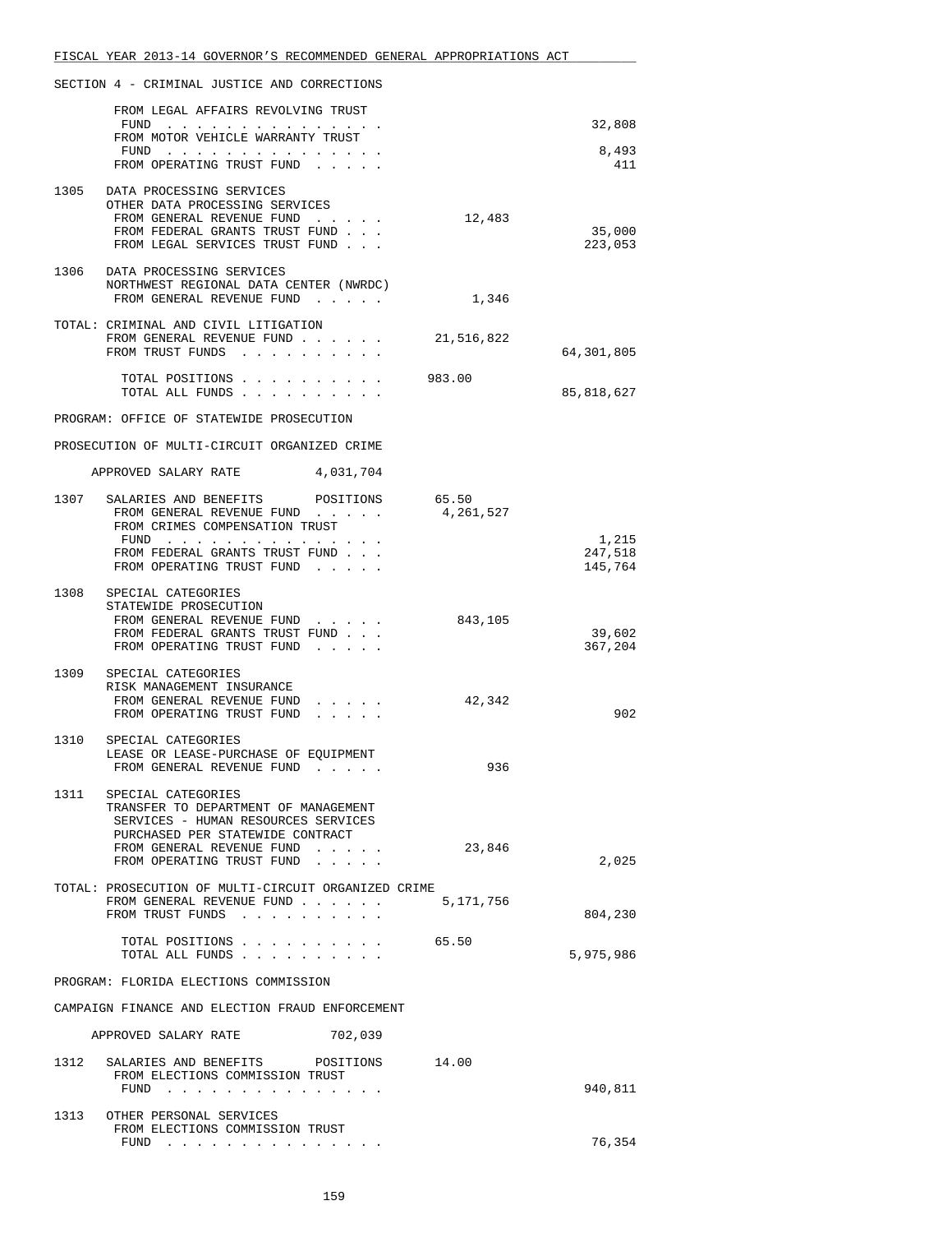SECTION 4 - CRIMINAL JUSTICE AND CORRECTIONS

| | | General Revenue | Trust Funds |
|---|---|---|---|
| | FROM LEGAL AFFAIRS REVOLVING TRUST FUND . . . . . . . . . . . . . . . | | 32,808 |
| | FROM MOTOR VEHICLE WARRANTY TRUST FUND . . . . . . . . . . . . . . . | | 8,493 |
| | FROM OPERATING TRUST FUND . . . . . | | 411 |
| 1305 | DATA PROCESSING SERVICES<br>OTHER DATA PROCESSING SERVICES | | |
| | FROM GENERAL REVENUE FUND . . . . . | 12,483 | |
| | FROM FEDERAL GRANTS TRUST FUND . . . | | 35,000 |
| | FROM LEGAL SERVICES TRUST FUND . . . | | 223,053 |
| 1306 | DATA PROCESSING SERVICES<br>NORTHWEST REGIONAL DATA CENTER (NWRDC) | | |
| | FROM GENERAL REVENUE FUND . . . . . | 1,346 | |
| TOTAL: | CRIMINAL AND CIVIL LITIGATION | | |
| | FROM GENERAL REVENUE FUND . . . . . . | 21,516,822 | |
| | FROM TRUST FUNDS . . . . . . . . . . | | 64,301,805 |
| | TOTAL POSITIONS . . . . . . . . . . | 983.00 | |
| | TOTAL ALL FUNDS . . . . . . . . . . | | 85,818,627 |

PROGRAM: OFFICE OF STATEWIDE PROSECUTION

PROSECUTION OF MULTI-CIRCUIT ORGANIZED CRIME

APPROVED SALARY RATE 4,031,704

| | | General Revenue | Trust Funds |
|---|---|---|---|
| 1307 | SALARIES AND BENEFITS POSITIONS | 65.50 | |
| | FROM GENERAL REVENUE FUND . . . . . | 4,261,527 | |
| | FROM CRIMES COMPENSATION TRUST FUND . . . . . . . . . . . . . . . | | 1,215 |
| | FROM FEDERAL GRANTS TRUST FUND . . . | | 247,518 |
| | FROM OPERATING TRUST FUND . . . . . | | 145,764 |
| 1308 | SPECIAL CATEGORIES<br>STATEWIDE PROSECUTION | | |
| | FROM GENERAL REVENUE FUND . . . . . | 843,105 | |
| | FROM FEDERAL GRANTS TRUST FUND . . . | | 39,602 |
| | FROM OPERATING TRUST FUND . . . . . | | 367,204 |
| 1309 | SPECIAL CATEGORIES<br>RISK MANAGEMENT INSURANCE | | |
| | FROM GENERAL REVENUE FUND . . . . . | 42,342 | |
| | FROM OPERATING TRUST FUND . . . . . | | 902 |
| 1310 | SPECIAL CATEGORIES<br>LEASE OR LEASE-PURCHASE OF EQUIPMENT | | |
| | FROM GENERAL REVENUE FUND . . . . . | 936 | |
| 1311 | SPECIAL CATEGORIES<br>TRANSFER TO DEPARTMENT OF MANAGEMENT SERVICES - HUMAN RESOURCES SERVICES PURCHASED PER STATEWIDE CONTRACT | | |
| | FROM GENERAL REVENUE FUND . . . . . | 23,846 | |
| | FROM OPERATING TRUST FUND . . . . . | | 2,025 |
| TOTAL: | PROSECUTION OF MULTI-CIRCUIT ORGANIZED CRIME | | |
| | FROM GENERAL REVENUE FUND . . . . . . | 5,171,756 | |
| | FROM TRUST FUNDS . . . . . . . . . . | | 804,230 |
| | TOTAL POSITIONS . . . . . . . . . . | 65.50 | |
| | TOTAL ALL FUNDS . . . . . . . . . . | | 5,975,986 |

PROGRAM: FLORIDA ELECTIONS COMMISSION

CAMPAIGN FINANCE AND ELECTION FRAUD ENFORCEMENT

APPROVED SALARY RATE 702,039

| | | General Revenue | Trust Funds |
|---|---|---|---|
| 1312 | SALARIES AND BENEFITS POSITIONS | 14.00 | |
| | FROM ELECTIONS COMMISSION TRUST FUND . . . . . . . . . . . . . . . | | 940,811 |
| 1313 | OTHER PERSONAL SERVICES | | |
| | FROM ELECTIONS COMMISSION TRUST FUND . . . . . . . . . . . . . . . | | 76,354 |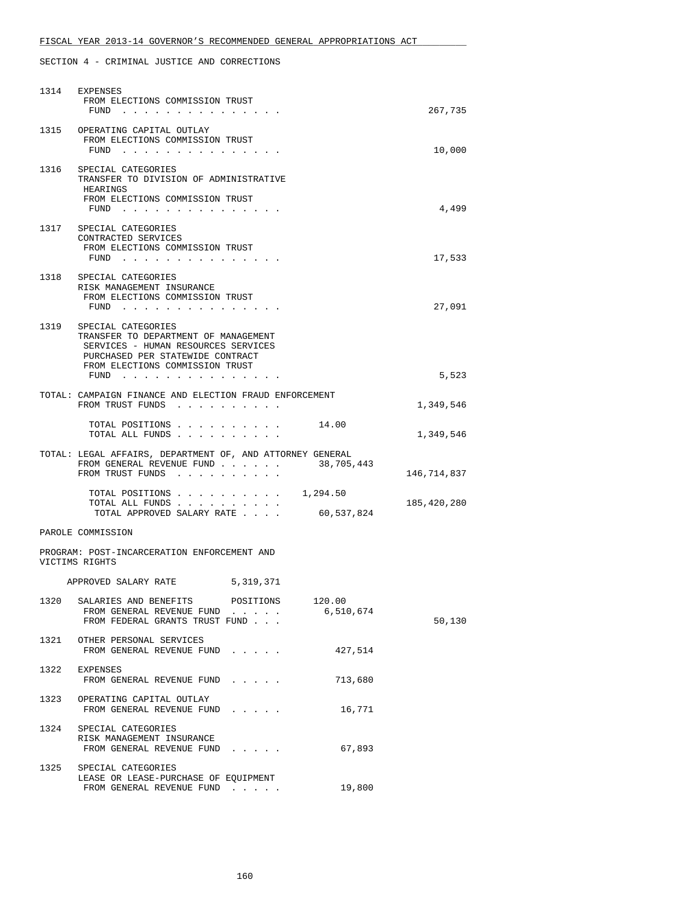FISCAL YEAR 2013-14 GOVERNOR'S RECOMMENDED GENERAL APPROPRIATIONS ACT

SECTION 4 - CRIMINAL JUSTICE AND CORRECTIONS

| | | | |
|---|---|---|---|
| 1314 | EXPENSES<br>FROM ELECTIONS COMMISSION TRUST<br>FUND . . . . . . . . . . . . . . . | | 267,735 |
| 1315 | OPERATING CAPITAL OUTLAY<br>FROM ELECTIONS COMMISSION TRUST<br>FUND . . . . . . . . . . . . . . . | | 10,000 |
| 1316 | SPECIAL CATEGORIES<br>TRANSFER TO DIVISION OF ADMINISTRATIVE<br>HEARINGS<br>FROM ELECTIONS COMMISSION TRUST<br>FUND . . . . . . . . . . . . . . . | | 4,499 |
| 1317 | SPECIAL CATEGORIES<br>CONTRACTED SERVICES<br>FROM ELECTIONS COMMISSION TRUST<br>FUND . . . . . . . . . . . . . . . | | 17,533 |
| 1318 | SPECIAL CATEGORIES<br>RISK MANAGEMENT INSURANCE<br>FROM ELECTIONS COMMISSION TRUST<br>FUND . . . . . . . . . . . . . . . | | 27,091 |
| 1319 | SPECIAL CATEGORIES<br>TRANSFER TO DEPARTMENT OF MANAGEMENT<br>SERVICES - HUMAN RESOURCES SERVICES<br>PURCHASED PER STATEWIDE CONTRACT<br>FROM ELECTIONS COMMISSION TRUST<br>FUND . . . . . . . . . . . . . . . | | 5,523 |

TOTAL: CAMPAIGN FINANCE AND ELECTION FRAUD ENFORCEMENT

| | | |
|---|---|---|
| FROM TRUST FUNDS . . . . . . . . . . | | 1,349,546 |
| TOTAL POSITIONS . . . . . . . . . . | 14.00 | |
| TOTAL ALL FUNDS . . . . . . . . . . | | 1,349,546 |

TOTAL: LEGAL AFFAIRS, DEPARTMENT OF, AND ATTORNEY GENERAL

| | | |
|---|---|---|
| FROM GENERAL REVENUE FUND . . . . . . | 38,705,443 | |
| FROM TRUST FUNDS . . . . . . . . . . | | 146,714,837 |
| TOTAL POSITIONS . . . . . . . . . . | 1,294.50 | |
| TOTAL ALL FUNDS . . . . . . . . . . | | 185,420,280 |
| TOTAL APPROVED SALARY RATE . . . . | 60,537,824 | |

PAROLE COMMISSION

PROGRAM: POST-INCARCERATION ENFORCEMENT AND VICTIMS RIGHTS

APPROVED SALARY RATE 5,319,371

| | | | |
|---|---|---|---|
| 1320 | SALARIES AND BENEFITS POSITIONS | 120.00 | |
| | FROM GENERAL REVENUE FUND . . . . . | 6,510,674 | |
| | FROM FEDERAL GRANTS TRUST FUND . . . | | 50,130 |
| 1321 | OTHER PERSONAL SERVICES<br>FROM GENERAL REVENUE FUND . . . . . | 427,514 | |
| 1322 | EXPENSES<br>FROM GENERAL REVENUE FUND . . . . . | 713,680 | |
| 1323 | OPERATING CAPITAL OUTLAY<br>FROM GENERAL REVENUE FUND . . . . . | 16,771 | |
| 1324 | SPECIAL CATEGORIES<br>RISK MANAGEMENT INSURANCE<br>FROM GENERAL REVENUE FUND . . . . . | 67,893 | |
| 1325 | SPECIAL CATEGORIES<br>LEASE OR LEASE-PURCHASE OF EQUIPMENT<br>FROM GENERAL REVENUE FUND . . . . . | 19,800 | |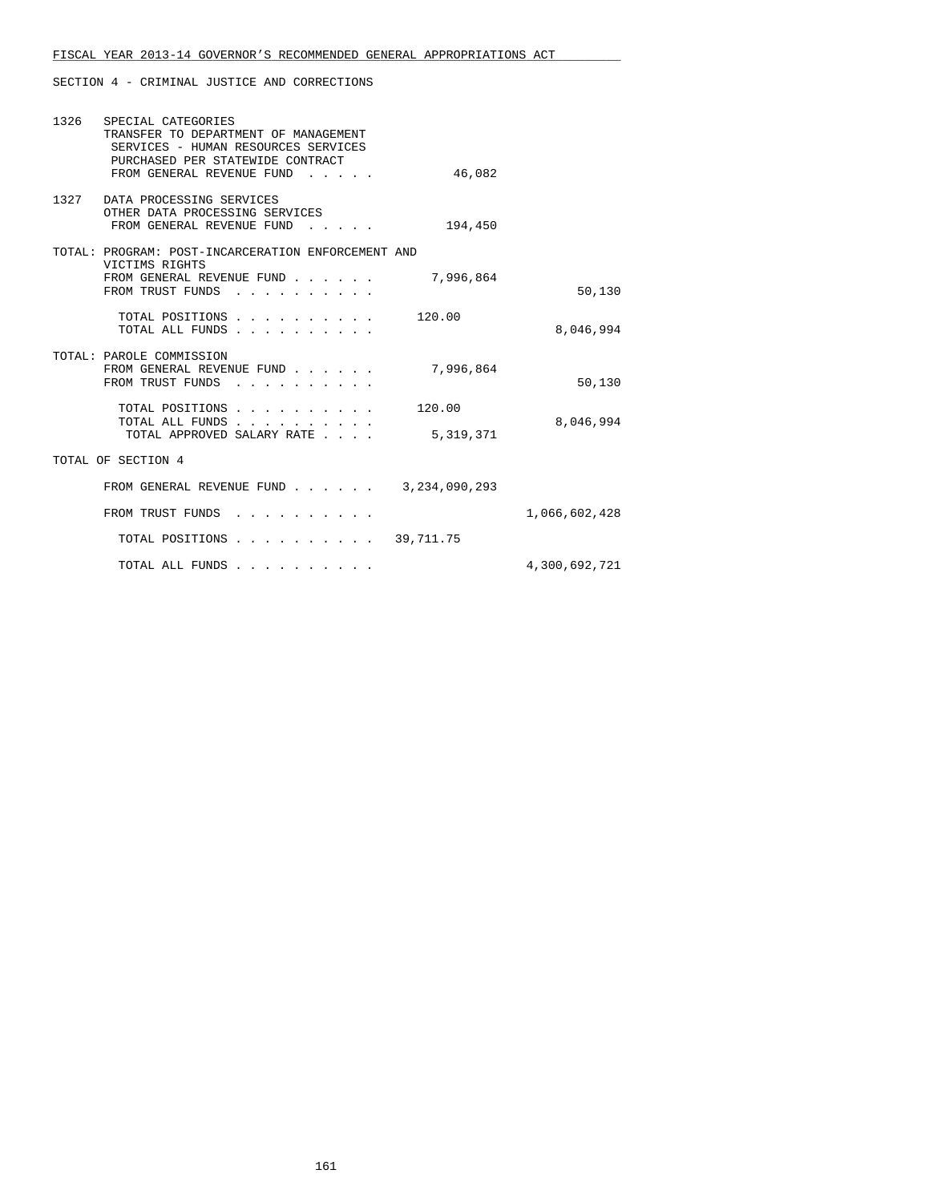FISCAL YEAR 2013-14 GOVERNOR'S RECOMMENDED GENERAL APPROPRIATIONS ACT

SECTION 4 - CRIMINAL JUSTICE AND CORRECTIONS

| | | | |
|---|---|---|---|
| 1326 | SPECIAL CATEGORIES<br>TRANSFER TO DEPARTMENT OF MANAGEMENT SERVICES - HUMAN RESOURCES SERVICES PURCHASED PER STATEWIDE CONTRACT<br>FROM GENERAL REVENUE FUND . . . . . | 46,082 | |
| 1327 | DATA PROCESSING SERVICES<br>OTHER DATA PROCESSING SERVICES<br>FROM GENERAL REVENUE FUND . . . . . | 194,450 | |

TOTAL: PROGRAM: POST-INCARCERATION ENFORCEMENT AND VICTIMS RIGHTS

| | | |
|---|---|---|
| FROM GENERAL REVENUE FUND . . . . . . | 7,996,864 | |
| FROM TRUST FUNDS . . . . . . . . . . | | 50,130 |
| TOTAL POSITIONS . . . . . . . . . . | 120.00 | |
| TOTAL ALL FUNDS . . . . . . . . . . | | 8,046,994 |

TOTAL: PAROLE COMMISSION

| | | |
|---|---|---|
| FROM GENERAL REVENUE FUND . . . . . . | 7,996,864 | |
| FROM TRUST FUNDS . . . . . . . . . . | | 50,130 |
| TOTAL POSITIONS . . . . . . . . . . | 120.00 | |
| TOTAL ALL FUNDS . . . . . . . . . . | | 8,046,994 |
| TOTAL APPROVED SALARY RATE . . . . | 5,319,371 | |

TOTAL OF SECTION 4

| | | |
|---|---|---|
| FROM GENERAL REVENUE FUND . . . . . . | 3,234,090,293 | |
| FROM TRUST FUNDS . . . . . . . . . . | | 1,066,602,428 |
| TOTAL POSITIONS . . . . . . . . . . | 39,711.75 | |
| TOTAL ALL FUNDS . . . . . . . . . . | | 4,300,692,721 |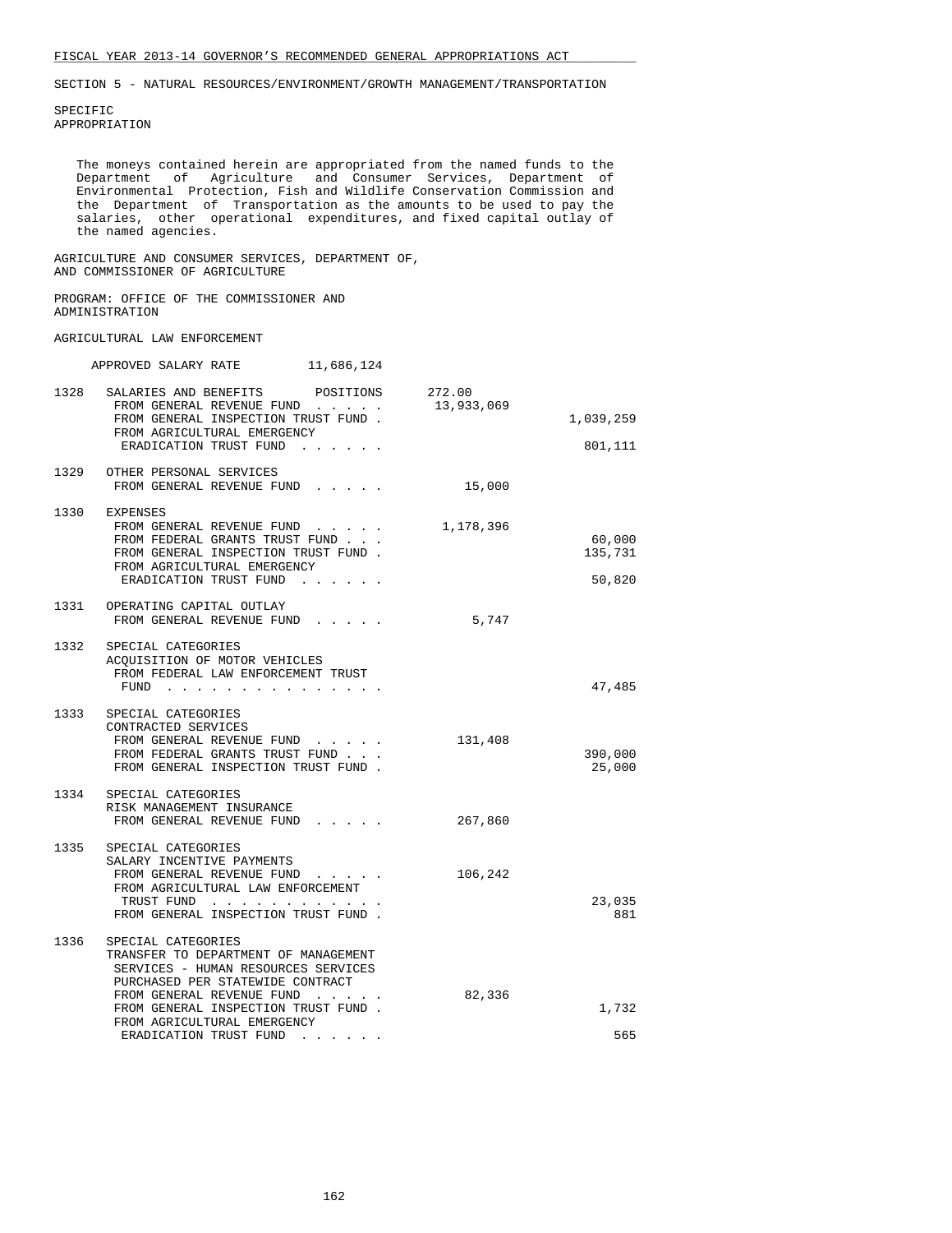FISCAL YEAR 2013-14 GOVERNOR'S RECOMMENDED GENERAL APPROPRIATIONS ACT

SECTION 5 - NATURAL RESOURCES/ENVIRONMENT/GROWTH MANAGEMENT/TRANSPORTATION

SPECIFIC APPROPRIATION

The moneys contained herein are appropriated from the named funds to the Department of Agriculture and Consumer Services, Department of Environmental Protection, Fish and Wildlife Conservation Commission and the Department of Transportation as the amounts to be used to pay the salaries, other operational expenditures, and fixed capital outlay of the named agencies.

AGRICULTURE AND CONSUMER SERVICES, DEPARTMENT OF, AND COMMISSIONER OF AGRICULTURE

PROGRAM: OFFICE OF THE COMMISSIONER AND ADMINISTRATION

AGRICULTURAL LAW ENFORCEMENT

APPROVED SALARY RATE 11,686,124

| | | | |
|---|---|---|---|
| 1328 | SALARIES AND BENEFITS POSITIONS | 272.00 | |
| | FROM GENERAL REVENUE FUND . . . . . | 13,933,069 | |
| | FROM GENERAL INSPECTION TRUST FUND . | | 1,039,259 |
| | FROM AGRICULTURAL EMERGENCY ERADICATION TRUST FUND . . . . . . | | 801,111 |
| 1329 | OTHER PERSONAL SERVICES | | |
| | FROM GENERAL REVENUE FUND . . . . . | 15,000 | |
| 1330 | EXPENSES | | |
| | FROM GENERAL REVENUE FUND . . . . . | 1,178,396 | |
| | FROM FEDERAL GRANTS TRUST FUND . . . | | 60,000 |
| | FROM GENERAL INSPECTION TRUST FUND . | | 135,731 |
| | FROM AGRICULTURAL EMERGENCY ERADICATION TRUST FUND . . . . . . | | 50,820 |
| 1331 | OPERATING CAPITAL OUTLAY | | |
| | FROM GENERAL REVENUE FUND . . . . . | 5,747 | |
| 1332 | SPECIAL CATEGORIES ACQUISITION OF MOTOR VEHICLES | | |
| | FROM FEDERAL LAW ENFORCEMENT TRUST FUND . . . . . . . . . . . . . . . | | 47,485 |
| 1333 | SPECIAL CATEGORIES CONTRACTED SERVICES | | |
| | FROM GENERAL REVENUE FUND . . . . . | 131,408 | |
| | FROM FEDERAL GRANTS TRUST FUND . . . | | 390,000 |
| | FROM GENERAL INSPECTION TRUST FUND . | | 25,000 |
| 1334 | SPECIAL CATEGORIES RISK MANAGEMENT INSURANCE | | |
| | FROM GENERAL REVENUE FUND . . . . . | 267,860 | |
| 1335 | SPECIAL CATEGORIES SALARY INCENTIVE PAYMENTS | | |
| | FROM GENERAL REVENUE FUND . . . . . | 106,242 | |
| | FROM AGRICULTURAL LAW ENFORCEMENT TRUST FUND . . . . . . . . . . . . | | 23,035 |
| | FROM GENERAL INSPECTION TRUST FUND . | | 881 |
| 1336 | SPECIAL CATEGORIES TRANSFER TO DEPARTMENT OF MANAGEMENT SERVICES - HUMAN RESOURCES SERVICES PURCHASED PER STATEWIDE CONTRACT | | |
| | FROM GENERAL REVENUE FUND . . . . . | 82,336 | |
| | FROM GENERAL INSPECTION TRUST FUND . | | 1,732 |
| | FROM AGRICULTURAL EMERGENCY ERADICATION TRUST FUND . . . . . . | | 565 |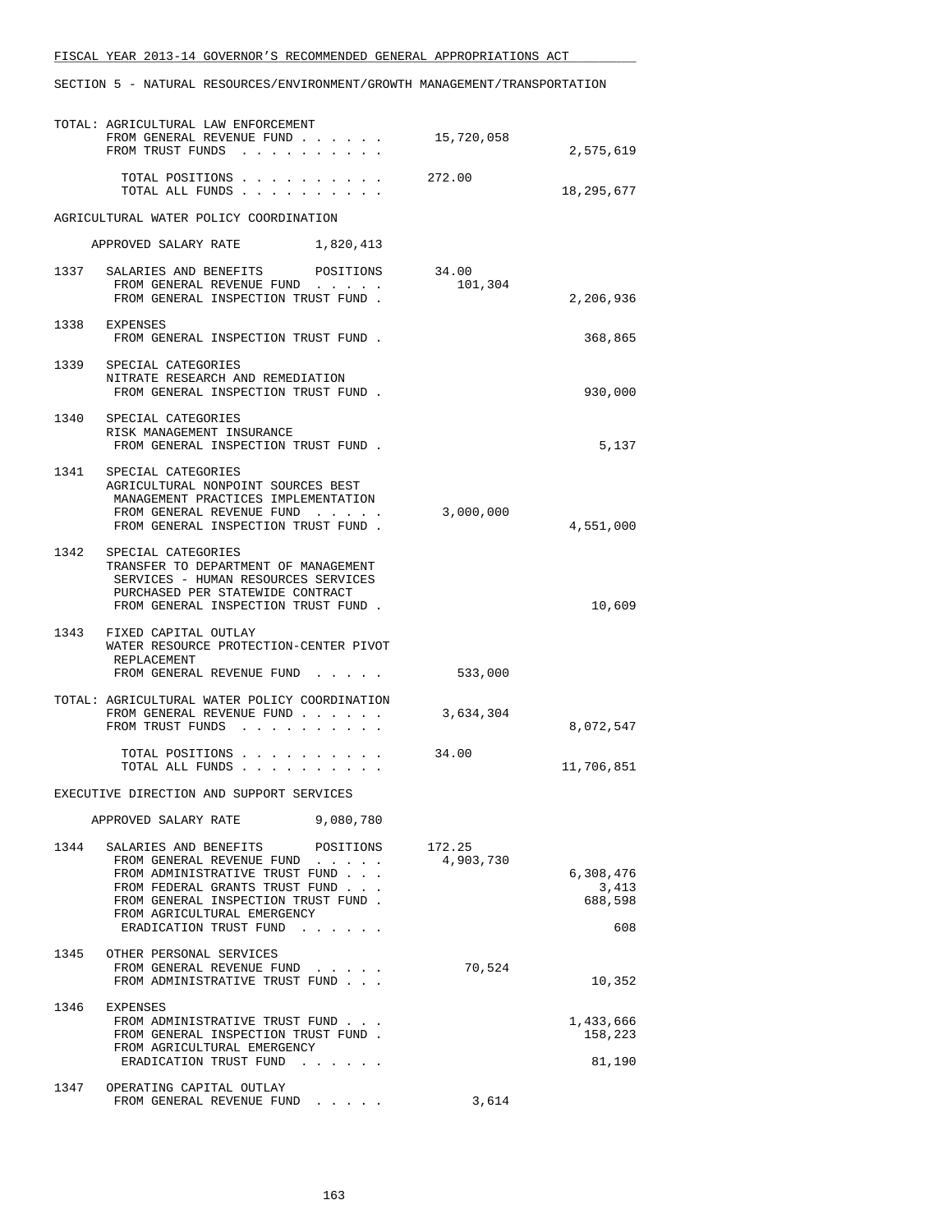SECTION 5 - NATURAL RESOURCES/ENVIRONMENT/GROWTH MANAGEMENT/TRANSPORTATION

| | | | |
|---|---|---|---|
| | TOTAL: AGRICULTURAL LAW ENFORCEMENT | | |
| | FROM GENERAL REVENUE FUND . . . . . . | 15,720,058 | |
| | FROM TRUST FUNDS . . . . . . . . . . | | 2,575,619 |
| | TOTAL POSITIONS . . . . . . . . . . | 272.00 | |
| | TOTAL ALL FUNDS . . . . . . . . . . | | 18,295,677 |

AGRICULTURAL WATER POLICY COORDINATION

APPROVED SALARY RATE 1,820,413

| | | | |
|---|---|---|---|
| 1337 | SALARIES AND BENEFITS POSITIONS | 34.00 | |
| | FROM GENERAL REVENUE FUND . . . . . | 101,304 | |
| | FROM GENERAL INSPECTION TRUST FUND . | | 2,206,936 |
| 1338 | EXPENSES | | |
| | FROM GENERAL INSPECTION TRUST FUND . | | 368,865 |
| 1339 | SPECIAL CATEGORIES | | |
| | NITRATE RESEARCH AND REMEDIATION | | |
| | FROM GENERAL INSPECTION TRUST FUND . | | 930,000 |
| 1340 | SPECIAL CATEGORIES | | |
| | RISK MANAGEMENT INSURANCE | | |
| | FROM GENERAL INSPECTION TRUST FUND . | | 5,137 |
| 1341 | SPECIAL CATEGORIES | | |
| | AGRICULTURAL NONPOINT SOURCES BEST MANAGEMENT PRACTICES IMPLEMENTATION | | |
| | FROM GENERAL REVENUE FUND . . . . . | 3,000,000 | |
| | FROM GENERAL INSPECTION TRUST FUND . | | 4,551,000 |
| 1342 | SPECIAL CATEGORIES | | |
| | TRANSFER TO DEPARTMENT OF MANAGEMENT SERVICES - HUMAN RESOURCES SERVICES PURCHASED PER STATEWIDE CONTRACT | | |
| | FROM GENERAL INSPECTION TRUST FUND . | | 10,609 |
| 1343 | FIXED CAPITAL OUTLAY | | |
| | WATER RESOURCE PROTECTION-CENTER PIVOT REPLACEMENT | | |
| | FROM GENERAL REVENUE FUND . . . . . | 533,000 | |
| | TOTAL: AGRICULTURAL WATER POLICY COORDINATION | | |
| | FROM GENERAL REVENUE FUND . . . . . . | 3,634,304 | |
| | FROM TRUST FUNDS . . . . . . . . . . | | 8,072,547 |
| | TOTAL POSITIONS . . . . . . . . . . | 34.00 | |
| | TOTAL ALL FUNDS . . . . . . . . . . | | 11,706,851 |

EXECUTIVE DIRECTION AND SUPPORT SERVICES

APPROVED SALARY RATE 9,080,780

| | | | |
|---|---|---|---|
| 1344 | SALARIES AND BENEFITS POSITIONS | 172.25 | |
| | FROM GENERAL REVENUE FUND . . . . . | 4,903,730 | |
| | FROM ADMINISTRATIVE TRUST FUND . . . | | 6,308,476 |
| | FROM FEDERAL GRANTS TRUST FUND . . . | | 3,413 |
| | FROM GENERAL INSPECTION TRUST FUND . | | 688,598 |
| | FROM AGRICULTURAL EMERGENCY ERADICATION TRUST FUND . . . . . . | | 608 |
| 1345 | OTHER PERSONAL SERVICES | | |
| | FROM GENERAL REVENUE FUND . . . . . | 70,524 | |
| | FROM ADMINISTRATIVE TRUST FUND . . . | | 10,352 |
| 1346 | EXPENSES | | |
| | FROM ADMINISTRATIVE TRUST FUND . . . | | 1,433,666 |
| | FROM GENERAL INSPECTION TRUST FUND . | | 158,223 |
| | FROM AGRICULTURAL EMERGENCY ERADICATION TRUST FUND . . . . . . | | 81,190 |
| 1347 | OPERATING CAPITAL OUTLAY | | |
| | FROM GENERAL REVENUE FUND . . . . . | 3,614 | |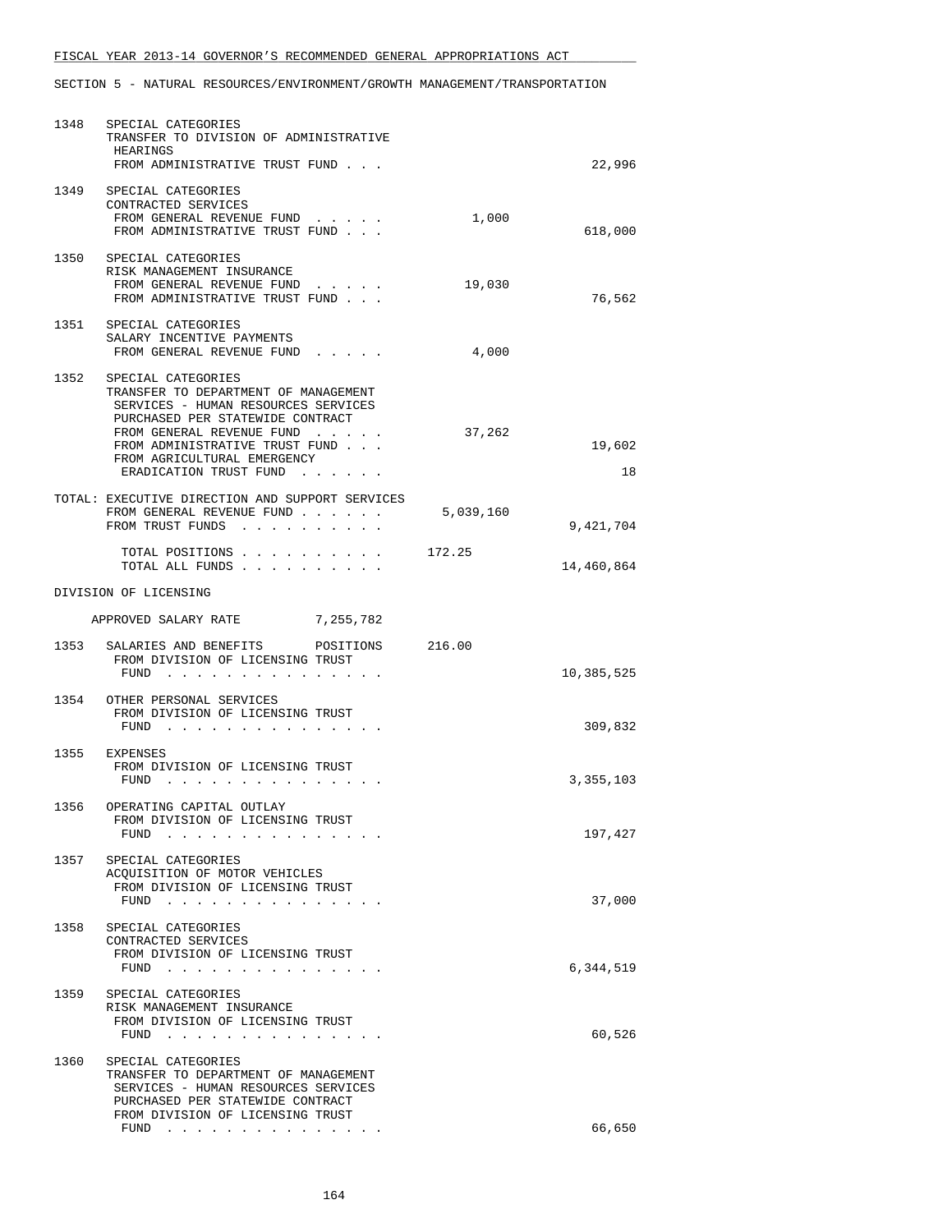FISCAL YEAR 2013-14 GOVERNOR'S RECOMMENDED GENERAL APPROPRIATIONS ACT

SECTION 5 - NATURAL RESOURCES/ENVIRONMENT/GROWTH MANAGEMENT/TRANSPORTATION

```
1348  SPECIAL CATEGORIES
      TRANSFER TO DIVISION OF ADMINISTRATIVE
       HEARINGS
       FROM ADMINISTRATIVE TRUST FUND . . .                                22,996

1349  SPECIAL CATEGORIES
      CONTRACTED SERVICES
       FROM GENERAL REVENUE FUND  . . . . .            1,000
       FROM ADMINISTRATIVE TRUST FUND . . .                               618,000

1350  SPECIAL CATEGORIES
      RISK MANAGEMENT INSURANCE
       FROM GENERAL REVENUE FUND  . . . . .           19,030
       FROM ADMINISTRATIVE TRUST FUND . . .                                76,562

1351  SPECIAL CATEGORIES
      SALARY INCENTIVE PAYMENTS
       FROM GENERAL REVENUE FUND  . . . . .            4,000

1352  SPECIAL CATEGORIES
      TRANSFER TO DEPARTMENT OF MANAGEMENT
       SERVICES - HUMAN RESOURCES SERVICES
       PURCHASED PER STATEWIDE CONTRACT
       FROM GENERAL REVENUE FUND  . . . . .           37,262
       FROM ADMINISTRATIVE TRUST FUND . . .                                19,602
       FROM AGRICULTURAL EMERGENCY
        ERADICATION TRUST FUND  . . . . . .                                    18

TOTAL: EXECUTIVE DIRECTION AND SUPPORT SERVICES
       FROM GENERAL REVENUE FUND . . . . . .       5,039,160
       FROM TRUST FUNDS  . . . . . . . . . .                            9,421,704

        TOTAL POSITIONS . . . . . . . . . .    172.25
        TOTAL ALL FUNDS . . . . . . . . . .                            14,460,864

DIVISION OF LICENSING

    APPROVED SALARY RATE          7,255,782

1353  SALARIES AND BENEFITS      POSITIONS     216.00
       FROM DIVISION OF LICENSING TRUST
        FUND  . . . . . . . . . . . . . . .                            10,385,525

1354  OTHER PERSONAL SERVICES
       FROM DIVISION OF LICENSING TRUST
        FUND  . . . . . . . . . . . . . . .                               309,832

1355  EXPENSES
       FROM DIVISION OF LICENSING TRUST
        FUND  . . . . . . . . . . . . . . .                             3,355,103

1356  OPERATING CAPITAL OUTLAY
       FROM DIVISION OF LICENSING TRUST
        FUND  . . . . . . . . . . . . . . .                               197,427

1357  SPECIAL CATEGORIES
      ACQUISITION OF MOTOR VEHICLES
       FROM DIVISION OF LICENSING TRUST
        FUND  . . . . . . . . . . . . . . .                                37,000

1358  SPECIAL CATEGORIES
      CONTRACTED SERVICES
       FROM DIVISION OF LICENSING TRUST
        FUND  . . . . . . . . . . . . . . .                             6,344,519

1359  SPECIAL CATEGORIES
      RISK MANAGEMENT INSURANCE
       FROM DIVISION OF LICENSING TRUST
        FUND  . . . . . . . . . . . . . . .                                60,526

1360  SPECIAL CATEGORIES
      TRANSFER TO DEPARTMENT OF MANAGEMENT
       SERVICES - HUMAN RESOURCES SERVICES
       PURCHASED PER STATEWIDE CONTRACT
       FROM DIVISION OF LICENSING TRUST
        FUND  . . . . . . . . . . . . . . .                                66,650
```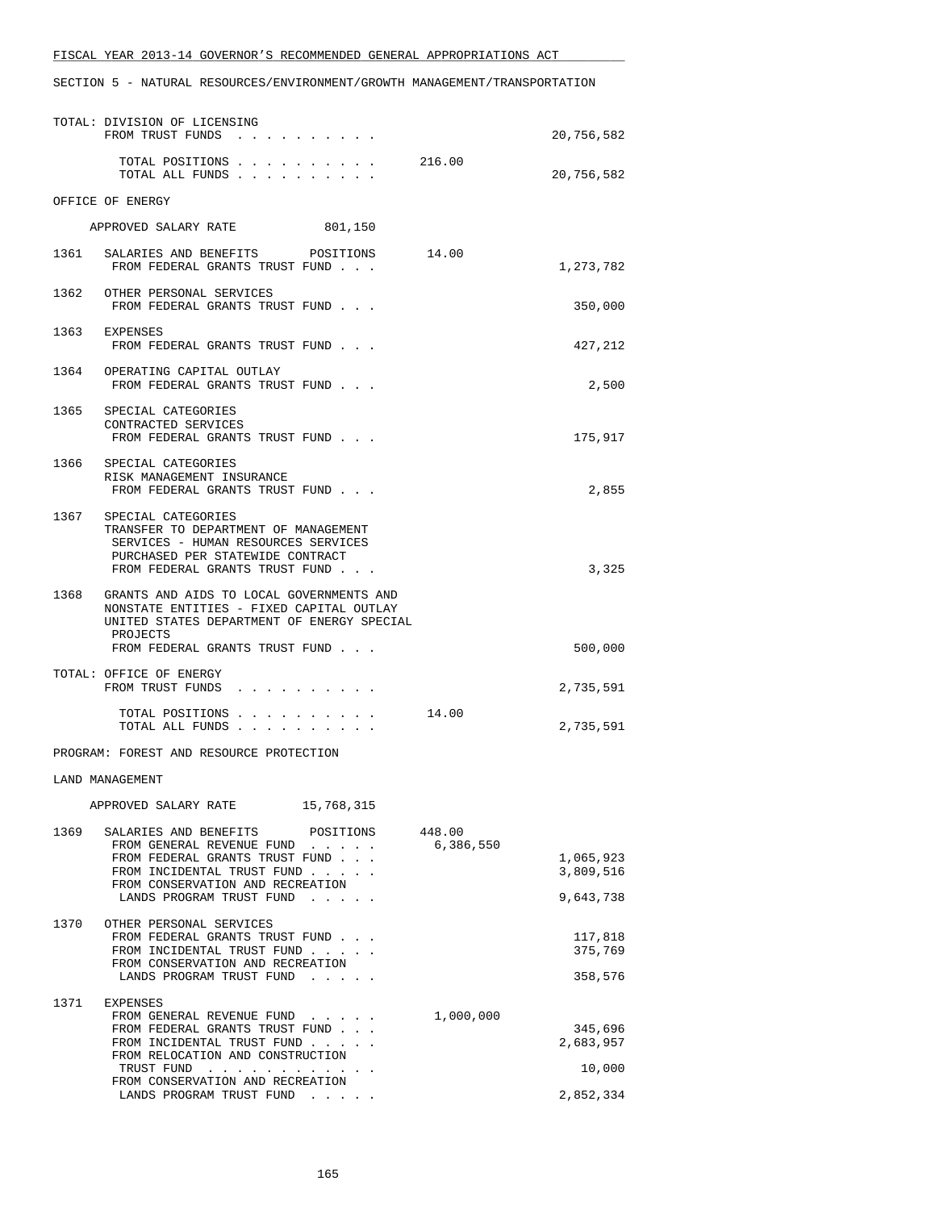TOTAL: DIVISION OF LICENSING
FROM TRUST FUNDS . . . . . . . . . . 20,756,582

TOTAL POSITIONS . . . . . . . . . . 216.00
TOTAL ALL FUNDS . . . . . . . . . . 20,756,582

OFFICE OF ENERGY

APPROVED SALARY RATE 801,150

1361 SALARIES AND BENEFITS POSITIONS 14.00
FROM FEDERAL GRANTS TRUST FUND . . . 1,273,782

1362 OTHER PERSONAL SERVICES
FROM FEDERAL GRANTS TRUST FUND . . . 350,000

1363 EXPENSES
FROM FEDERAL GRANTS TRUST FUND . . . 427,212

1364 OPERATING CAPITAL OUTLAY
FROM FEDERAL GRANTS TRUST FUND . . . 2,500

1365 SPECIAL CATEGORIES
CONTRACTED SERVICES
FROM FEDERAL GRANTS TRUST FUND . . . 175,917

1366 SPECIAL CATEGORIES
RISK MANAGEMENT INSURANCE
FROM FEDERAL GRANTS TRUST FUND . . . 2,855

1367 SPECIAL CATEGORIES
TRANSFER TO DEPARTMENT OF MANAGEMENT
SERVICES - HUMAN RESOURCES SERVICES
PURCHASED PER STATEWIDE CONTRACT
FROM FEDERAL GRANTS TRUST FUND . . . 3,325

1368 GRANTS AND AIDS TO LOCAL GOVERNMENTS AND
NONSTATE ENTITIES - FIXED CAPITAL OUTLAY
UNITED STATES DEPARTMENT OF ENERGY SPECIAL
PROJECTS
FROM FEDERAL GRANTS TRUST FUND . . . 500,000

TOTAL: OFFICE OF ENERGY
FROM TRUST FUNDS . . . . . . . . . . 2,735,591

TOTAL POSITIONS . . . . . . . . . . 14.00
TOTAL ALL FUNDS . . . . . . . . . . 2,735,591

PROGRAM: FOREST AND RESOURCE PROTECTION

LAND MANAGEMENT

APPROVED SALARY RATE 15,768,315

1369 SALARIES AND BENEFITS POSITIONS 448.00
FROM GENERAL REVENUE FUND . . . . . 6,386,550
FROM FEDERAL GRANTS TRUST FUND . . . 1,065,923
FROM INCIDENTAL TRUST FUND . . . . . 3,809,516
FROM CONSERVATION AND RECREATION
LANDS PROGRAM TRUST FUND . . . . . 9,643,738

1370 OTHER PERSONAL SERVICES
FROM FEDERAL GRANTS TRUST FUND . . . 117,818
FROM INCIDENTAL TRUST FUND . . . . . 375,769
FROM CONSERVATION AND RECREATION
LANDS PROGRAM TRUST FUND . . . . . 358,576

1371 EXPENSES
FROM GENERAL REVENUE FUND . . . . . 1,000,000
FROM FEDERAL GRANTS TRUST FUND . . . 345,696
FROM INCIDENTAL TRUST FUND . . . . . 2,683,957
FROM RELOCATION AND CONSTRUCTION
TRUST FUND . . . . . . . . . . . . 10,000
FROM CONSERVATION AND RECREATION
LANDS PROGRAM TRUST FUND . . . . . 2,852,334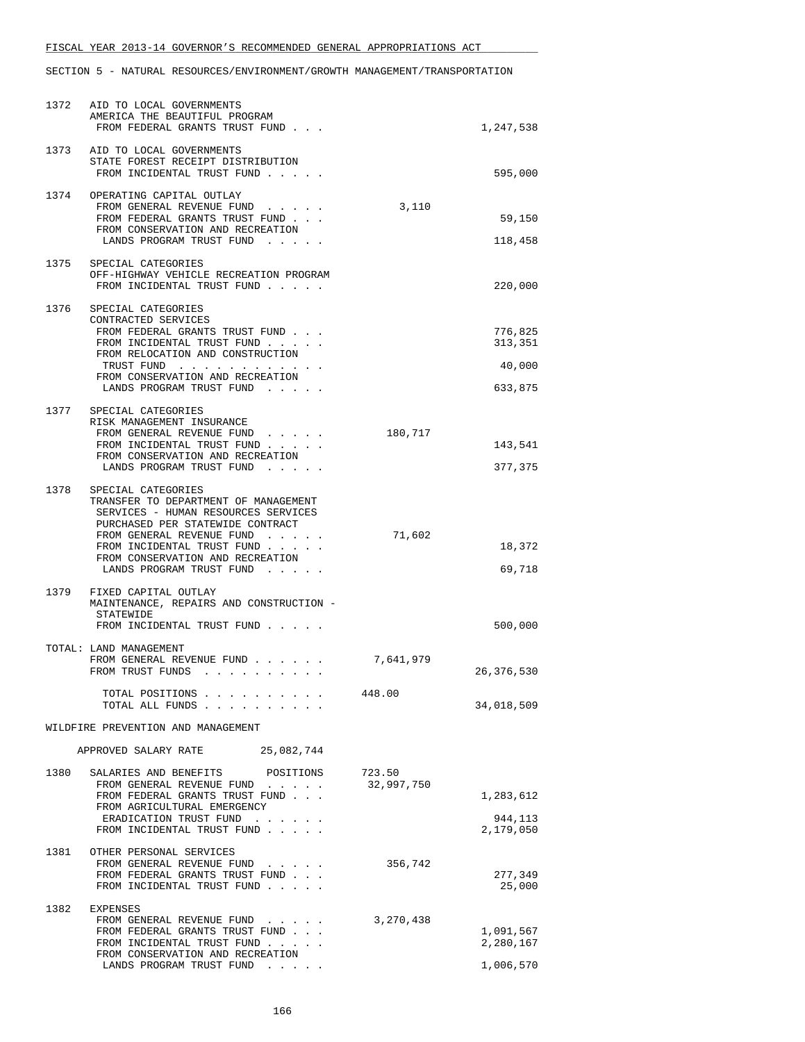FISCAL YEAR 2013-14 GOVERNOR'S RECOMMENDED GENERAL APPROPRIATIONS ACT

SECTION 5 - NATURAL RESOURCES/ENVIRONMENT/GROWTH MANAGEMENT/TRANSPORTATION

| | | | |
|---|---|---|---|
| 1372 | AID TO LOCAL GOVERNMENTS<br>AMERICA THE BEAUTIFUL PROGRAM<br>FROM FEDERAL GRANTS TRUST FUND . . . | | 1,247,538 |
| 1373 | AID TO LOCAL GOVERNMENTS<br>STATE FOREST RECEIPT DISTRIBUTION<br>FROM INCIDENTAL TRUST FUND . . . . . | | 595,000 |
| 1374 | OPERATING CAPITAL OUTLAY | | |
| | FROM GENERAL REVENUE FUND . . . . . | 3,110 | |
| | FROM FEDERAL GRANTS TRUST FUND . . . | | 59,150 |
| | FROM CONSERVATION AND RECREATION LANDS PROGRAM TRUST FUND . . . . . | | 118,458 |
| 1375 | SPECIAL CATEGORIES<br>OFF-HIGHWAY VEHICLE RECREATION PROGRAM<br>FROM INCIDENTAL TRUST FUND . . . . . | | 220,000 |
| 1376 | SPECIAL CATEGORIES<br>CONTRACTED SERVICES | | |
| | FROM FEDERAL GRANTS TRUST FUND . . . | | 776,825 |
| | FROM INCIDENTAL TRUST FUND . . . . . | | 313,351 |
| | FROM RELOCATION AND CONSTRUCTION TRUST FUND . . . . . . . . . . . . | | 40,000 |
| | FROM CONSERVATION AND RECREATION LANDS PROGRAM TRUST FUND . . . . . | | 633,875 |
| 1377 | SPECIAL CATEGORIES<br>RISK MANAGEMENT INSURANCE | | |
| | FROM GENERAL REVENUE FUND . . . . . | 180,717 | |
| | FROM INCIDENTAL TRUST FUND . . . . . | | 143,541 |
| | FROM CONSERVATION AND RECREATION LANDS PROGRAM TRUST FUND . . . . . | | 377,375 |
| 1378 | SPECIAL CATEGORIES<br>TRANSFER TO DEPARTMENT OF MANAGEMENT SERVICES - HUMAN RESOURCES SERVICES PURCHASED PER STATEWIDE CONTRACT | | |
| | FROM GENERAL REVENUE FUND . . . . . | 71,602 | |
| | FROM INCIDENTAL TRUST FUND . . . . . | | 18,372 |
| | FROM CONSERVATION AND RECREATION LANDS PROGRAM TRUST FUND . . . . . | | 69,718 |
| 1379 | FIXED CAPITAL OUTLAY<br>MAINTENANCE, REPAIRS AND CONSTRUCTION - STATEWIDE<br>FROM INCIDENTAL TRUST FUND . . . . . | | 500,000 |

TOTAL: LAND MANAGEMENT

| | | |
|---|---|---|
| FROM GENERAL REVENUE FUND . . . . . . | 7,641,979 | |
| FROM TRUST FUNDS . . . . . . . . . . | | 26,376,530 |
| TOTAL POSITIONS . . . . . . . . . . | 448.00 | |
| TOTAL ALL FUNDS . . . . . . . . . . | | 34,018,509 |

WILDFIRE PREVENTION AND MANAGEMENT

APPROVED SALARY RATE 25,082,744

| | | | |
|---|---|---|---|
| 1380 | SALARIES AND BENEFITS POSITIONS | 723.50 | |
| | FROM GENERAL REVENUE FUND . . . . . | 32,997,750 | |
| | FROM FEDERAL GRANTS TRUST FUND . . . | | 1,283,612 |
| | FROM AGRICULTURAL EMERGENCY ERADICATION TRUST FUND . . . . . . | | 944,113 |
| | FROM INCIDENTAL TRUST FUND . . . . . | | 2,179,050 |
| 1381 | OTHER PERSONAL SERVICES | | |
| | FROM GENERAL REVENUE FUND . . . . . | 356,742 | |
| | FROM FEDERAL GRANTS TRUST FUND . . . | | 277,349 |
| | FROM INCIDENTAL TRUST FUND . . . . . | | 25,000 |
| 1382 | EXPENSES | | |
| | FROM GENERAL REVENUE FUND . . . . . | 3,270,438 | |
| | FROM FEDERAL GRANTS TRUST FUND . . . | | 1,091,567 |
| | FROM INCIDENTAL TRUST FUND . . . . . | | 2,280,167 |
| | FROM CONSERVATION AND RECREATION LANDS PROGRAM TRUST FUND . . . . . | | 1,006,570 |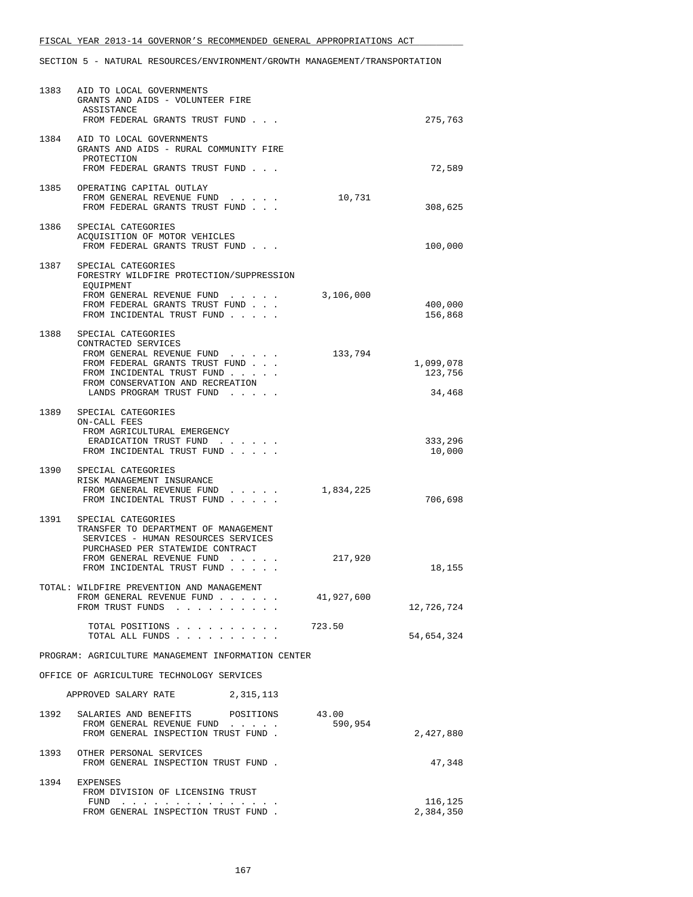FISCAL YEAR 2013-14 GOVERNOR'S RECOMMENDED GENERAL APPROPRIATIONS ACT

SECTION 5 - NATURAL RESOURCES/ENVIRONMENT/GROWTH MANAGEMENT/TRANSPORTATION

| | | General Revenue | Trust Funds |
|---|---|---|---|
| 1383 | AID TO LOCAL GOVERNMENTS<br>GRANTS AND AIDS - VOLUNTEER FIRE ASSISTANCE<br>FROM FEDERAL GRANTS TRUST FUND . . . | | 275,763 |
| 1384 | AID TO LOCAL GOVERNMENTS<br>GRANTS AND AIDS - RURAL COMMUNITY FIRE PROTECTION<br>FROM FEDERAL GRANTS TRUST FUND . . . | | 72,589 |
| 1385 | OPERATING CAPITAL OUTLAY<br>FROM GENERAL REVENUE FUND . . . . . | 10,731 | |
| | FROM FEDERAL GRANTS TRUST FUND . . . | | 308,625 |
| 1386 | SPECIAL CATEGORIES<br>ACQUISITION OF MOTOR VEHICLES<br>FROM FEDERAL GRANTS TRUST FUND . . . | | 100,000 |
| 1387 | SPECIAL CATEGORIES<br>FORESTRY WILDFIRE PROTECTION/SUPPRESSION EQUIPMENT<br>FROM GENERAL REVENUE FUND . . . . . | 3,106,000 | |
| | FROM FEDERAL GRANTS TRUST FUND . . . | | 400,000 |
| | FROM INCIDENTAL TRUST FUND . . . . . | | 156,868 |
| 1388 | SPECIAL CATEGORIES<br>CONTRACTED SERVICES<br>FROM GENERAL REVENUE FUND . . . . . | 133,794 | |
| | FROM FEDERAL GRANTS TRUST FUND . . . | | 1,099,078 |
| | FROM INCIDENTAL TRUST FUND . . . . . | | 123,756 |
| | FROM CONSERVATION AND RECREATION LANDS PROGRAM TRUST FUND . . . . . | | 34,468 |
| 1389 | SPECIAL CATEGORIES<br>ON-CALL FEES<br>FROM AGRICULTURAL EMERGENCY ERADICATION TRUST FUND . . . . . . | | 333,296 |
| | FROM INCIDENTAL TRUST FUND . . . . . | | 10,000 |
| 1390 | SPECIAL CATEGORIES<br>RISK MANAGEMENT INSURANCE<br>FROM GENERAL REVENUE FUND . . . . . | 1,834,225 | |
| | FROM INCIDENTAL TRUST FUND . . . . . | | 706,698 |
| 1391 | SPECIAL CATEGORIES<br>TRANSFER TO DEPARTMENT OF MANAGEMENT SERVICES - HUMAN RESOURCES SERVICES PURCHASED PER STATEWIDE CONTRACT<br>FROM GENERAL REVENUE FUND . . . . . | 217,920 | |
| | FROM INCIDENTAL TRUST FUND . . . . . | | 18,155 |
| TOTAL: | WILDFIRE PREVENTION AND MANAGEMENT<br>FROM GENERAL REVENUE FUND . . . . . . | 41,927,600 | |
| | FROM TRUST FUNDS . . . . . . . . . . | | 12,726,724 |
| | TOTAL POSITIONS . . . . . . . . . . | 723.50 | |
| | TOTAL ALL FUNDS . . . . . . . . . . | | 54,654,324 |

PROGRAM: AGRICULTURE MANAGEMENT INFORMATION CENTER

OFFICE OF AGRICULTURE TECHNOLOGY SERVICES

APPROVED SALARY RATE 2,315,113

| | | General Revenue | Trust Funds |
|---|---|---|---|
| 1392 | SALARIES AND BENEFITS POSITIONS | 43.00 | |
| | FROM GENERAL REVENUE FUND . . . . . | 590,954 | |
| | FROM GENERAL INSPECTION TRUST FUND . | | 2,427,880 |
| 1393 | OTHER PERSONAL SERVICES<br>FROM GENERAL INSPECTION TRUST FUND . | | 47,348 |
| 1394 | EXPENSES<br>FROM DIVISION OF LICENSING TRUST FUND . . . . . . . . . . . . . . . | | 116,125 |
| | FROM GENERAL INSPECTION TRUST FUND . | | 2,384,350 |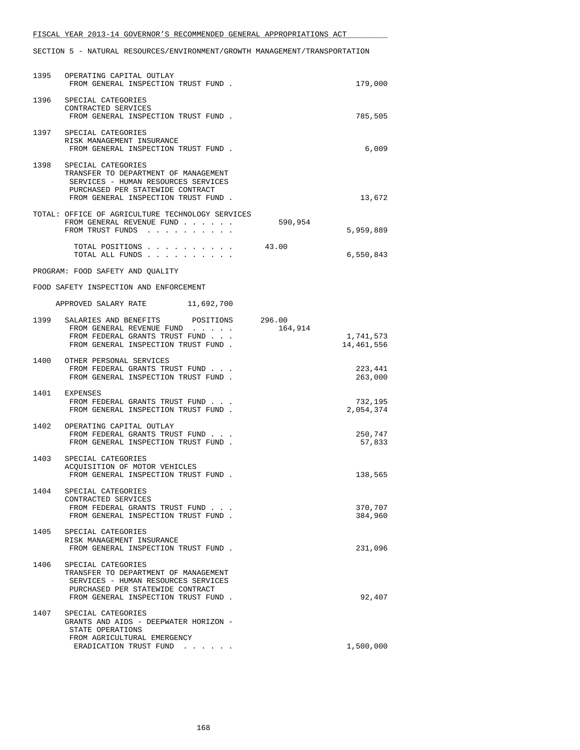FISCAL YEAR 2013-14 GOVERNOR'S RECOMMENDED GENERAL APPROPRIATIONS ACT

SECTION 5 - NATURAL RESOURCES/ENVIRONMENT/GROWTH MANAGEMENT/TRANSPORTATION

```
1395   OPERATING CAPITAL OUTLAY
        FROM GENERAL INSPECTION TRUST FUND .                          179,000

1396   SPECIAL CATEGORIES
        CONTRACTED SERVICES
        FROM GENERAL INSPECTION TRUST FUND .                          785,505

1397   SPECIAL CATEGORIES
        RISK MANAGEMENT INSURANCE
        FROM GENERAL INSPECTION TRUST FUND .                            6,009

1398   SPECIAL CATEGORIES
        TRANSFER TO DEPARTMENT OF MANAGEMENT
         SERVICES - HUMAN RESOURCES SERVICES
         PURCHASED PER STATEWIDE CONTRACT
        FROM GENERAL INSPECTION TRUST FUND .                           13,672

TOTAL: OFFICE OF AGRICULTURE TECHNOLOGY SERVICES
        FROM GENERAL REVENUE FUND . . . . . .        590,954
        FROM TRUST FUNDS  . . . . . . . . . .                       5,959,889

          TOTAL POSITIONS . . . . . . . . . .     43.00
          TOTAL ALL FUNDS . . . . . . . . . .                       6,550,843

PROGRAM: FOOD SAFETY AND QUALITY

FOOD SAFETY INSPECTION AND ENFORCEMENT

     APPROVED SALARY RATE        11,692,700

1399   SALARIES AND BENEFITS       POSITIONS     296.00
        FROM GENERAL REVENUE FUND  . . . . .        164,914
        FROM FEDERAL GRANTS TRUST FUND . . .                        1,741,573
        FROM GENERAL INSPECTION TRUST FUND .                       14,461,556

1400   OTHER PERSONAL SERVICES
        FROM FEDERAL GRANTS TRUST FUND . . .                          223,441
        FROM GENERAL INSPECTION TRUST FUND .                          263,000

1401   EXPENSES
        FROM FEDERAL GRANTS TRUST FUND . . .                          732,195
        FROM GENERAL INSPECTION TRUST FUND .                        2,054,374

1402   OPERATING CAPITAL OUTLAY
        FROM FEDERAL GRANTS TRUST FUND . . .                          250,747
        FROM GENERAL INSPECTION TRUST FUND .                           57,833

1403   SPECIAL CATEGORIES
        ACQUISITION OF MOTOR VEHICLES
        FROM GENERAL INSPECTION TRUST FUND .                          138,565

1404   SPECIAL CATEGORIES
        CONTRACTED SERVICES
        FROM FEDERAL GRANTS TRUST FUND . . .                          370,707
        FROM GENERAL INSPECTION TRUST FUND .                          384,960

1405   SPECIAL CATEGORIES
        RISK MANAGEMENT INSURANCE
        FROM GENERAL INSPECTION TRUST FUND .                          231,096

1406   SPECIAL CATEGORIES
        TRANSFER TO DEPARTMENT OF MANAGEMENT
         SERVICES - HUMAN RESOURCES SERVICES
         PURCHASED PER STATEWIDE CONTRACT
        FROM GENERAL INSPECTION TRUST FUND .                           92,407

1407   SPECIAL CATEGORIES
        GRANTS AND AIDS - DEEPWATER HORIZON -
         STATE OPERATIONS
        FROM AGRICULTURAL EMERGENCY
         ERADICATION TRUST FUND  . . . . . .                        1,500,000
```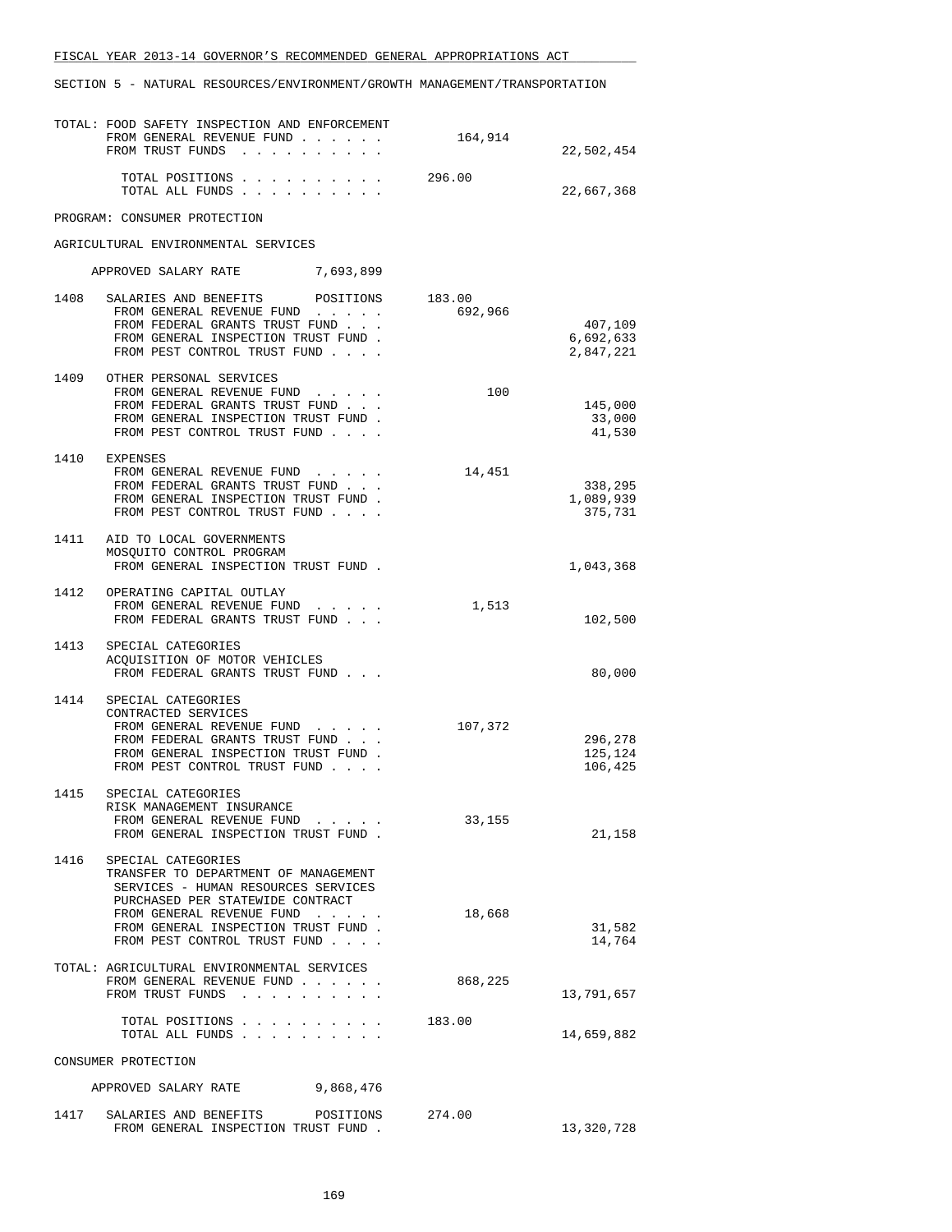FISCAL YEAR 2013-14 GOVERNOR'S RECOMMENDED GENERAL APPROPRIATIONS ACT

SECTION 5 - NATURAL RESOURCES/ENVIRONMENT/GROWTH MANAGEMENT/TRANSPORTATION

| | | | |
|---|---|---|---|
| TOTAL: FOOD SAFETY INSPECTION AND ENFORCEMENT | | | |
| FROM GENERAL REVENUE FUND | | 164,914 | |
| FROM TRUST FUNDS | | | 22,502,454 |
| TOTAL POSITIONS | | 296.00 | |
| TOTAL ALL FUNDS | | | 22,667,368 |

PROGRAM: CONSUMER PROTECTION

AGRICULTURAL ENVIRONMENTAL SERVICES

APPROVED SALARY RATE 7,693,899

| | | | |
|---|---|---|---|
| 1408 | SALARIES AND BENEFITS POSITIONS | 183.00 | |
| | FROM GENERAL REVENUE FUND | 692,966 | |
| | FROM FEDERAL GRANTS TRUST FUND | | 407,109 |
| | FROM GENERAL INSPECTION TRUST FUND | | 6,692,633 |
| | FROM PEST CONTROL TRUST FUND | | 2,847,221 |
| 1409 | OTHER PERSONAL SERVICES | | |
| | FROM GENERAL REVENUE FUND | 100 | |
| | FROM FEDERAL GRANTS TRUST FUND | | 145,000 |
| | FROM GENERAL INSPECTION TRUST FUND | | 33,000 |
| | FROM PEST CONTROL TRUST FUND | | 41,530 |
| 1410 | EXPENSES | | |
| | FROM GENERAL REVENUE FUND | 14,451 | |
| | FROM FEDERAL GRANTS TRUST FUND | | 338,295 |
| | FROM GENERAL INSPECTION TRUST FUND | | 1,089,939 |
| | FROM PEST CONTROL TRUST FUND | | 375,731 |
| 1411 | AID TO LOCAL GOVERNMENTS MOSQUITO CONTROL PROGRAM | | |
| | FROM GENERAL INSPECTION TRUST FUND | | 1,043,368 |
| 1412 | OPERATING CAPITAL OUTLAY | | |
| | FROM GENERAL REVENUE FUND | 1,513 | |
| | FROM FEDERAL GRANTS TRUST FUND | | 102,500 |
| 1413 | SPECIAL CATEGORIES ACQUISITION OF MOTOR VEHICLES | | |
| | FROM FEDERAL GRANTS TRUST FUND | | 80,000 |
| 1414 | SPECIAL CATEGORIES CONTRACTED SERVICES | | |
| | FROM GENERAL REVENUE FUND | 107,372 | |
| | FROM FEDERAL GRANTS TRUST FUND | | 296,278 |
| | FROM GENERAL INSPECTION TRUST FUND | | 125,124 |
| | FROM PEST CONTROL TRUST FUND | | 106,425 |
| 1415 | SPECIAL CATEGORIES RISK MANAGEMENT INSURANCE | | |
| | FROM GENERAL REVENUE FUND | 33,155 | |
| | FROM GENERAL INSPECTION TRUST FUND | | 21,158 |
| 1416 | SPECIAL CATEGORIES TRANSFER TO DEPARTMENT OF MANAGEMENT SERVICES - HUMAN RESOURCES SERVICES PURCHASED PER STATEWIDE CONTRACT | | |
| | FROM GENERAL REVENUE FUND | 18,668 | |
| | FROM GENERAL INSPECTION TRUST FUND | | 31,582 |
| | FROM PEST CONTROL TRUST FUND | | 14,764 |

| | | |
|---|---|---|
| TOTAL: AGRICULTURAL ENVIRONMENTAL SERVICES | | |
| FROM GENERAL REVENUE FUND | 868,225 | |
| FROM TRUST FUNDS | | 13,791,657 |
| TOTAL POSITIONS | 183.00 | |
| TOTAL ALL FUNDS | | 14,659,882 |

CONSUMER PROTECTION

APPROVED SALARY RATE 9,868,476

| | | | |
|---|---|---|---|
| 1417 | SALARIES AND BENEFITS POSITIONS | 274.00 | |
| | FROM GENERAL INSPECTION TRUST FUND | | 13,320,728 |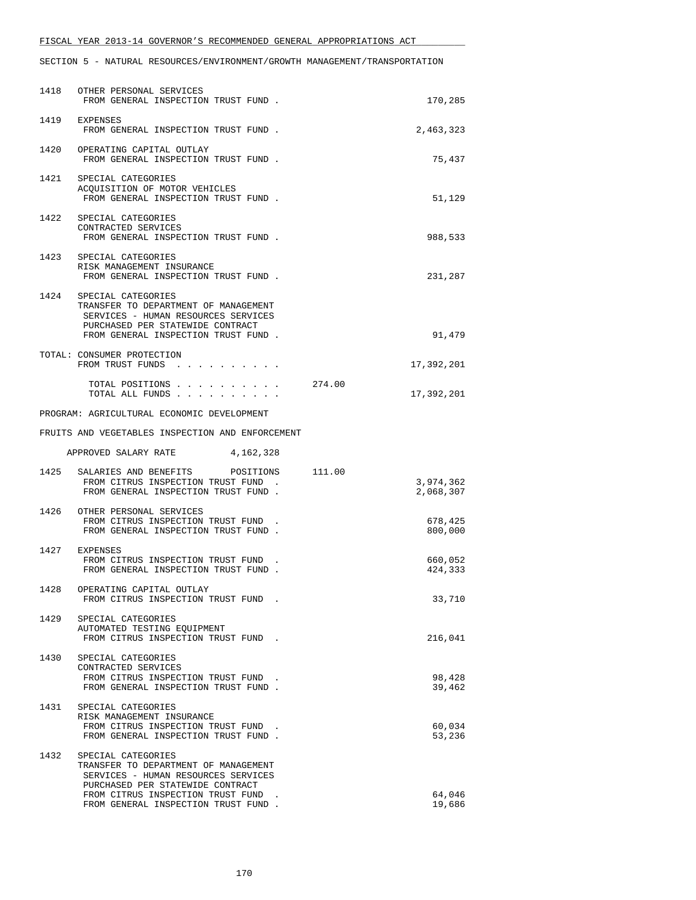FISCAL YEAR 2013-14 GOVERNOR'S RECOMMENDED GENERAL APPROPRIATIONS ACT

SECTION 5 - NATURAL RESOURCES/ENVIRONMENT/GROWTH MANAGEMENT/TRANSPORTATION

```
1418  OTHER PERSONAL SERVICES
        FROM GENERAL INSPECTION TRUST FUND .                              170,285

1419  EXPENSES
        FROM GENERAL INSPECTION TRUST FUND .                            2,463,323

1420  OPERATING CAPITAL OUTLAY
        FROM GENERAL INSPECTION TRUST FUND .                               75,437

1421  SPECIAL CATEGORIES
      ACQUISITION OF MOTOR VEHICLES
        FROM GENERAL INSPECTION TRUST FUND .                               51,129

1422  SPECIAL CATEGORIES
      CONTRACTED SERVICES
        FROM GENERAL INSPECTION TRUST FUND .                              988,533

1423  SPECIAL CATEGORIES
      RISK MANAGEMENT INSURANCE
        FROM GENERAL INSPECTION TRUST FUND .                              231,287

1424  SPECIAL CATEGORIES
      TRANSFER TO DEPARTMENT OF MANAGEMENT
       SERVICES - HUMAN RESOURCES SERVICES
       PURCHASED PER STATEWIDE CONTRACT
        FROM GENERAL INSPECTION TRUST FUND .                               91,479

TOTAL: CONSUMER PROTECTION
       FROM TRUST FUNDS . . . . . . . . . .                            17,392,201

         TOTAL POSITIONS . . . . . . . . . .      274.00
         TOTAL ALL FUNDS . . . . . . . . . .                           17,392,201

PROGRAM: AGRICULTURAL ECONOMIC DEVELOPMENT

FRUITS AND VEGETABLES INSPECTION AND ENFORCEMENT

     APPROVED SALARY RATE          4,162,328

1425  SALARIES AND BENEFITS      POSITIONS     111.00
        FROM CITRUS INSPECTION TRUST FUND  .                            3,974,362
        FROM GENERAL INSPECTION TRUST FUND .                            2,068,307

1426  OTHER PERSONAL SERVICES
        FROM CITRUS INSPECTION TRUST FUND  .                              678,425
        FROM GENERAL INSPECTION TRUST FUND .                              800,000

1427  EXPENSES
        FROM CITRUS INSPECTION TRUST FUND  .                              660,052
        FROM GENERAL INSPECTION TRUST FUND .                              424,333

1428  OPERATING CAPITAL OUTLAY
        FROM CITRUS INSPECTION TRUST FUND  .                               33,710

1429  SPECIAL CATEGORIES
      AUTOMATED TESTING EQUIPMENT
        FROM CITRUS INSPECTION TRUST FUND  .                              216,041

1430  SPECIAL CATEGORIES
      CONTRACTED SERVICES
        FROM CITRUS INSPECTION TRUST FUND  .                               98,428
        FROM GENERAL INSPECTION TRUST FUND .                               39,462

1431  SPECIAL CATEGORIES
      RISK MANAGEMENT INSURANCE
        FROM CITRUS INSPECTION TRUST FUND  .                               60,034
        FROM GENERAL INSPECTION TRUST FUND .                               53,236

1432  SPECIAL CATEGORIES
      TRANSFER TO DEPARTMENT OF MANAGEMENT
       SERVICES - HUMAN RESOURCES SERVICES
       PURCHASED PER STATEWIDE CONTRACT
        FROM CITRUS INSPECTION TRUST FUND  .                               64,046
        FROM GENERAL INSPECTION TRUST FUND .                               19,686
```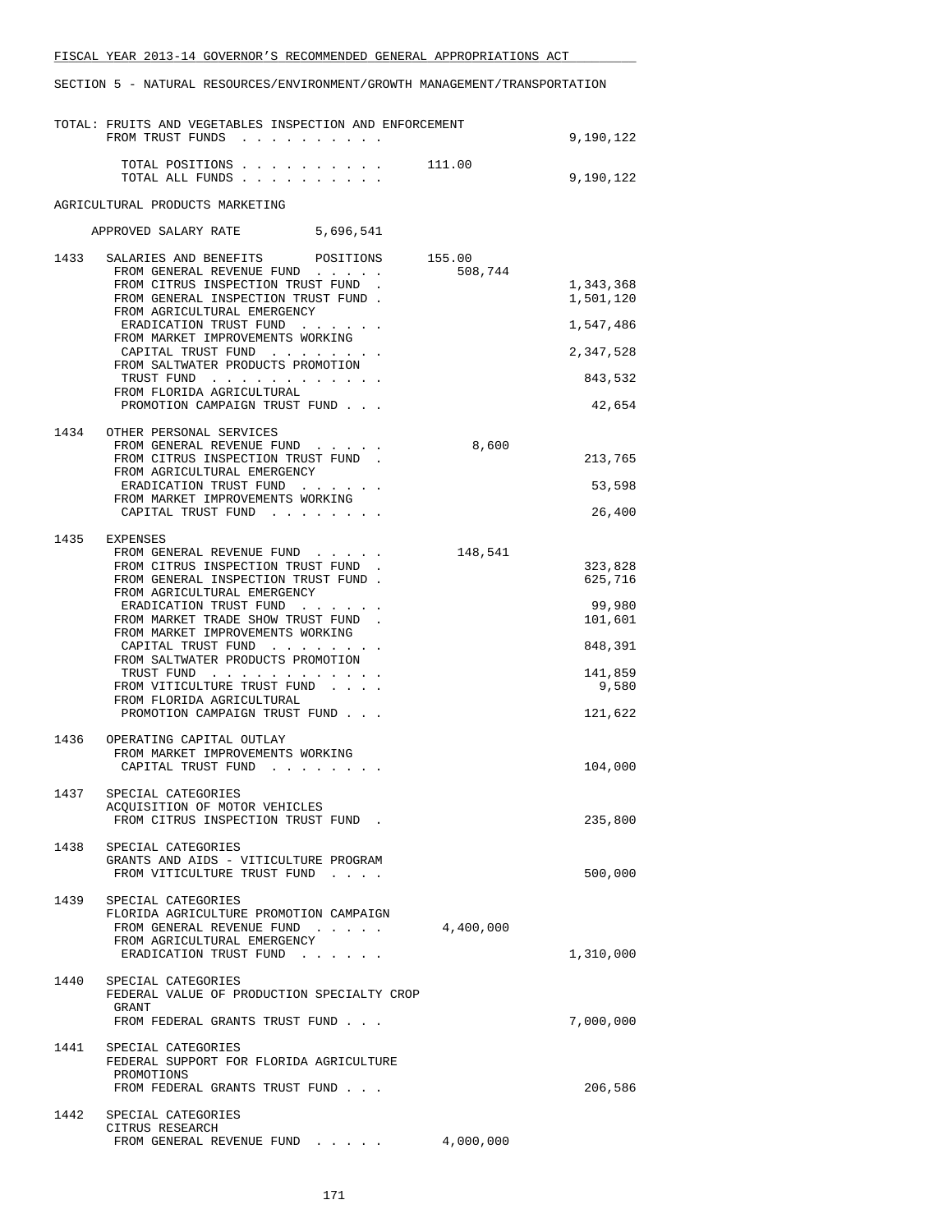SECTION 5 - NATURAL RESOURCES/ENVIRONMENT/GROWTH MANAGEMENT/TRANSPORTATION

TOTAL: FRUITS AND VEGETABLES INSPECTION AND ENFORCEMENT

| | | General Revenue | Trust Funds |
|---|---|---|---|
| | FROM TRUST FUNDS | | 9,190,122 |
| | TOTAL POSITIONS | 111.00 | |
| | TOTAL ALL FUNDS | | 9,190,122 |

AGRICULTURAL PRODUCTS MARKETING

APPROVED SALARY RATE 5,696,541

| | | | |
|---|---|---|---|
| 1433 | SALARIES AND BENEFITS POSITIONS | 155.00 | |
| | FROM GENERAL REVENUE FUND | 508,744 | |
| | FROM CITRUS INSPECTION TRUST FUND | | 1,343,368 |
| | FROM GENERAL INSPECTION TRUST FUND | | 1,501,120 |
| | FROM AGRICULTURAL EMERGENCY ERADICATION TRUST FUND | | 1,547,486 |
| | FROM MARKET IMPROVEMENTS WORKING CAPITAL TRUST FUND | | 2,347,528 |
| | FROM SALTWATER PRODUCTS PROMOTION TRUST FUND | | 843,532 |
| | FROM FLORIDA AGRICULTURAL PROMOTION CAMPAIGN TRUST FUND | | 42,654 |
| 1434 | OTHER PERSONAL SERVICES | | |
| | FROM GENERAL REVENUE FUND | 8,600 | |
| | FROM CITRUS INSPECTION TRUST FUND | | 213,765 |
| | FROM AGRICULTURAL EMERGENCY ERADICATION TRUST FUND | | 53,598 |
| | FROM MARKET IMPROVEMENTS WORKING CAPITAL TRUST FUND | | 26,400 |
| 1435 | EXPENSES | | |
| | FROM GENERAL REVENUE FUND | 148,541 | |
| | FROM CITRUS INSPECTION TRUST FUND | | 323,828 |
| | FROM GENERAL INSPECTION TRUST FUND | | 625,716 |
| | FROM AGRICULTURAL EMERGENCY ERADICATION TRUST FUND | | 99,980 |
| | FROM MARKET TRADE SHOW TRUST FUND | | 101,601 |
| | FROM MARKET IMPROVEMENTS WORKING CAPITAL TRUST FUND | | 848,391 |
| | FROM SALTWATER PRODUCTS PROMOTION TRUST FUND | | 141,859 |
| | FROM VITICULTURE TRUST FUND | | 9,580 |
| | FROM FLORIDA AGRICULTURAL PROMOTION CAMPAIGN TRUST FUND | | 121,622 |
| 1436 | OPERATING CAPITAL OUTLAY | | |
| | FROM MARKET IMPROVEMENTS WORKING CAPITAL TRUST FUND | | 104,000 |
| 1437 | SPECIAL CATEGORIES ACQUISITION OF MOTOR VEHICLES | | |
| | FROM CITRUS INSPECTION TRUST FUND | | 235,800 |
| 1438 | SPECIAL CATEGORIES GRANTS AND AIDS - VITICULTURE PROGRAM | | |
| | FROM VITICULTURE TRUST FUND | | 500,000 |
| 1439 | SPECIAL CATEGORIES FLORIDA AGRICULTURE PROMOTION CAMPAIGN | | |
| | FROM GENERAL REVENUE FUND | 4,400,000 | |
| | FROM AGRICULTURAL EMERGENCY ERADICATION TRUST FUND | | 1,310,000 |
| 1440 | SPECIAL CATEGORIES FEDERAL VALUE OF PRODUCTION SPECIALTY CROP GRANT | | |
| | FROM FEDERAL GRANTS TRUST FUND | | 7,000,000 |
| 1441 | SPECIAL CATEGORIES FEDERAL SUPPORT FOR FLORIDA AGRICULTURE PROMOTIONS | | |
| | FROM FEDERAL GRANTS TRUST FUND | | 206,586 |
| 1442 | SPECIAL CATEGORIES CITRUS RESEARCH | | |
| | FROM GENERAL REVENUE FUND | 4,000,000 | |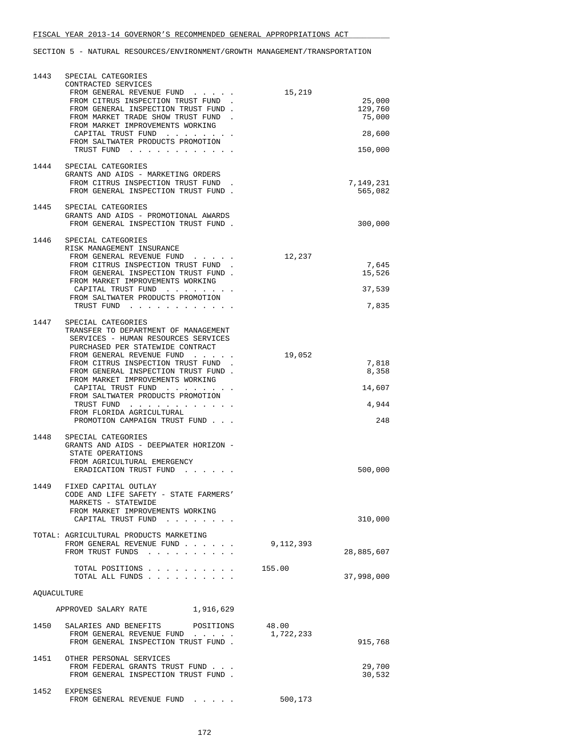SECTION 5 - NATURAL RESOURCES/ENVIRONMENT/GROWTH MANAGEMENT/TRANSPORTATION

| Line | Item | General Revenue | Trust Funds |
|---|---|---|---|
| 1443 | SPECIAL CATEGORIES<br>CONTRACTED SERVICES | | |
| | FROM GENERAL REVENUE FUND | 15,219 | |
| | FROM CITRUS INSPECTION TRUST FUND | | 25,000 |
| | FROM GENERAL INSPECTION TRUST FUND | | 129,760 |
| | FROM MARKET TRADE SHOW TRUST FUND | | 75,000 |
| | FROM MARKET IMPROVEMENTS WORKING CAPITAL TRUST FUND | | 28,600 |
| | FROM SALTWATER PRODUCTS PROMOTION TRUST FUND | | 150,000 |
| 1444 | SPECIAL CATEGORIES<br>GRANTS AND AIDS - MARKETING ORDERS | | |
| | FROM CITRUS INSPECTION TRUST FUND | | 7,149,231 |
| | FROM GENERAL INSPECTION TRUST FUND | | 565,082 |
| 1445 | SPECIAL CATEGORIES<br>GRANTS AND AIDS - PROMOTIONAL AWARDS | | |
| | FROM GENERAL INSPECTION TRUST FUND | | 300,000 |
| 1446 | SPECIAL CATEGORIES<br>RISK MANAGEMENT INSURANCE | | |
| | FROM GENERAL REVENUE FUND | 12,237 | |
| | FROM CITRUS INSPECTION TRUST FUND | | 7,645 |
| | FROM GENERAL INSPECTION TRUST FUND | | 15,526 |
| | FROM MARKET IMPROVEMENTS WORKING CAPITAL TRUST FUND | | 37,539 |
| | FROM SALTWATER PRODUCTS PROMOTION TRUST FUND | | 7,835 |
| 1447 | SPECIAL CATEGORIES<br>TRANSFER TO DEPARTMENT OF MANAGEMENT SERVICES - HUMAN RESOURCES SERVICES PURCHASED PER STATEWIDE CONTRACT | | |
| | FROM GENERAL REVENUE FUND | 19,052 | |
| | FROM CITRUS INSPECTION TRUST FUND | | 7,818 |
| | FROM GENERAL INSPECTION TRUST FUND | | 8,358 |
| | FROM MARKET IMPROVEMENTS WORKING CAPITAL TRUST FUND | | 14,607 |
| | FROM SALTWATER PRODUCTS PROMOTION TRUST FUND | | 4,944 |
| | FROM FLORIDA AGRICULTURAL PROMOTION CAMPAIGN TRUST FUND | | 248 |
| 1448 | SPECIAL CATEGORIES<br>GRANTS AND AIDS - DEEPWATER HORIZON - STATE OPERATIONS | | |
| | FROM AGRICULTURAL EMERGENCY ERADICATION TRUST FUND | | 500,000 |
| 1449 | FIXED CAPITAL OUTLAY<br>CODE AND LIFE SAFETY - STATE FARMERS' MARKETS - STATEWIDE | | |
| | FROM MARKET IMPROVEMENTS WORKING CAPITAL TRUST FUND | | 310,000 |

TOTAL: AGRICULTURAL PRODUCTS MARKETING

| | | |
|---|---|---|
| FROM GENERAL REVENUE FUND | 9,112,393 | |
| FROM TRUST FUNDS | | 28,885,607 |
| TOTAL POSITIONS | 155.00 | |
| TOTAL ALL FUNDS | | 37,998,000 |

AQUACULTURE

APPROVED SALARY RATE 1,916,629

| Line | Item | General Revenue | Trust Funds |
|---|---|---|---|
| 1450 | SALARIES AND BENEFITS POSITIONS | 48.00 | |
| | FROM GENERAL REVENUE FUND | 1,722,233 | |
| | FROM GENERAL INSPECTION TRUST FUND | | 915,768 |
| 1451 | OTHER PERSONAL SERVICES | | |
| | FROM FEDERAL GRANTS TRUST FUND | | 29,700 |
| | FROM GENERAL INSPECTION TRUST FUND | | 30,532 |
| 1452 | EXPENSES | | |
| | FROM GENERAL REVENUE FUND | 500,173 | |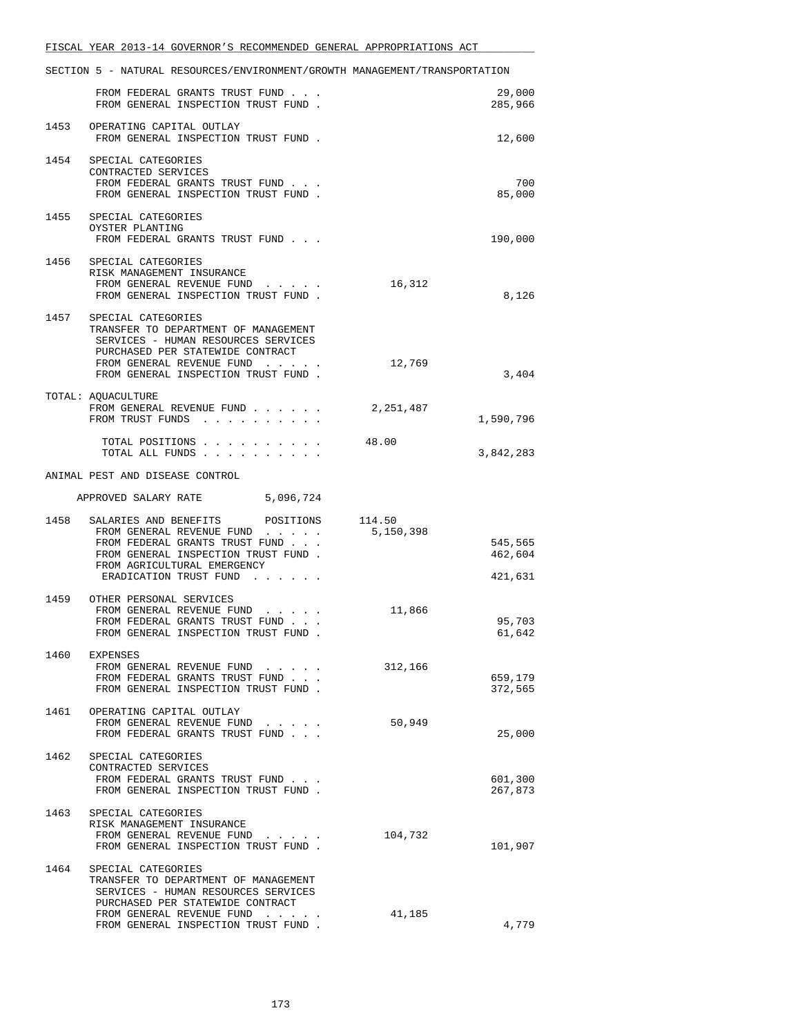SECTION 5 - NATURAL RESOURCES/ENVIRONMENT/GROWTH MANAGEMENT/TRANSPORTATION

| | | | |
|---|---|---|---|
| | FROM FEDERAL GRANTS TRUST FUND . . . | | 29,000 |
| | FROM GENERAL INSPECTION TRUST FUND . | | 285,966 |
| 1453 | OPERATING CAPITAL OUTLAY | | |
| | FROM GENERAL INSPECTION TRUST FUND . | | 12,600 |
| 1454 | SPECIAL CATEGORIES<br>CONTRACTED SERVICES | | |
| | FROM FEDERAL GRANTS TRUST FUND . . . | | 700 |
| | FROM GENERAL INSPECTION TRUST FUND . | | 85,000 |
| 1455 | SPECIAL CATEGORIES<br>OYSTER PLANTING | | |
| | FROM FEDERAL GRANTS TRUST FUND . . . | | 190,000 |
| 1456 | SPECIAL CATEGORIES<br>RISK MANAGEMENT INSURANCE | | |
| | FROM GENERAL REVENUE FUND . . . . . | 16,312 | |
| | FROM GENERAL INSPECTION TRUST FUND . | | 8,126 |
| 1457 | SPECIAL CATEGORIES<br>TRANSFER TO DEPARTMENT OF MANAGEMENT SERVICES - HUMAN RESOURCES SERVICES PURCHASED PER STATEWIDE CONTRACT | | |
| | FROM GENERAL REVENUE FUND . . . . . | 12,769 | |
| | FROM GENERAL INSPECTION TRUST FUND . | | 3,404 |
| | TOTAL: AQUACULTURE | | |
| | FROM GENERAL REVENUE FUND . . . . . . | 2,251,487 | |
| | FROM TRUST FUNDS . . . . . . . . . . | | 1,590,796 |
| | TOTAL POSITIONS . . . . . . . . . . | 48.00 | |
| | TOTAL ALL FUNDS . . . . . . . . . . | | 3,842,283 |

ANIMAL PEST AND DISEASE CONTROL

APPROVED SALARY RATE 5,096,724

| | | | |
|---|---|---|---|
| 1458 | SALARIES AND BENEFITS POSITIONS | 114.50 | |
| | FROM GENERAL REVENUE FUND . . . . . | 5,150,398 | |
| | FROM FEDERAL GRANTS TRUST FUND . . . | | 545,565 |
| | FROM GENERAL INSPECTION TRUST FUND . | | 462,604 |
| | FROM AGRICULTURAL EMERGENCY ERADICATION TRUST FUND . . . . . . | | 421,631 |
| 1459 | OTHER PERSONAL SERVICES | | |
| | FROM GENERAL REVENUE FUND . . . . . | 11,866 | |
| | FROM FEDERAL GRANTS TRUST FUND . . . | | 95,703 |
| | FROM GENERAL INSPECTION TRUST FUND . | | 61,642 |
| 1460 | EXPENSES | | |
| | FROM GENERAL REVENUE FUND . . . . . | 312,166 | |
| | FROM FEDERAL GRANTS TRUST FUND . . . | | 659,179 |
| | FROM GENERAL INSPECTION TRUST FUND . | | 372,565 |
| 1461 | OPERATING CAPITAL OUTLAY | | |
| | FROM GENERAL REVENUE FUND . . . . . | 50,949 | |
| | FROM FEDERAL GRANTS TRUST FUND . . . | | 25,000 |
| 1462 | SPECIAL CATEGORIES<br>CONTRACTED SERVICES | | |
| | FROM FEDERAL GRANTS TRUST FUND . . . | | 601,300 |
| | FROM GENERAL INSPECTION TRUST FUND . | | 267,873 |
| 1463 | SPECIAL CATEGORIES<br>RISK MANAGEMENT INSURANCE | | |
| | FROM GENERAL REVENUE FUND . . . . . | 104,732 | |
| | FROM GENERAL INSPECTION TRUST FUND . | | 101,907 |
| 1464 | SPECIAL CATEGORIES<br>TRANSFER TO DEPARTMENT OF MANAGEMENT SERVICES - HUMAN RESOURCES SERVICES PURCHASED PER STATEWIDE CONTRACT | | |
| | FROM GENERAL REVENUE FUND . . . . . | 41,185 | |
| | FROM GENERAL INSPECTION TRUST FUND . | | 4,779 |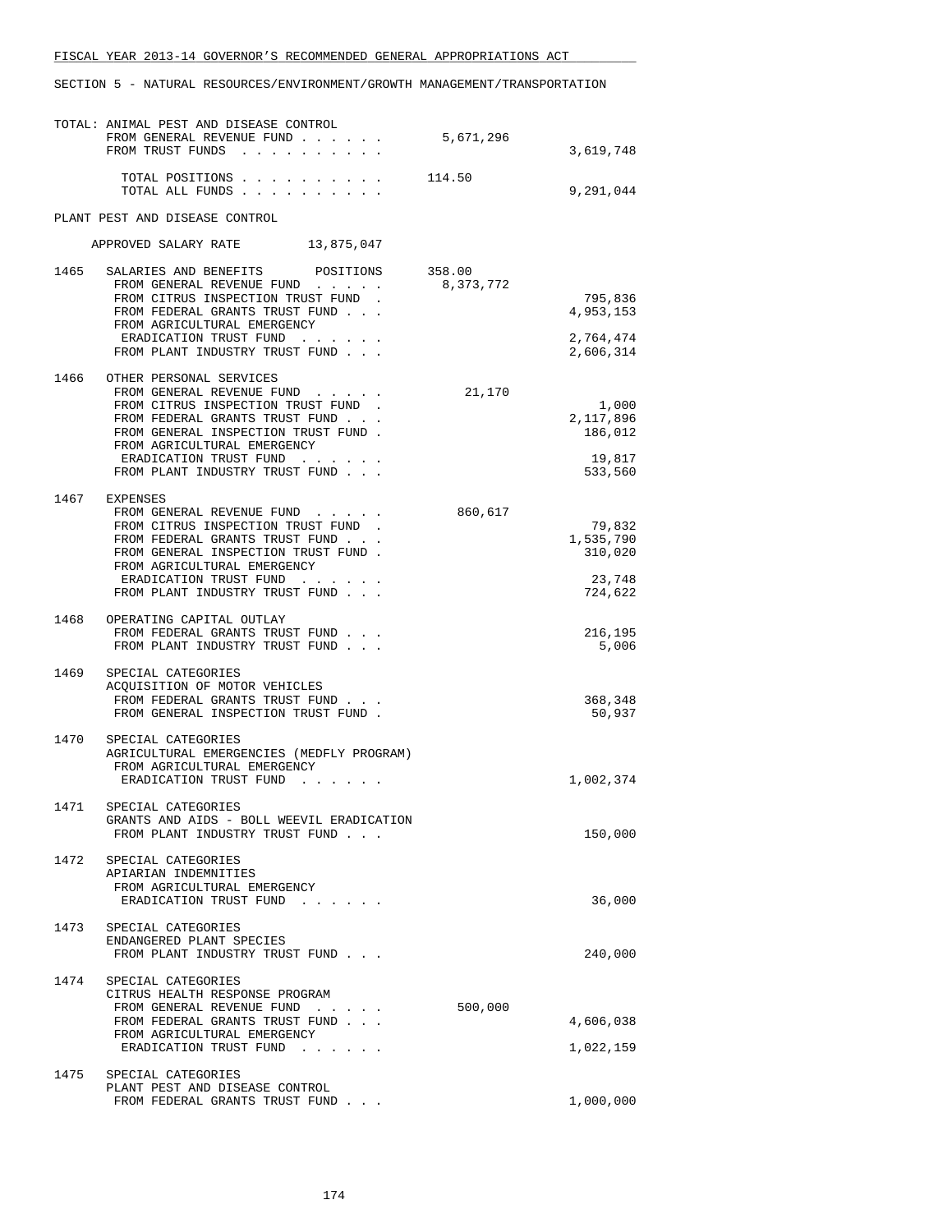FISCAL YEAR 2013-14 GOVERNOR'S RECOMMENDED GENERAL APPROPRIATIONS ACT

SECTION 5 - NATURAL RESOURCES/ENVIRONMENT/GROWTH MANAGEMENT/TRANSPORTATION

```
TOTAL: ANIMAL PEST AND DISEASE CONTROL
       FROM GENERAL REVENUE FUND . . . . . .      5,671,296
       FROM TRUST FUNDS  . . . . . . . . . .                        3,619,748

         TOTAL POSITIONS . . . . . . . . . .      114.50
         TOTAL ALL FUNDS . . . . . . . . . .                        9,291,044

PLANT PEST AND DISEASE CONTROL

     APPROVED SALARY RATE        13,875,047

1465   SALARIES AND BENEFITS       POSITIONS      358.00
        FROM GENERAL REVENUE FUND  . . . . .      8,373,772
        FROM CITRUS INSPECTION TRUST FUND  .                          795,836
        FROM FEDERAL GRANTS TRUST FUND . . .                        4,953,153
        FROM AGRICULTURAL EMERGENCY
         ERADICATION TRUST FUND  . . . . . .                        2,764,474
        FROM PLANT INDUSTRY TRUST FUND . . .                        2,606,314

1466   OTHER PERSONAL SERVICES
        FROM GENERAL REVENUE FUND  . . . . .         21,170
        FROM CITRUS INSPECTION TRUST FUND  .                            1,000
        FROM FEDERAL GRANTS TRUST FUND . . .                        2,117,896
        FROM GENERAL INSPECTION TRUST FUND .                          186,012
        FROM AGRICULTURAL EMERGENCY
         ERADICATION TRUST FUND  . . . . . .                           19,817
        FROM PLANT INDUSTRY TRUST FUND . . .                          533,560

1467   EXPENSES
        FROM GENERAL REVENUE FUND  . . . . .        860,617
        FROM CITRUS INSPECTION TRUST FUND  .                           79,832
        FROM FEDERAL GRANTS TRUST FUND . . .                        1,535,790
        FROM GENERAL INSPECTION TRUST FUND .                          310,020
        FROM AGRICULTURAL EMERGENCY
         ERADICATION TRUST FUND  . . . . . .                           23,748
        FROM PLANT INDUSTRY TRUST FUND . . .                          724,622

1468   OPERATING CAPITAL OUTLAY
        FROM FEDERAL GRANTS TRUST FUND . . .                          216,195
        FROM PLANT INDUSTRY TRUST FUND . . .                            5,006

1469   SPECIAL CATEGORIES
       ACQUISITION OF MOTOR VEHICLES
        FROM FEDERAL GRANTS TRUST FUND . . .                          368,348
        FROM GENERAL INSPECTION TRUST FUND .                           50,937

1470   SPECIAL CATEGORIES
       AGRICULTURAL EMERGENCIES (MEDFLY PROGRAM)
        FROM AGRICULTURAL EMERGENCY
         ERADICATION TRUST FUND  . . . . . .                        1,002,374

1471   SPECIAL CATEGORIES
       GRANTS AND AIDS - BOLL WEEVIL ERADICATION
        FROM PLANT INDUSTRY TRUST FUND . . .                          150,000

1472   SPECIAL CATEGORIES
       APIARIAN INDEMNITIES
        FROM AGRICULTURAL EMERGENCY
         ERADICATION TRUST FUND  . . . . . .                           36,000

1473   SPECIAL CATEGORIES
       ENDANGERED PLANT SPECIES
        FROM PLANT INDUSTRY TRUST FUND . . .                          240,000

1474   SPECIAL CATEGORIES
       CITRUS HEALTH RESPONSE PROGRAM
        FROM GENERAL REVENUE FUND  . . . . .        500,000
        FROM FEDERAL GRANTS TRUST FUND . . .                        4,606,038
        FROM AGRICULTURAL EMERGENCY
         ERADICATION TRUST FUND  . . . . . .                        1,022,159

1475   SPECIAL CATEGORIES
       PLANT PEST AND DISEASE CONTROL
        FROM FEDERAL GRANTS TRUST FUND . . .                        1,000,000
```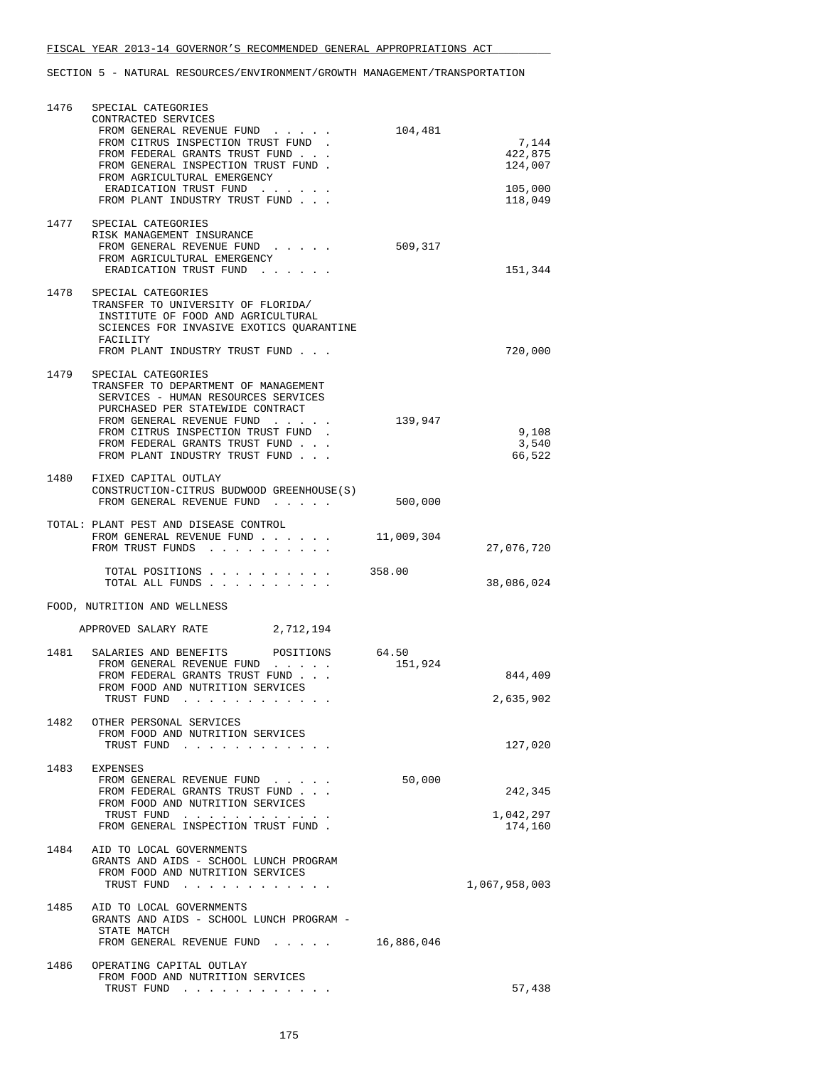FISCAL YEAR 2013-14 GOVERNOR'S RECOMMENDED GENERAL APPROPRIATIONS ACT

SECTION 5 - NATURAL RESOURCES/ENVIRONMENT/GROWTH MANAGEMENT/TRANSPORTATION

```
1476   SPECIAL CATEGORIES
       CONTRACTED SERVICES
        FROM GENERAL REVENUE FUND  . . . . .       104,481
        FROM CITRUS INSPECTION TRUST FUND  .                          7,144
        FROM FEDERAL GRANTS TRUST FUND . . .                        422,875
        FROM GENERAL INSPECTION TRUST FUND .                        124,007
        FROM AGRICULTURAL EMERGENCY
         ERADICATION TRUST FUND  . . . . . .                        105,000
        FROM PLANT INDUSTRY TRUST FUND . . .                        118,049

1477   SPECIAL CATEGORIES
       RISK MANAGEMENT INSURANCE
        FROM GENERAL REVENUE FUND  . . . . .       509,317
        FROM AGRICULTURAL EMERGENCY
         ERADICATION TRUST FUND  . . . . . .                        151,344

1478   SPECIAL CATEGORIES
       TRANSFER TO UNIVERSITY OF FLORIDA/
        INSTITUTE OF FOOD AND AGRICULTURAL
        SCIENCES FOR INVASIVE EXOTICS QUARANTINE
        FACILITY
        FROM PLANT INDUSTRY TRUST FUND . . .                        720,000

1479   SPECIAL CATEGORIES
       TRANSFER TO DEPARTMENT OF MANAGEMENT
        SERVICES - HUMAN RESOURCES SERVICES
        PURCHASED PER STATEWIDE CONTRACT
        FROM GENERAL REVENUE FUND  . . . . .       139,947
        FROM CITRUS INSPECTION TRUST FUND  .                          9,108
        FROM FEDERAL GRANTS TRUST FUND . . .                          3,540
        FROM PLANT INDUSTRY TRUST FUND . . .                         66,522

1480   FIXED CAPITAL OUTLAY
       CONSTRUCTION-CITRUS BUDWOOD GREENHOUSE(S)
        FROM GENERAL REVENUE FUND  . . . . .       500,000

TOTAL: PLANT PEST AND DISEASE CONTROL
        FROM GENERAL REVENUE FUND . . . . . .   11,009,304
        FROM TRUST FUNDS  . . . . . . . . . .                    27,076,720

         TOTAL POSITIONS . . . . . . . . . .    358.00
         TOTAL ALL FUNDS . . . . . . . . . .                     38,086,024

FOOD, NUTRITION AND WELLNESS

    APPROVED SALARY RATE         2,712,194

1481   SALARIES AND BENEFITS       POSITIONS      64.50
        FROM GENERAL REVENUE FUND  . . . . .       151,924
        FROM FEDERAL GRANTS TRUST FUND . . .                        844,409
        FROM FOOD AND NUTRITION SERVICES
         TRUST FUND  . . . . . . . . . . . .                      2,635,902

1482   OTHER PERSONAL SERVICES
        FROM FOOD AND NUTRITION SERVICES
         TRUST FUND  . . . . . . . . . . . .                        127,020

1483   EXPENSES
        FROM GENERAL REVENUE FUND  . . . . .        50,000
        FROM FEDERAL GRANTS TRUST FUND . . .                        242,345
        FROM FOOD AND NUTRITION SERVICES
         TRUST FUND  . . . . . . . . . . . .                      1,042,297
        FROM GENERAL INSPECTION TRUST FUND .                        174,160

1484   AID TO LOCAL GOVERNMENTS
       GRANTS AND AIDS - SCHOOL LUNCH PROGRAM
        FROM FOOD AND NUTRITION SERVICES
         TRUST FUND  . . . . . . . . . . . .                  1,067,958,003

1485   AID TO LOCAL GOVERNMENTS
       GRANTS AND AIDS - SCHOOL LUNCH PROGRAM -
        STATE MATCH
        FROM GENERAL REVENUE FUND  . . . . .    16,886,046

1486   OPERATING CAPITAL OUTLAY
        FROM FOOD AND NUTRITION SERVICES
         TRUST FUND  . . . . . . . . . . . .                         57,438
```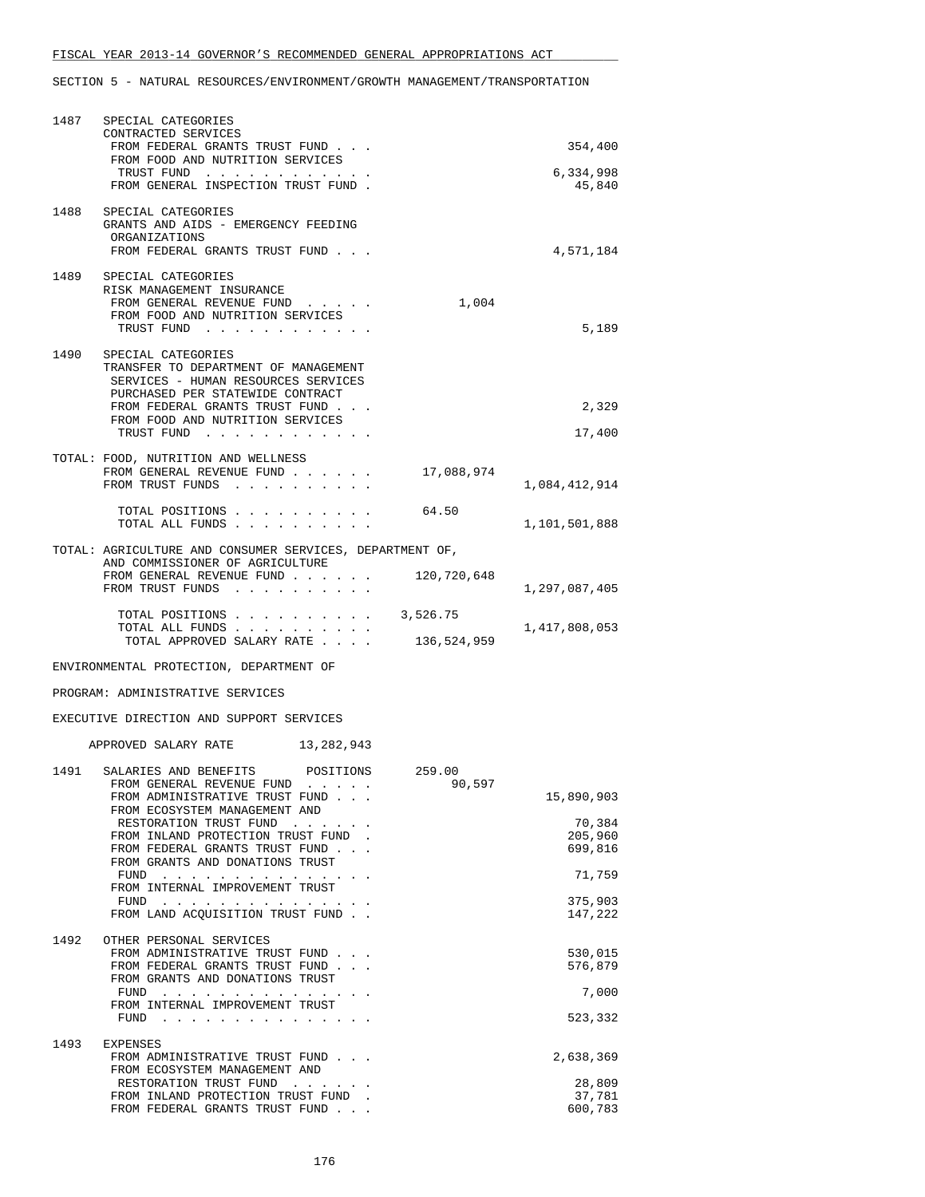SECTION 5 - NATURAL RESOURCES/ENVIRONMENT/GROWTH MANAGEMENT/TRANSPORTATION

| | | | |
|---|---|---|---|
| 1487 | SPECIAL CATEGORIES<br>CONTRACTED SERVICES | | |
| | FROM FEDERAL GRANTS TRUST FUND . . . | | 354,400 |
| | FROM FOOD AND NUTRITION SERVICES TRUST FUND . . . . . . . . . . . . | | 6,334,998 |
| | FROM GENERAL INSPECTION TRUST FUND . | | 45,840 |
| 1488 | SPECIAL CATEGORIES<br>GRANTS AND AIDS - EMERGENCY FEEDING ORGANIZATIONS | | |
| | FROM FEDERAL GRANTS TRUST FUND . . . | | 4,571,184 |
| 1489 | SPECIAL CATEGORIES<br>RISK MANAGEMENT INSURANCE | | |
| | FROM GENERAL REVENUE FUND . . . . . | 1,004 | |
| | FROM FOOD AND NUTRITION SERVICES TRUST FUND . . . . . . . . . . . . | | 5,189 |
| 1490 | SPECIAL CATEGORIES<br>TRANSFER TO DEPARTMENT OF MANAGEMENT SERVICES - HUMAN RESOURCES SERVICES PURCHASED PER STATEWIDE CONTRACT | | |
| | FROM FEDERAL GRANTS TRUST FUND . . . | | 2,329 |
| | FROM FOOD AND NUTRITION SERVICES TRUST FUND . . . . . . . . . . . . | | 17,400 |

TOTAL: FOOD, NUTRITION AND WELLNESS

| | | |
|---|---|---|
| FROM GENERAL REVENUE FUND . . . . . . | 17,088,974 | |
| FROM TRUST FUNDS . . . . . . . . . . | | 1,084,412,914 |
| TOTAL POSITIONS . . . . . . . . . . | 64.50 | |
| TOTAL ALL FUNDS . . . . . . . . . . | | 1,101,501,888 |

TOTAL: AGRICULTURE AND CONSUMER SERVICES, DEPARTMENT OF, AND COMMISSIONER OF AGRICULTURE

| | | |
|---|---|---|
| FROM GENERAL REVENUE FUND . . . . . . | 120,720,648 | |
| FROM TRUST FUNDS . . . . . . . . . . | | 1,297,087,405 |
| TOTAL POSITIONS . . . . . . . . . . | 3,526.75 | |
| TOTAL ALL FUNDS . . . . . . . . . . | | 1,417,808,053 |
| TOTAL APPROVED SALARY RATE . . . . | 136,524,959 | |

ENVIRONMENTAL PROTECTION, DEPARTMENT OF

PROGRAM: ADMINISTRATIVE SERVICES

EXECUTIVE DIRECTION AND SUPPORT SERVICES

APPROVED SALARY RATE 13,282,943

| | | | |
|---|---|---|---|
| 1491 | SALARIES AND BENEFITS POSITIONS | 259.00 | |
| | FROM GENERAL REVENUE FUND . . . . . | 90,597 | |
| | FROM ADMINISTRATIVE TRUST FUND . . . | | 15,890,903 |
| | FROM ECOSYSTEM MANAGEMENT AND RESTORATION TRUST FUND . . . . . . | | 70,384 |
| | FROM INLAND PROTECTION TRUST FUND . | | 205,960 |
| | FROM FEDERAL GRANTS TRUST FUND . . . | | 699,816 |
| | FROM GRANTS AND DONATIONS TRUST FUND . . . . . . . . . . . . . . . | | 71,759 |
| | FROM INTERNAL IMPROVEMENT TRUST FUND . . . . . . . . . . . . . . . | | 375,903 |
| | FROM LAND ACQUISITION TRUST FUND . . | | 147,222 |
| 1492 | OTHER PERSONAL SERVICES | | |
| | FROM ADMINISTRATIVE TRUST FUND . . . | | 530,015 |
| | FROM FEDERAL GRANTS TRUST FUND . . . | | 576,879 |
| | FROM GRANTS AND DONATIONS TRUST FUND . . . . . . . . . . . . . . . | | 7,000 |
| | FROM INTERNAL IMPROVEMENT TRUST FUND . . . . . . . . . . . . . . . | | 523,332 |
| 1493 | EXPENSES | | |
| | FROM ADMINISTRATIVE TRUST FUND . . . | | 2,638,369 |
| | FROM ECOSYSTEM MANAGEMENT AND RESTORATION TRUST FUND . . . . . . | | 28,809 |
| | FROM INLAND PROTECTION TRUST FUND . | | 37,781 |
| | FROM FEDERAL GRANTS TRUST FUND . . . | | 600,783 |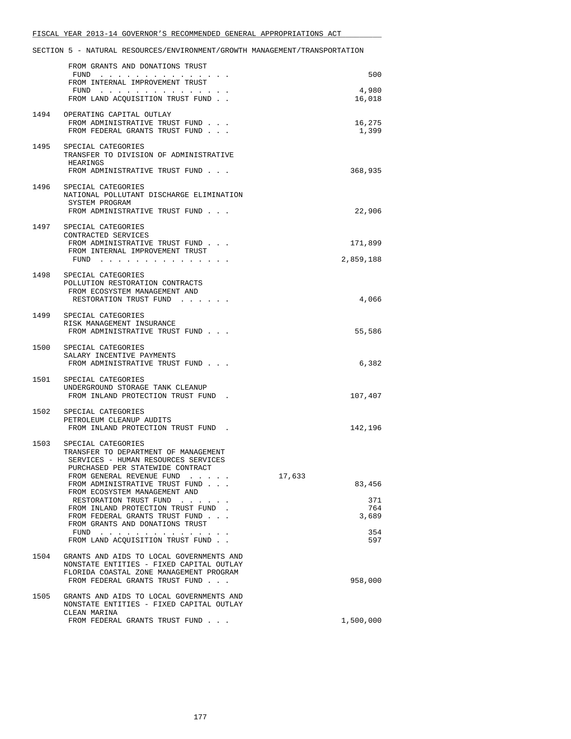FISCAL YEAR 2013-14 GOVERNOR'S RECOMMENDED GENERAL APPROPRIATIONS ACT

SECTION 5 - NATURAL RESOURCES/ENVIRONMENT/GROWTH MANAGEMENT/TRANSPORTATION

| | | | |
|---|---|---|---|
| | FROM GRANTS AND DONATIONS TRUST FUND . . . . . . . . . . . . . . . | | 500 |
| | FROM INTERNAL IMPROVEMENT TRUST FUND . . . . . . . . . . . . . . . | | 4,980 |
| | FROM LAND ACQUISITION TRUST FUND . . | | 16,018 |
| 1494 | OPERATING CAPITAL OUTLAY | | |
| | FROM ADMINISTRATIVE TRUST FUND . . . | | 16,275 |
| | FROM FEDERAL GRANTS TRUST FUND . . . | | 1,399 |
| 1495 | SPECIAL CATEGORIES<br>TRANSFER TO DIVISION OF ADMINISTRATIVE HEARINGS | | |
| | FROM ADMINISTRATIVE TRUST FUND . . . | | 368,935 |
| 1496 | SPECIAL CATEGORIES<br>NATIONAL POLLUTANT DISCHARGE ELIMINATION SYSTEM PROGRAM | | |
| | FROM ADMINISTRATIVE TRUST FUND . . . | | 22,906 |
| 1497 | SPECIAL CATEGORIES<br>CONTRACTED SERVICES | | |
| | FROM ADMINISTRATIVE TRUST FUND . . . | | 171,899 |
| | FROM INTERNAL IMPROVEMENT TRUST FUND . . . . . . . . . . . . . . . | | 2,859,188 |
| 1498 | SPECIAL CATEGORIES<br>POLLUTION RESTORATION CONTRACTS | | |
| | FROM ECOSYSTEM MANAGEMENT AND RESTORATION TRUST FUND . . . . . . | | 4,066 |
| 1499 | SPECIAL CATEGORIES<br>RISK MANAGEMENT INSURANCE | | |
| | FROM ADMINISTRATIVE TRUST FUND . . . | | 55,586 |
| 1500 | SPECIAL CATEGORIES<br>SALARY INCENTIVE PAYMENTS | | |
| | FROM ADMINISTRATIVE TRUST FUND . . . | | 6,382 |
| 1501 | SPECIAL CATEGORIES<br>UNDERGROUND STORAGE TANK CLEANUP | | |
| | FROM INLAND PROTECTION TRUST FUND . | | 107,407 |
| 1502 | SPECIAL CATEGORIES<br>PETROLEUM CLEANUP AUDITS | | |
| | FROM INLAND PROTECTION TRUST FUND . | | 142,196 |
| 1503 | SPECIAL CATEGORIES<br>TRANSFER TO DEPARTMENT OF MANAGEMENT SERVICES - HUMAN RESOURCES SERVICES PURCHASED PER STATEWIDE CONTRACT | | |
| | FROM GENERAL REVENUE FUND . . . . . | 17,633 | |
| | FROM ADMINISTRATIVE TRUST FUND . . . | | 83,456 |
| | FROM ECOSYSTEM MANAGEMENT AND RESTORATION TRUST FUND . . . . . . | | 371 |
| | FROM INLAND PROTECTION TRUST FUND . | | 764 |
| | FROM FEDERAL GRANTS TRUST FUND . . . | | 3,689 |
| | FROM GRANTS AND DONATIONS TRUST FUND . . . . . . . . . . . . . . . | | 354 |
| | FROM LAND ACQUISITION TRUST FUND . . | | 597 |
| 1504 | GRANTS AND AIDS TO LOCAL GOVERNMENTS AND NONSTATE ENTITIES - FIXED CAPITAL OUTLAY<br>FLORIDA COASTAL ZONE MANAGEMENT PROGRAM | | |
| | FROM FEDERAL GRANTS TRUST FUND . . . | | 958,000 |
| 1505 | GRANTS AND AIDS TO LOCAL GOVERNMENTS AND NONSTATE ENTITIES - FIXED CAPITAL OUTLAY<br>CLEAN MARINA | | |
| | FROM FEDERAL GRANTS TRUST FUND . . . | | 1,500,000 |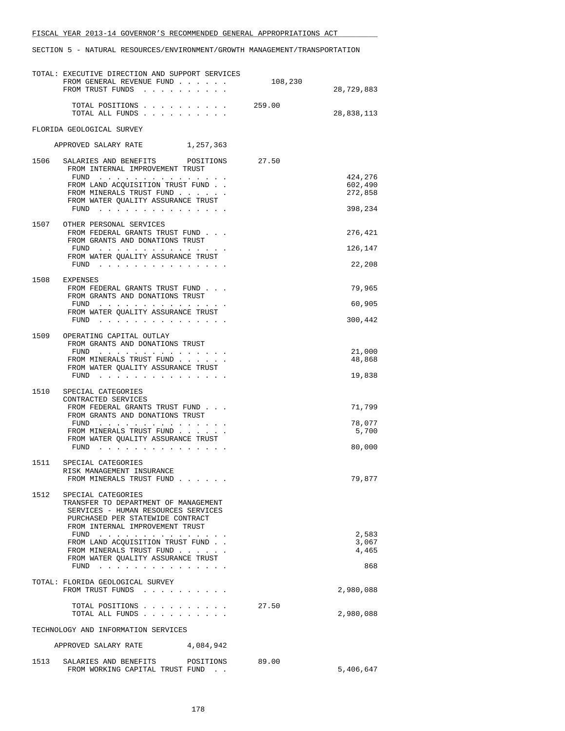FISCAL YEAR 2013-14 GOVERNOR'S RECOMMENDED GENERAL APPROPRIATIONS ACT

SECTION 5 - NATURAL RESOURCES/ENVIRONMENT/GROWTH MANAGEMENT/TRANSPORTATION

```
TOTAL: EXECUTIVE DIRECTION AND SUPPORT SERVICES
       FROM GENERAL REVENUE FUND . . . . . .        108,230
       FROM TRUST FUNDS  . . . . . . . . . .                       28,729,883

         TOTAL POSITIONS . . . . . . . . . .     259.00
         TOTAL ALL FUNDS . . . . . . . . . .                       28,838,113

FLORIDA GEOLOGICAL SURVEY

     APPROVED SALARY RATE          1,257,363

1506   SALARIES AND BENEFITS      POSITIONS      27.50
        FROM INTERNAL IMPROVEMENT TRUST
         FUND  . . . . . . . . . . . . . . .                          424,276
        FROM LAND ACQUISITION TRUST FUND . .                          602,490
        FROM MINERALS TRUST FUND . . . . . .                          272,858
        FROM WATER QUALITY ASSURANCE TRUST
         FUND  . . . . . . . . . . . . . . .                          398,234

1507   OTHER PERSONAL SERVICES
        FROM FEDERAL GRANTS TRUST FUND . . .                          276,421
        FROM GRANTS AND DONATIONS TRUST
         FUND  . . . . . . . . . . . . . . .                          126,147
        FROM WATER QUALITY ASSURANCE TRUST
         FUND  . . . . . . . . . . . . . . .                           22,208

1508   EXPENSES
        FROM FEDERAL GRANTS TRUST FUND . . .                           79,965
        FROM GRANTS AND DONATIONS TRUST
         FUND  . . . . . . . . . . . . . . .                           60,905
        FROM WATER QUALITY ASSURANCE TRUST
         FUND  . . . . . . . . . . . . . . .                          300,442

1509   OPERATING CAPITAL OUTLAY
        FROM GRANTS AND DONATIONS TRUST
         FUND  . . . . . . . . . . . . . . .                           21,000
        FROM MINERALS TRUST FUND . . . . . .                           48,868
        FROM WATER QUALITY ASSURANCE TRUST
         FUND  . . . . . . . . . . . . . . .                           19,838

1510   SPECIAL CATEGORIES
        CONTRACTED SERVICES
        FROM FEDERAL GRANTS TRUST FUND . . .                           71,799
        FROM GRANTS AND DONATIONS TRUST
         FUND  . . . . . . . . . . . . . . .                           78,077
        FROM MINERALS TRUST FUND . . . . . .                            5,700
        FROM WATER QUALITY ASSURANCE TRUST
         FUND  . . . . . . . . . . . . . . .                           80,000

1511   SPECIAL CATEGORIES
        RISK MANAGEMENT INSURANCE
        FROM MINERALS TRUST FUND . . . . . .                           79,877

1512   SPECIAL CATEGORIES
        TRANSFER TO DEPARTMENT OF MANAGEMENT
        SERVICES - HUMAN RESOURCES SERVICES
        PURCHASED PER STATEWIDE CONTRACT
        FROM INTERNAL IMPROVEMENT TRUST
         FUND  . . . . . . . . . . . . . . .                            2,583
        FROM LAND ACQUISITION TRUST FUND . .                            3,067
        FROM MINERALS TRUST FUND . . . . . .                            4,465
        FROM WATER QUALITY ASSURANCE TRUST
         FUND  . . . . . . . . . . . . . . .                              868

TOTAL: FLORIDA GEOLOGICAL SURVEY
       FROM TRUST FUNDS  . . . . . . . . . .                        2,980,088

         TOTAL POSITIONS . . . . . . . . . .      27.50
         TOTAL ALL FUNDS . . . . . . . . . .                        2,980,088

TECHNOLOGY AND INFORMATION SERVICES

     APPROVED SALARY RATE          4,084,942

1513   SALARIES AND BENEFITS      POSITIONS      89.00
        FROM WORKING CAPITAL TRUST FUND  . .                        5,406,647
```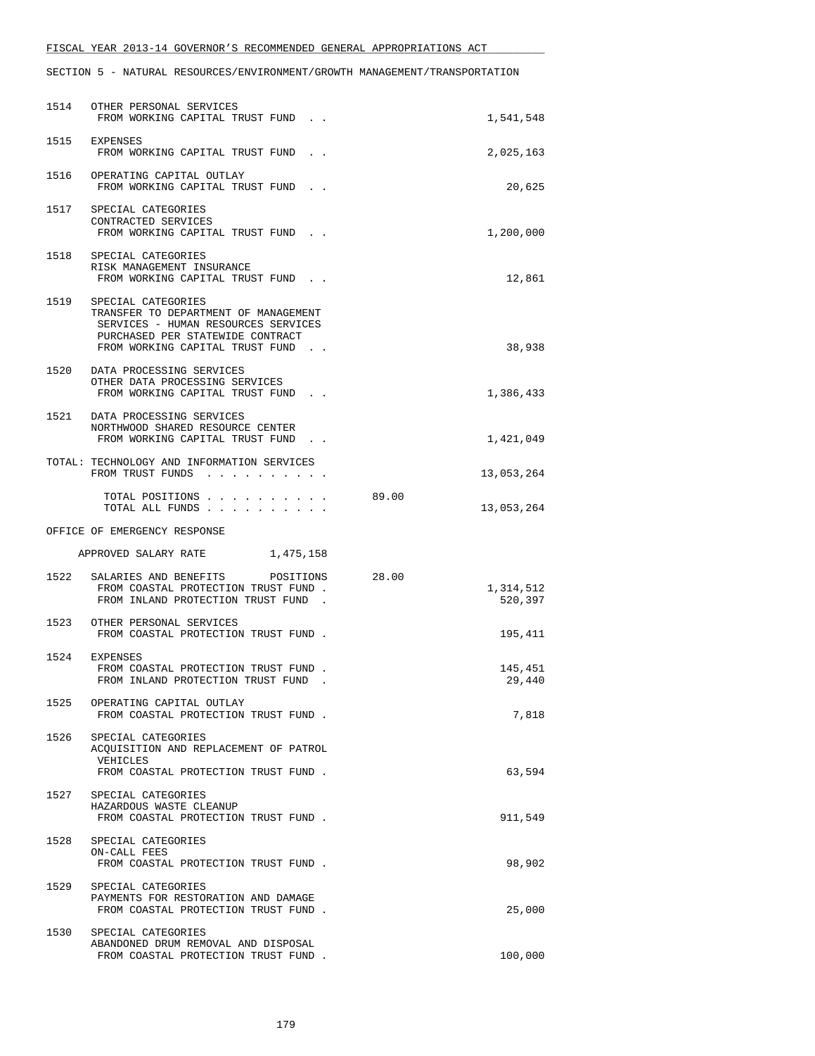FISCAL YEAR 2013-14 GOVERNOR'S RECOMMENDED GENERAL APPROPRIATIONS ACT

SECTION 5 - NATURAL RESOURCES/ENVIRONMENT/GROWTH MANAGEMENT/TRANSPORTATION

| | | | |
|---|---|---|---|
| 1514 | OTHER PERSONAL SERVICES<br>FROM WORKING CAPITAL TRUST FUND . . | | 1,541,548 |
| 1515 | EXPENSES<br>FROM WORKING CAPITAL TRUST FUND . . | | 2,025,163 |
| 1516 | OPERATING CAPITAL OUTLAY<br>FROM WORKING CAPITAL TRUST FUND . . | | 20,625 |
| 1517 | SPECIAL CATEGORIES<br>CONTRACTED SERVICES<br>FROM WORKING CAPITAL TRUST FUND . . | | 1,200,000 |
| 1518 | SPECIAL CATEGORIES<br>RISK MANAGEMENT INSURANCE<br>FROM WORKING CAPITAL TRUST FUND . . | | 12,861 |
| 1519 | SPECIAL CATEGORIES<br>TRANSFER TO DEPARTMENT OF MANAGEMENT SERVICES - HUMAN RESOURCES SERVICES PURCHASED PER STATEWIDE CONTRACT<br>FROM WORKING CAPITAL TRUST FUND . . | | 38,938 |
| 1520 | DATA PROCESSING SERVICES<br>OTHER DATA PROCESSING SERVICES<br>FROM WORKING CAPITAL TRUST FUND . . | | 1,386,433 |
| 1521 | DATA PROCESSING SERVICES<br>NORTHWOOD SHARED RESOURCE CENTER<br>FROM WORKING CAPITAL TRUST FUND . . | | 1,421,049 |
| TOTAL: | TECHNOLOGY AND INFORMATION SERVICES<br>FROM TRUST FUNDS . . . . . . . . . . | | 13,053,264 |
| | TOTAL POSITIONS . . . . . . . . . . | 89.00 | |
| | TOTAL ALL FUNDS . . . . . . . . . . | | 13,053,264 |

OFFICE OF EMERGENCY RESPONSE

APPROVED SALARY RATE 1,475,158

| | | | |
|---|---|---|---|
| 1522 | SALARIES AND BENEFITS POSITIONS<br>FROM COASTAL PROTECTION TRUST FUND .<br>FROM INLAND PROTECTION TRUST FUND . | 28.00 | <br>1,314,512<br>520,397 |
| 1523 | OTHER PERSONAL SERVICES<br>FROM COASTAL PROTECTION TRUST FUND . | | 195,411 |
| 1524 | EXPENSES<br>FROM COASTAL PROTECTION TRUST FUND .<br>FROM INLAND PROTECTION TRUST FUND . | | 145,451<br>29,440 |
| 1525 | OPERATING CAPITAL OUTLAY<br>FROM COASTAL PROTECTION TRUST FUND . | | 7,818 |
| 1526 | SPECIAL CATEGORIES<br>ACQUISITION AND REPLACEMENT OF PATROL VEHICLES<br>FROM COASTAL PROTECTION TRUST FUND . | | 63,594 |
| 1527 | SPECIAL CATEGORIES<br>HAZARDOUS WASTE CLEANUP<br>FROM COASTAL PROTECTION TRUST FUND . | | 911,549 |
| 1528 | SPECIAL CATEGORIES<br>ON-CALL FEES<br>FROM COASTAL PROTECTION TRUST FUND . | | 98,902 |
| 1529 | SPECIAL CATEGORIES<br>PAYMENTS FOR RESTORATION AND DAMAGE<br>FROM COASTAL PROTECTION TRUST FUND . | | 25,000 |
| 1530 | SPECIAL CATEGORIES<br>ABANDONED DRUM REMOVAL AND DISPOSAL<br>FROM COASTAL PROTECTION TRUST FUND . | | 100,000 |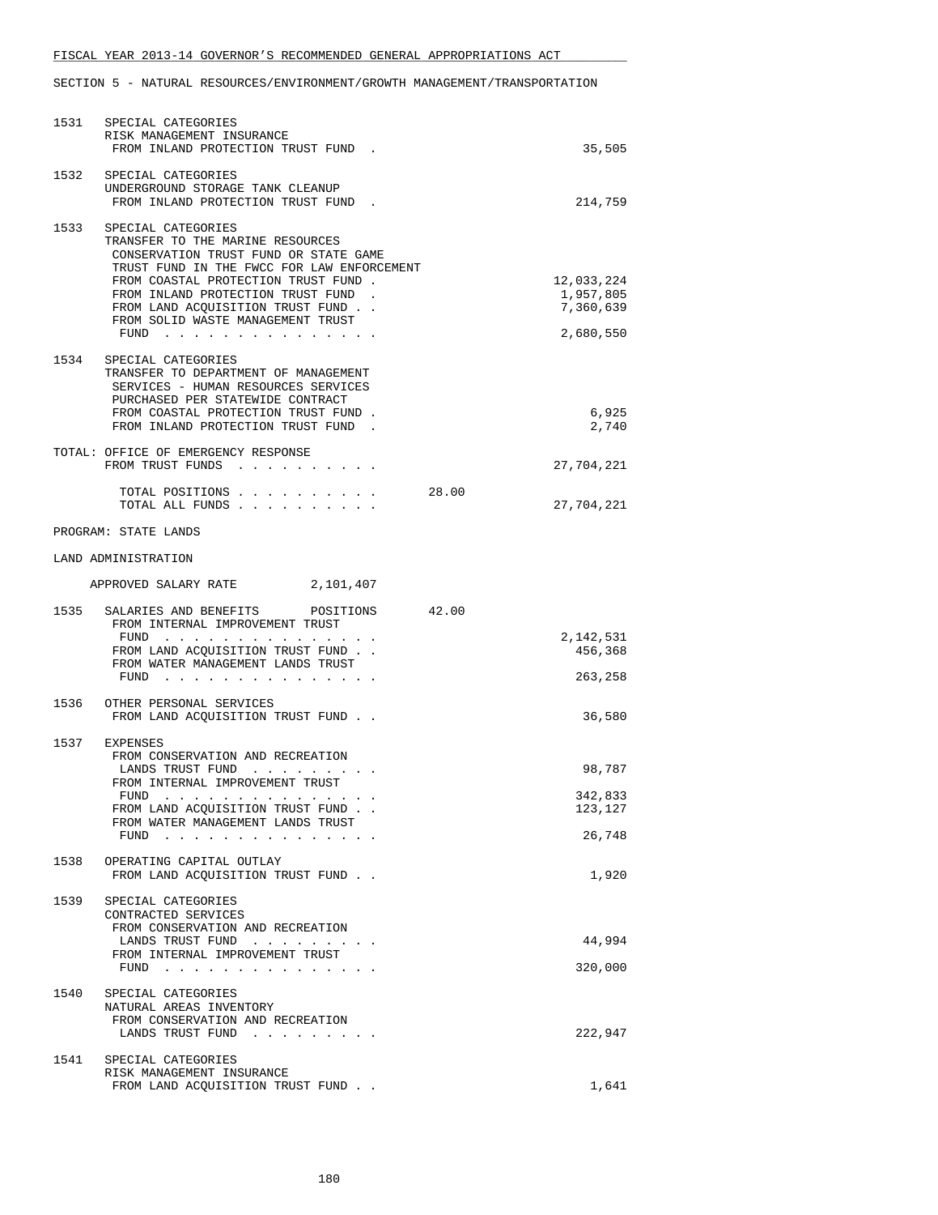FISCAL YEAR 2013-14 GOVERNOR'S RECOMMENDED GENERAL APPROPRIATIONS ACT

SECTION 5 - NATURAL RESOURCES/ENVIRONMENT/GROWTH MANAGEMENT/TRANSPORTATION

```
1531   SPECIAL CATEGORIES
       RISK MANAGEMENT INSURANCE
        FROM INLAND PROTECTION TRUST FUND  .                          35,505

1532   SPECIAL CATEGORIES
       UNDERGROUND STORAGE TANK CLEANUP
        FROM INLAND PROTECTION TRUST FUND  .                         214,759

1533   SPECIAL CATEGORIES
       TRANSFER TO THE MARINE RESOURCES
        CONSERVATION TRUST FUND OR STATE GAME
        TRUST FUND IN THE FWCC FOR LAW ENFORCEMENT
        FROM COASTAL PROTECTION TRUST FUND .                      12,033,224
        FROM INLAND PROTECTION TRUST FUND  .                       1,957,805
        FROM LAND ACQUISITION TRUST FUND . .                       7,360,639
        FROM SOLID WASTE MANAGEMENT TRUST
         FUND  . . . . . . . . . . . . . . .                       2,680,550

1534   SPECIAL CATEGORIES
       TRANSFER TO DEPARTMENT OF MANAGEMENT
        SERVICES - HUMAN RESOURCES SERVICES
        PURCHASED PER STATEWIDE CONTRACT
        FROM COASTAL PROTECTION TRUST FUND .                           6,925
        FROM INLAND PROTECTION TRUST FUND  .                           2,740

TOTAL: OFFICE OF EMERGENCY RESPONSE
       FROM TRUST FUNDS  . . . . . . . . . .                      27,704,221

         TOTAL POSITIONS . . . . . . . . . .        28.00
         TOTAL ALL FUNDS . . . . . . . . . .                      27,704,221

PROGRAM: STATE LANDS

LAND ADMINISTRATION

     APPROVED SALARY RATE          2,101,407

1535   SALARIES AND BENEFITS       POSITIONS        42.00
        FROM INTERNAL IMPROVEMENT TRUST
         FUND  . . . . . . . . . . . . . . .                       2,142,531
        FROM LAND ACQUISITION TRUST FUND . .                         456,368
        FROM WATER MANAGEMENT LANDS TRUST
         FUND  . . . . . . . . . . . . . . .                         263,258

1536   OTHER PERSONAL SERVICES
        FROM LAND ACQUISITION TRUST FUND . .                          36,580

1537   EXPENSES
        FROM CONSERVATION AND RECREATION
         LANDS TRUST FUND  . . . . . . . . .                          98,787
        FROM INTERNAL IMPROVEMENT TRUST
         FUND  . . . . . . . . . . . . . . .                         342,833
        FROM LAND ACQUISITION TRUST FUND . .                         123,127
        FROM WATER MANAGEMENT LANDS TRUST
         FUND  . . . . . . . . . . . . . . .                          26,748

1538   OPERATING CAPITAL OUTLAY
        FROM LAND ACQUISITION TRUST FUND . .                           1,920

1539   SPECIAL CATEGORIES
       CONTRACTED SERVICES
        FROM CONSERVATION AND RECREATION
         LANDS TRUST FUND  . . . . . . . . .                          44,994
        FROM INTERNAL IMPROVEMENT TRUST
         FUND  . . . . . . . . . . . . . . .                         320,000

1540   SPECIAL CATEGORIES
       NATURAL AREAS INVENTORY
        FROM CONSERVATION AND RECREATION
         LANDS TRUST FUND  . . . . . . . . .                         222,947

1541   SPECIAL CATEGORIES
       RISK MANAGEMENT INSURANCE
        FROM LAND ACQUISITION TRUST FUND . .                           1,641
```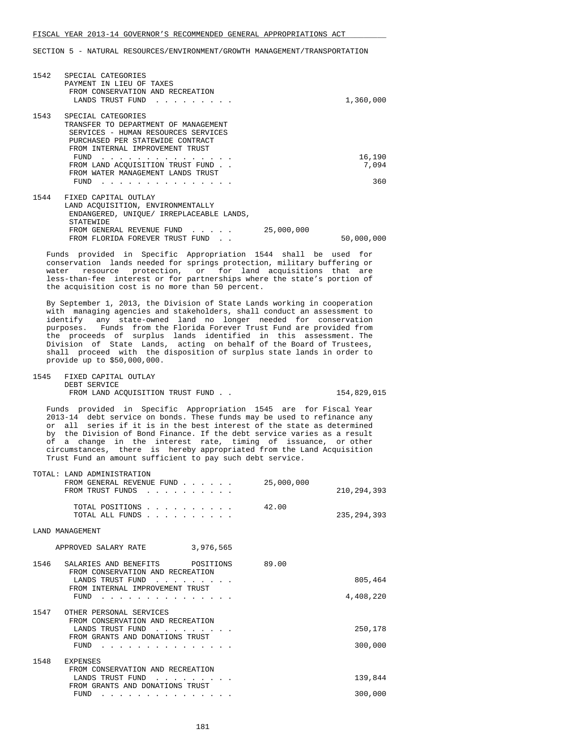SECTION 5 - NATURAL RESOURCES/ENVIRONMENT/GROWTH MANAGEMENT/TRANSPORTATION

| | | | |
|---|---|---|---|
| 1542 | SPECIAL CATEGORIES<br>PAYMENT IN LIEU OF TAXES<br>FROM CONSERVATION AND RECREATION LANDS TRUST FUND . . . . . . . . . | | 1,360,000 |
| 1543 | SPECIAL CATEGORIES<br>TRANSFER TO DEPARTMENT OF MANAGEMENT SERVICES - HUMAN RESOURCES SERVICES PURCHASED PER STATEWIDE CONTRACT<br>FROM INTERNAL IMPROVEMENT TRUST FUND . . . . . . . . . . . . . . . | | 16,190 |
| | FROM LAND ACQUISITION TRUST FUND . . | | 7,094 |
| | FROM WATER MANAGEMENT LANDS TRUST FUND . . . . . . . . . . . . . . . | | 360 |
| 1544 | FIXED CAPITAL OUTLAY<br>LAND ACQUISITION, ENVIRONMENTALLY ENDANGERED, UNIQUE/ IRREPLACEABLE LANDS, STATEWIDE<br>FROM GENERAL REVENUE FUND . . . . . | 25,000,000 | |
| | FROM FLORIDA FOREVER TRUST FUND . . | | 50,000,000 |

Funds provided in Specific Appropriation 1544 shall be used for conservation lands needed for springs protection, military buffering or water resource protection, or for land acquisitions that are less-than-fee interest or for partnerships where the state's portion of the acquisition cost is no more than 50 percent.

By September 1, 2013, the Division of State Lands working in cooperation with managing agencies and stakeholders, shall conduct an assessment to identify any state-owned land no longer needed for conservation purposes. Funds from the Florida Forever Trust Fund are provided from the proceeds of surplus lands identified in this assessment. The Division of State Lands, acting on behalf of the Board of Trustees, shall proceed with the disposition of surplus state lands in order to provide up to $50,000,000.

| | | | |
|---|---|---|---|
| 1545 | FIXED CAPITAL OUTLAY<br>DEBT SERVICE<br>FROM LAND ACQUISITION TRUST FUND . . | | 154,829,015 |

Funds provided in Specific Appropriation 1545 are for Fiscal Year 2013-14 debt service on bonds. These funds may be used to refinance any or all series if it is in the best interest of the state as determined by the Division of Bond Finance. If the debt service varies as a result of a change in the interest rate, timing of issuance, or other circumstances, there is hereby appropriated from the Land Acquisition Trust Fund an amount sufficient to pay such debt service.

| | | |
|---|---|---|
| TOTAL: LAND ADMINISTRATION | | |
| FROM GENERAL REVENUE FUND . . . . . . | 25,000,000 | |
| FROM TRUST FUNDS . . . . . . . . . . | | 210,294,393 |
| TOTAL POSITIONS . . . . . . . . . . | 42.00 | |
| TOTAL ALL FUNDS . . . . . . . . . . | | 235,294,393 |

LAND MANAGEMENT

APPROVED SALARY RATE 3,976,565

| | | | |
|---|---|---|---|
| 1546 | SALARIES AND BENEFITS POSITIONS | 89.00 | |
| | FROM CONSERVATION AND RECREATION LANDS TRUST FUND . . . . . . . . . | | 805,464 |
| | FROM INTERNAL IMPROVEMENT TRUST FUND . . . . . . . . . . . . . . . | | 4,408,220 |
| 1547 | OTHER PERSONAL SERVICES<br>FROM CONSERVATION AND RECREATION LANDS TRUST FUND . . . . . . . . . | | 250,178 |
| | FROM GRANTS AND DONATIONS TRUST FUND . . . . . . . . . . . . . . . | | 300,000 |
| 1548 | EXPENSES<br>FROM CONSERVATION AND RECREATION LANDS TRUST FUND . . . . . . . . . | | 139,844 |
| | FROM GRANTS AND DONATIONS TRUST FUND . . . . . . . . . . . . . . . | | 300,000 |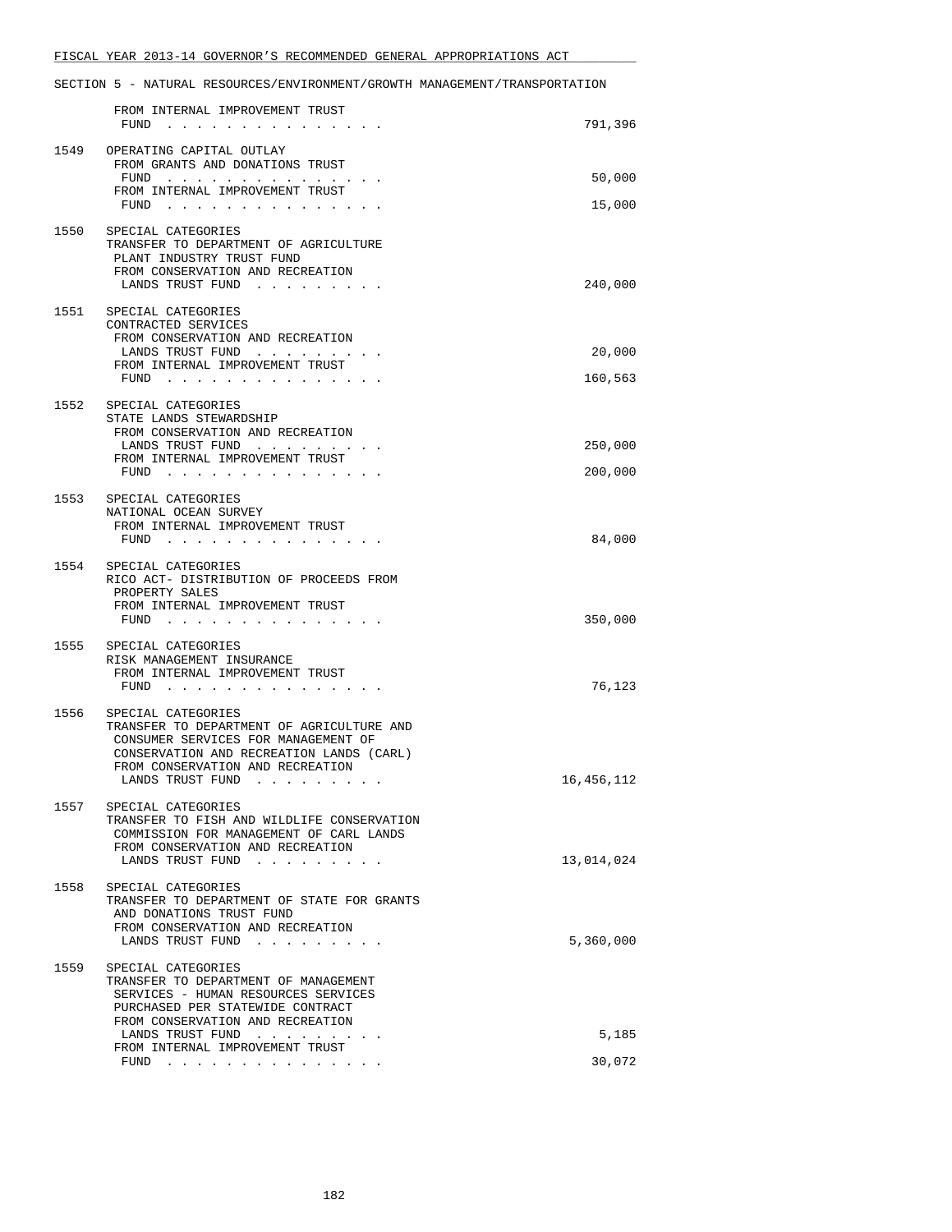SECTION 5 - NATURAL RESOURCES/ENVIRONMENT/GROWTH MANAGEMENT/TRANSPORTATION

| | | |
|---|---|---|
| | FROM INTERNAL IMPROVEMENT TRUST FUND . . . . . . . . . . . . . . . | 791,396 |
| 1549 | OPERATING CAPITAL OUTLAY | |
| | FROM GRANTS AND DONATIONS TRUST FUND . . . . . . . . . . . . . . . | 50,000 |
| | FROM INTERNAL IMPROVEMENT TRUST FUND . . . . . . . . . . . . . . . | 15,000 |
| 1550 | SPECIAL CATEGORIES<br>TRANSFER TO DEPARTMENT OF AGRICULTURE PLANT INDUSTRY TRUST FUND | |
| | FROM CONSERVATION AND RECREATION LANDS TRUST FUND . . . . . . . . . | 240,000 |
| 1551 | SPECIAL CATEGORIES<br>CONTRACTED SERVICES | |
| | FROM CONSERVATION AND RECREATION LANDS TRUST FUND . . . . . . . . . | 20,000 |
| | FROM INTERNAL IMPROVEMENT TRUST FUND . . . . . . . . . . . . . . . | 160,563 |
| 1552 | SPECIAL CATEGORIES<br>STATE LANDS STEWARDSHIP | |
| | FROM CONSERVATION AND RECREATION LANDS TRUST FUND . . . . . . . . . | 250,000 |
| | FROM INTERNAL IMPROVEMENT TRUST FUND . . . . . . . . . . . . . . . | 200,000 |
| 1553 | SPECIAL CATEGORIES<br>NATIONAL OCEAN SURVEY | |
| | FROM INTERNAL IMPROVEMENT TRUST FUND . . . . . . . . . . . . . . . | 84,000 |
| 1554 | SPECIAL CATEGORIES<br>RICO ACT- DISTRIBUTION OF PROCEEDS FROM PROPERTY SALES | |
| | FROM INTERNAL IMPROVEMENT TRUST FUND . . . . . . . . . . . . . . . | 350,000 |
| 1555 | SPECIAL CATEGORIES<br>RISK MANAGEMENT INSURANCE | |
| | FROM INTERNAL IMPROVEMENT TRUST FUND . . . . . . . . . . . . . . . | 76,123 |
| 1556 | SPECIAL CATEGORIES<br>TRANSFER TO DEPARTMENT OF AGRICULTURE AND CONSUMER SERVICES FOR MANAGEMENT OF CONSERVATION AND RECREATION LANDS (CARL) | |
| | FROM CONSERVATION AND RECREATION LANDS TRUST FUND . . . . . . . . . | 16,456,112 |
| 1557 | SPECIAL CATEGORIES<br>TRANSFER TO FISH AND WILDLIFE CONSERVATION COMMISSION FOR MANAGEMENT OF CARL LANDS | |
| | FROM CONSERVATION AND RECREATION LANDS TRUST FUND . . . . . . . . . | 13,014,024 |
| 1558 | SPECIAL CATEGORIES<br>TRANSFER TO DEPARTMENT OF STATE FOR GRANTS AND DONATIONS TRUST FUND | |
| | FROM CONSERVATION AND RECREATION LANDS TRUST FUND . . . . . . . . . | 5,360,000 |
| 1559 | SPECIAL CATEGORIES<br>TRANSFER TO DEPARTMENT OF MANAGEMENT SERVICES - HUMAN RESOURCES SERVICES PURCHASED PER STATEWIDE CONTRACT | |
| | FROM CONSERVATION AND RECREATION LANDS TRUST FUND . . . . . . . . . | 5,185 |
| | FROM INTERNAL IMPROVEMENT TRUST FUND . . . . . . . . . . . . . . . | 30,072 |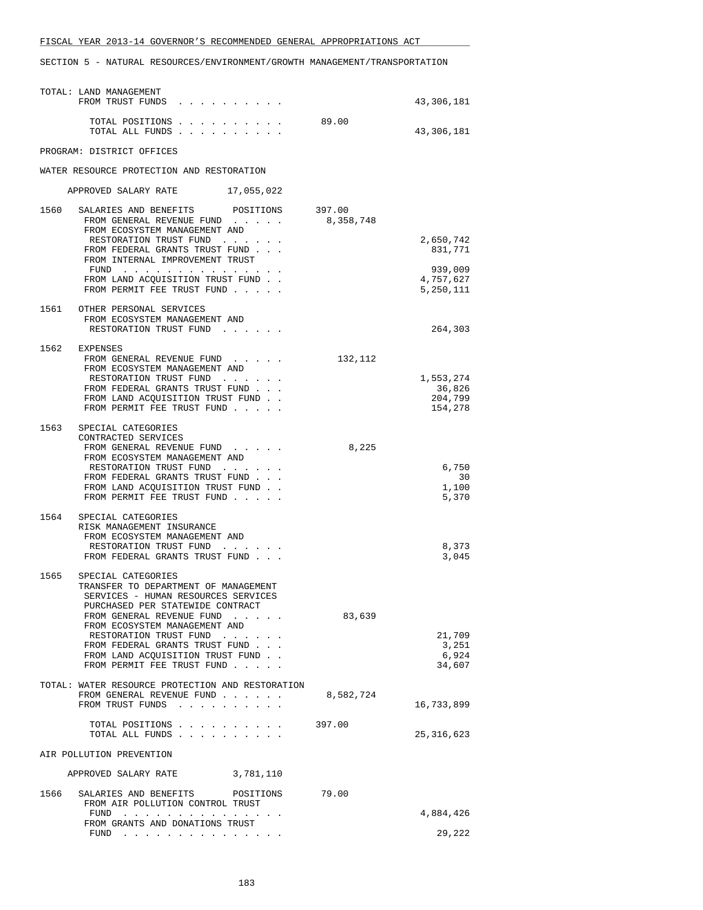TOTAL: LAND MANAGEMENT

| | | | |
|---|---|---|---|
| | FROM TRUST FUNDS | | 43,306,181 |
| | TOTAL POSITIONS | 89.00 | |
| | TOTAL ALL FUNDS | | 43,306,181 |

PROGRAM: DISTRICT OFFICES

WATER RESOURCE PROTECTION AND RESTORATION

APPROVED SALARY RATE 17,055,022

| | | | |
|---|---|---|---|
| 1560 | SALARIES AND BENEFITS POSITIONS | 397.00 | |
| | FROM GENERAL REVENUE FUND | 8,358,748 | |
| | FROM ECOSYSTEM MANAGEMENT AND RESTORATION TRUST FUND | | 2,650,742 |
| | FROM FEDERAL GRANTS TRUST FUND | | 831,771 |
| | FROM INTERNAL IMPROVEMENT TRUST FUND | | 939,009 |
| | FROM LAND ACQUISITION TRUST FUND | | 4,757,627 |
| | FROM PERMIT FEE TRUST FUND | | 5,250,111 |
| 1561 | OTHER PERSONAL SERVICES | | |
| | FROM ECOSYSTEM MANAGEMENT AND RESTORATION TRUST FUND | | 264,303 |
| 1562 | EXPENSES | | |
| | FROM GENERAL REVENUE FUND | 132,112 | |
| | FROM ECOSYSTEM MANAGEMENT AND RESTORATION TRUST FUND | | 1,553,274 |
| | FROM FEDERAL GRANTS TRUST FUND | | 36,826 |
| | FROM LAND ACQUISITION TRUST FUND | | 204,799 |
| | FROM PERMIT FEE TRUST FUND | | 154,278 |
| 1563 | SPECIAL CATEGORIES<br>CONTRACTED SERVICES | | |
| | FROM GENERAL REVENUE FUND | 8,225 | |
| | FROM ECOSYSTEM MANAGEMENT AND RESTORATION TRUST FUND | | 6,750 |
| | FROM FEDERAL GRANTS TRUST FUND | | 30 |
| | FROM LAND ACQUISITION TRUST FUND | | 1,100 |
| | FROM PERMIT FEE TRUST FUND | | 5,370 |
| 1564 | SPECIAL CATEGORIES<br>RISK MANAGEMENT INSURANCE | | |
| | FROM ECOSYSTEM MANAGEMENT AND RESTORATION TRUST FUND | | 8,373 |
| | FROM FEDERAL GRANTS TRUST FUND | | 3,045 |
| 1565 | SPECIAL CATEGORIES<br>TRANSFER TO DEPARTMENT OF MANAGEMENT SERVICES - HUMAN RESOURCES SERVICES PURCHASED PER STATEWIDE CONTRACT | | |
| | FROM GENERAL REVENUE FUND | 83,639 | |
| | FROM ECOSYSTEM MANAGEMENT AND RESTORATION TRUST FUND | | 21,709 |
| | FROM FEDERAL GRANTS TRUST FUND | | 3,251 |
| | FROM LAND ACQUISITION TRUST FUND | | 6,924 |
| | FROM PERMIT FEE TRUST FUND | | 34,607 |

TOTAL: WATER RESOURCE PROTECTION AND RESTORATION

| | | | |
|---|---|---|---|
| | FROM GENERAL REVENUE FUND | 8,582,724 | |
| | FROM TRUST FUNDS | | 16,733,899 |
| | TOTAL POSITIONS | 397.00 | |
| | TOTAL ALL FUNDS | | 25,316,623 |

AIR POLLUTION PREVENTION

APPROVED SALARY RATE 3,781,110

| | | | |
|---|---|---|---|
| 1566 | SALARIES AND BENEFITS POSITIONS | 79.00 | |
| | FROM AIR POLLUTION CONTROL TRUST FUND | | 4,884,426 |
| | FROM GRANTS AND DONATIONS TRUST FUND | | 29,222 |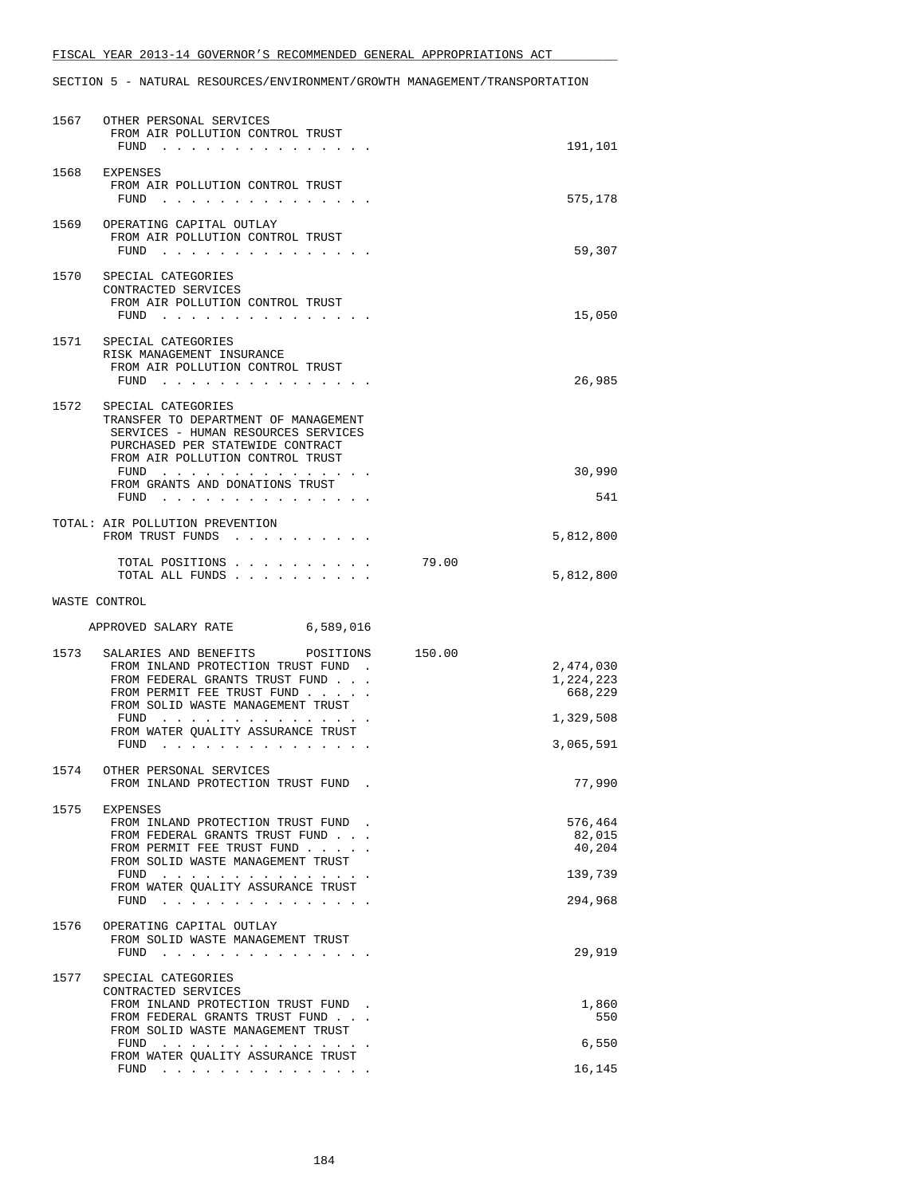FISCAL YEAR 2013-14 GOVERNOR'S RECOMMENDED GENERAL APPROPRIATIONS ACT

SECTION 5 - NATURAL RESOURCES/ENVIRONMENT/GROWTH MANAGEMENT/TRANSPORTATION

| | | | |
|---|---|---|---|
| 1567 | OTHER PERSONAL SERVICES<br>FROM AIR POLLUTION CONTROL TRUST FUND | | 191,101 |
| 1568 | EXPENSES<br>FROM AIR POLLUTION CONTROL TRUST FUND | | 575,178 |
| 1569 | OPERATING CAPITAL OUTLAY<br>FROM AIR POLLUTION CONTROL TRUST FUND | | 59,307 |
| 1570 | SPECIAL CATEGORIES<br>CONTRACTED SERVICES<br>FROM AIR POLLUTION CONTROL TRUST FUND | | 15,050 |
| 1571 | SPECIAL CATEGORIES<br>RISK MANAGEMENT INSURANCE<br>FROM AIR POLLUTION CONTROL TRUST FUND | | 26,985 |
| 1572 | SPECIAL CATEGORIES<br>TRANSFER TO DEPARTMENT OF MANAGEMENT SERVICES - HUMAN RESOURCES SERVICES PURCHASED PER STATEWIDE CONTRACT<br>FROM AIR POLLUTION CONTROL TRUST FUND | | 30,990 |
| | FROM GRANTS AND DONATIONS TRUST FUND | | 541 |
| | TOTAL: AIR POLLUTION PREVENTION<br>FROM TRUST FUNDS | | 5,812,800 |
| | TOTAL POSITIONS | 79.00 | |
| | TOTAL ALL FUNDS | | 5,812,800 |

WASTE CONTROL

APPROVED SALARY RATE 6,589,016

| | | | |
|---|---|---|---|
| 1573 | SALARIES AND BENEFITS POSITIONS | 150.00 | |
| | FROM INLAND PROTECTION TRUST FUND | | 2,474,030 |
| | FROM FEDERAL GRANTS TRUST FUND | | 1,224,223 |
| | FROM PERMIT FEE TRUST FUND | | 668,229 |
| | FROM SOLID WASTE MANAGEMENT TRUST FUND | | 1,329,508 |
| | FROM WATER QUALITY ASSURANCE TRUST FUND | | 3,065,591 |
| 1574 | OTHER PERSONAL SERVICES<br>FROM INLAND PROTECTION TRUST FUND | | 77,990 |
| 1575 | EXPENSES | | |
| | FROM INLAND PROTECTION TRUST FUND | | 576,464 |
| | FROM FEDERAL GRANTS TRUST FUND | | 82,015 |
| | FROM PERMIT FEE TRUST FUND | | 40,204 |
| | FROM SOLID WASTE MANAGEMENT TRUST FUND | | 139,739 |
| | FROM WATER QUALITY ASSURANCE TRUST FUND | | 294,968 |
| 1576 | OPERATING CAPITAL OUTLAY<br>FROM SOLID WASTE MANAGEMENT TRUST FUND | | 29,919 |
| 1577 | SPECIAL CATEGORIES<br>CONTRACTED SERVICES | | |
| | FROM INLAND PROTECTION TRUST FUND | | 1,860 |
| | FROM FEDERAL GRANTS TRUST FUND | | 550 |
| | FROM SOLID WASTE MANAGEMENT TRUST FUND | | 6,550 |
| | FROM WATER QUALITY ASSURANCE TRUST FUND | | 16,145 |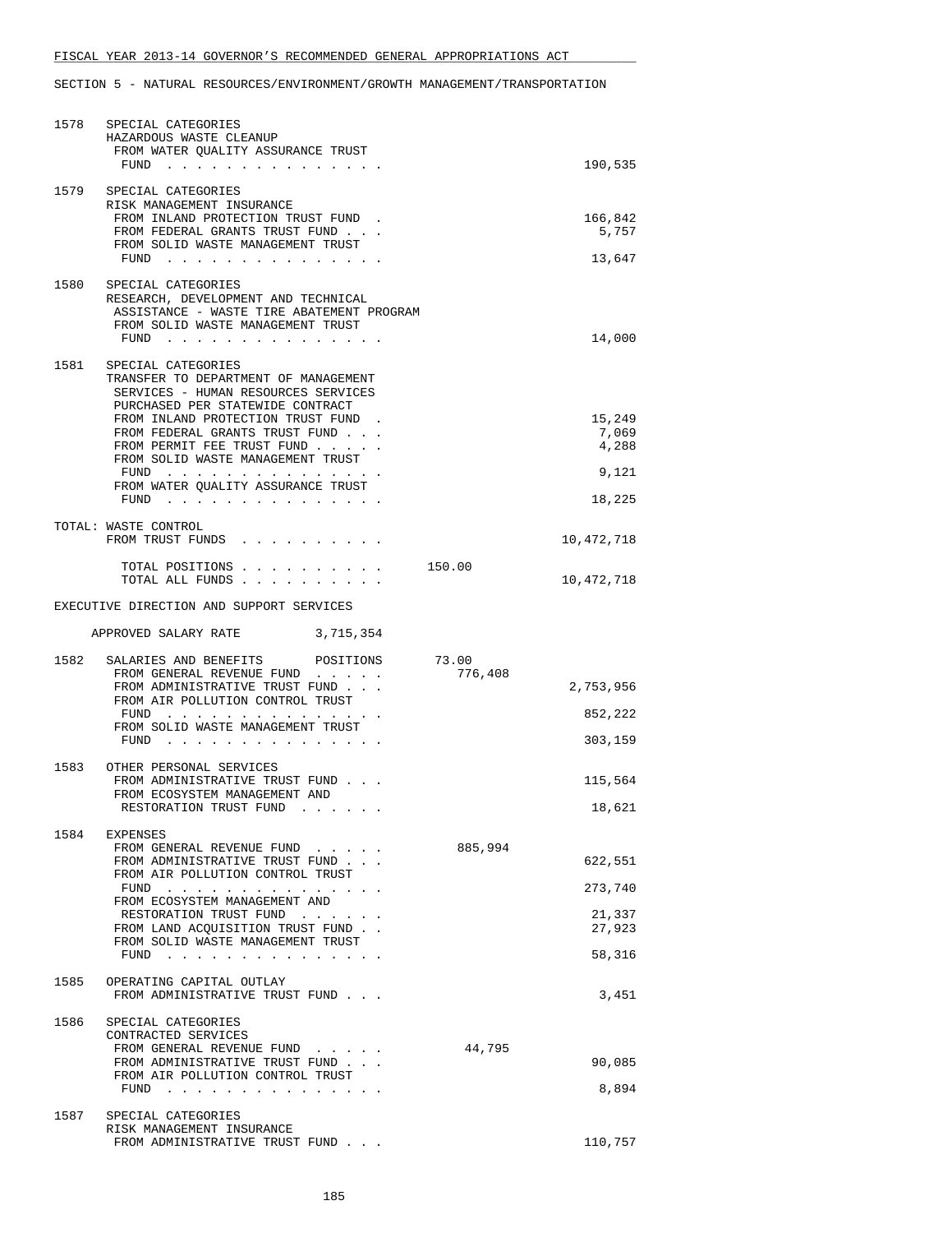FISCAL YEAR 2013-14 GOVERNOR'S RECOMMENDED GENERAL APPROPRIATIONS ACT

SECTION 5 - NATURAL RESOURCES/ENVIRONMENT/GROWTH MANAGEMENT/TRANSPORTATION

```
1578  SPECIAL CATEGORIES
      HAZARDOUS WASTE CLEANUP
       FROM WATER QUALITY ASSURANCE TRUST
        FUND . . . . . . . . . . . . . . .                            190,535

1579  SPECIAL CATEGORIES
      RISK MANAGEMENT INSURANCE
       FROM INLAND PROTECTION TRUST FUND .                            166,842
       FROM FEDERAL GRANTS TRUST FUND . . .                             5,757
       FROM SOLID WASTE MANAGEMENT TRUST
        FUND . . . . . . . . . . . . . . .                             13,647

1580  SPECIAL CATEGORIES
      RESEARCH, DEVELOPMENT AND TECHNICAL
       ASSISTANCE - WASTE TIRE ABATEMENT PROGRAM
       FROM SOLID WASTE MANAGEMENT TRUST
        FUND . . . . . . . . . . . . . . .                             14,000

1581  SPECIAL CATEGORIES
      TRANSFER TO DEPARTMENT OF MANAGEMENT
       SERVICES - HUMAN RESOURCES SERVICES
       PURCHASED PER STATEWIDE CONTRACT
       FROM INLAND PROTECTION TRUST FUND .                             15,249
       FROM FEDERAL GRANTS TRUST FUND . . .                             7,069
       FROM PERMIT FEE TRUST FUND . . . . .                             4,288
       FROM SOLID WASTE MANAGEMENT TRUST
        FUND . . . . . . . . . . . . . . .                              9,121
       FROM WATER QUALITY ASSURANCE TRUST
        FUND . . . . . . . . . . . . . . .                             18,225

TOTAL: WASTE CONTROL
       FROM TRUST FUNDS . . . . . . . . . .                        10,472,718

        TOTAL POSITIONS . . . . . . . . . .       150.00
        TOTAL ALL FUNDS . . . . . . . . . .                        10,472,718

EXECUTIVE DIRECTION AND SUPPORT SERVICES

    APPROVED SALARY RATE        3,715,354

1582  SALARIES AND BENEFITS     POSITIONS       73.00
       FROM GENERAL REVENUE FUND . . . . .        776,408
       FROM ADMINISTRATIVE TRUST FUND . . .                         2,753,956
       FROM AIR POLLUTION CONTROL TRUST
        FUND . . . . . . . . . . . . . . .                            852,222
       FROM SOLID WASTE MANAGEMENT TRUST
        FUND . . . . . . . . . . . . . . .                            303,159

1583  OTHER PERSONAL SERVICES
       FROM ADMINISTRATIVE TRUST FUND . . .                           115,564
       FROM ECOSYSTEM MANAGEMENT AND
        RESTORATION TRUST FUND . . . . . .                             18,621

1584  EXPENSES
       FROM GENERAL REVENUE FUND . . . . .        885,994
       FROM ADMINISTRATIVE TRUST FUND . . .                           622,551
       FROM AIR POLLUTION CONTROL TRUST
        FUND . . . . . . . . . . . . . . .                            273,740
       FROM ECOSYSTEM MANAGEMENT AND
        RESTORATION TRUST FUND . . . . . .                             21,337
       FROM LAND ACQUISITION TRUST FUND . .                            27,923
       FROM SOLID WASTE MANAGEMENT TRUST
        FUND . . . . . . . . . . . . . . .                             58,316

1585  OPERATING CAPITAL OUTLAY
       FROM ADMINISTRATIVE TRUST FUND . . .                             3,451

1586  SPECIAL CATEGORIES
      CONTRACTED SERVICES
       FROM GENERAL REVENUE FUND . . . . .         44,795
       FROM ADMINISTRATIVE TRUST FUND . . .                            90,085
       FROM AIR POLLUTION CONTROL TRUST
        FUND . . . . . . . . . . . . . . .                              8,894

1587  SPECIAL CATEGORIES
      RISK MANAGEMENT INSURANCE
       FROM ADMINISTRATIVE TRUST FUND . . .                           110,757
```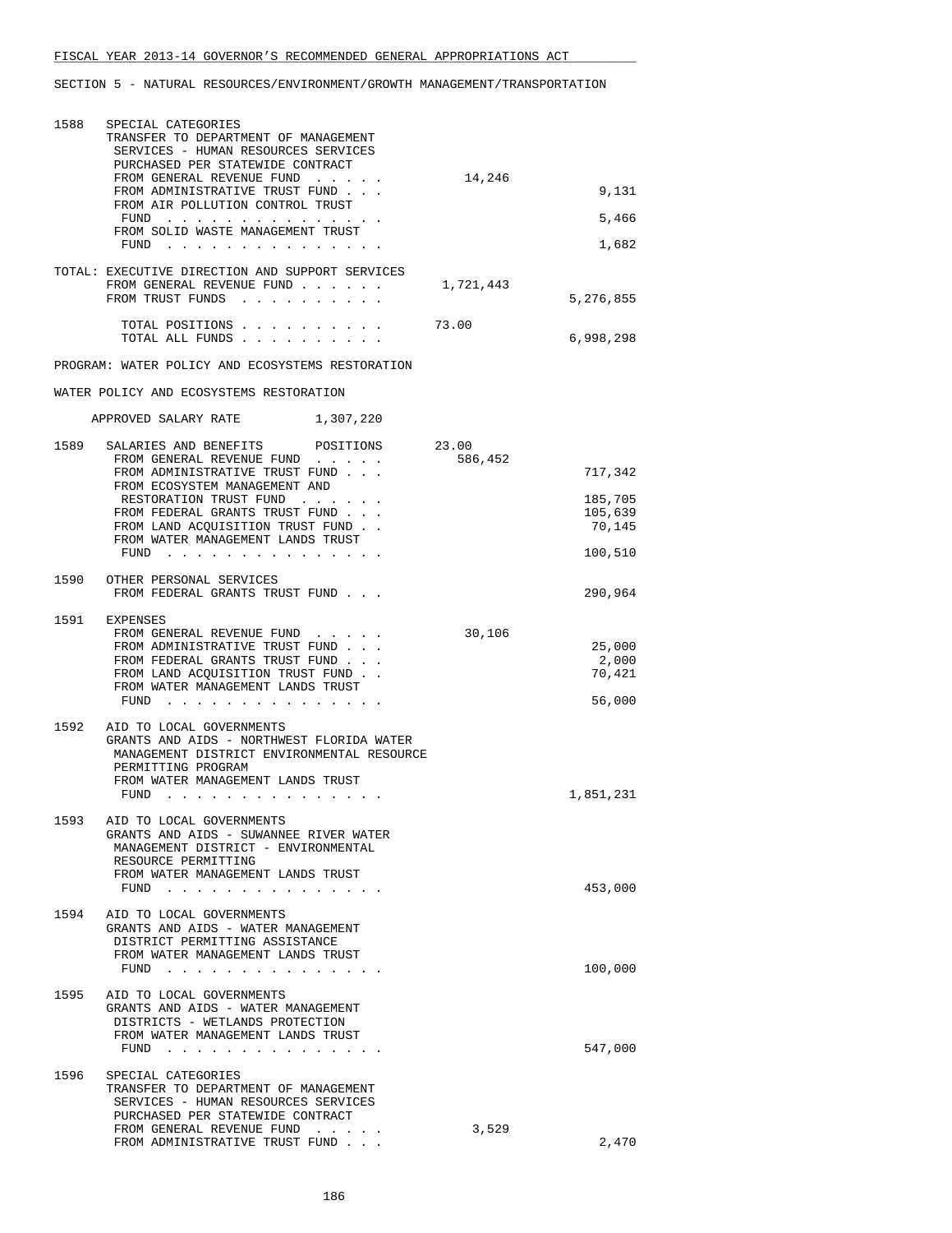SECTION 5 - NATURAL RESOURCES/ENVIRONMENT/GROWTH MANAGEMENT/TRANSPORTATION

| | | | |
|---|---|---|---|
| 1588 | SPECIAL CATEGORIES<br>TRANSFER TO DEPARTMENT OF MANAGEMENT SERVICES - HUMAN RESOURCES SERVICES PURCHASED PER STATEWIDE CONTRACT | | |
| | FROM GENERAL REVENUE FUND . . . . . | 14,246 | |
| | FROM ADMINISTRATIVE TRUST FUND . . . | | 9,131 |
| | FROM AIR POLLUTION CONTROL TRUST FUND . . . . . . . . . . . . . . . | | 5,466 |
| | FROM SOLID WASTE MANAGEMENT TRUST FUND . . . . . . . . . . . . . . . | | 1,682 |

TOTAL: EXECUTIVE DIRECTION AND SUPPORT SERVICES

| | | |
|---|---|---|
| FROM GENERAL REVENUE FUND . . . . . . | 1,721,443 | |
| FROM TRUST FUNDS . . . . . . . . . . | | 5,276,855 |
| TOTAL POSITIONS . . . . . . . . . . | 73.00 | |
| TOTAL ALL FUNDS . . . . . . . . . . | | 6,998,298 |

PROGRAM: WATER POLICY AND ECOSYSTEMS RESTORATION

WATER POLICY AND ECOSYSTEMS RESTORATION

APPROVED SALARY RATE 1,307,220

| | | | |
|---|---|---|---|
| 1589 | SALARIES AND BENEFITS POSITIONS | 23.00 | |
| | FROM GENERAL REVENUE FUND . . . . . | 586,452 | |
| | FROM ADMINISTRATIVE TRUST FUND . . . | | 717,342 |
| | FROM ECOSYSTEM MANAGEMENT AND RESTORATION TRUST FUND . . . . . . | | 185,705 |
| | FROM FEDERAL GRANTS TRUST FUND . . . | | 105,639 |
| | FROM LAND ACQUISITION TRUST FUND . . | | 70,145 |
| | FROM WATER MANAGEMENT LANDS TRUST FUND . . . . . . . . . . . . . . . | | 100,510 |
| 1590 | OTHER PERSONAL SERVICES | | |
| | FROM FEDERAL GRANTS TRUST FUND . . . | | 290,964 |
| 1591 | EXPENSES | | |
| | FROM GENERAL REVENUE FUND . . . . . | 30,106 | |
| | FROM ADMINISTRATIVE TRUST FUND . . . | | 25,000 |
| | FROM FEDERAL GRANTS TRUST FUND . . . | | 2,000 |
| | FROM LAND ACQUISITION TRUST FUND . . | | 70,421 |
| | FROM WATER MANAGEMENT LANDS TRUST FUND . . . . . . . . . . . . . . . | | 56,000 |
| 1592 | AID TO LOCAL GOVERNMENTS<br>GRANTS AND AIDS - NORTHWEST FLORIDA WATER MANAGEMENT DISTRICT ENVIRONMENTAL RESOURCE PERMITTING PROGRAM | | |
| | FROM WATER MANAGEMENT LANDS TRUST FUND . . . . . . . . . . . . . . . | | 1,851,231 |
| 1593 | AID TO LOCAL GOVERNMENTS<br>GRANTS AND AIDS - SUWANNEE RIVER WATER MANAGEMENT DISTRICT - ENVIRONMENTAL RESOURCE PERMITTING | | |
| | FROM WATER MANAGEMENT LANDS TRUST FUND . . . . . . . . . . . . . . . | | 453,000 |
| 1594 | AID TO LOCAL GOVERNMENTS<br>GRANTS AND AIDS - WATER MANAGEMENT DISTRICT PERMITTING ASSISTANCE | | |
| | FROM WATER MANAGEMENT LANDS TRUST FUND . . . . . . . . . . . . . . . | | 100,000 |
| 1595 | AID TO LOCAL GOVERNMENTS<br>GRANTS AND AIDS - WATER MANAGEMENT DISTRICTS - WETLANDS PROTECTION | | |
| | FROM WATER MANAGEMENT LANDS TRUST FUND . . . . . . . . . . . . . . . | | 547,000 |
| 1596 | SPECIAL CATEGORIES<br>TRANSFER TO DEPARTMENT OF MANAGEMENT SERVICES - HUMAN RESOURCES SERVICES PURCHASED PER STATEWIDE CONTRACT | | |
| | FROM GENERAL REVENUE FUND . . . . . | 3,529 | |
| | FROM ADMINISTRATIVE TRUST FUND . . . | | 2,470 |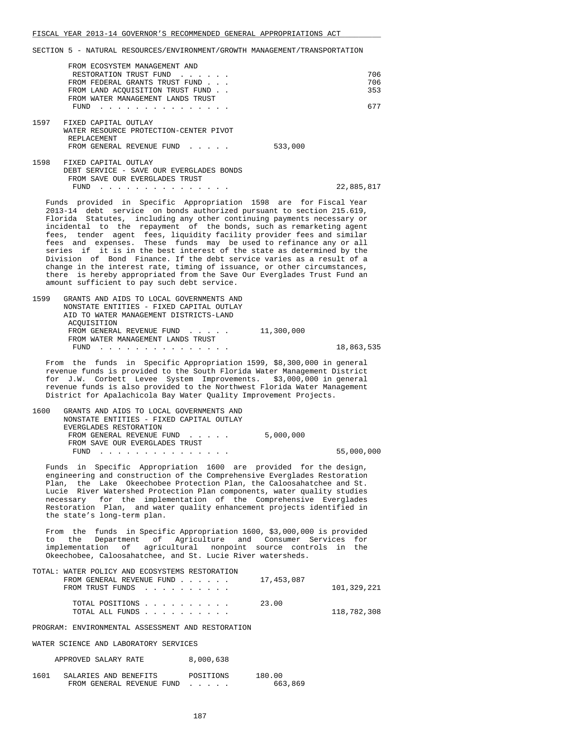SECTION 5 - NATURAL RESOURCES/ENVIRONMENT/GROWTH MANAGEMENT/TRANSPORTATION

| | | | |
|---|---|---|---|
| | FROM ECOSYSTEM MANAGEMENT AND RESTORATION TRUST FUND . . . . . . | | 706 |
| | FROM FEDERAL GRANTS TRUST FUND . . . | | 706 |
| | FROM LAND ACQUISITION TRUST FUND . . | | 353 |
| | FROM WATER MANAGEMENT LANDS TRUST FUND . . . . . . . . . . . . . . . | | 677 |
| 1597 | FIXED CAPITAL OUTLAY<br>WATER RESOURCE PROTECTION-CENTER PIVOT REPLACEMENT | | |
| | FROM GENERAL REVENUE FUND . . . . . | 533,000 | |
| 1598 | FIXED CAPITAL OUTLAY<br>DEBT SERVICE - SAVE OUR EVERGLADES BONDS | | |
| | FROM SAVE OUR EVERGLADES TRUST FUND . . . . . . . . . . . . . . . | | 22,885,817 |

Funds provided in Specific Appropriation 1598 are for Fiscal Year 2013-14 debt service on bonds authorized pursuant to section 215.619, Florida Statutes, including any other continuing payments necessary or incidental to the repayment of the bonds, such as remarketing agent fees, tender agent fees, liquidity facility provider fees and similar fees and expenses. These funds may be used to refinance any or all series if it is in the best interest of the state as determined by the Division of Bond Finance. If the debt service varies as a result of a change in the interest rate, timing of issuance, or other circumstances, there is hereby appropriated from the Save Our Everglades Trust Fund an amount sufficient to pay such debt service.

| | | | |
|---|---|---|---|
| 1599 | GRANTS AND AIDS TO LOCAL GOVERNMENTS AND NONSTATE ENTITIES - FIXED CAPITAL OUTLAY<br>AID TO WATER MANAGEMENT DISTRICTS-LAND ACQUISITION | | |
| | FROM GENERAL REVENUE FUND . . . . . | 11,300,000 | |
| | FROM WATER MANAGEMENT LANDS TRUST FUND . . . . . . . . . . . . . . . | | 18,863,535 |

From the funds in Specific Appropriation 1599, $8,300,000 in general revenue funds is provided to the South Florida Water Management District for J.W. Corbett Levee System Improvements. $3,000,000 in general revenue funds is also provided to the Northwest Florida Water Management District for Apalachicola Bay Water Quality Improvement Projects.

| | | | |
|---|---|---|---|
| 1600 | GRANTS AND AIDS TO LOCAL GOVERNMENTS AND NONSTATE ENTITIES - FIXED CAPITAL OUTLAY<br>EVERGLADES RESTORATION | | |
| | FROM GENERAL REVENUE FUND . . . . . | 5,000,000 | |
| | FROM SAVE OUR EVERGLADES TRUST FUND . . . . . . . . . . . . . . . | | 55,000,000 |

Funds in Specific Appropriation 1600 are provided for the design, engineering and construction of the Comprehensive Everglades Restoration Plan, the Lake Okeechobee Protection Plan, the Caloosahatchee and St. Lucie River Watershed Protection Plan components, water quality studies necessary for the implementation of the Comprehensive Everglades Restoration Plan, and water quality enhancement projects identified in the state's long-term plan.

From the funds in Specific Appropriation 1600, $3,000,000 is provided to the Department of Agriculture and Consumer Services for implementation of agricultural nonpoint source controls in the Okeechobee, Caloosahatchee, and St. Lucie River watersheds.

| | | |
|---|---|---|
| TOTAL: WATER POLICY AND ECOSYSTEMS RESTORATION | | |
| FROM GENERAL REVENUE FUND . . . . . . | 17,453,087 | |
| FROM TRUST FUNDS . . . . . . . . . . | | 101,329,221 |
| TOTAL POSITIONS . . . . . . . . . . | 23.00 | |
| TOTAL ALL FUNDS . . . . . . . . . . | | 118,782,308 |

PROGRAM: ENVIRONMENTAL ASSESSMENT AND RESTORATION

WATER SCIENCE AND LABORATORY SERVICES

APPROVED SALARY RATE 8,000,638

| | | | |
|---|---|---|---|
| 1601 | SALARIES AND BENEFITS | POSITIONS | 180.00 |
| | FROM GENERAL REVENUE FUND . . . . . | | 663,869 |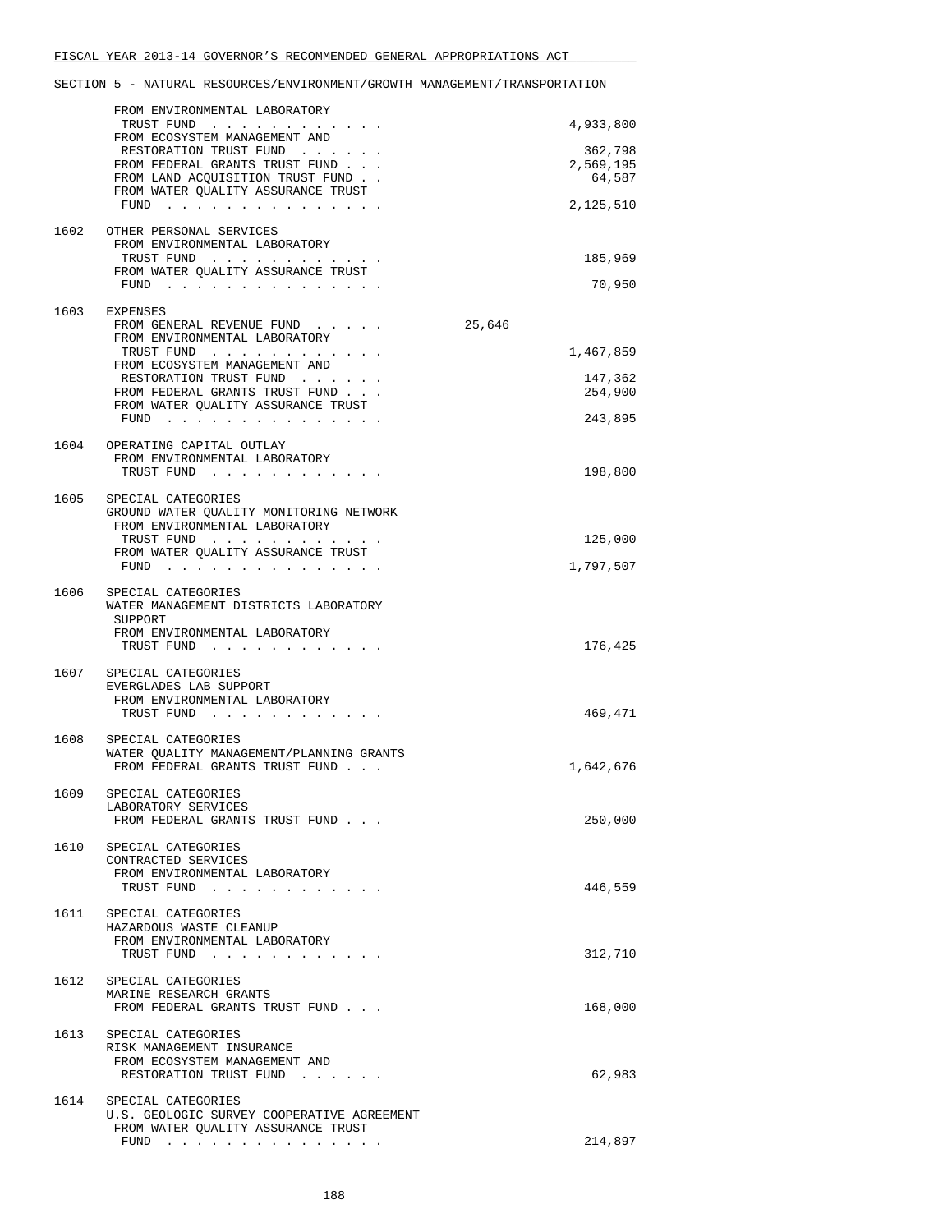FISCAL YEAR 2013-14 GOVERNOR'S RECOMMENDED GENERAL APPROPRIATIONS ACT

SECTION 5 - NATURAL RESOURCES/ENVIRONMENT/GROWTH MANAGEMENT/TRANSPORTATION

| | | | |
|---|---|---|---|
| | FROM ENVIRONMENTAL LABORATORY TRUST FUND . . . . . . . . . . . . | | 4,933,800 |
| | FROM ECOSYSTEM MANAGEMENT AND RESTORATION TRUST FUND . . . . . . | | 362,798 |
| | FROM FEDERAL GRANTS TRUST FUND . . . | | 2,569,195 |
| | FROM LAND ACQUISITION TRUST FUND . . | | 64,587 |
| | FROM WATER QUALITY ASSURANCE TRUST FUND . . . . . . . . . . . . . . . | | 2,125,510 |
| 1602 | OTHER PERSONAL SERVICES | | |
| | FROM ENVIRONMENTAL LABORATORY TRUST FUND . . . . . . . . . . . . | | 185,969 |
| | FROM WATER QUALITY ASSURANCE TRUST FUND . . . . . . . . . . . . . . . | | 70,950 |
| 1603 | EXPENSES | | |
| | FROM GENERAL REVENUE FUND . . . . . | 25,646 | |
| | FROM ENVIRONMENTAL LABORATORY TRUST FUND . . . . . . . . . . . . | | 1,467,859 |
| | FROM ECOSYSTEM MANAGEMENT AND RESTORATION TRUST FUND . . . . . . | | 147,362 |
| | FROM FEDERAL GRANTS TRUST FUND . . . | | 254,900 |
| | FROM WATER QUALITY ASSURANCE TRUST FUND . . . . . . . . . . . . . . . | | 243,895 |
| 1604 | OPERATING CAPITAL OUTLAY | | |
| | FROM ENVIRONMENTAL LABORATORY TRUST FUND . . . . . . . . . . . . | | 198,800 |
| 1605 | SPECIAL CATEGORIES<br>GROUND WATER QUALITY MONITORING NETWORK | | |
| | FROM ENVIRONMENTAL LABORATORY TRUST FUND . . . . . . . . . . . . | | 125,000 |
| | FROM WATER QUALITY ASSURANCE TRUST FUND . . . . . . . . . . . . . . . | | 1,797,507 |
| 1606 | SPECIAL CATEGORIES<br>WATER MANAGEMENT DISTRICTS LABORATORY SUPPORT | | |
| | FROM ENVIRONMENTAL LABORATORY TRUST FUND . . . . . . . . . . . . | | 176,425 |
| 1607 | SPECIAL CATEGORIES<br>EVERGLADES LAB SUPPORT | | |
| | FROM ENVIRONMENTAL LABORATORY TRUST FUND . . . . . . . . . . . . | | 469,471 |
| 1608 | SPECIAL CATEGORIES<br>WATER QUALITY MANAGEMENT/PLANNING GRANTS | | |
| | FROM FEDERAL GRANTS TRUST FUND . . . | | 1,642,676 |
| 1609 | SPECIAL CATEGORIES<br>LABORATORY SERVICES | | |
| | FROM FEDERAL GRANTS TRUST FUND . . . | | 250,000 |
| 1610 | SPECIAL CATEGORIES<br>CONTRACTED SERVICES | | |
| | FROM ENVIRONMENTAL LABORATORY TRUST FUND . . . . . . . . . . . . | | 446,559 |
| 1611 | SPECIAL CATEGORIES<br>HAZARDOUS WASTE CLEANUP | | |
| | FROM ENVIRONMENTAL LABORATORY TRUST FUND . . . . . . . . . . . . | | 312,710 |
| 1612 | SPECIAL CATEGORIES<br>MARINE RESEARCH GRANTS | | |
| | FROM FEDERAL GRANTS TRUST FUND . . . | | 168,000 |
| 1613 | SPECIAL CATEGORIES<br>RISK MANAGEMENT INSURANCE | | |
| | FROM ECOSYSTEM MANAGEMENT AND RESTORATION TRUST FUND . . . . . . | | 62,983 |
| 1614 | SPECIAL CATEGORIES<br>U.S. GEOLOGIC SURVEY COOPERATIVE AGREEMENT | | |
| | FROM WATER QUALITY ASSURANCE TRUST FUND . . . . . . . . . . . . . . . | | 214,897 |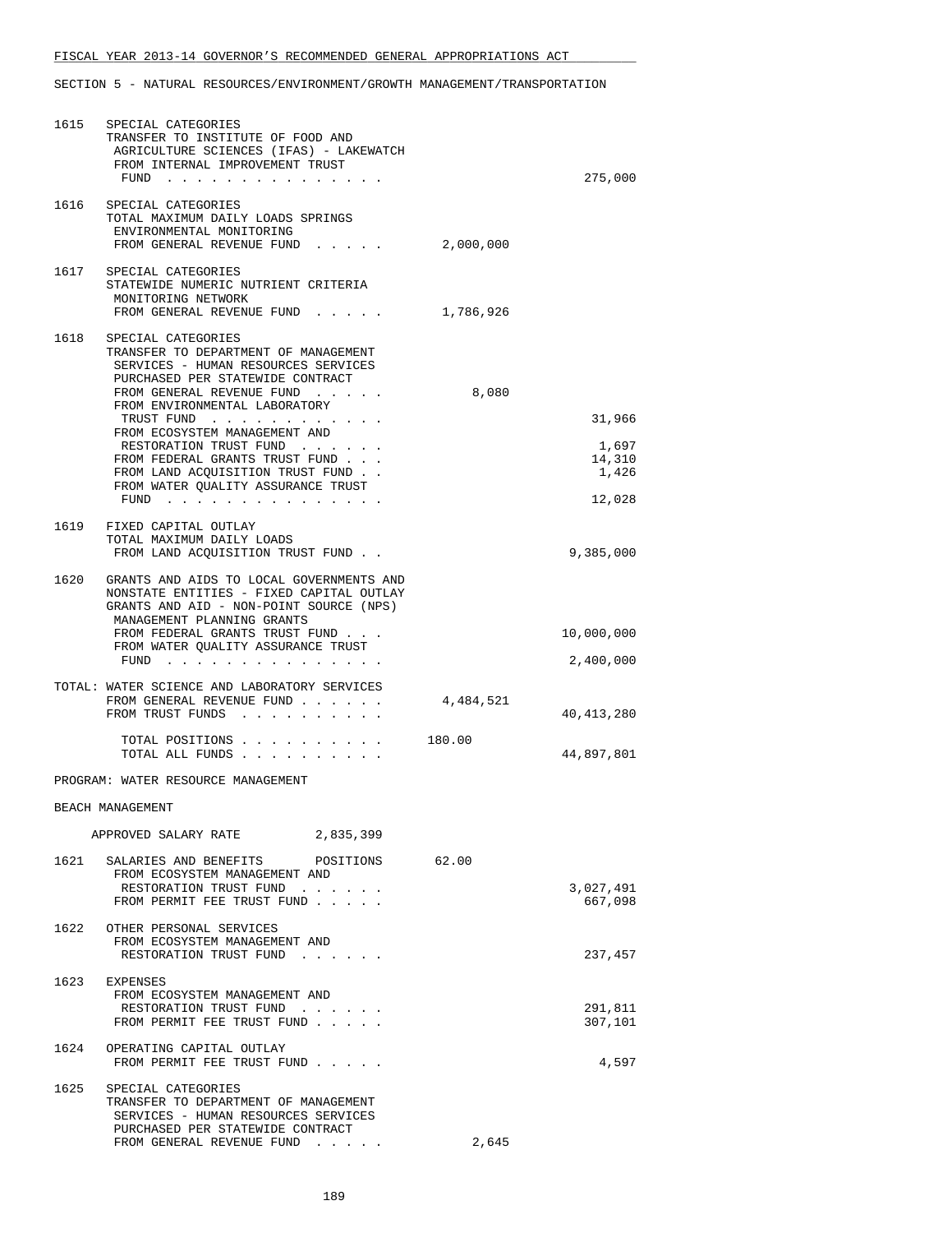SECTION 5 - NATURAL RESOURCES/ENVIRONMENT/GROWTH MANAGEMENT/TRANSPORTATION

| Line | Description | General Revenue | Trust Funds |
|---|---|---|---|
| 1615 | SPECIAL CATEGORIES<br>TRANSFER TO INSTITUTE OF FOOD AND AGRICULTURE SCIENCES (IFAS) - LAKEWATCH<br>FROM INTERNAL IMPROVEMENT TRUST FUND | | 275,000 |
| 1616 | SPECIAL CATEGORIES<br>TOTAL MAXIMUM DAILY LOADS SPRINGS ENVIRONMENTAL MONITORING<br>FROM GENERAL REVENUE FUND | 2,000,000 | |
| 1617 | SPECIAL CATEGORIES<br>STATEWIDE NUMERIC NUTRIENT CRITERIA MONITORING NETWORK<br>FROM GENERAL REVENUE FUND | 1,786,926 | |
| 1618 | SPECIAL CATEGORIES<br>TRANSFER TO DEPARTMENT OF MANAGEMENT SERVICES - HUMAN RESOURCES SERVICES PURCHASED PER STATEWIDE CONTRACT<br>FROM GENERAL REVENUE FUND | 8,080 | |
| | FROM ENVIRONMENTAL LABORATORY TRUST FUND | | 31,966 |
| | FROM ECOSYSTEM MANAGEMENT AND RESTORATION TRUST FUND | | 1,697 |
| | FROM FEDERAL GRANTS TRUST FUND | | 14,310 |
| | FROM LAND ACQUISITION TRUST FUND | | 1,426 |
| | FROM WATER QUALITY ASSURANCE TRUST FUND | | 12,028 |
| 1619 | FIXED CAPITAL OUTLAY<br>TOTAL MAXIMUM DAILY LOADS<br>FROM LAND ACQUISITION TRUST FUND | | 9,385,000 |
| 1620 | GRANTS AND AIDS TO LOCAL GOVERNMENTS AND NONSTATE ENTITIES - FIXED CAPITAL OUTLAY<br>GRANTS AND AID - NON-POINT SOURCE (NPS) MANAGEMENT PLANNING GRANTS<br>FROM FEDERAL GRANTS TRUST FUND | | 10,000,000 |
| | FROM WATER QUALITY ASSURANCE TRUST FUND | | 2,400,000 |
| TOTAL: | WATER SCIENCE AND LABORATORY SERVICES<br>FROM GENERAL REVENUE FUND | 4,484,521 | |
| | FROM TRUST FUNDS | | 40,413,280 |
| | TOTAL POSITIONS | 180.00 | |
| | TOTAL ALL FUNDS | | 44,897,801 |

PROGRAM: WATER RESOURCE MANAGEMENT

BEACH MANAGEMENT

APPROVED SALARY RATE 2,835,399

| Line | Description | General Revenue | Trust Funds |
|---|---|---|---|
| 1621 | SALARIES AND BENEFITS POSITIONS | 62.00 | |
| | FROM ECOSYSTEM MANAGEMENT AND RESTORATION TRUST FUND | | 3,027,491 |
| | FROM PERMIT FEE TRUST FUND | | 667,098 |
| 1622 | OTHER PERSONAL SERVICES<br>FROM ECOSYSTEM MANAGEMENT AND RESTORATION TRUST FUND | | 237,457 |
| 1623 | EXPENSES<br>FROM ECOSYSTEM MANAGEMENT AND RESTORATION TRUST FUND | | 291,811 |
| | FROM PERMIT FEE TRUST FUND | | 307,101 |
| 1624 | OPERATING CAPITAL OUTLAY<br>FROM PERMIT FEE TRUST FUND | | 4,597 |
| 1625 | SPECIAL CATEGORIES<br>TRANSFER TO DEPARTMENT OF MANAGEMENT SERVICES - HUMAN RESOURCES SERVICES PURCHASED PER STATEWIDE CONTRACT<br>FROM GENERAL REVENUE FUND | 2,645 | |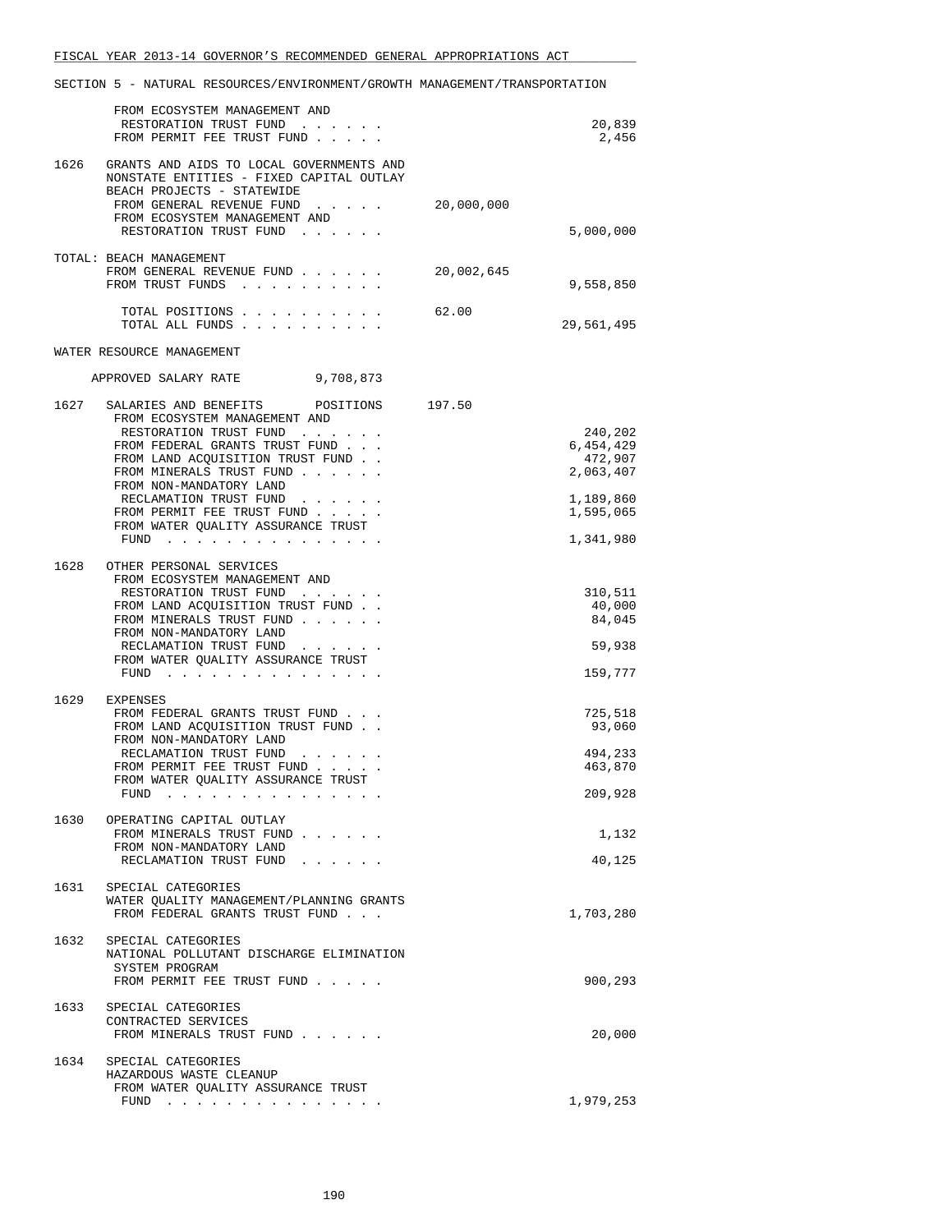FISCAL YEAR 2013-14 GOVERNOR'S RECOMMENDED GENERAL APPROPRIATIONS ACT

SECTION 5 - NATURAL RESOURCES/ENVIRONMENT/GROWTH MANAGEMENT/TRANSPORTATION

| | | | |
|---|---|---|---|
| | FROM ECOSYSTEM MANAGEMENT AND RESTORATION TRUST FUND . . . . . . | | 20,839 |
| | FROM PERMIT FEE TRUST FUND . . . . . | | 2,456 |
| 1626 | GRANTS AND AIDS TO LOCAL GOVERNMENTS AND NONSTATE ENTITIES - FIXED CAPITAL OUTLAY BEACH PROJECTS - STATEWIDE | | |
| | FROM GENERAL REVENUE FUND . . . . . | 20,000,000 | |
| | FROM ECOSYSTEM MANAGEMENT AND RESTORATION TRUST FUND . . . . . . | | 5,000,000 |
| | TOTAL: BEACH MANAGEMENT | | |
| | FROM GENERAL REVENUE FUND . . . . . . | 20,002,645 | |
| | FROM TRUST FUNDS . . . . . . . . . . | | 9,558,850 |
| | TOTAL POSITIONS . . . . . . . . . . | 62.00 | |
| | TOTAL ALL FUNDS . . . . . . . . . . | | 29,561,495 |

WATER RESOURCE MANAGEMENT

APPROVED SALARY RATE 9,708,873

| | | | |
|---|---|---|---|
| 1627 | SALARIES AND BENEFITS POSITIONS | 197.50 | |
| | FROM ECOSYSTEM MANAGEMENT AND RESTORATION TRUST FUND . . . . . . | | 240,202 |
| | FROM FEDERAL GRANTS TRUST FUND . . . | | 6,454,429 |
| | FROM LAND ACQUISITION TRUST FUND . . | | 472,907 |
| | FROM MINERALS TRUST FUND . . . . . . | | 2,063,407 |
| | FROM NON-MANDATORY LAND RECLAMATION TRUST FUND . . . . . . | | 1,189,860 |
| | FROM PERMIT FEE TRUST FUND . . . . . | | 1,595,065 |
| | FROM WATER QUALITY ASSURANCE TRUST FUND . . . . . . . . . . . . . . . | | 1,341,980 |
| 1628 | OTHER PERSONAL SERVICES | | |
| | FROM ECOSYSTEM MANAGEMENT AND RESTORATION TRUST FUND . . . . . . | | 310,511 |
| | FROM LAND ACQUISITION TRUST FUND . . | | 40,000 |
| | FROM MINERALS TRUST FUND . . . . . . | | 84,045 |
| | FROM NON-MANDATORY LAND RECLAMATION TRUST FUND . . . . . . | | 59,938 |
| | FROM WATER QUALITY ASSURANCE TRUST FUND . . . . . . . . . . . . . . . | | 159,777 |
| 1629 | EXPENSES | | |
| | FROM FEDERAL GRANTS TRUST FUND . . . | | 725,518 |
| | FROM LAND ACQUISITION TRUST FUND . . | | 93,060 |
| | FROM NON-MANDATORY LAND RECLAMATION TRUST FUND . . . . . . | | 494,233 |
| | FROM PERMIT FEE TRUST FUND . . . . . | | 463,870 |
| | FROM WATER QUALITY ASSURANCE TRUST FUND . . . . . . . . . . . . . . . | | 209,928 |
| 1630 | OPERATING CAPITAL OUTLAY | | |
| | FROM MINERALS TRUST FUND . . . . . . | | 1,132 |
| | FROM NON-MANDATORY LAND RECLAMATION TRUST FUND . . . . . . | | 40,125 |
| 1631 | SPECIAL CATEGORIES WATER QUALITY MANAGEMENT/PLANNING GRANTS | | |
| | FROM FEDERAL GRANTS TRUST FUND . . . | | 1,703,280 |
| 1632 | SPECIAL CATEGORIES NATIONAL POLLUTANT DISCHARGE ELIMINATION SYSTEM PROGRAM | | |
| | FROM PERMIT FEE TRUST FUND . . . . . | | 900,293 |
| 1633 | SPECIAL CATEGORIES CONTRACTED SERVICES | | |
| | FROM MINERALS TRUST FUND . . . . . . | | 20,000 |
| 1634 | SPECIAL CATEGORIES HAZARDOUS WASTE CLEANUP | | |
| | FROM WATER QUALITY ASSURANCE TRUST FUND . . . . . . . . . . . . . . . | | 1,979,253 |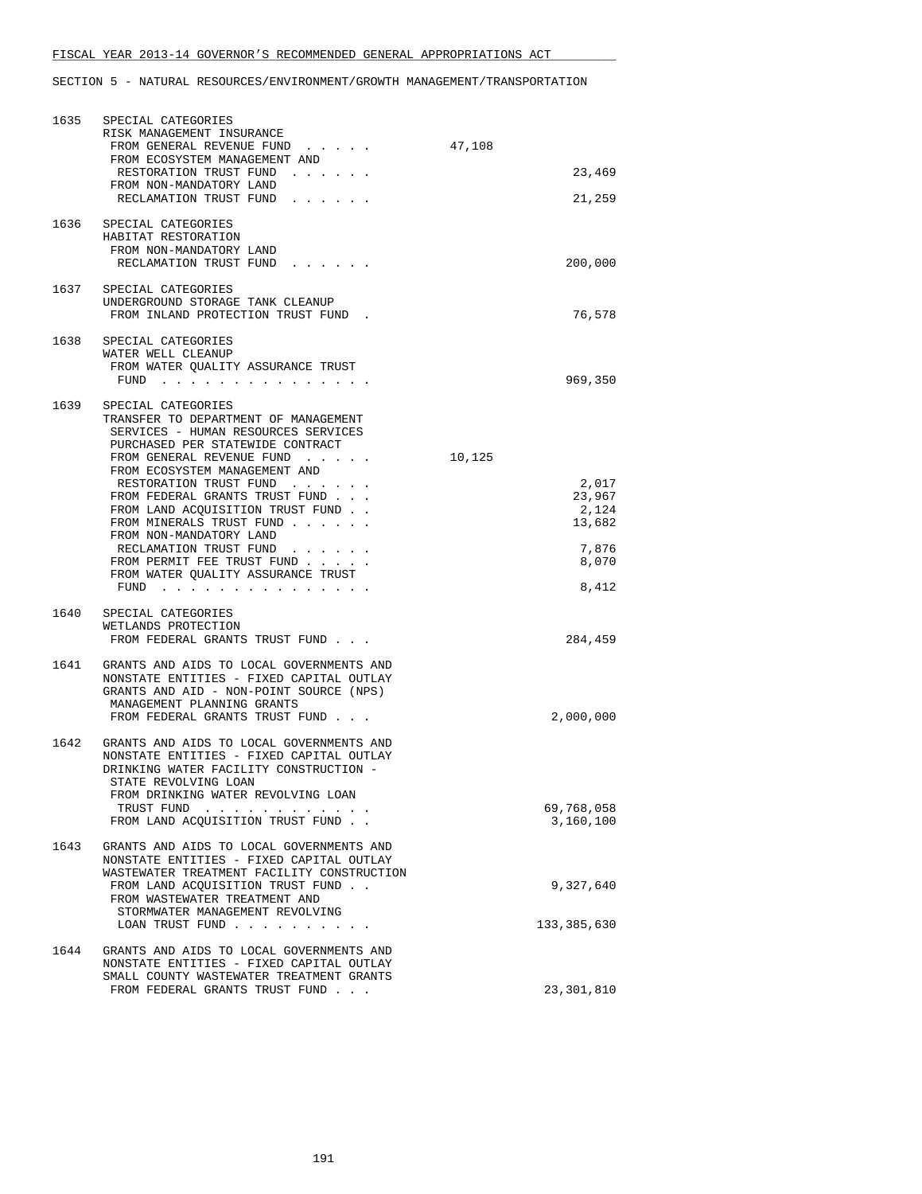FISCAL YEAR 2013-14 GOVERNOR'S RECOMMENDED GENERAL APPROPRIATIONS ACT

SECTION 5 - NATURAL RESOURCES/ENVIRONMENT/GROWTH MANAGEMENT/TRANSPORTATION

| No. | Item | General Revenue | Trust Funds |
|---|---|---|---|
| 1635 | SPECIAL CATEGORIES<br>RISK MANAGEMENT INSURANCE | | |
| | FROM GENERAL REVENUE FUND . . . . . | 47,108 | |
| | FROM ECOSYSTEM MANAGEMENT AND RESTORATION TRUST FUND . . . . . . | | 23,469 |
| | FROM NON-MANDATORY LAND RECLAMATION TRUST FUND . . . . . . | | 21,259 |
| 1636 | SPECIAL CATEGORIES<br>HABITAT RESTORATION | | |
| | FROM NON-MANDATORY LAND RECLAMATION TRUST FUND . . . . . . | | 200,000 |
| 1637 | SPECIAL CATEGORIES<br>UNDERGROUND STORAGE TANK CLEANUP | | |
| | FROM INLAND PROTECTION TRUST FUND . | | 76,578 |
| 1638 | SPECIAL CATEGORIES<br>WATER WELL CLEANUP | | |
| | FROM WATER QUALITY ASSURANCE TRUST FUND . . . . . . . . . . . . . . . | | 969,350 |
| 1639 | SPECIAL CATEGORIES<br>TRANSFER TO DEPARTMENT OF MANAGEMENT SERVICES - HUMAN RESOURCES SERVICES PURCHASED PER STATEWIDE CONTRACT | | |
| | FROM GENERAL REVENUE FUND . . . . . | 10,125 | |
| | FROM ECOSYSTEM MANAGEMENT AND RESTORATION TRUST FUND . . . . . . | | 2,017 |
| | FROM FEDERAL GRANTS TRUST FUND . . . | | 23,967 |
| | FROM LAND ACQUISITION TRUST FUND . . | | 2,124 |
| | FROM MINERALS TRUST FUND . . . . . . | | 13,682 |
| | FROM NON-MANDATORY LAND RECLAMATION TRUST FUND . . . . . . | | 7,876 |
| | FROM PERMIT FEE TRUST FUND . . . . . | | 8,070 |
| | FROM WATER QUALITY ASSURANCE TRUST FUND . . . . . . . . . . . . . . . | | 8,412 |
| 1640 | SPECIAL CATEGORIES<br>WETLANDS PROTECTION | | |
| | FROM FEDERAL GRANTS TRUST FUND . . . | | 284,459 |
| 1641 | GRANTS AND AIDS TO LOCAL GOVERNMENTS AND NONSTATE ENTITIES - FIXED CAPITAL OUTLAY<br>GRANTS AND AID - NON-POINT SOURCE (NPS) MANAGEMENT PLANNING GRANTS | | |
| | FROM FEDERAL GRANTS TRUST FUND . . . | | 2,000,000 |
| 1642 | GRANTS AND AIDS TO LOCAL GOVERNMENTS AND NONSTATE ENTITIES - FIXED CAPITAL OUTLAY<br>DRINKING WATER FACILITY CONSTRUCTION - STATE REVOLVING LOAN | | |
| | FROM DRINKING WATER REVOLVING LOAN TRUST FUND . . . . . . . . . . . . | | 69,768,058 |
| | FROM LAND ACQUISITION TRUST FUND . . | | 3,160,100 |
| 1643 | GRANTS AND AIDS TO LOCAL GOVERNMENTS AND NONSTATE ENTITIES - FIXED CAPITAL OUTLAY<br>WASTEWATER TREATMENT FACILITY CONSTRUCTION | | |
| | FROM LAND ACQUISITION TRUST FUND . . | | 9,327,640 |
| | FROM WASTEWATER TREATMENT AND STORMWATER MANAGEMENT REVOLVING LOAN TRUST FUND . . . . . . . . . . | | 133,385,630 |
| 1644 | GRANTS AND AIDS TO LOCAL GOVERNMENTS AND NONSTATE ENTITIES - FIXED CAPITAL OUTLAY<br>SMALL COUNTY WASTEWATER TREATMENT GRANTS | | |
| | FROM FEDERAL GRANTS TRUST FUND . . . | | 23,301,810 |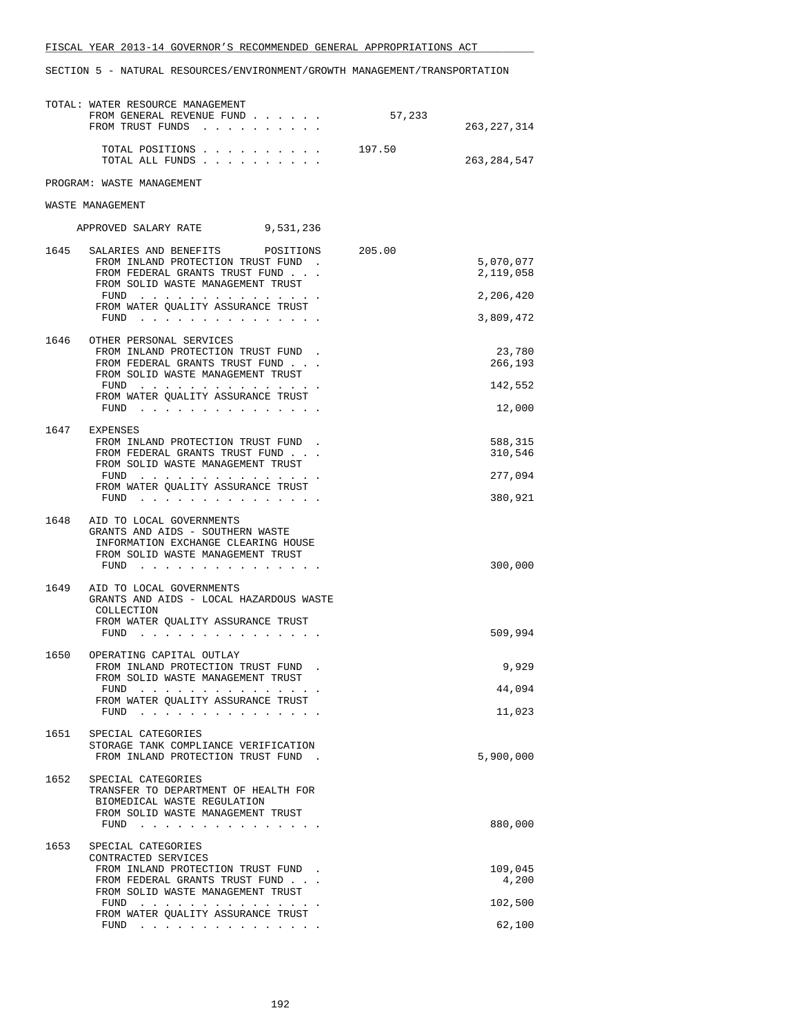FISCAL YEAR 2013-14 GOVERNOR'S RECOMMENDED GENERAL APPROPRIATIONS ACT

SECTION 5 - NATURAL RESOURCES/ENVIRONMENT/GROWTH MANAGEMENT/TRANSPORTATION

TOTAL: WATER RESOURCE MANAGEMENT

| | | |
|---|---|---|
| FROM GENERAL REVENUE FUND | 57,233 | |
| FROM TRUST FUNDS | | 263,227,314 |
| TOTAL POSITIONS | 197.50 | |
| TOTAL ALL FUNDS | | 263,284,547 |

PROGRAM: WASTE MANAGEMENT

WASTE MANAGEMENT

APPROVED SALARY RATE 9,531,236

| | | | |
|---|---|---|---|
| 1645 | SALARIES AND BENEFITS POSITIONS | 205.00 | |
| | FROM INLAND PROTECTION TRUST FUND | | 5,070,077 |
| | FROM FEDERAL GRANTS TRUST FUND | | 2,119,058 |
| | FROM SOLID WASTE MANAGEMENT TRUST FUND | | 2,206,420 |
| | FROM WATER QUALITY ASSURANCE TRUST FUND | | 3,809,472 |
| 1646 | OTHER PERSONAL SERVICES | | |
| | FROM INLAND PROTECTION TRUST FUND | | 23,780 |
| | FROM FEDERAL GRANTS TRUST FUND | | 266,193 |
| | FROM SOLID WASTE MANAGEMENT TRUST FUND | | 142,552 |
| | FROM WATER QUALITY ASSURANCE TRUST FUND | | 12,000 |
| 1647 | EXPENSES | | |
| | FROM INLAND PROTECTION TRUST FUND | | 588,315 |
| | FROM FEDERAL GRANTS TRUST FUND | | 310,546 |
| | FROM SOLID WASTE MANAGEMENT TRUST FUND | | 277,094 |
| | FROM WATER QUALITY ASSURANCE TRUST FUND | | 380,921 |
| 1648 | AID TO LOCAL GOVERNMENTS GRANTS AND AIDS - SOUTHERN WASTE INFORMATION EXCHANGE CLEARING HOUSE | | |
| | FROM SOLID WASTE MANAGEMENT TRUST FUND | | 300,000 |
| 1649 | AID TO LOCAL GOVERNMENTS GRANTS AND AIDS - LOCAL HAZARDOUS WASTE COLLECTION | | |
| | FROM WATER QUALITY ASSURANCE TRUST FUND | | 509,994 |
| 1650 | OPERATING CAPITAL OUTLAY | | |
| | FROM INLAND PROTECTION TRUST FUND | | 9,929 |
| | FROM SOLID WASTE MANAGEMENT TRUST FUND | | 44,094 |
| | FROM WATER QUALITY ASSURANCE TRUST FUND | | 11,023 |
| 1651 | SPECIAL CATEGORIES STORAGE TANK COMPLIANCE VERIFICATION | | |
| | FROM INLAND PROTECTION TRUST FUND | | 5,900,000 |
| 1652 | SPECIAL CATEGORIES TRANSFER TO DEPARTMENT OF HEALTH FOR BIOMEDICAL WASTE REGULATION | | |
| | FROM SOLID WASTE MANAGEMENT TRUST FUND | | 880,000 |
| 1653 | SPECIAL CATEGORIES CONTRACTED SERVICES | | |
| | FROM INLAND PROTECTION TRUST FUND | | 109,045 |
| | FROM FEDERAL GRANTS TRUST FUND | | 4,200 |
| | FROM SOLID WASTE MANAGEMENT TRUST FUND | | 102,500 |
| | FROM WATER QUALITY ASSURANCE TRUST FUND | | 62,100 |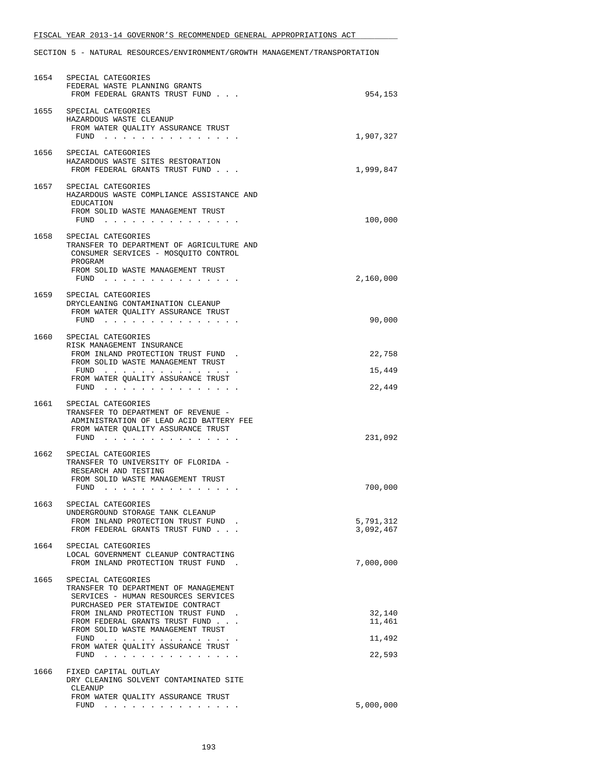FISCAL YEAR 2013-14 GOVERNOR'S RECOMMENDED GENERAL APPROPRIATIONS ACT

SECTION 5 - NATURAL RESOURCES/ENVIRONMENT/GROWTH MANAGEMENT/TRANSPORTATION

| | | |
|---|---|---|
| 1654 | SPECIAL CATEGORIES<br>FEDERAL WASTE PLANNING GRANTS<br>FROM FEDERAL GRANTS TRUST FUND . . . | 954,153 |
| 1655 | SPECIAL CATEGORIES<br>HAZARDOUS WASTE CLEANUP<br>FROM WATER QUALITY ASSURANCE TRUST FUND . . . . . . . . . . . . . . . | 1,907,327 |
| 1656 | SPECIAL CATEGORIES<br>HAZARDOUS WASTE SITES RESTORATION<br>FROM FEDERAL GRANTS TRUST FUND . . . | 1,999,847 |
| 1657 | SPECIAL CATEGORIES<br>HAZARDOUS WASTE COMPLIANCE ASSISTANCE AND EDUCATION<br>FROM SOLID WASTE MANAGEMENT TRUST FUND . . . . . . . . . . . . . . . | 100,000 |
| 1658 | SPECIAL CATEGORIES<br>TRANSFER TO DEPARTMENT OF AGRICULTURE AND CONSUMER SERVICES - MOSQUITO CONTROL PROGRAM<br>FROM SOLID WASTE MANAGEMENT TRUST FUND . . . . . . . . . . . . . . . | 2,160,000 |
| 1659 | SPECIAL CATEGORIES<br>DRYCLEANING CONTAMINATION CLEANUP<br>FROM WATER QUALITY ASSURANCE TRUST FUND . . . . . . . . . . . . . . . | 90,000 |
| 1660 | SPECIAL CATEGORIES<br>RISK MANAGEMENT INSURANCE<br>FROM INLAND PROTECTION TRUST FUND . | 22,758 |
| | FROM SOLID WASTE MANAGEMENT TRUST FUND . . . . . . . . . . . . . . . | 15,449 |
| | FROM WATER QUALITY ASSURANCE TRUST FUND . . . . . . . . . . . . . . . | 22,449 |
| 1661 | SPECIAL CATEGORIES<br>TRANSFER TO DEPARTMENT OF REVENUE - ADMINISTRATION OF LEAD ACID BATTERY FEE<br>FROM WATER QUALITY ASSURANCE TRUST FUND . . . . . . . . . . . . . . . | 231,092 |
| 1662 | SPECIAL CATEGORIES<br>TRANSFER TO UNIVERSITY OF FLORIDA - RESEARCH AND TESTING<br>FROM SOLID WASTE MANAGEMENT TRUST FUND . . . . . . . . . . . . . . . | 700,000 |
| 1663 | SPECIAL CATEGORIES<br>UNDERGROUND STORAGE TANK CLEANUP<br>FROM INLAND PROTECTION TRUST FUND . | 5,791,312 |
| | FROM FEDERAL GRANTS TRUST FUND . . . | 3,092,467 |
| 1664 | SPECIAL CATEGORIES<br>LOCAL GOVERNMENT CLEANUP CONTRACTING<br>FROM INLAND PROTECTION TRUST FUND . | 7,000,000 |
| 1665 | SPECIAL CATEGORIES<br>TRANSFER TO DEPARTMENT OF MANAGEMENT SERVICES - HUMAN RESOURCES SERVICES PURCHASED PER STATEWIDE CONTRACT<br>FROM INLAND PROTECTION TRUST FUND . | 32,140 |
| | FROM FEDERAL GRANTS TRUST FUND . . . | 11,461 |
| | FROM SOLID WASTE MANAGEMENT TRUST FUND . . . . . . . . . . . . . . . | 11,492 |
| | FROM WATER QUALITY ASSURANCE TRUST FUND . . . . . . . . . . . . . . . | 22,593 |
| 1666 | FIXED CAPITAL OUTLAY<br>DRY CLEANING SOLVENT CONTAMINATED SITE CLEANUP<br>FROM WATER QUALITY ASSURANCE TRUST FUND . . . . . . . . . . . . . . . | 5,000,000 |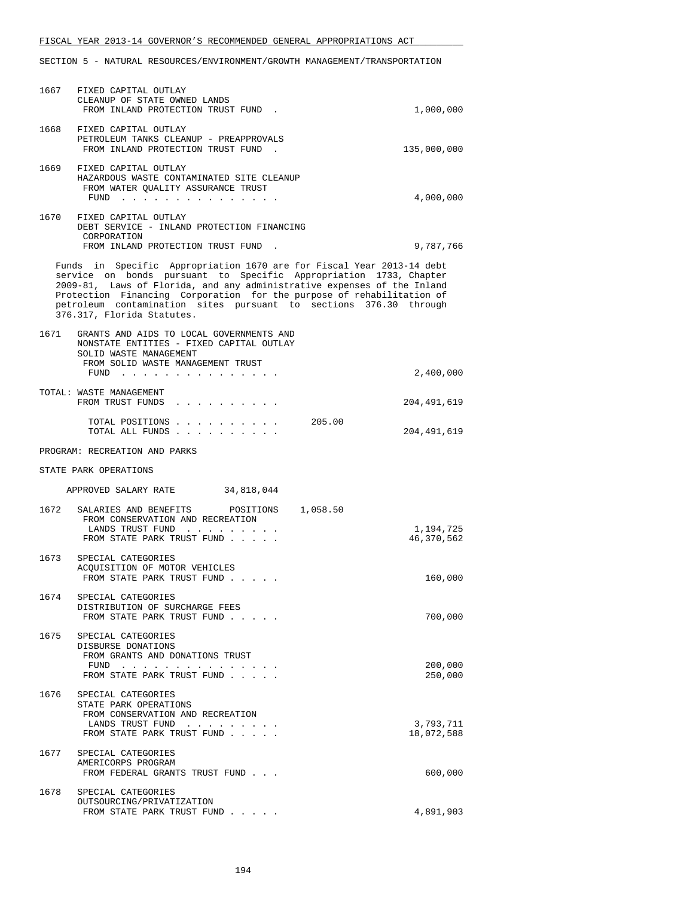FISCAL YEAR 2013-14 GOVERNOR'S RECOMMENDED GENERAL APPROPRIATIONS ACT

SECTION 5 - NATURAL RESOURCES/ENVIRONMENT/GROWTH MANAGEMENT/TRANSPORTATION

1667 FIXED CAPITAL OUTLAY
CLEANUP OF STATE OWNED LANDS
FROM INLAND PROTECTION TRUST FUND . . . . . 1,000,000

1668 FIXED CAPITAL OUTLAY
PETROLEUM TANKS CLEANUP - PREAPPROVALS
FROM INLAND PROTECTION TRUST FUND . . . . . 135,000,000

1669 FIXED CAPITAL OUTLAY
HAZARDOUS WASTE CONTAMINATED SITE CLEANUP
FROM WATER QUALITY ASSURANCE TRUST
FUND . . . . . . . . . . . . . . . 4,000,000

1670 FIXED CAPITAL OUTLAY
DEBT SERVICE - INLAND PROTECTION FINANCING
CORPORATION
FROM INLAND PROTECTION TRUST FUND . . . . . 9,787,766

Funds in Specific Appropriation 1670 are for Fiscal Year 2013-14 debt service on bonds pursuant to Specific Appropriation 1733, Chapter 2009-81, Laws of Florida, and any administrative expenses of the Inland Protection Financing Corporation for the purpose of rehabilitation of petroleum contamination sites pursuant to sections 376.30 through 376.317, Florida Statutes.

1671 GRANTS AND AIDS TO LOCAL GOVERNMENTS AND
NONSTATE ENTITIES - FIXED CAPITAL OUTLAY
SOLID WASTE MANAGEMENT
FROM SOLID WASTE MANAGEMENT TRUST
FUND . . . . . . . . . . . . . . . 2,400,000

TOTAL: WASTE MANAGEMENT
FROM TRUST FUNDS . . . . . . . . . . 204,491,619

TOTAL POSITIONS . . . . . . . . . . 205.00
TOTAL ALL FUNDS . . . . . . . . . . 204,491,619

PROGRAM: RECREATION AND PARKS

STATE PARK OPERATIONS

APPROVED SALARY RATE 34,818,044

1672 SALARIES AND BENEFITS POSITIONS 1,058.50
FROM CONSERVATION AND RECREATION
LANDS TRUST FUND . . . . . . . . . 1,194,725
FROM STATE PARK TRUST FUND . . . . . 46,370,562

1673 SPECIAL CATEGORIES
ACQUISITION OF MOTOR VEHICLES
FROM STATE PARK TRUST FUND . . . . . 160,000

1674 SPECIAL CATEGORIES
DISTRIBUTION OF SURCHARGE FEES
FROM STATE PARK TRUST FUND . . . . . 700,000

1675 SPECIAL CATEGORIES
DISBURSE DONATIONS
FROM GRANTS AND DONATIONS TRUST
FUND . . . . . . . . . . . . . . . 200,000
FROM STATE PARK TRUST FUND . . . . . 250,000

1676 SPECIAL CATEGORIES
STATE PARK OPERATIONS
FROM CONSERVATION AND RECREATION
LANDS TRUST FUND . . . . . . . . . 3,793,711
FROM STATE PARK TRUST FUND . . . . . 18,072,588

1677 SPECIAL CATEGORIES
AMERICORPS PROGRAM
FROM FEDERAL GRANTS TRUST FUND . . . 600,000

1678 SPECIAL CATEGORIES
OUTSOURCING/PRIVATIZATION
FROM STATE PARK TRUST FUND . . . . . 4,891,903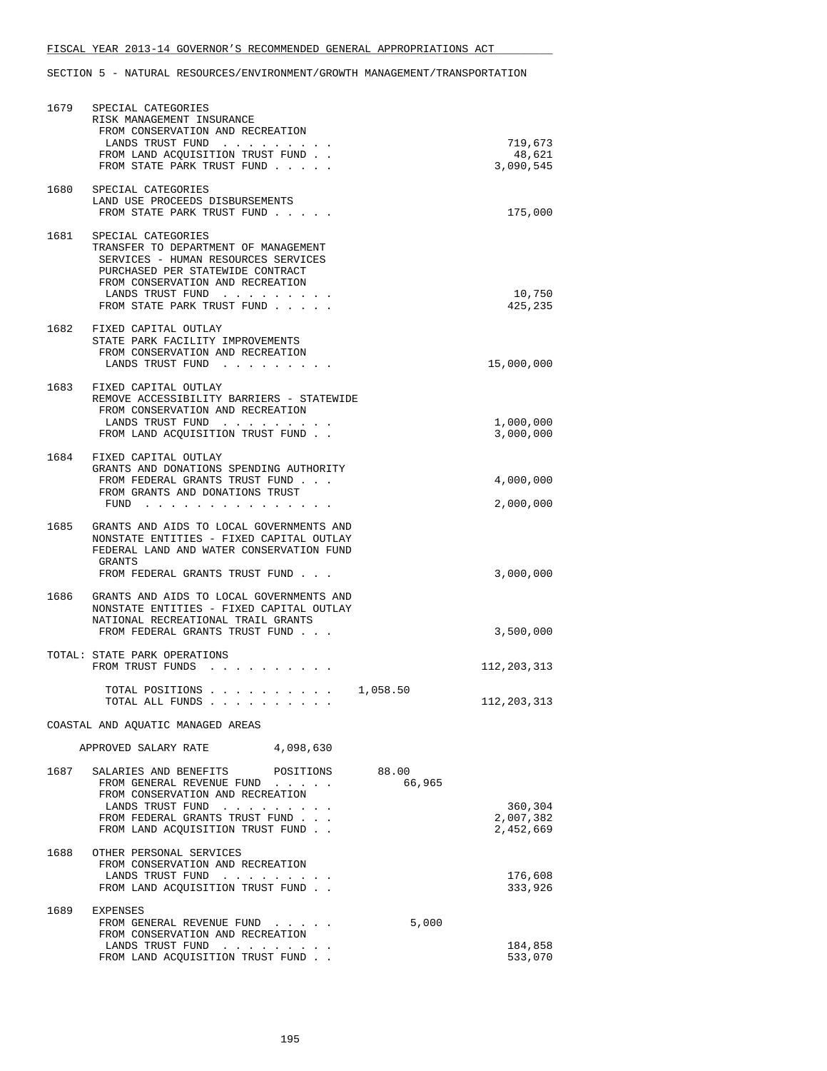FISCAL YEAR 2013-14 GOVERNOR'S RECOMMENDED GENERAL APPROPRIATIONS ACT

SECTION 5 - NATURAL RESOURCES/ENVIRONMENT/GROWTH MANAGEMENT/TRANSPORTATION

| | | | |
|---|---|---|---|
| 1679 | SPECIAL CATEGORIES<br>RISK MANAGEMENT INSURANCE<br>FROM CONSERVATION AND RECREATION LANDS TRUST FUND<br>FROM LAND ACQUISITION TRUST FUND<br>FROM STATE PARK TRUST FUND | | 719,673<br>48,621<br>3,090,545 |
| 1680 | SPECIAL CATEGORIES<br>LAND USE PROCEEDS DISBURSEMENTS<br>FROM STATE PARK TRUST FUND | | 175,000 |
| 1681 | SPECIAL CATEGORIES<br>TRANSFER TO DEPARTMENT OF MANAGEMENT SERVICES - HUMAN RESOURCES SERVICES PURCHASED PER STATEWIDE CONTRACT<br>FROM CONSERVATION AND RECREATION LANDS TRUST FUND<br>FROM STATE PARK TRUST FUND | | 10,750<br>425,235 |
| 1682 | FIXED CAPITAL OUTLAY<br>STATE PARK FACILITY IMPROVEMENTS<br>FROM CONSERVATION AND RECREATION LANDS TRUST FUND | | 15,000,000 |
| 1683 | FIXED CAPITAL OUTLAY<br>REMOVE ACCESSIBILITY BARRIERS - STATEWIDE<br>FROM CONSERVATION AND RECREATION LANDS TRUST FUND<br>FROM LAND ACQUISITION TRUST FUND | | 1,000,000<br>3,000,000 |
| 1684 | FIXED CAPITAL OUTLAY<br>GRANTS AND DONATIONS SPENDING AUTHORITY<br>FROM FEDERAL GRANTS TRUST FUND<br>FROM GRANTS AND DONATIONS TRUST FUND | | 4,000,000<br>2,000,000 |
| 1685 | GRANTS AND AIDS TO LOCAL GOVERNMENTS AND NONSTATE ENTITIES - FIXED CAPITAL OUTLAY<br>FEDERAL LAND AND WATER CONSERVATION FUND GRANTS<br>FROM FEDERAL GRANTS TRUST FUND | | 3,000,000 |
| 1686 | GRANTS AND AIDS TO LOCAL GOVERNMENTS AND NONSTATE ENTITIES - FIXED CAPITAL OUTLAY<br>NATIONAL RECREATIONAL TRAIL GRANTS<br>FROM FEDERAL GRANTS TRUST FUND | | 3,500,000 |

TOTAL: STATE PARK OPERATIONS

| | | |
|---|---|---|
| FROM TRUST FUNDS | | 112,203,313 |
| TOTAL POSITIONS | 1,058.50 | |
| TOTAL ALL FUNDS | | 112,203,313 |

COASTAL AND AQUATIC MANAGED AREAS

APPROVED SALARY RATE 4,098,630

| | | | |
|---|---|---|---|
| 1687 | SALARIES AND BENEFITS POSITIONS<br>FROM GENERAL REVENUE FUND<br>FROM CONSERVATION AND RECREATION LANDS TRUST FUND<br>FROM FEDERAL GRANTS TRUST FUND<br>FROM LAND ACQUISITION TRUST FUND | 88.00<br>66,965 | <br><br>360,304<br>2,007,382<br>2,452,669 |
| 1688 | OTHER PERSONAL SERVICES<br>FROM CONSERVATION AND RECREATION LANDS TRUST FUND<br>FROM LAND ACQUISITION TRUST FUND | | 176,608<br>333,926 |
| 1689 | EXPENSES<br>FROM GENERAL REVENUE FUND<br>FROM CONSERVATION AND RECREATION LANDS TRUST FUND<br>FROM LAND ACQUISITION TRUST FUND | 5,000 | <br>184,858<br>533,070 |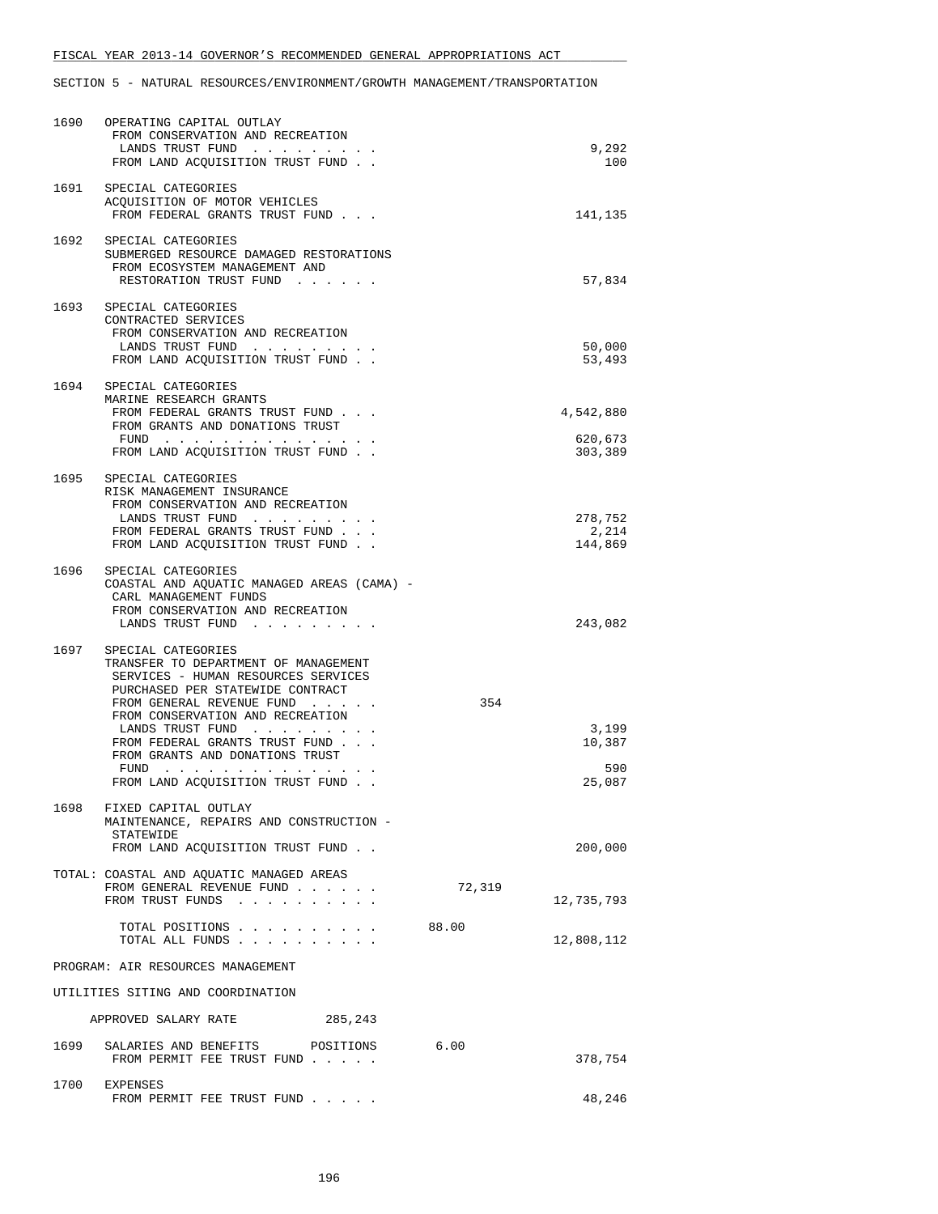FISCAL YEAR 2013-14 GOVERNOR'S RECOMMENDED GENERAL APPROPRIATIONS ACT

SECTION 5 - NATURAL RESOURCES/ENVIRONMENT/GROWTH MANAGEMENT/TRANSPORTATION

```
1690   OPERATING CAPITAL OUTLAY
        FROM CONSERVATION AND RECREATION
         LANDS TRUST FUND  . . . . . . . . .                              9,292
        FROM LAND ACQUISITION TRUST FUND . .                                100

1691   SPECIAL CATEGORIES
        ACQUISITION OF MOTOR VEHICLES
        FROM FEDERAL GRANTS TRUST FUND . . .                            141,135

1692   SPECIAL CATEGORIES
        SUBMERGED RESOURCE DAMAGED RESTORATIONS
        FROM ECOSYSTEM MANAGEMENT AND
         RESTORATION TRUST FUND  . . . . . .                             57,834

1693   SPECIAL CATEGORIES
        CONTRACTED SERVICES
        FROM CONSERVATION AND RECREATION
         LANDS TRUST FUND  . . . . . . . . .                             50,000
        FROM LAND ACQUISITION TRUST FUND . .                             53,493

1694   SPECIAL CATEGORIES
        MARINE RESEARCH GRANTS
        FROM FEDERAL GRANTS TRUST FUND . . .                          4,542,880
        FROM GRANTS AND DONATIONS TRUST
         FUND  . . . . . . . . . . . . . . .                            620,673
        FROM LAND ACQUISITION TRUST FUND . .                            303,389

1695   SPECIAL CATEGORIES
        RISK MANAGEMENT INSURANCE
        FROM CONSERVATION AND RECREATION
         LANDS TRUST FUND  . . . . . . . . .                            278,752
        FROM FEDERAL GRANTS TRUST FUND . . .                              2,214
        FROM LAND ACQUISITION TRUST FUND . .                            144,869

1696   SPECIAL CATEGORIES
        COASTAL AND AQUATIC MANAGED AREAS (CAMA) -
         CARL MANAGEMENT FUNDS
        FROM CONSERVATION AND RECREATION
         LANDS TRUST FUND  . . . . . . . . .                            243,082

1697   SPECIAL CATEGORIES
        TRANSFER TO DEPARTMENT OF MANAGEMENT
         SERVICES - HUMAN RESOURCES SERVICES
         PURCHASED PER STATEWIDE CONTRACT
        FROM GENERAL REVENUE FUND  . . . . .          354
        FROM CONSERVATION AND RECREATION
         LANDS TRUST FUND  . . . . . . . . .                              3,199
        FROM FEDERAL GRANTS TRUST FUND . . .                             10,387
        FROM GRANTS AND DONATIONS TRUST
         FUND  . . . . . . . . . . . . . . .                                590
        FROM LAND ACQUISITION TRUST FUND . .                             25,087

1698   FIXED CAPITAL OUTLAY
        MAINTENANCE, REPAIRS AND CONSTRUCTION -
         STATEWIDE
        FROM LAND ACQUISITION TRUST FUND . .                            200,000

       TOTAL: COASTAL AND AQUATIC MANAGED AREAS
        FROM GENERAL REVENUE FUND . . . . . .      72,319
        FROM TRUST FUNDS  . . . . . . . . . .                        12,735,793

         TOTAL POSITIONS . . . . . . . . . .     88.00
         TOTAL ALL FUNDS . . . . . . . . . .                         12,808,112

       PROGRAM: AIR RESOURCES MANAGEMENT

       UTILITIES SITING AND COORDINATION

        APPROVED SALARY RATE             285,243

1699   SALARIES AND BENEFITS       POSITIONS       6.00
        FROM PERMIT FEE TRUST FUND . . . . .                            378,754

1700   EXPENSES
        FROM PERMIT FEE TRUST FUND . . . . .                             48,246
```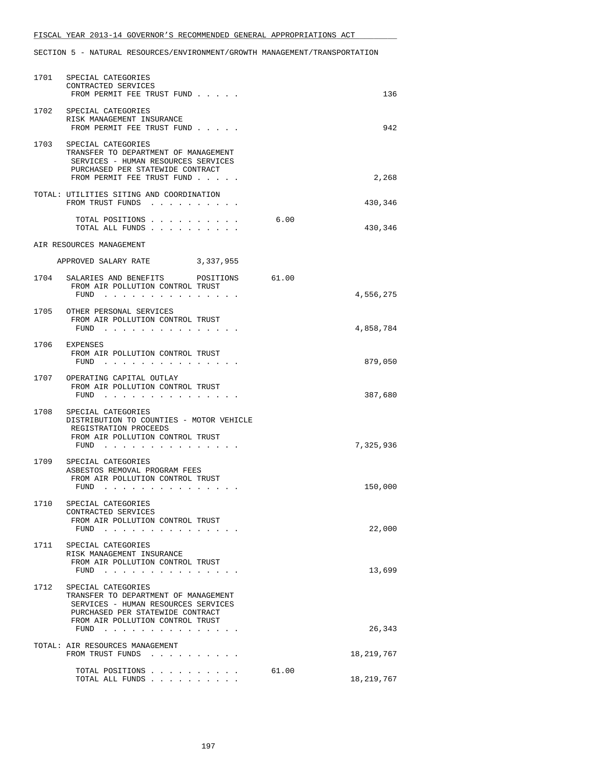FISCAL YEAR 2013-14 GOVERNOR'S RECOMMENDED GENERAL APPROPRIATIONS ACT

SECTION 5 - NATURAL RESOURCES/ENVIRONMENT/GROWTH MANAGEMENT/TRANSPORTATION

| | | | |
|---|---|---|---|
| 1701 | SPECIAL CATEGORIES<br>CONTRACTED SERVICES<br>FROM PERMIT FEE TRUST FUND . . . . . | | 136 |
| 1702 | SPECIAL CATEGORIES<br>RISK MANAGEMENT INSURANCE<br>FROM PERMIT FEE TRUST FUND . . . . . | | 942 |
| 1703 | SPECIAL CATEGORIES<br>TRANSFER TO DEPARTMENT OF MANAGEMENT SERVICES - HUMAN RESOURCES SERVICES PURCHASED PER STATEWIDE CONTRACT<br>FROM PERMIT FEE TRUST FUND . . . . . | | 2,268 |
| | TOTAL: UTILITIES SITING AND COORDINATION<br>FROM TRUST FUNDS . . . . . . . . . . | | 430,346 |
| | TOTAL POSITIONS . . . . . . . . . . | 6.00 | |
| | TOTAL ALL FUNDS . . . . . . . . . . | | 430,346 |

AIR RESOURCES MANAGEMENT

APPROVED SALARY RATE 3,337,955

| | | | |
|---|---|---|---|
| 1704 | SALARIES AND BENEFITS POSITIONS<br>FROM AIR POLLUTION CONTROL TRUST FUND . . . . . . . . . . . . . . . | 61.00 | 4,556,275 |
| 1705 | OTHER PERSONAL SERVICES<br>FROM AIR POLLUTION CONTROL TRUST FUND . . . . . . . . . . . . . . . | | 4,858,784 |
| 1706 | EXPENSES<br>FROM AIR POLLUTION CONTROL TRUST FUND . . . . . . . . . . . . . . . | | 879,050 |
| 1707 | OPERATING CAPITAL OUTLAY<br>FROM AIR POLLUTION CONTROL TRUST FUND . . . . . . . . . . . . . . . | | 387,680 |
| 1708 | SPECIAL CATEGORIES<br>DISTRIBUTION TO COUNTIES - MOTOR VEHICLE REGISTRATION PROCEEDS<br>FROM AIR POLLUTION CONTROL TRUST FUND . . . . . . . . . . . . . . . | | 7,325,936 |
| 1709 | SPECIAL CATEGORIES<br>ASBESTOS REMOVAL PROGRAM FEES<br>FROM AIR POLLUTION CONTROL TRUST FUND . . . . . . . . . . . . . . . | | 150,000 |
| 1710 | SPECIAL CATEGORIES<br>CONTRACTED SERVICES<br>FROM AIR POLLUTION CONTROL TRUST FUND . . . . . . . . . . . . . . . | | 22,000 |
| 1711 | SPECIAL CATEGORIES<br>RISK MANAGEMENT INSURANCE<br>FROM AIR POLLUTION CONTROL TRUST FUND . . . . . . . . . . . . . . . | | 13,699 |
| 1712 | SPECIAL CATEGORIES<br>TRANSFER TO DEPARTMENT OF MANAGEMENT SERVICES - HUMAN RESOURCES SERVICES PURCHASED PER STATEWIDE CONTRACT<br>FROM AIR POLLUTION CONTROL TRUST FUND . . . . . . . . . . . . . . . | | 26,343 |
| | TOTAL: AIR RESOURCES MANAGEMENT<br>FROM TRUST FUNDS . . . . . . . . . . | | 18,219,767 |
| | TOTAL POSITIONS . . . . . . . . . . | 61.00 | |
| | TOTAL ALL FUNDS . . . . . . . . . . | | 18,219,767 |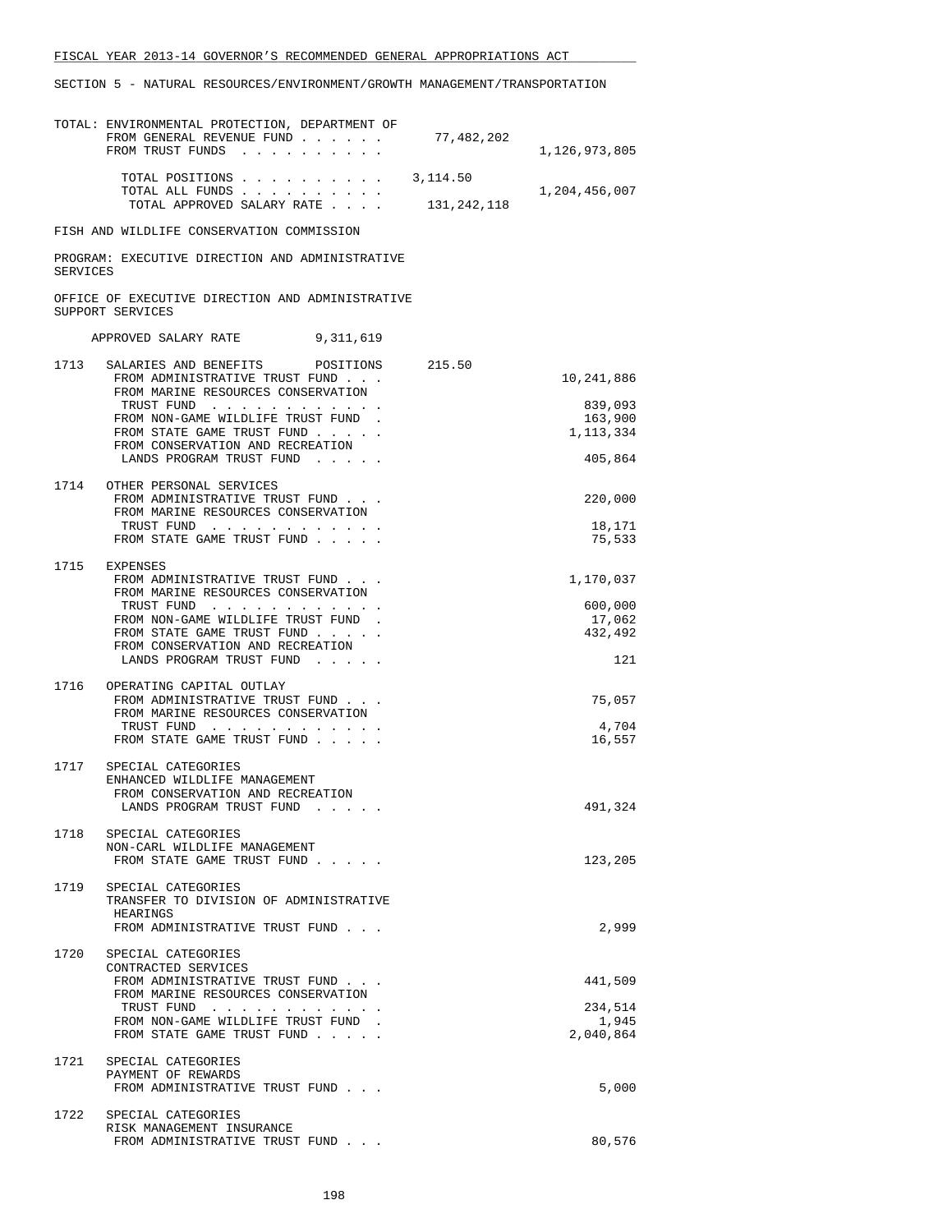TOTAL: ENVIRONMENTAL PROTECTION, DEPARTMENT OF

| | | |
|---|---|---|
| FROM GENERAL REVENUE FUND . . . . . . | 77,482,202 | |
| FROM TRUST FUNDS . . . . . . . . . . | | 1,126,973,805 |
| TOTAL POSITIONS . . . . . . . . . . | 3,114.50 | |
| TOTAL ALL FUNDS . . . . . . . . . . | | 1,204,456,007 |
| TOTAL APPROVED SALARY RATE . . . . | 131,242,118 | |

FISH AND WILDLIFE CONSERVATION COMMISSION

PROGRAM: EXECUTIVE DIRECTION AND ADMINISTRATIVE SERVICES

OFFICE OF EXECUTIVE DIRECTION AND ADMINISTRATIVE SUPPORT SERVICES

APPROVED SALARY RATE 9,311,619

| Item | Description | Positions | Amount |
|---|---|---|---|
| 1713 | SALARIES AND BENEFITS POSITIONS | 215.50 | |
| | FROM ADMINISTRATIVE TRUST FUND . . . | | 10,241,886 |
| | FROM MARINE RESOURCES CONSERVATION TRUST FUND . . . . . . . . . . . . | | 839,093 |
| | FROM NON-GAME WILDLIFE TRUST FUND . | | 163,900 |
| | FROM STATE GAME TRUST FUND . . . . . | | 1,113,334 |
| | FROM CONSERVATION AND RECREATION LANDS PROGRAM TRUST FUND . . . . . | | 405,864 |
| 1714 | OTHER PERSONAL SERVICES | | |
| | FROM ADMINISTRATIVE TRUST FUND . . . | | 220,000 |
| | FROM MARINE RESOURCES CONSERVATION TRUST FUND . . . . . . . . . . . . | | 18,171 |
| | FROM STATE GAME TRUST FUND . . . . . | | 75,533 |
| 1715 | EXPENSES | | |
| | FROM ADMINISTRATIVE TRUST FUND . . . | | 1,170,037 |
| | FROM MARINE RESOURCES CONSERVATION TRUST FUND . . . . . . . . . . . . | | 600,000 |
| | FROM NON-GAME WILDLIFE TRUST FUND . | | 17,062 |
| | FROM STATE GAME TRUST FUND . . . . . | | 432,492 |
| | FROM CONSERVATION AND RECREATION LANDS PROGRAM TRUST FUND . . . . . | | 121 |
| 1716 | OPERATING CAPITAL OUTLAY | | |
| | FROM ADMINISTRATIVE TRUST FUND . . . | | 75,057 |
| | FROM MARINE RESOURCES CONSERVATION TRUST FUND . . . . . . . . . . . . | | 4,704 |
| | FROM STATE GAME TRUST FUND . . . . . | | 16,557 |
| 1717 | SPECIAL CATEGORIES<br>ENHANCED WILDLIFE MANAGEMENT | | |
| | FROM CONSERVATION AND RECREATION LANDS PROGRAM TRUST FUND . . . . . | | 491,324 |
| 1718 | SPECIAL CATEGORIES<br>NON-CARL WILDLIFE MANAGEMENT | | |
| | FROM STATE GAME TRUST FUND . . . . . | | 123,205 |
| 1719 | SPECIAL CATEGORIES<br>TRANSFER TO DIVISION OF ADMINISTRATIVE HEARINGS | | |
| | FROM ADMINISTRATIVE TRUST FUND . . . | | 2,999 |
| 1720 | SPECIAL CATEGORIES<br>CONTRACTED SERVICES | | |
| | FROM ADMINISTRATIVE TRUST FUND . . . | | 441,509 |
| | FROM MARINE RESOURCES CONSERVATION TRUST FUND . . . . . . . . . . . . | | 234,514 |
| | FROM NON-GAME WILDLIFE TRUST FUND . | | 1,945 |
| | FROM STATE GAME TRUST FUND . . . . . | | 2,040,864 |
| 1721 | SPECIAL CATEGORIES<br>PAYMENT OF REWARDS | | |
| | FROM ADMINISTRATIVE TRUST FUND . . . | | 5,000 |
| 1722 | SPECIAL CATEGORIES<br>RISK MANAGEMENT INSURANCE | | |
| | FROM ADMINISTRATIVE TRUST FUND . . . | | 80,576 |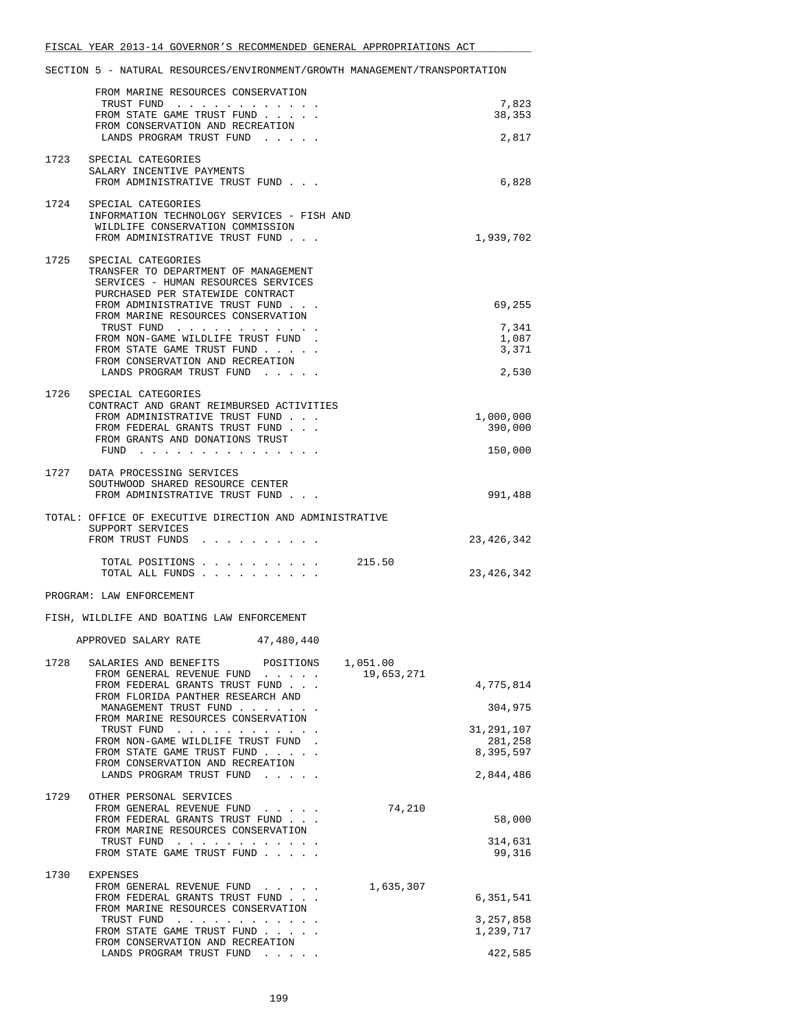SECTION 5 - NATURAL RESOURCES/ENVIRONMENT/GROWTH MANAGEMENT/TRANSPORTATION

```
        FROM MARINE RESOURCES CONSERVATION
         TRUST FUND  . . . . . . . . . . . .                              7,823
        FROM STATE GAME TRUST FUND . . . . .                             38,353
        FROM CONSERVATION AND RECREATION
         LANDS PROGRAM TRUST FUND  . . . . .                              2,817

 1723   SPECIAL CATEGORIES
        SALARY INCENTIVE PAYMENTS
         FROM ADMINISTRATIVE TRUST FUND . . .                             6,828

 1724   SPECIAL CATEGORIES
        INFORMATION TECHNOLOGY SERVICES - FISH AND
         WILDLIFE CONSERVATION COMMISSION
         FROM ADMINISTRATIVE TRUST FUND . . .                         1,939,702

 1725   SPECIAL CATEGORIES
        TRANSFER TO DEPARTMENT OF MANAGEMENT
         SERVICES - HUMAN RESOURCES SERVICES
         PURCHASED PER STATEWIDE CONTRACT
         FROM ADMINISTRATIVE TRUST FUND . . .                            69,255
         FROM MARINE RESOURCES CONSERVATION
         TRUST FUND  . . . . . . . . . . . .                              7,341
         FROM NON-GAME WILDLIFE TRUST FUND  .                             1,087
         FROM STATE GAME TRUST FUND . . . . .                             3,371
         FROM CONSERVATION AND RECREATION
          LANDS PROGRAM TRUST FUND  . . . . .                             2,530

 1726   SPECIAL CATEGORIES
        CONTRACT AND GRANT REIMBURSED ACTIVITIES
         FROM ADMINISTRATIVE TRUST FUND . . .                         1,000,000
         FROM FEDERAL GRANTS TRUST FUND . . .                           390,000
         FROM GRANTS AND DONATIONS TRUST
          FUND  . . . . . . . . . . . . . . .                           150,000

 1727   DATA PROCESSING SERVICES
        SOUTHWOOD SHARED RESOURCE CENTER
         FROM ADMINISTRATIVE TRUST FUND . . .                           991,488

TOTAL: OFFICE OF EXECUTIVE DIRECTION AND ADMINISTRATIVE
        SUPPORT SERVICES
        FROM TRUST FUNDS  . . . . . . . . . .                        23,426,342

         TOTAL POSITIONS . . . . . . . . . .      215.50
         TOTAL ALL FUNDS . . . . . . . . . .                         23,426,342

PROGRAM: LAW ENFORCEMENT

FISH, WILDLIFE AND BOATING LAW ENFORCEMENT

     APPROVED SALARY RATE        47,480,440

 1728   SALARIES AND BENEFITS      POSITIONS    1,051.00
         FROM GENERAL REVENUE FUND  . . . . .     19,653,271
         FROM FEDERAL GRANTS TRUST FUND . . .                         4,775,814
         FROM FLORIDA PANTHER RESEARCH AND
          MANAGEMENT TRUST FUND . . . . . . .                           304,975
         FROM MARINE RESOURCES CONSERVATION
          TRUST FUND  . . . . . . . . . . . .                        31,291,107
         FROM NON-GAME WILDLIFE TRUST FUND  .                           281,258
         FROM STATE GAME TRUST FUND . . . . .                         8,395,597
         FROM CONSERVATION AND RECREATION
          LANDS PROGRAM TRUST FUND  . . . . .                         2,844,486

 1729   OTHER PERSONAL SERVICES
         FROM GENERAL REVENUE FUND  . . . . .         74,210
         FROM FEDERAL GRANTS TRUST FUND . . .                            58,000
         FROM MARINE RESOURCES CONSERVATION
          TRUST FUND  . . . . . . . . . . . .                           314,631
         FROM STATE GAME TRUST FUND . . . . .                            99,316

 1730   EXPENSES
         FROM GENERAL REVENUE FUND  . . . . .      1,635,307
         FROM FEDERAL GRANTS TRUST FUND . . .                         6,351,541
         FROM MARINE RESOURCES CONSERVATION
          TRUST FUND  . . . . . . . . . . . .                         3,257,858
         FROM STATE GAME TRUST FUND . . . . .                         1,239,717
         FROM CONSERVATION AND RECREATION
          LANDS PROGRAM TRUST FUND  . . . . .                           422,585
```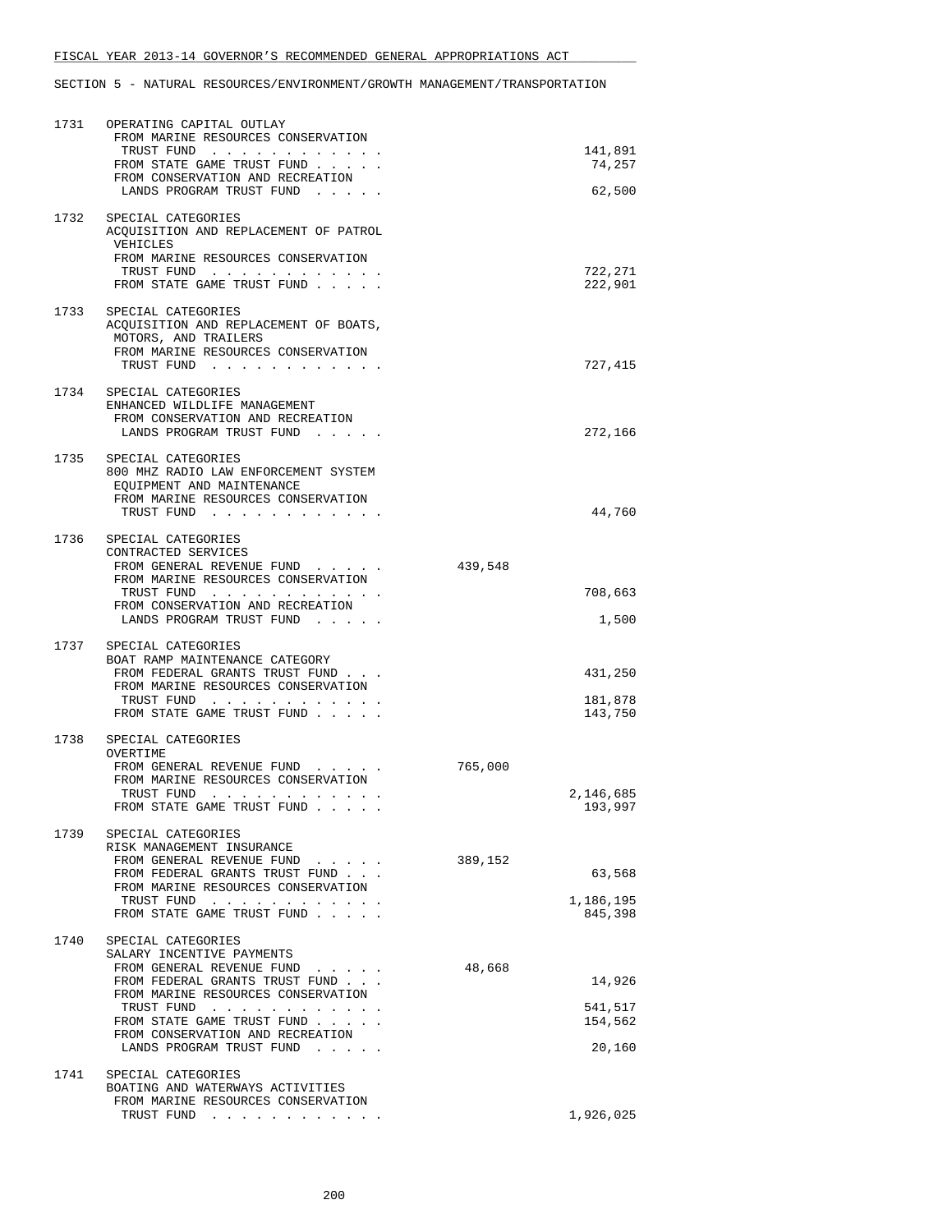FISCAL YEAR 2013-14 GOVERNOR'S RECOMMENDED GENERAL APPROPRIATIONS ACT

SECTION 5 - NATURAL RESOURCES/ENVIRONMENT/GROWTH MANAGEMENT/TRANSPORTATION

| Item | Description | General Revenue | Trust Funds |
|---|---|---|---|
| 1731 | OPERATING CAPITAL OUTLAY | | |
| | FROM MARINE RESOURCES CONSERVATION TRUST FUND . . . . . . . . . . . . | | 141,891 |
| | FROM STATE GAME TRUST FUND . . . . . | | 74,257 |
| | FROM CONSERVATION AND RECREATION LANDS PROGRAM TRUST FUND . . . . . | | 62,500 |
| 1732 | SPECIAL CATEGORIES<br>ACQUISITION AND REPLACEMENT OF PATROL VEHICLES | | |
| | FROM MARINE RESOURCES CONSERVATION TRUST FUND . . . . . . . . . . . . | | 722,271 |
| | FROM STATE GAME TRUST FUND . . . . . | | 222,901 |
| 1733 | SPECIAL CATEGORIES<br>ACQUISITION AND REPLACEMENT OF BOATS, MOTORS, AND TRAILERS | | |
| | FROM MARINE RESOURCES CONSERVATION TRUST FUND . . . . . . . . . . . . | | 727,415 |
| 1734 | SPECIAL CATEGORIES<br>ENHANCED WILDLIFE MANAGEMENT | | |
| | FROM CONSERVATION AND RECREATION LANDS PROGRAM TRUST FUND . . . . . | | 272,166 |
| 1735 | SPECIAL CATEGORIES<br>800 MHZ RADIO LAW ENFORCEMENT SYSTEM EQUIPMENT AND MAINTENANCE | | |
| | FROM MARINE RESOURCES CONSERVATION TRUST FUND . . . . . . . . . . . . | | 44,760 |
| 1736 | SPECIAL CATEGORIES<br>CONTRACTED SERVICES | | |
| | FROM GENERAL REVENUE FUND . . . . . | 439,548 | |
| | FROM MARINE RESOURCES CONSERVATION TRUST FUND . . . . . . . . . . . . | | 708,663 |
| | FROM CONSERVATION AND RECREATION LANDS PROGRAM TRUST FUND . . . . . | | 1,500 |
| 1737 | SPECIAL CATEGORIES<br>BOAT RAMP MAINTENANCE CATEGORY | | |
| | FROM FEDERAL GRANTS TRUST FUND . . . | | 431,250 |
| | FROM MARINE RESOURCES CONSERVATION TRUST FUND . . . . . . . . . . . . | | 181,878 |
| | FROM STATE GAME TRUST FUND . . . . . | | 143,750 |
| 1738 | SPECIAL CATEGORIES<br>OVERTIME | | |
| | FROM GENERAL REVENUE FUND . . . . . | 765,000 | |
| | FROM MARINE RESOURCES CONSERVATION TRUST FUND . . . . . . . . . . . . | | 2,146,685 |
| | FROM STATE GAME TRUST FUND . . . . . | | 193,997 |
| 1739 | SPECIAL CATEGORIES<br>RISK MANAGEMENT INSURANCE | | |
| | FROM GENERAL REVENUE FUND . . . . . | 389,152 | |
| | FROM FEDERAL GRANTS TRUST FUND . . . | | 63,568 |
| | FROM MARINE RESOURCES CONSERVATION TRUST FUND . . . . . . . . . . . . | | 1,186,195 |
| | FROM STATE GAME TRUST FUND . . . . . | | 845,398 |
| 1740 | SPECIAL CATEGORIES<br>SALARY INCENTIVE PAYMENTS | | |
| | FROM GENERAL REVENUE FUND . . . . . | 48,668 | |
| | FROM FEDERAL GRANTS TRUST FUND . . . | | 14,926 |
| | FROM MARINE RESOURCES CONSERVATION TRUST FUND . . . . . . . . . . . . | | 541,517 |
| | FROM STATE GAME TRUST FUND . . . . . | | 154,562 |
| | FROM CONSERVATION AND RECREATION LANDS PROGRAM TRUST FUND . . . . . | | 20,160 |
| 1741 | SPECIAL CATEGORIES<br>BOATING AND WATERWAYS ACTIVITIES | | |
| | FROM MARINE RESOURCES CONSERVATION TRUST FUND . . . . . . . . . . . . | | 1,926,025 |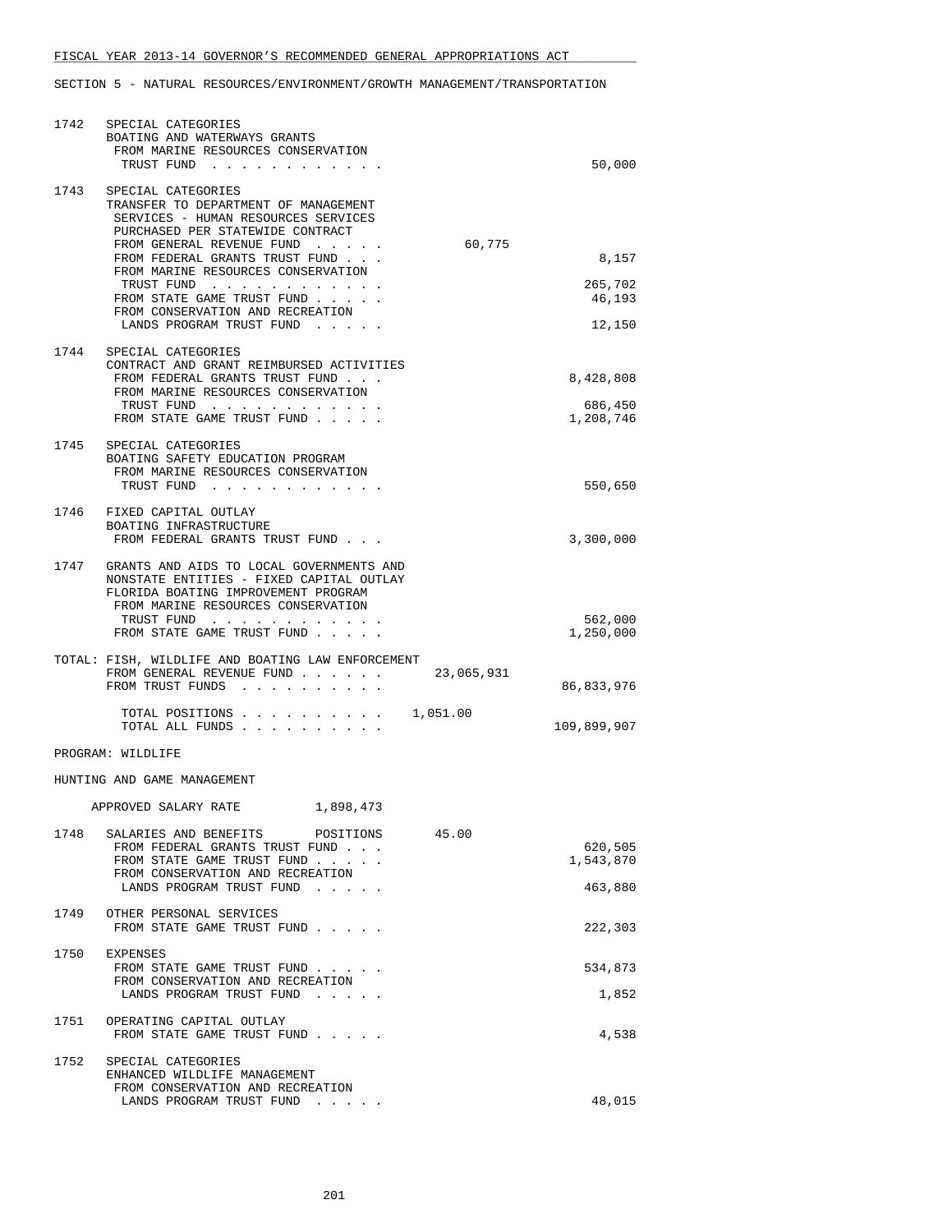FISCAL YEAR 2013-14 GOVERNOR'S RECOMMENDED GENERAL APPROPRIATIONS ACT

SECTION 5 - NATURAL RESOURCES/ENVIRONMENT/GROWTH MANAGEMENT/TRANSPORTATION

```
1742  SPECIAL CATEGORIES
      BOATING AND WATERWAYS GRANTS
       FROM MARINE RESOURCES CONSERVATION
        TRUST FUND  . . . . . . . . . . . .                              50,000

1743  SPECIAL CATEGORIES
      TRANSFER TO DEPARTMENT OF MANAGEMENT
       SERVICES - HUMAN RESOURCES SERVICES
       PURCHASED PER STATEWIDE CONTRACT
       FROM GENERAL REVENUE FUND  . . . . .          60,775
       FROM FEDERAL GRANTS TRUST FUND . . .                               8,157
       FROM MARINE RESOURCES CONSERVATION
        TRUST FUND  . . . . . . . . . . . .                             265,702
       FROM STATE GAME TRUST FUND . . . . .                              46,193
       FROM CONSERVATION AND RECREATION
        LANDS PROGRAM TRUST FUND  . . . . .                              12,150

1744  SPECIAL CATEGORIES
      CONTRACT AND GRANT REIMBURSED ACTIVITIES
       FROM FEDERAL GRANTS TRUST FUND . . .                           8,428,808
       FROM MARINE RESOURCES CONSERVATION
        TRUST FUND  . . . . . . . . . . . .                             686,450
       FROM STATE GAME TRUST FUND . . . . .                           1,208,746

1745  SPECIAL CATEGORIES
      BOATING SAFETY EDUCATION PROGRAM
       FROM MARINE RESOURCES CONSERVATION
        TRUST FUND  . . . . . . . . . . . .                             550,650

1746  FIXED CAPITAL OUTLAY
      BOATING INFRASTRUCTURE
       FROM FEDERAL GRANTS TRUST FUND . . .                           3,300,000

1747  GRANTS AND AIDS TO LOCAL GOVERNMENTS AND
      NONSTATE ENTITIES - FIXED CAPITAL OUTLAY
      FLORIDA BOATING IMPROVEMENT PROGRAM
       FROM MARINE RESOURCES CONSERVATION
        TRUST FUND  . . . . . . . . . . . .                             562,000
       FROM STATE GAME TRUST FUND . . . . .                           1,250,000

TOTAL: FISH, WILDLIFE AND BOATING LAW ENFORCEMENT
       FROM GENERAL REVENUE FUND  . . . . . .    23,065,931
       FROM TRUST FUNDS  . . . . . . . . . .                         86,833,976

        TOTAL POSITIONS . . . . . . . . . .    1,051.00
        TOTAL ALL FUNDS . . . . . . . . . .                         109,899,907

PROGRAM: WILDLIFE

HUNTING AND GAME MANAGEMENT

    APPROVED SALARY RATE         1,898,473

1748  SALARIES AND BENEFITS       POSITIONS      45.00
       FROM FEDERAL GRANTS TRUST FUND . . .                             620,505
       FROM STATE GAME TRUST FUND . . . . .                           1,543,870
       FROM CONSERVATION AND RECREATION
        LANDS PROGRAM TRUST FUND  . . . . .                             463,880

1749  OTHER PERSONAL SERVICES
       FROM STATE GAME TRUST FUND . . . . .                             222,303

1750  EXPENSES
       FROM STATE GAME TRUST FUND . . . . .                             534,873
       FROM CONSERVATION AND RECREATION
        LANDS PROGRAM TRUST FUND  . . . . .                               1,852

1751  OPERATING CAPITAL OUTLAY
       FROM STATE GAME TRUST FUND . . . . .                               4,538

1752  SPECIAL CATEGORIES
      ENHANCED WILDLIFE MANAGEMENT
       FROM CONSERVATION AND RECREATION
        LANDS PROGRAM TRUST FUND  . . . . .                              48,015
```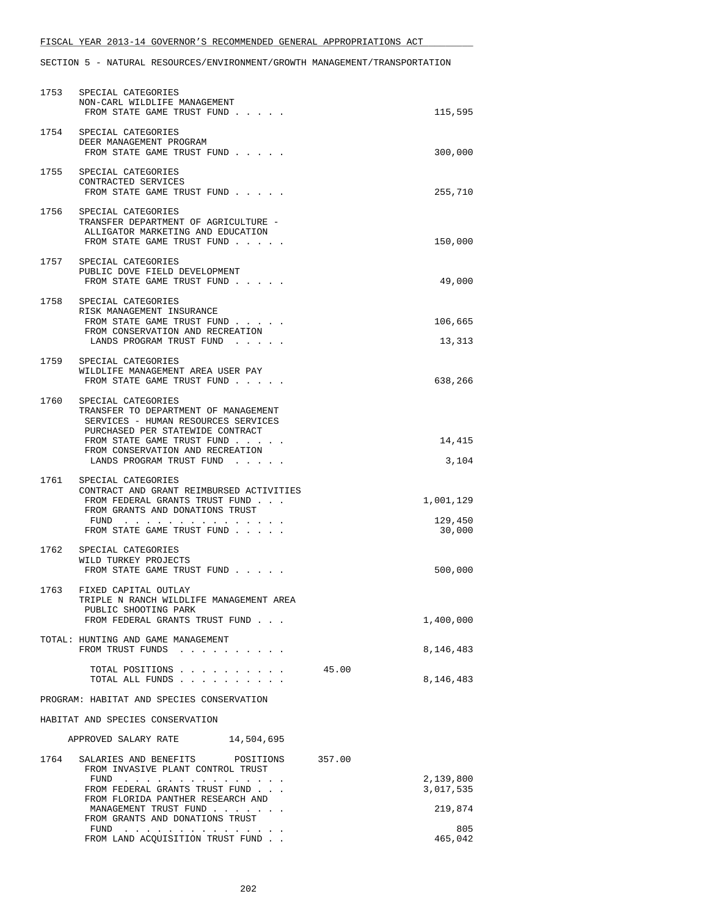SECTION 5 - NATURAL RESOURCES/ENVIRONMENT/GROWTH MANAGEMENT/TRANSPORTATION

| | | | |
|---|---|---|---|
| 1753 | SPECIAL CATEGORIES<br>NON-CARL WILDLIFE MANAGEMENT<br>FROM STATE GAME TRUST FUND . . . . . | | 115,595 |
| 1754 | SPECIAL CATEGORIES<br>DEER MANAGEMENT PROGRAM<br>FROM STATE GAME TRUST FUND . . . . . | | 300,000 |
| 1755 | SPECIAL CATEGORIES<br>CONTRACTED SERVICES<br>FROM STATE GAME TRUST FUND . . . . . | | 255,710 |
| 1756 | SPECIAL CATEGORIES<br>TRANSFER DEPARTMENT OF AGRICULTURE - ALLIGATOR MARKETING AND EDUCATION<br>FROM STATE GAME TRUST FUND . . . . . | | 150,000 |
| 1757 | SPECIAL CATEGORIES<br>PUBLIC DOVE FIELD DEVELOPMENT<br>FROM STATE GAME TRUST FUND . . . . . | | 49,000 |
| 1758 | SPECIAL CATEGORIES<br>RISK MANAGEMENT INSURANCE<br>FROM STATE GAME TRUST FUND . . . . . | | 106,665 |
| | FROM CONSERVATION AND RECREATION LANDS PROGRAM TRUST FUND . . . . . | | 13,313 |
| 1759 | SPECIAL CATEGORIES<br>WILDLIFE MANAGEMENT AREA USER PAY<br>FROM STATE GAME TRUST FUND . . . . . | | 638,266 |
| 1760 | SPECIAL CATEGORIES<br>TRANSFER TO DEPARTMENT OF MANAGEMENT SERVICES - HUMAN RESOURCES SERVICES PURCHASED PER STATEWIDE CONTRACT<br>FROM STATE GAME TRUST FUND . . . . . | | 14,415 |
| | FROM CONSERVATION AND RECREATION LANDS PROGRAM TRUST FUND . . . . . | | 3,104 |
| 1761 | SPECIAL CATEGORIES<br>CONTRACT AND GRANT REIMBURSED ACTIVITIES<br>FROM FEDERAL GRANTS TRUST FUND . . . | | 1,001,129 |
| | FROM GRANTS AND DONATIONS TRUST FUND . . . . . . . . . . . . . . | | 129,450 |
| | FROM STATE GAME TRUST FUND . . . . . | | 30,000 |
| 1762 | SPECIAL CATEGORIES<br>WILD TURKEY PROJECTS<br>FROM STATE GAME TRUST FUND . . . . . | | 500,000 |
| 1763 | FIXED CAPITAL OUTLAY<br>TRIPLE N RANCH WILDLIFE MANAGEMENT AREA PUBLIC SHOOTING PARK<br>FROM FEDERAL GRANTS TRUST FUND . . . | | 1,400,000 |

TOTAL: HUNTING AND GAME MANAGEMENT
FROM TRUST FUNDS . . . . . . . . . . 8,146,483

TOTAL POSITIONS . . . . . . . . . . 45.00
TOTAL ALL FUNDS . . . . . . . . . . 8,146,483

PROGRAM: HABITAT AND SPECIES CONSERVATION

HABITAT AND SPECIES CONSERVATION

APPROVED SALARY RATE 14,504,695

| | | | |
|---|---|---|---|
| 1764 | SALARIES AND BENEFITS POSITIONS | 357.00 | |
| | FROM INVASIVE PLANT CONTROL TRUST FUND . . . . . . . . . . . . . . | | 2,139,800 |
| | FROM FEDERAL GRANTS TRUST FUND . . . | | 3,017,535 |
| | FROM FLORIDA PANTHER RESEARCH AND MANAGEMENT TRUST FUND . . . . . . . | | 219,874 |
| | FROM GRANTS AND DONATIONS TRUST FUND . . . . . . . . . . . . . . | | 805 |
| | FROM LAND ACQUISITION TRUST FUND . . | | 465,042 |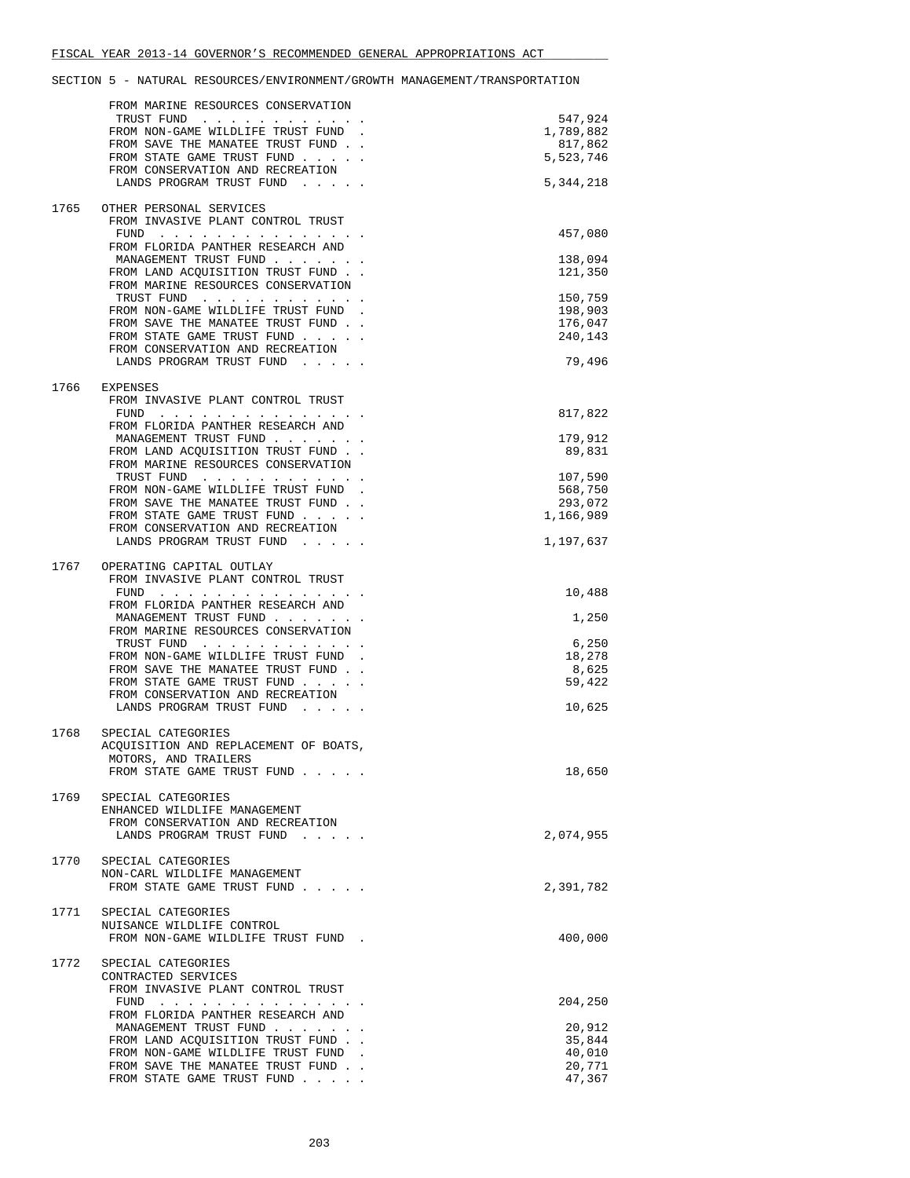FISCAL YEAR 2013-14 GOVERNOR'S RECOMMENDED GENERAL APPROPRIATIONS ACT

SECTION 5 - NATURAL RESOURCES/ENVIRONMENT/GROWTH MANAGEMENT/TRANSPORTATION

```
        FROM MARINE RESOURCES CONSERVATION
         TRUST FUND  . . . . . . . . . . . .             547,924
        FROM NON-GAME WILDLIFE TRUST FUND  .           1,789,882
        FROM SAVE THE MANATEE TRUST FUND . .             817,862
        FROM STATE GAME TRUST FUND . . . . .           5,523,746
        FROM CONSERVATION AND RECREATION
         LANDS PROGRAM TRUST FUND  . . . . .           5,344,218

 1765   OTHER PERSONAL SERVICES
        FROM INVASIVE PLANT CONTROL TRUST
         FUND  . . . . . . . . . . . . . . .             457,080
        FROM FLORIDA PANTHER RESEARCH AND
         MANAGEMENT TRUST FUND . . . . . . .             138,094
        FROM LAND ACQUISITION TRUST FUND . .             121,350
        FROM MARINE RESOURCES CONSERVATION
         TRUST FUND  . . . . . . . . . . . .             150,759
        FROM NON-GAME WILDLIFE TRUST FUND  .             198,903
        FROM SAVE THE MANATEE TRUST FUND . .             176,047
        FROM STATE GAME TRUST FUND . . . . .             240,143
        FROM CONSERVATION AND RECREATION
         LANDS PROGRAM TRUST FUND  . . . . .              79,496

 1766   EXPENSES
        FROM INVASIVE PLANT CONTROL TRUST
         FUND  . . . . . . . . . . . . . . .             817,822
        FROM FLORIDA PANTHER RESEARCH AND
         MANAGEMENT TRUST FUND . . . . . . .             179,912
        FROM LAND ACQUISITION TRUST FUND . .              89,831
        FROM MARINE RESOURCES CONSERVATION
         TRUST FUND  . . . . . . . . . . . .             107,590
        FROM NON-GAME WILDLIFE TRUST FUND  .             568,750
        FROM SAVE THE MANATEE TRUST FUND . .             293,072
        FROM STATE GAME TRUST FUND . . . . .           1,166,989
        FROM CONSERVATION AND RECREATION
         LANDS PROGRAM TRUST FUND  . . . . .           1,197,637

 1767   OPERATING CAPITAL OUTLAY
        FROM INVASIVE PLANT CONTROL TRUST
         FUND  . . . . . . . . . . . . . . .              10,488
        FROM FLORIDA PANTHER RESEARCH AND
         MANAGEMENT TRUST FUND . . . . . . .               1,250
        FROM MARINE RESOURCES CONSERVATION
         TRUST FUND  . . . . . . . . . . . .               6,250
        FROM NON-GAME WILDLIFE TRUST FUND  .              18,278
        FROM SAVE THE MANATEE TRUST FUND . .               8,625
        FROM STATE GAME TRUST FUND . . . . .              59,422
        FROM CONSERVATION AND RECREATION
         LANDS PROGRAM TRUST FUND  . . . . .              10,625

 1768   SPECIAL CATEGORIES
        ACQUISITION AND REPLACEMENT OF BOATS,
         MOTORS, AND TRAILERS
         FROM STATE GAME TRUST FUND . . . . .             18,650

 1769   SPECIAL CATEGORIES
        ENHANCED WILDLIFE MANAGEMENT
         FROM CONSERVATION AND RECREATION
         LANDS PROGRAM TRUST FUND  . . . . .           2,074,955

 1770   SPECIAL CATEGORIES
        NON-CARL WILDLIFE MANAGEMENT
         FROM STATE GAME TRUST FUND . . . . .          2,391,782

 1771   SPECIAL CATEGORIES
        NUISANCE WILDLIFE CONTROL
         FROM NON-GAME WILDLIFE TRUST FUND  .            400,000

 1772   SPECIAL CATEGORIES
        CONTRACTED SERVICES
        FROM INVASIVE PLANT CONTROL TRUST
         FUND  . . . . . . . . . . . . . . .             204,250
        FROM FLORIDA PANTHER RESEARCH AND
         MANAGEMENT TRUST FUND . . . . . . .              20,912
        FROM LAND ACQUISITION TRUST FUND . .              35,844
        FROM NON-GAME WILDLIFE TRUST FUND  .              40,010
        FROM SAVE THE MANATEE TRUST FUND . .              20,771
        FROM STATE GAME TRUST FUND . . . . .              47,367
```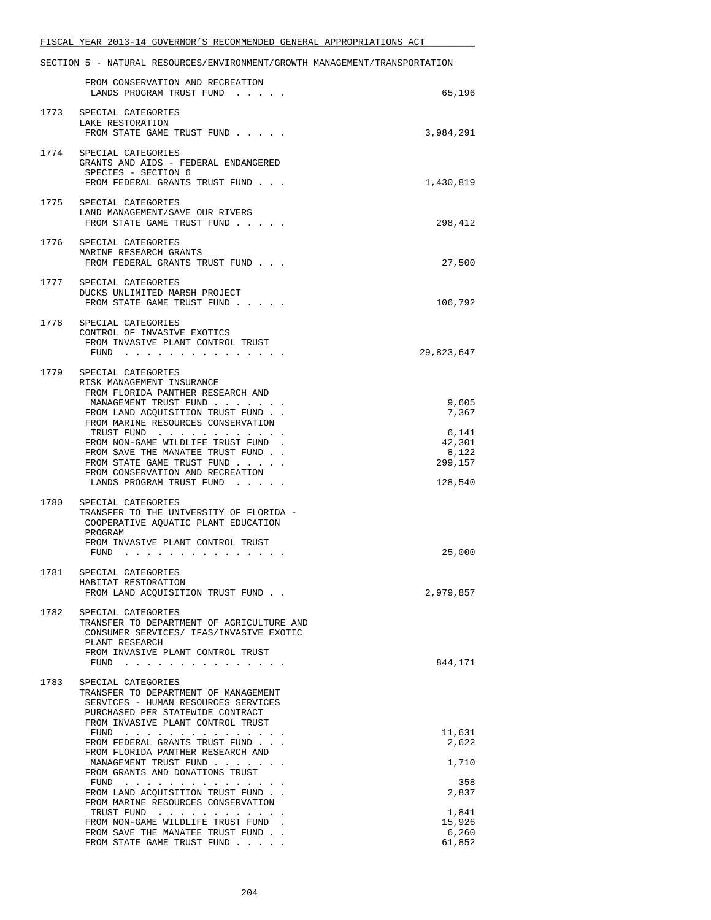SECTION 5 - NATURAL RESOURCES/ENVIRONMENT/GROWTH MANAGEMENT/TRANSPORTATION

```
         FROM CONSERVATION AND RECREATION
          LANDS PROGRAM TRUST FUND . . . . .                        65,196

  1773   SPECIAL CATEGORIES
         LAKE RESTORATION
          FROM STATE GAME TRUST FUND . . . . .                   3,984,291

  1774   SPECIAL CATEGORIES
         GRANTS AND AIDS - FEDERAL ENDANGERED
          SPECIES - SECTION 6
          FROM FEDERAL GRANTS TRUST FUND . . .                   1,430,819

  1775   SPECIAL CATEGORIES
         LAND MANAGEMENT/SAVE OUR RIVERS
          FROM STATE GAME TRUST FUND . . . . .                     298,412

  1776   SPECIAL CATEGORIES
         MARINE RESEARCH GRANTS
          FROM FEDERAL GRANTS TRUST FUND . . .                      27,500

  1777   SPECIAL CATEGORIES
         DUCKS UNLIMITED MARSH PROJECT
          FROM STATE GAME TRUST FUND . . . . .                     106,792

  1778   SPECIAL CATEGORIES
         CONTROL OF INVASIVE EXOTICS
          FROM INVASIVE PLANT CONTROL TRUST
           FUND . . . . . . . . . . . . . . .                   29,823,647

  1779   SPECIAL CATEGORIES
         RISK MANAGEMENT INSURANCE
          FROM FLORIDA PANTHER RESEARCH AND
           MANAGEMENT TRUST FUND . . . . . . .                       9,605
          FROM LAND ACQUISITION TRUST FUND . .                       7,367
          FROM MARINE RESOURCES CONSERVATION
           TRUST FUND . . . . . . . . . . . .                        6,141
          FROM NON-GAME WILDLIFE TRUST FUND  .                      42,301
          FROM SAVE THE MANATEE TRUST FUND . .                       8,122
          FROM STATE GAME TRUST FUND . . . . .                     299,157
          FROM CONSERVATION AND RECREATION
           LANDS PROGRAM TRUST FUND . . . . .                      128,540

  1780   SPECIAL CATEGORIES
         TRANSFER TO THE UNIVERSITY OF FLORIDA -
          COOPERATIVE AQUATIC PLANT EDUCATION
          PROGRAM
          FROM INVASIVE PLANT CONTROL TRUST
           FUND . . . . . . . . . . . . . . .                       25,000

  1781   SPECIAL CATEGORIES
         HABITAT RESTORATION
          FROM LAND ACQUISITION TRUST FUND . .                   2,979,857

  1782   SPECIAL CATEGORIES
         TRANSFER TO DEPARTMENT OF AGRICULTURE AND
          CONSUMER SERVICES/ IFAS/INVASIVE EXOTIC
          PLANT RESEARCH
          FROM INVASIVE PLANT CONTROL TRUST
           FUND . . . . . . . . . . . . . . .                      844,171

  1783   SPECIAL CATEGORIES
         TRANSFER TO DEPARTMENT OF MANAGEMENT
          SERVICES - HUMAN RESOURCES SERVICES
          PURCHASED PER STATEWIDE CONTRACT
          FROM INVASIVE PLANT CONTROL TRUST
           FUND . . . . . . . . . . . . . . .                       11,631
          FROM FEDERAL GRANTS TRUST FUND . . .                       2,622
          FROM FLORIDA PANTHER RESEARCH AND
           MANAGEMENT TRUST FUND . . . . . . .                       1,710
          FROM GRANTS AND DONATIONS TRUST
           FUND . . . . . . . . . . . . . . .                          358
          FROM LAND ACQUISITION TRUST FUND . .                       2,837
          FROM MARINE RESOURCES CONSERVATION
           TRUST FUND . . . . . . . . . . . .                        1,841
          FROM NON-GAME WILDLIFE TRUST FUND  .                      15,926
          FROM SAVE THE MANATEE TRUST FUND . .                       6,260
          FROM STATE GAME TRUST FUND . . . . .                      61,852
```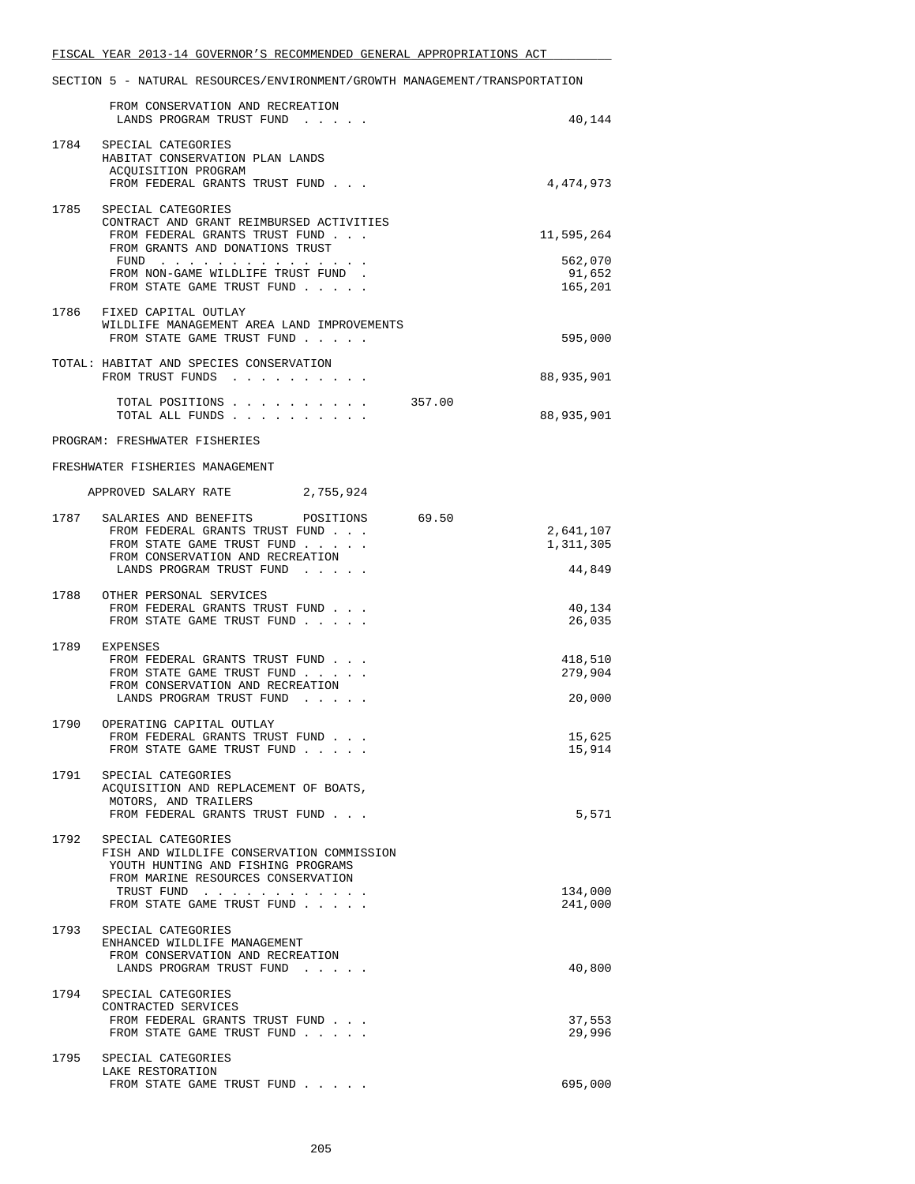FISCAL YEAR 2013-14 GOVERNOR'S RECOMMENDED GENERAL APPROPRIATIONS ACT

SECTION 5 - NATURAL RESOURCES/ENVIRONMENT/GROWTH MANAGEMENT/TRANSPORTATION

```
        FROM CONSERVATION AND RECREATION
         LANDS PROGRAM TRUST FUND . . . . .                             40,144

 1784   SPECIAL CATEGORIES
        HABITAT CONSERVATION PLAN LANDS
         ACQUISITION PROGRAM
         FROM FEDERAL GRANTS TRUST FUND . . .                        4,474,973

 1785   SPECIAL CATEGORIES
        CONTRACT AND GRANT REIMBURSED ACTIVITIES
         FROM FEDERAL GRANTS TRUST FUND . . .                       11,595,264
         FROM GRANTS AND DONATIONS TRUST
          FUND . . . . . . . . . . . . . . .                           562,070
         FROM NON-GAME WILDLIFE TRUST FUND .                            91,652
         FROM STATE GAME TRUST FUND . . . . .                          165,201

 1786   FIXED CAPITAL OUTLAY
        WILDLIFE MANAGEMENT AREA LAND IMPROVEMENTS
         FROM STATE GAME TRUST FUND . . . . .                          595,000

 TOTAL: HABITAT AND SPECIES CONSERVATION
         FROM TRUST FUNDS . . . . . . . . . .                       88,935,901

          TOTAL POSITIONS . . . . . . . . . .     357.00
          TOTAL ALL FUNDS . . . . . . . . . .                       88,935,901

 PROGRAM: FRESHWATER FISHERIES

 FRESHWATER FISHERIES MANAGEMENT

      APPROVED SALARY RATE          2,755,924

 1787   SALARIES AND BENEFITS       POSITIONS      69.50
         FROM FEDERAL GRANTS TRUST FUND . . .                        2,641,107
         FROM STATE GAME TRUST FUND . . . . .                        1,311,305
         FROM CONSERVATION AND RECREATION
          LANDS PROGRAM TRUST FUND . . . . .                            44,849

 1788   OTHER PERSONAL SERVICES
         FROM FEDERAL GRANTS TRUST FUND . . .                           40,134
         FROM STATE GAME TRUST FUND . . . . .                           26,035

 1789   EXPENSES
         FROM FEDERAL GRANTS TRUST FUND . . .                          418,510
         FROM STATE GAME TRUST FUND . . . . .                          279,904
         FROM CONSERVATION AND RECREATION
          LANDS PROGRAM TRUST FUND . . . . .                            20,000

 1790   OPERATING CAPITAL OUTLAY
         FROM FEDERAL GRANTS TRUST FUND . . .                           15,625
         FROM STATE GAME TRUST FUND . . . . .                           15,914

 1791   SPECIAL CATEGORIES
        ACQUISITION AND REPLACEMENT OF BOATS,
         MOTORS, AND TRAILERS
         FROM FEDERAL GRANTS TRUST FUND . . .                            5,571

 1792   SPECIAL CATEGORIES
        FISH AND WILDLIFE CONSERVATION COMMISSION
         YOUTH HUNTING AND FISHING PROGRAMS
         FROM MARINE RESOURCES CONSERVATION
          TRUST FUND . . . . . . . . . . . .                           134,000
         FROM STATE GAME TRUST FUND . . . . .                          241,000

 1793   SPECIAL CATEGORIES
        ENHANCED WILDLIFE MANAGEMENT
         FROM CONSERVATION AND RECREATION
          LANDS PROGRAM TRUST FUND . . . . .                            40,800

 1794   SPECIAL CATEGORIES
        CONTRACTED SERVICES
         FROM FEDERAL GRANTS TRUST FUND . . .                           37,553
         FROM STATE GAME TRUST FUND . . . . .                           29,996

 1795   SPECIAL CATEGORIES
        LAKE RESTORATION
         FROM STATE GAME TRUST FUND . . . . .                          695,000
```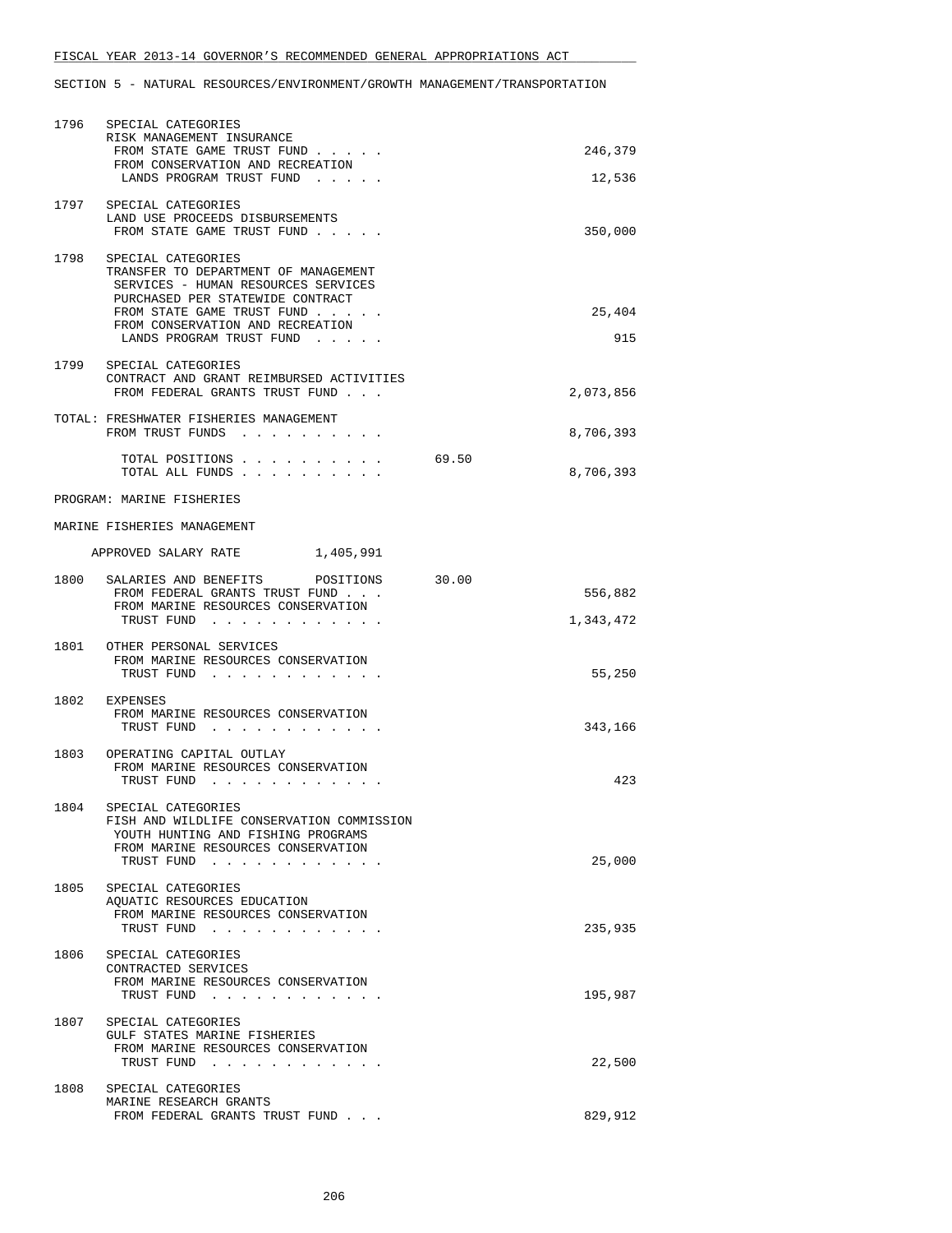FISCAL YEAR 2013-14 GOVERNOR'S RECOMMENDED GENERAL APPROPRIATIONS ACT

SECTION 5 - NATURAL RESOURCES/ENVIRONMENT/GROWTH MANAGEMENT/TRANSPORTATION

```
1796   SPECIAL CATEGORIES
       RISK MANAGEMENT INSURANCE
        FROM STATE GAME TRUST FUND . . . . .                          246,379
        FROM CONSERVATION AND RECREATION
         LANDS PROGRAM TRUST FUND  . . . . .                           12,536

1797   SPECIAL CATEGORIES
       LAND USE PROCEEDS DISBURSEMENTS
        FROM STATE GAME TRUST FUND . . . . .                          350,000

1798   SPECIAL CATEGORIES
       TRANSFER TO DEPARTMENT OF MANAGEMENT
        SERVICES - HUMAN RESOURCES SERVICES
        PURCHASED PER STATEWIDE CONTRACT
        FROM STATE GAME TRUST FUND . . . . .                           25,404
        FROM CONSERVATION AND RECREATION
         LANDS PROGRAM TRUST FUND  . . . . .                              915

1799   SPECIAL CATEGORIES
       CONTRACT AND GRANT REIMBURSED ACTIVITIES
        FROM FEDERAL GRANTS TRUST FUND . . .                        2,073,856

TOTAL: FRESHWATER FISHERIES MANAGEMENT
        FROM TRUST FUNDS  . . . . . . . . . .                       8,706,393

         TOTAL POSITIONS . . . . . . . . . .      69.50
         TOTAL ALL FUNDS . . . . . . . . . .                        8,706,393

PROGRAM: MARINE FISHERIES

MARINE FISHERIES MANAGEMENT

    APPROVED SALARY RATE         1,405,991

1800   SALARIES AND BENEFITS      POSITIONS     30.00
        FROM FEDERAL GRANTS TRUST FUND . . .                          556,882
        FROM MARINE RESOURCES CONSERVATION
         TRUST FUND  . . . . . . . . . . . .                        1,343,472

1801   OTHER PERSONAL SERVICES
        FROM MARINE RESOURCES CONSERVATION
         TRUST FUND  . . . . . . . . . . . .                           55,250

1802   EXPENSES
        FROM MARINE RESOURCES CONSERVATION
         TRUST FUND  . . . . . . . . . . . .                          343,166

1803   OPERATING CAPITAL OUTLAY
        FROM MARINE RESOURCES CONSERVATION
         TRUST FUND  . . . . . . . . . . . .                              423

1804   SPECIAL CATEGORIES
       FISH AND WILDLIFE CONSERVATION COMMISSION
        YOUTH HUNTING AND FISHING PROGRAMS
        FROM MARINE RESOURCES CONSERVATION
         TRUST FUND  . . . . . . . . . . . .                           25,000

1805   SPECIAL CATEGORIES
       AQUATIC RESOURCES EDUCATION
        FROM MARINE RESOURCES CONSERVATION
         TRUST FUND  . . . . . . . . . . . .                          235,935

1806   SPECIAL CATEGORIES
       CONTRACTED SERVICES
        FROM MARINE RESOURCES CONSERVATION
         TRUST FUND  . . . . . . . . . . . .                          195,987

1807   SPECIAL CATEGORIES
       GULF STATES MARINE FISHERIES
        FROM MARINE RESOURCES CONSERVATION
         TRUST FUND  . . . . . . . . . . . .                           22,500

1808   SPECIAL CATEGORIES
       MARINE RESEARCH GRANTS
        FROM FEDERAL GRANTS TRUST FUND . . .                          829,912
```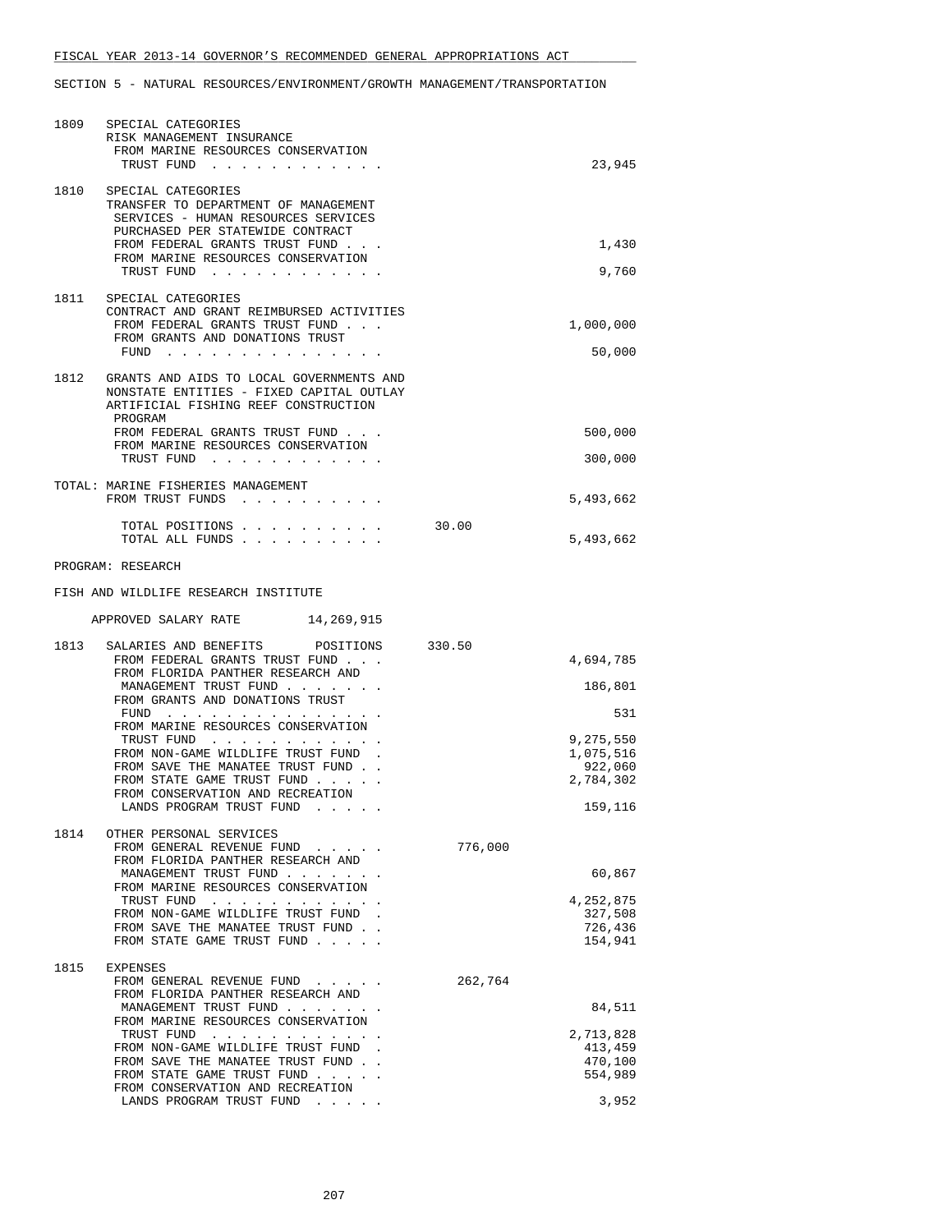SECTION 5 - NATURAL RESOURCES/ENVIRONMENT/GROWTH MANAGEMENT/TRANSPORTATION

1809 SPECIAL CATEGORIES
RISK MANAGEMENT INSURANCE
FROM MARINE RESOURCES CONSERVATION TRUST FUND . . . . . . . . . . . . 23,945

1810 SPECIAL CATEGORIES
TRANSFER TO DEPARTMENT OF MANAGEMENT SERVICES - HUMAN RESOURCES SERVICES PURCHASED PER STATEWIDE CONTRACT
FROM FEDERAL GRANTS TRUST FUND . . . 1,430
FROM MARINE RESOURCES CONSERVATION TRUST FUND . . . . . . . . . . . . 9,760

1811 SPECIAL CATEGORIES
CONTRACT AND GRANT REIMBURSED ACTIVITIES
FROM FEDERAL GRANTS TRUST FUND . . . 1,000,000
FROM GRANTS AND DONATIONS TRUST FUND . . . . . . . . . . . . . . . 50,000

1812 GRANTS AND AIDS TO LOCAL GOVERNMENTS AND NONSTATE ENTITIES - FIXED CAPITAL OUTLAY
ARTIFICIAL FISHING REEF CONSTRUCTION PROGRAM
FROM FEDERAL GRANTS TRUST FUND . . . 500,000
FROM MARINE RESOURCES CONSERVATION TRUST FUND . . . . . . . . . . . . 300,000

TOTAL: MARINE FISHERIES MANAGEMENT
FROM TRUST FUNDS . . . . . . . . . . 5,493,662

TOTAL POSITIONS . . . . . . . . . . 30.00
TOTAL ALL FUNDS . . . . . . . . . . 5,493,662

PROGRAM: RESEARCH

FISH AND WILDLIFE RESEARCH INSTITUTE

APPROVED SALARY RATE 14,269,915

1813 SALARIES AND BENEFITS POSITIONS 330.50
FROM FEDERAL GRANTS TRUST FUND . . . 4,694,785
FROM FLORIDA PANTHER RESEARCH AND MANAGEMENT TRUST FUND . . . . . . . 186,801
FROM GRANTS AND DONATIONS TRUST FUND . . . . . . . . . . . . . . . 531
FROM MARINE RESOURCES CONSERVATION TRUST FUND . . . . . . . . . . . . 9,275,550
FROM NON-GAME WILDLIFE TRUST FUND . 1,075,516
FROM SAVE THE MANATEE TRUST FUND . . 922,060
FROM STATE GAME TRUST FUND . . . . . 2,784,302
FROM CONSERVATION AND RECREATION LANDS PROGRAM TRUST FUND . . . . . 159,116

1814 OTHER PERSONAL SERVICES
FROM GENERAL REVENUE FUND . . . . . 776,000
FROM FLORIDA PANTHER RESEARCH AND MANAGEMENT TRUST FUND . . . . . . . 60,867
FROM MARINE RESOURCES CONSERVATION TRUST FUND . . . . . . . . . . . . 4,252,875
FROM NON-GAME WILDLIFE TRUST FUND . 327,508
FROM SAVE THE MANATEE TRUST FUND . . 726,436
FROM STATE GAME TRUST FUND . . . . . 154,941

1815 EXPENSES
FROM GENERAL REVENUE FUND . . . . . 262,764
FROM FLORIDA PANTHER RESEARCH AND MANAGEMENT TRUST FUND . . . . . . . 84,511
FROM MARINE RESOURCES CONSERVATION TRUST FUND . . . . . . . . . . . . 2,713,828
FROM NON-GAME WILDLIFE TRUST FUND . 413,459
FROM SAVE THE MANATEE TRUST FUND . . 470,100
FROM STATE GAME TRUST FUND . . . . . 554,989
FROM CONSERVATION AND RECREATION LANDS PROGRAM TRUST FUND . . . . . 3,952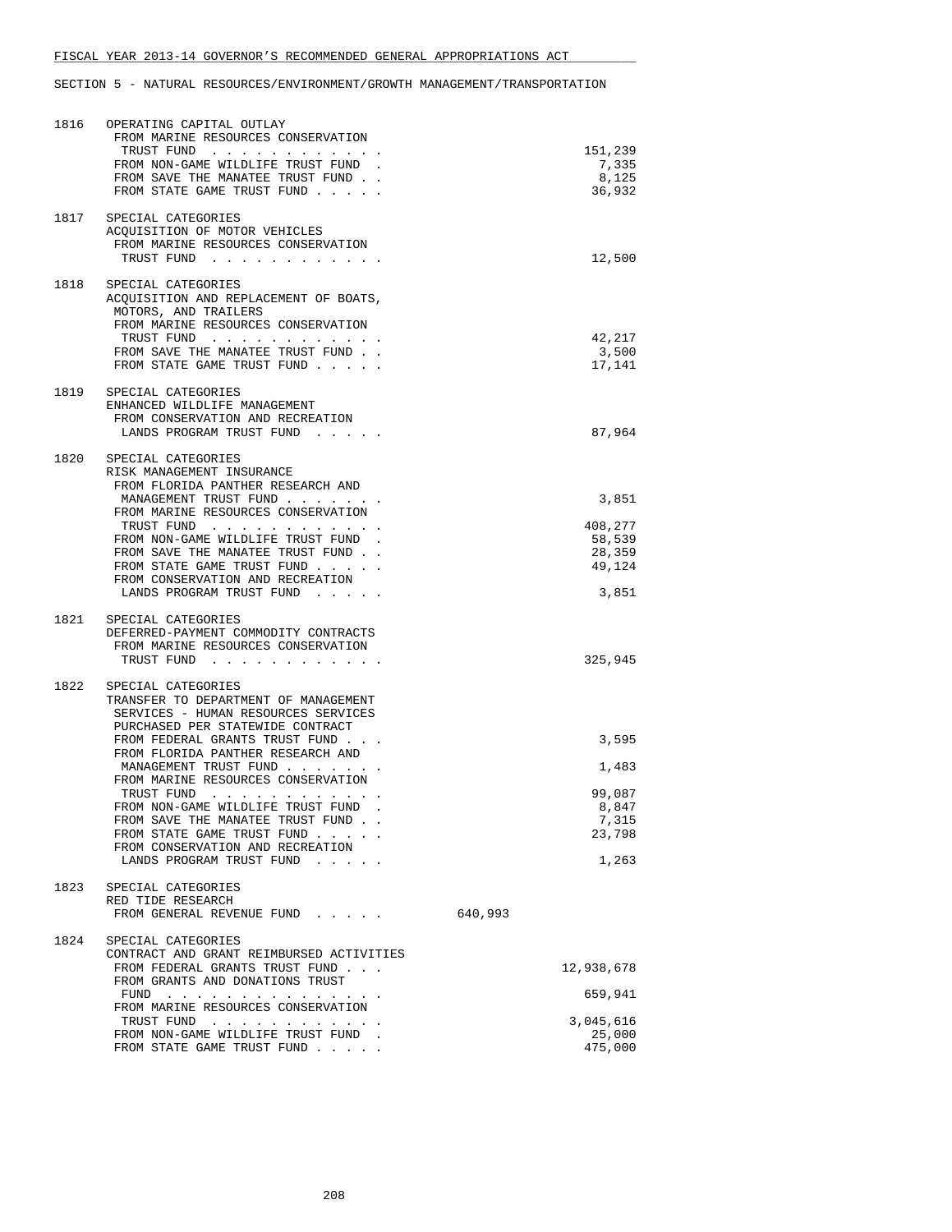FISCAL YEAR 2013-14 GOVERNOR'S RECOMMENDED GENERAL APPROPRIATIONS ACT

SECTION 5 - NATURAL RESOURCES/ENVIRONMENT/GROWTH MANAGEMENT/TRANSPORTATION

| Line | Description | General Revenue | Trust Funds |
|---|---|---|---|
| 1816 | OPERATING CAPITAL OUTLAY | | |
| | FROM MARINE RESOURCES CONSERVATION TRUST FUND . . . . . . . . . . . . | | 151,239 |
| | FROM NON-GAME WILDLIFE TRUST FUND . | | 7,335 |
| | FROM SAVE THE MANATEE TRUST FUND . . | | 8,125 |
| | FROM STATE GAME TRUST FUND . . . . . | | 36,932 |
| 1817 | SPECIAL CATEGORIES<br>ACQUISITION OF MOTOR VEHICLES | | |
| | FROM MARINE RESOURCES CONSERVATION TRUST FUND . . . . . . . . . . . . | | 12,500 |
| 1818 | SPECIAL CATEGORIES<br>ACQUISITION AND REPLACEMENT OF BOATS, MOTORS, AND TRAILERS | | |
| | FROM MARINE RESOURCES CONSERVATION TRUST FUND . . . . . . . . . . . . | | 42,217 |
| | FROM SAVE THE MANATEE TRUST FUND . . | | 3,500 |
| | FROM STATE GAME TRUST FUND . . . . . | | 17,141 |
| 1819 | SPECIAL CATEGORIES<br>ENHANCED WILDLIFE MANAGEMENT | | |
| | FROM CONSERVATION AND RECREATION LANDS PROGRAM TRUST FUND . . . . . | | 87,964 |
| 1820 | SPECIAL CATEGORIES<br>RISK MANAGEMENT INSURANCE | | |
| | FROM FLORIDA PANTHER RESEARCH AND MANAGEMENT TRUST FUND . . . . . . . | | 3,851 |
| | FROM MARINE RESOURCES CONSERVATION TRUST FUND . . . . . . . . . . . . | | 408,277 |
| | FROM NON-GAME WILDLIFE TRUST FUND . | | 58,539 |
| | FROM SAVE THE MANATEE TRUST FUND . . | | 28,359 |
| | FROM STATE GAME TRUST FUND . . . . . | | 49,124 |
| | FROM CONSERVATION AND RECREATION LANDS PROGRAM TRUST FUND . . . . . | | 3,851 |
| 1821 | SPECIAL CATEGORIES<br>DEFERRED-PAYMENT COMMODITY CONTRACTS | | |
| | FROM MARINE RESOURCES CONSERVATION TRUST FUND . . . . . . . . . . . . | | 325,945 |
| 1822 | SPECIAL CATEGORIES<br>TRANSFER TO DEPARTMENT OF MANAGEMENT SERVICES - HUMAN RESOURCES SERVICES PURCHASED PER STATEWIDE CONTRACT | | |
| | FROM FEDERAL GRANTS TRUST FUND . . . | | 3,595 |
| | FROM FLORIDA PANTHER RESEARCH AND MANAGEMENT TRUST FUND . . . . . . . | | 1,483 |
| | FROM MARINE RESOURCES CONSERVATION TRUST FUND . . . . . . . . . . . . | | 99,087 |
| | FROM NON-GAME WILDLIFE TRUST FUND . | | 8,847 |
| | FROM SAVE THE MANATEE TRUST FUND . . | | 7,315 |
| | FROM STATE GAME TRUST FUND . . . . . | | 23,798 |
| | FROM CONSERVATION AND RECREATION LANDS PROGRAM TRUST FUND . . . . . | | 1,263 |
| 1823 | SPECIAL CATEGORIES<br>RED TIDE RESEARCH | | |
| | FROM GENERAL REVENUE FUND . . . . . | 640,993 | |
| 1824 | SPECIAL CATEGORIES<br>CONTRACT AND GRANT REIMBURSED ACTIVITIES | | |
| | FROM FEDERAL GRANTS TRUST FUND . . . | | 12,938,678 |
| | FROM GRANTS AND DONATIONS TRUST FUND . . . . . . . . . . . . . . . | | 659,941 |
| | FROM MARINE RESOURCES CONSERVATION TRUST FUND . . . . . . . . . . . . | | 3,045,616 |
| | FROM NON-GAME WILDLIFE TRUST FUND . | | 25,000 |
| | FROM STATE GAME TRUST FUND . . . . . | | 475,000 |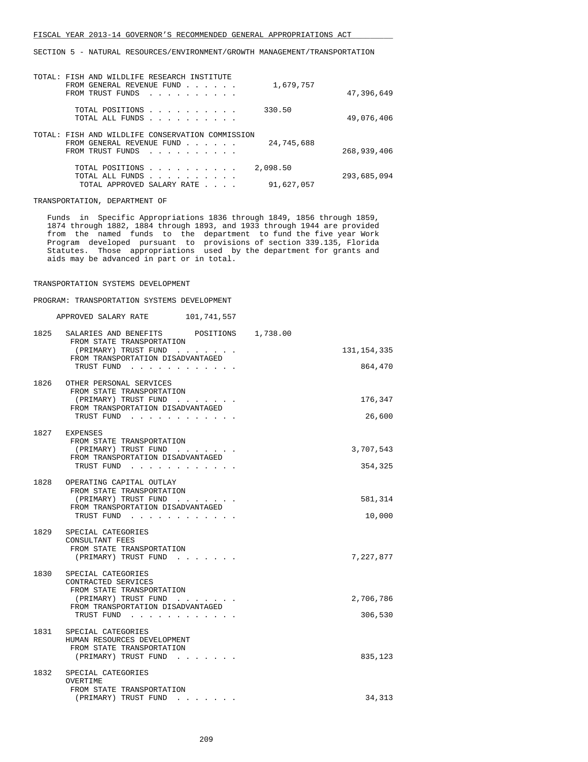FISCAL YEAR 2013-14 GOVERNOR'S RECOMMENDED GENERAL APPROPRIATIONS ACT

SECTION 5 - NATURAL RESOURCES/ENVIRONMENT/GROWTH MANAGEMENT/TRANSPORTATION

TOTAL: FISH AND WILDLIFE RESEARCH INSTITUTE

| | | |
|---|---|---|
| FROM GENERAL REVENUE FUND | 1,679,757 | |
| FROM TRUST FUNDS | | 47,396,649 |
| TOTAL POSITIONS | 330.50 | |
| TOTAL ALL FUNDS | | 49,076,406 |

TOTAL: FISH AND WILDLIFE CONSERVATION COMMISSION

| | | |
|---|---|---|
| FROM GENERAL REVENUE FUND | 24,745,688 | |
| FROM TRUST FUNDS | | 268,939,406 |
| TOTAL POSITIONS | 2,098.50 | |
| TOTAL ALL FUNDS | | 293,685,094 |
| TOTAL APPROVED SALARY RATE | 91,627,057 | |

TRANSPORTATION, DEPARTMENT OF

Funds in Specific Appropriations 1836 through 1849, 1856 through 1859, 1874 through 1882, 1884 through 1893, and 1933 through 1944 are provided from the named funds to the department to fund the five year Work Program developed pursuant to provisions of section 339.135, Florida Statutes. Those appropriations used by the department for grants and aids may be advanced in part or in total.

TRANSPORTATION SYSTEMS DEVELOPMENT

PROGRAM: TRANSPORTATION SYSTEMS DEVELOPMENT

APPROVED SALARY RATE 101,741,557

| | | |
|---|---|---|
| 1825 | SALARIES AND BENEFITS POSITIONS 1,738.00 | |
| | FROM STATE TRANSPORTATION (PRIMARY) TRUST FUND | 131,154,335 |
| | FROM TRANSPORTATION DISADVANTAGED TRUST FUND | 864,470 |
| 1826 | OTHER PERSONAL SERVICES | |
| | FROM STATE TRANSPORTATION (PRIMARY) TRUST FUND | 176,347 |
| | FROM TRANSPORTATION DISADVANTAGED TRUST FUND | 26,600 |
| 1827 | EXPENSES | |
| | FROM STATE TRANSPORTATION (PRIMARY) TRUST FUND | 3,707,543 |
| | FROM TRANSPORTATION DISADVANTAGED TRUST FUND | 354,325 |
| 1828 | OPERATING CAPITAL OUTLAY | |
| | FROM STATE TRANSPORTATION (PRIMARY) TRUST FUND | 581,314 |
| | FROM TRANSPORTATION DISADVANTAGED TRUST FUND | 10,000 |
| 1829 | SPECIAL CATEGORIES CONSULTANT FEES | |
| | FROM STATE TRANSPORTATION (PRIMARY) TRUST FUND | 7,227,877 |
| 1830 | SPECIAL CATEGORIES CONTRACTED SERVICES | |
| | FROM STATE TRANSPORTATION (PRIMARY) TRUST FUND | 2,706,786 |
| | FROM TRANSPORTATION DISADVANTAGED TRUST FUND | 306,530 |
| 1831 | SPECIAL CATEGORIES HUMAN RESOURCES DEVELOPMENT | |
| | FROM STATE TRANSPORTATION (PRIMARY) TRUST FUND | 835,123 |
| 1832 | SPECIAL CATEGORIES OVERTIME | |
| | FROM STATE TRANSPORTATION (PRIMARY) TRUST FUND | 34,313 |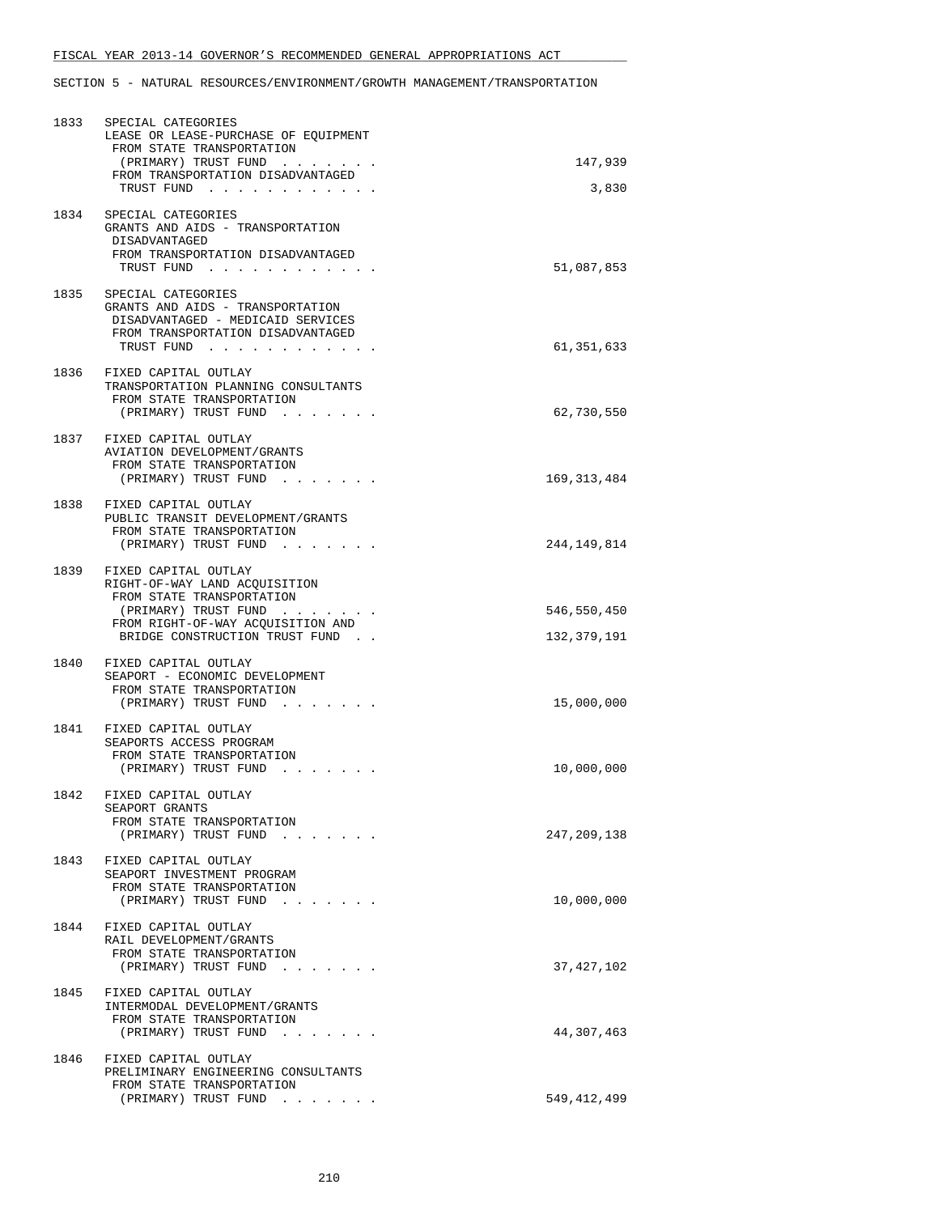FISCAL YEAR 2013-14 GOVERNOR'S RECOMMENDED GENERAL APPROPRIATIONS ACT

SECTION 5 - NATURAL RESOURCES/ENVIRONMENT/GROWTH MANAGEMENT/TRANSPORTATION

1833 SPECIAL CATEGORIES
LEASE OR LEASE-PURCHASE OF EQUIPMENT
FROM STATE TRANSPORTATION
(PRIMARY) TRUST FUND . . . . . . . 147,939
FROM TRANSPORTATION DISADVANTAGED
TRUST FUND . . . . . . . . . . . . 3,830

1834 SPECIAL CATEGORIES
GRANTS AND AIDS - TRANSPORTATION
DISADVANTAGED
FROM TRANSPORTATION DISADVANTAGED
TRUST FUND . . . . . . . . . . . . 51,087,853

1835 SPECIAL CATEGORIES
GRANTS AND AIDS - TRANSPORTATION
DISADVANTAGED - MEDICAID SERVICES
FROM TRANSPORTATION DISADVANTAGED
TRUST FUND . . . . . . . . . . . . 61,351,633

1836 FIXED CAPITAL OUTLAY
TRANSPORTATION PLANNING CONSULTANTS
FROM STATE TRANSPORTATION
(PRIMARY) TRUST FUND . . . . . . . 62,730,550

1837 FIXED CAPITAL OUTLAY
AVIATION DEVELOPMENT/GRANTS
FROM STATE TRANSPORTATION
(PRIMARY) TRUST FUND . . . . . . . 169,313,484

1838 FIXED CAPITAL OUTLAY
PUBLIC TRANSIT DEVELOPMENT/GRANTS
FROM STATE TRANSPORTATION
(PRIMARY) TRUST FUND . . . . . . . 244,149,814

1839 FIXED CAPITAL OUTLAY
RIGHT-OF-WAY LAND ACQUISITION
FROM STATE TRANSPORTATION
(PRIMARY) TRUST FUND . . . . . . . 546,550,450
FROM RIGHT-OF-WAY ACQUISITION AND
BRIDGE CONSTRUCTION TRUST FUND . . 132,379,191

1840 FIXED CAPITAL OUTLAY
SEAPORT - ECONOMIC DEVELOPMENT
FROM STATE TRANSPORTATION
(PRIMARY) TRUST FUND . . . . . . . 15,000,000

1841 FIXED CAPITAL OUTLAY
SEAPORTS ACCESS PROGRAM
FROM STATE TRANSPORTATION
(PRIMARY) TRUST FUND . . . . . . . 10,000,000

1842 FIXED CAPITAL OUTLAY
SEAPORT GRANTS
FROM STATE TRANSPORTATION
(PRIMARY) TRUST FUND . . . . . . . 247,209,138

1843 FIXED CAPITAL OUTLAY
SEAPORT INVESTMENT PROGRAM
FROM STATE TRANSPORTATION
(PRIMARY) TRUST FUND . . . . . . . 10,000,000

1844 FIXED CAPITAL OUTLAY
RAIL DEVELOPMENT/GRANTS
FROM STATE TRANSPORTATION
(PRIMARY) TRUST FUND . . . . . . . 37,427,102

1845 FIXED CAPITAL OUTLAY
INTERMODAL DEVELOPMENT/GRANTS
FROM STATE TRANSPORTATION
(PRIMARY) TRUST FUND . . . . . . . 44,307,463

1846 FIXED CAPITAL OUTLAY
PRELIMINARY ENGINEERING CONSULTANTS
FROM STATE TRANSPORTATION
(PRIMARY) TRUST FUND . . . . . . . 549,412,499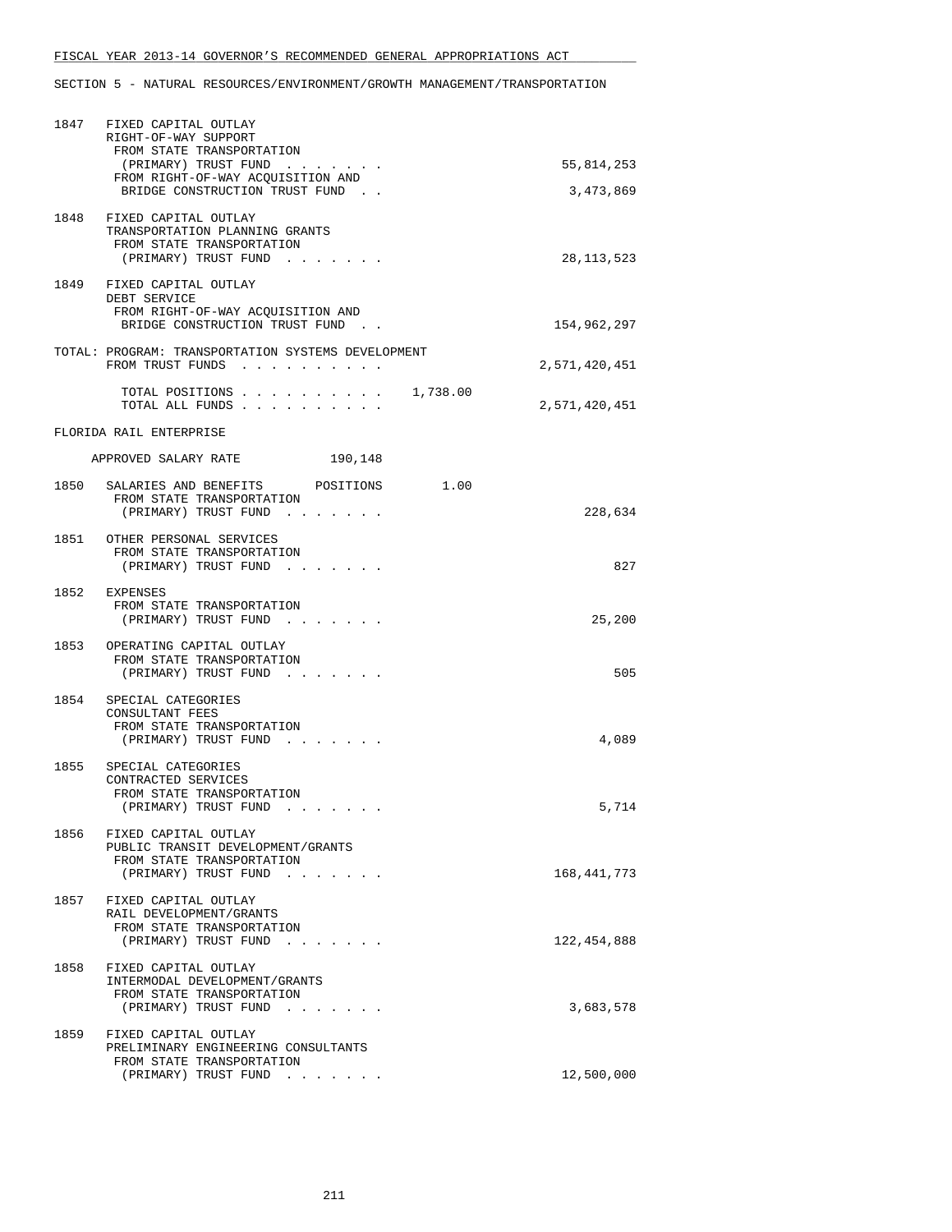FISCAL YEAR 2013-14 GOVERNOR'S RECOMMENDED GENERAL APPROPRIATIONS ACT

SECTION 5 - NATURAL RESOURCES/ENVIRONMENT/GROWTH MANAGEMENT/TRANSPORTATION

```
1847  FIXED CAPITAL OUTLAY
      RIGHT-OF-WAY SUPPORT
       FROM STATE TRANSPORTATION
        (PRIMARY) TRUST FUND  . . . . . . .                      55,814,253
       FROM RIGHT-OF-WAY ACQUISITION AND
        BRIDGE CONSTRUCTION TRUST FUND  . .                       3,473,869

1848  FIXED CAPITAL OUTLAY
      TRANSPORTATION PLANNING GRANTS
       FROM STATE TRANSPORTATION
        (PRIMARY) TRUST FUND  . . . . . . .                      28,113,523

1849  FIXED CAPITAL OUTLAY
      DEBT SERVICE
       FROM RIGHT-OF-WAY ACQUISITION AND
        BRIDGE CONSTRUCTION TRUST FUND  . .                     154,962,297

TOTAL: PROGRAM: TRANSPORTATION SYSTEMS DEVELOPMENT
       FROM TRUST FUNDS  . . . . . . . . . .                  2,571,420,451

        TOTAL POSITIONS . . . . . . . . . .    1,738.00
        TOTAL ALL FUNDS . . . . . . . . . .                   2,571,420,451

FLORIDA RAIL ENTERPRISE

    APPROVED SALARY RATE           190,148

1850  SALARIES AND BENEFITS      POSITIONS       1.00
       FROM STATE TRANSPORTATION
        (PRIMARY) TRUST FUND  . . . . . . .                         228,634

1851  OTHER PERSONAL SERVICES
       FROM STATE TRANSPORTATION
        (PRIMARY) TRUST FUND  . . . . . . .                             827

1852  EXPENSES
       FROM STATE TRANSPORTATION
        (PRIMARY) TRUST FUND  . . . . . . .                          25,200

1853  OPERATING CAPITAL OUTLAY
       FROM STATE TRANSPORTATION
        (PRIMARY) TRUST FUND  . . . . . . .                             505

1854  SPECIAL CATEGORIES
      CONSULTANT FEES
       FROM STATE TRANSPORTATION
        (PRIMARY) TRUST FUND  . . . . . . .                           4,089

1855  SPECIAL CATEGORIES
      CONTRACTED SERVICES
       FROM STATE TRANSPORTATION
        (PRIMARY) TRUST FUND  . . . . . . .                           5,714

1856  FIXED CAPITAL OUTLAY
      PUBLIC TRANSIT DEVELOPMENT/GRANTS
       FROM STATE TRANSPORTATION
        (PRIMARY) TRUST FUND  . . . . . . .                     168,441,773

1857  FIXED CAPITAL OUTLAY
      RAIL DEVELOPMENT/GRANTS
       FROM STATE TRANSPORTATION
        (PRIMARY) TRUST FUND  . . . . . . .                     122,454,888

1858  FIXED CAPITAL OUTLAY
      INTERMODAL DEVELOPMENT/GRANTS
       FROM STATE TRANSPORTATION
        (PRIMARY) TRUST FUND  . . . . . . .                       3,683,578

1859  FIXED CAPITAL OUTLAY
      PRELIMINARY ENGINEERING CONSULTANTS
       FROM STATE TRANSPORTATION
        (PRIMARY) TRUST FUND  . . . . . . .                      12,500,000
```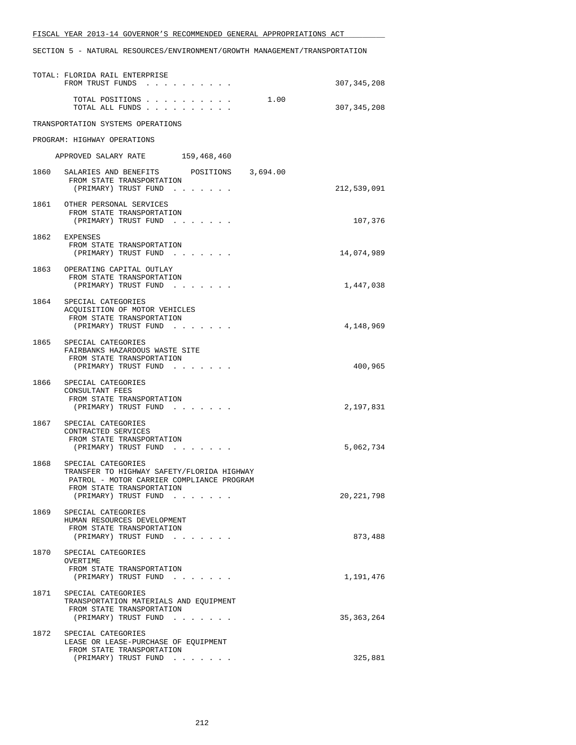SECTION 5 - NATURAL RESOURCES/ENVIRONMENT/GROWTH MANAGEMENT/TRANSPORTATION

TOTAL: FLORIDA RAIL ENTERPRISE
FROM TRUST FUNDS . . . . . . . . . . 307,345,208

TOTAL POSITIONS . . . . . . . . . . 1.00
TOTAL ALL FUNDS . . . . . . . . . . 307,345,208

TRANSPORTATION SYSTEMS OPERATIONS

PROGRAM: HIGHWAY OPERATIONS

APPROVED SALARY RATE 159,468,460

1860 SALARIES AND BENEFITS POSITIONS 3,694.00
FROM STATE TRANSPORTATION
(PRIMARY) TRUST FUND . . . . . . . 212,539,091

1861 OTHER PERSONAL SERVICES
FROM STATE TRANSPORTATION
(PRIMARY) TRUST FUND . . . . . . . 107,376

1862 EXPENSES
FROM STATE TRANSPORTATION
(PRIMARY) TRUST FUND . . . . . . . 14,074,989

1863 OPERATING CAPITAL OUTLAY
FROM STATE TRANSPORTATION
(PRIMARY) TRUST FUND . . . . . . . 1,447,038

1864 SPECIAL CATEGORIES
ACQUISITION OF MOTOR VEHICLES
FROM STATE TRANSPORTATION
(PRIMARY) TRUST FUND . . . . . . . 4,148,969

1865 SPECIAL CATEGORIES
FAIRBANKS HAZARDOUS WASTE SITE
FROM STATE TRANSPORTATION
(PRIMARY) TRUST FUND . . . . . . . 400,965

1866 SPECIAL CATEGORIES
CONSULTANT FEES
FROM STATE TRANSPORTATION
(PRIMARY) TRUST FUND . . . . . . . 2,197,831

1867 SPECIAL CATEGORIES
CONTRACTED SERVICES
FROM STATE TRANSPORTATION
(PRIMARY) TRUST FUND . . . . . . . 5,062,734

1868 SPECIAL CATEGORIES
TRANSFER TO HIGHWAY SAFETY/FLORIDA HIGHWAY
PATROL - MOTOR CARRIER COMPLIANCE PROGRAM
FROM STATE TRANSPORTATION
(PRIMARY) TRUST FUND . . . . . . . 20,221,798

1869 SPECIAL CATEGORIES
HUMAN RESOURCES DEVELOPMENT
FROM STATE TRANSPORTATION
(PRIMARY) TRUST FUND . . . . . . . 873,488

1870 SPECIAL CATEGORIES
OVERTIME
FROM STATE TRANSPORTATION
(PRIMARY) TRUST FUND . . . . . . . 1,191,476

1871 SPECIAL CATEGORIES
TRANSPORTATION MATERIALS AND EQUIPMENT
FROM STATE TRANSPORTATION
(PRIMARY) TRUST FUND . . . . . . . 35,363,264

1872 SPECIAL CATEGORIES
LEASE OR LEASE-PURCHASE OF EQUIPMENT
FROM STATE TRANSPORTATION
(PRIMARY) TRUST FUND . . . . . . . 325,881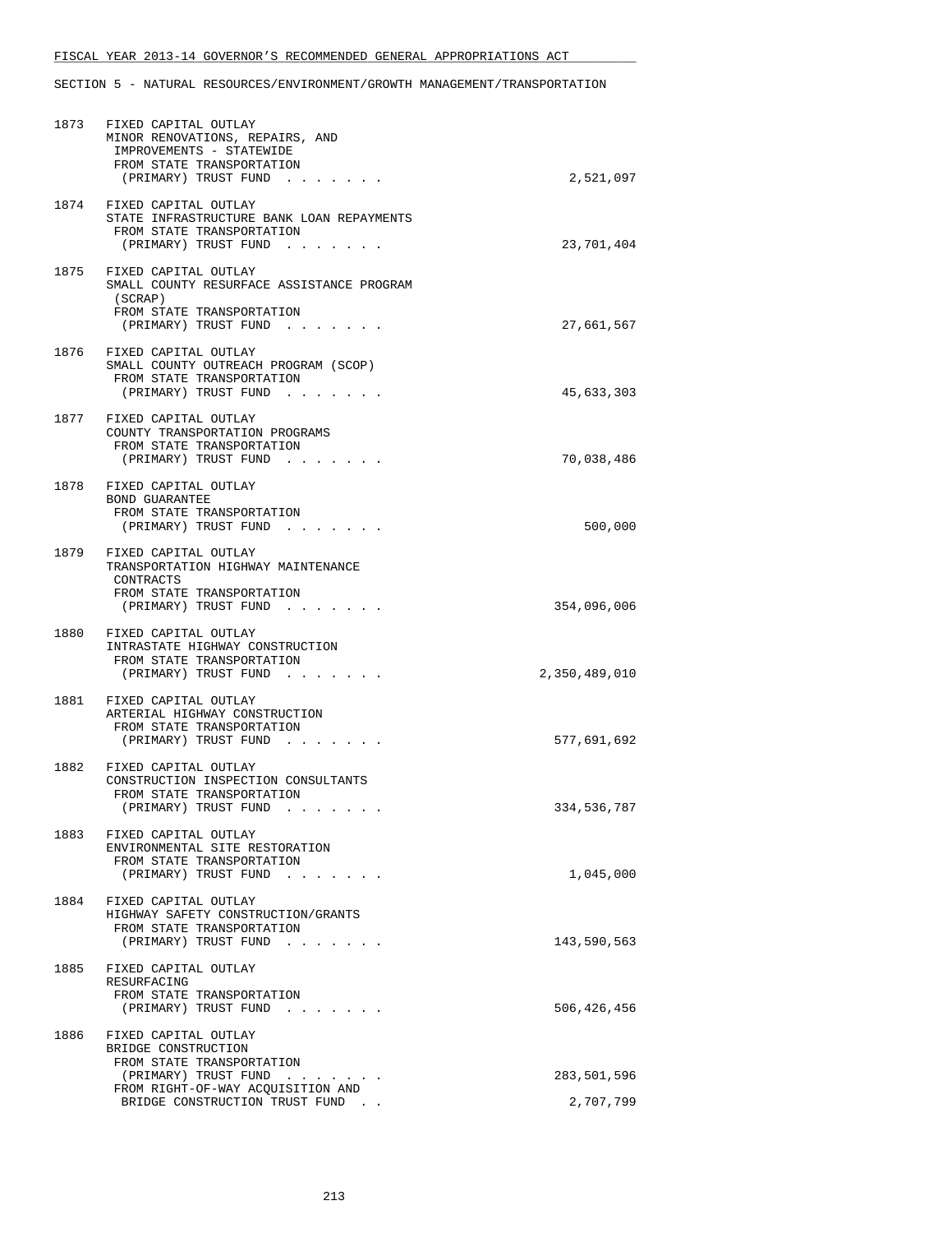FISCAL YEAR 2013-14 GOVERNOR'S RECOMMENDED GENERAL APPROPRIATIONS ACT

SECTION 5 - NATURAL RESOURCES/ENVIRONMENT/GROWTH MANAGEMENT/TRANSPORTATION

| | | |
|---|---|---|
| 1873 | FIXED CAPITAL OUTLAY<br>MINOR RENOVATIONS, REPAIRS, AND IMPROVEMENTS - STATEWIDE<br>FROM STATE TRANSPORTATION (PRIMARY) TRUST FUND . . . . . . . | 2,521,097 |
| 1874 | FIXED CAPITAL OUTLAY<br>STATE INFRASTRUCTURE BANK LOAN REPAYMENTS<br>FROM STATE TRANSPORTATION (PRIMARY) TRUST FUND . . . . . . . | 23,701,404 |
| 1875 | FIXED CAPITAL OUTLAY<br>SMALL COUNTY RESURFACE ASSISTANCE PROGRAM (SCRAP)<br>FROM STATE TRANSPORTATION (PRIMARY) TRUST FUND . . . . . . . | 27,661,567 |
| 1876 | FIXED CAPITAL OUTLAY<br>SMALL COUNTY OUTREACH PROGRAM (SCOP)<br>FROM STATE TRANSPORTATION (PRIMARY) TRUST FUND . . . . . . . | 45,633,303 |
| 1877 | FIXED CAPITAL OUTLAY<br>COUNTY TRANSPORTATION PROGRAMS<br>FROM STATE TRANSPORTATION (PRIMARY) TRUST FUND . . . . . . . | 70,038,486 |
| 1878 | FIXED CAPITAL OUTLAY<br>BOND GUARANTEE<br>FROM STATE TRANSPORTATION (PRIMARY) TRUST FUND . . . . . . . | 500,000 |
| 1879 | FIXED CAPITAL OUTLAY<br>TRANSPORTATION HIGHWAY MAINTENANCE CONTRACTS<br>FROM STATE TRANSPORTATION (PRIMARY) TRUST FUND . . . . . . . | 354,096,006 |
| 1880 | FIXED CAPITAL OUTLAY<br>INTRASTATE HIGHWAY CONSTRUCTION<br>FROM STATE TRANSPORTATION (PRIMARY) TRUST FUND . . . . . . . | 2,350,489,010 |
| 1881 | FIXED CAPITAL OUTLAY<br>ARTERIAL HIGHWAY CONSTRUCTION<br>FROM STATE TRANSPORTATION (PRIMARY) TRUST FUND . . . . . . . | 577,691,692 |
| 1882 | FIXED CAPITAL OUTLAY<br>CONSTRUCTION INSPECTION CONSULTANTS<br>FROM STATE TRANSPORTATION (PRIMARY) TRUST FUND . . . . . . . | 334,536,787 |
| 1883 | FIXED CAPITAL OUTLAY<br>ENVIRONMENTAL SITE RESTORATION<br>FROM STATE TRANSPORTATION (PRIMARY) TRUST FUND . . . . . . . | 1,045,000 |
| 1884 | FIXED CAPITAL OUTLAY<br>HIGHWAY SAFETY CONSTRUCTION/GRANTS<br>FROM STATE TRANSPORTATION (PRIMARY) TRUST FUND . . . . . . . | 143,590,563 |
| 1885 | FIXED CAPITAL OUTLAY<br>RESURFACING<br>FROM STATE TRANSPORTATION (PRIMARY) TRUST FUND . . . . . . . | 506,426,456 |
| 1886 | FIXED CAPITAL OUTLAY<br>BRIDGE CONSTRUCTION<br>FROM STATE TRANSPORTATION (PRIMARY) TRUST FUND . . . . . . . | 283,501,596 |
| | FROM RIGHT-OF-WAY ACQUISITION AND BRIDGE CONSTRUCTION TRUST FUND . . | 2,707,799 |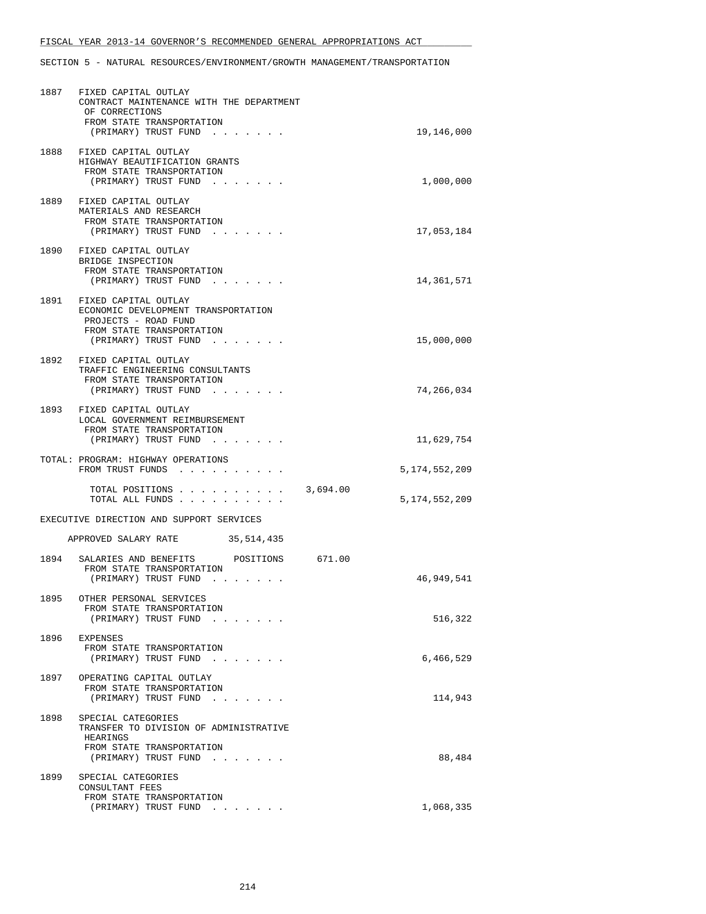FISCAL YEAR 2013-14 GOVERNOR'S RECOMMENDED GENERAL APPROPRIATIONS ACT

SECTION 5 - NATURAL RESOURCES/ENVIRONMENT/GROWTH MANAGEMENT/TRANSPORTATION

```
1887  FIXED CAPITAL OUTLAY
      CONTRACT MAINTENANCE WITH THE DEPARTMENT
       OF CORRECTIONS
       FROM STATE TRANSPORTATION
        (PRIMARY) TRUST FUND . . . . . . .                     19,146,000

1888  FIXED CAPITAL OUTLAY
      HIGHWAY BEAUTIFICATION GRANTS
       FROM STATE TRANSPORTATION
        (PRIMARY) TRUST FUND . . . . . . .                      1,000,000

1889  FIXED CAPITAL OUTLAY
      MATERIALS AND RESEARCH
       FROM STATE TRANSPORTATION
        (PRIMARY) TRUST FUND . . . . . . .                     17,053,184

1890  FIXED CAPITAL OUTLAY
      BRIDGE INSPECTION
       FROM STATE TRANSPORTATION
        (PRIMARY) TRUST FUND . . . . . . .                     14,361,571

1891  FIXED CAPITAL OUTLAY
      ECONOMIC DEVELOPMENT TRANSPORTATION
       PROJECTS - ROAD FUND
       FROM STATE TRANSPORTATION
        (PRIMARY) TRUST FUND . . . . . . .                     15,000,000

1892  FIXED CAPITAL OUTLAY
      TRAFFIC ENGINEERING CONSULTANTS
       FROM STATE TRANSPORTATION
        (PRIMARY) TRUST FUND . . . . . . .                     74,266,034

1893  FIXED CAPITAL OUTLAY
      LOCAL GOVERNMENT REIMBURSEMENT
       FROM STATE TRANSPORTATION
        (PRIMARY) TRUST FUND . . . . . . .                     11,629,754

TOTAL: PROGRAM: HIGHWAY OPERATIONS
       FROM TRUST FUNDS . . . . . . . . . .                 5,174,552,209

         TOTAL POSITIONS . . . . . . . . . .  3,694.00
         TOTAL ALL FUNDS . . . . . . . . . .                5,174,552,209

EXECUTIVE DIRECTION AND SUPPORT SERVICES

    APPROVED SALARY RATE        35,514,435

1894  SALARIES AND BENEFITS      POSITIONS     671.00
       FROM STATE TRANSPORTATION
        (PRIMARY) TRUST FUND . . . . . . .                     46,949,541

1895  OTHER PERSONAL SERVICES
       FROM STATE TRANSPORTATION
        (PRIMARY) TRUST FUND . . . . . . .                        516,322

1896  EXPENSES
       FROM STATE TRANSPORTATION
        (PRIMARY) TRUST FUND . . . . . . .                      6,466,529

1897  OPERATING CAPITAL OUTLAY
       FROM STATE TRANSPORTATION
        (PRIMARY) TRUST FUND . . . . . . .                        114,943

1898  SPECIAL CATEGORIES
      TRANSFER TO DIVISION OF ADMINISTRATIVE
       HEARINGS
       FROM STATE TRANSPORTATION
        (PRIMARY) TRUST FUND . . . . . . .                         88,484

1899  SPECIAL CATEGORIES
      CONSULTANT FEES
       FROM STATE TRANSPORTATION
        (PRIMARY) TRUST FUND . . . . . . .                      1,068,335
```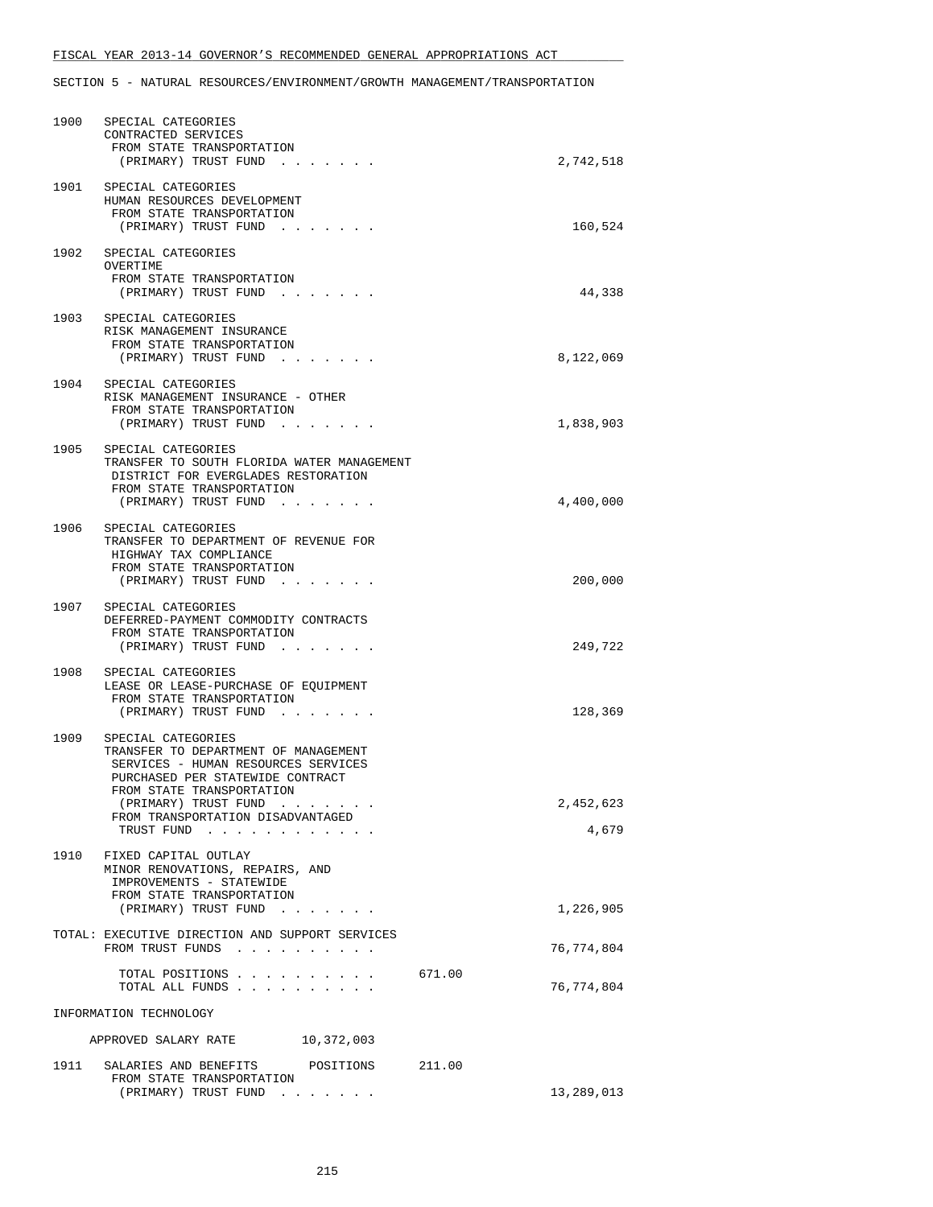FISCAL YEAR 2013-14 GOVERNOR'S RECOMMENDED GENERAL APPROPRIATIONS ACT

SECTION 5 - NATURAL RESOURCES/ENVIRONMENT/GROWTH MANAGEMENT/TRANSPORTATION

| | | | |
|---|---|---|---|
| 1900 | SPECIAL CATEGORIES<br>CONTRACTED SERVICES<br>FROM STATE TRANSPORTATION<br>(PRIMARY) TRUST FUND . . . . . . . | | 2,742,518 |
| 1901 | SPECIAL CATEGORIES<br>HUMAN RESOURCES DEVELOPMENT<br>FROM STATE TRANSPORTATION<br>(PRIMARY) TRUST FUND . . . . . . . | | 160,524 |
| 1902 | SPECIAL CATEGORIES<br>OVERTIME<br>FROM STATE TRANSPORTATION<br>(PRIMARY) TRUST FUND . . . . . . . | | 44,338 |
| 1903 | SPECIAL CATEGORIES<br>RISK MANAGEMENT INSURANCE<br>FROM STATE TRANSPORTATION<br>(PRIMARY) TRUST FUND . . . . . . . | | 8,122,069 |
| 1904 | SPECIAL CATEGORIES<br>RISK MANAGEMENT INSURANCE - OTHER<br>FROM STATE TRANSPORTATION<br>(PRIMARY) TRUST FUND . . . . . . . | | 1,838,903 |
| 1905 | SPECIAL CATEGORIES<br>TRANSFER TO SOUTH FLORIDA WATER MANAGEMENT<br>DISTRICT FOR EVERGLADES RESTORATION<br>FROM STATE TRANSPORTATION<br>(PRIMARY) TRUST FUND . . . . . . . | | 4,400,000 |
| 1906 | SPECIAL CATEGORIES<br>TRANSFER TO DEPARTMENT OF REVENUE FOR<br>HIGHWAY TAX COMPLIANCE<br>FROM STATE TRANSPORTATION<br>(PRIMARY) TRUST FUND . . . . . . . | | 200,000 |
| 1907 | SPECIAL CATEGORIES<br>DEFERRED-PAYMENT COMMODITY CONTRACTS<br>FROM STATE TRANSPORTATION<br>(PRIMARY) TRUST FUND . . . . . . . | | 249,722 |
| 1908 | SPECIAL CATEGORIES<br>LEASE OR LEASE-PURCHASE OF EQUIPMENT<br>FROM STATE TRANSPORTATION<br>(PRIMARY) TRUST FUND . . . . . . . | | 128,369 |
| 1909 | SPECIAL CATEGORIES<br>TRANSFER TO DEPARTMENT OF MANAGEMENT<br>SERVICES - HUMAN RESOURCES SERVICES<br>PURCHASED PER STATEWIDE CONTRACT<br>FROM STATE TRANSPORTATION<br>(PRIMARY) TRUST FUND . . . . . . . | | 2,452,623 |
| | FROM TRANSPORTATION DISADVANTAGED<br>TRUST FUND . . . . . . . . . . . . | | 4,679 |
| 1910 | FIXED CAPITAL OUTLAY<br>MINOR RENOVATIONS, REPAIRS, AND<br>IMPROVEMENTS - STATEWIDE<br>FROM STATE TRANSPORTATION<br>(PRIMARY) TRUST FUND . . . . . . . | | 1,226,905 |
| | TOTAL: EXECUTIVE DIRECTION AND SUPPORT SERVICES<br>FROM TRUST FUNDS . . . . . . . . . . | | 76,774,804 |
| | TOTAL POSITIONS . . . . . . . . . . | 671.00 | |
| | TOTAL ALL FUNDS . . . . . . . . . . | | 76,774,804 |

INFORMATION TECHNOLOGY

APPROVED SALARY RATE 10,372,003

| | | | |
|---|---|---|---|
| 1911 | SALARIES AND BENEFITS POSITIONS<br>FROM STATE TRANSPORTATION<br>(PRIMARY) TRUST FUND . . . . . . . | 211.00 | 13,289,013 |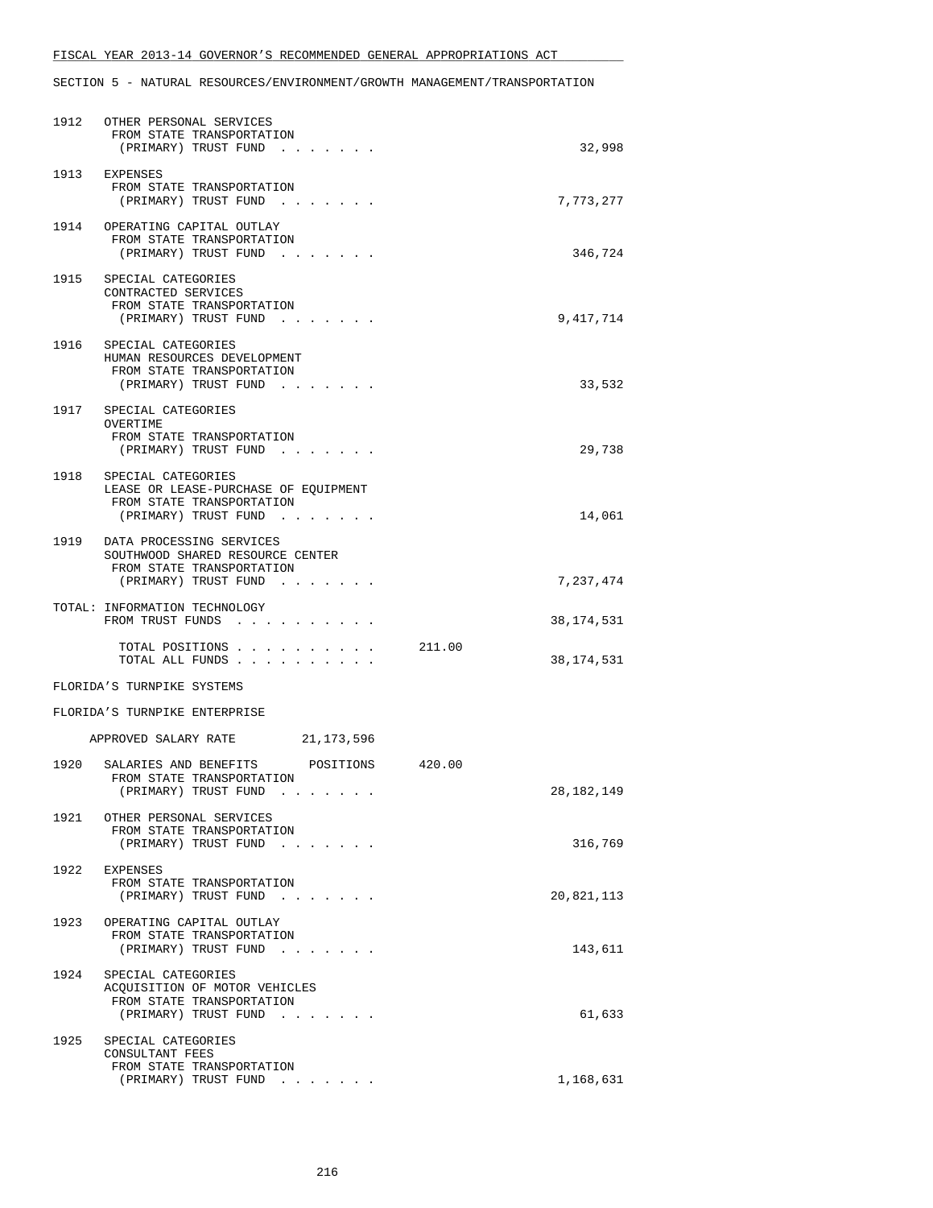FISCAL YEAR 2013-14 GOVERNOR'S RECOMMENDED GENERAL APPROPRIATIONS ACT

SECTION 5 - NATURAL RESOURCES/ENVIRONMENT/GROWTH MANAGEMENT/TRANSPORTATION

```
1912  OTHER PERSONAL SERVICES
       FROM STATE TRANSPORTATION
        (PRIMARY) TRUST FUND  . . . . . . .                              32,998

1913  EXPENSES
       FROM STATE TRANSPORTATION
        (PRIMARY) TRUST FUND  . . . . . . .                           7,773,277

1914  OPERATING CAPITAL OUTLAY
       FROM STATE TRANSPORTATION
        (PRIMARY) TRUST FUND  . . . . . . .                             346,724

1915  SPECIAL CATEGORIES
       CONTRACTED SERVICES
       FROM STATE TRANSPORTATION
        (PRIMARY) TRUST FUND  . . . . . . .                           9,417,714

1916  SPECIAL CATEGORIES
       HUMAN RESOURCES DEVELOPMENT
       FROM STATE TRANSPORTATION
        (PRIMARY) TRUST FUND  . . . . . . .                              33,532

1917  SPECIAL CATEGORIES
       OVERTIME
       FROM STATE TRANSPORTATION
        (PRIMARY) TRUST FUND  . . . . . . .                              29,738

1918  SPECIAL CATEGORIES
       LEASE OR LEASE-PURCHASE OF EQUIPMENT
       FROM STATE TRANSPORTATION
        (PRIMARY) TRUST FUND  . . . . . . .                              14,061

1919  DATA PROCESSING SERVICES
       SOUTHWOOD SHARED RESOURCE CENTER
       FROM STATE TRANSPORTATION
        (PRIMARY) TRUST FUND  . . . . . . .                           7,237,474

TOTAL: INFORMATION TECHNOLOGY
       FROM TRUST FUNDS  . . . . . . . . . .                         38,174,531

         TOTAL POSITIONS . . . . . . . . . .      211.00
         TOTAL ALL FUNDS . . . . . . . . . .                         38,174,531

FLORIDA'S TURNPIKE SYSTEMS

FLORIDA'S TURNPIKE ENTERPRISE

     APPROVED SALARY RATE        21,173,596

1920  SALARIES AND BENEFITS      POSITIONS     420.00
       FROM STATE TRANSPORTATION
        (PRIMARY) TRUST FUND  . . . . . . .                          28,182,149

1921  OTHER PERSONAL SERVICES
       FROM STATE TRANSPORTATION
        (PRIMARY) TRUST FUND  . . . . . . .                             316,769

1922  EXPENSES
       FROM STATE TRANSPORTATION
        (PRIMARY) TRUST FUND  . . . . . . .                          20,821,113

1923  OPERATING CAPITAL OUTLAY
       FROM STATE TRANSPORTATION
        (PRIMARY) TRUST FUND  . . . . . . .                             143,611

1924  SPECIAL CATEGORIES
       ACQUISITION OF MOTOR VEHICLES
       FROM STATE TRANSPORTATION
        (PRIMARY) TRUST FUND  . . . . . . .                              61,633

1925  SPECIAL CATEGORIES
       CONSULTANT FEES
       FROM STATE TRANSPORTATION
        (PRIMARY) TRUST FUND  . . . . . . .                           1,168,631
```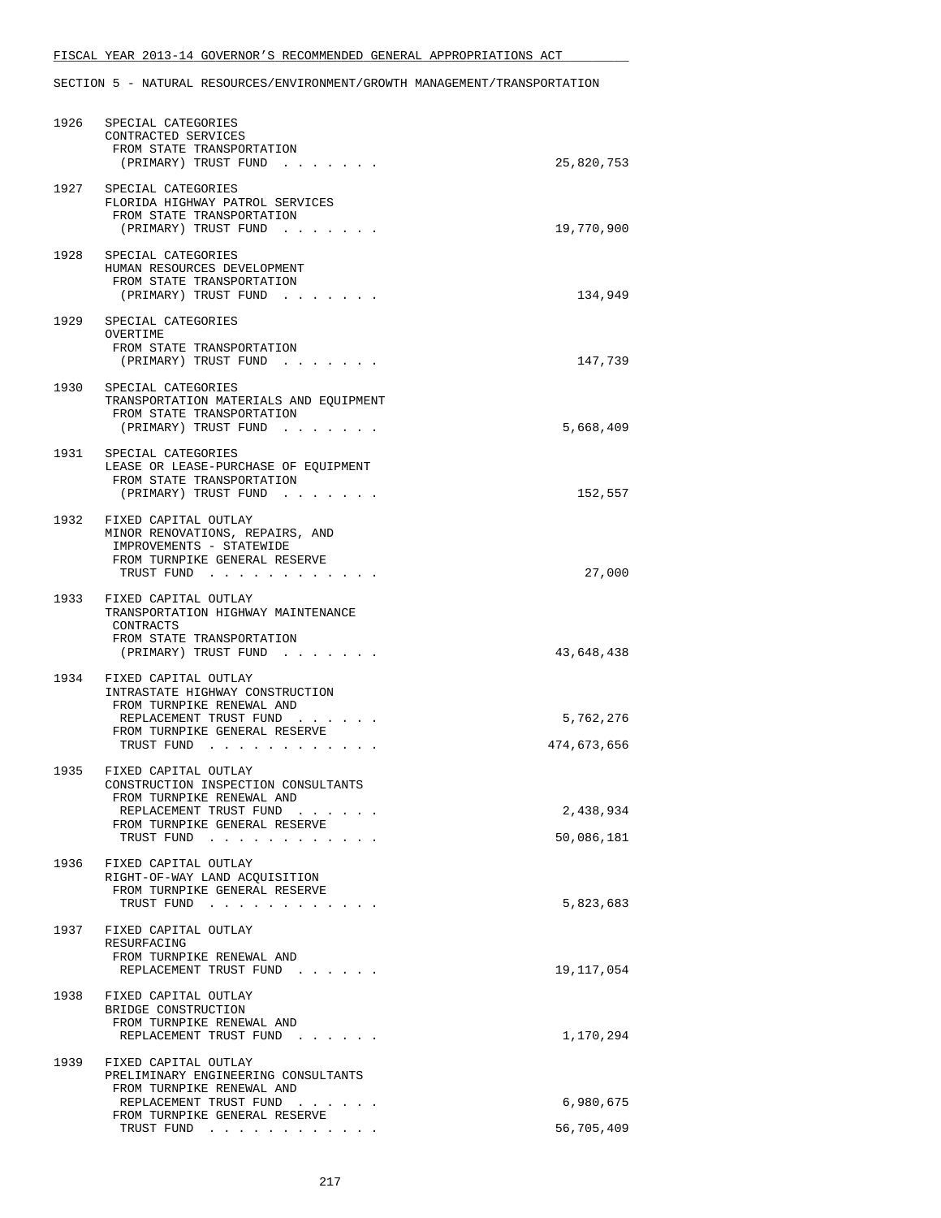FISCAL YEAR 2013-14 GOVERNOR'S RECOMMENDED GENERAL APPROPRIATIONS ACT

SECTION 5 - NATURAL RESOURCES/ENVIRONMENT/GROWTH MANAGEMENT/TRANSPORTATION

```
1926  SPECIAL CATEGORIES
      CONTRACTED SERVICES
       FROM STATE TRANSPORTATION
        (PRIMARY) TRUST FUND . . . . . . .                 25,820,753

1927  SPECIAL CATEGORIES
      FLORIDA HIGHWAY PATROL SERVICES
       FROM STATE TRANSPORTATION
        (PRIMARY) TRUST FUND . . . . . . .                 19,770,900

1928  SPECIAL CATEGORIES
      HUMAN RESOURCES DEVELOPMENT
       FROM STATE TRANSPORTATION
        (PRIMARY) TRUST FUND . . . . . . .                    134,949

1929  SPECIAL CATEGORIES
      OVERTIME
       FROM STATE TRANSPORTATION
        (PRIMARY) TRUST FUND . . . . . . .                    147,739

1930  SPECIAL CATEGORIES
      TRANSPORTATION MATERIALS AND EQUIPMENT
       FROM STATE TRANSPORTATION
        (PRIMARY) TRUST FUND . . . . . . .                  5,668,409

1931  SPECIAL CATEGORIES
      LEASE OR LEASE-PURCHASE OF EQUIPMENT
       FROM STATE TRANSPORTATION
        (PRIMARY) TRUST FUND . . . . . . .                    152,557

1932  FIXED CAPITAL OUTLAY
      MINOR RENOVATIONS, REPAIRS, AND
       IMPROVEMENTS - STATEWIDE
       FROM TURNPIKE GENERAL RESERVE
        TRUST FUND . . . . . . . . . . . .                     27,000

1933  FIXED CAPITAL OUTLAY
      TRANSPORTATION HIGHWAY MAINTENANCE
       CONTRACTS
       FROM STATE TRANSPORTATION
        (PRIMARY) TRUST FUND . . . . . . .                 43,648,438

1934  FIXED CAPITAL OUTLAY
      INTRASTATE HIGHWAY CONSTRUCTION
       FROM TURNPIKE RENEWAL AND
        REPLACEMENT TRUST FUND . . . . . .                  5,762,276
       FROM TURNPIKE GENERAL RESERVE
        TRUST FUND . . . . . . . . . . . .                474,673,656

1935  FIXED CAPITAL OUTLAY
      CONSTRUCTION INSPECTION CONSULTANTS
       FROM TURNPIKE RENEWAL AND
        REPLACEMENT TRUST FUND . . . . . .                  2,438,934
       FROM TURNPIKE GENERAL RESERVE
        TRUST FUND . . . . . . . . . . . .                 50,086,181

1936  FIXED CAPITAL OUTLAY
      RIGHT-OF-WAY LAND ACQUISITION
       FROM TURNPIKE GENERAL RESERVE
        TRUST FUND . . . . . . . . . . . .                  5,823,683

1937  FIXED CAPITAL OUTLAY
      RESURFACING
       FROM TURNPIKE RENEWAL AND
        REPLACEMENT TRUST FUND . . . . . .                 19,117,054

1938  FIXED CAPITAL OUTLAY
      BRIDGE CONSTRUCTION
       FROM TURNPIKE RENEWAL AND
        REPLACEMENT TRUST FUND . . . . . .                  1,170,294

1939  FIXED CAPITAL OUTLAY
      PRELIMINARY ENGINEERING CONSULTANTS
       FROM TURNPIKE RENEWAL AND
        REPLACEMENT TRUST FUND . . . . . .                  6,980,675
       FROM TURNPIKE GENERAL RESERVE
        TRUST FUND . . . . . . . . . . . .                 56,705,409
```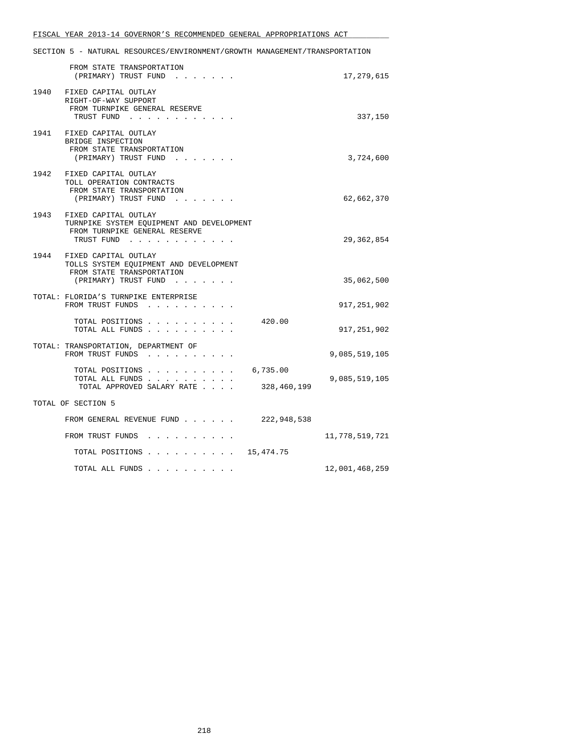SECTION 5 - NATURAL RESOURCES/ENVIRONMENT/GROWTH MANAGEMENT/TRANSPORTATION

| | | | |
|---|---|---|---|
| | FROM STATE TRANSPORTATION (PRIMARY) TRUST FUND . . . . . . . | | 17,279,615 |
| 1940 | FIXED CAPITAL OUTLAY<br>RIGHT-OF-WAY SUPPORT<br>FROM TURNPIKE GENERAL RESERVE TRUST FUND . . . . . . . . . . . . | | 337,150 |
| 1941 | FIXED CAPITAL OUTLAY<br>BRIDGE INSPECTION<br>FROM STATE TRANSPORTATION (PRIMARY) TRUST FUND . . . . . . . | | 3,724,600 |
| 1942 | FIXED CAPITAL OUTLAY<br>TOLL OPERATION CONTRACTS<br>FROM STATE TRANSPORTATION (PRIMARY) TRUST FUND . . . . . . . | | 62,662,370 |
| 1943 | FIXED CAPITAL OUTLAY<br>TURNPIKE SYSTEM EQUIPMENT AND DEVELOPMENT<br>FROM TURNPIKE GENERAL RESERVE TRUST FUND . . . . . . . . . . . . | | 29,362,854 |
| 1944 | FIXED CAPITAL OUTLAY<br>TOLLS SYSTEM EQUIPMENT AND DEVELOPMENT<br>FROM STATE TRANSPORTATION (PRIMARY) TRUST FUND . . . . . . . | | 35,062,500 |

TOTAL: FLORIDA'S TURNPIKE ENTERPRISE

| | | |
|---|---|---|
| FROM TRUST FUNDS . . . . . . . . . . | | 917,251,902 |
| TOTAL POSITIONS . . . . . . . . . . | 420.00 | |
| TOTAL ALL FUNDS . . . . . . . . . . | | 917,251,902 |

TOTAL: TRANSPORTATION, DEPARTMENT OF

| | | |
|---|---|---|
| FROM TRUST FUNDS . . . . . . . . . . | | 9,085,519,105 |
| TOTAL POSITIONS . . . . . . . . . . | 6,735.00 | |
| TOTAL ALL FUNDS . . . . . . . . . . | | 9,085,519,105 |
| TOTAL APPROVED SALARY RATE . . . . | 328,460,199 | |

TOTAL OF SECTION 5

| | | |
|---|---|---|
| FROM GENERAL REVENUE FUND . . . . . . | 222,948,538 | |
| FROM TRUST FUNDS . . . . . . . . . . | | 11,778,519,721 |
| TOTAL POSITIONS . . . . . . . . . . | 15,474.75 | |
| TOTAL ALL FUNDS . . . . . . . . . . | | 12,001,468,259 |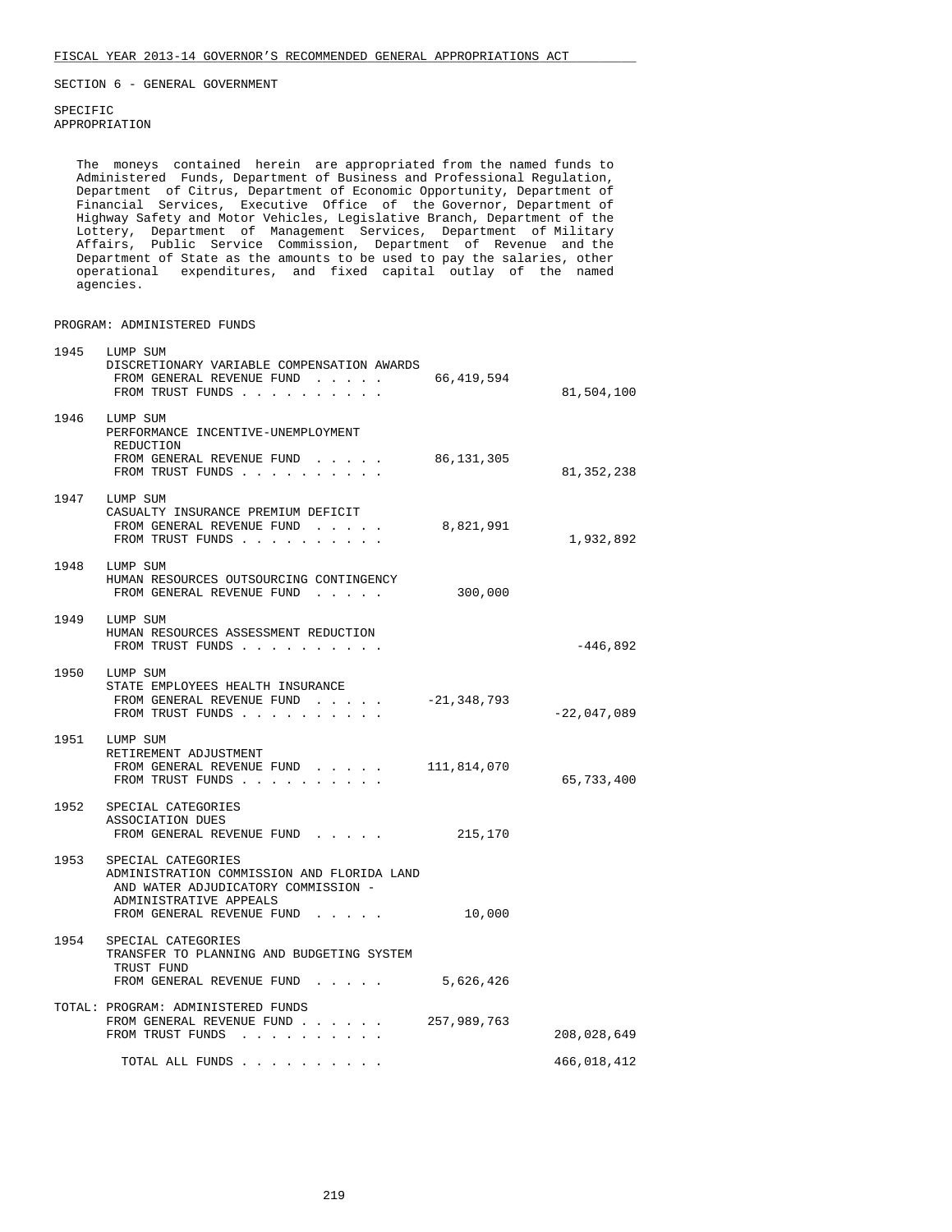SECTION 6 - GENERAL GOVERNMENT

SPECIFIC APPROPRIATION

The moneys contained herein are appropriated from the named funds to Administered Funds, Department of Business and Professional Regulation, Department of Citrus, Department of Economic Opportunity, Department of Financial Services, Executive Office of the Governor, Department of Highway Safety and Motor Vehicles, Legislative Branch, Department of the Lottery, Department of Management Services, Department of Military Affairs, Public Service Commission, Department of Revenue and the Department of State as the amounts to be used to pay the salaries, other operational expenditures, and fixed capital outlay of the named agencies.

PROGRAM: ADMINISTERED FUNDS

| | | | |
|---|---|---|---|
| 1945 | LUMP SUM<br>DISCRETIONARY VARIABLE COMPENSATION AWARDS<br>FROM GENERAL REVENUE FUND . . . . .<br>FROM TRUST FUNDS . . . . . . . . . . | 66,419,594 | 81,504,100 |
| 1946 | LUMP SUM<br>PERFORMANCE INCENTIVE-UNEMPLOYMENT REDUCTION<br>FROM GENERAL REVENUE FUND . . . . .<br>FROM TRUST FUNDS . . . . . . . . . . | 86,131,305 | 81,352,238 |
| 1947 | LUMP SUM<br>CASUALTY INSURANCE PREMIUM DEFICIT<br>FROM GENERAL REVENUE FUND . . . . .<br>FROM TRUST FUNDS . . . . . . . . . . | 8,821,991 | 1,932,892 |
| 1948 | LUMP SUM<br>HUMAN RESOURCES OUTSOURCING CONTINGENCY<br>FROM GENERAL REVENUE FUND . . . . . | 300,000 | |
| 1949 | LUMP SUM<br>HUMAN RESOURCES ASSESSMENT REDUCTION<br>FROM TRUST FUNDS . . . . . . . . . . | | -446,892 |
| 1950 | LUMP SUM<br>STATE EMPLOYEES HEALTH INSURANCE<br>FROM GENERAL REVENUE FUND . . . . .<br>FROM TRUST FUNDS . . . . . . . . . . | -21,348,793 | -22,047,089 |
| 1951 | LUMP SUM<br>RETIREMENT ADJUSTMENT<br>FROM GENERAL REVENUE FUND . . . . .<br>FROM TRUST FUNDS . . . . . . . . . . | 111,814,070 | 65,733,400 |
| 1952 | SPECIAL CATEGORIES<br>ASSOCIATION DUES<br>FROM GENERAL REVENUE FUND . . . . . | 215,170 | |
| 1953 | SPECIAL CATEGORIES<br>ADMINISTRATION COMMISSION AND FLORIDA LAND AND WATER ADJUDICATORY COMMISSION - ADMINISTRATIVE APPEALS<br>FROM GENERAL REVENUE FUND . . . . . | 10,000 | |
| 1954 | SPECIAL CATEGORIES<br>TRANSFER TO PLANNING AND BUDGETING SYSTEM TRUST FUND<br>FROM GENERAL REVENUE FUND . . . . . | 5,626,426 | |
| TOTAL: | PROGRAM: ADMINISTERED FUNDS<br>FROM GENERAL REVENUE FUND . . . . . .<br>FROM TRUST FUNDS . . . . . . . . . . | 257,989,763 | 208,028,649 |
| | TOTAL ALL FUNDS . . . . . . . . . . | | 466,018,412 |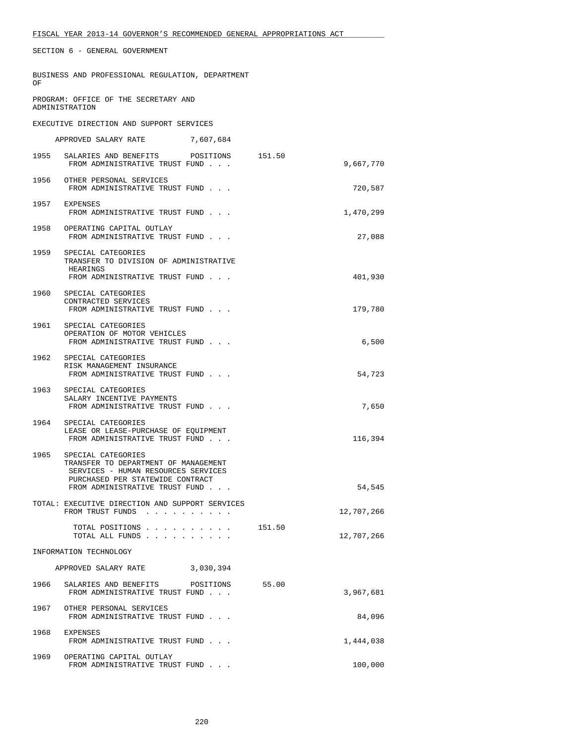SECTION 6 - GENERAL GOVERNMENT

BUSINESS AND PROFESSIONAL REGULATION, DEPARTMENT OF

PROGRAM: OFFICE OF THE SECRETARY AND ADMINISTRATION

EXECUTIVE DIRECTION AND SUPPORT SERVICES

APPROVED SALARY RATE 7,607,684

| | | | |
|---|---|---|---|
| 1955 | SALARIES AND BENEFITS POSITIONS 151.50<br>FROM ADMINISTRATIVE TRUST FUND . . . | | 9,667,770 |
| 1956 | OTHER PERSONAL SERVICES<br>FROM ADMINISTRATIVE TRUST FUND . . . | | 720,587 |
| 1957 | EXPENSES<br>FROM ADMINISTRATIVE TRUST FUND . . . | | 1,470,299 |
| 1958 | OPERATING CAPITAL OUTLAY<br>FROM ADMINISTRATIVE TRUST FUND . . . | | 27,088 |
| 1959 | SPECIAL CATEGORIES<br>TRANSFER TO DIVISION OF ADMINISTRATIVE HEARINGS<br>FROM ADMINISTRATIVE TRUST FUND . . . | | 401,930 |
| 1960 | SPECIAL CATEGORIES<br>CONTRACTED SERVICES<br>FROM ADMINISTRATIVE TRUST FUND . . . | | 179,780 |
| 1961 | SPECIAL CATEGORIES<br>OPERATION OF MOTOR VEHICLES<br>FROM ADMINISTRATIVE TRUST FUND . . . | | 6,500 |
| 1962 | SPECIAL CATEGORIES<br>RISK MANAGEMENT INSURANCE<br>FROM ADMINISTRATIVE TRUST FUND . . . | | 54,723 |
| 1963 | SPECIAL CATEGORIES<br>SALARY INCENTIVE PAYMENTS<br>FROM ADMINISTRATIVE TRUST FUND . . . | | 7,650 |
| 1964 | SPECIAL CATEGORIES<br>LEASE OR LEASE-PURCHASE OF EQUIPMENT<br>FROM ADMINISTRATIVE TRUST FUND . . . | | 116,394 |
| 1965 | SPECIAL CATEGORIES<br>TRANSFER TO DEPARTMENT OF MANAGEMENT SERVICES - HUMAN RESOURCES SERVICES PURCHASED PER STATEWIDE CONTRACT<br>FROM ADMINISTRATIVE TRUST FUND . . . | | 54,545 |

TOTAL: EXECUTIVE DIRECTION AND SUPPORT SERVICES

| | | |
|---|---|---|
| FROM TRUST FUNDS . . . . . . . . . . | | 12,707,266 |
| TOTAL POSITIONS . . . . . . . . . . | 151.50 | |
| TOTAL ALL FUNDS . . . . . . . . . . | | 12,707,266 |

INFORMATION TECHNOLOGY

APPROVED SALARY RATE 3,030,394

| | | | |
|---|---|---|---|
| 1966 | SALARIES AND BENEFITS POSITIONS 55.00<br>FROM ADMINISTRATIVE TRUST FUND . . . | | 3,967,681 |
| 1967 | OTHER PERSONAL SERVICES<br>FROM ADMINISTRATIVE TRUST FUND . . . | | 84,096 |
| 1968 | EXPENSES<br>FROM ADMINISTRATIVE TRUST FUND . . . | | 1,444,038 |
| 1969 | OPERATING CAPITAL OUTLAY<br>FROM ADMINISTRATIVE TRUST FUND . . . | | 100,000 |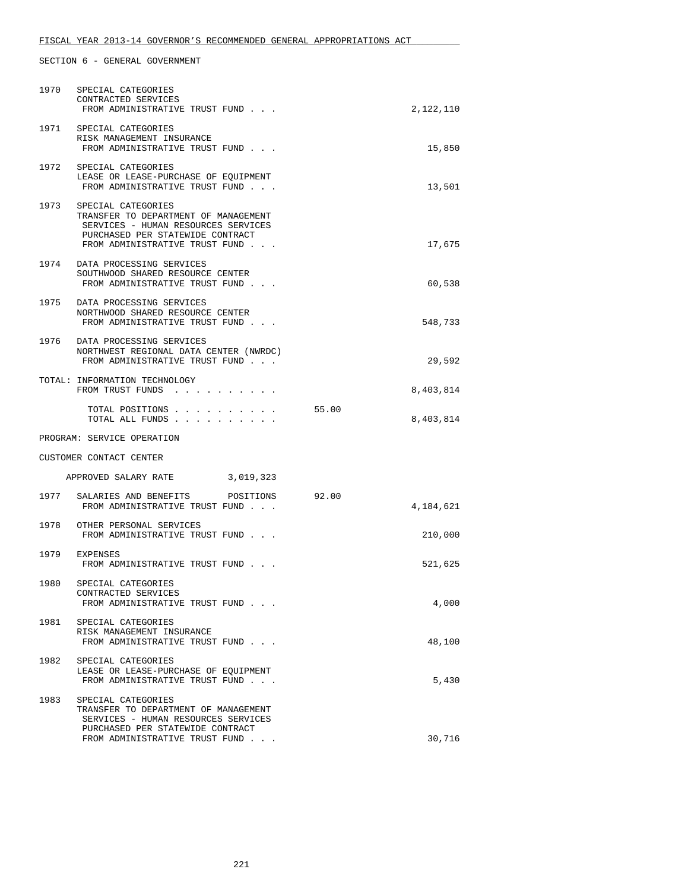SECTION 6 - GENERAL GOVERNMENT

| | | | |
|---|---|---|---|
| 1970 | SPECIAL CATEGORIES<br>CONTRACTED SERVICES<br>FROM ADMINISTRATIVE TRUST FUND . . . | | 2,122,110 |
| 1971 | SPECIAL CATEGORIES<br>RISK MANAGEMENT INSURANCE<br>FROM ADMINISTRATIVE TRUST FUND . . . | | 15,850 |
| 1972 | SPECIAL CATEGORIES<br>LEASE OR LEASE-PURCHASE OF EQUIPMENT<br>FROM ADMINISTRATIVE TRUST FUND . . . | | 13,501 |
| 1973 | SPECIAL CATEGORIES<br>TRANSFER TO DEPARTMENT OF MANAGEMENT<br>SERVICES - HUMAN RESOURCES SERVICES<br>PURCHASED PER STATEWIDE CONTRACT<br>FROM ADMINISTRATIVE TRUST FUND . . . | | 17,675 |
| 1974 | DATA PROCESSING SERVICES<br>SOUTHWOOD SHARED RESOURCE CENTER<br>FROM ADMINISTRATIVE TRUST FUND . . . | | 60,538 |
| 1975 | DATA PROCESSING SERVICES<br>NORTHWOOD SHARED RESOURCE CENTER<br>FROM ADMINISTRATIVE TRUST FUND . . . | | 548,733 |
| 1976 | DATA PROCESSING SERVICES<br>NORTHWEST REGIONAL DATA CENTER (NWRDC)<br>FROM ADMINISTRATIVE TRUST FUND . . . | | 29,592 |
| TOTAL: | INFORMATION TECHNOLOGY<br>FROM TRUST FUNDS . . . . . . . . . . | | 8,403,814 |
| | TOTAL POSITIONS . . . . . . . . . . | 55.00 | |
| | TOTAL ALL FUNDS . . . . . . . . . . | | 8,403,814 |

PROGRAM: SERVICE OPERATION

CUSTOMER CONTACT CENTER

APPROVED SALARY RATE 3,019,323

| | | | |
|---|---|---|---|
| 1977 | SALARIES AND BENEFITS POSITIONS<br>FROM ADMINISTRATIVE TRUST FUND . . . | 92.00 | 4,184,621 |
| 1978 | OTHER PERSONAL SERVICES<br>FROM ADMINISTRATIVE TRUST FUND . . . | | 210,000 |
| 1979 | EXPENSES<br>FROM ADMINISTRATIVE TRUST FUND . . . | | 521,625 |
| 1980 | SPECIAL CATEGORIES<br>CONTRACTED SERVICES<br>FROM ADMINISTRATIVE TRUST FUND . . . | | 4,000 |
| 1981 | SPECIAL CATEGORIES<br>RISK MANAGEMENT INSURANCE<br>FROM ADMINISTRATIVE TRUST FUND . . . | | 48,100 |
| 1982 | SPECIAL CATEGORIES<br>LEASE OR LEASE-PURCHASE OF EQUIPMENT<br>FROM ADMINISTRATIVE TRUST FUND . . . | | 5,430 |
| 1983 | SPECIAL CATEGORIES<br>TRANSFER TO DEPARTMENT OF MANAGEMENT<br>SERVICES - HUMAN RESOURCES SERVICES<br>PURCHASED PER STATEWIDE CONTRACT<br>FROM ADMINISTRATIVE TRUST FUND . . . | | 30,716 |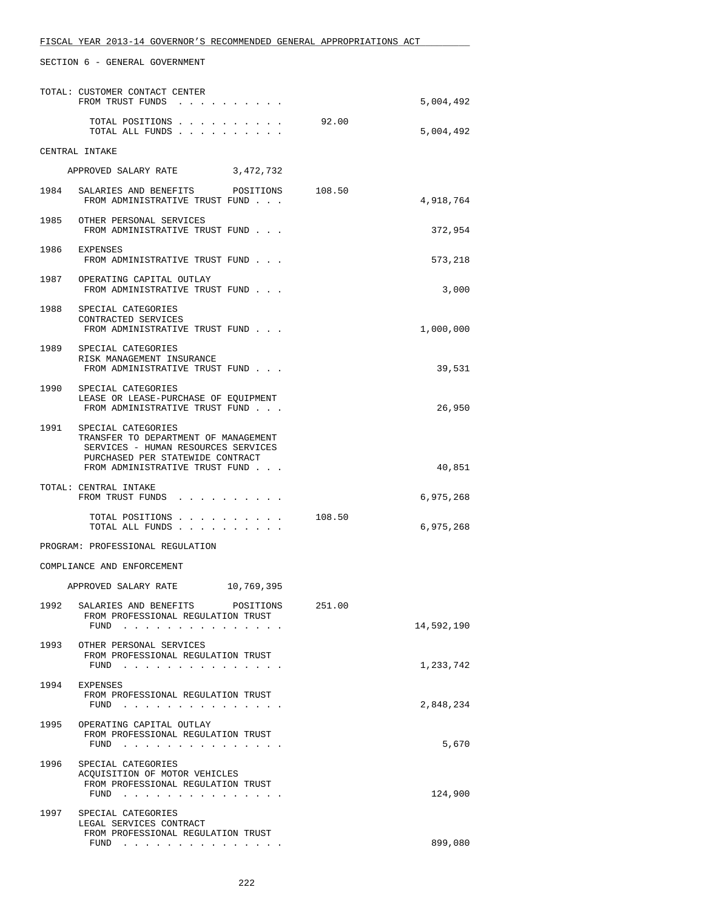SECTION 6 - GENERAL GOVERNMENT

TOTAL: CUSTOMER CONTACT CENTER
FROM TRUST FUNDS . . . . . . . . . . 5,004,492

TOTAL POSITIONS . . . . . . . . . . 92.00
TOTAL ALL FUNDS . . . . . . . . . . 5,004,492

CENTRAL INTAKE

APPROVED SALARY RATE 3,472,732

| Item | Description | Positions | Amount |
|---|---|---|---|
| 1984 | SALARIES AND BENEFITS POSITIONS FROM ADMINISTRATIVE TRUST FUND . . . | 108.50 | 4,918,764 |
| 1985 | OTHER PERSONAL SERVICES FROM ADMINISTRATIVE TRUST FUND . . . | | 372,954 |
| 1986 | EXPENSES FROM ADMINISTRATIVE TRUST FUND . . . | | 573,218 |
| 1987 | OPERATING CAPITAL OUTLAY FROM ADMINISTRATIVE TRUST FUND . . . | | 3,000 |
| 1988 | SPECIAL CATEGORIES CONTRACTED SERVICES FROM ADMINISTRATIVE TRUST FUND . . . | | 1,000,000 |
| 1989 | SPECIAL CATEGORIES RISK MANAGEMENT INSURANCE FROM ADMINISTRATIVE TRUST FUND . . . | | 39,531 |
| 1990 | SPECIAL CATEGORIES LEASE OR LEASE-PURCHASE OF EQUIPMENT FROM ADMINISTRATIVE TRUST FUND . . . | | 26,950 |
| 1991 | SPECIAL CATEGORIES TRANSFER TO DEPARTMENT OF MANAGEMENT SERVICES - HUMAN RESOURCES SERVICES PURCHASED PER STATEWIDE CONTRACT FROM ADMINISTRATIVE TRUST FUND . . . | | 40,851 |

TOTAL: CENTRAL INTAKE
FROM TRUST FUNDS . . . . . . . . . . 6,975,268

TOTAL POSITIONS . . . . . . . . . . 108.50
TOTAL ALL FUNDS . . . . . . . . . . 6,975,268

PROGRAM: PROFESSIONAL REGULATION

COMPLIANCE AND ENFORCEMENT

APPROVED SALARY RATE 10,769,395

| Item | Description | Positions | Amount |
|---|---|---|---|
| 1992 | SALARIES AND BENEFITS POSITIONS FROM PROFESSIONAL REGULATION TRUST FUND . . . . . . . . . . . . . . . | 251.00 | 14,592,190 |
| 1993 | OTHER PERSONAL SERVICES FROM PROFESSIONAL REGULATION TRUST FUND . . . . . . . . . . . . . . . | | 1,233,742 |
| 1994 | EXPENSES FROM PROFESSIONAL REGULATION TRUST FUND . . . . . . . . . . . . . . . | | 2,848,234 |
| 1995 | OPERATING CAPITAL OUTLAY FROM PROFESSIONAL REGULATION TRUST FUND . . . . . . . . . . . . . . . | | 5,670 |
| 1996 | SPECIAL CATEGORIES ACQUISITION OF MOTOR VEHICLES FROM PROFESSIONAL REGULATION TRUST FUND . . . . . . . . . . . . . . . | | 124,900 |
| 1997 | SPECIAL CATEGORIES LEGAL SERVICES CONTRACT FROM PROFESSIONAL REGULATION TRUST FUND . . . . . . . . . . . . . . . | | 899,080 |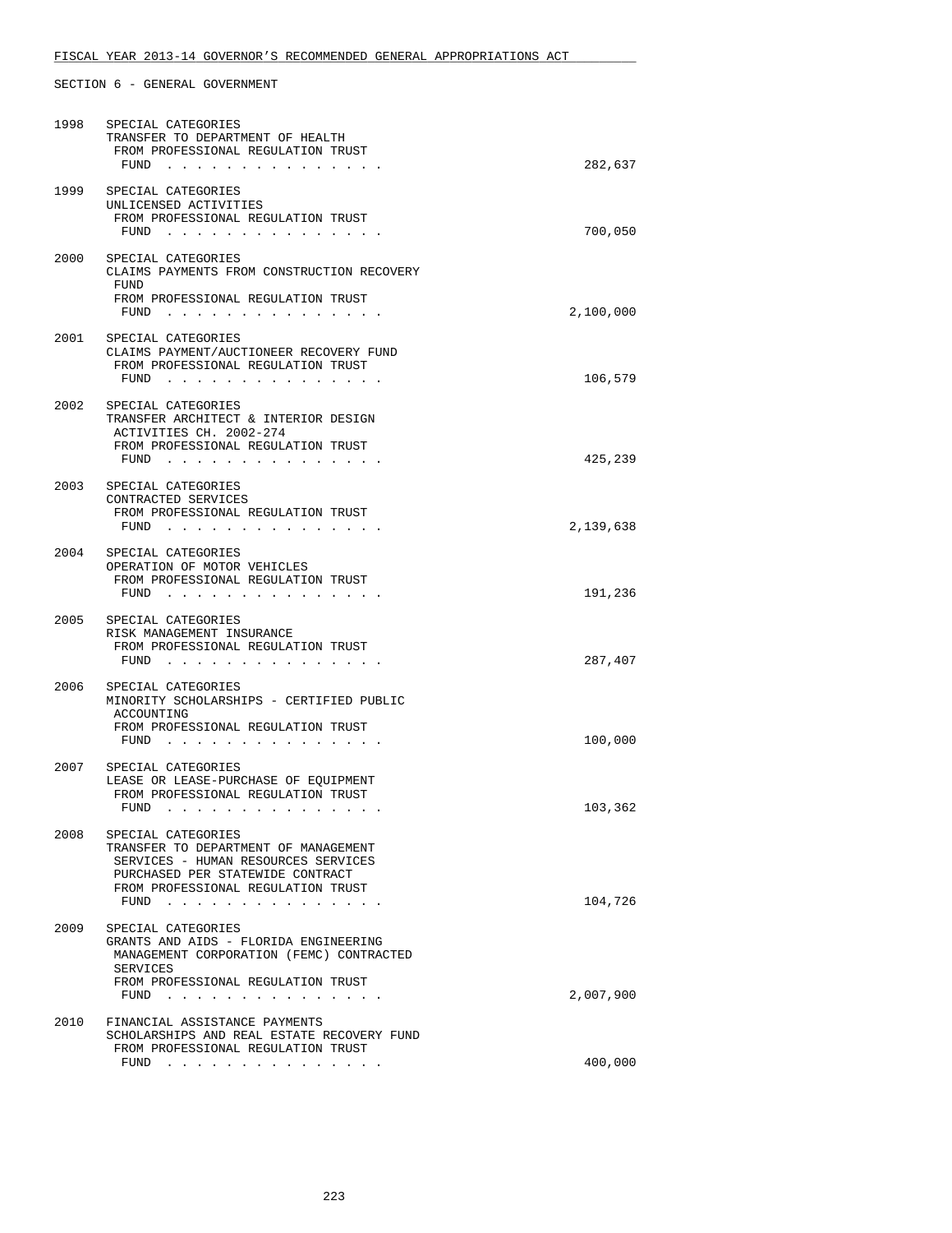FISCAL YEAR 2013-14 GOVERNOR'S RECOMMENDED GENERAL APPROPRIATIONS ACT

SECTION 6 - GENERAL GOVERNMENT

1998 SPECIAL CATEGORIES
TRANSFER TO DEPARTMENT OF HEALTH
FROM PROFESSIONAL REGULATION TRUST
FUND . . . . . . . . . . . . . . . 282,637

1999 SPECIAL CATEGORIES
UNLICENSED ACTIVITIES
FROM PROFESSIONAL REGULATION TRUST
FUND . . . . . . . . . . . . . . . 700,050

2000 SPECIAL CATEGORIES
CLAIMS PAYMENTS FROM CONSTRUCTION RECOVERY
FUND
FROM PROFESSIONAL REGULATION TRUST
FUND . . . . . . . . . . . . . . . 2,100,000

2001 SPECIAL CATEGORIES
CLAIMS PAYMENT/AUCTIONEER RECOVERY FUND
FROM PROFESSIONAL REGULATION TRUST
FUND . . . . . . . . . . . . . . . 106,579

2002 SPECIAL CATEGORIES
TRANSFER ARCHITECT & INTERIOR DESIGN
ACTIVITIES CH. 2002-274
FROM PROFESSIONAL REGULATION TRUST
FUND . . . . . . . . . . . . . . . 425,239

2003 SPECIAL CATEGORIES
CONTRACTED SERVICES
FROM PROFESSIONAL REGULATION TRUST
FUND . . . . . . . . . . . . . . . 2,139,638

2004 SPECIAL CATEGORIES
OPERATION OF MOTOR VEHICLES
FROM PROFESSIONAL REGULATION TRUST
FUND . . . . . . . . . . . . . . . 191,236

2005 SPECIAL CATEGORIES
RISK MANAGEMENT INSURANCE
FROM PROFESSIONAL REGULATION TRUST
FUND . . . . . . . . . . . . . . . 287,407

2006 SPECIAL CATEGORIES
MINORITY SCHOLARSHIPS - CERTIFIED PUBLIC
ACCOUNTING
FROM PROFESSIONAL REGULATION TRUST
FUND . . . . . . . . . . . . . . . 100,000

2007 SPECIAL CATEGORIES
LEASE OR LEASE-PURCHASE OF EQUIPMENT
FROM PROFESSIONAL REGULATION TRUST
FUND . . . . . . . . . . . . . . . 103,362

2008 SPECIAL CATEGORIES
TRANSFER TO DEPARTMENT OF MANAGEMENT
SERVICES - HUMAN RESOURCES SERVICES
PURCHASED PER STATEWIDE CONTRACT
FROM PROFESSIONAL REGULATION TRUST
FUND . . . . . . . . . . . . . . . 104,726

2009 SPECIAL CATEGORIES
GRANTS AND AIDS - FLORIDA ENGINEERING
MANAGEMENT CORPORATION (FEMC) CONTRACTED
SERVICES
FROM PROFESSIONAL REGULATION TRUST
FUND . . . . . . . . . . . . . . . 2,007,900

2010 FINANCIAL ASSISTANCE PAYMENTS
SCHOLARSHIPS AND REAL ESTATE RECOVERY FUND
FROM PROFESSIONAL REGULATION TRUST
FUND . . . . . . . . . . . . . . . 400,000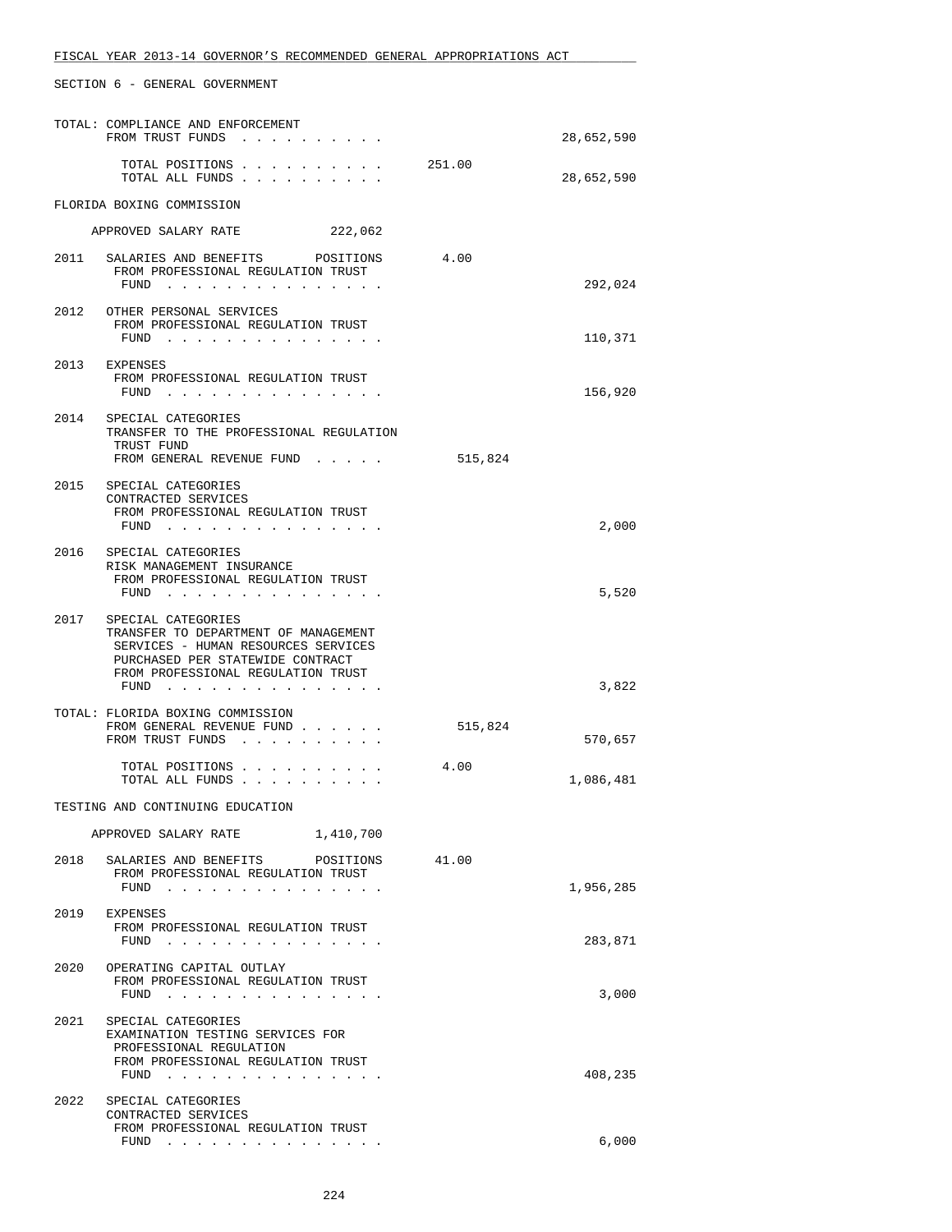FISCAL YEAR 2013-14 GOVERNOR'S RECOMMENDED GENERAL APPROPRIATIONS ACT

SECTION 6 - GENERAL GOVERNMENT

TOTAL: COMPLIANCE AND ENFORCEMENT
FROM TRUST FUNDS . . . . . . . . . . 28,652,590

TOTAL POSITIONS . . . . . . . . . . 251.00
TOTAL ALL FUNDS . . . . . . . . . . 28,652,590

FLORIDA BOXING COMMISSION

APPROVED SALARY RATE 222,062

2011 SALARIES AND BENEFITS POSITIONS 4.00
FROM PROFESSIONAL REGULATION TRUST
FUND . . . . . . . . . . . . . . . 292,024

2012 OTHER PERSONAL SERVICES
FROM PROFESSIONAL REGULATION TRUST
FUND . . . . . . . . . . . . . . . 110,371

2013 EXPENSES
FROM PROFESSIONAL REGULATION TRUST
FUND . . . . . . . . . . . . . . . 156,920

2014 SPECIAL CATEGORIES
TRANSFER TO THE PROFESSIONAL REGULATION
TRUST FUND
FROM GENERAL REVENUE FUND . . . . . 515,824

2015 SPECIAL CATEGORIES
CONTRACTED SERVICES
FROM PROFESSIONAL REGULATION TRUST
FUND . . . . . . . . . . . . . . . 2,000

2016 SPECIAL CATEGORIES
RISK MANAGEMENT INSURANCE
FROM PROFESSIONAL REGULATION TRUST
FUND . . . . . . . . . . . . . . . 5,520

2017 SPECIAL CATEGORIES
TRANSFER TO DEPARTMENT OF MANAGEMENT
SERVICES - HUMAN RESOURCES SERVICES
PURCHASED PER STATEWIDE CONTRACT
FROM PROFESSIONAL REGULATION TRUST
FUND . . . . . . . . . . . . . . . 3,822

TOTAL: FLORIDA BOXING COMMISSION
FROM GENERAL REVENUE FUND . . . . . . 515,824
FROM TRUST FUNDS . . . . . . . . . . 570,657

TOTAL POSITIONS . . . . . . . . . . 4.00
TOTAL ALL FUNDS . . . . . . . . . . 1,086,481

TESTING AND CONTINUING EDUCATION

APPROVED SALARY RATE 1,410,700

2018 SALARIES AND BENEFITS POSITIONS 41.00
FROM PROFESSIONAL REGULATION TRUST
FUND . . . . . . . . . . . . . . . 1,956,285

2019 EXPENSES
FROM PROFESSIONAL REGULATION TRUST
FUND . . . . . . . . . . . . . . . 283,871

2020 OPERATING CAPITAL OUTLAY
FROM PROFESSIONAL REGULATION TRUST
FUND . . . . . . . . . . . . . . . 3,000

2021 SPECIAL CATEGORIES
EXAMINATION TESTING SERVICES FOR
PROFESSIONAL REGULATION
FROM PROFESSIONAL REGULATION TRUST
FUND . . . . . . . . . . . . . . . 408,235

2022 SPECIAL CATEGORIES
CONTRACTED SERVICES
FROM PROFESSIONAL REGULATION TRUST
FUND . . . . . . . . . . . . . . . 6,000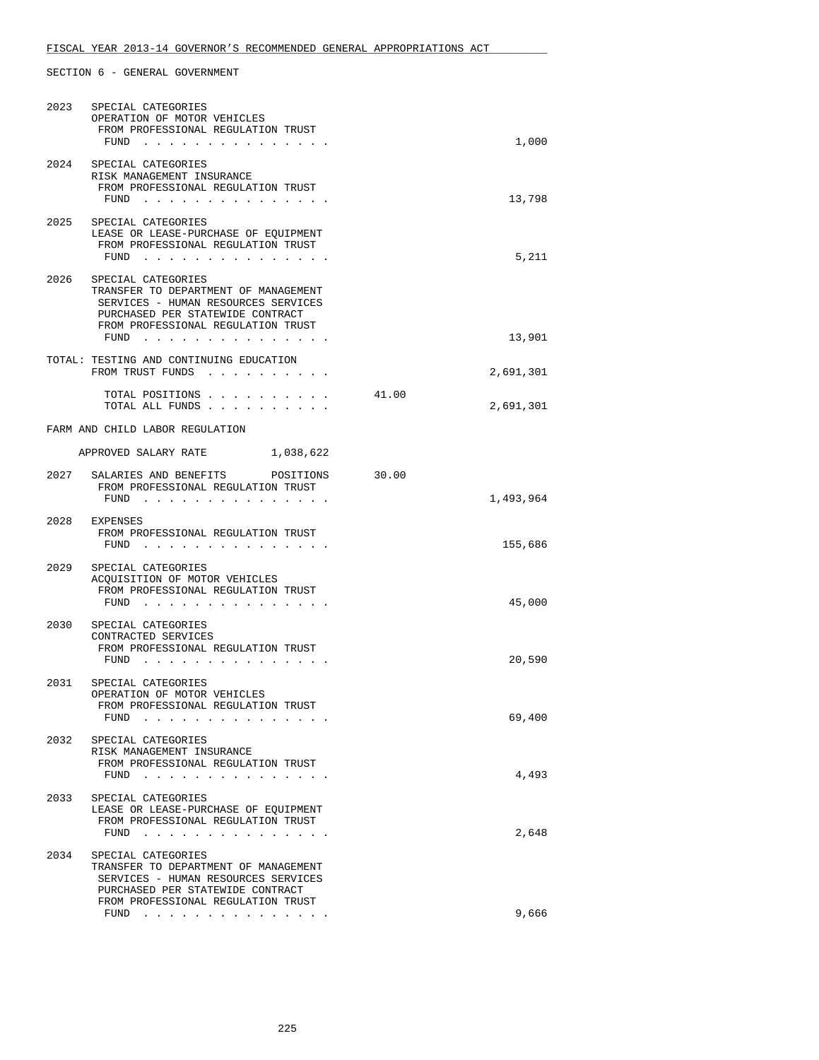FISCAL YEAR 2013-14 GOVERNOR'S RECOMMENDED GENERAL APPROPRIATIONS ACT

SECTION 6 - GENERAL GOVERNMENT

| | | | |
|---|---|---|---|
| 2023 | SPECIAL CATEGORIES<br>OPERATION OF MOTOR VEHICLES<br>FROM PROFESSIONAL REGULATION TRUST FUND . . . . . . . . . . . . . . . | | 1,000 |
| 2024 | SPECIAL CATEGORIES<br>RISK MANAGEMENT INSURANCE<br>FROM PROFESSIONAL REGULATION TRUST FUND . . . . . . . . . . . . . . . | | 13,798 |
| 2025 | SPECIAL CATEGORIES<br>LEASE OR LEASE-PURCHASE OF EQUIPMENT<br>FROM PROFESSIONAL REGULATION TRUST FUND . . . . . . . . . . . . . . . | | 5,211 |
| 2026 | SPECIAL CATEGORIES<br>TRANSFER TO DEPARTMENT OF MANAGEMENT SERVICES - HUMAN RESOURCES SERVICES PURCHASED PER STATEWIDE CONTRACT<br>FROM PROFESSIONAL REGULATION TRUST FUND . . . . . . . . . . . . . . . | | 13,901 |
| TOTAL: | TESTING AND CONTINUING EDUCATION<br>FROM TRUST FUNDS . . . . . . . . . . | | 2,691,301 |
| | TOTAL POSITIONS . . . . . . . . . . | 41.00 | |
| | TOTAL ALL FUNDS . . . . . . . . . . | | 2,691,301 |

FARM AND CHILD LABOR REGULATION

APPROVED SALARY RATE 1,038,622

| | | | |
|---|---|---|---|
| 2027 | SALARIES AND BENEFITS POSITIONS<br>FROM PROFESSIONAL REGULATION TRUST FUND . . . . . . . . . . . . . . . | 30.00 | 1,493,964 |
| 2028 | EXPENSES<br>FROM PROFESSIONAL REGULATION TRUST FUND . . . . . . . . . . . . . . . | | 155,686 |
| 2029 | SPECIAL CATEGORIES<br>ACQUISITION OF MOTOR VEHICLES<br>FROM PROFESSIONAL REGULATION TRUST FUND . . . . . . . . . . . . . . . | | 45,000 |
| 2030 | SPECIAL CATEGORIES<br>CONTRACTED SERVICES<br>FROM PROFESSIONAL REGULATION TRUST FUND . . . . . . . . . . . . . . . | | 20,590 |
| 2031 | SPECIAL CATEGORIES<br>OPERATION OF MOTOR VEHICLES<br>FROM PROFESSIONAL REGULATION TRUST FUND . . . . . . . . . . . . . . . | | 69,400 |
| 2032 | SPECIAL CATEGORIES<br>RISK MANAGEMENT INSURANCE<br>FROM PROFESSIONAL REGULATION TRUST FUND . . . . . . . . . . . . . . . | | 4,493 |
| 2033 | SPECIAL CATEGORIES<br>LEASE OR LEASE-PURCHASE OF EQUIPMENT<br>FROM PROFESSIONAL REGULATION TRUST FUND . . . . . . . . . . . . . . . | | 2,648 |
| 2034 | SPECIAL CATEGORIES<br>TRANSFER TO DEPARTMENT OF MANAGEMENT SERVICES - HUMAN RESOURCES SERVICES PURCHASED PER STATEWIDE CONTRACT<br>FROM PROFESSIONAL REGULATION TRUST FUND . . . . . . . . . . . . . . . | | 9,666 |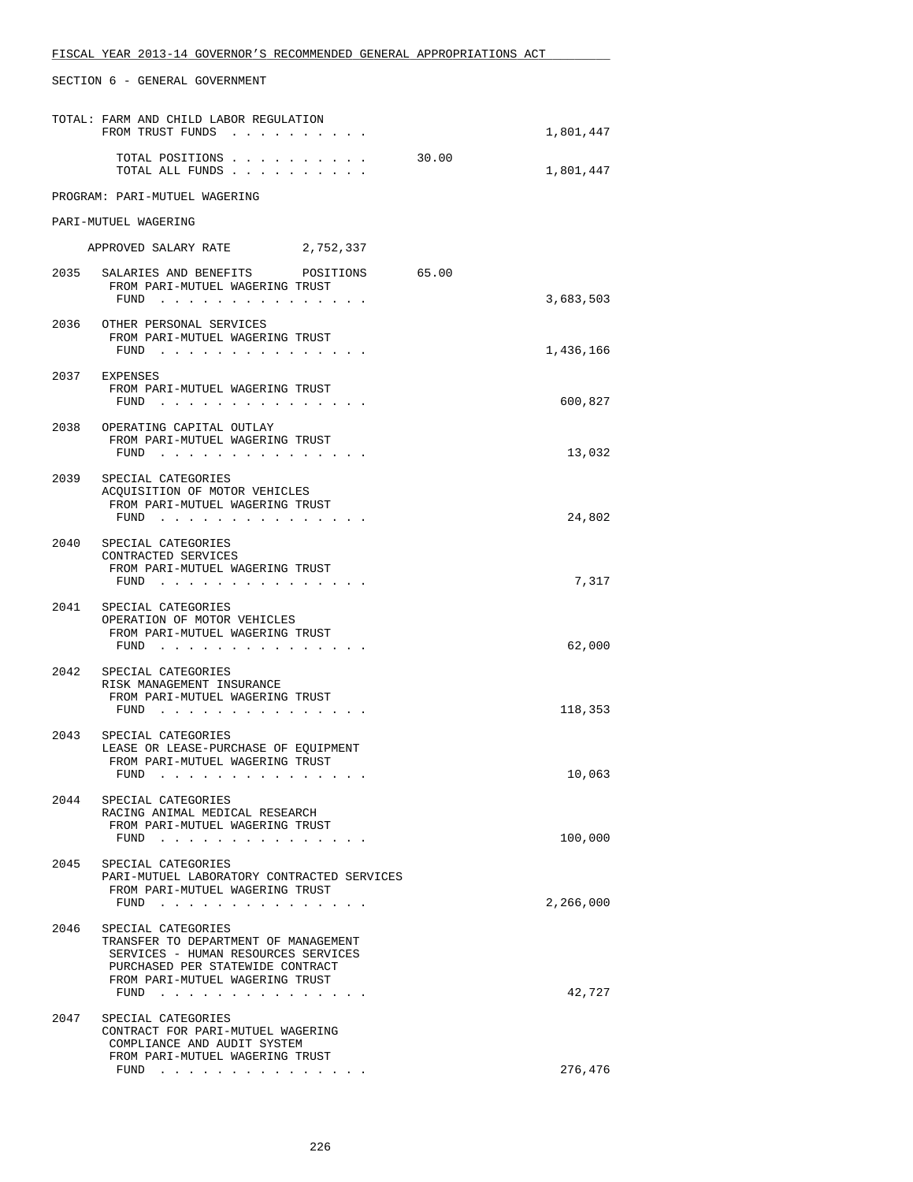FISCAL YEAR 2013-14 GOVERNOR'S RECOMMENDED GENERAL APPROPRIATIONS ACT

SECTION 6 - GENERAL GOVERNMENT

```
TOTAL: FARM AND CHILD LABOR REGULATION
       FROM TRUST FUNDS  . . . . . . . . . .                        1,801,447

         TOTAL POSITIONS . . . . . . . . . .       30.00
         TOTAL ALL FUNDS . . . . . . . . . .                        1,801,447

PROGRAM: PARI-MUTUEL WAGERING

PARI-MUTUEL WAGERING

     APPROVED SALARY RATE        2,752,337

2035   SALARIES AND BENEFITS      POSITIONS      65.00
        FROM PARI-MUTUEL WAGERING TRUST
         FUND  . . . . . . . . . . . . . . .                        3,683,503

2036   OTHER PERSONAL SERVICES
        FROM PARI-MUTUEL WAGERING TRUST
         FUND  . . . . . . . . . . . . . . .                        1,436,166

2037   EXPENSES
        FROM PARI-MUTUEL WAGERING TRUST
         FUND  . . . . . . . . . . . . . . .                          600,827

2038   OPERATING CAPITAL OUTLAY
        FROM PARI-MUTUEL WAGERING TRUST
         FUND  . . . . . . . . . . . . . . .                           13,032

2039   SPECIAL CATEGORIES
       ACQUISITION OF MOTOR VEHICLES
        FROM PARI-MUTUEL WAGERING TRUST
         FUND  . . . . . . . . . . . . . . .                           24,802

2040   SPECIAL CATEGORIES
       CONTRACTED SERVICES
        FROM PARI-MUTUEL WAGERING TRUST
         FUND  . . . . . . . . . . . . . . .                            7,317

2041   SPECIAL CATEGORIES
       OPERATION OF MOTOR VEHICLES
        FROM PARI-MUTUEL WAGERING TRUST
         FUND  . . . . . . . . . . . . . . .                           62,000

2042   SPECIAL CATEGORIES
       RISK MANAGEMENT INSURANCE
        FROM PARI-MUTUEL WAGERING TRUST
         FUND  . . . . . . . . . . . . . . .                          118,353

2043   SPECIAL CATEGORIES
       LEASE OR LEASE-PURCHASE OF EQUIPMENT
        FROM PARI-MUTUEL WAGERING TRUST
         FUND  . . . . . . . . . . . . . . .                           10,063

2044   SPECIAL CATEGORIES
       RACING ANIMAL MEDICAL RESEARCH
        FROM PARI-MUTUEL WAGERING TRUST
         FUND  . . . . . . . . . . . . . . .                          100,000

2045   SPECIAL CATEGORIES
       PARI-MUTUEL LABORATORY CONTRACTED SERVICES
        FROM PARI-MUTUEL WAGERING TRUST
         FUND  . . . . . . . . . . . . . . .                        2,266,000

2046   SPECIAL CATEGORIES
       TRANSFER TO DEPARTMENT OF MANAGEMENT
       SERVICES - HUMAN RESOURCES SERVICES
       PURCHASED PER STATEWIDE CONTRACT
        FROM PARI-MUTUEL WAGERING TRUST
         FUND  . . . . . . . . . . . . . . .                           42,727

2047   SPECIAL CATEGORIES
       CONTRACT FOR PARI-MUTUEL WAGERING
        COMPLIANCE AND AUDIT SYSTEM
        FROM PARI-MUTUEL WAGERING TRUST
         FUND  . . . . . . . . . . . . . . .                          276,476
```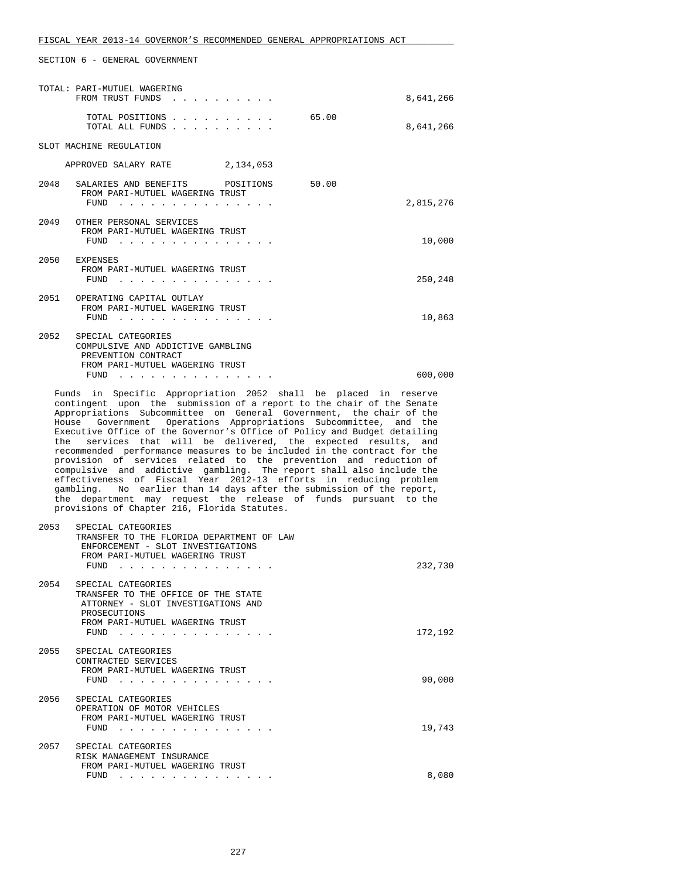FISCAL YEAR 2013-14 GOVERNOR'S RECOMMENDED GENERAL APPROPRIATIONS ACT

SECTION 6 - GENERAL GOVERNMENT

TOTAL: PARI-MUTUEL WAGERING
FROM TRUST FUNDS . . . . . . . . . . 8,641,266

TOTAL POSITIONS . . . . . . . . . . 65.00
TOTAL ALL FUNDS . . . . . . . . . . 8,641,266

SLOT MACHINE REGULATION

APPROVED SALARY RATE 2,134,053

2048 SALARIES AND BENEFITS POSITIONS 50.00
FROM PARI-MUTUEL WAGERING TRUST
FUND . . . . . . . . . . . . . . . 2,815,276

2049 OTHER PERSONAL SERVICES
FROM PARI-MUTUEL WAGERING TRUST
FUND . . . . . . . . . . . . . . . 10,000

2050 EXPENSES
FROM PARI-MUTUEL WAGERING TRUST
FUND . . . . . . . . . . . . . . . 250,248

2051 OPERATING CAPITAL OUTLAY
FROM PARI-MUTUEL WAGERING TRUST
FUND . . . . . . . . . . . . . . . 10,863

2052 SPECIAL CATEGORIES
COMPULSIVE AND ADDICTIVE GAMBLING
PREVENTION CONTRACT
FROM PARI-MUTUEL WAGERING TRUST
FUND . . . . . . . . . . . . . . . 600,000

Funds in Specific Appropriation 2052 shall be placed in reserve contingent upon the submission of a report to the chair of the Senate Appropriations Subcommittee on General Government, the chair of the House Government Operations Appropriations Subcommittee, and the Executive Office of the Governor's Office of Policy and Budget detailing the services that will be delivered, the expected results, and recommended performance measures to be included in the contract for the provision of services related to the prevention and reduction of compulsive and addictive gambling. The report shall also include the effectiveness of Fiscal Year 2012-13 efforts in reducing problem gambling. No earlier than 14 days after the submission of the report, the department may request the release of funds pursuant to the provisions of Chapter 216, Florida Statutes.

2053 SPECIAL CATEGORIES
TRANSFER TO THE FLORIDA DEPARTMENT OF LAW
ENFORCEMENT - SLOT INVESTIGATIONS
FROM PARI-MUTUEL WAGERING TRUST
FUND . . . . . . . . . . . . . . . 232,730

2054 SPECIAL CATEGORIES
TRANSFER TO THE OFFICE OF THE STATE
ATTORNEY - SLOT INVESTIGATIONS AND
PROSECUTIONS
FROM PARI-MUTUEL WAGERING TRUST
FUND . . . . . . . . . . . . . . . 172,192

2055 SPECIAL CATEGORIES
CONTRACTED SERVICES
FROM PARI-MUTUEL WAGERING TRUST
FUND . . . . . . . . . . . . . . . 90,000

2056 SPECIAL CATEGORIES
OPERATION OF MOTOR VEHICLES
FROM PARI-MUTUEL WAGERING TRUST
FUND . . . . . . . . . . . . . . . 19,743

2057 SPECIAL CATEGORIES
RISK MANAGEMENT INSURANCE
FROM PARI-MUTUEL WAGERING TRUST
FUND . . . . . . . . . . . . . . . 8,080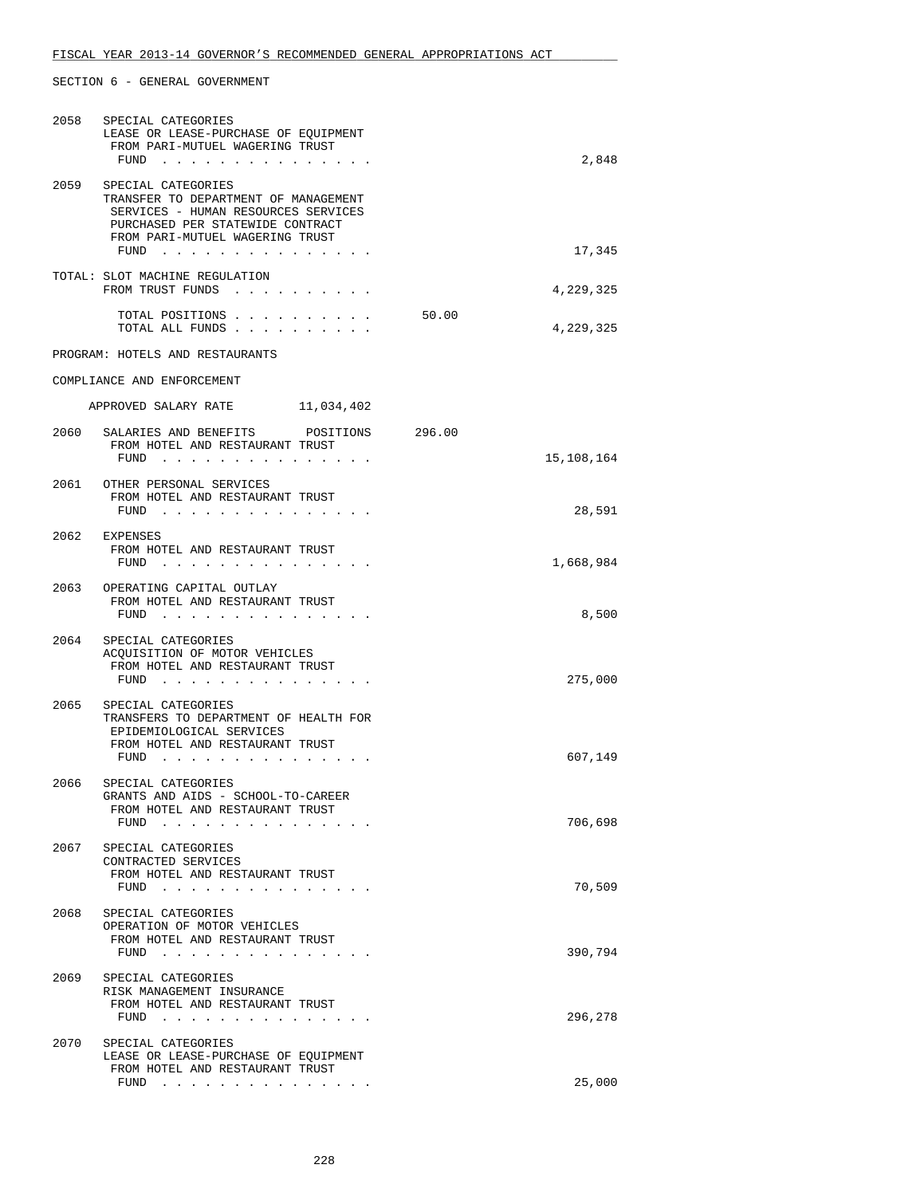SECTION 6 - GENERAL GOVERNMENT

2058 SPECIAL CATEGORIES
LEASE OR LEASE-PURCHASE OF EQUIPMENT
FROM PARI-MUTUEL WAGERING TRUST
FUND . . . . . . . . . . . . . . . 2,848

2059 SPECIAL CATEGORIES
TRANSFER TO DEPARTMENT OF MANAGEMENT
SERVICES - HUMAN RESOURCES SERVICES
PURCHASED PER STATEWIDE CONTRACT
FROM PARI-MUTUEL WAGERING TRUST
FUND . . . . . . . . . . . . . . . 17,345

TOTAL: SLOT MACHINE REGULATION
FROM TRUST FUNDS . . . . . . . . . . 4,229,325

TOTAL POSITIONS . . . . . . . . . . 50.00
TOTAL ALL FUNDS . . . . . . . . . . 4,229,325

PROGRAM: HOTELS AND RESTAURANTS

COMPLIANCE AND ENFORCEMENT

APPROVED SALARY RATE 11,034,402

2060 SALARIES AND BENEFITS POSITIONS 296.00
FROM HOTEL AND RESTAURANT TRUST
FUND . . . . . . . . . . . . . . . 15,108,164

2061 OTHER PERSONAL SERVICES
FROM HOTEL AND RESTAURANT TRUST
FUND . . . . . . . . . . . . . . . 28,591

2062 EXPENSES
FROM HOTEL AND RESTAURANT TRUST
FUND . . . . . . . . . . . . . . . 1,668,984

2063 OPERATING CAPITAL OUTLAY
FROM HOTEL AND RESTAURANT TRUST
FUND . . . . . . . . . . . . . . . 8,500

2064 SPECIAL CATEGORIES
ACQUISITION OF MOTOR VEHICLES
FROM HOTEL AND RESTAURANT TRUST
FUND . . . . . . . . . . . . . . . 275,000

2065 SPECIAL CATEGORIES
TRANSFERS TO DEPARTMENT OF HEALTH FOR
EPIDEMIOLOGICAL SERVICES
FROM HOTEL AND RESTAURANT TRUST
FUND . . . . . . . . . . . . . . . 607,149

2066 SPECIAL CATEGORIES
GRANTS AND AIDS - SCHOOL-TO-CAREER
FROM HOTEL AND RESTAURANT TRUST
FUND . . . . . . . . . . . . . . . 706,698

2067 SPECIAL CATEGORIES
CONTRACTED SERVICES
FROM HOTEL AND RESTAURANT TRUST
FUND . . . . . . . . . . . . . . . 70,509

2068 SPECIAL CATEGORIES
OPERATION OF MOTOR VEHICLES
FROM HOTEL AND RESTAURANT TRUST
FUND . . . . . . . . . . . . . . . 390,794

2069 SPECIAL CATEGORIES
RISK MANAGEMENT INSURANCE
FROM HOTEL AND RESTAURANT TRUST
FUND . . . . . . . . . . . . . . . 296,278

2070 SPECIAL CATEGORIES
LEASE OR LEASE-PURCHASE OF EQUIPMENT
FROM HOTEL AND RESTAURANT TRUST
FUND . . . . . . . . . . . . . . . 25,000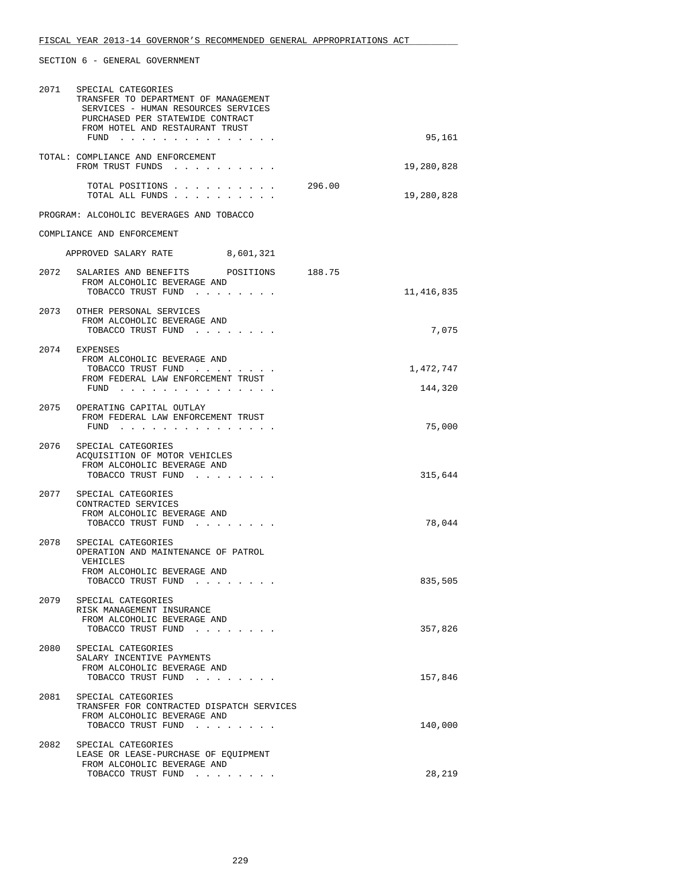SECTION 6 - GENERAL GOVERNMENT

| | | | |
|---|---|---|---|
| 2071 | SPECIAL CATEGORIES<br>TRANSFER TO DEPARTMENT OF MANAGEMENT SERVICES - HUMAN RESOURCES SERVICES PURCHASED PER STATEWIDE CONTRACT<br>FROM HOTEL AND RESTAURANT TRUST FUND . . . . . . . . . . . . . . . | | 95,161 |
| | TOTAL: COMPLIANCE AND ENFORCEMENT<br>FROM TRUST FUNDS . . . . . . . . . . | | 19,280,828 |
| | TOTAL POSITIONS . . . . . . . . . . | 296.00 | |
| | TOTAL ALL FUNDS . . . . . . . . . . | | 19,280,828 |

PROGRAM: ALCOHOLIC BEVERAGES AND TOBACCO

COMPLIANCE AND ENFORCEMENT

APPROVED SALARY RATE 8,601,321

| | | | |
|---|---|---|---|
| 2072 | SALARIES AND BENEFITS POSITIONS<br>FROM ALCOHOLIC BEVERAGE AND TOBACCO TRUST FUND . . . . . . . . | 188.75 | 11,416,835 |
| 2073 | OTHER PERSONAL SERVICES<br>FROM ALCOHOLIC BEVERAGE AND TOBACCO TRUST FUND . . . . . . . . | | 7,075 |
| 2074 | EXPENSES<br>FROM ALCOHOLIC BEVERAGE AND TOBACCO TRUST FUND . . . . . . . . | | 1,472,747 |
| | FROM FEDERAL LAW ENFORCEMENT TRUST FUND . . . . . . . . . . . . . . . | | 144,320 |
| 2075 | OPERATING CAPITAL OUTLAY<br>FROM FEDERAL LAW ENFORCEMENT TRUST FUND . . . . . . . . . . . . . . . | | 75,000 |
| 2076 | SPECIAL CATEGORIES<br>ACQUISITION OF MOTOR VEHICLES<br>FROM ALCOHOLIC BEVERAGE AND TOBACCO TRUST FUND . . . . . . . . | | 315,644 |
| 2077 | SPECIAL CATEGORIES<br>CONTRACTED SERVICES<br>FROM ALCOHOLIC BEVERAGE AND TOBACCO TRUST FUND . . . . . . . . | | 78,044 |
| 2078 | SPECIAL CATEGORIES<br>OPERATION AND MAINTENANCE OF PATROL VEHICLES<br>FROM ALCOHOLIC BEVERAGE AND TOBACCO TRUST FUND . . . . . . . . | | 835,505 |
| 2079 | SPECIAL CATEGORIES<br>RISK MANAGEMENT INSURANCE<br>FROM ALCOHOLIC BEVERAGE AND TOBACCO TRUST FUND . . . . . . . . | | 357,826 |
| 2080 | SPECIAL CATEGORIES<br>SALARY INCENTIVE PAYMENTS<br>FROM ALCOHOLIC BEVERAGE AND TOBACCO TRUST FUND . . . . . . . . | | 157,846 |
| 2081 | SPECIAL CATEGORIES<br>TRANSFER FOR CONTRACTED DISPATCH SERVICES<br>FROM ALCOHOLIC BEVERAGE AND TOBACCO TRUST FUND . . . . . . . . | | 140,000 |
| 2082 | SPECIAL CATEGORIES<br>LEASE OR LEASE-PURCHASE OF EQUIPMENT<br>FROM ALCOHOLIC BEVERAGE AND TOBACCO TRUST FUND . . . . . . . . | | 28,219 |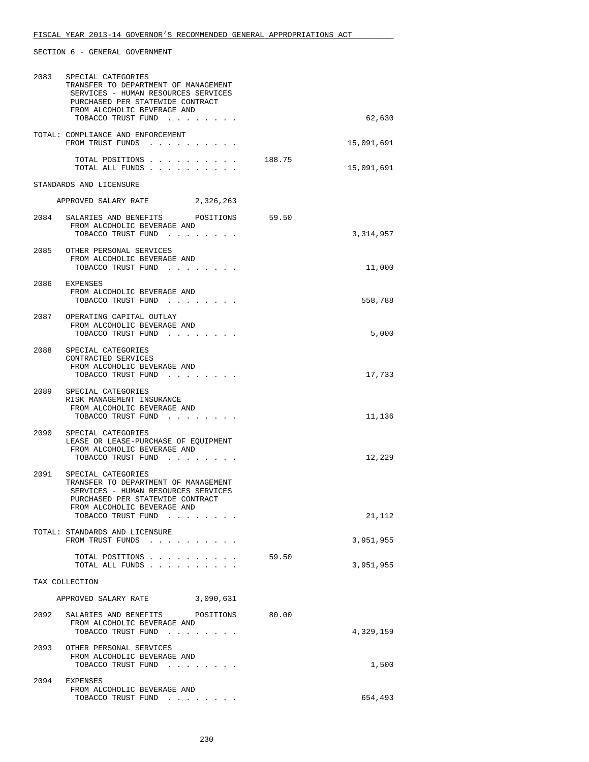FISCAL YEAR 2013-14 GOVERNOR'S RECOMMENDED GENERAL APPROPRIATIONS ACT

SECTION 6 - GENERAL GOVERNMENT

```
2083  SPECIAL CATEGORIES
      TRANSFER TO DEPARTMENT OF MANAGEMENT
       SERVICES - HUMAN RESOURCES SERVICES
       PURCHASED PER STATEWIDE CONTRACT
       FROM ALCOHOLIC BEVERAGE AND
        TOBACCO TRUST FUND . . . . . . . .                           62,630

TOTAL: COMPLIANCE AND ENFORCEMENT
        FROM TRUST FUNDS . . . . . . . . . .                     15,091,691

        TOTAL POSITIONS . . . . . . . . . .      188.75
        TOTAL ALL FUNDS . . . . . . . . . .                      15,091,691

STANDARDS AND LICENSURE

    APPROVED SALARY RATE          2,326,263

2084  SALARIES AND BENEFITS      POSITIONS      59.50
       FROM ALCOHOLIC BEVERAGE AND
        TOBACCO TRUST FUND . . . . . . . .                        3,314,957

2085  OTHER PERSONAL SERVICES
       FROM ALCOHOLIC BEVERAGE AND
        TOBACCO TRUST FUND . . . . . . . .                           11,000

2086  EXPENSES
       FROM ALCOHOLIC BEVERAGE AND
        TOBACCO TRUST FUND . . . . . . . .                          558,788

2087  OPERATING CAPITAL OUTLAY
       FROM ALCOHOLIC BEVERAGE AND
        TOBACCO TRUST FUND . . . . . . . .                            5,000

2088  SPECIAL CATEGORIES
       CONTRACTED SERVICES
       FROM ALCOHOLIC BEVERAGE AND
        TOBACCO TRUST FUND . . . . . . . .                           17,733

2089  SPECIAL CATEGORIES
       RISK MANAGEMENT INSURANCE
       FROM ALCOHOLIC BEVERAGE AND
        TOBACCO TRUST FUND . . . . . . . .                           11,136

2090  SPECIAL CATEGORIES
       LEASE OR LEASE-PURCHASE OF EQUIPMENT
       FROM ALCOHOLIC BEVERAGE AND
        TOBACCO TRUST FUND . . . . . . . .                           12,229

2091  SPECIAL CATEGORIES
      TRANSFER TO DEPARTMENT OF MANAGEMENT
       SERVICES - HUMAN RESOURCES SERVICES
       PURCHASED PER STATEWIDE CONTRACT
       FROM ALCOHOLIC BEVERAGE AND
        TOBACCO TRUST FUND . . . . . . . .                           21,112

TOTAL: STANDARDS AND LICENSURE
        FROM TRUST FUNDS . . . . . . . . . .                      3,951,955

        TOTAL POSITIONS . . . . . . . . . .       59.50
        TOTAL ALL FUNDS . . . . . . . . . .                       3,951,955

TAX COLLECTION

    APPROVED SALARY RATE          3,090,631

2092  SALARIES AND BENEFITS      POSITIONS      80.00
       FROM ALCOHOLIC BEVERAGE AND
        TOBACCO TRUST FUND . . . . . . . .                        4,329,159

2093  OTHER PERSONAL SERVICES
       FROM ALCOHOLIC BEVERAGE AND
        TOBACCO TRUST FUND . . . . . . . .                            1,500

2094  EXPENSES
       FROM ALCOHOLIC BEVERAGE AND
        TOBACCO TRUST FUND . . . . . . . .                          654,493
```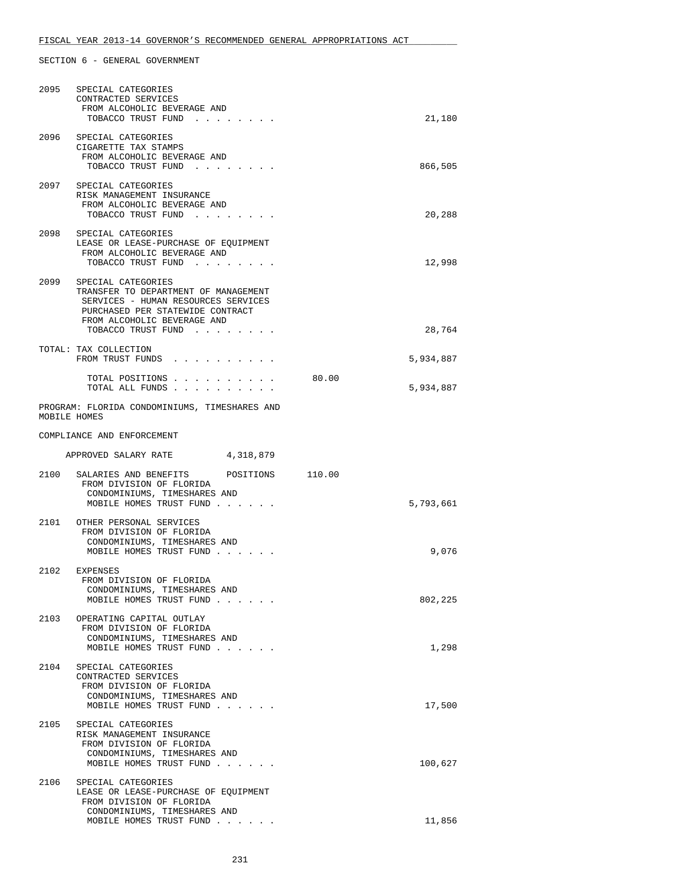SECTION 6 - GENERAL GOVERNMENT

```
2095   SPECIAL CATEGORIES
       CONTRACTED SERVICES
        FROM ALCOHOLIC BEVERAGE AND
         TOBACCO TRUST FUND  . . . . . . . .                              21,180

2096   SPECIAL CATEGORIES
       CIGARETTE TAX STAMPS
        FROM ALCOHOLIC BEVERAGE AND
         TOBACCO TRUST FUND  . . . . . . . .                             866,505

2097   SPECIAL CATEGORIES
       RISK MANAGEMENT INSURANCE
        FROM ALCOHOLIC BEVERAGE AND
         TOBACCO TRUST FUND  . . . . . . . .                              20,288

2098   SPECIAL CATEGORIES
       LEASE OR LEASE-PURCHASE OF EQUIPMENT
        FROM ALCOHOLIC BEVERAGE AND
         TOBACCO TRUST FUND  . . . . . . . .                              12,998

2099   SPECIAL CATEGORIES
       TRANSFER TO DEPARTMENT OF MANAGEMENT
       SERVICES - HUMAN RESOURCES SERVICES
       PURCHASED PER STATEWIDE CONTRACT
        FROM ALCOHOLIC BEVERAGE AND
         TOBACCO TRUST FUND  . . . . . . . .                              28,764

TOTAL: TAX COLLECTION
       FROM TRUST FUNDS  . . . . . . . . . .                           5,934,887

         TOTAL POSITIONS . . . . . . . . . .          80.00
         TOTAL ALL FUNDS . . . . . . . . . .                           5,934,887

PROGRAM: FLORIDA CONDOMINIUMS, TIMESHARES AND
MOBILE HOMES

COMPLIANCE AND ENFORCEMENT

     APPROVED SALARY RATE          4,318,879

2100   SALARIES AND BENEFITS       POSITIONS      110.00
        FROM DIVISION OF FLORIDA
         CONDOMINIUMS, TIMESHARES AND
         MOBILE HOMES TRUST FUND . . . . . .                           5,793,661

2101   OTHER PERSONAL SERVICES
        FROM DIVISION OF FLORIDA
         CONDOMINIUMS, TIMESHARES AND
         MOBILE HOMES TRUST FUND . . . . . .                               9,076

2102   EXPENSES
        FROM DIVISION OF FLORIDA
         CONDOMINIUMS, TIMESHARES AND
         MOBILE HOMES TRUST FUND . . . . . .                             802,225

2103   OPERATING CAPITAL OUTLAY
        FROM DIVISION OF FLORIDA
         CONDOMINIUMS, TIMESHARES AND
         MOBILE HOMES TRUST FUND . . . . . .                               1,298

2104   SPECIAL CATEGORIES
       CONTRACTED SERVICES
        FROM DIVISION OF FLORIDA
         CONDOMINIUMS, TIMESHARES AND
         MOBILE HOMES TRUST FUND . . . . . .                              17,500

2105   SPECIAL CATEGORIES
       RISK MANAGEMENT INSURANCE
        FROM DIVISION OF FLORIDA
         CONDOMINIUMS, TIMESHARES AND
         MOBILE HOMES TRUST FUND . . . . . .                             100,627

2106   SPECIAL CATEGORIES
       LEASE OR LEASE-PURCHASE OF EQUIPMENT
        FROM DIVISION OF FLORIDA
         CONDOMINIUMS, TIMESHARES AND
         MOBILE HOMES TRUST FUND . . . . . .                              11,856
```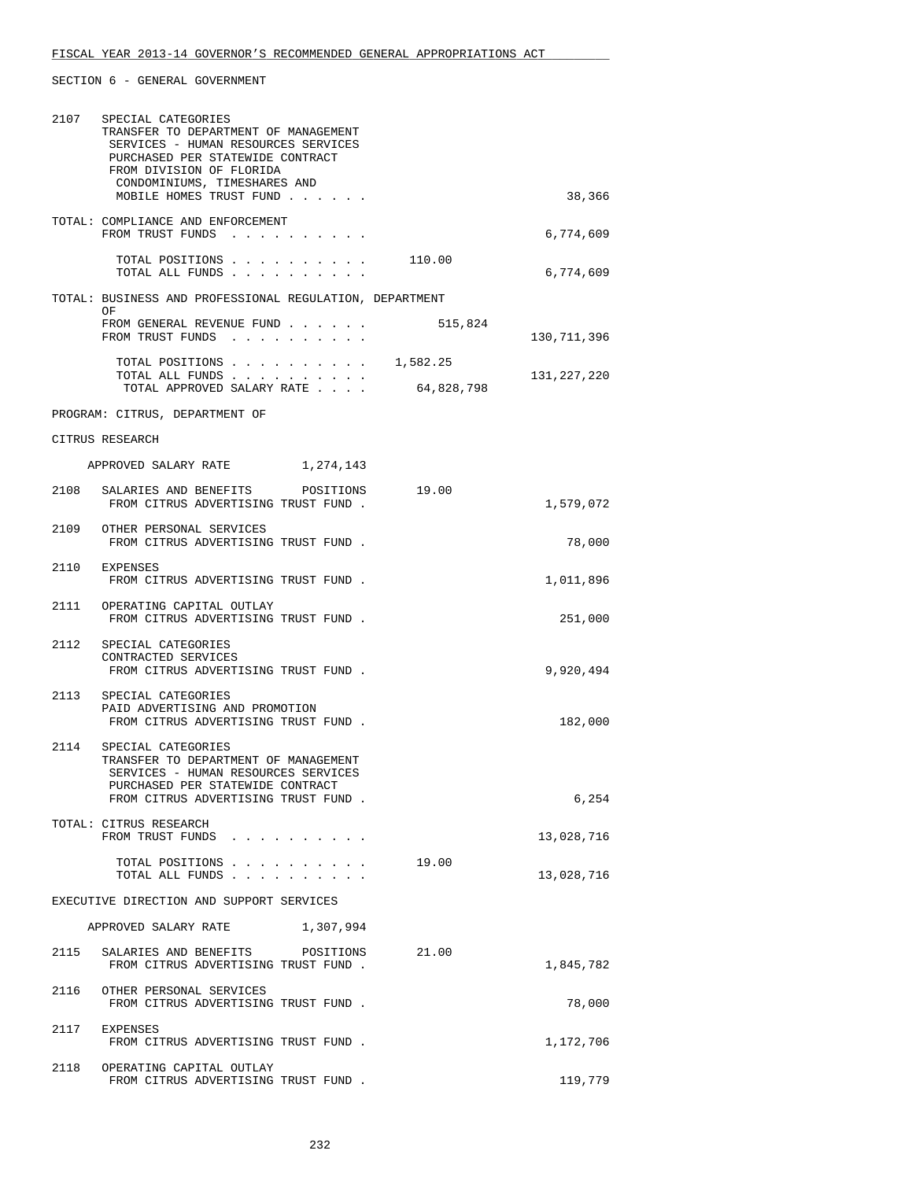FISCAL YEAR 2013-14 GOVERNOR'S RECOMMENDED GENERAL APPROPRIATIONS ACT

SECTION 6 - GENERAL GOVERNMENT

2107 SPECIAL CATEGORIES
TRANSFER TO DEPARTMENT OF MANAGEMENT SERVICES - HUMAN RESOURCES SERVICES PURCHASED PER STATEWIDE CONTRACT FROM DIVISION OF FLORIDA CONDOMINIUMS, TIMESHARES AND MOBILE HOMES TRUST FUND . . . . . . 38,366

TOTAL: COMPLIANCE AND ENFORCEMENT
FROM TRUST FUNDS . . . . . . . . . . 6,774,609

TOTAL POSITIONS . . . . . . . . . . 110.00
TOTAL ALL FUNDS . . . . . . . . . . 6,774,609

TOTAL: BUSINESS AND PROFESSIONAL REGULATION, DEPARTMENT OF
FROM GENERAL REVENUE FUND . . . . . . 515,824
FROM TRUST FUNDS . . . . . . . . . . 130,711,396

TOTAL POSITIONS . . . . . . . . . . 1,582.25
TOTAL ALL FUNDS . . . . . . . . . . 131,227,220
TOTAL APPROVED SALARY RATE . . . . 64,828,798

PROGRAM: CITRUS, DEPARTMENT OF

CITRUS RESEARCH

APPROVED SALARY RATE 1,274,143

2108 SALARIES AND BENEFITS POSITIONS 19.00
FROM CITRUS ADVERTISING TRUST FUND . 1,579,072

2109 OTHER PERSONAL SERVICES
FROM CITRUS ADVERTISING TRUST FUND . 78,000

2110 EXPENSES
FROM CITRUS ADVERTISING TRUST FUND . 1,011,896

2111 OPERATING CAPITAL OUTLAY
FROM CITRUS ADVERTISING TRUST FUND . 251,000

2112 SPECIAL CATEGORIES
CONTRACTED SERVICES
FROM CITRUS ADVERTISING TRUST FUND . 9,920,494

2113 SPECIAL CATEGORIES
PAID ADVERTISING AND PROMOTION
FROM CITRUS ADVERTISING TRUST FUND . 182,000

2114 SPECIAL CATEGORIES
TRANSFER TO DEPARTMENT OF MANAGEMENT SERVICES - HUMAN RESOURCES SERVICES PURCHASED PER STATEWIDE CONTRACT
FROM CITRUS ADVERTISING TRUST FUND . 6,254

TOTAL: CITRUS RESEARCH
FROM TRUST FUNDS . . . . . . . . . . 13,028,716

TOTAL POSITIONS . . . . . . . . . . 19.00
TOTAL ALL FUNDS . . . . . . . . . . 13,028,716

EXECUTIVE DIRECTION AND SUPPORT SERVICES

APPROVED SALARY RATE 1,307,994

2115 SALARIES AND BENEFITS POSITIONS 21.00
FROM CITRUS ADVERTISING TRUST FUND . 1,845,782

2116 OTHER PERSONAL SERVICES
FROM CITRUS ADVERTISING TRUST FUND . 78,000

2117 EXPENSES
FROM CITRUS ADVERTISING TRUST FUND . 1,172,706

2118 OPERATING CAPITAL OUTLAY
FROM CITRUS ADVERTISING TRUST FUND . 119,779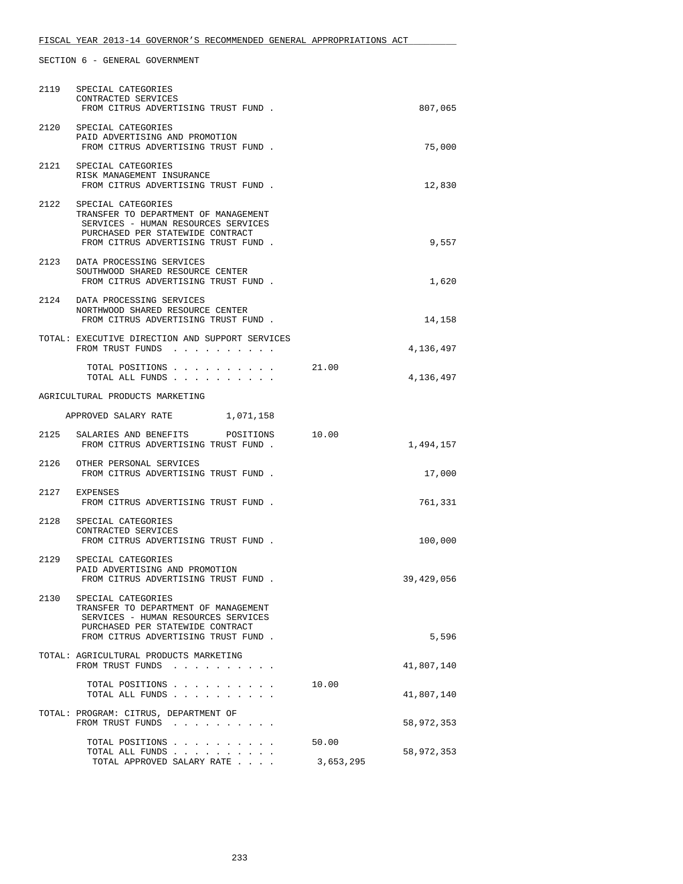FISCAL YEAR 2013-14 GOVERNOR'S RECOMMENDED GENERAL APPROPRIATIONS ACT

SECTION 6 - GENERAL GOVERNMENT

| | | | |
|---|---|---|---|
| 2119 | SPECIAL CATEGORIES<br>CONTRACTED SERVICES<br>FROM CITRUS ADVERTISING TRUST FUND . | | 807,065 |
| 2120 | SPECIAL CATEGORIES<br>PAID ADVERTISING AND PROMOTION<br>FROM CITRUS ADVERTISING TRUST FUND . | | 75,000 |
| 2121 | SPECIAL CATEGORIES<br>RISK MANAGEMENT INSURANCE<br>FROM CITRUS ADVERTISING TRUST FUND . | | 12,830 |
| 2122 | SPECIAL CATEGORIES<br>TRANSFER TO DEPARTMENT OF MANAGEMENT SERVICES - HUMAN RESOURCES SERVICES PURCHASED PER STATEWIDE CONTRACT<br>FROM CITRUS ADVERTISING TRUST FUND . | | 9,557 |
| 2123 | DATA PROCESSING SERVICES<br>SOUTHWOOD SHARED RESOURCE CENTER<br>FROM CITRUS ADVERTISING TRUST FUND . | | 1,620 |
| 2124 | DATA PROCESSING SERVICES<br>NORTHWOOD SHARED RESOURCE CENTER<br>FROM CITRUS ADVERTISING TRUST FUND . | | 14,158 |
| TOTAL: | EXECUTIVE DIRECTION AND SUPPORT SERVICES<br>FROM TRUST FUNDS . . . . . . . . . . | | 4,136,497 |
| | TOTAL POSITIONS . . . . . . . . . . | 21.00 | |
| | TOTAL ALL FUNDS . . . . . . . . . . | | 4,136,497 |

AGRICULTURAL PRODUCTS MARKETING

APPROVED SALARY RATE 1,071,158

| | | | |
|---|---|---|---|
| 2125 | SALARIES AND BENEFITS POSITIONS<br>FROM CITRUS ADVERTISING TRUST FUND . | 10.00 | 1,494,157 |
| 2126 | OTHER PERSONAL SERVICES<br>FROM CITRUS ADVERTISING TRUST FUND . | | 17,000 |
| 2127 | EXPENSES<br>FROM CITRUS ADVERTISING TRUST FUND . | | 761,331 |
| 2128 | SPECIAL CATEGORIES<br>CONTRACTED SERVICES<br>FROM CITRUS ADVERTISING TRUST FUND . | | 100,000 |
| 2129 | SPECIAL CATEGORIES<br>PAID ADVERTISING AND PROMOTION<br>FROM CITRUS ADVERTISING TRUST FUND . | | 39,429,056 |
| 2130 | SPECIAL CATEGORIES<br>TRANSFER TO DEPARTMENT OF MANAGEMENT SERVICES - HUMAN RESOURCES SERVICES PURCHASED PER STATEWIDE CONTRACT<br>FROM CITRUS ADVERTISING TRUST FUND . | | 5,596 |
| TOTAL: | AGRICULTURAL PRODUCTS MARKETING<br>FROM TRUST FUNDS . . . . . . . . . . | | 41,807,140 |
| | TOTAL POSITIONS . . . . . . . . . . | 10.00 | |
| | TOTAL ALL FUNDS . . . . . . . . . . | | 41,807,140 |
| TOTAL: | PROGRAM: CITRUS, DEPARTMENT OF<br>FROM TRUST FUNDS . . . . . . . . . . | | 58,972,353 |
| | TOTAL POSITIONS . . . . . . . . . . | 50.00 | |
| | TOTAL ALL FUNDS . . . . . . . . . . | | 58,972,353 |
| | TOTAL APPROVED SALARY RATE . . . . | 3,653,295 | |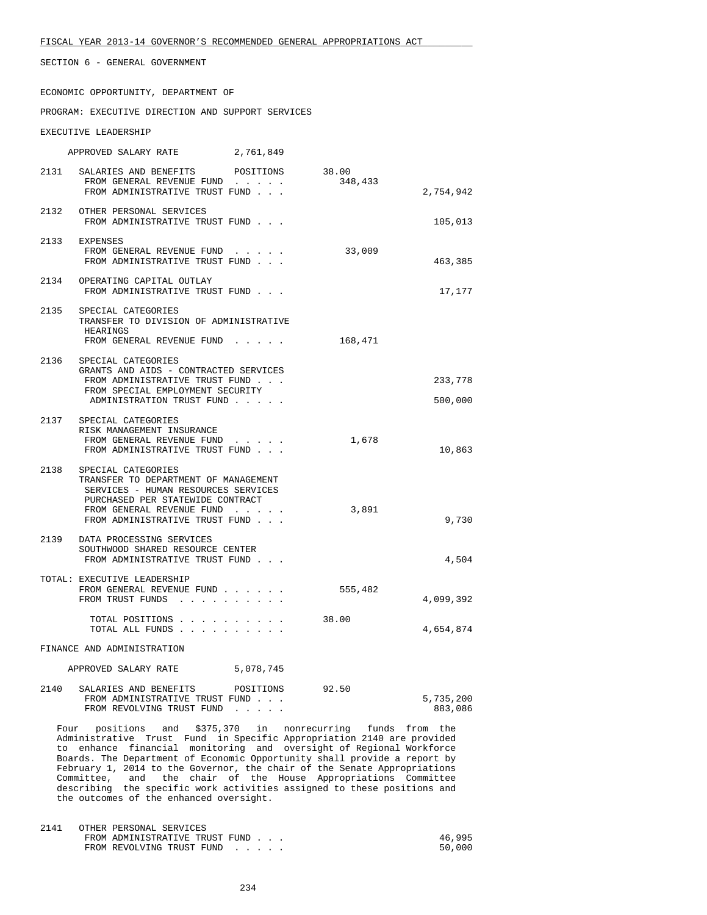FISCAL YEAR 2013-14 GOVERNOR'S RECOMMENDED GENERAL APPROPRIATIONS ACT

SECTION 6 - GENERAL GOVERNMENT

ECONOMIC OPPORTUNITY, DEPARTMENT OF

PROGRAM: EXECUTIVE DIRECTION AND SUPPORT SERVICES

EXECUTIVE LEADERSHIP

APPROVED SALARY RATE 2,761,849

| | | | |
|---|---|---|---|
| 2131 | SALARIES AND BENEFITS POSITIONS | 38.00 | |
| | FROM GENERAL REVENUE FUND . . . . . | 348,433 | |
| | FROM ADMINISTRATIVE TRUST FUND . . . | | 2,754,942 |
| 2132 | OTHER PERSONAL SERVICES | | |
| | FROM ADMINISTRATIVE TRUST FUND . . . | | 105,013 |
| 2133 | EXPENSES | | |
| | FROM GENERAL REVENUE FUND . . . . . | 33,009 | |
| | FROM ADMINISTRATIVE TRUST FUND . . . | | 463,385 |
| 2134 | OPERATING CAPITAL OUTLAY | | |
| | FROM ADMINISTRATIVE TRUST FUND . . . | | 17,177 |
| 2135 | SPECIAL CATEGORIES TRANSFER TO DIVISION OF ADMINISTRATIVE HEARINGS | | |
| | FROM GENERAL REVENUE FUND . . . . . | 168,471 | |
| 2136 | SPECIAL CATEGORIES GRANTS AND AIDS - CONTRACTED SERVICES | | |
| | FROM ADMINISTRATIVE TRUST FUND . . . | | 233,778 |
| | FROM SPECIAL EMPLOYMENT SECURITY ADMINISTRATION TRUST FUND . . . . . | | 500,000 |
| 2137 | SPECIAL CATEGORIES RISK MANAGEMENT INSURANCE | | |
| | FROM GENERAL REVENUE FUND . . . . . | 1,678 | |
| | FROM ADMINISTRATIVE TRUST FUND . . . | | 10,863 |
| 2138 | SPECIAL CATEGORIES TRANSFER TO DEPARTMENT OF MANAGEMENT SERVICES - HUMAN RESOURCES SERVICES PURCHASED PER STATEWIDE CONTRACT | | |
| | FROM GENERAL REVENUE FUND . . . . . | 3,891 | |
| | FROM ADMINISTRATIVE TRUST FUND . . . | | 9,730 |
| 2139 | DATA PROCESSING SERVICES SOUTHWOOD SHARED RESOURCE CENTER | | |
| | FROM ADMINISTRATIVE TRUST FUND . . . | | 4,504 |

TOTAL: EXECUTIVE LEADERSHIP

| | | |
|---|---|---|
| FROM GENERAL REVENUE FUND . . . . . . | 555,482 | |
| FROM TRUST FUNDS . . . . . . . . . . | | 4,099,392 |
| TOTAL POSITIONS . . . . . . . . . . | 38.00 | |
| TOTAL ALL FUNDS . . . . . . . . . . | | 4,654,874 |

FINANCE AND ADMINISTRATION

APPROVED SALARY RATE 5,078,745

| | | | |
|---|---|---|---|
| 2140 | SALARIES AND BENEFITS POSITIONS | 92.50 | |
| | FROM ADMINISTRATIVE TRUST FUND . . . | | 5,735,200 |
| | FROM REVOLVING TRUST FUND . . . . . | | 883,086 |

Four positions and $375,370 in nonrecurring funds from the Administrative Trust Fund in Specific Appropriation 2140 are provided to enhance financial monitoring and oversight of Regional Workforce Boards. The Department of Economic Opportunity shall provide a report by February 1, 2014 to the Governor, the chair of the Senate Appropriations Committee, and the chair of the House Appropriations Committee describing the specific work activities assigned to these positions and the outcomes of the enhanced oversight.

| | | | |
|---|---|---|---|
| 2141 | OTHER PERSONAL SERVICES | | |
| | FROM ADMINISTRATIVE TRUST FUND . . . | | 46,995 |
| | FROM REVOLVING TRUST FUND . . . . . | | 50,000 |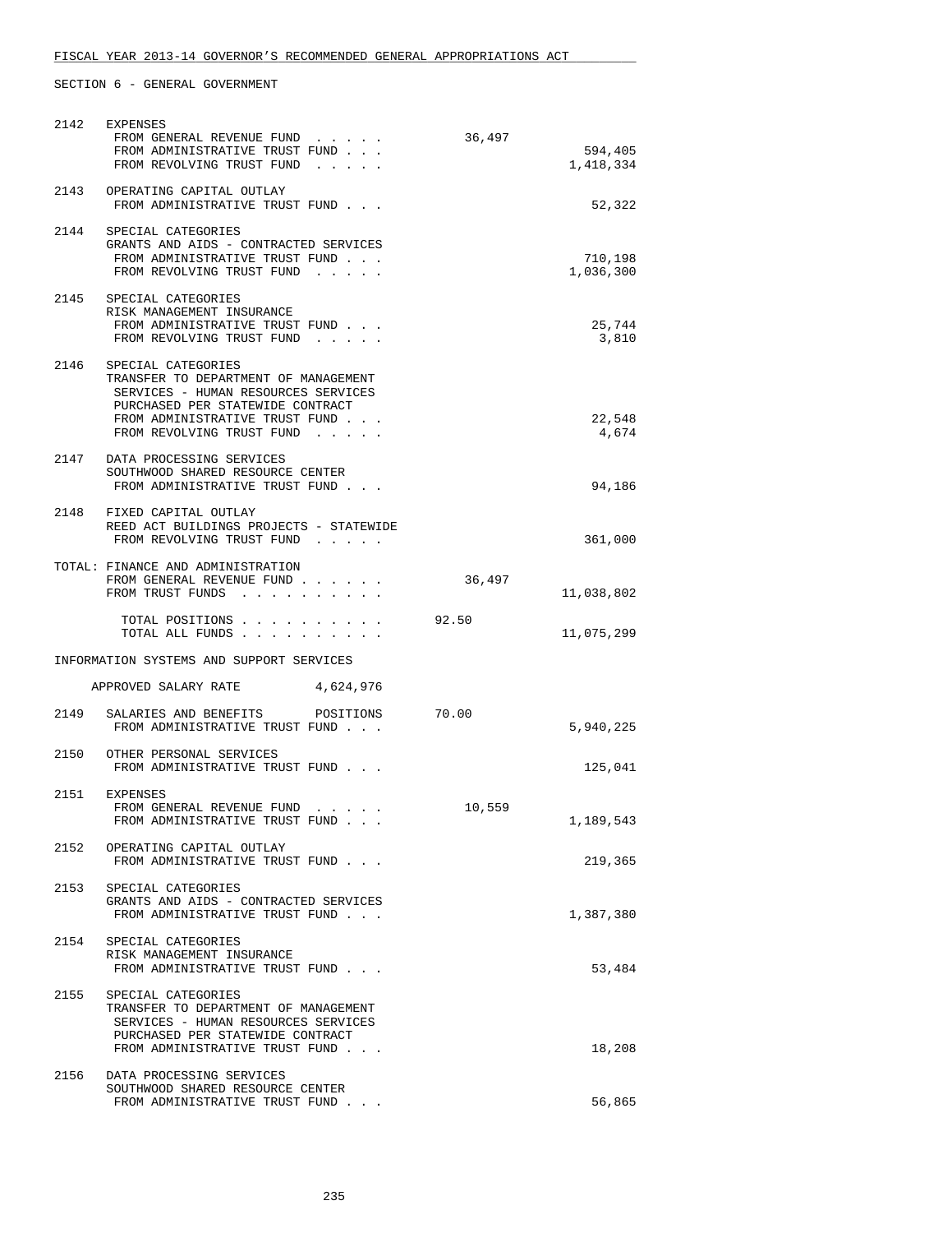FISCAL YEAR 2013-14 GOVERNOR'S RECOMMENDED GENERAL APPROPRIATIONS ACT

SECTION 6 - GENERAL GOVERNMENT

| | | | |
|---|---|---|---|
| 2142 | EXPENSES<br>FROM GENERAL REVENUE FUND . . . . .<br>FROM ADMINISTRATIVE TRUST FUND . . .<br>FROM REVOLVING TRUST FUND . . . . . | 36,497 | <br><br>594,405<br>1,418,334 |
| 2143 | OPERATING CAPITAL OUTLAY<br>FROM ADMINISTRATIVE TRUST FUND . . . | | 52,322 |
| 2144 | SPECIAL CATEGORIES<br>GRANTS AND AIDS - CONTRACTED SERVICES<br>FROM ADMINISTRATIVE TRUST FUND . . .<br>FROM REVOLVING TRUST FUND . . . . . | | <br><br>710,198<br>1,036,300 |
| 2145 | SPECIAL CATEGORIES<br>RISK MANAGEMENT INSURANCE<br>FROM ADMINISTRATIVE TRUST FUND . . .<br>FROM REVOLVING TRUST FUND . . . . . | | <br><br>25,744<br>3,810 |
| 2146 | SPECIAL CATEGORIES<br>TRANSFER TO DEPARTMENT OF MANAGEMENT SERVICES - HUMAN RESOURCES SERVICES PURCHASED PER STATEWIDE CONTRACT<br>FROM ADMINISTRATIVE TRUST FUND . . .<br>FROM REVOLVING TRUST FUND . . . . . | | <br><br>22,548<br>4,674 |
| 2147 | DATA PROCESSING SERVICES<br>SOUTHWOOD SHARED RESOURCE CENTER<br>FROM ADMINISTRATIVE TRUST FUND . . . | | 94,186 |
| 2148 | FIXED CAPITAL OUTLAY<br>REED ACT BUILDINGS PROJECTS - STATEWIDE<br>FROM REVOLVING TRUST FUND . . . . . | | 361,000 |
| TOTAL: | FINANCE AND ADMINISTRATION<br>FROM GENERAL REVENUE FUND . . . . . .<br>FROM TRUST FUNDS . . . . . . . . . . | <br>36,497 | <br><br>11,038,802 |
| | TOTAL POSITIONS . . . . . . . . . .<br>TOTAL ALL FUNDS . . . . . . . . . . | 92.50 | <br>11,075,299 |

INFORMATION SYSTEMS AND SUPPORT SERVICES

APPROVED SALARY RATE 4,624,976

| | | | |
|---|---|---|---|
| 2149 | SALARIES AND BENEFITS POSITIONS<br>FROM ADMINISTRATIVE TRUST FUND . . . | 70.00 | <br>5,940,225 |
| 2150 | OTHER PERSONAL SERVICES<br>FROM ADMINISTRATIVE TRUST FUND . . . | | 125,041 |
| 2151 | EXPENSES<br>FROM GENERAL REVENUE FUND . . . . .<br>FROM ADMINISTRATIVE TRUST FUND . . . | 10,559 | <br><br>1,189,543 |
| 2152 | OPERATING CAPITAL OUTLAY<br>FROM ADMINISTRATIVE TRUST FUND . . . | | 219,365 |
| 2153 | SPECIAL CATEGORIES<br>GRANTS AND AIDS - CONTRACTED SERVICES<br>FROM ADMINISTRATIVE TRUST FUND . . . | | 1,387,380 |
| 2154 | SPECIAL CATEGORIES<br>RISK MANAGEMENT INSURANCE<br>FROM ADMINISTRATIVE TRUST FUND . . . | | 53,484 |
| 2155 | SPECIAL CATEGORIES<br>TRANSFER TO DEPARTMENT OF MANAGEMENT SERVICES - HUMAN RESOURCES SERVICES PURCHASED PER STATEWIDE CONTRACT<br>FROM ADMINISTRATIVE TRUST FUND . . . | | 18,208 |
| 2156 | DATA PROCESSING SERVICES<br>SOUTHWOOD SHARED RESOURCE CENTER<br>FROM ADMINISTRATIVE TRUST FUND . . . | | 56,865 |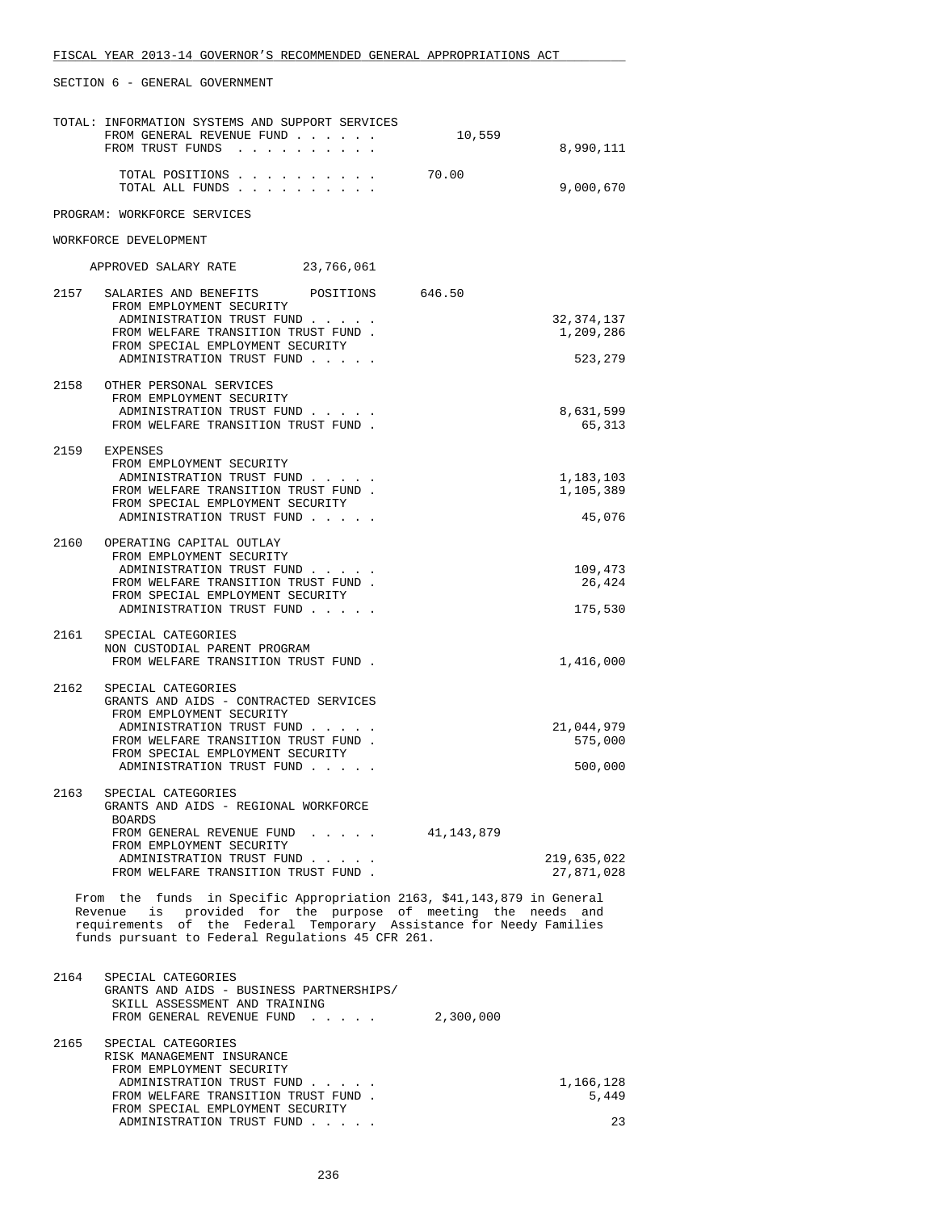TOTAL: INFORMATION SYSTEMS AND SUPPORT SERVICES

| | | |
|---|---|---|
| FROM GENERAL REVENUE FUND . . . . . . | 10,559 | |
| FROM TRUST FUNDS . . . . . . . . . . | | 8,990,111 |
| TOTAL POSITIONS . . . . . . . . . . | 70.00 | |
| TOTAL ALL FUNDS . . . . . . . . . . | | 9,000,670 |

PROGRAM: WORKFORCE SERVICES

WORKFORCE DEVELOPMENT

APPROVED SALARY RATE 23,766,061

| | | | |
|---|---|---|---|
| 2157 | SALARIES AND BENEFITS POSITIONS | 646.50 | |
| | FROM EMPLOYMENT SECURITY ADMINISTRATION TRUST FUND . . . . . | | 32,374,137 |
| | FROM WELFARE TRANSITION TRUST FUND . | | 1,209,286 |
| | FROM SPECIAL EMPLOYMENT SECURITY ADMINISTRATION TRUST FUND . . . . . | | 523,279 |
| 2158 | OTHER PERSONAL SERVICES | | |
| | FROM EMPLOYMENT SECURITY ADMINISTRATION TRUST FUND . . . . . | | 8,631,599 |
| | FROM WELFARE TRANSITION TRUST FUND . | | 65,313 |
| 2159 | EXPENSES | | |
| | FROM EMPLOYMENT SECURITY ADMINISTRATION TRUST FUND . . . . . | | 1,183,103 |
| | FROM WELFARE TRANSITION TRUST FUND . | | 1,105,389 |
| | FROM SPECIAL EMPLOYMENT SECURITY ADMINISTRATION TRUST FUND . . . . . | | 45,076 |
| 2160 | OPERATING CAPITAL OUTLAY | | |
| | FROM EMPLOYMENT SECURITY ADMINISTRATION TRUST FUND . . . . . | | 109,473 |
| | FROM WELFARE TRANSITION TRUST FUND . | | 26,424 |
| | FROM SPECIAL EMPLOYMENT SECURITY ADMINISTRATION TRUST FUND . . . . . | | 175,530 |
| 2161 | SPECIAL CATEGORIES NON CUSTODIAL PARENT PROGRAM | | |
| | FROM WELFARE TRANSITION TRUST FUND . | | 1,416,000 |
| 2162 | SPECIAL CATEGORIES GRANTS AND AIDS - CONTRACTED SERVICES | | |
| | FROM EMPLOYMENT SECURITY ADMINISTRATION TRUST FUND . . . . . | | 21,044,979 |
| | FROM WELFARE TRANSITION TRUST FUND . | | 575,000 |
| | FROM SPECIAL EMPLOYMENT SECURITY ADMINISTRATION TRUST FUND . . . . . | | 500,000 |
| 2163 | SPECIAL CATEGORIES GRANTS AND AIDS - REGIONAL WORKFORCE BOARDS | | |
| | FROM GENERAL REVENUE FUND . . . . . | 41,143,879 | |
| | FROM EMPLOYMENT SECURITY ADMINISTRATION TRUST FUND . . . . . | | 219,635,022 |
| | FROM WELFARE TRANSITION TRUST FUND . | | 27,871,028 |

From the funds in Specific Appropriation 2163, $41,143,879 in General Revenue is provided for the purpose of meeting the needs and requirements of the Federal Temporary Assistance for Needy Families funds pursuant to Federal Regulations 45 CFR 261.

| | | | |
|---|---|---|---|
| 2164 | SPECIAL CATEGORIES GRANTS AND AIDS - BUSINESS PARTNERSHIPS/ SKILL ASSESSMENT AND TRAINING | | |
| | FROM GENERAL REVENUE FUND . . . . . | 2,300,000 | |
| 2165 | SPECIAL CATEGORIES RISK MANAGEMENT INSURANCE | | |
| | FROM EMPLOYMENT SECURITY ADMINISTRATION TRUST FUND . . . . . | | 1,166,128 |
| | FROM WELFARE TRANSITION TRUST FUND . | | 5,449 |
| | FROM SPECIAL EMPLOYMENT SECURITY ADMINISTRATION TRUST FUND . . . . . | | 23 |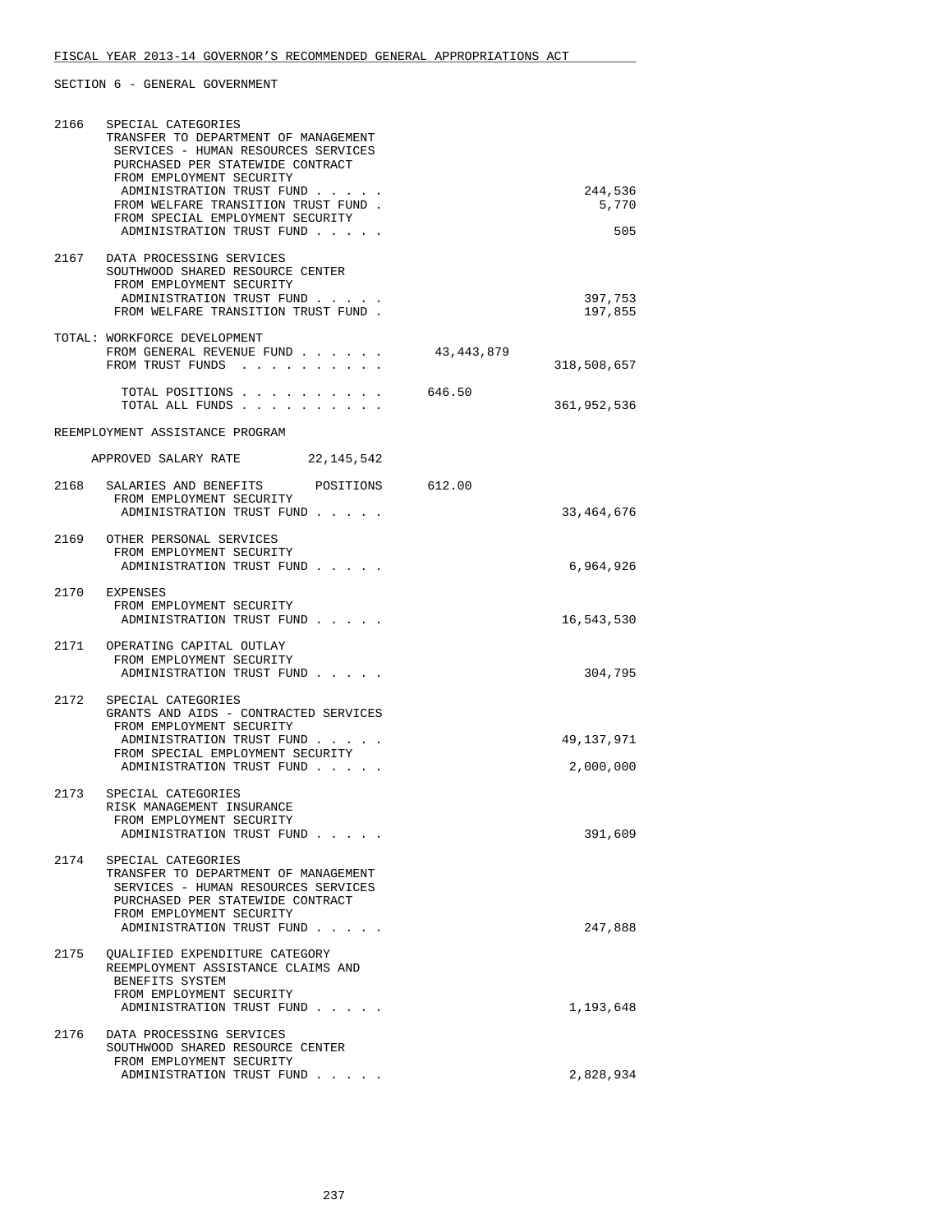FISCAL YEAR 2013-14 GOVERNOR'S RECOMMENDED GENERAL APPROPRIATIONS ACT

SECTION 6 - GENERAL GOVERNMENT

```
2166   SPECIAL CATEGORIES
       TRANSFER TO DEPARTMENT OF MANAGEMENT
        SERVICES - HUMAN RESOURCES SERVICES
        PURCHASED PER STATEWIDE CONTRACT
        FROM EMPLOYMENT SECURITY
         ADMINISTRATION TRUST FUND . . . . .                          244,536
        FROM WELFARE TRANSITION TRUST FUND .                            5,770
        FROM SPECIAL EMPLOYMENT SECURITY
         ADMINISTRATION TRUST FUND . . . . .                              505

2167   DATA PROCESSING SERVICES
       SOUTHWOOD SHARED RESOURCE CENTER
        FROM EMPLOYMENT SECURITY
         ADMINISTRATION TRUST FUND . . . . .                          397,753
        FROM WELFARE TRANSITION TRUST FUND .                          197,855

TOTAL: WORKFORCE DEVELOPMENT
        FROM GENERAL REVENUE FUND . . . . . .      43,443,879
        FROM TRUST FUNDS  . . . . . . . . . .                     318,508,657

         TOTAL POSITIONS . . . . . . . . . .   646.50
         TOTAL ALL FUNDS . . . . . . . . . .                      361,952,536

REEMPLOYMENT ASSISTANCE PROGRAM

     APPROVED SALARY RATE       22,145,542

2168   SALARIES AND BENEFITS      POSITIONS    612.00
        FROM EMPLOYMENT SECURITY
         ADMINISTRATION TRUST FUND . . . . .                       33,464,676

2169   OTHER PERSONAL SERVICES
        FROM EMPLOYMENT SECURITY
         ADMINISTRATION TRUST FUND . . . . .                        6,964,926

2170   EXPENSES
        FROM EMPLOYMENT SECURITY
         ADMINISTRATION TRUST FUND . . . . .                       16,543,530

2171   OPERATING CAPITAL OUTLAY
        FROM EMPLOYMENT SECURITY
         ADMINISTRATION TRUST FUND . . . . .                          304,795

2172   SPECIAL CATEGORIES
       GRANTS AND AIDS - CONTRACTED SERVICES
        FROM EMPLOYMENT SECURITY
         ADMINISTRATION TRUST FUND . . . . .                       49,137,971
        FROM SPECIAL EMPLOYMENT SECURITY
         ADMINISTRATION TRUST FUND . . . . .                        2,000,000

2173   SPECIAL CATEGORIES
       RISK MANAGEMENT INSURANCE
        FROM EMPLOYMENT SECURITY
         ADMINISTRATION TRUST FUND . . . . .                          391,609

2174   SPECIAL CATEGORIES
       TRANSFER TO DEPARTMENT OF MANAGEMENT
        SERVICES - HUMAN RESOURCES SERVICES
        PURCHASED PER STATEWIDE CONTRACT
        FROM EMPLOYMENT SECURITY
         ADMINISTRATION TRUST FUND . . . . .                          247,888

2175   QUALIFIED EXPENDITURE CATEGORY
       REEMPLOYMENT ASSISTANCE CLAIMS AND
        BENEFITS SYSTEM
        FROM EMPLOYMENT SECURITY
         ADMINISTRATION TRUST FUND . . . . .                        1,193,648

2176   DATA PROCESSING SERVICES
       SOUTHWOOD SHARED RESOURCE CENTER
        FROM EMPLOYMENT SECURITY
         ADMINISTRATION TRUST FUND . . . . .                        2,828,934
```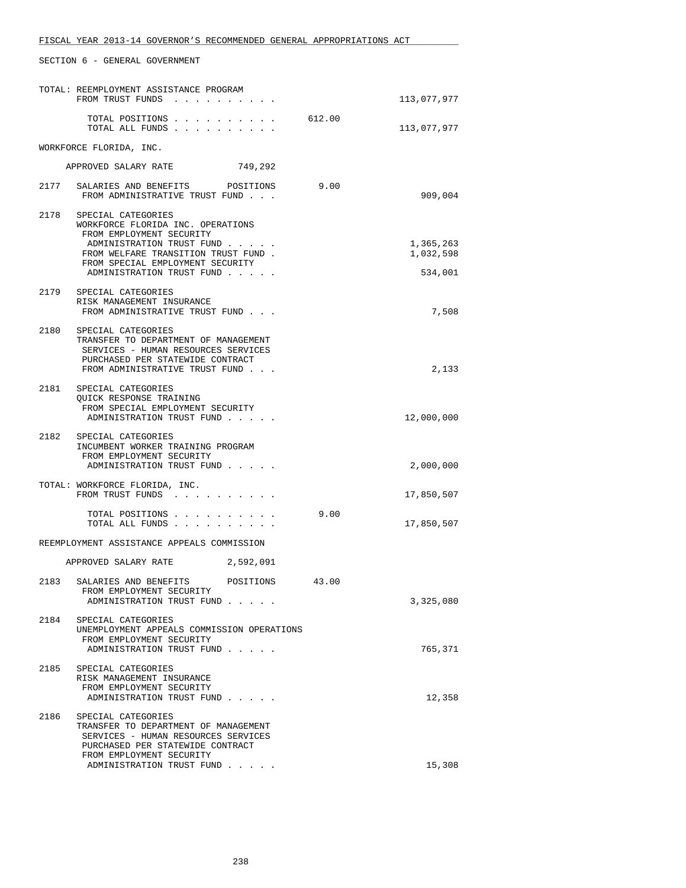FISCAL YEAR 2013-14 GOVERNOR'S RECOMMENDED GENERAL APPROPRIATIONS ACT

SECTION 6 - GENERAL GOVERNMENT

```
TOTAL: REEMPLOYMENT ASSISTANCE PROGRAM
       FROM TRUST FUNDS . . . . . . . . . .                          113,077,977

         TOTAL POSITIONS . . . . . . . . . .        612.00
         TOTAL ALL FUNDS . . . . . . . . . .                         113,077,977

WORKFORCE FLORIDA, INC.

    APPROVED SALARY RATE            749,292

2177   SALARIES AND BENEFITS      POSITIONS      9.00
       FROM ADMINISTRATIVE TRUST FUND . . .                              909,004

2178   SPECIAL CATEGORIES
       WORKFORCE FLORIDA INC. OPERATIONS
        FROM EMPLOYMENT SECURITY
         ADMINISTRATION TRUST FUND . . . . .                           1,365,263
        FROM WELFARE TRANSITION TRUST FUND .                           1,032,598
        FROM SPECIAL EMPLOYMENT SECURITY
         ADMINISTRATION TRUST FUND . . . . .                             534,001

2179   SPECIAL CATEGORIES
       RISK MANAGEMENT INSURANCE
        FROM ADMINISTRATIVE TRUST FUND . . .                               7,508

2180   SPECIAL CATEGORIES
       TRANSFER TO DEPARTMENT OF MANAGEMENT
        SERVICES - HUMAN RESOURCES SERVICES
        PURCHASED PER STATEWIDE CONTRACT
        FROM ADMINISTRATIVE TRUST FUND . . .                               2,133

2181   SPECIAL CATEGORIES
       QUICK RESPONSE TRAINING
        FROM SPECIAL EMPLOYMENT SECURITY
         ADMINISTRATION TRUST FUND . . . . .                          12,000,000

2182   SPECIAL CATEGORIES
       INCUMBENT WORKER TRAINING PROGRAM
        FROM EMPLOYMENT SECURITY
         ADMINISTRATION TRUST FUND . . . . .                           2,000,000

TOTAL: WORKFORCE FLORIDA, INC.
       FROM TRUST FUNDS . . . . . . . . . .                           17,850,507

         TOTAL POSITIONS . . . . . . . . . .          9.00
         TOTAL ALL FUNDS . . . . . . . . . .                          17,850,507

REEMPLOYMENT ASSISTANCE APPEALS COMMISSION

    APPROVED SALARY RATE          2,592,091

2183   SALARIES AND BENEFITS      POSITIONS     43.00
        FROM EMPLOYMENT SECURITY
         ADMINISTRATION TRUST FUND . . . . .                           3,325,080

2184   SPECIAL CATEGORIES
       UNEMPLOYMENT APPEALS COMMISSION OPERATIONS
        FROM EMPLOYMENT SECURITY
         ADMINISTRATION TRUST FUND . . . . .                             765,371

2185   SPECIAL CATEGORIES
       RISK MANAGEMENT INSURANCE
        FROM EMPLOYMENT SECURITY
         ADMINISTRATION TRUST FUND . . . . .                              12,358

2186   SPECIAL CATEGORIES
       TRANSFER TO DEPARTMENT OF MANAGEMENT
        SERVICES - HUMAN RESOURCES SERVICES
        PURCHASED PER STATEWIDE CONTRACT
        FROM EMPLOYMENT SECURITY
         ADMINISTRATION TRUST FUND . . . . .                              15,308
```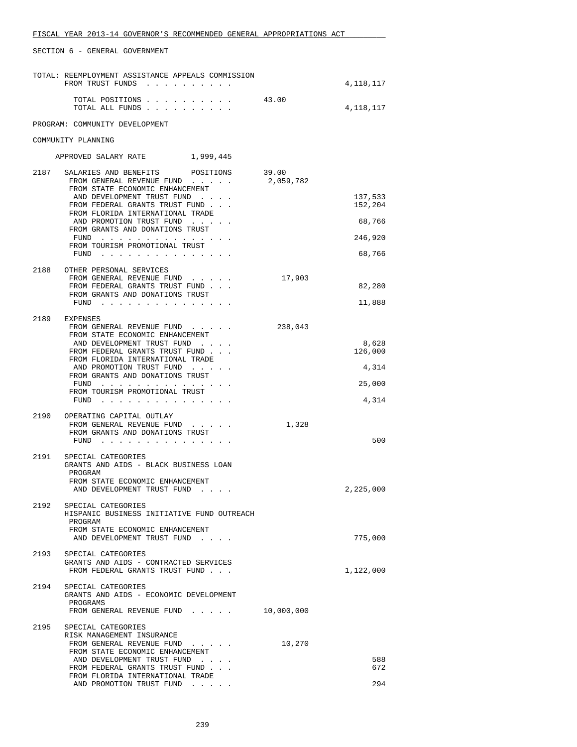FISCAL YEAR 2013-14 GOVERNOR'S RECOMMENDED GENERAL APPROPRIATIONS ACT

SECTION 6 - GENERAL GOVERNMENT

| | | | |
|---|---|---|---|
| | TOTAL: REEMPLOYMENT ASSISTANCE APPEALS COMMISSION FROM TRUST FUNDS . . . . . . . . . . | | 4,118,117 |
| | TOTAL POSITIONS . . . . . . . . . . | 43.00 | |
| | TOTAL ALL FUNDS . . . . . . . . . . | | 4,118,117 |

PROGRAM: COMMUNITY DEVELOPMENT

COMMUNITY PLANNING

APPROVED SALARY RATE 1,999,445

| | | | |
|---|---|---|---|
| 2187 | SALARIES AND BENEFITS POSITIONS | 39.00 | |
| | FROM GENERAL REVENUE FUND . . . . . | 2,059,782 | |
| | FROM STATE ECONOMIC ENHANCEMENT AND DEVELOPMENT TRUST FUND . . . . | | 137,533 |
| | FROM FEDERAL GRANTS TRUST FUND . . . | | 152,204 |
| | FROM FLORIDA INTERNATIONAL TRADE AND PROMOTION TRUST FUND . . . . . | | 68,766 |
| | FROM GRANTS AND DONATIONS TRUST FUND . . . . . . . . . . . . . . . | | 246,920 |
| | FROM TOURISM PROMOTIONAL TRUST FUND . . . . . . . . . . . . . . . | | 68,766 |
| 2188 | OTHER PERSONAL SERVICES | | |
| | FROM GENERAL REVENUE FUND . . . . . | 17,903 | |
| | FROM FEDERAL GRANTS TRUST FUND . . . | | 82,280 |
| | FROM GRANTS AND DONATIONS TRUST FUND . . . . . . . . . . . . . . . | | 11,888 |
| 2189 | EXPENSES | | |
| | FROM GENERAL REVENUE FUND . . . . . | 238,043 | |
| | FROM STATE ECONOMIC ENHANCEMENT AND DEVELOPMENT TRUST FUND . . . . | | 8,628 |
| | FROM FEDERAL GRANTS TRUST FUND . . . | | 126,000 |
| | FROM FLORIDA INTERNATIONAL TRADE AND PROMOTION TRUST FUND . . . . . | | 4,314 |
| | FROM GRANTS AND DONATIONS TRUST FUND . . . . . . . . . . . . . . . | | 25,000 |
| | FROM TOURISM PROMOTIONAL TRUST FUND . . . . . . . . . . . . . . . | | 4,314 |
| 2190 | OPERATING CAPITAL OUTLAY | | |
| | FROM GENERAL REVENUE FUND . . . . . | 1,328 | |
| | FROM GRANTS AND DONATIONS TRUST FUND . . . . . . . . . . . . . . . | | 500 |
| 2191 | SPECIAL CATEGORIES GRANTS AND AIDS - BLACK BUSINESS LOAN PROGRAM | | |
| | FROM STATE ECONOMIC ENHANCEMENT AND DEVELOPMENT TRUST FUND . . . . | | 2,225,000 |
| 2192 | SPECIAL CATEGORIES HISPANIC BUSINESS INITIATIVE FUND OUTREACH PROGRAM | | |
| | FROM STATE ECONOMIC ENHANCEMENT AND DEVELOPMENT TRUST FUND . . . . | | 775,000 |
| 2193 | SPECIAL CATEGORIES GRANTS AND AIDS - CONTRACTED SERVICES | | |
| | FROM FEDERAL GRANTS TRUST FUND . . . | | 1,122,000 |
| 2194 | SPECIAL CATEGORIES GRANTS AND AIDS - ECONOMIC DEVELOPMENT PROGRAMS | | |
| | FROM GENERAL REVENUE FUND . . . . . | 10,000,000 | |
| 2195 | SPECIAL CATEGORIES RISK MANAGEMENT INSURANCE | | |
| | FROM GENERAL REVENUE FUND . . . . . | 10,270 | |
| | FROM STATE ECONOMIC ENHANCEMENT AND DEVELOPMENT TRUST FUND . . . . | | 588 |
| | FROM FEDERAL GRANTS TRUST FUND . . . | | 672 |
| | FROM FLORIDA INTERNATIONAL TRADE AND PROMOTION TRUST FUND . . . . . | | 294 |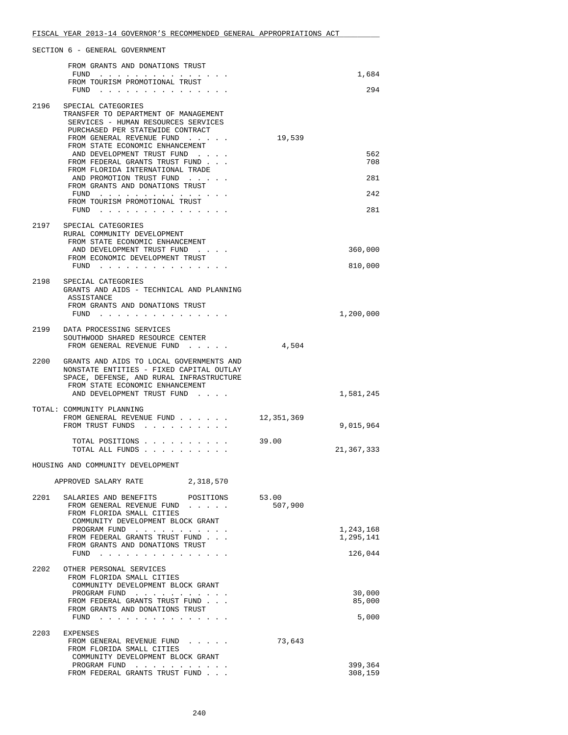FISCAL YEAR 2013-14 GOVERNOR'S RECOMMENDED GENERAL APPROPRIATIONS ACT

SECTION 6 - GENERAL GOVERNMENT

| | | | |
|---|---|---|---|
| | FROM GRANTS AND DONATIONS TRUST FUND . . . . . . . . . . . . . . | | 1,684 |
| | FROM TOURISM PROMOTIONAL TRUST FUND . . . . . . . . . . . . . . | | 294 |
| 2196 | SPECIAL CATEGORIES<br>TRANSFER TO DEPARTMENT OF MANAGEMENT SERVICES - HUMAN RESOURCES SERVICES PURCHASED PER STATEWIDE CONTRACT | | |
| | FROM GENERAL REVENUE FUND . . . . . | 19,539 | |
| | FROM STATE ECONOMIC ENHANCEMENT AND DEVELOPMENT TRUST FUND . . . . | | 562 |
| | FROM FEDERAL GRANTS TRUST FUND . . . | | 708 |
| | FROM FLORIDA INTERNATIONAL TRADE AND PROMOTION TRUST FUND . . . . . | | 281 |
| | FROM GRANTS AND DONATIONS TRUST FUND . . . . . . . . . . . . . . | | 242 |
| | FROM TOURISM PROMOTIONAL TRUST FUND . . . . . . . . . . . . . . | | 281 |
| 2197 | SPECIAL CATEGORIES<br>RURAL COMMUNITY DEVELOPMENT | | |
| | FROM STATE ECONOMIC ENHANCEMENT AND DEVELOPMENT TRUST FUND . . . . | | 360,000 |
| | FROM ECONOMIC DEVELOPMENT TRUST FUND . . . . . . . . . . . . . . | | 810,000 |
| 2198 | SPECIAL CATEGORIES<br>GRANTS AND AIDS - TECHNICAL AND PLANNING ASSISTANCE | | |
| | FROM GRANTS AND DONATIONS TRUST FUND . . . . . . . . . . . . . . | | 1,200,000 |
| 2199 | DATA PROCESSING SERVICES<br>SOUTHWOOD SHARED RESOURCE CENTER | | |
| | FROM GENERAL REVENUE FUND . . . . . | 4,504 | |
| 2200 | GRANTS AND AIDS TO LOCAL GOVERNMENTS AND NONSTATE ENTITIES - FIXED CAPITAL OUTLAY<br>SPACE, DEFENSE, AND RURAL INFRASTRUCTURE | | |
| | FROM STATE ECONOMIC ENHANCEMENT AND DEVELOPMENT TRUST FUND . . . . | | 1,581,245 |

TOTAL: COMMUNITY PLANNING

| | | |
|---|---|---|
| FROM GENERAL REVENUE FUND . . . . . . | 12,351,369 | |
| FROM TRUST FUNDS . . . . . . . . . . | | 9,015,964 |
| TOTAL POSITIONS . . . . . . . . . . | 39.00 | |
| TOTAL ALL FUNDS . . . . . . . . . . | | 21,367,333 |

HOUSING AND COMMUNITY DEVELOPMENT

APPROVED SALARY RATE 2,318,570

| | | | |
|---|---|---|---|
| 2201 | SALARIES AND BENEFITS POSITIONS | 53.00 | |
| | FROM GENERAL REVENUE FUND . . . . . | 507,900 | |
| | FROM FLORIDA SMALL CITIES COMMUNITY DEVELOPMENT BLOCK GRANT PROGRAM FUND . . . . . . . . . . . | | 1,243,168 |
| | FROM FEDERAL GRANTS TRUST FUND . . . | | 1,295,141 |
| | FROM GRANTS AND DONATIONS TRUST FUND . . . . . . . . . . . . . . | | 126,044 |
| 2202 | OTHER PERSONAL SERVICES | | |
| | FROM FLORIDA SMALL CITIES COMMUNITY DEVELOPMENT BLOCK GRANT PROGRAM FUND . . . . . . . . . . . | | 30,000 |
| | FROM FEDERAL GRANTS TRUST FUND . . . | | 85,000 |
| | FROM GRANTS AND DONATIONS TRUST FUND . . . . . . . . . . . . . . | | 5,000 |
| 2203 | EXPENSES | | |
| | FROM GENERAL REVENUE FUND . . . . . | 73,643 | |
| | FROM FLORIDA SMALL CITIES COMMUNITY DEVELOPMENT BLOCK GRANT PROGRAM FUND . . . . . . . . . . . | | 399,364 |
| | FROM FEDERAL GRANTS TRUST FUND . . . | | 308,159 |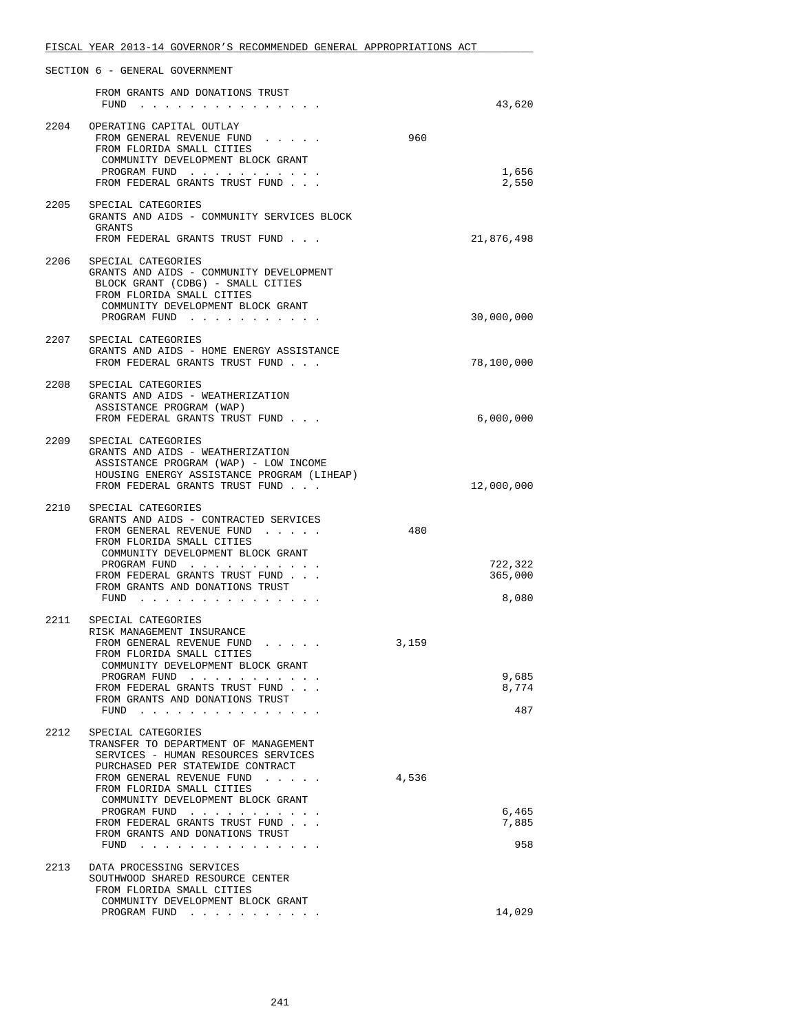FISCAL YEAR 2013-14 GOVERNOR'S RECOMMENDED GENERAL APPROPRIATIONS ACT

SECTION 6 - GENERAL GOVERNMENT

| | | | |
|---|---|---|---|
| | FROM GRANTS AND DONATIONS TRUST FUND . . . . . . . . . . . . . . . | | 43,620 |
| 2204 | OPERATING CAPITAL OUTLAY | | |
| | FROM GENERAL REVENUE FUND . . . . . | 960 | |
| | FROM FLORIDA SMALL CITIES COMMUNITY DEVELOPMENT BLOCK GRANT PROGRAM FUND . . . . . . . . . . . | | 1,656 |
| | FROM FEDERAL GRANTS TRUST FUND . . . | | 2,550 |
| 2205 | SPECIAL CATEGORIES<br>GRANTS AND AIDS - COMMUNITY SERVICES BLOCK GRANTS | | |
| | FROM FEDERAL GRANTS TRUST FUND . . . | | 21,876,498 |
| 2206 | SPECIAL CATEGORIES<br>GRANTS AND AIDS - COMMUNITY DEVELOPMENT BLOCK GRANT (CDBG) - SMALL CITIES | | |
| | FROM FLORIDA SMALL CITIES COMMUNITY DEVELOPMENT BLOCK GRANT PROGRAM FUND . . . . . . . . . . . | | 30,000,000 |
| 2207 | SPECIAL CATEGORIES<br>GRANTS AND AIDS - HOME ENERGY ASSISTANCE | | |
| | FROM FEDERAL GRANTS TRUST FUND . . . | | 78,100,000 |
| 2208 | SPECIAL CATEGORIES<br>GRANTS AND AIDS - WEATHERIZATION ASSISTANCE PROGRAM (WAP) | | |
| | FROM FEDERAL GRANTS TRUST FUND . . . | | 6,000,000 |
| 2209 | SPECIAL CATEGORIES<br>GRANTS AND AIDS - WEATHERIZATION ASSISTANCE PROGRAM (WAP) - LOW INCOME HOUSING ENERGY ASSISTANCE PROGRAM (LIHEAP) | | |
| | FROM FEDERAL GRANTS TRUST FUND . . . | | 12,000,000 |
| 2210 | SPECIAL CATEGORIES<br>GRANTS AND AIDS - CONTRACTED SERVICES | | |
| | FROM GENERAL REVENUE FUND . . . . . | 480 | |
| | FROM FLORIDA SMALL CITIES COMMUNITY DEVELOPMENT BLOCK GRANT PROGRAM FUND . . . . . . . . . . . | | 722,322 |
| | FROM FEDERAL GRANTS TRUST FUND . . . | | 365,000 |
| | FROM GRANTS AND DONATIONS TRUST FUND . . . . . . . . . . . . . . . | | 8,080 |
| 2211 | SPECIAL CATEGORIES<br>RISK MANAGEMENT INSURANCE | | |
| | FROM GENERAL REVENUE FUND . . . . . | 3,159 | |
| | FROM FLORIDA SMALL CITIES COMMUNITY DEVELOPMENT BLOCK GRANT PROGRAM FUND . . . . . . . . . . . | | 9,685 |
| | FROM FEDERAL GRANTS TRUST FUND . . . | | 8,774 |
| | FROM GRANTS AND DONATIONS TRUST FUND . . . . . . . . . . . . . . . | | 487 |
| 2212 | SPECIAL CATEGORIES<br>TRANSFER TO DEPARTMENT OF MANAGEMENT SERVICES - HUMAN RESOURCES SERVICES PURCHASED PER STATEWIDE CONTRACT | | |
| | FROM GENERAL REVENUE FUND . . . . . | 4,536 | |
| | FROM FLORIDA SMALL CITIES COMMUNITY DEVELOPMENT BLOCK GRANT PROGRAM FUND . . . . . . . . . . . | | 6,465 |
| | FROM FEDERAL GRANTS TRUST FUND . . . | | 7,885 |
| | FROM GRANTS AND DONATIONS TRUST FUND . . . . . . . . . . . . . . . | | 958 |
| 2213 | DATA PROCESSING SERVICES<br>SOUTHWOOD SHARED RESOURCE CENTER | | |
| | FROM FLORIDA SMALL CITIES COMMUNITY DEVELOPMENT BLOCK GRANT PROGRAM FUND . . . . . . . . . . . | | 14,029 |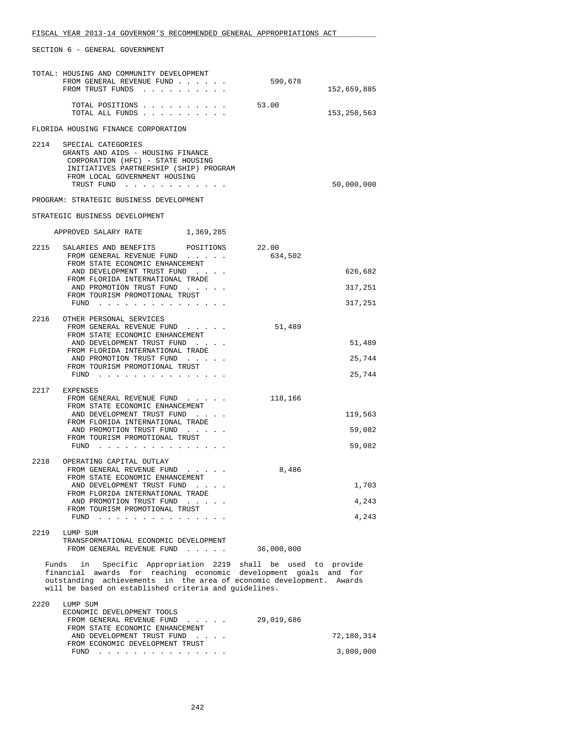SECTION 6 - GENERAL GOVERNMENT

TOTAL: HOUSING AND COMMUNITY DEVELOPMENT

| | | |
|---|---|---|
| FROM GENERAL REVENUE FUND | 590,678 | |
| FROM TRUST FUNDS | | 152,659,885 |
| TOTAL POSITIONS | 53.00 | |
| TOTAL ALL FUNDS | | 153,250,563 |

FLORIDA HOUSING FINANCE CORPORATION

2214 SPECIAL CATEGORIES
GRANTS AND AIDS - HOUSING FINANCE CORPORATION (HFC) - STATE HOUSING INITIATIVES PARTNERSHIP (SHIP) PROGRAM

| | | |
|---|---|---|
| FROM LOCAL GOVERNMENT HOUSING TRUST FUND | | 50,000,000 |

PROGRAM: STRATEGIC BUSINESS DEVELOPMENT

STRATEGIC BUSINESS DEVELOPMENT

APPROVED SALARY RATE 1,369,285

2215 SALARIES AND BENEFITS POSITIONS 22.00

| | | |
|---|---|---|
| FROM GENERAL REVENUE FUND | 634,502 | |
| FROM STATE ECONOMIC ENHANCEMENT AND DEVELOPMENT TRUST FUND | | 626,682 |
| FROM FLORIDA INTERNATIONAL TRADE AND PROMOTION TRUST FUND | | 317,251 |
| FROM TOURISM PROMOTIONAL TRUST FUND | | 317,251 |

2216 OTHER PERSONAL SERVICES

| | | |
|---|---|---|
| FROM GENERAL REVENUE FUND | 51,489 | |
| FROM STATE ECONOMIC ENHANCEMENT AND DEVELOPMENT TRUST FUND | | 51,489 |
| FROM FLORIDA INTERNATIONAL TRADE AND PROMOTION TRUST FUND | | 25,744 |
| FROM TOURISM PROMOTIONAL TRUST FUND | | 25,744 |

2217 EXPENSES

| | | |
|---|---|---|
| FROM GENERAL REVENUE FUND | 118,166 | |
| FROM STATE ECONOMIC ENHANCEMENT AND DEVELOPMENT TRUST FUND | | 119,563 |
| FROM FLORIDA INTERNATIONAL TRADE AND PROMOTION TRUST FUND | | 59,082 |
| FROM TOURISM PROMOTIONAL TRUST FUND | | 59,082 |

2218 OPERATING CAPITAL OUTLAY

| | | |
|---|---|---|
| FROM GENERAL REVENUE FUND | 8,486 | |
| FROM STATE ECONOMIC ENHANCEMENT AND DEVELOPMENT TRUST FUND | | 1,703 |
| FROM FLORIDA INTERNATIONAL TRADE AND PROMOTION TRUST FUND | | 4,243 |
| FROM TOURISM PROMOTIONAL TRUST FUND | | 4,243 |

2219 LUMP SUM
TRANSFORMATIONAL ECONOMIC DEVELOPMENT

| | | |
|---|---|---|
| FROM GENERAL REVENUE FUND | 36,000,000 | |

Funds in Specific Appropriation 2219 shall be used to provide financial awards for reaching economic development goals and for outstanding achievements in the area of economic development. Awards will be based on established criteria and guidelines.

2220 LUMP SUM
ECONOMIC DEVELOPMENT TOOLS

| | | |
|---|---|---|
| FROM GENERAL REVENUE FUND | 29,019,686 | |
| FROM STATE ECONOMIC ENHANCEMENT AND DEVELOPMENT TRUST FUND | | 72,180,314 |
| FROM ECONOMIC DEVELOPMENT TRUST FUND | | 3,800,000 |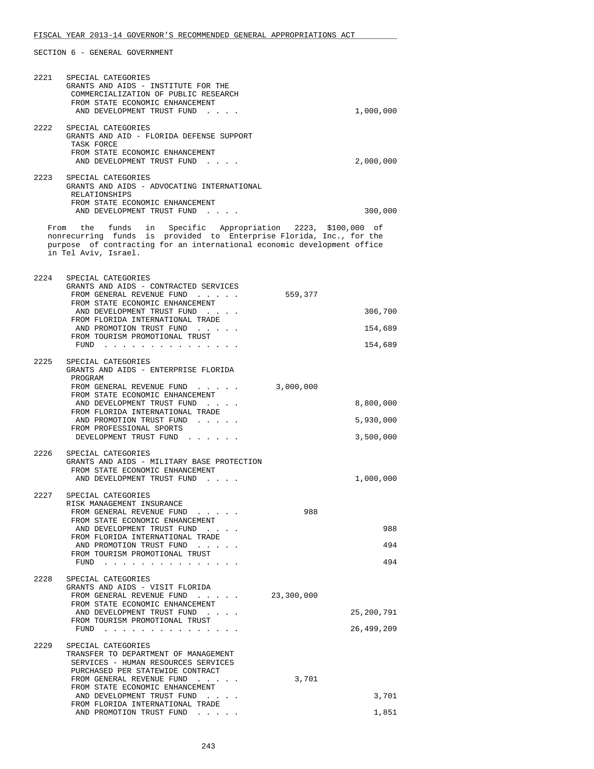FISCAL YEAR 2013-14 GOVERNOR'S RECOMMENDED GENERAL APPROPRIATIONS ACT

SECTION 6 - GENERAL GOVERNMENT

2221 SPECIAL CATEGORIES
GRANTS AND AIDS - INSTITUTE FOR THE COMMERCIALIZATION OF PUBLIC RESEARCH
FROM STATE ECONOMIC ENHANCEMENT AND DEVELOPMENT TRUST FUND . . . . 1,000,000

2222 SPECIAL CATEGORIES
GRANTS AND AID - FLORIDA DEFENSE SUPPORT TASK FORCE
FROM STATE ECONOMIC ENHANCEMENT AND DEVELOPMENT TRUST FUND . . . . 2,000,000

2223 SPECIAL CATEGORIES
GRANTS AND AIDS - ADVOCATING INTERNATIONAL RELATIONSHIPS
FROM STATE ECONOMIC ENHANCEMENT AND DEVELOPMENT TRUST FUND . . . . 300,000

From the funds in Specific Appropriation 2223, $100,000 of nonrecurring funds is provided to Enterprise Florida, Inc., for the purpose of contracting for an international economic development office in Tel Aviv, Israel.

2224 SPECIAL CATEGORIES
GRANTS AND AIDS - CONTRACTED SERVICES
FROM GENERAL REVENUE FUND . . . . . 559,377
FROM STATE ECONOMIC ENHANCEMENT AND DEVELOPMENT TRUST FUND . . . . 306,700
FROM FLORIDA INTERNATIONAL TRADE AND PROMOTION TRUST FUND . . . . . 154,689
FROM TOURISM PROMOTIONAL TRUST FUND . . . . . . . . . . . . . . . 154,689

2225 SPECIAL CATEGORIES
GRANTS AND AIDS - ENTERPRISE FLORIDA PROGRAM
FROM GENERAL REVENUE FUND . . . . . 3,000,000
FROM STATE ECONOMIC ENHANCEMENT AND DEVELOPMENT TRUST FUND . . . . 8,800,000
FROM FLORIDA INTERNATIONAL TRADE AND PROMOTION TRUST FUND . . . . . 5,930,000
FROM PROFESSIONAL SPORTS DEVELOPMENT TRUST FUND . . . . . . 3,500,000

2226 SPECIAL CATEGORIES
GRANTS AND AIDS - MILITARY BASE PROTECTION
FROM STATE ECONOMIC ENHANCEMENT AND DEVELOPMENT TRUST FUND . . . . 1,000,000

2227 SPECIAL CATEGORIES
RISK MANAGEMENT INSURANCE
FROM GENERAL REVENUE FUND . . . . . 988
FROM STATE ECONOMIC ENHANCEMENT AND DEVELOPMENT TRUST FUND . . . . 988
FROM FLORIDA INTERNATIONAL TRADE AND PROMOTION TRUST FUND . . . . . 494
FROM TOURISM PROMOTIONAL TRUST FUND . . . . . . . . . . . . . . . 494

2228 SPECIAL CATEGORIES
GRANTS AND AIDS - VISIT FLORIDA
FROM GENERAL REVENUE FUND . . . . . 23,300,000
FROM STATE ECONOMIC ENHANCEMENT AND DEVELOPMENT TRUST FUND . . . . 25,200,791
FROM TOURISM PROMOTIONAL TRUST FUND . . . . . . . . . . . . . . . 26,499,209

2229 SPECIAL CATEGORIES
TRANSFER TO DEPARTMENT OF MANAGEMENT SERVICES - HUMAN RESOURCES SERVICES PURCHASED PER STATEWIDE CONTRACT
FROM GENERAL REVENUE FUND . . . . . 3,701
FROM STATE ECONOMIC ENHANCEMENT AND DEVELOPMENT TRUST FUND . . . . 3,701
FROM FLORIDA INTERNATIONAL TRADE AND PROMOTION TRUST FUND . . . . . 1,851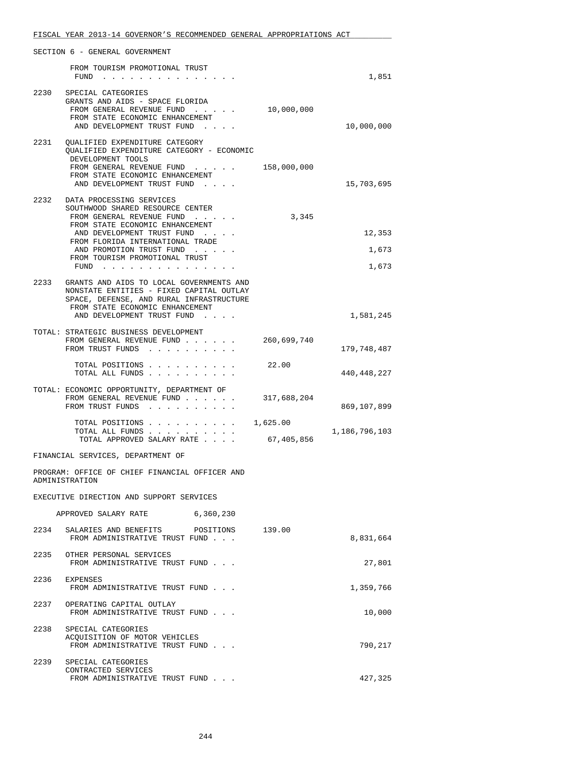SECTION 6 - GENERAL GOVERNMENT

| | | | |
|---|---|---|---|
| | FROM TOURISM PROMOTIONAL TRUST FUND . . . . . . . . . . . . . . . | | 1,851 |
| 2230 | SPECIAL CATEGORIES<br>GRANTS AND AIDS - SPACE FLORIDA<br>FROM GENERAL REVENUE FUND . . . . . | 10,000,000 | |
| | FROM STATE ECONOMIC ENHANCEMENT AND DEVELOPMENT TRUST FUND . . . . | | 10,000,000 |
| 2231 | QUALIFIED EXPENDITURE CATEGORY<br>QUALIFIED EXPENDITURE CATEGORY - ECONOMIC DEVELOPMENT TOOLS<br>FROM GENERAL REVENUE FUND . . . . . | 158,000,000 | |
| | FROM STATE ECONOMIC ENHANCEMENT AND DEVELOPMENT TRUST FUND . . . . | | 15,703,695 |
| 2232 | DATA PROCESSING SERVICES<br>SOUTHWOOD SHARED RESOURCE CENTER<br>FROM GENERAL REVENUE FUND . . . . . | 3,345 | |
| | FROM STATE ECONOMIC ENHANCEMENT AND DEVELOPMENT TRUST FUND . . . . | | 12,353 |
| | FROM FLORIDA INTERNATIONAL TRADE AND PROMOTION TRUST FUND . . . . . | | 1,673 |
| | FROM TOURISM PROMOTIONAL TRUST FUND . . . . . . . . . . . . . . . | | 1,673 |
| 2233 | GRANTS AND AIDS TO LOCAL GOVERNMENTS AND NONSTATE ENTITIES - FIXED CAPITAL OUTLAY<br>SPACE, DEFENSE, AND RURAL INFRASTRUCTURE<br>FROM STATE ECONOMIC ENHANCEMENT AND DEVELOPMENT TRUST FUND . . . . | | 1,581,245 |

TOTAL: STRATEGIC BUSINESS DEVELOPMENT

| | | |
|---|---|---|
| FROM GENERAL REVENUE FUND . . . . . . | 260,699,740 | |
| FROM TRUST FUNDS . . . . . . . . . . | | 179,748,487 |
| TOTAL POSITIONS . . . . . . . . . . | 22.00 | |
| TOTAL ALL FUNDS . . . . . . . . . . | | 440,448,227 |

TOTAL: ECONOMIC OPPORTUNITY, DEPARTMENT OF

| | | |
|---|---|---|
| FROM GENERAL REVENUE FUND . . . . . . | 317,688,204 | |
| FROM TRUST FUNDS . . . . . . . . . . | | 869,107,899 |
| TOTAL POSITIONS . . . . . . . . . . | 1,625.00 | |
| TOTAL ALL FUNDS . . . . . . . . . . | | 1,186,796,103 |
| TOTAL APPROVED SALARY RATE . . . . | 67,405,856 | |

FINANCIAL SERVICES, DEPARTMENT OF

PROGRAM: OFFICE OF CHIEF FINANCIAL OFFICER AND ADMINISTRATION

EXECUTIVE DIRECTION AND SUPPORT SERVICES

APPROVED SALARY RATE 6,360,230

| | | | |
|---|---|---|---|
| 2234 | SALARIES AND BENEFITS POSITIONS | 139.00 | |
| | FROM ADMINISTRATIVE TRUST FUND . . . | | 8,831,664 |
| 2235 | OTHER PERSONAL SERVICES<br>FROM ADMINISTRATIVE TRUST FUND . . . | | 27,801 |
| 2236 | EXPENSES<br>FROM ADMINISTRATIVE TRUST FUND . . . | | 1,359,766 |
| 2237 | OPERATING CAPITAL OUTLAY<br>FROM ADMINISTRATIVE TRUST FUND . . . | | 10,000 |
| 2238 | SPECIAL CATEGORIES<br>ACQUISITION OF MOTOR VEHICLES<br>FROM ADMINISTRATIVE TRUST FUND . . . | | 790,217 |
| 2239 | SPECIAL CATEGORIES<br>CONTRACTED SERVICES<br>FROM ADMINISTRATIVE TRUST FUND . . . | | 427,325 |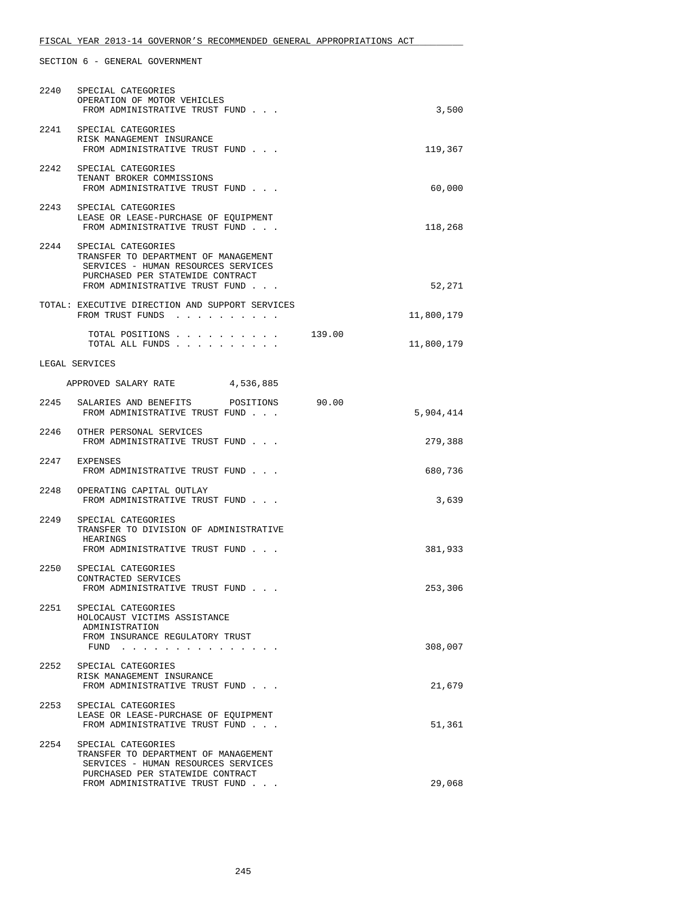SECTION 6 - GENERAL GOVERNMENT

| | | | |
|---|---|---|---|
| 2240 | SPECIAL CATEGORIES<br>OPERATION OF MOTOR VEHICLES<br>FROM ADMINISTRATIVE TRUST FUND . . . | | 3,500 |
| 2241 | SPECIAL CATEGORIES<br>RISK MANAGEMENT INSURANCE<br>FROM ADMINISTRATIVE TRUST FUND . . . | | 119,367 |
| 2242 | SPECIAL CATEGORIES<br>TENANT BROKER COMMISSIONS<br>FROM ADMINISTRATIVE TRUST FUND . . . | | 60,000 |
| 2243 | SPECIAL CATEGORIES<br>LEASE OR LEASE-PURCHASE OF EQUIPMENT<br>FROM ADMINISTRATIVE TRUST FUND . . . | | 118,268 |
| 2244 | SPECIAL CATEGORIES<br>TRANSFER TO DEPARTMENT OF MANAGEMENT SERVICES - HUMAN RESOURCES SERVICES PURCHASED PER STATEWIDE CONTRACT<br>FROM ADMINISTRATIVE TRUST FUND . . . | | 52,271 |
| | TOTAL: EXECUTIVE DIRECTION AND SUPPORT SERVICES<br>FROM TRUST FUNDS . . . . . . . . . . | | 11,800,179 |
| | TOTAL POSITIONS . . . . . . . . . . | 139.00 | |
| | TOTAL ALL FUNDS . . . . . . . . . . | | 11,800,179 |

LEGAL SERVICES

APPROVED SALARY RATE 4,536,885

| | | | |
|---|---|---|---|
| 2245 | SALARIES AND BENEFITS POSITIONS<br>FROM ADMINISTRATIVE TRUST FUND . . . | 90.00 | 5,904,414 |
| 2246 | OTHER PERSONAL SERVICES<br>FROM ADMINISTRATIVE TRUST FUND . . . | | 279,388 |
| 2247 | EXPENSES<br>FROM ADMINISTRATIVE TRUST FUND . . . | | 680,736 |
| 2248 | OPERATING CAPITAL OUTLAY<br>FROM ADMINISTRATIVE TRUST FUND . . . | | 3,639 |
| 2249 | SPECIAL CATEGORIES<br>TRANSFER TO DIVISION OF ADMINISTRATIVE HEARINGS<br>FROM ADMINISTRATIVE TRUST FUND . . . | | 381,933 |
| 2250 | SPECIAL CATEGORIES<br>CONTRACTED SERVICES<br>FROM ADMINISTRATIVE TRUST FUND . . . | | 253,306 |
| 2251 | SPECIAL CATEGORIES<br>HOLOCAUST VICTIMS ASSISTANCE ADMINISTRATION<br>FROM INSURANCE REGULATORY TRUST FUND . . . . . . . . . . . . . . . | | 308,007 |
| 2252 | SPECIAL CATEGORIES<br>RISK MANAGEMENT INSURANCE<br>FROM ADMINISTRATIVE TRUST FUND . . . | | 21,679 |
| 2253 | SPECIAL CATEGORIES<br>LEASE OR LEASE-PURCHASE OF EQUIPMENT<br>FROM ADMINISTRATIVE TRUST FUND . . . | | 51,361 |
| 2254 | SPECIAL CATEGORIES<br>TRANSFER TO DEPARTMENT OF MANAGEMENT SERVICES - HUMAN RESOURCES SERVICES PURCHASED PER STATEWIDE CONTRACT<br>FROM ADMINISTRATIVE TRUST FUND . . . | | 29,068 |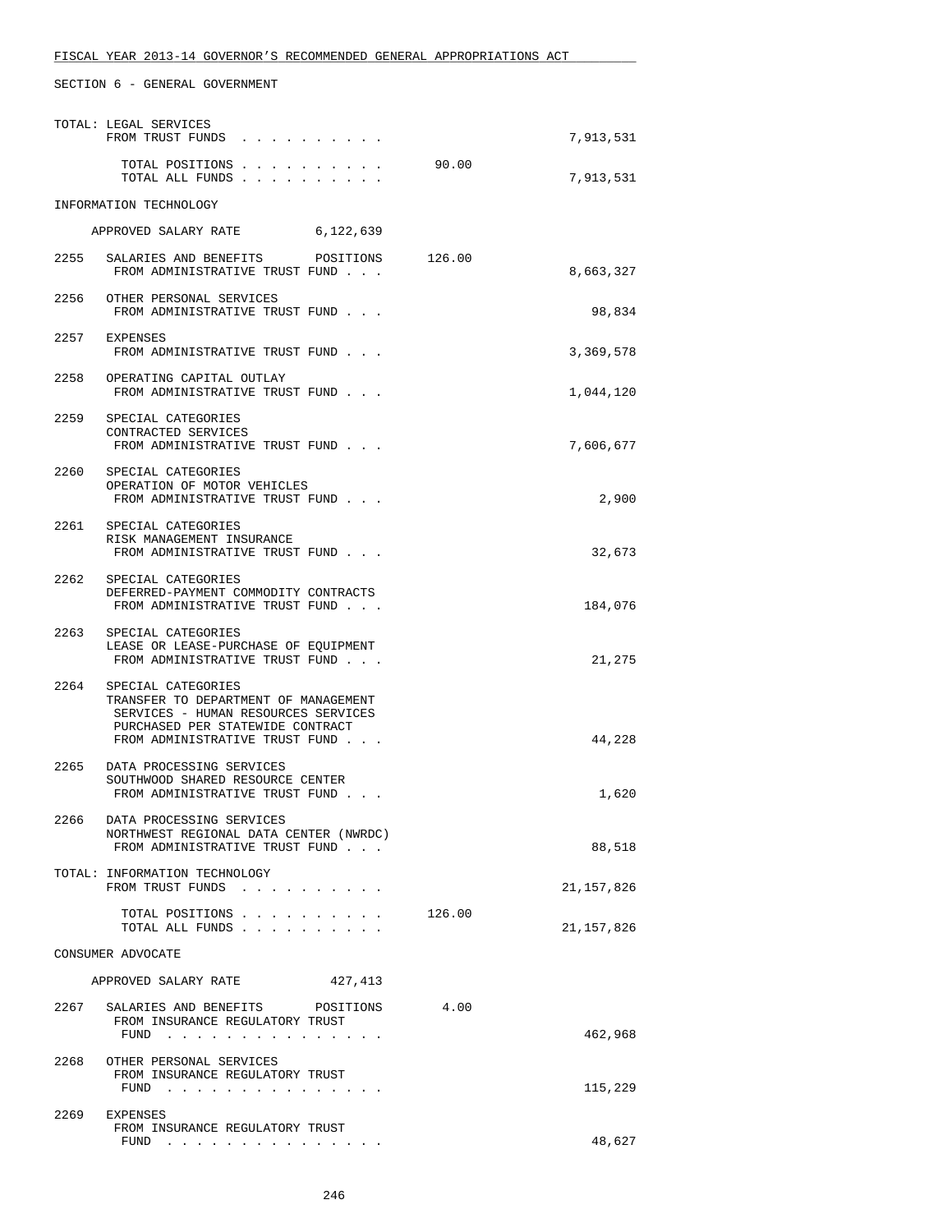SECTION 6 - GENERAL GOVERNMENT

| | | | |
|---|---|---|---|
| TOTAL: LEGAL SERVICES FROM TRUST FUNDS | | | 7,913,531 |
| TOTAL POSITIONS | | 90.00 | |
| TOTAL ALL FUNDS | | | 7,913,531 |

INFORMATION TECHNOLOGY

APPROVED SALARY RATE 6,122,639

| | | | |
|---|---|---|---|
| 2255 | SALARIES AND BENEFITS POSITIONS FROM ADMINISTRATIVE TRUST FUND | 126.00 | 8,663,327 |
| 2256 | OTHER PERSONAL SERVICES FROM ADMINISTRATIVE TRUST FUND | | 98,834 |
| 2257 | EXPENSES FROM ADMINISTRATIVE TRUST FUND | | 3,369,578 |
| 2258 | OPERATING CAPITAL OUTLAY FROM ADMINISTRATIVE TRUST FUND | | 1,044,120 |
| 2259 | SPECIAL CATEGORIES CONTRACTED SERVICES FROM ADMINISTRATIVE TRUST FUND | | 7,606,677 |
| 2260 | SPECIAL CATEGORIES OPERATION OF MOTOR VEHICLES FROM ADMINISTRATIVE TRUST FUND | | 2,900 |
| 2261 | SPECIAL CATEGORIES RISK MANAGEMENT INSURANCE FROM ADMINISTRATIVE TRUST FUND | | 32,673 |
| 2262 | SPECIAL CATEGORIES DEFERRED-PAYMENT COMMODITY CONTRACTS FROM ADMINISTRATIVE TRUST FUND | | 184,076 |
| 2263 | SPECIAL CATEGORIES LEASE OR LEASE-PURCHASE OF EQUIPMENT FROM ADMINISTRATIVE TRUST FUND | | 21,275 |
| 2264 | SPECIAL CATEGORIES TRANSFER TO DEPARTMENT OF MANAGEMENT SERVICES - HUMAN RESOURCES SERVICES PURCHASED PER STATEWIDE CONTRACT FROM ADMINISTRATIVE TRUST FUND | | 44,228 |
| 2265 | DATA PROCESSING SERVICES SOUTHWOOD SHARED RESOURCE CENTER FROM ADMINISTRATIVE TRUST FUND | | 1,620 |
| 2266 | DATA PROCESSING SERVICES NORTHWEST REGIONAL DATA CENTER (NWRDC) FROM ADMINISTRATIVE TRUST FUND | | 88,518 |

| | | | |
|---|---|---|---|
| TOTAL: INFORMATION TECHNOLOGY FROM TRUST FUNDS | | | 21,157,826 |
| TOTAL POSITIONS | | 126.00 | |
| TOTAL ALL FUNDS | | | 21,157,826 |

CONSUMER ADVOCATE

APPROVED SALARY RATE 427,413

| | | | |
|---|---|---|---|
| 2267 | SALARIES AND BENEFITS POSITIONS FROM INSURANCE REGULATORY TRUST FUND | 4.00 | 462,968 |
| 2268 | OTHER PERSONAL SERVICES FROM INSURANCE REGULATORY TRUST FUND | | 115,229 |
| 2269 | EXPENSES FROM INSURANCE REGULATORY TRUST FUND | | 48,627 |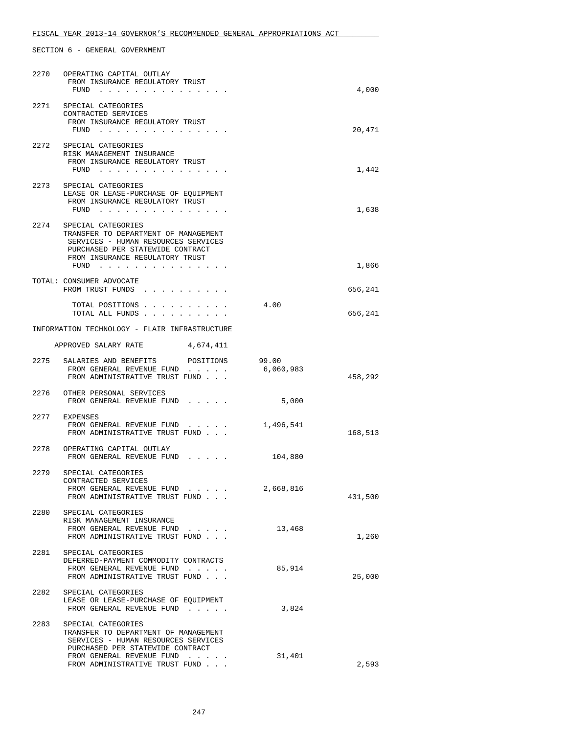SECTION 6 - GENERAL GOVERNMENT

| | | | |
|---|---|---|---|
| 2270 | OPERATING CAPITAL OUTLAY<br>FROM INSURANCE REGULATORY TRUST FUND . . . . . . . . . . . . . . . | | 4,000 |
| 2271 | SPECIAL CATEGORIES<br>CONTRACTED SERVICES<br>FROM INSURANCE REGULATORY TRUST FUND . . . . . . . . . . . . . . . | | 20,471 |
| 2272 | SPECIAL CATEGORIES<br>RISK MANAGEMENT INSURANCE<br>FROM INSURANCE REGULATORY TRUST FUND . . . . . . . . . . . . . . . | | 1,442 |
| 2273 | SPECIAL CATEGORIES<br>LEASE OR LEASE-PURCHASE OF EQUIPMENT<br>FROM INSURANCE REGULATORY TRUST FUND . . . . . . . . . . . . . . . | | 1,638 |
| 2274 | SPECIAL CATEGORIES<br>TRANSFER TO DEPARTMENT OF MANAGEMENT SERVICES - HUMAN RESOURCES SERVICES PURCHASED PER STATEWIDE CONTRACT<br>FROM INSURANCE REGULATORY TRUST FUND . . . . . . . . . . . . . . . | | 1,866 |
| | TOTAL: CONSUMER ADVOCATE<br>FROM TRUST FUNDS . . . . . . . . . . | | 656,241 |
| | TOTAL POSITIONS . . . . . . . . . . | 4.00 | |
| | TOTAL ALL FUNDS . . . . . . . . . . | | 656,241 |

INFORMATION TECHNOLOGY - FLAIR INFRASTRUCTURE

APPROVED SALARY RATE 4,674,411

| | | | |
|---|---|---|---|
| 2275 | SALARIES AND BENEFITS POSITIONS | 99.00 | |
| | FROM GENERAL REVENUE FUND . . . . . | 6,060,983 | |
| | FROM ADMINISTRATIVE TRUST FUND . . . | | 458,292 |
| 2276 | OTHER PERSONAL SERVICES<br>FROM GENERAL REVENUE FUND . . . . . | 5,000 | |
| 2277 | EXPENSES<br>FROM GENERAL REVENUE FUND . . . . . | 1,496,541 | |
| | FROM ADMINISTRATIVE TRUST FUND . . . | | 168,513 |
| 2278 | OPERATING CAPITAL OUTLAY<br>FROM GENERAL REVENUE FUND . . . . . | 104,880 | |
| 2279 | SPECIAL CATEGORIES<br>CONTRACTED SERVICES<br>FROM GENERAL REVENUE FUND . . . . . | 2,668,816 | |
| | FROM ADMINISTRATIVE TRUST FUND . . . | | 431,500 |
| 2280 | SPECIAL CATEGORIES<br>RISK MANAGEMENT INSURANCE<br>FROM GENERAL REVENUE FUND . . . . . | 13,468 | |
| | FROM ADMINISTRATIVE TRUST FUND . . . | | 1,260 |
| 2281 | SPECIAL CATEGORIES<br>DEFERRED-PAYMENT COMMODITY CONTRACTS<br>FROM GENERAL REVENUE FUND . . . . . | 85,914 | |
| | FROM ADMINISTRATIVE TRUST FUND . . . | | 25,000 |
| 2282 | SPECIAL CATEGORIES<br>LEASE OR LEASE-PURCHASE OF EQUIPMENT<br>FROM GENERAL REVENUE FUND . . . . . | 3,824 | |
| 2283 | SPECIAL CATEGORIES<br>TRANSFER TO DEPARTMENT OF MANAGEMENT SERVICES - HUMAN RESOURCES SERVICES PURCHASED PER STATEWIDE CONTRACT<br>FROM GENERAL REVENUE FUND . . . . . | 31,401 | |
| | FROM ADMINISTRATIVE TRUST FUND . . . | | 2,593 |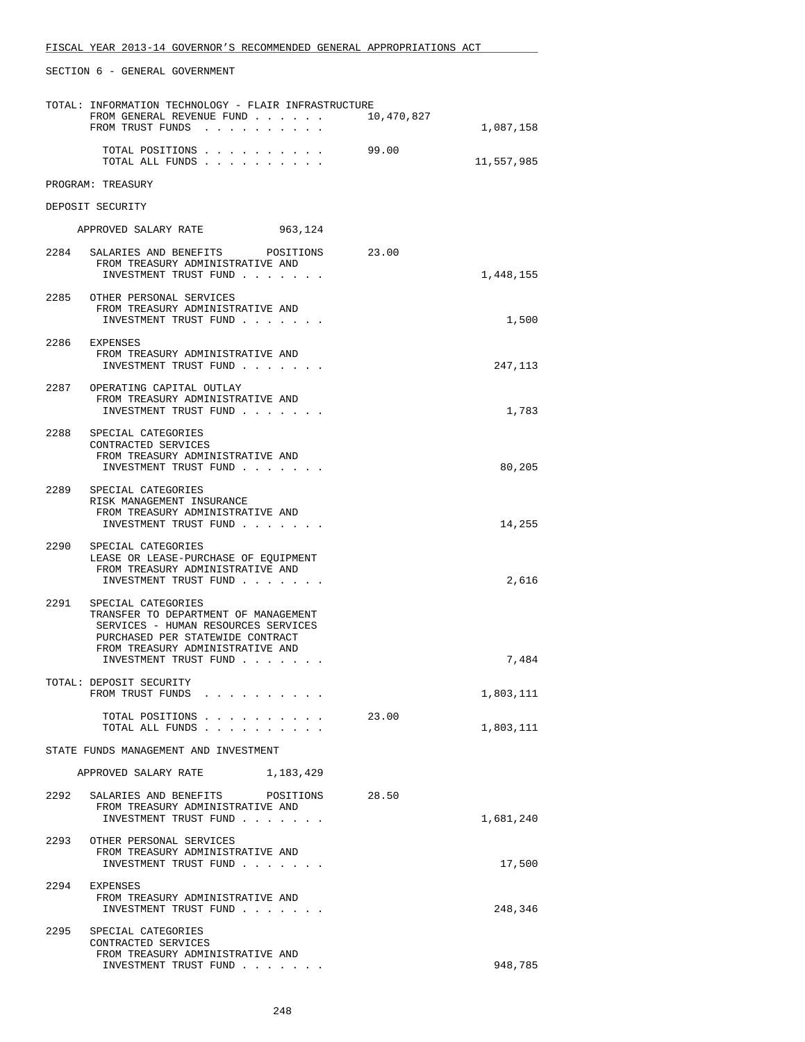SECTION 6 - GENERAL GOVERNMENT

TOTAL: INFORMATION TECHNOLOGY - FLAIR INFRASTRUCTURE

| | | |
|---|---|---|
| FROM GENERAL REVENUE FUND | 10,470,827 | |
| FROM TRUST FUNDS | | 1,087,158 |
| TOTAL POSITIONS | 99.00 | |
| TOTAL ALL FUNDS | | 11,557,985 |

PROGRAM: TREASURY

DEPOSIT SECURITY

APPROVED SALARY RATE 963,124

| Item | Description | Positions | Amount |
|---|---|---|---|
| 2284 | SALARIES AND BENEFITS POSITIONS FROM TREASURY ADMINISTRATIVE AND INVESTMENT TRUST FUND | 23.00 | 1,448,155 |
| 2285 | OTHER PERSONAL SERVICES FROM TREASURY ADMINISTRATIVE AND INVESTMENT TRUST FUND | | 1,500 |
| 2286 | EXPENSES FROM TREASURY ADMINISTRATIVE AND INVESTMENT TRUST FUND | | 247,113 |
| 2287 | OPERATING CAPITAL OUTLAY FROM TREASURY ADMINISTRATIVE AND INVESTMENT TRUST FUND | | 1,783 |
| 2288 | SPECIAL CATEGORIES CONTRACTED SERVICES FROM TREASURY ADMINISTRATIVE AND INVESTMENT TRUST FUND | | 80,205 |
| 2289 | SPECIAL CATEGORIES RISK MANAGEMENT INSURANCE FROM TREASURY ADMINISTRATIVE AND INVESTMENT TRUST FUND | | 14,255 |
| 2290 | SPECIAL CATEGORIES LEASE OR LEASE-PURCHASE OF EQUIPMENT FROM TREASURY ADMINISTRATIVE AND INVESTMENT TRUST FUND | | 2,616 |
| 2291 | SPECIAL CATEGORIES TRANSFER TO DEPARTMENT OF MANAGEMENT SERVICES - HUMAN RESOURCES SERVICES PURCHASED PER STATEWIDE CONTRACT FROM TREASURY ADMINISTRATIVE AND INVESTMENT TRUST FUND | | 7,484 |

TOTAL: DEPOSIT SECURITY

| | | |
|---|---|---|
| FROM TRUST FUNDS | | 1,803,111 |
| TOTAL POSITIONS | 23.00 | |
| TOTAL ALL FUNDS | | 1,803,111 |

STATE FUNDS MANAGEMENT AND INVESTMENT

APPROVED SALARY RATE 1,183,429

| Item | Description | Positions | Amount |
|---|---|---|---|
| 2292 | SALARIES AND BENEFITS POSITIONS FROM TREASURY ADMINISTRATIVE AND INVESTMENT TRUST FUND | 28.50 | 1,681,240 |
| 2293 | OTHER PERSONAL SERVICES FROM TREASURY ADMINISTRATIVE AND INVESTMENT TRUST FUND | | 17,500 |
| 2294 | EXPENSES FROM TREASURY ADMINISTRATIVE AND INVESTMENT TRUST FUND | | 248,346 |
| 2295 | SPECIAL CATEGORIES CONTRACTED SERVICES FROM TREASURY ADMINISTRATIVE AND INVESTMENT TRUST FUND | | 948,785 |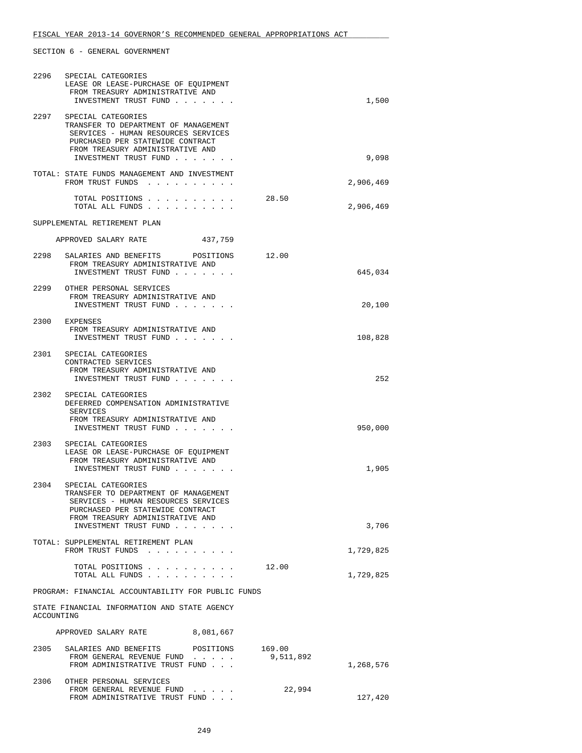FISCAL YEAR 2013-14 GOVERNOR'S RECOMMENDED GENERAL APPROPRIATIONS ACT

SECTION 6 - GENERAL GOVERNMENT

```
2296   SPECIAL CATEGORIES
       LEASE OR LEASE-PURCHASE OF EQUIPMENT
        FROM TREASURY ADMINISTRATIVE AND
         INVESTMENT TRUST FUND . . . . . . .                              1,500

2297   SPECIAL CATEGORIES
       TRANSFER TO DEPARTMENT OF MANAGEMENT
        SERVICES - HUMAN RESOURCES SERVICES
        PURCHASED PER STATEWIDE CONTRACT
        FROM TREASURY ADMINISTRATIVE AND
         INVESTMENT TRUST FUND . . . . . . .                              9,098

TOTAL: STATE FUNDS MANAGEMENT AND INVESTMENT
       FROM TRUST FUNDS  . . . . . . . . . .                          2,906,469

         TOTAL POSITIONS . . . . . . . . . .        28.50
         TOTAL ALL FUNDS . . . . . . . . . .                          2,906,469

SUPPLEMENTAL RETIREMENT PLAN

     APPROVED SALARY RATE          437,759

2298   SALARIES AND BENEFITS       POSITIONS    12.00
        FROM TREASURY ADMINISTRATIVE AND
         INVESTMENT TRUST FUND . . . . . . .                            645,034

2299   OTHER PERSONAL SERVICES
        FROM TREASURY ADMINISTRATIVE AND
         INVESTMENT TRUST FUND . . . . . . .                             20,100

2300   EXPENSES
        FROM TREASURY ADMINISTRATIVE AND
         INVESTMENT TRUST FUND . . . . . . .                            108,828

2301   SPECIAL CATEGORIES
       CONTRACTED SERVICES
        FROM TREASURY ADMINISTRATIVE AND
         INVESTMENT TRUST FUND . . . . . . .                                252

2302   SPECIAL CATEGORIES
       DEFERRED COMPENSATION ADMINISTRATIVE
        SERVICES
        FROM TREASURY ADMINISTRATIVE AND
         INVESTMENT TRUST FUND . . . . . . .                            950,000

2303   SPECIAL CATEGORIES
       LEASE OR LEASE-PURCHASE OF EQUIPMENT
        FROM TREASURY ADMINISTRATIVE AND
         INVESTMENT TRUST FUND . . . . . . .                              1,905

2304   SPECIAL CATEGORIES
       TRANSFER TO DEPARTMENT OF MANAGEMENT
        SERVICES - HUMAN RESOURCES SERVICES
        PURCHASED PER STATEWIDE CONTRACT
        FROM TREASURY ADMINISTRATIVE AND
         INVESTMENT TRUST FUND . . . . . . .                              3,706

TOTAL: SUPPLEMENTAL RETIREMENT PLAN
       FROM TRUST FUNDS  . . . . . . . . . .                          1,729,825

         TOTAL POSITIONS . . . . . . . . . .        12.00
         TOTAL ALL FUNDS . . . . . . . . . .                          1,729,825

PROGRAM: FINANCIAL ACCOUNTABILITY FOR PUBLIC FUNDS

STATE FINANCIAL INFORMATION AND STATE AGENCY
ACCOUNTING

     APPROVED SALARY RATE        8,081,667

2305   SALARIES AND BENEFITS       POSITIONS   169.00
        FROM GENERAL REVENUE FUND  . . . . .    9,511,892
        FROM ADMINISTRATIVE TRUST FUND . . .                          1,268,576

2306   OTHER PERSONAL SERVICES
        FROM GENERAL REVENUE FUND  . . . . .       22,994
        FROM ADMINISTRATIVE TRUST FUND . . .                            127,420
```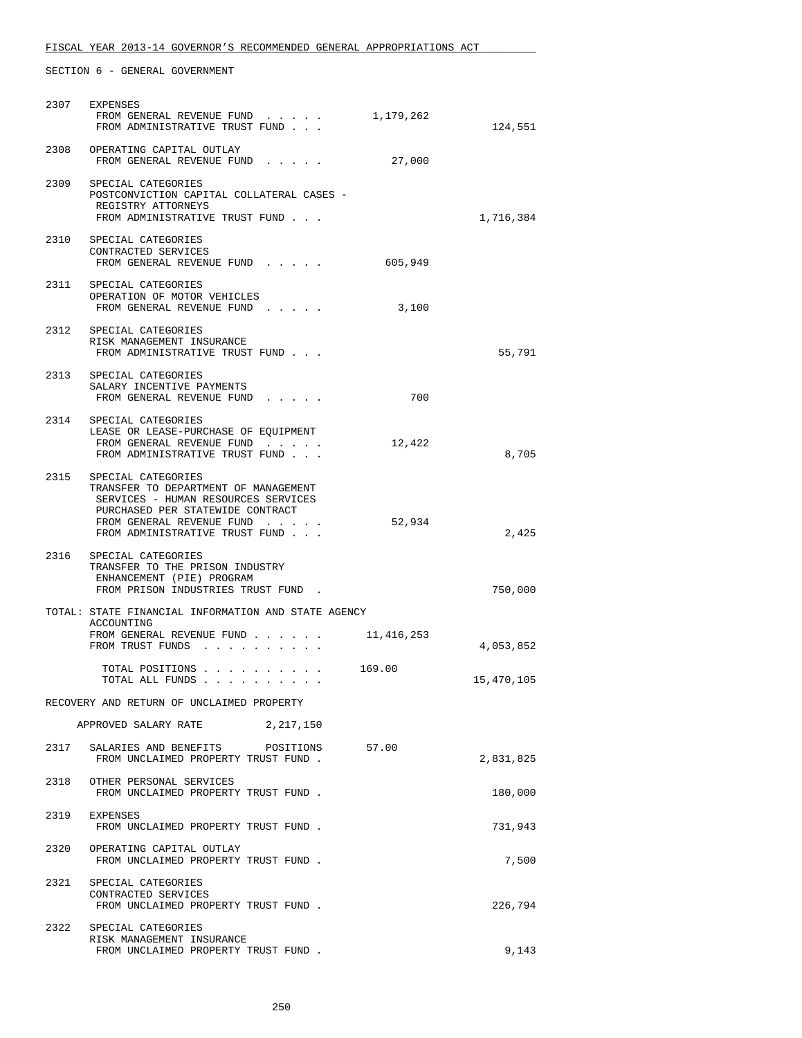FISCAL YEAR 2013-14 GOVERNOR'S RECOMMENDED GENERAL APPROPRIATIONS ACT

SECTION 6 - GENERAL GOVERNMENT

| | | | |
|---|---|---|---|
| 2307 | EXPENSES<br>FROM GENERAL REVENUE FUND . . . . .<br>FROM ADMINISTRATIVE TRUST FUND . . . | 1,179,262 | 124,551 |
| 2308 | OPERATING CAPITAL OUTLAY<br>FROM GENERAL REVENUE FUND . . . . . | 27,000 | |
| 2309 | SPECIAL CATEGORIES<br>POSTCONVICTION CAPITAL COLLATERAL CASES - REGISTRY ATTORNEYS<br>FROM ADMINISTRATIVE TRUST FUND . . . | | 1,716,384 |
| 2310 | SPECIAL CATEGORIES<br>CONTRACTED SERVICES<br>FROM GENERAL REVENUE FUND . . . . . | 605,949 | |
| 2311 | SPECIAL CATEGORIES<br>OPERATION OF MOTOR VEHICLES<br>FROM GENERAL REVENUE FUND . . . . . | 3,100 | |
| 2312 | SPECIAL CATEGORIES<br>RISK MANAGEMENT INSURANCE<br>FROM ADMINISTRATIVE TRUST FUND . . . | | 55,791 |
| 2313 | SPECIAL CATEGORIES<br>SALARY INCENTIVE PAYMENTS<br>FROM GENERAL REVENUE FUND . . . . . | 700 | |
| 2314 | SPECIAL CATEGORIES<br>LEASE OR LEASE-PURCHASE OF EQUIPMENT<br>FROM GENERAL REVENUE FUND . . . . .<br>FROM ADMINISTRATIVE TRUST FUND . . . | 12,422 | 8,705 |
| 2315 | SPECIAL CATEGORIES<br>TRANSFER TO DEPARTMENT OF MANAGEMENT SERVICES - HUMAN RESOURCES SERVICES PURCHASED PER STATEWIDE CONTRACT<br>FROM GENERAL REVENUE FUND . . . . .<br>FROM ADMINISTRATIVE TRUST FUND . . . | 52,934 | 2,425 |
| 2316 | SPECIAL CATEGORIES<br>TRANSFER TO THE PRISON INDUSTRY ENHANCEMENT (PIE) PROGRAM<br>FROM PRISON INDUSTRIES TRUST FUND . | | 750,000 |

TOTAL: STATE FINANCIAL INFORMATION AND STATE AGENCY ACCOUNTING

| | | |
|---|---|---|
| FROM GENERAL REVENUE FUND . . . . . . | 11,416,253 | |
| FROM TRUST FUNDS . . . . . . . . . . | | 4,053,852 |
| TOTAL POSITIONS . . . . . . . . . . | 169.00 | |
| TOTAL ALL FUNDS . . . . . . . . . . | | 15,470,105 |

RECOVERY AND RETURN OF UNCLAIMED PROPERTY

APPROVED SALARY RATE 2,217,150

| | | | |
|---|---|---|---|
| 2317 | SALARIES AND BENEFITS POSITIONS<br>FROM UNCLAIMED PROPERTY TRUST FUND . | 57.00 | 2,831,825 |
| 2318 | OTHER PERSONAL SERVICES<br>FROM UNCLAIMED PROPERTY TRUST FUND . | | 180,000 |
| 2319 | EXPENSES<br>FROM UNCLAIMED PROPERTY TRUST FUND . | | 731,943 |
| 2320 | OPERATING CAPITAL OUTLAY<br>FROM UNCLAIMED PROPERTY TRUST FUND . | | 7,500 |
| 2321 | SPECIAL CATEGORIES<br>CONTRACTED SERVICES<br>FROM UNCLAIMED PROPERTY TRUST FUND . | | 226,794 |
| 2322 | SPECIAL CATEGORIES<br>RISK MANAGEMENT INSURANCE<br>FROM UNCLAIMED PROPERTY TRUST FUND . | | 9,143 |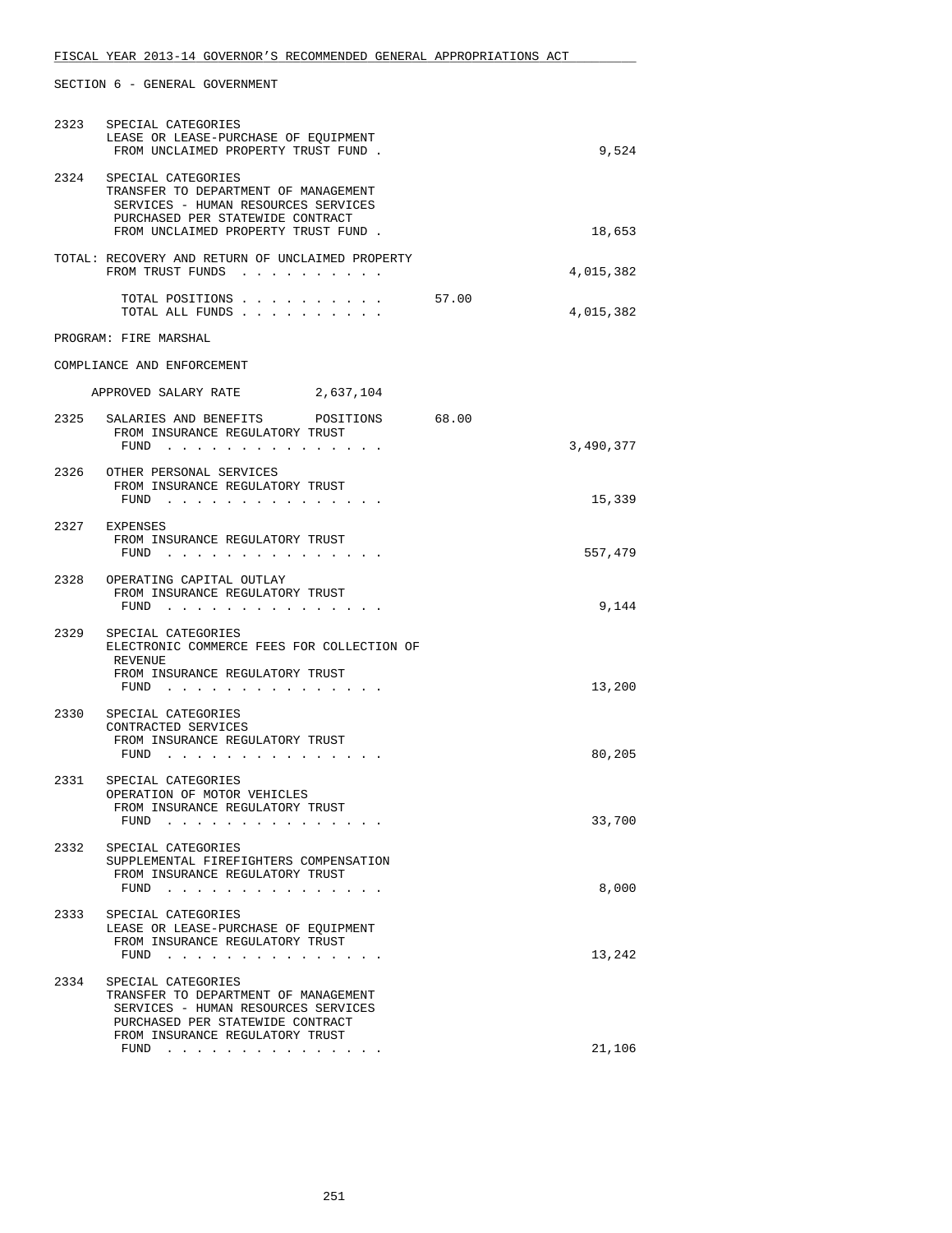SECTION 6 - GENERAL GOVERNMENT

2323 SPECIAL CATEGORIES
LEASE OR LEASE-PURCHASE OF EQUIPMENT
FROM UNCLAIMED PROPERTY TRUST FUND . 9,524

2324 SPECIAL CATEGORIES
TRANSFER TO DEPARTMENT OF MANAGEMENT
SERVICES - HUMAN RESOURCES SERVICES
PURCHASED PER STATEWIDE CONTRACT
FROM UNCLAIMED PROPERTY TRUST FUND . 18,653

TOTAL: RECOVERY AND RETURN OF UNCLAIMED PROPERTY
FROM TRUST FUNDS . . . . . . . . . . 4,015,382

TOTAL POSITIONS . . . . . . . . . . 57.00
TOTAL ALL FUNDS . . . . . . . . . . 4,015,382

PROGRAM: FIRE MARSHAL

COMPLIANCE AND ENFORCEMENT

APPROVED SALARY RATE 2,637,104

2325 SALARIES AND BENEFITS POSITIONS 68.00
FROM INSURANCE REGULATORY TRUST
FUND . . . . . . . . . . . . . . . 3,490,377

2326 OTHER PERSONAL SERVICES
FROM INSURANCE REGULATORY TRUST
FUND . . . . . . . . . . . . . . . 15,339

2327 EXPENSES
FROM INSURANCE REGULATORY TRUST
FUND . . . . . . . . . . . . . . . 557,479

2328 OPERATING CAPITAL OUTLAY
FROM INSURANCE REGULATORY TRUST
FUND . . . . . . . . . . . . . . . 9,144

2329 SPECIAL CATEGORIES
ELECTRONIC COMMERCE FEES FOR COLLECTION OF
REVENUE
FROM INSURANCE REGULATORY TRUST
FUND . . . . . . . . . . . . . . . 13,200

2330 SPECIAL CATEGORIES
CONTRACTED SERVICES
FROM INSURANCE REGULATORY TRUST
FUND . . . . . . . . . . . . . . . 80,205

2331 SPECIAL CATEGORIES
OPERATION OF MOTOR VEHICLES
FROM INSURANCE REGULATORY TRUST
FUND . . . . . . . . . . . . . . . 33,700

2332 SPECIAL CATEGORIES
SUPPLEMENTAL FIREFIGHTERS COMPENSATION
FROM INSURANCE REGULATORY TRUST
FUND . . . . . . . . . . . . . . . 8,000

2333 SPECIAL CATEGORIES
LEASE OR LEASE-PURCHASE OF EQUIPMENT
FROM INSURANCE REGULATORY TRUST
FUND . . . . . . . . . . . . . . . 13,242

2334 SPECIAL CATEGORIES
TRANSFER TO DEPARTMENT OF MANAGEMENT
SERVICES - HUMAN RESOURCES SERVICES
PURCHASED PER STATEWIDE CONTRACT
FROM INSURANCE REGULATORY TRUST
FUND . . . . . . . . . . . . . . . 21,106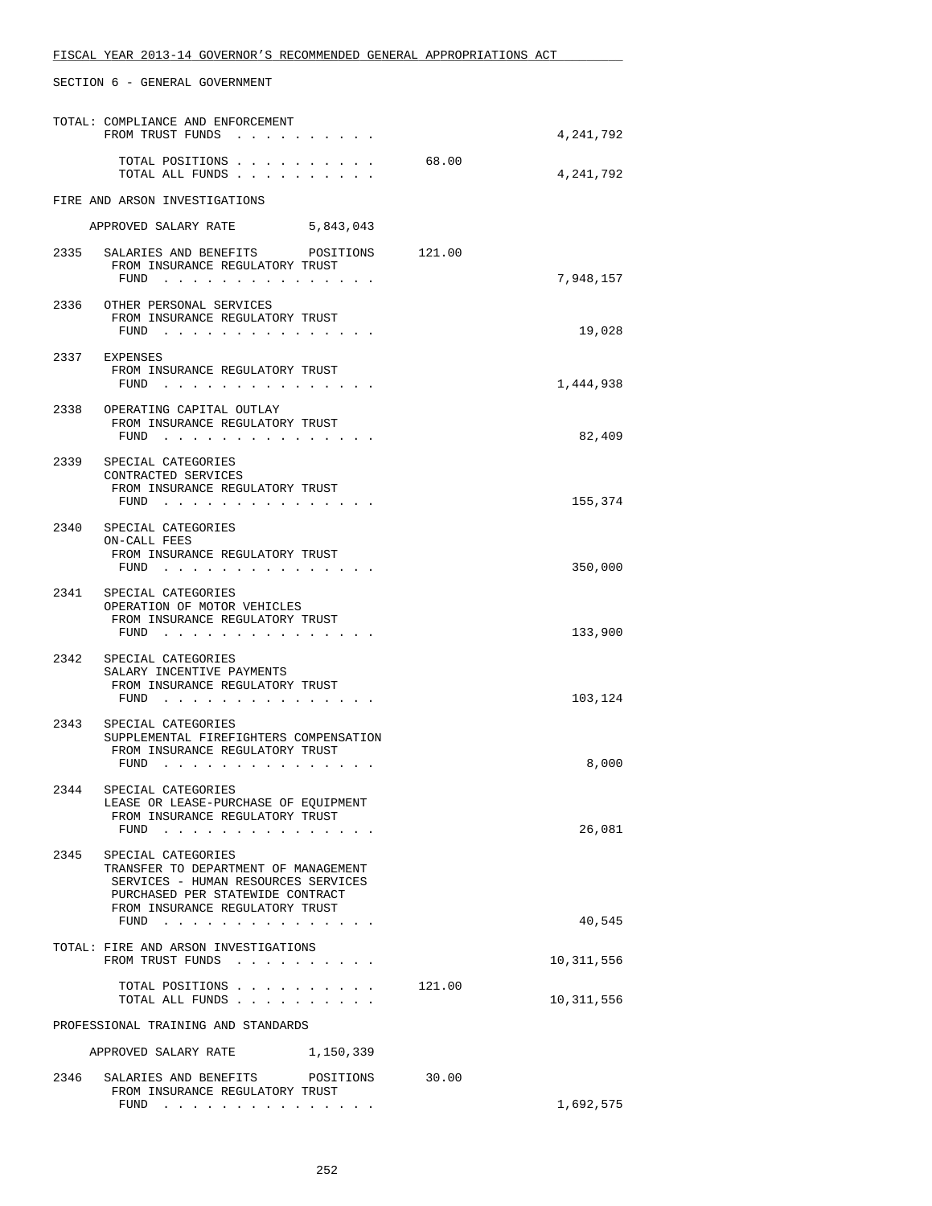FISCAL YEAR 2013-14 GOVERNOR'S RECOMMENDED GENERAL APPROPRIATIONS ACT

SECTION 6 - GENERAL GOVERNMENT

| | | | |
|---|---|---|---|
| | TOTAL: COMPLIANCE AND ENFORCEMENT FROM TRUST FUNDS . . . . . . . . . . | | 4,241,792 |
| | TOTAL POSITIONS . . . . . . . . . . | 68.00 | |
| | TOTAL ALL FUNDS . . . . . . . . . . | | 4,241,792 |
| | **FIRE AND ARSON INVESTIGATIONS** | | |
| | APPROVED SALARY RATE 5,843,043 | | |
| 2335 | SALARIES AND BENEFITS POSITIONS FROM INSURANCE REGULATORY TRUST FUND . . . . . . . . . . . . . . . | 121.00 | 7,948,157 |
| 2336 | OTHER PERSONAL SERVICES FROM INSURANCE REGULATORY TRUST FUND . . . . . . . . . . . . . . . | | 19,028 |
| 2337 | EXPENSES FROM INSURANCE REGULATORY TRUST FUND . . . . . . . . . . . . . . . | | 1,444,938 |
| 2338 | OPERATING CAPITAL OUTLAY FROM INSURANCE REGULATORY TRUST FUND . . . . . . . . . . . . . . . | | 82,409 |
| 2339 | SPECIAL CATEGORIES CONTRACTED SERVICES FROM INSURANCE REGULATORY TRUST FUND . . . . . . . . . . . . . . . | | 155,374 |
| 2340 | SPECIAL CATEGORIES ON-CALL FEES FROM INSURANCE REGULATORY TRUST FUND . . . . . . . . . . . . . . . | | 350,000 |
| 2341 | SPECIAL CATEGORIES OPERATION OF MOTOR VEHICLES FROM INSURANCE REGULATORY TRUST FUND . . . . . . . . . . . . . . . | | 133,900 |
| 2342 | SPECIAL CATEGORIES SALARY INCENTIVE PAYMENTS FROM INSURANCE REGULATORY TRUST FUND . . . . . . . . . . . . . . . | | 103,124 |
| 2343 | SPECIAL CATEGORIES SUPPLEMENTAL FIREFIGHTERS COMPENSATION FROM INSURANCE REGULATORY TRUST FUND . . . . . . . . . . . . . . . | | 8,000 |
| 2344 | SPECIAL CATEGORIES LEASE OR LEASE-PURCHASE OF EQUIPMENT FROM INSURANCE REGULATORY TRUST FUND . . . . . . . . . . . . . . . | | 26,081 |
| 2345 | SPECIAL CATEGORIES TRANSFER TO DEPARTMENT OF MANAGEMENT SERVICES - HUMAN RESOURCES SERVICES PURCHASED PER STATEWIDE CONTRACT FROM INSURANCE REGULATORY TRUST FUND . . . . . . . . . . . . . . . | | 40,545 |
| | TOTAL: FIRE AND ARSON INVESTIGATIONS FROM TRUST FUNDS . . . . . . . . . . | | 10,311,556 |
| | TOTAL POSITIONS . . . . . . . . . . | 121.00 | |
| | TOTAL ALL FUNDS . . . . . . . . . . | | 10,311,556 |
| | **PROFESSIONAL TRAINING AND STANDARDS** | | |
| | APPROVED SALARY RATE 1,150,339 | | |
| 2346 | SALARIES AND BENEFITS POSITIONS FROM INSURANCE REGULATORY TRUST FUND . . . . . . . . . . . . . . . | 30.00 | 1,692,575 |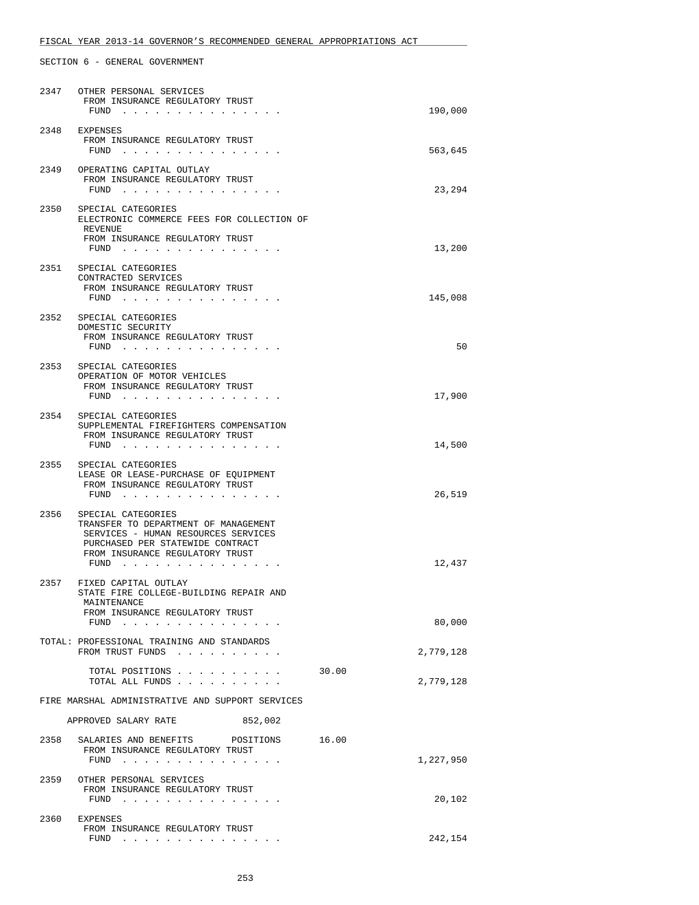FISCAL YEAR 2013-14 GOVERNOR'S RECOMMENDED GENERAL APPROPRIATIONS ACT

SECTION 6 - GENERAL GOVERNMENT

```
2347   OTHER PERSONAL SERVICES
        FROM INSURANCE REGULATORY TRUST
         FUND . . . . . . . . . . . . . . .                          190,000

2348   EXPENSES
        FROM INSURANCE REGULATORY TRUST
         FUND . . . . . . . . . . . . . . .                          563,645

2349   OPERATING CAPITAL OUTLAY
        FROM INSURANCE REGULATORY TRUST
         FUND . . . . . . . . . . . . . . .                           23,294

2350   SPECIAL CATEGORIES
        ELECTRONIC COMMERCE FEES FOR COLLECTION OF
         REVENUE
        FROM INSURANCE REGULATORY TRUST
         FUND . . . . . . . . . . . . . . .                           13,200

2351   SPECIAL CATEGORIES
        CONTRACTED SERVICES
        FROM INSURANCE REGULATORY TRUST
         FUND . . . . . . . . . . . . . . .                          145,008

2352   SPECIAL CATEGORIES
        DOMESTIC SECURITY
        FROM INSURANCE REGULATORY TRUST
         FUND . . . . . . . . . . . . . . .                               50

2353   SPECIAL CATEGORIES
        OPERATION OF MOTOR VEHICLES
        FROM INSURANCE REGULATORY TRUST
         FUND . . . . . . . . . . . . . . .                           17,900

2354   SPECIAL CATEGORIES
        SUPPLEMENTAL FIREFIGHTERS COMPENSATION
        FROM INSURANCE REGULATORY TRUST
         FUND . . . . . . . . . . . . . . .                           14,500

2355   SPECIAL CATEGORIES
        LEASE OR LEASE-PURCHASE OF EQUIPMENT
        FROM INSURANCE REGULATORY TRUST
         FUND . . . . . . . . . . . . . . .                           26,519

2356   SPECIAL CATEGORIES
        TRANSFER TO DEPARTMENT OF MANAGEMENT
         SERVICES - HUMAN RESOURCES SERVICES
         PURCHASED PER STATEWIDE CONTRACT
        FROM INSURANCE REGULATORY TRUST
         FUND . . . . . . . . . . . . . . .                           12,437

2357   FIXED CAPITAL OUTLAY
        STATE FIRE COLLEGE-BUILDING REPAIR AND
         MAINTENANCE
        FROM INSURANCE REGULATORY TRUST
         FUND . . . . . . . . . . . . . . .                           80,000

TOTAL: PROFESSIONAL TRAINING AND STANDARDS
        FROM TRUST FUNDS . . . . . . . . . .                       2,779,128

          TOTAL POSITIONS . . . . . . . . . .        30.00
          TOTAL ALL FUNDS . . . . . . . . . .                      2,779,128

FIRE MARSHAL ADMINISTRATIVE AND SUPPORT SERVICES

     APPROVED SALARY RATE           852,002

2358   SALARIES AND BENEFITS      POSITIONS      16.00
        FROM INSURANCE REGULATORY TRUST
         FUND . . . . . . . . . . . . . . .                        1,227,950

2359   OTHER PERSONAL SERVICES
        FROM INSURANCE REGULATORY TRUST
         FUND . . . . . . . . . . . . . . .                           20,102

2360   EXPENSES
        FROM INSURANCE REGULATORY TRUST
         FUND . . . . . . . . . . . . . . .                          242,154
```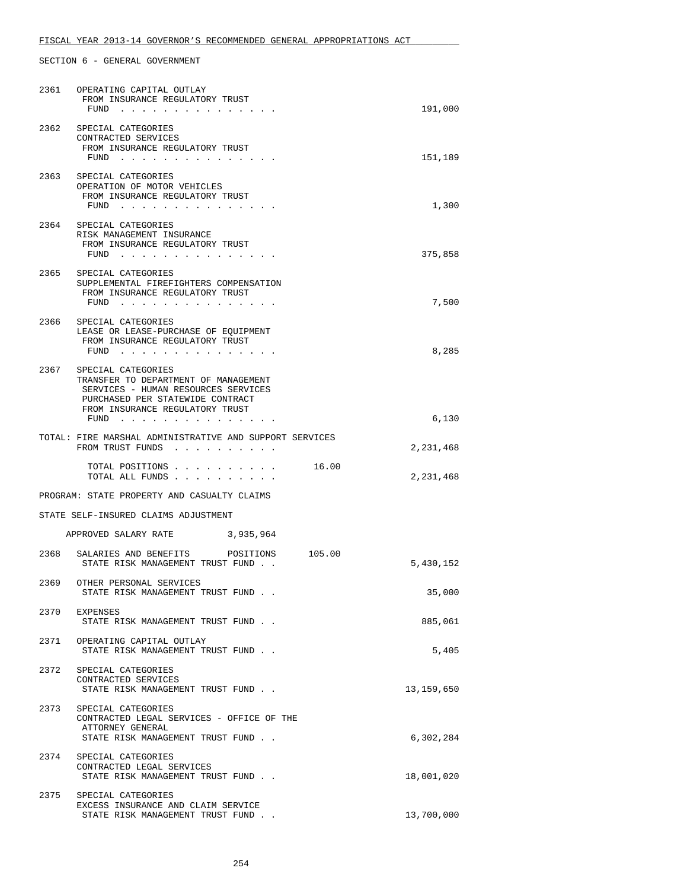SECTION 6 - GENERAL GOVERNMENT

| Line | Description | Amount |
|---|---|---|
| 2361 | OPERATING CAPITAL OUTLAY<br>FROM INSURANCE REGULATORY TRUST FUND . . . . . . . . . . . . . . . | 191,000 |
| 2362 | SPECIAL CATEGORIES<br>CONTRACTED SERVICES<br>FROM INSURANCE REGULATORY TRUST FUND . . . . . . . . . . . . . . . | 151,189 |
| 2363 | SPECIAL CATEGORIES<br>OPERATION OF MOTOR VEHICLES<br>FROM INSURANCE REGULATORY TRUST FUND . . . . . . . . . . . . . . . | 1,300 |
| 2364 | SPECIAL CATEGORIES<br>RISK MANAGEMENT INSURANCE<br>FROM INSURANCE REGULATORY TRUST FUND . . . . . . . . . . . . . . . | 375,858 |
| 2365 | SPECIAL CATEGORIES<br>SUPPLEMENTAL FIREFIGHTERS COMPENSATION<br>FROM INSURANCE REGULATORY TRUST FUND . . . . . . . . . . . . . . . | 7,500 |
| 2366 | SPECIAL CATEGORIES<br>LEASE OR LEASE-PURCHASE OF EQUIPMENT<br>FROM INSURANCE REGULATORY TRUST FUND . . . . . . . . . . . . . . . | 8,285 |
| 2367 | SPECIAL CATEGORIES<br>TRANSFER TO DEPARTMENT OF MANAGEMENT SERVICES - HUMAN RESOURCES SERVICES PURCHASED PER STATEWIDE CONTRACT<br>FROM INSURANCE REGULATORY TRUST FUND . . . . . . . . . . . . . . . | 6,130 |

TOTAL: FIRE MARSHAL ADMINISTRATIVE AND SUPPORT SERVICES
FROM TRUST FUNDS . . . . . . . . . . 2,231,468

TOTAL POSITIONS . . . . . . . . . . 16.00
TOTAL ALL FUNDS . . . . . . . . . . 2,231,468

PROGRAM: STATE PROPERTY AND CASUALTY CLAIMS

STATE SELF-INSURED CLAIMS ADJUSTMENT

APPROVED SALARY RATE 3,935,964

| Line | Description | Amount |
|---|---|---|
| 2368 | SALARIES AND BENEFITS POSITIONS 105.00<br>STATE RISK MANAGEMENT TRUST FUND . . | 5,430,152 |
| 2369 | OTHER PERSONAL SERVICES<br>STATE RISK MANAGEMENT TRUST FUND . . | 35,000 |
| 2370 | EXPENSES<br>STATE RISK MANAGEMENT TRUST FUND . . | 885,061 |
| 2371 | OPERATING CAPITAL OUTLAY<br>STATE RISK MANAGEMENT TRUST FUND . . | 5,405 |
| 2372 | SPECIAL CATEGORIES<br>CONTRACTED SERVICES<br>STATE RISK MANAGEMENT TRUST FUND . . | 13,159,650 |
| 2373 | SPECIAL CATEGORIES<br>CONTRACTED LEGAL SERVICES - OFFICE OF THE ATTORNEY GENERAL<br>STATE RISK MANAGEMENT TRUST FUND . . | 6,302,284 |
| 2374 | SPECIAL CATEGORIES<br>CONTRACTED LEGAL SERVICES<br>STATE RISK MANAGEMENT TRUST FUND . . | 18,001,020 |
| 2375 | SPECIAL CATEGORIES<br>EXCESS INSURANCE AND CLAIM SERVICE<br>STATE RISK MANAGEMENT TRUST FUND . . | 13,700,000 |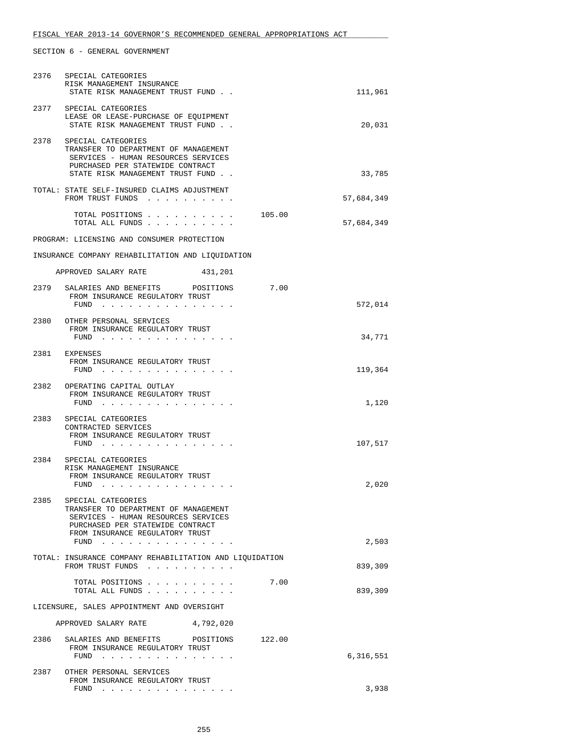SECTION 6 - GENERAL GOVERNMENT

```
2376   SPECIAL CATEGORIES
       RISK MANAGEMENT INSURANCE
        STATE RISK MANAGEMENT TRUST FUND . .                                111,961

2377   SPECIAL CATEGORIES
       LEASE OR LEASE-PURCHASE OF EQUIPMENT
        STATE RISK MANAGEMENT TRUST FUND . .                                 20,031

2378   SPECIAL CATEGORIES
       TRANSFER TO DEPARTMENT OF MANAGEMENT
        SERVICES - HUMAN RESOURCES SERVICES
        PURCHASED PER STATEWIDE CONTRACT
        STATE RISK MANAGEMENT TRUST FUND . .                                 33,785

TOTAL: STATE SELF-INSURED CLAIMS ADJUSTMENT
       FROM TRUST FUNDS  . . . . . . . . . .                             57,684,349

         TOTAL POSITIONS . . . . . . . . . .       105.00
         TOTAL ALL FUNDS . . . . . . . . . .                             57,684,349

PROGRAM: LICENSING AND CONSUMER PROTECTION

INSURANCE COMPANY REHABILITATION AND LIQUIDATION

     APPROVED SALARY RATE            431,201

2379   SALARIES AND BENEFITS      POSITIONS       7.00
        FROM INSURANCE REGULATORY TRUST
         FUND  . . . . . . . . . . . . . . .                                572,014

2380   OTHER PERSONAL SERVICES
        FROM INSURANCE REGULATORY TRUST
         FUND  . . . . . . . . . . . . . . .                                 34,771

2381   EXPENSES
        FROM INSURANCE REGULATORY TRUST
         FUND  . . . . . . . . . . . . . . .                                119,364

2382   OPERATING CAPITAL OUTLAY
        FROM INSURANCE REGULATORY TRUST
         FUND  . . . . . . . . . . . . . . .                                  1,120

2383   SPECIAL CATEGORIES
       CONTRACTED SERVICES
        FROM INSURANCE REGULATORY TRUST
         FUND  . . . . . . . . . . . . . . .                                107,517

2384   SPECIAL CATEGORIES
       RISK MANAGEMENT INSURANCE
        FROM INSURANCE REGULATORY TRUST
         FUND  . . . . . . . . . . . . . . .                                  2,020

2385   SPECIAL CATEGORIES
       TRANSFER TO DEPARTMENT OF MANAGEMENT
        SERVICES - HUMAN RESOURCES SERVICES
        PURCHASED PER STATEWIDE CONTRACT
        FROM INSURANCE REGULATORY TRUST
         FUND  . . . . . . . . . . . . . . .                                  2,503

TOTAL: INSURANCE COMPANY REHABILITATION AND LIQUIDATION
       FROM TRUST FUNDS  . . . . . . . . . .                                839,309

         TOTAL POSITIONS . . . . . . . . . .         7.00
         TOTAL ALL FUNDS . . . . . . . . . .                                839,309

LICENSURE, SALES APPOINTMENT AND OVERSIGHT

     APPROVED SALARY RATE          4,792,020

2386   SALARIES AND BENEFITS      POSITIONS     122.00
        FROM INSURANCE REGULATORY TRUST
         FUND  . . . . . . . . . . . . . . .                              6,316,551

2387   OTHER PERSONAL SERVICES
        FROM INSURANCE REGULATORY TRUST
         FUND  . . . . . . . . . . . . . . .                                  3,938
```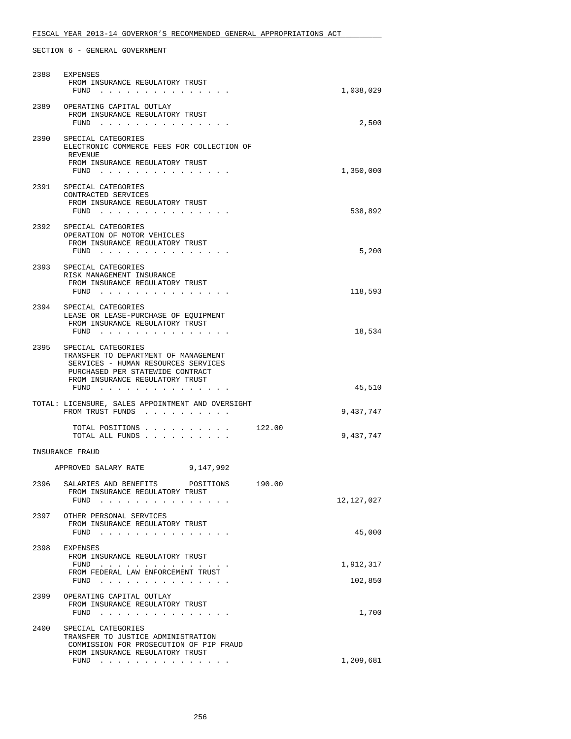FISCAL YEAR 2013-14 GOVERNOR'S RECOMMENDED GENERAL APPROPRIATIONS ACT

SECTION 6 - GENERAL GOVERNMENT

| Item | Description | Positions | Amount |
|---|---|---|---|
| 2388 | EXPENSES<br>FROM INSURANCE REGULATORY TRUST FUND . . . . . . . . . . . . . . . | | 1,038,029 |
| 2389 | OPERATING CAPITAL OUTLAY<br>FROM INSURANCE REGULATORY TRUST FUND . . . . . . . . . . . . . . . | | 2,500 |
| 2390 | SPECIAL CATEGORIES<br>ELECTRONIC COMMERCE FEES FOR COLLECTION OF REVENUE<br>FROM INSURANCE REGULATORY TRUST FUND . . . . . . . . . . . . . . . | | 1,350,000 |
| 2391 | SPECIAL CATEGORIES<br>CONTRACTED SERVICES<br>FROM INSURANCE REGULATORY TRUST FUND . . . . . . . . . . . . . . . | | 538,892 |
| 2392 | SPECIAL CATEGORIES<br>OPERATION OF MOTOR VEHICLES<br>FROM INSURANCE REGULATORY TRUST FUND . . . . . . . . . . . . . . . | | 5,200 |
| 2393 | SPECIAL CATEGORIES<br>RISK MANAGEMENT INSURANCE<br>FROM INSURANCE REGULATORY TRUST FUND . . . . . . . . . . . . . . . | | 118,593 |
| 2394 | SPECIAL CATEGORIES<br>LEASE OR LEASE-PURCHASE OF EQUIPMENT<br>FROM INSURANCE REGULATORY TRUST FUND . . . . . . . . . . . . . . . | | 18,534 |
| 2395 | SPECIAL CATEGORIES<br>TRANSFER TO DEPARTMENT OF MANAGEMENT SERVICES - HUMAN RESOURCES SERVICES PURCHASED PER STATEWIDE CONTRACT<br>FROM INSURANCE REGULATORY TRUST FUND . . . . . . . . . . . . . . . | | 45,510 |
| | TOTAL: LICENSURE, SALES APPOINTMENT AND OVERSIGHT<br>FROM TRUST FUNDS . . . . . . . . . . | | 9,437,747 |
| | TOTAL POSITIONS . . . . . . . . . . | 122.00 | |
| | TOTAL ALL FUNDS . . . . . . . . . . | | 9,437,747 |

INSURANCE FRAUD

APPROVED SALARY RATE 9,147,992

| Item | Description | Positions | Amount |
|---|---|---|---|
| 2396 | SALARIES AND BENEFITS POSITIONS<br>FROM INSURANCE REGULATORY TRUST FUND . . . . . . . . . . . . . . . | 190.00 | 12,127,027 |
| 2397 | OTHER PERSONAL SERVICES<br>FROM INSURANCE REGULATORY TRUST FUND . . . . . . . . . . . . . . . | | 45,000 |
| 2398 | EXPENSES<br>FROM INSURANCE REGULATORY TRUST FUND . . . . . . . . . . . . . . . | | 1,912,317 |
| | FROM FEDERAL LAW ENFORCEMENT TRUST FUND . . . . . . . . . . . . . . . | | 102,850 |
| 2399 | OPERATING CAPITAL OUTLAY<br>FROM INSURANCE REGULATORY TRUST FUND . . . . . . . . . . . . . . . | | 1,700 |
| 2400 | SPECIAL CATEGORIES<br>TRANSFER TO JUSTICE ADMINISTRATION COMMISSION FOR PROSECUTION OF PIP FRAUD<br>FROM INSURANCE REGULATORY TRUST FUND . . . . . . . . . . . . . . . | | 1,209,681 |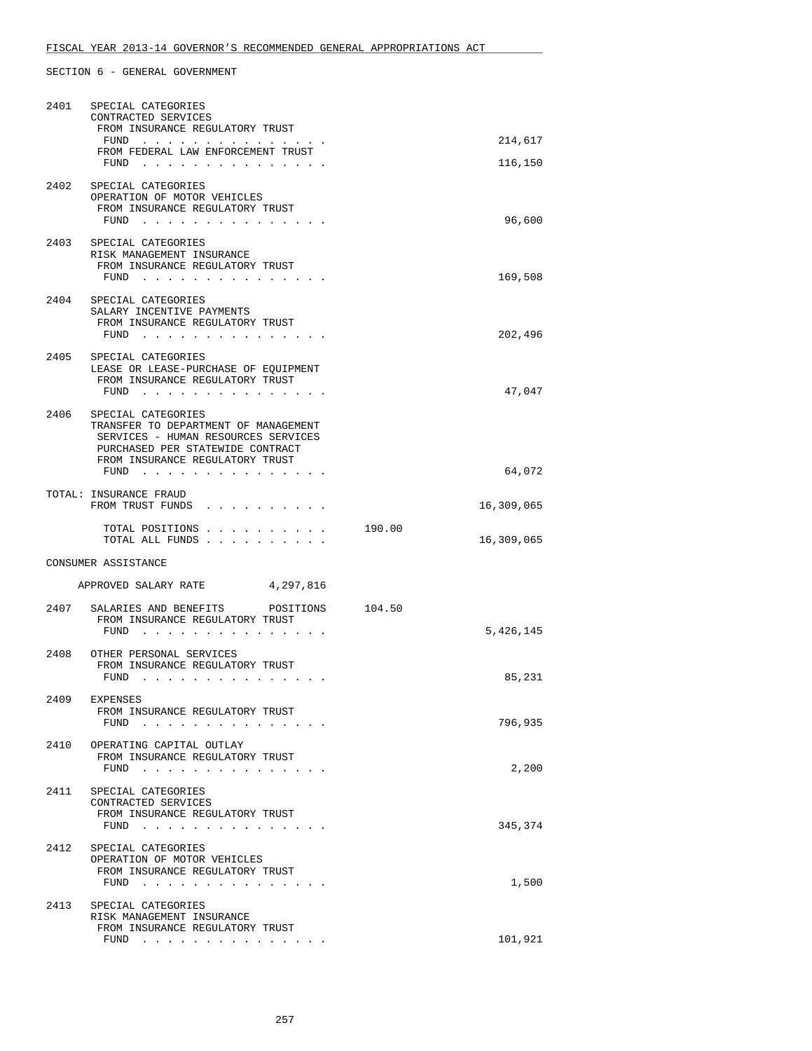SECTION 6 - GENERAL GOVERNMENT

| | | | |
|---|---|---|---|
| 2401 | SPECIAL CATEGORIES<br>CONTRACTED SERVICES<br>FROM INSURANCE REGULATORY TRUST FUND . . . . . . . . . . . . . . . | | 214,617 |
| | FROM FEDERAL LAW ENFORCEMENT TRUST FUND . . . . . . . . . . . . . . . | | 116,150 |
| 2402 | SPECIAL CATEGORIES<br>OPERATION OF MOTOR VEHICLES<br>FROM INSURANCE REGULATORY TRUST FUND . . . . . . . . . . . . . . . | | 96,600 |
| 2403 | SPECIAL CATEGORIES<br>RISK MANAGEMENT INSURANCE<br>FROM INSURANCE REGULATORY TRUST FUND . . . . . . . . . . . . . . . | | 169,508 |
| 2404 | SPECIAL CATEGORIES<br>SALARY INCENTIVE PAYMENTS<br>FROM INSURANCE REGULATORY TRUST FUND . . . . . . . . . . . . . . . | | 202,496 |
| 2405 | SPECIAL CATEGORIES<br>LEASE OR LEASE-PURCHASE OF EQUIPMENT<br>FROM INSURANCE REGULATORY TRUST FUND . . . . . . . . . . . . . . . | | 47,047 |
| 2406 | SPECIAL CATEGORIES<br>TRANSFER TO DEPARTMENT OF MANAGEMENT SERVICES - HUMAN RESOURCES SERVICES PURCHASED PER STATEWIDE CONTRACT<br>FROM INSURANCE REGULATORY TRUST FUND . . . . . . . . . . . . . . . | | 64,072 |
| | TOTAL: INSURANCE FRAUD<br>FROM TRUST FUNDS . . . . . . . . . . | | 16,309,065 |
| | TOTAL POSITIONS . . . . . . . . . . | 190.00 | |
| | TOTAL ALL FUNDS . . . . . . . . . . | | 16,309,065 |

CONSUMER ASSISTANCE

APPROVED SALARY RATE 4,297,816

| | | | |
|---|---|---|---|
| 2407 | SALARIES AND BENEFITS POSITIONS<br>FROM INSURANCE REGULATORY TRUST FUND . . . . . . . . . . . . . . . | 104.50 | 5,426,145 |
| 2408 | OTHER PERSONAL SERVICES<br>FROM INSURANCE REGULATORY TRUST FUND . . . . . . . . . . . . . . . | | 85,231 |
| 2409 | EXPENSES<br>FROM INSURANCE REGULATORY TRUST FUND . . . . . . . . . . . . . . . | | 796,935 |
| 2410 | OPERATING CAPITAL OUTLAY<br>FROM INSURANCE REGULATORY TRUST FUND . . . . . . . . . . . . . . . | | 2,200 |
| 2411 | SPECIAL CATEGORIES<br>CONTRACTED SERVICES<br>FROM INSURANCE REGULATORY TRUST FUND . . . . . . . . . . . . . . . | | 345,374 |
| 2412 | SPECIAL CATEGORIES<br>OPERATION OF MOTOR VEHICLES<br>FROM INSURANCE REGULATORY TRUST FUND . . . . . . . . . . . . . . . | | 1,500 |
| 2413 | SPECIAL CATEGORIES<br>RISK MANAGEMENT INSURANCE<br>FROM INSURANCE REGULATORY TRUST FUND . . . . . . . . . . . . . . . | | 101,921 |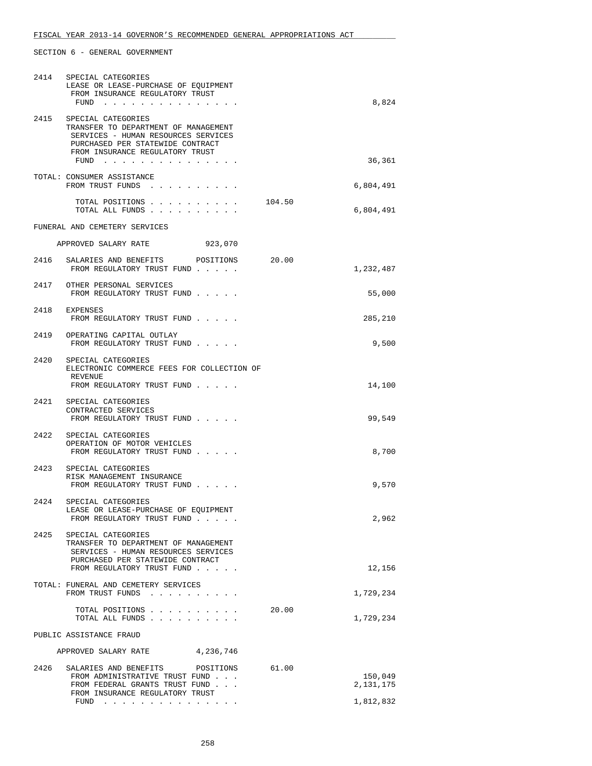SECTION 6 - GENERAL GOVERNMENT

| | | | |
|---|---|---|---|
| 2414 | SPECIAL CATEGORIES<br>LEASE OR LEASE-PURCHASE OF EQUIPMENT<br>FROM INSURANCE REGULATORY TRUST<br>FUND . . . . . . . . . . . . . . . | | 8,824 |
| 2415 | SPECIAL CATEGORIES<br>TRANSFER TO DEPARTMENT OF MANAGEMENT<br>SERVICES - HUMAN RESOURCES SERVICES<br>PURCHASED PER STATEWIDE CONTRACT<br>FROM INSURANCE REGULATORY TRUST<br>FUND . . . . . . . . . . . . . . . | | 36,361 |
| | TOTAL: CONSUMER ASSISTANCE<br>FROM TRUST FUNDS . . . . . . . . . . | | 6,804,491 |
| | TOTAL POSITIONS . . . . . . . . . . | 104.50 | |
| | TOTAL ALL FUNDS . . . . . . . . . . | | 6,804,491 |

FUNERAL AND CEMETERY SERVICES

APPROVED SALARY RATE 923,070

| | | | |
|---|---|---|---|
| 2416 | SALARIES AND BENEFITS POSITIONS<br>FROM REGULATORY TRUST FUND . . . . . | 20.00 | 1,232,487 |
| 2417 | OTHER PERSONAL SERVICES<br>FROM REGULATORY TRUST FUND . . . . . | | 55,000 |
| 2418 | EXPENSES<br>FROM REGULATORY TRUST FUND . . . . . | | 285,210 |
| 2419 | OPERATING CAPITAL OUTLAY<br>FROM REGULATORY TRUST FUND . . . . . | | 9,500 |
| 2420 | SPECIAL CATEGORIES<br>ELECTRONIC COMMERCE FEES FOR COLLECTION OF<br>REVENUE<br>FROM REGULATORY TRUST FUND . . . . . | | 14,100 |
| 2421 | SPECIAL CATEGORIES<br>CONTRACTED SERVICES<br>FROM REGULATORY TRUST FUND . . . . . | | 99,549 |
| 2422 | SPECIAL CATEGORIES<br>OPERATION OF MOTOR VEHICLES<br>FROM REGULATORY TRUST FUND . . . . . | | 8,700 |
| 2423 | SPECIAL CATEGORIES<br>RISK MANAGEMENT INSURANCE<br>FROM REGULATORY TRUST FUND . . . . . | | 9,570 |
| 2424 | SPECIAL CATEGORIES<br>LEASE OR LEASE-PURCHASE OF EQUIPMENT<br>FROM REGULATORY TRUST FUND . . . . . | | 2,962 |
| 2425 | SPECIAL CATEGORIES<br>TRANSFER TO DEPARTMENT OF MANAGEMENT<br>SERVICES - HUMAN RESOURCES SERVICES<br>PURCHASED PER STATEWIDE CONTRACT<br>FROM REGULATORY TRUST FUND . . . . . | | 12,156 |
| | TOTAL: FUNERAL AND CEMETERY SERVICES<br>FROM TRUST FUNDS . . . . . . . . . . | | 1,729,234 |
| | TOTAL POSITIONS . . . . . . . . . . | 20.00 | |
| | TOTAL ALL FUNDS . . . . . . . . . . | | 1,729,234 |

PUBLIC ASSISTANCE FRAUD

APPROVED SALARY RATE 4,236,746

| | | | |
|---|---|---|---|
| 2426 | SALARIES AND BENEFITS POSITIONS | 61.00 | |
| | FROM ADMINISTRATIVE TRUST FUND . . . | | 150,049 |
| | FROM FEDERAL GRANTS TRUST FUND . . . | | 2,131,175 |
| | FROM INSURANCE REGULATORY TRUST<br>FUND . . . . . . . . . . . . . . . | | 1,812,832 |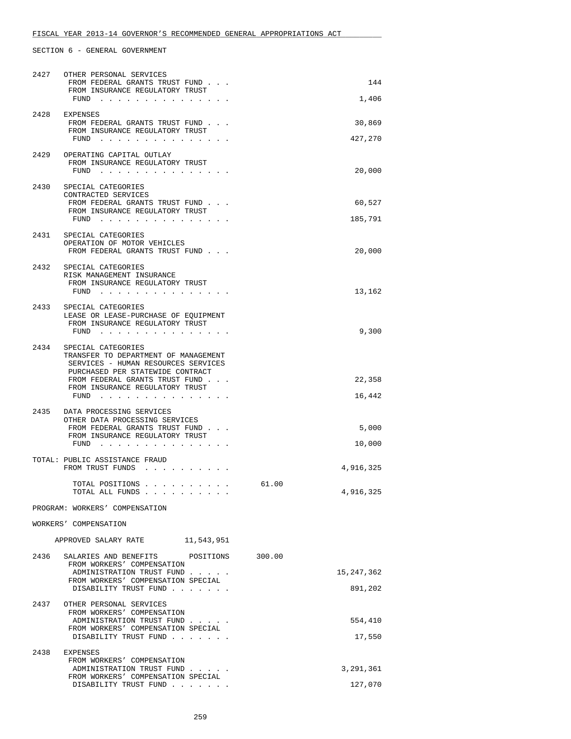SECTION 6 - GENERAL GOVERNMENT

```
2427   OTHER PERSONAL SERVICES
        FROM FEDERAL GRANTS TRUST FUND . . .                           144
        FROM INSURANCE REGULATORY TRUST
         FUND . . . . . . . . . . . . . . .                          1,406

2428   EXPENSES
        FROM FEDERAL GRANTS TRUST FUND . . .                        30,869
        FROM INSURANCE REGULATORY TRUST
         FUND . . . . . . . . . . . . . . .                        427,270

2429   OPERATING CAPITAL OUTLAY
        FROM INSURANCE REGULATORY TRUST
         FUND . . . . . . . . . . . . . . .                         20,000

2430   SPECIAL CATEGORIES
       CONTRACTED SERVICES
        FROM FEDERAL GRANTS TRUST FUND . . .                        60,527
        FROM INSURANCE REGULATORY TRUST
         FUND . . . . . . . . . . . . . . .                        185,791

2431   SPECIAL CATEGORIES
       OPERATION OF MOTOR VEHICLES
        FROM FEDERAL GRANTS TRUST FUND . . .                        20,000

2432   SPECIAL CATEGORIES
       RISK MANAGEMENT INSURANCE
        FROM INSURANCE REGULATORY TRUST
         FUND . . . . . . . . . . . . . . .                         13,162

2433   SPECIAL CATEGORIES
       LEASE OR LEASE-PURCHASE OF EQUIPMENT
        FROM INSURANCE REGULATORY TRUST
         FUND . . . . . . . . . . . . . . .                          9,300

2434   SPECIAL CATEGORIES
       TRANSFER TO DEPARTMENT OF MANAGEMENT
        SERVICES - HUMAN RESOURCES SERVICES
        PURCHASED PER STATEWIDE CONTRACT
        FROM FEDERAL GRANTS TRUST FUND . . .                        22,358
        FROM INSURANCE REGULATORY TRUST
         FUND . . . . . . . . . . . . . . .                         16,442

2435   DATA PROCESSING SERVICES
       OTHER DATA PROCESSING SERVICES
        FROM FEDERAL GRANTS TRUST FUND . . .                         5,000
        FROM INSURANCE REGULATORY TRUST
         FUND . . . . . . . . . . . . . . .                         10,000

TOTAL: PUBLIC ASSISTANCE FRAUD
        FROM TRUST FUNDS . . . . . . . . . .                     4,916,325

         TOTAL POSITIONS . . . . . . . . . .       61.00
         TOTAL ALL FUNDS . . . . . . . . . .                     4,916,325

PROGRAM: WORKERS' COMPENSATION

WORKERS' COMPENSATION

    APPROVED SALARY RATE        11,543,951

2436   SALARIES AND BENEFITS      POSITIONS     300.00
        FROM WORKERS' COMPENSATION
         ADMINISTRATION TRUST FUND . . . . .                    15,247,362
        FROM WORKERS' COMPENSATION SPECIAL
         DISABILITY TRUST FUND . . . . . . .                       891,202

2437   OTHER PERSONAL SERVICES
        FROM WORKERS' COMPENSATION
         ADMINISTRATION TRUST FUND . . . . .                       554,410
        FROM WORKERS' COMPENSATION SPECIAL
         DISABILITY TRUST FUND . . . . . . .                        17,550

2438   EXPENSES
        FROM WORKERS' COMPENSATION
         ADMINISTRATION TRUST FUND . . . . .                     3,291,361
        FROM WORKERS' COMPENSATION SPECIAL
         DISABILITY TRUST FUND . . . . . . .                       127,070
```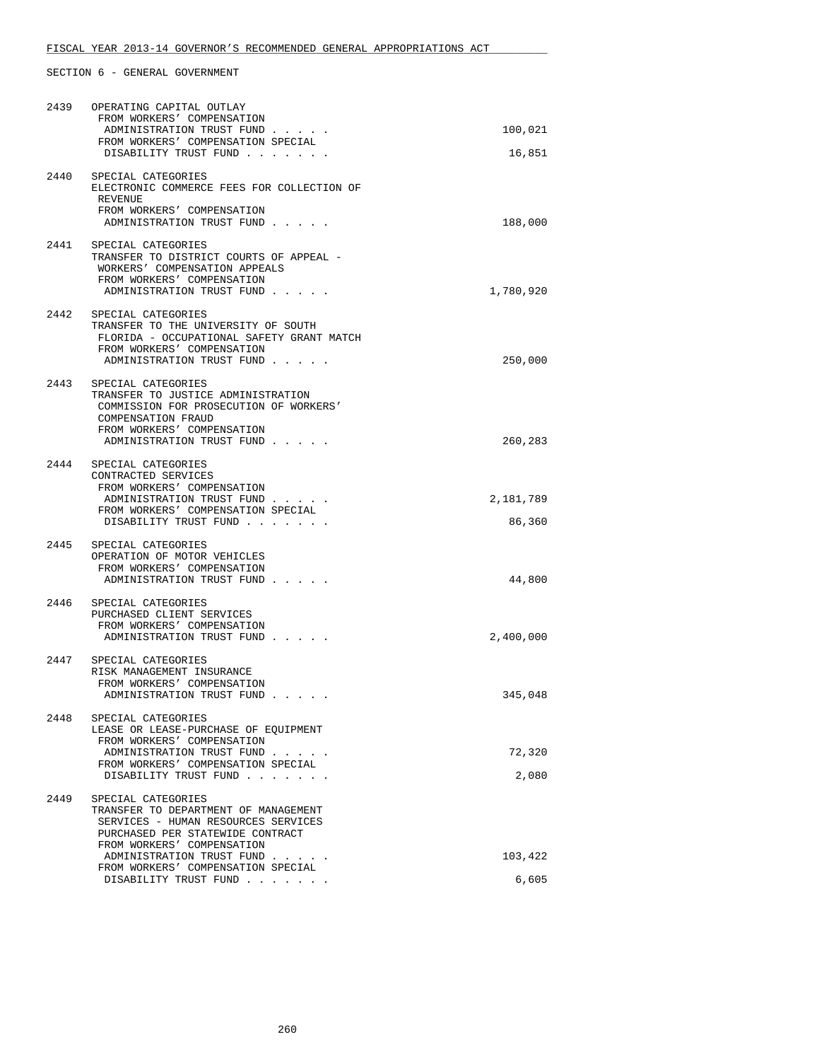FISCAL YEAR 2013-14 GOVERNOR'S RECOMMENDED GENERAL APPROPRIATIONS ACT

SECTION 6 - GENERAL GOVERNMENT

| | | |
|---|---|---|
| 2439 | OPERATING CAPITAL OUTLAY<br>FROM WORKERS' COMPENSATION ADMINISTRATION TRUST FUND . . . . . | 100,021 |
| | FROM WORKERS' COMPENSATION SPECIAL DISABILITY TRUST FUND . . . . . . . | 16,851 |
| 2440 | SPECIAL CATEGORIES<br>ELECTRONIC COMMERCE FEES FOR COLLECTION OF REVENUE<br>FROM WORKERS' COMPENSATION ADMINISTRATION TRUST FUND . . . . . | 188,000 |
| 2441 | SPECIAL CATEGORIES<br>TRANSFER TO DISTRICT COURTS OF APPEAL - WORKERS' COMPENSATION APPEALS<br>FROM WORKERS' COMPENSATION ADMINISTRATION TRUST FUND . . . . . | 1,780,920 |
| 2442 | SPECIAL CATEGORIES<br>TRANSFER TO THE UNIVERSITY OF SOUTH FLORIDA - OCCUPATIONAL SAFETY GRANT MATCH<br>FROM WORKERS' COMPENSATION ADMINISTRATION TRUST FUND . . . . . | 250,000 |
| 2443 | SPECIAL CATEGORIES<br>TRANSFER TO JUSTICE ADMINISTRATION COMMISSION FOR PROSECUTION OF WORKERS' COMPENSATION FRAUD<br>FROM WORKERS' COMPENSATION ADMINISTRATION TRUST FUND . . . . . | 260,283 |
| 2444 | SPECIAL CATEGORIES<br>CONTRACTED SERVICES<br>FROM WORKERS' COMPENSATION ADMINISTRATION TRUST FUND . . . . . | 2,181,789 |
| | FROM WORKERS' COMPENSATION SPECIAL DISABILITY TRUST FUND . . . . . . . | 86,360 |
| 2445 | SPECIAL CATEGORIES<br>OPERATION OF MOTOR VEHICLES<br>FROM WORKERS' COMPENSATION ADMINISTRATION TRUST FUND . . . . . | 44,800 |
| 2446 | SPECIAL CATEGORIES<br>PURCHASED CLIENT SERVICES<br>FROM WORKERS' COMPENSATION ADMINISTRATION TRUST FUND . . . . . | 2,400,000 |
| 2447 | SPECIAL CATEGORIES<br>RISK MANAGEMENT INSURANCE<br>FROM WORKERS' COMPENSATION ADMINISTRATION TRUST FUND . . . . . | 345,048 |
| 2448 | SPECIAL CATEGORIES<br>LEASE OR LEASE-PURCHASE OF EQUIPMENT<br>FROM WORKERS' COMPENSATION ADMINISTRATION TRUST FUND . . . . . | 72,320 |
| | FROM WORKERS' COMPENSATION SPECIAL DISABILITY TRUST FUND . . . . . . . | 2,080 |
| 2449 | SPECIAL CATEGORIES<br>TRANSFER TO DEPARTMENT OF MANAGEMENT SERVICES - HUMAN RESOURCES SERVICES PURCHASED PER STATEWIDE CONTRACT<br>FROM WORKERS' COMPENSATION ADMINISTRATION TRUST FUND . . . . . | 103,422 |
| | FROM WORKERS' COMPENSATION SPECIAL DISABILITY TRUST FUND . . . . . . . | 6,605 |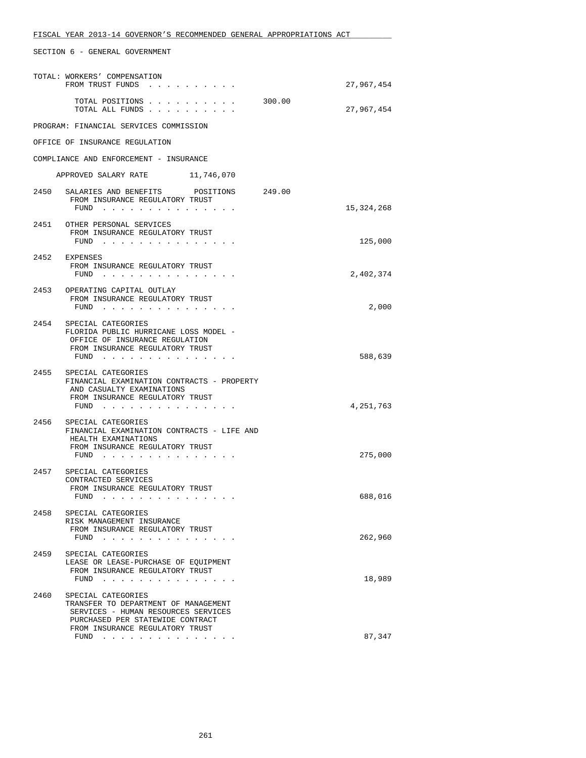SECTION 6 - GENERAL GOVERNMENT

TOTAL: WORKERS' COMPENSATION
FROM TRUST FUNDS . . . . . . . . . . 27,967,454

TOTAL POSITIONS . . . . . . . . . . 300.00
TOTAL ALL FUNDS . . . . . . . . . . 27,967,454

PROGRAM: FINANCIAL SERVICES COMMISSION

OFFICE OF INSURANCE REGULATION

COMPLIANCE AND ENFORCEMENT - INSURANCE

APPROVED SALARY RATE 11,746,070

| | | | |
|---|---|---|---|
| 2450 | SALARIES AND BENEFITS POSITIONS<br>FROM INSURANCE REGULATORY TRUST FUND . . . . . . . . . . . . . . . | 249.00 | 15,324,268 |
| 2451 | OTHER PERSONAL SERVICES<br>FROM INSURANCE REGULATORY TRUST FUND . . . . . . . . . . . . . . . | | 125,000 |
| 2452 | EXPENSES<br>FROM INSURANCE REGULATORY TRUST FUND . . . . . . . . . . . . . . . | | 2,402,374 |
| 2453 | OPERATING CAPITAL OUTLAY<br>FROM INSURANCE REGULATORY TRUST FUND . . . . . . . . . . . . . . . | | 2,000 |
| 2454 | SPECIAL CATEGORIES<br>FLORIDA PUBLIC HURRICANE LOSS MODEL - OFFICE OF INSURANCE REGULATION<br>FROM INSURANCE REGULATORY TRUST FUND . . . . . . . . . . . . . . . | | 588,639 |
| 2455 | SPECIAL CATEGORIES<br>FINANCIAL EXAMINATION CONTRACTS - PROPERTY AND CASUALTY EXAMINATIONS<br>FROM INSURANCE REGULATORY TRUST FUND . . . . . . . . . . . . . . . | | 4,251,763 |
| 2456 | SPECIAL CATEGORIES<br>FINANCIAL EXAMINATION CONTRACTS - LIFE AND HEALTH EXAMINATIONS<br>FROM INSURANCE REGULATORY TRUST FUND . . . . . . . . . . . . . . . | | 275,000 |
| 2457 | SPECIAL CATEGORIES<br>CONTRACTED SERVICES<br>FROM INSURANCE REGULATORY TRUST FUND . . . . . . . . . . . . . . . | | 688,016 |
| 2458 | SPECIAL CATEGORIES<br>RISK MANAGEMENT INSURANCE<br>FROM INSURANCE REGULATORY TRUST FUND . . . . . . . . . . . . . . . | | 262,960 |
| 2459 | SPECIAL CATEGORIES<br>LEASE OR LEASE-PURCHASE OF EQUIPMENT<br>FROM INSURANCE REGULATORY TRUST FUND . . . . . . . . . . . . . . . | | 18,989 |
| 2460 | SPECIAL CATEGORIES<br>TRANSFER TO DEPARTMENT OF MANAGEMENT SERVICES - HUMAN RESOURCES SERVICES PURCHASED PER STATEWIDE CONTRACT<br>FROM INSURANCE REGULATORY TRUST FUND . . . . . . . . . . . . . . . | | 87,347 |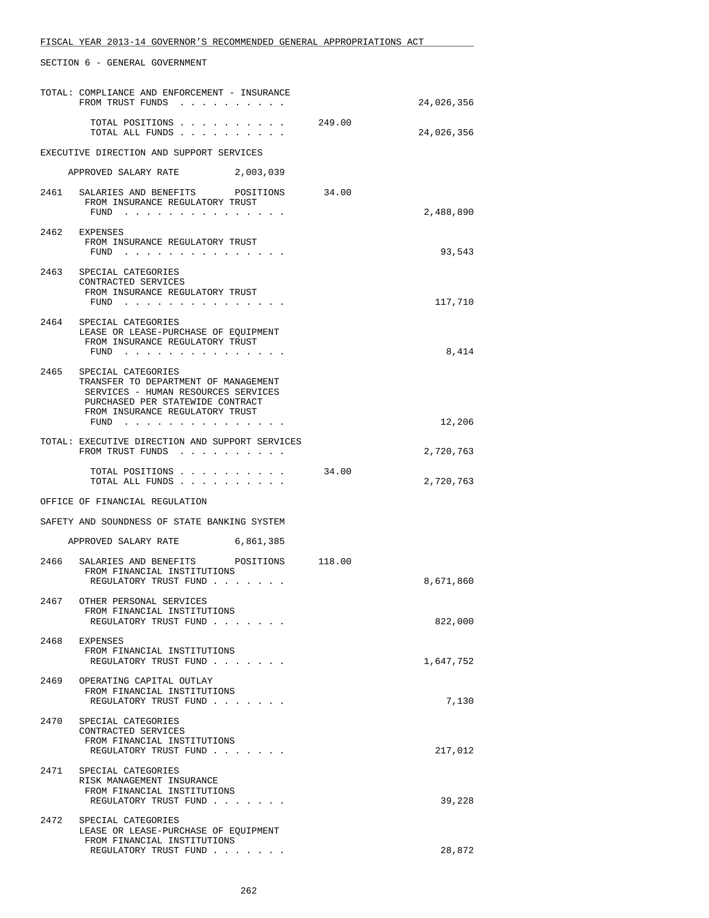SECTION 6 - GENERAL GOVERNMENT

| | | Positions | Amount |
|---|---|---|---|
| | TOTAL: COMPLIANCE AND ENFORCEMENT - INSURANCE FROM TRUST FUNDS . . . . . . . . . . | | 24,026,356 |
| | TOTAL POSITIONS . . . . . . . . . . | 249.00 | |
| | TOTAL ALL FUNDS . . . . . . . . . . | | 24,026,356 |

EXECUTIVE DIRECTION AND SUPPORT SERVICES

APPROVED SALARY RATE 2,003,039

| | | Positions | Amount |
|---|---|---|---|
| 2461 | SALARIES AND BENEFITS POSITIONS FROM INSURANCE REGULATORY TRUST FUND . . . . . . . . . . . . . . . | 34.00 | 2,488,890 |
| 2462 | EXPENSES FROM INSURANCE REGULATORY TRUST FUND . . . . . . . . . . . . . . . | | 93,543 |
| 2463 | SPECIAL CATEGORIES CONTRACTED SERVICES FROM INSURANCE REGULATORY TRUST FUND . . . . . . . . . . . . . . . | | 117,710 |
| 2464 | SPECIAL CATEGORIES LEASE OR LEASE-PURCHASE OF EQUIPMENT FROM INSURANCE REGULATORY TRUST FUND . . . . . . . . . . . . . . . | | 8,414 |
| 2465 | SPECIAL CATEGORIES TRANSFER TO DEPARTMENT OF MANAGEMENT SERVICES - HUMAN RESOURCES SERVICES PURCHASED PER STATEWIDE CONTRACT FROM INSURANCE REGULATORY TRUST FUND . . . . . . . . . . . . . . . | | 12,206 |
| | TOTAL: EXECUTIVE DIRECTION AND SUPPORT SERVICES FROM TRUST FUNDS . . . . . . . . . . | | 2,720,763 |
| | TOTAL POSITIONS . . . . . . . . . . | 34.00 | |
| | TOTAL ALL FUNDS . . . . . . . . . . | | 2,720,763 |

OFFICE OF FINANCIAL REGULATION

SAFETY AND SOUNDNESS OF STATE BANKING SYSTEM

APPROVED SALARY RATE 6,861,385

| | | Positions | Amount |
|---|---|---|---|
| 2466 | SALARIES AND BENEFITS POSITIONS FROM FINANCIAL INSTITUTIONS REGULATORY TRUST FUND . . . . . . . | 118.00 | 8,671,860 |
| 2467 | OTHER PERSONAL SERVICES FROM FINANCIAL INSTITUTIONS REGULATORY TRUST FUND . . . . . . . | | 822,000 |
| 2468 | EXPENSES FROM FINANCIAL INSTITUTIONS REGULATORY TRUST FUND . . . . . . . | | 1,647,752 |
| 2469 | OPERATING CAPITAL OUTLAY FROM FINANCIAL INSTITUTIONS REGULATORY TRUST FUND . . . . . . . | | 7,130 |
| 2470 | SPECIAL CATEGORIES CONTRACTED SERVICES FROM FINANCIAL INSTITUTIONS REGULATORY TRUST FUND . . . . . . . | | 217,012 |
| 2471 | SPECIAL CATEGORIES RISK MANAGEMENT INSURANCE FROM FINANCIAL INSTITUTIONS REGULATORY TRUST FUND . . . . . . . | | 39,228 |
| 2472 | SPECIAL CATEGORIES LEASE OR LEASE-PURCHASE OF EQUIPMENT FROM FINANCIAL INSTITUTIONS REGULATORY TRUST FUND . . . . . . . | | 28,872 |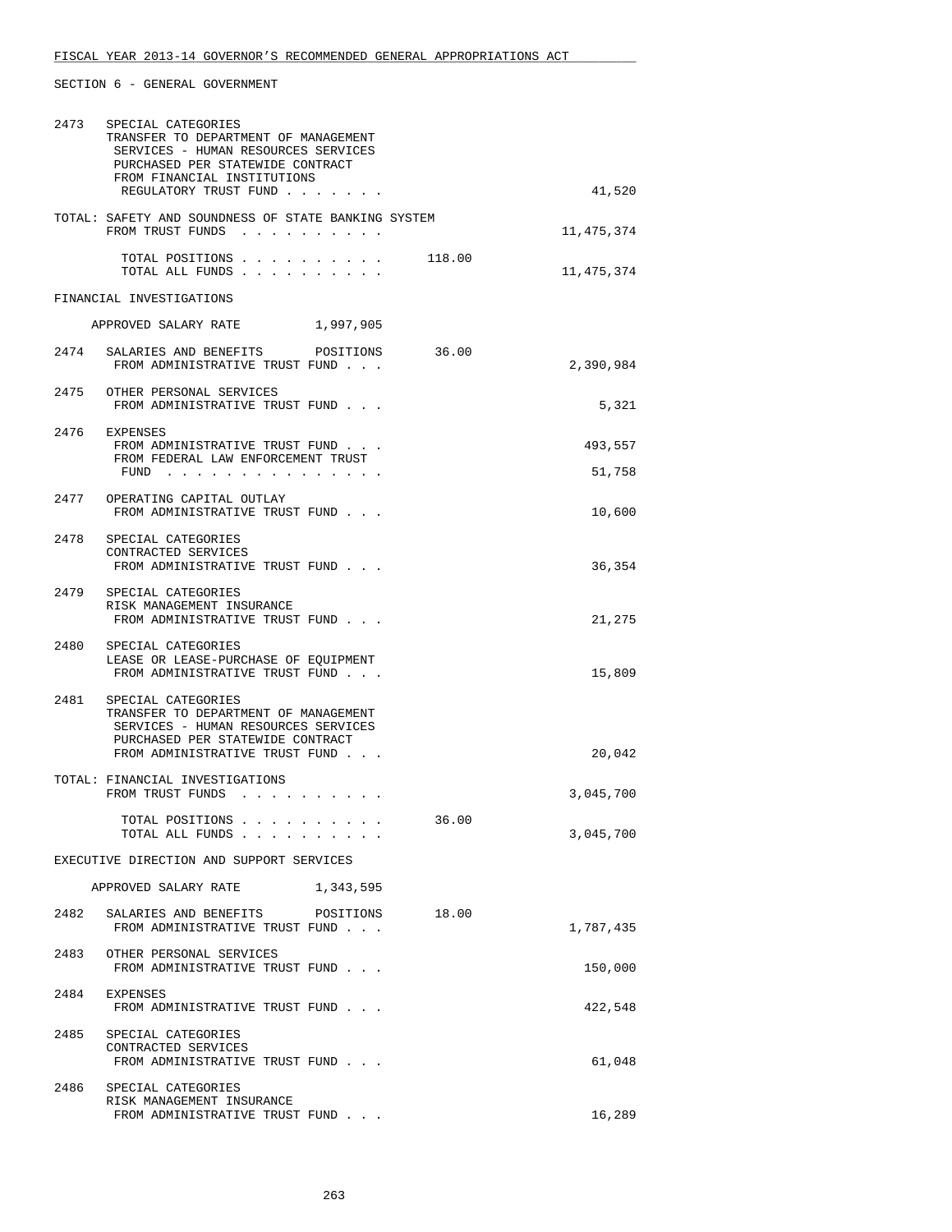FISCAL YEAR 2013-14 GOVERNOR'S RECOMMENDED GENERAL APPROPRIATIONS ACT

SECTION 6 - GENERAL GOVERNMENT

```
2473   SPECIAL CATEGORIES
       TRANSFER TO DEPARTMENT OF MANAGEMENT
        SERVICES - HUMAN RESOURCES SERVICES
        PURCHASED PER STATEWIDE CONTRACT
        FROM FINANCIAL INSTITUTIONS
         REGULATORY TRUST FUND . . . . . . .                        41,520

TOTAL: SAFETY AND SOUNDNESS OF STATE BANKING SYSTEM
       FROM TRUST FUNDS . . . . . . . . . .                     11,475,374

         TOTAL POSITIONS . . . . . . . . . .      118.00
         TOTAL ALL FUNDS . . . . . . . . . .                    11,475,374

FINANCIAL INVESTIGATIONS

     APPROVED SALARY RATE         1,997,905

2474   SALARIES AND BENEFITS      POSITIONS       36.00
        FROM ADMINISTRATIVE TRUST FUND . . .                     2,390,984

2475   OTHER PERSONAL SERVICES
        FROM ADMINISTRATIVE TRUST FUND . . .                         5,321

2476   EXPENSES
        FROM ADMINISTRATIVE TRUST FUND . . .                       493,557
        FROM FEDERAL LAW ENFORCEMENT TRUST
         FUND . . . . . . . . . . . . . . .                         51,758

2477   OPERATING CAPITAL OUTLAY
        FROM ADMINISTRATIVE TRUST FUND . . .                        10,600

2478   SPECIAL CATEGORIES
       CONTRACTED SERVICES
        FROM ADMINISTRATIVE TRUST FUND . . .                        36,354

2479   SPECIAL CATEGORIES
       RISK MANAGEMENT INSURANCE
        FROM ADMINISTRATIVE TRUST FUND . . .                        21,275

2480   SPECIAL CATEGORIES
       LEASE OR LEASE-PURCHASE OF EQUIPMENT
        FROM ADMINISTRATIVE TRUST FUND . . .                        15,809

2481   SPECIAL CATEGORIES
       TRANSFER TO DEPARTMENT OF MANAGEMENT
        SERVICES - HUMAN RESOURCES SERVICES
        PURCHASED PER STATEWIDE CONTRACT
        FROM ADMINISTRATIVE TRUST FUND . . .                        20,042

TOTAL: FINANCIAL INVESTIGATIONS
       FROM TRUST FUNDS . . . . . . . . . .                      3,045,700

         TOTAL POSITIONS . . . . . . . . . .       36.00
         TOTAL ALL FUNDS . . . . . . . . . .                     3,045,700

EXECUTIVE DIRECTION AND SUPPORT SERVICES

     APPROVED SALARY RATE         1,343,595

2482   SALARIES AND BENEFITS      POSITIONS       18.00
        FROM ADMINISTRATIVE TRUST FUND . . .                     1,787,435

2483   OTHER PERSONAL SERVICES
        FROM ADMINISTRATIVE TRUST FUND . . .                       150,000

2484   EXPENSES
        FROM ADMINISTRATIVE TRUST FUND . . .                       422,548

2485   SPECIAL CATEGORIES
       CONTRACTED SERVICES
        FROM ADMINISTRATIVE TRUST FUND . . .                        61,048

2486   SPECIAL CATEGORIES
       RISK MANAGEMENT INSURANCE
        FROM ADMINISTRATIVE TRUST FUND . . .                        16,289
```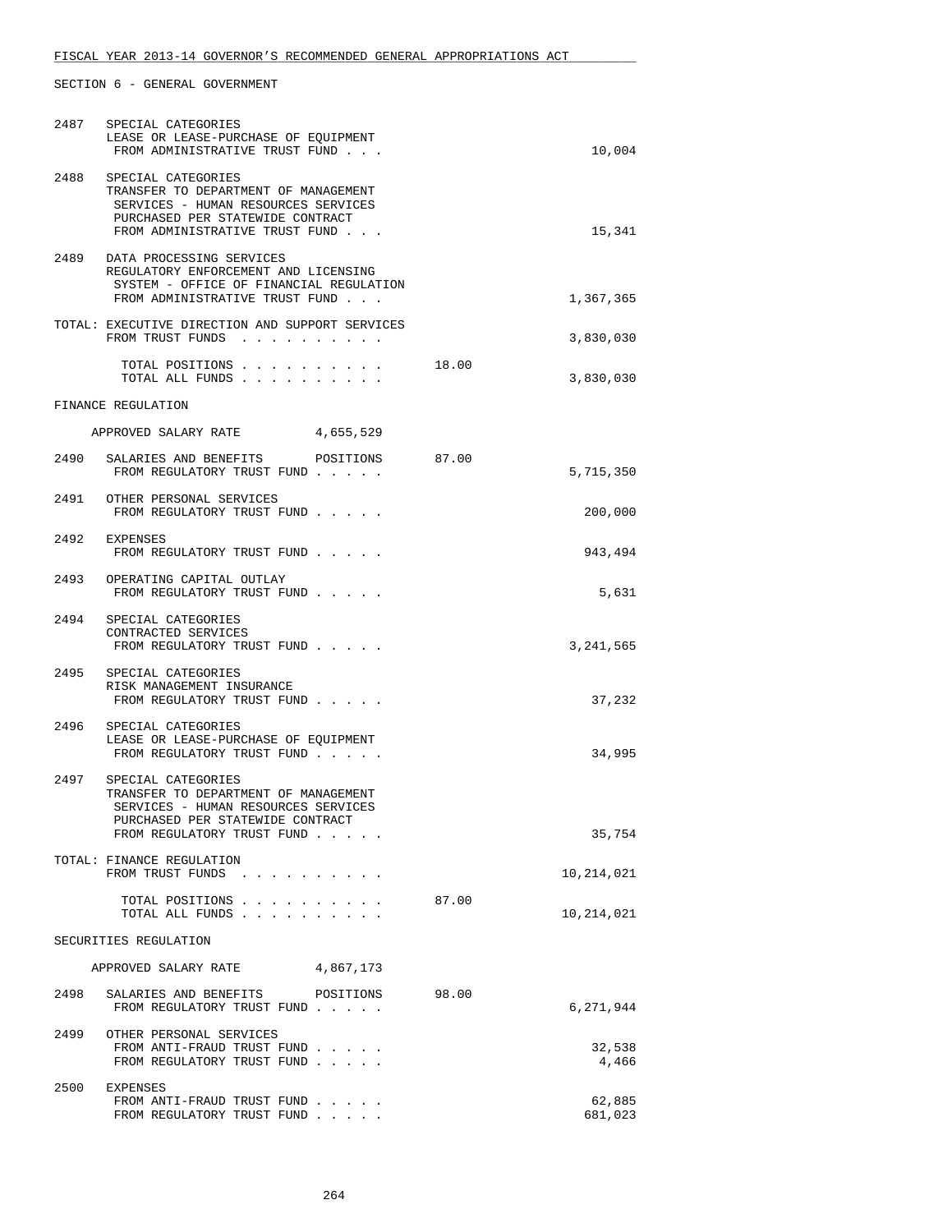SECTION 6 - GENERAL GOVERNMENT

| | | | |
|---|---|---|---|
| 2487 | SPECIAL CATEGORIES<br>LEASE OR LEASE-PURCHASE OF EQUIPMENT<br>FROM ADMINISTRATIVE TRUST FUND . . . | | 10,004 |
| 2488 | SPECIAL CATEGORIES<br>TRANSFER TO DEPARTMENT OF MANAGEMENT SERVICES - HUMAN RESOURCES SERVICES PURCHASED PER STATEWIDE CONTRACT<br>FROM ADMINISTRATIVE TRUST FUND . . . | | 15,341 |
| 2489 | DATA PROCESSING SERVICES<br>REGULATORY ENFORCEMENT AND LICENSING SYSTEM - OFFICE OF FINANCIAL REGULATION<br>FROM ADMINISTRATIVE TRUST FUND . . . | | 1,367,365 |
| | TOTAL: EXECUTIVE DIRECTION AND SUPPORT SERVICES<br>FROM TRUST FUNDS . . . . . . . . . . | | 3,830,030 |
| | TOTAL POSITIONS . . . . . . . . . . | 18.00 | |
| | TOTAL ALL FUNDS . . . . . . . . . . | | 3,830,030 |

FINANCE REGULATION

APPROVED SALARY RATE 4,655,529

| | | | |
|---|---|---|---|
| 2490 | SALARIES AND BENEFITS POSITIONS<br>FROM REGULATORY TRUST FUND . . . . . | 87.00 | 5,715,350 |
| 2491 | OTHER PERSONAL SERVICES<br>FROM REGULATORY TRUST FUND . . . . . | | 200,000 |
| 2492 | EXPENSES<br>FROM REGULATORY TRUST FUND . . . . . | | 943,494 |
| 2493 | OPERATING CAPITAL OUTLAY<br>FROM REGULATORY TRUST FUND . . . . . | | 5,631 |
| 2494 | SPECIAL CATEGORIES<br>CONTRACTED SERVICES<br>FROM REGULATORY TRUST FUND . . . . . | | 3,241,565 |
| 2495 | SPECIAL CATEGORIES<br>RISK MANAGEMENT INSURANCE<br>FROM REGULATORY TRUST FUND . . . . . | | 37,232 |
| 2496 | SPECIAL CATEGORIES<br>LEASE OR LEASE-PURCHASE OF EQUIPMENT<br>FROM REGULATORY TRUST FUND . . . . . | | 34,995 |
| 2497 | SPECIAL CATEGORIES<br>TRANSFER TO DEPARTMENT OF MANAGEMENT SERVICES - HUMAN RESOURCES SERVICES PURCHASED PER STATEWIDE CONTRACT<br>FROM REGULATORY TRUST FUND . . . . . | | 35,754 |
| | TOTAL: FINANCE REGULATION<br>FROM TRUST FUNDS . . . . . . . . . . | | 10,214,021 |
| | TOTAL POSITIONS . . . . . . . . . . | 87.00 | |
| | TOTAL ALL FUNDS . . . . . . . . . . | | 10,214,021 |

SECURITIES REGULATION

APPROVED SALARY RATE 4,867,173

| | | | |
|---|---|---|---|
| 2498 | SALARIES AND BENEFITS POSITIONS<br>FROM REGULATORY TRUST FUND . . . . . | 98.00 | 6,271,944 |
| 2499 | OTHER PERSONAL SERVICES<br>FROM ANTI-FRAUD TRUST FUND . . . . .<br>FROM REGULATORY TRUST FUND . . . . . | | 32,538<br>4,466 |
| 2500 | EXPENSES<br>FROM ANTI-FRAUD TRUST FUND . . . . .<br>FROM REGULATORY TRUST FUND . . . . . | | 62,885<br>681,023 |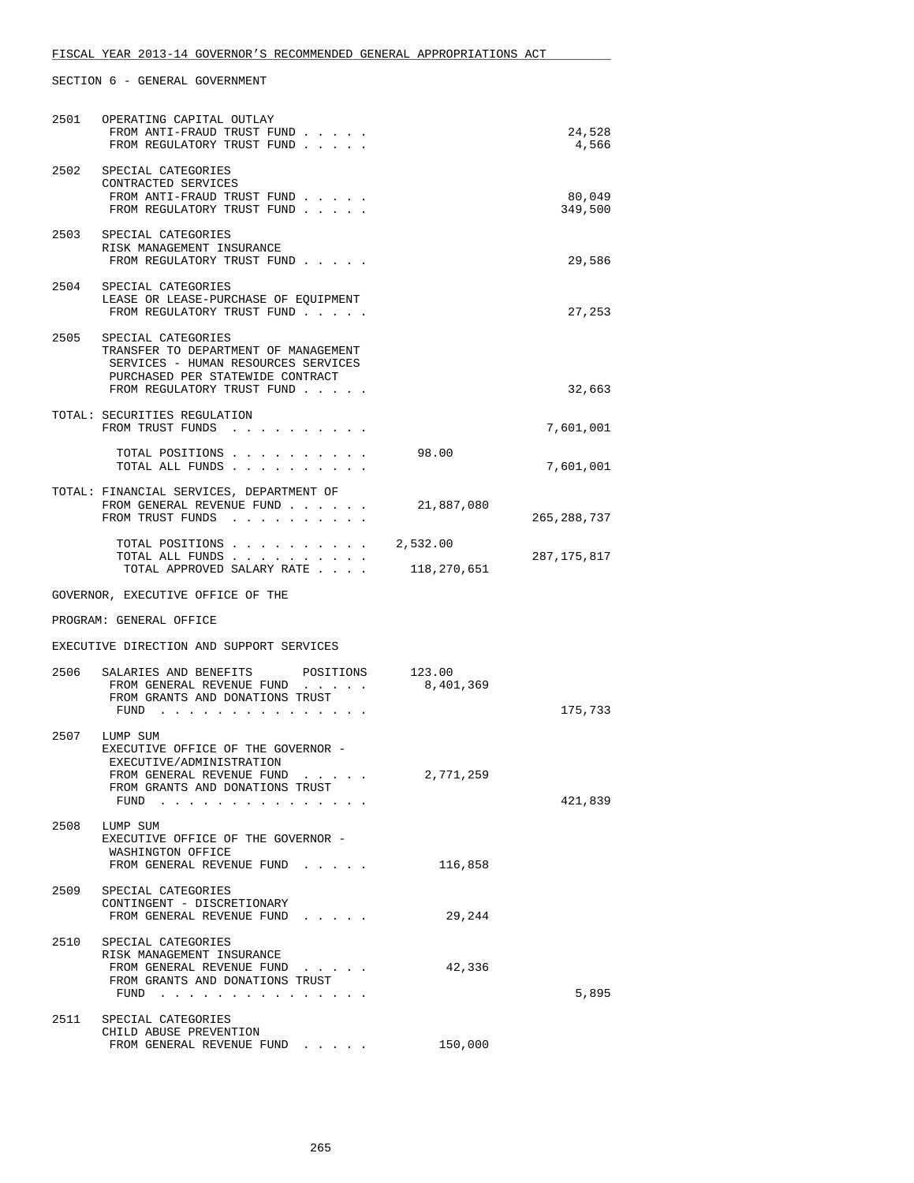FISCAL YEAR 2013-14 GOVERNOR'S RECOMMENDED GENERAL APPROPRIATIONS ACT

SECTION 6 - GENERAL GOVERNMENT

| | | | |
|---|---|---|---|
| 2501 | OPERATING CAPITAL OUTLAY | | |
| | FROM ANTI-FRAUD TRUST FUND . . . . . | | 24,528 |
| | FROM REGULATORY TRUST FUND . . . . . | | 4,566 |
| 2502 | SPECIAL CATEGORIES<br>CONTRACTED SERVICES | | |
| | FROM ANTI-FRAUD TRUST FUND . . . . . | | 80,049 |
| | FROM REGULATORY TRUST FUND . . . . . | | 349,500 |
| 2503 | SPECIAL CATEGORIES<br>RISK MANAGEMENT INSURANCE | | |
| | FROM REGULATORY TRUST FUND . . . . . | | 29,586 |
| 2504 | SPECIAL CATEGORIES<br>LEASE OR LEASE-PURCHASE OF EQUIPMENT | | |
| | FROM REGULATORY TRUST FUND . . . . . | | 27,253 |
| 2505 | SPECIAL CATEGORIES<br>TRANSFER TO DEPARTMENT OF MANAGEMENT SERVICES - HUMAN RESOURCES SERVICES PURCHASED PER STATEWIDE CONTRACT | | |
| | FROM REGULATORY TRUST FUND . . . . . | | 32,663 |
| TOTAL: | SECURITIES REGULATION | | |
| | FROM TRUST FUNDS . . . . . . . . . . | | 7,601,001 |
| | TOTAL POSITIONS . . . . . . . . . . | 98.00 | |
| | TOTAL ALL FUNDS . . . . . . . . . . | | 7,601,001 |
| TOTAL: | FINANCIAL SERVICES, DEPARTMENT OF | | |
| | FROM GENERAL REVENUE FUND . . . . . . | 21,887,080 | |
| | FROM TRUST FUNDS . . . . . . . . . . | | 265,288,737 |
| | TOTAL POSITIONS . . . . . . . . . . | 2,532.00 | |
| | TOTAL ALL FUNDS . . . . . . . . . . | | 287,175,817 |
| | TOTAL APPROVED SALARY RATE . . . . | 118,270,651 | |

GOVERNOR, EXECUTIVE OFFICE OF THE

PROGRAM: GENERAL OFFICE

EXECUTIVE DIRECTION AND SUPPORT SERVICES

| | | | |
|---|---|---|---|
| 2506 | SALARIES AND BENEFITS POSITIONS | 123.00 | |
| | FROM GENERAL REVENUE FUND . . . . . | 8,401,369 | |
| | FROM GRANTS AND DONATIONS TRUST FUND . . . . . . . . . . . . . . . | | 175,733 |
| 2507 | LUMP SUM<br>EXECUTIVE OFFICE OF THE GOVERNOR - EXECUTIVE/ADMINISTRATION | | |
| | FROM GENERAL REVENUE FUND . . . . . | 2,771,259 | |
| | FROM GRANTS AND DONATIONS TRUST FUND . . . . . . . . . . . . . . . | | 421,839 |
| 2508 | LUMP SUM<br>EXECUTIVE OFFICE OF THE GOVERNOR - WASHINGTON OFFICE | | |
| | FROM GENERAL REVENUE FUND . . . . . | 116,858 | |
| 2509 | SPECIAL CATEGORIES<br>CONTINGENT - DISCRETIONARY | | |
| | FROM GENERAL REVENUE FUND . . . . . | 29,244 | |
| 2510 | SPECIAL CATEGORIES<br>RISK MANAGEMENT INSURANCE | | |
| | FROM GENERAL REVENUE FUND . . . . . | 42,336 | |
| | FROM GRANTS AND DONATIONS TRUST FUND . . . . . . . . . . . . . . . | | 5,895 |
| 2511 | SPECIAL CATEGORIES<br>CHILD ABUSE PREVENTION | | |
| | FROM GENERAL REVENUE FUND . . . . . | 150,000 | |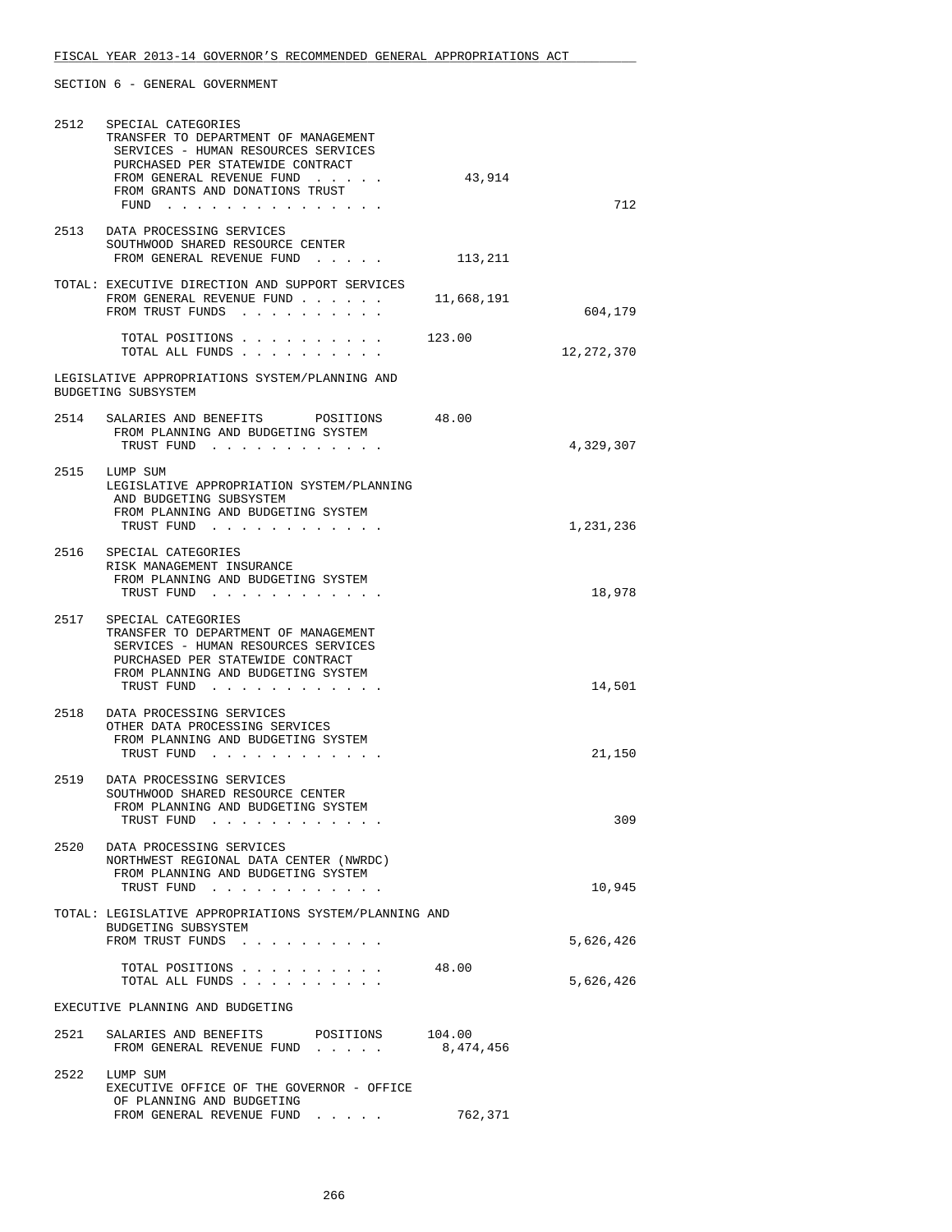SECTION 6 - GENERAL GOVERNMENT

| | | | |
|---|---|---|---|
| 2512 | SPECIAL CATEGORIES<br>TRANSFER TO DEPARTMENT OF MANAGEMENT SERVICES - HUMAN RESOURCES SERVICES PURCHASED PER STATEWIDE CONTRACT<br>FROM GENERAL REVENUE FUND . . . . . | 43,914 | |
| | FROM GRANTS AND DONATIONS TRUST FUND . . . . . . . . . . . . . . . | | 712 |
| 2513 | DATA PROCESSING SERVICES<br>SOUTHWOOD SHARED RESOURCE CENTER<br>FROM GENERAL REVENUE FUND . . . . . | 113,211 | |
| TOTAL: | EXECUTIVE DIRECTION AND SUPPORT SERVICES<br>FROM GENERAL REVENUE FUND . . . . . . | 11,668,191 | |
| | FROM TRUST FUNDS . . . . . . . . . . | | 604,179 |
| | TOTAL POSITIONS . . . . . . . . . . | 123.00 | |
| | TOTAL ALL FUNDS . . . . . . . . . . | | 12,272,370 |

LEGISLATIVE APPROPRIATIONS SYSTEM/PLANNING AND BUDGETING SUBSYSTEM

| | | | |
|---|---|---|---|
| 2514 | SALARIES AND BENEFITS POSITIONS | 48.00 | |
| | FROM PLANNING AND BUDGETING SYSTEM TRUST FUND . . . . . . . . . . . . | | 4,329,307 |
| 2515 | LUMP SUM<br>LEGISLATIVE APPROPRIATION SYSTEM/PLANNING AND BUDGETING SUBSYSTEM<br>FROM PLANNING AND BUDGETING SYSTEM TRUST FUND . . . . . . . . . . . . | | 1,231,236 |
| 2516 | SPECIAL CATEGORIES<br>RISK MANAGEMENT INSURANCE<br>FROM PLANNING AND BUDGETING SYSTEM TRUST FUND . . . . . . . . . . . . | | 18,978 |
| 2517 | SPECIAL CATEGORIES<br>TRANSFER TO DEPARTMENT OF MANAGEMENT SERVICES - HUMAN RESOURCES SERVICES PURCHASED PER STATEWIDE CONTRACT<br>FROM PLANNING AND BUDGETING SYSTEM TRUST FUND . . . . . . . . . . . . | | 14,501 |
| 2518 | DATA PROCESSING SERVICES<br>OTHER DATA PROCESSING SERVICES<br>FROM PLANNING AND BUDGETING SYSTEM TRUST FUND . . . . . . . . . . . . | | 21,150 |
| 2519 | DATA PROCESSING SERVICES<br>SOUTHWOOD SHARED RESOURCE CENTER<br>FROM PLANNING AND BUDGETING SYSTEM TRUST FUND . . . . . . . . . . . . | | 309 |
| 2520 | DATA PROCESSING SERVICES<br>NORTHWEST REGIONAL DATA CENTER (NWRDC)<br>FROM PLANNING AND BUDGETING SYSTEM TRUST FUND . . . . . . . . . . . . | | 10,945 |
| TOTAL: | LEGISLATIVE APPROPRIATIONS SYSTEM/PLANNING AND BUDGETING SUBSYSTEM<br>FROM TRUST FUNDS . . . . . . . . . . | | 5,626,426 |
| | TOTAL POSITIONS . . . . . . . . . . | 48.00 | |
| | TOTAL ALL FUNDS . . . . . . . . . . | | 5,626,426 |

EXECUTIVE PLANNING AND BUDGETING

| | | | |
|---|---|---|---|
| 2521 | SALARIES AND BENEFITS POSITIONS | 104.00 | |
| | FROM GENERAL REVENUE FUND . . . . . | 8,474,456 | |
| 2522 | LUMP SUM<br>EXECUTIVE OFFICE OF THE GOVERNOR - OFFICE OF PLANNING AND BUDGETING<br>FROM GENERAL REVENUE FUND . . . . . | 762,371 | |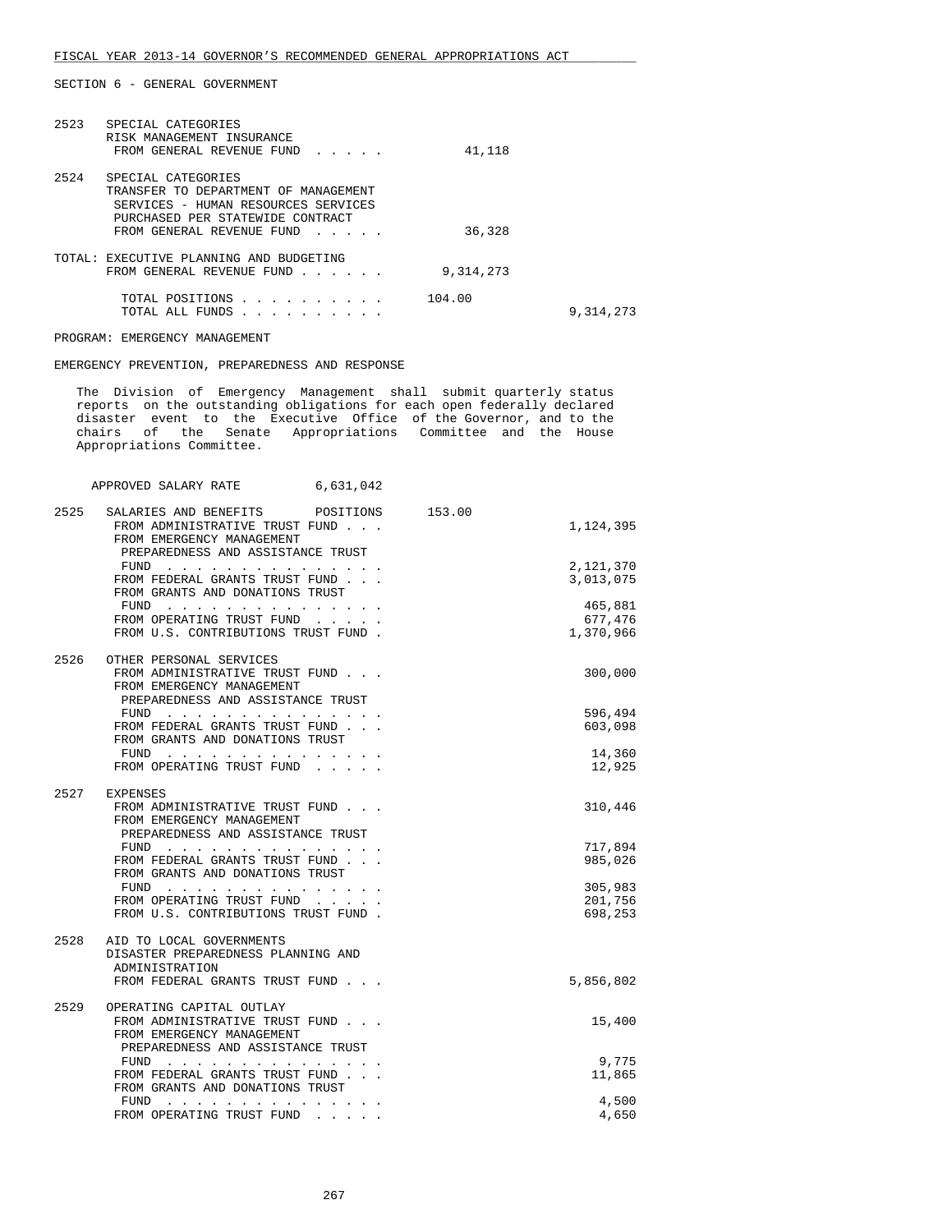FISCAL YEAR 2013-14 GOVERNOR'S RECOMMENDED GENERAL APPROPRIATIONS ACT

SECTION 6 - GENERAL GOVERNMENT

| | | | |
|---|---|---|---|
| 2523 | SPECIAL CATEGORIES<br>RISK MANAGEMENT INSURANCE<br>FROM GENERAL REVENUE FUND . . . . . | 41,118 | |
| 2524 | SPECIAL CATEGORIES<br>TRANSFER TO DEPARTMENT OF MANAGEMENT SERVICES - HUMAN RESOURCES SERVICES PURCHASED PER STATEWIDE CONTRACT<br>FROM GENERAL REVENUE FUND . . . . . | 36,328 | |
| TOTAL: | EXECUTIVE PLANNING AND BUDGETING<br>FROM GENERAL REVENUE FUND . . . . . . | 9,314,273 | |
| | TOTAL POSITIONS . . . . . . . . . . | 104.00 | |
| | TOTAL ALL FUNDS . . . . . . . . . . | | 9,314,273 |

PROGRAM: EMERGENCY MANAGEMENT

EMERGENCY PREVENTION, PREPAREDNESS AND RESPONSE

The Division of Emergency Management shall submit quarterly status reports on the outstanding obligations for each open federally declared disaster event to the Executive Office of the Governor, and to the chairs of the Senate Appropriations Committee and the House Appropriations Committee.

APPROVED SALARY RATE 6,631,042

| | | | |
|---|---|---|---|
| 2525 | SALARIES AND BENEFITS POSITIONS | 153.00 | |
| | FROM ADMINISTRATIVE TRUST FUND . . . | | 1,124,395 |
| | FROM EMERGENCY MANAGEMENT PREPAREDNESS AND ASSISTANCE TRUST FUND . . . . . . . . . . . . . . . | | 2,121,370 |
| | FROM FEDERAL GRANTS TRUST FUND . . . | | 3,013,075 |
| | FROM GRANTS AND DONATIONS TRUST FUND . . . . . . . . . . . . . . . | | 465,881 |
| | FROM OPERATING TRUST FUND . . . . . | | 677,476 |
| | FROM U.S. CONTRIBUTIONS TRUST FUND . | | 1,370,966 |
| 2526 | OTHER PERSONAL SERVICES | | |
| | FROM ADMINISTRATIVE TRUST FUND . . . | | 300,000 |
| | FROM EMERGENCY MANAGEMENT PREPAREDNESS AND ASSISTANCE TRUST FUND . . . . . . . . . . . . . . . | | 596,494 |
| | FROM FEDERAL GRANTS TRUST FUND . . . | | 603,098 |
| | FROM GRANTS AND DONATIONS TRUST FUND . . . . . . . . . . . . . . . | | 14,360 |
| | FROM OPERATING TRUST FUND . . . . . | | 12,925 |
| 2527 | EXPENSES | | |
| | FROM ADMINISTRATIVE TRUST FUND . . . | | 310,446 |
| | FROM EMERGENCY MANAGEMENT PREPAREDNESS AND ASSISTANCE TRUST FUND . . . . . . . . . . . . . . . | | 717,894 |
| | FROM FEDERAL GRANTS TRUST FUND . . . | | 985,026 |
| | FROM GRANTS AND DONATIONS TRUST FUND . . . . . . . . . . . . . . . | | 305,983 |
| | FROM OPERATING TRUST FUND . . . . . | | 201,756 |
| | FROM U.S. CONTRIBUTIONS TRUST FUND . | | 698,253 |
| 2528 | AID TO LOCAL GOVERNMENTS<br>DISASTER PREPAREDNESS PLANNING AND ADMINISTRATION | | |
| | FROM FEDERAL GRANTS TRUST FUND . . . | | 5,856,802 |
| 2529 | OPERATING CAPITAL OUTLAY | | |
| | FROM ADMINISTRATIVE TRUST FUND . . . | | 15,400 |
| | FROM EMERGENCY MANAGEMENT PREPAREDNESS AND ASSISTANCE TRUST FUND . . . . . . . . . . . . . . . | | 9,775 |
| | FROM FEDERAL GRANTS TRUST FUND . . . | | 11,865 |
| | FROM GRANTS AND DONATIONS TRUST FUND . . . . . . . . . . . . . . . | | 4,500 |
| | FROM OPERATING TRUST FUND . . . . . | | 4,650 |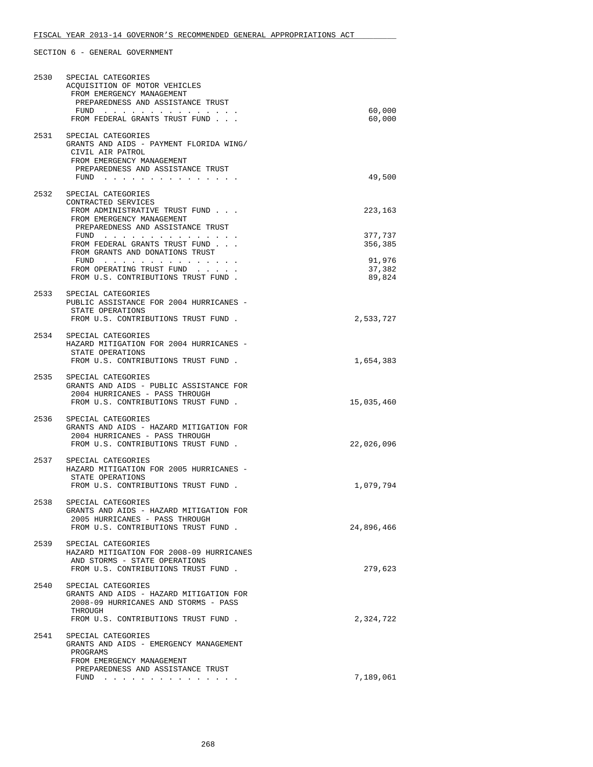FISCAL YEAR 2013-14 GOVERNOR'S RECOMMENDED GENERAL APPROPRIATIONS ACT

SECTION 6 - GENERAL GOVERNMENT

| | | |
|---|---|---|
| 2530 | SPECIAL CATEGORIES<br>ACQUISITION OF MOTOR VEHICLES<br>FROM EMERGENCY MANAGEMENT PREPAREDNESS AND ASSISTANCE TRUST FUND . . . . . . . . . . . . . . . | 60,000 |
| | FROM FEDERAL GRANTS TRUST FUND . . . | 60,000 |
| 2531 | SPECIAL CATEGORIES<br>GRANTS AND AIDS - PAYMENT FLORIDA WING/ CIVIL AIR PATROL<br>FROM EMERGENCY MANAGEMENT PREPAREDNESS AND ASSISTANCE TRUST FUND . . . . . . . . . . . . . . . | 49,500 |
| 2532 | SPECIAL CATEGORIES<br>CONTRACTED SERVICES<br>FROM ADMINISTRATIVE TRUST FUND . . . | 223,163 |
| | FROM EMERGENCY MANAGEMENT PREPAREDNESS AND ASSISTANCE TRUST FUND . . . . . . . . . . . . . . . | 377,737 |
| | FROM FEDERAL GRANTS TRUST FUND . . . | 356,385 |
| | FROM GRANTS AND DONATIONS TRUST FUND . . . . . . . . . . . . . . . | 91,976 |
| | FROM OPERATING TRUST FUND . . . . . | 37,382 |
| | FROM U.S. CONTRIBUTIONS TRUST FUND . | 89,824 |
| 2533 | SPECIAL CATEGORIES<br>PUBLIC ASSISTANCE FOR 2004 HURRICANES - STATE OPERATIONS<br>FROM U.S. CONTRIBUTIONS TRUST FUND . | 2,533,727 |
| 2534 | SPECIAL CATEGORIES<br>HAZARD MITIGATION FOR 2004 HURRICANES - STATE OPERATIONS<br>FROM U.S. CONTRIBUTIONS TRUST FUND . | 1,654,383 |
| 2535 | SPECIAL CATEGORIES<br>GRANTS AND AIDS - PUBLIC ASSISTANCE FOR 2004 HURRICANES - PASS THROUGH<br>FROM U.S. CONTRIBUTIONS TRUST FUND . | 15,035,460 |
| 2536 | SPECIAL CATEGORIES<br>GRANTS AND AIDS - HAZARD MITIGATION FOR 2004 HURRICANES - PASS THROUGH<br>FROM U.S. CONTRIBUTIONS TRUST FUND . | 22,026,096 |
| 2537 | SPECIAL CATEGORIES<br>HAZARD MITIGATION FOR 2005 HURRICANES - STATE OPERATIONS<br>FROM U.S. CONTRIBUTIONS TRUST FUND . | 1,079,794 |
| 2538 | SPECIAL CATEGORIES<br>GRANTS AND AIDS - HAZARD MITIGATION FOR 2005 HURRICANES - PASS THROUGH<br>FROM U.S. CONTRIBUTIONS TRUST FUND . | 24,896,466 |
| 2539 | SPECIAL CATEGORIES<br>HAZARD MITIGATION FOR 2008-09 HURRICANES AND STORMS - STATE OPERATIONS<br>FROM U.S. CONTRIBUTIONS TRUST FUND . | 279,623 |
| 2540 | SPECIAL CATEGORIES<br>GRANTS AND AIDS - HAZARD MITIGATION FOR 2008-09 HURRICANES AND STORMS - PASS THROUGH<br>FROM U.S. CONTRIBUTIONS TRUST FUND . | 2,324,722 |
| 2541 | SPECIAL CATEGORIES<br>GRANTS AND AIDS - EMERGENCY MANAGEMENT PROGRAMS<br>FROM EMERGENCY MANAGEMENT PREPAREDNESS AND ASSISTANCE TRUST FUND . . . . . . . . . . . . . . . | 7,189,061 |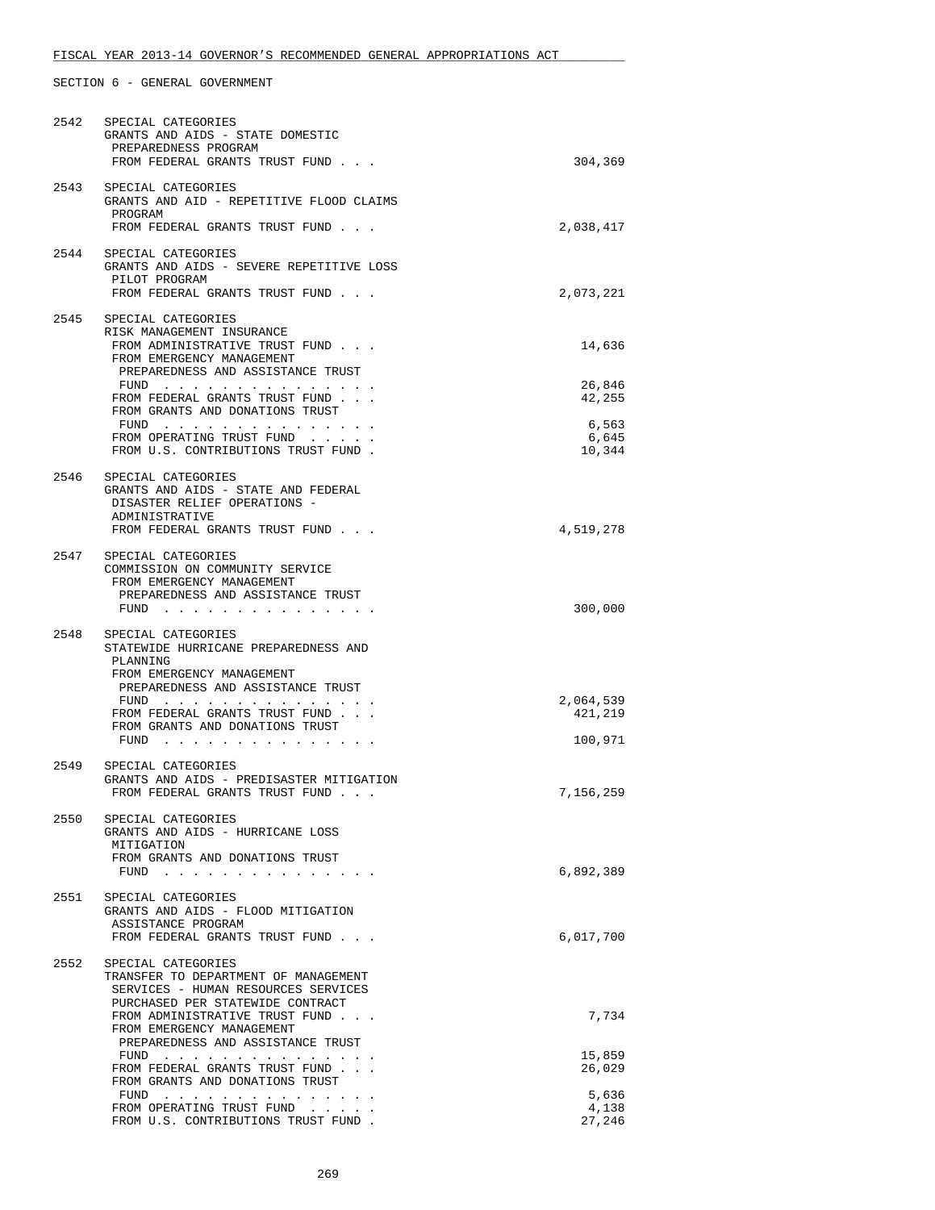FISCAL YEAR 2013-14 GOVERNOR'S RECOMMENDED GENERAL APPROPRIATIONS ACT

SECTION 6 - GENERAL GOVERNMENT

| | | |
|---|---|---|
| 2542 | SPECIAL CATEGORIES<br>GRANTS AND AIDS - STATE DOMESTIC PREPAREDNESS PROGRAM<br>FROM FEDERAL GRANTS TRUST FUND . . . | 304,369 |
| 2543 | SPECIAL CATEGORIES<br>GRANTS AND AID - REPETITIVE FLOOD CLAIMS PROGRAM<br>FROM FEDERAL GRANTS TRUST FUND . . . | 2,038,417 |
| 2544 | SPECIAL CATEGORIES<br>GRANTS AND AIDS - SEVERE REPETITIVE LOSS PILOT PROGRAM<br>FROM FEDERAL GRANTS TRUST FUND . . . | 2,073,221 |
| 2545 | SPECIAL CATEGORIES<br>RISK MANAGEMENT INSURANCE<br>FROM ADMINISTRATIVE TRUST FUND . . . | 14,636 |
| | FROM EMERGENCY MANAGEMENT PREPAREDNESS AND ASSISTANCE TRUST FUND . . . . . . . . . . . . . . . | 26,846 |
| | FROM FEDERAL GRANTS TRUST FUND . . . | 42,255 |
| | FROM GRANTS AND DONATIONS TRUST FUND . . . . . . . . . . . . . . . | 6,563 |
| | FROM OPERATING TRUST FUND . . . . . | 6,645 |
| | FROM U.S. CONTRIBUTIONS TRUST FUND . | 10,344 |
| 2546 | SPECIAL CATEGORIES<br>GRANTS AND AIDS - STATE AND FEDERAL DISASTER RELIEF OPERATIONS - ADMINISTRATIVE<br>FROM FEDERAL GRANTS TRUST FUND . . . | 4,519,278 |
| 2547 | SPECIAL CATEGORIES<br>COMMISSION ON COMMUNITY SERVICE<br>FROM EMERGENCY MANAGEMENT PREPAREDNESS AND ASSISTANCE TRUST FUND . . . . . . . . . . . . . . . | 300,000 |
| 2548 | SPECIAL CATEGORIES<br>STATEWIDE HURRICANE PREPAREDNESS AND PLANNING<br>FROM EMERGENCY MANAGEMENT PREPAREDNESS AND ASSISTANCE TRUST FUND . . . . . . . . . . . . . . . | 2,064,539 |
| | FROM FEDERAL GRANTS TRUST FUND . . . | 421,219 |
| | FROM GRANTS AND DONATIONS TRUST FUND . . . . . . . . . . . . . . . | 100,971 |
| 2549 | SPECIAL CATEGORIES<br>GRANTS AND AIDS - PREDISASTER MITIGATION<br>FROM FEDERAL GRANTS TRUST FUND . . . | 7,156,259 |
| 2550 | SPECIAL CATEGORIES<br>GRANTS AND AIDS - HURRICANE LOSS MITIGATION<br>FROM GRANTS AND DONATIONS TRUST FUND . . . . . . . . . . . . . . . | 6,892,389 |
| 2551 | SPECIAL CATEGORIES<br>GRANTS AND AIDS - FLOOD MITIGATION ASSISTANCE PROGRAM<br>FROM FEDERAL GRANTS TRUST FUND . . . | 6,017,700 |
| 2552 | SPECIAL CATEGORIES<br>TRANSFER TO DEPARTMENT OF MANAGEMENT SERVICES - HUMAN RESOURCES SERVICES PURCHASED PER STATEWIDE CONTRACT<br>FROM ADMINISTRATIVE TRUST FUND . . . | 7,734 |
| | FROM EMERGENCY MANAGEMENT PREPAREDNESS AND ASSISTANCE TRUST FUND . . . . . . . . . . . . . . . | 15,859 |
| | FROM FEDERAL GRANTS TRUST FUND . . . | 26,029 |
| | FROM GRANTS AND DONATIONS TRUST FUND . . . . . . . . . . . . . . . | 5,636 |
| | FROM OPERATING TRUST FUND . . . . . | 4,138 |
| | FROM U.S. CONTRIBUTIONS TRUST FUND . | 27,246 |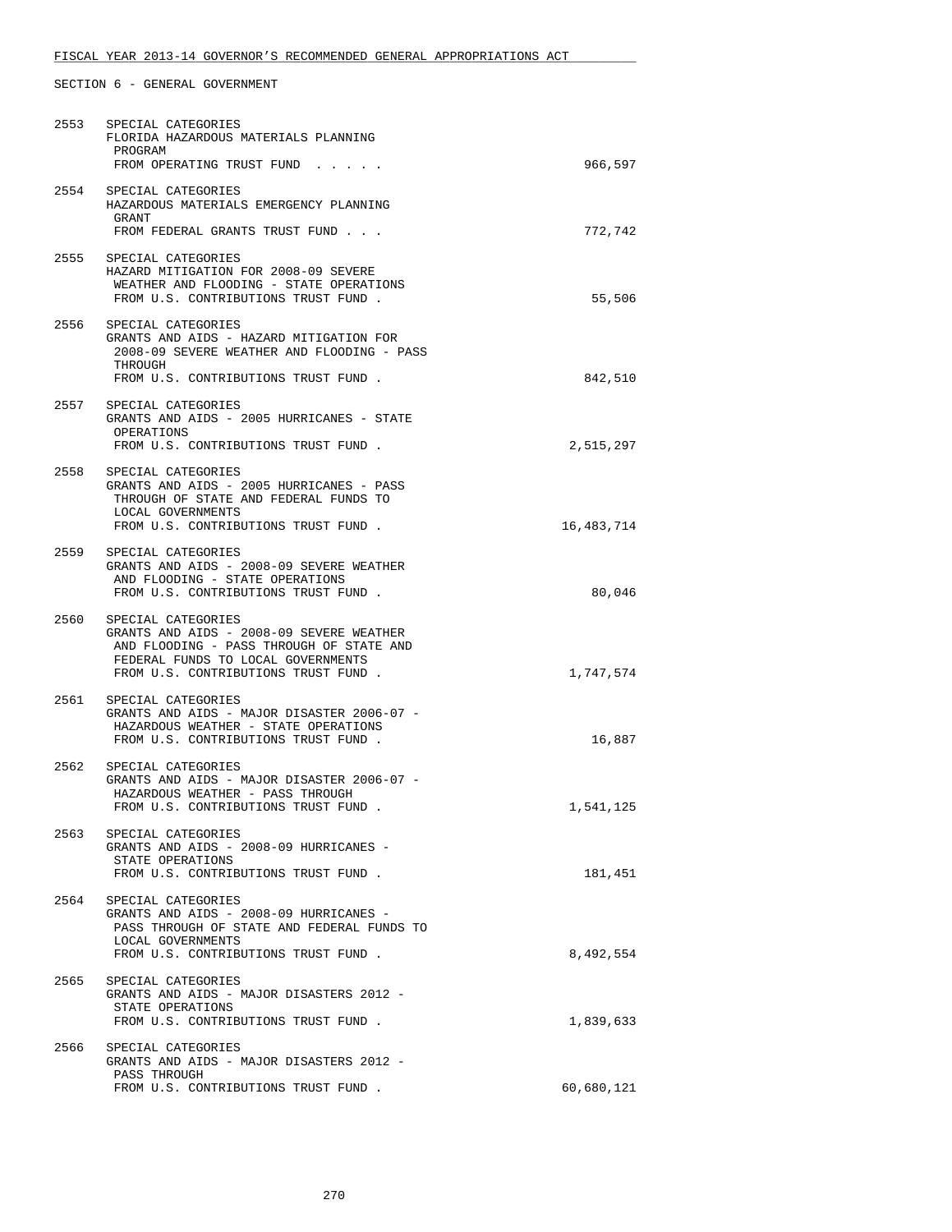FISCAL YEAR 2013-14 GOVERNOR'S RECOMMENDED GENERAL APPROPRIATIONS ACT

SECTION 6 - GENERAL GOVERNMENT

| | | |
|---|---|---|
| 2553 | SPECIAL CATEGORIES<br>FLORIDA HAZARDOUS MATERIALS PLANNING PROGRAM<br>FROM OPERATING TRUST FUND . . . . . | 966,597 |
| 2554 | SPECIAL CATEGORIES<br>HAZARDOUS MATERIALS EMERGENCY PLANNING GRANT<br>FROM FEDERAL GRANTS TRUST FUND . . . | 772,742 |
| 2555 | SPECIAL CATEGORIES<br>HAZARD MITIGATION FOR 2008-09 SEVERE WEATHER AND FLOODING - STATE OPERATIONS<br>FROM U.S. CONTRIBUTIONS TRUST FUND . | 55,506 |
| 2556 | SPECIAL CATEGORIES<br>GRANTS AND AIDS - HAZARD MITIGATION FOR 2008-09 SEVERE WEATHER AND FLOODING - PASS THROUGH<br>FROM U.S. CONTRIBUTIONS TRUST FUND . | 842,510 |
| 2557 | SPECIAL CATEGORIES<br>GRANTS AND AIDS - 2005 HURRICANES - STATE OPERATIONS<br>FROM U.S. CONTRIBUTIONS TRUST FUND . | 2,515,297 |
| 2558 | SPECIAL CATEGORIES<br>GRANTS AND AIDS - 2005 HURRICANES - PASS THROUGH OF STATE AND FEDERAL FUNDS TO LOCAL GOVERNMENTS<br>FROM U.S. CONTRIBUTIONS TRUST FUND . | 16,483,714 |
| 2559 | SPECIAL CATEGORIES<br>GRANTS AND AIDS - 2008-09 SEVERE WEATHER AND FLOODING - STATE OPERATIONS<br>FROM U.S. CONTRIBUTIONS TRUST FUND . | 80,046 |
| 2560 | SPECIAL CATEGORIES<br>GRANTS AND AIDS - 2008-09 SEVERE WEATHER AND FLOODING - PASS THROUGH OF STATE AND FEDERAL FUNDS TO LOCAL GOVERNMENTS<br>FROM U.S. CONTRIBUTIONS TRUST FUND . | 1,747,574 |
| 2561 | SPECIAL CATEGORIES<br>GRANTS AND AIDS - MAJOR DISASTER 2006-07 - HAZARDOUS WEATHER - STATE OPERATIONS<br>FROM U.S. CONTRIBUTIONS TRUST FUND . | 16,887 |
| 2562 | SPECIAL CATEGORIES<br>GRANTS AND AIDS - MAJOR DISASTER 2006-07 - HAZARDOUS WEATHER - PASS THROUGH<br>FROM U.S. CONTRIBUTIONS TRUST FUND . | 1,541,125 |
| 2563 | SPECIAL CATEGORIES<br>GRANTS AND AIDS - 2008-09 HURRICANES - STATE OPERATIONS<br>FROM U.S. CONTRIBUTIONS TRUST FUND . | 181,451 |
| 2564 | SPECIAL CATEGORIES<br>GRANTS AND AIDS - 2008-09 HURRICANES - PASS THROUGH OF STATE AND FEDERAL FUNDS TO LOCAL GOVERNMENTS<br>FROM U.S. CONTRIBUTIONS TRUST FUND . | 8,492,554 |
| 2565 | SPECIAL CATEGORIES<br>GRANTS AND AIDS - MAJOR DISASTERS 2012 - STATE OPERATIONS<br>FROM U.S. CONTRIBUTIONS TRUST FUND . | 1,839,633 |
| 2566 | SPECIAL CATEGORIES<br>GRANTS AND AIDS - MAJOR DISASTERS 2012 - PASS THROUGH<br>FROM U.S. CONTRIBUTIONS TRUST FUND . | 60,680,121 |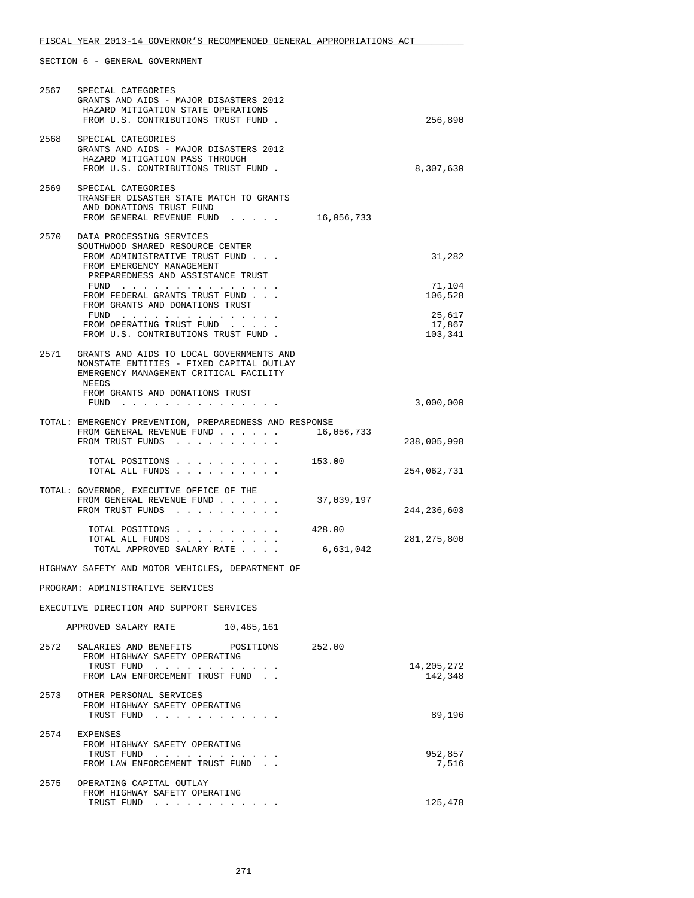FISCAL YEAR 2013-14 GOVERNOR'S RECOMMENDED GENERAL APPROPRIATIONS ACT

SECTION 6 - GENERAL GOVERNMENT

```
2567  SPECIAL CATEGORIES
      GRANTS AND AIDS - MAJOR DISASTERS 2012
       HAZARD MITIGATION STATE OPERATIONS
       FROM U.S. CONTRIBUTIONS TRUST FUND .                                256,890

2568  SPECIAL CATEGORIES
      GRANTS AND AIDS - MAJOR DISASTERS 2012
       HAZARD MITIGATION PASS THROUGH
       FROM U.S. CONTRIBUTIONS TRUST FUND .                              8,307,630

2569  SPECIAL CATEGORIES
      TRANSFER DISASTER STATE MATCH TO GRANTS
       AND DONATIONS TRUST FUND
       FROM GENERAL REVENUE FUND . . . . .     16,056,733

2570  DATA PROCESSING SERVICES
      SOUTHWOOD SHARED RESOURCE CENTER
       FROM ADMINISTRATIVE TRUST FUND . . .                                 31,282
       FROM EMERGENCY MANAGEMENT
        PREPAREDNESS AND ASSISTANCE TRUST
        FUND . . . . . . . . . . . . . . .                                  71,104
       FROM FEDERAL GRANTS TRUST FUND . . .                                106,528
       FROM GRANTS AND DONATIONS TRUST
        FUND . . . . . . . . . . . . . . .                                  25,617
       FROM OPERATING TRUST FUND . . . . .                                  17,867
       FROM U.S. CONTRIBUTIONS TRUST FUND .                                103,341

2571  GRANTS AND AIDS TO LOCAL GOVERNMENTS AND
      NONSTATE ENTITIES - FIXED CAPITAL OUTLAY
      EMERGENCY MANAGEMENT CRITICAL FACILITY
       NEEDS
       FROM GRANTS AND DONATIONS TRUST
        FUND . . . . . . . . . . . . . . .                               3,000,000

TOTAL: EMERGENCY PREVENTION, PREPAREDNESS AND RESPONSE
       FROM GENERAL REVENUE FUND . . . . . .   16,056,733
       FROM TRUST FUNDS . . . . . . . . . .                            238,005,998

        TOTAL POSITIONS . . . . . . . . . .        153.00
        TOTAL ALL FUNDS . . . . . . . . . .                            254,062,731

TOTAL: GOVERNOR, EXECUTIVE OFFICE OF THE
       FROM GENERAL REVENUE FUND . . . . . .   37,039,197
       FROM TRUST FUNDS . . . . . . . . . .                            244,236,603

        TOTAL POSITIONS . . . . . . . . . .        428.00
        TOTAL ALL FUNDS . . . . . . . . . .                            281,275,800
         TOTAL APPROVED SALARY RATE . . . .     6,631,042

HIGHWAY SAFETY AND MOTOR VEHICLES, DEPARTMENT OF

PROGRAM: ADMINISTRATIVE SERVICES

EXECUTIVE DIRECTION AND SUPPORT SERVICES

    APPROVED SALARY RATE        10,465,161

2572   SALARIES AND BENEFITS      POSITIONS      252.00
       FROM HIGHWAY SAFETY OPERATING
        TRUST FUND . . . . . . . . . . . .                              14,205,272
       FROM LAW ENFORCEMENT TRUST FUND . .                                 142,348

2573   OTHER PERSONAL SERVICES
       FROM HIGHWAY SAFETY OPERATING
        TRUST FUND . . . . . . . . . . . .                                  89,196

2574   EXPENSES
       FROM HIGHWAY SAFETY OPERATING
        TRUST FUND . . . . . . . . . . . .                                 952,857
       FROM LAW ENFORCEMENT TRUST FUND . .                                   7,516

2575   OPERATING CAPITAL OUTLAY
       FROM HIGHWAY SAFETY OPERATING
        TRUST FUND . . . . . . . . . . . .                                 125,478
```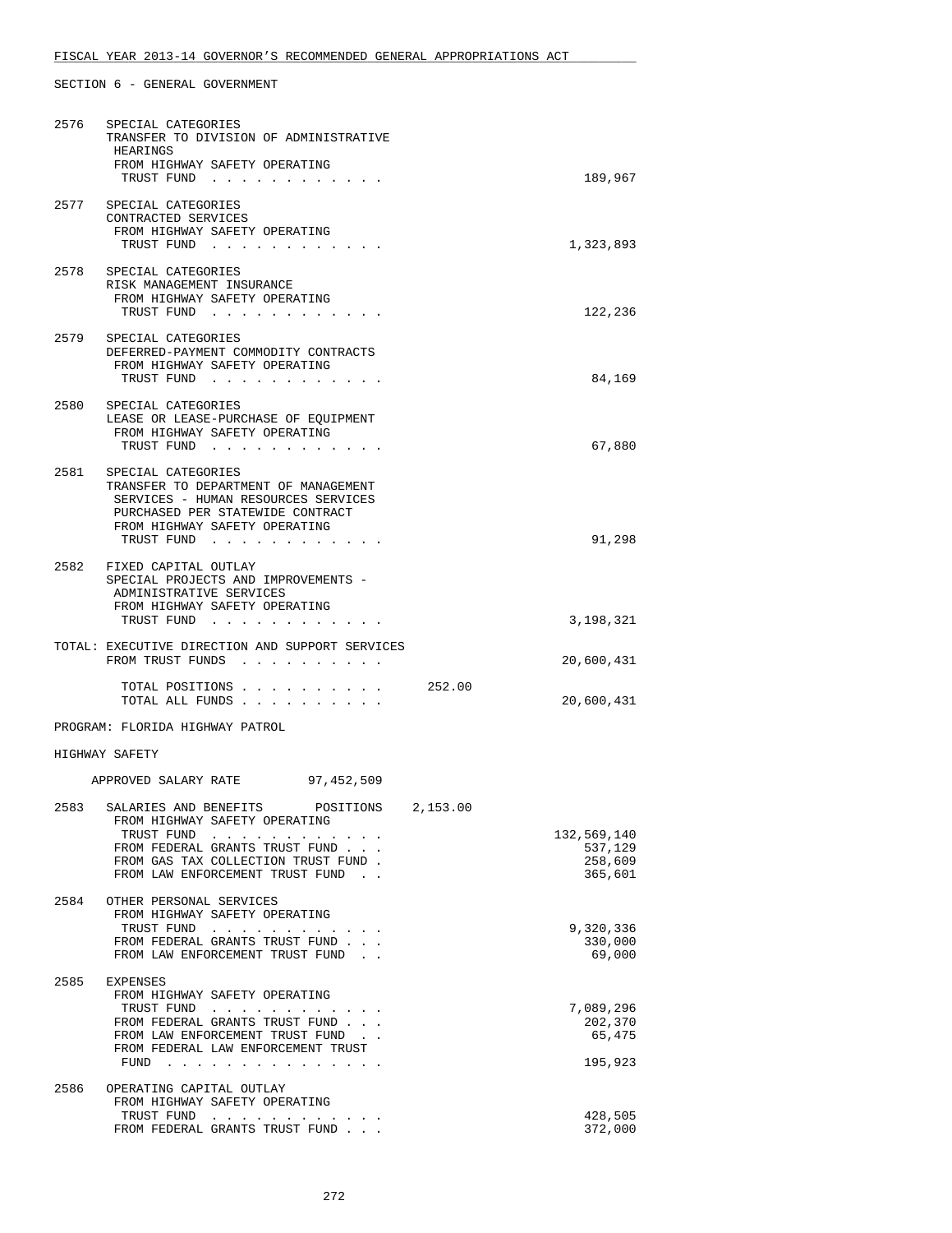SECTION 6 - GENERAL GOVERNMENT

2576 SPECIAL CATEGORIES
TRANSFER TO DIVISION OF ADMINISTRATIVE HEARINGS
FROM HIGHWAY SAFETY OPERATING TRUST FUND . . . . . . . . . . . . 189,967

2577 SPECIAL CATEGORIES
CONTRACTED SERVICES
FROM HIGHWAY SAFETY OPERATING TRUST FUND . . . . . . . . . . . . 1,323,893

2578 SPECIAL CATEGORIES
RISK MANAGEMENT INSURANCE
FROM HIGHWAY SAFETY OPERATING TRUST FUND . . . . . . . . . . . . 122,236

2579 SPECIAL CATEGORIES
DEFERRED-PAYMENT COMMODITY CONTRACTS
FROM HIGHWAY SAFETY OPERATING TRUST FUND . . . . . . . . . . . . 84,169

2580 SPECIAL CATEGORIES
LEASE OR LEASE-PURCHASE OF EQUIPMENT
FROM HIGHWAY SAFETY OPERATING TRUST FUND . . . . . . . . . . . . 67,880

2581 SPECIAL CATEGORIES
TRANSFER TO DEPARTMENT OF MANAGEMENT SERVICES - HUMAN RESOURCES SERVICES PURCHASED PER STATEWIDE CONTRACT
FROM HIGHWAY SAFETY OPERATING TRUST FUND . . . . . . . . . . . . 91,298

2582 FIXED CAPITAL OUTLAY
SPECIAL PROJECTS AND IMPROVEMENTS - ADMINISTRATIVE SERVICES
FROM HIGHWAY SAFETY OPERATING TRUST FUND . . . . . . . . . . . . 3,198,321

TOTAL: EXECUTIVE DIRECTION AND SUPPORT SERVICES
FROM TRUST FUNDS . . . . . . . . . . 20,600,431

TOTAL POSITIONS . . . . . . . . . . 252.00
TOTAL ALL FUNDS . . . . . . . . . . 20,600,431

PROGRAM: FLORIDA HIGHWAY PATROL

HIGHWAY SAFETY

APPROVED SALARY RATE 97,452,509

2583 SALARIES AND BENEFITS POSITIONS 2,153.00
FROM HIGHWAY SAFETY OPERATING TRUST FUND . . . . . . . . . . . . 132,569,140
FROM FEDERAL GRANTS TRUST FUND . . . 537,129
FROM GAS TAX COLLECTION TRUST FUND . 258,609
FROM LAW ENFORCEMENT TRUST FUND . . 365,601

2584 OTHER PERSONAL SERVICES
FROM HIGHWAY SAFETY OPERATING TRUST FUND . . . . . . . . . . . . 9,320,336
FROM FEDERAL GRANTS TRUST FUND . . . 330,000
FROM LAW ENFORCEMENT TRUST FUND . . 69,000

2585 EXPENSES
FROM HIGHWAY SAFETY OPERATING TRUST FUND . . . . . . . . . . . . 7,089,296
FROM FEDERAL GRANTS TRUST FUND . . . 202,370
FROM LAW ENFORCEMENT TRUST FUND . . 65,475
FROM FEDERAL LAW ENFORCEMENT TRUST FUND . . . . . . . . . . . . . . . 195,923

2586 OPERATING CAPITAL OUTLAY
FROM HIGHWAY SAFETY OPERATING TRUST FUND . . . . . . . . . . . . 428,505
FROM FEDERAL GRANTS TRUST FUND . . . 372,000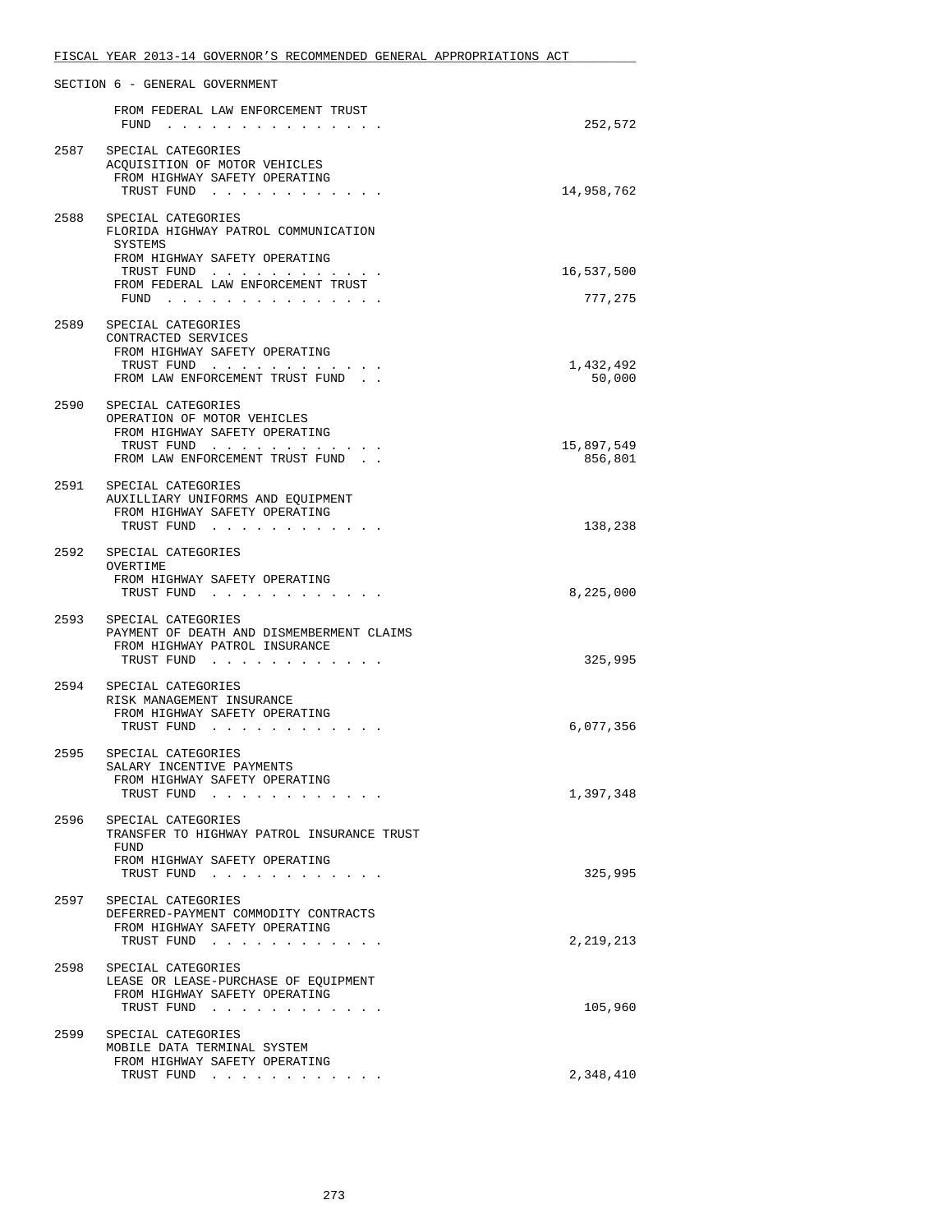FISCAL YEAR 2013-14 GOVERNOR'S RECOMMENDED GENERAL APPROPRIATIONS ACT

SECTION 6 - GENERAL GOVERNMENT

```
      FROM FEDERAL LAW ENFORCEMENT TRUST
       FUND . . . . . . . . . . . . . . .                      252,572

2587  SPECIAL CATEGORIES
      ACQUISITION OF MOTOR VEHICLES
       FROM HIGHWAY SAFETY OPERATING
       TRUST FUND . . . . . . . . . . . .                   14,958,762

2588  SPECIAL CATEGORIES
      FLORIDA HIGHWAY PATROL COMMUNICATION
       SYSTEMS
       FROM HIGHWAY SAFETY OPERATING
       TRUST FUND . . . . . . . . . . . .                   16,537,500
       FROM FEDERAL LAW ENFORCEMENT TRUST
       FUND . . . . . . . . . . . . . . .                      777,275

2589  SPECIAL CATEGORIES
      CONTRACTED SERVICES
       FROM HIGHWAY SAFETY OPERATING
       TRUST FUND . . . . . . . . . . . .                    1,432,492
       FROM LAW ENFORCEMENT TRUST FUND . .                      50,000

2590  SPECIAL CATEGORIES
      OPERATION OF MOTOR VEHICLES
       FROM HIGHWAY SAFETY OPERATING
       TRUST FUND . . . . . . . . . . . .                   15,897,549
       FROM LAW ENFORCEMENT TRUST FUND . .                     856,801

2591  SPECIAL CATEGORIES
      AUXILLIARY UNIFORMS AND EQUIPMENT
       FROM HIGHWAY SAFETY OPERATING
       TRUST FUND . . . . . . . . . . . .                      138,238

2592  SPECIAL CATEGORIES
      OVERTIME
       FROM HIGHWAY SAFETY OPERATING
       TRUST FUND . . . . . . . . . . . .                    8,225,000

2593  SPECIAL CATEGORIES
      PAYMENT OF DEATH AND DISMEMBERMENT CLAIMS
       FROM HIGHWAY PATROL INSURANCE
       TRUST FUND . . . . . . . . . . . .                      325,995

2594  SPECIAL CATEGORIES
      RISK MANAGEMENT INSURANCE
       FROM HIGHWAY SAFETY OPERATING
       TRUST FUND . . . . . . . . . . . .                    6,077,356

2595  SPECIAL CATEGORIES
      SALARY INCENTIVE PAYMENTS
       FROM HIGHWAY SAFETY OPERATING
       TRUST FUND . . . . . . . . . . . .                    1,397,348

2596  SPECIAL CATEGORIES
      TRANSFER TO HIGHWAY PATROL INSURANCE TRUST
       FUND
       FROM HIGHWAY SAFETY OPERATING
       TRUST FUND . . . . . . . . . . . .                      325,995

2597  SPECIAL CATEGORIES
      DEFERRED-PAYMENT COMMODITY CONTRACTS
       FROM HIGHWAY SAFETY OPERATING
       TRUST FUND . . . . . . . . . . . .                    2,219,213

2598  SPECIAL CATEGORIES
      LEASE OR LEASE-PURCHASE OF EQUIPMENT
       FROM HIGHWAY SAFETY OPERATING
       TRUST FUND . . . . . . . . . . . .                      105,960

2599  SPECIAL CATEGORIES
      MOBILE DATA TERMINAL SYSTEM
       FROM HIGHWAY SAFETY OPERATING
       TRUST FUND . . . . . . . . . . . .                    2,348,410
```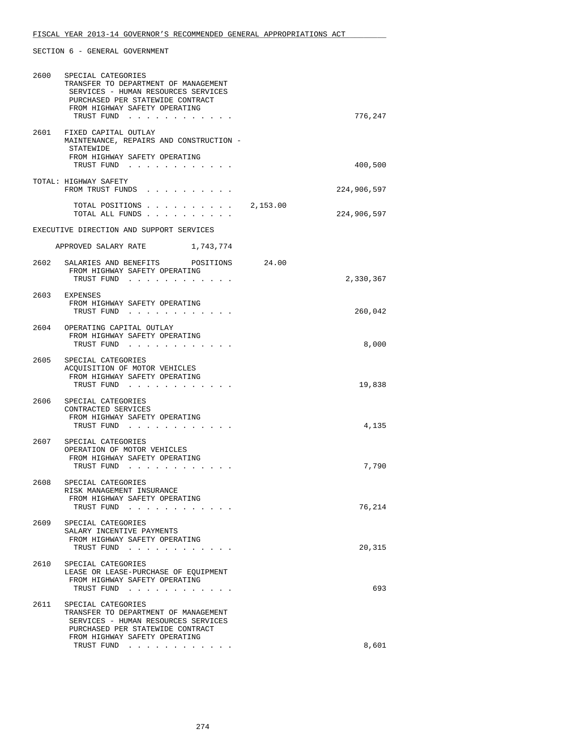SECTION 6 - GENERAL GOVERNMENT

| | | | |
|---|---|---|---|
| 2600 | SPECIAL CATEGORIES<br>TRANSFER TO DEPARTMENT OF MANAGEMENT SERVICES - HUMAN RESOURCES SERVICES PURCHASED PER STATEWIDE CONTRACT<br>FROM HIGHWAY SAFETY OPERATING TRUST FUND . . . . . . . . . . . . | | 776,247 |
| 2601 | FIXED CAPITAL OUTLAY<br>MAINTENANCE, REPAIRS AND CONSTRUCTION - STATEWIDE<br>FROM HIGHWAY SAFETY OPERATING TRUST FUND . . . . . . . . . . . . | | 400,500 |
| | TOTAL: HIGHWAY SAFETY<br>FROM TRUST FUNDS . . . . . . . . . . | | 224,906,597 |
| | TOTAL POSITIONS . . . . . . . . . . | 2,153.00 | |
| | TOTAL ALL FUNDS . . . . . . . . . . | | 224,906,597 |

EXECUTIVE DIRECTION AND SUPPORT SERVICES

APPROVED SALARY RATE 1,743,774

| | | | |
|---|---|---|---|
| 2602 | SALARIES AND BENEFITS POSITIONS<br>FROM HIGHWAY SAFETY OPERATING TRUST FUND . . . . . . . . . . . . | 24.00 | 2,330,367 |
| 2603 | EXPENSES<br>FROM HIGHWAY SAFETY OPERATING TRUST FUND . . . . . . . . . . . . | | 260,042 |
| 2604 | OPERATING CAPITAL OUTLAY<br>FROM HIGHWAY SAFETY OPERATING TRUST FUND . . . . . . . . . . . . | | 8,000 |
| 2605 | SPECIAL CATEGORIES<br>ACQUISITION OF MOTOR VEHICLES<br>FROM HIGHWAY SAFETY OPERATING TRUST FUND . . . . . . . . . . . . | | 19,838 |
| 2606 | SPECIAL CATEGORIES<br>CONTRACTED SERVICES<br>FROM HIGHWAY SAFETY OPERATING TRUST FUND . . . . . . . . . . . . | | 4,135 |
| 2607 | SPECIAL CATEGORIES<br>OPERATION OF MOTOR VEHICLES<br>FROM HIGHWAY SAFETY OPERATING TRUST FUND . . . . . . . . . . . . | | 7,790 |
| 2608 | SPECIAL CATEGORIES<br>RISK MANAGEMENT INSURANCE<br>FROM HIGHWAY SAFETY OPERATING TRUST FUND . . . . . . . . . . . . | | 76,214 |
| 2609 | SPECIAL CATEGORIES<br>SALARY INCENTIVE PAYMENTS<br>FROM HIGHWAY SAFETY OPERATING TRUST FUND . . . . . . . . . . . . | | 20,315 |
| 2610 | SPECIAL CATEGORIES<br>LEASE OR LEASE-PURCHASE OF EQUIPMENT<br>FROM HIGHWAY SAFETY OPERATING TRUST FUND . . . . . . . . . . . . | | 693 |
| 2611 | SPECIAL CATEGORIES<br>TRANSFER TO DEPARTMENT OF MANAGEMENT SERVICES - HUMAN RESOURCES SERVICES PURCHASED PER STATEWIDE CONTRACT<br>FROM HIGHWAY SAFETY OPERATING TRUST FUND . . . . . . . . . . . . | | 8,601 |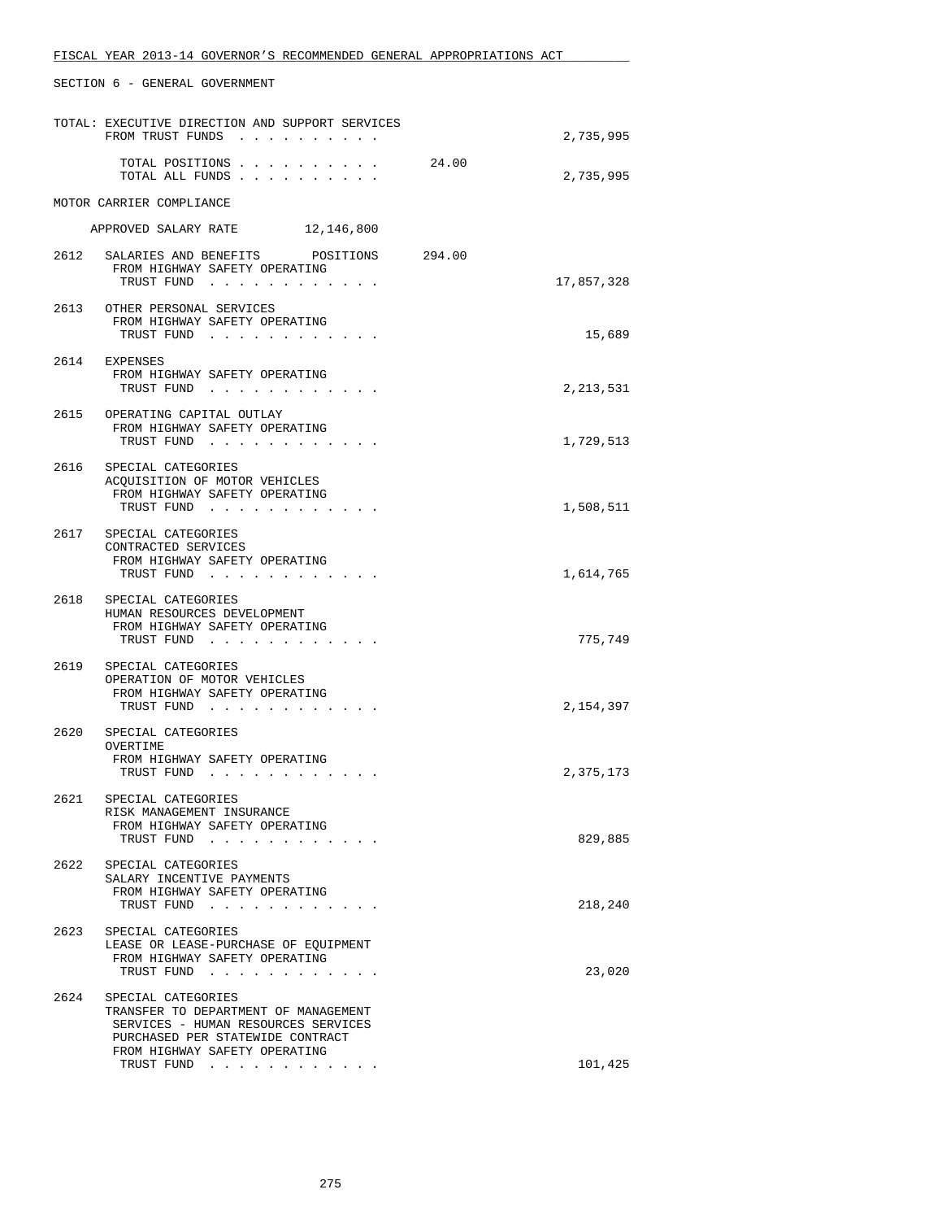SECTION 6 - GENERAL GOVERNMENT

TOTAL: EXECUTIVE DIRECTION AND SUPPORT SERVICES
FROM TRUST FUNDS . . . . . . . . . . 2,735,995

TOTAL POSITIONS . . . . . . . . . . 24.00
TOTAL ALL FUNDS . . . . . . . . . . 2,735,995

MOTOR CARRIER COMPLIANCE

APPROVED SALARY RATE 12,146,800

| Item | Description | Positions | Amount |
|---|---|---|---|
| 2612 | SALARIES AND BENEFITS POSITIONS<br>FROM HIGHWAY SAFETY OPERATING TRUST FUND . . . . . . . . . . . . | 294.00 | 17,857,328 |
| 2613 | OTHER PERSONAL SERVICES<br>FROM HIGHWAY SAFETY OPERATING TRUST FUND . . . . . . . . . . . . | | 15,689 |
| 2614 | EXPENSES<br>FROM HIGHWAY SAFETY OPERATING TRUST FUND . . . . . . . . . . . . | | 2,213,531 |
| 2615 | OPERATING CAPITAL OUTLAY<br>FROM HIGHWAY SAFETY OPERATING TRUST FUND . . . . . . . . . . . . | | 1,729,513 |
| 2616 | SPECIAL CATEGORIES<br>ACQUISITION OF MOTOR VEHICLES<br>FROM HIGHWAY SAFETY OPERATING TRUST FUND . . . . . . . . . . . . | | 1,508,511 |
| 2617 | SPECIAL CATEGORIES<br>CONTRACTED SERVICES<br>FROM HIGHWAY SAFETY OPERATING TRUST FUND . . . . . . . . . . . . | | 1,614,765 |
| 2618 | SPECIAL CATEGORIES<br>HUMAN RESOURCES DEVELOPMENT<br>FROM HIGHWAY SAFETY OPERATING TRUST FUND . . . . . . . . . . . . | | 775,749 |
| 2619 | SPECIAL CATEGORIES<br>OPERATION OF MOTOR VEHICLES<br>FROM HIGHWAY SAFETY OPERATING TRUST FUND . . . . . . . . . . . . | | 2,154,397 |
| 2620 | SPECIAL CATEGORIES<br>OVERTIME<br>FROM HIGHWAY SAFETY OPERATING TRUST FUND . . . . . . . . . . . . | | 2,375,173 |
| 2621 | SPECIAL CATEGORIES<br>RISK MANAGEMENT INSURANCE<br>FROM HIGHWAY SAFETY OPERATING TRUST FUND . . . . . . . . . . . . | | 829,885 |
| 2622 | SPECIAL CATEGORIES<br>SALARY INCENTIVE PAYMENTS<br>FROM HIGHWAY SAFETY OPERATING TRUST FUND . . . . . . . . . . . . | | 218,240 |
| 2623 | SPECIAL CATEGORIES<br>LEASE OR LEASE-PURCHASE OF EQUIPMENT<br>FROM HIGHWAY SAFETY OPERATING TRUST FUND . . . . . . . . . . . . | | 23,020 |
| 2624 | SPECIAL CATEGORIES<br>TRANSFER TO DEPARTMENT OF MANAGEMENT SERVICES - HUMAN RESOURCES SERVICES PURCHASED PER STATEWIDE CONTRACT<br>FROM HIGHWAY SAFETY OPERATING TRUST FUND . . . . . . . . . . . . | | 101,425 |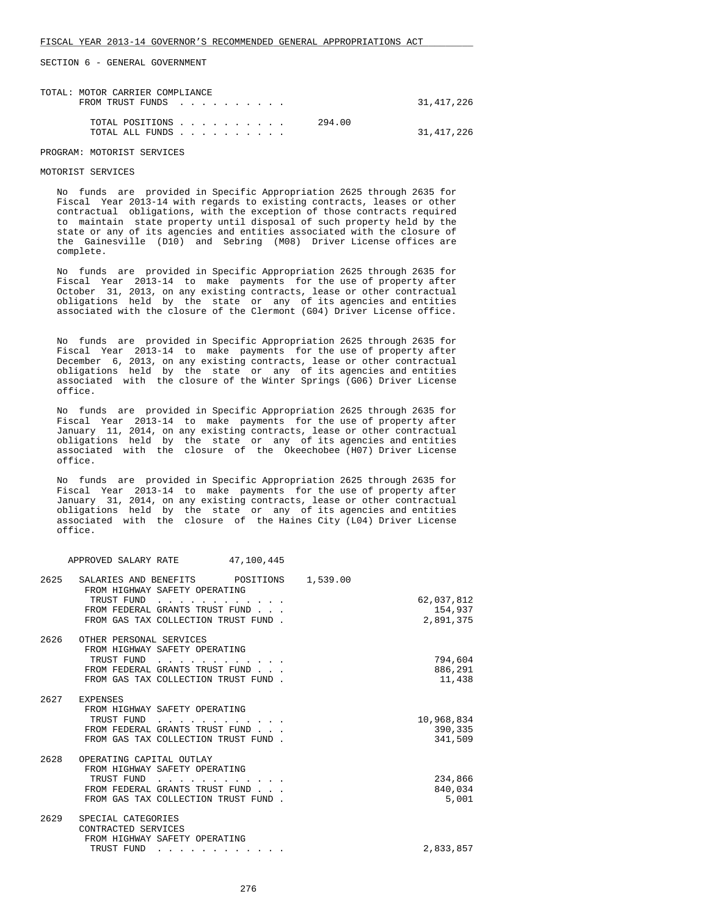SECTION 6 - GENERAL GOVERNMENT

TOTAL: MOTOR CARRIER COMPLIANCE

| | | |
|---|---|---|
| FROM TRUST FUNDS | | 31,417,226 |
| TOTAL POSITIONS | 294.00 | |
| TOTAL ALL FUNDS | | 31,417,226 |

PROGRAM: MOTORIST SERVICES

MOTORIST SERVICES

No funds are provided in Specific Appropriation 2625 through 2635 for Fiscal Year 2013-14 with regards to existing contracts, leases or other contractual obligations, with the exception of those contracts required to maintain state property until disposal of such property held by the state or any of its agencies and entities associated with the closure of the Gainesville (D10) and Sebring (M08) Driver License offices are complete.

No funds are provided in Specific Appropriation 2625 through 2635 for Fiscal Year 2013-14 to make payments for the use of property after October 31, 2013, on any existing contracts, lease or other contractual obligations held by the state or any of its agencies and entities associated with the closure of the Clermont (G04) Driver License office.

No funds are provided in Specific Appropriation 2625 through 2635 for Fiscal Year 2013-14 to make payments for the use of property after December 6, 2013, on any existing contracts, lease or other contractual obligations held by the state or any of its agencies and entities associated with the closure of the Winter Springs (G06) Driver License office.

No funds are provided in Specific Appropriation 2625 through 2635 for Fiscal Year 2013-14 to make payments for the use of property after January 11, 2014, on any existing contracts, lease or other contractual obligations held by the state or any of its agencies and entities associated with the closure of the Okeechobee (H07) Driver License office.

No funds are provided in Specific Appropriation 2625 through 2635 for Fiscal Year 2013-14 to make payments for the use of property after January 31, 2014, on any existing contracts, lease or other contractual obligations held by the state or any of its agencies and entities associated with the closure of the Haines City (L04) Driver License office.

APPROVED SALARY RATE 47,100,445

| | | | |
|---|---|---|---|
| 2625 | SALARIES AND BENEFITS POSITIONS | 1,539.00 | |
| | FROM HIGHWAY SAFETY OPERATING TRUST FUND | | 62,037,812 |
| | FROM FEDERAL GRANTS TRUST FUND | | 154,937 |
| | FROM GAS TAX COLLECTION TRUST FUND | | 2,891,375 |
| 2626 | OTHER PERSONAL SERVICES | | |
| | FROM HIGHWAY SAFETY OPERATING TRUST FUND | | 794,604 |
| | FROM FEDERAL GRANTS TRUST FUND | | 886,291 |
| | FROM GAS TAX COLLECTION TRUST FUND | | 11,438 |
| 2627 | EXPENSES | | |
| | FROM HIGHWAY SAFETY OPERATING TRUST FUND | | 10,968,834 |
| | FROM FEDERAL GRANTS TRUST FUND | | 390,335 |
| | FROM GAS TAX COLLECTION TRUST FUND | | 341,509 |
| 2628 | OPERATING CAPITAL OUTLAY | | |
| | FROM HIGHWAY SAFETY OPERATING TRUST FUND | | 234,866 |
| | FROM FEDERAL GRANTS TRUST FUND | | 840,034 |
| | FROM GAS TAX COLLECTION TRUST FUND | | 5,001 |
| 2629 | SPECIAL CATEGORIES CONTRACTED SERVICES | | |
| | FROM HIGHWAY SAFETY OPERATING TRUST FUND | | 2,833,857 |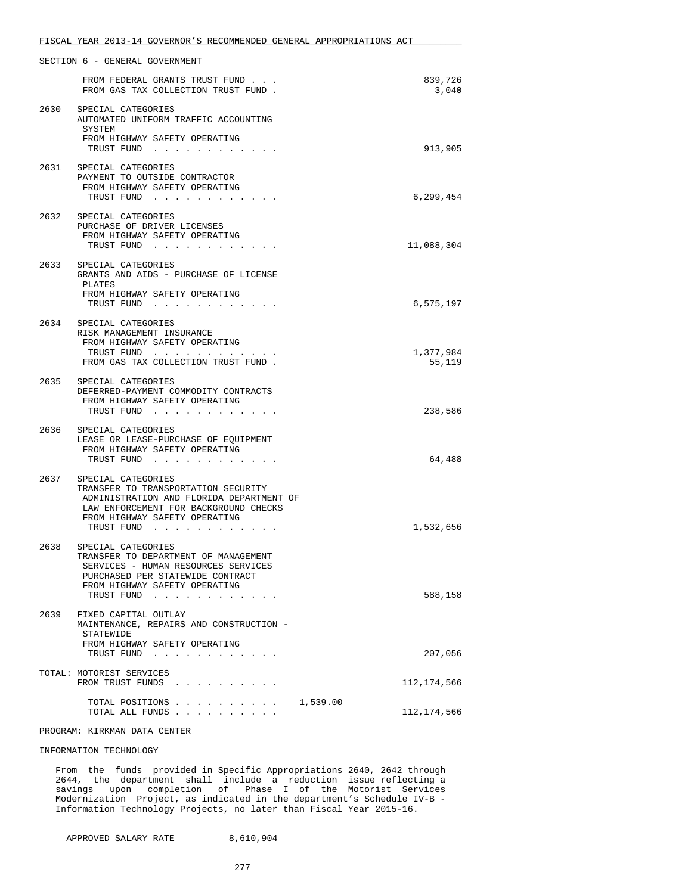SECTION 6 - GENERAL GOVERNMENT

| | | |
|---|---|---|
| | FROM FEDERAL GRANTS TRUST FUND . . . | 839,726 |
| | FROM GAS TAX COLLECTION TRUST FUND . | 3,040 |
| 2630 | SPECIAL CATEGORIES<br>AUTOMATED UNIFORM TRAFFIC ACCOUNTING SYSTEM<br>FROM HIGHWAY SAFETY OPERATING TRUST FUND . . . . . . . . . . . . | 913,905 |
| 2631 | SPECIAL CATEGORIES<br>PAYMENT TO OUTSIDE CONTRACTOR<br>FROM HIGHWAY SAFETY OPERATING TRUST FUND . . . . . . . . . . . . | 6,299,454 |
| 2632 | SPECIAL CATEGORIES<br>PURCHASE OF DRIVER LICENSES<br>FROM HIGHWAY SAFETY OPERATING TRUST FUND . . . . . . . . . . . . | 11,088,304 |
| 2633 | SPECIAL CATEGORIES<br>GRANTS AND AIDS - PURCHASE OF LICENSE PLATES<br>FROM HIGHWAY SAFETY OPERATING TRUST FUND . . . . . . . . . . . . | 6,575,197 |
| 2634 | SPECIAL CATEGORIES<br>RISK MANAGEMENT INSURANCE<br>FROM HIGHWAY SAFETY OPERATING TRUST FUND . . . . . . . . . . . . | 1,377,984 |
| | FROM GAS TAX COLLECTION TRUST FUND . | 55,119 |
| 2635 | SPECIAL CATEGORIES<br>DEFERRED-PAYMENT COMMODITY CONTRACTS<br>FROM HIGHWAY SAFETY OPERATING TRUST FUND . . . . . . . . . . . . | 238,586 |
| 2636 | SPECIAL CATEGORIES<br>LEASE OR LEASE-PURCHASE OF EQUIPMENT<br>FROM HIGHWAY SAFETY OPERATING TRUST FUND . . . . . . . . . . . . | 64,488 |
| 2637 | SPECIAL CATEGORIES<br>TRANSFER TO TRANSPORTATION SECURITY ADMINISTRATION AND FLORIDA DEPARTMENT OF LAW ENFORCEMENT FOR BACKGROUND CHECKS<br>FROM HIGHWAY SAFETY OPERATING TRUST FUND . . . . . . . . . . . . | 1,532,656 |
| 2638 | SPECIAL CATEGORIES<br>TRANSFER TO DEPARTMENT OF MANAGEMENT SERVICES - HUMAN RESOURCES SERVICES PURCHASED PER STATEWIDE CONTRACT<br>FROM HIGHWAY SAFETY OPERATING TRUST FUND . . . . . . . . . . . . | 588,158 |
| 2639 | FIXED CAPITAL OUTLAY<br>MAINTENANCE, REPAIRS AND CONSTRUCTION - STATEWIDE<br>FROM HIGHWAY SAFETY OPERATING TRUST FUND . . . . . . . . . . . . | 207,056 |

TOTAL: MOTORIST SERVICES
FROM TRUST FUNDS . . . . . . . . . . 112,174,566

TOTAL POSITIONS . . . . . . . . . . 1,539.00
TOTAL ALL FUNDS . . . . . . . . . . 112,174,566

PROGRAM: KIRKMAN DATA CENTER

INFORMATION TECHNOLOGY

From the funds provided in Specific Appropriations 2640, 2642 through 2644, the department shall include a reduction issue reflecting a savings upon completion of Phase I of the Motorist Services Modernization Project, as indicated in the department's Schedule IV-B - Information Technology Projects, no later than Fiscal Year 2015-16.

APPROVED SALARY RATE 8,610,904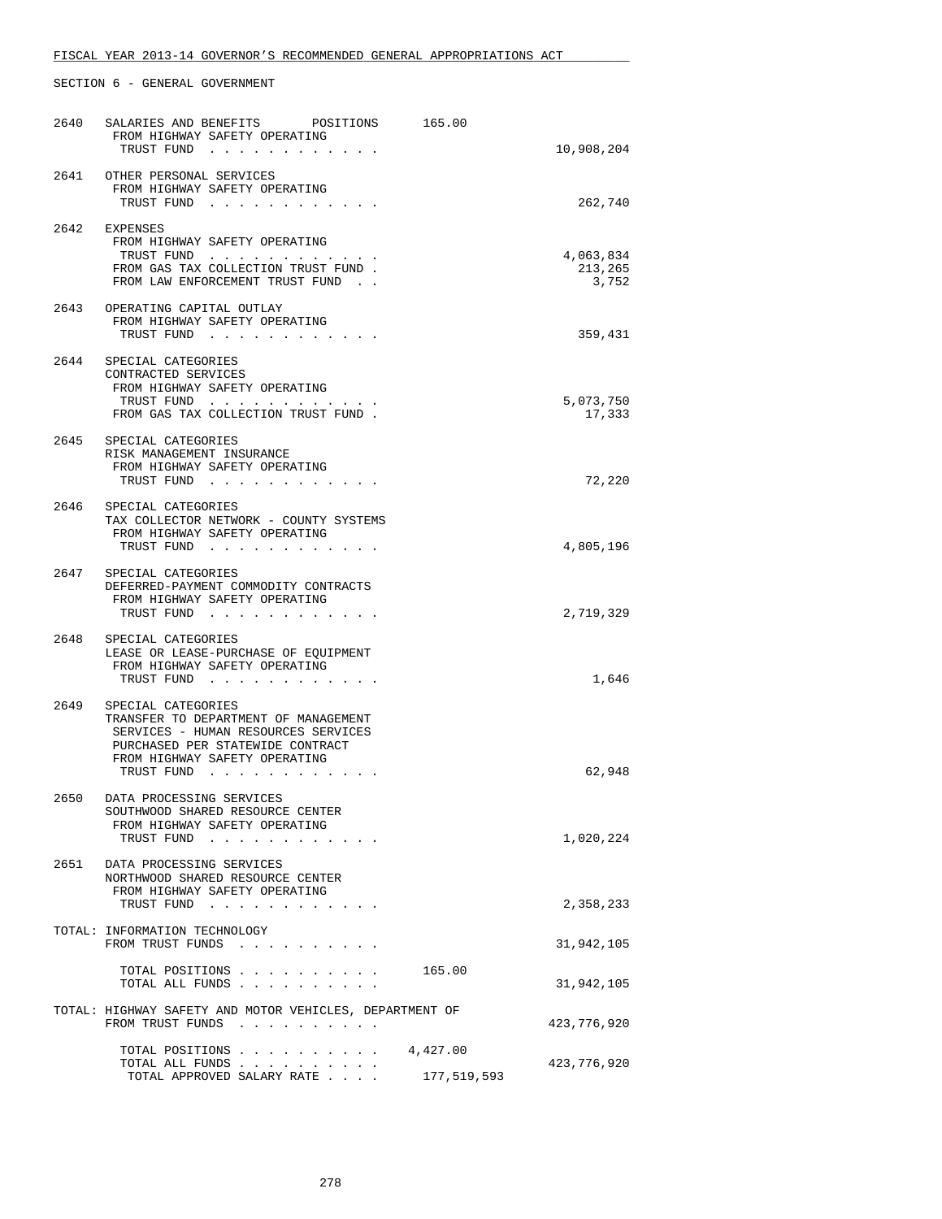FISCAL YEAR 2013-14 GOVERNOR'S RECOMMENDED GENERAL APPROPRIATIONS ACT

SECTION 6 - GENERAL GOVERNMENT

```
2640   SALARIES AND BENEFITS       POSITIONS      165.00
        FROM HIGHWAY SAFETY OPERATING
         TRUST FUND . . . . . . . . . . . .                        10,908,204

2641   OTHER PERSONAL SERVICES
        FROM HIGHWAY SAFETY OPERATING
         TRUST FUND . . . . . . . . . . . .                           262,740

2642   EXPENSES
        FROM HIGHWAY SAFETY OPERATING
         TRUST FUND . . . . . . . . . . . .                         4,063,834
        FROM GAS TAX COLLECTION TRUST FUND .                          213,265
        FROM LAW ENFORCEMENT TRUST FUND . .                             3,752

2643   OPERATING CAPITAL OUTLAY
        FROM HIGHWAY SAFETY OPERATING
         TRUST FUND . . . . . . . . . . . .                           359,431

2644   SPECIAL CATEGORIES
        CONTRACTED SERVICES
        FROM HIGHWAY SAFETY OPERATING
         TRUST FUND . . . . . . . . . . . .                         5,073,750
        FROM GAS TAX COLLECTION TRUST FUND .                           17,333

2645   SPECIAL CATEGORIES
        RISK MANAGEMENT INSURANCE
        FROM HIGHWAY SAFETY OPERATING
         TRUST FUND . . . . . . . . . . . .                            72,220

2646   SPECIAL CATEGORIES
        TAX COLLECTOR NETWORK - COUNTY SYSTEMS
        FROM HIGHWAY SAFETY OPERATING
         TRUST FUND . . . . . . . . . . . .                         4,805,196

2647   SPECIAL CATEGORIES
        DEFERRED-PAYMENT COMMODITY CONTRACTS
        FROM HIGHWAY SAFETY OPERATING
         TRUST FUND . . . . . . . . . . . .                         2,719,329

2648   SPECIAL CATEGORIES
        LEASE OR LEASE-PURCHASE OF EQUIPMENT
        FROM HIGHWAY SAFETY OPERATING
         TRUST FUND . . . . . . . . . . . .                             1,646

2649   SPECIAL CATEGORIES
        TRANSFER TO DEPARTMENT OF MANAGEMENT
        SERVICES - HUMAN RESOURCES SERVICES
        PURCHASED PER STATEWIDE CONTRACT
        FROM HIGHWAY SAFETY OPERATING
         TRUST FUND . . . . . . . . . . . .                            62,948

2650   DATA PROCESSING SERVICES
        SOUTHWOOD SHARED RESOURCE CENTER
        FROM HIGHWAY SAFETY OPERATING
         TRUST FUND . . . . . . . . . . . .                         1,020,224

2651   DATA PROCESSING SERVICES
        NORTHWOOD SHARED RESOURCE CENTER
        FROM HIGHWAY SAFETY OPERATING
         TRUST FUND . . . . . . . . . . . .                         2,358,233

TOTAL: INFORMATION TECHNOLOGY
        FROM TRUST FUNDS . . . . . . . . . .                       31,942,105

         TOTAL POSITIONS . . . . . . . . . .       165.00
         TOTAL ALL FUNDS . . . . . . . . . .                       31,942,105

TOTAL: HIGHWAY SAFETY AND MOTOR VEHICLES, DEPARTMENT OF
        FROM TRUST FUNDS . . . . . . . . . .                      423,776,920

         TOTAL POSITIONS . . . . . . . . . .     4,427.00
         TOTAL ALL FUNDS . . . . . . . . . .                      423,776,920
          TOTAL APPROVED SALARY RATE . . . .    177,519,593
```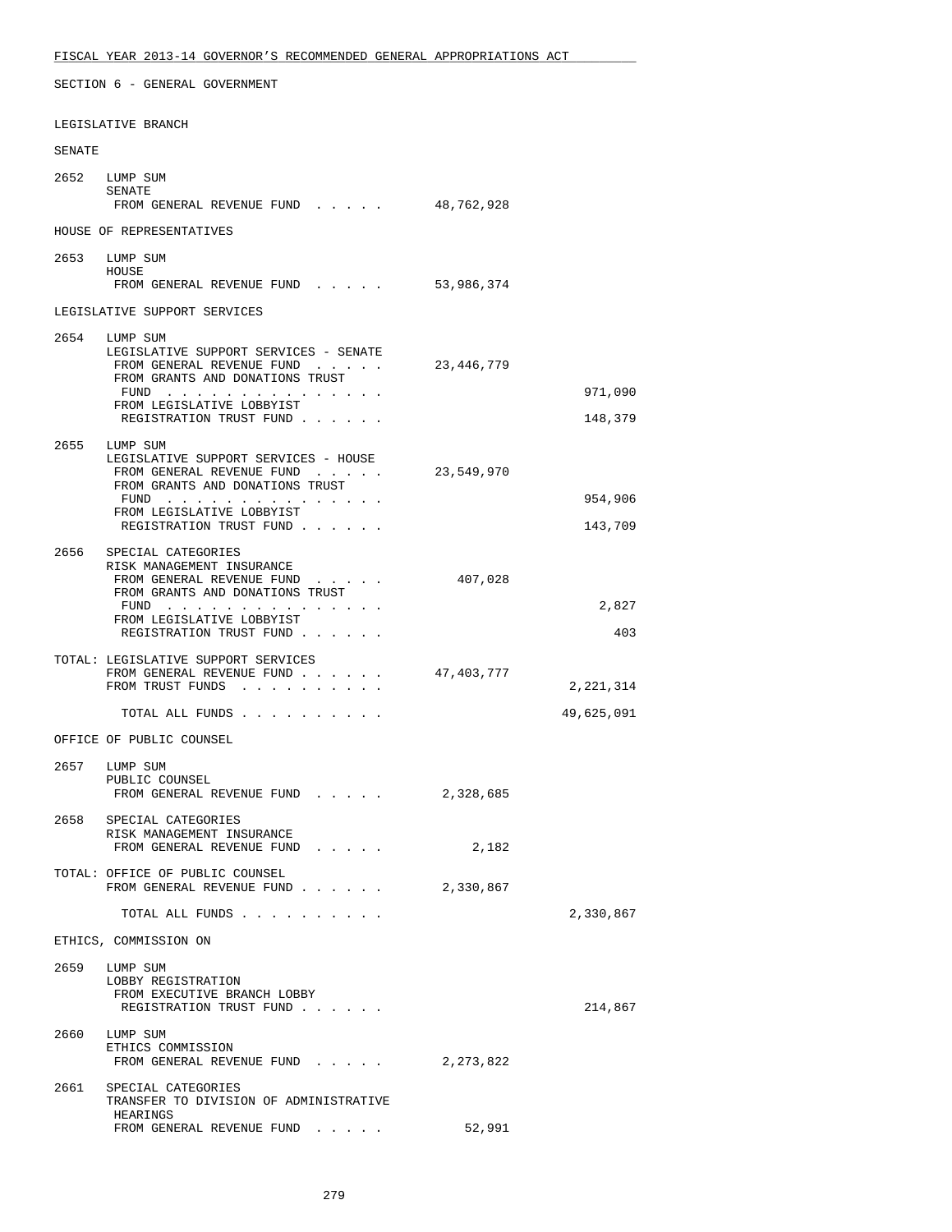FISCAL YEAR 2013-14 GOVERNOR'S RECOMMENDED GENERAL APPROPRIATIONS ACT

SECTION 6 - GENERAL GOVERNMENT

LEGISLATIVE BRANCH

SENATE

| | | | |
|---|---|---|---|
| 2652 | LUMP SUM<br>SENATE<br>FROM GENERAL REVENUE FUND . . . . . | 48,762,928 | |

HOUSE OF REPRESENTATIVES

| | | | |
|---|---|---|---|
| 2653 | LUMP SUM<br>HOUSE<br>FROM GENERAL REVENUE FUND . . . . . | 53,986,374 | |

LEGISLATIVE SUPPORT SERVICES

| | | | |
|---|---|---|---|
| 2654 | LUMP SUM<br>LEGISLATIVE SUPPORT SERVICES - SENATE<br>FROM GENERAL REVENUE FUND . . . . . | 23,446,779 | |
| | FROM GRANTS AND DONATIONS TRUST FUND . . . . . . . . . . . . . . | | 971,090 |
| | FROM LEGISLATIVE LOBBYIST REGISTRATION TRUST FUND . . . . . . | | 148,379 |
| 2655 | LUMP SUM<br>LEGISLATIVE SUPPORT SERVICES - HOUSE<br>FROM GENERAL REVENUE FUND . . . . . | 23,549,970 | |
| | FROM GRANTS AND DONATIONS TRUST FUND . . . . . . . . . . . . . . | | 954,906 |
| | FROM LEGISLATIVE LOBBYIST REGISTRATION TRUST FUND . . . . . . | | 143,709 |
| 2656 | SPECIAL CATEGORIES<br>RISK MANAGEMENT INSURANCE<br>FROM GENERAL REVENUE FUND . . . . . | 407,028 | |
| | FROM GRANTS AND DONATIONS TRUST FUND . . . . . . . . . . . . . . | | 2,827 |
| | FROM LEGISLATIVE LOBBYIST REGISTRATION TRUST FUND . . . . . . | | 403 |
| TOTAL: | LEGISLATIVE SUPPORT SERVICES<br>FROM GENERAL REVENUE FUND . . . . . . | 47,403,777 | |
| | FROM TRUST FUNDS . . . . . . . . . . | | 2,221,314 |
| | TOTAL ALL FUNDS . . . . . . . . . . | | 49,625,091 |

OFFICE OF PUBLIC COUNSEL

| | | | |
|---|---|---|---|
| 2657 | LUMP SUM<br>PUBLIC COUNSEL<br>FROM GENERAL REVENUE FUND . . . . . | 2,328,685 | |
| 2658 | SPECIAL CATEGORIES<br>RISK MANAGEMENT INSURANCE<br>FROM GENERAL REVENUE FUND . . . . . | 2,182 | |
| TOTAL: | OFFICE OF PUBLIC COUNSEL<br>FROM GENERAL REVENUE FUND . . . . . . | 2,330,867 | |
| | TOTAL ALL FUNDS . . . . . . . . . . | | 2,330,867 |

ETHICS, COMMISSION ON

| | | | |
|---|---|---|---|
| 2659 | LUMP SUM<br>LOBBY REGISTRATION<br>FROM EXECUTIVE BRANCH LOBBY REGISTRATION TRUST FUND . . . . . . | | 214,867 |
| 2660 | LUMP SUM<br>ETHICS COMMISSION<br>FROM GENERAL REVENUE FUND . . . . . | 2,273,822 | |
| 2661 | SPECIAL CATEGORIES<br>TRANSFER TO DIVISION OF ADMINISTRATIVE HEARINGS<br>FROM GENERAL REVENUE FUND . . . . . | 52,991 | |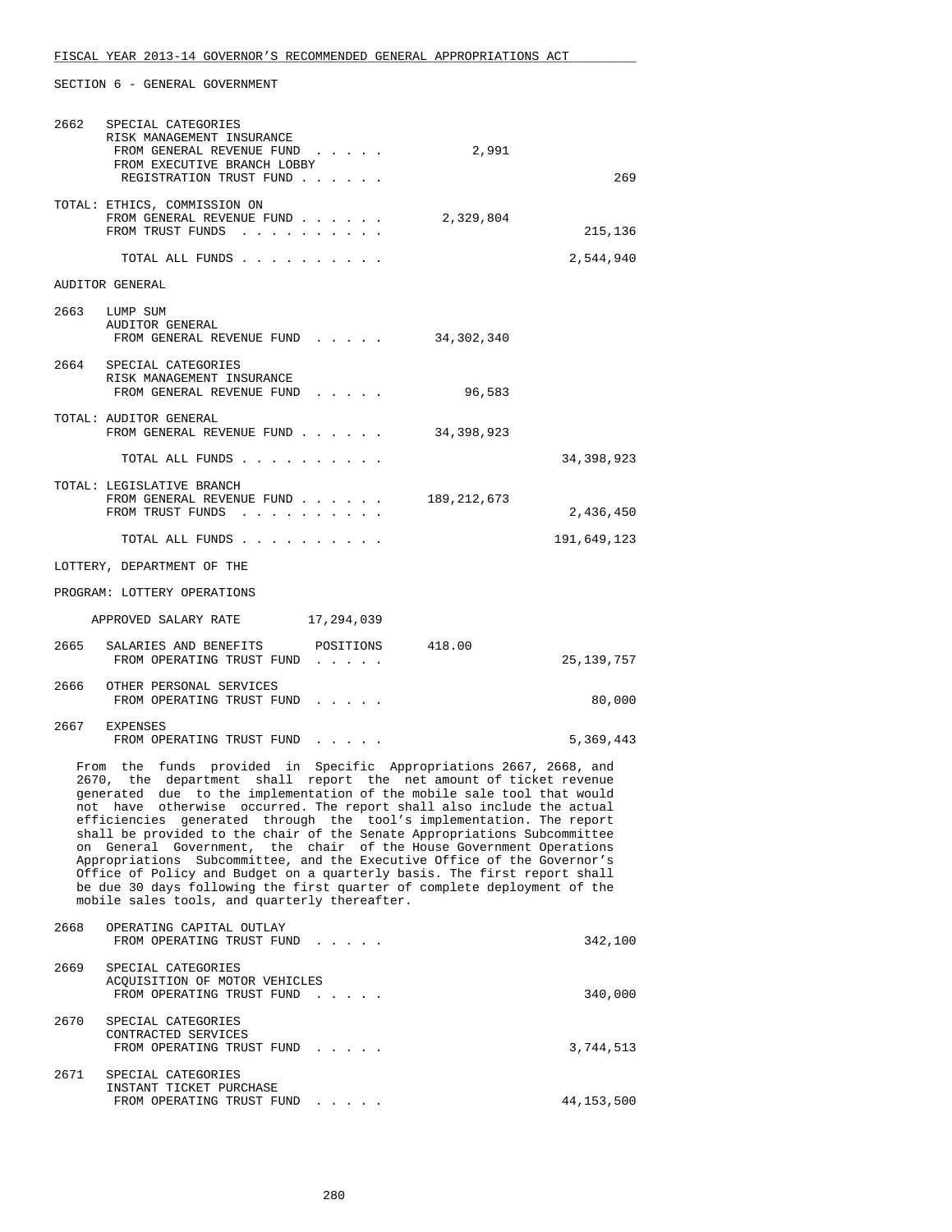SECTION 6 - GENERAL GOVERNMENT

| | | | |
|---|---|---|---|
| 2662 | SPECIAL CATEGORIES<br>RISK MANAGEMENT INSURANCE<br>FROM GENERAL REVENUE FUND . . . . . | 2,991 | |
| | FROM EXECUTIVE BRANCH LOBBY<br>REGISTRATION TRUST FUND . . . . . . | | 269 |
| | TOTAL: ETHICS, COMMISSION ON<br>FROM GENERAL REVENUE FUND . . . . . . | 2,329,804 | |
| | FROM TRUST FUNDS . . . . . . . . . . | | 215,136 |
| | TOTAL ALL FUNDS . . . . . . . . . . | | 2,544,940 |

AUDITOR GENERAL

| | | | |
|---|---|---|---|
| 2663 | LUMP SUM<br>AUDITOR GENERAL<br>FROM GENERAL REVENUE FUND . . . . . | 34,302,340 | |
| 2664 | SPECIAL CATEGORIES<br>RISK MANAGEMENT INSURANCE<br>FROM GENERAL REVENUE FUND . . . . . | 96,583 | |
| | TOTAL: AUDITOR GENERAL<br>FROM GENERAL REVENUE FUND . . . . . . | 34,398,923 | |
| | TOTAL ALL FUNDS . . . . . . . . . . | | 34,398,923 |
| | TOTAL: LEGISLATIVE BRANCH<br>FROM GENERAL REVENUE FUND . . . . . . | 189,212,673 | |
| | FROM TRUST FUNDS . . . . . . . . . . | | 2,436,450 |
| | TOTAL ALL FUNDS . . . . . . . . . . | | 191,649,123 |

LOTTERY, DEPARTMENT OF THE

PROGRAM: LOTTERY OPERATIONS

APPROVED SALARY RATE 17,294,039

| | | | |
|---|---|---|---|
| 2665 | SALARIES AND BENEFITS POSITIONS 418.00<br>FROM OPERATING TRUST FUND . . . . . | | 25,139,757 |
| 2666 | OTHER PERSONAL SERVICES<br>FROM OPERATING TRUST FUND . . . . . | | 80,000 |
| 2667 | EXPENSES<br>FROM OPERATING TRUST FUND . . . . . | | 5,369,443 |

From the funds provided in Specific Appropriations 2667, 2668, and 2670, the department shall report the net amount of ticket revenue generated due to the implementation of the mobile sale tool that would not have otherwise occurred. The report shall also include the actual efficiencies generated through the tool's implementation. The report shall be provided to the chair of the Senate Appropriations Subcommittee on General Government, the chair of the House Government Operations Appropriations Subcommittee, and the Executive Office of the Governor's Office of Policy and Budget on a quarterly basis. The first report shall be due 30 days following the first quarter of complete deployment of the mobile sales tools, and quarterly thereafter.

| | | | |
|---|---|---|---|
| 2668 | OPERATING CAPITAL OUTLAY<br>FROM OPERATING TRUST FUND . . . . . | | 342,100 |
| 2669 | SPECIAL CATEGORIES<br>ACQUISITION OF MOTOR VEHICLES<br>FROM OPERATING TRUST FUND . . . . . | | 340,000 |
| 2670 | SPECIAL CATEGORIES<br>CONTRACTED SERVICES<br>FROM OPERATING TRUST FUND . . . . . | | 3,744,513 |
| 2671 | SPECIAL CATEGORIES<br>INSTANT TICKET PURCHASE<br>FROM OPERATING TRUST FUND . . . . . | | 44,153,500 |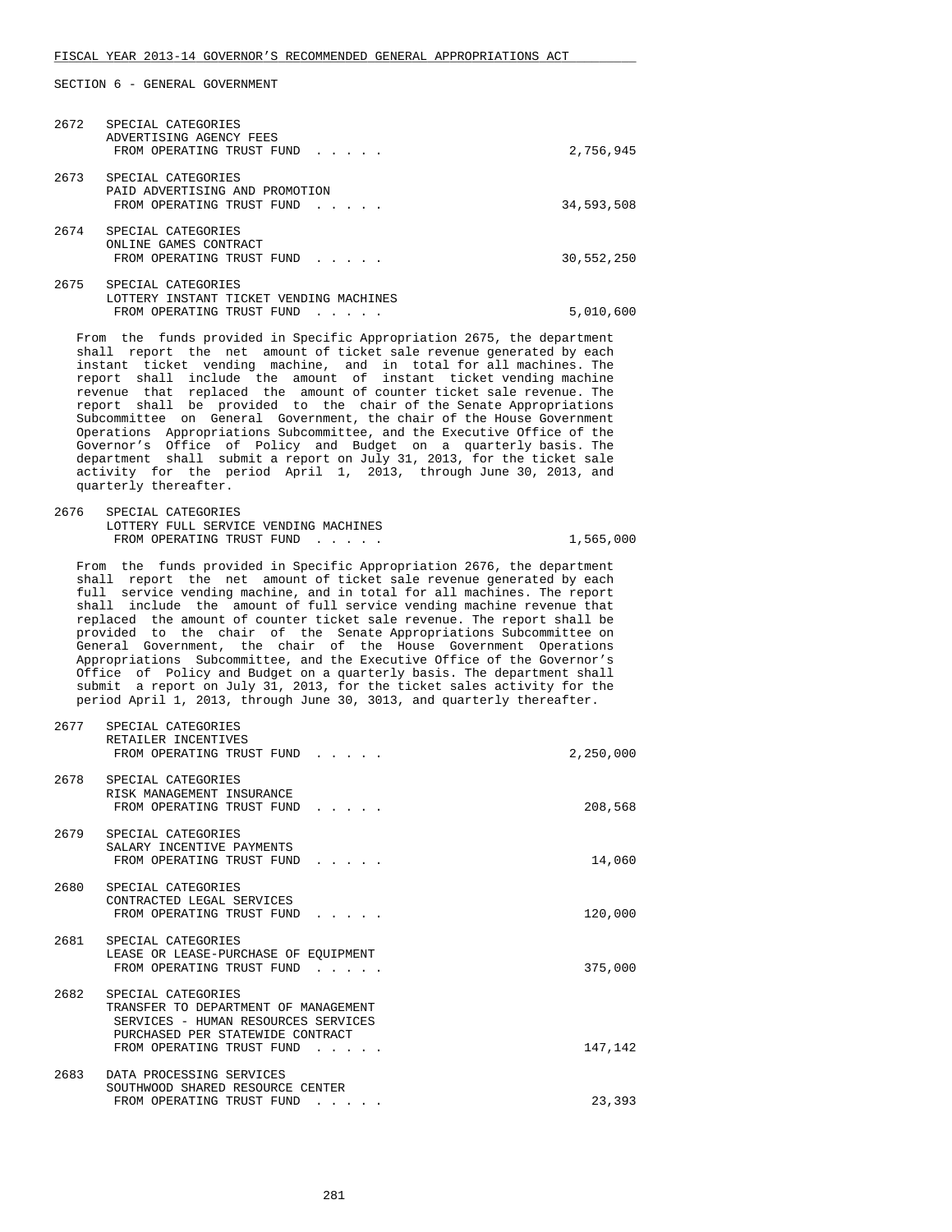2672 SPECIAL CATEGORIES
ADVERTISING AGENCY FEES
FROM OPERATING TRUST FUND . . . . . 2,756,945

2673 SPECIAL CATEGORIES
PAID ADVERTISING AND PROMOTION
FROM OPERATING TRUST FUND . . . . . 34,593,508

2674 SPECIAL CATEGORIES
ONLINE GAMES CONTRACT
FROM OPERATING TRUST FUND . . . . . 30,552,250

2675 SPECIAL CATEGORIES
LOTTERY INSTANT TICKET VENDING MACHINES
FROM OPERATING TRUST FUND . . . . . 5,010,600

From the funds provided in Specific Appropriation 2675, the department shall report the net amount of ticket sale revenue generated by each instant ticket vending machine, and in total for all machines. The report shall include the amount of instant ticket vending machine revenue that replaced the amount of counter ticket sale revenue. The report shall be provided to the chair of the Senate Appropriations Subcommittee on General Government, the chair of the House Government Operations Appropriations Subcommittee, and the Executive Office of the Governor's Office of Policy and Budget on a quarterly basis. The department shall submit a report on July 31, 2013, for the ticket sale activity for the period April 1, 2013, through June 30, 2013, and quarterly thereafter.

2676 SPECIAL CATEGORIES
LOTTERY FULL SERVICE VENDING MACHINES
FROM OPERATING TRUST FUND . . . . . 1,565,000

From the funds provided in Specific Appropriation 2676, the department shall report the net amount of ticket sale revenue generated by each full service vending machine, and in total for all machines. The report shall include the amount of full service vending machine revenue that replaced the amount of counter ticket sale revenue. The report shall be provided to the chair of the Senate Appropriations Subcommittee on General Government, the chair of the House Government Operations Appropriations Subcommittee, and the Executive Office of the Governor's Office of Policy and Budget on a quarterly basis. The department shall submit a report on July 31, 2013, for the ticket sales activity for the period April 1, 2013, through June 30, 3013, and quarterly thereafter.

2677 SPECIAL CATEGORIES
RETAILER INCENTIVES
FROM OPERATING TRUST FUND . . . . . 2,250,000

2678 SPECIAL CATEGORIES
RISK MANAGEMENT INSURANCE
FROM OPERATING TRUST FUND . . . . . 208,568

2679 SPECIAL CATEGORIES
SALARY INCENTIVE PAYMENTS
FROM OPERATING TRUST FUND . . . . . 14,060

2680 SPECIAL CATEGORIES
CONTRACTED LEGAL SERVICES
FROM OPERATING TRUST FUND . . . . . 120,000

2681 SPECIAL CATEGORIES
LEASE OR LEASE-PURCHASE OF EQUIPMENT
FROM OPERATING TRUST FUND . . . . . 375,000

2682 SPECIAL CATEGORIES
TRANSFER TO DEPARTMENT OF MANAGEMENT
SERVICES - HUMAN RESOURCES SERVICES
PURCHASED PER STATEWIDE CONTRACT
FROM OPERATING TRUST FUND . . . . . 147,142

2683 DATA PROCESSING SERVICES
SOUTHWOOD SHARED RESOURCE CENTER
FROM OPERATING TRUST FUND . . . . . 23,393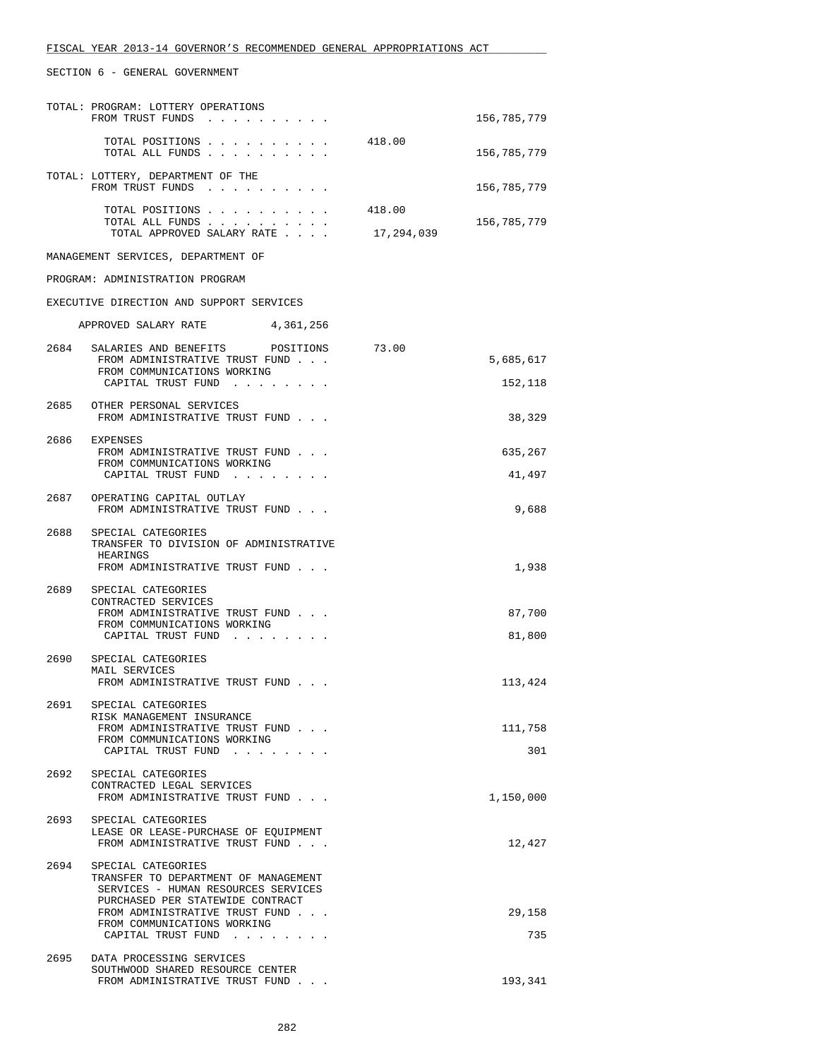SECTION 6 - GENERAL GOVERNMENT

| | | | |
|---|---|---|---|
| | TOTAL: PROGRAM: LOTTERY OPERATIONS<br>FROM TRUST FUNDS . . . . . . . . . . | | 156,785,779 |
| | TOTAL POSITIONS . . . . . . . . . . | 418.00 | |
| | TOTAL ALL FUNDS . . . . . . . . . . | | 156,785,779 |
| | TOTAL: LOTTERY, DEPARTMENT OF THE<br>FROM TRUST FUNDS . . . . . . . . . . | | 156,785,779 |
| | TOTAL POSITIONS . . . . . . . . . . | 418.00 | |
| | TOTAL ALL FUNDS . . . . . . . . . . | | 156,785,779 |
| | TOTAL APPROVED SALARY RATE . . . . | 17,294,039 | |

MANAGEMENT SERVICES, DEPARTMENT OF

PROGRAM: ADMINISTRATION PROGRAM

EXECUTIVE DIRECTION AND SUPPORT SERVICES

APPROVED SALARY RATE 4,361,256

| | | | |
|---|---|---|---|
| 2684 | SALARIES AND BENEFITS POSITIONS | 73.00 | |
| | FROM ADMINISTRATIVE TRUST FUND . . . | | 5,685,617 |
| | FROM COMMUNICATIONS WORKING<br>CAPITAL TRUST FUND . . . . . . . . | | 152,118 |
| 2685 | OTHER PERSONAL SERVICES<br>FROM ADMINISTRATIVE TRUST FUND . . . | | 38,329 |
| 2686 | EXPENSES<br>FROM ADMINISTRATIVE TRUST FUND . . . | | 635,267 |
| | FROM COMMUNICATIONS WORKING<br>CAPITAL TRUST FUND . . . . . . . . | | 41,497 |
| 2687 | OPERATING CAPITAL OUTLAY<br>FROM ADMINISTRATIVE TRUST FUND . . . | | 9,688 |
| 2688 | SPECIAL CATEGORIES<br>TRANSFER TO DIVISION OF ADMINISTRATIVE HEARINGS<br>FROM ADMINISTRATIVE TRUST FUND . . . | | 1,938 |
| 2689 | SPECIAL CATEGORIES<br>CONTRACTED SERVICES<br>FROM ADMINISTRATIVE TRUST FUND . . . | | 87,700 |
| | FROM COMMUNICATIONS WORKING<br>CAPITAL TRUST FUND . . . . . . . . | | 81,800 |
| 2690 | SPECIAL CATEGORIES<br>MAIL SERVICES<br>FROM ADMINISTRATIVE TRUST FUND . . . | | 113,424 |
| 2691 | SPECIAL CATEGORIES<br>RISK MANAGEMENT INSURANCE<br>FROM ADMINISTRATIVE TRUST FUND . . . | | 111,758 |
| | FROM COMMUNICATIONS WORKING<br>CAPITAL TRUST FUND . . . . . . . . | | 301 |
| 2692 | SPECIAL CATEGORIES<br>CONTRACTED LEGAL SERVICES<br>FROM ADMINISTRATIVE TRUST FUND . . . | | 1,150,000 |
| 2693 | SPECIAL CATEGORIES<br>LEASE OR LEASE-PURCHASE OF EQUIPMENT<br>FROM ADMINISTRATIVE TRUST FUND . . . | | 12,427 |
| 2694 | SPECIAL CATEGORIES<br>TRANSFER TO DEPARTMENT OF MANAGEMENT SERVICES - HUMAN RESOURCES SERVICES PURCHASED PER STATEWIDE CONTRACT<br>FROM ADMINISTRATIVE TRUST FUND . . . | | 29,158 |
| | FROM COMMUNICATIONS WORKING<br>CAPITAL TRUST FUND . . . . . . . . | | 735 |
| 2695 | DATA PROCESSING SERVICES<br>SOUTHWOOD SHARED RESOURCE CENTER<br>FROM ADMINISTRATIVE TRUST FUND . . . | | 193,341 |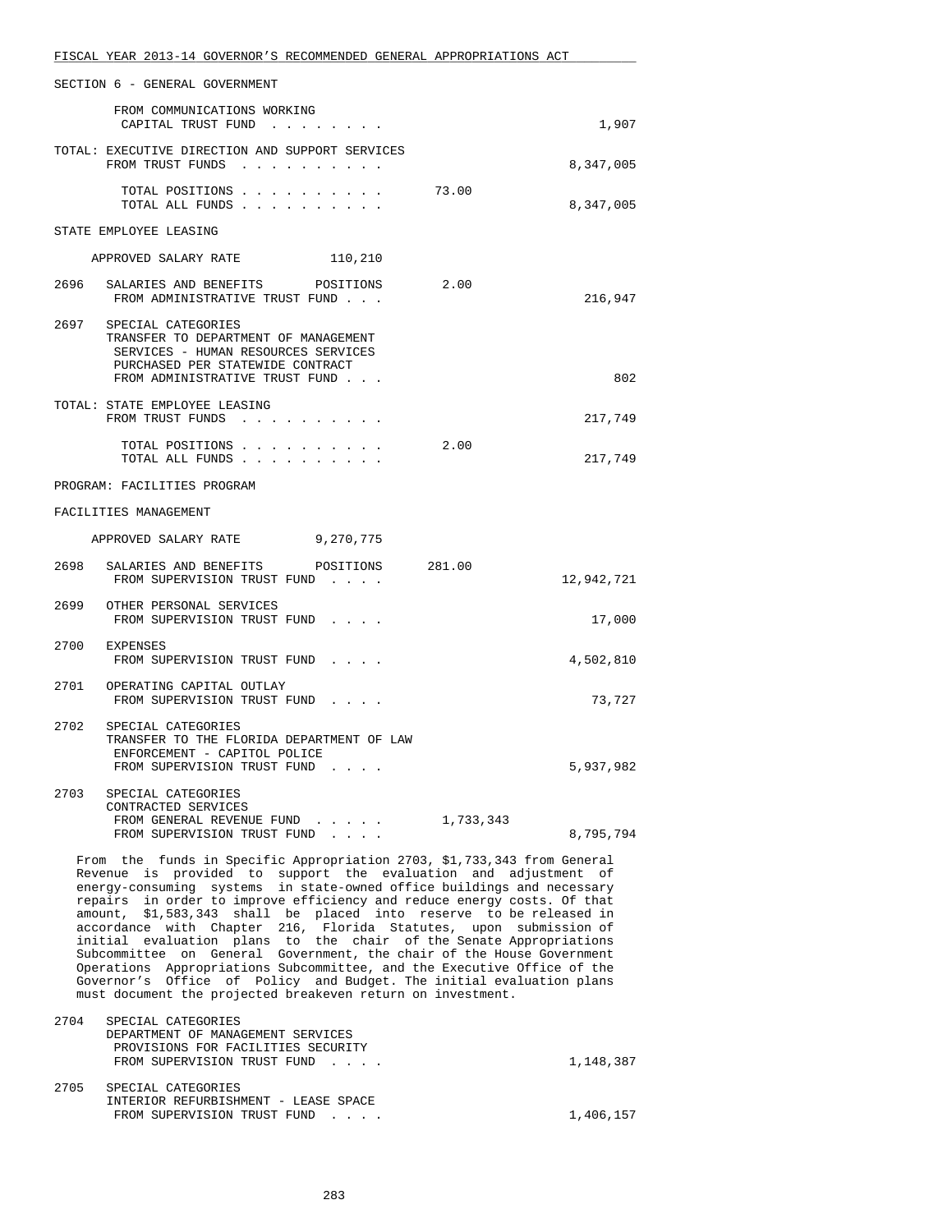SECTION 6 - GENERAL GOVERNMENT

FROM COMMUNICATIONS WORKING CAPITAL TRUST FUND . . . . . . . . 1,907

TOTAL: EXECUTIVE DIRECTION AND SUPPORT SERVICES
FROM TRUST FUNDS . . . . . . . . . . 8,347,005

TOTAL POSITIONS . . . . . . . . . . 73.00
TOTAL ALL FUNDS . . . . . . . . . . 8,347,005

STATE EMPLOYEE LEASING

APPROVED SALARY RATE 110,210

2696 SALARIES AND BENEFITS POSITIONS 2.00
FROM ADMINISTRATIVE TRUST FUND . . . 216,947

2697 SPECIAL CATEGORIES
TRANSFER TO DEPARTMENT OF MANAGEMENT SERVICES - HUMAN RESOURCES SERVICES PURCHASED PER STATEWIDE CONTRACT
FROM ADMINISTRATIVE TRUST FUND . . . 802

TOTAL: STATE EMPLOYEE LEASING
FROM TRUST FUNDS . . . . . . . . . . 217,749

TOTAL POSITIONS . . . . . . . . . . 2.00
TOTAL ALL FUNDS . . . . . . . . . . 217,749

PROGRAM: FACILITIES PROGRAM

FACILITIES MANAGEMENT

APPROVED SALARY RATE 9,270,775

2698 SALARIES AND BENEFITS POSITIONS 281.00
FROM SUPERVISION TRUST FUND . . . . 12,942,721

2699 OTHER PERSONAL SERVICES
FROM SUPERVISION TRUST FUND . . . . 17,000

2700 EXPENSES
FROM SUPERVISION TRUST FUND . . . . 4,502,810

2701 OPERATING CAPITAL OUTLAY
FROM SUPERVISION TRUST FUND . . . . 73,727

2702 SPECIAL CATEGORIES
TRANSFER TO THE FLORIDA DEPARTMENT OF LAW ENFORCEMENT - CAPITOL POLICE
FROM SUPERVISION TRUST FUND . . . . 5,937,982

2703 SPECIAL CATEGORIES
CONTRACTED SERVICES
FROM GENERAL REVENUE FUND . . . . . 1,733,343
FROM SUPERVISION TRUST FUND . . . . 8,795,794

From the funds in Specific Appropriation 2703, $1,733,343 from General Revenue is provided to support the evaluation and adjustment of energy-consuming systems in state-owned office buildings and necessary repairs in order to improve efficiency and reduce energy costs. Of that amount, $1,583,343 shall be placed into reserve to be released in accordance with Chapter 216, Florida Statutes, upon submission of initial evaluation plans to the chair of the Senate Appropriations Subcommittee on General Government, the chair of the House Government Operations Appropriations Subcommittee, and the Executive Office of the Governor's Office of Policy and Budget. The initial evaluation plans must document the projected breakeven return on investment.

2704 SPECIAL CATEGORIES
DEPARTMENT OF MANAGEMENT SERVICES PROVISIONS FOR FACILITIES SECURITY
FROM SUPERVISION TRUST FUND . . . . 1,148,387

2705 SPECIAL CATEGORIES
INTERIOR REFURBISHMENT - LEASE SPACE
FROM SUPERVISION TRUST FUND . . . . 1,406,157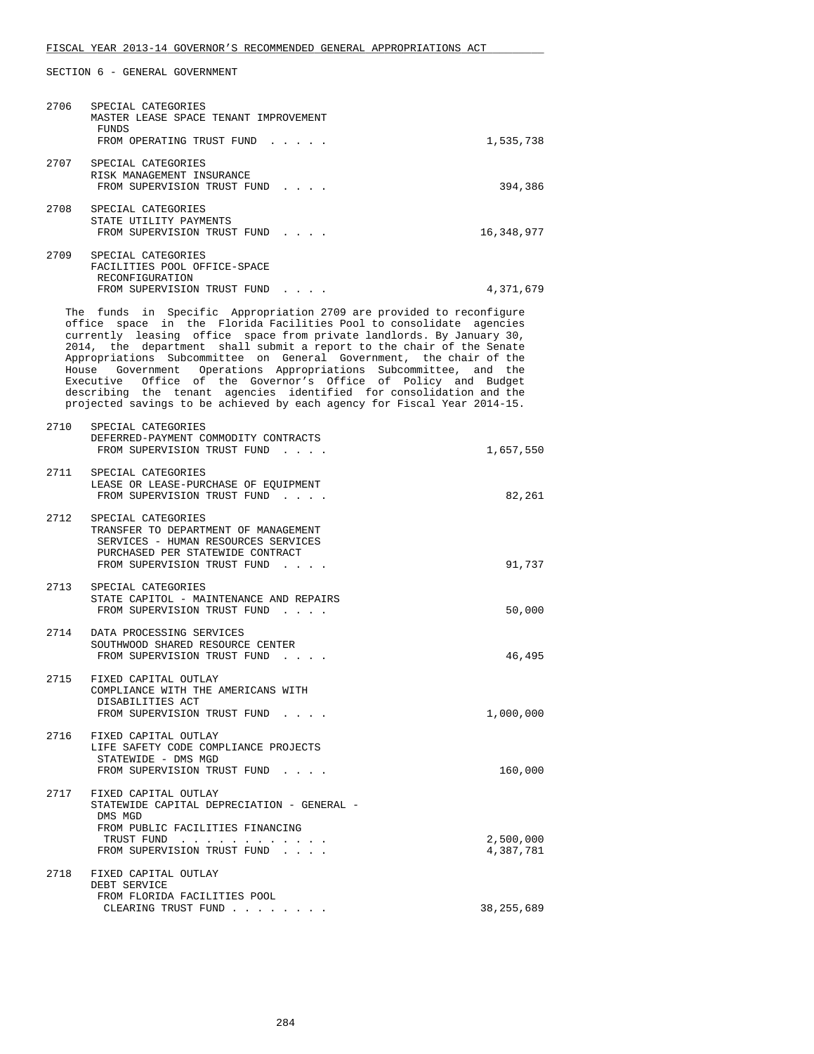SECTION 6 - GENERAL GOVERNMENT

2706 SPECIAL CATEGORIES
MASTER LEASE SPACE TENANT IMPROVEMENT FUNDS
FROM OPERATING TRUST FUND . . . . . 1,535,738

2707 SPECIAL CATEGORIES
RISK MANAGEMENT INSURANCE
FROM SUPERVISION TRUST FUND . . . . 394,386

2708 SPECIAL CATEGORIES
STATE UTILITY PAYMENTS
FROM SUPERVISION TRUST FUND . . . . 16,348,977

2709 SPECIAL CATEGORIES
FACILITIES POOL OFFICE-SPACE RECONFIGURATION
FROM SUPERVISION TRUST FUND . . . . 4,371,679

The funds in Specific Appropriation 2709 are provided to reconfigure office space in the Florida Facilities Pool to consolidate agencies currently leasing office space from private landlords. By January 30, 2014, the department shall submit a report to the chair of the Senate Appropriations Subcommittee on General Government, the chair of the House Government Operations Appropriations Subcommittee, and the Executive Office of the Governor's Office of Policy and Budget describing the tenant agencies identified for consolidation and the projected savings to be achieved by each agency for Fiscal Year 2014-15.

2710 SPECIAL CATEGORIES
DEFERRED-PAYMENT COMMODITY CONTRACTS
FROM SUPERVISION TRUST FUND . . . . 1,657,550

2711 SPECIAL CATEGORIES
LEASE OR LEASE-PURCHASE OF EQUIPMENT
FROM SUPERVISION TRUST FUND . . . . 82,261

2712 SPECIAL CATEGORIES
TRANSFER TO DEPARTMENT OF MANAGEMENT SERVICES - HUMAN RESOURCES SERVICES PURCHASED PER STATEWIDE CONTRACT
FROM SUPERVISION TRUST FUND . . . . 91,737

2713 SPECIAL CATEGORIES
STATE CAPITOL - MAINTENANCE AND REPAIRS
FROM SUPERVISION TRUST FUND . . . . 50,000

2714 DATA PROCESSING SERVICES
SOUTHWOOD SHARED RESOURCE CENTER
FROM SUPERVISION TRUST FUND . . . . 46,495

2715 FIXED CAPITAL OUTLAY
COMPLIANCE WITH THE AMERICANS WITH DISABILITIES ACT
FROM SUPERVISION TRUST FUND . . . . 1,000,000

2716 FIXED CAPITAL OUTLAY
LIFE SAFETY CODE COMPLIANCE PROJECTS STATEWIDE - DMS MGD
FROM SUPERVISION TRUST FUND . . . . 160,000

2717 FIXED CAPITAL OUTLAY
STATEWIDE CAPITAL DEPRECIATION - GENERAL - DMS MGD
FROM PUBLIC FACILITIES FINANCING TRUST FUND . . . . . . . . . . . . 2,500,000
FROM SUPERVISION TRUST FUND . . . . 4,387,781

2718 FIXED CAPITAL OUTLAY
DEBT SERVICE
FROM FLORIDA FACILITIES POOL CLEARING TRUST FUND . . . . . . . . 38,255,689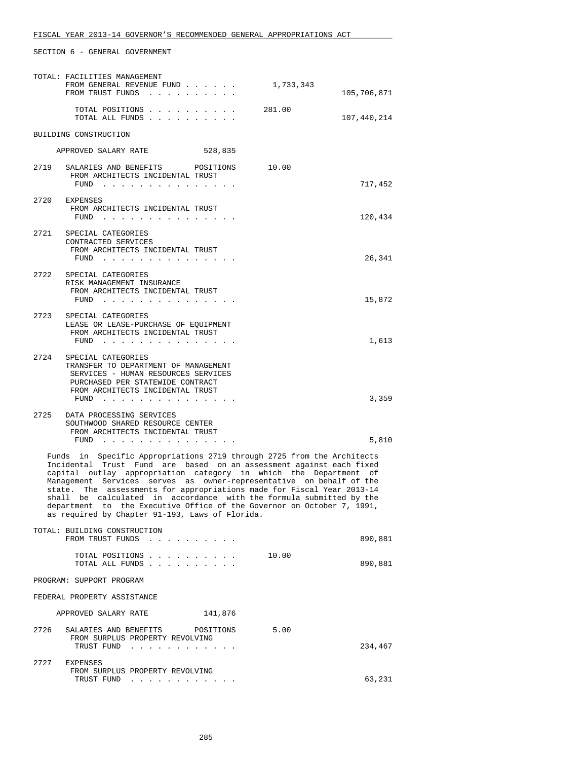SECTION 6 - GENERAL GOVERNMENT

```
TOTAL: FACILITIES MANAGEMENT
       FROM GENERAL REVENUE FUND . . . . . .      1,733,343
       FROM TRUST FUNDS  . . . . . . . . . .                     105,706,871

         TOTAL POSITIONS . . . . . . . . . .     281.00
         TOTAL ALL FUNDS . . . . . . . . . .                     107,440,214

BUILDING CONSTRUCTION

     APPROVED SALARY RATE            528,835

2719   SALARIES AND BENEFITS       POSITIONS       10.00
        FROM ARCHITECTS INCIDENTAL TRUST
         FUND  . . . . . . . . . . . . . . .                         717,452

2720   EXPENSES
        FROM ARCHITECTS INCIDENTAL TRUST
         FUND  . . . . . . . . . . . . . . .                         120,434

2721   SPECIAL CATEGORIES
       CONTRACTED SERVICES
        FROM ARCHITECTS INCIDENTAL TRUST
         FUND  . . . . . . . . . . . . . . .                          26,341

2722   SPECIAL CATEGORIES
       RISK MANAGEMENT INSURANCE
        FROM ARCHITECTS INCIDENTAL TRUST
         FUND  . . . . . . . . . . . . . . .                          15,872

2723   SPECIAL CATEGORIES
       LEASE OR LEASE-PURCHASE OF EQUIPMENT
        FROM ARCHITECTS INCIDENTAL TRUST
         FUND  . . . . . . . . . . . . . . .                           1,613

2724   SPECIAL CATEGORIES
       TRANSFER TO DEPARTMENT OF MANAGEMENT
        SERVICES - HUMAN RESOURCES SERVICES
        PURCHASED PER STATEWIDE CONTRACT
        FROM ARCHITECTS INCIDENTAL TRUST
         FUND  . . . . . . . . . . . . . . .                           3,359

2725   DATA PROCESSING SERVICES
       SOUTHWOOD SHARED RESOURCE CENTER
        FROM ARCHITECTS INCIDENTAL TRUST
         FUND  . . . . . . . . . . . . . . .                           5,810
```

Funds in Specific Appropriations 2719 through 2725 from the Architects Incidental Trust Fund are based on an assessment against each fixed capital outlay appropriation category in which the Department of Management Services serves as owner-representative on behalf of the state. The assessments for appropriations made for Fiscal Year 2013-14 shall be calculated in accordance with the formula submitted by the department to the Executive Office of the Governor on October 7, 1991, as required by Chapter 91-193, Laws of Florida.

```
TOTAL: BUILDING CONSTRUCTION
       FROM TRUST FUNDS  . . . . . . . . . .                         890,881

         TOTAL POSITIONS . . . . . . . . . .      10.00
         TOTAL ALL FUNDS . . . . . . . . . .                         890,881

PROGRAM: SUPPORT PROGRAM

FEDERAL PROPERTY ASSISTANCE

     APPROVED SALARY RATE            141,876

2726   SALARIES AND BENEFITS       POSITIONS        5.00
        FROM SURPLUS PROPERTY REVOLVING
         TRUST FUND  . . . . . . . . . . . .                         234,467

2727   EXPENSES
        FROM SURPLUS PROPERTY REVOLVING
         TRUST FUND  . . . . . . . . . . . .                          63,231
```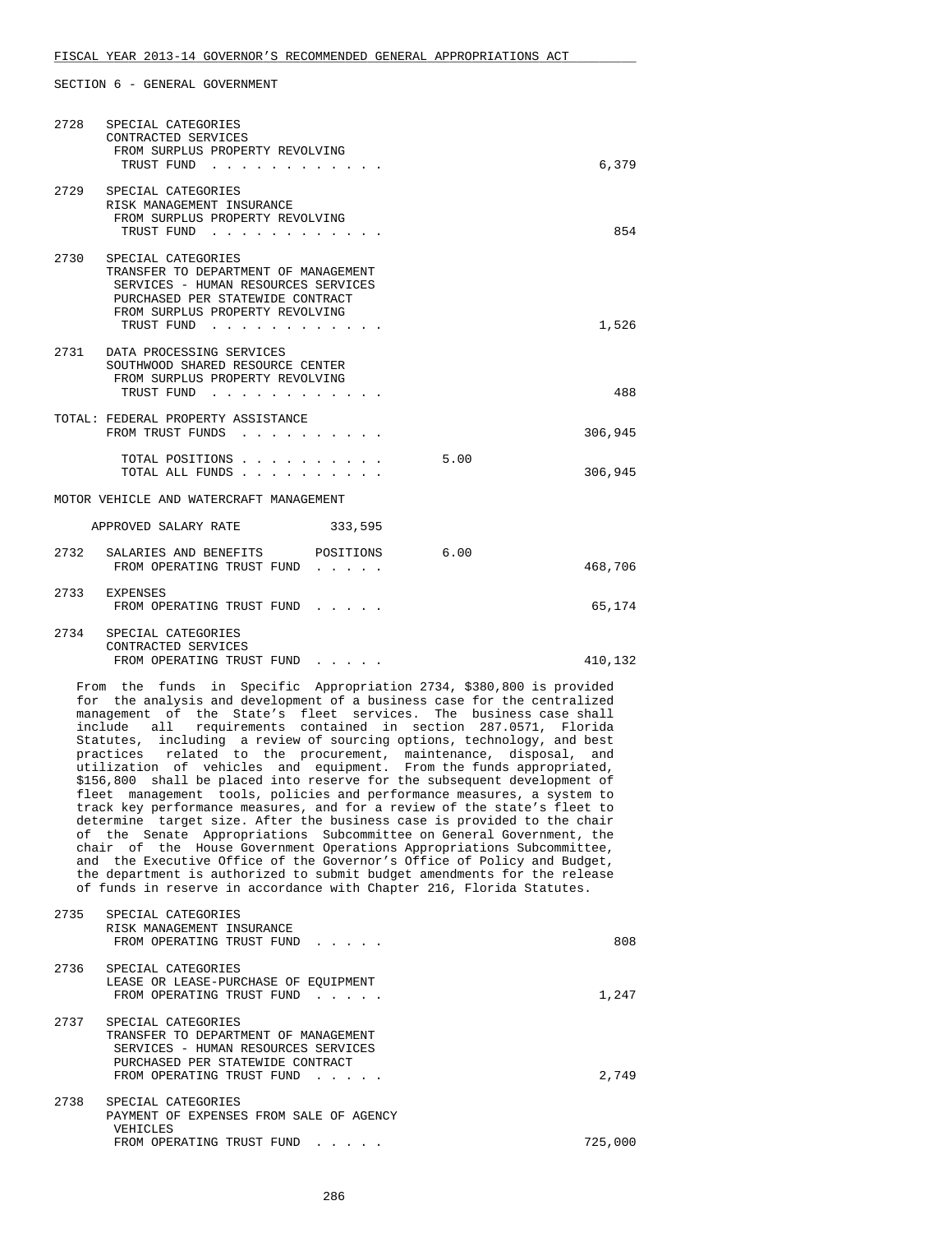SECTION 6 - GENERAL GOVERNMENT

| | | | |
|---|---|---|---|
| 2728 | SPECIAL CATEGORIES<br>CONTRACTED SERVICES<br>FROM SURPLUS PROPERTY REVOLVING<br>TRUST FUND . . . . . . . . . . . . | | 6,379 |
| 2729 | SPECIAL CATEGORIES<br>RISK MANAGEMENT INSURANCE<br>FROM SURPLUS PROPERTY REVOLVING<br>TRUST FUND . . . . . . . . . . . . | | 854 |
| 2730 | SPECIAL CATEGORIES<br>TRANSFER TO DEPARTMENT OF MANAGEMENT<br>SERVICES - HUMAN RESOURCES SERVICES<br>PURCHASED PER STATEWIDE CONTRACT<br>FROM SURPLUS PROPERTY REVOLVING<br>TRUST FUND . . . . . . . . . . . . | | 1,526 |
| 2731 | DATA PROCESSING SERVICES<br>SOUTHWOOD SHARED RESOURCE CENTER<br>FROM SURPLUS PROPERTY REVOLVING<br>TRUST FUND . . . . . . . . . . . . | | 488 |

TOTAL: FEDERAL PROPERTY ASSISTANCE

| | | |
|---|---|---|
| FROM TRUST FUNDS . . . . . . . . . . | | 306,945 |
| TOTAL POSITIONS . . . . . . . . . . | 5.00 | |
| TOTAL ALL FUNDS . . . . . . . . . . | | 306,945 |

MOTOR VEHICLE AND WATERCRAFT MANAGEMENT

APPROVED SALARY RATE 333,595

| | | | |
|---|---|---|---|
| 2732 | SALARIES AND BENEFITS POSITIONS<br>FROM OPERATING TRUST FUND . . . . . | 6.00 | 468,706 |
| 2733 | EXPENSES<br>FROM OPERATING TRUST FUND . . . . . | | 65,174 |
| 2734 | SPECIAL CATEGORIES<br>CONTRACTED SERVICES<br>FROM OPERATING TRUST FUND . . . . . | | 410,132 |

From the funds in Specific Appropriation 2734, $380,800 is provided for the analysis and development of a business case for the centralized management of the State's fleet services. The business case shall include all requirements contained in section 287.0571, Florida Statutes, including a review of sourcing options, technology, and best practices related to the procurement, maintenance, disposal, and utilization of vehicles and equipment. From the funds appropriated, $156,800 shall be placed into reserve for the subsequent development of fleet management tools, policies and performance measures, a system to track key performance measures, and for a review of the state's fleet to determine target size. After the business case is provided to the chair of the Senate Appropriations Subcommittee on General Government, the chair of the House Government Operations Appropriations Subcommittee, and the Executive Office of the Governor's Office of Policy and Budget, the department is authorized to submit budget amendments for the release of funds in reserve in accordance with Chapter 216, Florida Statutes.

| | | | |
|---|---|---|---|
| 2735 | SPECIAL CATEGORIES<br>RISK MANAGEMENT INSURANCE<br>FROM OPERATING TRUST FUND . . . . . | | 808 |
| 2736 | SPECIAL CATEGORIES<br>LEASE OR LEASE-PURCHASE OF EQUIPMENT<br>FROM OPERATING TRUST FUND . . . . . | | 1,247 |
| 2737 | SPECIAL CATEGORIES<br>TRANSFER TO DEPARTMENT OF MANAGEMENT<br>SERVICES - HUMAN RESOURCES SERVICES<br>PURCHASED PER STATEWIDE CONTRACT<br>FROM OPERATING TRUST FUND . . . . . | | 2,749 |
| 2738 | SPECIAL CATEGORIES<br>PAYMENT OF EXPENSES FROM SALE OF AGENCY<br>VEHICLES<br>FROM OPERATING TRUST FUND . . . . . | | 725,000 |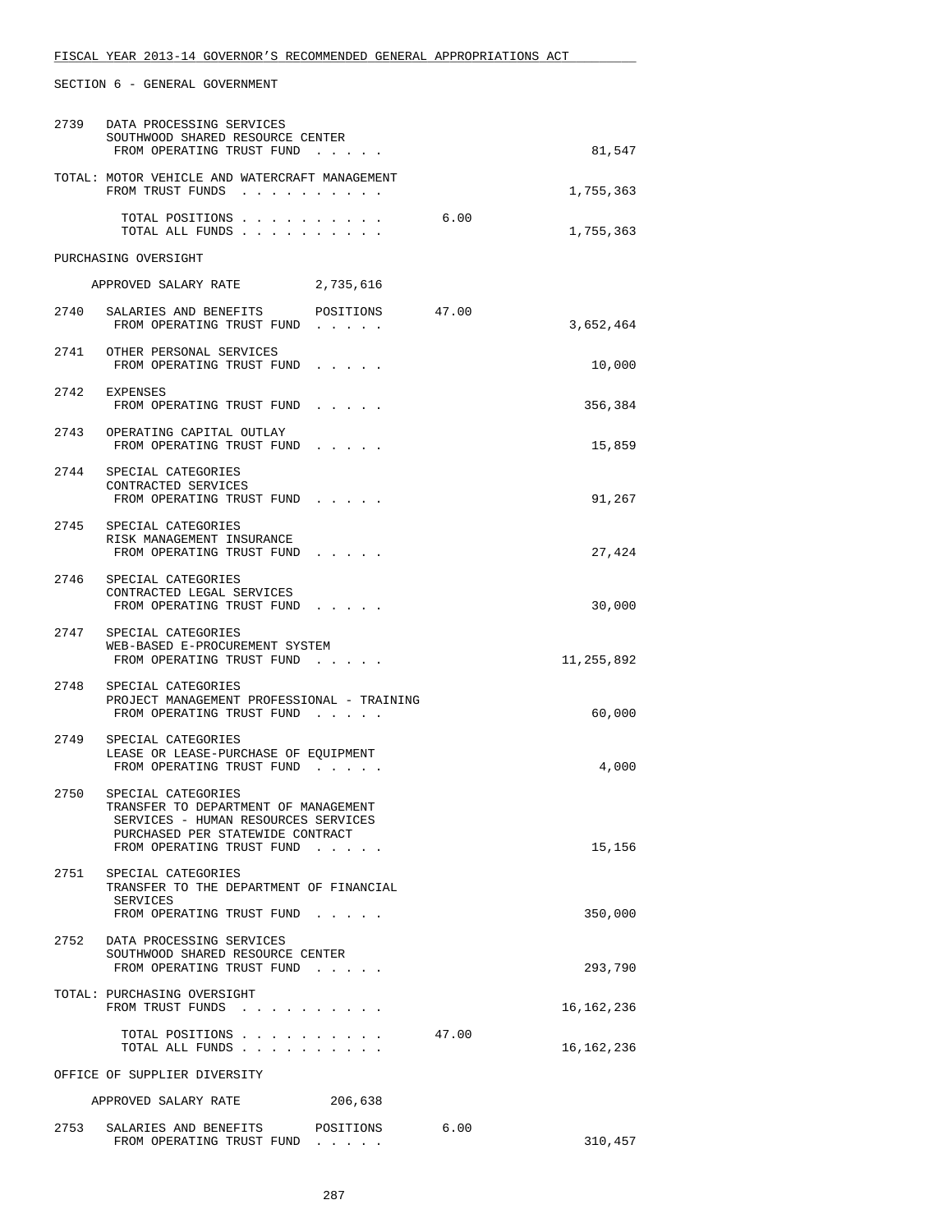FISCAL YEAR 2013-14 GOVERNOR'S RECOMMENDED GENERAL APPROPRIATIONS ACT

SECTION 6 - GENERAL GOVERNMENT

```
2739   DATA PROCESSING SERVICES
        SOUTHWOOD SHARED RESOURCE CENTER
         FROM OPERATING TRUST FUND  . . . . .                                    81,547

TOTAL: MOTOR VEHICLE AND WATERCRAFT MANAGEMENT
         FROM TRUST FUNDS  . . . . . . . . . .                                1,755,363

          TOTAL POSITIONS . . . . . . . . . .              6.00
          TOTAL ALL FUNDS . . . . . . . . . .                                 1,755,363

PURCHASING OVERSIGHT

    APPROVED SALARY RATE          2,735,616

2740   SALARIES AND BENEFITS       POSITIONS       47.00
         FROM OPERATING TRUST FUND  . . . . .                                 3,652,464

2741   OTHER PERSONAL SERVICES
         FROM OPERATING TRUST FUND  . . . . .                                    10,000

2742   EXPENSES
         FROM OPERATING TRUST FUND  . . . . .                                   356,384

2743   OPERATING CAPITAL OUTLAY
         FROM OPERATING TRUST FUND  . . . . .                                    15,859

2744   SPECIAL CATEGORIES
        CONTRACTED SERVICES
         FROM OPERATING TRUST FUND  . . . . .                                    91,267

2745   SPECIAL CATEGORIES
        RISK MANAGEMENT INSURANCE
         FROM OPERATING TRUST FUND  . . . . .                                    27,424

2746   SPECIAL CATEGORIES
        CONTRACTED LEGAL SERVICES
         FROM OPERATING TRUST FUND  . . . . .                                    30,000

2747   SPECIAL CATEGORIES
        WEB-BASED E-PROCUREMENT SYSTEM
         FROM OPERATING TRUST FUND  . . . . .                                11,255,892

2748   SPECIAL CATEGORIES
        PROJECT MANAGEMENT PROFESSIONAL - TRAINING
         FROM OPERATING TRUST FUND  . . . . .                                    60,000

2749   SPECIAL CATEGORIES
        LEASE OR LEASE-PURCHASE OF EQUIPMENT
         FROM OPERATING TRUST FUND  . . . . .                                     4,000

2750   SPECIAL CATEGORIES
        TRANSFER TO DEPARTMENT OF MANAGEMENT
         SERVICES - HUMAN RESOURCES SERVICES
         PURCHASED PER STATEWIDE CONTRACT
         FROM OPERATING TRUST FUND  . . . . .                                    15,156

2751   SPECIAL CATEGORIES
        TRANSFER TO THE DEPARTMENT OF FINANCIAL
         SERVICES
         FROM OPERATING TRUST FUND  . . . . .                                   350,000

2752   DATA PROCESSING SERVICES
        SOUTHWOOD SHARED RESOURCE CENTER
         FROM OPERATING TRUST FUND  . . . . .                                   293,790

TOTAL: PURCHASING OVERSIGHT
         FROM TRUST FUNDS  . . . . . . . . . .                               16,162,236

          TOTAL POSITIONS . . . . . . . . . .             47.00
          TOTAL ALL FUNDS . . . . . . . . . .                                16,162,236

OFFICE OF SUPPLIER DIVERSITY

    APPROVED SALARY RATE            206,638

2753   SALARIES AND BENEFITS       POSITIONS        6.00
         FROM OPERATING TRUST FUND  . . . . .                                   310,457
```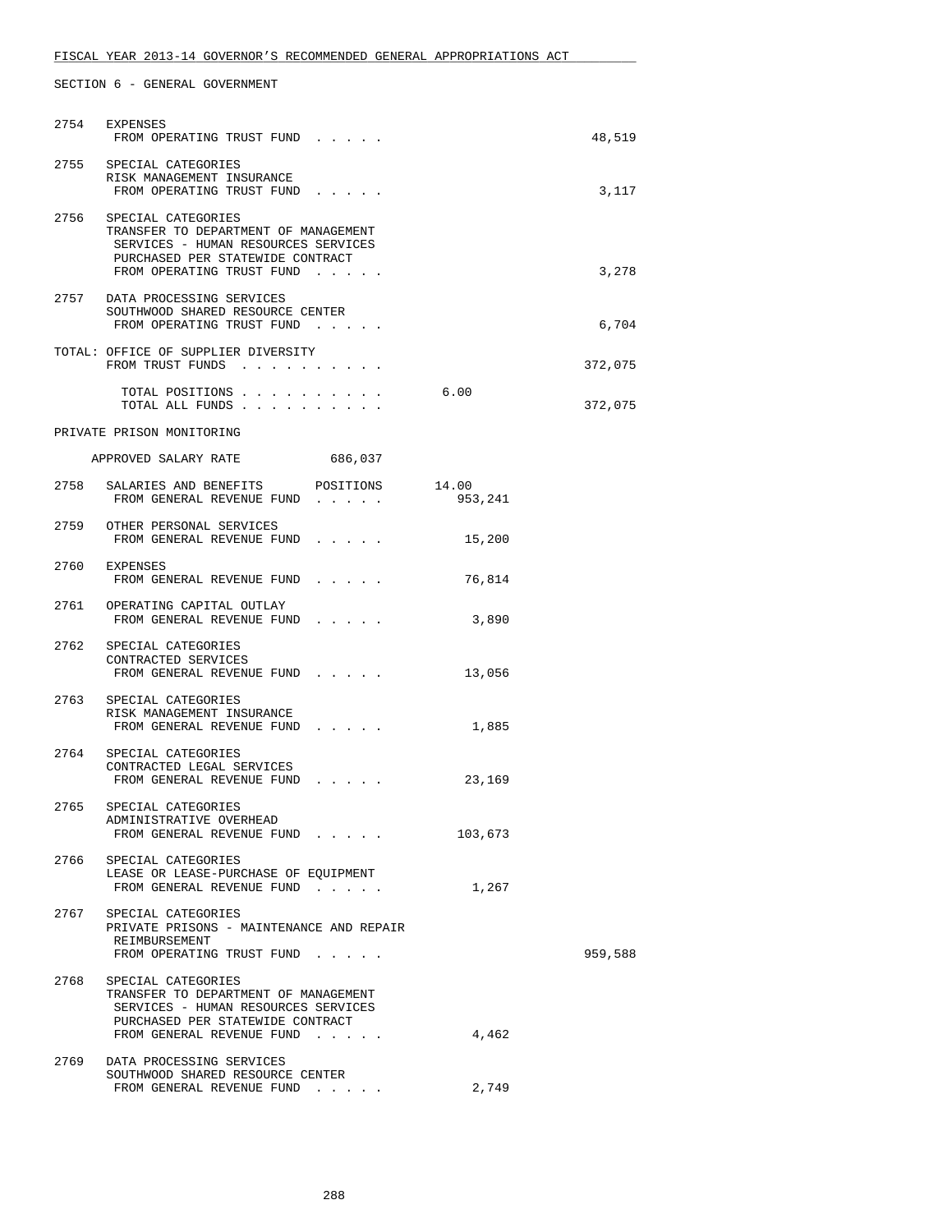SECTION 6 - GENERAL GOVERNMENT

| | | | |
|---|---|---|---|
| 2754 | EXPENSES<br>FROM OPERATING TRUST FUND . . . . . | | 48,519 |
| 2755 | SPECIAL CATEGORIES<br>RISK MANAGEMENT INSURANCE<br>FROM OPERATING TRUST FUND . . . . . | | 3,117 |
| 2756 | SPECIAL CATEGORIES<br>TRANSFER TO DEPARTMENT OF MANAGEMENT SERVICES - HUMAN RESOURCES SERVICES PURCHASED PER STATEWIDE CONTRACT<br>FROM OPERATING TRUST FUND . . . . . | | 3,278 |
| 2757 | DATA PROCESSING SERVICES<br>SOUTHWOOD SHARED RESOURCE CENTER<br>FROM OPERATING TRUST FUND . . . . . | | 6,704 |
| TOTAL: | OFFICE OF SUPPLIER DIVERSITY<br>FROM TRUST FUNDS . . . . . . . . . . | | 372,075 |
| | TOTAL POSITIONS . . . . . . . . . . | 6.00 | |
| | TOTAL ALL FUNDS . . . . . . . . . . | | 372,075 |

PRIVATE PRISON MONITORING

APPROVED SALARY RATE 686,037

| | | | |
|---|---|---|---|
| 2758 | SALARIES AND BENEFITS POSITIONS 14.00<br>FROM GENERAL REVENUE FUND . . . . . | 953,241 | |
| 2759 | OTHER PERSONAL SERVICES<br>FROM GENERAL REVENUE FUND . . . . . | 15,200 | |
| 2760 | EXPENSES<br>FROM GENERAL REVENUE FUND . . . . . | 76,814 | |
| 2761 | OPERATING CAPITAL OUTLAY<br>FROM GENERAL REVENUE FUND . . . . . | 3,890 | |
| 2762 | SPECIAL CATEGORIES<br>CONTRACTED SERVICES<br>FROM GENERAL REVENUE FUND . . . . . | 13,056 | |
| 2763 | SPECIAL CATEGORIES<br>RISK MANAGEMENT INSURANCE<br>FROM GENERAL REVENUE FUND . . . . . | 1,885 | |
| 2764 | SPECIAL CATEGORIES<br>CONTRACTED LEGAL SERVICES<br>FROM GENERAL REVENUE FUND . . . . . | 23,169 | |
| 2765 | SPECIAL CATEGORIES<br>ADMINISTRATIVE OVERHEAD<br>FROM GENERAL REVENUE FUND . . . . . | 103,673 | |
| 2766 | SPECIAL CATEGORIES<br>LEASE OR LEASE-PURCHASE OF EQUIPMENT<br>FROM GENERAL REVENUE FUND . . . . . | 1,267 | |
| 2767 | SPECIAL CATEGORIES<br>PRIVATE PRISONS - MAINTENANCE AND REPAIR REIMBURSEMENT<br>FROM OPERATING TRUST FUND . . . . . | | 959,588 |
| 2768 | SPECIAL CATEGORIES<br>TRANSFER TO DEPARTMENT OF MANAGEMENT SERVICES - HUMAN RESOURCES SERVICES PURCHASED PER STATEWIDE CONTRACT<br>FROM GENERAL REVENUE FUND . . . . . | 4,462 | |
| 2769 | DATA PROCESSING SERVICES<br>SOUTHWOOD SHARED RESOURCE CENTER<br>FROM GENERAL REVENUE FUND . . . . . | 2,749 | |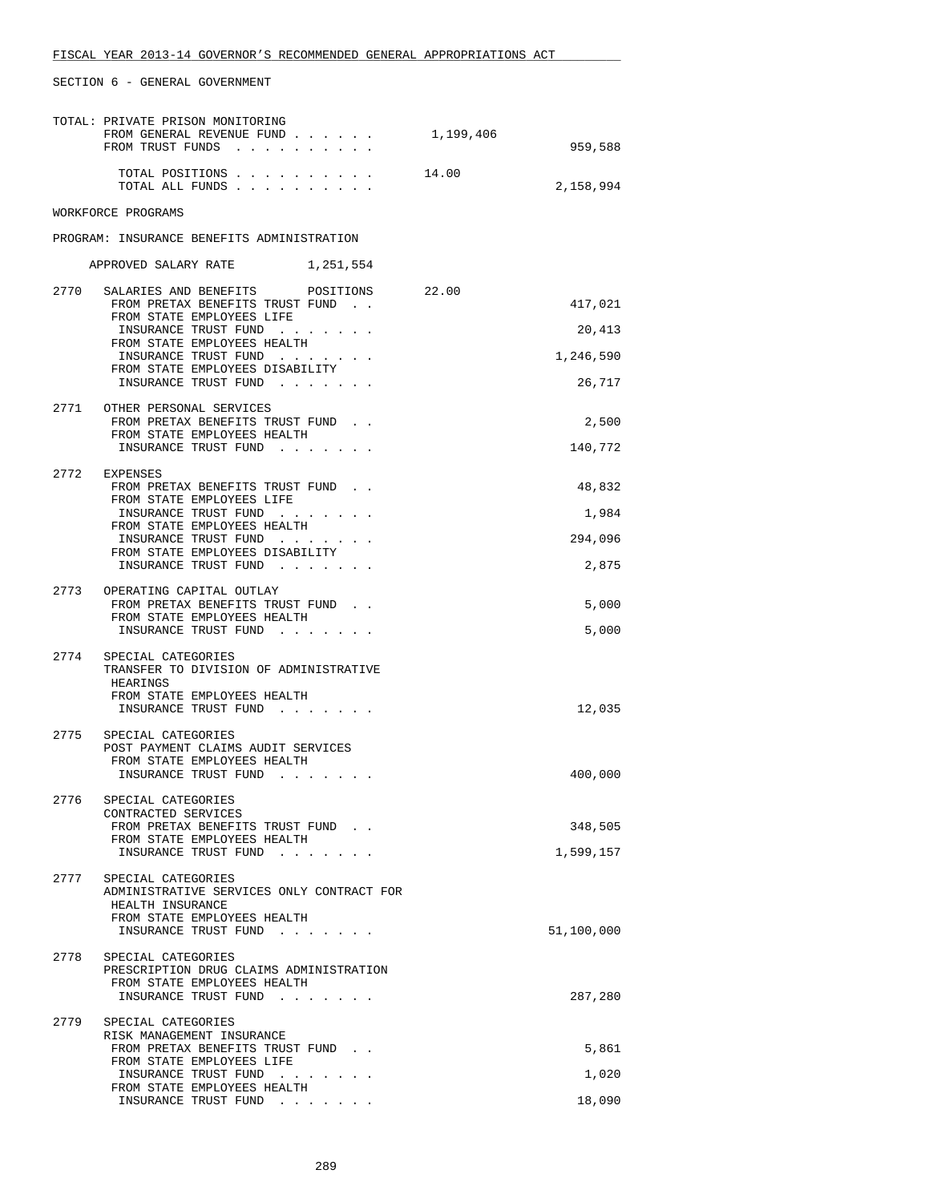FISCAL YEAR 2013-14 GOVERNOR'S RECOMMENDED GENERAL APPROPRIATIONS ACT

SECTION 6 - GENERAL GOVERNMENT

TOTAL: PRIVATE PRISON MONITORING

| | | |
|---|---|---|
| FROM GENERAL REVENUE FUND . . . . . . | 1,199,406 | |
| FROM TRUST FUNDS . . . . . . . . . . | | 959,588 |
| TOTAL POSITIONS . . . . . . . . . . | 14.00 | |
| TOTAL ALL FUNDS . . . . . . . . . . | | 2,158,994 |

WORKFORCE PROGRAMS

PROGRAM: INSURANCE BENEFITS ADMINISTRATION

APPROVED SALARY RATE 1,251,554

2770 SALARIES AND BENEFITS POSITIONS 22.00

| | |
|---|---|
| FROM PRETAX BENEFITS TRUST FUND . . | 417,021 |
| FROM STATE EMPLOYEES LIFE INSURANCE TRUST FUND . . . . . . . | 20,413 |
| FROM STATE EMPLOYEES HEALTH INSURANCE TRUST FUND . . . . . . . | 1,246,590 |
| FROM STATE EMPLOYEES DISABILITY INSURANCE TRUST FUND . . . . . . . | 26,717 |

2771 OTHER PERSONAL SERVICES

| | |
|---|---|
| FROM PRETAX BENEFITS TRUST FUND . . | 2,500 |
| FROM STATE EMPLOYEES HEALTH INSURANCE TRUST FUND . . . . . . . | 140,772 |

2772 EXPENSES

| | |
|---|---|
| FROM PRETAX BENEFITS TRUST FUND . . | 48,832 |
| FROM STATE EMPLOYEES LIFE INSURANCE TRUST FUND . . . . . . . | 1,984 |
| FROM STATE EMPLOYEES HEALTH INSURANCE TRUST FUND . . . . . . . | 294,096 |
| FROM STATE EMPLOYEES DISABILITY INSURANCE TRUST FUND . . . . . . . | 2,875 |

2773 OPERATING CAPITAL OUTLAY

| | |
|---|---|
| FROM PRETAX BENEFITS TRUST FUND . . | 5,000 |
| FROM STATE EMPLOYEES HEALTH INSURANCE TRUST FUND . . . . . . . | 5,000 |

2774 SPECIAL CATEGORIES
TRANSFER TO DIVISION OF ADMINISTRATIVE HEARINGS

| | |
|---|---|
| FROM STATE EMPLOYEES HEALTH INSURANCE TRUST FUND . . . . . . . | 12,035 |

2775 SPECIAL CATEGORIES
POST PAYMENT CLAIMS AUDIT SERVICES

| | |
|---|---|
| FROM STATE EMPLOYEES HEALTH INSURANCE TRUST FUND . . . . . . . | 400,000 |

2776 SPECIAL CATEGORIES
CONTRACTED SERVICES

| | |
|---|---|
| FROM PRETAX BENEFITS TRUST FUND . . | 348,505 |
| FROM STATE EMPLOYEES HEALTH INSURANCE TRUST FUND . . . . . . . | 1,599,157 |

2777 SPECIAL CATEGORIES
ADMINISTRATIVE SERVICES ONLY CONTRACT FOR HEALTH INSURANCE

| | |
|---|---|
| FROM STATE EMPLOYEES HEALTH INSURANCE TRUST FUND . . . . . . . | 51,100,000 |

2778 SPECIAL CATEGORIES
PRESCRIPTION DRUG CLAIMS ADMINISTRATION

| | |
|---|---|
| FROM STATE EMPLOYEES HEALTH INSURANCE TRUST FUND . . . . . . . | 287,280 |

2779 SPECIAL CATEGORIES
RISK MANAGEMENT INSURANCE

| | |
|---|---|
| FROM PRETAX BENEFITS TRUST FUND . . | 5,861 |
| FROM STATE EMPLOYEES LIFE INSURANCE TRUST FUND . . . . . . . | 1,020 |
| FROM STATE EMPLOYEES HEALTH INSURANCE TRUST FUND . . . . . . . | 18,090 |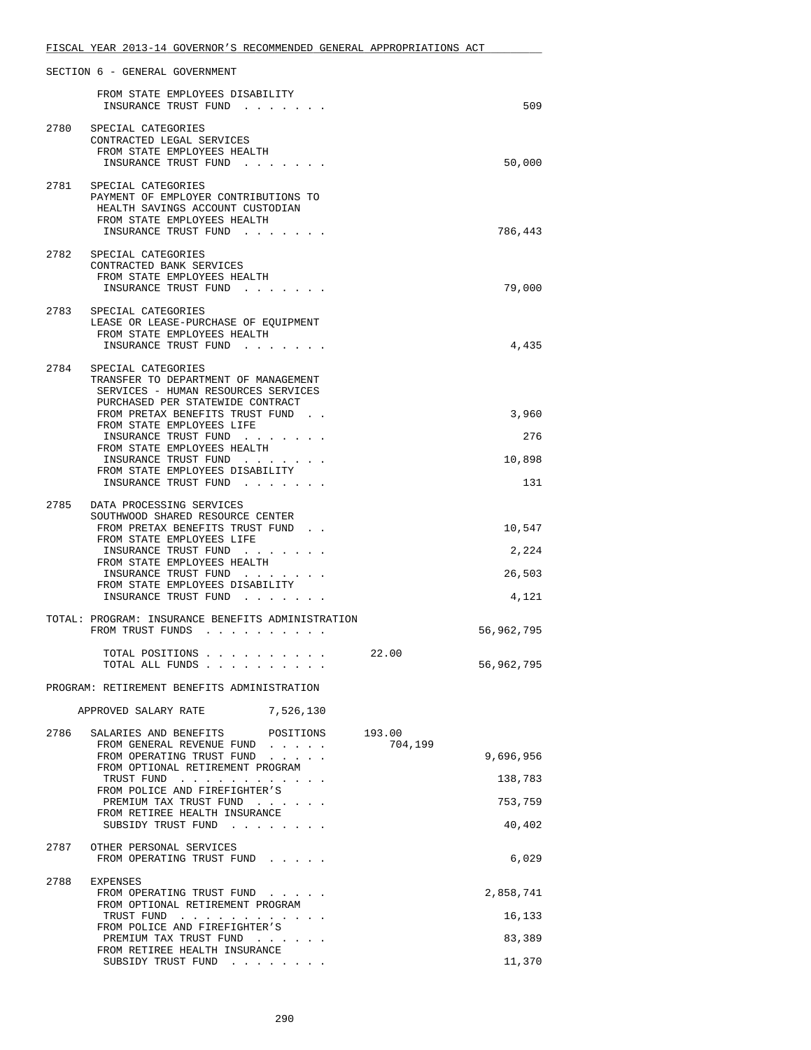FISCAL YEAR 2013-14 GOVERNOR'S RECOMMENDED GENERAL APPROPRIATIONS ACT

SECTION 6 - GENERAL GOVERNMENT

FROM STATE EMPLOYEES DISABILITY INSURANCE TRUST FUND . . . . . . . 509

2780 SPECIAL CATEGORIES
CONTRACTED LEGAL SERVICES
FROM STATE EMPLOYEES HEALTH INSURANCE TRUST FUND . . . . . . . 50,000

2781 SPECIAL CATEGORIES
PAYMENT OF EMPLOYER CONTRIBUTIONS TO HEALTH SAVINGS ACCOUNT CUSTODIAN
FROM STATE EMPLOYEES HEALTH INSURANCE TRUST FUND . . . . . . . 786,443

2782 SPECIAL CATEGORIES
CONTRACTED BANK SERVICES
FROM STATE EMPLOYEES HEALTH INSURANCE TRUST FUND . . . . . . . 79,000

2783 SPECIAL CATEGORIES
LEASE OR LEASE-PURCHASE OF EQUIPMENT
FROM STATE EMPLOYEES HEALTH INSURANCE TRUST FUND . . . . . . . 4,435

2784 SPECIAL CATEGORIES
TRANSFER TO DEPARTMENT OF MANAGEMENT SERVICES - HUMAN RESOURCES SERVICES PURCHASED PER STATEWIDE CONTRACT
FROM PRETAX BENEFITS TRUST FUND . . 3,960
FROM STATE EMPLOYEES LIFE INSURANCE TRUST FUND . . . . . . . 276
FROM STATE EMPLOYEES HEALTH INSURANCE TRUST FUND . . . . . . . 10,898
FROM STATE EMPLOYEES DISABILITY INSURANCE TRUST FUND . . . . . . . 131

2785 DATA PROCESSING SERVICES
SOUTHWOOD SHARED RESOURCE CENTER
FROM PRETAX BENEFITS TRUST FUND . . 10,547
FROM STATE EMPLOYEES LIFE INSURANCE TRUST FUND . . . . . . . 2,224
FROM STATE EMPLOYEES HEALTH INSURANCE TRUST FUND . . . . . . . 26,503
FROM STATE EMPLOYEES DISABILITY INSURANCE TRUST FUND . . . . . . . 4,121

TOTAL: PROGRAM: INSURANCE BENEFITS ADMINISTRATION
FROM TRUST FUNDS . . . . . . . . . . 56,962,795

TOTAL POSITIONS . . . . . . . . . . 22.00
TOTAL ALL FUNDS . . . . . . . . . . 56,962,795

PROGRAM: RETIREMENT BENEFITS ADMINISTRATION

APPROVED SALARY RATE 7,526,130

2786 SALARIES AND BENEFITS POSITIONS 193.00
FROM GENERAL REVENUE FUND . . . . . 704,199
FROM OPERATING TRUST FUND . . . . . 9,696,956
FROM OPTIONAL RETIREMENT PROGRAM TRUST FUND . . . . . . . . . . . . 138,783
FROM POLICE AND FIREFIGHTER'S PREMIUM TAX TRUST FUND . . . . . . 753,759
FROM RETIREE HEALTH INSURANCE SUBSIDY TRUST FUND . . . . . . . . 40,402

2787 OTHER PERSONAL SERVICES
FROM OPERATING TRUST FUND . . . . . 6,029

2788 EXPENSES
FROM OPERATING TRUST FUND . . . . . 2,858,741
FROM OPTIONAL RETIREMENT PROGRAM TRUST FUND . . . . . . . . . . . . 16,133
FROM POLICE AND FIREFIGHTER'S PREMIUM TAX TRUST FUND . . . . . . 83,389
FROM RETIREE HEALTH INSURANCE SUBSIDY TRUST FUND . . . . . . . . 11,370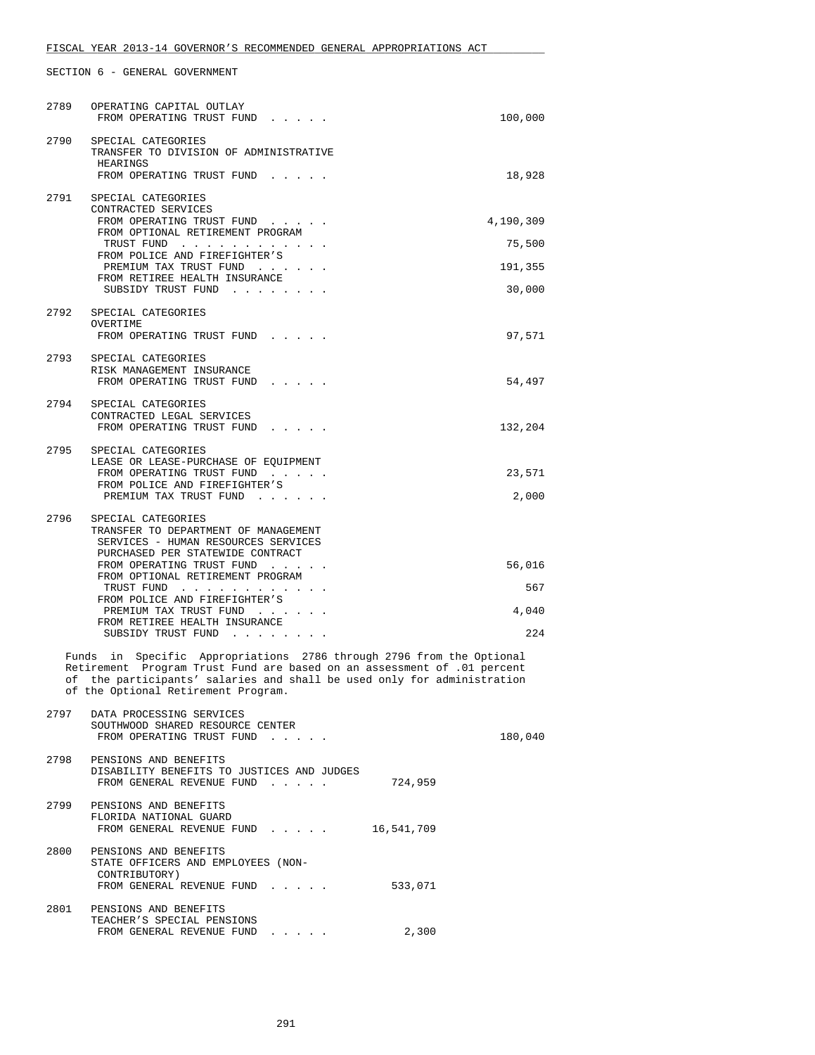FISCAL YEAR 2013-14 GOVERNOR'S RECOMMENDED GENERAL APPROPRIATIONS ACT

SECTION 6 - GENERAL GOVERNMENT

| | | | |
|---|---|---|---|
| 2789 | OPERATING CAPITAL OUTLAY<br>FROM OPERATING TRUST FUND . . . . . | | 100,000 |
| 2790 | SPECIAL CATEGORIES<br>TRANSFER TO DIVISION OF ADMINISTRATIVE HEARINGS<br>FROM OPERATING TRUST FUND . . . . . | | 18,928 |
| 2791 | SPECIAL CATEGORIES<br>CONTRACTED SERVICES<br>FROM OPERATING TRUST FUND . . . . . | | 4,190,309 |
| | FROM OPTIONAL RETIREMENT PROGRAM TRUST FUND . . . . . . . . . . . . | | 75,500 |
| | FROM POLICE AND FIREFIGHTER'S PREMIUM TAX TRUST FUND . . . . . . | | 191,355 |
| | FROM RETIREE HEALTH INSURANCE SUBSIDY TRUST FUND . . . . . . . . | | 30,000 |
| 2792 | SPECIAL CATEGORIES<br>OVERTIME<br>FROM OPERATING TRUST FUND . . . . . | | 97,571 |
| 2793 | SPECIAL CATEGORIES<br>RISK MANAGEMENT INSURANCE<br>FROM OPERATING TRUST FUND . . . . . | | 54,497 |
| 2794 | SPECIAL CATEGORIES<br>CONTRACTED LEGAL SERVICES<br>FROM OPERATING TRUST FUND . . . . . | | 132,204 |
| 2795 | SPECIAL CATEGORIES<br>LEASE OR LEASE-PURCHASE OF EQUIPMENT<br>FROM OPERATING TRUST FUND . . . . . | | 23,571 |
| | FROM POLICE AND FIREFIGHTER'S PREMIUM TAX TRUST FUND . . . . . . | | 2,000 |
| 2796 | SPECIAL CATEGORIES<br>TRANSFER TO DEPARTMENT OF MANAGEMENT SERVICES - HUMAN RESOURCES SERVICES PURCHASED PER STATEWIDE CONTRACT<br>FROM OPERATING TRUST FUND . . . . . | | 56,016 |
| | FROM OPTIONAL RETIREMENT PROGRAM TRUST FUND . . . . . . . . . . . . | | 567 |
| | FROM POLICE AND FIREFIGHTER'S PREMIUM TAX TRUST FUND . . . . . . | | 4,040 |
| | FROM RETIREE HEALTH INSURANCE SUBSIDY TRUST FUND . . . . . . . . | | 224 |

Funds in Specific Appropriations 2786 through 2796 from the Optional Retirement Program Trust Fund are based on an assessment of .01 percent of the participants' salaries and shall be used only for administration of the Optional Retirement Program.

| | | | |
|---|---|---|---|
| 2797 | DATA PROCESSING SERVICES<br>SOUTHWOOD SHARED RESOURCE CENTER<br>FROM OPERATING TRUST FUND . . . . . | | 180,040 |
| 2798 | PENSIONS AND BENEFITS<br>DISABILITY BENEFITS TO JUSTICES AND JUDGES<br>FROM GENERAL REVENUE FUND . . . . . | 724,959 | |
| 2799 | PENSIONS AND BENEFITS<br>FLORIDA NATIONAL GUARD<br>FROM GENERAL REVENUE FUND . . . . . | 16,541,709 | |
| 2800 | PENSIONS AND BENEFITS<br>STATE OFFICERS AND EMPLOYEES (NON-CONTRIBUTORY)<br>FROM GENERAL REVENUE FUND . . . . . | 533,071 | |
| 2801 | PENSIONS AND BENEFITS<br>TEACHER'S SPECIAL PENSIONS<br>FROM GENERAL REVENUE FUND . . . . . | 2,300 | |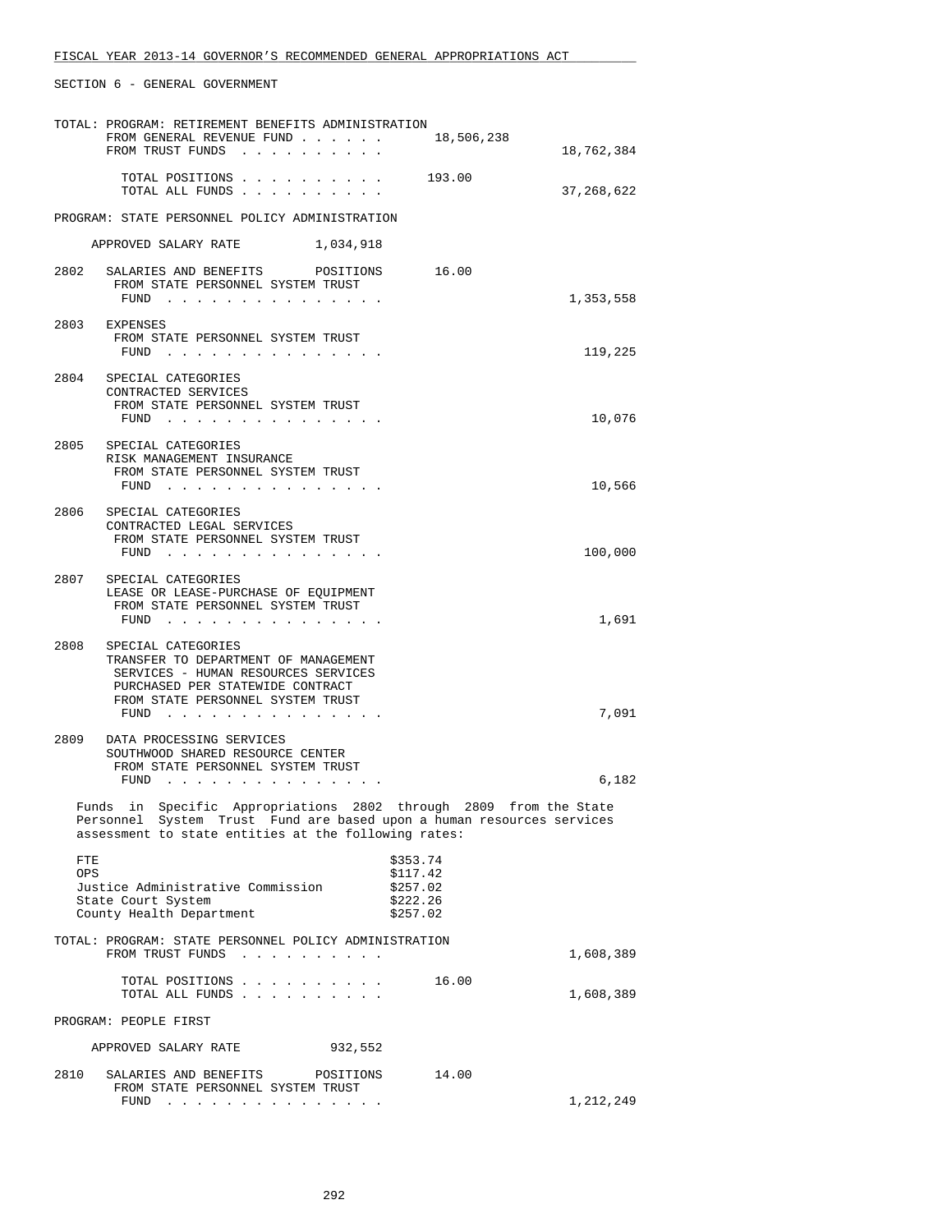SECTION 6 - GENERAL GOVERNMENT

TOTAL: PROGRAM: RETIREMENT BENEFITS ADMINISTRATION
FROM GENERAL REVENUE FUND . . . . . . 18,506,238
FROM TRUST FUNDS . . . . . . . . . . 18,762,384

TOTAL POSITIONS . . . . . . . . . . 193.00
TOTAL ALL FUNDS . . . . . . . . . . 37,268,622

PROGRAM: STATE PERSONNEL POLICY ADMINISTRATION

APPROVED SALARY RATE 1,034,918

2802 SALARIES AND BENEFITS POSITIONS 16.00
FROM STATE PERSONNEL SYSTEM TRUST
FUND . . . . . . . . . . . . . . . 1,353,558

2803 EXPENSES
FROM STATE PERSONNEL SYSTEM TRUST
FUND . . . . . . . . . . . . . . . 119,225

2804 SPECIAL CATEGORIES
CONTRACTED SERVICES
FROM STATE PERSONNEL SYSTEM TRUST
FUND . . . . . . . . . . . . . . . 10,076

2805 SPECIAL CATEGORIES
RISK MANAGEMENT INSURANCE
FROM STATE PERSONNEL SYSTEM TRUST
FUND . . . . . . . . . . . . . . . 10,566

2806 SPECIAL CATEGORIES
CONTRACTED LEGAL SERVICES
FROM STATE PERSONNEL SYSTEM TRUST
FUND . . . . . . . . . . . . . . . 100,000

2807 SPECIAL CATEGORIES
LEASE OR LEASE-PURCHASE OF EQUIPMENT
FROM STATE PERSONNEL SYSTEM TRUST
FUND . . . . . . . . . . . . . . . 1,691

2808 SPECIAL CATEGORIES
TRANSFER TO DEPARTMENT OF MANAGEMENT
SERVICES - HUMAN RESOURCES SERVICES
PURCHASED PER STATEWIDE CONTRACT
FROM STATE PERSONNEL SYSTEM TRUST
FUND . . . . . . . . . . . . . . . 7,091

2809 DATA PROCESSING SERVICES
SOUTHWOOD SHARED RESOURCE CENTER
FROM STATE PERSONNEL SYSTEM TRUST
FUND . . . . . . . . . . . . . . . 6,182

Funds in Specific Appropriations 2802 through 2809 from the State Personnel System Trust Fund are based upon a human resources services assessment to state entities at the following rates:

| | |
|---|---|
| FTE | $353.74 |
| OPS | $117.42 |
| Justice Administrative Commission | $257.02 |
| State Court System | $222.26 |
| County Health Department | $257.02 |

TOTAL: PROGRAM: STATE PERSONNEL POLICY ADMINISTRATION
FROM TRUST FUNDS . . . . . . . . . . 1,608,389

TOTAL POSITIONS . . . . . . . . . . 16.00
TOTAL ALL FUNDS . . . . . . . . . . 1,608,389

PROGRAM: PEOPLE FIRST

APPROVED SALARY RATE 932,552

2810 SALARIES AND BENEFITS POSITIONS 14.00
FROM STATE PERSONNEL SYSTEM TRUST
FUND . . . . . . . . . . . . . . . 1,212,249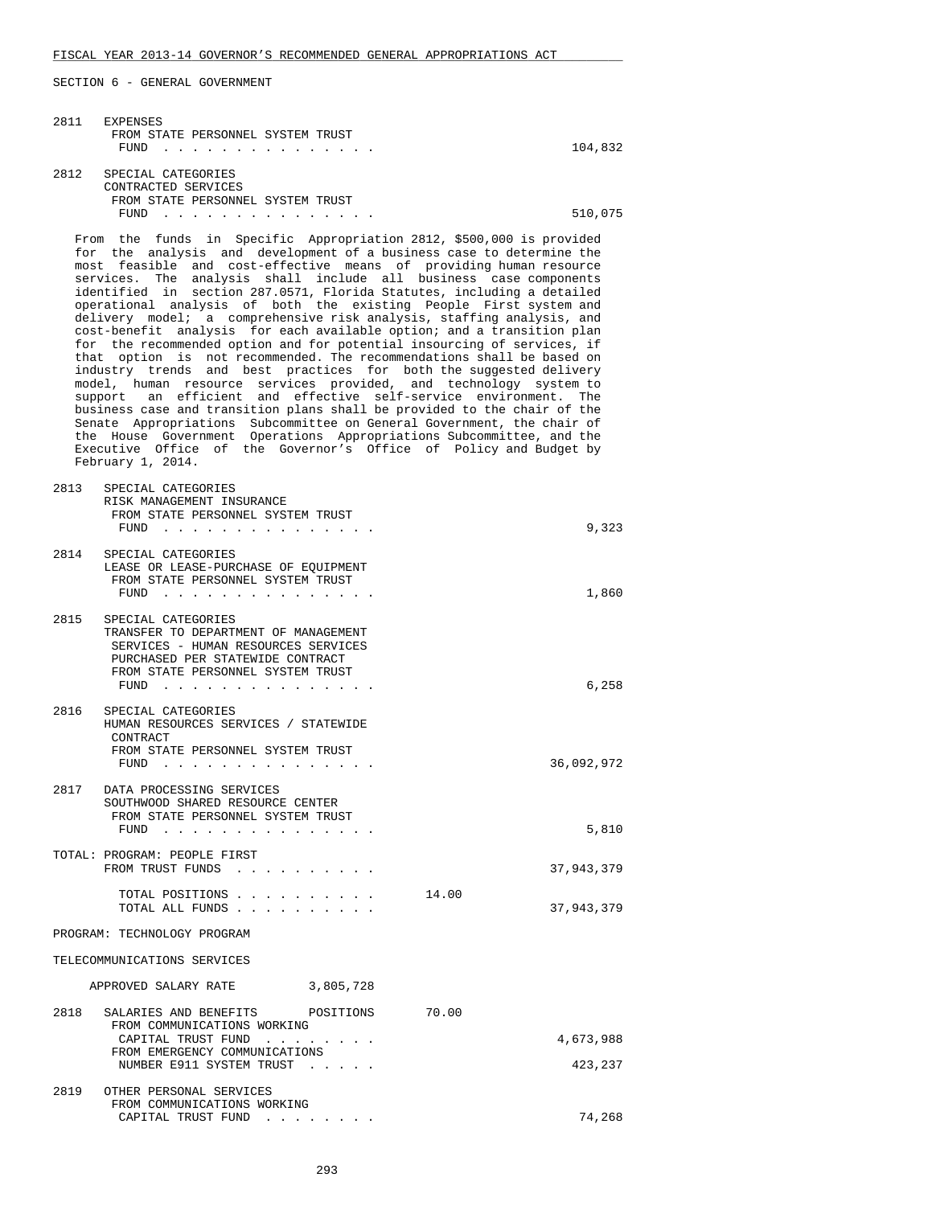SECTION 6 - GENERAL GOVERNMENT

2811 EXPENSES
FROM STATE PERSONNEL SYSTEM TRUST
FUND . . . . . . . . . . . . . . . 104,832

2812 SPECIAL CATEGORIES
CONTRACTED SERVICES
FROM STATE PERSONNEL SYSTEM TRUST
FUND . . . . . . . . . . . . . . . 510,075

From the funds in Specific Appropriation 2812, $500,000 is provided for the analysis and development of a business case to determine the most feasible and cost-effective means of providing human resource services. The analysis shall include all business case components identified in section 287.0571, Florida Statutes, including a detailed operational analysis of both the existing People First system and delivery model; a comprehensive risk analysis, staffing analysis, and cost-benefit analysis for each available option; and a transition plan for the recommended option and for potential insourcing of services, if that option is not recommended. The recommendations shall be based on industry trends and best practices for both the suggested delivery model, human resource services provided, and technology system to support an efficient and effective self-service environment. The business case and transition plans shall be provided to the chair of the Senate Appropriations Subcommittee on General Government, the chair of the House Government Operations Appropriations Subcommittee, and the Executive Office of the Governor's Office of Policy and Budget by February 1, 2014.

2813 SPECIAL CATEGORIES
RISK MANAGEMENT INSURANCE
FROM STATE PERSONNEL SYSTEM TRUST
FUND . . . . . . . . . . . . . . . 9,323

2814 SPECIAL CATEGORIES
LEASE OR LEASE-PURCHASE OF EQUIPMENT
FROM STATE PERSONNEL SYSTEM TRUST
FUND . . . . . . . . . . . . . . . 1,860

2815 SPECIAL CATEGORIES
TRANSFER TO DEPARTMENT OF MANAGEMENT
SERVICES - HUMAN RESOURCES SERVICES
PURCHASED PER STATEWIDE CONTRACT
FROM STATE PERSONNEL SYSTEM TRUST
FUND . . . . . . . . . . . . . . . 6,258

2816 SPECIAL CATEGORIES
HUMAN RESOURCES SERVICES / STATEWIDE
CONTRACT
FROM STATE PERSONNEL SYSTEM TRUST
FUND . . . . . . . . . . . . . . . 36,092,972

2817 DATA PROCESSING SERVICES
SOUTHWOOD SHARED RESOURCE CENTER
FROM STATE PERSONNEL SYSTEM TRUST
FUND . . . . . . . . . . . . . . . 5,810

TOTAL: PROGRAM: PEOPLE FIRST
FROM TRUST FUNDS . . . . . . . . . . 37,943,379

TOTAL POSITIONS . . . . . . . . . . 14.00
TOTAL ALL FUNDS . . . . . . . . . . 37,943,379

PROGRAM: TECHNOLOGY PROGRAM

TELECOMMUNICATIONS SERVICES

APPROVED SALARY RATE 3,805,728

2818 SALARIES AND BENEFITS POSITIONS 70.00
FROM COMMUNICATIONS WORKING
CAPITAL TRUST FUND . . . . . . . . 4,673,988
FROM EMERGENCY COMMUNICATIONS
NUMBER E911 SYSTEM TRUST . . . . . 423,237

2819 OTHER PERSONAL SERVICES
FROM COMMUNICATIONS WORKING
CAPITAL TRUST FUND . . . . . . . . 74,268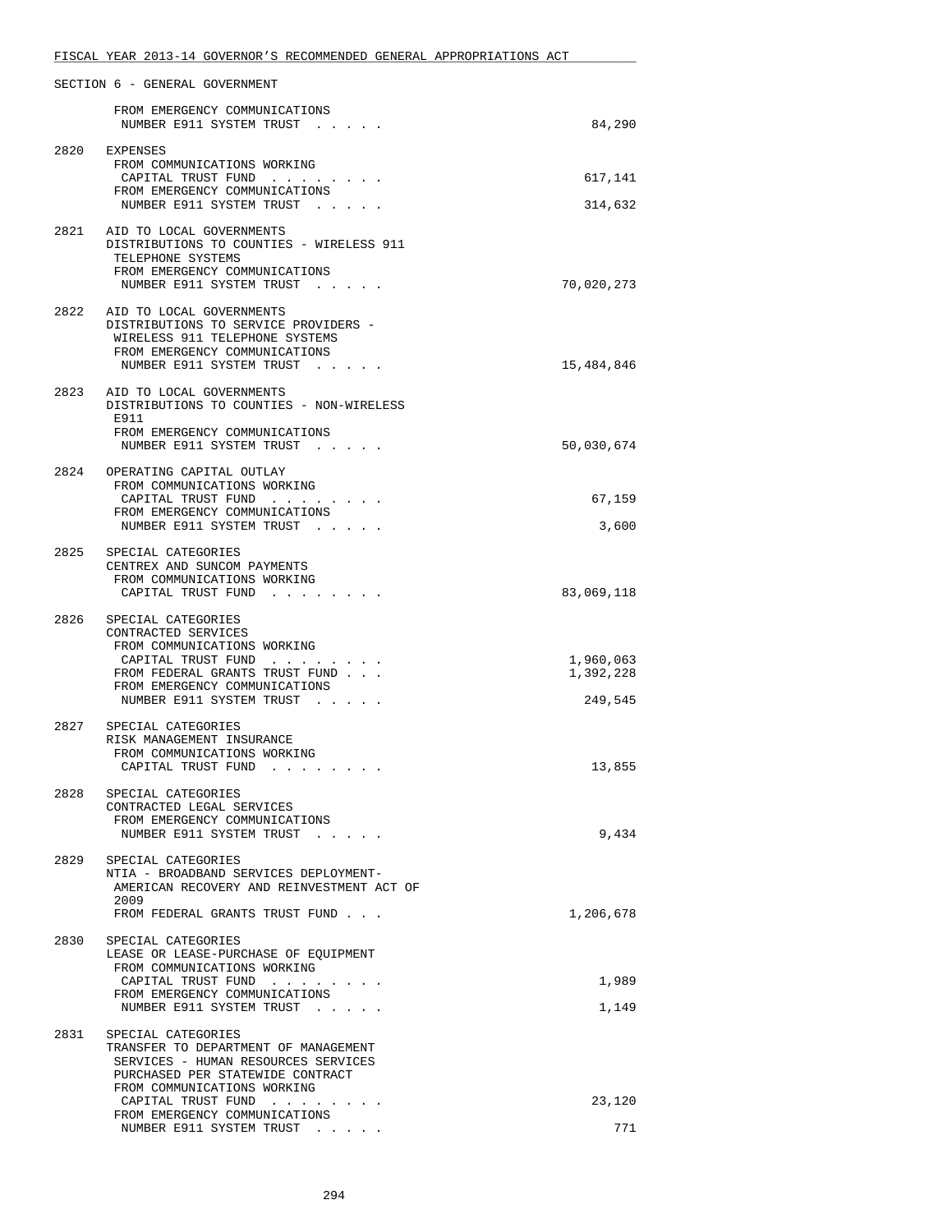SECTION 6 - GENERAL GOVERNMENT

```
        FROM EMERGENCY COMMUNICATIONS
         NUMBER E911 SYSTEM TRUST  . . . . .                               84,290

 2820   EXPENSES
         FROM COMMUNICATIONS WORKING
         CAPITAL TRUST FUND  . . . . . . . .                              617,141
         FROM EMERGENCY COMMUNICATIONS
         NUMBER E911 SYSTEM TRUST  . . . . .                              314,632

 2821   AID TO LOCAL GOVERNMENTS
        DISTRIBUTIONS TO COUNTIES - WIRELESS 911
         TELEPHONE SYSTEMS
         FROM EMERGENCY COMMUNICATIONS
         NUMBER E911 SYSTEM TRUST  . . . . .                           70,020,273

 2822   AID TO LOCAL GOVERNMENTS
        DISTRIBUTIONS TO SERVICE PROVIDERS -
         WIRELESS 911 TELEPHONE SYSTEMS
         FROM EMERGENCY COMMUNICATIONS
         NUMBER E911 SYSTEM TRUST  . . . . .                           15,484,846

 2823   AID TO LOCAL GOVERNMENTS
        DISTRIBUTIONS TO COUNTIES - NON-WIRELESS
         E911
         FROM EMERGENCY COMMUNICATIONS
         NUMBER E911 SYSTEM TRUST  . . . . .                           50,030,674

 2824   OPERATING CAPITAL OUTLAY
         FROM COMMUNICATIONS WORKING
         CAPITAL TRUST FUND  . . . . . . . .                               67,159
         FROM EMERGENCY COMMUNICATIONS
         NUMBER E911 SYSTEM TRUST  . . . . .                                3,600

 2825   SPECIAL CATEGORIES
        CENTREX AND SUNCOM PAYMENTS
         FROM COMMUNICATIONS WORKING
         CAPITAL TRUST FUND  . . . . . . . .                           83,069,118

 2826   SPECIAL CATEGORIES
        CONTRACTED SERVICES
         FROM COMMUNICATIONS WORKING
         CAPITAL TRUST FUND  . . . . . . . .                            1,960,063
         FROM FEDERAL GRANTS TRUST FUND . . .                           1,392,228
         FROM EMERGENCY COMMUNICATIONS
         NUMBER E911 SYSTEM TRUST  . . . . .                              249,545

 2827   SPECIAL CATEGORIES
        RISK MANAGEMENT INSURANCE
         FROM COMMUNICATIONS WORKING
         CAPITAL TRUST FUND  . . . . . . . .                               13,855

 2828   SPECIAL CATEGORIES
        CONTRACTED LEGAL SERVICES
         FROM EMERGENCY COMMUNICATIONS
         NUMBER E911 SYSTEM TRUST  . . . . .                                9,434

 2829   SPECIAL CATEGORIES
        NTIA - BROADBAND SERVICES DEPLOYMENT-
         AMERICAN RECOVERY AND REINVESTMENT ACT OF
         2009
         FROM FEDERAL GRANTS TRUST FUND . . .                           1,206,678

 2830   SPECIAL CATEGORIES
        LEASE OR LEASE-PURCHASE OF EQUIPMENT
         FROM COMMUNICATIONS WORKING
         CAPITAL TRUST FUND  . . . . . . . .                                1,989
         FROM EMERGENCY COMMUNICATIONS
         NUMBER E911 SYSTEM TRUST  . . . . .                                1,149

 2831   SPECIAL CATEGORIES
        TRANSFER TO DEPARTMENT OF MANAGEMENT
         SERVICES - HUMAN RESOURCES SERVICES
         PURCHASED PER STATEWIDE CONTRACT
         FROM COMMUNICATIONS WORKING
         CAPITAL TRUST FUND  . . . . . . . .                               23,120
         FROM EMERGENCY COMMUNICATIONS
         NUMBER E911 SYSTEM TRUST  . . . . .                                  771
```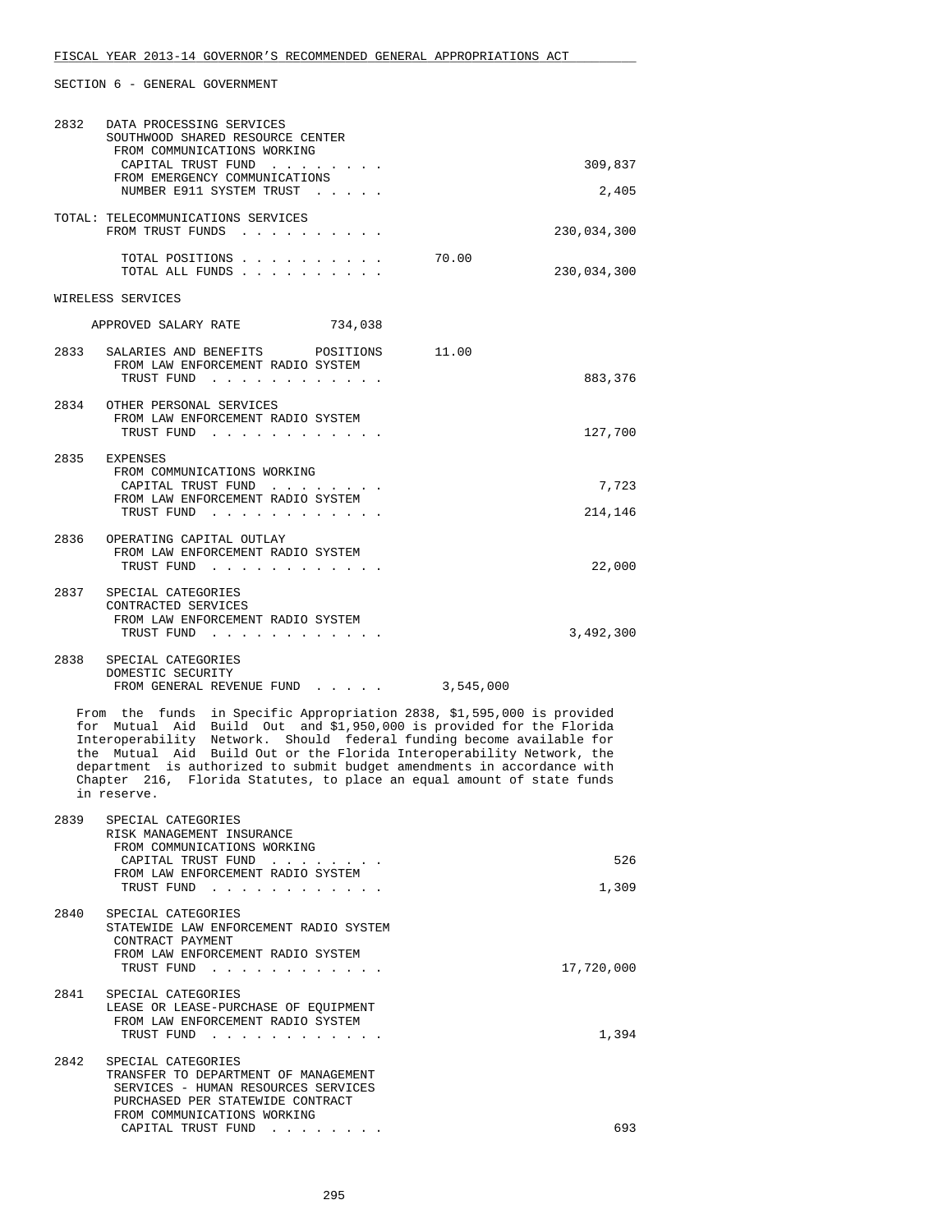FISCAL YEAR 2013-14 GOVERNOR'S RECOMMENDED GENERAL APPROPRIATIONS ACT

SECTION 6 - GENERAL GOVERNMENT

2832 DATA PROCESSING SERVICES
SOUTHWOOD SHARED RESOURCE CENTER
FROM COMMUNICATIONS WORKING CAPITAL TRUST FUND . . . . . . . . 309,837
FROM EMERGENCY COMMUNICATIONS NUMBER E911 SYSTEM TRUST . . . . . 2,405

TOTAL: TELECOMMUNICATIONS SERVICES
FROM TRUST FUNDS . . . . . . . . . . 230,034,300

TOTAL POSITIONS . . . . . . . . . . 70.00
TOTAL ALL FUNDS . . . . . . . . . . 230,034,300

WIRELESS SERVICES

APPROVED SALARY RATE 734,038

2833 SALARIES AND BENEFITS POSITIONS 11.00
FROM LAW ENFORCEMENT RADIO SYSTEM TRUST FUND . . . . . . . . . . . . 883,376

2834 OTHER PERSONAL SERVICES
FROM LAW ENFORCEMENT RADIO SYSTEM TRUST FUND . . . . . . . . . . . . 127,700

2835 EXPENSES
FROM COMMUNICATIONS WORKING CAPITAL TRUST FUND . . . . . . . . 7,723
FROM LAW ENFORCEMENT RADIO SYSTEM TRUST FUND . . . . . . . . . . . . 214,146

2836 OPERATING CAPITAL OUTLAY
FROM LAW ENFORCEMENT RADIO SYSTEM TRUST FUND . . . . . . . . . . . . 22,000

2837 SPECIAL CATEGORIES
CONTRACTED SERVICES
FROM LAW ENFORCEMENT RADIO SYSTEM TRUST FUND . . . . . . . . . . . . 3,492,300

2838 SPECIAL CATEGORIES
DOMESTIC SECURITY
FROM GENERAL REVENUE FUND . . . . . 3,545,000

From the funds in Specific Appropriation 2838, $1,595,000 is provided for Mutual Aid Build Out and $1,950,000 is provided for the Florida Interoperability Network. Should federal funding become available for the Mutual Aid Build Out or the Florida Interoperability Network, the department is authorized to submit budget amendments in accordance with Chapter 216, Florida Statutes, to place an equal amount of state funds in reserve.

2839 SPECIAL CATEGORIES
RISK MANAGEMENT INSURANCE
FROM COMMUNICATIONS WORKING CAPITAL TRUST FUND . . . . . . . . 526
FROM LAW ENFORCEMENT RADIO SYSTEM TRUST FUND . . . . . . . . . . . . 1,309

2840 SPECIAL CATEGORIES
STATEWIDE LAW ENFORCEMENT RADIO SYSTEM CONTRACT PAYMENT
FROM LAW ENFORCEMENT RADIO SYSTEM TRUST FUND . . . . . . . . . . . . 17,720,000

2841 SPECIAL CATEGORIES
LEASE OR LEASE-PURCHASE OF EQUIPMENT
FROM LAW ENFORCEMENT RADIO SYSTEM TRUST FUND . . . . . . . . . . . . 1,394

2842 SPECIAL CATEGORIES
TRANSFER TO DEPARTMENT OF MANAGEMENT SERVICES - HUMAN RESOURCES SERVICES PURCHASED PER STATEWIDE CONTRACT
FROM COMMUNICATIONS WORKING CAPITAL TRUST FUND . . . . . . . . 693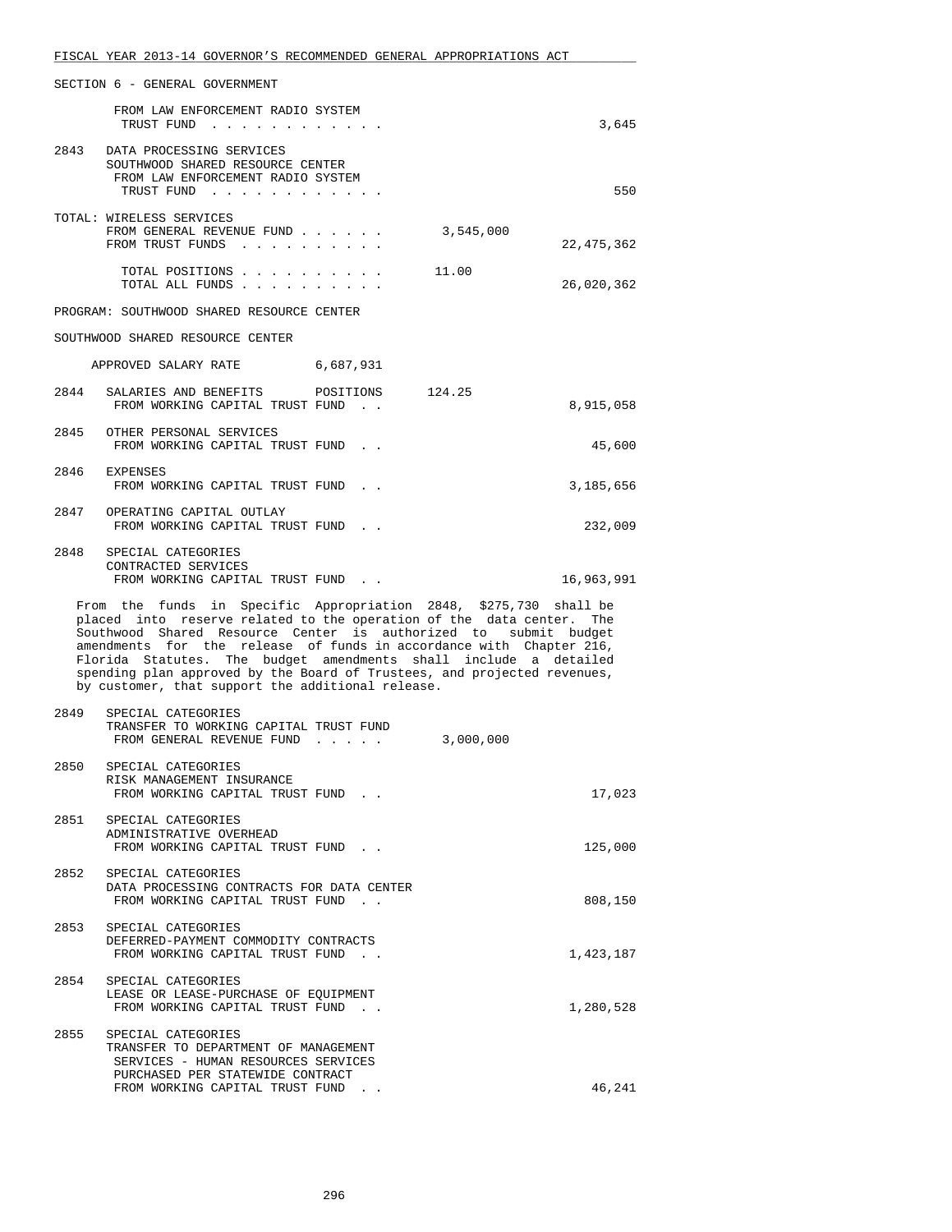SECTION 6 - GENERAL GOVERNMENT

FROM LAW ENFORCEMENT RADIO SYSTEM TRUST FUND . . . . . . . . . . . . 3,645

2843 DATA PROCESSING SERVICES
SOUTHWOOD SHARED RESOURCE CENTER
FROM LAW ENFORCEMENT RADIO SYSTEM TRUST FUND . . . . . . . . . . . . 550

TOTAL: WIRELESS SERVICES

| | | |
|---|---|---|
| FROM GENERAL REVENUE FUND . . . . . . | 3,545,000 | |
| FROM TRUST FUNDS . . . . . . . . . . | | 22,475,362 |
| TOTAL POSITIONS . . . . . . . . . . | 11.00 | |
| TOTAL ALL FUNDS . . . . . . . . . . | | 26,020,362 |

PROGRAM: SOUTHWOOD SHARED RESOURCE CENTER

SOUTHWOOD SHARED RESOURCE CENTER

APPROVED SALARY RATE 6,687,931

2844 SALARIES AND BENEFITS POSITIONS 124.25
FROM WORKING CAPITAL TRUST FUND . . 8,915,058

2845 OTHER PERSONAL SERVICES
FROM WORKING CAPITAL TRUST FUND . . 45,600

2846 EXPENSES
FROM WORKING CAPITAL TRUST FUND . . 3,185,656

2847 OPERATING CAPITAL OUTLAY
FROM WORKING CAPITAL TRUST FUND . . 232,009

2848 SPECIAL CATEGORIES
CONTRACTED SERVICES
FROM WORKING CAPITAL TRUST FUND . . 16,963,991

From the funds in Specific Appropriation 2848, $275,730 shall be placed into reserve related to the operation of the data center. The Southwood Shared Resource Center is authorized to submit budget amendments for the release of funds in accordance with Chapter 216, Florida Statutes. The budget amendments shall include a detailed spending plan approved by the Board of Trustees, and projected revenues, by customer, that support the additional release.

2849 SPECIAL CATEGORIES
TRANSFER TO WORKING CAPITAL TRUST FUND
FROM GENERAL REVENUE FUND . . . . . 3,000,000

2850 SPECIAL CATEGORIES
RISK MANAGEMENT INSURANCE
FROM WORKING CAPITAL TRUST FUND . . 17,023

2851 SPECIAL CATEGORIES
ADMINISTRATIVE OVERHEAD
FROM WORKING CAPITAL TRUST FUND . . 125,000

2852 SPECIAL CATEGORIES
DATA PROCESSING CONTRACTS FOR DATA CENTER
FROM WORKING CAPITAL TRUST FUND . . 808,150

2853 SPECIAL CATEGORIES
DEFERRED-PAYMENT COMMODITY CONTRACTS
FROM WORKING CAPITAL TRUST FUND . . 1,423,187

2854 SPECIAL CATEGORIES
LEASE OR LEASE-PURCHASE OF EQUIPMENT
FROM WORKING CAPITAL TRUST FUND . . 1,280,528

2855 SPECIAL CATEGORIES
TRANSFER TO DEPARTMENT OF MANAGEMENT SERVICES - HUMAN RESOURCES SERVICES PURCHASED PER STATEWIDE CONTRACT
FROM WORKING CAPITAL TRUST FUND . . 46,241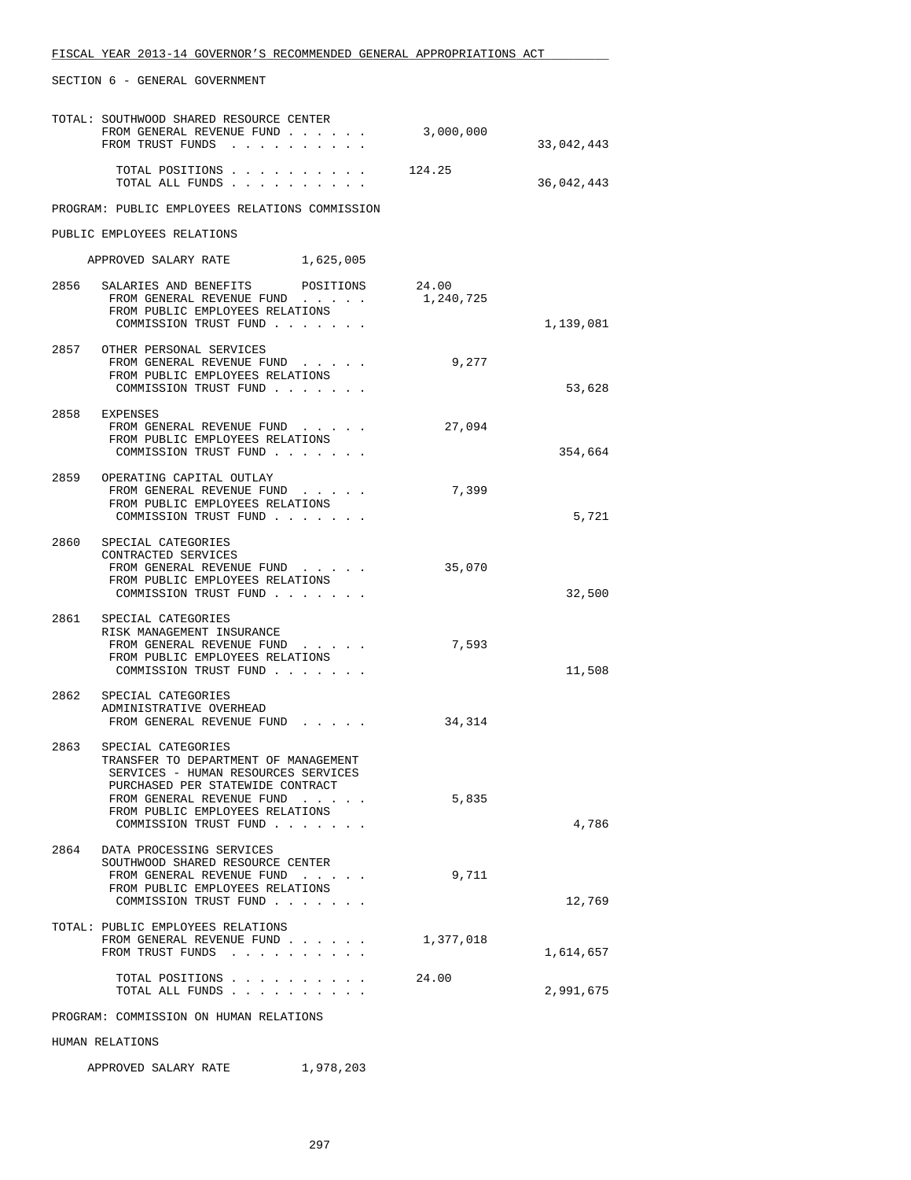SECTION 6 - GENERAL GOVERNMENT

| | | | |
|---|---|---|---|
| | TOTAL: SOUTHWOOD SHARED RESOURCE CENTER | | |
| | FROM GENERAL REVENUE FUND . . . . . . | 3,000,000 | |
| | FROM TRUST FUNDS . . . . . . . . . . | | 33,042,443 |
| | TOTAL POSITIONS . . . . . . . . . . | 124.25 | |
| | TOTAL ALL FUNDS . . . . . . . . . . | | 36,042,443 |

PROGRAM: PUBLIC EMPLOYEES RELATIONS COMMISSION

PUBLIC EMPLOYEES RELATIONS

APPROVED SALARY RATE 1,625,005

| | | | |
|---|---|---|---|
| 2856 | SALARIES AND BENEFITS POSITIONS | 24.00 | |
| | FROM GENERAL REVENUE FUND . . . . . | 1,240,725 | |
| | FROM PUBLIC EMPLOYEES RELATIONS COMMISSION TRUST FUND . . . . . . . | | 1,139,081 |
| 2857 | OTHER PERSONAL SERVICES | | |
| | FROM GENERAL REVENUE FUND . . . . . | 9,277 | |
| | FROM PUBLIC EMPLOYEES RELATIONS COMMISSION TRUST FUND . . . . . . . | | 53,628 |
| 2858 | EXPENSES | | |
| | FROM GENERAL REVENUE FUND . . . . . | 27,094 | |
| | FROM PUBLIC EMPLOYEES RELATIONS COMMISSION TRUST FUND . . . . . . . | | 354,664 |
| 2859 | OPERATING CAPITAL OUTLAY | | |
| | FROM GENERAL REVENUE FUND . . . . . | 7,399 | |
| | FROM PUBLIC EMPLOYEES RELATIONS COMMISSION TRUST FUND . . . . . . . | | 5,721 |
| 2860 | SPECIAL CATEGORIES CONTRACTED SERVICES | | |
| | FROM GENERAL REVENUE FUND . . . . . | 35,070 | |
| | FROM PUBLIC EMPLOYEES RELATIONS COMMISSION TRUST FUND . . . . . . . | | 32,500 |
| 2861 | SPECIAL CATEGORIES RISK MANAGEMENT INSURANCE | | |
| | FROM GENERAL REVENUE FUND . . . . . | 7,593 | |
| | FROM PUBLIC EMPLOYEES RELATIONS COMMISSION TRUST FUND . . . . . . . | | 11,508 |
| 2862 | SPECIAL CATEGORIES ADMINISTRATIVE OVERHEAD | | |
| | FROM GENERAL REVENUE FUND . . . . . | 34,314 | |
| 2863 | SPECIAL CATEGORIES TRANSFER TO DEPARTMENT OF MANAGEMENT SERVICES - HUMAN RESOURCES SERVICES PURCHASED PER STATEWIDE CONTRACT | | |
| | FROM GENERAL REVENUE FUND . . . . . | 5,835 | |
| | FROM PUBLIC EMPLOYEES RELATIONS COMMISSION TRUST FUND . . . . . . . | | 4,786 |
| 2864 | DATA PROCESSING SERVICES SOUTHWOOD SHARED RESOURCE CENTER | | |
| | FROM GENERAL REVENUE FUND . . . . . | 9,711 | |
| | FROM PUBLIC EMPLOYEES RELATIONS COMMISSION TRUST FUND . . . . . . . | | 12,769 |
| | TOTAL: PUBLIC EMPLOYEES RELATIONS | | |
| | FROM GENERAL REVENUE FUND . . . . . . | 1,377,018 | |
| | FROM TRUST FUNDS . . . . . . . . . . | | 1,614,657 |
| | TOTAL POSITIONS . . . . . . . . . . | 24.00 | |
| | TOTAL ALL FUNDS . . . . . . . . . . | | 2,991,675 |

PROGRAM: COMMISSION ON HUMAN RELATIONS

HUMAN RELATIONS

APPROVED SALARY RATE 1,978,203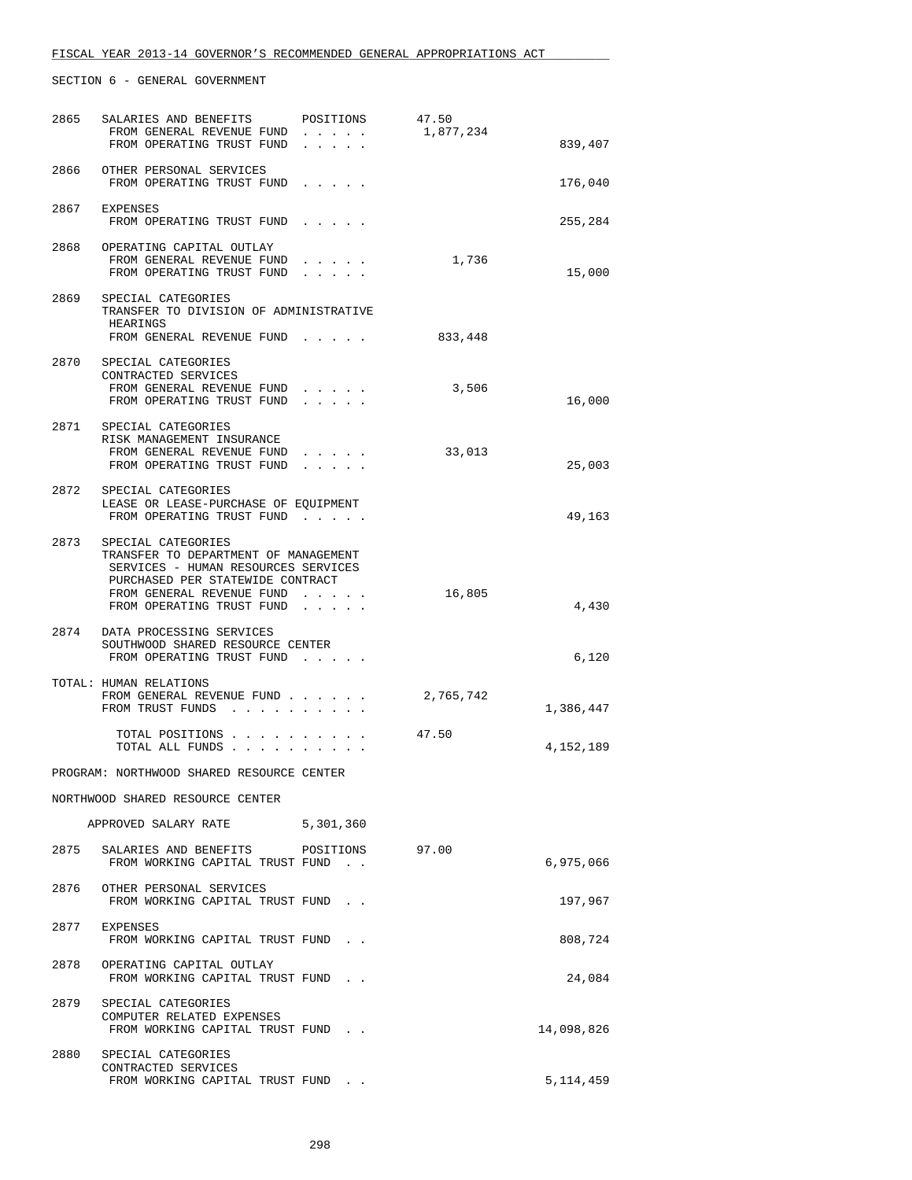FISCAL YEAR 2013-14 GOVERNOR'S RECOMMENDED GENERAL APPROPRIATIONS ACT

SECTION 6 - GENERAL GOVERNMENT

```
2865  SALARIES AND BENEFITS       POSITIONS       47.50
       FROM GENERAL REVENUE FUND  . . . . .     1,877,234
       FROM OPERATING TRUST FUND  . . . . .                      839,407

2866  OTHER PERSONAL SERVICES
       FROM OPERATING TRUST FUND  . . . . .                      176,040

2867  EXPENSES
       FROM OPERATING TRUST FUND  . . . . .                      255,284

2868  OPERATING CAPITAL OUTLAY
       FROM GENERAL REVENUE FUND  . . . . .         1,736
       FROM OPERATING TRUST FUND  . . . . .                       15,000

2869  SPECIAL CATEGORIES
       TRANSFER TO DIVISION OF ADMINISTRATIVE
        HEARINGS
       FROM GENERAL REVENUE FUND  . . . . .       833,448

2870  SPECIAL CATEGORIES
       CONTRACTED SERVICES
       FROM GENERAL REVENUE FUND  . . . . .         3,506
       FROM OPERATING TRUST FUND  . . . . .                       16,000

2871  SPECIAL CATEGORIES
       RISK MANAGEMENT INSURANCE
       FROM GENERAL REVENUE FUND  . . . . .        33,013
       FROM OPERATING TRUST FUND  . . . . .                       25,003

2872  SPECIAL CATEGORIES
       LEASE OR LEASE-PURCHASE OF EQUIPMENT
       FROM OPERATING TRUST FUND  . . . . .                       49,163

2873  SPECIAL CATEGORIES
       TRANSFER TO DEPARTMENT OF MANAGEMENT
        SERVICES - HUMAN RESOURCES SERVICES
        PURCHASED PER STATEWIDE CONTRACT
       FROM GENERAL REVENUE FUND  . . . . .        16,805
       FROM OPERATING TRUST FUND  . . . . .                        4,430

2874  DATA PROCESSING SERVICES
       SOUTHWOOD SHARED RESOURCE CENTER
       FROM OPERATING TRUST FUND  . . . . .                        6,120

TOTAL: HUMAN RELATIONS
       FROM GENERAL REVENUE FUND  . . . . . .   2,765,742
       FROM TRUST FUNDS  . . . . . . . . . .                   1,386,447

         TOTAL POSITIONS  . . . . . . . . . .       47.50
         TOTAL ALL FUNDS  . . . . . . . . . .                  4,152,189

PROGRAM: NORTHWOOD SHARED RESOURCE CENTER

NORTHWOOD SHARED RESOURCE CENTER

     APPROVED SALARY RATE         5,301,360

2875  SALARIES AND BENEFITS       POSITIONS       97.00
       FROM WORKING CAPITAL TRUST FUND  . .                    6,975,066

2876  OTHER PERSONAL SERVICES
       FROM WORKING CAPITAL TRUST FUND  . .                      197,967

2877  EXPENSES
       FROM WORKING CAPITAL TRUST FUND  . .                      808,724

2878  OPERATING CAPITAL OUTLAY
       FROM WORKING CAPITAL TRUST FUND  . .                       24,084

2879  SPECIAL CATEGORIES
       COMPUTER RELATED EXPENSES
       FROM WORKING CAPITAL TRUST FUND  . .                   14,098,826

2880  SPECIAL CATEGORIES
       CONTRACTED SERVICES
       FROM WORKING CAPITAL TRUST FUND  . .                    5,114,459
```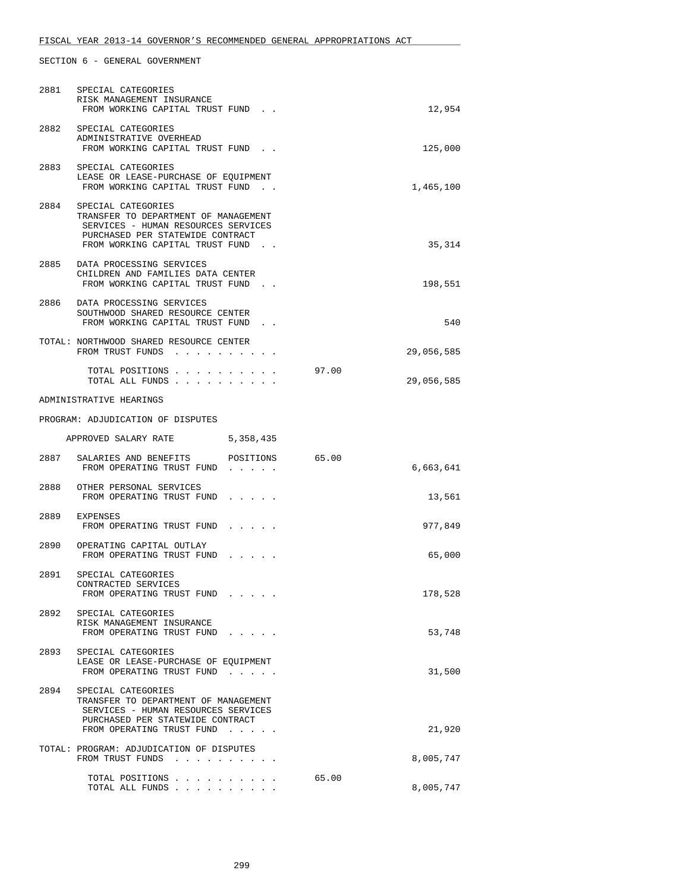FISCAL YEAR 2013-14 GOVERNOR'S RECOMMENDED GENERAL APPROPRIATIONS ACT

SECTION 6 - GENERAL GOVERNMENT

| | | | |
|---|---|---|---|
| 2881 | SPECIAL CATEGORIES<br>RISK MANAGEMENT INSURANCE<br>FROM WORKING CAPITAL TRUST FUND . . | | 12,954 |
| 2882 | SPECIAL CATEGORIES<br>ADMINISTRATIVE OVERHEAD<br>FROM WORKING CAPITAL TRUST FUND . . | | 125,000 |
| 2883 | SPECIAL CATEGORIES<br>LEASE OR LEASE-PURCHASE OF EQUIPMENT<br>FROM WORKING CAPITAL TRUST FUND . . | | 1,465,100 |
| 2884 | SPECIAL CATEGORIES<br>TRANSFER TO DEPARTMENT OF MANAGEMENT<br>SERVICES - HUMAN RESOURCES SERVICES<br>PURCHASED PER STATEWIDE CONTRACT<br>FROM WORKING CAPITAL TRUST FUND . . | | 35,314 |
| 2885 | DATA PROCESSING SERVICES<br>CHILDREN AND FAMILIES DATA CENTER<br>FROM WORKING CAPITAL TRUST FUND . . | | 198,551 |
| 2886 | DATA PROCESSING SERVICES<br>SOUTHWOOD SHARED RESOURCE CENTER<br>FROM WORKING CAPITAL TRUST FUND . . | | 540 |
| TOTAL: | NORTHWOOD SHARED RESOURCE CENTER<br>FROM TRUST FUNDS . . . . . . . . . . | | 29,056,585 |
| | TOTAL POSITIONS . . . . . . . . . . | 97.00 | |
| | TOTAL ALL FUNDS . . . . . . . . . . | | 29,056,585 |

ADMINISTRATIVE HEARINGS

PROGRAM: ADJUDICATION OF DISPUTES

APPROVED SALARY RATE 5,358,435

| | | | |
|---|---|---|---|
| 2887 | SALARIES AND BENEFITS POSITIONS<br>FROM OPERATING TRUST FUND . . . . . | 65.00 | 6,663,641 |
| 2888 | OTHER PERSONAL SERVICES<br>FROM OPERATING TRUST FUND . . . . . | | 13,561 |
| 2889 | EXPENSES<br>FROM OPERATING TRUST FUND . . . . . | | 977,849 |
| 2890 | OPERATING CAPITAL OUTLAY<br>FROM OPERATING TRUST FUND . . . . . | | 65,000 |
| 2891 | SPECIAL CATEGORIES<br>CONTRACTED SERVICES<br>FROM OPERATING TRUST FUND . . . . . | | 178,528 |
| 2892 | SPECIAL CATEGORIES<br>RISK MANAGEMENT INSURANCE<br>FROM OPERATING TRUST FUND . . . . . | | 53,748 |
| 2893 | SPECIAL CATEGORIES<br>LEASE OR LEASE-PURCHASE OF EQUIPMENT<br>FROM OPERATING TRUST FUND . . . . . | | 31,500 |
| 2894 | SPECIAL CATEGORIES<br>TRANSFER TO DEPARTMENT OF MANAGEMENT<br>SERVICES - HUMAN RESOURCES SERVICES<br>PURCHASED PER STATEWIDE CONTRACT<br>FROM OPERATING TRUST FUND . . . . . | | 21,920 |
| TOTAL: | PROGRAM: ADJUDICATION OF DISPUTES<br>FROM TRUST FUNDS . . . . . . . . . . | | 8,005,747 |
| | TOTAL POSITIONS . . . . . . . . . . | 65.00 | |
| | TOTAL ALL FUNDS . . . . . . . . . . | | 8,005,747 |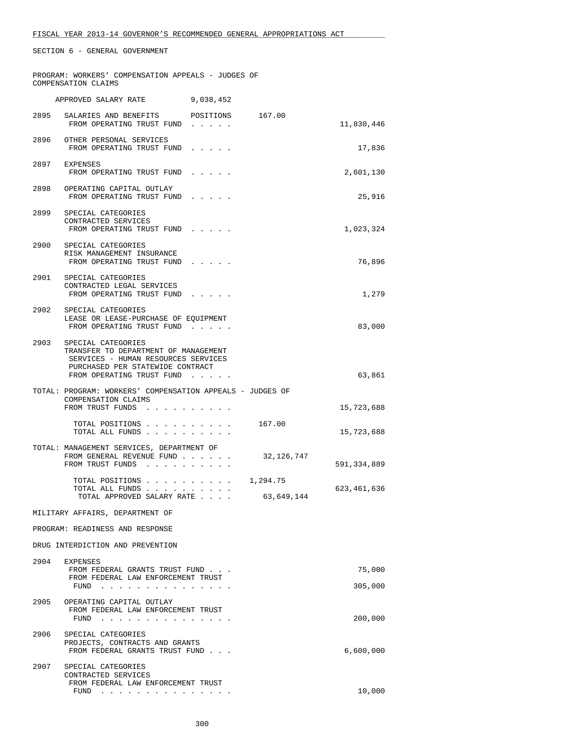SECTION 6 - GENERAL GOVERNMENT

PROGRAM: WORKERS' COMPENSATION APPEALS - JUDGES OF COMPENSATION CLAIMS

APPROVED SALARY RATE 9,038,452

| | | | |
|---|---|---|---|
| 2895 | SALARIES AND BENEFITS POSITIONS 167.00<br>FROM OPERATING TRUST FUND . . . . . | | 11,830,446 |
| 2896 | OTHER PERSONAL SERVICES<br>FROM OPERATING TRUST FUND . . . . . | | 17,836 |
| 2897 | EXPENSES<br>FROM OPERATING TRUST FUND . . . . . | | 2,601,130 |
| 2898 | OPERATING CAPITAL OUTLAY<br>FROM OPERATING TRUST FUND . . . . . | | 25,916 |
| 2899 | SPECIAL CATEGORIES<br>CONTRACTED SERVICES<br>FROM OPERATING TRUST FUND . . . . . | | 1,023,324 |
| 2900 | SPECIAL CATEGORIES<br>RISK MANAGEMENT INSURANCE<br>FROM OPERATING TRUST FUND . . . . . | | 76,896 |
| 2901 | SPECIAL CATEGORIES<br>CONTRACTED LEGAL SERVICES<br>FROM OPERATING TRUST FUND . . . . . | | 1,279 |
| 2902 | SPECIAL CATEGORIES<br>LEASE OR LEASE-PURCHASE OF EQUIPMENT<br>FROM OPERATING TRUST FUND . . . . . | | 83,000 |
| 2903 | SPECIAL CATEGORIES<br>TRANSFER TO DEPARTMENT OF MANAGEMENT SERVICES - HUMAN RESOURCES SERVICES PURCHASED PER STATEWIDE CONTRACT<br>FROM OPERATING TRUST FUND . . . . . | | 63,861 |

TOTAL: PROGRAM: WORKERS' COMPENSATION APPEALS - JUDGES OF COMPENSATION CLAIMS

| | | |
|---|---|---|
| FROM TRUST FUNDS . . . . . . . . . . | | 15,723,688 |
| TOTAL POSITIONS . . . . . . . . . . | 167.00 | |
| TOTAL ALL FUNDS . . . . . . . . . . | | 15,723,688 |

TOTAL: MANAGEMENT SERVICES, DEPARTMENT OF

| | | |
|---|---|---|
| FROM GENERAL REVENUE FUND . . . . . . | 32,126,747 | |
| FROM TRUST FUNDS . . . . . . . . . . | | 591,334,889 |
| TOTAL POSITIONS . . . . . . . . . . | 1,294.75 | |
| TOTAL ALL FUNDS . . . . . . . . . . | | 623,461,636 |
| TOTAL APPROVED SALARY RATE . . . . | 63,649,144 | |

MILITARY AFFAIRS, DEPARTMENT OF

PROGRAM: READINESS AND RESPONSE

DRUG INTERDICTION AND PREVENTION

| | | |
|---|---|---|
| 2904 | EXPENSES<br>FROM FEDERAL GRANTS TRUST FUND . . .<br>FROM FEDERAL LAW ENFORCEMENT TRUST FUND . . . . . . . . . . . . . . . | 75,000<br>305,000 |
| 2905 | OPERATING CAPITAL OUTLAY<br>FROM FEDERAL LAW ENFORCEMENT TRUST FUND . . . . . . . . . . . . . . . | 200,000 |
| 2906 | SPECIAL CATEGORIES<br>PROJECTS, CONTRACTS AND GRANTS<br>FROM FEDERAL GRANTS TRUST FUND . . . | 6,600,000 |
| 2907 | SPECIAL CATEGORIES<br>CONTRACTED SERVICES<br>FROM FEDERAL LAW ENFORCEMENT TRUST FUND . . . . . . . . . . . . . . . | 10,000 |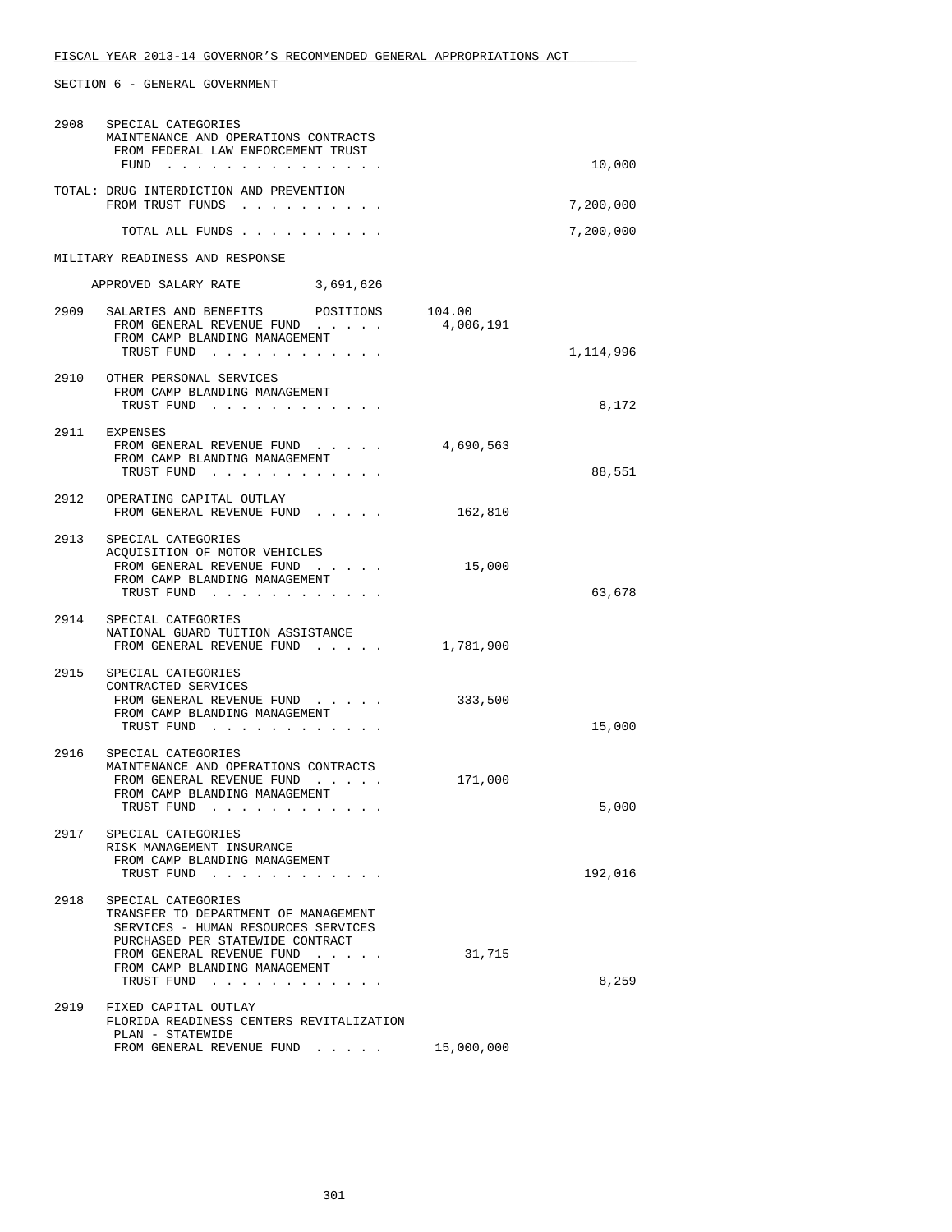FISCAL YEAR 2013-14 GOVERNOR'S RECOMMENDED GENERAL APPROPRIATIONS ACT

SECTION 6 - GENERAL GOVERNMENT

2908 SPECIAL CATEGORIES
MAINTENANCE AND OPERATIONS CONTRACTS
FROM FEDERAL LAW ENFORCEMENT TRUST FUND . . . . . . . . . . . . . . . 10,000

TOTAL: DRUG INTERDICTION AND PREVENTION
FROM TRUST FUNDS . . . . . . . . . . 7,200,000

TOTAL ALL FUNDS . . . . . . . . . . 7,200,000

MILITARY READINESS AND RESPONSE

APPROVED SALARY RATE 3,691,626

2909 SALARIES AND BENEFITS POSITIONS 104.00
FROM GENERAL REVENUE FUND . . . . . 4,006,191
FROM CAMP BLANDING MANAGEMENT TRUST FUND . . . . . . . . . . . . 1,114,996

2910 OTHER PERSONAL SERVICES
FROM CAMP BLANDING MANAGEMENT TRUST FUND . . . . . . . . . . . . 8,172

2911 EXPENSES
FROM GENERAL REVENUE FUND . . . . . 4,690,563
FROM CAMP BLANDING MANAGEMENT TRUST FUND . . . . . . . . . . . . 88,551

2912 OPERATING CAPITAL OUTLAY
FROM GENERAL REVENUE FUND . . . . . 162,810

2913 SPECIAL CATEGORIES
ACQUISITION OF MOTOR VEHICLES
FROM GENERAL REVENUE FUND . . . . . 15,000
FROM CAMP BLANDING MANAGEMENT TRUST FUND . . . . . . . . . . . . 63,678

2914 SPECIAL CATEGORIES
NATIONAL GUARD TUITION ASSISTANCE
FROM GENERAL REVENUE FUND . . . . . 1,781,900

2915 SPECIAL CATEGORIES
CONTRACTED SERVICES
FROM GENERAL REVENUE FUND . . . . . 333,500
FROM CAMP BLANDING MANAGEMENT TRUST FUND . . . . . . . . . . . . 15,000

2916 SPECIAL CATEGORIES
MAINTENANCE AND OPERATIONS CONTRACTS
FROM GENERAL REVENUE FUND . . . . . 171,000
FROM CAMP BLANDING MANAGEMENT TRUST FUND . . . . . . . . . . . . 5,000

2917 SPECIAL CATEGORIES
RISK MANAGEMENT INSURANCE
FROM CAMP BLANDING MANAGEMENT TRUST FUND . . . . . . . . . . . . 192,016

2918 SPECIAL CATEGORIES
TRANSFER TO DEPARTMENT OF MANAGEMENT SERVICES - HUMAN RESOURCES SERVICES PURCHASED PER STATEWIDE CONTRACT
FROM GENERAL REVENUE FUND . . . . . 31,715
FROM CAMP BLANDING MANAGEMENT TRUST FUND . . . . . . . . . . . . 8,259

2919 FIXED CAPITAL OUTLAY
FLORIDA READINESS CENTERS REVITALIZATION PLAN - STATEWIDE
FROM GENERAL REVENUE FUND . . . . . 15,000,000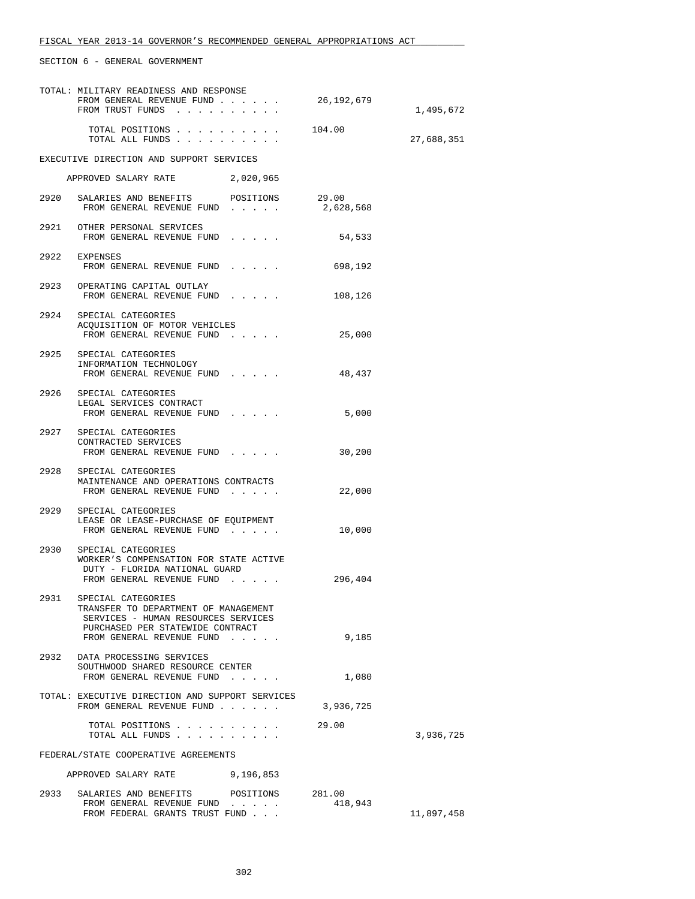FISCAL YEAR 2013-14 GOVERNOR'S RECOMMENDED GENERAL APPROPRIATIONS ACT

SECTION 6 - GENERAL GOVERNMENT

TOTAL: MILITARY READINESS AND RESPONSE

| | | |
|---|---|---|
| FROM GENERAL REVENUE FUND . . . . . . | 26,192,679 | |
| FROM TRUST FUNDS . . . . . . . . . . | | 1,495,672 |
| TOTAL POSITIONS . . . . . . . . . . | 104.00 | |
| TOTAL ALL FUNDS . . . . . . . . . . | | 27,688,351 |

EXECUTIVE DIRECTION AND SUPPORT SERVICES

APPROVED SALARY RATE 2,020,965

| | | | |
|---|---|---|---|
| 2920 | SALARIES AND BENEFITS POSITIONS | 29.00 | |
| | FROM GENERAL REVENUE FUND . . . . . | 2,628,568 | |
| 2921 | OTHER PERSONAL SERVICES<br>FROM GENERAL REVENUE FUND . . . . . | 54,533 | |
| 2922 | EXPENSES<br>FROM GENERAL REVENUE FUND . . . . . | 698,192 | |
| 2923 | OPERATING CAPITAL OUTLAY<br>FROM GENERAL REVENUE FUND . . . . . | 108,126 | |
| 2924 | SPECIAL CATEGORIES<br>ACQUISITION OF MOTOR VEHICLES<br>FROM GENERAL REVENUE FUND . . . . . | 25,000 | |
| 2925 | SPECIAL CATEGORIES<br>INFORMATION TECHNOLOGY<br>FROM GENERAL REVENUE FUND . . . . . | 48,437 | |
| 2926 | SPECIAL CATEGORIES<br>LEGAL SERVICES CONTRACT<br>FROM GENERAL REVENUE FUND . . . . . | 5,000 | |
| 2927 | SPECIAL CATEGORIES<br>CONTRACTED SERVICES<br>FROM GENERAL REVENUE FUND . . . . . | 30,200 | |
| 2928 | SPECIAL CATEGORIES<br>MAINTENANCE AND OPERATIONS CONTRACTS<br>FROM GENERAL REVENUE FUND . . . . . | 22,000 | |
| 2929 | SPECIAL CATEGORIES<br>LEASE OR LEASE-PURCHASE OF EQUIPMENT<br>FROM GENERAL REVENUE FUND . . . . . | 10,000 | |
| 2930 | SPECIAL CATEGORIES<br>WORKER'S COMPENSATION FOR STATE ACTIVE DUTY - FLORIDA NATIONAL GUARD<br>FROM GENERAL REVENUE FUND . . . . . | 296,404 | |
| 2931 | SPECIAL CATEGORIES<br>TRANSFER TO DEPARTMENT OF MANAGEMENT SERVICES - HUMAN RESOURCES SERVICES PURCHASED PER STATEWIDE CONTRACT<br>FROM GENERAL REVENUE FUND . . . . . | 9,185 | |
| 2932 | DATA PROCESSING SERVICES<br>SOUTHWOOD SHARED RESOURCE CENTER<br>FROM GENERAL REVENUE FUND . . . . . | 1,080 | |

TOTAL: EXECUTIVE DIRECTION AND SUPPORT SERVICES

| | | |
|---|---|---|
| FROM GENERAL REVENUE FUND . . . . . . | 3,936,725 | |
| TOTAL POSITIONS . . . . . . . . . . | 29.00 | |
| TOTAL ALL FUNDS . . . . . . . . . . | | 3,936,725 |

FEDERAL/STATE COOPERATIVE AGREEMENTS

APPROVED SALARY RATE 9,196,853

| | | | |
|---|---|---|---|
| 2933 | SALARIES AND BENEFITS POSITIONS | 281.00 | |
| | FROM GENERAL REVENUE FUND . . . . . | 418,943 | |
| | FROM FEDERAL GRANTS TRUST FUND . . . | | 11,897,458 |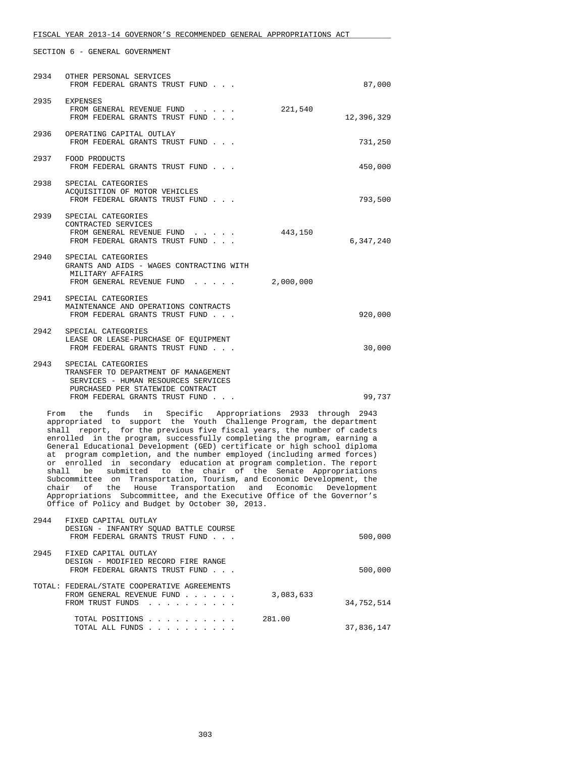SECTION 6 - GENERAL GOVERNMENT

| | | | |
|---|---|---|---|
| 2934 | OTHER PERSONAL SERVICES<br>FROM FEDERAL GRANTS TRUST FUND . . . | | 87,000 |
| 2935 | EXPENSES<br>FROM GENERAL REVENUE FUND . . . . .<br>FROM FEDERAL GRANTS TRUST FUND . . . | 221,540 | 12,396,329 |
| 2936 | OPERATING CAPITAL OUTLAY<br>FROM FEDERAL GRANTS TRUST FUND . . . | | 731,250 |
| 2937 | FOOD PRODUCTS<br>FROM FEDERAL GRANTS TRUST FUND . . . | | 450,000 |
| 2938 | SPECIAL CATEGORIES<br>ACQUISITION OF MOTOR VEHICLES<br>FROM FEDERAL GRANTS TRUST FUND . . . | | 793,500 |
| 2939 | SPECIAL CATEGORIES<br>CONTRACTED SERVICES<br>FROM GENERAL REVENUE FUND . . . . .<br>FROM FEDERAL GRANTS TRUST FUND . . . | 443,150 | 6,347,240 |
| 2940 | SPECIAL CATEGORIES<br>GRANTS AND AIDS - WAGES CONTRACTING WITH MILITARY AFFAIRS<br>FROM GENERAL REVENUE FUND . . . . . | 2,000,000 | |
| 2941 | SPECIAL CATEGORIES<br>MAINTENANCE AND OPERATIONS CONTRACTS<br>FROM FEDERAL GRANTS TRUST FUND . . . | | 920,000 |
| 2942 | SPECIAL CATEGORIES<br>LEASE OR LEASE-PURCHASE OF EQUIPMENT<br>FROM FEDERAL GRANTS TRUST FUND . . . | | 30,000 |
| 2943 | SPECIAL CATEGORIES<br>TRANSFER TO DEPARTMENT OF MANAGEMENT SERVICES - HUMAN RESOURCES SERVICES PURCHASED PER STATEWIDE CONTRACT<br>FROM FEDERAL GRANTS TRUST FUND . . . | | 99,737 |

From the funds in Specific Appropriations 2933 through 2943 appropriated to support the Youth Challenge Program, the department shall report, for the previous five fiscal years, the number of cadets enrolled in the program, successfully completing the program, earning a General Educational Development (GED) certificate or high school diploma at program completion, and the number employed (including armed forces) or enrolled in secondary education at program completion. The report shall be submitted to the chair of the Senate Appropriations Subcommittee on Transportation, Tourism, and Economic Development, the chair of the House Transportation and Economic Development Appropriations Subcommittee, and the Executive Office of the Governor's Office of Policy and Budget by October 30, 2013.

| | | | |
|---|---|---|---|
| 2944 | FIXED CAPITAL OUTLAY<br>DESIGN - INFANTRY SQUAD BATTLE COURSE<br>FROM FEDERAL GRANTS TRUST FUND . . . | | 500,000 |
| 2945 | FIXED CAPITAL OUTLAY<br>DESIGN - MODIFIED RECORD FIRE RANGE<br>FROM FEDERAL GRANTS TRUST FUND . . . | | 500,000 |
| TOTAL: | FEDERAL/STATE COOPERATIVE AGREEMENTS<br>FROM GENERAL REVENUE FUND . . . . . .<br>FROM TRUST FUNDS . . . . . . . . . . | 3,083,633 | 34,752,514 |
| | TOTAL POSITIONS . . . . . . . . . . | 281.00 | |
| | TOTAL ALL FUNDS . . . . . . . . . . | | 37,836,147 |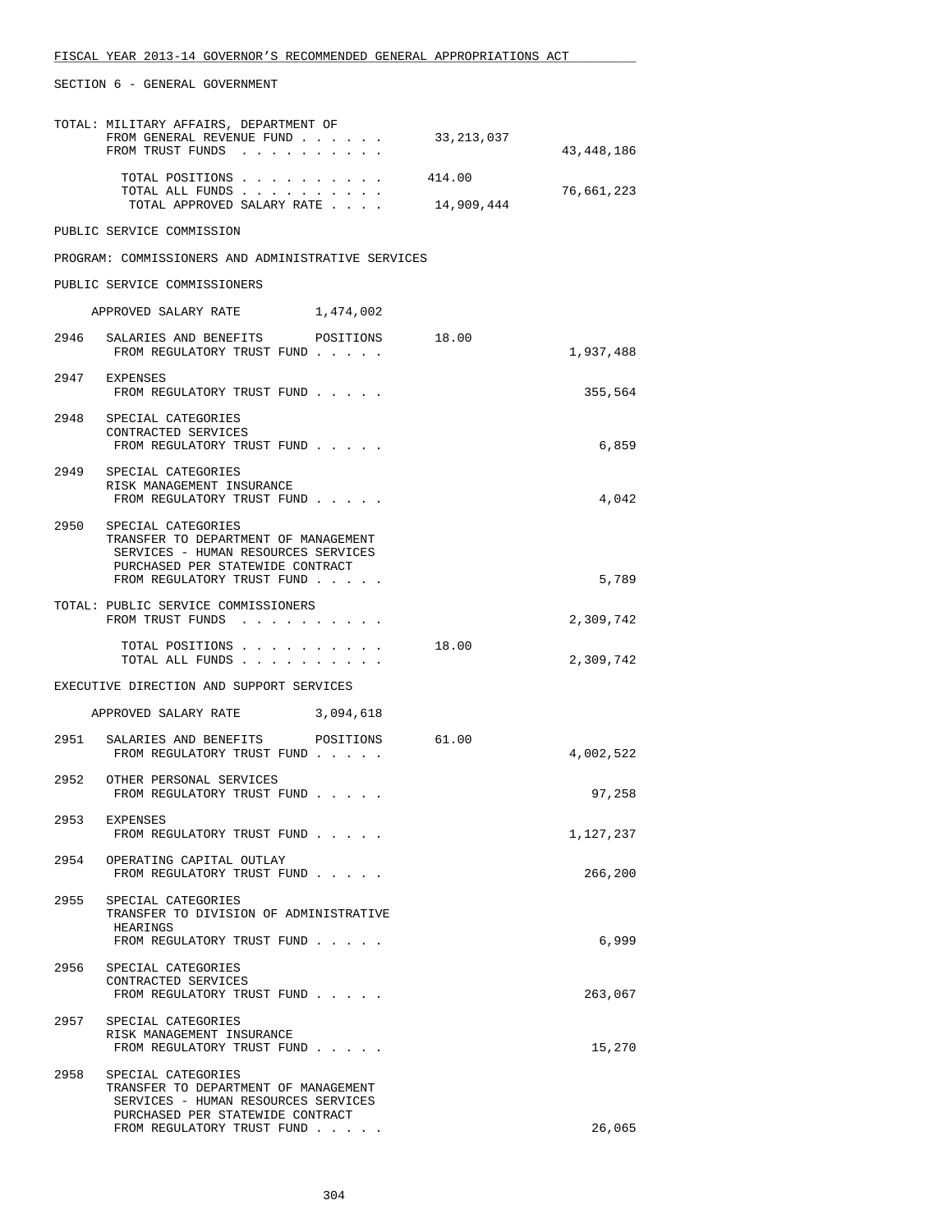SECTION 6 - GENERAL GOVERNMENT

TOTAL: MILITARY AFFAIRS, DEPARTMENT OF

| | | |
|---|---|---|
| FROM GENERAL REVENUE FUND | 33,213,037 | |
| FROM TRUST FUNDS | | 43,448,186 |
| TOTAL POSITIONS | 414.00 | |
| TOTAL ALL FUNDS | | 76,661,223 |
| TOTAL APPROVED SALARY RATE | 14,909,444 | |

PUBLIC SERVICE COMMISSION

PROGRAM: COMMISSIONERS AND ADMINISTRATIVE SERVICES

PUBLIC SERVICE COMMISSIONERS

APPROVED SALARY RATE 1,474,002

| | | | |
|---|---|---|---|
| 2946 | SALARIES AND BENEFITS POSITIONS | 18.00 | |
| | FROM REGULATORY TRUST FUND | | 1,937,488 |
| 2947 | EXPENSES | | |
| | FROM REGULATORY TRUST FUND | | 355,564 |
| 2948 | SPECIAL CATEGORIES<br>CONTRACTED SERVICES | | |
| | FROM REGULATORY TRUST FUND | | 6,859 |
| 2949 | SPECIAL CATEGORIES<br>RISK MANAGEMENT INSURANCE | | |
| | FROM REGULATORY TRUST FUND | | 4,042 |
| 2950 | SPECIAL CATEGORIES<br>TRANSFER TO DEPARTMENT OF MANAGEMENT SERVICES - HUMAN RESOURCES SERVICES PURCHASED PER STATEWIDE CONTRACT | | |
| | FROM REGULATORY TRUST FUND | | 5,789 |

TOTAL: PUBLIC SERVICE COMMISSIONERS

| | | |
|---|---|---|
| FROM TRUST FUNDS | | 2,309,742 |
| TOTAL POSITIONS | 18.00 | |
| TOTAL ALL FUNDS | | 2,309,742 |

EXECUTIVE DIRECTION AND SUPPORT SERVICES

APPROVED SALARY RATE 3,094,618

| | | | |
|---|---|---|---|
| 2951 | SALARIES AND BENEFITS POSITIONS | 61.00 | |
| | FROM REGULATORY TRUST FUND | | 4,002,522 |
| 2952 | OTHER PERSONAL SERVICES | | |
| | FROM REGULATORY TRUST FUND | | 97,258 |
| 2953 | EXPENSES | | |
| | FROM REGULATORY TRUST FUND | | 1,127,237 |
| 2954 | OPERATING CAPITAL OUTLAY | | |
| | FROM REGULATORY TRUST FUND | | 266,200 |
| 2955 | SPECIAL CATEGORIES<br>TRANSFER TO DIVISION OF ADMINISTRATIVE HEARINGS | | |
| | FROM REGULATORY TRUST FUND | | 6,999 |
| 2956 | SPECIAL CATEGORIES<br>CONTRACTED SERVICES | | |
| | FROM REGULATORY TRUST FUND | | 263,067 |
| 2957 | SPECIAL CATEGORIES<br>RISK MANAGEMENT INSURANCE | | |
| | FROM REGULATORY TRUST FUND | | 15,270 |
| 2958 | SPECIAL CATEGORIES<br>TRANSFER TO DEPARTMENT OF MANAGEMENT SERVICES - HUMAN RESOURCES SERVICES PURCHASED PER STATEWIDE CONTRACT | | |
| | FROM REGULATORY TRUST FUND | | 26,065 |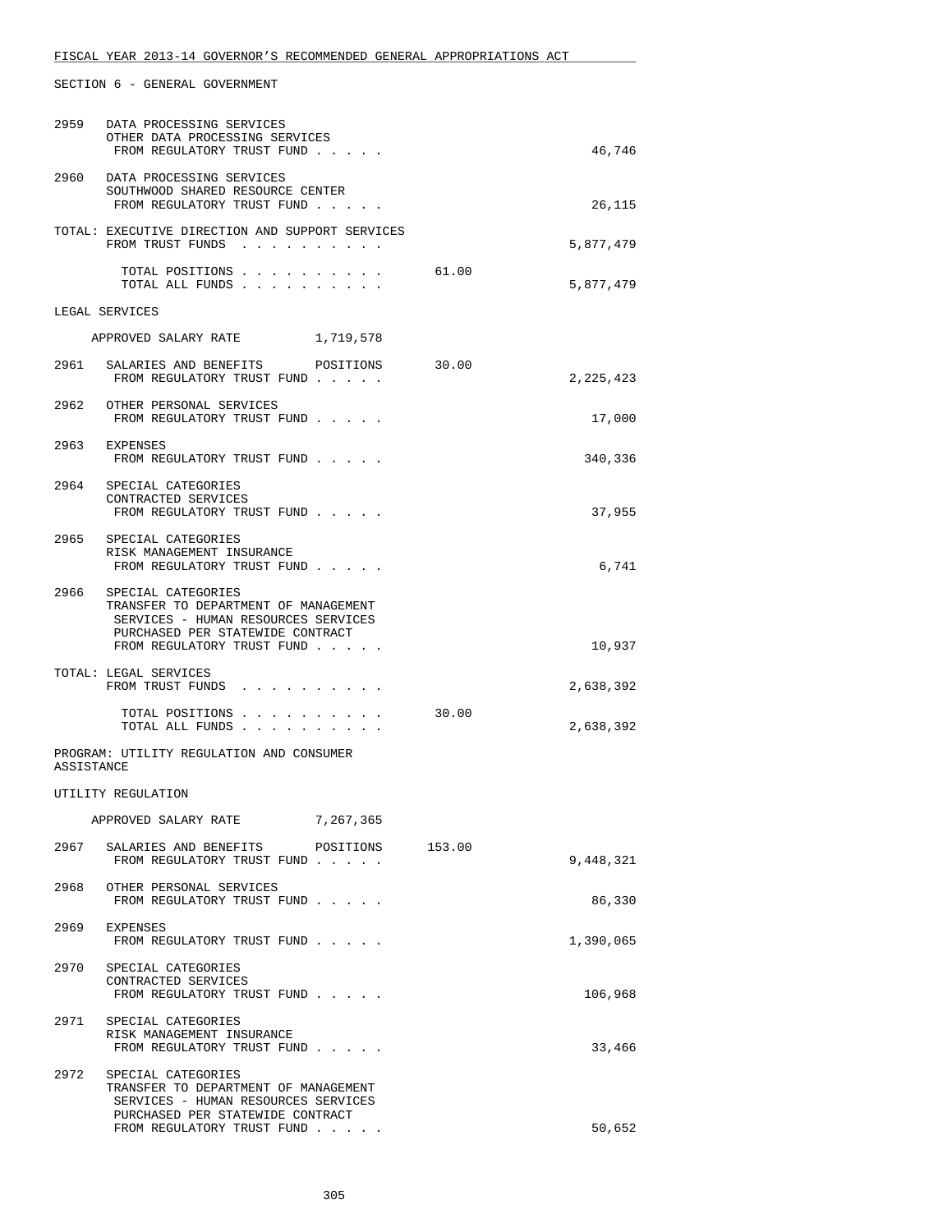SECTION 6 - GENERAL GOVERNMENT

| | | | |
|---|---|---|---|
| 2959 | DATA PROCESSING SERVICES<br>OTHER DATA PROCESSING SERVICES<br>FROM REGULATORY TRUST FUND . . . . . | | 46,746 |
| 2960 | DATA PROCESSING SERVICES<br>SOUTHWOOD SHARED RESOURCE CENTER<br>FROM REGULATORY TRUST FUND . . . . . | | 26,115 |
| | TOTAL: EXECUTIVE DIRECTION AND SUPPORT SERVICES<br>FROM TRUST FUNDS . . . . . . . . . . | | 5,877,479 |
| | TOTAL POSITIONS . . . . . . . . . . | 61.00 | |
| | TOTAL ALL FUNDS . . . . . . . . . . | | 5,877,479 |

LEGAL SERVICES

APPROVED SALARY RATE 1,719,578

| | | | |
|---|---|---|---|
| 2961 | SALARIES AND BENEFITS POSITIONS<br>FROM REGULATORY TRUST FUND . . . . . | 30.00 | 2,225,423 |
| 2962 | OTHER PERSONAL SERVICES<br>FROM REGULATORY TRUST FUND . . . . . | | 17,000 |
| 2963 | EXPENSES<br>FROM REGULATORY TRUST FUND . . . . . | | 340,336 |
| 2964 | SPECIAL CATEGORIES<br>CONTRACTED SERVICES<br>FROM REGULATORY TRUST FUND . . . . . | | 37,955 |
| 2965 | SPECIAL CATEGORIES<br>RISK MANAGEMENT INSURANCE<br>FROM REGULATORY TRUST FUND . . . . . | | 6,741 |
| 2966 | SPECIAL CATEGORIES<br>TRANSFER TO DEPARTMENT OF MANAGEMENT<br>SERVICES - HUMAN RESOURCES SERVICES<br>PURCHASED PER STATEWIDE CONTRACT<br>FROM REGULATORY TRUST FUND . . . . . | | 10,937 |
| | TOTAL: LEGAL SERVICES<br>FROM TRUST FUNDS . . . . . . . . . . | | 2,638,392 |
| | TOTAL POSITIONS . . . . . . . . . . | 30.00 | |
| | TOTAL ALL FUNDS . . . . . . . . . . | | 2,638,392 |

PROGRAM: UTILITY REGULATION AND CONSUMER ASSISTANCE

UTILITY REGULATION

APPROVED SALARY RATE 7,267,365

| | | | |
|---|---|---|---|
| 2967 | SALARIES AND BENEFITS POSITIONS<br>FROM REGULATORY TRUST FUND . . . . . | 153.00 | 9,448,321 |
| 2968 | OTHER PERSONAL SERVICES<br>FROM REGULATORY TRUST FUND . . . . . | | 86,330 |
| 2969 | EXPENSES<br>FROM REGULATORY TRUST FUND . . . . . | | 1,390,065 |
| 2970 | SPECIAL CATEGORIES<br>CONTRACTED SERVICES<br>FROM REGULATORY TRUST FUND . . . . . | | 106,968 |
| 2971 | SPECIAL CATEGORIES<br>RISK MANAGEMENT INSURANCE<br>FROM REGULATORY TRUST FUND . . . . . | | 33,466 |
| 2972 | SPECIAL CATEGORIES<br>TRANSFER TO DEPARTMENT OF MANAGEMENT<br>SERVICES - HUMAN RESOURCES SERVICES<br>PURCHASED PER STATEWIDE CONTRACT<br>FROM REGULATORY TRUST FUND . . . . . | | 50,652 |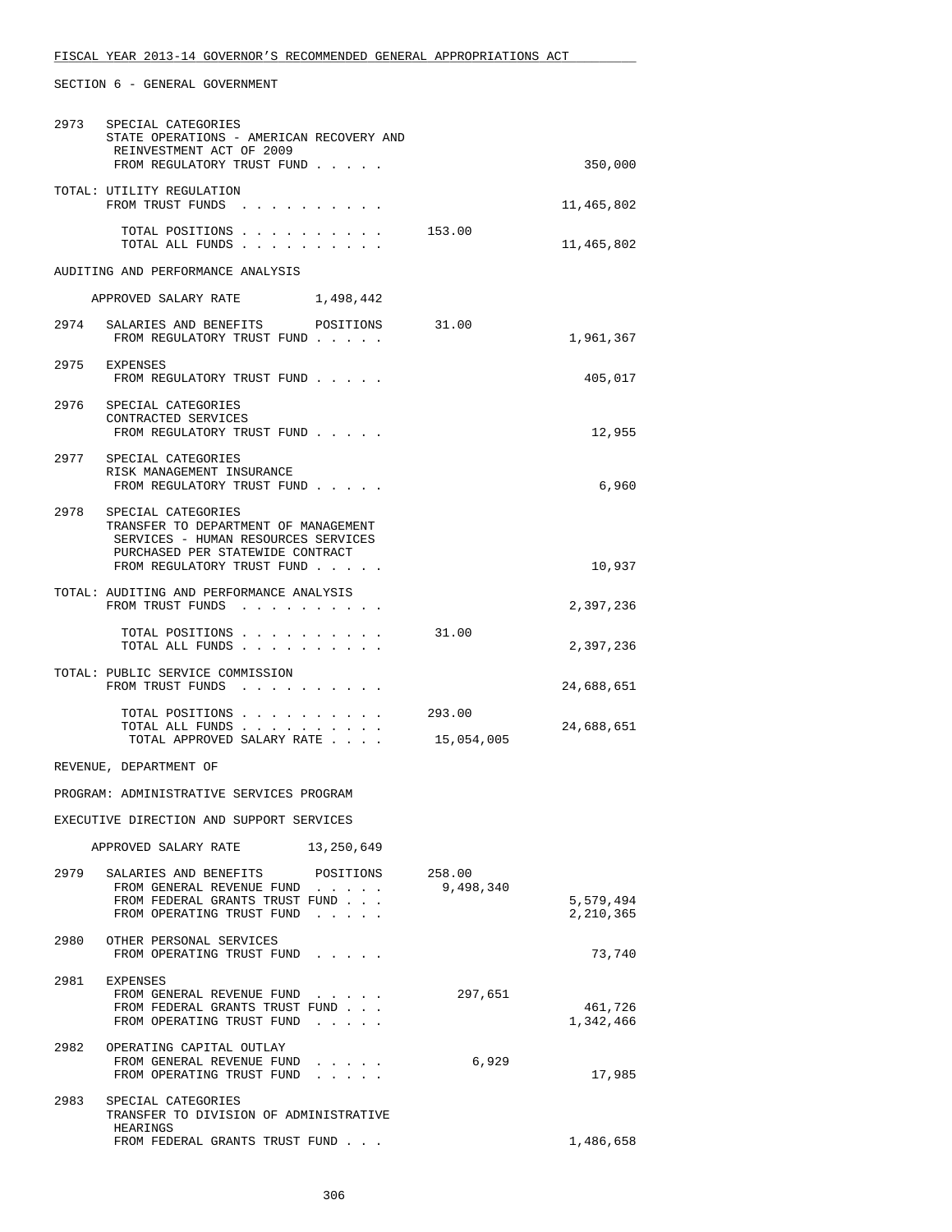FISCAL YEAR 2013-14 GOVERNOR'S RECOMMENDED GENERAL APPROPRIATIONS ACT

SECTION 6 - GENERAL GOVERNMENT

```
2973   SPECIAL CATEGORIES
       STATE OPERATIONS - AMERICAN RECOVERY AND
        REINVESTMENT ACT OF 2009
        FROM REGULATORY TRUST FUND . . . . .                                      350,000

       TOTAL: UTILITY REGULATION
        FROM TRUST FUNDS  . . . . . . . . . .                                  11,465,802

          TOTAL POSITIONS . . . . . . . . . .        153.00
          TOTAL ALL FUNDS . . . . . . . . . .                                  11,465,802

       AUDITING AND PERFORMANCE ANALYSIS

          APPROVED SALARY RATE         1,498,442

2974   SALARIES AND BENEFITS       POSITIONS      31.00
        FROM REGULATORY TRUST FUND . . . . .                                    1,961,367

2975   EXPENSES
        FROM REGULATORY TRUST FUND . . . . .                                      405,017

2976   SPECIAL CATEGORIES
       CONTRACTED SERVICES
        FROM REGULATORY TRUST FUND . . . . .                                       12,955

2977   SPECIAL CATEGORIES
       RISK MANAGEMENT INSURANCE
        FROM REGULATORY TRUST FUND . . . . .                                        6,960

2978   SPECIAL CATEGORIES
       TRANSFER TO DEPARTMENT OF MANAGEMENT
        SERVICES - HUMAN RESOURCES SERVICES
        PURCHASED PER STATEWIDE CONTRACT
        FROM REGULATORY TRUST FUND . . . . .                                       10,937

       TOTAL: AUDITING AND PERFORMANCE ANALYSIS
        FROM TRUST FUNDS  . . . . . . . . . .                                   2,397,236

          TOTAL POSITIONS . . . . . . . . . .         31.00
          TOTAL ALL FUNDS . . . . . . . . . .                                   2,397,236

       TOTAL: PUBLIC SERVICE COMMISSION
        FROM TRUST FUNDS  . . . . . . . . . .                                  24,688,651

          TOTAL POSITIONS . . . . . . . . . .        293.00
          TOTAL ALL FUNDS . . . . . . . . . .                                  24,688,651
           TOTAL APPROVED SALARY RATE . . . .     15,054,005

       REVENUE, DEPARTMENT OF

       PROGRAM: ADMINISTRATIVE SERVICES PROGRAM

       EXECUTIVE DIRECTION AND SUPPORT SERVICES

          APPROVED SALARY RATE        13,250,649

2979   SALARIES AND BENEFITS       POSITIONS     258.00
        FROM GENERAL REVENUE FUND  . . . . .   9,498,340
        FROM FEDERAL GRANTS TRUST FUND . . .                                    5,579,494
        FROM OPERATING TRUST FUND  . . . . .                                    2,210,365

2980   OTHER PERSONAL SERVICES
        FROM OPERATING TRUST FUND  . . . . .                                       73,740

2981   EXPENSES
        FROM GENERAL REVENUE FUND  . . . . .     297,651
        FROM FEDERAL GRANTS TRUST FUND . . .                                      461,726
        FROM OPERATING TRUST FUND  . . . . .                                    1,342,466

2982   OPERATING CAPITAL OUTLAY
        FROM GENERAL REVENUE FUND  . . . . .       6,929
        FROM OPERATING TRUST FUND  . . . . .                                       17,985

2983   SPECIAL CATEGORIES
       TRANSFER TO DIVISION OF ADMINISTRATIVE
        HEARINGS
        FROM FEDERAL GRANTS TRUST FUND . . .                                    1,486,658
```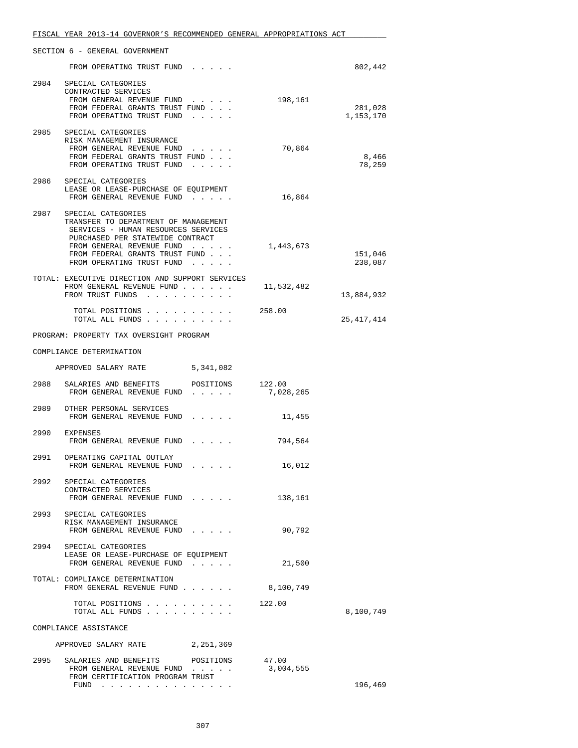FISCAL YEAR 2013-14 GOVERNOR'S RECOMMENDED GENERAL APPROPRIATIONS ACT

SECTION 6 - GENERAL GOVERNMENT

```
        FROM OPERATING TRUST FUND  . . . . .                            802,442

 2984   SPECIAL CATEGORIES
        CONTRACTED SERVICES
         FROM GENERAL REVENUE FUND  . . . . .        198,161
         FROM FEDERAL GRANTS TRUST FUND . . .                           281,028
         FROM OPERATING TRUST FUND  . . . . .                         1,153,170

 2985   SPECIAL CATEGORIES
        RISK MANAGEMENT INSURANCE
         FROM GENERAL REVENUE FUND  . . . . .         70,864
         FROM FEDERAL GRANTS TRUST FUND . . .                             8,466
         FROM OPERATING TRUST FUND  . . . . .                            78,259

 2986   SPECIAL CATEGORIES
        LEASE OR LEASE-PURCHASE OF EQUIPMENT
         FROM GENERAL REVENUE FUND  . . . . .         16,864

 2987   SPECIAL CATEGORIES
        TRANSFER TO DEPARTMENT OF MANAGEMENT
         SERVICES - HUMAN RESOURCES SERVICES
         PURCHASED PER STATEWIDE CONTRACT
         FROM GENERAL REVENUE FUND  . . . . .      1,443,673
         FROM FEDERAL GRANTS TRUST FUND . . .                           151,046
         FROM OPERATING TRUST FUND  . . . . .                           238,087

 TOTAL: EXECUTIVE DIRECTION AND SUPPORT SERVICES
        FROM GENERAL REVENUE FUND . . . . . .     11,532,482
        FROM TRUST FUNDS  . . . . . . . . . .                        13,884,932

          TOTAL POSITIONS . . . . . . . . . .     258.00
          TOTAL ALL FUNDS . . . . . . . . . .                        25,417,414

 PROGRAM: PROPERTY TAX OVERSIGHT PROGRAM

 COMPLIANCE DETERMINATION

     APPROVED SALARY RATE          5,341,082

 2988   SALARIES AND BENEFITS      POSITIONS      122.00
         FROM GENERAL REVENUE FUND  . . . . .      7,028,265

 2989   OTHER PERSONAL SERVICES
         FROM GENERAL REVENUE FUND  . . . . .         11,455

 2990   EXPENSES
         FROM GENERAL REVENUE FUND  . . . . .        794,564

 2991   OPERATING CAPITAL OUTLAY
         FROM GENERAL REVENUE FUND  . . . . .         16,012

 2992   SPECIAL CATEGORIES
        CONTRACTED SERVICES
         FROM GENERAL REVENUE FUND  . . . . .        138,161

 2993   SPECIAL CATEGORIES
        RISK MANAGEMENT INSURANCE
         FROM GENERAL REVENUE FUND  . . . . .         90,792

 2994   SPECIAL CATEGORIES
        LEASE OR LEASE-PURCHASE OF EQUIPMENT
         FROM GENERAL REVENUE FUND  . . . . .         21,500

 TOTAL: COMPLIANCE DETERMINATION
        FROM GENERAL REVENUE FUND . . . . . .      8,100,749

          TOTAL POSITIONS . . . . . . . . . .     122.00
          TOTAL ALL FUNDS . . . . . . . . . .                         8,100,749

 COMPLIANCE ASSISTANCE

     APPROVED SALARY RATE          2,251,369

 2995   SALARIES AND BENEFITS      POSITIONS       47.00
         FROM GENERAL REVENUE FUND  . . . . .      3,004,555
         FROM CERTIFICATION PROGRAM TRUST
          FUND  . . . . . . . . . . . . . . .                           196,469
```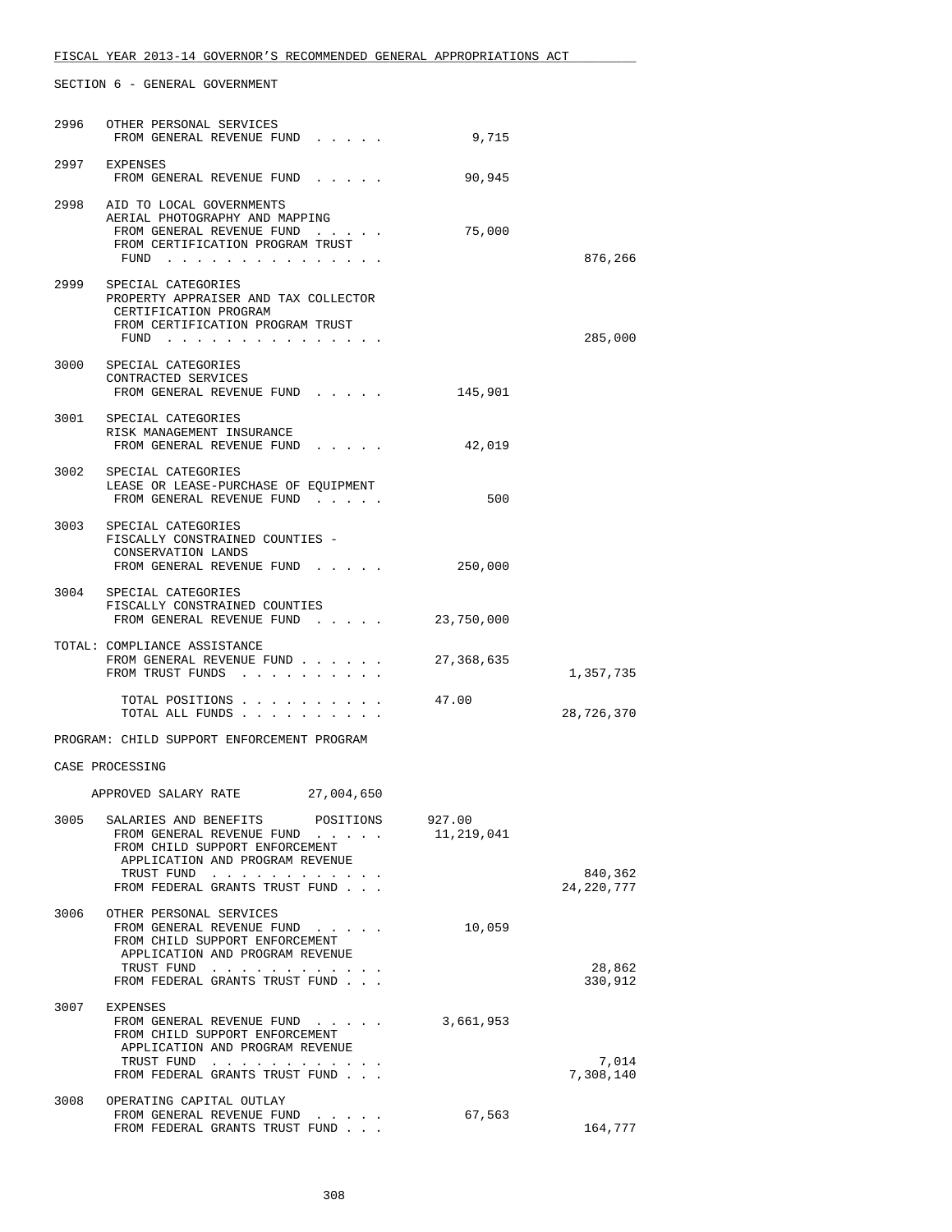FISCAL YEAR 2013-14 GOVERNOR'S RECOMMENDED GENERAL APPROPRIATIONS ACT

SECTION 6 - GENERAL GOVERNMENT

| | | | |
|---|---|---|---|
| 2996 | OTHER PERSONAL SERVICES<br>FROM GENERAL REVENUE FUND . . . . . | 9,715 | |
| 2997 | EXPENSES<br>FROM GENERAL REVENUE FUND . . . . . | 90,945 | |
| 2998 | AID TO LOCAL GOVERNMENTS<br>AERIAL PHOTOGRAPHY AND MAPPING<br>FROM GENERAL REVENUE FUND . . . . . | 75,000 | |
| | FROM CERTIFICATION PROGRAM TRUST<br>FUND . . . . . . . . . . . . . . . | | 876,266 |
| 2999 | SPECIAL CATEGORIES<br>PROPERTY APPRAISER AND TAX COLLECTOR<br>CERTIFICATION PROGRAM<br>FROM CERTIFICATION PROGRAM TRUST<br>FUND . . . . . . . . . . . . . . . | | 285,000 |
| 3000 | SPECIAL CATEGORIES<br>CONTRACTED SERVICES<br>FROM GENERAL REVENUE FUND . . . . . | 145,901 | |
| 3001 | SPECIAL CATEGORIES<br>RISK MANAGEMENT INSURANCE<br>FROM GENERAL REVENUE FUND . . . . . | 42,019 | |
| 3002 | SPECIAL CATEGORIES<br>LEASE OR LEASE-PURCHASE OF EQUIPMENT<br>FROM GENERAL REVENUE FUND . . . . . | 500 | |
| 3003 | SPECIAL CATEGORIES<br>FISCALLY CONSTRAINED COUNTIES -<br>CONSERVATION LANDS<br>FROM GENERAL REVENUE FUND . . . . . | 250,000 | |
| 3004 | SPECIAL CATEGORIES<br>FISCALLY CONSTRAINED COUNTIES<br>FROM GENERAL REVENUE FUND . . . . . | 23,750,000 | |

TOTAL: COMPLIANCE ASSISTANCE

| | | |
|---|---|---|
| FROM GENERAL REVENUE FUND . . . . . . | 27,368,635 | |
| FROM TRUST FUNDS . . . . . . . . . . | | 1,357,735 |
| TOTAL POSITIONS . . . . . . . . . . | 47.00 | |
| TOTAL ALL FUNDS . . . . . . . . . . | | 28,726,370 |

PROGRAM: CHILD SUPPORT ENFORCEMENT PROGRAM

CASE PROCESSING

APPROVED SALARY RATE 27,004,650

| | | | |
|---|---|---|---|
| 3005 | SALARIES AND BENEFITS POSITIONS | 927.00 | |
| | FROM GENERAL REVENUE FUND . . . . . | 11,219,041 | |
| | FROM CHILD SUPPORT ENFORCEMENT<br>APPLICATION AND PROGRAM REVENUE<br>TRUST FUND . . . . . . . . . . . . | | 840,362 |
| | FROM FEDERAL GRANTS TRUST FUND . . . | | 24,220,777 |
| 3006 | OTHER PERSONAL SERVICES<br>FROM GENERAL REVENUE FUND . . . . . | 10,059 | |
| | FROM CHILD SUPPORT ENFORCEMENT<br>APPLICATION AND PROGRAM REVENUE<br>TRUST FUND . . . . . . . . . . . . | | 28,862 |
| | FROM FEDERAL GRANTS TRUST FUND . . . | | 330,912 |
| 3007 | EXPENSES<br>FROM GENERAL REVENUE FUND . . . . . | 3,661,953 | |
| | FROM CHILD SUPPORT ENFORCEMENT<br>APPLICATION AND PROGRAM REVENUE<br>TRUST FUND . . . . . . . . . . . . | | 7,014 |
| | FROM FEDERAL GRANTS TRUST FUND . . . | | 7,308,140 |
| 3008 | OPERATING CAPITAL OUTLAY<br>FROM GENERAL REVENUE FUND . . . . . | 67,563 | |
| | FROM FEDERAL GRANTS TRUST FUND . . . | | 164,777 |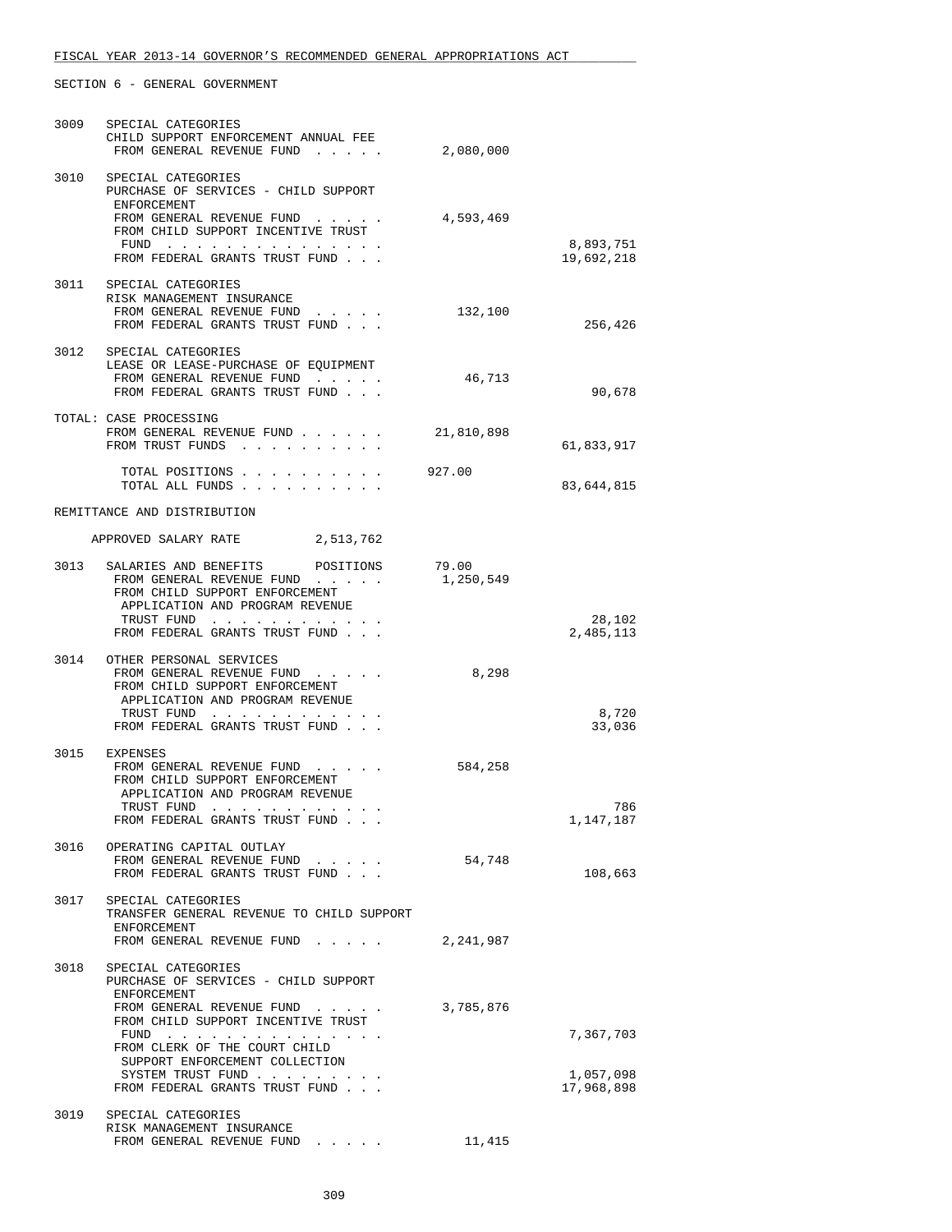FISCAL YEAR 2013-14 GOVERNOR'S RECOMMENDED GENERAL APPROPRIATIONS ACT

SECTION 6 - GENERAL GOVERNMENT

```
3009   SPECIAL CATEGORIES
       CHILD SUPPORT ENFORCEMENT ANNUAL FEE
        FROM GENERAL REVENUE FUND . . . . .       2,080,000

3010   SPECIAL CATEGORIES
       PURCHASE OF SERVICES - CHILD SUPPORT
        ENFORCEMENT
        FROM GENERAL REVENUE FUND . . . . .       4,593,469
        FROM CHILD SUPPORT INCENTIVE TRUST
         FUND . . . . . . . . . . . . . .                          8,893,751
        FROM FEDERAL GRANTS TRUST FUND . . .                      19,692,218

3011   SPECIAL CATEGORIES
       RISK MANAGEMENT INSURANCE
        FROM GENERAL REVENUE FUND . . . . .         132,100
        FROM FEDERAL GRANTS TRUST FUND . . .                         256,426

3012   SPECIAL CATEGORIES
       LEASE OR LEASE-PURCHASE OF EQUIPMENT
        FROM GENERAL REVENUE FUND . . . . .          46,713
        FROM FEDERAL GRANTS TRUST FUND . . .                          90,678

TOTAL: CASE PROCESSING
        FROM GENERAL REVENUE FUND . . . . . .    21,810,898
        FROM TRUST FUNDS . . . . . . . . . .                      61,833,917

         TOTAL POSITIONS . . . . . . . . . .     927.00
         TOTAL ALL FUNDS . . . . . . . . . .                      83,644,815

REMITTANCE AND DISTRIBUTION

    APPROVED SALARY RATE          2,513,762

3013   SALARIES AND BENEFITS      POSITIONS       79.00
        FROM GENERAL REVENUE FUND . . . . .       1,250,549
        FROM CHILD SUPPORT ENFORCEMENT
         APPLICATION AND PROGRAM REVENUE
         TRUST FUND . . . . . . . . . . .                            28,102
        FROM FEDERAL GRANTS TRUST FUND . . .                       2,485,113

3014   OTHER PERSONAL SERVICES
        FROM GENERAL REVENUE FUND . . . . .           8,298
        FROM CHILD SUPPORT ENFORCEMENT
         APPLICATION AND PROGRAM REVENUE
         TRUST FUND . . . . . . . . . . .                             8,720
        FROM FEDERAL GRANTS TRUST FUND . . .                          33,036

3015   EXPENSES
        FROM GENERAL REVENUE FUND . . . . .         584,258
        FROM CHILD SUPPORT ENFORCEMENT
         APPLICATION AND PROGRAM REVENUE
         TRUST FUND . . . . . . . . . . .                               786
        FROM FEDERAL GRANTS TRUST FUND . . .                       1,147,187

3016   OPERATING CAPITAL OUTLAY
        FROM GENERAL REVENUE FUND . . . . .          54,748
        FROM FEDERAL GRANTS TRUST FUND . . .                         108,663

3017   SPECIAL CATEGORIES
       TRANSFER GENERAL REVENUE TO CHILD SUPPORT
        ENFORCEMENT
        FROM GENERAL REVENUE FUND . . . . .       2,241,987

3018   SPECIAL CATEGORIES
       PURCHASE OF SERVICES - CHILD SUPPORT
        ENFORCEMENT
        FROM GENERAL REVENUE FUND . . . . .       3,785,876
        FROM CHILD SUPPORT INCENTIVE TRUST
         FUND . . . . . . . . . . . . . .                          7,367,703
        FROM CLERK OF THE COURT CHILD
         SUPPORT ENFORCEMENT COLLECTION
         SYSTEM TRUST FUND . . . . . . . . .                       1,057,098
        FROM FEDERAL GRANTS TRUST FUND . . .                      17,968,898

3019   SPECIAL CATEGORIES
       RISK MANAGEMENT INSURANCE
        FROM GENERAL REVENUE FUND . . . . .          11,415
```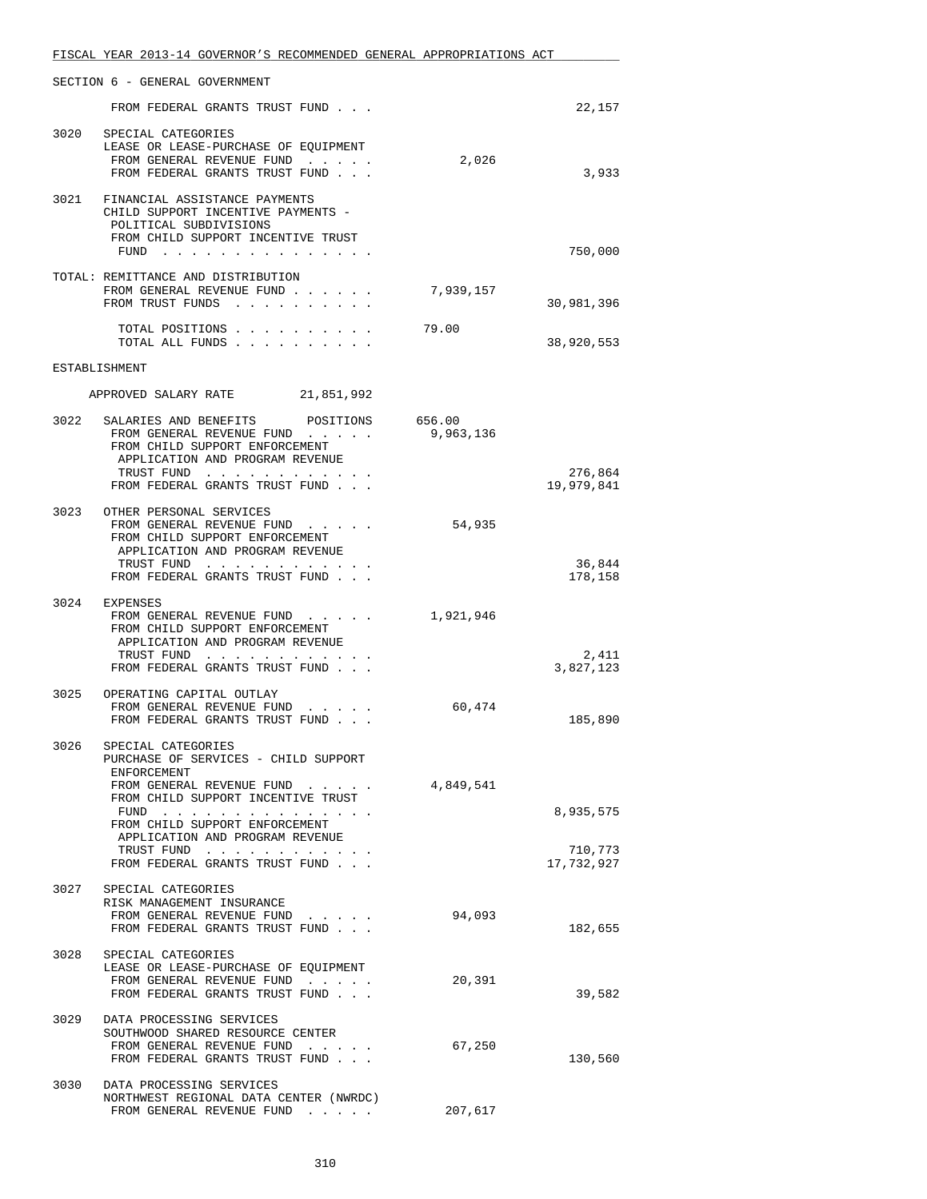SECTION 6 - GENERAL GOVERNMENT

| | | | |
|---|---|---|---|
| | FROM FEDERAL GRANTS TRUST FUND . . . | | 22,157 |
| 3020 | SPECIAL CATEGORIES<br>LEASE OR LEASE-PURCHASE OF EQUIPMENT | | |
| | FROM GENERAL REVENUE FUND . . . . . | 2,026 | |
| | FROM FEDERAL GRANTS TRUST FUND . . . | | 3,933 |
| 3021 | FINANCIAL ASSISTANCE PAYMENTS<br>CHILD SUPPORT INCENTIVE PAYMENTS - POLITICAL SUBDIVISIONS | | |
| | FROM CHILD SUPPORT INCENTIVE TRUST FUND . . . . . . . . . . . . . . . | | 750,000 |
| | TOTAL: REMITTANCE AND DISTRIBUTION | | |
| | FROM GENERAL REVENUE FUND . . . . . . | 7,939,157 | |
| | FROM TRUST FUNDS . . . . . . . . . . | | 30,981,396 |
| | TOTAL POSITIONS . . . . . . . . . . | 79.00 | |
| | TOTAL ALL FUNDS . . . . . . . . . . | | 38,920,553 |

ESTABLISHMENT

APPROVED SALARY RATE 21,851,992

| | | | |
|---|---|---|---|
| 3022 | SALARIES AND BENEFITS POSITIONS | 656.00 | |
| | FROM GENERAL REVENUE FUND . . . . . | 9,963,136 | |
| | FROM CHILD SUPPORT ENFORCEMENT APPLICATION AND PROGRAM REVENUE TRUST FUND . . . . . . . . . . . . | | 276,864 |
| | FROM FEDERAL GRANTS TRUST FUND . . . | | 19,979,841 |
| 3023 | OTHER PERSONAL SERVICES | | |
| | FROM GENERAL REVENUE FUND . . . . . | 54,935 | |
| | FROM CHILD SUPPORT ENFORCEMENT APPLICATION AND PROGRAM REVENUE TRUST FUND . . . . . . . . . . . . | | 36,844 |
| | FROM FEDERAL GRANTS TRUST FUND . . . | | 178,158 |
| 3024 | EXPENSES | | |
| | FROM GENERAL REVENUE FUND . . . . . | 1,921,946 | |
| | FROM CHILD SUPPORT ENFORCEMENT APPLICATION AND PROGRAM REVENUE TRUST FUND . . . . . . . . . . . . | | 2,411 |
| | FROM FEDERAL GRANTS TRUST FUND . . . | | 3,827,123 |
| 3025 | OPERATING CAPITAL OUTLAY | | |
| | FROM GENERAL REVENUE FUND . . . . . | 60,474 | |
| | FROM FEDERAL GRANTS TRUST FUND . . . | | 185,890 |
| 3026 | SPECIAL CATEGORIES<br>PURCHASE OF SERVICES - CHILD SUPPORT ENFORCEMENT | | |
| | FROM GENERAL REVENUE FUND . . . . . | 4,849,541 | |
| | FROM CHILD SUPPORT INCENTIVE TRUST FUND . . . . . . . . . . . . . . . | | 8,935,575 |
| | FROM CHILD SUPPORT ENFORCEMENT APPLICATION AND PROGRAM REVENUE TRUST FUND . . . . . . . . . . . . | | 710,773 |
| | FROM FEDERAL GRANTS TRUST FUND . . . | | 17,732,927 |
| 3027 | SPECIAL CATEGORIES<br>RISK MANAGEMENT INSURANCE | | |
| | FROM GENERAL REVENUE FUND . . . . . | 94,093 | |
| | FROM FEDERAL GRANTS TRUST FUND . . . | | 182,655 |
| 3028 | SPECIAL CATEGORIES<br>LEASE OR LEASE-PURCHASE OF EQUIPMENT | | |
| | FROM GENERAL REVENUE FUND . . . . . | 20,391 | |
| | FROM FEDERAL GRANTS TRUST FUND . . . | | 39,582 |
| 3029 | DATA PROCESSING SERVICES<br>SOUTHWOOD SHARED RESOURCE CENTER | | |
| | FROM GENERAL REVENUE FUND . . . . . | 67,250 | |
| | FROM FEDERAL GRANTS TRUST FUND . . . | | 130,560 |
| 3030 | DATA PROCESSING SERVICES<br>NORTHWEST REGIONAL DATA CENTER (NWRDC) | | |
| | FROM GENERAL REVENUE FUND . . . . . | 207,617 | |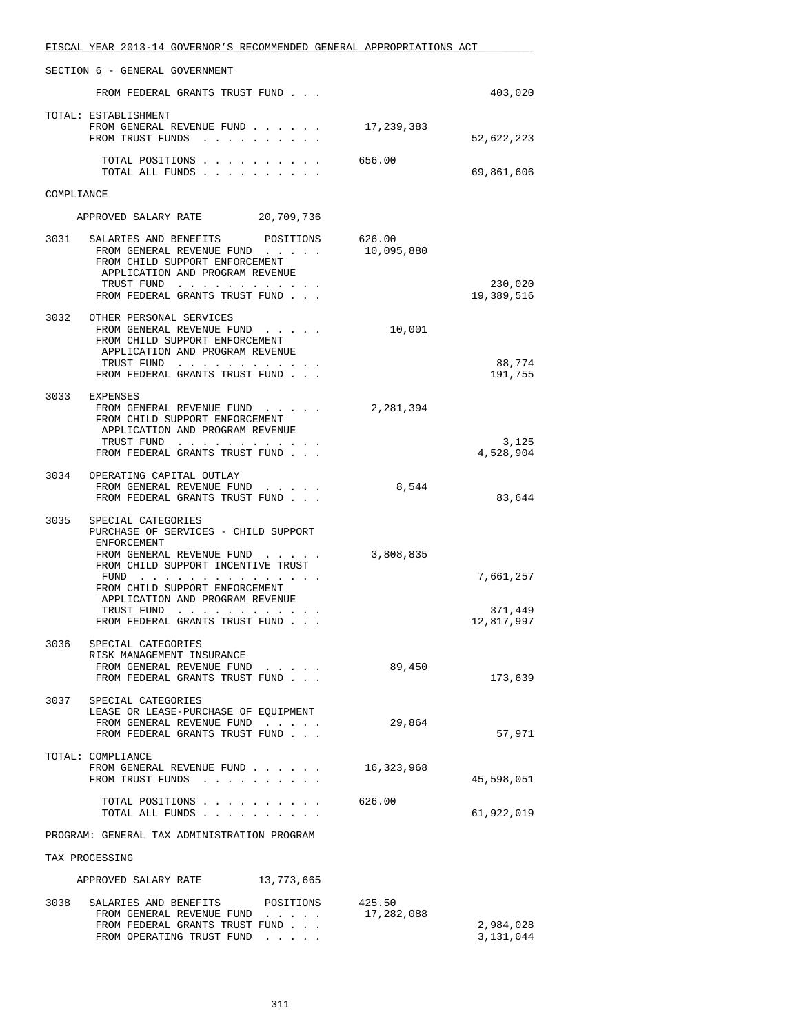SECTION 6 - GENERAL GOVERNMENT

| | | |
|---|---|---|
| FROM FEDERAL GRANTS TRUST FUND . . . | | 403,020 |
| **TOTAL: ESTABLISHMENT** | | |
| FROM GENERAL REVENUE FUND . . . . . . | 17,239,383 | |
| FROM TRUST FUNDS . . . . . . . . . . | | 52,622,223 |
| TOTAL POSITIONS . . . . . . . . . . | 656.00 | |
| TOTAL ALL FUNDS . . . . . . . . . . | | 69,861,606 |

COMPLIANCE

APPROVED SALARY RATE 20,709,736

| | | | |
|---|---|---|---|
| 3031 | SALARIES AND BENEFITS POSITIONS | 626.00 | |
| | FROM GENERAL REVENUE FUND . . . . . | 10,095,880 | |
| | FROM CHILD SUPPORT ENFORCEMENT APPLICATION AND PROGRAM REVENUE TRUST FUND . . . . . . . . . . . . | | 230,020 |
| | FROM FEDERAL GRANTS TRUST FUND . . . | | 19,389,516 |
| 3032 | OTHER PERSONAL SERVICES | | |
| | FROM GENERAL REVENUE FUND . . . . . | 10,001 | |
| | FROM CHILD SUPPORT ENFORCEMENT APPLICATION AND PROGRAM REVENUE TRUST FUND . . . . . . . . . . . . | | 88,774 |
| | FROM FEDERAL GRANTS TRUST FUND . . . | | 191,755 |
| 3033 | EXPENSES | | |
| | FROM GENERAL REVENUE FUND . . . . . | 2,281,394 | |
| | FROM CHILD SUPPORT ENFORCEMENT APPLICATION AND PROGRAM REVENUE TRUST FUND . . . . . . . . . . . . | | 3,125 |
| | FROM FEDERAL GRANTS TRUST FUND . . . | | 4,528,904 |
| 3034 | OPERATING CAPITAL OUTLAY | | |
| | FROM GENERAL REVENUE FUND . . . . . | 8,544 | |
| | FROM FEDERAL GRANTS TRUST FUND . . . | | 83,644 |
| 3035 | SPECIAL CATEGORIES PURCHASE OF SERVICES - CHILD SUPPORT ENFORCEMENT | | |
| | FROM GENERAL REVENUE FUND . . . . . | 3,808,835 | |
| | FROM CHILD SUPPORT INCENTIVE TRUST FUND . . . . . . . . . . . . . . . | | 7,661,257 |
| | FROM CHILD SUPPORT ENFORCEMENT APPLICATION AND PROGRAM REVENUE TRUST FUND . . . . . . . . . . . . | | 371,449 |
| | FROM FEDERAL GRANTS TRUST FUND . . . | | 12,817,997 |
| 3036 | SPECIAL CATEGORIES RISK MANAGEMENT INSURANCE | | |
| | FROM GENERAL REVENUE FUND . . . . . | 89,450 | |
| | FROM FEDERAL GRANTS TRUST FUND . . . | | 173,639 |
| 3037 | SPECIAL CATEGORIES LEASE OR LEASE-PURCHASE OF EQUIPMENT | | |
| | FROM GENERAL REVENUE FUND . . . . . | 29,864 | |
| | FROM FEDERAL GRANTS TRUST FUND . . . | | 57,971 |

| | | |
|---|---|---|
| **TOTAL: COMPLIANCE** | | |
| FROM GENERAL REVENUE FUND . . . . . . | 16,323,968 | |
| FROM TRUST FUNDS . . . . . . . . . . | | 45,598,051 |
| TOTAL POSITIONS . . . . . . . . . . | 626.00 | |
| TOTAL ALL FUNDS . . . . . . . . . . | | 61,922,019 |

PROGRAM: GENERAL TAX ADMINISTRATION PROGRAM

TAX PROCESSING

APPROVED SALARY RATE 13,773,665

| | | | |
|---|---|---|---|
| 3038 | SALARIES AND BENEFITS POSITIONS | 425.50 | |
| | FROM GENERAL REVENUE FUND . . . . . | 17,282,088 | |
| | FROM FEDERAL GRANTS TRUST FUND . . . | | 2,984,028 |
| | FROM OPERATING TRUST FUND . . . . . | | 3,131,044 |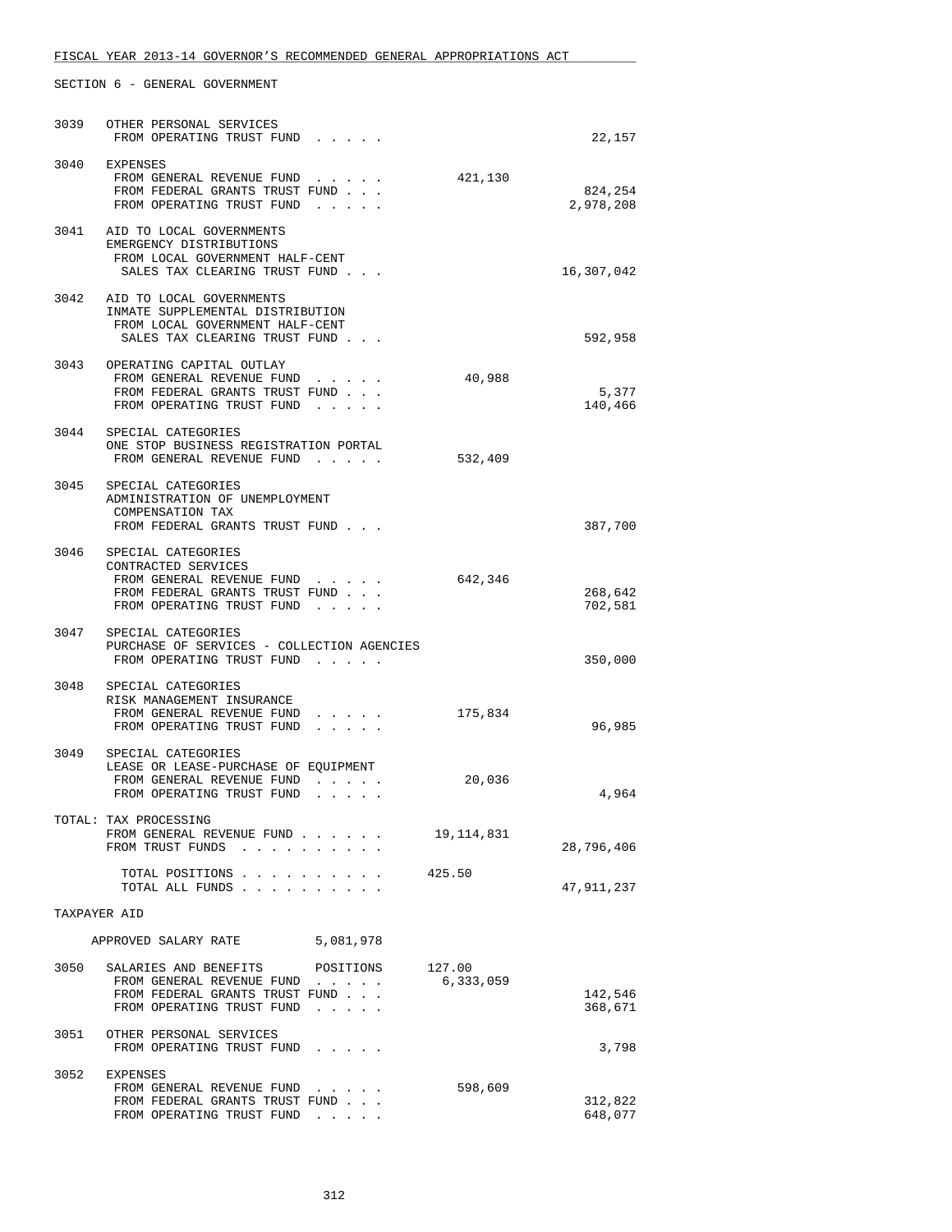SECTION 6 - GENERAL GOVERNMENT

| Item | Description | General Revenue | Trust Funds |
|---|---|---|---|
| 3039 | OTHER PERSONAL SERVICES<br>FROM OPERATING TRUST FUND . . . . . | | 22,157 |
| 3040 | EXPENSES<br>FROM GENERAL REVENUE FUND . . . . . | 421,130 | |
| | FROM FEDERAL GRANTS TRUST FUND . . . | | 824,254 |
| | FROM OPERATING TRUST FUND . . . . . | | 2,978,208 |
| 3041 | AID TO LOCAL GOVERNMENTS<br>EMERGENCY DISTRIBUTIONS<br>FROM LOCAL GOVERNMENT HALF-CENT<br>SALES TAX CLEARING TRUST FUND . . . | | 16,307,042 |
| 3042 | AID TO LOCAL GOVERNMENTS<br>INMATE SUPPLEMENTAL DISTRIBUTION<br>FROM LOCAL GOVERNMENT HALF-CENT<br>SALES TAX CLEARING TRUST FUND . . . | | 592,958 |
| 3043 | OPERATING CAPITAL OUTLAY<br>FROM GENERAL REVENUE FUND . . . . . | 40,988 | |
| | FROM FEDERAL GRANTS TRUST FUND . . . | | 5,377 |
| | FROM OPERATING TRUST FUND . . . . . | | 140,466 |
| 3044 | SPECIAL CATEGORIES<br>ONE STOP BUSINESS REGISTRATION PORTAL<br>FROM GENERAL REVENUE FUND . . . . . | 532,409 | |
| 3045 | SPECIAL CATEGORIES<br>ADMINISTRATION OF UNEMPLOYMENT<br>COMPENSATION TAX<br>FROM FEDERAL GRANTS TRUST FUND . . . | | 387,700 |
| 3046 | SPECIAL CATEGORIES<br>CONTRACTED SERVICES<br>FROM GENERAL REVENUE FUND . . . . . | 642,346 | |
| | FROM FEDERAL GRANTS TRUST FUND . . . | | 268,642 |
| | FROM OPERATING TRUST FUND . . . . . | | 702,581 |
| 3047 | SPECIAL CATEGORIES<br>PURCHASE OF SERVICES - COLLECTION AGENCIES<br>FROM OPERATING TRUST FUND . . . . . | | 350,000 |
| 3048 | SPECIAL CATEGORIES<br>RISK MANAGEMENT INSURANCE<br>FROM GENERAL REVENUE FUND . . . . . | 175,834 | |
| | FROM OPERATING TRUST FUND . . . . . | | 96,985 |
| 3049 | SPECIAL CATEGORIES<br>LEASE OR LEASE-PURCHASE OF EQUIPMENT<br>FROM GENERAL REVENUE FUND . . . . . | 20,036 | |
| | FROM OPERATING TRUST FUND . . . . . | | 4,964 |

TOTAL: TAX PROCESSING

| | | |
|---|---|---|
| FROM GENERAL REVENUE FUND . . . . . . | 19,114,831 | |
| FROM TRUST FUNDS . . . . . . . . . . | | 28,796,406 |
| TOTAL POSITIONS . . . . . . . . . . | 425.50 | |
| TOTAL ALL FUNDS . . . . . . . . . . | | 47,911,237 |

TAXPAYER AID

APPROVED SALARY RATE 5,081,978

| Item | Description | General Revenue | Trust Funds |
|---|---|---|---|
| 3050 | SALARIES AND BENEFITS POSITIONS | 127.00 | |
| | FROM GENERAL REVENUE FUND . . . . . | 6,333,059 | |
| | FROM FEDERAL GRANTS TRUST FUND . . . | | 142,546 |
| | FROM OPERATING TRUST FUND . . . . . | | 368,671 |
| 3051 | OTHER PERSONAL SERVICES<br>FROM OPERATING TRUST FUND . . . . . | | 3,798 |
| 3052 | EXPENSES<br>FROM GENERAL REVENUE FUND . . . . . | 598,609 | |
| | FROM FEDERAL GRANTS TRUST FUND . . . | | 312,822 |
| | FROM OPERATING TRUST FUND . . . . . | | 648,077 |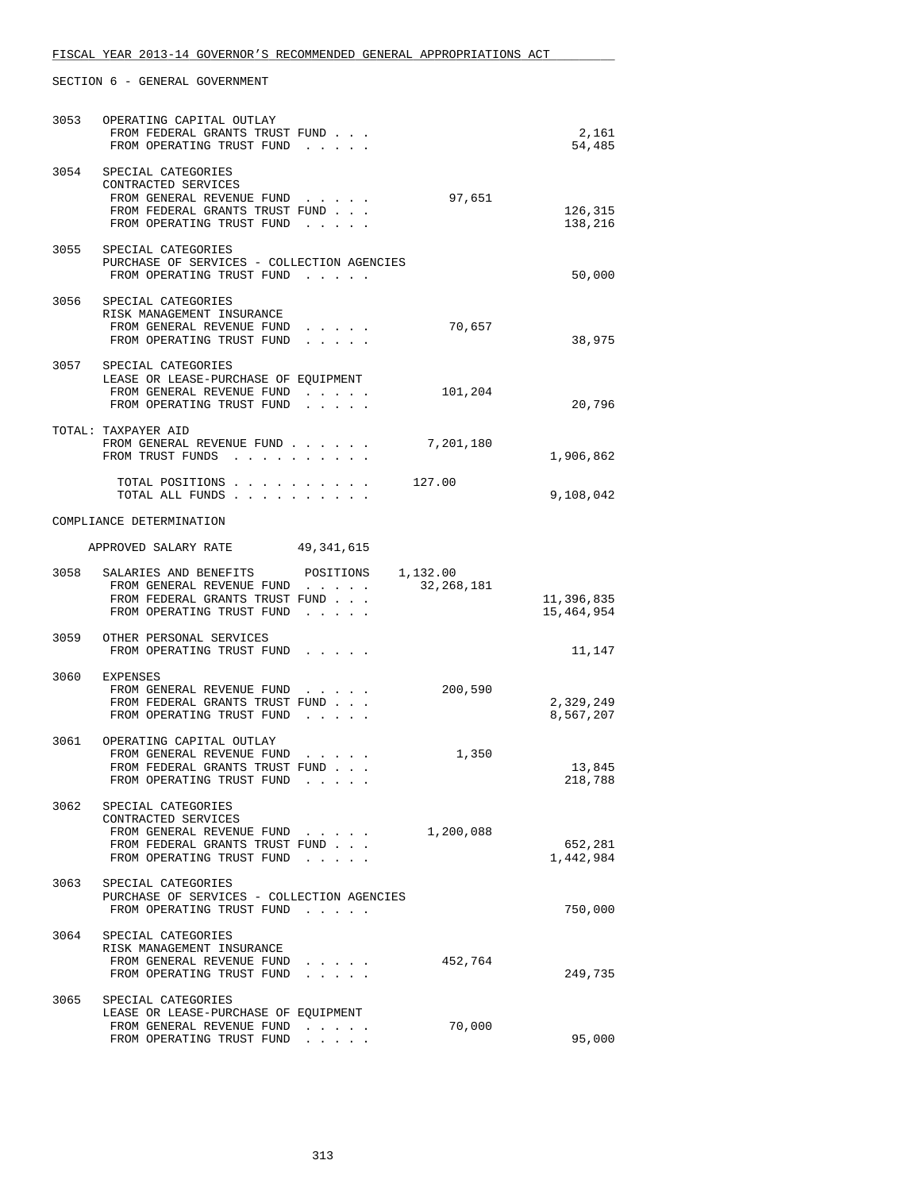SECTION 6 - GENERAL GOVERNMENT

| | | General Revenue | Trust Funds |
|---|---|---|---|
| 3053 | OPERATING CAPITAL OUTLAY | | |
| | FROM FEDERAL GRANTS TRUST FUND . . . | | 2,161 |
| | FROM OPERATING TRUST FUND . . . . . | | 54,485 |
| 3054 | SPECIAL CATEGORIES<br>CONTRACTED SERVICES | | |
| | FROM GENERAL REVENUE FUND . . . . . | 97,651 | |
| | FROM FEDERAL GRANTS TRUST FUND . . . | | 126,315 |
| | FROM OPERATING TRUST FUND . . . . . | | 138,216 |
| 3055 | SPECIAL CATEGORIES<br>PURCHASE OF SERVICES - COLLECTION AGENCIES | | |
| | FROM OPERATING TRUST FUND . . . . . | | 50,000 |
| 3056 | SPECIAL CATEGORIES<br>RISK MANAGEMENT INSURANCE | | |
| | FROM GENERAL REVENUE FUND . . . . . | 70,657 | |
| | FROM OPERATING TRUST FUND . . . . . | | 38,975 |
| 3057 | SPECIAL CATEGORIES<br>LEASE OR LEASE-PURCHASE OF EQUIPMENT | | |
| | FROM GENERAL REVENUE FUND . . . . . | 101,204 | |
| | FROM OPERATING TRUST FUND . . . . . | | 20,796 |
| TOTAL: | TAXPAYER AID | | |
| | FROM GENERAL REVENUE FUND . . . . . . | 7,201,180 | |
| | FROM TRUST FUNDS . . . . . . . . . . | | 1,906,862 |
| | TOTAL POSITIONS . . . . . . . . . . | 127.00 | |
| | TOTAL ALL FUNDS . . . . . . . . . . | | 9,108,042 |

COMPLIANCE DETERMINATION

APPROVED SALARY RATE 49,341,615

| | | General Revenue | Trust Funds |
|---|---|---|---|
| 3058 | SALARIES AND BENEFITS POSITIONS 1,132.00 | | |
| | FROM GENERAL REVENUE FUND . . . . . | 32,268,181 | |
| | FROM FEDERAL GRANTS TRUST FUND . . . | | 11,396,835 |
| | FROM OPERATING TRUST FUND . . . . . | | 15,464,954 |
| 3059 | OTHER PERSONAL SERVICES | | |
| | FROM OPERATING TRUST FUND . . . . . | | 11,147 |
| 3060 | EXPENSES | | |
| | FROM GENERAL REVENUE FUND . . . . . | 200,590 | |
| | FROM FEDERAL GRANTS TRUST FUND . . . | | 2,329,249 |
| | FROM OPERATING TRUST FUND . . . . . | | 8,567,207 |
| 3061 | OPERATING CAPITAL OUTLAY | | |
| | FROM GENERAL REVENUE FUND . . . . . | 1,350 | |
| | FROM FEDERAL GRANTS TRUST FUND . . . | | 13,845 |
| | FROM OPERATING TRUST FUND . . . . . | | 218,788 |
| 3062 | SPECIAL CATEGORIES<br>CONTRACTED SERVICES | | |
| | FROM GENERAL REVENUE FUND . . . . . | 1,200,088 | |
| | FROM FEDERAL GRANTS TRUST FUND . . . | | 652,281 |
| | FROM OPERATING TRUST FUND . . . . . | | 1,442,984 |
| 3063 | SPECIAL CATEGORIES<br>PURCHASE OF SERVICES - COLLECTION AGENCIES | | |
| | FROM OPERATING TRUST FUND . . . . . | | 750,000 |
| 3064 | SPECIAL CATEGORIES<br>RISK MANAGEMENT INSURANCE | | |
| | FROM GENERAL REVENUE FUND . . . . . | 452,764 | |
| | FROM OPERATING TRUST FUND . . . . . | | 249,735 |
| 3065 | SPECIAL CATEGORIES<br>LEASE OR LEASE-PURCHASE OF EQUIPMENT | | |
| | FROM GENERAL REVENUE FUND . . . . . | 70,000 | |
| | FROM OPERATING TRUST FUND . . . . . | | 95,000 |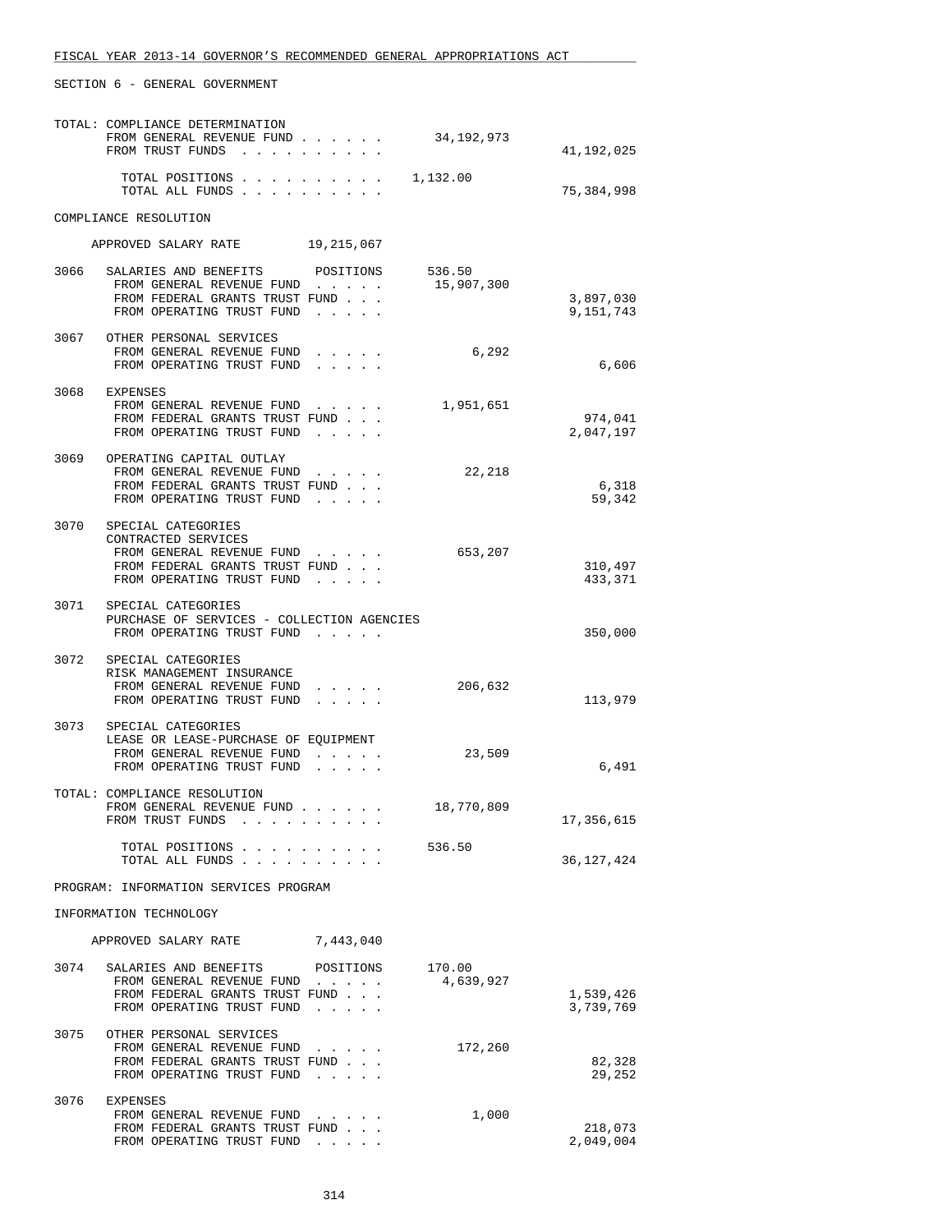SECTION 6 - GENERAL GOVERNMENT

| | | | |
|---|---|---|---|
| TOTAL: COMPLIANCE DETERMINATION | | | |
| FROM GENERAL REVENUE FUND | | 34,192,973 | |
| FROM TRUST FUNDS | | | 41,192,025 |
| TOTAL POSITIONS | | 1,132.00 | |
| TOTAL ALL FUNDS | | | 75,384,998 |

COMPLIANCE RESOLUTION

APPROVED SALARY RATE 19,215,067

| | | | |
|---|---|---|---|
| 3066 | SALARIES AND BENEFITS POSITIONS | 536.50 | |
| | FROM GENERAL REVENUE FUND | 15,907,300 | |
| | FROM FEDERAL GRANTS TRUST FUND | | 3,897,030 |
| | FROM OPERATING TRUST FUND | | 9,151,743 |
| 3067 | OTHER PERSONAL SERVICES | | |
| | FROM GENERAL REVENUE FUND | 6,292 | |
| | FROM OPERATING TRUST FUND | | 6,606 |
| 3068 | EXPENSES | | |
| | FROM GENERAL REVENUE FUND | 1,951,651 | |
| | FROM FEDERAL GRANTS TRUST FUND | | 974,041 |
| | FROM OPERATING TRUST FUND | | 2,047,197 |
| 3069 | OPERATING CAPITAL OUTLAY | | |
| | FROM GENERAL REVENUE FUND | 22,218 | |
| | FROM FEDERAL GRANTS TRUST FUND | | 6,318 |
| | FROM OPERATING TRUST FUND | | 59,342 |
| 3070 | SPECIAL CATEGORIES CONTRACTED SERVICES | | |
| | FROM GENERAL REVENUE FUND | 653,207 | |
| | FROM FEDERAL GRANTS TRUST FUND | | 310,497 |
| | FROM OPERATING TRUST FUND | | 433,371 |
| 3071 | SPECIAL CATEGORIES PURCHASE OF SERVICES - COLLECTION AGENCIES | | |
| | FROM OPERATING TRUST FUND | | 350,000 |
| 3072 | SPECIAL CATEGORIES RISK MANAGEMENT INSURANCE | | |
| | FROM GENERAL REVENUE FUND | 206,632 | |
| | FROM OPERATING TRUST FUND | | 113,979 |
| 3073 | SPECIAL CATEGORIES LEASE OR LEASE-PURCHASE OF EQUIPMENT | | |
| | FROM GENERAL REVENUE FUND | 23,509 | |
| | FROM OPERATING TRUST FUND | | 6,491 |

| | | | |
|---|---|---|---|
| TOTAL: COMPLIANCE RESOLUTION | | | |
| FROM GENERAL REVENUE FUND | | 18,770,809 | |
| FROM TRUST FUNDS | | | 17,356,615 |
| TOTAL POSITIONS | | 536.50 | |
| TOTAL ALL FUNDS | | | 36,127,424 |

PROGRAM: INFORMATION SERVICES PROGRAM

INFORMATION TECHNOLOGY

APPROVED SALARY RATE 7,443,040

| | | | |
|---|---|---|---|
| 3074 | SALARIES AND BENEFITS POSITIONS | 170.00 | |
| | FROM GENERAL REVENUE FUND | 4,639,927 | |
| | FROM FEDERAL GRANTS TRUST FUND | | 1,539,426 |
| | FROM OPERATING TRUST FUND | | 3,739,769 |
| 3075 | OTHER PERSONAL SERVICES | | |
| | FROM GENERAL REVENUE FUND | 172,260 | |
| | FROM FEDERAL GRANTS TRUST FUND | | 82,328 |
| | FROM OPERATING TRUST FUND | | 29,252 |
| 3076 | EXPENSES | | |
| | FROM GENERAL REVENUE FUND | 1,000 | |
| | FROM FEDERAL GRANTS TRUST FUND | | 218,073 |
| | FROM OPERATING TRUST FUND | | 2,049,004 |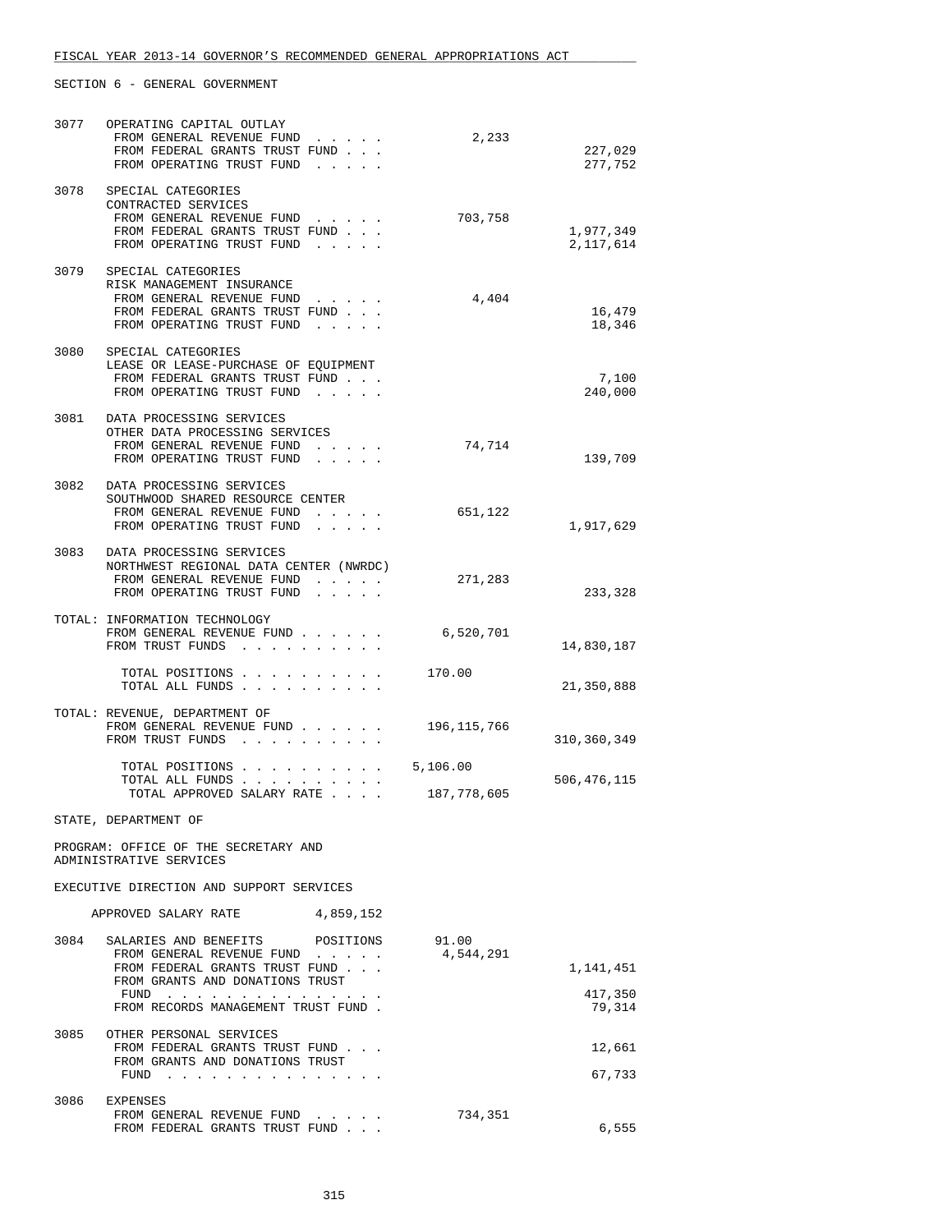SECTION 6 - GENERAL GOVERNMENT

| | | | |
|---|---|---|---|
| 3077 | OPERATING CAPITAL OUTLAY | | |
| | FROM GENERAL REVENUE FUND . . . . . | 2,233 | |
| | FROM FEDERAL GRANTS TRUST FUND . . . | | 227,029 |
| | FROM OPERATING TRUST FUND . . . . . | | 277,752 |
| 3078 | SPECIAL CATEGORIES | | |
| | CONTRACTED SERVICES | | |
| | FROM GENERAL REVENUE FUND . . . . . | 703,758 | |
| | FROM FEDERAL GRANTS TRUST FUND . . . | | 1,977,349 |
| | FROM OPERATING TRUST FUND . . . . . | | 2,117,614 |
| 3079 | SPECIAL CATEGORIES | | |
| | RISK MANAGEMENT INSURANCE | | |
| | FROM GENERAL REVENUE FUND . . . . . | 4,404 | |
| | FROM FEDERAL GRANTS TRUST FUND . . . | | 16,479 |
| | FROM OPERATING TRUST FUND . . . . . | | 18,346 |
| 3080 | SPECIAL CATEGORIES | | |
| | LEASE OR LEASE-PURCHASE OF EQUIPMENT | | |
| | FROM FEDERAL GRANTS TRUST FUND . . . | | 7,100 |
| | FROM OPERATING TRUST FUND . . . . . | | 240,000 |
| 3081 | DATA PROCESSING SERVICES | | |
| | OTHER DATA PROCESSING SERVICES | | |
| | FROM GENERAL REVENUE FUND . . . . . | 74,714 | |
| | FROM OPERATING TRUST FUND . . . . . | | 139,709 |
| 3082 | DATA PROCESSING SERVICES | | |
| | SOUTHWOOD SHARED RESOURCE CENTER | | |
| | FROM GENERAL REVENUE FUND . . . . . | 651,122 | |
| | FROM OPERATING TRUST FUND . . . . . | | 1,917,629 |
| 3083 | DATA PROCESSING SERVICES | | |
| | NORTHWEST REGIONAL DATA CENTER (NWRDC) | | |
| | FROM GENERAL REVENUE FUND . . . . . | 271,283 | |
| | FROM OPERATING TRUST FUND . . . . . | | 233,328 |

TOTAL: INFORMATION TECHNOLOGY

| | | |
|---|---|---|
| FROM GENERAL REVENUE FUND . . . . . . | 6,520,701 | |
| FROM TRUST FUNDS . . . . . . . . . . | | 14,830,187 |
| TOTAL POSITIONS . . . . . . . . . . | 170.00 | |
| TOTAL ALL FUNDS . . . . . . . . . . | | 21,350,888 |

TOTAL: REVENUE, DEPARTMENT OF

| | | |
|---|---|---|
| FROM GENERAL REVENUE FUND . . . . . . | 196,115,766 | |
| FROM TRUST FUNDS . . . . . . . . . . | | 310,360,349 |
| TOTAL POSITIONS . . . . . . . . . . | 5,106.00 | |
| TOTAL ALL FUNDS . . . . . . . . . . | | 506,476,115 |
| TOTAL APPROVED SALARY RATE . . . . | 187,778,605 | |

STATE, DEPARTMENT OF

PROGRAM: OFFICE OF THE SECRETARY AND ADMINISTRATIVE SERVICES

EXECUTIVE DIRECTION AND SUPPORT SERVICES

APPROVED SALARY RATE 4,859,152

| | | | |
|---|---|---|---|
| 3084 | SALARIES AND BENEFITS POSITIONS | 91.00 | |
| | FROM GENERAL REVENUE FUND . . . . . | 4,544,291 | |
| | FROM FEDERAL GRANTS TRUST FUND . . . | | 1,141,451 |
| | FROM GRANTS AND DONATIONS TRUST FUND . . . . . . . . . . . . . . . | | 417,350 |
| | FROM RECORDS MANAGEMENT TRUST FUND . | | 79,314 |
| 3085 | OTHER PERSONAL SERVICES | | |
| | FROM FEDERAL GRANTS TRUST FUND . . . | | 12,661 |
| | FROM GRANTS AND DONATIONS TRUST FUND . . . . . . . . . . . . . . . | | 67,733 |
| 3086 | EXPENSES | | |
| | FROM GENERAL REVENUE FUND . . . . . | 734,351 | |
| | FROM FEDERAL GRANTS TRUST FUND . . . | | 6,555 |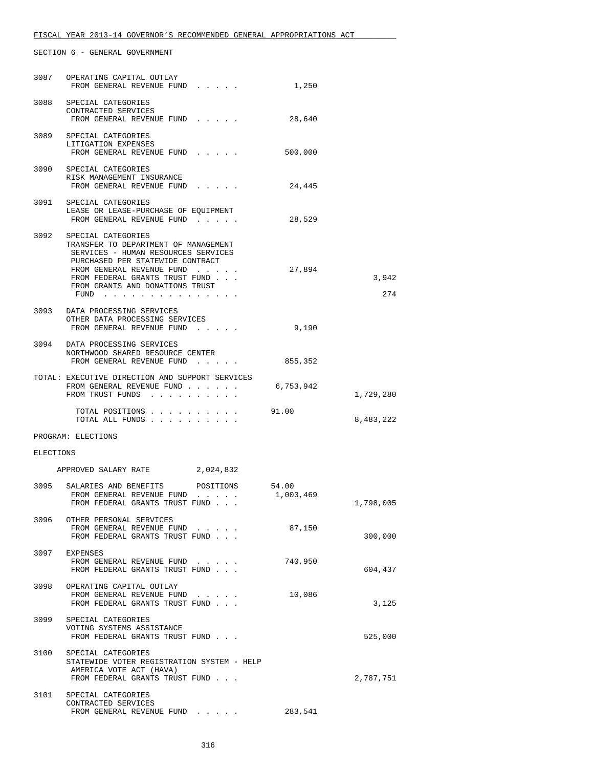SECTION 6 - GENERAL GOVERNMENT

```
3087   OPERATING CAPITAL OUTLAY
        FROM GENERAL REVENUE FUND  . . . . .          1,250

3088   SPECIAL CATEGORIES
        CONTRACTED SERVICES
        FROM GENERAL REVENUE FUND  . . . . .         28,640

3089   SPECIAL CATEGORIES
        LITIGATION EXPENSES
        FROM GENERAL REVENUE FUND  . . . . .        500,000

3090   SPECIAL CATEGORIES
        RISK MANAGEMENT INSURANCE
        FROM GENERAL REVENUE FUND  . . . . .         24,445

3091   SPECIAL CATEGORIES
        LEASE OR LEASE-PURCHASE OF EQUIPMENT
        FROM GENERAL REVENUE FUND  . . . . .         28,529

3092   SPECIAL CATEGORIES
        TRANSFER TO DEPARTMENT OF MANAGEMENT
         SERVICES - HUMAN RESOURCES SERVICES
         PURCHASED PER STATEWIDE CONTRACT
        FROM GENERAL REVENUE FUND  . . . . .         27,894
        FROM FEDERAL GRANTS TRUST FUND . . .                         3,942
        FROM GRANTS AND DONATIONS TRUST
         FUND  . . . . . . . . . . . . . .                             274

3093   DATA PROCESSING SERVICES
        OTHER DATA PROCESSING SERVICES
        FROM GENERAL REVENUE FUND  . . . . .          9,190

3094   DATA PROCESSING SERVICES
        NORTHWOOD SHARED RESOURCE CENTER
        FROM GENERAL REVENUE FUND  . . . . .        855,352

TOTAL: EXECUTIVE DIRECTION AND SUPPORT SERVICES
        FROM GENERAL REVENUE FUND . . . . . .      6,753,942
        FROM TRUST FUNDS  . . . . . . . . . .                    1,729,280

          TOTAL POSITIONS . . . . . . . . . .       91.00
          TOTAL ALL FUNDS . . . . . . . . . .                    8,483,222

PROGRAM: ELECTIONS

ELECTIONS

     APPROVED SALARY RATE         2,024,832

3095   SALARIES AND BENEFITS      POSITIONS      54.00
        FROM GENERAL REVENUE FUND  . . . . .      1,003,469
        FROM FEDERAL GRANTS TRUST FUND . . .                     1,798,005

3096   OTHER PERSONAL SERVICES
        FROM GENERAL REVENUE FUND  . . . . .         87,150
        FROM FEDERAL GRANTS TRUST FUND . . .                       300,000

3097   EXPENSES
        FROM GENERAL REVENUE FUND  . . . . .        740,950
        FROM FEDERAL GRANTS TRUST FUND . . .                       604,437

3098   OPERATING CAPITAL OUTLAY
        FROM GENERAL REVENUE FUND  . . . . .         10,086
        FROM FEDERAL GRANTS TRUST FUND . . .                         3,125

3099   SPECIAL CATEGORIES
        VOTING SYSTEMS ASSISTANCE
        FROM FEDERAL GRANTS TRUST FUND . . .                       525,000

3100   SPECIAL CATEGORIES
        STATEWIDE VOTER REGISTRATION SYSTEM - HELP
         AMERICA VOTE ACT (HAVA)
        FROM FEDERAL GRANTS TRUST FUND . . .                     2,787,751

3101   SPECIAL CATEGORIES
        CONTRACTED SERVICES
        FROM GENERAL REVENUE FUND  . . . . .        283,541
```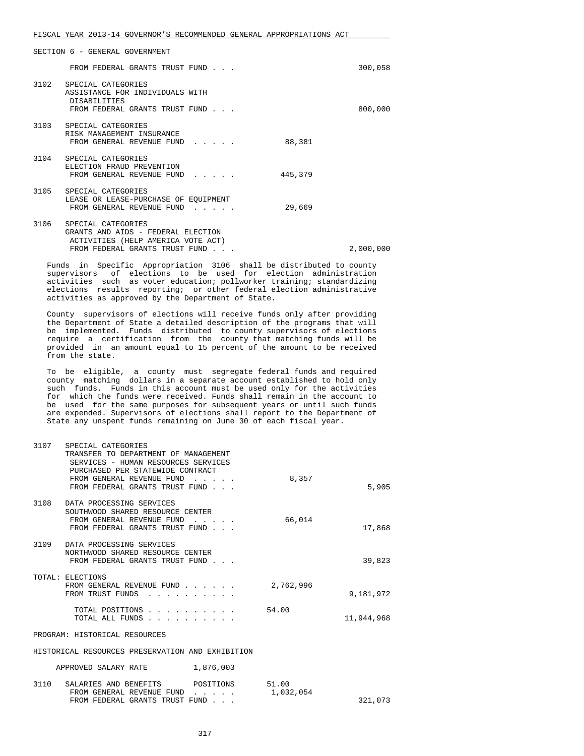SECTION 6 - GENERAL GOVERNMENT

| | | General Revenue | Trust Funds |
|---|---|---|---|
| | FROM FEDERAL GRANTS TRUST FUND . . . | | 300,058 |
| 3102 | SPECIAL CATEGORIES<br>ASSISTANCE FOR INDIVIDUALS WITH DISABILITIES<br>FROM FEDERAL GRANTS TRUST FUND . . . | | 800,000 |
| 3103 | SPECIAL CATEGORIES<br>RISK MANAGEMENT INSURANCE<br>FROM GENERAL REVENUE FUND . . . . . | 88,381 | |
| 3104 | SPECIAL CATEGORIES<br>ELECTION FRAUD PREVENTION<br>FROM GENERAL REVENUE FUND . . . . . | 445,379 | |
| 3105 | SPECIAL CATEGORIES<br>LEASE OR LEASE-PURCHASE OF EQUIPMENT<br>FROM GENERAL REVENUE FUND . . . . . | 29,669 | |
| 3106 | SPECIAL CATEGORIES<br>GRANTS AND AIDS - FEDERAL ELECTION ACTIVITIES (HELP AMERICA VOTE ACT)<br>FROM FEDERAL GRANTS TRUST FUND . . . | | 2,000,000 |

Funds in Specific Appropriation 3106 shall be distributed to county supervisors of elections to be used for election administration activities such as voter education; pollworker training; standardizing elections results reporting; or other federal election administrative activities as approved by the Department of State.

County supervisors of elections will receive funds only after providing the Department of State a detailed description of the programs that will be implemented. Funds distributed to county supervisors of elections require a certification from the county that matching funds will be provided in an amount equal to 15 percent of the amount to be received from the state.

To be eligible, a county must segregate federal funds and required county matching dollars in a separate account established to hold only such funds. Funds in this account must be used only for the activities for which the funds were received. Funds shall remain in the account to be used for the same purposes for subsequent years or until such funds are expended. Supervisors of elections shall report to the Department of State any unspent funds remaining on June 30 of each fiscal year.

| | | General Revenue | Trust Funds |
|---|---|---|---|
| 3107 | SPECIAL CATEGORIES<br>TRANSFER TO DEPARTMENT OF MANAGEMENT SERVICES - HUMAN RESOURCES SERVICES PURCHASED PER STATEWIDE CONTRACT<br>FROM GENERAL REVENUE FUND . . . . .<br>FROM FEDERAL GRANTS TRUST FUND . . . | 8,357 | 5,905 |
| 3108 | DATA PROCESSING SERVICES<br>SOUTHWOOD SHARED RESOURCE CENTER<br>FROM GENERAL REVENUE FUND . . . . .<br>FROM FEDERAL GRANTS TRUST FUND . . . | 66,014 | 17,868 |
| 3109 | DATA PROCESSING SERVICES<br>NORTHWOOD SHARED RESOURCE CENTER<br>FROM FEDERAL GRANTS TRUST FUND . . . | | 39,823 |
| TOTAL: ELECTIONS | FROM GENERAL REVENUE FUND . . . . . .<br>FROM TRUST FUNDS . . . . . . . . . | 2,762,996 | 9,181,972 |
| | TOTAL POSITIONS . . . . . . . . . .<br>TOTAL ALL FUNDS . . . . . . . . . . | 54.00 | 11,944,968 |

PROGRAM: HISTORICAL RESOURCES

HISTORICAL RESOURCES PRESERVATION AND EXHIBITION

APPROVED SALARY RATE 1,876,003

| | | General Revenue | Trust Funds |
|---|---|---|---|
| 3110 | SALARIES AND BENEFITS POSITIONS<br>FROM GENERAL REVENUE FUND . . . . .<br>FROM FEDERAL GRANTS TRUST FUND . . . | 51.00<br>1,032,054 | 321,073 |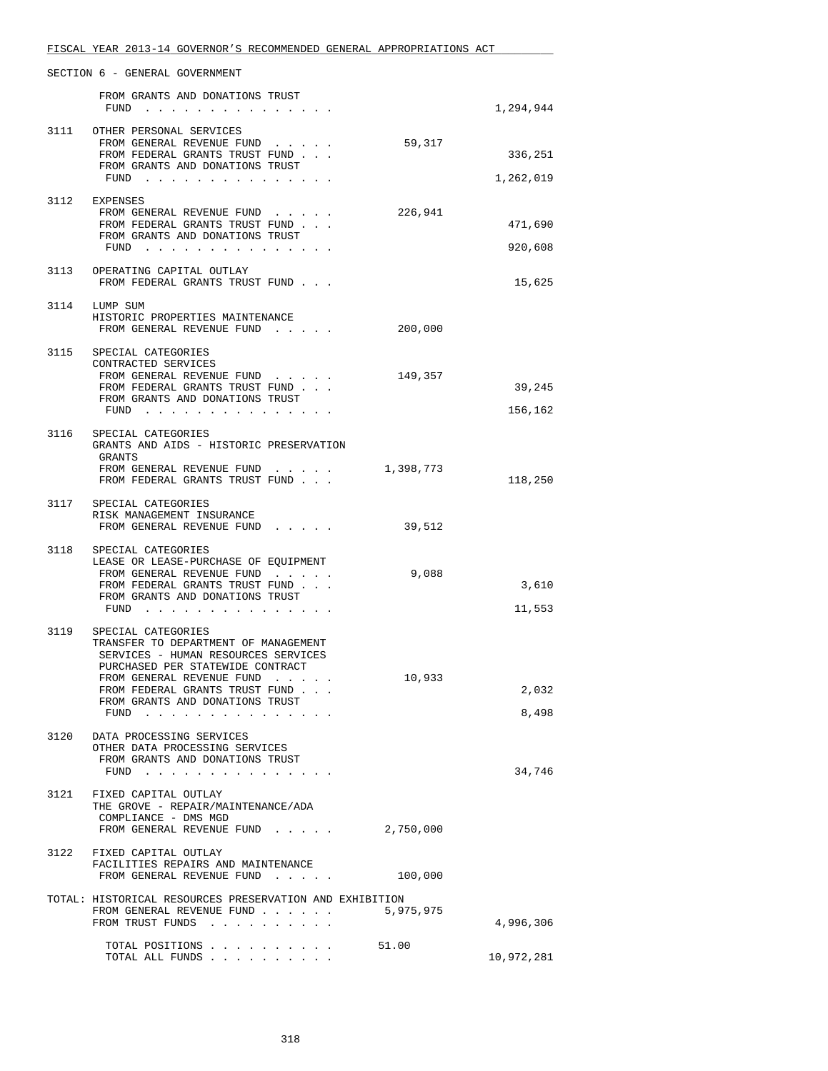FISCAL YEAR 2013-14 GOVERNOR'S RECOMMENDED GENERAL APPROPRIATIONS ACT

SECTION 6 - GENERAL GOVERNMENT

| | | General Revenue | Trust Funds |
|---|---|---|---|
| | FROM GRANTS AND DONATIONS TRUST FUND . . . . . . . . . . . . . . . | | 1,294,944 |
| 3111 | OTHER PERSONAL SERVICES | | |
| | FROM GENERAL REVENUE FUND . . . . . | 59,317 | |
| | FROM FEDERAL GRANTS TRUST FUND . . . | | 336,251 |
| | FROM GRANTS AND DONATIONS TRUST FUND . . . . . . . . . . . . . . . | | 1,262,019 |
| 3112 | EXPENSES | | |
| | FROM GENERAL REVENUE FUND . . . . . | 226,941 | |
| | FROM FEDERAL GRANTS TRUST FUND . . . | | 471,690 |
| | FROM GRANTS AND DONATIONS TRUST FUND . . . . . . . . . . . . . . . | | 920,608 |
| 3113 | OPERATING CAPITAL OUTLAY | | |
| | FROM FEDERAL GRANTS TRUST FUND . . . | | 15,625 |
| 3114 | LUMP SUM<br>HISTORIC PROPERTIES MAINTENANCE | | |
| | FROM GENERAL REVENUE FUND . . . . . | 200,000 | |
| 3115 | SPECIAL CATEGORIES<br>CONTRACTED SERVICES | | |
| | FROM GENERAL REVENUE FUND . . . . . | 149,357 | |
| | FROM FEDERAL GRANTS TRUST FUND . . . | | 39,245 |
| | FROM GRANTS AND DONATIONS TRUST FUND . . . . . . . . . . . . . . . | | 156,162 |
| 3116 | SPECIAL CATEGORIES<br>GRANTS AND AIDS - HISTORIC PRESERVATION GRANTS | | |
| | FROM GENERAL REVENUE FUND . . . . . | 1,398,773 | |
| | FROM FEDERAL GRANTS TRUST FUND . . . | | 118,250 |
| 3117 | SPECIAL CATEGORIES<br>RISK MANAGEMENT INSURANCE | | |
| | FROM GENERAL REVENUE FUND . . . . . | 39,512 | |
| 3118 | SPECIAL CATEGORIES<br>LEASE OR LEASE-PURCHASE OF EQUIPMENT | | |
| | FROM GENERAL REVENUE FUND . . . . . | 9,088 | |
| | FROM FEDERAL GRANTS TRUST FUND . . . | | 3,610 |
| | FROM GRANTS AND DONATIONS TRUST FUND . . . . . . . . . . . . . . . | | 11,553 |
| 3119 | SPECIAL CATEGORIES<br>TRANSFER TO DEPARTMENT OF MANAGEMENT SERVICES - HUMAN RESOURCES SERVICES PURCHASED PER STATEWIDE CONTRACT | | |
| | FROM GENERAL REVENUE FUND . . . . . | 10,933 | |
| | FROM FEDERAL GRANTS TRUST FUND . . . | | 2,032 |
| | FROM GRANTS AND DONATIONS TRUST FUND . . . . . . . . . . . . . . . | | 8,498 |
| 3120 | DATA PROCESSING SERVICES<br>OTHER DATA PROCESSING SERVICES | | |
| | FROM GRANTS AND DONATIONS TRUST FUND . . . . . . . . . . . . . . . | | 34,746 |
| 3121 | FIXED CAPITAL OUTLAY<br>THE GROVE - REPAIR/MAINTENANCE/ADA COMPLIANCE - DMS MGD | | |
| | FROM GENERAL REVENUE FUND . . . . . | 2,750,000 | |
| 3122 | FIXED CAPITAL OUTLAY<br>FACILITIES REPAIRS AND MAINTENANCE | | |
| | FROM GENERAL REVENUE FUND . . . . . | 100,000 | |

TOTAL: HISTORICAL RESOURCES PRESERVATION AND EXHIBITION

| | | |
|---|---|---|
| FROM GENERAL REVENUE FUND . . . . . . | 5,975,975 | |
| FROM TRUST FUNDS . . . . . . . . . . | | 4,996,306 |
| TOTAL POSITIONS . . . . . . . . . . | 51.00 | |
| TOTAL ALL FUNDS . . . . . . . . . . | | 10,972,281 |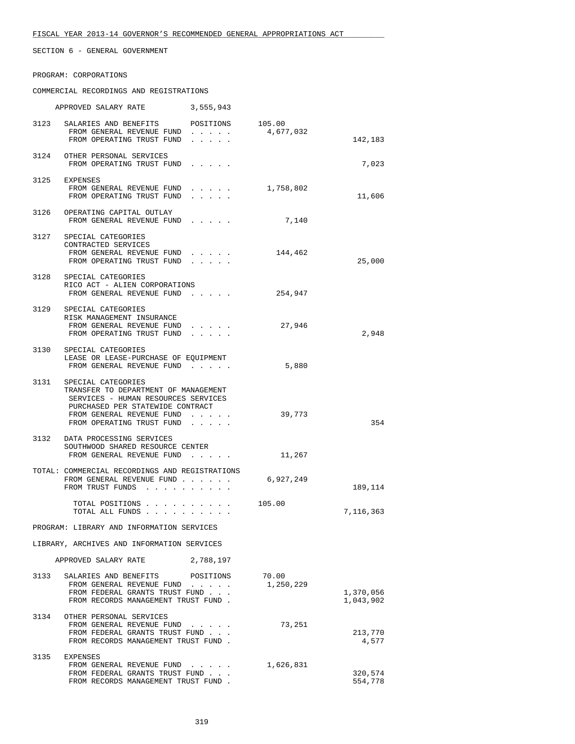SECTION 6 - GENERAL GOVERNMENT

PROGRAM: CORPORATIONS

COMMERCIAL RECORDINGS AND REGISTRATIONS

APPROVED SALARY RATE 3,555,943

| | | | |
|---|---|---|---|
| 3123 | SALARIES AND BENEFITS POSITIONS | 105.00 | |
| | FROM GENERAL REVENUE FUND . . . . . | 4,677,032 | |
| | FROM OPERATING TRUST FUND . . . . . | | 142,183 |
| 3124 | OTHER PERSONAL SERVICES | | |
| | FROM OPERATING TRUST FUND . . . . . | | 7,023 |
| 3125 | EXPENSES | | |
| | FROM GENERAL REVENUE FUND . . . . . | 1,758,802 | |
| | FROM OPERATING TRUST FUND . . . . . | | 11,606 |
| 3126 | OPERATING CAPITAL OUTLAY | | |
| | FROM GENERAL REVENUE FUND . . . . . | 7,140 | |
| 3127 | SPECIAL CATEGORIES<br>CONTRACTED SERVICES | | |
| | FROM GENERAL REVENUE FUND . . . . . | 144,462 | |
| | FROM OPERATING TRUST FUND . . . . . | | 25,000 |
| 3128 | SPECIAL CATEGORIES<br>RICO ACT - ALIEN CORPORATIONS | | |
| | FROM GENERAL REVENUE FUND . . . . . | 254,947 | |
| 3129 | SPECIAL CATEGORIES<br>RISK MANAGEMENT INSURANCE | | |
| | FROM GENERAL REVENUE FUND . . . . . | 27,946 | |
| | FROM OPERATING TRUST FUND . . . . . | | 2,948 |
| 3130 | SPECIAL CATEGORIES<br>LEASE OR LEASE-PURCHASE OF EQUIPMENT | | |
| | FROM GENERAL REVENUE FUND . . . . . | 5,880 | |
| 3131 | SPECIAL CATEGORIES<br>TRANSFER TO DEPARTMENT OF MANAGEMENT SERVICES - HUMAN RESOURCES SERVICES PURCHASED PER STATEWIDE CONTRACT | | |
| | FROM GENERAL REVENUE FUND . . . . . | 39,773 | |
| | FROM OPERATING TRUST FUND . . . . . | | 354 |
| 3132 | DATA PROCESSING SERVICES<br>SOUTHWOOD SHARED RESOURCE CENTER | | |
| | FROM GENERAL REVENUE FUND . . . . . | 11,267 | |

TOTAL: COMMERCIAL RECORDINGS AND REGISTRATIONS

| | | |
|---|---|---|
| FROM GENERAL REVENUE FUND . . . . . . | 6,927,249 | |
| FROM TRUST FUNDS . . . . . . . . . . | | 189,114 |
| TOTAL POSITIONS . . . . . . . . . . | 105.00 | |
| TOTAL ALL FUNDS . . . . . . . . . . | | 7,116,363 |

PROGRAM: LIBRARY AND INFORMATION SERVICES

LIBRARY, ARCHIVES AND INFORMATION SERVICES

APPROVED SALARY RATE 2,788,197

| | | | |
|---|---|---|---|
| 3133 | SALARIES AND BENEFITS POSITIONS | 70.00 | |
| | FROM GENERAL REVENUE FUND . . . . . | 1,250,229 | |
| | FROM FEDERAL GRANTS TRUST FUND . . . | | 1,370,056 |
| | FROM RECORDS MANAGEMENT TRUST FUND . | | 1,043,902 |
| 3134 | OTHER PERSONAL SERVICES | | |
| | FROM GENERAL REVENUE FUND . . . . . | 73,251 | |
| | FROM FEDERAL GRANTS TRUST FUND . . . | | 213,770 |
| | FROM RECORDS MANAGEMENT TRUST FUND . | | 4,577 |
| 3135 | EXPENSES | | |
| | FROM GENERAL REVENUE FUND . . . . . | 1,626,831 | |
| | FROM FEDERAL GRANTS TRUST FUND . . . | | 320,574 |
| | FROM RECORDS MANAGEMENT TRUST FUND . | | 554,778 |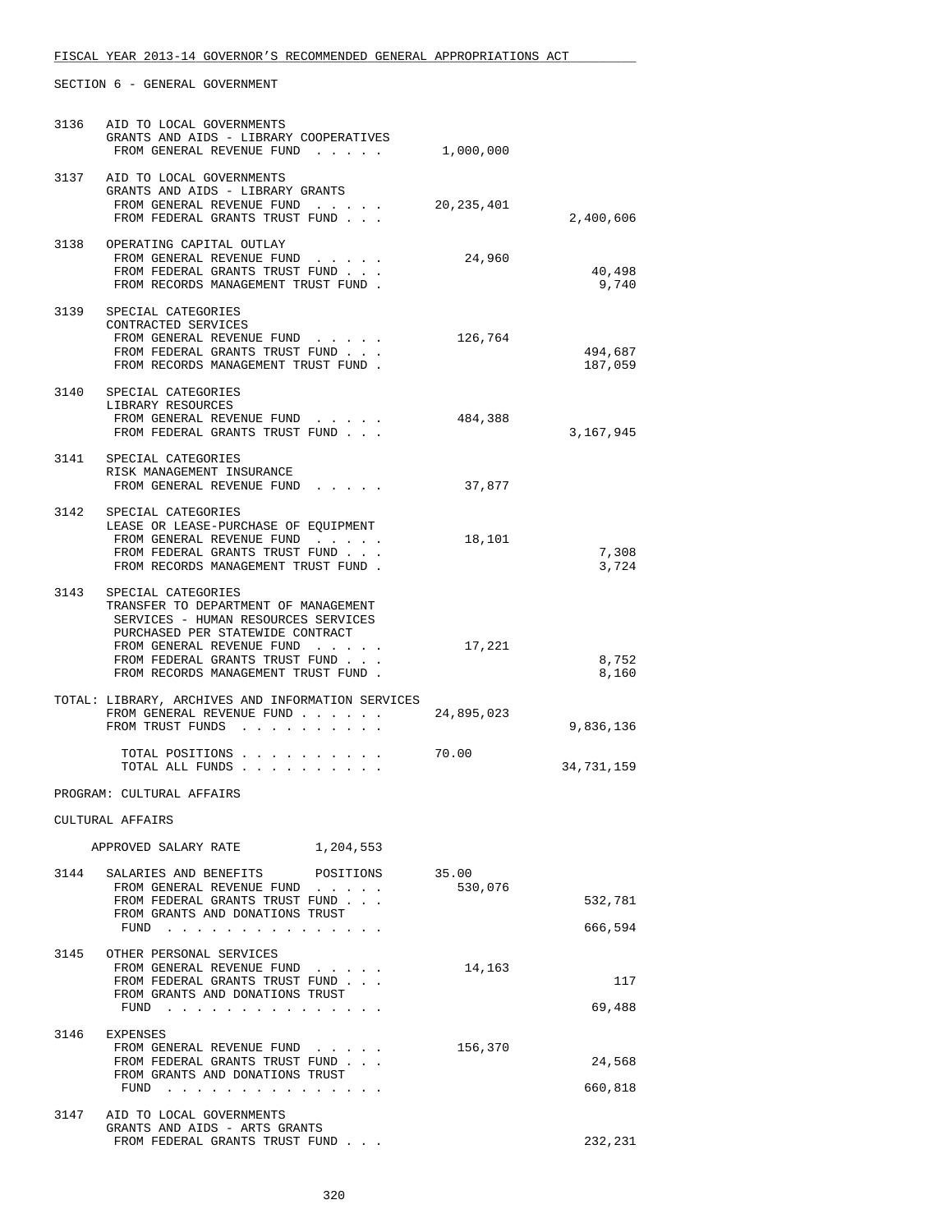FISCAL YEAR 2013-14 GOVERNOR'S RECOMMENDED GENERAL APPROPRIATIONS ACT

SECTION 6 - GENERAL GOVERNMENT

| | | | |
|---|---|---|---|
| 3136 | AID TO LOCAL GOVERNMENTS<br>GRANTS AND AIDS - LIBRARY COOPERATIVES<br>FROM GENERAL REVENUE FUND . . . . . | 1,000,000 | |
| 3137 | AID TO LOCAL GOVERNMENTS<br>GRANTS AND AIDS - LIBRARY GRANTS<br>FROM GENERAL REVENUE FUND . . . . . | 20,235,401 | |
| | FROM FEDERAL GRANTS TRUST FUND . . . | | 2,400,606 |
| 3138 | OPERATING CAPITAL OUTLAY<br>FROM GENERAL REVENUE FUND . . . . . | 24,960 | |
| | FROM FEDERAL GRANTS TRUST FUND . . . | | 40,498 |
| | FROM RECORDS MANAGEMENT TRUST FUND . | | 9,740 |
| 3139 | SPECIAL CATEGORIES<br>CONTRACTED SERVICES<br>FROM GENERAL REVENUE FUND . . . . . | 126,764 | |
| | FROM FEDERAL GRANTS TRUST FUND . . . | | 494,687 |
| | FROM RECORDS MANAGEMENT TRUST FUND . | | 187,059 |
| 3140 | SPECIAL CATEGORIES<br>LIBRARY RESOURCES<br>FROM GENERAL REVENUE FUND . . . . . | 484,388 | |
| | FROM FEDERAL GRANTS TRUST FUND . . . | | 3,167,945 |
| 3141 | SPECIAL CATEGORIES<br>RISK MANAGEMENT INSURANCE<br>FROM GENERAL REVENUE FUND . . . . . | 37,877 | |
| 3142 | SPECIAL CATEGORIES<br>LEASE OR LEASE-PURCHASE OF EQUIPMENT<br>FROM GENERAL REVENUE FUND . . . . . | 18,101 | |
| | FROM FEDERAL GRANTS TRUST FUND . . . | | 7,308 |
| | FROM RECORDS MANAGEMENT TRUST FUND . | | 3,724 |
| 3143 | SPECIAL CATEGORIES<br>TRANSFER TO DEPARTMENT OF MANAGEMENT SERVICES - HUMAN RESOURCES SERVICES PURCHASED PER STATEWIDE CONTRACT<br>FROM GENERAL REVENUE FUND . . . . . | 17,221 | |
| | FROM FEDERAL GRANTS TRUST FUND . . . | | 8,752 |
| | FROM RECORDS MANAGEMENT TRUST FUND . | | 8,160 |
| TOTAL: | LIBRARY, ARCHIVES AND INFORMATION SERVICES<br>FROM GENERAL REVENUE FUND . . . . . . | 24,895,023 | |
| | FROM TRUST FUNDS . . . . . . . . . . | | 9,836,136 |
| | TOTAL POSITIONS . . . . . . . . . . | 70.00 | |
| | TOTAL ALL FUNDS . . . . . . . . . . | | 34,731,159 |

PROGRAM: CULTURAL AFFAIRS

CULTURAL AFFAIRS

APPROVED SALARY RATE 1,204,553

| | | | |
|---|---|---|---|
| 3144 | SALARIES AND BENEFITS POSITIONS | 35.00 | |
| | FROM GENERAL REVENUE FUND . . . . . | 530,076 | |
| | FROM FEDERAL GRANTS TRUST FUND . . . | | 532,781 |
| | FROM GRANTS AND DONATIONS TRUST FUND . . . . . . . . . . . . . . . | | 666,594 |
| 3145 | OTHER PERSONAL SERVICES<br>FROM GENERAL REVENUE FUND . . . . . | 14,163 | |
| | FROM FEDERAL GRANTS TRUST FUND . . . | | 117 |
| | FROM GRANTS AND DONATIONS TRUST FUND . . . . . . . . . . . . . . . | | 69,488 |
| 3146 | EXPENSES<br>FROM GENERAL REVENUE FUND . . . . . | 156,370 | |
| | FROM FEDERAL GRANTS TRUST FUND . . . | | 24,568 |
| | FROM GRANTS AND DONATIONS TRUST FUND . . . . . . . . . . . . . . . | | 660,818 |
| 3147 | AID TO LOCAL GOVERNMENTS<br>GRANTS AND AIDS - ARTS GRANTS<br>FROM FEDERAL GRANTS TRUST FUND . . . | | 232,231 |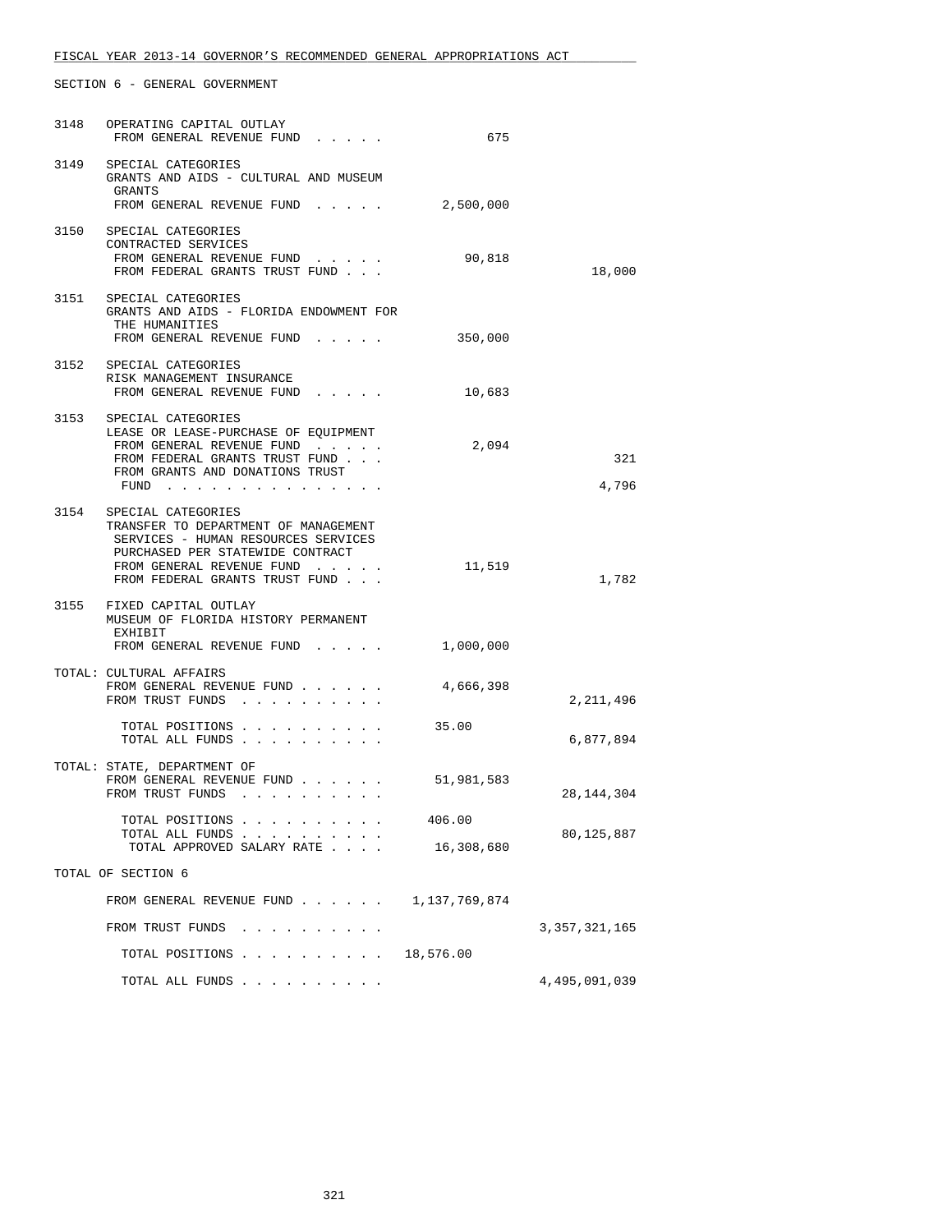FISCAL YEAR 2013-14 GOVERNOR'S RECOMMENDED GENERAL APPROPRIATIONS ACT

SECTION 6 - GENERAL GOVERNMENT

| | | | |
|---|---|---|---|
| 3148 | OPERATING CAPITAL OUTLAY<br>FROM GENERAL REVENUE FUND . . . . . | 675 | |
| 3149 | SPECIAL CATEGORIES<br>GRANTS AND AIDS - CULTURAL AND MUSEUM GRANTS<br>FROM GENERAL REVENUE FUND . . . . . | 2,500,000 | |
| 3150 | SPECIAL CATEGORIES<br>CONTRACTED SERVICES<br>FROM GENERAL REVENUE FUND . . . . . | 90,818 | |
| | FROM FEDERAL GRANTS TRUST FUND . . . | | 18,000 |
| 3151 | SPECIAL CATEGORIES<br>GRANTS AND AIDS - FLORIDA ENDOWMENT FOR THE HUMANITIES<br>FROM GENERAL REVENUE FUND . . . . . | 350,000 | |
| 3152 | SPECIAL CATEGORIES<br>RISK MANAGEMENT INSURANCE<br>FROM GENERAL REVENUE FUND . . . . . | 10,683 | |
| 3153 | SPECIAL CATEGORIES<br>LEASE OR LEASE-PURCHASE OF EQUIPMENT<br>FROM GENERAL REVENUE FUND . . . . . | 2,094 | |
| | FROM FEDERAL GRANTS TRUST FUND . . . | | 321 |
| | FROM GRANTS AND DONATIONS TRUST FUND . . . . . . . . . . . . . . . | | 4,796 |
| 3154 | SPECIAL CATEGORIES<br>TRANSFER TO DEPARTMENT OF MANAGEMENT SERVICES - HUMAN RESOURCES SERVICES PURCHASED PER STATEWIDE CONTRACT<br>FROM GENERAL REVENUE FUND . . . . . | 11,519 | |
| | FROM FEDERAL GRANTS TRUST FUND . . . | | 1,782 |
| 3155 | FIXED CAPITAL OUTLAY<br>MUSEUM OF FLORIDA HISTORY PERMANENT EXHIBIT<br>FROM GENERAL REVENUE FUND . . . . . | 1,000,000 | |

TOTAL: CULTURAL AFFAIRS

| | | |
|---|---|---|
| FROM GENERAL REVENUE FUND . . . . . . | 4,666,398 | |
| FROM TRUST FUNDS . . . . . . . . . . | | 2,211,496 |
| TOTAL POSITIONS . . . . . . . . . . | 35.00 | |
| TOTAL ALL FUNDS . . . . . . . . . . | | 6,877,894 |

TOTAL: STATE, DEPARTMENT OF

| | | |
|---|---|---|
| FROM GENERAL REVENUE FUND . . . . . . | 51,981,583 | |
| FROM TRUST FUNDS . . . . . . . . . . | | 28,144,304 |
| TOTAL POSITIONS . . . . . . . . . . | 406.00 | |
| TOTAL ALL FUNDS . . . . . . . . . . | | 80,125,887 |
| TOTAL APPROVED SALARY RATE . . . . | 16,308,680 | |

TOTAL OF SECTION 6

| | | |
|---|---|---|
| FROM GENERAL REVENUE FUND . . . . . . | 1,137,769,874 | |
| FROM TRUST FUNDS . . . . . . . . . . | | 3,357,321,165 |
| TOTAL POSITIONS . . . . . . . . . . | 18,576.00 | |
| TOTAL ALL FUNDS . . . . . . . . . . | | 4,495,091,039 |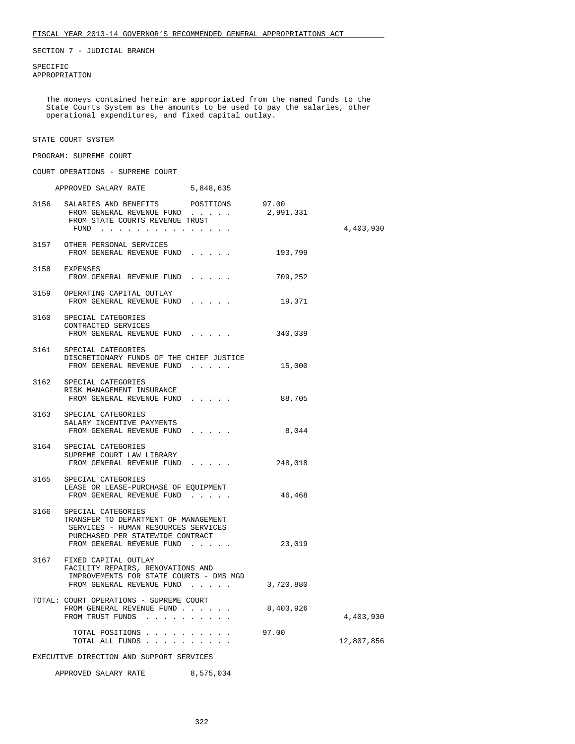FISCAL YEAR 2013-14 GOVERNOR'S RECOMMENDED GENERAL APPROPRIATIONS ACT

SECTION 7 - JUDICIAL BRANCH

SPECIFIC APPROPRIATION

The moneys contained herein are appropriated from the named funds to the State Courts System as the amounts to be used to pay the salaries, other operational expenditures, and fixed capital outlay.

STATE COURT SYSTEM

PROGRAM: SUPREME COURT

COURT OPERATIONS - SUPREME COURT

APPROVED SALARY RATE 5,848,635

| | | | |
|---|---|---|---|
| 3156 | SALARIES AND BENEFITS POSITIONS | 97.00 | |
| | FROM GENERAL REVENUE FUND | 2,991,331 | |
| | FROM STATE COURTS REVENUE TRUST FUND | | 4,403,930 |
| 3157 | OTHER PERSONAL SERVICES FROM GENERAL REVENUE FUND | 193,799 | |
| 3158 | EXPENSES FROM GENERAL REVENUE FUND | 709,252 | |
| 3159 | OPERATING CAPITAL OUTLAY FROM GENERAL REVENUE FUND | 19,371 | |
| 3160 | SPECIAL CATEGORIES CONTRACTED SERVICES FROM GENERAL REVENUE FUND | 340,039 | |
| 3161 | SPECIAL CATEGORIES DISCRETIONARY FUNDS OF THE CHIEF JUSTICE FROM GENERAL REVENUE FUND | 15,000 | |
| 3162 | SPECIAL CATEGORIES RISK MANAGEMENT INSURANCE FROM GENERAL REVENUE FUND | 88,705 | |
| 3163 | SPECIAL CATEGORIES SALARY INCENTIVE PAYMENTS FROM GENERAL REVENUE FUND | 8,044 | |
| 3164 | SPECIAL CATEGORIES SUPREME COURT LAW LIBRARY FROM GENERAL REVENUE FUND | 248,018 | |
| 3165 | SPECIAL CATEGORIES LEASE OR LEASE-PURCHASE OF EQUIPMENT FROM GENERAL REVENUE FUND | 46,468 | |
| 3166 | SPECIAL CATEGORIES TRANSFER TO DEPARTMENT OF MANAGEMENT SERVICES - HUMAN RESOURCES SERVICES PURCHASED PER STATEWIDE CONTRACT FROM GENERAL REVENUE FUND | 23,019 | |
| 3167 | FIXED CAPITAL OUTLAY FACILITY REPAIRS, RENOVATIONS AND IMPROVEMENTS FOR STATE COURTS - DMS MGD FROM GENERAL REVENUE FUND | 3,720,880 | |

| | | |
|---|---|---|
| TOTAL: COURT OPERATIONS - SUPREME COURT | | |
| FROM GENERAL REVENUE FUND | 8,403,926 | |
| FROM TRUST FUNDS | | 4,403,930 |
| TOTAL POSITIONS | 97.00 | |
| TOTAL ALL FUNDS | | 12,807,856 |

EXECUTIVE DIRECTION AND SUPPORT SERVICES

APPROVED SALARY RATE 8,575,034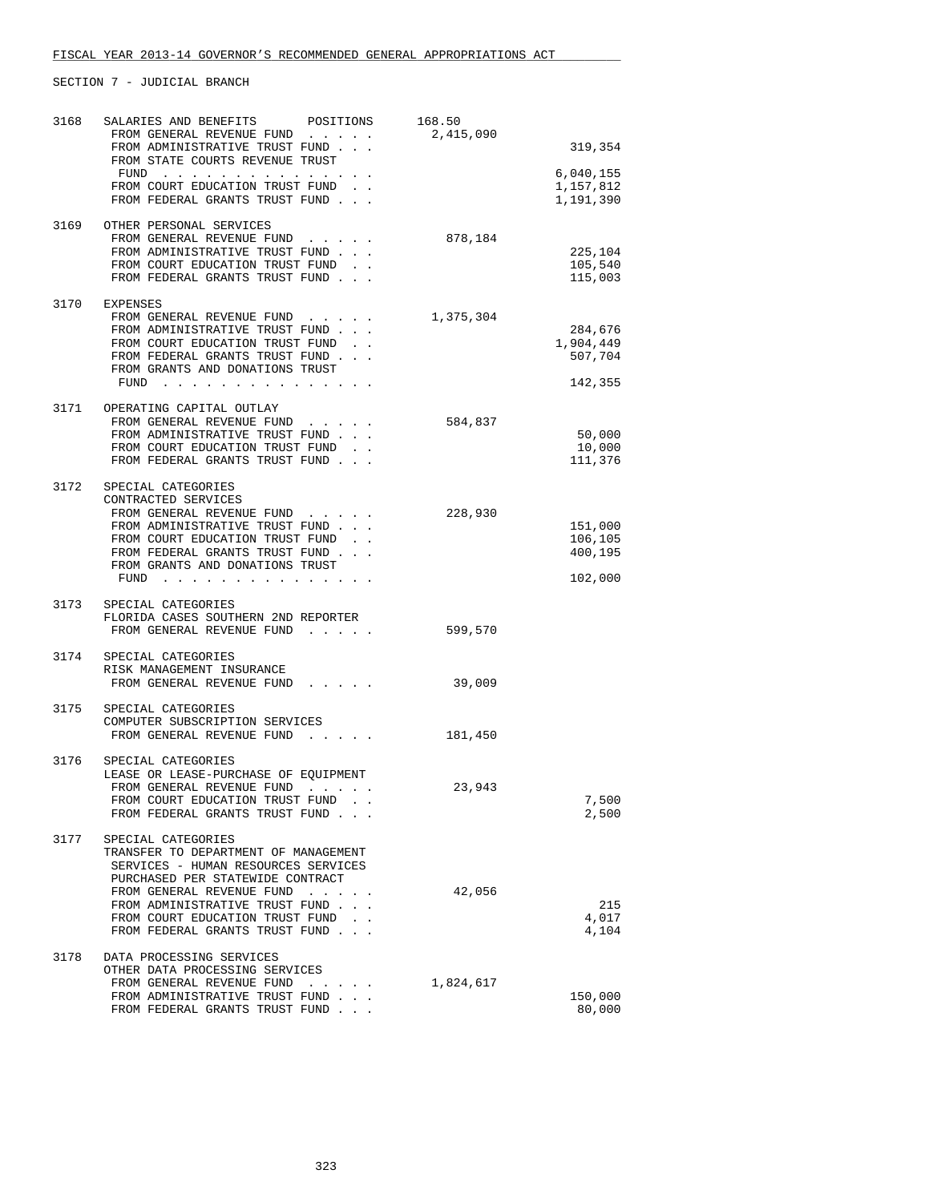FISCAL YEAR 2013-14 GOVERNOR'S RECOMMENDED GENERAL APPROPRIATIONS ACT

SECTION 7 - JUDICIAL BRANCH

| | | | |
|---|---|---|---|
| 3168 | SALARIES AND BENEFITS POSITIONS | 168.50 | |
| | FROM GENERAL REVENUE FUND . . . . . | 2,415,090 | |
| | FROM ADMINISTRATIVE TRUST FUND . . . | | 319,354 |
| | FROM STATE COURTS REVENUE TRUST FUND . . . . . . . . . . . . . . | | 6,040,155 |
| | FROM COURT EDUCATION TRUST FUND . . | | 1,157,812 |
| | FROM FEDERAL GRANTS TRUST FUND . . . | | 1,191,390 |
| 3169 | OTHER PERSONAL SERVICES | | |
| | FROM GENERAL REVENUE FUND . . . . . | 878,184 | |
| | FROM ADMINISTRATIVE TRUST FUND . . . | | 225,104 |
| | FROM COURT EDUCATION TRUST FUND . . | | 105,540 |
| | FROM FEDERAL GRANTS TRUST FUND . . . | | 115,003 |
| 3170 | EXPENSES | | |
| | FROM GENERAL REVENUE FUND . . . . . | 1,375,304 | |
| | FROM ADMINISTRATIVE TRUST FUND . . . | | 284,676 |
| | FROM COURT EDUCATION TRUST FUND . . | | 1,904,449 |
| | FROM FEDERAL GRANTS TRUST FUND . . . | | 507,704 |
| | FROM GRANTS AND DONATIONS TRUST FUND . . . . . . . . . . . . . . | | 142,355 |
| 3171 | OPERATING CAPITAL OUTLAY | | |
| | FROM GENERAL REVENUE FUND . . . . . | 584,837 | |
| | FROM ADMINISTRATIVE TRUST FUND . . . | | 50,000 |
| | FROM COURT EDUCATION TRUST FUND . . | | 10,000 |
| | FROM FEDERAL GRANTS TRUST FUND . . . | | 111,376 |
| 3172 | SPECIAL CATEGORIES<br>CONTRACTED SERVICES | | |
| | FROM GENERAL REVENUE FUND . . . . . | 228,930 | |
| | FROM ADMINISTRATIVE TRUST FUND . . . | | 151,000 |
| | FROM COURT EDUCATION TRUST FUND . . | | 106,105 |
| | FROM FEDERAL GRANTS TRUST FUND . . . | | 400,195 |
| | FROM GRANTS AND DONATIONS TRUST FUND . . . . . . . . . . . . . . | | 102,000 |
| 3173 | SPECIAL CATEGORIES<br>FLORIDA CASES SOUTHERN 2ND REPORTER | | |
| | FROM GENERAL REVENUE FUND . . . . . | 599,570 | |
| 3174 | SPECIAL CATEGORIES<br>RISK MANAGEMENT INSURANCE | | |
| | FROM GENERAL REVENUE FUND . . . . . | 39,009 | |
| 3175 | SPECIAL CATEGORIES<br>COMPUTER SUBSCRIPTION SERVICES | | |
| | FROM GENERAL REVENUE FUND . . . . . | 181,450 | |
| 3176 | SPECIAL CATEGORIES<br>LEASE OR LEASE-PURCHASE OF EQUIPMENT | | |
| | FROM GENERAL REVENUE FUND . . . . . | 23,943 | |
| | FROM COURT EDUCATION TRUST FUND . . | | 7,500 |
| | FROM FEDERAL GRANTS TRUST FUND . . . | | 2,500 |
| 3177 | SPECIAL CATEGORIES<br>TRANSFER TO DEPARTMENT OF MANAGEMENT SERVICES - HUMAN RESOURCES SERVICES PURCHASED PER STATEWIDE CONTRACT | | |
| | FROM GENERAL REVENUE FUND . . . . . | 42,056 | |
| | FROM ADMINISTRATIVE TRUST FUND . . . | | 215 |
| | FROM COURT EDUCATION TRUST FUND . . | | 4,017 |
| | FROM FEDERAL GRANTS TRUST FUND . . . | | 4,104 |
| 3178 | DATA PROCESSING SERVICES<br>OTHER DATA PROCESSING SERVICES | | |
| | FROM GENERAL REVENUE FUND . . . . . | 1,824,617 | |
| | FROM ADMINISTRATIVE TRUST FUND . . . | | 150,000 |
| | FROM FEDERAL GRANTS TRUST FUND . . . | | 80,000 |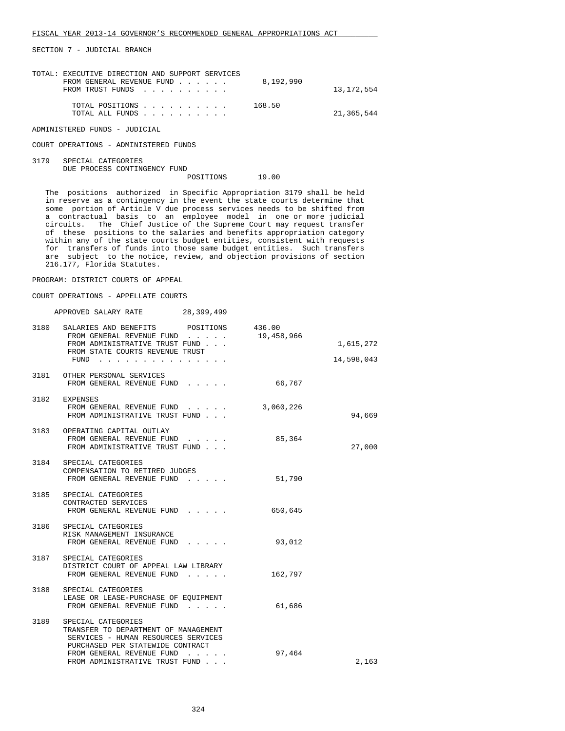FISCAL YEAR 2013-14 GOVERNOR'S RECOMMENDED GENERAL APPROPRIATIONS ACT

SECTION 7 - JUDICIAL BRANCH

| | | | |
|---|---|---|---|
| | TOTAL: EXECUTIVE DIRECTION AND SUPPORT SERVICES | | |
| | FROM GENERAL REVENUE FUND . . . . . . | 8,192,990 | |
| | FROM TRUST FUNDS . . . . . . . . . . | | 13,172,554 |
| | TOTAL POSITIONS . . . . . . . . . . | 168.50 | |
| | TOTAL ALL FUNDS . . . . . . . . . . | | 21,365,544 |

ADMINISTERED FUNDS - JUDICIAL

COURT OPERATIONS - ADMINISTERED FUNDS

| | | | |
|---|---|---|---|
| 3179 | SPECIAL CATEGORIES<br>DUE PROCESS CONTINGENCY FUND<br>POSITIONS | 19.00 | |

The positions authorized in Specific Appropriation 3179 shall be held in reserve as a contingency in the event the state courts determine that some portion of Article V due process services needs to be shifted from a contractual basis to an employee model in one or more judicial circuits. The Chief Justice of the Supreme Court may request transfer of these positions to the salaries and benefits appropriation category within any of the state courts budget entities, consistent with requests for transfers of funds into those same budget entities. Such transfers are subject to the notice, review, and objection provisions of section 216.177, Florida Statutes.

PROGRAM: DISTRICT COURTS OF APPEAL

COURT OPERATIONS - APPELLATE COURTS

APPROVED SALARY RATE 28,399,499

| | | | |
|---|---|---|---|
| 3180 | SALARIES AND BENEFITS POSITIONS | 436.00 | |
| | FROM GENERAL REVENUE FUND . . . . . | 19,458,966 | |
| | FROM ADMINISTRATIVE TRUST FUND . . . | | 1,615,272 |
| | FROM STATE COURTS REVENUE TRUST FUND . . . . . . . . . . . . . . | | 14,598,043 |
| 3181 | OTHER PERSONAL SERVICES<br>FROM GENERAL REVENUE FUND . . . . . | 66,767 | |
| 3182 | EXPENSES | | |
| | FROM GENERAL REVENUE FUND . . . . . | 3,060,226 | |
| | FROM ADMINISTRATIVE TRUST FUND . . . | | 94,669 |
| 3183 | OPERATING CAPITAL OUTLAY | | |
| | FROM GENERAL REVENUE FUND . . . . . | 85,364 | |
| | FROM ADMINISTRATIVE TRUST FUND . . . | | 27,000 |
| 3184 | SPECIAL CATEGORIES<br>COMPENSATION TO RETIRED JUDGES<br>FROM GENERAL REVENUE FUND . . . . . | 51,790 | |
| 3185 | SPECIAL CATEGORIES<br>CONTRACTED SERVICES<br>FROM GENERAL REVENUE FUND . . . . . | 650,645 | |
| 3186 | SPECIAL CATEGORIES<br>RISK MANAGEMENT INSURANCE<br>FROM GENERAL REVENUE FUND . . . . . | 93,012 | |
| 3187 | SPECIAL CATEGORIES<br>DISTRICT COURT OF APPEAL LAW LIBRARY<br>FROM GENERAL REVENUE FUND . . . . . | 162,797 | |
| 3188 | SPECIAL CATEGORIES<br>LEASE OR LEASE-PURCHASE OF EQUIPMENT<br>FROM GENERAL REVENUE FUND . . . . . | 61,686 | |
| 3189 | SPECIAL CATEGORIES<br>TRANSFER TO DEPARTMENT OF MANAGEMENT SERVICES - HUMAN RESOURCES SERVICES PURCHASED PER STATEWIDE CONTRACT | | |
| | FROM GENERAL REVENUE FUND . . . . . | 97,464 | |
| | FROM ADMINISTRATIVE TRUST FUND . . . | | 2,163 |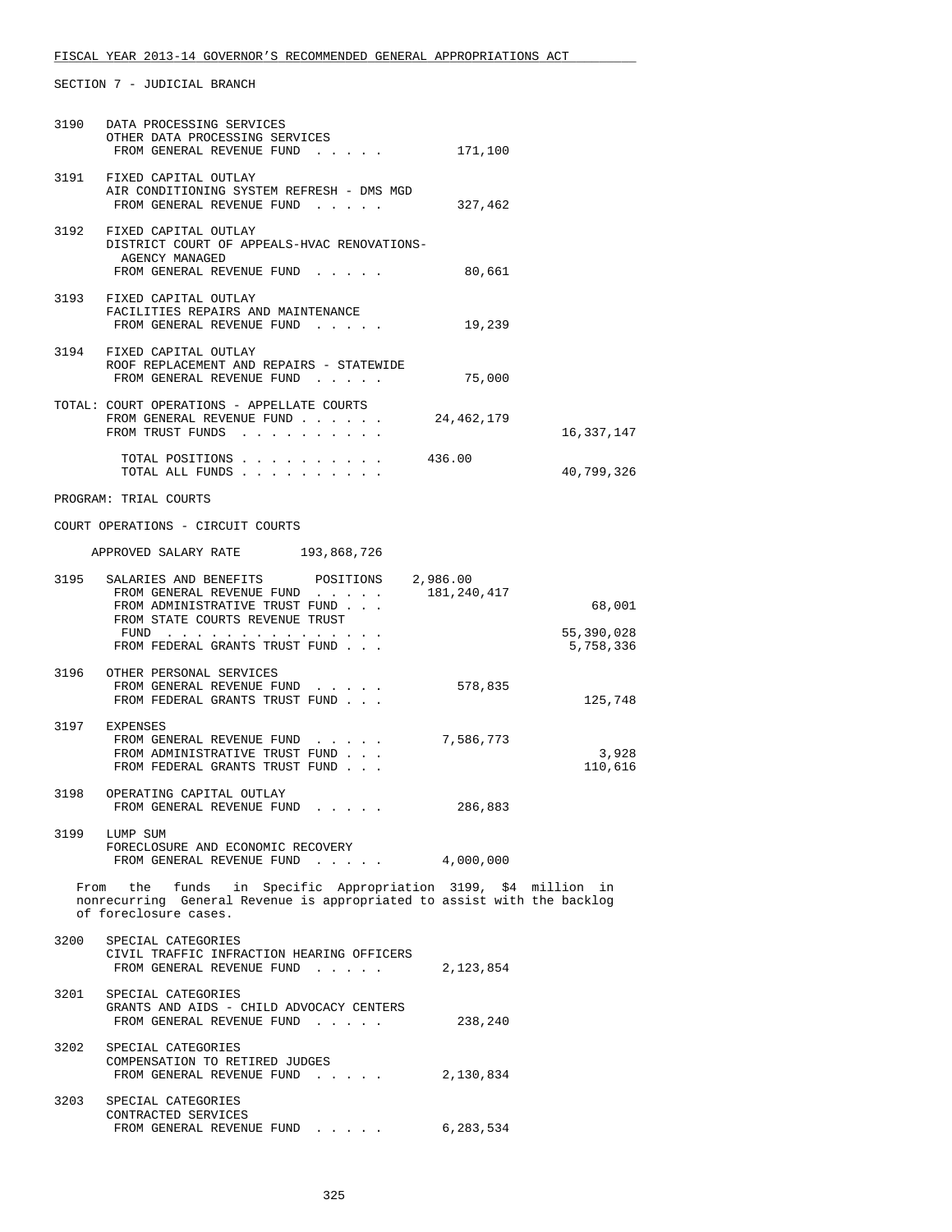SECTION 7 - JUDICIAL BRANCH

```
3190   DATA PROCESSING SERVICES
       OTHER DATA PROCESSING SERVICES
        FROM GENERAL REVENUE FUND . . . . .          171,100

3191   FIXED CAPITAL OUTLAY
       AIR CONDITIONING SYSTEM REFRESH - DMS MGD
        FROM GENERAL REVENUE FUND . . . . .          327,462

3192   FIXED CAPITAL OUTLAY
       DISTRICT COURT OF APPEALS-HVAC RENOVATIONS-
        AGENCY MANAGED
        FROM GENERAL REVENUE FUND . . . . .           80,661

3193   FIXED CAPITAL OUTLAY
       FACILITIES REPAIRS AND MAINTENANCE
        FROM GENERAL REVENUE FUND . . . . .           19,239

3194   FIXED CAPITAL OUTLAY
       ROOF REPLACEMENT AND REPAIRS - STATEWIDE
        FROM GENERAL REVENUE FUND . . . . .           75,000

TOTAL: COURT OPERATIONS - APPELLATE COURTS
        FROM GENERAL REVENUE FUND . . . . . .     24,462,179
        FROM TRUST FUNDS . . . . . . . . . .                      16,337,147

          TOTAL POSITIONS . . . . . . . . . .     436.00
          TOTAL ALL FUNDS . . . . . . . . . .                     40,799,326

PROGRAM: TRIAL COURTS

COURT OPERATIONS - CIRCUIT COURTS

    APPROVED SALARY RATE        193,868,726

3195   SALARIES AND BENEFITS       POSITIONS    2,986.00
        FROM GENERAL REVENUE FUND . . . . .     181,240,417
        FROM ADMINISTRATIVE TRUST FUND . . .                          68,001
        FROM STATE COURTS REVENUE TRUST
         FUND . . . . . . . . . . . . . .                         55,390,028
        FROM FEDERAL GRANTS TRUST FUND . . .                       5,758,336

3196   OTHER PERSONAL SERVICES
        FROM GENERAL REVENUE FUND . . . . .          578,835
        FROM FEDERAL GRANTS TRUST FUND . . .                         125,748

3197   EXPENSES
        FROM GENERAL REVENUE FUND . . . . .        7,586,773
        FROM ADMINISTRATIVE TRUST FUND . . .                           3,928
        FROM FEDERAL GRANTS TRUST FUND . . .                         110,616

3198   OPERATING CAPITAL OUTLAY
        FROM GENERAL REVENUE FUND . . . . .          286,883

3199   LUMP SUM
       FORECLOSURE AND ECONOMIC RECOVERY
        FROM GENERAL REVENUE FUND . . . . .        4,000,000
```

From the funds in Specific Appropriation 3199, $4 million in nonrecurring General Revenue is appropriated to assist with the backlog of foreclosure cases.

```
3200   SPECIAL CATEGORIES
       CIVIL TRAFFIC INFRACTION HEARING OFFICERS
        FROM GENERAL REVENUE FUND . . . . .        2,123,854

3201   SPECIAL CATEGORIES
       GRANTS AND AIDS - CHILD ADVOCACY CENTERS
        FROM GENERAL REVENUE FUND . . . . .          238,240

3202   SPECIAL CATEGORIES
       COMPENSATION TO RETIRED JUDGES
        FROM GENERAL REVENUE FUND . . . . .        2,130,834

3203   SPECIAL CATEGORIES
       CONTRACTED SERVICES
        FROM GENERAL REVENUE FUND . . . . .        6,283,534
```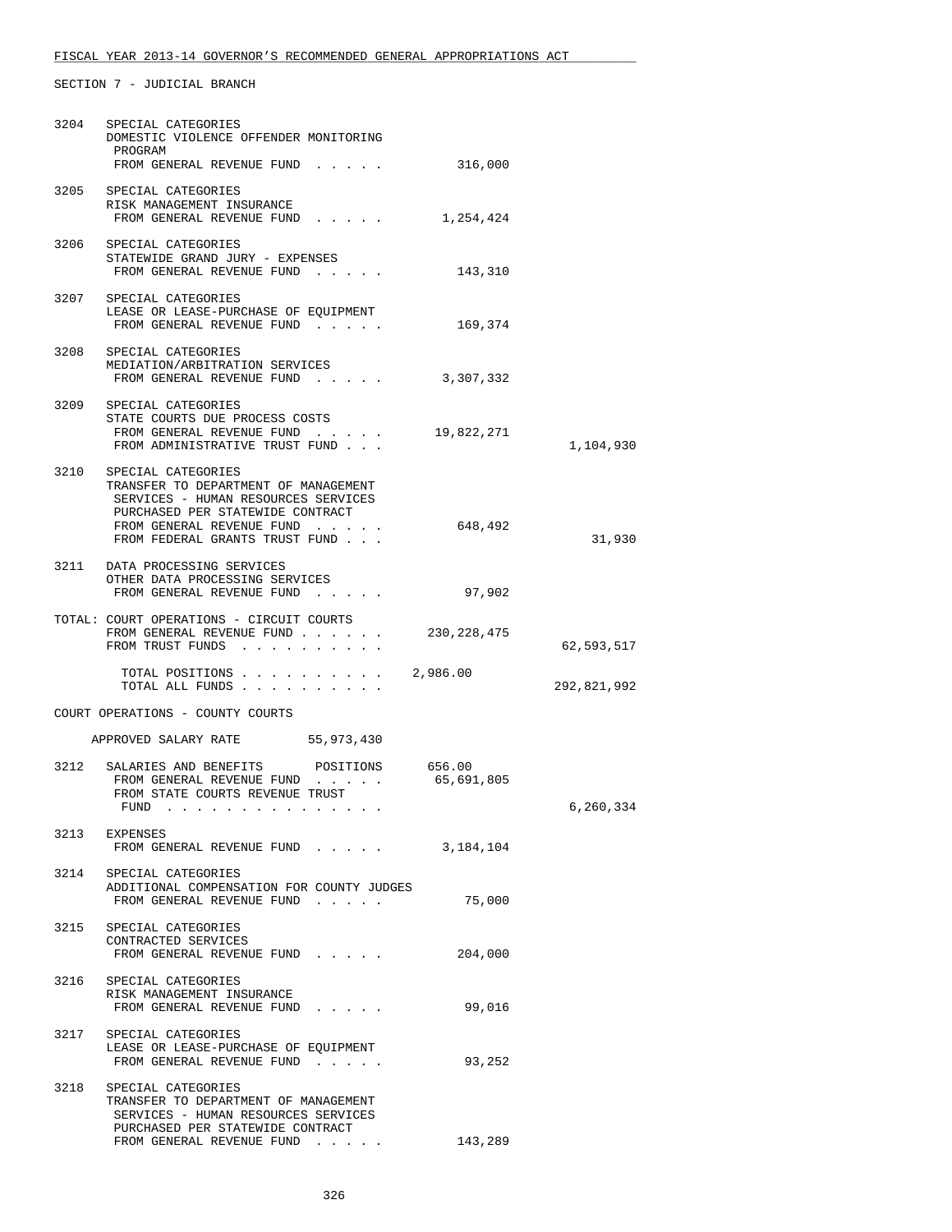SECTION 7 - JUDICIAL BRANCH

| | | | |
|---|---|---|---|
| 3204 | SPECIAL CATEGORIES<br>DOMESTIC VIOLENCE OFFENDER MONITORING PROGRAM<br>FROM GENERAL REVENUE FUND . . . . . | 316,000 | |
| 3205 | SPECIAL CATEGORIES<br>RISK MANAGEMENT INSURANCE<br>FROM GENERAL REVENUE FUND . . . . . | 1,254,424 | |
| 3206 | SPECIAL CATEGORIES<br>STATEWIDE GRAND JURY - EXPENSES<br>FROM GENERAL REVENUE FUND . . . . . | 143,310 | |
| 3207 | SPECIAL CATEGORIES<br>LEASE OR LEASE-PURCHASE OF EQUIPMENT<br>FROM GENERAL REVENUE FUND . . . . . | 169,374 | |
| 3208 | SPECIAL CATEGORIES<br>MEDIATION/ARBITRATION SERVICES<br>FROM GENERAL REVENUE FUND . . . . . | 3,307,332 | |
| 3209 | SPECIAL CATEGORIES<br>STATE COURTS DUE PROCESS COSTS<br>FROM GENERAL REVENUE FUND . . . . . | 19,822,271 | |
| | FROM ADMINISTRATIVE TRUST FUND . . . | | 1,104,930 |
| 3210 | SPECIAL CATEGORIES<br>TRANSFER TO DEPARTMENT OF MANAGEMENT SERVICES - HUMAN RESOURCES SERVICES PURCHASED PER STATEWIDE CONTRACT<br>FROM GENERAL REVENUE FUND . . . . . | 648,492 | |
| | FROM FEDERAL GRANTS TRUST FUND . . . | | 31,930 |
| 3211 | DATA PROCESSING SERVICES<br>OTHER DATA PROCESSING SERVICES<br>FROM GENERAL REVENUE FUND . . . . . | 97,902 | |
| TOTAL: | COURT OPERATIONS - CIRCUIT COURTS<br>FROM GENERAL REVENUE FUND . . . . . . | 230,228,475 | |
| | FROM TRUST FUNDS . . . . . . . . . . | | 62,593,517 |
| | TOTAL POSITIONS . . . . . . . . . . | 2,986.00 | |
| | TOTAL ALL FUNDS . . . . . . . . . . | | 292,821,992 |

COURT OPERATIONS - COUNTY COURTS

APPROVED SALARY RATE 55,973,430

| | | | |
|---|---|---|---|
| 3212 | SALARIES AND BENEFITS POSITIONS | 656.00 | |
| | FROM GENERAL REVENUE FUND . . . . . | 65,691,805 | |
| | FROM STATE COURTS REVENUE TRUST FUND . . . . . . . . . . . . . . . | | 6,260,334 |
| 3213 | EXPENSES<br>FROM GENERAL REVENUE FUND . . . . . | 3,184,104 | |
| 3214 | SPECIAL CATEGORIES<br>ADDITIONAL COMPENSATION FOR COUNTY JUDGES<br>FROM GENERAL REVENUE FUND . . . . . | 75,000 | |
| 3215 | SPECIAL CATEGORIES<br>CONTRACTED SERVICES<br>FROM GENERAL REVENUE FUND . . . . . | 204,000 | |
| 3216 | SPECIAL CATEGORIES<br>RISK MANAGEMENT INSURANCE<br>FROM GENERAL REVENUE FUND . . . . . | 99,016 | |
| 3217 | SPECIAL CATEGORIES<br>LEASE OR LEASE-PURCHASE OF EQUIPMENT<br>FROM GENERAL REVENUE FUND . . . . . | 93,252 | |
| 3218 | SPECIAL CATEGORIES<br>TRANSFER TO DEPARTMENT OF MANAGEMENT SERVICES - HUMAN RESOURCES SERVICES PURCHASED PER STATEWIDE CONTRACT<br>FROM GENERAL REVENUE FUND . . . . . | 143,289 | |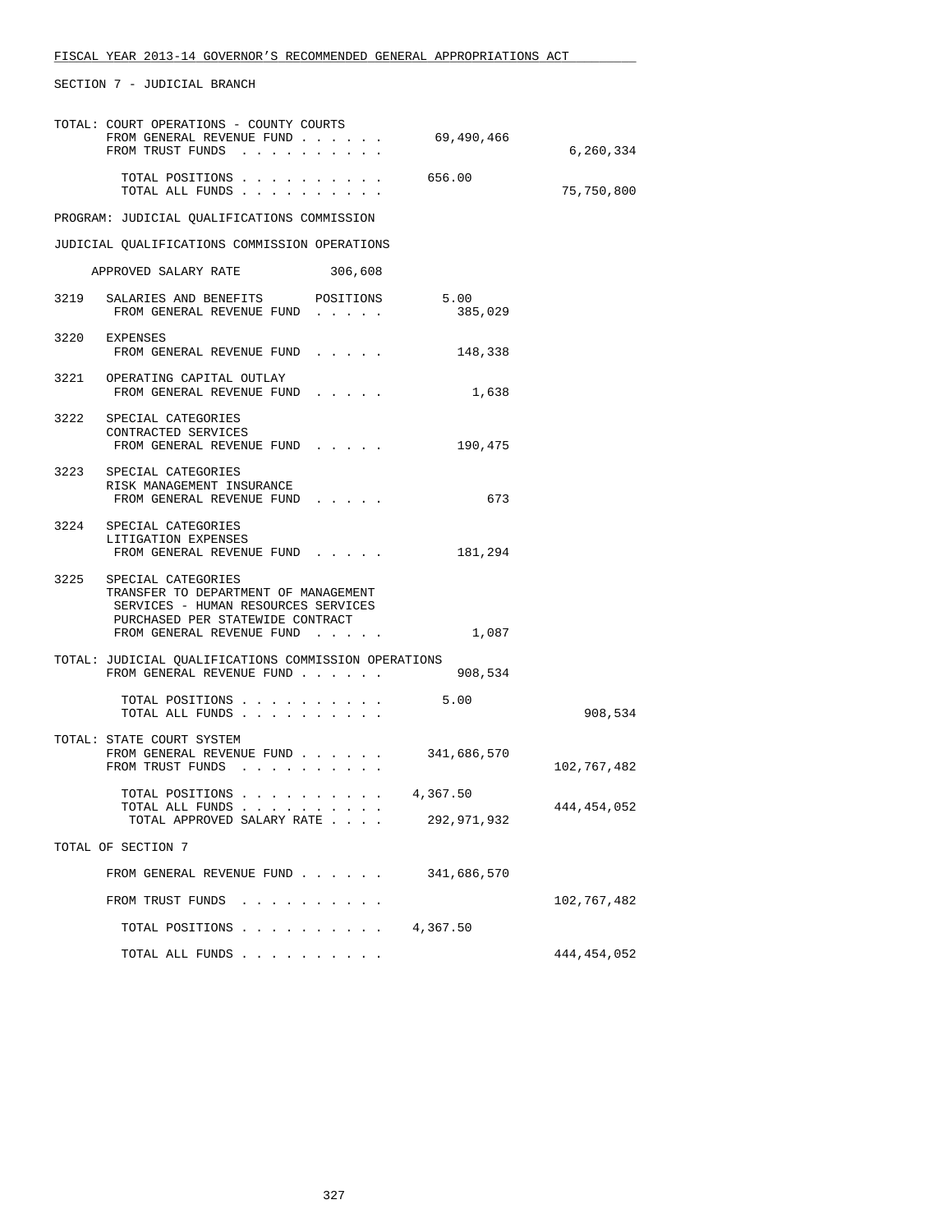SECTION 7 - JUDICIAL BRANCH

TOTAL: COURT OPERATIONS - COUNTY COURTS

| | | |
|---|---|---|
| FROM GENERAL REVENUE FUND | 69,490,466 | |
| FROM TRUST FUNDS | | 6,260,334 |
| TOTAL POSITIONS | 656.00 | |
| TOTAL ALL FUNDS | | 75,750,800 |

PROGRAM: JUDICIAL QUALIFICATIONS COMMISSION

JUDICIAL QUALIFICATIONS COMMISSION OPERATIONS

APPROVED SALARY RATE 306,608

| | | | |
|---|---|---|---|
| 3219 | SALARIES AND BENEFITS POSITIONS | 5.00 | |
| | FROM GENERAL REVENUE FUND | 385,029 | |
| 3220 | EXPENSES | | |
| | FROM GENERAL REVENUE FUND | 148,338 | |
| 3221 | OPERATING CAPITAL OUTLAY | | |
| | FROM GENERAL REVENUE FUND | 1,638 | |
| 3222 | SPECIAL CATEGORIES<br>CONTRACTED SERVICES | | |
| | FROM GENERAL REVENUE FUND | 190,475 | |
| 3223 | SPECIAL CATEGORIES<br>RISK MANAGEMENT INSURANCE | | |
| | FROM GENERAL REVENUE FUND | 673 | |
| 3224 | SPECIAL CATEGORIES<br>LITIGATION EXPENSES | | |
| | FROM GENERAL REVENUE FUND | 181,294 | |
| 3225 | SPECIAL CATEGORIES<br>TRANSFER TO DEPARTMENT OF MANAGEMENT SERVICES - HUMAN RESOURCES SERVICES PURCHASED PER STATEWIDE CONTRACT | | |
| | FROM GENERAL REVENUE FUND | 1,087 | |

TOTAL: JUDICIAL QUALIFICATIONS COMMISSION OPERATIONS

| | | |
|---|---|---|
| FROM GENERAL REVENUE FUND | 908,534 | |
| TOTAL POSITIONS | 5.00 | |
| TOTAL ALL FUNDS | | 908,534 |

TOTAL: STATE COURT SYSTEM

| | | |
|---|---|---|
| FROM GENERAL REVENUE FUND | 341,686,570 | |
| FROM TRUST FUNDS | | 102,767,482 |
| TOTAL POSITIONS | 4,367.50 | |
| TOTAL ALL FUNDS | | 444,454,052 |
| TOTAL APPROVED SALARY RATE | 292,971,932 | |

TOTAL OF SECTION 7

| | | |
|---|---|---|
| FROM GENERAL REVENUE FUND | 341,686,570 | |
| FROM TRUST FUNDS | | 102,767,482 |
| TOTAL POSITIONS | 4,367.50 | |
| TOTAL ALL FUNDS | | 444,454,052 |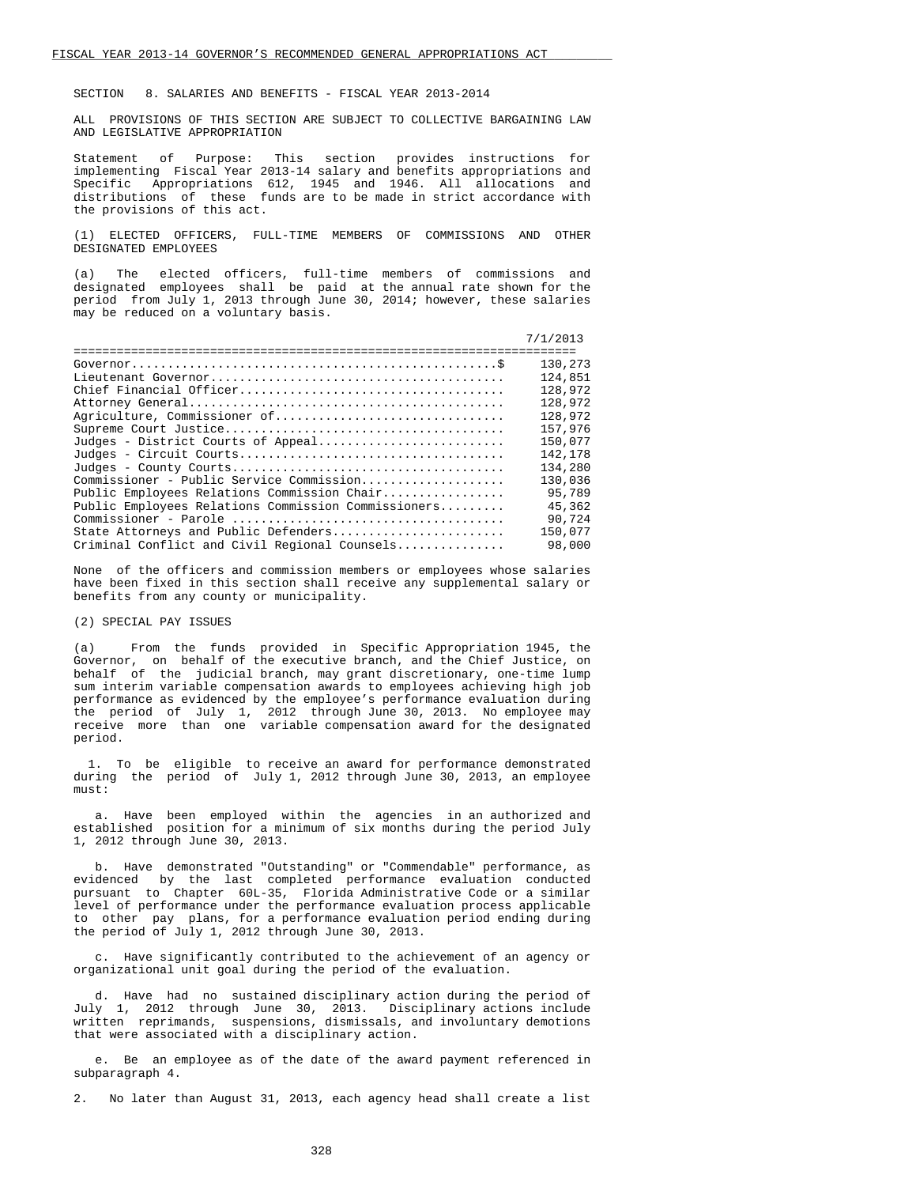SECTION 8. SALARIES AND BENEFITS - FISCAL YEAR 2013-2014

ALL PROVISIONS OF THIS SECTION ARE SUBJECT TO COLLECTIVE BARGAINING LAW AND LEGISLATIVE APPROPRIATION

Statement of Purpose: This section provides instructions for implementing Fiscal Year 2013-14 salary and benefits appropriations and Specific Appropriations 612, 1945 and 1946. All allocations and distributions of these funds are to be made in strict accordance with the provisions of this act.

(1) ELECTED OFFICERS, FULL-TIME MEMBERS OF COMMISSIONS AND OTHER DESIGNATED EMPLOYEES

(a) The elected officers, full-time members of commissions and designated employees shall be paid at the annual rate shown for the period from July 1, 2013 through June 30, 2014; however, these salaries may be reduced on a voluntary basis.

| | 7/1/2013 |
|---|---|
| Governor....................................................$ | 130,273 |
| Lieutenant Governor........................................ | 124,851 |
| Chief Financial Officer.................................... | 128,972 |
| Attorney General........................................... | 128,972 |
| Agriculture, Commissioner of............................... | 128,972 |
| Supreme Court Justice...................................... | 157,976 |
| Judges - District Courts of Appeal......................... | 150,077 |
| Judges - Circuit Courts.................................... | 142,178 |
| Judges - County Courts..................................... | 134,280 |
| Commissioner - Public Service Commission................... | 130,036 |
| Public Employees Relations Commission Chair................ | 95,789 |
| Public Employees Relations Commission Commissioners......... | 45,362 |
| Commissioner - Parole ..................................... | 90,724 |
| State Attorneys and Public Defenders....................... | 150,077 |
| Criminal Conflict and Civil Regional Counsels.............. | 98,000 |

None of the officers and commission members or employees whose salaries have been fixed in this section shall receive any supplemental salary or benefits from any county or municipality.

(2) SPECIAL PAY ISSUES

(a) From the funds provided in Specific Appropriation 1945, the Governor, on behalf of the executive branch, and the Chief Justice, on behalf of the judicial branch, may grant discretionary, one-time lump sum interim variable compensation awards to employees achieving high job performance as evidenced by the employee's performance evaluation during the period of July 1, 2012 through June 30, 2013. No employee may receive more than one variable compensation award for the designated period.

1. To be eligible to receive an award for performance demonstrated during the period of July 1, 2012 through June 30, 2013, an employee must:

a. Have been employed within the agencies in an authorized and established position for a minimum of six months during the period July 1, 2012 through June 30, 2013.

b. Have demonstrated "Outstanding" or "Commendable" performance, as evidenced by the last completed performance evaluation conducted pursuant to Chapter 60L-35, Florida Administrative Code or a similar level of performance under the performance evaluation process applicable to other pay plans, for a performance evaluation period ending during the period of July 1, 2012 through June 30, 2013.

c. Have significantly contributed to the achievement of an agency or organizational unit goal during the period of the evaluation.

d. Have had no sustained disciplinary action during the period of July 1, 2012 through June 30, 2013. Disciplinary actions include written reprimands, suspensions, dismissals, and involuntary demotions that were associated with a disciplinary action.

e. Be an employee as of the date of the award payment referenced in subparagraph 4.

2. No later than August 31, 2013, each agency head shall create a list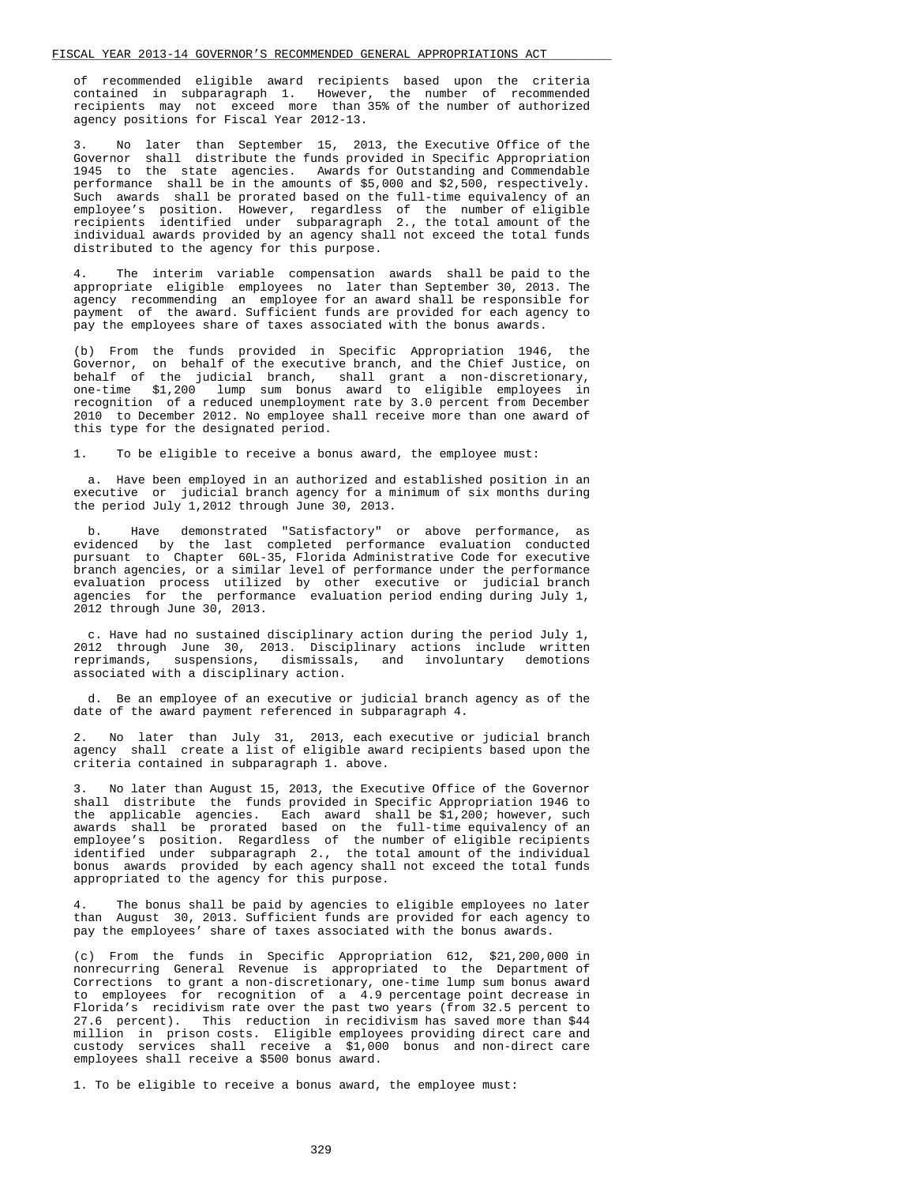of recommended eligible award recipients based upon the criteria contained in subparagraph 1. However, the number of recommended recipients may not exceed more than 35% of the number of authorized agency positions for Fiscal Year 2012-13.

3. No later than September 15, 2013, the Executive Office of the Governor shall distribute the funds provided in Specific Appropriation 1945 to the state agencies. Awards for Outstanding and Commendable performance shall be in the amounts of $5,000 and $2,500, respectively. Such awards shall be prorated based on the full-time equivalency of an employee's position. However, regardless of the number of eligible recipients identified under subparagraph 2., the total amount of the individual awards provided by an agency shall not exceed the total funds distributed to the agency for this purpose.

4. The interim variable compensation awards shall be paid to the appropriate eligible employees no later than September 30, 2013. The agency recommending an employee for an award shall be responsible for payment of the award. Sufficient funds are provided for each agency to pay the employees share of taxes associated with the bonus awards.

(b) From the funds provided in Specific Appropriation 1946, the Governor, on behalf of the executive branch, and the Chief Justice, on behalf of the judicial branch, shall grant a non-discretionary, one-time $1,200 lump sum bonus award to eligible employees in recognition of a reduced unemployment rate by 3.0 percent from December 2010 to December 2012. No employee shall receive more than one award of this type for the designated period.

1. To be eligible to receive a bonus award, the employee must:

a. Have been employed in an authorized and established position in an executive or judicial branch agency for a minimum of six months during the period July 1,2012 through June 30, 2013.

b. Have demonstrated "Satisfactory" or above performance, as evidenced by the last completed performance evaluation conducted pursuant to Chapter 60L-35, Florida Administrative Code for executive branch agencies, or a similar level of performance under the performance evaluation process utilized by other executive or judicial branch agencies for the performance evaluation period ending during July 1, 2012 through June 30, 2013.

c. Have had no sustained disciplinary action during the period July 1, 2012 through June 30, 2013. Disciplinary actions include written reprimands, suspensions, dismissals, and involuntary demotions associated with a disciplinary action.

d. Be an employee of an executive or judicial branch agency as of the date of the award payment referenced in subparagraph 4.

2. No later than July 31, 2013, each executive or judicial branch agency shall create a list of eligible award recipients based upon the criteria contained in subparagraph 1. above.

3. No later than August 15, 2013, the Executive Office of the Governor shall distribute the funds provided in Specific Appropriation 1946 to the applicable agencies. Each award shall be $1,200; however, such awards shall be prorated based on the full-time equivalency of an employee's position. Regardless of the number of eligible recipients identified under subparagraph 2., the total amount of the individual bonus awards provided by each agency shall not exceed the total funds appropriated to the agency for this purpose.

4. The bonus shall be paid by agencies to eligible employees no later than August 30, 2013. Sufficient funds are provided for each agency to pay the employees' share of taxes associated with the bonus awards.

(c) From the funds in Specific Appropriation 612, $21,200,000 in nonrecurring General Revenue is appropriated to the Department of Corrections to grant a non-discretionary, one-time lump sum bonus award to employees for recognition of a 4.9 percentage point decrease in Florida's recidivism rate over the past two years (from 32.5 percent to 27.6 percent). This reduction in recidivism has saved more than $44 million in prison costs. Eligible employees providing direct care and custody services shall receive a $1,000 bonus and non-direct care employees shall receive a $500 bonus award.

1. To be eligible to receive a bonus award, the employee must: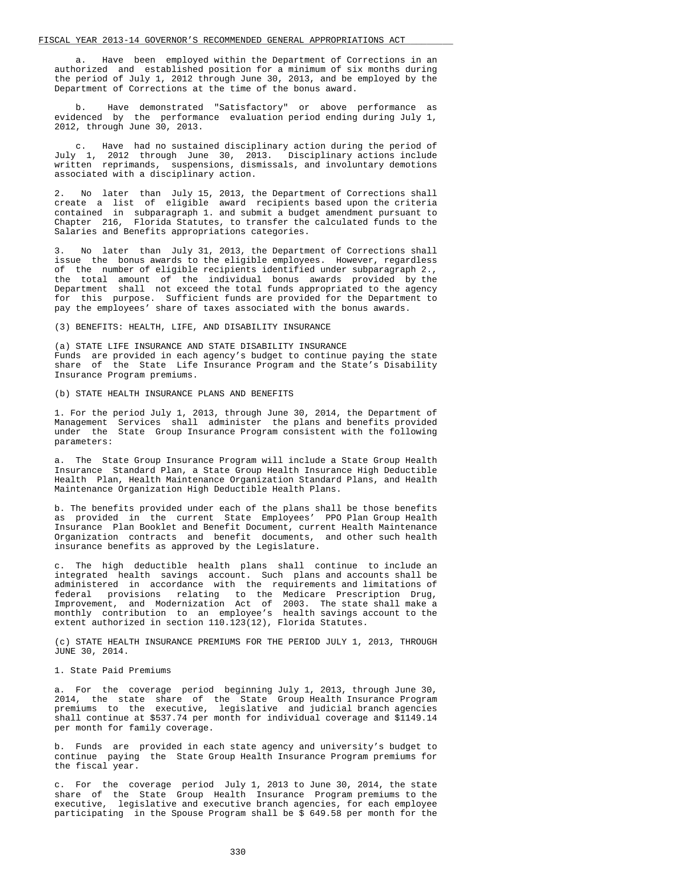a. Have been employed within the Department of Corrections in an authorized and established position for a minimum of six months during the period of July 1, 2012 through June 30, 2013, and be employed by the Department of Corrections at the time of the bonus award.

b. Have demonstrated "Satisfactory" or above performance as evidenced by the performance evaluation period ending during July 1, 2012, through June 30, 2013.

c. Have had no sustained disciplinary action during the period of July 1, 2012 through June 30, 2013. Disciplinary actions include written reprimands, suspensions, dismissals, and involuntary demotions associated with a disciplinary action.

2. No later than July 15, 2013, the Department of Corrections shall create a list of eligible award recipients based upon the criteria contained in subparagraph 1. and submit a budget amendment pursuant to Chapter 216, Florida Statutes, to transfer the calculated funds to the Salaries and Benefits appropriations categories.

3. No later than July 31, 2013, the Department of Corrections shall issue the bonus awards to the eligible employees. However, regardless of the number of eligible recipients identified under subparagraph 2., the total amount of the individual bonus awards provided by the Department shall not exceed the total funds appropriated to the agency for this purpose. Sufficient funds are provided for the Department to pay the employees' share of taxes associated with the bonus awards.

(3) BENEFITS: HEALTH, LIFE, AND DISABILITY INSURANCE

(a) STATE LIFE INSURANCE AND STATE DISABILITY INSURANCE
Funds are provided in each agency's budget to continue paying the state share of the State Life Insurance Program and the State's Disability Insurance Program premiums.

(b) STATE HEALTH INSURANCE PLANS AND BENEFITS

1. For the period July 1, 2013, through June 30, 2014, the Department of Management Services shall administer the plans and benefits provided under the State Group Insurance Program consistent with the following parameters:

a. The State Group Insurance Program will include a State Group Health Insurance Standard Plan, a State Group Health Insurance High Deductible Health Plan, Health Maintenance Organization Standard Plans, and Health Maintenance Organization High Deductible Health Plans.

b. The benefits provided under each of the plans shall be those benefits as provided in the current State Employees' PPO Plan Group Health Insurance Plan Booklet and Benefit Document, current Health Maintenance Organization contracts and benefit documents, and other such health insurance benefits as approved by the Legislature.

c. The high deductible health plans shall continue to include an integrated health savings account. Such plans and accounts shall be administered in accordance with the requirements and limitations of federal provisions relating to the Medicare Prescription Drug, Improvement, and Modernization Act of 2003. The state shall make a monthly contribution to an employee's health savings account to the extent authorized in section 110.123(12), Florida Statutes.

(c) STATE HEALTH INSURANCE PREMIUMS FOR THE PERIOD JULY 1, 2013, THROUGH JUNE 30, 2014.

1. State Paid Premiums

a. For the coverage period beginning July 1, 2013, through June 30, 2014, the state share of the State Group Health Insurance Program premiums to the executive, legislative and judicial branch agencies shall continue at $537.74 per month for individual coverage and $1149.14 per month for family coverage.

b. Funds are provided in each state agency and university's budget to continue paying the State Group Health Insurance Program premiums for the fiscal year.

c. For the coverage period July 1, 2013 to June 30, 2014, the state share of the State Group Health Insurance Program premiums to the executive, legislative and executive branch agencies, for each employee participating in the Spouse Program shall be $ 649.58 per month for the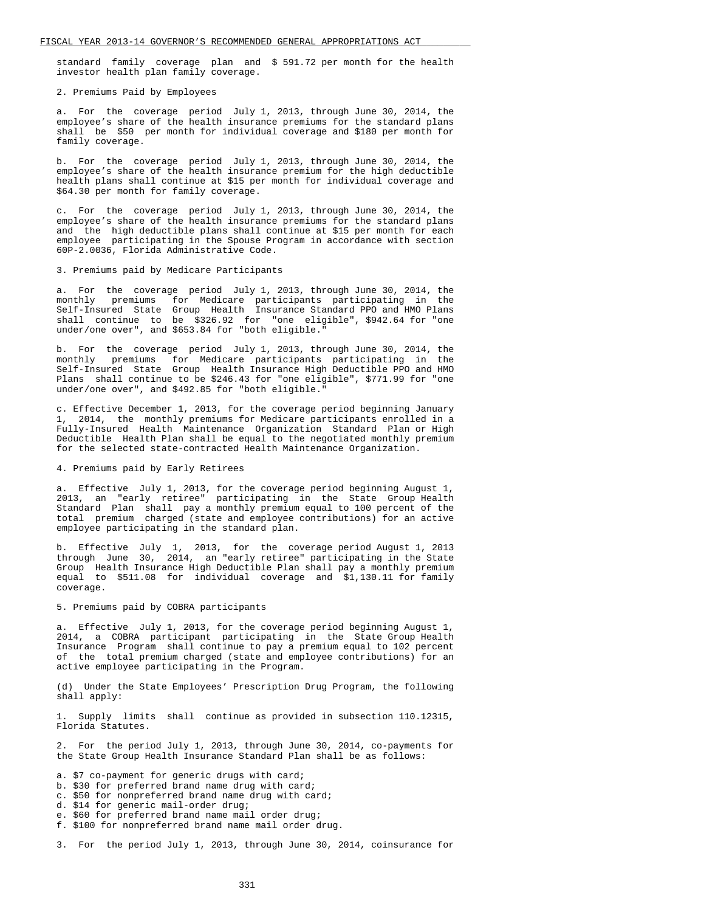standard family coverage plan and $ 591.72 per month for the health investor health plan family coverage.

2. Premiums Paid by Employees

a. For the coverage period July 1, 2013, through June 30, 2014, the employee's share of the health insurance premiums for the standard plans shall be $50 per month for individual coverage and $180 per month for family coverage.

b. For the coverage period July 1, 2013, through June 30, 2014, the employee's share of the health insurance premium for the high deductible health plans shall continue at $15 per month for individual coverage and $64.30 per month for family coverage.

c. For the coverage period July 1, 2013, through June 30, 2014, the employee's share of the health insurance premiums for the standard plans and the high deductible plans shall continue at $15 per month for each employee participating in the Spouse Program in accordance with section 60P-2.0036, Florida Administrative Code.

3. Premiums paid by Medicare Participants

a. For the coverage period July 1, 2013, through June 30, 2014, the monthly premiums for Medicare participants participating in the Self-Insured State Group Health Insurance Standard PPO and HMO Plans shall continue to be $326.92 for "one eligible", $942.64 for "one under/one over", and $653.84 for "both eligible."

b. For the coverage period July 1, 2013, through June 30, 2014, the monthly premiums for Medicare participants participating in the Self-Insured State Group Health Insurance High Deductible PPO and HMO Plans shall continue to be $246.43 for "one eligible", $771.99 for "one under/one over", and $492.85 for "both eligible."

c. Effective December 1, 2013, for the coverage period beginning January 1, 2014, the monthly premiums for Medicare participants enrolled in a Fully-Insured Health Maintenance Organization Standard Plan or High Deductible Health Plan shall be equal to the negotiated monthly premium for the selected state-contracted Health Maintenance Organization.

4. Premiums paid by Early Retirees

a. Effective July 1, 2013, for the coverage period beginning August 1, 2013, an "early retiree" participating in the State Group Health Standard Plan shall pay a monthly premium equal to 100 percent of the total premium charged (state and employee contributions) for an active employee participating in the standard plan.

b. Effective July 1, 2013, for the coverage period August 1, 2013 through June 30, 2014, an "early retiree" participating in the State Group Health Insurance High Deductible Plan shall pay a monthly premium equal to $511.08 for individual coverage and $1,130.11 for family coverage.

5. Premiums paid by COBRA participants

a. Effective July 1, 2013, for the coverage period beginning August 1, 2014, a COBRA participant participating in the State Group Health Insurance Program shall continue to pay a premium equal to 102 percent of the total premium charged (state and employee contributions) for an active employee participating in the Program.

(d) Under the State Employees' Prescription Drug Program, the following shall apply:

1. Supply limits shall continue as provided in subsection 110.12315, Florida Statutes.

2. For the period July 1, 2013, through June 30, 2014, co-payments for the State Group Health Insurance Standard Plan shall be as follows:

a. $7 co-payment for generic drugs with card;
b. $30 for preferred brand name drug with card;
c. $50 for nonpreferred brand name drug with card;
d. $14 for generic mail-order drug;
e. $60 for preferred brand name mail order drug;
f. $100 for nonpreferred brand name mail order drug.

3. For the period July 1, 2013, through June 30, 2014, coinsurance for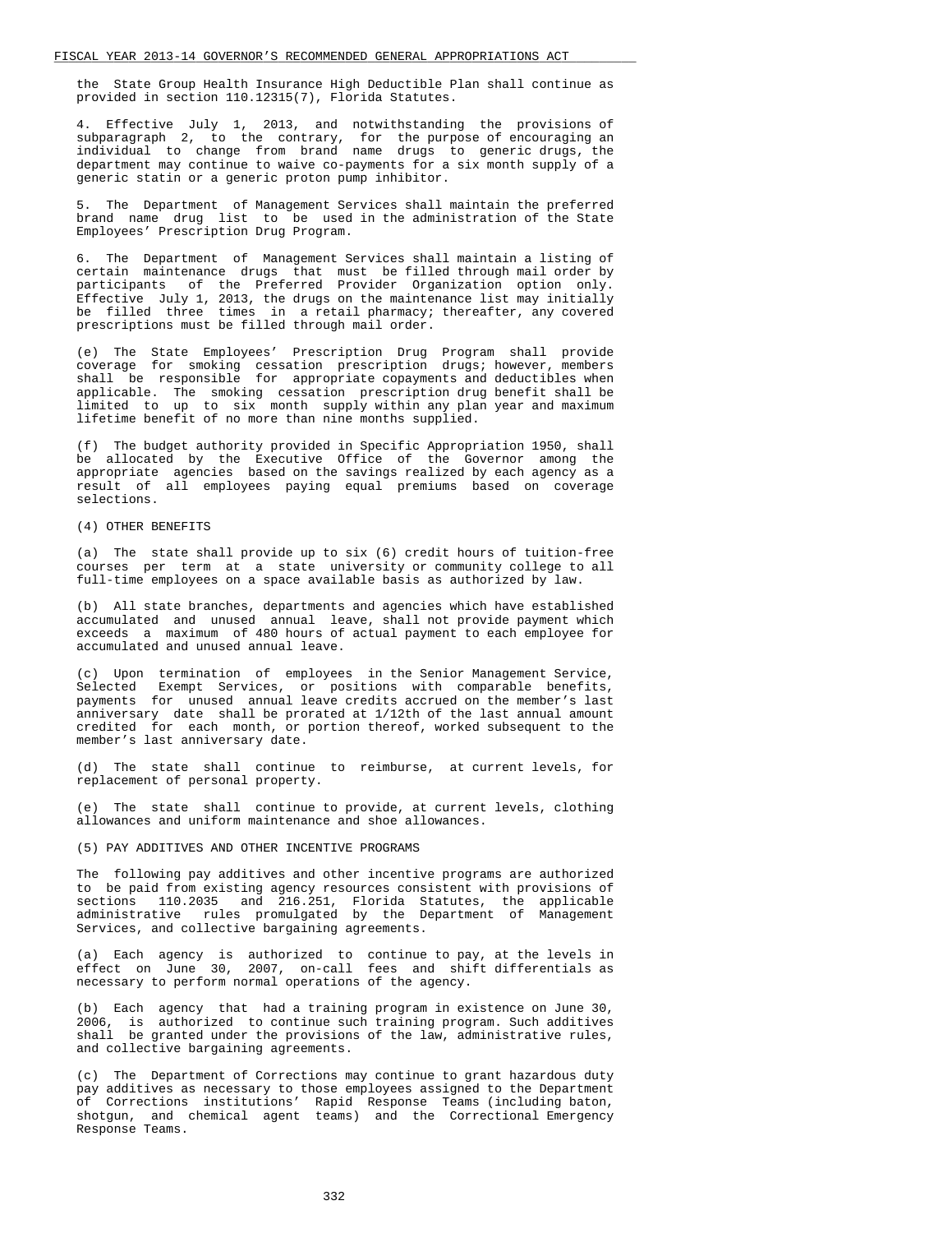the State Group Health Insurance High Deductible Plan shall continue as provided in section 110.12315(7), Florida Statutes.

4. Effective July 1, 2013, and notwithstanding the provisions of subparagraph 2, to the contrary, for the purpose of encouraging an individual to change from brand name drugs to generic drugs, the department may continue to waive co-payments for a six month supply of a generic statin or a generic proton pump inhibitor.

5. The Department of Management Services shall maintain the preferred brand name drug list to be used in the administration of the State Employees' Prescription Drug Program.

6. The Department of Management Services shall maintain a listing of certain maintenance drugs that must be filled through mail order by participants of the Preferred Provider Organization option only. Effective July 1, 2013, the drugs on the maintenance list may initially be filled three times in a retail pharmacy; thereafter, any covered prescriptions must be filled through mail order.

(e) The State Employees' Prescription Drug Program shall provide coverage for smoking cessation prescription drugs; however, members shall be responsible for appropriate copayments and deductibles when applicable. The smoking cessation prescription drug benefit shall be limited to up to six month supply within any plan year and maximum lifetime benefit of no more than nine months supplied.

(f) The budget authority provided in Specific Appropriation 1950, shall be allocated by the Executive Office of the Governor among the appropriate agencies based on the savings realized by each agency as a result of all employees paying equal premiums based on coverage selections.

(4) OTHER BENEFITS

(a) The state shall provide up to six (6) credit hours of tuition-free courses per term at a state university or community college to all full-time employees on a space available basis as authorized by law.

(b) All state branches, departments and agencies which have established accumulated and unused annual leave, shall not provide payment which exceeds a maximum of 480 hours of actual payment to each employee for accumulated and unused annual leave.

(c) Upon termination of employees in the Senior Management Service, Selected Exempt Services, or positions with comparable benefits, payments for unused annual leave credits accrued on the member's last anniversary date shall be prorated at 1/12th of the last annual amount credited for each month, or portion thereof, worked subsequent to the member's last anniversary date.

(d) The state shall continue to reimburse, at current levels, for replacement of personal property.

(e) The state shall continue to provide, at current levels, clothing allowances and uniform maintenance and shoe allowances.

(5) PAY ADDITIVES AND OTHER INCENTIVE PROGRAMS

The following pay additives and other incentive programs are authorized to be paid from existing agency resources consistent with provisions of sections 110.2035 and 216.251, Florida Statutes, the applicable administrative rules promulgated by the Department of Management Services, and collective bargaining agreements.

(a) Each agency is authorized to continue to pay, at the levels in effect on June 30, 2007, on-call fees and shift differentials as necessary to perform normal operations of the agency.

(b) Each agency that had a training program in existence on June 30, 2006, is authorized to continue such training program. Such additives shall be granted under the provisions of the law, administrative rules, and collective bargaining agreements.

(c) The Department of Corrections may continue to grant hazardous duty pay additives as necessary to those employees assigned to the Department of Corrections institutions' Rapid Response Teams (including baton, shotgun, and chemical agent teams) and the Correctional Emergency Response Teams.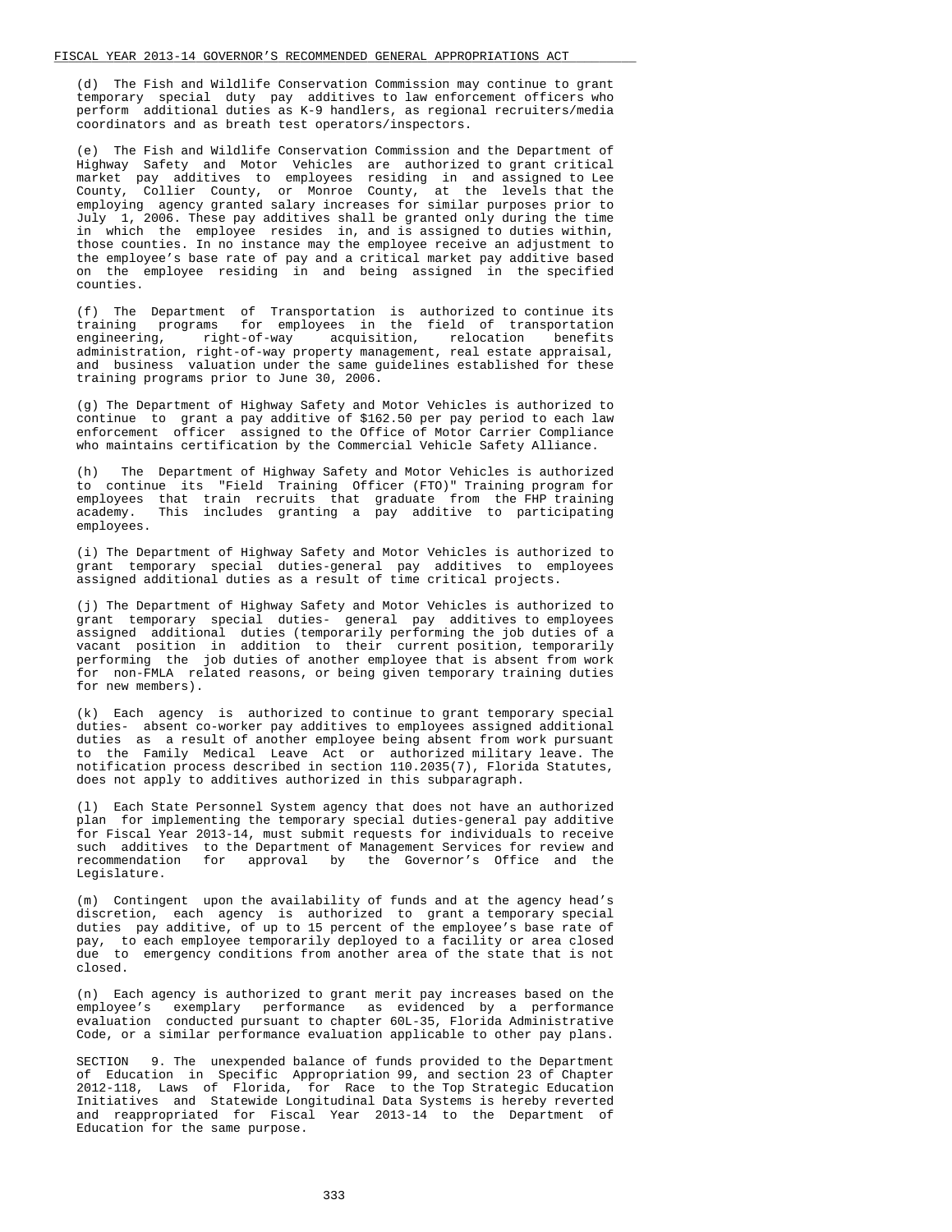(d) The Fish and Wildlife Conservation Commission may continue to grant temporary special duty pay additives to law enforcement officers who perform additional duties as K-9 handlers, as regional recruiters/media coordinators and as breath test operators/inspectors.

(e) The Fish and Wildlife Conservation Commission and the Department of Highway Safety and Motor Vehicles are authorized to grant critical market pay additives to employees residing in and assigned to Lee County, Collier County, or Monroe County, at the levels that the employing agency granted salary increases for similar purposes prior to July 1, 2006. These pay additives shall be granted only during the time in which the employee resides in, and is assigned to duties within, those counties. In no instance may the employee receive an adjustment to the employee's base rate of pay and a critical market pay additive based on the employee residing in and being assigned in the specified counties.

(f) The Department of Transportation is authorized to continue its training programs for employees in the field of transportation engineering, right-of-way acquisition, relocation benefits administration, right-of-way property management, real estate appraisal, and business valuation under the same guidelines established for these training programs prior to June 30, 2006.

(g) The Department of Highway Safety and Motor Vehicles is authorized to continue to grant a pay additive of $162.50 per pay period to each law enforcement officer assigned to the Office of Motor Carrier Compliance who maintains certification by the Commercial Vehicle Safety Alliance.

(h) The Department of Highway Safety and Motor Vehicles is authorized to continue its "Field Training Officer (FTO)" Training program for employees that train recruits that graduate from the FHP training academy. This includes granting a pay additive to participating employees.

(i) The Department of Highway Safety and Motor Vehicles is authorized to grant temporary special duties-general pay additives to employees assigned additional duties as a result of time critical projects.

(j) The Department of Highway Safety and Motor Vehicles is authorized to grant temporary special duties- general pay additives to employees assigned additional duties (temporarily performing the job duties of a vacant position in addition to their current position, temporarily performing the job duties of another employee that is absent from work for non-FMLA related reasons, or being given temporary training duties for new members).

(k) Each agency is authorized to continue to grant temporary special duties- absent co-worker pay additives to employees assigned additional duties as a result of another employee being absent from work pursuant to the Family Medical Leave Act or authorized military leave. The notification process described in section 110.2035(7), Florida Statutes, does not apply to additives authorized in this subparagraph.

(l) Each State Personnel System agency that does not have an authorized plan for implementing the temporary special duties-general pay additive for Fiscal Year 2013-14, must submit requests for individuals to receive such additives to the Department of Management Services for review and recommendation for approval by the Governor's Office and the Legislature.

(m) Contingent upon the availability of funds and at the agency head's discretion, each agency is authorized to grant a temporary special duties pay additive, of up to 15 percent of the employee's base rate of pay, to each employee temporarily deployed to a facility or area closed due to emergency conditions from another area of the state that is not closed.

(n) Each agency is authorized to grant merit pay increases based on the employee's exemplary performance as evidenced by a performance evaluation conducted pursuant to chapter 60L-35, Florida Administrative Code, or a similar performance evaluation applicable to other pay plans.

SECTION 9. The unexpended balance of funds provided to the Department of Education in Specific Appropriation 99, and section 23 of Chapter 2012-118, Laws of Florida, for Race to the Top Strategic Education Initiatives and Statewide Longitudinal Data Systems is hereby reverted and reappropriated for Fiscal Year 2013-14 to the Department of Education for the same purpose.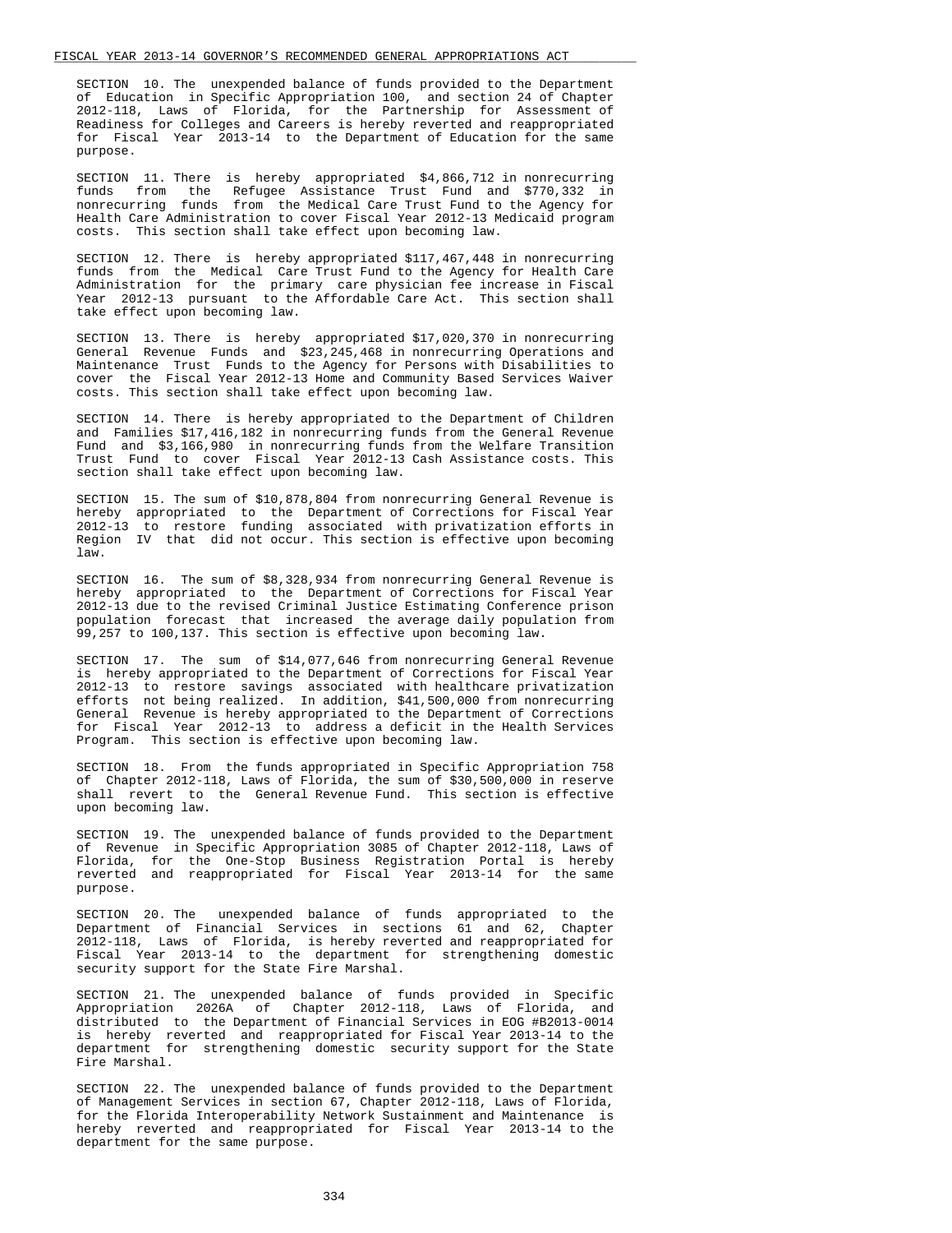SECTION 10. The unexpended balance of funds provided to the Department of Education in Specific Appropriation 100, and section 24 of Chapter 2012-118, Laws of Florida, for the Partnership for Assessment of Readiness for Colleges and Careers is hereby reverted and reappropriated for Fiscal Year 2013-14 to the Department of Education for the same purpose.

SECTION 11. There is hereby appropriated $4,866,712 in nonrecurring funds from the Refugee Assistance Trust Fund and $770,332 in nonrecurring funds from the Medical Care Trust Fund to the Agency for Health Care Administration to cover Fiscal Year 2012-13 Medicaid program costs. This section shall take effect upon becoming law.

SECTION 12. There is hereby appropriated $117,467,448 in nonrecurring funds from the Medical Care Trust Fund to the Agency for Health Care Administration for the primary care physician fee increase in Fiscal Year 2012-13 pursuant to the Affordable Care Act. This section shall take effect upon becoming law.

SECTION 13. There is hereby appropriated $17,020,370 in nonrecurring General Revenue Funds and $23,245,468 in nonrecurring Operations and Maintenance Trust Funds to the Agency for Persons with Disabilities to cover the Fiscal Year 2012-13 Home and Community Based Services Waiver costs. This section shall take effect upon becoming law.

SECTION 14. There is hereby appropriated to the Department of Children and Families $17,416,182 in nonrecurring funds from the General Revenue Fund and $3,166,980 in nonrecurring funds from the Welfare Transition Trust Fund to cover Fiscal Year 2012-13 Cash Assistance costs. This section shall take effect upon becoming law.

SECTION 15. The sum of $10,878,804 from nonrecurring General Revenue is hereby appropriated to the Department of Corrections for Fiscal Year 2012-13 to restore funding associated with privatization efforts in Region IV that did not occur. This section is effective upon becoming law.

SECTION 16. The sum of $8,328,934 from nonrecurring General Revenue is hereby appropriated to the Department of Corrections for Fiscal Year 2012-13 due to the revised Criminal Justice Estimating Conference prison population forecast that increased the average daily population from 99,257 to 100,137. This section is effective upon becoming law.

SECTION 17. The sum of $14,077,646 from nonrecurring General Revenue is hereby appropriated to the Department of Corrections for Fiscal Year 2012-13 to restore savings associated with healthcare privatization efforts not being realized. In addition, $41,500,000 from nonrecurring General Revenue is hereby appropriated to the Department of Corrections for Fiscal Year 2012-13 to address a deficit in the Health Services Program. This section is effective upon becoming law.

SECTION 18. From the funds appropriated in Specific Appropriation 758 of Chapter 2012-118, Laws of Florida, the sum of $30,500,000 in reserve shall revert to the General Revenue Fund. This section is effective upon becoming law.

SECTION 19. The unexpended balance of funds provided to the Department of Revenue in Specific Appropriation 3085 of Chapter 2012-118, Laws of Florida, for the One-Stop Business Registration Portal is hereby reverted and reappropriated for Fiscal Year 2013-14 for the same purpose.

SECTION 20. The unexpended balance of funds appropriated to the Department of Financial Services in sections 61 and 62, Chapter 2012-118, Laws of Florida, is hereby reverted and reappropriated for Fiscal Year 2013-14 to the department for strengthening domestic security support for the State Fire Marshal.

SECTION 21. The unexpended balance of funds provided in Specific Appropriation 2026A of Chapter 2012-118, Laws of Florida, and distributed to the Department of Financial Services in EOG #B2013-0014 is hereby reverted and reappropriated for Fiscal Year 2013-14 to the department for strengthening domestic security support for the State Fire Marshal.

SECTION 22. The unexpended balance of funds provided to the Department of Management Services in section 67, Chapter 2012-118, Laws of Florida, for the Florida Interoperability Network Sustainment and Maintenance is hereby reverted and reappropriated for Fiscal Year 2013-14 to the department for the same purpose.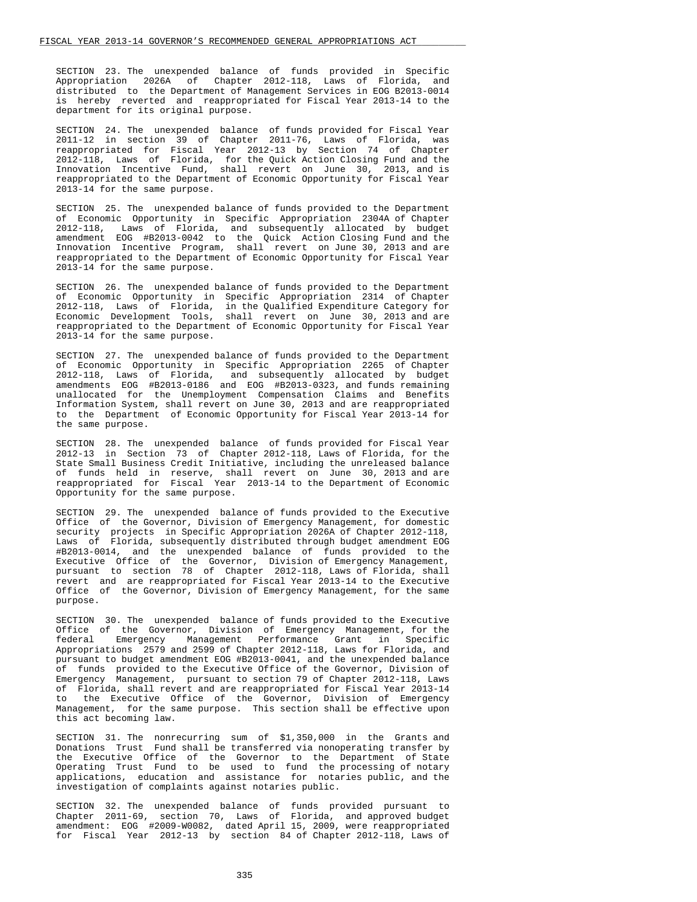SECTION 23. The unexpended balance of funds provided in Specific Appropriation 2026A of Chapter 2012-118, Laws of Florida, and distributed to the Department of Management Services in EOG B2013-0014 is hereby reverted and reappropriated for Fiscal Year 2013-14 to the department for its original purpose.

SECTION 24. The unexpended balance of funds provided for Fiscal Year 2011-12 in section 39 of Chapter 2011-76, Laws of Florida, was reappropriated for Fiscal Year 2012-13 by Section 74 of Chapter 2012-118, Laws of Florida, for the Quick Action Closing Fund and the Innovation Incentive Fund, shall revert on June 30, 2013, and is reappropriated to the Department of Economic Opportunity for Fiscal Year 2013-14 for the same purpose.

SECTION 25. The unexpended balance of funds provided to the Department of Economic Opportunity in Specific Appropriation 2304A of Chapter 2012-118, Laws of Florida, and subsequently allocated by budget amendment EOG #B2013-0042 to the Quick Action Closing Fund and the Innovation Incentive Program, shall revert on June 30, 2013 and are reappropriated to the Department of Economic Opportunity for Fiscal Year 2013-14 for the same purpose.

SECTION 26. The unexpended balance of funds provided to the Department of Economic Opportunity in Specific Appropriation 2314 of Chapter 2012-118, Laws of Florida, in the Qualified Expenditure Category for Economic Development Tools, shall revert on June 30, 2013 and are reappropriated to the Department of Economic Opportunity for Fiscal Year 2013-14 for the same purpose.

SECTION 27. The unexpended balance of funds provided to the Department of Economic Opportunity in Specific Appropriation 2265 of Chapter 2012-118, Laws of Florida, and subsequently allocated by budget amendments EOG #B2013-0186 and EOG #B2013-0323, and funds remaining unallocated for the Unemployment Compensation Claims and Benefits Information System, shall revert on June 30, 2013 and are reappropriated to the Department of Economic Opportunity for Fiscal Year 2013-14 for the same purpose.

SECTION 28. The unexpended balance of funds provided for Fiscal Year 2012-13 in Section 73 of Chapter 2012-118, Laws of Florida, for the State Small Business Credit Initiative, including the unreleased balance of funds held in reserve, shall revert on June 30, 2013 and are reappropriated for Fiscal Year 2013-14 to the Department of Economic Opportunity for the same purpose.

SECTION 29. The unexpended balance of funds provided to the Executive Office of the Governor, Division of Emergency Management, for domestic security projects in Specific Appropriation 2026A of Chapter 2012-118, Laws of Florida, subsequently distributed through budget amendment EOG #B2013-0014, and the unexpended balance of funds provided to the Executive Office of the Governor, Division of Emergency Management, pursuant to section 78 of Chapter 2012-118, Laws of Florida, shall revert and are reappropriated for Fiscal Year 2013-14 to the Executive Office of the Governor, Division of Emergency Management, for the same purpose.

SECTION 30. The unexpended balance of funds provided to the Executive Office of the Governor, Division of Emergency Management, for the federal Emergency Management Performance Grant in Specific Appropriations 2579 and 2599 of Chapter 2012-118, Laws for Florida, and pursuant to budget amendment EOG #B2013-0041, and the unexpended balance of funds provided to the Executive Office of the Governor, Division of Emergency Management, pursuant to section 79 of Chapter 2012-118, Laws of Florida, shall revert and are reappropriated for Fiscal Year 2013-14 to the Executive Office of the Governor, Division of Emergency Management, for the same purpose. This section shall be effective upon this act becoming law.

SECTION 31. The nonrecurring sum of $1,350,000 in the Grants and Donations Trust Fund shall be transferred via nonoperating transfer by the Executive Office of the Governor to the Department of State Operating Trust Fund to be used to fund the processing of notary applications, education and assistance for notaries public, and the investigation of complaints against notaries public.

SECTION 32. The unexpended balance of funds provided pursuant to Chapter 2011-69, section 70, Laws of Florida, and approved budget amendment: EOG #2009-W0082, dated April 15, 2009, were reappropriated for Fiscal Year 2012-13 by section 84 of Chapter 2012-118, Laws of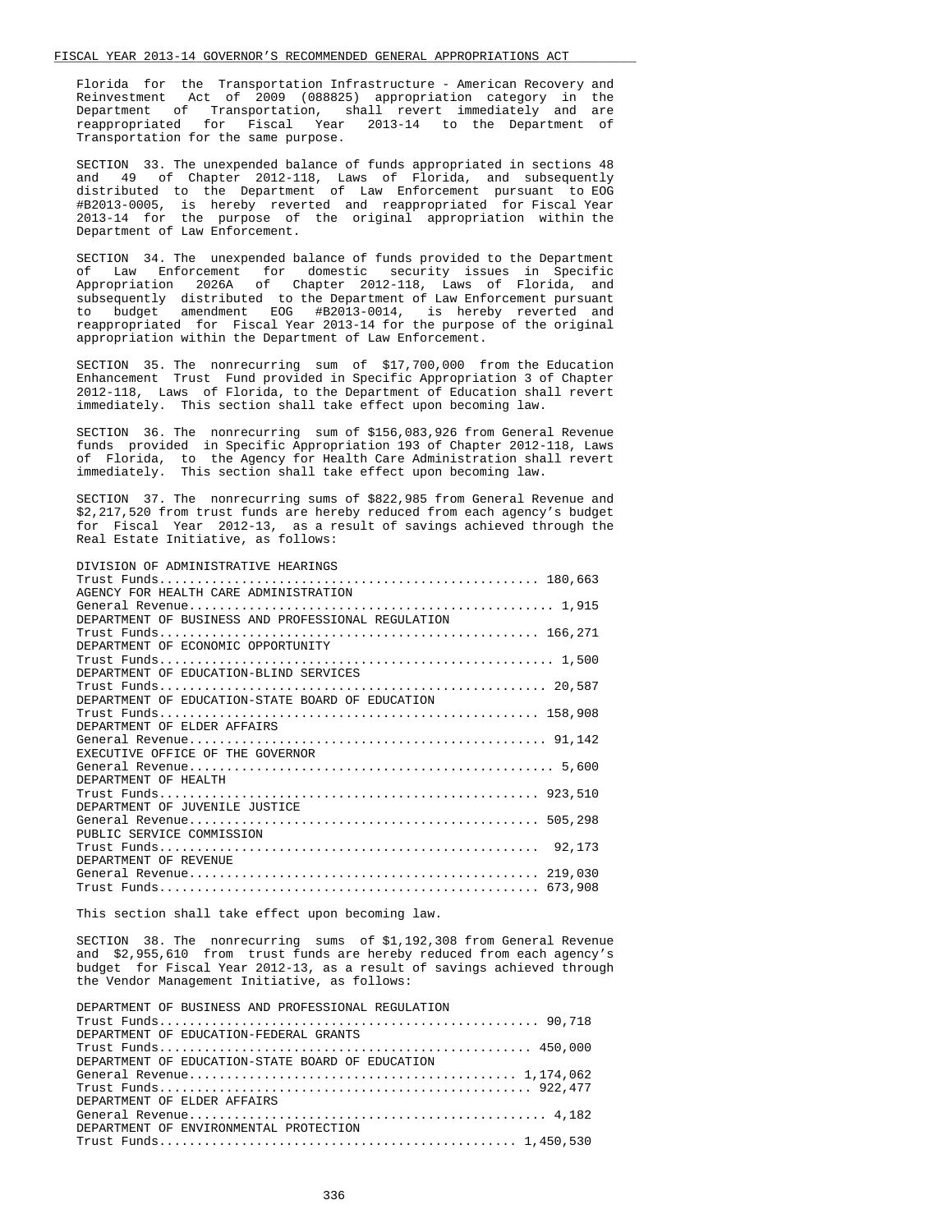Florida for the Transportation Infrastructure - American Recovery and Reinvestment Act of 2009 (088825) appropriation category in the Department of Transportation, shall revert immediately and are reappropriated for Fiscal Year 2013-14 to the Department of Transportation for the same purpose.

SECTION 33. The unexpended balance of funds appropriated in sections 48 and 49 of Chapter 2012-118, Laws of Florida, and subsequently distributed to the Department of Law Enforcement pursuant to EOG #B2013-0005, is hereby reverted and reappropriated for Fiscal Year 2013-14 for the purpose of the original appropriation within the Department of Law Enforcement.

SECTION 34. The unexpended balance of funds provided to the Department of Law Enforcement for domestic security issues in Specific Appropriation 2026A of Chapter 2012-118, Laws of Florida, and subsequently distributed to the Department of Law Enforcement pursuant to budget amendment EOG #B2013-0014, is hereby reverted and reappropriated for Fiscal Year 2013-14 for the purpose of the original appropriation within the Department of Law Enforcement.

SECTION 35. The nonrecurring sum of $17,700,000 from the Education Enhancement Trust Fund provided in Specific Appropriation 3 of Chapter 2012-118, Laws of Florida, to the Department of Education shall revert immediately. This section shall take effect upon becoming law.

SECTION 36. The nonrecurring sum of $156,083,926 from General Revenue funds provided in Specific Appropriation 193 of Chapter 2012-118, Laws of Florida, to the Agency for Health Care Administration shall revert immediately. This section shall take effect upon becoming law.

SECTION 37. The nonrecurring sums of $822,985 from General Revenue and $2,217,520 from trust funds are hereby reduced from each agency's budget for Fiscal Year 2012-13, as a result of savings achieved through the Real Estate Initiative, as follows:

DIVISION OF ADMINISTRATIVE HEARINGS
Trust Funds.................................................. 180,663
AGENCY FOR HEALTH CARE ADMINISTRATION
General Revenue................................................ 1,915
DEPARTMENT OF BUSINESS AND PROFESSIONAL REGULATION
Trust Funds.................................................. 166,271
DEPARTMENT OF ECONOMIC OPPORTUNITY
Trust Funds.................................................... 1,500
DEPARTMENT OF EDUCATION-BLIND SERVICES
Trust Funds................................................... 20,587
DEPARTMENT OF EDUCATION-STATE BOARD OF EDUCATION
Trust Funds.................................................. 158,908
DEPARTMENT OF ELDER AFFAIRS
General Revenue............................................... 91,142
EXECUTIVE OFFICE OF THE GOVERNOR
General Revenue................................................ 5,600
DEPARTMENT OF HEALTH
Trust Funds.................................................. 923,510
DEPARTMENT OF JUVENILE JUSTICE
General Revenue.............................................. 505,298
PUBLIC SERVICE COMMISSION
Trust Funds.................................................. 92,173
DEPARTMENT OF REVENUE
General Revenue.............................................. 219,030
Trust Funds.................................................. 673,908

This section shall take effect upon becoming law.

SECTION 38. The nonrecurring sums of $1,192,308 from General Revenue and $2,955,610 from trust funds are hereby reduced from each agency's budget for Fiscal Year 2012-13, as a result of savings achieved through the Vendor Management Initiative, as follows:

DEPARTMENT OF BUSINESS AND PROFESSIONAL REGULATION
Trust Funds................................................... 90,718
DEPARTMENT OF EDUCATION-FEDERAL GRANTS
Trust Funds.................................................. 450,000
DEPARTMENT OF EDUCATION-STATE BOARD OF EDUCATION
General Revenue............................................ 1,174,062
Trust Funds.................................................. 922,477
DEPARTMENT OF ELDER AFFAIRS
General Revenue................................................ 4,182
DEPARTMENT OF ENVIRONMENTAL PROTECTION
Trust Funds................................................ 1,450,530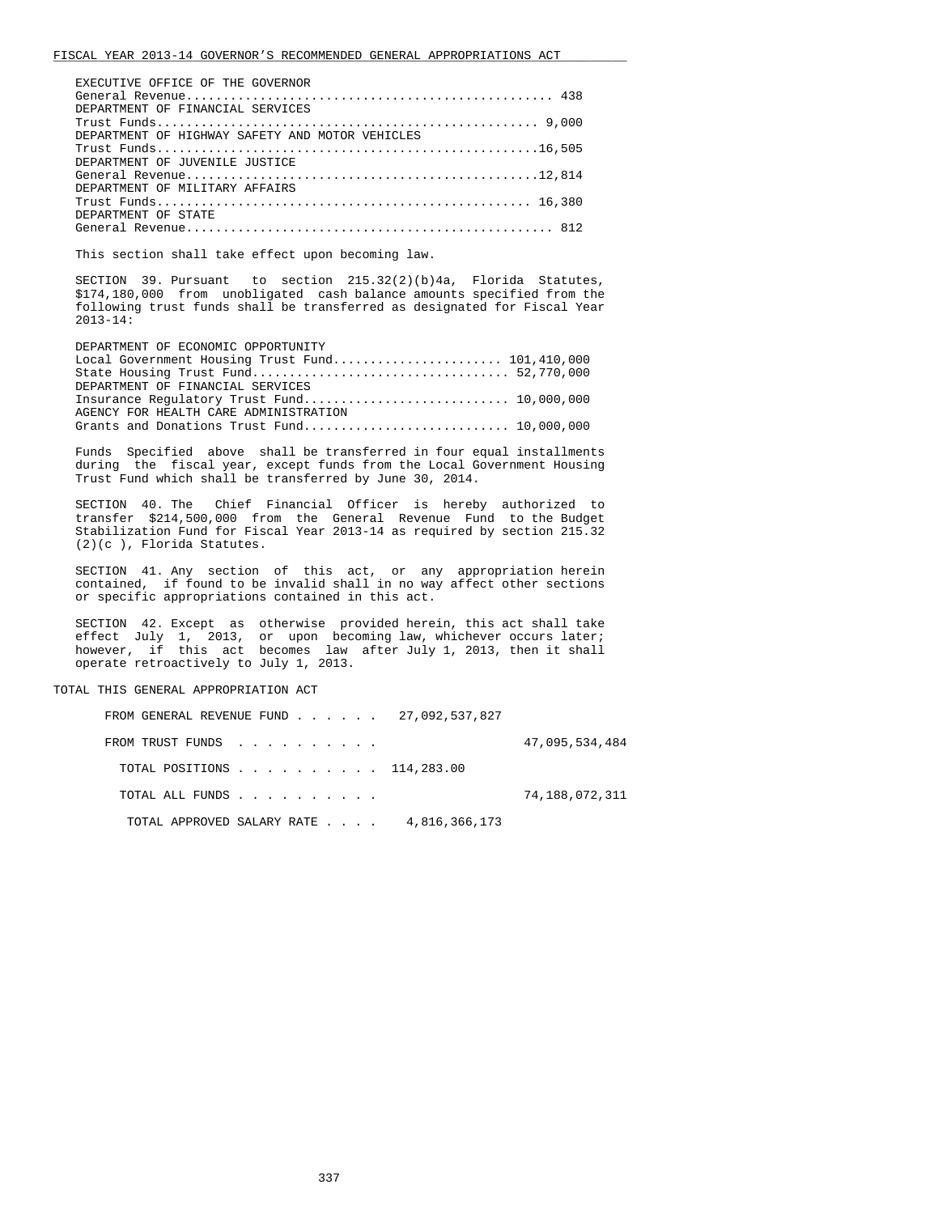EXECUTIVE OFFICE OF THE GOVERNOR
General Revenue................................................. 438
DEPARTMENT OF FINANCIAL SERVICES
Trust Funds................................................... 9,000
DEPARTMENT OF HIGHWAY SAFETY AND MOTOR VEHICLES
Trust Funds..................................................16,505
DEPARTMENT OF JUVENILE JUSTICE
General Revenue..............................................12,814
DEPARTMENT OF MILITARY AFFAIRS
Trust Funds.................................................. 16,380
DEPARTMENT OF STATE
General Revenue................................................. 812

This section shall take effect upon becoming law.

SECTION 39. Pursuant to section 215.32(2)(b)4a, Florida Statutes, $174,180,000 from unobligated cash balance amounts specified from the following trust funds shall be transferred as designated for Fiscal Year 2013-14:

DEPARTMENT OF ECONOMIC OPPORTUNITY
Local Government Housing Trust Fund....................... 101,410,000
State Housing Trust Fund.................................. 52,770,000
DEPARTMENT OF FINANCIAL SERVICES
Insurance Regulatory Trust Fund........................... 10,000,000
AGENCY FOR HEALTH CARE ADMINISTRATION
Grants and Donations Trust Fund........................... 10,000,000

Funds Specified above shall be transferred in four equal installments during the fiscal year, except funds from the Local Government Housing Trust Fund which shall be transferred by June 30, 2014.

SECTION 40. The Chief Financial Officer is hereby authorized to transfer $214,500,000 from the General Revenue Fund to the Budget Stabilization Fund for Fiscal Year 2013-14 as required by section 215.32 (2)(c ), Florida Statutes.

SECTION 41. Any section of this act, or any appropriation herein contained, if found to be invalid shall in no way affect other sections or specific appropriations contained in this act.

SECTION 42. Except as otherwise provided herein, this act shall take effect July 1, 2013, or upon becoming law, whichever occurs later; however, if this act becomes law after July 1, 2013, then it shall operate retroactively to July 1, 2013.

TOTAL THIS GENERAL APPROPRIATION ACT

FROM GENERAL REVENUE FUND . . . . . . 27,092,537,827

FROM TRUST FUNDS . . . . . . . . . . 47,095,534,484

TOTAL POSITIONS . . . . . . . . . . 114,283.00

TOTAL ALL FUNDS . . . . . . . . . . 74,188,072,311

TOTAL APPROVED SALARY RATE . . . . 4,816,366,173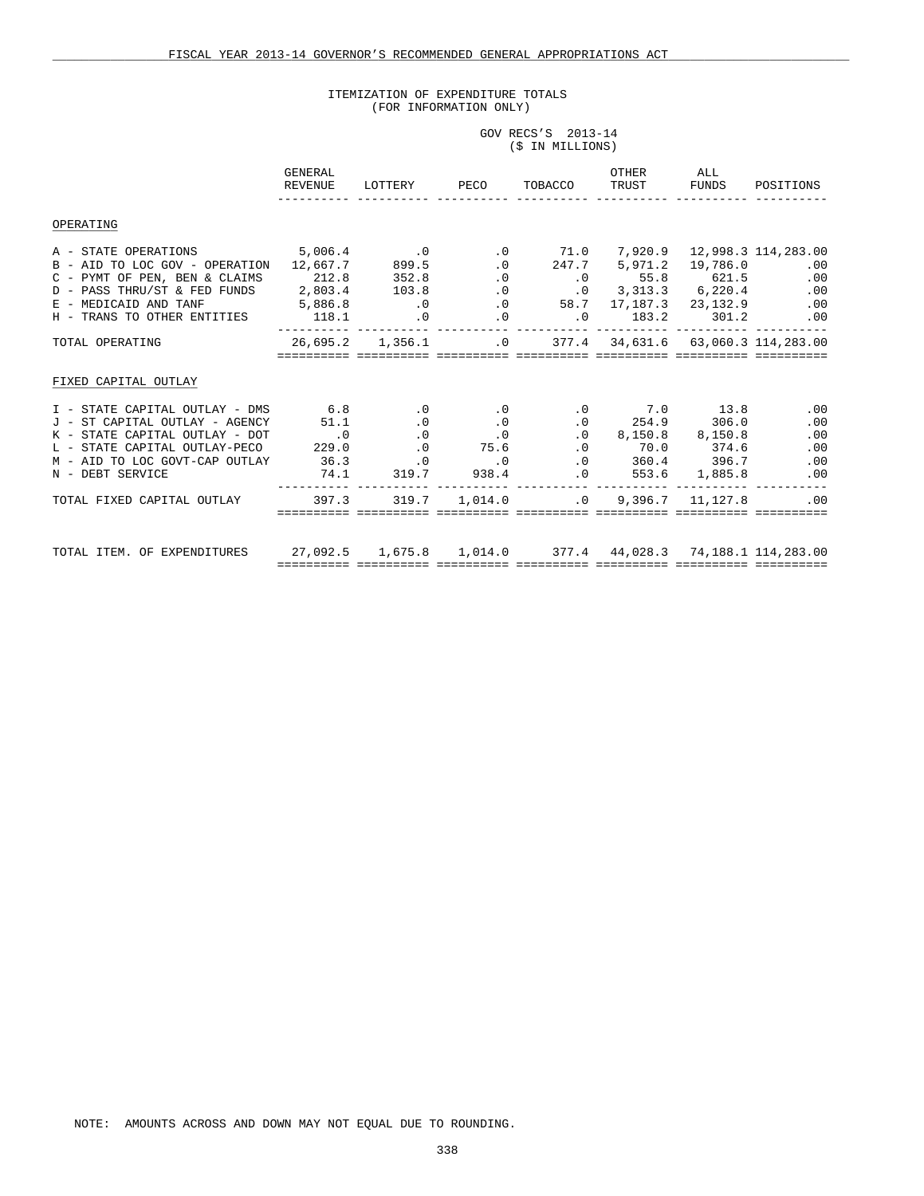# ITEMIZATION OF EXPENDITURE TOTALS
(FOR INFORMATION ONLY)

GOV RECS'S 2013-14
($ IN MILLIONS)

| | GENERAL REVENUE | LOTTERY | PECO | TOBACCO | OTHER TRUST | ALL FUNDS | POSITIONS |
|---|---|---|---|---|---|---|---|
| **OPERATING** | | | | | | | |
| A - STATE OPERATIONS | 5,006.4 | .0 | .0 | 71.0 | 7,920.9 | 12,998.3 | 114,283.00 |
| B - AID TO LOC GOV - OPERATION | 12,667.7 | 899.5 | .0 | 247.7 | 5,971.2 | 19,786.0 | .00 |
| C - PYMT OF PEN, BEN & CLAIMS | 212.8 | 352.8 | .0 | .0 | 55.8 | 621.5 | .00 |
| D - PASS THRU/ST & FED FUNDS | 2,803.4 | 103.8 | .0 | .0 | 3,313.3 | 6,220.4 | .00 |
| E - MEDICAID AND TANF | 5,886.8 | .0 | .0 | 58.7 | 17,187.3 | 23,132.9 | .00 |
| H - TRANS TO OTHER ENTITIES | 118.1 | .0 | .0 | .0 | 183.2 | 301.2 | .00 |
| TOTAL OPERATING | 26,695.2 | 1,356.1 | .0 | 377.4 | 34,631.6 | 63,060.3 | 114,283.00 |
| **FIXED CAPITAL OUTLAY** | | | | | | | |
| I - STATE CAPITAL OUTLAY - DMS | 6.8 | .0 | .0 | .0 | 7.0 | 13.8 | .00 |
| J - ST CAPITAL OUTLAY - AGENCY | 51.1 | .0 | .0 | .0 | 254.9 | 306.0 | .00 |
| K - STATE CAPITAL OUTLAY - DOT | .0 | .0 | .0 | .0 | 8,150.8 | 8,150.8 | .00 |
| L - STATE CAPITAL OUTLAY-PECO | 229.0 | .0 | 75.6 | .0 | 70.0 | 374.6 | .00 |
| M - AID TO LOC GOVT-CAP OUTLAY | 36.3 | .0 | .0 | .0 | 360.4 | 396.7 | .00 |
| N - DEBT SERVICE | 74.1 | 319.7 | 938.4 | .0 | 553.6 | 1,885.8 | .00 |
| TOTAL FIXED CAPITAL OUTLAY | 397.3 | 319.7 | 1,014.0 | .0 | 9,396.7 | 11,127.8 | .00 |
| TOTAL ITEM. OF EXPENDITURES | 27,092.5 | 1,675.8 | 1,014.0 | 377.4 | 44,028.3 | 74,188.1 | 114,283.00 |

NOTE: AMOUNTS ACROSS AND DOWN MAY NOT EQUAL DUE TO ROUNDING.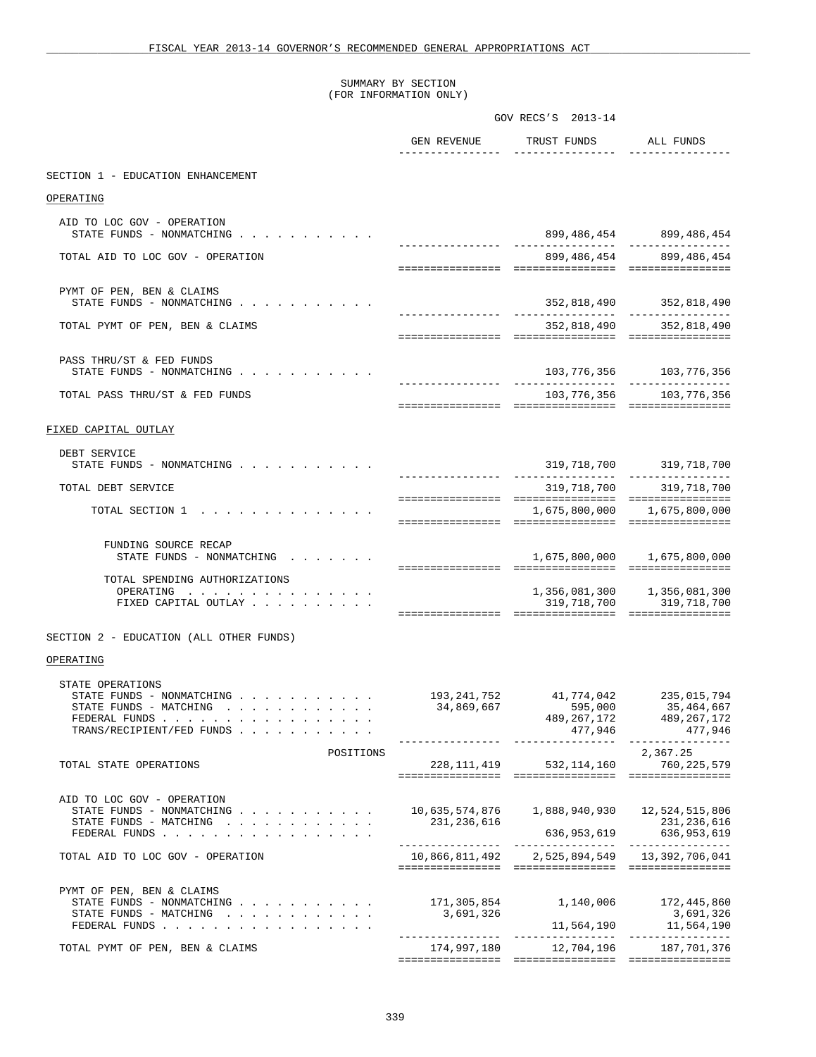SUMMARY BY SECTION
(FOR INFORMATION ONLY)

| | GOV RECS'S 2013-14 | | |
|---|---|---|---|
| | GEN REVENUE | TRUST FUNDS | ALL FUNDS |
| **SECTION 1 - EDUCATION ENHANCEMENT** | | | |
| OPERATING | | | |
| AID TO LOC GOV - OPERATION | | | |
| STATE FUNDS - NONMATCHING | | 899,486,454 | 899,486,454 |
| TOTAL AID TO LOC GOV - OPERATION | | 899,486,454 | 899,486,454 |
| PYMT OF PEN, BEN & CLAIMS | | | |
| STATE FUNDS - NONMATCHING | | 352,818,490 | 352,818,490 |
| TOTAL PYMT OF PEN, BEN & CLAIMS | | 352,818,490 | 352,818,490 |
| PASS THRU/ST & FED FUNDS | | | |
| STATE FUNDS - NONMATCHING | | 103,776,356 | 103,776,356 |
| TOTAL PASS THRU/ST & FED FUNDS | | 103,776,356 | 103,776,356 |
| FIXED CAPITAL OUTLAY | | | |
| DEBT SERVICE | | | |
| STATE FUNDS - NONMATCHING | | 319,718,700 | 319,718,700 |
| TOTAL DEBT SERVICE | | 319,718,700 | 319,718,700 |
| TOTAL SECTION 1 | | 1,675,800,000 | 1,675,800,000 |
| FUNDING SOURCE RECAP | | | |
| STATE FUNDS - NONMATCHING | | 1,675,800,000 | 1,675,800,000 |
| TOTAL SPENDING AUTHORIZATIONS | | | |
| OPERATING | | 1,356,081,300 | 1,356,081,300 |
| FIXED CAPITAL OUTLAY | | 319,718,700 | 319,718,700 |
| **SECTION 2 - EDUCATION (ALL OTHER FUNDS)** | | | |
| OPERATING | | | |
| STATE OPERATIONS | | | |
| STATE FUNDS - NONMATCHING | 193,241,752 | 41,774,042 | 235,015,794 |
| STATE FUNDS - MATCHING | 34,869,667 | 595,000 | 35,464,667 |
| FEDERAL FUNDS | | 489,267,172 | 489,267,172 |
| TRANS/RECIPIENT/FED FUNDS | | 477,946 | 477,946 |
| POSITIONS | | | 2,367.25 |
| TOTAL STATE OPERATIONS | 228,111,419 | 532,114,160 | 760,225,579 |
| AID TO LOC GOV - OPERATION | | | |
| STATE FUNDS - NONMATCHING | 10,635,574,876 | 1,888,940,930 | 12,524,515,806 |
| STATE FUNDS - MATCHING | 231,236,616 | | 231,236,616 |
| FEDERAL FUNDS | | 636,953,619 | 636,953,619 |
| TOTAL AID TO LOC GOV - OPERATION | 10,866,811,492 | 2,525,894,549 | 13,392,706,041 |
| PYMT OF PEN, BEN & CLAIMS | | | |
| STATE FUNDS - NONMATCHING | 171,305,854 | 1,140,006 | 172,445,860 |
| STATE FUNDS - MATCHING | 3,691,326 | | 3,691,326 |
| FEDERAL FUNDS | | 11,564,190 | 11,564,190 |
| TOTAL PYMT OF PEN, BEN & CLAIMS | 174,997,180 | 12,704,196 | 187,701,376 |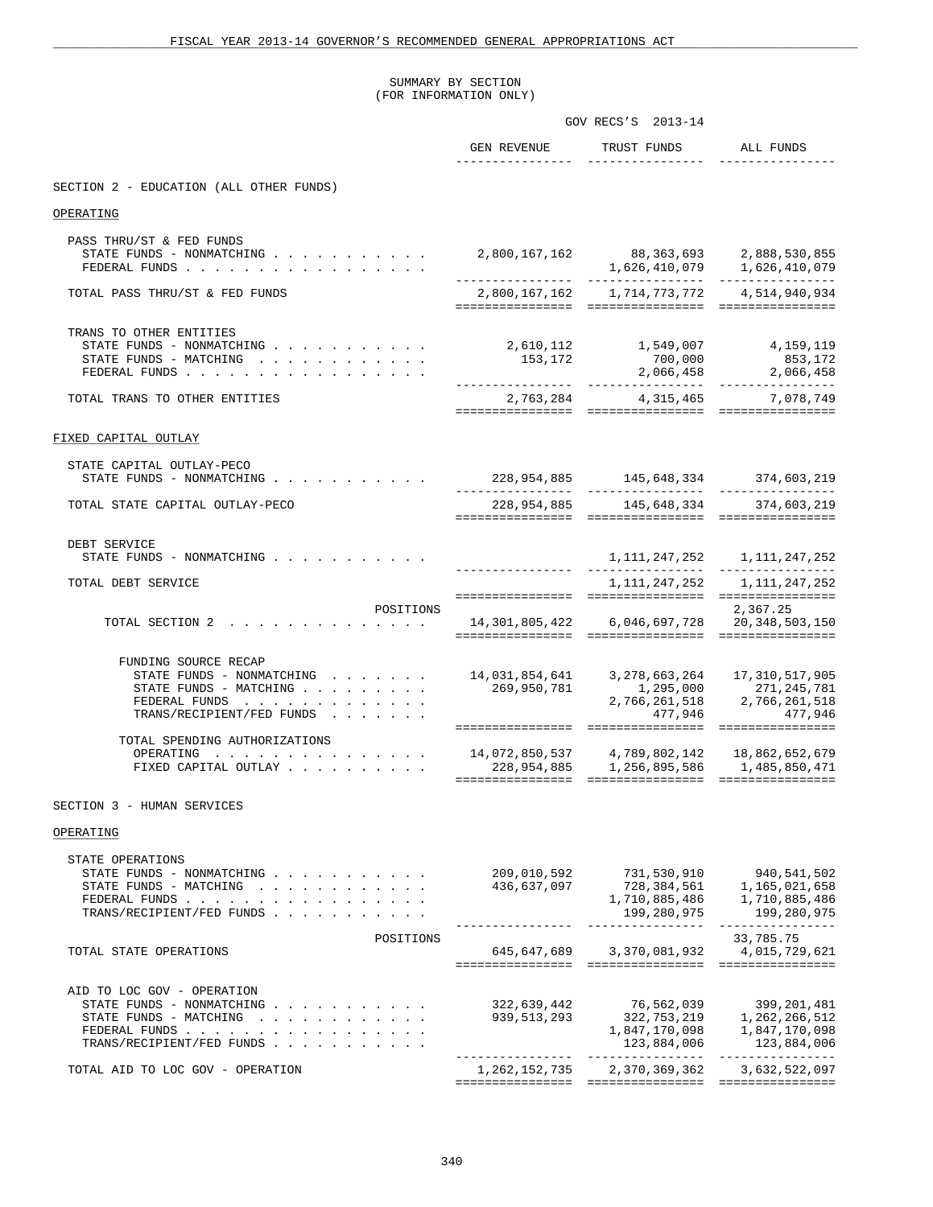## SUMMARY BY SECTION
## (FOR INFORMATION ONLY)

| | GOV RECS'S 2013-14 | | |
|---|---|---|---|
| | GEN REVENUE | TRUST FUNDS | ALL FUNDS |
| **SECTION 2 - EDUCATION (ALL OTHER FUNDS)** | | | |
| **OPERATING** | | | |
| PASS THRU/ST & FED FUNDS | | | |
| STATE FUNDS - NONMATCHING . . . . . . . . . . . | 2,800,167,162 | 88,363,693 | 2,888,530,855 |
| FEDERAL FUNDS . . . . . . . . . . . . . . . . . | | 1,626,410,079 | 1,626,410,079 |
| TOTAL PASS THRU/ST & FED FUNDS | 2,800,167,162 | 1,714,773,772 | 4,514,940,934 |
| TRANS TO OTHER ENTITIES | | | |
| STATE FUNDS - NONMATCHING . . . . . . . . . . . | 2,610,112 | 1,549,007 | 4,159,119 |
| STATE FUNDS - MATCHING . . . . . . . . . . . . | 153,172 | 700,000 | 853,172 |
| FEDERAL FUNDS . . . . . . . . . . . . . . . . . | | 2,066,458 | 2,066,458 |
| TOTAL TRANS TO OTHER ENTITIES | 2,763,284 | 4,315,465 | 7,078,749 |
| **FIXED CAPITAL OUTLAY** | | | |
| STATE CAPITAL OUTLAY-PECO | | | |
| STATE FUNDS - NONMATCHING . . . . . . . . . . . | 228,954,885 | 145,648,334 | 374,603,219 |
| TOTAL STATE CAPITAL OUTLAY-PECO | 228,954,885 | 145,648,334 | 374,603,219 |
| DEBT SERVICE | | | |
| STATE FUNDS - NONMATCHING . . . . . . . . . . . | | 1,111,247,252 | 1,111,247,252 |
| TOTAL DEBT SERVICE | | 1,111,247,252 | 1,111,247,252 |
| POSITIONS | | | 2,367.25 |
| TOTAL SECTION 2 . . . . . . . . . . . . . . | 14,301,805,422 | 6,046,697,728 | 20,348,503,150 |
| FUNDING SOURCE RECAP | | | |
| STATE FUNDS - NONMATCHING . . . . . . . | 14,031,854,641 | 3,278,663,264 | 17,310,517,905 |
| STATE FUNDS - MATCHING . . . . . . . . . | 269,950,781 | 1,295,000 | 271,245,781 |
| FEDERAL FUNDS . . . . . . . . . . . . . | | 2,766,261,518 | 2,766,261,518 |
| TRANS/RECIPIENT/FED FUNDS . . . . . . . | | 477,946 | 477,946 |
| TOTAL SPENDING AUTHORIZATIONS | | | |
| OPERATING . . . . . . . . . . . . . . . | 14,072,850,537 | 4,789,802,142 | 18,862,652,679 |
| FIXED CAPITAL OUTLAY . . . . . . . . . . | 228,954,885 | 1,256,895,586 | 1,485,850,471 |
| **SECTION 3 - HUMAN SERVICES** | | | |
| **OPERATING** | | | |
| STATE OPERATIONS | | | |
| STATE FUNDS - NONMATCHING . . . . . . . . . . . | 209,010,592 | 731,530,910 | 940,541,502 |
| STATE FUNDS - MATCHING . . . . . . . . . . . . | 436,637,097 | 728,384,561 | 1,165,021,658 |
| FEDERAL FUNDS . . . . . . . . . . . . . . . . . | | 1,710,885,486 | 1,710,885,486 |
| TRANS/RECIPIENT/FED FUNDS . . . . . . . . . . . | | 199,280,975 | 199,280,975 |
| POSITIONS | | | 33,785.75 |
| TOTAL STATE OPERATIONS | 645,647,689 | 3,370,081,932 | 4,015,729,621 |
| AID TO LOC GOV - OPERATION | | | |
| STATE FUNDS - NONMATCHING . . . . . . . . . . . | 322,639,442 | 76,562,039 | 399,201,481 |
| STATE FUNDS - MATCHING . . . . . . . . . . . . | 939,513,293 | 322,753,219 | 1,262,266,512 |
| FEDERAL FUNDS . . . . . . . . . . . . . . . . . | | 1,847,170,098 | 1,847,170,098 |
| TRANS/RECIPIENT/FED FUNDS . . . . . . . . . . . | | 123,884,006 | 123,884,006 |
| TOTAL AID TO LOC GOV - OPERATION | 1,262,152,735 | 2,370,369,362 | 3,632,522,097 |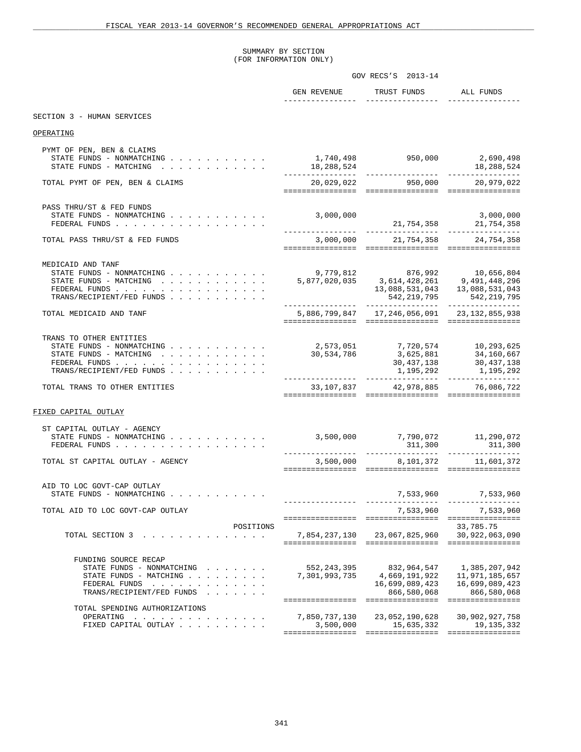SUMMARY BY SECTION
(FOR INFORMATION ONLY)

| | GOV RECS'S 2013-14 | | |
|---|---|---|---|
| | GEN REVENUE | TRUST FUNDS | ALL FUNDS |
| **SECTION 3 - HUMAN SERVICES** | | | |
| **OPERATING** | | | |
| PYMT OF PEN, BEN & CLAIMS | | | |
| STATE FUNDS - NONMATCHING | 1,740,498 | 950,000 | 2,690,498 |
| STATE FUNDS - MATCHING | 18,288,524 | | 18,288,524 |
| TOTAL PYMT OF PEN, BEN & CLAIMS | 20,029,022 | 950,000 | 20,979,022 |
| PASS THRU/ST & FED FUNDS | | | |
| STATE FUNDS - NONMATCHING | 3,000,000 | | 3,000,000 |
| FEDERAL FUNDS | | 21,754,358 | 21,754,358 |
| TOTAL PASS THRU/ST & FED FUNDS | 3,000,000 | 21,754,358 | 24,754,358 |
| MEDICAID AND TANF | | | |
| STATE FUNDS - NONMATCHING | 9,779,812 | 876,992 | 10,656,804 |
| STATE FUNDS - MATCHING | 5,877,020,035 | 3,614,428,261 | 9,491,448,296 |
| FEDERAL FUNDS | | 13,088,531,043 | 13,088,531,043 |
| TRANS/RECIPIENT/FED FUNDS | | 542,219,795 | 542,219,795 |
| TOTAL MEDICAID AND TANF | 5,886,799,847 | 17,246,056,091 | 23,132,855,938 |
| TRANS TO OTHER ENTITIES | | | |
| STATE FUNDS - NONMATCHING | 2,573,051 | 7,720,574 | 10,293,625 |
| STATE FUNDS - MATCHING | 30,534,786 | 3,625,881 | 34,160,667 |
| FEDERAL FUNDS | | 30,437,138 | 30,437,138 |
| TRANS/RECIPIENT/FED FUNDS | | 1,195,292 | 1,195,292 |
| TOTAL TRANS TO OTHER ENTITIES | 33,107,837 | 42,978,885 | 76,086,722 |
| **FIXED CAPITAL OUTLAY** | | | |
| ST CAPITAL OUTLAY - AGENCY | | | |
| STATE FUNDS - NONMATCHING | 3,500,000 | 7,790,072 | 11,290,072 |
| FEDERAL FUNDS | | 311,300 | 311,300 |
| TOTAL ST CAPITAL OUTLAY - AGENCY | 3,500,000 | 8,101,372 | 11,601,372 |
| AID TO LOC GOVT-CAP OUTLAY | | | |
| STATE FUNDS - NONMATCHING | | 7,533,960 | 7,533,960 |
| TOTAL AID TO LOC GOVT-CAP OUTLAY | | 7,533,960 | 7,533,960 |
| POSITIONS | | | 33,785.75 |
| TOTAL SECTION 3 | 7,854,237,130 | 23,067,825,960 | 30,922,063,090 |
| FUNDING SOURCE RECAP | | | |
| STATE FUNDS - NONMATCHING | 552,243,395 | 832,964,547 | 1,385,207,942 |
| STATE FUNDS - MATCHING | 7,301,993,735 | 4,669,191,922 | 11,971,185,657 |
| FEDERAL FUNDS | | 16,699,089,423 | 16,699,089,423 |
| TRANS/RECIPIENT/FED FUNDS | | 866,580,068 | 866,580,068 |
| TOTAL SPENDING AUTHORIZATIONS | | | |
| OPERATING | 7,850,737,130 | 23,052,190,628 | 30,902,927,758 |
| FIXED CAPITAL OUTLAY | 3,500,000 | 15,635,332 | 19,135,332 |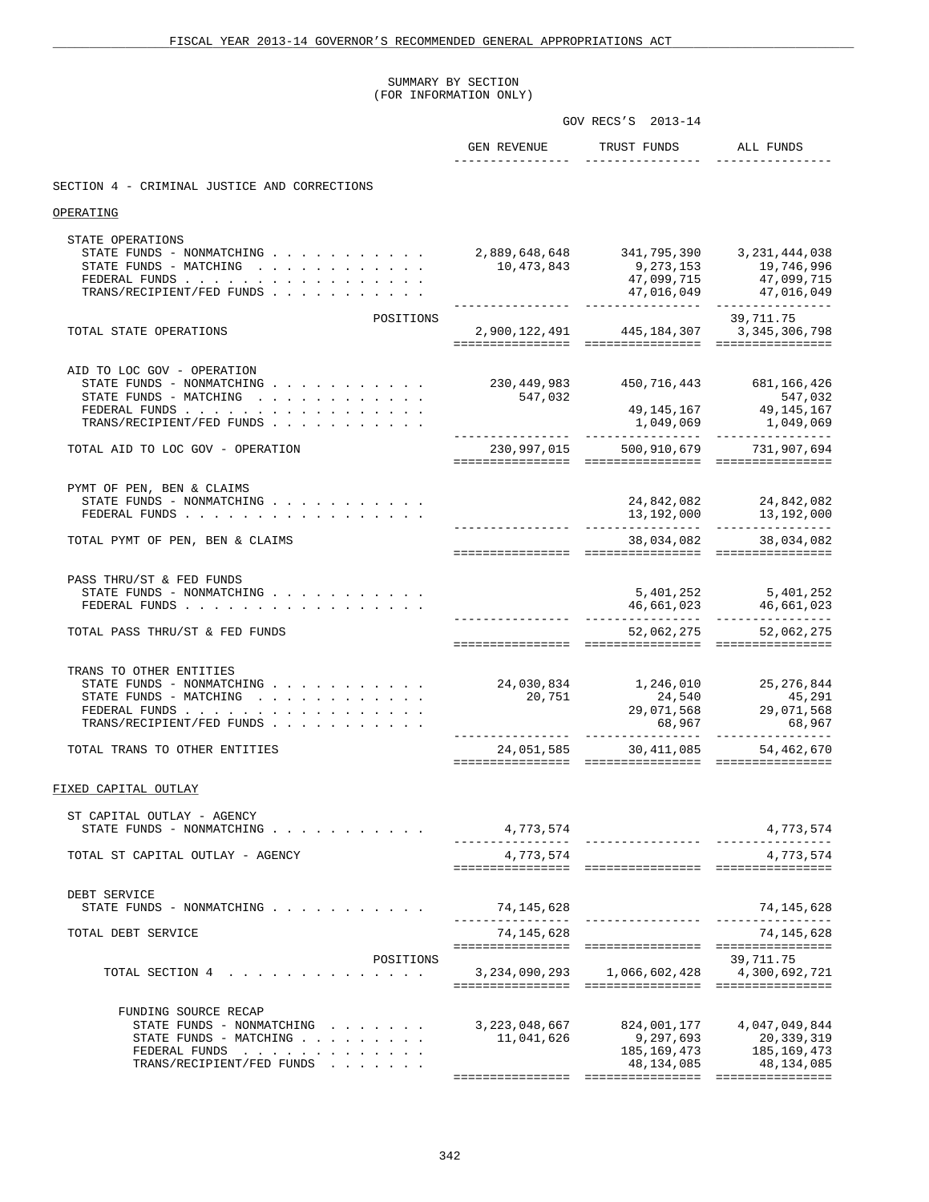# SUMMARY BY SECTION
(FOR INFORMATION ONLY)

| | GOV RECS'S 2013-14 | | |
|---|---|---|---|
| | GEN REVENUE | TRUST FUNDS | ALL FUNDS |
| **SECTION 4 - CRIMINAL JUSTICE AND CORRECTIONS** | | | |
| **OPERATING** | | | |
| STATE OPERATIONS | | | |
| STATE FUNDS - NONMATCHING . . . . . . . . . . . | 2,889,648,648 | 341,795,390 | 3,231,444,038 |
| STATE FUNDS - MATCHING . . . . . . . . . . . . | 10,473,843 | 9,273,153 | 19,746,996 |
| FEDERAL FUNDS . . . . . . . . . . . . . . . . . | | 47,099,715 | 47,099,715 |
| TRANS/RECIPIENT/FED FUNDS . . . . . . . . . . . | | 47,016,049 | 47,016,049 |
| POSITIONS | | | 39,711.75 |
| TOTAL STATE OPERATIONS | 2,900,122,491 | 445,184,307 | 3,345,306,798 |
| AID TO LOC GOV - OPERATION | | | |
| STATE FUNDS - NONMATCHING . . . . . . . . . . . | 230,449,983 | 450,716,443 | 681,166,426 |
| STATE FUNDS - MATCHING . . . . . . . . . . . . | 547,032 | | 547,032 |
| FEDERAL FUNDS . . . . . . . . . . . . . . . . . | | 49,145,167 | 49,145,167 |
| TRANS/RECIPIENT/FED FUNDS . . . . . . . . . . . | | 1,049,069 | 1,049,069 |
| TOTAL AID TO LOC GOV - OPERATION | 230,997,015 | 500,910,679 | 731,907,694 |
| PYMT OF PEN, BEN & CLAIMS | | | |
| STATE FUNDS - NONMATCHING . . . . . . . . . . . | | 24,842,082 | 24,842,082 |
| FEDERAL FUNDS . . . . . . . . . . . . . . . . . | | 13,192,000 | 13,192,000 |
| TOTAL PYMT OF PEN, BEN & CLAIMS | | 38,034,082 | 38,034,082 |
| PASS THRU/ST & FED FUNDS | | | |
| STATE FUNDS - NONMATCHING . . . . . . . . . . . | | 5,401,252 | 5,401,252 |
| FEDERAL FUNDS . . . . . . . . . . . . . . . . . | | 46,661,023 | 46,661,023 |
| TOTAL PASS THRU/ST & FED FUNDS | | 52,062,275 | 52,062,275 |
| TRANS TO OTHER ENTITIES | | | |
| STATE FUNDS - NONMATCHING . . . . . . . . . . . | 24,030,834 | 1,246,010 | 25,276,844 |
| STATE FUNDS - MATCHING . . . . . . . . . . . . | 20,751 | 24,540 | 45,291 |
| FEDERAL FUNDS . . . . . . . . . . . . . . . . . | | 29,071,568 | 29,071,568 |
| TRANS/RECIPIENT/FED FUNDS . . . . . . . . . . . | | 68,967 | 68,967 |
| TOTAL TRANS TO OTHER ENTITIES | 24,051,585 | 30,411,085 | 54,462,670 |
| **FIXED CAPITAL OUTLAY** | | | |
| ST CAPITAL OUTLAY - AGENCY | | | |
| STATE FUNDS - NONMATCHING . . . . . . . . . . . | 4,773,574 | | 4,773,574 |
| TOTAL ST CAPITAL OUTLAY - AGENCY | 4,773,574 | | 4,773,574 |
| DEBT SERVICE | | | |
| STATE FUNDS - NONMATCHING . . . . . . . . . . . | 74,145,628 | | 74,145,628 |
| TOTAL DEBT SERVICE | 74,145,628 | | 74,145,628 |
| POSITIONS | | | 39,711.75 |
| TOTAL SECTION 4 . . . . . . . . . . . . . . | 3,234,090,293 | 1,066,602,428 | 4,300,692,721 |
| FUNDING SOURCE RECAP | | | |
| STATE FUNDS - NONMATCHING . . . . . . . | 3,223,048,667 | 824,001,177 | 4,047,049,844 |
| STATE FUNDS - MATCHING . . . . . . . . . | 11,041,626 | 9,297,693 | 20,339,319 |
| FEDERAL FUNDS . . . . . . . . . . . . . | | 185,169,473 | 185,169,473 |
| TRANS/RECIPIENT/FED FUNDS . . . . . . . | | 48,134,085 | 48,134,085 |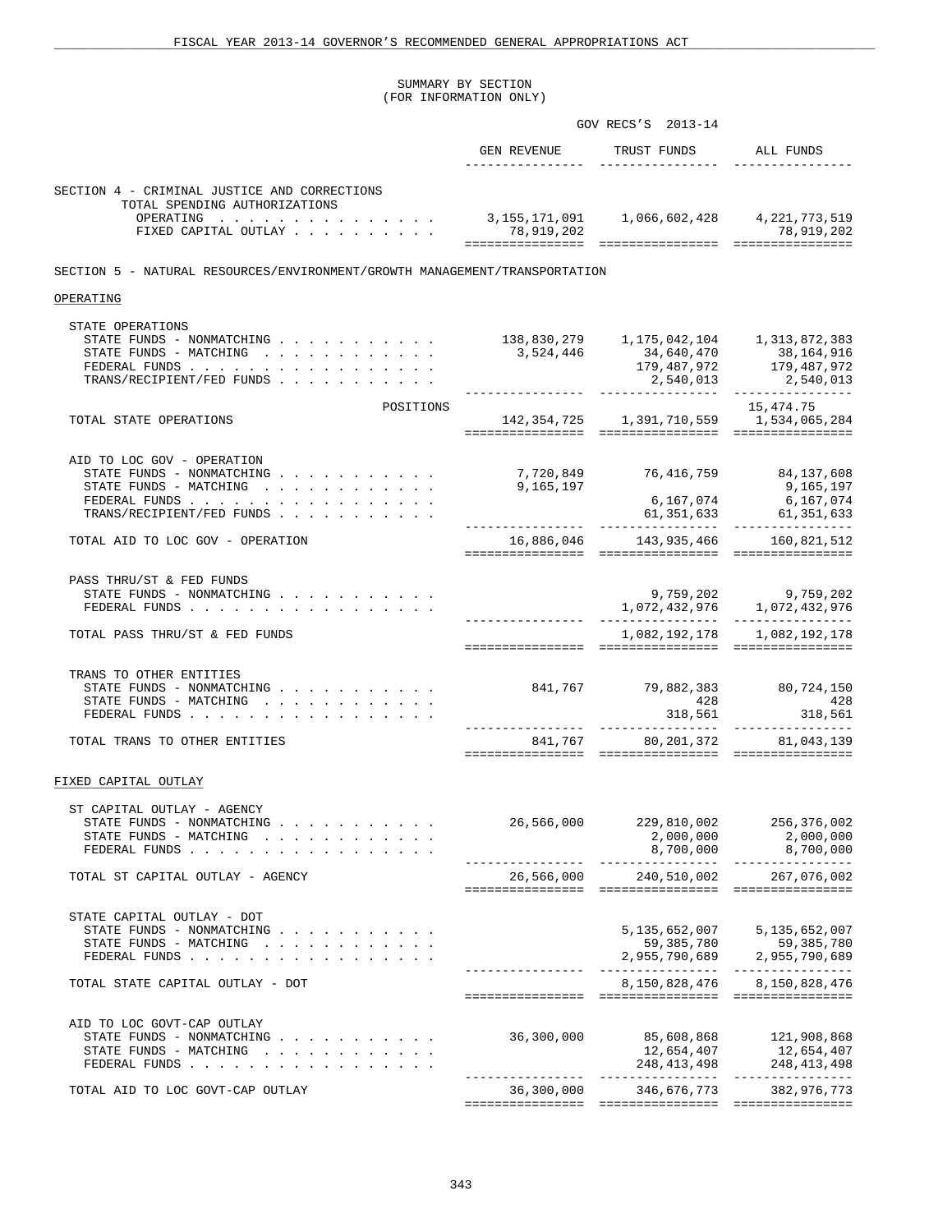## SUMMARY BY SECTION
## (FOR INFORMATION ONLY)

| | GOV RECS'S 2013-14 | | |
|---|---|---|---|
| | GEN REVENUE | TRUST FUNDS | ALL FUNDS |
| **SECTION 4 - CRIMINAL JUSTICE AND CORRECTIONS** | | | |
| TOTAL SPENDING AUTHORIZATIONS | | | |
| OPERATING | 3,155,171,091 | 1,066,602,428 | 4,221,773,519 |
| FIXED CAPITAL OUTLAY | 78,919,202 | | 78,919,202 |
| **SECTION 5 - NATURAL RESOURCES/ENVIRONMENT/GROWTH MANAGEMENT/TRANSPORTATION** | | | |
| **OPERATING** | | | |
| STATE OPERATIONS | | | |
| STATE FUNDS - NONMATCHING | 138,830,279 | 1,175,042,104 | 1,313,872,383 |
| STATE FUNDS - MATCHING | 3,524,446 | 34,640,470 | 38,164,916 |
| FEDERAL FUNDS | | 179,487,972 | 179,487,972 |
| TRANS/RECIPIENT/FED FUNDS | | 2,540,013 | 2,540,013 |
| POSITIONS | | | 15,474.75 |
| TOTAL STATE OPERATIONS | 142,354,725 | 1,391,710,559 | 1,534,065,284 |
| AID TO LOC GOV - OPERATION | | | |
| STATE FUNDS - NONMATCHING | 7,720,849 | 76,416,759 | 84,137,608 |
| STATE FUNDS - MATCHING | 9,165,197 | | 9,165,197 |
| FEDERAL FUNDS | | 6,167,074 | 6,167,074 |
| TRANS/RECIPIENT/FED FUNDS | | 61,351,633 | 61,351,633 |
| TOTAL AID TO LOC GOV - OPERATION | 16,886,046 | 143,935,466 | 160,821,512 |
| PASS THRU/ST & FED FUNDS | | | |
| STATE FUNDS - NONMATCHING | | 9,759,202 | 9,759,202 |
| FEDERAL FUNDS | | 1,072,432,976 | 1,072,432,976 |
| TOTAL PASS THRU/ST & FED FUNDS | | 1,082,192,178 | 1,082,192,178 |
| TRANS TO OTHER ENTITIES | | | |
| STATE FUNDS - NONMATCHING | 841,767 | 79,882,383 | 80,724,150 |
| STATE FUNDS - MATCHING | | 428 | 428 |
| FEDERAL FUNDS | | 318,561 | 318,561 |
| TOTAL TRANS TO OTHER ENTITIES | 841,767 | 80,201,372 | 81,043,139 |
| **FIXED CAPITAL OUTLAY** | | | |
| ST CAPITAL OUTLAY - AGENCY | | | |
| STATE FUNDS - NONMATCHING | 26,566,000 | 229,810,002 | 256,376,002 |
| STATE FUNDS - MATCHING | | 2,000,000 | 2,000,000 |
| FEDERAL FUNDS | | 8,700,000 | 8,700,000 |
| TOTAL ST CAPITAL OUTLAY - AGENCY | 26,566,000 | 240,510,002 | 267,076,002 |
| STATE CAPITAL OUTLAY - DOT | | | |
| STATE FUNDS - NONMATCHING | | 5,135,652,007 | 5,135,652,007 |
| STATE FUNDS - MATCHING | | 59,385,780 | 59,385,780 |
| FEDERAL FUNDS | | 2,955,790,689 | 2,955,790,689 |
| TOTAL STATE CAPITAL OUTLAY - DOT | | 8,150,828,476 | 8,150,828,476 |
| AID TO LOC GOVT-CAP OUTLAY | | | |
| STATE FUNDS - NONMATCHING | 36,300,000 | 85,608,868 | 121,908,868 |
| STATE FUNDS - MATCHING | | 12,654,407 | 12,654,407 |
| FEDERAL FUNDS | | 248,413,498 | 248,413,498 |
| TOTAL AID TO LOC GOVT-CAP OUTLAY | 36,300,000 | 346,676,773 | 382,976,773 |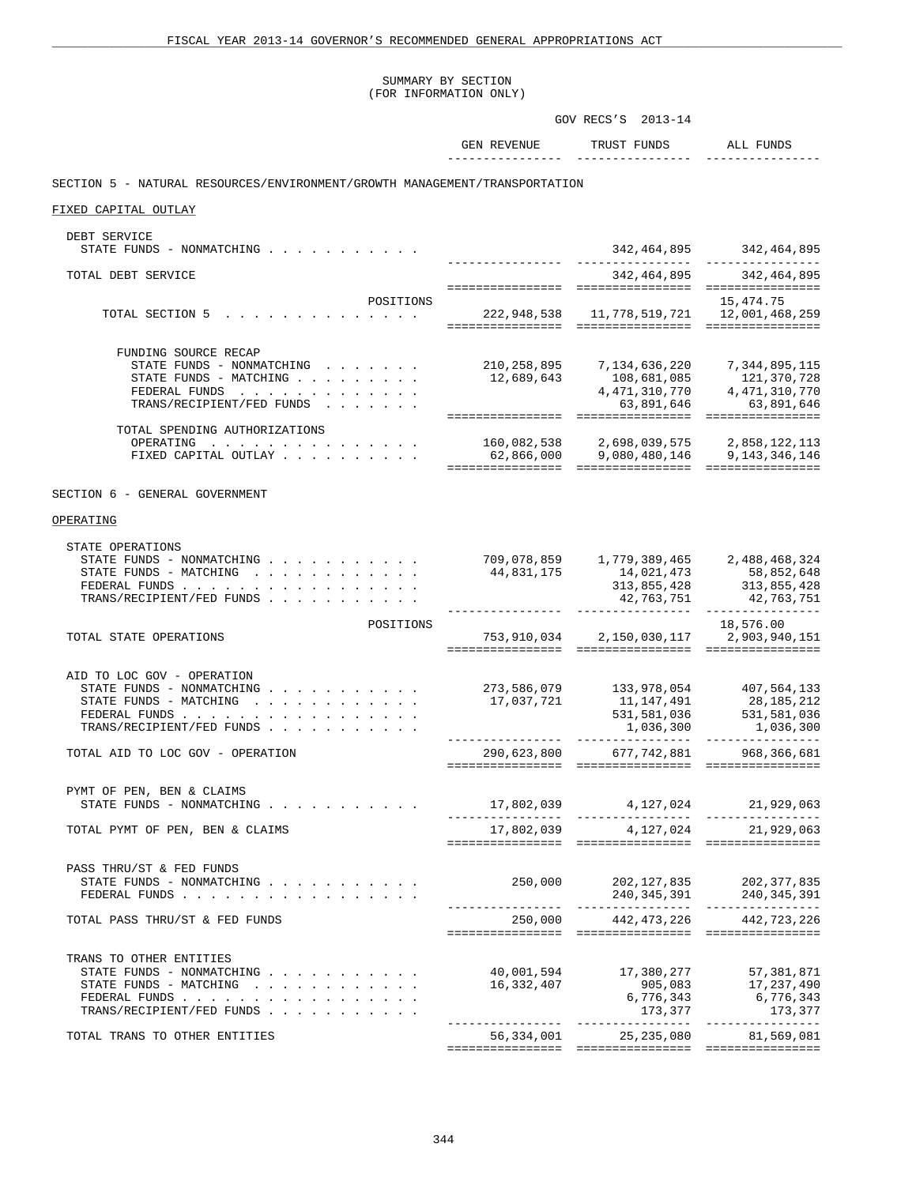SUMMARY BY SECTION
(FOR INFORMATION ONLY)

| | GEN REVENUE | TRUST FUNDS | ALL FUNDS |
|---|---|---|---|
| | | GOV RECS'S 2013-14 | |
| **SECTION 5 - NATURAL RESOURCES/ENVIRONMENT/GROWTH MANAGEMENT/TRANSPORTATION** | | | |
| **FIXED CAPITAL OUTLAY** | | | |
| DEBT SERVICE | | | |
| STATE FUNDS - NONMATCHING | | 342,464,895 | 342,464,895 |
| TOTAL DEBT SERVICE | | 342,464,895 | 342,464,895 |
| POSITIONS | | | 15,474.75 |
| TOTAL SECTION 5 | 222,948,538 | 11,778,519,721 | 12,001,468,259 |
| FUNDING SOURCE RECAP | | | |
| STATE FUNDS - NONMATCHING | 210,258,895 | 7,134,636,220 | 7,344,895,115 |
| STATE FUNDS - MATCHING | 12,689,643 | 108,681,085 | 121,370,728 |
| FEDERAL FUNDS | | 4,471,310,770 | 4,471,310,770 |
| TRANS/RECIPIENT/FED FUNDS | | 63,891,646 | 63,891,646 |
| TOTAL SPENDING AUTHORIZATIONS | | | |
| OPERATING | 160,082,538 | 2,698,039,575 | 2,858,122,113 |
| FIXED CAPITAL OUTLAY | 62,866,000 | 9,080,480,146 | 9,143,346,146 |
| **SECTION 6 - GENERAL GOVERNMENT** | | | |
| **OPERATING** | | | |
| STATE OPERATIONS | | | |
| STATE FUNDS - NONMATCHING | 709,078,859 | 1,779,389,465 | 2,488,468,324 |
| STATE FUNDS - MATCHING | 44,831,175 | 14,021,473 | 58,852,648 |
| FEDERAL FUNDS | | 313,855,428 | 313,855,428 |
| TRANS/RECIPIENT/FED FUNDS | | 42,763,751 | 42,763,751 |
| POSITIONS | | | 18,576.00 |
| TOTAL STATE OPERATIONS | 753,910,034 | 2,150,030,117 | 2,903,940,151 |
| AID TO LOC GOV - OPERATION | | | |
| STATE FUNDS - NONMATCHING | 273,586,079 | 133,978,054 | 407,564,133 |
| STATE FUNDS - MATCHING | 17,037,721 | 11,147,491 | 28,185,212 |
| FEDERAL FUNDS | | 531,581,036 | 531,581,036 |
| TRANS/RECIPIENT/FED FUNDS | | 1,036,300 | 1,036,300 |
| TOTAL AID TO LOC GOV - OPERATION | 290,623,800 | 677,742,881 | 968,366,681 |
| PYMT OF PEN, BEN & CLAIMS | | | |
| STATE FUNDS - NONMATCHING | 17,802,039 | 4,127,024 | 21,929,063 |
| TOTAL PYMT OF PEN, BEN & CLAIMS | 17,802,039 | 4,127,024 | 21,929,063 |
| PASS THRU/ST & FED FUNDS | | | |
| STATE FUNDS - NONMATCHING | 250,000 | 202,127,835 | 202,377,835 |
| FEDERAL FUNDS | | 240,345,391 | 240,345,391 |
| TOTAL PASS THRU/ST & FED FUNDS | 250,000 | 442,473,226 | 442,723,226 |
| TRANS TO OTHER ENTITIES | | | |
| STATE FUNDS - NONMATCHING | 40,001,594 | 17,380,277 | 57,381,871 |
| STATE FUNDS - MATCHING | 16,332,407 | 905,083 | 17,237,490 |
| FEDERAL FUNDS | | 6,776,343 | 6,776,343 |
| TRANS/RECIPIENT/FED FUNDS | | 173,377 | 173,377 |
| TOTAL TRANS TO OTHER ENTITIES | 56,334,001 | 25,235,080 | 81,569,081 |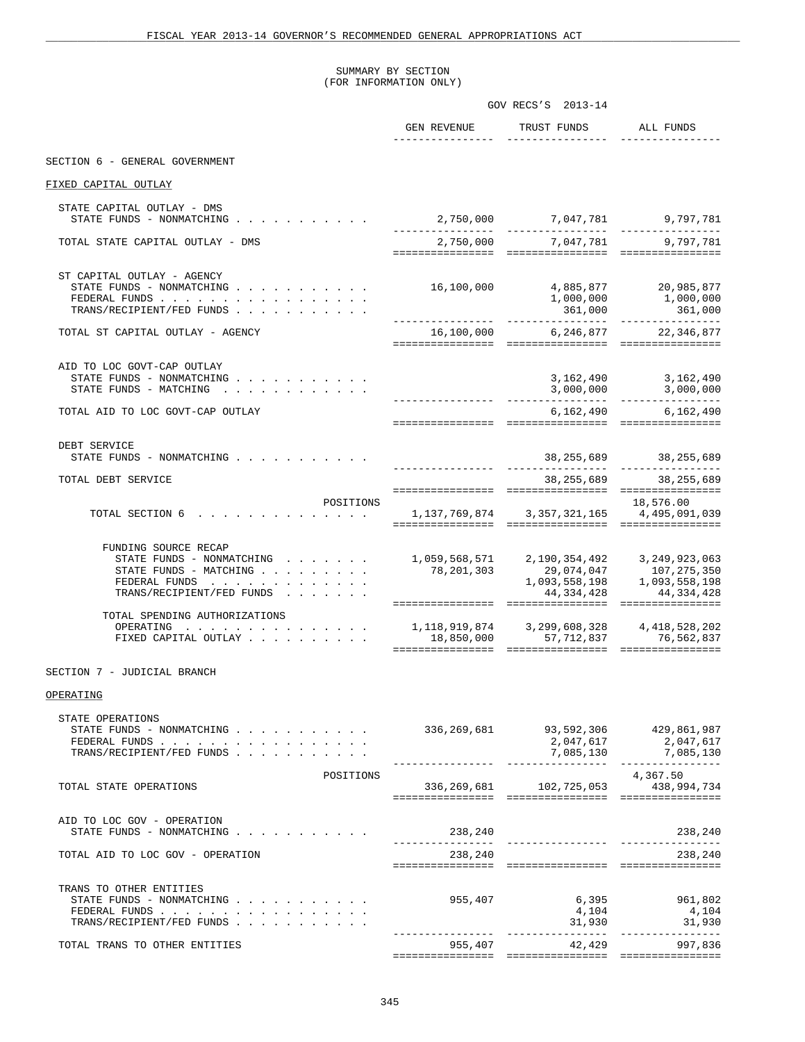FISCAL YEAR 2013-14 GOVERNOR'S RECOMMENDED GENERAL APPROPRIATIONS ACT

SUMMARY BY SECTION
(FOR INFORMATION ONLY)

| | GOV RECS'S 2013-14 | | |
|---|---|---|---|
| | GEN REVENUE | TRUST FUNDS | ALL FUNDS |
| **SECTION 6 - GENERAL GOVERNMENT** | | | |
| FIXED CAPITAL OUTLAY | | | |
| STATE CAPITAL OUTLAY - DMS | | | |
| STATE FUNDS - NONMATCHING | 2,750,000 | 7,047,781 | 9,797,781 |
| TOTAL STATE CAPITAL OUTLAY - DMS | 2,750,000 | 7,047,781 | 9,797,781 |
| ST CAPITAL OUTLAY - AGENCY | | | |
| STATE FUNDS - NONMATCHING | 16,100,000 | 4,885,877 | 20,985,877 |
| FEDERAL FUNDS | | 1,000,000 | 1,000,000 |
| TRANS/RECIPIENT/FED FUNDS | | 361,000 | 361,000 |
| TOTAL ST CAPITAL OUTLAY - AGENCY | 16,100,000 | 6,246,877 | 22,346,877 |
| AID TO LOC GOVT-CAP OUTLAY | | | |
| STATE FUNDS - NONMATCHING | | 3,162,490 | 3,162,490 |
| STATE FUNDS - MATCHING | | 3,000,000 | 3,000,000 |
| TOTAL AID TO LOC GOVT-CAP OUTLAY | | 6,162,490 | 6,162,490 |
| DEBT SERVICE | | | |
| STATE FUNDS - NONMATCHING | | 38,255,689 | 38,255,689 |
| TOTAL DEBT SERVICE | | 38,255,689 | 38,255,689 |
| POSITIONS | | | 18,576.00 |
| TOTAL SECTION 6 | 1,137,769,874 | 3,357,321,165 | 4,495,091,039 |
| FUNDING SOURCE RECAP | | | |
| STATE FUNDS - NONMATCHING | 1,059,568,571 | 2,190,354,492 | 3,249,923,063 |
| STATE FUNDS - MATCHING | 78,201,303 | 29,074,047 | 107,275,350 |
| FEDERAL FUNDS | | 1,093,558,198 | 1,093,558,198 |
| TRANS/RECIPIENT/FED FUNDS | | 44,334,428 | 44,334,428 |
| TOTAL SPENDING AUTHORIZATIONS | | | |
| OPERATING | 1,118,919,874 | 3,299,608,328 | 4,418,528,202 |
| FIXED CAPITAL OUTLAY | 18,850,000 | 57,712,837 | 76,562,837 |
| **SECTION 7 - JUDICIAL BRANCH** | | | |
| OPERATING | | | |
| STATE OPERATIONS | | | |
| STATE FUNDS - NONMATCHING | 336,269,681 | 93,592,306 | 429,861,987 |
| FEDERAL FUNDS | | 2,047,617 | 2,047,617 |
| TRANS/RECIPIENT/FED FUNDS | | 7,085,130 | 7,085,130 |
| POSITIONS | | | 4,367.50 |
| TOTAL STATE OPERATIONS | 336,269,681 | 102,725,053 | 438,994,734 |
| AID TO LOC GOV - OPERATION | | | |
| STATE FUNDS - NONMATCHING | 238,240 | | 238,240 |
| TOTAL AID TO LOC GOV - OPERATION | 238,240 | | 238,240 |
| TRANS TO OTHER ENTITIES | | | |
| STATE FUNDS - NONMATCHING | 955,407 | 6,395 | 961,802 |
| FEDERAL FUNDS | | 4,104 | 4,104 |
| TRANS/RECIPIENT/FED FUNDS | | 31,930 | 31,930 |
| TOTAL TRANS TO OTHER ENTITIES | 955,407 | 42,429 | 997,836 |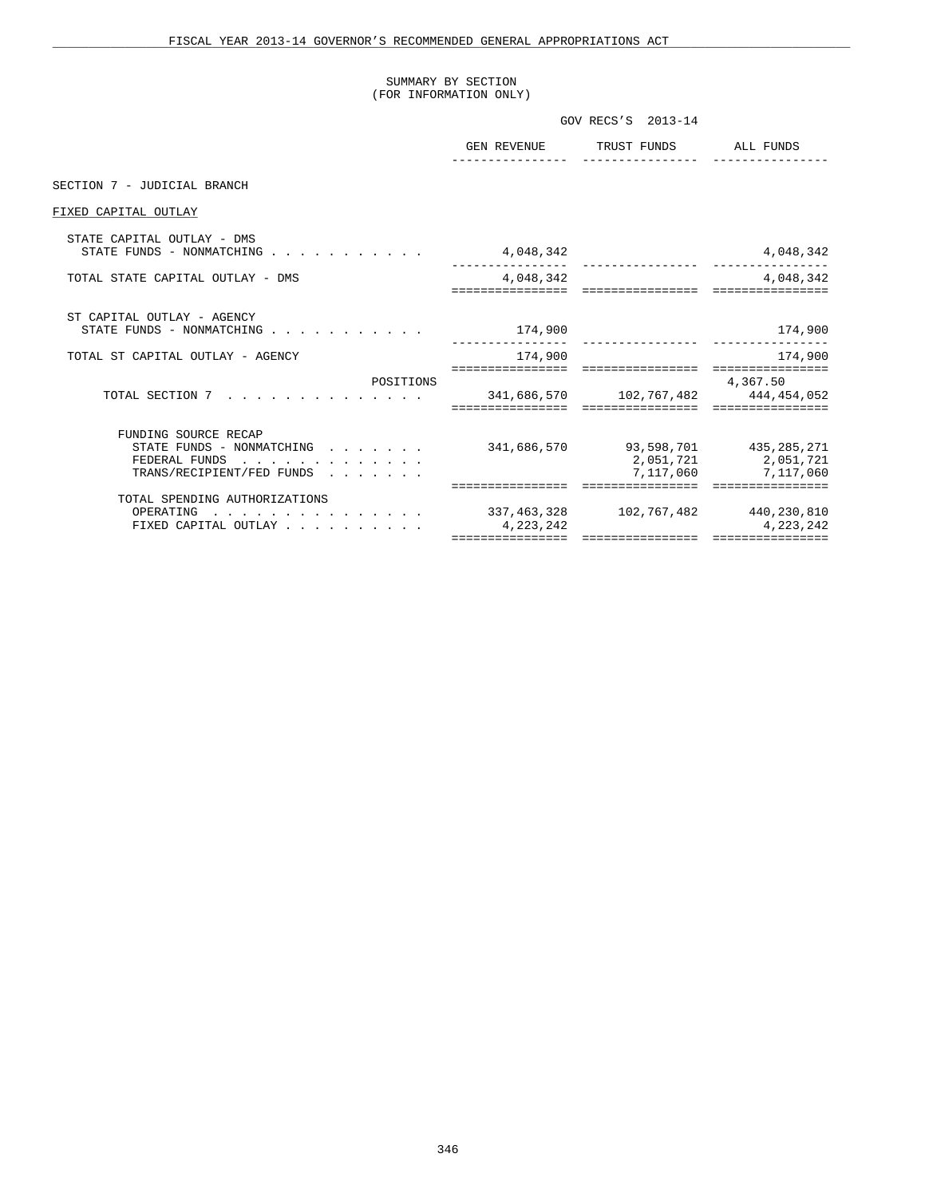SUMMARY BY SECTION
(FOR INFORMATION ONLY)

| | GOV RECS'S 2013-14 | | |
|---|---|---|---|
| | GEN REVENUE | TRUST FUNDS | ALL FUNDS |
| **SECTION 7 - JUDICIAL BRANCH** | | | |
| FIXED CAPITAL OUTLAY | | | |
| STATE CAPITAL OUTLAY - DMS | | | |
| STATE FUNDS - NONMATCHING . . . . . . . . . . . | 4,048,342 | | 4,048,342 |
| TOTAL STATE CAPITAL OUTLAY - DMS | 4,048,342 | | 4,048,342 |
| ST CAPITAL OUTLAY - AGENCY | | | |
| STATE FUNDS - NONMATCHING . . . . . . . . . . . | 174,900 | | 174,900 |
| TOTAL ST CAPITAL OUTLAY - AGENCY | 174,900 | | 174,900 |
| POSITIONS | | | 4,367.50 |
| TOTAL SECTION 7 . . . . . . . . . . . . . . | 341,686,570 | 102,767,482 | 444,454,052 |
| FUNDING SOURCE RECAP | | | |
| STATE FUNDS - NONMATCHING . . . . . . . | 341,686,570 | 93,598,701 | 435,285,271 |
| FEDERAL FUNDS . . . . . . . . . . . . . | | 2,051,721 | 2,051,721 |
| TRANS/RECIPIENT/FED FUNDS . . . . . . . | | 7,117,060 | 7,117,060 |
| TOTAL SPENDING AUTHORIZATIONS | | | |
| OPERATING . . . . . . . . . . . . . . . . | 337,463,328 | 102,767,482 | 440,230,810 |
| FIXED CAPITAL OUTLAY . . . . . . . . . . | 4,223,242 | | 4,223,242 |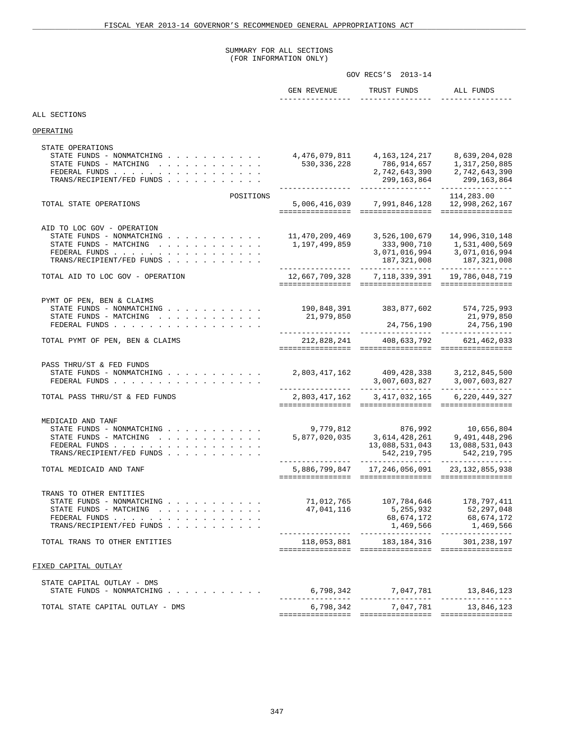SUMMARY FOR ALL SECTIONS
(FOR INFORMATION ONLY)

| | GOV RECS'S 2013-14 | | |
|---|---|---|---|
| | GEN REVENUE | TRUST FUNDS | ALL FUNDS |
| **ALL SECTIONS** | | | |
| **OPERATING** | | | |
| STATE OPERATIONS | | | |
| STATE FUNDS - NONMATCHING | 4,476,079,811 | 4,163,124,217 | 8,639,204,028 |
| STATE FUNDS - MATCHING | 530,336,228 | 786,914,657 | 1,317,250,885 |
| FEDERAL FUNDS | | 2,742,643,390 | 2,742,643,390 |
| TRANS/RECIPIENT/FED FUNDS | | 299,163,864 | 299,163,864 |
| POSITIONS | | | 114,283.00 |
| TOTAL STATE OPERATIONS | 5,006,416,039 | 7,991,846,128 | 12,998,262,167 |
| AID TO LOC GOV - OPERATION | | | |
| STATE FUNDS - NONMATCHING | 11,470,209,469 | 3,526,100,679 | 14,996,310,148 |
| STATE FUNDS - MATCHING | 1,197,499,859 | 333,900,710 | 1,531,400,569 |
| FEDERAL FUNDS | | 3,071,016,994 | 3,071,016,994 |
| TRANS/RECIPIENT/FED FUNDS | | 187,321,008 | 187,321,008 |
| TOTAL AID TO LOC GOV - OPERATION | 12,667,709,328 | 7,118,339,391 | 19,786,048,719 |
| PYMT OF PEN, BEN & CLAIMS | | | |
| STATE FUNDS - NONMATCHING | 190,848,391 | 383,877,602 | 574,725,993 |
| STATE FUNDS - MATCHING | 21,979,850 | | 21,979,850 |
| FEDERAL FUNDS | | 24,756,190 | 24,756,190 |
| TOTAL PYMT OF PEN, BEN & CLAIMS | 212,828,241 | 408,633,792 | 621,462,033 |
| PASS THRU/ST & FED FUNDS | | | |
| STATE FUNDS - NONMATCHING | 2,803,417,162 | 409,428,338 | 3,212,845,500 |
| FEDERAL FUNDS | | 3,007,603,827 | 3,007,603,827 |
| TOTAL PASS THRU/ST & FED FUNDS | 2,803,417,162 | 3,417,032,165 | 6,220,449,327 |
| MEDICAID AND TANF | | | |
| STATE FUNDS - NONMATCHING | 9,779,812 | 876,992 | 10,656,804 |
| STATE FUNDS - MATCHING | 5,877,020,035 | 3,614,428,261 | 9,491,448,296 |
| FEDERAL FUNDS | | 13,088,531,043 | 13,088,531,043 |
| TRANS/RECIPIENT/FED FUNDS | | 542,219,795 | 542,219,795 |
| TOTAL MEDICAID AND TANF | 5,886,799,847 | 17,246,056,091 | 23,132,855,938 |
| TRANS TO OTHER ENTITIES | | | |
| STATE FUNDS - NONMATCHING | 71,012,765 | 107,784,646 | 178,797,411 |
| STATE FUNDS - MATCHING | 47,041,116 | 5,255,932 | 52,297,048 |
| FEDERAL FUNDS | | 68,674,172 | 68,674,172 |
| TRANS/RECIPIENT/FED FUNDS | | 1,469,566 | 1,469,566 |
| TOTAL TRANS TO OTHER ENTITIES | 118,053,881 | 183,184,316 | 301,238,197 |
| **FIXED CAPITAL OUTLAY** | | | |
| STATE CAPITAL OUTLAY - DMS | | | |
| STATE FUNDS - NONMATCHING | 6,798,342 | 7,047,781 | 13,846,123 |
| TOTAL STATE CAPITAL OUTLAY - DMS | 6,798,342 | 7,047,781 | 13,846,123 |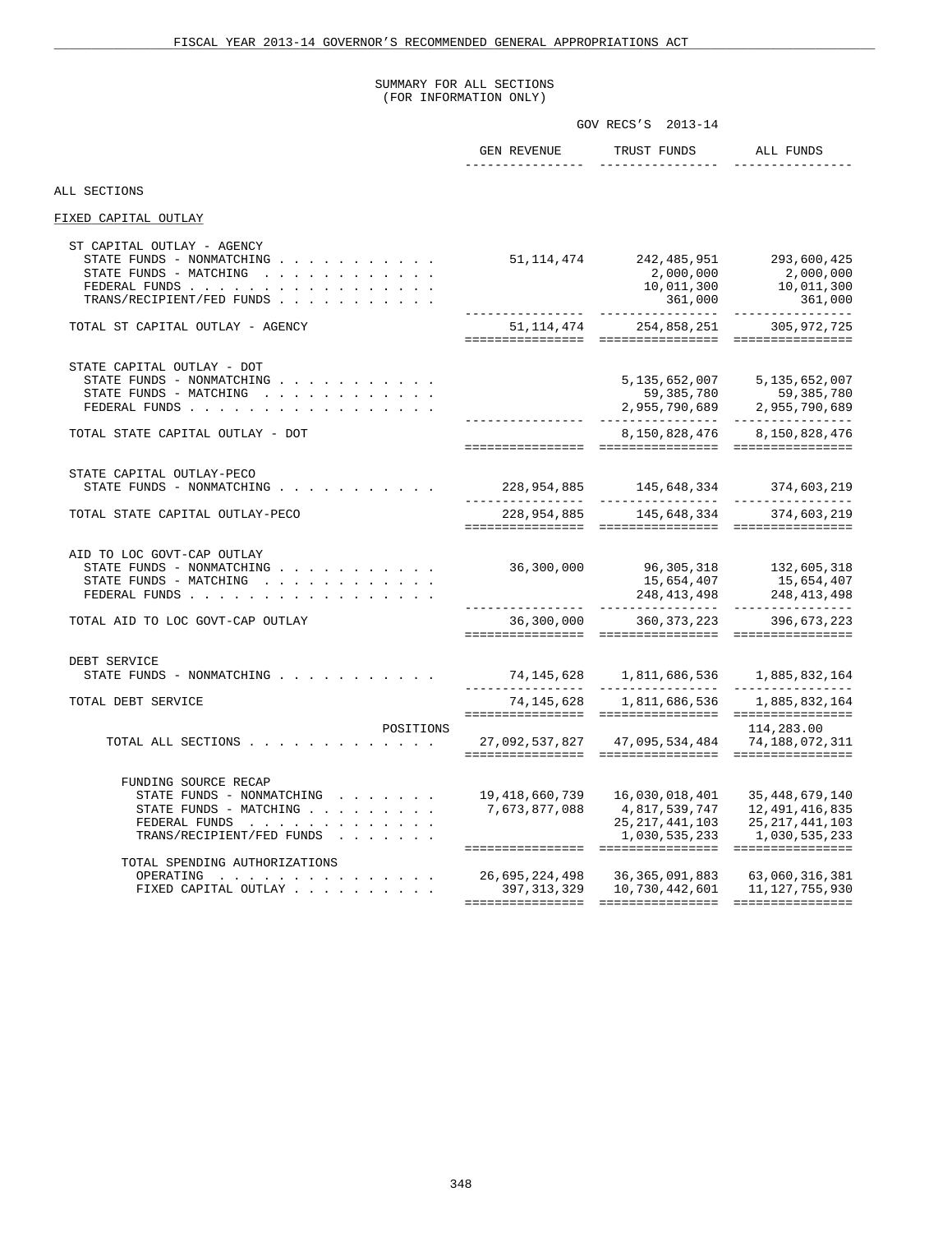## SUMMARY FOR ALL SECTIONS
(FOR INFORMATION ONLY)

| | GOV RECS'S 2013-14 | | |
|---|---|---|---|
| | GEN REVENUE | TRUST FUNDS | ALL FUNDS |
| **ALL SECTIONS** | | | |
| **FIXED CAPITAL OUTLAY** | | | |
| ST CAPITAL OUTLAY - AGENCY | | | |
| STATE FUNDS - NONMATCHING | 51,114,474 | 242,485,951 | 293,600,425 |
| STATE FUNDS - MATCHING | | 2,000,000 | 2,000,000 |
| FEDERAL FUNDS | | 10,011,300 | 10,011,300 |
| TRANS/RECIPIENT/FED FUNDS | | 361,000 | 361,000 |
| TOTAL ST CAPITAL OUTLAY - AGENCY | 51,114,474 | 254,858,251 | 305,972,725 |
| STATE CAPITAL OUTLAY - DOT | | | |
| STATE FUNDS - NONMATCHING | | 5,135,652,007 | 5,135,652,007 |
| STATE FUNDS - MATCHING | | 59,385,780 | 59,385,780 |
| FEDERAL FUNDS | | 2,955,790,689 | 2,955,790,689 |
| TOTAL STATE CAPITAL OUTLAY - DOT | | 8,150,828,476 | 8,150,828,476 |
| STATE CAPITAL OUTLAY-PECO | | | |
| STATE FUNDS - NONMATCHING | 228,954,885 | 145,648,334 | 374,603,219 |
| TOTAL STATE CAPITAL OUTLAY-PECO | 228,954,885 | 145,648,334 | 374,603,219 |
| AID TO LOC GOVT-CAP OUTLAY | | | |
| STATE FUNDS - NONMATCHING | 36,300,000 | 96,305,318 | 132,605,318 |
| STATE FUNDS - MATCHING | | 15,654,407 | 15,654,407 |
| FEDERAL FUNDS | | 248,413,498 | 248,413,498 |
| TOTAL AID TO LOC GOVT-CAP OUTLAY | 36,300,000 | 360,373,223 | 396,673,223 |
| DEBT SERVICE | | | |
| STATE FUNDS - NONMATCHING | 74,145,628 | 1,811,686,536 | 1,885,832,164 |
| TOTAL DEBT SERVICE | 74,145,628 | 1,811,686,536 | 1,885,832,164 |
| POSITIONS | | | 114,283.00 |
| TOTAL ALL SECTIONS | 27,092,537,827 | 47,095,534,484 | 74,188,072,311 |
| FUNDING SOURCE RECAP | | | |
| STATE FUNDS - NONMATCHING | 19,418,660,739 | 16,030,018,401 | 35,448,679,140 |
| STATE FUNDS - MATCHING | 7,673,877,088 | 4,817,539,747 | 12,491,416,835 |
| FEDERAL FUNDS | | 25,217,441,103 | 25,217,441,103 |
| TRANS/RECIPIENT/FED FUNDS | | 1,030,535,233 | 1,030,535,233 |
| TOTAL SPENDING AUTHORIZATIONS | | | |
| OPERATING | 26,695,224,498 | 36,365,091,883 | 63,060,316,381 |
| FIXED CAPITAL OUTLAY | 397,313,329 | 10,730,442,601 | 11,127,755,930 |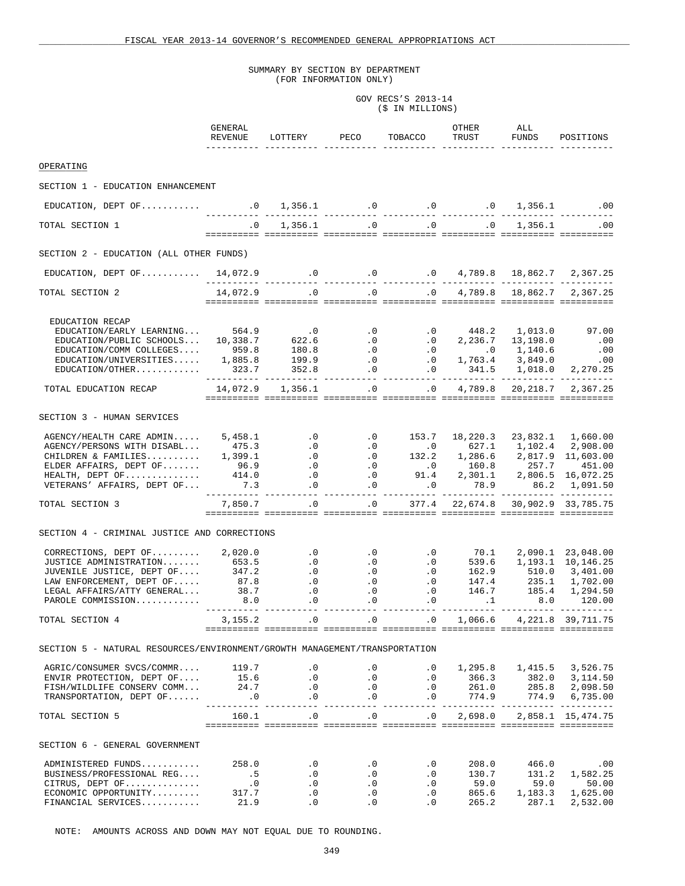SUMMARY BY SECTION BY DEPARTMENT
(FOR INFORMATION ONLY)

GOV RECS'S 2013-14
($ IN MILLIONS)

| | GENERAL REVENUE | LOTTERY | PECO | TOBACCO | OTHER TRUST | ALL FUNDS | POSITIONS |
|---|---|---|---|---|---|---|---|
| **OPERATING** | | | | | | | |
| **SECTION 1 - EDUCATION ENHANCEMENT** | | | | | | | |
| EDUCATION, DEPT OF........... | .0 | 1,356.1 | .0 | .0 | .0 | 1,356.1 | .00 |
| TOTAL SECTION 1 | .0 | 1,356.1 | .0 | .0 | .0 | 1,356.1 | .00 |
| **SECTION 2 - EDUCATION (ALL OTHER FUNDS)** | | | | | | | |
| EDUCATION, DEPT OF........... | 14,072.9 | .0 | .0 | .0 | 4,789.8 | 18,862.7 | 2,367.25 |
| TOTAL SECTION 2 | 14,072.9 | .0 | .0 | .0 | 4,789.8 | 18,862.7 | 2,367.25 |
| EDUCATION RECAP | | | | | | | |
| EDUCATION/EARLY LEARNING... | 564.9 | .0 | .0 | .0 | 448.2 | 1,013.0 | 97.00 |
| EDUCATION/PUBLIC SCHOOLS... | 10,338.7 | 622.6 | .0 | .0 | 2,236.7 | 13,198.0 | .00 |
| EDUCATION/COMM COLLEGES.... | 959.8 | 180.8 | .0 | .0 | .0 | 1,140.6 | .00 |
| EDUCATION/UNIVERSITIES..... | 1,885.8 | 199.9 | .0 | .0 | 1,763.4 | 3,849.0 | .00 |
| EDUCATION/OTHER............ | 323.7 | 352.8 | .0 | .0 | 341.5 | 1,018.0 | 2,270.25 |
| TOTAL EDUCATION RECAP | 14,072.9 | 1,356.1 | .0 | .0 | 4,789.8 | 20,218.7 | 2,367.25 |
| **SECTION 3 - HUMAN SERVICES** | | | | | | | |
| AGENCY/HEALTH CARE ADMIN..... | 5,458.1 | .0 | .0 | 153.7 | 18,220.3 | 23,832.1 | 1,660.00 |
| AGENCY/PERSONS WITH DISABL... | 475.3 | .0 | .0 | .0 | 627.1 | 1,102.4 | 2,908.00 |
| CHILDREN & FAMILIES.......... | 1,399.1 | .0 | .0 | 132.2 | 1,286.6 | 2,817.9 | 11,603.00 |
| ELDER AFFAIRS, DEPT OF....... | 96.9 | .0 | .0 | .0 | 160.8 | 257.7 | 451.00 |
| HEALTH, DEPT OF.............. | 414.0 | .0 | .0 | 91.4 | 2,301.1 | 2,806.5 | 16,072.25 |
| VETERANS' AFFAIRS, DEPT OF... | 7.3 | .0 | .0 | .0 | 78.9 | 86.2 | 1,091.50 |
| TOTAL SECTION 3 | 7,850.7 | .0 | .0 | 377.4 | 22,674.8 | 30,902.9 | 33,785.75 |
| **SECTION 4 - CRIMINAL JUSTICE AND CORRECTIONS** | | | | | | | |
| CORRECTIONS, DEPT OF......... | 2,020.0 | .0 | .0 | .0 | 70.1 | 2,090.1 | 23,048.00 |
| JUSTICE ADMINISTRATION....... | 653.5 | .0 | .0 | .0 | 539.6 | 1,193.1 | 10,146.25 |
| JUVENILE JUSTICE, DEPT OF.... | 347.2 | .0 | .0 | .0 | 162.9 | 510.0 | 3,401.00 |
| LAW ENFORCEMENT, DEPT OF..... | 87.8 | .0 | .0 | .0 | 147.4 | 235.1 | 1,702.00 |
| LEGAL AFFAIRS/ATTY GENERAL... | 38.7 | .0 | .0 | .0 | 146.7 | 185.4 | 1,294.50 |
| PAROLE COMMISSION............ | 8.0 | .0 | .0 | .0 | .1 | 8.0 | 120.00 |
| TOTAL SECTION 4 | 3,155.2 | .0 | .0 | .0 | 1,066.6 | 4,221.8 | 39,711.75 |
| **SECTION 5 - NATURAL RESOURCES/ENVIRONMENT/GROWTH MANAGEMENT/TRANSPORTATION** | | | | | | | |
| AGRIC/CONSUMER SVCS/COMMR.... | 119.7 | .0 | .0 | .0 | 1,295.8 | 1,415.5 | 3,526.75 |
| ENVIR PROTECTION, DEPT OF.... | 15.6 | .0 | .0 | .0 | 366.3 | 382.0 | 3,114.50 |
| FISH/WILDLIFE CONSERV COMM... | 24.7 | .0 | .0 | .0 | 261.0 | 285.8 | 2,098.50 |
| TRANSPORTATION, DEPT OF...... | .0 | .0 | .0 | .0 | 774.9 | 774.9 | 6,735.00 |
| TOTAL SECTION 5 | 160.1 | .0 | .0 | .0 | 2,698.0 | 2,858.1 | 15,474.75 |
| **SECTION 6 - GENERAL GOVERNMENT** | | | | | | | |
| ADMINISTERED FUNDS........... | 258.0 | .0 | .0 | .0 | 208.0 | 466.0 | .00 |
| BUSINESS/PROFESSIONAL REG.... | .5 | .0 | .0 | .0 | 130.7 | 131.2 | 1,582.25 |
| CITRUS, DEPT OF.............. | .0 | .0 | .0 | .0 | 59.0 | 59.0 | 50.00 |
| ECONOMIC OPPORTUNITY......... | 317.7 | .0 | .0 | .0 | 865.6 | 1,183.3 | 1,625.00 |
| FINANCIAL SERVICES........... | 21.9 | .0 | .0 | .0 | 265.2 | 287.1 | 2,532.00 |

NOTE: AMOUNTS ACROSS AND DOWN MAY NOT EQUAL DUE TO ROUNDING.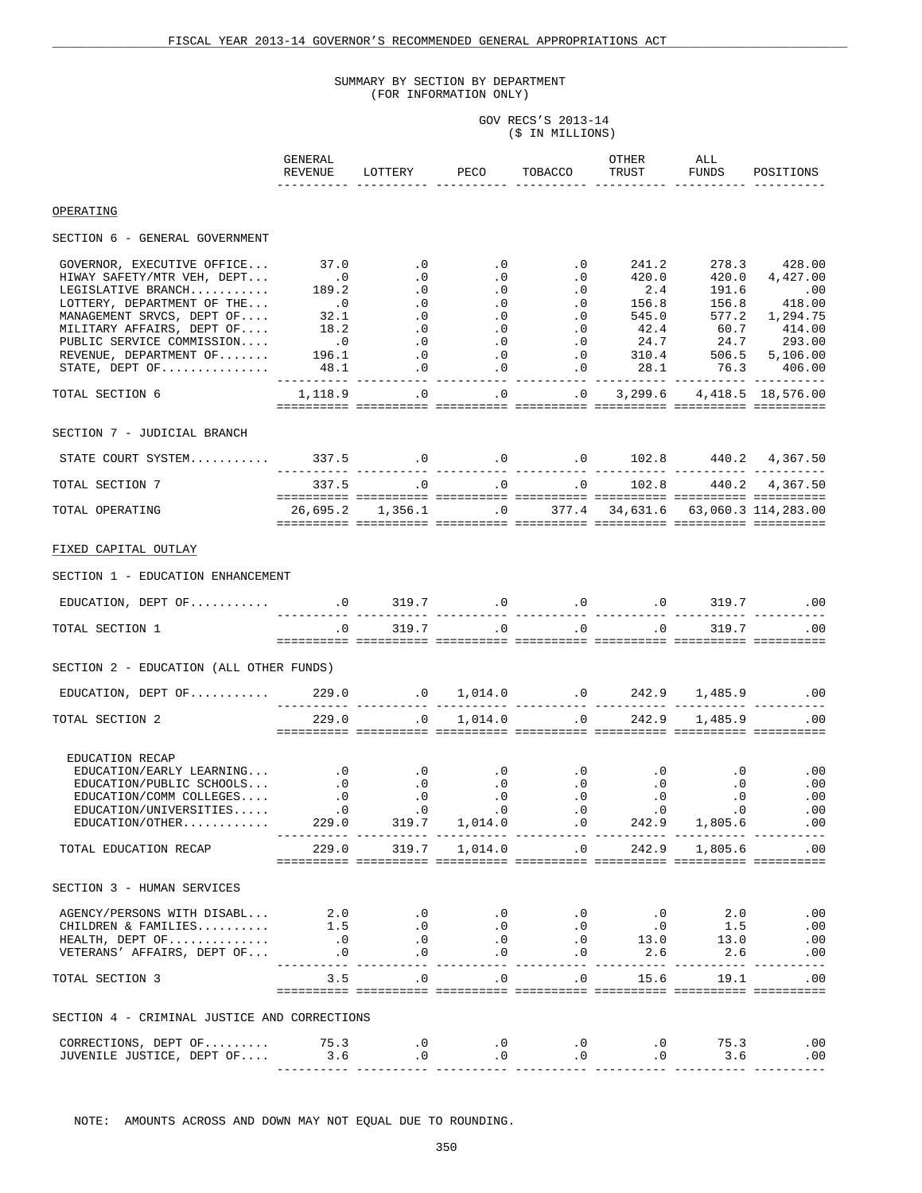SUMMARY BY SECTION BY DEPARTMENT
(FOR INFORMATION ONLY)

GOV RECS'S 2013-14
($ IN MILLIONS)

| | GENERAL REVENUE | LOTTERY | PECO | TOBACCO | OTHER TRUST | ALL FUNDS | POSITIONS |
|---|---|---|---|---|---|---|---|
| **OPERATING** | | | | | | | |
| SECTION 6 - GENERAL GOVERNMENT | | | | | | | |
| GOVERNOR, EXECUTIVE OFFICE... | 37.0 | .0 | .0 | .0 | 241.2 | 278.3 | 428.00 |
| HIWAY SAFETY/MTR VEH, DEPT... | .0 | .0 | .0 | .0 | 420.0 | 420.0 | 4,427.00 |
| LEGISLATIVE BRANCH........... | 189.2 | .0 | .0 | .0 | 2.4 | 191.6 | .00 |
| LOTTERY, DEPARTMENT OF THE... | .0 | .0 | .0 | .0 | 156.8 | 156.8 | 418.00 |
| MANAGEMENT SRVCS, DEPT OF.... | 32.1 | .0 | .0 | .0 | 545.0 | 577.2 | 1,294.75 |
| MILITARY AFFAIRS, DEPT OF.... | 18.2 | .0 | .0 | .0 | 42.4 | 60.7 | 414.00 |
| PUBLIC SERVICE COMMISSION.... | .0 | .0 | .0 | .0 | 24.7 | 24.7 | 293.00 |
| REVENUE, DEPARTMENT OF....... | 196.1 | .0 | .0 | .0 | 310.4 | 506.5 | 5,106.00 |
| STATE, DEPT OF............... | 48.1 | .0 | .0 | .0 | 28.1 | 76.3 | 406.00 |
| TOTAL SECTION 6 | 1,118.9 | .0 | .0 | .0 | 3,299.6 | 4,418.5 | 18,576.00 |
| SECTION 7 - JUDICIAL BRANCH | | | | | | | |
| STATE COURT SYSTEM........... | 337.5 | .0 | .0 | .0 | 102.8 | 440.2 | 4,367.50 |
| TOTAL SECTION 7 | 337.5 | .0 | .0 | .0 | 102.8 | 440.2 | 4,367.50 |
| TOTAL OPERATING | 26,695.2 | 1,356.1 | .0 | 377.4 | 34,631.6 | 63,060.3 | 114,283.00 |
| **FIXED CAPITAL OUTLAY** | | | | | | | |
| SECTION 1 - EDUCATION ENHANCEMENT | | | | | | | |
| EDUCATION, DEPT OF........... | .0 | 319.7 | .0 | .0 | .0 | 319.7 | .00 |
| TOTAL SECTION 1 | .0 | 319.7 | .0 | .0 | .0 | 319.7 | .00 |
| SECTION 2 - EDUCATION (ALL OTHER FUNDS) | | | | | | | |
| EDUCATION, DEPT OF........... | 229.0 | .0 | 1,014.0 | .0 | 242.9 | 1,485.9 | .00 |
| TOTAL SECTION 2 | 229.0 | .0 | 1,014.0 | .0 | 242.9 | 1,485.9 | .00 |
| EDUCATION RECAP | | | | | | | |
| EDUCATION/EARLY LEARNING... | .0 | .0 | .0 | .0 | .0 | .0 | .00 |
| EDUCATION/PUBLIC SCHOOLS... | .0 | .0 | .0 | .0 | .0 | .0 | .00 |
| EDUCATION/COMM COLLEGES.... | .0 | .0 | .0 | .0 | .0 | .0 | .00 |
| EDUCATION/UNIVERSITIES..... | .0 | .0 | .0 | .0 | .0 | .0 | .00 |
| EDUCATION/OTHER............ | 229.0 | 319.7 | 1,014.0 | .0 | 242.9 | 1,805.6 | .00 |
| TOTAL EDUCATION RECAP | 229.0 | 319.7 | 1,014.0 | .0 | 242.9 | 1,805.6 | .00 |
| SECTION 3 - HUMAN SERVICES | | | | | | | |
| AGENCY/PERSONS WITH DISABL... | 2.0 | .0 | .0 | .0 | .0 | 2.0 | .00 |
| CHILDREN & FAMILIES.......... | 1.5 | .0 | .0 | .0 | .0 | 1.5 | .00 |
| HEALTH, DEPT OF.............. | .0 | .0 | .0 | .0 | 13.0 | 13.0 | .00 |
| VETERANS' AFFAIRS, DEPT OF... | .0 | .0 | .0 | .0 | 2.6 | 2.6 | .00 |
| TOTAL SECTION 3 | 3.5 | .0 | .0 | .0 | 15.6 | 19.1 | .00 |
| SECTION 4 - CRIMINAL JUSTICE AND CORRECTIONS | | | | | | | |
| CORRECTIONS, DEPT OF......... | 75.3 | .0 | .0 | .0 | .0 | 75.3 | .00 |
| JUVENILE JUSTICE, DEPT OF.... | 3.6 | .0 | .0 | .0 | .0 | 3.6 | .00 |

NOTE: AMOUNTS ACROSS AND DOWN MAY NOT EQUAL DUE TO ROUNDING.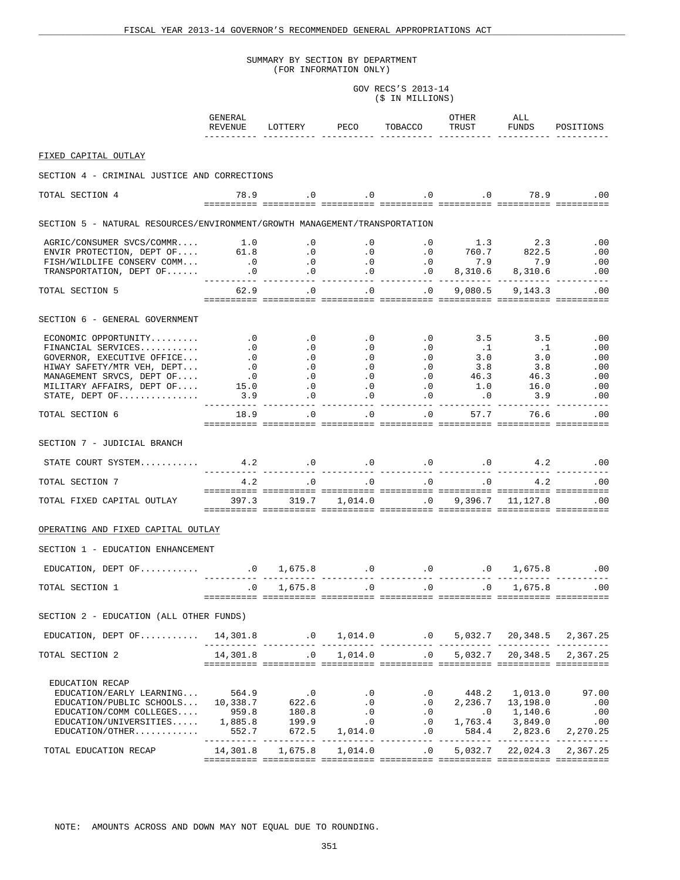SUMMARY BY SECTION BY DEPARTMENT
(FOR INFORMATION ONLY)

GOV RECS'S 2013-14
($ IN MILLIONS)

| | GENERAL REVENUE | LOTTERY | PECO | TOBACCO | OTHER TRUST | ALL FUNDS | POSITIONS |
|---|---|---|---|---|---|---|---|
| **FIXED CAPITAL OUTLAY** | | | | | | | |
| SECTION 4 - CRIMINAL JUSTICE AND CORRECTIONS | | | | | | | |
| TOTAL SECTION 4 | 78.9 | .0 | .0 | .0 | .0 | 78.9 | .00 |
| SECTION 5 - NATURAL RESOURCES/ENVIRONMENT/GROWTH MANAGEMENT/TRANSPORTATION | | | | | | | |
| AGRIC/CONSUMER SVCS/COMMR.... | 1.0 | .0 | .0 | .0 | 1.3 | 2.3 | .00 |
| ENVIR PROTECTION, DEPT OF.... | 61.8 | .0 | .0 | .0 | 760.7 | 822.5 | .00 |
| FISH/WILDLIFE CONSERV COMM... | .0 | .0 | .0 | .0 | 7.9 | 7.9 | .00 |
| TRANSPORTATION, DEPT OF...... | .0 | .0 | .0 | .0 | 8,310.6 | 8,310.6 | .00 |
| TOTAL SECTION 5 | 62.9 | .0 | .0 | .0 | 9,080.5 | 9,143.3 | .00 |
| SECTION 6 - GENERAL GOVERNMENT | | | | | | | |
| ECONOMIC OPPORTUNITY......... | .0 | .0 | .0 | .0 | 3.5 | 3.5 | .00 |
| FINANCIAL SERVICES........... | .0 | .0 | .0 | .0 | .1 | .1 | .00 |
| GOVERNOR, EXECUTIVE OFFICE... | .0 | .0 | .0 | .0 | 3.0 | 3.0 | .00 |
| HIWAY SAFETY/MTR VEH, DEPT... | .0 | .0 | .0 | .0 | 3.8 | 3.8 | .00 |
| MANAGEMENT SRVCS, DEPT OF.... | .0 | .0 | .0 | .0 | 46.3 | 46.3 | .00 |
| MILITARY AFFAIRS, DEPT OF.... | 15.0 | .0 | .0 | .0 | 1.0 | 16.0 | .00 |
| STATE, DEPT OF............... | 3.9 | .0 | .0 | .0 | .0 | 3.9 | .00 |
| TOTAL SECTION 6 | 18.9 | .0 | .0 | .0 | 57.7 | 76.6 | .00 |
| SECTION 7 - JUDICIAL BRANCH | | | | | | | |
| STATE COURT SYSTEM........... | 4.2 | .0 | .0 | .0 | .0 | 4.2 | .00 |
| TOTAL SECTION 7 | 4.2 | .0 | .0 | .0 | .0 | 4.2 | .00 |
| TOTAL FIXED CAPITAL OUTLAY | 397.3 | 319.7 | 1,014.0 | .0 | 9,396.7 | 11,127.8 | .00 |
| **OPERATING AND FIXED CAPITAL OUTLAY** | | | | | | | |
| SECTION 1 - EDUCATION ENHANCEMENT | | | | | | | |
| EDUCATION, DEPT OF........... | .0 | 1,675.8 | .0 | .0 | .0 | 1,675.8 | .00 |
| TOTAL SECTION 1 | .0 | 1,675.8 | .0 | .0 | .0 | 1,675.8 | .00 |
| SECTION 2 - EDUCATION (ALL OTHER FUNDS) | | | | | | | |
| EDUCATION, DEPT OF........... | 14,301.8 | .0 | 1,014.0 | .0 | 5,032.7 | 20,348.5 | 2,367.25 |
| TOTAL SECTION 2 | 14,301.8 | .0 | 1,014.0 | .0 | 5,032.7 | 20,348.5 | 2,367.25 |
| EDUCATION RECAP | | | | | | | |
| EDUCATION/EARLY LEARNING... | 564.9 | .0 | .0 | .0 | 448.2 | 1,013.0 | 97.00 |
| EDUCATION/PUBLIC SCHOOLS... | 10,338.7 | 622.6 | .0 | .0 | 2,236.7 | 13,198.0 | .00 |
| EDUCATION/COMM COLLEGES.... | 959.8 | 180.8 | .0 | .0 | .0 | 1,140.6 | .00 |
| EDUCATION/UNIVERSITIES..... | 1,885.8 | 199.9 | .0 | .0 | 1,763.4 | 3,849.0 | .00 |
| EDUCATION/OTHER............ | 552.7 | 672.5 | 1,014.0 | .0 | 584.4 | 2,823.6 | 2,270.25 |
| TOTAL EDUCATION RECAP | 14,301.8 | 1,675.8 | 1,014.0 | .0 | 5,032.7 | 22,024.3 | 2,367.25 |

NOTE: AMOUNTS ACROSS AND DOWN MAY NOT EQUAL DUE TO ROUNDING.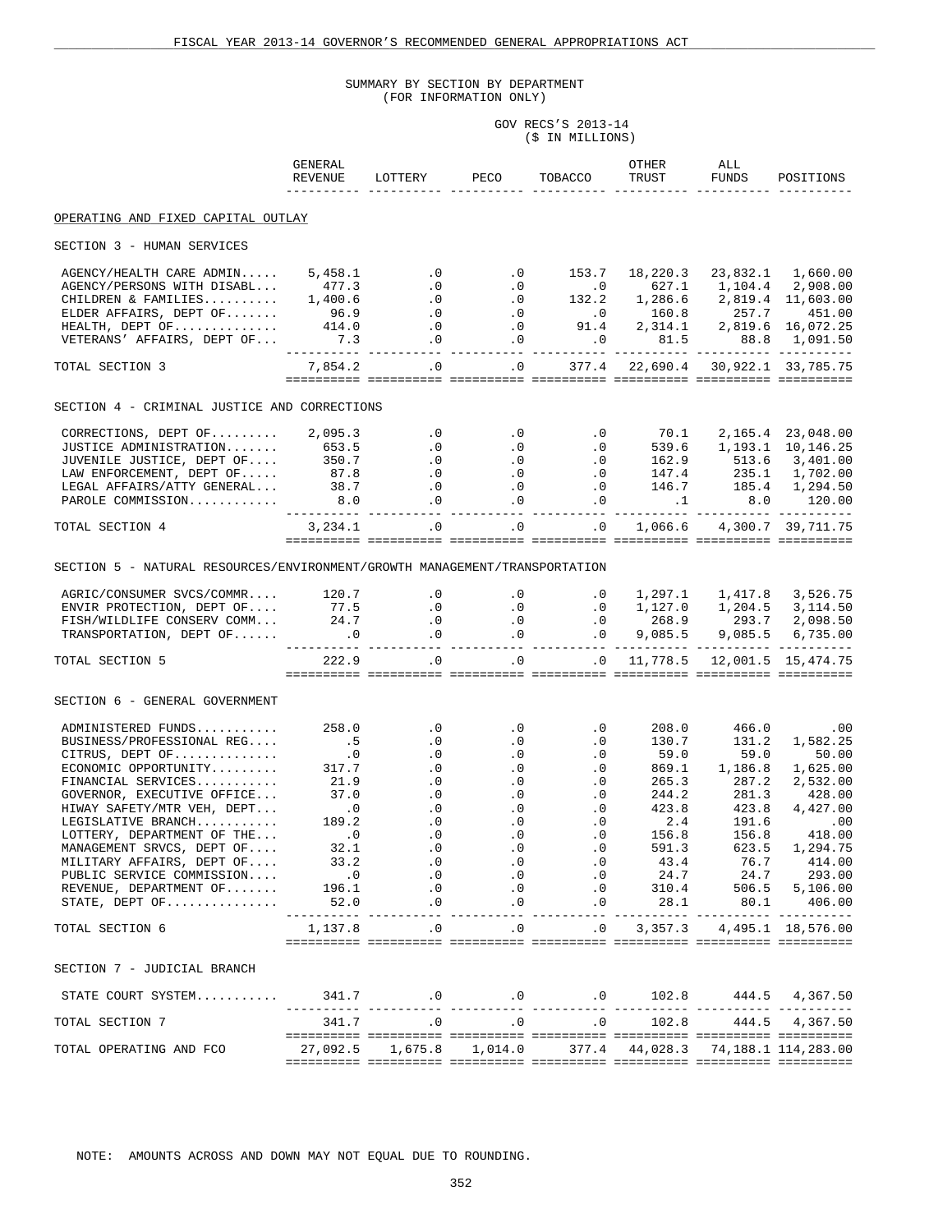FISCAL YEAR 2013-14 GOVERNOR'S RECOMMENDED GENERAL APPROPRIATIONS ACT

## SUMMARY BY SECTION BY DEPARTMENT
(FOR INFORMATION ONLY)

GOV RECS'S 2013-14
($ IN MILLIONS)

| | GENERAL REVENUE | LOTTERY | PECO | TOBACCO | OTHER TRUST | ALL FUNDS | POSITIONS |
|---|---|---|---|---|---|---|---|
| **OPERATING AND FIXED CAPITAL OUTLAY** | | | | | | | |
| SECTION 3 - HUMAN SERVICES | | | | | | | |
| AGENCY/HEALTH CARE ADMIN..... | 5,458.1 | .0 | .0 | 153.7 | 18,220.3 | 23,832.1 | 1,660.00 |
| AGENCY/PERSONS WITH DISABL... | 477.3 | .0 | .0 | .0 | 627.1 | 1,104.4 | 2,908.00 |
| CHILDREN & FAMILIES.......... | 1,400.6 | .0 | .0 | 132.2 | 1,286.6 | 2,819.4 | 11,603.00 |
| ELDER AFFAIRS, DEPT OF....... | 96.9 | .0 | .0 | .0 | 160.8 | 257.7 | 451.00 |
| HEALTH, DEPT OF.............. | 414.0 | .0 | .0 | 91.4 | 2,314.1 | 2,819.6 | 16,072.25 |
| VETERANS' AFFAIRS, DEPT OF... | 7.3 | .0 | .0 | .0 | 81.5 | 88.8 | 1,091.50 |
| TOTAL SECTION 3 | 7,854.2 | .0 | .0 | 377.4 | 22,690.4 | 30,922.1 | 33,785.75 |
| SECTION 4 - CRIMINAL JUSTICE AND CORRECTIONS | | | | | | | |
| CORRECTIONS, DEPT OF......... | 2,095.3 | .0 | .0 | .0 | 70.1 | 2,165.4 | 23,048.00 |
| JUSTICE ADMINISTRATION....... | 653.5 | .0 | .0 | .0 | 539.6 | 1,193.1 | 10,146.25 |
| JUVENILE JUSTICE, DEPT OF.... | 350.7 | .0 | .0 | .0 | 162.9 | 513.6 | 3,401.00 |
| LAW ENFORCEMENT, DEPT OF..... | 87.8 | .0 | .0 | .0 | 147.4 | 235.1 | 1,702.00 |
| LEGAL AFFAIRS/ATTY GENERAL... | 38.7 | .0 | .0 | .0 | 146.7 | 185.4 | 1,294.50 |
| PAROLE COMMISSION............ | 8.0 | .0 | .0 | .0 | .1 | 8.0 | 120.00 |
| TOTAL SECTION 4 | 3,234.1 | .0 | .0 | .0 | 1,066.6 | 4,300.7 | 39,711.75 |
| SECTION 5 - NATURAL RESOURCES/ENVIRONMENT/GROWTH MANAGEMENT/TRANSPORTATION | | | | | | | |
| AGRIC/CONSUMER SVCS/COMMR.... | 120.7 | .0 | .0 | .0 | 1,297.1 | 1,417.8 | 3,526.75 |
| ENVIR PROTECTION, DEPT OF.... | 77.5 | .0 | .0 | .0 | 1,127.0 | 1,204.5 | 3,114.50 |
| FISH/WILDLIFE CONSERV COMM... | 24.7 | .0 | .0 | .0 | 268.9 | 293.7 | 2,098.50 |
| TRANSPORTATION, DEPT OF...... | .0 | .0 | .0 | .0 | 9,085.5 | 9,085.5 | 6,735.00 |
| TOTAL SECTION 5 | 222.9 | .0 | .0 | .0 | 11,778.5 | 12,001.5 | 15,474.75 |
| SECTION 6 - GENERAL GOVERNMENT | | | | | | | |
| ADMINISTERED FUNDS........... | 258.0 | .0 | .0 | .0 | 208.0 | 466.0 | .00 |
| BUSINESS/PROFESSIONAL REG.... | .5 | .0 | .0 | .0 | 130.7 | 131.2 | 1,582.25 |
| CITRUS, DEPT OF.............. | .0 | .0 | .0 | .0 | 59.0 | 59.0 | 50.00 |
| ECONOMIC OPPORTUNITY......... | 317.7 | .0 | .0 | .0 | 869.1 | 1,186.8 | 1,625.00 |
| FINANCIAL SERVICES........... | 21.9 | .0 | .0 | .0 | 265.3 | 287.2 | 2,532.00 |
| GOVERNOR, EXECUTIVE OFFICE... | 37.0 | .0 | .0 | .0 | 244.2 | 281.3 | 428.00 |
| HIWAY SAFETY/MTR VEH, DEPT... | .0 | .0 | .0 | .0 | 423.8 | 423.8 | 4,427.00 |
| LEGISLATIVE BRANCH........... | 189.2 | .0 | .0 | .0 | 2.4 | 191.6 | .00 |
| LOTTERY, DEPARTMENT OF THE... | .0 | .0 | .0 | .0 | 156.8 | 156.8 | 418.00 |
| MANAGEMENT SRVCS, DEPT OF.... | 32.1 | .0 | .0 | .0 | 591.3 | 623.5 | 1,294.75 |
| MILITARY AFFAIRS, DEPT OF.... | 33.2 | .0 | .0 | .0 | 43.4 | 76.7 | 414.00 |
| PUBLIC SERVICE COMMISSION.... | .0 | .0 | .0 | .0 | 24.7 | 24.7 | 293.00 |
| REVENUE, DEPARTMENT OF....... | 196.1 | .0 | .0 | .0 | 310.4 | 506.5 | 5,106.00 |
| STATE, DEPT OF............... | 52.0 | .0 | .0 | .0 | 28.1 | 80.1 | 406.00 |
| TOTAL SECTION 6 | 1,137.8 | .0 | .0 | .0 | 3,357.3 | 4,495.1 | 18,576.00 |
| SECTION 7 - JUDICIAL BRANCH | | | | | | | |
| STATE COURT SYSTEM........... | 341.7 | .0 | .0 | .0 | 102.8 | 444.5 | 4,367.50 |
| TOTAL SECTION 7 | 341.7 | .0 | .0 | .0 | 102.8 | 444.5 | 4,367.50 |
| TOTAL OPERATING AND FCO | 27,092.5 | 1,675.8 | 1,014.0 | 377.4 | 44,028.3 | 74,188.1 | 114,283.00 |

NOTE: AMOUNTS ACROSS AND DOWN MAY NOT EQUAL DUE TO ROUNDING.